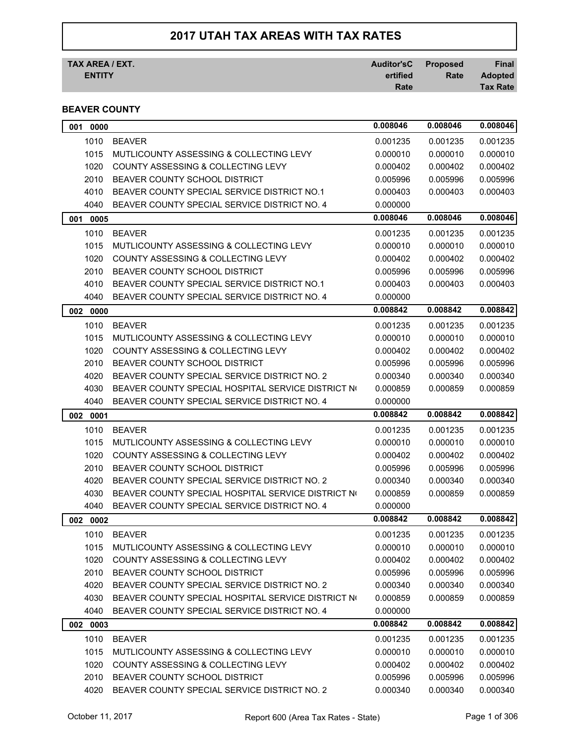# 2017 UTAH TAX AREAS WITH TAX RATES

| TAX AREA / EXT. ENTITY | | Auditor'sC ertified Rate | Proposed Rate | Final Adopted Tax Rate |
|---|---|---|---|---|

## BEAVER COUNTY

| TAX AREA / EXT. | ENTITY | Auditor'sCertified Rate | Proposed Rate | Final Adopted Tax Rate |
|---|---|---|---|---|
| **001 0000** | | **0.008046** | **0.008046** | **0.008046** |
| 1010 | BEAVER | 0.001235 | 0.001235 | 0.001235 |
| 1015 | MUTLICOUNTY ASSESSING & COLLECTING LEVY | 0.000010 | 0.000010 | 0.000010 |
| 1020 | COUNTY ASSESSING & COLLECTING LEVY | 0.000402 | 0.000402 | 0.000402 |
| 2010 | BEAVER COUNTY SCHOOL DISTRICT | 0.005996 | 0.005996 | 0.005996 |
| 4010 | BEAVER COUNTY SPECIAL SERVICE DISTRICT NO.1 | 0.000403 | 0.000403 | 0.000403 |
| 4040 | BEAVER COUNTY SPECIAL SERVICE DISTRICT NO. 4 | 0.000000 | | |
| **001 0005** | | **0.008046** | **0.008046** | **0.008046** |
| 1010 | BEAVER | 0.001235 | 0.001235 | 0.001235 |
| 1015 | MUTLICOUNTY ASSESSING & COLLECTING LEVY | 0.000010 | 0.000010 | 0.000010 |
| 1020 | COUNTY ASSESSING & COLLECTING LEVY | 0.000402 | 0.000402 | 0.000402 |
| 2010 | BEAVER COUNTY SCHOOL DISTRICT | 0.005996 | 0.005996 | 0.005996 |
| 4010 | BEAVER COUNTY SPECIAL SERVICE DISTRICT NO.1 | 0.000403 | 0.000403 | 0.000403 |
| 4040 | BEAVER COUNTY SPECIAL SERVICE DISTRICT NO. 4 | 0.000000 | | |
| **002 0000** | | **0.008842** | **0.008842** | **0.008842** |
| 1010 | BEAVER | 0.001235 | 0.001235 | 0.001235 |
| 1015 | MUTLICOUNTY ASSESSING & COLLECTING LEVY | 0.000010 | 0.000010 | 0.000010 |
| 1020 | COUNTY ASSESSING & COLLECTING LEVY | 0.000402 | 0.000402 | 0.000402 |
| 2010 | BEAVER COUNTY SCHOOL DISTRICT | 0.005996 | 0.005996 | 0.005996 |
| 4020 | BEAVER COUNTY SPECIAL SERVICE DISTRICT NO. 2 | 0.000340 | 0.000340 | 0.000340 |
| 4030 | BEAVER COUNTY SPECIAL HOSPITAL SERVICE DISTRICT N( | 0.000859 | 0.000859 | 0.000859 |
| 4040 | BEAVER COUNTY SPECIAL SERVICE DISTRICT NO. 4 | 0.000000 | | |
| **002 0001** | | **0.008842** | **0.008842** | **0.008842** |
| 1010 | BEAVER | 0.001235 | 0.001235 | 0.001235 |
| 1015 | MUTLICOUNTY ASSESSING & COLLECTING LEVY | 0.000010 | 0.000010 | 0.000010 |
| 1020 | COUNTY ASSESSING & COLLECTING LEVY | 0.000402 | 0.000402 | 0.000402 |
| 2010 | BEAVER COUNTY SCHOOL DISTRICT | 0.005996 | 0.005996 | 0.005996 |
| 4020 | BEAVER COUNTY SPECIAL SERVICE DISTRICT NO. 2 | 0.000340 | 0.000340 | 0.000340 |
| 4030 | BEAVER COUNTY SPECIAL HOSPITAL SERVICE DISTRICT N( | 0.000859 | 0.000859 | 0.000859 |
| 4040 | BEAVER COUNTY SPECIAL SERVICE DISTRICT NO. 4 | 0.000000 | | |
| **002 0002** | | **0.008842** | **0.008842** | **0.008842** |
| 1010 | BEAVER | 0.001235 | 0.001235 | 0.001235 |
| 1015 | MUTLICOUNTY ASSESSING & COLLECTING LEVY | 0.000010 | 0.000010 | 0.000010 |
| 1020 | COUNTY ASSESSING & COLLECTING LEVY | 0.000402 | 0.000402 | 0.000402 |
| 2010 | BEAVER COUNTY SCHOOL DISTRICT | 0.005996 | 0.005996 | 0.005996 |
| 4020 | BEAVER COUNTY SPECIAL SERVICE DISTRICT NO. 2 | 0.000340 | 0.000340 | 0.000340 |
| 4030 | BEAVER COUNTY SPECIAL HOSPITAL SERVICE DISTRICT N( | 0.000859 | 0.000859 | 0.000859 |
| 4040 | BEAVER COUNTY SPECIAL SERVICE DISTRICT NO. 4 | 0.000000 | | |
| **002 0003** | | **0.008842** | **0.008842** | **0.008842** |
| 1010 | BEAVER | 0.001235 | 0.001235 | 0.001235 |
| 1015 | MUTLICOUNTY ASSESSING & COLLECTING LEVY | 0.000010 | 0.000010 | 0.000010 |
| 1020 | COUNTY ASSESSING & COLLECTING LEVY | 0.000402 | 0.000402 | 0.000402 |
| 2010 | BEAVER COUNTY SCHOOL DISTRICT | 0.005996 | 0.005996 | 0.005996 |
| 4020 | BEAVER COUNTY SPECIAL SERVICE DISTRICT NO. 2 | 0.000340 | 0.000340 | 0.000340 |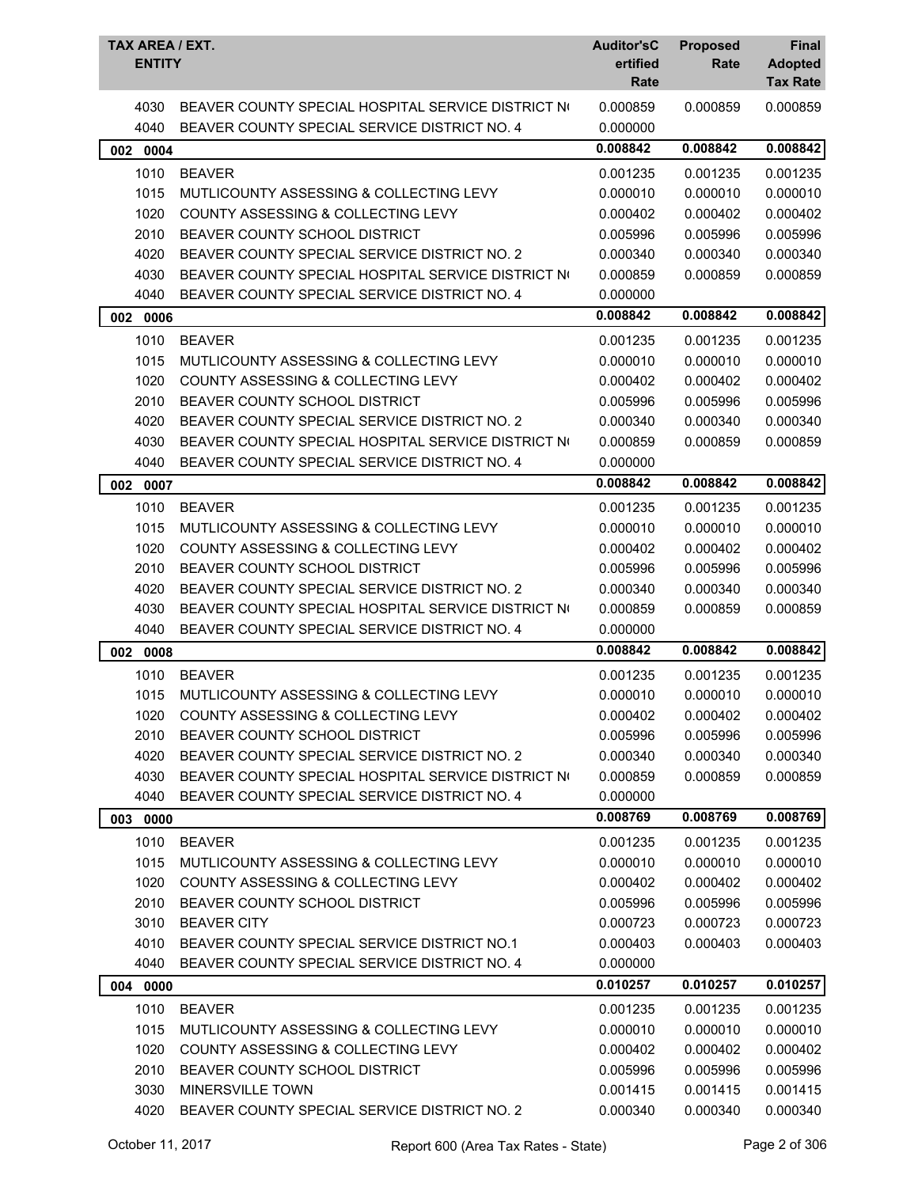| TAX AREA / EXT. ENTITY | | Auditor'sC ertified Rate | Proposed Rate | Final Adopted Tax Rate |
|---|---|---|---|---|
| 4030 | BEAVER COUNTY SPECIAL HOSPITAL SERVICE DISTRICT N( | 0.000859 | 0.000859 | 0.000859 |
| 4040 | BEAVER COUNTY SPECIAL SERVICE DISTRICT NO. 4 | 0.000000 | | |
| **002 0004** | | **0.008842** | **0.008842** | **0.008842** |
| 1010 | BEAVER | 0.001235 | 0.001235 | 0.001235 |
| 1015 | MUTLICOUNTY ASSESSING & COLLECTING LEVY | 0.000010 | 0.000010 | 0.000010 |
| 1020 | COUNTY ASSESSING & COLLECTING LEVY | 0.000402 | 0.000402 | 0.000402 |
| 2010 | BEAVER COUNTY SCHOOL DISTRICT | 0.005996 | 0.005996 | 0.005996 |
| 4020 | BEAVER COUNTY SPECIAL SERVICE DISTRICT NO. 2 | 0.000340 | 0.000340 | 0.000340 |
| 4030 | BEAVER COUNTY SPECIAL HOSPITAL SERVICE DISTRICT N( | 0.000859 | 0.000859 | 0.000859 |
| 4040 | BEAVER COUNTY SPECIAL SERVICE DISTRICT NO. 4 | 0.000000 | | |
| **002 0006** | | **0.008842** | **0.008842** | **0.008842** |
| 1010 | BEAVER | 0.001235 | 0.001235 | 0.001235 |
| 1015 | MUTLICOUNTY ASSESSING & COLLECTING LEVY | 0.000010 | 0.000010 | 0.000010 |
| 1020 | COUNTY ASSESSING & COLLECTING LEVY | 0.000402 | 0.000402 | 0.000402 |
| 2010 | BEAVER COUNTY SCHOOL DISTRICT | 0.005996 | 0.005996 | 0.005996 |
| 4020 | BEAVER COUNTY SPECIAL SERVICE DISTRICT NO. 2 | 0.000340 | 0.000340 | 0.000340 |
| 4030 | BEAVER COUNTY SPECIAL HOSPITAL SERVICE DISTRICT N( | 0.000859 | 0.000859 | 0.000859 |
| 4040 | BEAVER COUNTY SPECIAL SERVICE DISTRICT NO. 4 | 0.000000 | | |
| **002 0007** | | **0.008842** | **0.008842** | **0.008842** |
| 1010 | BEAVER | 0.001235 | 0.001235 | 0.001235 |
| 1015 | MUTLICOUNTY ASSESSING & COLLECTING LEVY | 0.000010 | 0.000010 | 0.000010 |
| 1020 | COUNTY ASSESSING & COLLECTING LEVY | 0.000402 | 0.000402 | 0.000402 |
| 2010 | BEAVER COUNTY SCHOOL DISTRICT | 0.005996 | 0.005996 | 0.005996 |
| 4020 | BEAVER COUNTY SPECIAL SERVICE DISTRICT NO. 2 | 0.000340 | 0.000340 | 0.000340 |
| 4030 | BEAVER COUNTY SPECIAL HOSPITAL SERVICE DISTRICT N( | 0.000859 | 0.000859 | 0.000859 |
| 4040 | BEAVER COUNTY SPECIAL SERVICE DISTRICT NO. 4 | 0.000000 | | |
| **002 0008** | | **0.008842** | **0.008842** | **0.008842** |
| 1010 | BEAVER | 0.001235 | 0.001235 | 0.001235 |
| 1015 | MUTLICOUNTY ASSESSING & COLLECTING LEVY | 0.000010 | 0.000010 | 0.000010 |
| 1020 | COUNTY ASSESSING & COLLECTING LEVY | 0.000402 | 0.000402 | 0.000402 |
| 2010 | BEAVER COUNTY SCHOOL DISTRICT | 0.005996 | 0.005996 | 0.005996 |
| 4020 | BEAVER COUNTY SPECIAL SERVICE DISTRICT NO. 2 | 0.000340 | 0.000340 | 0.000340 |
| 4030 | BEAVER COUNTY SPECIAL HOSPITAL SERVICE DISTRICT N( | 0.000859 | 0.000859 | 0.000859 |
| 4040 | BEAVER COUNTY SPECIAL SERVICE DISTRICT NO. 4 | 0.000000 | | |
| **003 0000** | | **0.008769** | **0.008769** | **0.008769** |
| 1010 | BEAVER | 0.001235 | 0.001235 | 0.001235 |
| 1015 | MUTLICOUNTY ASSESSING & COLLECTING LEVY | 0.000010 | 0.000010 | 0.000010 |
| 1020 | COUNTY ASSESSING & COLLECTING LEVY | 0.000402 | 0.000402 | 0.000402 |
| 2010 | BEAVER COUNTY SCHOOL DISTRICT | 0.005996 | 0.005996 | 0.005996 |
| 3010 | BEAVER CITY | 0.000723 | 0.000723 | 0.000723 |
| 4010 | BEAVER COUNTY SPECIAL SERVICE DISTRICT NO.1 | 0.000403 | 0.000403 | 0.000403 |
| 4040 | BEAVER COUNTY SPECIAL SERVICE DISTRICT NO. 4 | 0.000000 | | |
| **004 0000** | | **0.010257** | **0.010257** | **0.010257** |
| 1010 | BEAVER | 0.001235 | 0.001235 | 0.001235 |
| 1015 | MUTLICOUNTY ASSESSING & COLLECTING LEVY | 0.000010 | 0.000010 | 0.000010 |
| 1020 | COUNTY ASSESSING & COLLECTING LEVY | 0.000402 | 0.000402 | 0.000402 |
| 2010 | BEAVER COUNTY SCHOOL DISTRICT | 0.005996 | 0.005996 | 0.005996 |
| 3030 | MINERSVILLE TOWN | 0.001415 | 0.001415 | 0.001415 |
| 4020 | BEAVER COUNTY SPECIAL SERVICE DISTRICT NO. 2 | 0.000340 | 0.000340 | 0.000340 |

October 11, 2017 — Report 600 (Area Tax Rates - State)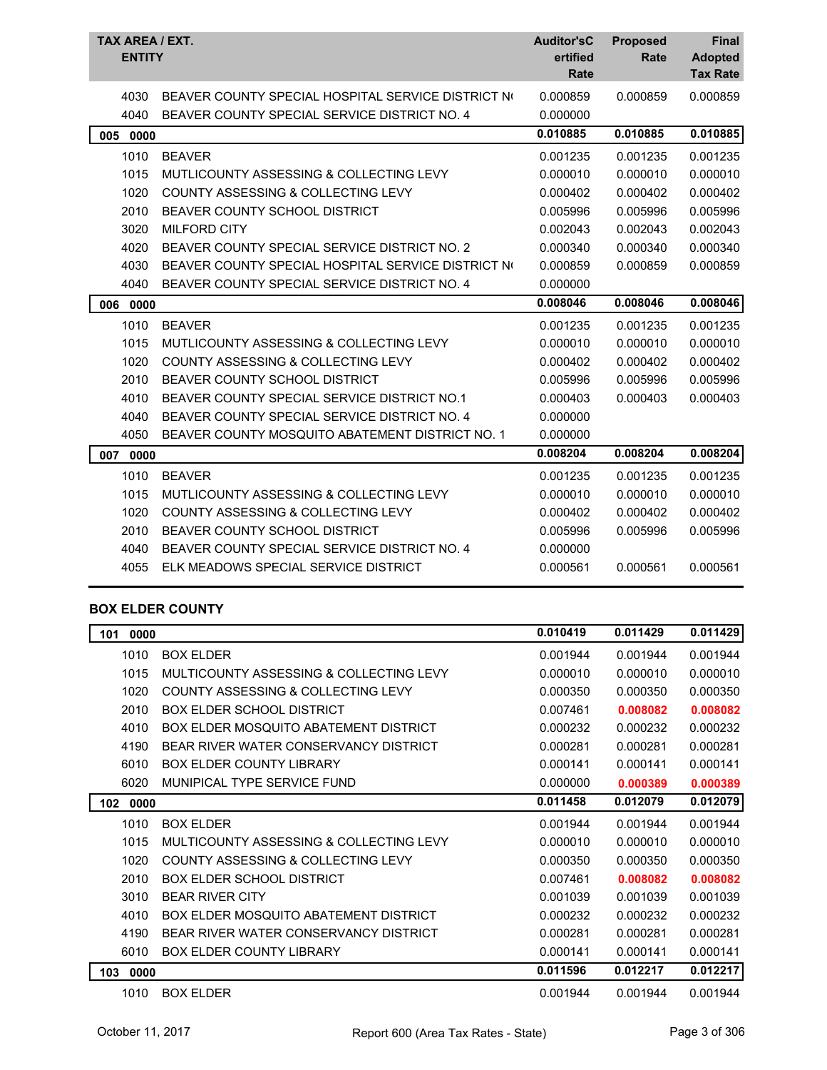| TAX AREA / EXT. | ENTITY | Auditor'sCertified Rate | Proposed Rate | Final Adopted Tax Rate |
|---|---|---|---|---|
| 4030 | BEAVER COUNTY SPECIAL HOSPITAL SERVICE DISTRICT N( | 0.000859 | 0.000859 | 0.000859 |
| 4040 | BEAVER COUNTY SPECIAL SERVICE DISTRICT NO. 4 | 0.000000 | | |
| **005 0000** | | **0.010885** | **0.010885** | **0.010885** |
| 1010 | BEAVER | 0.001235 | 0.001235 | 0.001235 |
| 1015 | MUTLICOUNTY ASSESSING & COLLECTING LEVY | 0.000010 | 0.000010 | 0.000010 |
| 1020 | COUNTY ASSESSING & COLLECTING LEVY | 0.000402 | 0.000402 | 0.000402 |
| 2010 | BEAVER COUNTY SCHOOL DISTRICT | 0.005996 | 0.005996 | 0.005996 |
| 3020 | MILFORD CITY | 0.002043 | 0.002043 | 0.002043 |
| 4020 | BEAVER COUNTY SPECIAL SERVICE DISTRICT NO. 2 | 0.000340 | 0.000340 | 0.000340 |
| 4030 | BEAVER COUNTY SPECIAL HOSPITAL SERVICE DISTRICT N( | 0.000859 | 0.000859 | 0.000859 |
| 4040 | BEAVER COUNTY SPECIAL SERVICE DISTRICT NO. 4 | 0.000000 | | |
| **006 0000** | | **0.008046** | **0.008046** | **0.008046** |
| 1010 | BEAVER | 0.001235 | 0.001235 | 0.001235 |
| 1015 | MUTLICOUNTY ASSESSING & COLLECTING LEVY | 0.000010 | 0.000010 | 0.000010 |
| 1020 | COUNTY ASSESSING & COLLECTING LEVY | 0.000402 | 0.000402 | 0.000402 |
| 2010 | BEAVER COUNTY SCHOOL DISTRICT | 0.005996 | 0.005996 | 0.005996 |
| 4010 | BEAVER COUNTY SPECIAL SERVICE DISTRICT NO.1 | 0.000403 | 0.000403 | 0.000403 |
| 4040 | BEAVER COUNTY SPECIAL SERVICE DISTRICT NO. 4 | 0.000000 | | |
| 4050 | BEAVER COUNTY MOSQUITO ABATEMENT DISTRICT NO. 1 | 0.000000 | | |
| **007 0000** | | **0.008204** | **0.008204** | **0.008204** |
| 1010 | BEAVER | 0.001235 | 0.001235 | 0.001235 |
| 1015 | MUTLICOUNTY ASSESSING & COLLECTING LEVY | 0.000010 | 0.000010 | 0.000010 |
| 1020 | COUNTY ASSESSING & COLLECTING LEVY | 0.000402 | 0.000402 | 0.000402 |
| 2010 | BEAVER COUNTY SCHOOL DISTRICT | 0.005996 | 0.005996 | 0.005996 |
| 4040 | BEAVER COUNTY SPECIAL SERVICE DISTRICT NO. 4 | 0.000000 | | |
| 4055 | ELK MEADOWS SPECIAL SERVICE DISTRICT | 0.000561 | 0.000561 | 0.000561 |

### BOX ELDER COUNTY

| TAX AREA / EXT. | ENTITY | Auditor'sCertified Rate | Proposed Rate | Final Adopted Tax Rate |
|---|---|---|---|---|
| **101 0000** | | **0.010419** | **0.011429** | **0.011429** |
| 1010 | BOX ELDER | 0.001944 | 0.001944 | 0.001944 |
| 1015 | MULTICOUNTY ASSESSING & COLLECTING LEVY | 0.000010 | 0.000010 | 0.000010 |
| 1020 | COUNTY ASSESSING & COLLECTING LEVY | 0.000350 | 0.000350 | 0.000350 |
| 2010 | BOX ELDER SCHOOL DISTRICT | 0.007461 | **0.008082** | **0.008082** |
| 4010 | BOX ELDER MOSQUITO ABATEMENT DISTRICT | 0.000232 | 0.000232 | 0.000232 |
| 4190 | BEAR RIVER WATER CONSERVANCY DISTRICT | 0.000281 | 0.000281 | 0.000281 |
| 6010 | BOX ELDER COUNTY LIBRARY | 0.000141 | 0.000141 | 0.000141 |
| 6020 | MUNIPICAL TYPE SERVICE FUND | 0.000000 | **0.000389** | **0.000389** |
| **102 0000** | | **0.011458** | **0.012079** | **0.012079** |
| 1010 | BOX ELDER | 0.001944 | 0.001944 | 0.001944 |
| 1015 | MULTICOUNTY ASSESSING & COLLECTING LEVY | 0.000010 | 0.000010 | 0.000010 |
| 1020 | COUNTY ASSESSING & COLLECTING LEVY | 0.000350 | 0.000350 | 0.000350 |
| 2010 | BOX ELDER SCHOOL DISTRICT | 0.007461 | **0.008082** | **0.008082** |
| 3010 | BEAR RIVER CITY | 0.001039 | 0.001039 | 0.001039 |
| 4010 | BOX ELDER MOSQUITO ABATEMENT DISTRICT | 0.000232 | 0.000232 | 0.000232 |
| 4190 | BEAR RIVER WATER CONSERVANCY DISTRICT | 0.000281 | 0.000281 | 0.000281 |
| 6010 | BOX ELDER COUNTY LIBRARY | 0.000141 | 0.000141 | 0.000141 |
| **103 0000** | | **0.011596** | **0.012217** | **0.012217** |
| 1010 | BOX ELDER | 0.001944 | 0.001944 | 0.001944 |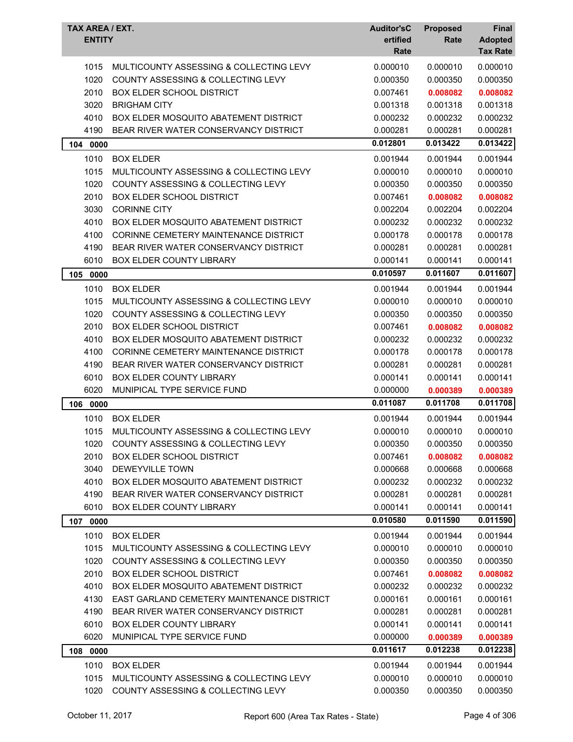| TAX AREA / EXT. ENTITY | | Auditor'sCertified Rate | Proposed Rate | Final Adopted Tax Rate |
|---|---|---|---|---|
| 1015 | MULTICOUNTY ASSESSING & COLLECTING LEVY | 0.000010 | 0.000010 | 0.000010 |
| 1020 | COUNTY ASSESSING & COLLECTING LEVY | 0.000350 | 0.000350 | 0.000350 |
| 2010 | BOX ELDER SCHOOL DISTRICT | 0.007461 | **0.008082** | **0.008082** |
| 3020 | BRIGHAM CITY | 0.001318 | 0.001318 | 0.001318 |
| 4010 | BOX ELDER MOSQUITO ABATEMENT DISTRICT | 0.000232 | 0.000232 | 0.000232 |
| 4190 | BEAR RIVER WATER CONSERVANCY DISTRICT | 0.000281 | 0.000281 | 0.000281 |
| **104 0000** | | **0.012801** | **0.013422** | **0.013422** |
| 1010 | BOX ELDER | 0.001944 | 0.001944 | 0.001944 |
| 1015 | MULTICOUNTY ASSESSING & COLLECTING LEVY | 0.000010 | 0.000010 | 0.000010 |
| 1020 | COUNTY ASSESSING & COLLECTING LEVY | 0.000350 | 0.000350 | 0.000350 |
| 2010 | BOX ELDER SCHOOL DISTRICT | 0.007461 | **0.008082** | **0.008082** |
| 3030 | CORINNE CITY | 0.002204 | 0.002204 | 0.002204 |
| 4010 | BOX ELDER MOSQUITO ABATEMENT DISTRICT | 0.000232 | 0.000232 | 0.000232 |
| 4100 | CORINNE CEMETERY MAINTENANCE DISTRICT | 0.000178 | 0.000178 | 0.000178 |
| 4190 | BEAR RIVER WATER CONSERVANCY DISTRICT | 0.000281 | 0.000281 | 0.000281 |
| 6010 | BOX ELDER COUNTY LIBRARY | 0.000141 | 0.000141 | 0.000141 |
| **105 0000** | | **0.010597** | **0.011607** | **0.011607** |
| 1010 | BOX ELDER | 0.001944 | 0.001944 | 0.001944 |
| 1015 | MULTICOUNTY ASSESSING & COLLECTING LEVY | 0.000010 | 0.000010 | 0.000010 |
| 1020 | COUNTY ASSESSING & COLLECTING LEVY | 0.000350 | 0.000350 | 0.000350 |
| 2010 | BOX ELDER SCHOOL DISTRICT | 0.007461 | **0.008082** | **0.008082** |
| 4010 | BOX ELDER MOSQUITO ABATEMENT DISTRICT | 0.000232 | 0.000232 | 0.000232 |
| 4100 | CORINNE CEMETERY MAINTENANCE DISTRICT | 0.000178 | 0.000178 | 0.000178 |
| 4190 | BEAR RIVER WATER CONSERVANCY DISTRICT | 0.000281 | 0.000281 | 0.000281 |
| 6010 | BOX ELDER COUNTY LIBRARY | 0.000141 | 0.000141 | 0.000141 |
| 6020 | MUNIPICAL TYPE SERVICE FUND | 0.000000 | **0.000389** | **0.000389** |
| **106 0000** | | **0.011087** | **0.011708** | **0.011708** |
| 1010 | BOX ELDER | 0.001944 | 0.001944 | 0.001944 |
| 1015 | MULTICOUNTY ASSESSING & COLLECTING LEVY | 0.000010 | 0.000010 | 0.000010 |
| 1020 | COUNTY ASSESSING & COLLECTING LEVY | 0.000350 | 0.000350 | 0.000350 |
| 2010 | BOX ELDER SCHOOL DISTRICT | 0.007461 | **0.008082** | **0.008082** |
| 3040 | DEWEYVILLE TOWN | 0.000668 | 0.000668 | 0.000668 |
| 4010 | BOX ELDER MOSQUITO ABATEMENT DISTRICT | 0.000232 | 0.000232 | 0.000232 |
| 4190 | BEAR RIVER WATER CONSERVANCY DISTRICT | 0.000281 | 0.000281 | 0.000281 |
| 6010 | BOX ELDER COUNTY LIBRARY | 0.000141 | 0.000141 | 0.000141 |
| **107 0000** | | **0.010580** | **0.011590** | **0.011590** |
| 1010 | BOX ELDER | 0.001944 | 0.001944 | 0.001944 |
| 1015 | MULTICOUNTY ASSESSING & COLLECTING LEVY | 0.000010 | 0.000010 | 0.000010 |
| 1020 | COUNTY ASSESSING & COLLECTING LEVY | 0.000350 | 0.000350 | 0.000350 |
| 2010 | BOX ELDER SCHOOL DISTRICT | 0.007461 | **0.008082** | **0.008082** |
| 4010 | BOX ELDER MOSQUITO ABATEMENT DISTRICT | 0.000232 | 0.000232 | 0.000232 |
| 4130 | EAST GARLAND CEMETERY MAINTENANCE DISTRICT | 0.000161 | 0.000161 | 0.000161 |
| 4190 | BEAR RIVER WATER CONSERVANCY DISTRICT | 0.000281 | 0.000281 | 0.000281 |
| 6010 | BOX ELDER COUNTY LIBRARY | 0.000141 | 0.000141 | 0.000141 |
| 6020 | MUNIPICAL TYPE SERVICE FUND | 0.000000 | **0.000389** | **0.000389** |
| **108 0000** | | **0.011617** | **0.012238** | **0.012238** |
| 1010 | BOX ELDER | 0.001944 | 0.001944 | 0.001944 |
| 1015 | MULTICOUNTY ASSESSING & COLLECTING LEVY | 0.000010 | 0.000010 | 0.000010 |
| 1020 | COUNTY ASSESSING & COLLECTING LEVY | 0.000350 | 0.000350 | 0.000350 |

October 11, 2017 Report 600 (Area Tax Rates - State)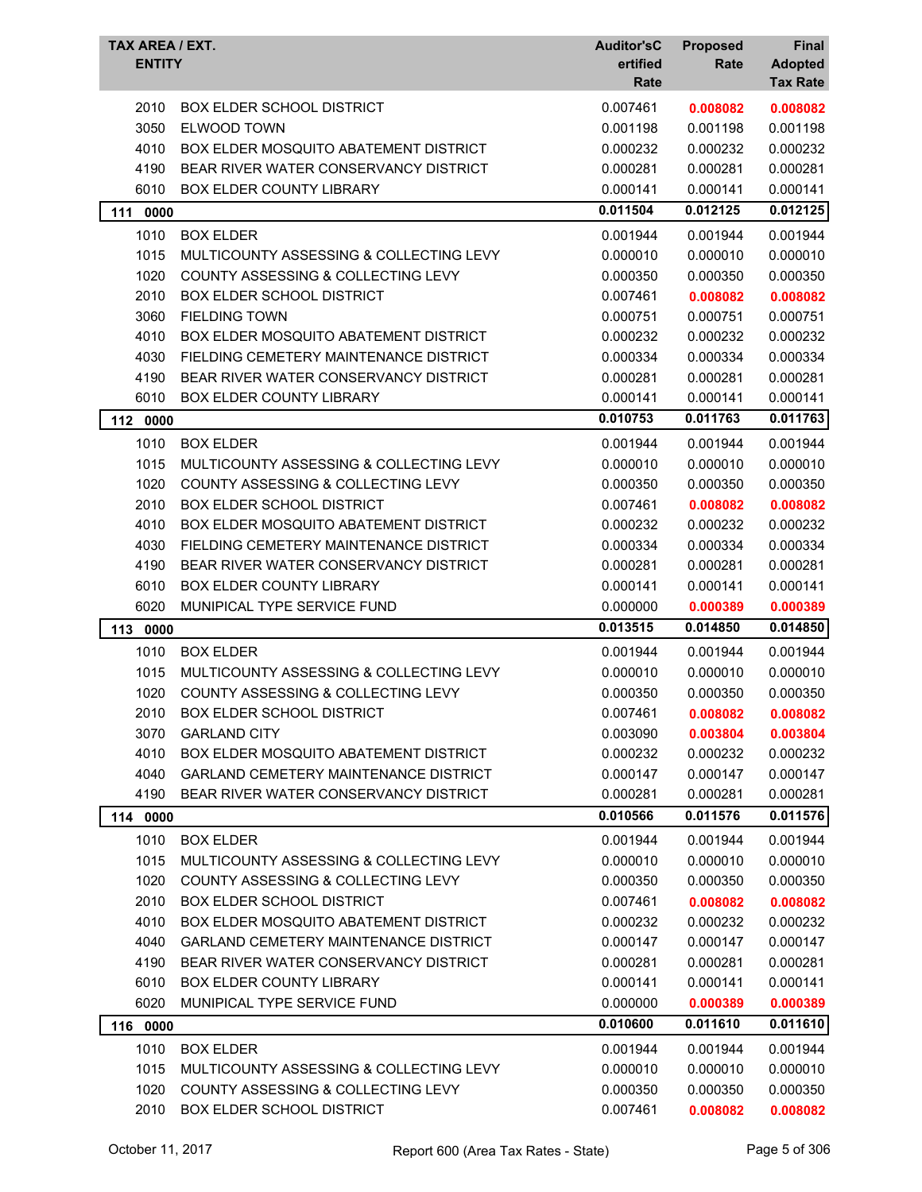| TAX AREA / EXT. ENTITY | | Auditor'sCertified Rate | Proposed Rate | Final Adopted Tax Rate |
|---|---|---|---|---|
| 2010 | BOX ELDER SCHOOL DISTRICT | 0.007461 | **0.008082** | **0.008082** |
| 3050 | ELWOOD TOWN | 0.001198 | 0.001198 | 0.001198 |
| 4010 | BOX ELDER MOSQUITO ABATEMENT DISTRICT | 0.000232 | 0.000232 | 0.000232 |
| 4190 | BEAR RIVER WATER CONSERVANCY DISTRICT | 0.000281 | 0.000281 | 0.000281 |
| 6010 | BOX ELDER COUNTY LIBRARY | 0.000141 | 0.000141 | 0.000141 |
| **111 0000** | | **0.011504** | **0.012125** | **0.012125** |
| 1010 | BOX ELDER | 0.001944 | 0.001944 | 0.001944 |
| 1015 | MULTICOUNTY ASSESSING & COLLECTING LEVY | 0.000010 | 0.000010 | 0.000010 |
| 1020 | COUNTY ASSESSING & COLLECTING LEVY | 0.000350 | 0.000350 | 0.000350 |
| 2010 | BOX ELDER SCHOOL DISTRICT | 0.007461 | **0.008082** | **0.008082** |
| 3060 | FIELDING TOWN | 0.000751 | 0.000751 | 0.000751 |
| 4010 | BOX ELDER MOSQUITO ABATEMENT DISTRICT | 0.000232 | 0.000232 | 0.000232 |
| 4030 | FIELDING CEMETERY MAINTENANCE DISTRICT | 0.000334 | 0.000334 | 0.000334 |
| 4190 | BEAR RIVER WATER CONSERVANCY DISTRICT | 0.000281 | 0.000281 | 0.000281 |
| 6010 | BOX ELDER COUNTY LIBRARY | 0.000141 | 0.000141 | 0.000141 |
| **112 0000** | | **0.010753** | **0.011763** | **0.011763** |
| 1010 | BOX ELDER | 0.001944 | 0.001944 | 0.001944 |
| 1015 | MULTICOUNTY ASSESSING & COLLECTING LEVY | 0.000010 | 0.000010 | 0.000010 |
| 1020 | COUNTY ASSESSING & COLLECTING LEVY | 0.000350 | 0.000350 | 0.000350 |
| 2010 | BOX ELDER SCHOOL DISTRICT | 0.007461 | **0.008082** | **0.008082** |
| 4010 | BOX ELDER MOSQUITO ABATEMENT DISTRICT | 0.000232 | 0.000232 | 0.000232 |
| 4030 | FIELDING CEMETERY MAINTENANCE DISTRICT | 0.000334 | 0.000334 | 0.000334 |
| 4190 | BEAR RIVER WATER CONSERVANCY DISTRICT | 0.000281 | 0.000281 | 0.000281 |
| 6010 | BOX ELDER COUNTY LIBRARY | 0.000141 | 0.000141 | 0.000141 |
| 6020 | MUNIPICAL TYPE SERVICE FUND | 0.000000 | **0.000389** | **0.000389** |
| **113 0000** | | **0.013515** | **0.014850** | **0.014850** |
| 1010 | BOX ELDER | 0.001944 | 0.001944 | 0.001944 |
| 1015 | MULTICOUNTY ASSESSING & COLLECTING LEVY | 0.000010 | 0.000010 | 0.000010 |
| 1020 | COUNTY ASSESSING & COLLECTING LEVY | 0.000350 | 0.000350 | 0.000350 |
| 2010 | BOX ELDER SCHOOL DISTRICT | 0.007461 | **0.008082** | **0.008082** |
| 3070 | GARLAND CITY | 0.003090 | **0.003804** | **0.003804** |
| 4010 | BOX ELDER MOSQUITO ABATEMENT DISTRICT | 0.000232 | 0.000232 | 0.000232 |
| 4040 | GARLAND CEMETERY MAINTENANCE DISTRICT | 0.000147 | 0.000147 | 0.000147 |
| 4190 | BEAR RIVER WATER CONSERVANCY DISTRICT | 0.000281 | 0.000281 | 0.000281 |
| **114 0000** | | **0.010566** | **0.011576** | **0.011576** |
| 1010 | BOX ELDER | 0.001944 | 0.001944 | 0.001944 |
| 1015 | MULTICOUNTY ASSESSING & COLLECTING LEVY | 0.000010 | 0.000010 | 0.000010 |
| 1020 | COUNTY ASSESSING & COLLECTING LEVY | 0.000350 | 0.000350 | 0.000350 |
| 2010 | BOX ELDER SCHOOL DISTRICT | 0.007461 | **0.008082** | **0.008082** |
| 4010 | BOX ELDER MOSQUITO ABATEMENT DISTRICT | 0.000232 | 0.000232 | 0.000232 |
| 4040 | GARLAND CEMETERY MAINTENANCE DISTRICT | 0.000147 | 0.000147 | 0.000147 |
| 4190 | BEAR RIVER WATER CONSERVANCY DISTRICT | 0.000281 | 0.000281 | 0.000281 |
| 6010 | BOX ELDER COUNTY LIBRARY | 0.000141 | 0.000141 | 0.000141 |
| 6020 | MUNIPICAL TYPE SERVICE FUND | 0.000000 | **0.000389** | **0.000389** |
| **116 0000** | | **0.010600** | **0.011610** | **0.011610** |
| 1010 | BOX ELDER | 0.001944 | 0.001944 | 0.001944 |
| 1015 | MULTICOUNTY ASSESSING & COLLECTING LEVY | 0.000010 | 0.000010 | 0.000010 |
| 1020 | COUNTY ASSESSING & COLLECTING LEVY | 0.000350 | 0.000350 | 0.000350 |
| 2010 | BOX ELDER SCHOOL DISTRICT | 0.007461 | **0.008082** | **0.008082** |

October 11, 2017 Report 600 (Area Tax Rates - State)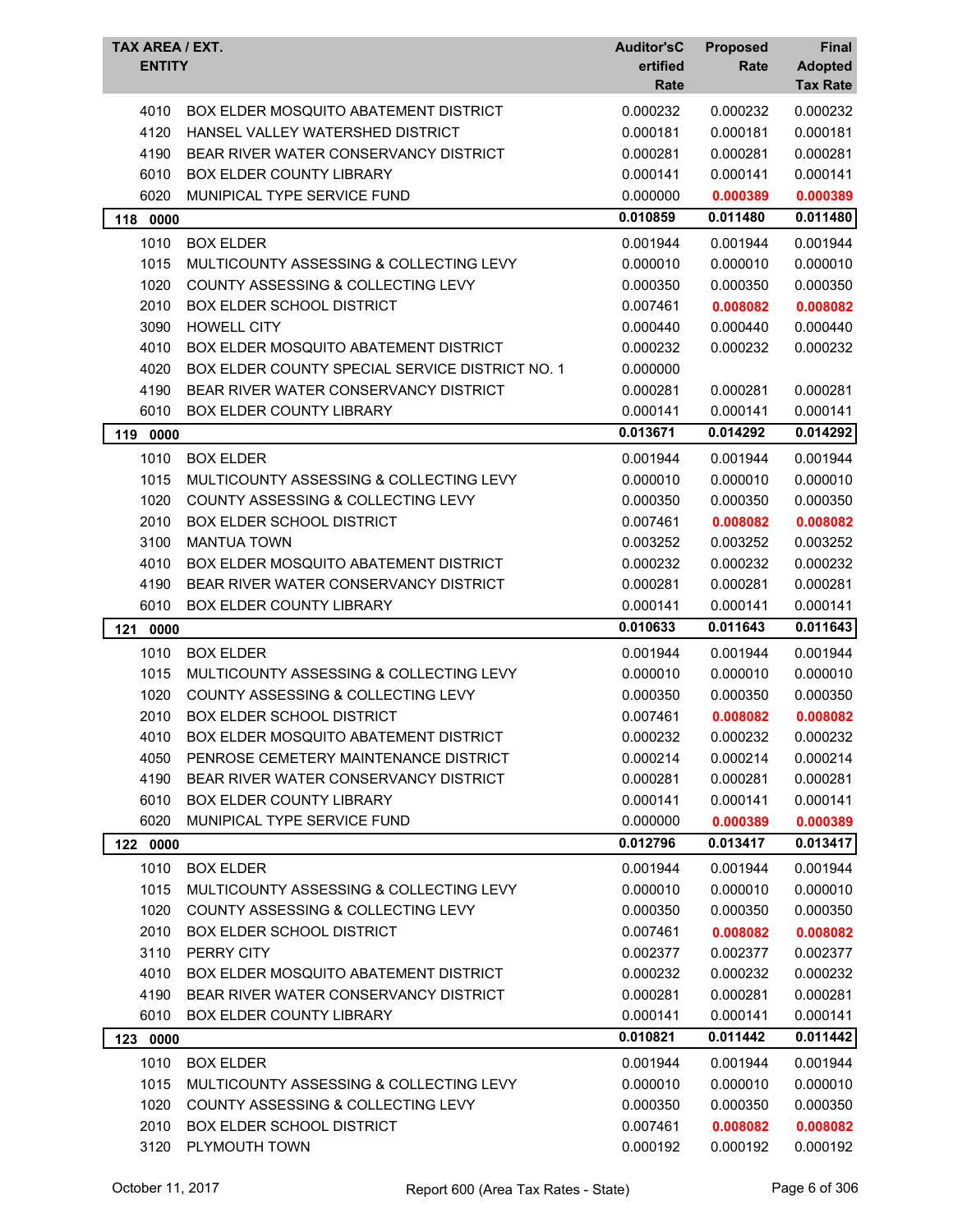| TAX AREA / EXT. ENTITY | | Auditor'sCertified Rate | Proposed Rate | Final Adopted Tax Rate |
|---|---|---|---|---|
| 4010 | BOX ELDER MOSQUITO ABATEMENT DISTRICT | 0.000232 | 0.000232 | 0.000232 |
| 4120 | HANSEL VALLEY WATERSHED DISTRICT | 0.000181 | 0.000181 | 0.000181 |
| 4190 | BEAR RIVER WATER CONSERVANCY DISTRICT | 0.000281 | 0.000281 | 0.000281 |
| 6010 | BOX ELDER COUNTY LIBRARY | 0.000141 | 0.000141 | 0.000141 |
| 6020 | MUNIPICAL TYPE SERVICE FUND | 0.000000 | **0.000389** | **0.000389** |
| **118 0000** | | **0.010859** | **0.011480** | **0.011480** |
| 1010 | BOX ELDER | 0.001944 | 0.001944 | 0.001944 |
| 1015 | MULTICOUNTY ASSESSING & COLLECTING LEVY | 0.000010 | 0.000010 | 0.000010 |
| 1020 | COUNTY ASSESSING & COLLECTING LEVY | 0.000350 | 0.000350 | 0.000350 |
| 2010 | BOX ELDER SCHOOL DISTRICT | 0.007461 | **0.008082** | **0.008082** |
| 3090 | HOWELL CITY | 0.000440 | 0.000440 | 0.000440 |
| 4010 | BOX ELDER MOSQUITO ABATEMENT DISTRICT | 0.000232 | 0.000232 | 0.000232 |
| 4020 | BOX ELDER COUNTY SPECIAL SERVICE DISTRICT NO. 1 | 0.000000 | | |
| 4190 | BEAR RIVER WATER CONSERVANCY DISTRICT | 0.000281 | 0.000281 | 0.000281 |
| 6010 | BOX ELDER COUNTY LIBRARY | 0.000141 | 0.000141 | 0.000141 |
| **119 0000** | | **0.013671** | **0.014292** | **0.014292** |
| 1010 | BOX ELDER | 0.001944 | 0.001944 | 0.001944 |
| 1015 | MULTICOUNTY ASSESSING & COLLECTING LEVY | 0.000010 | 0.000010 | 0.000010 |
| 1020 | COUNTY ASSESSING & COLLECTING LEVY | 0.000350 | 0.000350 | 0.000350 |
| 2010 | BOX ELDER SCHOOL DISTRICT | 0.007461 | **0.008082** | **0.008082** |
| 3100 | MANTUA TOWN | 0.003252 | 0.003252 | 0.003252 |
| 4010 | BOX ELDER MOSQUITO ABATEMENT DISTRICT | 0.000232 | 0.000232 | 0.000232 |
| 4190 | BEAR RIVER WATER CONSERVANCY DISTRICT | 0.000281 | 0.000281 | 0.000281 |
| 6010 | BOX ELDER COUNTY LIBRARY | 0.000141 | 0.000141 | 0.000141 |
| **121 0000** | | **0.010633** | **0.011643** | **0.011643** |
| 1010 | BOX ELDER | 0.001944 | 0.001944 | 0.001944 |
| 1015 | MULTICOUNTY ASSESSING & COLLECTING LEVY | 0.000010 | 0.000010 | 0.000010 |
| 1020 | COUNTY ASSESSING & COLLECTING LEVY | 0.000350 | 0.000350 | 0.000350 |
| 2010 | BOX ELDER SCHOOL DISTRICT | 0.007461 | **0.008082** | **0.008082** |
| 4010 | BOX ELDER MOSQUITO ABATEMENT DISTRICT | 0.000232 | 0.000232 | 0.000232 |
| 4050 | PENROSE CEMETERY MAINTENANCE DISTRICT | 0.000214 | 0.000214 | 0.000214 |
| 4190 | BEAR RIVER WATER CONSERVANCY DISTRICT | 0.000281 | 0.000281 | 0.000281 |
| 6010 | BOX ELDER COUNTY LIBRARY | 0.000141 | 0.000141 | 0.000141 |
| 6020 | MUNIPICAL TYPE SERVICE FUND | 0.000000 | **0.000389** | **0.000389** |
| **122 0000** | | **0.012796** | **0.013417** | **0.013417** |
| 1010 | BOX ELDER | 0.001944 | 0.001944 | 0.001944 |
| 1015 | MULTICOUNTY ASSESSING & COLLECTING LEVY | 0.000010 | 0.000010 | 0.000010 |
| 1020 | COUNTY ASSESSING & COLLECTING LEVY | 0.000350 | 0.000350 | 0.000350 |
| 2010 | BOX ELDER SCHOOL DISTRICT | 0.007461 | **0.008082** | **0.008082** |
| 3110 | PERRY CITY | 0.002377 | 0.002377 | 0.002377 |
| 4010 | BOX ELDER MOSQUITO ABATEMENT DISTRICT | 0.000232 | 0.000232 | 0.000232 |
| 4190 | BEAR RIVER WATER CONSERVANCY DISTRICT | 0.000281 | 0.000281 | 0.000281 |
| 6010 | BOX ELDER COUNTY LIBRARY | 0.000141 | 0.000141 | 0.000141 |
| **123 0000** | | **0.010821** | **0.011442** | **0.011442** |
| 1010 | BOX ELDER | 0.001944 | 0.001944 | 0.001944 |
| 1015 | MULTICOUNTY ASSESSING & COLLECTING LEVY | 0.000010 | 0.000010 | 0.000010 |
| 1020 | COUNTY ASSESSING & COLLECTING LEVY | 0.000350 | 0.000350 | 0.000350 |
| 2010 | BOX ELDER SCHOOL DISTRICT | 0.007461 | **0.008082** | **0.008082** |
| 3120 | PLYMOUTH TOWN | 0.000192 | 0.000192 | 0.000192 |

October 11, 2017 Report 600 (Area Tax Rates - State)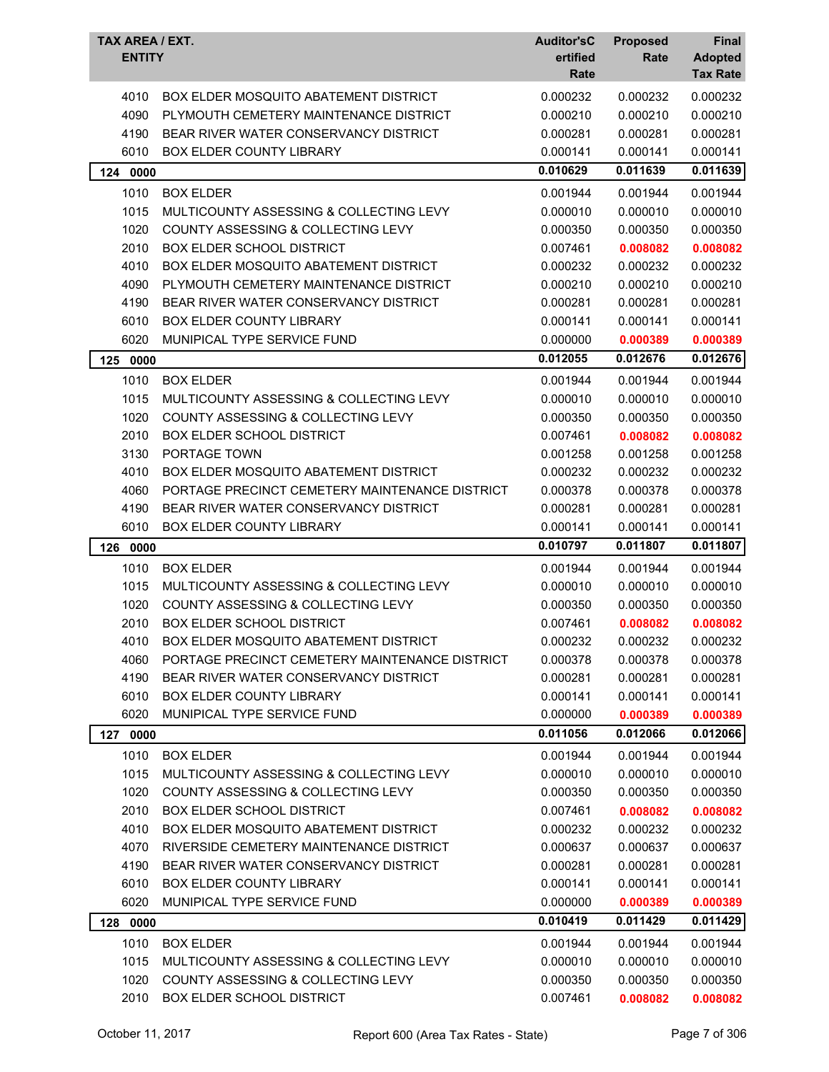| TAX AREA / EXT. ENTITY | | Auditor'sCertified Rate | Proposed Rate | Final Adopted Tax Rate |
|---|---|---|---|---|
| 4010 | BOX ELDER MOSQUITO ABATEMENT DISTRICT | 0.000232 | 0.000232 | 0.000232 |
| 4090 | PLYMOUTH CEMETERY MAINTENANCE DISTRICT | 0.000210 | 0.000210 | 0.000210 |
| 4190 | BEAR RIVER WATER CONSERVANCY DISTRICT | 0.000281 | 0.000281 | 0.000281 |
| 6010 | BOX ELDER COUNTY LIBRARY | 0.000141 | 0.000141 | 0.000141 |
| **124 0000** | | **0.010629** | **0.011639** | **0.011639** |
| 1010 | BOX ELDER | 0.001944 | 0.001944 | 0.001944 |
| 1015 | MULTICOUNTY ASSESSING & COLLECTING LEVY | 0.000010 | 0.000010 | 0.000010 |
| 1020 | COUNTY ASSESSING & COLLECTING LEVY | 0.000350 | 0.000350 | 0.000350 |
| 2010 | BOX ELDER SCHOOL DISTRICT | 0.007461 | **0.008082** | **0.008082** |
| 4010 | BOX ELDER MOSQUITO ABATEMENT DISTRICT | 0.000232 | 0.000232 | 0.000232 |
| 4090 | PLYMOUTH CEMETERY MAINTENANCE DISTRICT | 0.000210 | 0.000210 | 0.000210 |
| 4190 | BEAR RIVER WATER CONSERVANCY DISTRICT | 0.000281 | 0.000281 | 0.000281 |
| 6010 | BOX ELDER COUNTY LIBRARY | 0.000141 | 0.000141 | 0.000141 |
| 6020 | MUNIPICAL TYPE SERVICE FUND | 0.000000 | **0.000389** | **0.000389** |
| **125 0000** | | **0.012055** | **0.012676** | **0.012676** |
| 1010 | BOX ELDER | 0.001944 | 0.001944 | 0.001944 |
| 1015 | MULTICOUNTY ASSESSING & COLLECTING LEVY | 0.000010 | 0.000010 | 0.000010 |
| 1020 | COUNTY ASSESSING & COLLECTING LEVY | 0.000350 | 0.000350 | 0.000350 |
| 2010 | BOX ELDER SCHOOL DISTRICT | 0.007461 | **0.008082** | **0.008082** |
| 3130 | PORTAGE TOWN | 0.001258 | 0.001258 | 0.001258 |
| 4010 | BOX ELDER MOSQUITO ABATEMENT DISTRICT | 0.000232 | 0.000232 | 0.000232 |
| 4060 | PORTAGE PRECINCT CEMETERY MAINTENANCE DISTRICT | 0.000378 | 0.000378 | 0.000378 |
| 4190 | BEAR RIVER WATER CONSERVANCY DISTRICT | 0.000281 | 0.000281 | 0.000281 |
| 6010 | BOX ELDER COUNTY LIBRARY | 0.000141 | 0.000141 | 0.000141 |
| **126 0000** | | **0.010797** | **0.011807** | **0.011807** |
| 1010 | BOX ELDER | 0.001944 | 0.001944 | 0.001944 |
| 1015 | MULTICOUNTY ASSESSING & COLLECTING LEVY | 0.000010 | 0.000010 | 0.000010 |
| 1020 | COUNTY ASSESSING & COLLECTING LEVY | 0.000350 | 0.000350 | 0.000350 |
| 2010 | BOX ELDER SCHOOL DISTRICT | 0.007461 | **0.008082** | **0.008082** |
| 4010 | BOX ELDER MOSQUITO ABATEMENT DISTRICT | 0.000232 | 0.000232 | 0.000232 |
| 4060 | PORTAGE PRECINCT CEMETERY MAINTENANCE DISTRICT | 0.000378 | 0.000378 | 0.000378 |
| 4190 | BEAR RIVER WATER CONSERVANCY DISTRICT | 0.000281 | 0.000281 | 0.000281 |
| 6010 | BOX ELDER COUNTY LIBRARY | 0.000141 | 0.000141 | 0.000141 |
| 6020 | MUNIPICAL TYPE SERVICE FUND | 0.000000 | **0.000389** | **0.000389** |
| **127 0000** | | **0.011056** | **0.012066** | **0.012066** |
| 1010 | BOX ELDER | 0.001944 | 0.001944 | 0.001944 |
| 1015 | MULTICOUNTY ASSESSING & COLLECTING LEVY | 0.000010 | 0.000010 | 0.000010 |
| 1020 | COUNTY ASSESSING & COLLECTING LEVY | 0.000350 | 0.000350 | 0.000350 |
| 2010 | BOX ELDER SCHOOL DISTRICT | 0.007461 | **0.008082** | **0.008082** |
| 4010 | BOX ELDER MOSQUITO ABATEMENT DISTRICT | 0.000232 | 0.000232 | 0.000232 |
| 4070 | RIVERSIDE CEMETERY MAINTENANCE DISTRICT | 0.000637 | 0.000637 | 0.000637 |
| 4190 | BEAR RIVER WATER CONSERVANCY DISTRICT | 0.000281 | 0.000281 | 0.000281 |
| 6010 | BOX ELDER COUNTY LIBRARY | 0.000141 | 0.000141 | 0.000141 |
| 6020 | MUNIPICAL TYPE SERVICE FUND | 0.000000 | **0.000389** | **0.000389** |
| **128 0000** | | **0.010419** | **0.011429** | **0.011429** |
| 1010 | BOX ELDER | 0.001944 | 0.001944 | 0.001944 |
| 1015 | MULTICOUNTY ASSESSING & COLLECTING LEVY | 0.000010 | 0.000010 | 0.000010 |
| 1020 | COUNTY ASSESSING & COLLECTING LEVY | 0.000350 | 0.000350 | 0.000350 |
| 2010 | BOX ELDER SCHOOL DISTRICT | 0.007461 | **0.008082** | **0.008082** |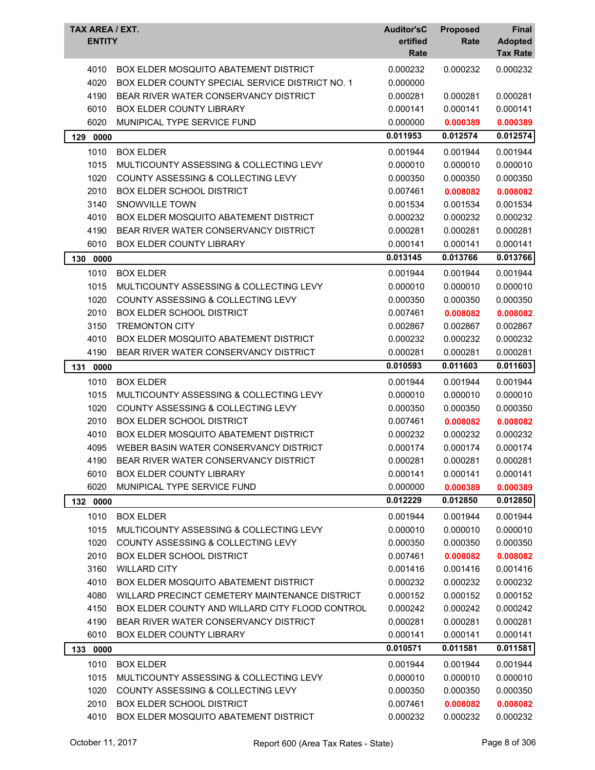| TAX AREA / EXT. ENTITY | | Auditor'sCertified Rate | Proposed Rate | Final Adopted Tax Rate |
|---|---|---|---|---|
| 4010 | BOX ELDER MOSQUITO ABATEMENT DISTRICT | 0.000232 | 0.000232 | 0.000232 |
| 4020 | BOX ELDER COUNTY SPECIAL SERVICE DISTRICT NO. 1 | 0.000000 | | |
| 4190 | BEAR RIVER WATER CONSERVANCY DISTRICT | 0.000281 | 0.000281 | 0.000281 |
| 6010 | BOX ELDER COUNTY LIBRARY | 0.000141 | 0.000141 | 0.000141 |
| 6020 | MUNIPICAL TYPE SERVICE FUND | 0.000000 | **0.000389** | **0.000389** |
| **129 0000** | | **0.011953** | **0.012574** | **0.012574** |
| 1010 | BOX ELDER | 0.001944 | 0.001944 | 0.001944 |
| 1015 | MULTICOUNTY ASSESSING & COLLECTING LEVY | 0.000010 | 0.000010 | 0.000010 |
| 1020 | COUNTY ASSESSING & COLLECTING LEVY | 0.000350 | 0.000350 | 0.000350 |
| 2010 | BOX ELDER SCHOOL DISTRICT | 0.007461 | **0.008082** | **0.008082** |
| 3140 | SNOWVILLE TOWN | 0.001534 | 0.001534 | 0.001534 |
| 4010 | BOX ELDER MOSQUITO ABATEMENT DISTRICT | 0.000232 | 0.000232 | 0.000232 |
| 4190 | BEAR RIVER WATER CONSERVANCY DISTRICT | 0.000281 | 0.000281 | 0.000281 |
| 6010 | BOX ELDER COUNTY LIBRARY | 0.000141 | 0.000141 | 0.000141 |
| **130 0000** | | **0.013145** | **0.013766** | **0.013766** |
| 1010 | BOX ELDER | 0.001944 | 0.001944 | 0.001944 |
| 1015 | MULTICOUNTY ASSESSING & COLLECTING LEVY | 0.000010 | 0.000010 | 0.000010 |
| 1020 | COUNTY ASSESSING & COLLECTING LEVY | 0.000350 | 0.000350 | 0.000350 |
| 2010 | BOX ELDER SCHOOL DISTRICT | 0.007461 | **0.008082** | **0.008082** |
| 3150 | TREMONTON CITY | 0.002867 | 0.002867 | 0.002867 |
| 4010 | BOX ELDER MOSQUITO ABATEMENT DISTRICT | 0.000232 | 0.000232 | 0.000232 |
| 4190 | BEAR RIVER WATER CONSERVANCY DISTRICT | 0.000281 | 0.000281 | 0.000281 |
| **131 0000** | | **0.010593** | **0.011603** | **0.011603** |
| 1010 | BOX ELDER | 0.001944 | 0.001944 | 0.001944 |
| 1015 | MULTICOUNTY ASSESSING & COLLECTING LEVY | 0.000010 | 0.000010 | 0.000010 |
| 1020 | COUNTY ASSESSING & COLLECTING LEVY | 0.000350 | 0.000350 | 0.000350 |
| 2010 | BOX ELDER SCHOOL DISTRICT | 0.007461 | **0.008082** | **0.008082** |
| 4010 | BOX ELDER MOSQUITO ABATEMENT DISTRICT | 0.000232 | 0.000232 | 0.000232 |
| 4095 | WEBER BASIN WATER CONSERVANCY DISTRICT | 0.000174 | 0.000174 | 0.000174 |
| 4190 | BEAR RIVER WATER CONSERVANCY DISTRICT | 0.000281 | 0.000281 | 0.000281 |
| 6010 | BOX ELDER COUNTY LIBRARY | 0.000141 | 0.000141 | 0.000141 |
| 6020 | MUNIPICAL TYPE SERVICE FUND | 0.000000 | **0.000389** | **0.000389** |
| **132 0000** | | **0.012229** | **0.012850** | **0.012850** |
| 1010 | BOX ELDER | 0.001944 | 0.001944 | 0.001944 |
| 1015 | MULTICOUNTY ASSESSING & COLLECTING LEVY | 0.000010 | 0.000010 | 0.000010 |
| 1020 | COUNTY ASSESSING & COLLECTING LEVY | 0.000350 | 0.000350 | 0.000350 |
| 2010 | BOX ELDER SCHOOL DISTRICT | 0.007461 | **0.008082** | **0.008082** |
| 3160 | WILLARD CITY | 0.001416 | 0.001416 | 0.001416 |
| 4010 | BOX ELDER MOSQUITO ABATEMENT DISTRICT | 0.000232 | 0.000232 | 0.000232 |
| 4080 | WILLARD PRECINCT CEMETERY MAINTENANCE DISTRICT | 0.000152 | 0.000152 | 0.000152 |
| 4150 | BOX ELDER COUNTY AND WILLARD CITY FLOOD CONTROL | 0.000242 | 0.000242 | 0.000242 |
| 4190 | BEAR RIVER WATER CONSERVANCY DISTRICT | 0.000281 | 0.000281 | 0.000281 |
| 6010 | BOX ELDER COUNTY LIBRARY | 0.000141 | 0.000141 | 0.000141 |
| **133 0000** | | **0.010571** | **0.011581** | **0.011581** |
| 1010 | BOX ELDER | 0.001944 | 0.001944 | 0.001944 |
| 1015 | MULTICOUNTY ASSESSING & COLLECTING LEVY | 0.000010 | 0.000010 | 0.000010 |
| 1020 | COUNTY ASSESSING & COLLECTING LEVY | 0.000350 | 0.000350 | 0.000350 |
| 2010 | BOX ELDER SCHOOL DISTRICT | 0.007461 | **0.008082** | **0.008082** |
| 4010 | BOX ELDER MOSQUITO ABATEMENT DISTRICT | 0.000232 | 0.000232 | 0.000232 |

October 11, 2017 Report 600 (Area Tax Rates - State)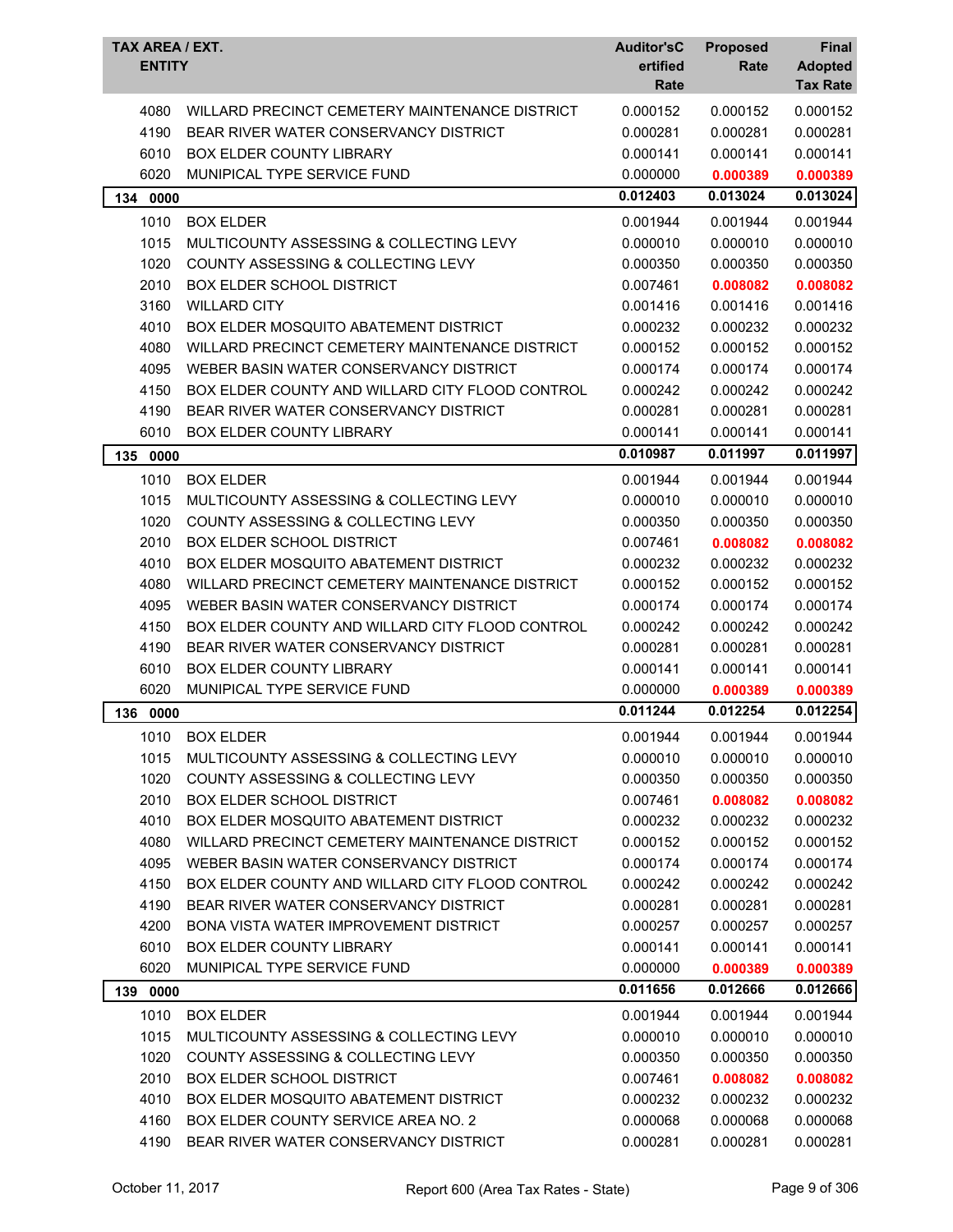| TAX AREA / EXT. ENTITY | | Auditor'sCertified Rate | Proposed Rate | Final Adopted Tax Rate |
|---|---|---|---|---|
| 4080 | WILLARD PRECINCT CEMETERY MAINTENANCE DISTRICT | 0.000152 | 0.000152 | 0.000152 |
| 4190 | BEAR RIVER WATER CONSERVANCY DISTRICT | 0.000281 | 0.000281 | 0.000281 |
| 6010 | BOX ELDER COUNTY LIBRARY | 0.000141 | 0.000141 | 0.000141 |
| 6020 | MUNIPICAL TYPE SERVICE FUND | 0.000000 | **0.000389** | **0.000389** |
| **134 0000** | | **0.012403** | **0.013024** | **0.013024** |
| 1010 | BOX ELDER | 0.001944 | 0.001944 | 0.001944 |
| 1015 | MULTICOUNTY ASSESSING & COLLECTING LEVY | 0.000010 | 0.000010 | 0.000010 |
| 1020 | COUNTY ASSESSING & COLLECTING LEVY | 0.000350 | 0.000350 | 0.000350 |
| 2010 | BOX ELDER SCHOOL DISTRICT | 0.007461 | **0.008082** | **0.008082** |
| 3160 | WILLARD CITY | 0.001416 | 0.001416 | 0.001416 |
| 4010 | BOX ELDER MOSQUITO ABATEMENT DISTRICT | 0.000232 | 0.000232 | 0.000232 |
| 4080 | WILLARD PRECINCT CEMETERY MAINTENANCE DISTRICT | 0.000152 | 0.000152 | 0.000152 |
| 4095 | WEBER BASIN WATER CONSERVANCY DISTRICT | 0.000174 | 0.000174 | 0.000174 |
| 4150 | BOX ELDER COUNTY AND WILLARD CITY FLOOD CONTROL | 0.000242 | 0.000242 | 0.000242 |
| 4190 | BEAR RIVER WATER CONSERVANCY DISTRICT | 0.000281 | 0.000281 | 0.000281 |
| 6010 | BOX ELDER COUNTY LIBRARY | 0.000141 | 0.000141 | 0.000141 |
| **135 0000** | | **0.010987** | **0.011997** | **0.011997** |
| 1010 | BOX ELDER | 0.001944 | 0.001944 | 0.001944 |
| 1015 | MULTICOUNTY ASSESSING & COLLECTING LEVY | 0.000010 | 0.000010 | 0.000010 |
| 1020 | COUNTY ASSESSING & COLLECTING LEVY | 0.000350 | 0.000350 | 0.000350 |
| 2010 | BOX ELDER SCHOOL DISTRICT | 0.007461 | **0.008082** | **0.008082** |
| 4010 | BOX ELDER MOSQUITO ABATEMENT DISTRICT | 0.000232 | 0.000232 | 0.000232 |
| 4080 | WILLARD PRECINCT CEMETERY MAINTENANCE DISTRICT | 0.000152 | 0.000152 | 0.000152 |
| 4095 | WEBER BASIN WATER CONSERVANCY DISTRICT | 0.000174 | 0.000174 | 0.000174 |
| 4150 | BOX ELDER COUNTY AND WILLARD CITY FLOOD CONTROL | 0.000242 | 0.000242 | 0.000242 |
| 4190 | BEAR RIVER WATER CONSERVANCY DISTRICT | 0.000281 | 0.000281 | 0.000281 |
| 6010 | BOX ELDER COUNTY LIBRARY | 0.000141 | 0.000141 | 0.000141 |
| 6020 | MUNIPICAL TYPE SERVICE FUND | 0.000000 | **0.000389** | **0.000389** |
| **136 0000** | | **0.011244** | **0.012254** | **0.012254** |
| 1010 | BOX ELDER | 0.001944 | 0.001944 | 0.001944 |
| 1015 | MULTICOUNTY ASSESSING & COLLECTING LEVY | 0.000010 | 0.000010 | 0.000010 |
| 1020 | COUNTY ASSESSING & COLLECTING LEVY | 0.000350 | 0.000350 | 0.000350 |
| 2010 | BOX ELDER SCHOOL DISTRICT | 0.007461 | **0.008082** | **0.008082** |
| 4010 | BOX ELDER MOSQUITO ABATEMENT DISTRICT | 0.000232 | 0.000232 | 0.000232 |
| 4080 | WILLARD PRECINCT CEMETERY MAINTENANCE DISTRICT | 0.000152 | 0.000152 | 0.000152 |
| 4095 | WEBER BASIN WATER CONSERVANCY DISTRICT | 0.000174 | 0.000174 | 0.000174 |
| 4150 | BOX ELDER COUNTY AND WILLARD CITY FLOOD CONTROL | 0.000242 | 0.000242 | 0.000242 |
| 4190 | BEAR RIVER WATER CONSERVANCY DISTRICT | 0.000281 | 0.000281 | 0.000281 |
| 4200 | BONA VISTA WATER IMPROVEMENT DISTRICT | 0.000257 | 0.000257 | 0.000257 |
| 6010 | BOX ELDER COUNTY LIBRARY | 0.000141 | 0.000141 | 0.000141 |
| 6020 | MUNIPICAL TYPE SERVICE FUND | 0.000000 | **0.000389** | **0.000389** |
| **139 0000** | | **0.011656** | **0.012666** | **0.012666** |
| 1010 | BOX ELDER | 0.001944 | 0.001944 | 0.001944 |
| 1015 | MULTICOUNTY ASSESSING & COLLECTING LEVY | 0.000010 | 0.000010 | 0.000010 |
| 1020 | COUNTY ASSESSING & COLLECTING LEVY | 0.000350 | 0.000350 | 0.000350 |
| 2010 | BOX ELDER SCHOOL DISTRICT | 0.007461 | **0.008082** | **0.008082** |
| 4010 | BOX ELDER MOSQUITO ABATEMENT DISTRICT | 0.000232 | 0.000232 | 0.000232 |
| 4160 | BOX ELDER COUNTY SERVICE AREA NO. 2 | 0.000068 | 0.000068 | 0.000068 |
| 4190 | BEAR RIVER WATER CONSERVANCY DISTRICT | 0.000281 | 0.000281 | 0.000281 |

October 11, 2017 — Report 600 (Area Tax Rates - State)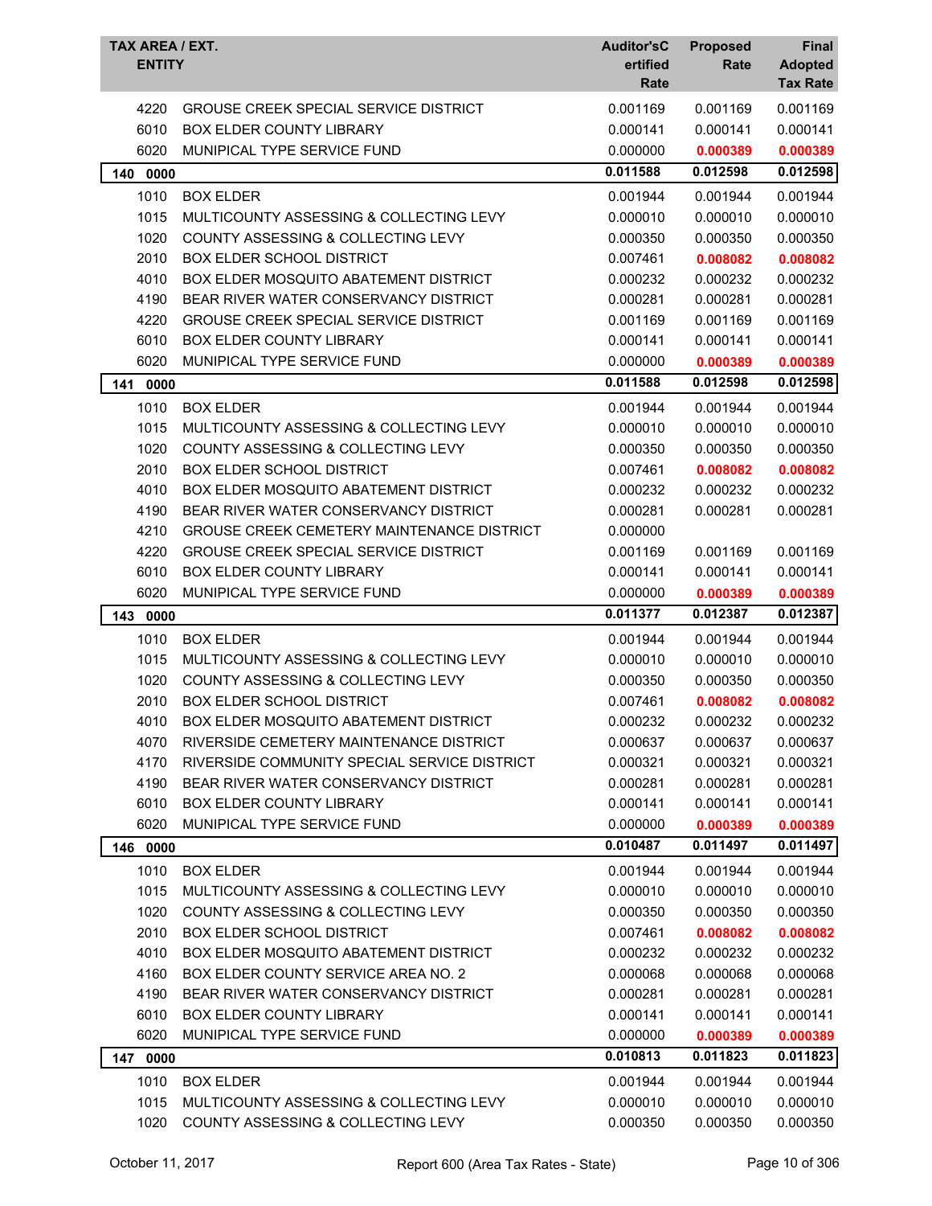| TAX AREA / EXT. ENTITY | | Auditor'sCertified Rate | Proposed Rate | Final Adopted Tax Rate |
|---|---|---|---|---|
| 4220 | GROUSE CREEK SPECIAL SERVICE DISTRICT | 0.001169 | 0.001169 | 0.001169 |
| 6010 | BOX ELDER COUNTY LIBRARY | 0.000141 | 0.000141 | 0.000141 |
| 6020 | MUNIPICAL TYPE SERVICE FUND | 0.000000 | **0.000389** | **0.000389** |
| **140 0000** | | **0.011588** | **0.012598** | **0.012598** |
| 1010 | BOX ELDER | 0.001944 | 0.001944 | 0.001944 |
| 1015 | MULTICOUNTY ASSESSING & COLLECTING LEVY | 0.000010 | 0.000010 | 0.000010 |
| 1020 | COUNTY ASSESSING & COLLECTING LEVY | 0.000350 | 0.000350 | 0.000350 |
| 2010 | BOX ELDER SCHOOL DISTRICT | 0.007461 | **0.008082** | **0.008082** |
| 4010 | BOX ELDER MOSQUITO ABATEMENT DISTRICT | 0.000232 | 0.000232 | 0.000232 |
| 4190 | BEAR RIVER WATER CONSERVANCY DISTRICT | 0.000281 | 0.000281 | 0.000281 |
| 4220 | GROUSE CREEK SPECIAL SERVICE DISTRICT | 0.001169 | 0.001169 | 0.001169 |
| 6010 | BOX ELDER COUNTY LIBRARY | 0.000141 | 0.000141 | 0.000141 |
| 6020 | MUNIPICAL TYPE SERVICE FUND | 0.000000 | **0.000389** | **0.000389** |
| **141 0000** | | **0.011588** | **0.012598** | **0.012598** |
| 1010 | BOX ELDER | 0.001944 | 0.001944 | 0.001944 |
| 1015 | MULTICOUNTY ASSESSING & COLLECTING LEVY | 0.000010 | 0.000010 | 0.000010 |
| 1020 | COUNTY ASSESSING & COLLECTING LEVY | 0.000350 | 0.000350 | 0.000350 |
| 2010 | BOX ELDER SCHOOL DISTRICT | 0.007461 | **0.008082** | **0.008082** |
| 4010 | BOX ELDER MOSQUITO ABATEMENT DISTRICT | 0.000232 | 0.000232 | 0.000232 |
| 4190 | BEAR RIVER WATER CONSERVANCY DISTRICT | 0.000281 | 0.000281 | 0.000281 |
| 4210 | GROUSE CREEK CEMETERY MAINTENANCE DISTRICT | 0.000000 | | |
| 4220 | GROUSE CREEK SPECIAL SERVICE DISTRICT | 0.001169 | 0.001169 | 0.001169 |
| 6010 | BOX ELDER COUNTY LIBRARY | 0.000141 | 0.000141 | 0.000141 |
| 6020 | MUNIPICAL TYPE SERVICE FUND | 0.000000 | **0.000389** | **0.000389** |
| **143 0000** | | **0.011377** | **0.012387** | **0.012387** |
| 1010 | BOX ELDER | 0.001944 | 0.001944 | 0.001944 |
| 1015 | MULTICOUNTY ASSESSING & COLLECTING LEVY | 0.000010 | 0.000010 | 0.000010 |
| 1020 | COUNTY ASSESSING & COLLECTING LEVY | 0.000350 | 0.000350 | 0.000350 |
| 2010 | BOX ELDER SCHOOL DISTRICT | 0.007461 | **0.008082** | **0.008082** |
| 4010 | BOX ELDER MOSQUITO ABATEMENT DISTRICT | 0.000232 | 0.000232 | 0.000232 |
| 4070 | RIVERSIDE CEMETERY MAINTENANCE DISTRICT | 0.000637 | 0.000637 | 0.000637 |
| 4170 | RIVERSIDE COMMUNITY SPECIAL SERVICE DISTRICT | 0.000321 | 0.000321 | 0.000321 |
| 4190 | BEAR RIVER WATER CONSERVANCY DISTRICT | 0.000281 | 0.000281 | 0.000281 |
| 6010 | BOX ELDER COUNTY LIBRARY | 0.000141 | 0.000141 | 0.000141 |
| 6020 | MUNIPICAL TYPE SERVICE FUND | 0.000000 | **0.000389** | **0.000389** |
| **146 0000** | | **0.010487** | **0.011497** | **0.011497** |
| 1010 | BOX ELDER | 0.001944 | 0.001944 | 0.001944 |
| 1015 | MULTICOUNTY ASSESSING & COLLECTING LEVY | 0.000010 | 0.000010 | 0.000010 |
| 1020 | COUNTY ASSESSING & COLLECTING LEVY | 0.000350 | 0.000350 | 0.000350 |
| 2010 | BOX ELDER SCHOOL DISTRICT | 0.007461 | **0.008082** | **0.008082** |
| 4010 | BOX ELDER MOSQUITO ABATEMENT DISTRICT | 0.000232 | 0.000232 | 0.000232 |
| 4160 | BOX ELDER COUNTY SERVICE AREA NO. 2 | 0.000068 | 0.000068 | 0.000068 |
| 4190 | BEAR RIVER WATER CONSERVANCY DISTRICT | 0.000281 | 0.000281 | 0.000281 |
| 6010 | BOX ELDER COUNTY LIBRARY | 0.000141 | 0.000141 | 0.000141 |
| 6020 | MUNIPICAL TYPE SERVICE FUND | 0.000000 | **0.000389** | **0.000389** |
| **147 0000** | | **0.010813** | **0.011823** | **0.011823** |
| 1010 | BOX ELDER | 0.001944 | 0.001944 | 0.001944 |
| 1015 | MULTICOUNTY ASSESSING & COLLECTING LEVY | 0.000010 | 0.000010 | 0.000010 |
| 1020 | COUNTY ASSESSING & COLLECTING LEVY | 0.000350 | 0.000350 | 0.000350 |

October 11, 2017 Report 600 (Area Tax Rates - State)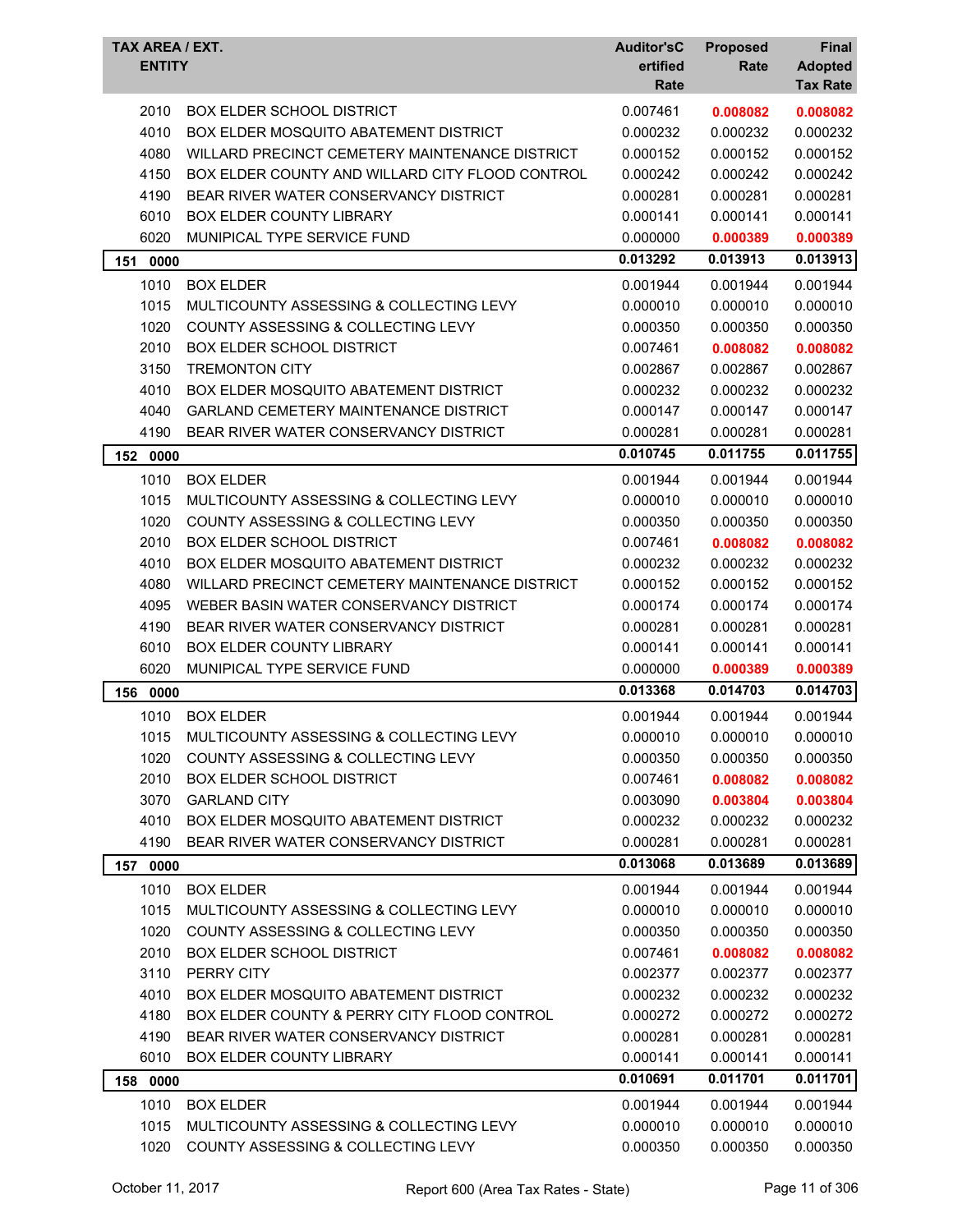| TAX AREA / EXT. ENTITY | | Auditor's Certified Rate | Proposed Rate | Final Adopted Tax Rate |
|---|---|---|---|---|
| 2010 | BOX ELDER SCHOOL DISTRICT | 0.007461 | **0.008082** | **0.008082** |
| 4010 | BOX ELDER MOSQUITO ABATEMENT DISTRICT | 0.000232 | 0.000232 | 0.000232 |
| 4080 | WILLARD PRECINCT CEMETERY MAINTENANCE DISTRICT | 0.000152 | 0.000152 | 0.000152 |
| 4150 | BOX ELDER COUNTY AND WILLARD CITY FLOOD CONTROL | 0.000242 | 0.000242 | 0.000242 |
| 4190 | BEAR RIVER WATER CONSERVANCY DISTRICT | 0.000281 | 0.000281 | 0.000281 |
| 6010 | BOX ELDER COUNTY LIBRARY | 0.000141 | 0.000141 | 0.000141 |
| 6020 | MUNIPICAL TYPE SERVICE FUND | 0.000000 | **0.000389** | **0.000389** |
| **151 0000** | | **0.013292** | **0.013913** | **0.013913** |
| 1010 | BOX ELDER | 0.001944 | 0.001944 | 0.001944 |
| 1015 | MULTICOUNTY ASSESSING & COLLECTING LEVY | 0.000010 | 0.000010 | 0.000010 |
| 1020 | COUNTY ASSESSING & COLLECTING LEVY | 0.000350 | 0.000350 | 0.000350 |
| 2010 | BOX ELDER SCHOOL DISTRICT | 0.007461 | **0.008082** | **0.008082** |
| 3150 | TREMONTON CITY | 0.002867 | 0.002867 | 0.002867 |
| 4010 | BOX ELDER MOSQUITO ABATEMENT DISTRICT | 0.000232 | 0.000232 | 0.000232 |
| 4040 | GARLAND CEMETERY MAINTENANCE DISTRICT | 0.000147 | 0.000147 | 0.000147 |
| 4190 | BEAR RIVER WATER CONSERVANCY DISTRICT | 0.000281 | 0.000281 | 0.000281 |
| **152 0000** | | **0.010745** | **0.011755** | **0.011755** |
| 1010 | BOX ELDER | 0.001944 | 0.001944 | 0.001944 |
| 1015 | MULTICOUNTY ASSESSING & COLLECTING LEVY | 0.000010 | 0.000010 | 0.000010 |
| 1020 | COUNTY ASSESSING & COLLECTING LEVY | 0.000350 | 0.000350 | 0.000350 |
| 2010 | BOX ELDER SCHOOL DISTRICT | 0.007461 | **0.008082** | **0.008082** |
| 4010 | BOX ELDER MOSQUITO ABATEMENT DISTRICT | 0.000232 | 0.000232 | 0.000232 |
| 4080 | WILLARD PRECINCT CEMETERY MAINTENANCE DISTRICT | 0.000152 | 0.000152 | 0.000152 |
| 4095 | WEBER BASIN WATER CONSERVANCY DISTRICT | 0.000174 | 0.000174 | 0.000174 |
| 4190 | BEAR RIVER WATER CONSERVANCY DISTRICT | 0.000281 | 0.000281 | 0.000281 |
| 6010 | BOX ELDER COUNTY LIBRARY | 0.000141 | 0.000141 | 0.000141 |
| 6020 | MUNIPICAL TYPE SERVICE FUND | 0.000000 | **0.000389** | **0.000389** |
| **156 0000** | | **0.013368** | **0.014703** | **0.014703** |
| 1010 | BOX ELDER | 0.001944 | 0.001944 | 0.001944 |
| 1015 | MULTICOUNTY ASSESSING & COLLECTING LEVY | 0.000010 | 0.000010 | 0.000010 |
| 1020 | COUNTY ASSESSING & COLLECTING LEVY | 0.000350 | 0.000350 | 0.000350 |
| 2010 | BOX ELDER SCHOOL DISTRICT | 0.007461 | **0.008082** | **0.008082** |
| 3070 | GARLAND CITY | 0.003090 | **0.003804** | **0.003804** |
| 4010 | BOX ELDER MOSQUITO ABATEMENT DISTRICT | 0.000232 | 0.000232 | 0.000232 |
| 4190 | BEAR RIVER WATER CONSERVANCY DISTRICT | 0.000281 | 0.000281 | 0.000281 |
| **157 0000** | | **0.013068** | **0.013689** | **0.013689** |
| 1010 | BOX ELDER | 0.001944 | 0.001944 | 0.001944 |
| 1015 | MULTICOUNTY ASSESSING & COLLECTING LEVY | 0.000010 | 0.000010 | 0.000010 |
| 1020 | COUNTY ASSESSING & COLLECTING LEVY | 0.000350 | 0.000350 | 0.000350 |
| 2010 | BOX ELDER SCHOOL DISTRICT | 0.007461 | **0.008082** | **0.008082** |
| 3110 | PERRY CITY | 0.002377 | 0.002377 | 0.002377 |
| 4010 | BOX ELDER MOSQUITO ABATEMENT DISTRICT | 0.000232 | 0.000232 | 0.000232 |
| 4180 | BOX ELDER COUNTY & PERRY CITY FLOOD CONTROL | 0.000272 | 0.000272 | 0.000272 |
| 4190 | BEAR RIVER WATER CONSERVANCY DISTRICT | 0.000281 | 0.000281 | 0.000281 |
| 6010 | BOX ELDER COUNTY LIBRARY | 0.000141 | 0.000141 | 0.000141 |
| **158 0000** | | **0.010691** | **0.011701** | **0.011701** |
| 1010 | BOX ELDER | 0.001944 | 0.001944 | 0.001944 |
| 1015 | MULTICOUNTY ASSESSING & COLLECTING LEVY | 0.000010 | 0.000010 | 0.000010 |
| 1020 | COUNTY ASSESSING & COLLECTING LEVY | 0.000350 | 0.000350 | 0.000350 |

October 11, 2017 Report 600 (Area Tax Rates - State)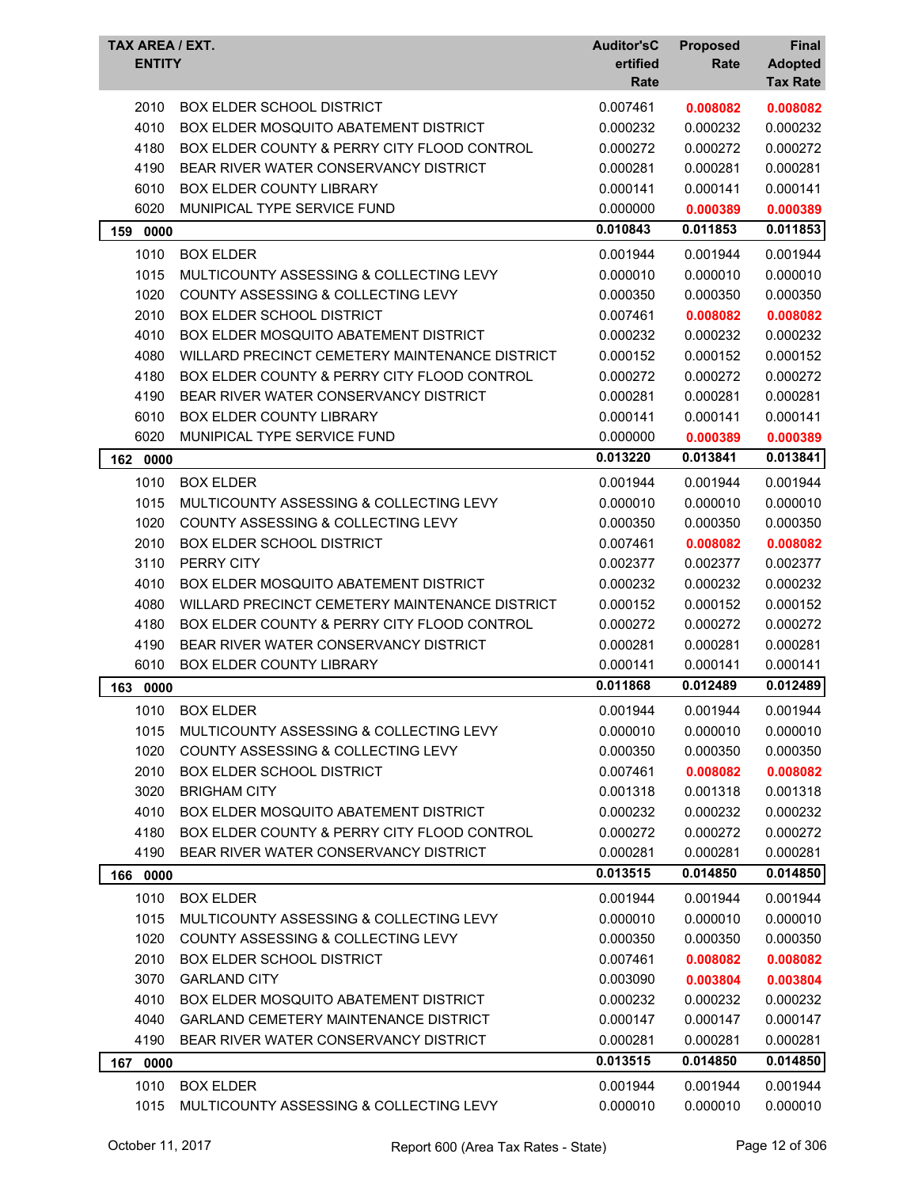| TAX AREA / EXT. ENTITY | | Auditor'sCertified Rate | Proposed Rate | Final Adopted Tax Rate |
|---|---|---|---|---|
| 2010 | BOX ELDER SCHOOL DISTRICT | 0.007461 | **0.008082** | **0.008082** |
| 4010 | BOX ELDER MOSQUITO ABATEMENT DISTRICT | 0.000232 | 0.000232 | 0.000232 |
| 4180 | BOX ELDER COUNTY & PERRY CITY FLOOD CONTROL | 0.000272 | 0.000272 | 0.000272 |
| 4190 | BEAR RIVER WATER CONSERVANCY DISTRICT | 0.000281 | 0.000281 | 0.000281 |
| 6010 | BOX ELDER COUNTY LIBRARY | 0.000141 | 0.000141 | 0.000141 |
| 6020 | MUNIPICAL TYPE SERVICE FUND | 0.000000 | **0.000389** | **0.000389** |
| **159 0000** | | **0.010843** | **0.011853** | **0.011853** |
| 1010 | BOX ELDER | 0.001944 | 0.001944 | 0.001944 |
| 1015 | MULTICOUNTY ASSESSING & COLLECTING LEVY | 0.000010 | 0.000010 | 0.000010 |
| 1020 | COUNTY ASSESSING & COLLECTING LEVY | 0.000350 | 0.000350 | 0.000350 |
| 2010 | BOX ELDER SCHOOL DISTRICT | 0.007461 | **0.008082** | **0.008082** |
| 4010 | BOX ELDER MOSQUITO ABATEMENT DISTRICT | 0.000232 | 0.000232 | 0.000232 |
| 4080 | WILLARD PRECINCT CEMETERY MAINTENANCE DISTRICT | 0.000152 | 0.000152 | 0.000152 |
| 4180 | BOX ELDER COUNTY & PERRY CITY FLOOD CONTROL | 0.000272 | 0.000272 | 0.000272 |
| 4190 | BEAR RIVER WATER CONSERVANCY DISTRICT | 0.000281 | 0.000281 | 0.000281 |
| 6010 | BOX ELDER COUNTY LIBRARY | 0.000141 | 0.000141 | 0.000141 |
| 6020 | MUNIPICAL TYPE SERVICE FUND | 0.000000 | **0.000389** | **0.000389** |
| **162 0000** | | **0.013220** | **0.013841** | **0.013841** |
| 1010 | BOX ELDER | 0.001944 | 0.001944 | 0.001944 |
| 1015 | MULTICOUNTY ASSESSING & COLLECTING LEVY | 0.000010 | 0.000010 | 0.000010 |
| 1020 | COUNTY ASSESSING & COLLECTING LEVY | 0.000350 | 0.000350 | 0.000350 |
| 2010 | BOX ELDER SCHOOL DISTRICT | 0.007461 | **0.008082** | **0.008082** |
| 3110 | PERRY CITY | 0.002377 | 0.002377 | 0.002377 |
| 4010 | BOX ELDER MOSQUITO ABATEMENT DISTRICT | 0.000232 | 0.000232 | 0.000232 |
| 4080 | WILLARD PRECINCT CEMETERY MAINTENANCE DISTRICT | 0.000152 | 0.000152 | 0.000152 |
| 4180 | BOX ELDER COUNTY & PERRY CITY FLOOD CONTROL | 0.000272 | 0.000272 | 0.000272 |
| 4190 | BEAR RIVER WATER CONSERVANCY DISTRICT | 0.000281 | 0.000281 | 0.000281 |
| 6010 | BOX ELDER COUNTY LIBRARY | 0.000141 | 0.000141 | 0.000141 |
| **163 0000** | | **0.011868** | **0.012489** | **0.012489** |
| 1010 | BOX ELDER | 0.001944 | 0.001944 | 0.001944 |
| 1015 | MULTICOUNTY ASSESSING & COLLECTING LEVY | 0.000010 | 0.000010 | 0.000010 |
| 1020 | COUNTY ASSESSING & COLLECTING LEVY | 0.000350 | 0.000350 | 0.000350 |
| 2010 | BOX ELDER SCHOOL DISTRICT | 0.007461 | **0.008082** | **0.008082** |
| 3020 | BRIGHAM CITY | 0.001318 | 0.001318 | 0.001318 |
| 4010 | BOX ELDER MOSQUITO ABATEMENT DISTRICT | 0.000232 | 0.000232 | 0.000232 |
| 4180 | BOX ELDER COUNTY & PERRY CITY FLOOD CONTROL | 0.000272 | 0.000272 | 0.000272 |
| 4190 | BEAR RIVER WATER CONSERVANCY DISTRICT | 0.000281 | 0.000281 | 0.000281 |
| **166 0000** | | **0.013515** | **0.014850** | **0.014850** |
| 1010 | BOX ELDER | 0.001944 | 0.001944 | 0.001944 |
| 1015 | MULTICOUNTY ASSESSING & COLLECTING LEVY | 0.000010 | 0.000010 | 0.000010 |
| 1020 | COUNTY ASSESSING & COLLECTING LEVY | 0.000350 | 0.000350 | 0.000350 |
| 2010 | BOX ELDER SCHOOL DISTRICT | 0.007461 | **0.008082** | **0.008082** |
| 3070 | GARLAND CITY | 0.003090 | **0.003804** | **0.003804** |
| 4010 | BOX ELDER MOSQUITO ABATEMENT DISTRICT | 0.000232 | 0.000232 | 0.000232 |
| 4040 | GARLAND CEMETERY MAINTENANCE DISTRICT | 0.000147 | 0.000147 | 0.000147 |
| 4190 | BEAR RIVER WATER CONSERVANCY DISTRICT | 0.000281 | 0.000281 | 0.000281 |
| **167 0000** | | **0.013515** | **0.014850** | **0.014850** |
| 1010 | BOX ELDER | 0.001944 | 0.001944 | 0.001944 |
| 1015 | MULTICOUNTY ASSESSING & COLLECTING LEVY | 0.000010 | 0.000010 | 0.000010 |

October 11, 2017 Report 600 (Area Tax Rates - State)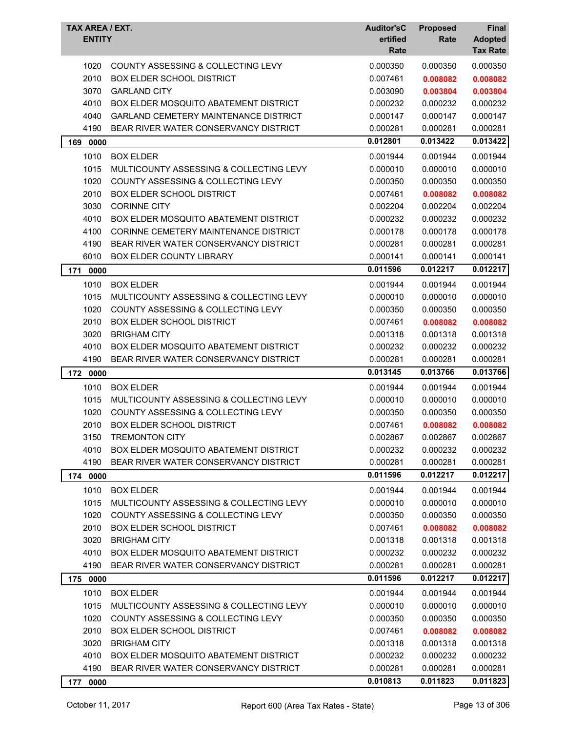| TAX AREA / EXT. ENTITY | | Auditor's Certified Rate | Proposed Rate | Final Adopted Tax Rate |
|---|---|---|---|---|
| 1020 | COUNTY ASSESSING & COLLECTING LEVY | 0.000350 | 0.000350 | 0.000350 |
| 2010 | BOX ELDER SCHOOL DISTRICT | 0.007461 | **0.008082** | **0.008082** |
| 3070 | GARLAND CITY | 0.003090 | **0.003804** | **0.003804** |
| 4010 | BOX ELDER MOSQUITO ABATEMENT DISTRICT | 0.000232 | 0.000232 | 0.000232 |
| 4040 | GARLAND CEMETERY MAINTENANCE DISTRICT | 0.000147 | 0.000147 | 0.000147 |
| 4190 | BEAR RIVER WATER CONSERVANCY DISTRICT | 0.000281 | 0.000281 | 0.000281 |
| **169 0000** | | **0.012801** | **0.013422** | **0.013422** |
| 1010 | BOX ELDER | 0.001944 | 0.001944 | 0.001944 |
| 1015 | MULTICOUNTY ASSESSING & COLLECTING LEVY | 0.000010 | 0.000010 | 0.000010 |
| 1020 | COUNTY ASSESSING & COLLECTING LEVY | 0.000350 | 0.000350 | 0.000350 |
| 2010 | BOX ELDER SCHOOL DISTRICT | 0.007461 | **0.008082** | **0.008082** |
| 3030 | CORINNE CITY | 0.002204 | 0.002204 | 0.002204 |
| 4010 | BOX ELDER MOSQUITO ABATEMENT DISTRICT | 0.000232 | 0.000232 | 0.000232 |
| 4100 | CORINNE CEMETERY MAINTENANCE DISTRICT | 0.000178 | 0.000178 | 0.000178 |
| 4190 | BEAR RIVER WATER CONSERVANCY DISTRICT | 0.000281 | 0.000281 | 0.000281 |
| 6010 | BOX ELDER COUNTY LIBRARY | 0.000141 | 0.000141 | 0.000141 |
| **171 0000** | | **0.011596** | **0.012217** | **0.012217** |
| 1010 | BOX ELDER | 0.001944 | 0.001944 | 0.001944 |
| 1015 | MULTICOUNTY ASSESSING & COLLECTING LEVY | 0.000010 | 0.000010 | 0.000010 |
| 1020 | COUNTY ASSESSING & COLLECTING LEVY | 0.000350 | 0.000350 | 0.000350 |
| 2010 | BOX ELDER SCHOOL DISTRICT | 0.007461 | **0.008082** | **0.008082** |
| 3020 | BRIGHAM CITY | 0.001318 | 0.001318 | 0.001318 |
| 4010 | BOX ELDER MOSQUITO ABATEMENT DISTRICT | 0.000232 | 0.000232 | 0.000232 |
| 4190 | BEAR RIVER WATER CONSERVANCY DISTRICT | 0.000281 | 0.000281 | 0.000281 |
| **172 0000** | | **0.013145** | **0.013766** | **0.013766** |
| 1010 | BOX ELDER | 0.001944 | 0.001944 | 0.001944 |
| 1015 | MULTICOUNTY ASSESSING & COLLECTING LEVY | 0.000010 | 0.000010 | 0.000010 |
| 1020 | COUNTY ASSESSING & COLLECTING LEVY | 0.000350 | 0.000350 | 0.000350 |
| 2010 | BOX ELDER SCHOOL DISTRICT | 0.007461 | **0.008082** | **0.008082** |
| 3150 | TREMONTON CITY | 0.002867 | 0.002867 | 0.002867 |
| 4010 | BOX ELDER MOSQUITO ABATEMENT DISTRICT | 0.000232 | 0.000232 | 0.000232 |
| 4190 | BEAR RIVER WATER CONSERVANCY DISTRICT | 0.000281 | 0.000281 | 0.000281 |
| **174 0000** | | **0.011596** | **0.012217** | **0.012217** |
| 1010 | BOX ELDER | 0.001944 | 0.001944 | 0.001944 |
| 1015 | MULTICOUNTY ASSESSING & COLLECTING LEVY | 0.000010 | 0.000010 | 0.000010 |
| 1020 | COUNTY ASSESSING & COLLECTING LEVY | 0.000350 | 0.000350 | 0.000350 |
| 2010 | BOX ELDER SCHOOL DISTRICT | 0.007461 | **0.008082** | **0.008082** |
| 3020 | BRIGHAM CITY | 0.001318 | 0.001318 | 0.001318 |
| 4010 | BOX ELDER MOSQUITO ABATEMENT DISTRICT | 0.000232 | 0.000232 | 0.000232 |
| 4190 | BEAR RIVER WATER CONSERVANCY DISTRICT | 0.000281 | 0.000281 | 0.000281 |
| **175 0000** | | **0.011596** | **0.012217** | **0.012217** |
| 1010 | BOX ELDER | 0.001944 | 0.001944 | 0.001944 |
| 1015 | MULTICOUNTY ASSESSING & COLLECTING LEVY | 0.000010 | 0.000010 | 0.000010 |
| 1020 | COUNTY ASSESSING & COLLECTING LEVY | 0.000350 | 0.000350 | 0.000350 |
| 2010 | BOX ELDER SCHOOL DISTRICT | 0.007461 | **0.008082** | **0.008082** |
| 3020 | BRIGHAM CITY | 0.001318 | 0.001318 | 0.001318 |
| 4010 | BOX ELDER MOSQUITO ABATEMENT DISTRICT | 0.000232 | 0.000232 | 0.000232 |
| 4190 | BEAR RIVER WATER CONSERVANCY DISTRICT | 0.000281 | 0.000281 | 0.000281 |
| **177 0000** | | **0.010813** | **0.011823** | **0.011823** |

October 11, 2017 — Report 600 (Area Tax Rates - State)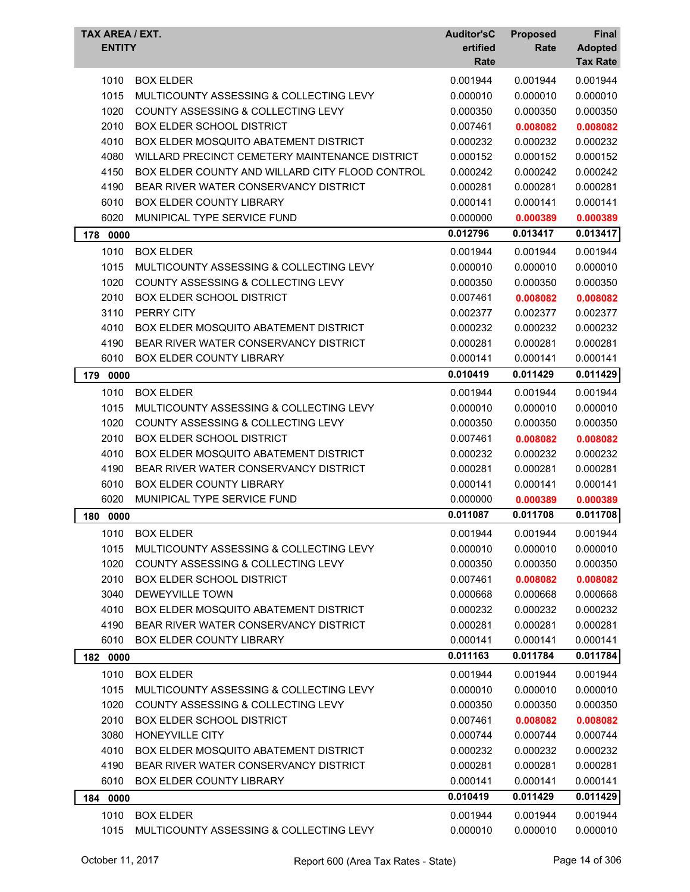| TAX AREA / EXT. ENTITY | | Auditor's Certified Rate | Proposed Rate | Final Adopted Tax Rate |
|---|---|---|---|---|
| 1010 | BOX ELDER | 0.001944 | 0.001944 | 0.001944 |
| 1015 | MULTICOUNTY ASSESSING & COLLECTING LEVY | 0.000010 | 0.000010 | 0.000010 |
| 1020 | COUNTY ASSESSING & COLLECTING LEVY | 0.000350 | 0.000350 | 0.000350 |
| 2010 | BOX ELDER SCHOOL DISTRICT | 0.007461 | **0.008082** | **0.008082** |
| 4010 | BOX ELDER MOSQUITO ABATEMENT DISTRICT | 0.000232 | 0.000232 | 0.000232 |
| 4080 | WILLARD PRECINCT CEMETERY MAINTENANCE DISTRICT | 0.000152 | 0.000152 | 0.000152 |
| 4150 | BOX ELDER COUNTY AND WILLARD CITY FLOOD CONTROL | 0.000242 | 0.000242 | 0.000242 |
| 4190 | BEAR RIVER WATER CONSERVANCY DISTRICT | 0.000281 | 0.000281 | 0.000281 |
| 6010 | BOX ELDER COUNTY LIBRARY | 0.000141 | 0.000141 | 0.000141 |
| 6020 | MUNIPICAL TYPE SERVICE FUND | 0.000000 | **0.000389** | **0.000389** |
| **178 0000** | | **0.012796** | **0.013417** | **0.013417** |
| 1010 | BOX ELDER | 0.001944 | 0.001944 | 0.001944 |
| 1015 | MULTICOUNTY ASSESSING & COLLECTING LEVY | 0.000010 | 0.000010 | 0.000010 |
| 1020 | COUNTY ASSESSING & COLLECTING LEVY | 0.000350 | 0.000350 | 0.000350 |
| 2010 | BOX ELDER SCHOOL DISTRICT | 0.007461 | **0.008082** | **0.008082** |
| 3110 | PERRY CITY | 0.002377 | 0.002377 | 0.002377 |
| 4010 | BOX ELDER MOSQUITO ABATEMENT DISTRICT | 0.000232 | 0.000232 | 0.000232 |
| 4190 | BEAR RIVER WATER CONSERVANCY DISTRICT | 0.000281 | 0.000281 | 0.000281 |
| 6010 | BOX ELDER COUNTY LIBRARY | 0.000141 | 0.000141 | 0.000141 |
| **179 0000** | | **0.010419** | **0.011429** | **0.011429** |
| 1010 | BOX ELDER | 0.001944 | 0.001944 | 0.001944 |
| 1015 | MULTICOUNTY ASSESSING & COLLECTING LEVY | 0.000010 | 0.000010 | 0.000010 |
| 1020 | COUNTY ASSESSING & COLLECTING LEVY | 0.000350 | 0.000350 | 0.000350 |
| 2010 | BOX ELDER SCHOOL DISTRICT | 0.007461 | **0.008082** | **0.008082** |
| 4010 | BOX ELDER MOSQUITO ABATEMENT DISTRICT | 0.000232 | 0.000232 | 0.000232 |
| 4190 | BEAR RIVER WATER CONSERVANCY DISTRICT | 0.000281 | 0.000281 | 0.000281 |
| 6010 | BOX ELDER COUNTY LIBRARY | 0.000141 | 0.000141 | 0.000141 |
| 6020 | MUNIPICAL TYPE SERVICE FUND | 0.000000 | **0.000389** | **0.000389** |
| **180 0000** | | **0.011087** | **0.011708** | **0.011708** |
| 1010 | BOX ELDER | 0.001944 | 0.001944 | 0.001944 |
| 1015 | MULTICOUNTY ASSESSING & COLLECTING LEVY | 0.000010 | 0.000010 | 0.000010 |
| 1020 | COUNTY ASSESSING & COLLECTING LEVY | 0.000350 | 0.000350 | 0.000350 |
| 2010 | BOX ELDER SCHOOL DISTRICT | 0.007461 | **0.008082** | **0.008082** |
| 3040 | DEWEYVILLE TOWN | 0.000668 | 0.000668 | 0.000668 |
| 4010 | BOX ELDER MOSQUITO ABATEMENT DISTRICT | 0.000232 | 0.000232 | 0.000232 |
| 4190 | BEAR RIVER WATER CONSERVANCY DISTRICT | 0.000281 | 0.000281 | 0.000281 |
| 6010 | BOX ELDER COUNTY LIBRARY | 0.000141 | 0.000141 | 0.000141 |
| **182 0000** | | **0.011163** | **0.011784** | **0.011784** |
| 1010 | BOX ELDER | 0.001944 | 0.001944 | 0.001944 |
| 1015 | MULTICOUNTY ASSESSING & COLLECTING LEVY | 0.000010 | 0.000010 | 0.000010 |
| 1020 | COUNTY ASSESSING & COLLECTING LEVY | 0.000350 | 0.000350 | 0.000350 |
| 2010 | BOX ELDER SCHOOL DISTRICT | 0.007461 | **0.008082** | **0.008082** |
| 3080 | HONEYVILLE CITY | 0.000744 | 0.000744 | 0.000744 |
| 4010 | BOX ELDER MOSQUITO ABATEMENT DISTRICT | 0.000232 | 0.000232 | 0.000232 |
| 4190 | BEAR RIVER WATER CONSERVANCY DISTRICT | 0.000281 | 0.000281 | 0.000281 |
| 6010 | BOX ELDER COUNTY LIBRARY | 0.000141 | 0.000141 | 0.000141 |
| **184 0000** | | **0.010419** | **0.011429** | **0.011429** |
| 1010 | BOX ELDER | 0.001944 | 0.001944 | 0.001944 |
| 1015 | MULTICOUNTY ASSESSING & COLLECTING LEVY | 0.000010 | 0.000010 | 0.000010 |

October 11, 2017 — Report 600 (Area Tax Rates - State)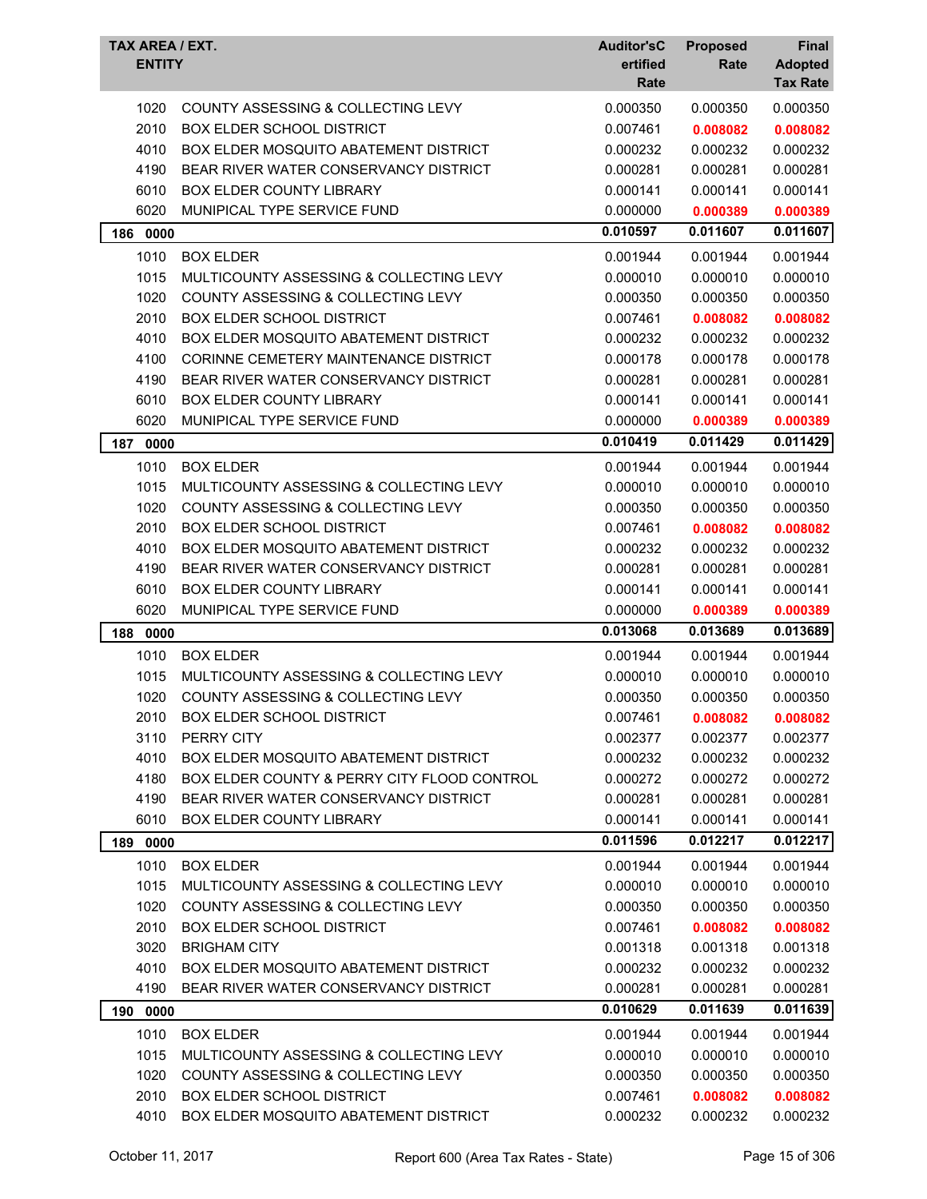| TAX AREA / EXT. ENTITY | | Auditor'sCertified Rate | Proposed Rate | Final Adopted Tax Rate |
|---|---|---|---|---|
| 1020 | COUNTY ASSESSING & COLLECTING LEVY | 0.000350 | 0.000350 | 0.000350 |
| 2010 | BOX ELDER SCHOOL DISTRICT | 0.007461 | **0.008082** | **0.008082** |
| 4010 | BOX ELDER MOSQUITO ABATEMENT DISTRICT | 0.000232 | 0.000232 | 0.000232 |
| 4190 | BEAR RIVER WATER CONSERVANCY DISTRICT | 0.000281 | 0.000281 | 0.000281 |
| 6010 | BOX ELDER COUNTY LIBRARY | 0.000141 | 0.000141 | 0.000141 |
| 6020 | MUNIPICAL TYPE SERVICE FUND | 0.000000 | **0.000389** | **0.000389** |
| **186 0000** | | **0.010597** | **0.011607** | **0.011607** |
| 1010 | BOX ELDER | 0.001944 | 0.001944 | 0.001944 |
| 1015 | MULTICOUNTY ASSESSING & COLLECTING LEVY | 0.000010 | 0.000010 | 0.000010 |
| 1020 | COUNTY ASSESSING & COLLECTING LEVY | 0.000350 | 0.000350 | 0.000350 |
| 2010 | BOX ELDER SCHOOL DISTRICT | 0.007461 | **0.008082** | **0.008082** |
| 4010 | BOX ELDER MOSQUITO ABATEMENT DISTRICT | 0.000232 | 0.000232 | 0.000232 |
| 4100 | CORINNE CEMETERY MAINTENANCE DISTRICT | 0.000178 | 0.000178 | 0.000178 |
| 4190 | BEAR RIVER WATER CONSERVANCY DISTRICT | 0.000281 | 0.000281 | 0.000281 |
| 6010 | BOX ELDER COUNTY LIBRARY | 0.000141 | 0.000141 | 0.000141 |
| 6020 | MUNIPICAL TYPE SERVICE FUND | 0.000000 | **0.000389** | **0.000389** |
| **187 0000** | | **0.010419** | **0.011429** | **0.011429** |
| 1010 | BOX ELDER | 0.001944 | 0.001944 | 0.001944 |
| 1015 | MULTICOUNTY ASSESSING & COLLECTING LEVY | 0.000010 | 0.000010 | 0.000010 |
| 1020 | COUNTY ASSESSING & COLLECTING LEVY | 0.000350 | 0.000350 | 0.000350 |
| 2010 | BOX ELDER SCHOOL DISTRICT | 0.007461 | **0.008082** | **0.008082** |
| 4010 | BOX ELDER MOSQUITO ABATEMENT DISTRICT | 0.000232 | 0.000232 | 0.000232 |
| 4190 | BEAR RIVER WATER CONSERVANCY DISTRICT | 0.000281 | 0.000281 | 0.000281 |
| 6010 | BOX ELDER COUNTY LIBRARY | 0.000141 | 0.000141 | 0.000141 |
| 6020 | MUNIPICAL TYPE SERVICE FUND | 0.000000 | **0.000389** | **0.000389** |
| **188 0000** | | **0.013068** | **0.013689** | **0.013689** |
| 1010 | BOX ELDER | 0.001944 | 0.001944 | 0.001944 |
| 1015 | MULTICOUNTY ASSESSING & COLLECTING LEVY | 0.000010 | 0.000010 | 0.000010 |
| 1020 | COUNTY ASSESSING & COLLECTING LEVY | 0.000350 | 0.000350 | 0.000350 |
| 2010 | BOX ELDER SCHOOL DISTRICT | 0.007461 | **0.008082** | **0.008082** |
| 3110 | PERRY CITY | 0.002377 | 0.002377 | 0.002377 |
| 4010 | BOX ELDER MOSQUITO ABATEMENT DISTRICT | 0.000232 | 0.000232 | 0.000232 |
| 4180 | BOX ELDER COUNTY & PERRY CITY FLOOD CONTROL | 0.000272 | 0.000272 | 0.000272 |
| 4190 | BEAR RIVER WATER CONSERVANCY DISTRICT | 0.000281 | 0.000281 | 0.000281 |
| 6010 | BOX ELDER COUNTY LIBRARY | 0.000141 | 0.000141 | 0.000141 |
| **189 0000** | | **0.011596** | **0.012217** | **0.012217** |
| 1010 | BOX ELDER | 0.001944 | 0.001944 | 0.001944 |
| 1015 | MULTICOUNTY ASSESSING & COLLECTING LEVY | 0.000010 | 0.000010 | 0.000010 |
| 1020 | COUNTY ASSESSING & COLLECTING LEVY | 0.000350 | 0.000350 | 0.000350 |
| 2010 | BOX ELDER SCHOOL DISTRICT | 0.007461 | **0.008082** | **0.008082** |
| 3020 | BRIGHAM CITY | 0.001318 | 0.001318 | 0.001318 |
| 4010 | BOX ELDER MOSQUITO ABATEMENT DISTRICT | 0.000232 | 0.000232 | 0.000232 |
| 4190 | BEAR RIVER WATER CONSERVANCY DISTRICT | 0.000281 | 0.000281 | 0.000281 |
| **190 0000** | | **0.010629** | **0.011639** | **0.011639** |
| 1010 | BOX ELDER | 0.001944 | 0.001944 | 0.001944 |
| 1015 | MULTICOUNTY ASSESSING & COLLECTING LEVY | 0.000010 | 0.000010 | 0.000010 |
| 1020 | COUNTY ASSESSING & COLLECTING LEVY | 0.000350 | 0.000350 | 0.000350 |
| 2010 | BOX ELDER SCHOOL DISTRICT | 0.007461 | **0.008082** | **0.008082** |
| 4010 | BOX ELDER MOSQUITO ABATEMENT DISTRICT | 0.000232 | 0.000232 | 0.000232 |

October 11, 2017 — Report 600 (Area Tax Rates - State)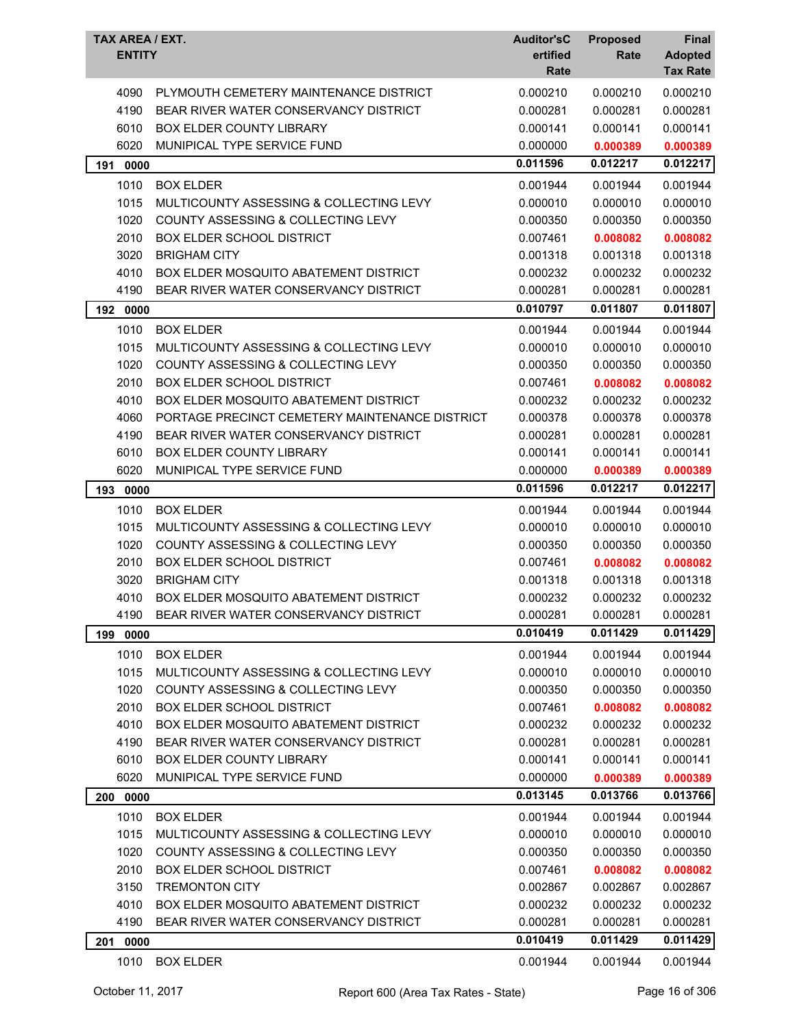| TAX AREA / EXT. ENTITY | | Auditor'sCertified Rate | Proposed Rate | Final Adopted Tax Rate |
|---|---|---|---|---|
| 4090 | PLYMOUTH CEMETERY MAINTENANCE DISTRICT | 0.000210 | 0.000210 | 0.000210 |
| 4190 | BEAR RIVER WATER CONSERVANCY DISTRICT | 0.000281 | 0.000281 | 0.000281 |
| 6010 | BOX ELDER COUNTY LIBRARY | 0.000141 | 0.000141 | 0.000141 |
| 6020 | MUNIPICAL TYPE SERVICE FUND | 0.000000 | **0.000389** | **0.000389** |
| **191 0000** | | **0.011596** | **0.012217** | **0.012217** |
| 1010 | BOX ELDER | 0.001944 | 0.001944 | 0.001944 |
| 1015 | MULTICOUNTY ASSESSING & COLLECTING LEVY | 0.000010 | 0.000010 | 0.000010 |
| 1020 | COUNTY ASSESSING & COLLECTING LEVY | 0.000350 | 0.000350 | 0.000350 |
| 2010 | BOX ELDER SCHOOL DISTRICT | 0.007461 | **0.008082** | **0.008082** |
| 3020 | BRIGHAM CITY | 0.001318 | 0.001318 | 0.001318 |
| 4010 | BOX ELDER MOSQUITO ABATEMENT DISTRICT | 0.000232 | 0.000232 | 0.000232 |
| 4190 | BEAR RIVER WATER CONSERVANCY DISTRICT | 0.000281 | 0.000281 | 0.000281 |
| **192 0000** | | **0.010797** | **0.011807** | **0.011807** |
| 1010 | BOX ELDER | 0.001944 | 0.001944 | 0.001944 |
| 1015 | MULTICOUNTY ASSESSING & COLLECTING LEVY | 0.000010 | 0.000010 | 0.000010 |
| 1020 | COUNTY ASSESSING & COLLECTING LEVY | 0.000350 | 0.000350 | 0.000350 |
| 2010 | BOX ELDER SCHOOL DISTRICT | 0.007461 | **0.008082** | **0.008082** |
| 4010 | BOX ELDER MOSQUITO ABATEMENT DISTRICT | 0.000232 | 0.000232 | 0.000232 |
| 4060 | PORTAGE PRECINCT CEMETERY MAINTENANCE DISTRICT | 0.000378 | 0.000378 | 0.000378 |
| 4190 | BEAR RIVER WATER CONSERVANCY DISTRICT | 0.000281 | 0.000281 | 0.000281 |
| 6010 | BOX ELDER COUNTY LIBRARY | 0.000141 | 0.000141 | 0.000141 |
| 6020 | MUNIPICAL TYPE SERVICE FUND | 0.000000 | **0.000389** | **0.000389** |
| **193 0000** | | **0.011596** | **0.012217** | **0.012217** |
| 1010 | BOX ELDER | 0.001944 | 0.001944 | 0.001944 |
| 1015 | MULTICOUNTY ASSESSING & COLLECTING LEVY | 0.000010 | 0.000010 | 0.000010 |
| 1020 | COUNTY ASSESSING & COLLECTING LEVY | 0.000350 | 0.000350 | 0.000350 |
| 2010 | BOX ELDER SCHOOL DISTRICT | 0.007461 | **0.008082** | **0.008082** |
| 3020 | BRIGHAM CITY | 0.001318 | 0.001318 | 0.001318 |
| 4010 | BOX ELDER MOSQUITO ABATEMENT DISTRICT | 0.000232 | 0.000232 | 0.000232 |
| 4190 | BEAR RIVER WATER CONSERVANCY DISTRICT | 0.000281 | 0.000281 | 0.000281 |
| **199 0000** | | **0.010419** | **0.011429** | **0.011429** |
| 1010 | BOX ELDER | 0.001944 | 0.001944 | 0.001944 |
| 1015 | MULTICOUNTY ASSESSING & COLLECTING LEVY | 0.000010 | 0.000010 | 0.000010 |
| 1020 | COUNTY ASSESSING & COLLECTING LEVY | 0.000350 | 0.000350 | 0.000350 |
| 2010 | BOX ELDER SCHOOL DISTRICT | 0.007461 | **0.008082** | **0.008082** |
| 4010 | BOX ELDER MOSQUITO ABATEMENT DISTRICT | 0.000232 | 0.000232 | 0.000232 |
| 4190 | BEAR RIVER WATER CONSERVANCY DISTRICT | 0.000281 | 0.000281 | 0.000281 |
| 6010 | BOX ELDER COUNTY LIBRARY | 0.000141 | 0.000141 | 0.000141 |
| 6020 | MUNIPICAL TYPE SERVICE FUND | 0.000000 | **0.000389** | **0.000389** |
| **200 0000** | | **0.013145** | **0.013766** | **0.013766** |
| 1010 | BOX ELDER | 0.001944 | 0.001944 | 0.001944 |
| 1015 | MULTICOUNTY ASSESSING & COLLECTING LEVY | 0.000010 | 0.000010 | 0.000010 |
| 1020 | COUNTY ASSESSING & COLLECTING LEVY | 0.000350 | 0.000350 | 0.000350 |
| 2010 | BOX ELDER SCHOOL DISTRICT | 0.007461 | **0.008082** | **0.008082** |
| 3150 | TREMONTON CITY | 0.002867 | 0.002867 | 0.002867 |
| 4010 | BOX ELDER MOSQUITO ABATEMENT DISTRICT | 0.000232 | 0.000232 | 0.000232 |
| 4190 | BEAR RIVER WATER CONSERVANCY DISTRICT | 0.000281 | 0.000281 | 0.000281 |
| **201 0000** | | **0.010419** | **0.011429** | **0.011429** |
| 1010 | BOX ELDER | 0.001944 | 0.001944 | 0.001944 |

October 11, 2017 — Report 600 (Area Tax Rates - State)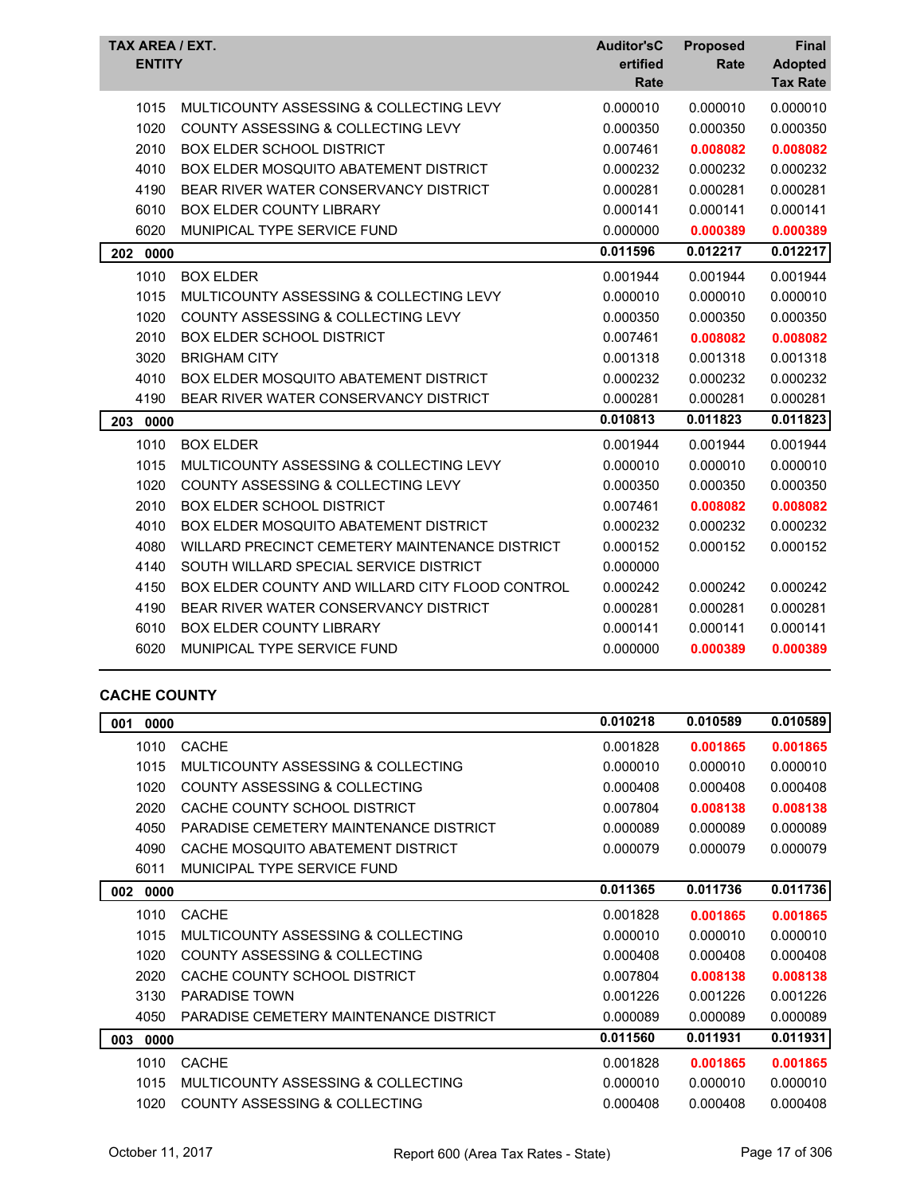| TAX AREA / EXT. ENTITY | | Auditor'sCertified Rate | Proposed Rate | Final Adopted Tax Rate |
|---|---|---|---|---|
| 1015 | MULTICOUNTY ASSESSING & COLLECTING LEVY | 0.000010 | 0.000010 | 0.000010 |
| 1020 | COUNTY ASSESSING & COLLECTING LEVY | 0.000350 | 0.000350 | 0.000350 |
| 2010 | BOX ELDER SCHOOL DISTRICT | 0.007461 | **0.008082** | **0.008082** |
| 4010 | BOX ELDER MOSQUITO ABATEMENT DISTRICT | 0.000232 | 0.000232 | 0.000232 |
| 4190 | BEAR RIVER WATER CONSERVANCY DISTRICT | 0.000281 | 0.000281 | 0.000281 |
| 6010 | BOX ELDER COUNTY LIBRARY | 0.000141 | 0.000141 | 0.000141 |
| 6020 | MUNIPICAL TYPE SERVICE FUND | 0.000000 | **0.000389** | **0.000389** |
| **202 0000** | | **0.011596** | **0.012217** | **0.012217** |
| 1010 | BOX ELDER | 0.001944 | 0.001944 | 0.001944 |
| 1015 | MULTICOUNTY ASSESSING & COLLECTING LEVY | 0.000010 | 0.000010 | 0.000010 |
| 1020 | COUNTY ASSESSING & COLLECTING LEVY | 0.000350 | 0.000350 | 0.000350 |
| 2010 | BOX ELDER SCHOOL DISTRICT | 0.007461 | **0.008082** | **0.008082** |
| 3020 | BRIGHAM CITY | 0.001318 | 0.001318 | 0.001318 |
| 4010 | BOX ELDER MOSQUITO ABATEMENT DISTRICT | 0.000232 | 0.000232 | 0.000232 |
| 4190 | BEAR RIVER WATER CONSERVANCY DISTRICT | 0.000281 | 0.000281 | 0.000281 |
| **203 0000** | | **0.010813** | **0.011823** | **0.011823** |
| 1010 | BOX ELDER | 0.001944 | 0.001944 | 0.001944 |
| 1015 | MULTICOUNTY ASSESSING & COLLECTING LEVY | 0.000010 | 0.000010 | 0.000010 |
| 1020 | COUNTY ASSESSING & COLLECTING LEVY | 0.000350 | 0.000350 | 0.000350 |
| 2010 | BOX ELDER SCHOOL DISTRICT | 0.007461 | **0.008082** | **0.008082** |
| 4010 | BOX ELDER MOSQUITO ABATEMENT DISTRICT | 0.000232 | 0.000232 | 0.000232 |
| 4080 | WILLARD PRECINCT CEMETERY MAINTENANCE DISTRICT | 0.000152 | 0.000152 | 0.000152 |
| 4140 | SOUTH WILLARD SPECIAL SERVICE DISTRICT | 0.000000 | | |
| 4150 | BOX ELDER COUNTY AND WILLARD CITY FLOOD CONTROL | 0.000242 | 0.000242 | 0.000242 |
| 4190 | BEAR RIVER WATER CONSERVANCY DISTRICT | 0.000281 | 0.000281 | 0.000281 |
| 6010 | BOX ELDER COUNTY LIBRARY | 0.000141 | 0.000141 | 0.000141 |
| 6020 | MUNIPICAL TYPE SERVICE FUND | 0.000000 | **0.000389** | **0.000389** |

## CACHE COUNTY

| TAX AREA / EXT. ENTITY | | Auditor'sCertified Rate | Proposed Rate | Final Adopted Tax Rate |
|---|---|---|---|---|
| **001 0000** | | **0.010218** | **0.010589** | **0.010589** |
| 1010 | CACHE | 0.001828 | **0.001865** | **0.001865** |
| 1015 | MULTICOUNTY ASSESSING & COLLECTING | 0.000010 | 0.000010 | 0.000010 |
| 1020 | COUNTY ASSESSING & COLLECTING | 0.000408 | 0.000408 | 0.000408 |
| 2020 | CACHE COUNTY SCHOOL DISTRICT | 0.007804 | **0.008138** | **0.008138** |
| 4050 | PARADISE CEMETERY MAINTENANCE DISTRICT | 0.000089 | 0.000089 | 0.000089 |
| 4090 | CACHE MOSQUITO ABATEMENT DISTRICT | 0.000079 | 0.000079 | 0.000079 |
| 6011 | MUNICIPAL TYPE SERVICE FUND | | | |
| **002 0000** | | **0.011365** | **0.011736** | **0.011736** |
| 1010 | CACHE | 0.001828 | **0.001865** | **0.001865** |
| 1015 | MULTICOUNTY ASSESSING & COLLECTING | 0.000010 | 0.000010 | 0.000010 |
| 1020 | COUNTY ASSESSING & COLLECTING | 0.000408 | 0.000408 | 0.000408 |
| 2020 | CACHE COUNTY SCHOOL DISTRICT | 0.007804 | **0.008138** | **0.008138** |
| 3130 | PARADISE TOWN | 0.001226 | 0.001226 | 0.001226 |
| 4050 | PARADISE CEMETERY MAINTENANCE DISTRICT | 0.000089 | 0.000089 | 0.000089 |
| **003 0000** | | **0.011560** | **0.011931** | **0.011931** |
| 1010 | CACHE | 0.001828 | **0.001865** | **0.001865** |
| 1015 | MULTICOUNTY ASSESSING & COLLECTING | 0.000010 | 0.000010 | 0.000010 |
| 1020 | COUNTY ASSESSING & COLLECTING | 0.000408 | 0.000408 | 0.000408 |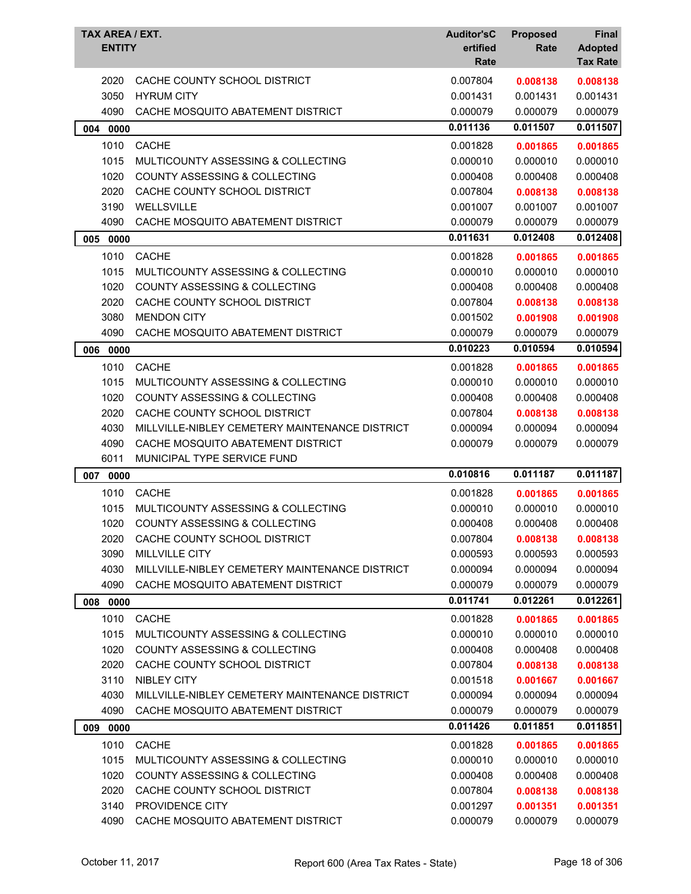| TAX AREA / EXT. ENTITY | | Auditor'sC ertified Rate | Proposed Rate | Final Adopted Tax Rate |
|---|---|---|---|---|
| 2020 | CACHE COUNTY SCHOOL DISTRICT | 0.007804 | **0.008138** | **0.008138** |
| 3050 | HYRUM CITY | 0.001431 | 0.001431 | 0.001431 |
| 4090 | CACHE MOSQUITO ABATEMENT DISTRICT | 0.000079 | 0.000079 | 0.000079 |
| **004 0000** | | **0.011136** | **0.011507** | **0.011507** |
| 1010 | CACHE | 0.001828 | **0.001865** | **0.001865** |
| 1015 | MULTICOUNTY ASSESSING & COLLECTING | 0.000010 | 0.000010 | 0.000010 |
| 1020 | COUNTY ASSESSING & COLLECTING | 0.000408 | 0.000408 | 0.000408 |
| 2020 | CACHE COUNTY SCHOOL DISTRICT | 0.007804 | **0.008138** | **0.008138** |
| 3190 | WELLSVILLE | 0.001007 | 0.001007 | 0.001007 |
| 4090 | CACHE MOSQUITO ABATEMENT DISTRICT | 0.000079 | 0.000079 | 0.000079 |
| **005 0000** | | **0.011631** | **0.012408** | **0.012408** |
| 1010 | CACHE | 0.001828 | **0.001865** | **0.001865** |
| 1015 | MULTICOUNTY ASSESSING & COLLECTING | 0.000010 | 0.000010 | 0.000010 |
| 1020 | COUNTY ASSESSING & COLLECTING | 0.000408 | 0.000408 | 0.000408 |
| 2020 | CACHE COUNTY SCHOOL DISTRICT | 0.007804 | **0.008138** | **0.008138** |
| 3080 | MENDON CITY | 0.001502 | **0.001908** | **0.001908** |
| 4090 | CACHE MOSQUITO ABATEMENT DISTRICT | 0.000079 | 0.000079 | 0.000079 |
| **006 0000** | | **0.010223** | **0.010594** | **0.010594** |
| 1010 | CACHE | 0.001828 | **0.001865** | **0.001865** |
| 1015 | MULTICOUNTY ASSESSING & COLLECTING | 0.000010 | 0.000010 | 0.000010 |
| 1020 | COUNTY ASSESSING & COLLECTING | 0.000408 | 0.000408 | 0.000408 |
| 2020 | CACHE COUNTY SCHOOL DISTRICT | 0.007804 | **0.008138** | **0.008138** |
| 4030 | MILLVILLE-NIBLEY CEMETERY MAINTENANCE DISTRICT | 0.000094 | 0.000094 | 0.000094 |
| 4090 | CACHE MOSQUITO ABATEMENT DISTRICT | 0.000079 | 0.000079 | 0.000079 |
| 6011 | MUNICIPAL TYPE SERVICE FUND | | | |
| **007 0000** | | **0.010816** | **0.011187** | **0.011187** |
| 1010 | CACHE | 0.001828 | **0.001865** | **0.001865** |
| 1015 | MULTICOUNTY ASSESSING & COLLECTING | 0.000010 | 0.000010 | 0.000010 |
| 1020 | COUNTY ASSESSING & COLLECTING | 0.000408 | 0.000408 | 0.000408 |
| 2020 | CACHE COUNTY SCHOOL DISTRICT | 0.007804 | **0.008138** | **0.008138** |
| 3090 | MILLVILLE CITY | 0.000593 | 0.000593 | 0.000593 |
| 4030 | MILLVILLE-NIBLEY CEMETERY MAINTENANCE DISTRICT | 0.000094 | 0.000094 | 0.000094 |
| 4090 | CACHE MOSQUITO ABATEMENT DISTRICT | 0.000079 | 0.000079 | 0.000079 |
| **008 0000** | | **0.011741** | **0.012261** | **0.012261** |
| 1010 | CACHE | 0.001828 | **0.001865** | **0.001865** |
| 1015 | MULTICOUNTY ASSESSING & COLLECTING | 0.000010 | 0.000010 | 0.000010 |
| 1020 | COUNTY ASSESSING & COLLECTING | 0.000408 | 0.000408 | 0.000408 |
| 2020 | CACHE COUNTY SCHOOL DISTRICT | 0.007804 | **0.008138** | **0.008138** |
| 3110 | NIBLEY CITY | 0.001518 | **0.001667** | **0.001667** |
| 4030 | MILLVILLE-NIBLEY CEMETERY MAINTENANCE DISTRICT | 0.000094 | 0.000094 | 0.000094 |
| 4090 | CACHE MOSQUITO ABATEMENT DISTRICT | 0.000079 | 0.000079 | 0.000079 |
| **009 0000** | | **0.011426** | **0.011851** | **0.011851** |
| 1010 | CACHE | 0.001828 | **0.001865** | **0.001865** |
| 1015 | MULTICOUNTY ASSESSING & COLLECTING | 0.000010 | 0.000010 | 0.000010 |
| 1020 | COUNTY ASSESSING & COLLECTING | 0.000408 | 0.000408 | 0.000408 |
| 2020 | CACHE COUNTY SCHOOL DISTRICT | 0.007804 | **0.008138** | **0.008138** |
| 3140 | PROVIDENCE CITY | 0.001297 | **0.001351** | **0.001351** |
| 4090 | CACHE MOSQUITO ABATEMENT DISTRICT | 0.000079 | 0.000079 | 0.000079 |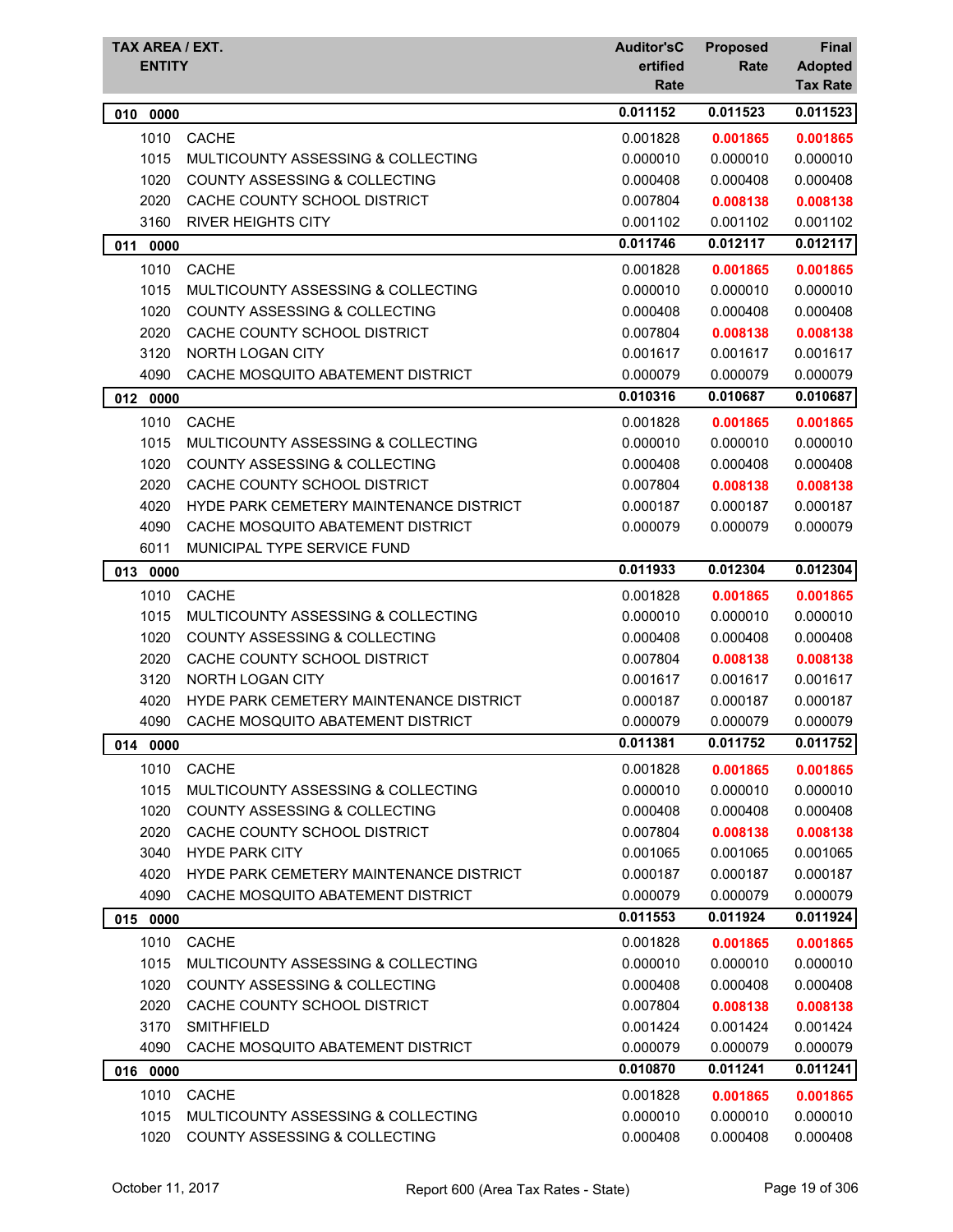| TAX AREA / EXT. ENTITY | | Auditor'sCertified Rate | Proposed Rate | Final Adopted Tax Rate |
|---|---|---|---|---|
| **010 0000** | | **0.011152** | **0.011523** | **0.011523** |
| 1010 | CACHE | 0.001828 | **0.001865** | **0.001865** |
| 1015 | MULTICOUNTY ASSESSING & COLLECTING | 0.000010 | 0.000010 | 0.000010 |
| 1020 | COUNTY ASSESSING & COLLECTING | 0.000408 | 0.000408 | 0.000408 |
| 2020 | CACHE COUNTY SCHOOL DISTRICT | 0.007804 | **0.008138** | **0.008138** |
| 3160 | RIVER HEIGHTS CITY | 0.001102 | 0.001102 | 0.001102 |
| **011 0000** | | **0.011746** | **0.012117** | **0.012117** |
| 1010 | CACHE | 0.001828 | **0.001865** | **0.001865** |
| 1015 | MULTICOUNTY ASSESSING & COLLECTING | 0.000010 | 0.000010 | 0.000010 |
| 1020 | COUNTY ASSESSING & COLLECTING | 0.000408 | 0.000408 | 0.000408 |
| 2020 | CACHE COUNTY SCHOOL DISTRICT | 0.007804 | **0.008138** | **0.008138** |
| 3120 | NORTH LOGAN CITY | 0.001617 | 0.001617 | 0.001617 |
| 4090 | CACHE MOSQUITO ABATEMENT DISTRICT | 0.000079 | 0.000079 | 0.000079 |
| **012 0000** | | **0.010316** | **0.010687** | **0.010687** |
| 1010 | CACHE | 0.001828 | **0.001865** | **0.001865** |
| 1015 | MULTICOUNTY ASSESSING & COLLECTING | 0.000010 | 0.000010 | 0.000010 |
| 1020 | COUNTY ASSESSING & COLLECTING | 0.000408 | 0.000408 | 0.000408 |
| 2020 | CACHE COUNTY SCHOOL DISTRICT | 0.007804 | **0.008138** | **0.008138** |
| 4020 | HYDE PARK CEMETERY MAINTENANCE DISTRICT | 0.000187 | 0.000187 | 0.000187 |
| 4090 | CACHE MOSQUITO ABATEMENT DISTRICT | 0.000079 | 0.000079 | 0.000079 |
| 6011 | MUNICIPAL TYPE SERVICE FUND | | | |
| **013 0000** | | **0.011933** | **0.012304** | **0.012304** |
| 1010 | CACHE | 0.001828 | **0.001865** | **0.001865** |
| 1015 | MULTICOUNTY ASSESSING & COLLECTING | 0.000010 | 0.000010 | 0.000010 |
| 1020 | COUNTY ASSESSING & COLLECTING | 0.000408 | 0.000408 | 0.000408 |
| 2020 | CACHE COUNTY SCHOOL DISTRICT | 0.007804 | **0.008138** | **0.008138** |
| 3120 | NORTH LOGAN CITY | 0.001617 | 0.001617 | 0.001617 |
| 4020 | HYDE PARK CEMETERY MAINTENANCE DISTRICT | 0.000187 | 0.000187 | 0.000187 |
| 4090 | CACHE MOSQUITO ABATEMENT DISTRICT | 0.000079 | 0.000079 | 0.000079 |
| **014 0000** | | **0.011381** | **0.011752** | **0.011752** |
| 1010 | CACHE | 0.001828 | **0.001865** | **0.001865** |
| 1015 | MULTICOUNTY ASSESSING & COLLECTING | 0.000010 | 0.000010 | 0.000010 |
| 1020 | COUNTY ASSESSING & COLLECTING | 0.000408 | 0.000408 | 0.000408 |
| 2020 | CACHE COUNTY SCHOOL DISTRICT | 0.007804 | **0.008138** | **0.008138** |
| 3040 | HYDE PARK CITY | 0.001065 | 0.001065 | 0.001065 |
| 4020 | HYDE PARK CEMETERY MAINTENANCE DISTRICT | 0.000187 | 0.000187 | 0.000187 |
| 4090 | CACHE MOSQUITO ABATEMENT DISTRICT | 0.000079 | 0.000079 | 0.000079 |
| **015 0000** | | **0.011553** | **0.011924** | **0.011924** |
| 1010 | CACHE | 0.001828 | **0.001865** | **0.001865** |
| 1015 | MULTICOUNTY ASSESSING & COLLECTING | 0.000010 | 0.000010 | 0.000010 |
| 1020 | COUNTY ASSESSING & COLLECTING | 0.000408 | 0.000408 | 0.000408 |
| 2020 | CACHE COUNTY SCHOOL DISTRICT | 0.007804 | **0.008138** | **0.008138** |
| 3170 | SMITHFIELD | 0.001424 | 0.001424 | 0.001424 |
| 4090 | CACHE MOSQUITO ABATEMENT DISTRICT | 0.000079 | 0.000079 | 0.000079 |
| **016 0000** | | **0.010870** | **0.011241** | **0.011241** |
| 1010 | CACHE | 0.001828 | **0.001865** | **0.001865** |
| 1015 | MULTICOUNTY ASSESSING & COLLECTING | 0.000010 | 0.000010 | 0.000010 |
| 1020 | COUNTY ASSESSING & COLLECTING | 0.000408 | 0.000408 | 0.000408 |

October 11, 2017 — Report 600 (Area Tax Rates - State)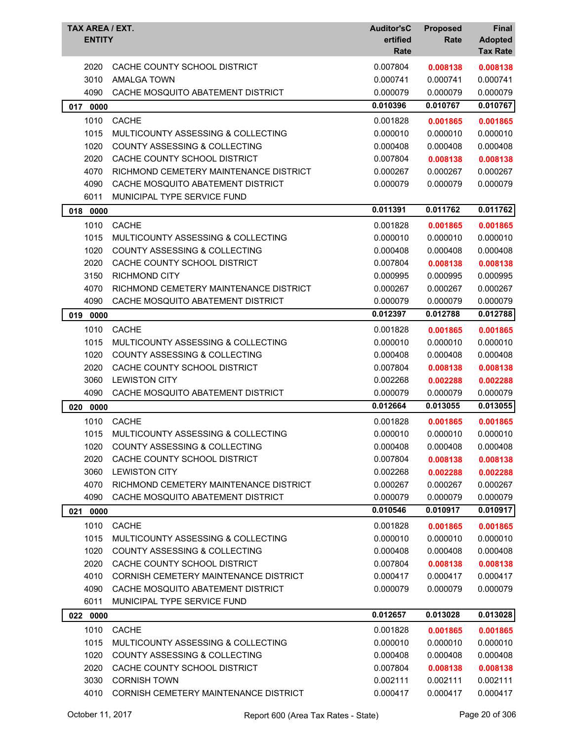| TAX AREA / EXT. | ENTITY | Auditor'sCertified Rate | Proposed Rate | Final Adopted Tax Rate |
|---|---|---|---|---|
| 2020 | CACHE COUNTY SCHOOL DISTRICT | 0.007804 | **0.008138** | **0.008138** |
| 3010 | AMALGA TOWN | 0.000741 | 0.000741 | 0.000741 |
| 4090 | CACHE MOSQUITO ABATEMENT DISTRICT | 0.000079 | 0.000079 | 0.000079 |
| **017 0000** | | **0.010396** | **0.010767** | **0.010767** |
| 1010 | CACHE | 0.001828 | **0.001865** | **0.001865** |
| 1015 | MULTICOUNTY ASSESSING & COLLECTING | 0.000010 | 0.000010 | 0.000010 |
| 1020 | COUNTY ASSESSING & COLLECTING | 0.000408 | 0.000408 | 0.000408 |
| 2020 | CACHE COUNTY SCHOOL DISTRICT | 0.007804 | **0.008138** | **0.008138** |
| 4070 | RICHMOND CEMETERY MAINTENANCE DISTRICT | 0.000267 | 0.000267 | 0.000267 |
| 4090 | CACHE MOSQUITO ABATEMENT DISTRICT | 0.000079 | 0.000079 | 0.000079 |
| 6011 | MUNICIPAL TYPE SERVICE FUND | | | |
| **018 0000** | | **0.011391** | **0.011762** | **0.011762** |
| 1010 | CACHE | 0.001828 | **0.001865** | **0.001865** |
| 1015 | MULTICOUNTY ASSESSING & COLLECTING | 0.000010 | 0.000010 | 0.000010 |
| 1020 | COUNTY ASSESSING & COLLECTING | 0.000408 | 0.000408 | 0.000408 |
| 2020 | CACHE COUNTY SCHOOL DISTRICT | 0.007804 | **0.008138** | **0.008138** |
| 3150 | RICHMOND CITY | 0.000995 | 0.000995 | 0.000995 |
| 4070 | RICHMOND CEMETERY MAINTENANCE DISTRICT | 0.000267 | 0.000267 | 0.000267 |
| 4090 | CACHE MOSQUITO ABATEMENT DISTRICT | 0.000079 | 0.000079 | 0.000079 |
| **019 0000** | | **0.012397** | **0.012788** | **0.012788** |
| 1010 | CACHE | 0.001828 | **0.001865** | **0.001865** |
| 1015 | MULTICOUNTY ASSESSING & COLLECTING | 0.000010 | 0.000010 | 0.000010 |
| 1020 | COUNTY ASSESSING & COLLECTING | 0.000408 | 0.000408 | 0.000408 |
| 2020 | CACHE COUNTY SCHOOL DISTRICT | 0.007804 | **0.008138** | **0.008138** |
| 3060 | LEWISTON CITY | 0.002268 | **0.002288** | **0.002288** |
| 4090 | CACHE MOSQUITO ABATEMENT DISTRICT | 0.000079 | 0.000079 | 0.000079 |
| **020 0000** | | **0.012664** | **0.013055** | **0.013055** |
| 1010 | CACHE | 0.001828 | **0.001865** | **0.001865** |
| 1015 | MULTICOUNTY ASSESSING & COLLECTING | 0.000010 | 0.000010 | 0.000010 |
| 1020 | COUNTY ASSESSING & COLLECTING | 0.000408 | 0.000408 | 0.000408 |
| 2020 | CACHE COUNTY SCHOOL DISTRICT | 0.007804 | **0.008138** | **0.008138** |
| 3060 | LEWISTON CITY | 0.002268 | **0.002288** | **0.002288** |
| 4070 | RICHMOND CEMETERY MAINTENANCE DISTRICT | 0.000267 | 0.000267 | 0.000267 |
| 4090 | CACHE MOSQUITO ABATEMENT DISTRICT | 0.000079 | 0.000079 | 0.000079 |
| **021 0000** | | **0.010546** | **0.010917** | **0.010917** |
| 1010 | CACHE | 0.001828 | **0.001865** | **0.001865** |
| 1015 | MULTICOUNTY ASSESSING & COLLECTING | 0.000010 | 0.000010 | 0.000010 |
| 1020 | COUNTY ASSESSING & COLLECTING | 0.000408 | 0.000408 | 0.000408 |
| 2020 | CACHE COUNTY SCHOOL DISTRICT | 0.007804 | **0.008138** | **0.008138** |
| 4010 | CORNISH CEMETERY MAINTENANCE DISTRICT | 0.000417 | 0.000417 | 0.000417 |
| 4090 | CACHE MOSQUITO ABATEMENT DISTRICT | 0.000079 | 0.000079 | 0.000079 |
| 6011 | MUNICIPAL TYPE SERVICE FUND | | | |
| **022 0000** | | **0.012657** | **0.013028** | **0.013028** |
| 1010 | CACHE | 0.001828 | **0.001865** | **0.001865** |
| 1015 | MULTICOUNTY ASSESSING & COLLECTING | 0.000010 | 0.000010 | 0.000010 |
| 1020 | COUNTY ASSESSING & COLLECTING | 0.000408 | 0.000408 | 0.000408 |
| 2020 | CACHE COUNTY SCHOOL DISTRICT | 0.007804 | **0.008138** | **0.008138** |
| 3030 | CORNISH TOWN | 0.002111 | 0.002111 | 0.002111 |
| 4010 | CORNISH CEMETERY MAINTENANCE DISTRICT | 0.000417 | 0.000417 | 0.000417 |

October 11, 2017 Report 600 (Area Tax Rates - State)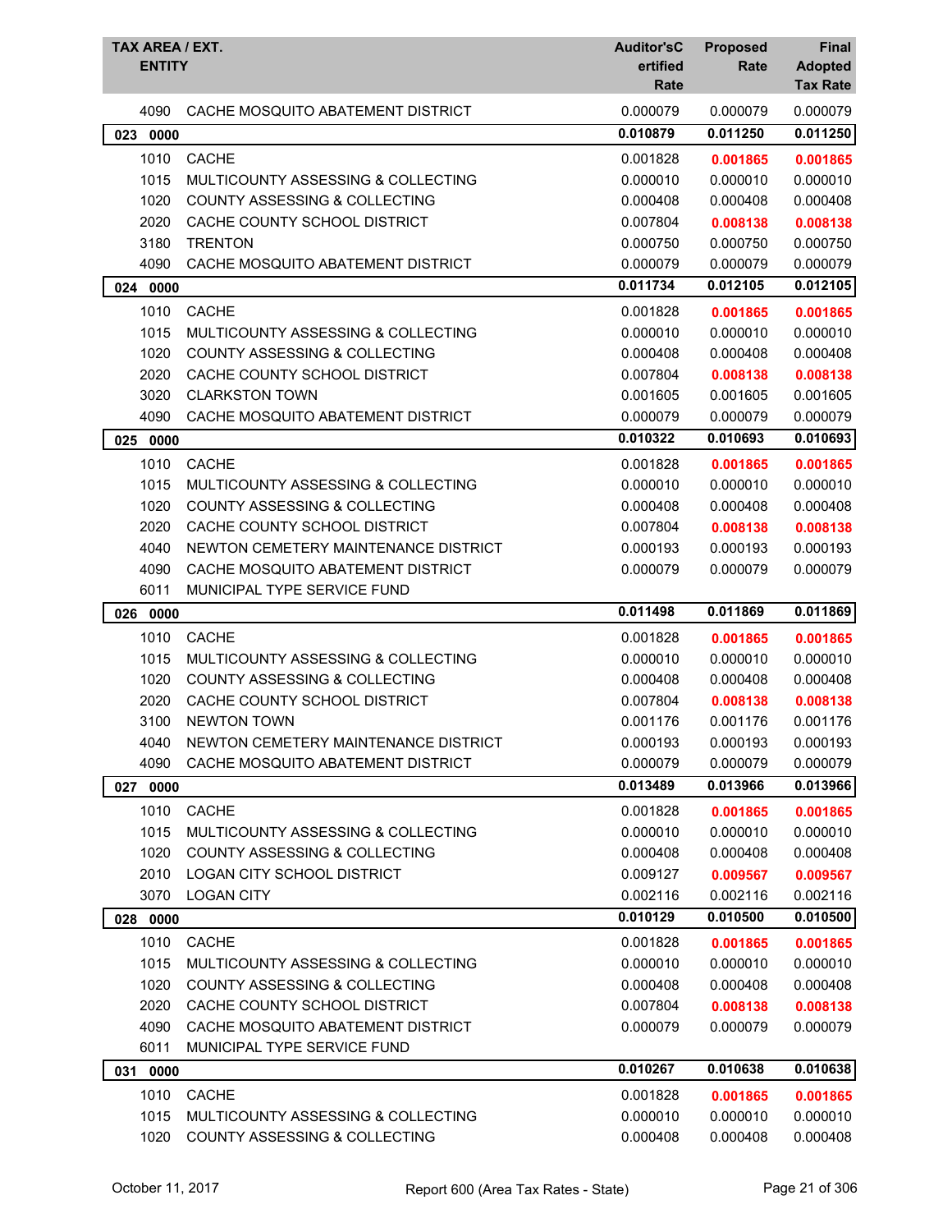| TAX AREA / EXT. | ENTITY | Auditor'sCertified Rate | Proposed Rate | Final Adopted Tax Rate |
|---|---|---|---|---|
| 4090 | CACHE MOSQUITO ABATEMENT DISTRICT | 0.000079 | 0.000079 | 0.000079 |
| **023 0000** | | **0.010879** | **0.011250** | **0.011250** |
| 1010 | CACHE | 0.001828 | **0.001865** | **0.001865** |
| 1015 | MULTICOUNTY ASSESSING & COLLECTING | 0.000010 | 0.000010 | 0.000010 |
| 1020 | COUNTY ASSESSING & COLLECTING | 0.000408 | 0.000408 | 0.000408 |
| 2020 | CACHE COUNTY SCHOOL DISTRICT | 0.007804 | **0.008138** | **0.008138** |
| 3180 | TRENTON | 0.000750 | 0.000750 | 0.000750 |
| 4090 | CACHE MOSQUITO ABATEMENT DISTRICT | 0.000079 | 0.000079 | 0.000079 |
| **024 0000** | | **0.011734** | **0.012105** | **0.012105** |
| 1010 | CACHE | 0.001828 | **0.001865** | **0.001865** |
| 1015 | MULTICOUNTY ASSESSING & COLLECTING | 0.000010 | 0.000010 | 0.000010 |
| 1020 | COUNTY ASSESSING & COLLECTING | 0.000408 | 0.000408 | 0.000408 |
| 2020 | CACHE COUNTY SCHOOL DISTRICT | 0.007804 | **0.008138** | **0.008138** |
| 3020 | CLARKSTON TOWN | 0.001605 | 0.001605 | 0.001605 |
| 4090 | CACHE MOSQUITO ABATEMENT DISTRICT | 0.000079 | 0.000079 | 0.000079 |
| **025 0000** | | **0.010322** | **0.010693** | **0.010693** |
| 1010 | CACHE | 0.001828 | **0.001865** | **0.001865** |
| 1015 | MULTICOUNTY ASSESSING & COLLECTING | 0.000010 | 0.000010 | 0.000010 |
| 1020 | COUNTY ASSESSING & COLLECTING | 0.000408 | 0.000408 | 0.000408 |
| 2020 | CACHE COUNTY SCHOOL DISTRICT | 0.007804 | **0.008138** | **0.008138** |
| 4040 | NEWTON CEMETERY MAINTENANCE DISTRICT | 0.000193 | 0.000193 | 0.000193 |
| 4090 | CACHE MOSQUITO ABATEMENT DISTRICT | 0.000079 | 0.000079 | 0.000079 |
| 6011 | MUNICIPAL TYPE SERVICE FUND | | | |
| **026 0000** | | **0.011498** | **0.011869** | **0.011869** |
| 1010 | CACHE | 0.001828 | **0.001865** | **0.001865** |
| 1015 | MULTICOUNTY ASSESSING & COLLECTING | 0.000010 | 0.000010 | 0.000010 |
| 1020 | COUNTY ASSESSING & COLLECTING | 0.000408 | 0.000408 | 0.000408 |
| 2020 | CACHE COUNTY SCHOOL DISTRICT | 0.007804 | **0.008138** | **0.008138** |
| 3100 | NEWTON TOWN | 0.001176 | 0.001176 | 0.001176 |
| 4040 | NEWTON CEMETERY MAINTENANCE DISTRICT | 0.000193 | 0.000193 | 0.000193 |
| 4090 | CACHE MOSQUITO ABATEMENT DISTRICT | 0.000079 | 0.000079 | 0.000079 |
| **027 0000** | | **0.013489** | **0.013966** | **0.013966** |
| 1010 | CACHE | 0.001828 | **0.001865** | **0.001865** |
| 1015 | MULTICOUNTY ASSESSING & COLLECTING | 0.000010 | 0.000010 | 0.000010 |
| 1020 | COUNTY ASSESSING & COLLECTING | 0.000408 | 0.000408 | 0.000408 |
| 2010 | LOGAN CITY SCHOOL DISTRICT | 0.009127 | **0.009567** | **0.009567** |
| 3070 | LOGAN CITY | 0.002116 | 0.002116 | 0.002116 |
| **028 0000** | | **0.010129** | **0.010500** | **0.010500** |
| 1010 | CACHE | 0.001828 | **0.001865** | **0.001865** |
| 1015 | MULTICOUNTY ASSESSING & COLLECTING | 0.000010 | 0.000010 | 0.000010 |
| 1020 | COUNTY ASSESSING & COLLECTING | 0.000408 | 0.000408 | 0.000408 |
| 2020 | CACHE COUNTY SCHOOL DISTRICT | 0.007804 | **0.008138** | **0.008138** |
| 4090 | CACHE MOSQUITO ABATEMENT DISTRICT | 0.000079 | 0.000079 | 0.000079 |
| 6011 | MUNICIPAL TYPE SERVICE FUND | | | |
| **031 0000** | | **0.010267** | **0.010638** | **0.010638** |
| 1010 | CACHE | 0.001828 | **0.001865** | **0.001865** |
| 1015 | MULTICOUNTY ASSESSING & COLLECTING | 0.000010 | 0.000010 | 0.000010 |
| 1020 | COUNTY ASSESSING & COLLECTING | 0.000408 | 0.000408 | 0.000408 |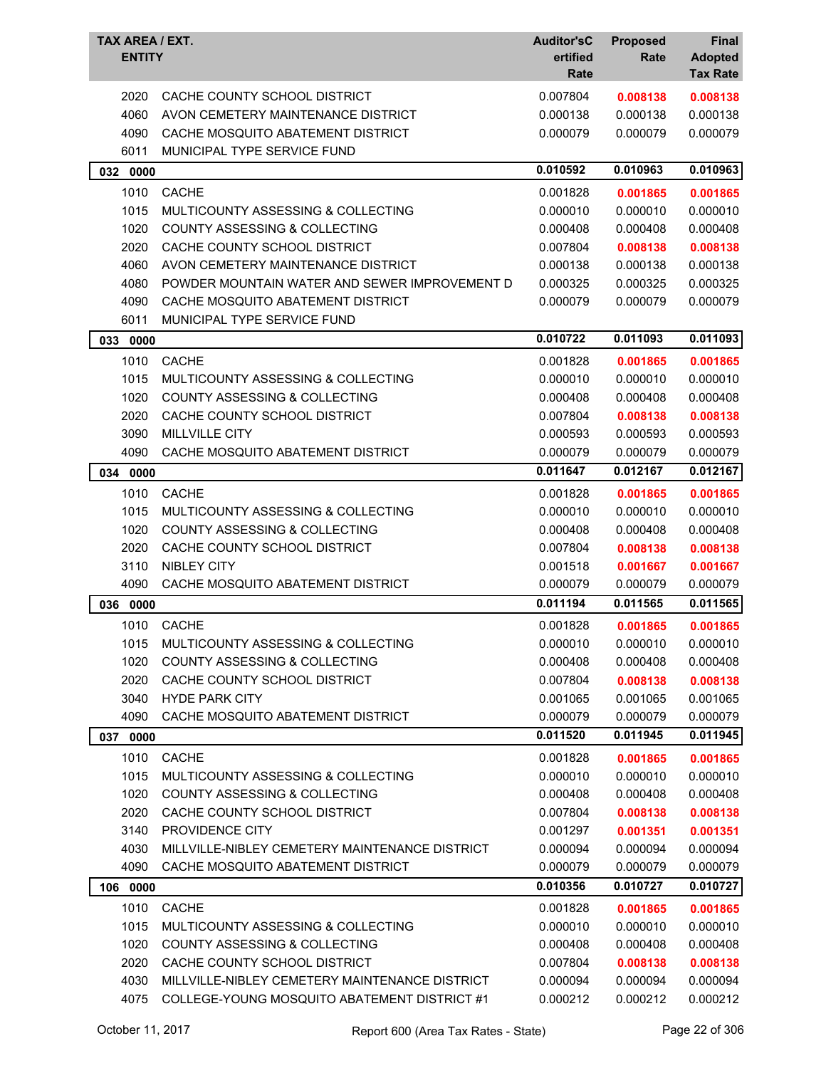| TAX AREA / EXT. ENTITY | | Auditor'sCertified Rate | Proposed Rate | Final Adopted Tax Rate |
|---|---|---|---|---|
| 2020 | CACHE COUNTY SCHOOL DISTRICT | 0.007804 | **0.008138** | **0.008138** |
| 4060 | AVON CEMETERY MAINTENANCE DISTRICT | 0.000138 | 0.000138 | 0.000138 |
| 4090 | CACHE MOSQUITO ABATEMENT DISTRICT | 0.000079 | 0.000079 | 0.000079 |
| 6011 | MUNICIPAL TYPE SERVICE FUND | | | |
| **032 0000** | | **0.010592** | **0.010963** | **0.010963** |
| 1010 | CACHE | 0.001828 | **0.001865** | **0.001865** |
| 1015 | MULTICOUNTY ASSESSING & COLLECTING | 0.000010 | 0.000010 | 0.000010 |
| 1020 | COUNTY ASSESSING & COLLECTING | 0.000408 | 0.000408 | 0.000408 |
| 2020 | CACHE COUNTY SCHOOL DISTRICT | 0.007804 | **0.008138** | **0.008138** |
| 4060 | AVON CEMETERY MAINTENANCE DISTRICT | 0.000138 | 0.000138 | 0.000138 |
| 4080 | POWDER MOUNTAIN WATER AND SEWER IMPROVEMENT D | 0.000325 | 0.000325 | 0.000325 |
| 4090 | CACHE MOSQUITO ABATEMENT DISTRICT | 0.000079 | 0.000079 | 0.000079 |
| 6011 | MUNICIPAL TYPE SERVICE FUND | | | |
| **033 0000** | | **0.010722** | **0.011093** | **0.011093** |
| 1010 | CACHE | 0.001828 | **0.001865** | **0.001865** |
| 1015 | MULTICOUNTY ASSESSING & COLLECTING | 0.000010 | 0.000010 | 0.000010 |
| 1020 | COUNTY ASSESSING & COLLECTING | 0.000408 | 0.000408 | 0.000408 |
| 2020 | CACHE COUNTY SCHOOL DISTRICT | 0.007804 | **0.008138** | **0.008138** |
| 3090 | MILLVILLE CITY | 0.000593 | 0.000593 | 0.000593 |
| 4090 | CACHE MOSQUITO ABATEMENT DISTRICT | 0.000079 | 0.000079 | 0.000079 |
| **034 0000** | | **0.011647** | **0.012167** | **0.012167** |
| 1010 | CACHE | 0.001828 | **0.001865** | **0.001865** |
| 1015 | MULTICOUNTY ASSESSING & COLLECTING | 0.000010 | 0.000010 | 0.000010 |
| 1020 | COUNTY ASSESSING & COLLECTING | 0.000408 | 0.000408 | 0.000408 |
| 2020 | CACHE COUNTY SCHOOL DISTRICT | 0.007804 | **0.008138** | **0.008138** |
| 3110 | NIBLEY CITY | 0.001518 | **0.001667** | **0.001667** |
| 4090 | CACHE MOSQUITO ABATEMENT DISTRICT | 0.000079 | 0.000079 | 0.000079 |
| **036 0000** | | **0.011194** | **0.011565** | **0.011565** |
| 1010 | CACHE | 0.001828 | **0.001865** | **0.001865** |
| 1015 | MULTICOUNTY ASSESSING & COLLECTING | 0.000010 | 0.000010 | 0.000010 |
| 1020 | COUNTY ASSESSING & COLLECTING | 0.000408 | 0.000408 | 0.000408 |
| 2020 | CACHE COUNTY SCHOOL DISTRICT | 0.007804 | **0.008138** | **0.008138** |
| 3040 | HYDE PARK CITY | 0.001065 | 0.001065 | 0.001065 |
| 4090 | CACHE MOSQUITO ABATEMENT DISTRICT | 0.000079 | 0.000079 | 0.000079 |
| **037 0000** | | **0.011520** | **0.011945** | **0.011945** |
| 1010 | CACHE | 0.001828 | **0.001865** | **0.001865** |
| 1015 | MULTICOUNTY ASSESSING & COLLECTING | 0.000010 | 0.000010 | 0.000010 |
| 1020 | COUNTY ASSESSING & COLLECTING | 0.000408 | 0.000408 | 0.000408 |
| 2020 | CACHE COUNTY SCHOOL DISTRICT | 0.007804 | **0.008138** | **0.008138** |
| 3140 | PROVIDENCE CITY | 0.001297 | **0.001351** | **0.001351** |
| 4030 | MILLVILLE-NIBLEY CEMETERY MAINTENANCE DISTRICT | 0.000094 | 0.000094 | 0.000094 |
| 4090 | CACHE MOSQUITO ABATEMENT DISTRICT | 0.000079 | 0.000079 | 0.000079 |
| **106 0000** | | **0.010356** | **0.010727** | **0.010727** |
| 1010 | CACHE | 0.001828 | **0.001865** | **0.001865** |
| 1015 | MULTICOUNTY ASSESSING & COLLECTING | 0.000010 | 0.000010 | 0.000010 |
| 1020 | COUNTY ASSESSING & COLLECTING | 0.000408 | 0.000408 | 0.000408 |
| 2020 | CACHE COUNTY SCHOOL DISTRICT | 0.007804 | **0.008138** | **0.008138** |
| 4030 | MILLVILLE-NIBLEY CEMETERY MAINTENANCE DISTRICT | 0.000094 | 0.000094 | 0.000094 |
| 4075 | COLLEGE-YOUNG MOSQUITO ABATEMENT DISTRICT #1 | 0.000212 | 0.000212 | 0.000212 |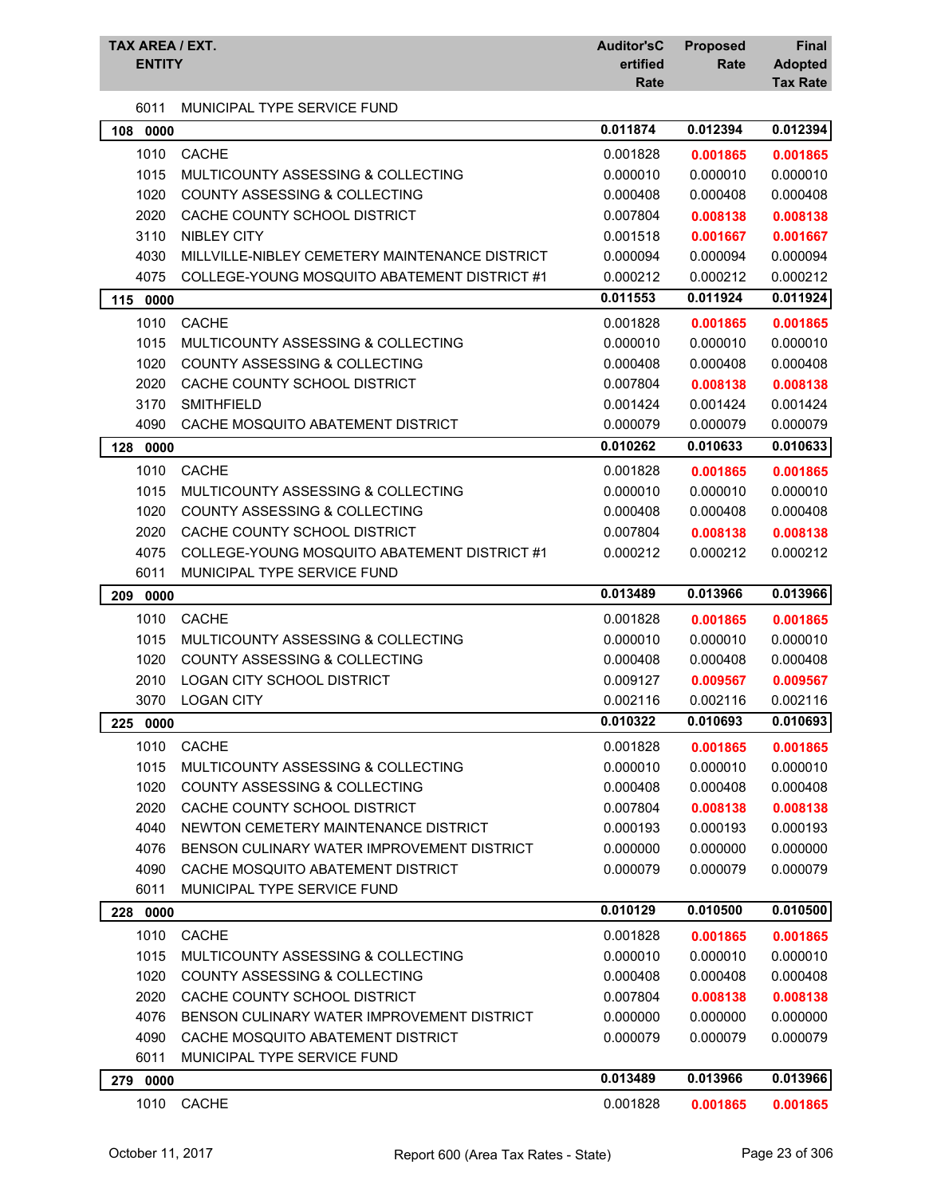| TAX AREA / EXT. ENTITY | | Auditor's Certified Rate | Proposed Rate | Final Adopted Tax Rate |
|---|---|---|---|---|
| 6011 | MUNICIPAL TYPE SERVICE FUND | | | |
| **108 0000** | | **0.011874** | **0.012394** | **0.012394** |
| 1010 | CACHE | 0.001828 | **0.001865** | **0.001865** |
| 1015 | MULTICOUNTY ASSESSING & COLLECTING | 0.000010 | 0.000010 | 0.000010 |
| 1020 | COUNTY ASSESSING & COLLECTING | 0.000408 | 0.000408 | 0.000408 |
| 2020 | CACHE COUNTY SCHOOL DISTRICT | 0.007804 | **0.008138** | **0.008138** |
| 3110 | NIBLEY CITY | 0.001518 | **0.001667** | **0.001667** |
| 4030 | MILLVILLE-NIBLEY CEMETERY MAINTENANCE DISTRICT | 0.000094 | 0.000094 | 0.000094 |
| 4075 | COLLEGE-YOUNG MOSQUITO ABATEMENT DISTRICT #1 | 0.000212 | 0.000212 | 0.000212 |
| **115 0000** | | **0.011553** | **0.011924** | **0.011924** |
| 1010 | CACHE | 0.001828 | **0.001865** | **0.001865** |
| 1015 | MULTICOUNTY ASSESSING & COLLECTING | 0.000010 | 0.000010 | 0.000010 |
| 1020 | COUNTY ASSESSING & COLLECTING | 0.000408 | 0.000408 | 0.000408 |
| 2020 | CACHE COUNTY SCHOOL DISTRICT | 0.007804 | **0.008138** | **0.008138** |
| 3170 | SMITHFIELD | 0.001424 | 0.001424 | 0.001424 |
| 4090 | CACHE MOSQUITO ABATEMENT DISTRICT | 0.000079 | 0.000079 | 0.000079 |
| **128 0000** | | **0.010262** | **0.010633** | **0.010633** |
| 1010 | CACHE | 0.001828 | **0.001865** | **0.001865** |
| 1015 | MULTICOUNTY ASSESSING & COLLECTING | 0.000010 | 0.000010 | 0.000010 |
| 1020 | COUNTY ASSESSING & COLLECTING | 0.000408 | 0.000408 | 0.000408 |
| 2020 | CACHE COUNTY SCHOOL DISTRICT | 0.007804 | **0.008138** | **0.008138** |
| 4075 | COLLEGE-YOUNG MOSQUITO ABATEMENT DISTRICT #1 | 0.000212 | 0.000212 | 0.000212 |
| 6011 | MUNICIPAL TYPE SERVICE FUND | | | |
| **209 0000** | | **0.013489** | **0.013966** | **0.013966** |
| 1010 | CACHE | 0.001828 | **0.001865** | **0.001865** |
| 1015 | MULTICOUNTY ASSESSING & COLLECTING | 0.000010 | 0.000010 | 0.000010 |
| 1020 | COUNTY ASSESSING & COLLECTING | 0.000408 | 0.000408 | 0.000408 |
| 2010 | LOGAN CITY SCHOOL DISTRICT | 0.009127 | **0.009567** | **0.009567** |
| 3070 | LOGAN CITY | 0.002116 | 0.002116 | 0.002116 |
| **225 0000** | | **0.010322** | **0.010693** | **0.010693** |
| 1010 | CACHE | 0.001828 | **0.001865** | **0.001865** |
| 1015 | MULTICOUNTY ASSESSING & COLLECTING | 0.000010 | 0.000010 | 0.000010 |
| 1020 | COUNTY ASSESSING & COLLECTING | 0.000408 | 0.000408 | 0.000408 |
| 2020 | CACHE COUNTY SCHOOL DISTRICT | 0.007804 | **0.008138** | **0.008138** |
| 4040 | NEWTON CEMETERY MAINTENANCE DISTRICT | 0.000193 | 0.000193 | 0.000193 |
| 4076 | BENSON CULINARY WATER IMPROVEMENT DISTRICT | 0.000000 | 0.000000 | 0.000000 |
| 4090 | CACHE MOSQUITO ABATEMENT DISTRICT | 0.000079 | 0.000079 | 0.000079 |
| 6011 | MUNICIPAL TYPE SERVICE FUND | | | |
| **228 0000** | | **0.010129** | **0.010500** | **0.010500** |
| 1010 | CACHE | 0.001828 | **0.001865** | **0.001865** |
| 1015 | MULTICOUNTY ASSESSING & COLLECTING | 0.000010 | 0.000010 | 0.000010 |
| 1020 | COUNTY ASSESSING & COLLECTING | 0.000408 | 0.000408 | 0.000408 |
| 2020 | CACHE COUNTY SCHOOL DISTRICT | 0.007804 | **0.008138** | **0.008138** |
| 4076 | BENSON CULINARY WATER IMPROVEMENT DISTRICT | 0.000000 | 0.000000 | 0.000000 |
| 4090 | CACHE MOSQUITO ABATEMENT DISTRICT | 0.000079 | 0.000079 | 0.000079 |
| 6011 | MUNICIPAL TYPE SERVICE FUND | | | |
| **279 0000** | | **0.013489** | **0.013966** | **0.013966** |
| 1010 | CACHE | 0.001828 | **0.001865** | **0.001865** |

October 11, 2017 — Report 600 (Area Tax Rates - State)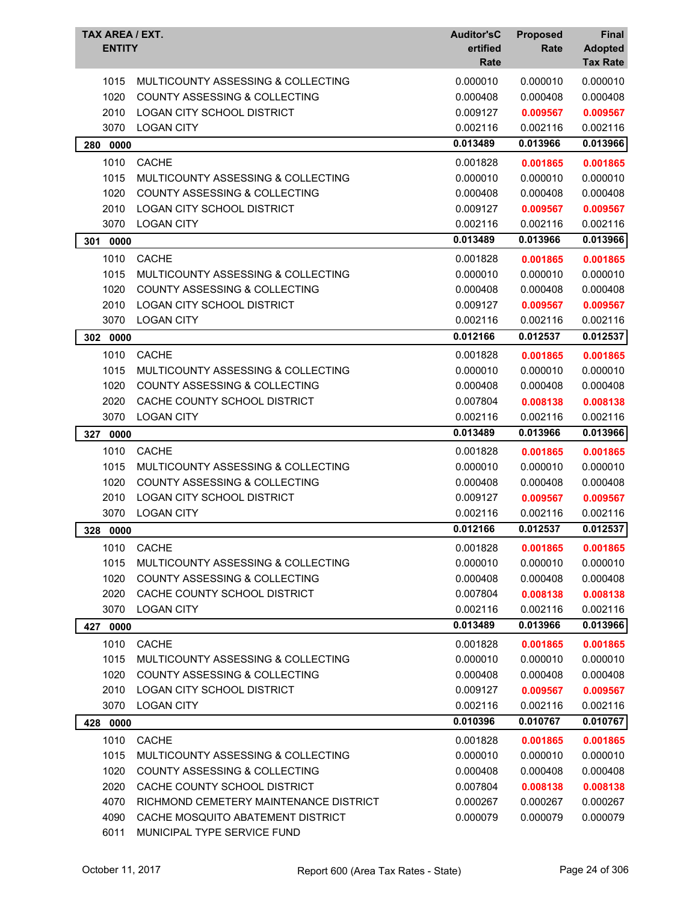| TAX AREA / EXT. ENTITY | | Auditor'sCertified Rate | Proposed Rate | Final Adopted Tax Rate |
|---|---|---|---|---|
| 1015 | MULTICOUNTY ASSESSING & COLLECTING | 0.000010 | 0.000010 | 0.000010 |
| 1020 | COUNTY ASSESSING & COLLECTING | 0.000408 | 0.000408 | 0.000408 |
| 2010 | LOGAN CITY SCHOOL DISTRICT | 0.009127 | **0.009567** | **0.009567** |
| 3070 | LOGAN CITY | 0.002116 | 0.002116 | 0.002116 |
| **280 0000** | | **0.013489** | **0.013966** | **0.013966** |
| 1010 | CACHE | 0.001828 | **0.001865** | **0.001865** |
| 1015 | MULTICOUNTY ASSESSING & COLLECTING | 0.000010 | 0.000010 | 0.000010 |
| 1020 | COUNTY ASSESSING & COLLECTING | 0.000408 | 0.000408 | 0.000408 |
| 2010 | LOGAN CITY SCHOOL DISTRICT | 0.009127 | **0.009567** | **0.009567** |
| 3070 | LOGAN CITY | 0.002116 | 0.002116 | 0.002116 |
| **301 0000** | | **0.013489** | **0.013966** | **0.013966** |
| 1010 | CACHE | 0.001828 | **0.001865** | **0.001865** |
| 1015 | MULTICOUNTY ASSESSING & COLLECTING | 0.000010 | 0.000010 | 0.000010 |
| 1020 | COUNTY ASSESSING & COLLECTING | 0.000408 | 0.000408 | 0.000408 |
| 2010 | LOGAN CITY SCHOOL DISTRICT | 0.009127 | **0.009567** | **0.009567** |
| 3070 | LOGAN CITY | 0.002116 | 0.002116 | 0.002116 |
| **302 0000** | | **0.012166** | **0.012537** | **0.012537** |
| 1010 | CACHE | 0.001828 | **0.001865** | **0.001865** |
| 1015 | MULTICOUNTY ASSESSING & COLLECTING | 0.000010 | 0.000010 | 0.000010 |
| 1020 | COUNTY ASSESSING & COLLECTING | 0.000408 | 0.000408 | 0.000408 |
| 2020 | CACHE COUNTY SCHOOL DISTRICT | 0.007804 | **0.008138** | **0.008138** |
| 3070 | LOGAN CITY | 0.002116 | 0.002116 | 0.002116 |
| **327 0000** | | **0.013489** | **0.013966** | **0.013966** |
| 1010 | CACHE | 0.001828 | **0.001865** | **0.001865** |
| 1015 | MULTICOUNTY ASSESSING & COLLECTING | 0.000010 | 0.000010 | 0.000010 |
| 1020 | COUNTY ASSESSING & COLLECTING | 0.000408 | 0.000408 | 0.000408 |
| 2010 | LOGAN CITY SCHOOL DISTRICT | 0.009127 | **0.009567** | **0.009567** |
| 3070 | LOGAN CITY | 0.002116 | 0.002116 | 0.002116 |
| **328 0000** | | **0.012166** | **0.012537** | **0.012537** |
| 1010 | CACHE | 0.001828 | **0.001865** | **0.001865** |
| 1015 | MULTICOUNTY ASSESSING & COLLECTING | 0.000010 | 0.000010 | 0.000010 |
| 1020 | COUNTY ASSESSING & COLLECTING | 0.000408 | 0.000408 | 0.000408 |
| 2020 | CACHE COUNTY SCHOOL DISTRICT | 0.007804 | **0.008138** | **0.008138** |
| 3070 | LOGAN CITY | 0.002116 | 0.002116 | 0.002116 |
| **427 0000** | | **0.013489** | **0.013966** | **0.013966** |
| 1010 | CACHE | 0.001828 | **0.001865** | **0.001865** |
| 1015 | MULTICOUNTY ASSESSING & COLLECTING | 0.000010 | 0.000010 | 0.000010 |
| 1020 | COUNTY ASSESSING & COLLECTING | 0.000408 | 0.000408 | 0.000408 |
| 2010 | LOGAN CITY SCHOOL DISTRICT | 0.009127 | **0.009567** | **0.009567** |
| 3070 | LOGAN CITY | 0.002116 | 0.002116 | 0.002116 |
| **428 0000** | | **0.010396** | **0.010767** | **0.010767** |
| 1010 | CACHE | 0.001828 | **0.001865** | **0.001865** |
| 1015 | MULTICOUNTY ASSESSING & COLLECTING | 0.000010 | 0.000010 | 0.000010 |
| 1020 | COUNTY ASSESSING & COLLECTING | 0.000408 | 0.000408 | 0.000408 |
| 2020 | CACHE COUNTY SCHOOL DISTRICT | 0.007804 | **0.008138** | **0.008138** |
| 4070 | RICHMOND CEMETERY MAINTENANCE DISTRICT | 0.000267 | 0.000267 | 0.000267 |
| 4090 | CACHE MOSQUITO ABATEMENT DISTRICT | 0.000079 | 0.000079 | 0.000079 |
| 6011 | MUNICIPAL TYPE SERVICE FUND | | | |

October 11, 2017 — Report 600 (Area Tax Rates - State)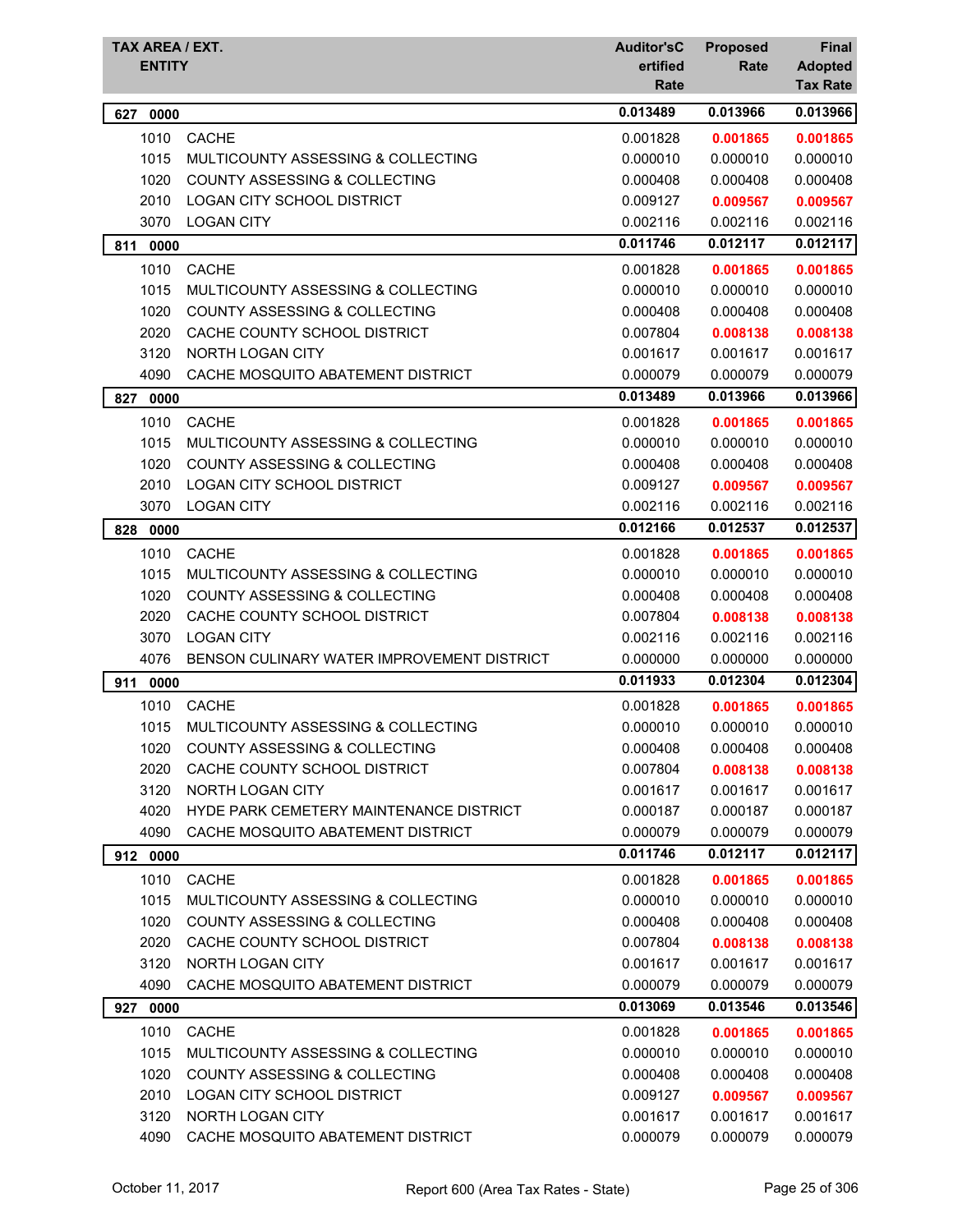| TAX AREA / EXT. ENTITY | | Auditor'sCertified Rate | Proposed Rate | Final Adopted Tax Rate |
|---|---|---|---|---|
| **627 0000** | | **0.013489** | **0.013966** | **0.013966** |
| 1010 | CACHE | 0.001828 | **0.001865** | **0.001865** |
| 1015 | MULTICOUNTY ASSESSING & COLLECTING | 0.000010 | 0.000010 | 0.000010 |
| 1020 | COUNTY ASSESSING & COLLECTING | 0.000408 | 0.000408 | 0.000408 |
| 2010 | LOGAN CITY SCHOOL DISTRICT | 0.009127 | **0.009567** | **0.009567** |
| 3070 | LOGAN CITY | 0.002116 | 0.002116 | 0.002116 |
| **811 0000** | | **0.011746** | **0.012117** | **0.012117** |
| 1010 | CACHE | 0.001828 | **0.001865** | **0.001865** |
| 1015 | MULTICOUNTY ASSESSING & COLLECTING | 0.000010 | 0.000010 | 0.000010 |
| 1020 | COUNTY ASSESSING & COLLECTING | 0.000408 | 0.000408 | 0.000408 |
| 2020 | CACHE COUNTY SCHOOL DISTRICT | 0.007804 | **0.008138** | **0.008138** |
| 3120 | NORTH LOGAN CITY | 0.001617 | 0.001617 | 0.001617 |
| 4090 | CACHE MOSQUITO ABATEMENT DISTRICT | 0.000079 | 0.000079 | 0.000079 |
| **827 0000** | | **0.013489** | **0.013966** | **0.013966** |
| 1010 | CACHE | 0.001828 | **0.001865** | **0.001865** |
| 1015 | MULTICOUNTY ASSESSING & COLLECTING | 0.000010 | 0.000010 | 0.000010 |
| 1020 | COUNTY ASSESSING & COLLECTING | 0.000408 | 0.000408 | 0.000408 |
| 2010 | LOGAN CITY SCHOOL DISTRICT | 0.009127 | **0.009567** | **0.009567** |
| 3070 | LOGAN CITY | 0.002116 | 0.002116 | 0.002116 |
| **828 0000** | | **0.012166** | **0.012537** | **0.012537** |
| 1010 | CACHE | 0.001828 | **0.001865** | **0.001865** |
| 1015 | MULTICOUNTY ASSESSING & COLLECTING | 0.000010 | 0.000010 | 0.000010 |
| 1020 | COUNTY ASSESSING & COLLECTING | 0.000408 | 0.000408 | 0.000408 |
| 2020 | CACHE COUNTY SCHOOL DISTRICT | 0.007804 | **0.008138** | **0.008138** |
| 3070 | LOGAN CITY | 0.002116 | 0.002116 | 0.002116 |
| 4076 | BENSON CULINARY WATER IMPROVEMENT DISTRICT | 0.000000 | 0.000000 | 0.000000 |
| **911 0000** | | **0.011933** | **0.012304** | **0.012304** |
| 1010 | CACHE | 0.001828 | **0.001865** | **0.001865** |
| 1015 | MULTICOUNTY ASSESSING & COLLECTING | 0.000010 | 0.000010 | 0.000010 |
| 1020 | COUNTY ASSESSING & COLLECTING | 0.000408 | 0.000408 | 0.000408 |
| 2020 | CACHE COUNTY SCHOOL DISTRICT | 0.007804 | **0.008138** | **0.008138** |
| 3120 | NORTH LOGAN CITY | 0.001617 | 0.001617 | 0.001617 |
| 4020 | HYDE PARK CEMETERY MAINTENANCE DISTRICT | 0.000187 | 0.000187 | 0.000187 |
| 4090 | CACHE MOSQUITO ABATEMENT DISTRICT | 0.000079 | 0.000079 | 0.000079 |
| **912 0000** | | **0.011746** | **0.012117** | **0.012117** |
| 1010 | CACHE | 0.001828 | **0.001865** | **0.001865** |
| 1015 | MULTICOUNTY ASSESSING & COLLECTING | 0.000010 | 0.000010 | 0.000010 |
| 1020 | COUNTY ASSESSING & COLLECTING | 0.000408 | 0.000408 | 0.000408 |
| 2020 | CACHE COUNTY SCHOOL DISTRICT | 0.007804 | **0.008138** | **0.008138** |
| 3120 | NORTH LOGAN CITY | 0.001617 | 0.001617 | 0.001617 |
| 4090 | CACHE MOSQUITO ABATEMENT DISTRICT | 0.000079 | 0.000079 | 0.000079 |
| **927 0000** | | **0.013069** | **0.013546** | **0.013546** |
| 1010 | CACHE | 0.001828 | **0.001865** | **0.001865** |
| 1015 | MULTICOUNTY ASSESSING & COLLECTING | 0.000010 | 0.000010 | 0.000010 |
| 1020 | COUNTY ASSESSING & COLLECTING | 0.000408 | 0.000408 | 0.000408 |
| 2010 | LOGAN CITY SCHOOL DISTRICT | 0.009127 | **0.009567** | **0.009567** |
| 3120 | NORTH LOGAN CITY | 0.001617 | 0.001617 | 0.001617 |
| 4090 | CACHE MOSQUITO ABATEMENT DISTRICT | 0.000079 | 0.000079 | 0.000079 |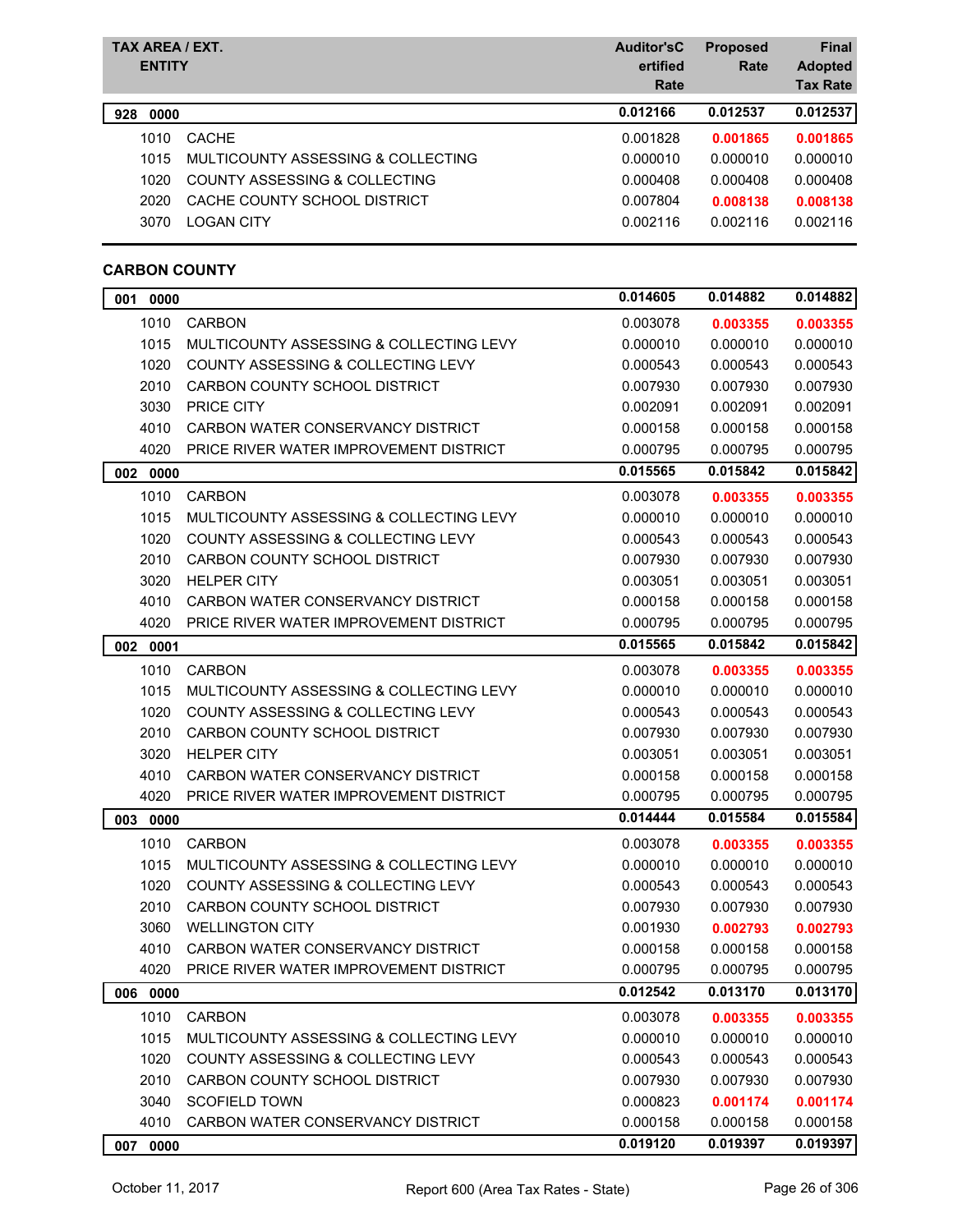| TAX AREA / EXT. ENTITY | | Auditor's Certified Rate | Proposed Rate | Final Adopted Tax Rate |
|---|---|---|---|---|
| **928 0000** | | **0.012166** | **0.012537** | **0.012537** |
| 1010 | CACHE | 0.001828 | **0.001865** | **0.001865** |
| 1015 | MULTICOUNTY ASSESSING & COLLECTING | 0.000010 | 0.000010 | 0.000010 |
| 1020 | COUNTY ASSESSING & COLLECTING | 0.000408 | 0.000408 | 0.000408 |
| 2020 | CACHE COUNTY SCHOOL DISTRICT | 0.007804 | **0.008138** | **0.008138** |
| 3070 | LOGAN CITY | 0.002116 | 0.002116 | 0.002116 |

**CARBON COUNTY**

| TAX AREA / EXT. ENTITY | | Auditor's Certified Rate | Proposed Rate | Final Adopted Tax Rate |
|---|---|---|---|---|
| **001 0000** | | **0.014605** | **0.014882** | **0.014882** |
| 1010 | CARBON | 0.003078 | **0.003355** | **0.003355** |
| 1015 | MULTICOUNTY ASSESSING & COLLECTING LEVY | 0.000010 | 0.000010 | 0.000010 |
| 1020 | COUNTY ASSESSING & COLLECTING LEVY | 0.000543 | 0.000543 | 0.000543 |
| 2010 | CARBON COUNTY SCHOOL DISTRICT | 0.007930 | 0.007930 | 0.007930 |
| 3030 | PRICE CITY | 0.002091 | 0.002091 | 0.002091 |
| 4010 | CARBON WATER CONSERVANCY DISTRICT | 0.000158 | 0.000158 | 0.000158 |
| 4020 | PRICE RIVER WATER IMPROVEMENT DISTRICT | 0.000795 | 0.000795 | 0.000795 |
| **002 0000** | | **0.015565** | **0.015842** | **0.015842** |
| 1010 | CARBON | 0.003078 | **0.003355** | **0.003355** |
| 1015 | MULTICOUNTY ASSESSING & COLLECTING LEVY | 0.000010 | 0.000010 | 0.000010 |
| 1020 | COUNTY ASSESSING & COLLECTING LEVY | 0.000543 | 0.000543 | 0.000543 |
| 2010 | CARBON COUNTY SCHOOL DISTRICT | 0.007930 | 0.007930 | 0.007930 |
| 3020 | HELPER CITY | 0.003051 | 0.003051 | 0.003051 |
| 4010 | CARBON WATER CONSERVANCY DISTRICT | 0.000158 | 0.000158 | 0.000158 |
| 4020 | PRICE RIVER WATER IMPROVEMENT DISTRICT | 0.000795 | 0.000795 | 0.000795 |
| **002 0001** | | **0.015565** | **0.015842** | **0.015842** |
| 1010 | CARBON | 0.003078 | **0.003355** | **0.003355** |
| 1015 | MULTICOUNTY ASSESSING & COLLECTING LEVY | 0.000010 | 0.000010 | 0.000010 |
| 1020 | COUNTY ASSESSING & COLLECTING LEVY | 0.000543 | 0.000543 | 0.000543 |
| 2010 | CARBON COUNTY SCHOOL DISTRICT | 0.007930 | 0.007930 | 0.007930 |
| 3020 | HELPER CITY | 0.003051 | 0.003051 | 0.003051 |
| 4010 | CARBON WATER CONSERVANCY DISTRICT | 0.000158 | 0.000158 | 0.000158 |
| 4020 | PRICE RIVER WATER IMPROVEMENT DISTRICT | 0.000795 | 0.000795 | 0.000795 |
| **003 0000** | | **0.014444** | **0.015584** | **0.015584** |
| 1010 | CARBON | 0.003078 | **0.003355** | **0.003355** |
| 1015 | MULTICOUNTY ASSESSING & COLLECTING LEVY | 0.000010 | 0.000010 | 0.000010 |
| 1020 | COUNTY ASSESSING & COLLECTING LEVY | 0.000543 | 0.000543 | 0.000543 |
| 2010 | CARBON COUNTY SCHOOL DISTRICT | 0.007930 | 0.007930 | 0.007930 |
| 3060 | WELLINGTON CITY | 0.001930 | **0.002793** | **0.002793** |
| 4010 | CARBON WATER CONSERVANCY DISTRICT | 0.000158 | 0.000158 | 0.000158 |
| 4020 | PRICE RIVER WATER IMPROVEMENT DISTRICT | 0.000795 | 0.000795 | 0.000795 |
| **006 0000** | | **0.012542** | **0.013170** | **0.013170** |
| 1010 | CARBON | 0.003078 | **0.003355** | **0.003355** |
| 1015 | MULTICOUNTY ASSESSING & COLLECTING LEVY | 0.000010 | 0.000010 | 0.000010 |
| 1020 | COUNTY ASSESSING & COLLECTING LEVY | 0.000543 | 0.000543 | 0.000543 |
| 2010 | CARBON COUNTY SCHOOL DISTRICT | 0.007930 | 0.007930 | 0.007930 |
| 3040 | SCOFIELD TOWN | 0.000823 | **0.001174** | **0.001174** |
| 4010 | CARBON WATER CONSERVANCY DISTRICT | 0.000158 | 0.000158 | 0.000158 |
| **007 0000** | | **0.019120** | **0.019397** | **0.019397** |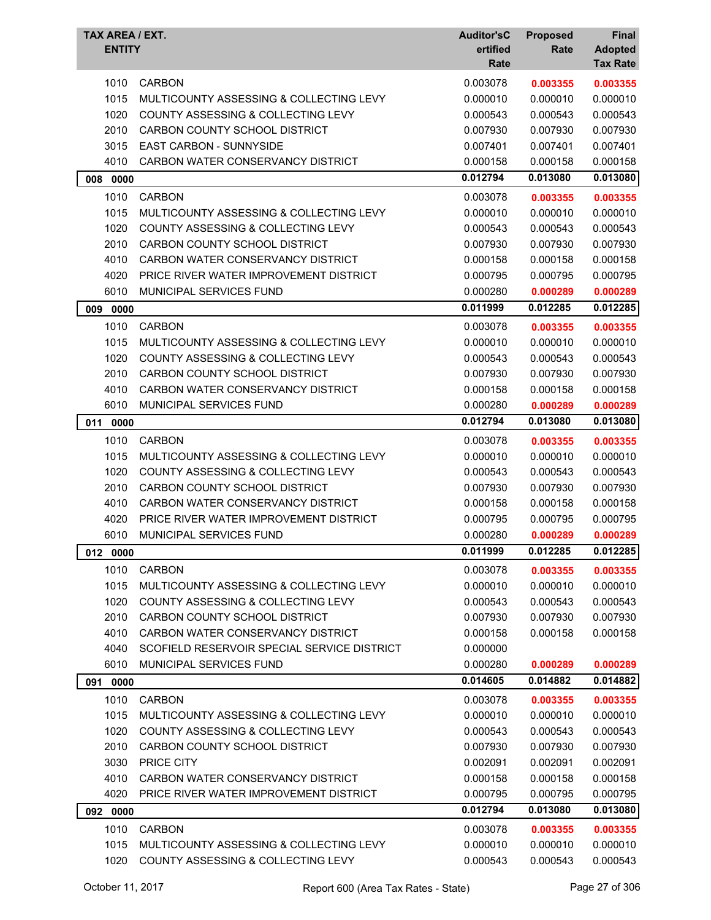| TAX AREA / EXT. ENTITY | | Auditor'sCertified Rate | Proposed Rate | Final Adopted Tax Rate |
|---|---|---|---|---|
| 1010 | CARBON | 0.003078 | **0.003355** | **0.003355** |
| 1015 | MULTICOUNTY ASSESSING & COLLECTING LEVY | 0.000010 | 0.000010 | 0.000010 |
| 1020 | COUNTY ASSESSING & COLLECTING LEVY | 0.000543 | 0.000543 | 0.000543 |
| 2010 | CARBON COUNTY SCHOOL DISTRICT | 0.007930 | 0.007930 | 0.007930 |
| 3015 | EAST CARBON - SUNNYSIDE | 0.007401 | 0.007401 | 0.007401 |
| 4010 | CARBON WATER CONSERVANCY DISTRICT | 0.000158 | 0.000158 | 0.000158 |
| **008 0000** | | **0.012794** | **0.013080** | **0.013080** |
| 1010 | CARBON | 0.003078 | **0.003355** | **0.003355** |
| 1015 | MULTICOUNTY ASSESSING & COLLECTING LEVY | 0.000010 | 0.000010 | 0.000010 |
| 1020 | COUNTY ASSESSING & COLLECTING LEVY | 0.000543 | 0.000543 | 0.000543 |
| 2010 | CARBON COUNTY SCHOOL DISTRICT | 0.007930 | 0.007930 | 0.007930 |
| 4010 | CARBON WATER CONSERVANCY DISTRICT | 0.000158 | 0.000158 | 0.000158 |
| 4020 | PRICE RIVER WATER IMPROVEMENT DISTRICT | 0.000795 | 0.000795 | 0.000795 |
| 6010 | MUNICIPAL SERVICES FUND | 0.000280 | **0.000289** | **0.000289** |
| **009 0000** | | **0.011999** | **0.012285** | **0.012285** |
| 1010 | CARBON | 0.003078 | **0.003355** | **0.003355** |
| 1015 | MULTICOUNTY ASSESSING & COLLECTING LEVY | 0.000010 | 0.000010 | 0.000010 |
| 1020 | COUNTY ASSESSING & COLLECTING LEVY | 0.000543 | 0.000543 | 0.000543 |
| 2010 | CARBON COUNTY SCHOOL DISTRICT | 0.007930 | 0.007930 | 0.007930 |
| 4010 | CARBON WATER CONSERVANCY DISTRICT | 0.000158 | 0.000158 | 0.000158 |
| 6010 | MUNICIPAL SERVICES FUND | 0.000280 | **0.000289** | **0.000289** |
| **011 0000** | | **0.012794** | **0.013080** | **0.013080** |
| 1010 | CARBON | 0.003078 | **0.003355** | **0.003355** |
| 1015 | MULTICOUNTY ASSESSING & COLLECTING LEVY | 0.000010 | 0.000010 | 0.000010 |
| 1020 | COUNTY ASSESSING & COLLECTING LEVY | 0.000543 | 0.000543 | 0.000543 |
| 2010 | CARBON COUNTY SCHOOL DISTRICT | 0.007930 | 0.007930 | 0.007930 |
| 4010 | CARBON WATER CONSERVANCY DISTRICT | 0.000158 | 0.000158 | 0.000158 |
| 4020 | PRICE RIVER WATER IMPROVEMENT DISTRICT | 0.000795 | 0.000795 | 0.000795 |
| 6010 | MUNICIPAL SERVICES FUND | 0.000280 | **0.000289** | **0.000289** |
| **012 0000** | | **0.011999** | **0.012285** | **0.012285** |
| 1010 | CARBON | 0.003078 | **0.003355** | **0.003355** |
| 1015 | MULTICOUNTY ASSESSING & COLLECTING LEVY | 0.000010 | 0.000010 | 0.000010 |
| 1020 | COUNTY ASSESSING & COLLECTING LEVY | 0.000543 | 0.000543 | 0.000543 |
| 2010 | CARBON COUNTY SCHOOL DISTRICT | 0.007930 | 0.007930 | 0.007930 |
| 4010 | CARBON WATER CONSERVANCY DISTRICT | 0.000158 | 0.000158 | 0.000158 |
| 4040 | SCOFIELD RESERVOIR SPECIAL SERVICE DISTRICT | 0.000000 | | |
| 6010 | MUNICIPAL SERVICES FUND | 0.000280 | **0.000289** | **0.000289** |
| **091 0000** | | **0.014605** | **0.014882** | **0.014882** |
| 1010 | CARBON | 0.003078 | **0.003355** | **0.003355** |
| 1015 | MULTICOUNTY ASSESSING & COLLECTING LEVY | 0.000010 | 0.000010 | 0.000010 |
| 1020 | COUNTY ASSESSING & COLLECTING LEVY | 0.000543 | 0.000543 | 0.000543 |
| 2010 | CARBON COUNTY SCHOOL DISTRICT | 0.007930 | 0.007930 | 0.007930 |
| 3030 | PRICE CITY | 0.002091 | 0.002091 | 0.002091 |
| 4010 | CARBON WATER CONSERVANCY DISTRICT | 0.000158 | 0.000158 | 0.000158 |
| 4020 | PRICE RIVER WATER IMPROVEMENT DISTRICT | 0.000795 | 0.000795 | 0.000795 |
| **092 0000** | | **0.012794** | **0.013080** | **0.013080** |
| 1010 | CARBON | 0.003078 | **0.003355** | **0.003355** |
| 1015 | MULTICOUNTY ASSESSING & COLLECTING LEVY | 0.000010 | 0.000010 | 0.000010 |
| 1020 | COUNTY ASSESSING & COLLECTING LEVY | 0.000543 | 0.000543 | 0.000543 |

October 11, 2017 — Report 600 (Area Tax Rates - State)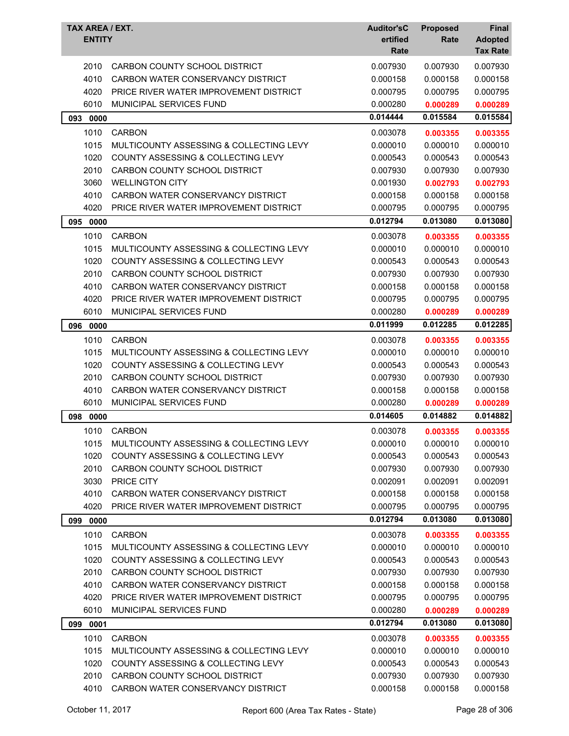| TAX AREA / EXT. ENTITY | | Auditor'sCertified Rate | Proposed Rate | Final Adopted Tax Rate |
|---|---|---|---|---|
| 2010 | CARBON COUNTY SCHOOL DISTRICT | 0.007930 | 0.007930 | 0.007930 |
| 4010 | CARBON WATER CONSERVANCY DISTRICT | 0.000158 | 0.000158 | 0.000158 |
| 4020 | PRICE RIVER WATER IMPROVEMENT DISTRICT | 0.000795 | 0.000795 | 0.000795 |
| 6010 | MUNICIPAL SERVICES FUND | 0.000280 | **0.000289** | **0.000289** |
| **093 0000** | | **0.014444** | **0.015584** | **0.015584** |
| 1010 | CARBON | 0.003078 | **0.003355** | **0.003355** |
| 1015 | MULTICOUNTY ASSESSING & COLLECTING LEVY | 0.000010 | 0.000010 | 0.000010 |
| 1020 | COUNTY ASSESSING & COLLECTING LEVY | 0.000543 | 0.000543 | 0.000543 |
| 2010 | CARBON COUNTY SCHOOL DISTRICT | 0.007930 | 0.007930 | 0.007930 |
| 3060 | WELLINGTON CITY | 0.001930 | **0.002793** | **0.002793** |
| 4010 | CARBON WATER CONSERVANCY DISTRICT | 0.000158 | 0.000158 | 0.000158 |
| 4020 | PRICE RIVER WATER IMPROVEMENT DISTRICT | 0.000795 | 0.000795 | 0.000795 |
| **095 0000** | | **0.012794** | **0.013080** | **0.013080** |
| 1010 | CARBON | 0.003078 | **0.003355** | **0.003355** |
| 1015 | MULTICOUNTY ASSESSING & COLLECTING LEVY | 0.000010 | 0.000010 | 0.000010 |
| 1020 | COUNTY ASSESSING & COLLECTING LEVY | 0.000543 | 0.000543 | 0.000543 |
| 2010 | CARBON COUNTY SCHOOL DISTRICT | 0.007930 | 0.007930 | 0.007930 |
| 4010 | CARBON WATER CONSERVANCY DISTRICT | 0.000158 | 0.000158 | 0.000158 |
| 4020 | PRICE RIVER WATER IMPROVEMENT DISTRICT | 0.000795 | 0.000795 | 0.000795 |
| 6010 | MUNICIPAL SERVICES FUND | 0.000280 | **0.000289** | **0.000289** |
| **096 0000** | | **0.011999** | **0.012285** | **0.012285** |
| 1010 | CARBON | 0.003078 | **0.003355** | **0.003355** |
| 1015 | MULTICOUNTY ASSESSING & COLLECTING LEVY | 0.000010 | 0.000010 | 0.000010 |
| 1020 | COUNTY ASSESSING & COLLECTING LEVY | 0.000543 | 0.000543 | 0.000543 |
| 2010 | CARBON COUNTY SCHOOL DISTRICT | 0.007930 | 0.007930 | 0.007930 |
| 4010 | CARBON WATER CONSERVANCY DISTRICT | 0.000158 | 0.000158 | 0.000158 |
| 6010 | MUNICIPAL SERVICES FUND | 0.000280 | **0.000289** | **0.000289** |
| **098 0000** | | **0.014605** | **0.014882** | **0.014882** |
| 1010 | CARBON | 0.003078 | **0.003355** | **0.003355** |
| 1015 | MULTICOUNTY ASSESSING & COLLECTING LEVY | 0.000010 | 0.000010 | 0.000010 |
| 1020 | COUNTY ASSESSING & COLLECTING LEVY | 0.000543 | 0.000543 | 0.000543 |
| 2010 | CARBON COUNTY SCHOOL DISTRICT | 0.007930 | 0.007930 | 0.007930 |
| 3030 | PRICE CITY | 0.002091 | 0.002091 | 0.002091 |
| 4010 | CARBON WATER CONSERVANCY DISTRICT | 0.000158 | 0.000158 | 0.000158 |
| 4020 | PRICE RIVER WATER IMPROVEMENT DISTRICT | 0.000795 | 0.000795 | 0.000795 |
| **099 0000** | | **0.012794** | **0.013080** | **0.013080** |
| 1010 | CARBON | 0.003078 | **0.003355** | **0.003355** |
| 1015 | MULTICOUNTY ASSESSING & COLLECTING LEVY | 0.000010 | 0.000010 | 0.000010 |
| 1020 | COUNTY ASSESSING & COLLECTING LEVY | 0.000543 | 0.000543 | 0.000543 |
| 2010 | CARBON COUNTY SCHOOL DISTRICT | 0.007930 | 0.007930 | 0.007930 |
| 4010 | CARBON WATER CONSERVANCY DISTRICT | 0.000158 | 0.000158 | 0.000158 |
| 4020 | PRICE RIVER WATER IMPROVEMENT DISTRICT | 0.000795 | 0.000795 | 0.000795 |
| 6010 | MUNICIPAL SERVICES FUND | 0.000280 | **0.000289** | **0.000289** |
| **099 0001** | | **0.012794** | **0.013080** | **0.013080** |
| 1010 | CARBON | 0.003078 | **0.003355** | **0.003355** |
| 1015 | MULTICOUNTY ASSESSING & COLLECTING LEVY | 0.000010 | 0.000010 | 0.000010 |
| 1020 | COUNTY ASSESSING & COLLECTING LEVY | 0.000543 | 0.000543 | 0.000543 |
| 2010 | CARBON COUNTY SCHOOL DISTRICT | 0.007930 | 0.007930 | 0.007930 |
| 4010 | CARBON WATER CONSERVANCY DISTRICT | 0.000158 | 0.000158 | 0.000158 |

October 11, 2017 Report 600 (Area Tax Rates - State)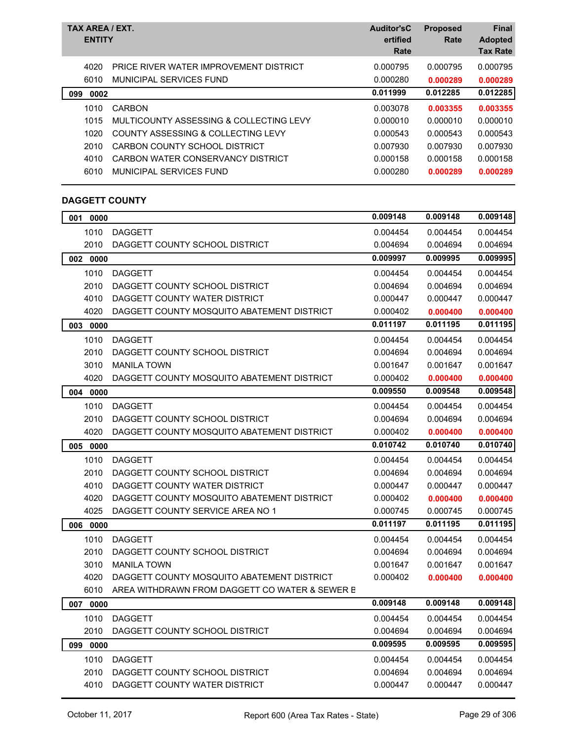| TAX AREA / EXT. ENTITY | | Auditor'sCertified Rate | Proposed Rate | Final Adopted Tax Rate |
|---|---|---|---|---|
| 4020 | PRICE RIVER WATER IMPROVEMENT DISTRICT | 0.000795 | 0.000795 | 0.000795 |
| 6010 | MUNICIPAL SERVICES FUND | 0.000280 | **0.000289** | **0.000289** |
| **099 0002** | | **0.011999** | **0.012285** | **0.012285** |
| 1010 | CARBON | 0.003078 | **0.003355** | **0.003355** |
| 1015 | MULTICOUNTY ASSESSING & COLLECTING LEVY | 0.000010 | 0.000010 | 0.000010 |
| 1020 | COUNTY ASSESSING & COLLECTING LEVY | 0.000543 | 0.000543 | 0.000543 |
| 2010 | CARBON COUNTY SCHOOL DISTRICT | 0.007930 | 0.007930 | 0.007930 |
| 4010 | CARBON WATER CONSERVANCY DISTRICT | 0.000158 | 0.000158 | 0.000158 |
| 6010 | MUNICIPAL SERVICES FUND | 0.000280 | **0.000289** | **0.000289** |

## DAGGETT COUNTY

| TAX AREA / EXT. ENTITY | | Auditor'sCertified Rate | Proposed Rate | Final Adopted Tax Rate |
|---|---|---|---|---|
| **001 0000** | | **0.009148** | **0.009148** | **0.009148** |
| 1010 | DAGGETT | 0.004454 | 0.004454 | 0.004454 |
| 2010 | DAGGETT COUNTY SCHOOL DISTRICT | 0.004694 | 0.004694 | 0.004694 |
| **002 0000** | | **0.009997** | **0.009995** | **0.009995** |
| 1010 | DAGGETT | 0.004454 | 0.004454 | 0.004454 |
| 2010 | DAGGETT COUNTY SCHOOL DISTRICT | 0.004694 | 0.004694 | 0.004694 |
| 4010 | DAGGETT COUNTY WATER DISTRICT | 0.000447 | 0.000447 | 0.000447 |
| 4020 | DAGGETT COUNTY MOSQUITO ABATEMENT DISTRICT | 0.000402 | **0.000400** | **0.000400** |
| **003 0000** | | **0.011197** | **0.011195** | **0.011195** |
| 1010 | DAGGETT | 0.004454 | 0.004454 | 0.004454 |
| 2010 | DAGGETT COUNTY SCHOOL DISTRICT | 0.004694 | 0.004694 | 0.004694 |
| 3010 | MANILA TOWN | 0.001647 | 0.001647 | 0.001647 |
| 4020 | DAGGETT COUNTY MOSQUITO ABATEMENT DISTRICT | 0.000402 | **0.000400** | **0.000400** |
| **004 0000** | | **0.009550** | **0.009548** | **0.009548** |
| 1010 | DAGGETT | 0.004454 | 0.004454 | 0.004454 |
| 2010 | DAGGETT COUNTY SCHOOL DISTRICT | 0.004694 | 0.004694 | 0.004694 |
| 4020 | DAGGETT COUNTY MOSQUITO ABATEMENT DISTRICT | 0.000402 | **0.000400** | **0.000400** |
| **005 0000** | | **0.010742** | **0.010740** | **0.010740** |
| 1010 | DAGGETT | 0.004454 | 0.004454 | 0.004454 |
| 2010 | DAGGETT COUNTY SCHOOL DISTRICT | 0.004694 | 0.004694 | 0.004694 |
| 4010 | DAGGETT COUNTY WATER DISTRICT | 0.000447 | 0.000447 | 0.000447 |
| 4020 | DAGGETT COUNTY MOSQUITO ABATEMENT DISTRICT | 0.000402 | **0.000400** | **0.000400** |
| 4025 | DAGGETT COUNTY SERVICE AREA NO 1 | 0.000745 | 0.000745 | 0.000745 |
| **006 0000** | | **0.011197** | **0.011195** | **0.011195** |
| 1010 | DAGGETT | 0.004454 | 0.004454 | 0.004454 |
| 2010 | DAGGETT COUNTY SCHOOL DISTRICT | 0.004694 | 0.004694 | 0.004694 |
| 3010 | MANILA TOWN | 0.001647 | 0.001647 | 0.001647 |
| 4020 | DAGGETT COUNTY MOSQUITO ABATEMENT DISTRICT | 0.000402 | **0.000400** | **0.000400** |
| 6010 | AREA WITHDRAWN FROM DAGGETT CO WATER & SEWER E | | | |
| **007 0000** | | **0.009148** | **0.009148** | **0.009148** |
| 1010 | DAGGETT | 0.004454 | 0.004454 | 0.004454 |
| 2010 | DAGGETT COUNTY SCHOOL DISTRICT | 0.004694 | 0.004694 | 0.004694 |
| **099 0000** | | **0.009595** | **0.009595** | **0.009595** |
| 1010 | DAGGETT | 0.004454 | 0.004454 | 0.004454 |
| 2010 | DAGGETT COUNTY SCHOOL DISTRICT | 0.004694 | 0.004694 | 0.004694 |
| 4010 | DAGGETT COUNTY WATER DISTRICT | 0.000447 | 0.000447 | 0.000447 |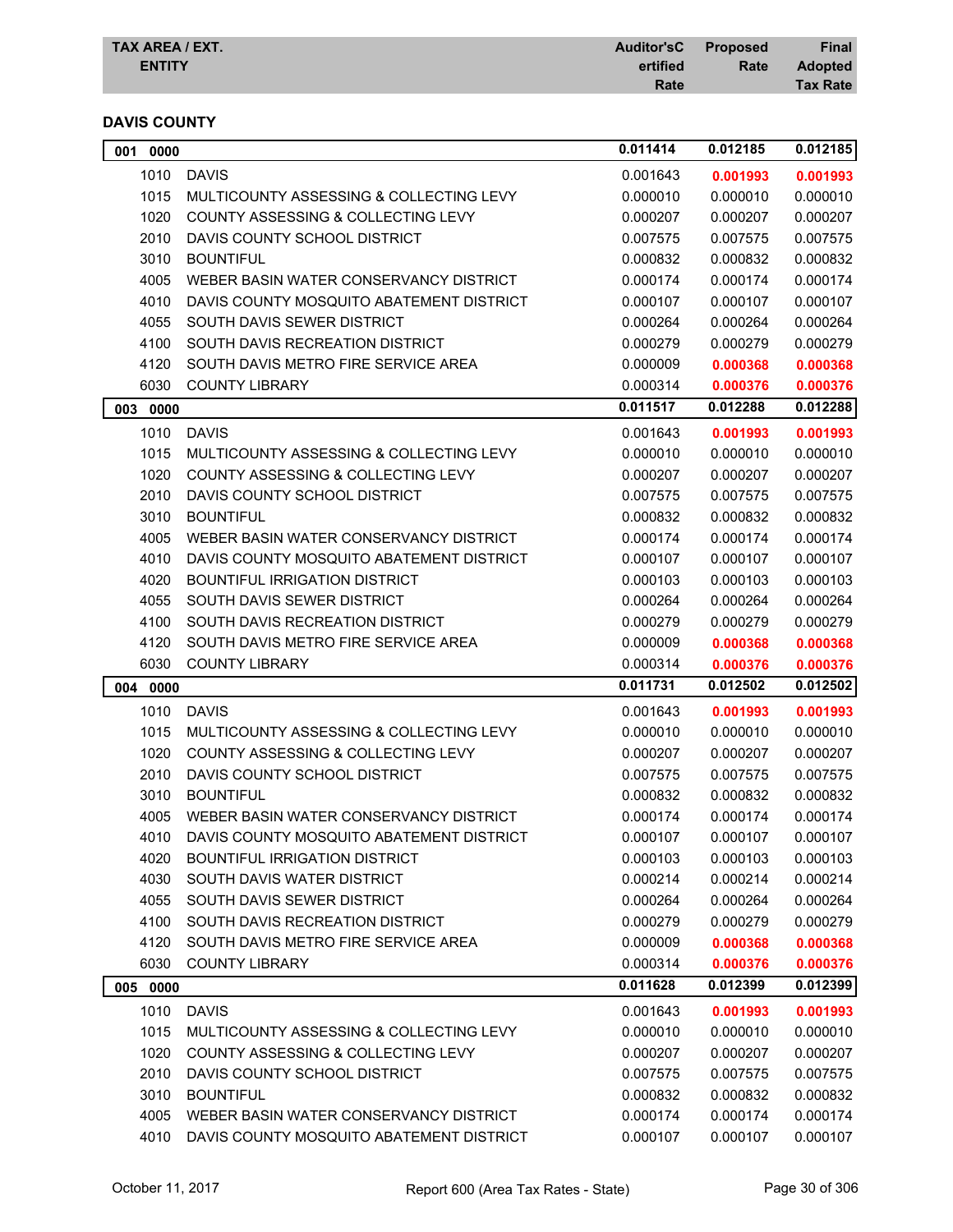| TAX AREA / EXT. ENTITY | | Auditor'sCertified Rate | Proposed Rate | Final Adopted Tax Rate |
|---|---|---|---|---|

## DAVIS COUNTY

| TAX AREA / EXT. | ENTITY | Auditor's Certified Rate | Proposed Rate | Final Adopted Tax Rate |
|---|---|---|---|---|
| **001 0000** | | **0.011414** | **0.012185** | **0.012185** |
| 1010 | DAVIS | 0.001643 | **0.001993** | **0.001993** |
| 1015 | MULTICOUNTY ASSESSING & COLLECTING LEVY | 0.000010 | 0.000010 | 0.000010 |
| 1020 | COUNTY ASSESSING & COLLECTING LEVY | 0.000207 | 0.000207 | 0.000207 |
| 2010 | DAVIS COUNTY SCHOOL DISTRICT | 0.007575 | 0.007575 | 0.007575 |
| 3010 | BOUNTIFUL | 0.000832 | 0.000832 | 0.000832 |
| 4005 | WEBER BASIN WATER CONSERVANCY DISTRICT | 0.000174 | 0.000174 | 0.000174 |
| 4010 | DAVIS COUNTY MOSQUITO ABATEMENT DISTRICT | 0.000107 | 0.000107 | 0.000107 |
| 4055 | SOUTH DAVIS SEWER DISTRICT | 0.000264 | 0.000264 | 0.000264 |
| 4100 | SOUTH DAVIS RECREATION DISTRICT | 0.000279 | 0.000279 | 0.000279 |
| 4120 | SOUTH DAVIS METRO FIRE SERVICE AREA | 0.000009 | **0.000368** | **0.000368** |
| 6030 | COUNTY LIBRARY | 0.000314 | **0.000376** | **0.000376** |
| **003 0000** | | **0.011517** | **0.012288** | **0.012288** |
| 1010 | DAVIS | 0.001643 | **0.001993** | **0.001993** |
| 1015 | MULTICOUNTY ASSESSING & COLLECTING LEVY | 0.000010 | 0.000010 | 0.000010 |
| 1020 | COUNTY ASSESSING & COLLECTING LEVY | 0.000207 | 0.000207 | 0.000207 |
| 2010 | DAVIS COUNTY SCHOOL DISTRICT | 0.007575 | 0.007575 | 0.007575 |
| 3010 | BOUNTIFUL | 0.000832 | 0.000832 | 0.000832 |
| 4005 | WEBER BASIN WATER CONSERVANCY DISTRICT | 0.000174 | 0.000174 | 0.000174 |
| 4010 | DAVIS COUNTY MOSQUITO ABATEMENT DISTRICT | 0.000107 | 0.000107 | 0.000107 |
| 4020 | BOUNTIFUL IRRIGATION DISTRICT | 0.000103 | 0.000103 | 0.000103 |
| 4055 | SOUTH DAVIS SEWER DISTRICT | 0.000264 | 0.000264 | 0.000264 |
| 4100 | SOUTH DAVIS RECREATION DISTRICT | 0.000279 | 0.000279 | 0.000279 |
| 4120 | SOUTH DAVIS METRO FIRE SERVICE AREA | 0.000009 | **0.000368** | **0.000368** |
| 6030 | COUNTY LIBRARY | 0.000314 | **0.000376** | **0.000376** |
| **004 0000** | | **0.011731** | **0.012502** | **0.012502** |
| 1010 | DAVIS | 0.001643 | **0.001993** | **0.001993** |
| 1015 | MULTICOUNTY ASSESSING & COLLECTING LEVY | 0.000010 | 0.000010 | 0.000010 |
| 1020 | COUNTY ASSESSING & COLLECTING LEVY | 0.000207 | 0.000207 | 0.000207 |
| 2010 | DAVIS COUNTY SCHOOL DISTRICT | 0.007575 | 0.007575 | 0.007575 |
| 3010 | BOUNTIFUL | 0.000832 | 0.000832 | 0.000832 |
| 4005 | WEBER BASIN WATER CONSERVANCY DISTRICT | 0.000174 | 0.000174 | 0.000174 |
| 4010 | DAVIS COUNTY MOSQUITO ABATEMENT DISTRICT | 0.000107 | 0.000107 | 0.000107 |
| 4020 | BOUNTIFUL IRRIGATION DISTRICT | 0.000103 | 0.000103 | 0.000103 |
| 4030 | SOUTH DAVIS WATER DISTRICT | 0.000214 | 0.000214 | 0.000214 |
| 4055 | SOUTH DAVIS SEWER DISTRICT | 0.000264 | 0.000264 | 0.000264 |
| 4100 | SOUTH DAVIS RECREATION DISTRICT | 0.000279 | 0.000279 | 0.000279 |
| 4120 | SOUTH DAVIS METRO FIRE SERVICE AREA | 0.000009 | **0.000368** | **0.000368** |
| 6030 | COUNTY LIBRARY | 0.000314 | **0.000376** | **0.000376** |
| **005 0000** | | **0.011628** | **0.012399** | **0.012399** |
| 1010 | DAVIS | 0.001643 | **0.001993** | **0.001993** |
| 1015 | MULTICOUNTY ASSESSING & COLLECTING LEVY | 0.000010 | 0.000010 | 0.000010 |
| 1020 | COUNTY ASSESSING & COLLECTING LEVY | 0.000207 | 0.000207 | 0.000207 |
| 2010 | DAVIS COUNTY SCHOOL DISTRICT | 0.007575 | 0.007575 | 0.007575 |
| 3010 | BOUNTIFUL | 0.000832 | 0.000832 | 0.000832 |
| 4005 | WEBER BASIN WATER CONSERVANCY DISTRICT | 0.000174 | 0.000174 | 0.000174 |
| 4010 | DAVIS COUNTY MOSQUITO ABATEMENT DISTRICT | 0.000107 | 0.000107 | 0.000107 |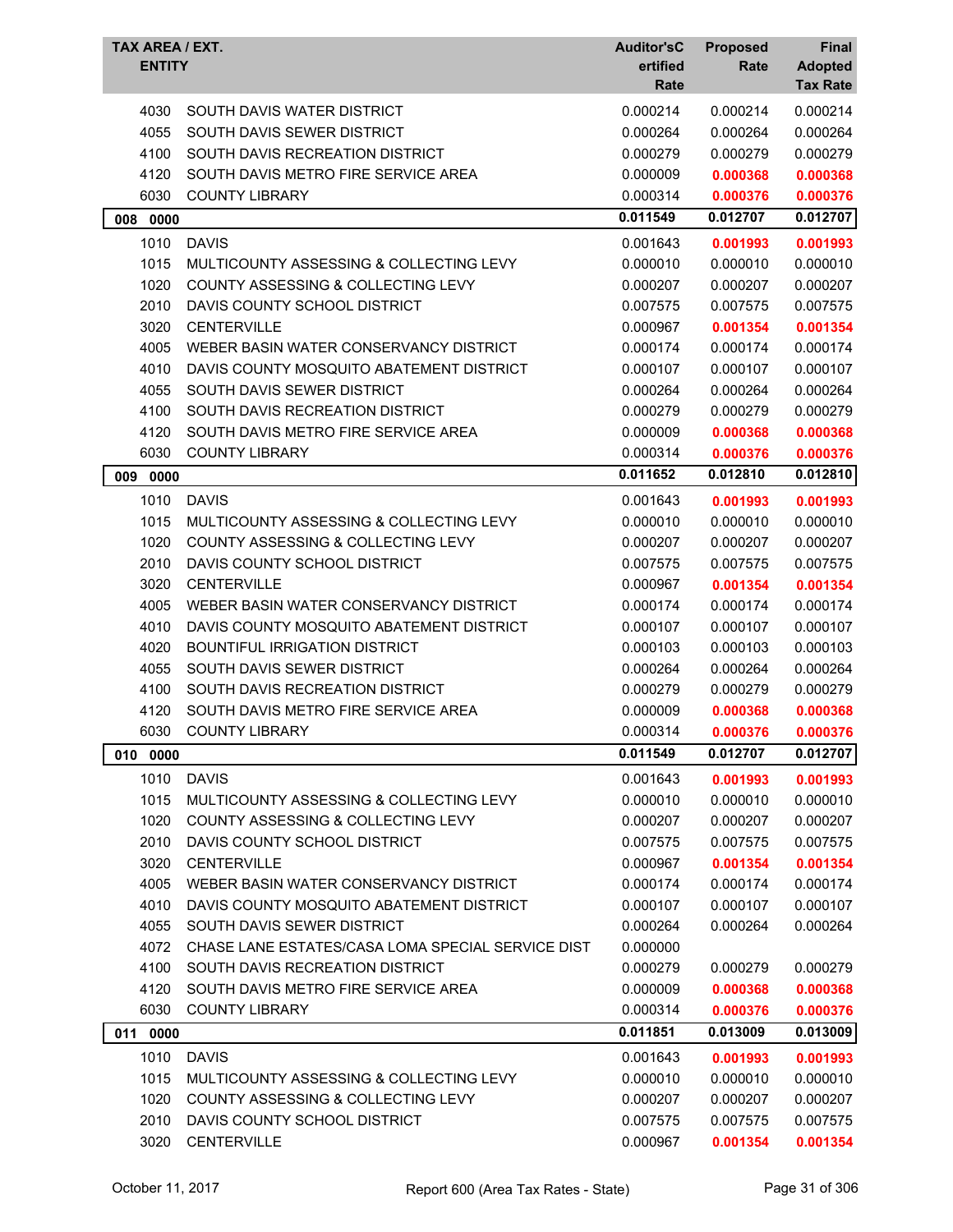| TAX AREA / EXT. | ENTITY | Auditor'sCertified Rate | Proposed Rate | Final Adopted Tax Rate |
|---|---|---|---|---|
| 4030 | SOUTH DAVIS WATER DISTRICT | 0.000214 | 0.000214 | 0.000214 |
| 4055 | SOUTH DAVIS SEWER DISTRICT | 0.000264 | 0.000264 | 0.000264 |
| 4100 | SOUTH DAVIS RECREATION DISTRICT | 0.000279 | 0.000279 | 0.000279 |
| 4120 | SOUTH DAVIS METRO FIRE SERVICE AREA | 0.000009 | **0.000368** | **0.000368** |
| 6030 | COUNTY LIBRARY | 0.000314 | **0.000376** | **0.000376** |
| **008 0000** | | **0.011549** | **0.012707** | **0.012707** |
| 1010 | DAVIS | 0.001643 | **0.001993** | **0.001993** |
| 1015 | MULTICOUNTY ASSESSING & COLLECTING LEVY | 0.000010 | 0.000010 | 0.000010 |
| 1020 | COUNTY ASSESSING & COLLECTING LEVY | 0.000207 | 0.000207 | 0.000207 |
| 2010 | DAVIS COUNTY SCHOOL DISTRICT | 0.007575 | 0.007575 | 0.007575 |
| 3020 | CENTERVILLE | 0.000967 | **0.001354** | **0.001354** |
| 4005 | WEBER BASIN WATER CONSERVANCY DISTRICT | 0.000174 | 0.000174 | 0.000174 |
| 4010 | DAVIS COUNTY MOSQUITO ABATEMENT DISTRICT | 0.000107 | 0.000107 | 0.000107 |
| 4055 | SOUTH DAVIS SEWER DISTRICT | 0.000264 | 0.000264 | 0.000264 |
| 4100 | SOUTH DAVIS RECREATION DISTRICT | 0.000279 | 0.000279 | 0.000279 |
| 4120 | SOUTH DAVIS METRO FIRE SERVICE AREA | 0.000009 | **0.000368** | **0.000368** |
| 6030 | COUNTY LIBRARY | 0.000314 | **0.000376** | **0.000376** |
| **009 0000** | | **0.011652** | **0.012810** | **0.012810** |
| 1010 | DAVIS | 0.001643 | **0.001993** | **0.001993** |
| 1015 | MULTICOUNTY ASSESSING & COLLECTING LEVY | 0.000010 | 0.000010 | 0.000010 |
| 1020 | COUNTY ASSESSING & COLLECTING LEVY | 0.000207 | 0.000207 | 0.000207 |
| 2010 | DAVIS COUNTY SCHOOL DISTRICT | 0.007575 | 0.007575 | 0.007575 |
| 3020 | CENTERVILLE | 0.000967 | **0.001354** | **0.001354** |
| 4005 | WEBER BASIN WATER CONSERVANCY DISTRICT | 0.000174 | 0.000174 | 0.000174 |
| 4010 | DAVIS COUNTY MOSQUITO ABATEMENT DISTRICT | 0.000107 | 0.000107 | 0.000107 |
| 4020 | BOUNTIFUL IRRIGATION DISTRICT | 0.000103 | 0.000103 | 0.000103 |
| 4055 | SOUTH DAVIS SEWER DISTRICT | 0.000264 | 0.000264 | 0.000264 |
| 4100 | SOUTH DAVIS RECREATION DISTRICT | 0.000279 | 0.000279 | 0.000279 |
| 4120 | SOUTH DAVIS METRO FIRE SERVICE AREA | 0.000009 | **0.000368** | **0.000368** |
| 6030 | COUNTY LIBRARY | 0.000314 | **0.000376** | **0.000376** |
| **010 0000** | | **0.011549** | **0.012707** | **0.012707** |
| 1010 | DAVIS | 0.001643 | **0.001993** | **0.001993** |
| 1015 | MULTICOUNTY ASSESSING & COLLECTING LEVY | 0.000010 | 0.000010 | 0.000010 |
| 1020 | COUNTY ASSESSING & COLLECTING LEVY | 0.000207 | 0.000207 | 0.000207 |
| 2010 | DAVIS COUNTY SCHOOL DISTRICT | 0.007575 | 0.007575 | 0.007575 |
| 3020 | CENTERVILLE | 0.000967 | **0.001354** | **0.001354** |
| 4005 | WEBER BASIN WATER CONSERVANCY DISTRICT | 0.000174 | 0.000174 | 0.000174 |
| 4010 | DAVIS COUNTY MOSQUITO ABATEMENT DISTRICT | 0.000107 | 0.000107 | 0.000107 |
| 4055 | SOUTH DAVIS SEWER DISTRICT | 0.000264 | 0.000264 | 0.000264 |
| 4072 | CHASE LANE ESTATES/CASA LOMA SPECIAL SERVICE DIST | 0.000000 | | |
| 4100 | SOUTH DAVIS RECREATION DISTRICT | 0.000279 | 0.000279 | 0.000279 |
| 4120 | SOUTH DAVIS METRO FIRE SERVICE AREA | 0.000009 | **0.000368** | **0.000368** |
| 6030 | COUNTY LIBRARY | 0.000314 | **0.000376** | **0.000376** |
| **011 0000** | | **0.011851** | **0.013009** | **0.013009** |
| 1010 | DAVIS | 0.001643 | **0.001993** | **0.001993** |
| 1015 | MULTICOUNTY ASSESSING & COLLECTING LEVY | 0.000010 | 0.000010 | 0.000010 |
| 1020 | COUNTY ASSESSING & COLLECTING LEVY | 0.000207 | 0.000207 | 0.000207 |
| 2010 | DAVIS COUNTY SCHOOL DISTRICT | 0.007575 | 0.007575 | 0.007575 |
| 3020 | CENTERVILLE | 0.000967 | **0.001354** | **0.001354** |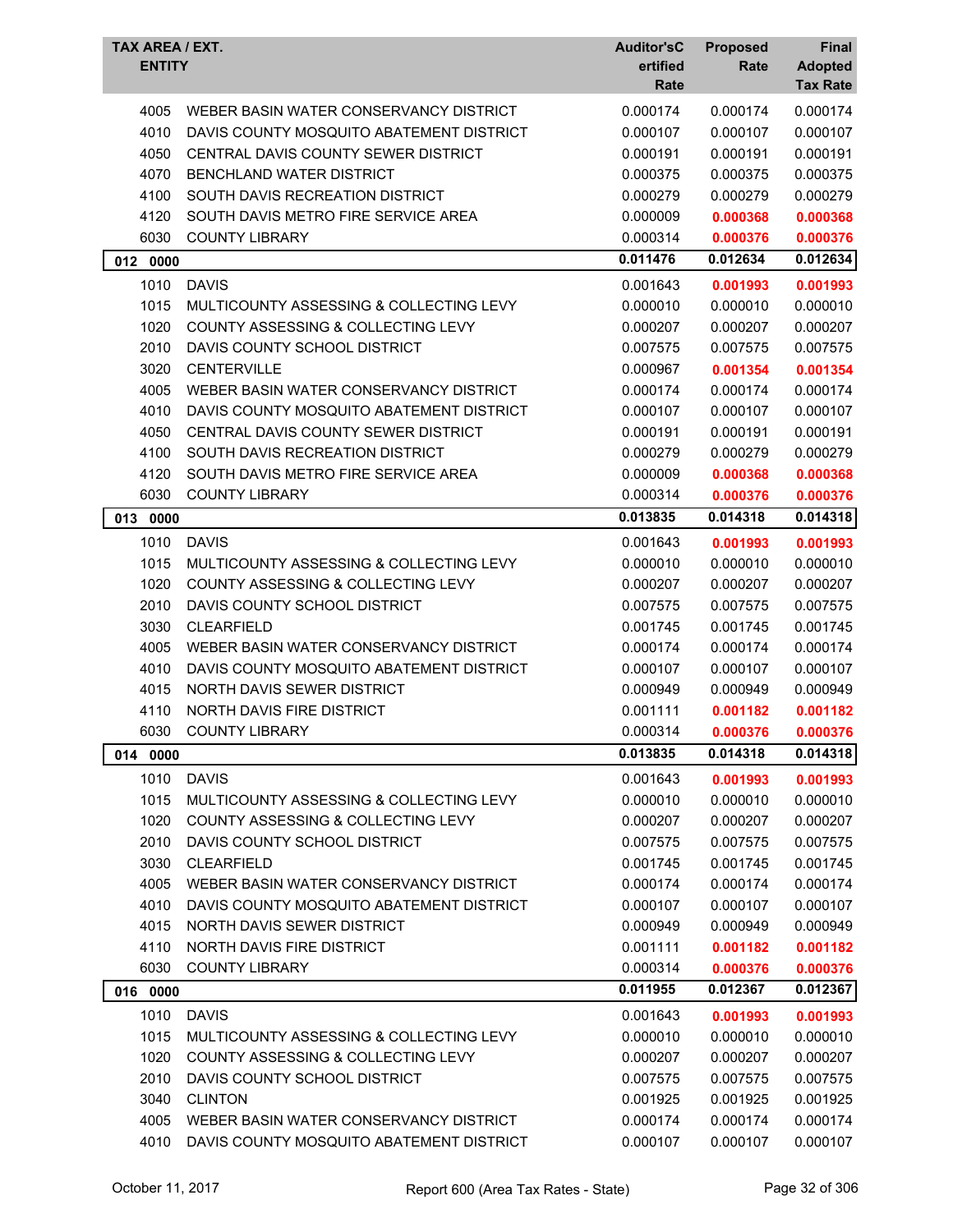| TAX AREA / EXT. | ENTITY | Auditor'sCertified Rate | Proposed Rate | Final Adopted Tax Rate |
|---|---|---|---|---|
| 4005 | WEBER BASIN WATER CONSERVANCY DISTRICT | 0.000174 | 0.000174 | 0.000174 |
| 4010 | DAVIS COUNTY MOSQUITO ABATEMENT DISTRICT | 0.000107 | 0.000107 | 0.000107 |
| 4050 | CENTRAL DAVIS COUNTY SEWER DISTRICT | 0.000191 | 0.000191 | 0.000191 |
| 4070 | BENCHLAND WATER DISTRICT | 0.000375 | 0.000375 | 0.000375 |
| 4100 | SOUTH DAVIS RECREATION DISTRICT | 0.000279 | 0.000279 | 0.000279 |
| 4120 | SOUTH DAVIS METRO FIRE SERVICE AREA | 0.000009 | **0.000368** | **0.000368** |
| 6030 | COUNTY LIBRARY | 0.000314 | **0.000376** | **0.000376** |
| **012 0000** | | **0.011476** | **0.012634** | **0.012634** |
| 1010 | DAVIS | 0.001643 | **0.001993** | **0.001993** |
| 1015 | MULTICOUNTY ASSESSING & COLLECTING LEVY | 0.000010 | 0.000010 | 0.000010 |
| 1020 | COUNTY ASSESSING & COLLECTING LEVY | 0.000207 | 0.000207 | 0.000207 |
| 2010 | DAVIS COUNTY SCHOOL DISTRICT | 0.007575 | 0.007575 | 0.007575 |
| 3020 | CENTERVILLE | 0.000967 | **0.001354** | **0.001354** |
| 4005 | WEBER BASIN WATER CONSERVANCY DISTRICT | 0.000174 | 0.000174 | 0.000174 |
| 4010 | DAVIS COUNTY MOSQUITO ABATEMENT DISTRICT | 0.000107 | 0.000107 | 0.000107 |
| 4050 | CENTRAL DAVIS COUNTY SEWER DISTRICT | 0.000191 | 0.000191 | 0.000191 |
| 4100 | SOUTH DAVIS RECREATION DISTRICT | 0.000279 | 0.000279 | 0.000279 |
| 4120 | SOUTH DAVIS METRO FIRE SERVICE AREA | 0.000009 | **0.000368** | **0.000368** |
| 6030 | COUNTY LIBRARY | 0.000314 | **0.000376** | **0.000376** |
| **013 0000** | | **0.013835** | **0.014318** | **0.014318** |
| 1010 | DAVIS | 0.001643 | **0.001993** | **0.001993** |
| 1015 | MULTICOUNTY ASSESSING & COLLECTING LEVY | 0.000010 | 0.000010 | 0.000010 |
| 1020 | COUNTY ASSESSING & COLLECTING LEVY | 0.000207 | 0.000207 | 0.000207 |
| 2010 | DAVIS COUNTY SCHOOL DISTRICT | 0.007575 | 0.007575 | 0.007575 |
| 3030 | CLEARFIELD | 0.001745 | 0.001745 | 0.001745 |
| 4005 | WEBER BASIN WATER CONSERVANCY DISTRICT | 0.000174 | 0.000174 | 0.000174 |
| 4010 | DAVIS COUNTY MOSQUITO ABATEMENT DISTRICT | 0.000107 | 0.000107 | 0.000107 |
| 4015 | NORTH DAVIS SEWER DISTRICT | 0.000949 | 0.000949 | 0.000949 |
| 4110 | NORTH DAVIS FIRE DISTRICT | 0.001111 | **0.001182** | **0.001182** |
| 6030 | COUNTY LIBRARY | 0.000314 | **0.000376** | **0.000376** |
| **014 0000** | | **0.013835** | **0.014318** | **0.014318** |
| 1010 | DAVIS | 0.001643 | **0.001993** | **0.001993** |
| 1015 | MULTICOUNTY ASSESSING & COLLECTING LEVY | 0.000010 | 0.000010 | 0.000010 |
| 1020 | COUNTY ASSESSING & COLLECTING LEVY | 0.000207 | 0.000207 | 0.000207 |
| 2010 | DAVIS COUNTY SCHOOL DISTRICT | 0.007575 | 0.007575 | 0.007575 |
| 3030 | CLEARFIELD | 0.001745 | 0.001745 | 0.001745 |
| 4005 | WEBER BASIN WATER CONSERVANCY DISTRICT | 0.000174 | 0.000174 | 0.000174 |
| 4010 | DAVIS COUNTY MOSQUITO ABATEMENT DISTRICT | 0.000107 | 0.000107 | 0.000107 |
| 4015 | NORTH DAVIS SEWER DISTRICT | 0.000949 | 0.000949 | 0.000949 |
| 4110 | NORTH DAVIS FIRE DISTRICT | 0.001111 | **0.001182** | **0.001182** |
| 6030 | COUNTY LIBRARY | 0.000314 | **0.000376** | **0.000376** |
| **016 0000** | | **0.011955** | **0.012367** | **0.012367** |
| 1010 | DAVIS | 0.001643 | **0.001993** | **0.001993** |
| 1015 | MULTICOUNTY ASSESSING & COLLECTING LEVY | 0.000010 | 0.000010 | 0.000010 |
| 1020 | COUNTY ASSESSING & COLLECTING LEVY | 0.000207 | 0.000207 | 0.000207 |
| 2010 | DAVIS COUNTY SCHOOL DISTRICT | 0.007575 | 0.007575 | 0.007575 |
| 3040 | CLINTON | 0.001925 | 0.001925 | 0.001925 |
| 4005 | WEBER BASIN WATER CONSERVANCY DISTRICT | 0.000174 | 0.000174 | 0.000174 |
| 4010 | DAVIS COUNTY MOSQUITO ABATEMENT DISTRICT | 0.000107 | 0.000107 | 0.000107 |

October 11, 2017 — Report 600 (Area Tax Rates - State)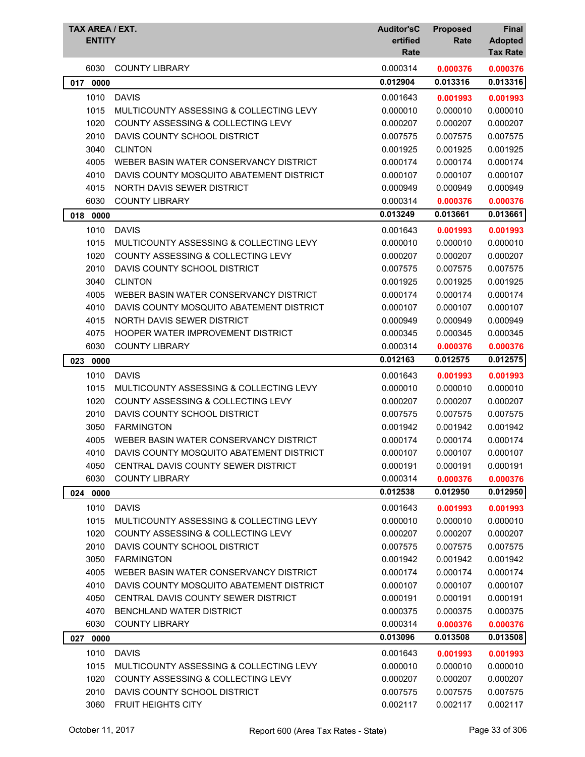| TAX AREA / EXT. | ENTITY | Auditor'sCertified Rate | Proposed Rate | Final Adopted Tax Rate |
|---|---|---|---|---|
| 6030 | COUNTY LIBRARY | 0.000314 | 0.000376 | 0.000376 |
| **017 0000** | | **0.012904** | **0.013316** | **0.013316** |
| 1010 | DAVIS | 0.001643 | 0.001993 | 0.001993 |
| 1015 | MULTICOUNTY ASSESSING & COLLECTING LEVY | 0.000010 | 0.000010 | 0.000010 |
| 1020 | COUNTY ASSESSING & COLLECTING LEVY | 0.000207 | 0.000207 | 0.000207 |
| 2010 | DAVIS COUNTY SCHOOL DISTRICT | 0.007575 | 0.007575 | 0.007575 |
| 3040 | CLINTON | 0.001925 | 0.001925 | 0.001925 |
| 4005 | WEBER BASIN WATER CONSERVANCY DISTRICT | 0.000174 | 0.000174 | 0.000174 |
| 4010 | DAVIS COUNTY MOSQUITO ABATEMENT DISTRICT | 0.000107 | 0.000107 | 0.000107 |
| 4015 | NORTH DAVIS SEWER DISTRICT | 0.000949 | 0.000949 | 0.000949 |
| 6030 | COUNTY LIBRARY | 0.000314 | 0.000376 | 0.000376 |
| **018 0000** | | **0.013249** | **0.013661** | **0.013661** |
| 1010 | DAVIS | 0.001643 | 0.001993 | 0.001993 |
| 1015 | MULTICOUNTY ASSESSING & COLLECTING LEVY | 0.000010 | 0.000010 | 0.000010 |
| 1020 | COUNTY ASSESSING & COLLECTING LEVY | 0.000207 | 0.000207 | 0.000207 |
| 2010 | DAVIS COUNTY SCHOOL DISTRICT | 0.007575 | 0.007575 | 0.007575 |
| 3040 | CLINTON | 0.001925 | 0.001925 | 0.001925 |
| 4005 | WEBER BASIN WATER CONSERVANCY DISTRICT | 0.000174 | 0.000174 | 0.000174 |
| 4010 | DAVIS COUNTY MOSQUITO ABATEMENT DISTRICT | 0.000107 | 0.000107 | 0.000107 |
| 4015 | NORTH DAVIS SEWER DISTRICT | 0.000949 | 0.000949 | 0.000949 |
| 4075 | HOOPER WATER IMPROVEMENT DISTRICT | 0.000345 | 0.000345 | 0.000345 |
| 6030 | COUNTY LIBRARY | 0.000314 | 0.000376 | 0.000376 |
| **023 0000** | | **0.012163** | **0.012575** | **0.012575** |
| 1010 | DAVIS | 0.001643 | 0.001993 | 0.001993 |
| 1015 | MULTICOUNTY ASSESSING & COLLECTING LEVY | 0.000010 | 0.000010 | 0.000010 |
| 1020 | COUNTY ASSESSING & COLLECTING LEVY | 0.000207 | 0.000207 | 0.000207 |
| 2010 | DAVIS COUNTY SCHOOL DISTRICT | 0.007575 | 0.007575 | 0.007575 |
| 3050 | FARMINGTON | 0.001942 | 0.001942 | 0.001942 |
| 4005 | WEBER BASIN WATER CONSERVANCY DISTRICT | 0.000174 | 0.000174 | 0.000174 |
| 4010 | DAVIS COUNTY MOSQUITO ABATEMENT DISTRICT | 0.000107 | 0.000107 | 0.000107 |
| 4050 | CENTRAL DAVIS COUNTY SEWER DISTRICT | 0.000191 | 0.000191 | 0.000191 |
| 6030 | COUNTY LIBRARY | 0.000314 | 0.000376 | 0.000376 |
| **024 0000** | | **0.012538** | **0.012950** | **0.012950** |
| 1010 | DAVIS | 0.001643 | 0.001993 | 0.001993 |
| 1015 | MULTICOUNTY ASSESSING & COLLECTING LEVY | 0.000010 | 0.000010 | 0.000010 |
| 1020 | COUNTY ASSESSING & COLLECTING LEVY | 0.000207 | 0.000207 | 0.000207 |
| 2010 | DAVIS COUNTY SCHOOL DISTRICT | 0.007575 | 0.007575 | 0.007575 |
| 3050 | FARMINGTON | 0.001942 | 0.001942 | 0.001942 |
| 4005 | WEBER BASIN WATER CONSERVANCY DISTRICT | 0.000174 | 0.000174 | 0.000174 |
| 4010 | DAVIS COUNTY MOSQUITO ABATEMENT DISTRICT | 0.000107 | 0.000107 | 0.000107 |
| 4050 | CENTRAL DAVIS COUNTY SEWER DISTRICT | 0.000191 | 0.000191 | 0.000191 |
| 4070 | BENCHLAND WATER DISTRICT | 0.000375 | 0.000375 | 0.000375 |
| 6030 | COUNTY LIBRARY | 0.000314 | 0.000376 | 0.000376 |
| **027 0000** | | **0.013096** | **0.013508** | **0.013508** |
| 1010 | DAVIS | 0.001643 | 0.001993 | 0.001993 |
| 1015 | MULTICOUNTY ASSESSING & COLLECTING LEVY | 0.000010 | 0.000010 | 0.000010 |
| 1020 | COUNTY ASSESSING & COLLECTING LEVY | 0.000207 | 0.000207 | 0.000207 |
| 2010 | DAVIS COUNTY SCHOOL DISTRICT | 0.007575 | 0.007575 | 0.007575 |
| 3060 | FRUIT HEIGHTS CITY | 0.002117 | 0.002117 | 0.002117 |

October 11, 2017 — Report 600 (Area Tax Rates - State)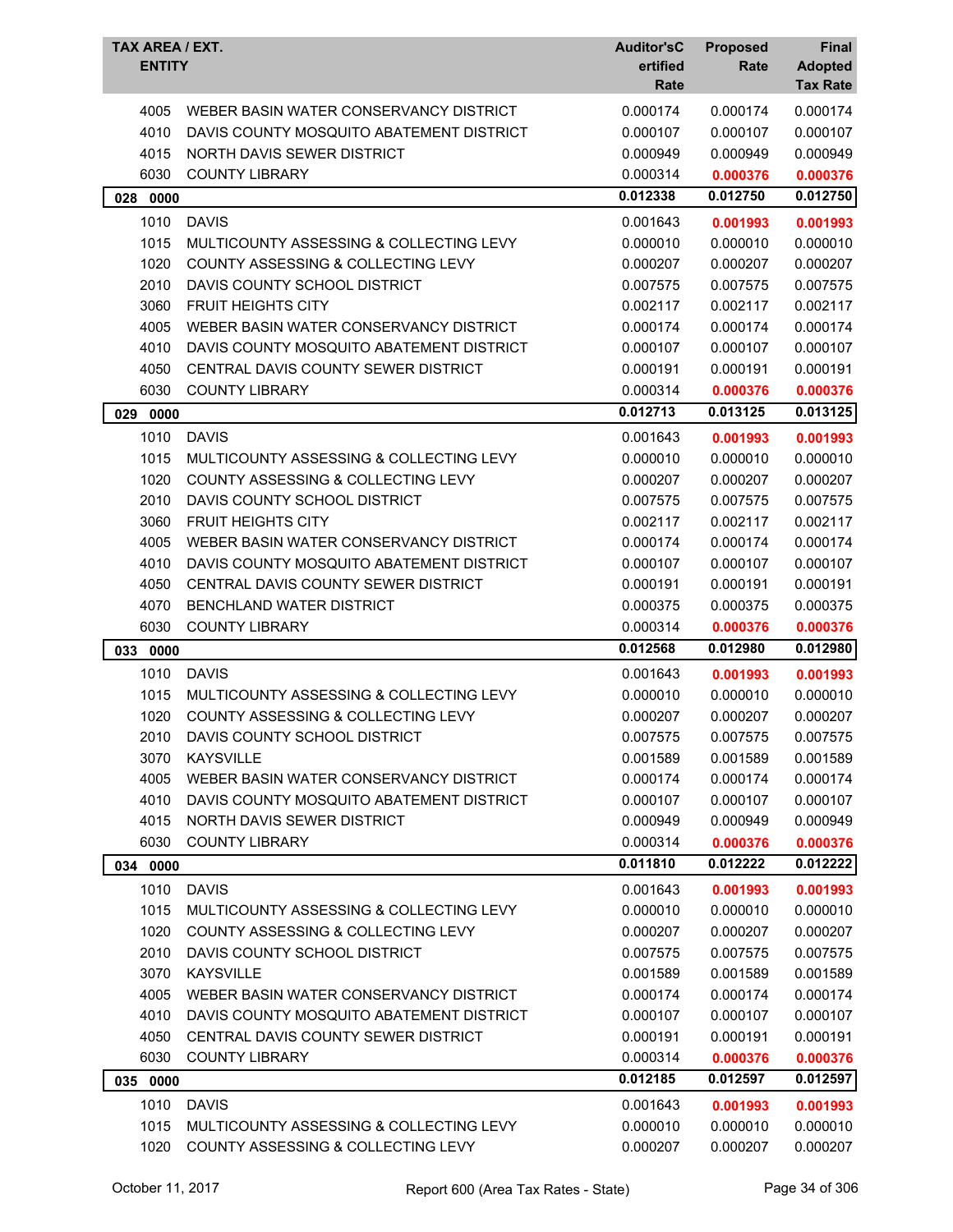| TAX AREA / EXT. | ENTITY | Auditor'sCertified Rate | Proposed Rate | Final Adopted Tax Rate |
|---|---|---|---|---|
| 4005 | WEBER BASIN WATER CONSERVANCY DISTRICT | 0.000174 | 0.000174 | 0.000174 |
| 4010 | DAVIS COUNTY MOSQUITO ABATEMENT DISTRICT | 0.000107 | 0.000107 | 0.000107 |
| 4015 | NORTH DAVIS SEWER DISTRICT | 0.000949 | 0.000949 | 0.000949 |
| 6030 | COUNTY LIBRARY | 0.000314 | **0.000376** | **0.000376** |
| **028 0000** | | **0.012338** | **0.012750** | **0.012750** |
| 1010 | DAVIS | 0.001643 | **0.001993** | **0.001993** |
| 1015 | MULTICOUNTY ASSESSING & COLLECTING LEVY | 0.000010 | 0.000010 | 0.000010 |
| 1020 | COUNTY ASSESSING & COLLECTING LEVY | 0.000207 | 0.000207 | 0.000207 |
| 2010 | DAVIS COUNTY SCHOOL DISTRICT | 0.007575 | 0.007575 | 0.007575 |
| 3060 | FRUIT HEIGHTS CITY | 0.002117 | 0.002117 | 0.002117 |
| 4005 | WEBER BASIN WATER CONSERVANCY DISTRICT | 0.000174 | 0.000174 | 0.000174 |
| 4010 | DAVIS COUNTY MOSQUITO ABATEMENT DISTRICT | 0.000107 | 0.000107 | 0.000107 |
| 4050 | CENTRAL DAVIS COUNTY SEWER DISTRICT | 0.000191 | 0.000191 | 0.000191 |
| 6030 | COUNTY LIBRARY | 0.000314 | **0.000376** | **0.000376** |
| **029 0000** | | **0.012713** | **0.013125** | **0.013125** |
| 1010 | DAVIS | 0.001643 | **0.001993** | **0.001993** |
| 1015 | MULTICOUNTY ASSESSING & COLLECTING LEVY | 0.000010 | 0.000010 | 0.000010 |
| 1020 | COUNTY ASSESSING & COLLECTING LEVY | 0.000207 | 0.000207 | 0.000207 |
| 2010 | DAVIS COUNTY SCHOOL DISTRICT | 0.007575 | 0.007575 | 0.007575 |
| 3060 | FRUIT HEIGHTS CITY | 0.002117 | 0.002117 | 0.002117 |
| 4005 | WEBER BASIN WATER CONSERVANCY DISTRICT | 0.000174 | 0.000174 | 0.000174 |
| 4010 | DAVIS COUNTY MOSQUITO ABATEMENT DISTRICT | 0.000107 | 0.000107 | 0.000107 |
| 4050 | CENTRAL DAVIS COUNTY SEWER DISTRICT | 0.000191 | 0.000191 | 0.000191 |
| 4070 | BENCHLAND WATER DISTRICT | 0.000375 | 0.000375 | 0.000375 |
| 6030 | COUNTY LIBRARY | 0.000314 | **0.000376** | **0.000376** |
| **033 0000** | | **0.012568** | **0.012980** | **0.012980** |
| 1010 | DAVIS | 0.001643 | **0.001993** | **0.001993** |
| 1015 | MULTICOUNTY ASSESSING & COLLECTING LEVY | 0.000010 | 0.000010 | 0.000010 |
| 1020 | COUNTY ASSESSING & COLLECTING LEVY | 0.000207 | 0.000207 | 0.000207 |
| 2010 | DAVIS COUNTY SCHOOL DISTRICT | 0.007575 | 0.007575 | 0.007575 |
| 3070 | KAYSVILLE | 0.001589 | 0.001589 | 0.001589 |
| 4005 | WEBER BASIN WATER CONSERVANCY DISTRICT | 0.000174 | 0.000174 | 0.000174 |
| 4010 | DAVIS COUNTY MOSQUITO ABATEMENT DISTRICT | 0.000107 | 0.000107 | 0.000107 |
| 4015 | NORTH DAVIS SEWER DISTRICT | 0.000949 | 0.000949 | 0.000949 |
| 6030 | COUNTY LIBRARY | 0.000314 | **0.000376** | **0.000376** |
| **034 0000** | | **0.011810** | **0.012222** | **0.012222** |
| 1010 | DAVIS | 0.001643 | **0.001993** | **0.001993** |
| 1015 | MULTICOUNTY ASSESSING & COLLECTING LEVY | 0.000010 | 0.000010 | 0.000010 |
| 1020 | COUNTY ASSESSING & COLLECTING LEVY | 0.000207 | 0.000207 | 0.000207 |
| 2010 | DAVIS COUNTY SCHOOL DISTRICT | 0.007575 | 0.007575 | 0.007575 |
| 3070 | KAYSVILLE | 0.001589 | 0.001589 | 0.001589 |
| 4005 | WEBER BASIN WATER CONSERVANCY DISTRICT | 0.000174 | 0.000174 | 0.000174 |
| 4010 | DAVIS COUNTY MOSQUITO ABATEMENT DISTRICT | 0.000107 | 0.000107 | 0.000107 |
| 4050 | CENTRAL DAVIS COUNTY SEWER DISTRICT | 0.000191 | 0.000191 | 0.000191 |
| 6030 | COUNTY LIBRARY | 0.000314 | **0.000376** | **0.000376** |
| **035 0000** | | **0.012185** | **0.012597** | **0.012597** |
| 1010 | DAVIS | 0.001643 | **0.001993** | **0.001993** |
| 1015 | MULTICOUNTY ASSESSING & COLLECTING LEVY | 0.000010 | 0.000010 | 0.000010 |
| 1020 | COUNTY ASSESSING & COLLECTING LEVY | 0.000207 | 0.000207 | 0.000207 |

October 11, 2017 — Report 600 (Area Tax Rates - State)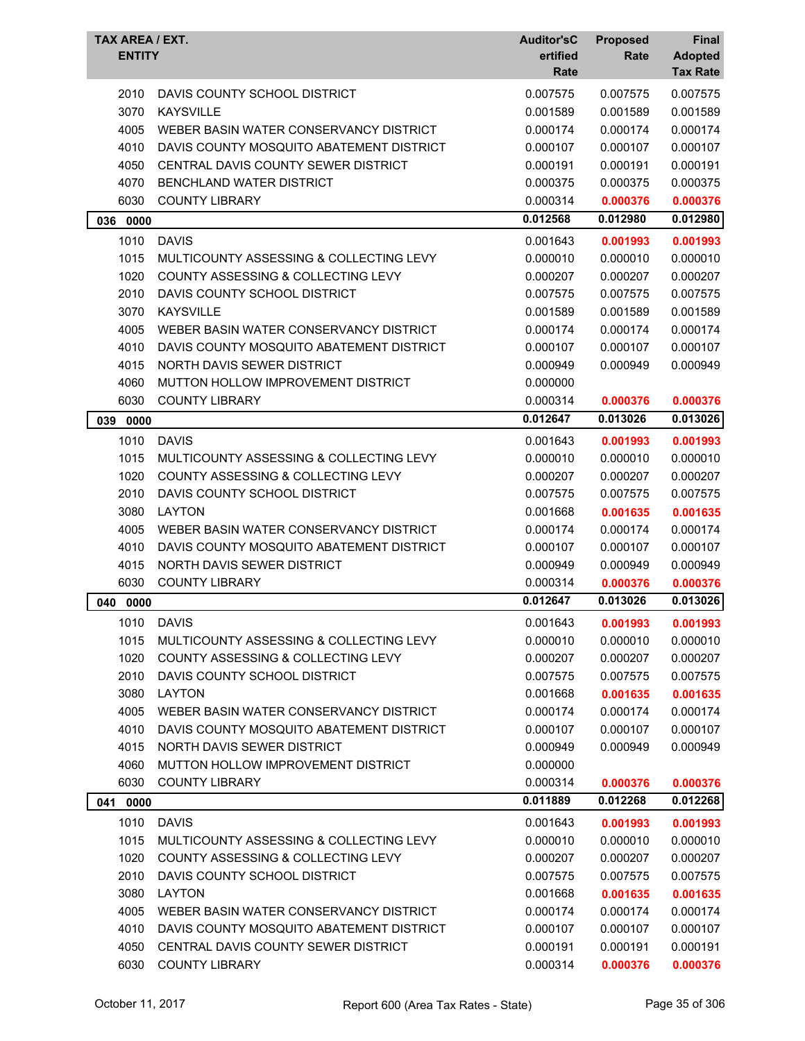| TAX AREA / EXT. ENTITY | | Auditor'sC ertified Rate | Proposed Rate | Final Adopted Tax Rate |
|---|---|---|---|---|
| 2010 | DAVIS COUNTY SCHOOL DISTRICT | 0.007575 | 0.007575 | 0.007575 |
| 3070 | KAYSVILLE | 0.001589 | 0.001589 | 0.001589 |
| 4005 | WEBER BASIN WATER CONSERVANCY DISTRICT | 0.000174 | 0.000174 | 0.000174 |
| 4010 | DAVIS COUNTY MOSQUITO ABATEMENT DISTRICT | 0.000107 | 0.000107 | 0.000107 |
| 4050 | CENTRAL DAVIS COUNTY SEWER DISTRICT | 0.000191 | 0.000191 | 0.000191 |
| 4070 | BENCHLAND WATER DISTRICT | 0.000375 | 0.000375 | 0.000375 |
| 6030 | COUNTY LIBRARY | 0.000314 | **0.000376** | **0.000376** |
| **036 0000** | | **0.012568** | **0.012980** | **0.012980** |
| 1010 | DAVIS | 0.001643 | **0.001993** | **0.001993** |
| 1015 | MULTICOUNTY ASSESSING & COLLECTING LEVY | 0.000010 | 0.000010 | 0.000010 |
| 1020 | COUNTY ASSESSING & COLLECTING LEVY | 0.000207 | 0.000207 | 0.000207 |
| 2010 | DAVIS COUNTY SCHOOL DISTRICT | 0.007575 | 0.007575 | 0.007575 |
| 3070 | KAYSVILLE | 0.001589 | 0.001589 | 0.001589 |
| 4005 | WEBER BASIN WATER CONSERVANCY DISTRICT | 0.000174 | 0.000174 | 0.000174 |
| 4010 | DAVIS COUNTY MOSQUITO ABATEMENT DISTRICT | 0.000107 | 0.000107 | 0.000107 |
| 4015 | NORTH DAVIS SEWER DISTRICT | 0.000949 | 0.000949 | 0.000949 |
| 4060 | MUTTON HOLLOW IMPROVEMENT DISTRICT | 0.000000 | | |
| 6030 | COUNTY LIBRARY | 0.000314 | **0.000376** | **0.000376** |
| **039 0000** | | **0.012647** | **0.013026** | **0.013026** |
| 1010 | DAVIS | 0.001643 | **0.001993** | **0.001993** |
| 1015 | MULTICOUNTY ASSESSING & COLLECTING LEVY | 0.000010 | 0.000010 | 0.000010 |
| 1020 | COUNTY ASSESSING & COLLECTING LEVY | 0.000207 | 0.000207 | 0.000207 |
| 2010 | DAVIS COUNTY SCHOOL DISTRICT | 0.007575 | 0.007575 | 0.007575 |
| 3080 | LAYTON | 0.001668 | **0.001635** | **0.001635** |
| 4005 | WEBER BASIN WATER CONSERVANCY DISTRICT | 0.000174 | 0.000174 | 0.000174 |
| 4010 | DAVIS COUNTY MOSQUITO ABATEMENT DISTRICT | 0.000107 | 0.000107 | 0.000107 |
| 4015 | NORTH DAVIS SEWER DISTRICT | 0.000949 | 0.000949 | 0.000949 |
| 6030 | COUNTY LIBRARY | 0.000314 | **0.000376** | **0.000376** |
| **040 0000** | | **0.012647** | **0.013026** | **0.013026** |
| 1010 | DAVIS | 0.001643 | **0.001993** | **0.001993** |
| 1015 | MULTICOUNTY ASSESSING & COLLECTING LEVY | 0.000010 | 0.000010 | 0.000010 |
| 1020 | COUNTY ASSESSING & COLLECTING LEVY | 0.000207 | 0.000207 | 0.000207 |
| 2010 | DAVIS COUNTY SCHOOL DISTRICT | 0.007575 | 0.007575 | 0.007575 |
| 3080 | LAYTON | 0.001668 | **0.001635** | **0.001635** |
| 4005 | WEBER BASIN WATER CONSERVANCY DISTRICT | 0.000174 | 0.000174 | 0.000174 |
| 4010 | DAVIS COUNTY MOSQUITO ABATEMENT DISTRICT | 0.000107 | 0.000107 | 0.000107 |
| 4015 | NORTH DAVIS SEWER DISTRICT | 0.000949 | 0.000949 | 0.000949 |
| 4060 | MUTTON HOLLOW IMPROVEMENT DISTRICT | 0.000000 | | |
| 6030 | COUNTY LIBRARY | 0.000314 | **0.000376** | **0.000376** |
| **041 0000** | | **0.011889** | **0.012268** | **0.012268** |
| 1010 | DAVIS | 0.001643 | **0.001993** | **0.001993** |
| 1015 | MULTICOUNTY ASSESSING & COLLECTING LEVY | 0.000010 | 0.000010 | 0.000010 |
| 1020 | COUNTY ASSESSING & COLLECTING LEVY | 0.000207 | 0.000207 | 0.000207 |
| 2010 | DAVIS COUNTY SCHOOL DISTRICT | 0.007575 | 0.007575 | 0.007575 |
| 3080 | LAYTON | 0.001668 | **0.001635** | **0.001635** |
| 4005 | WEBER BASIN WATER CONSERVANCY DISTRICT | 0.000174 | 0.000174 | 0.000174 |
| 4010 | DAVIS COUNTY MOSQUITO ABATEMENT DISTRICT | 0.000107 | 0.000107 | 0.000107 |
| 4050 | CENTRAL DAVIS COUNTY SEWER DISTRICT | 0.000191 | 0.000191 | 0.000191 |
| 6030 | COUNTY LIBRARY | 0.000314 | **0.000376** | **0.000376** |

October 11, 2017 — Report 600 (Area Tax Rates - State)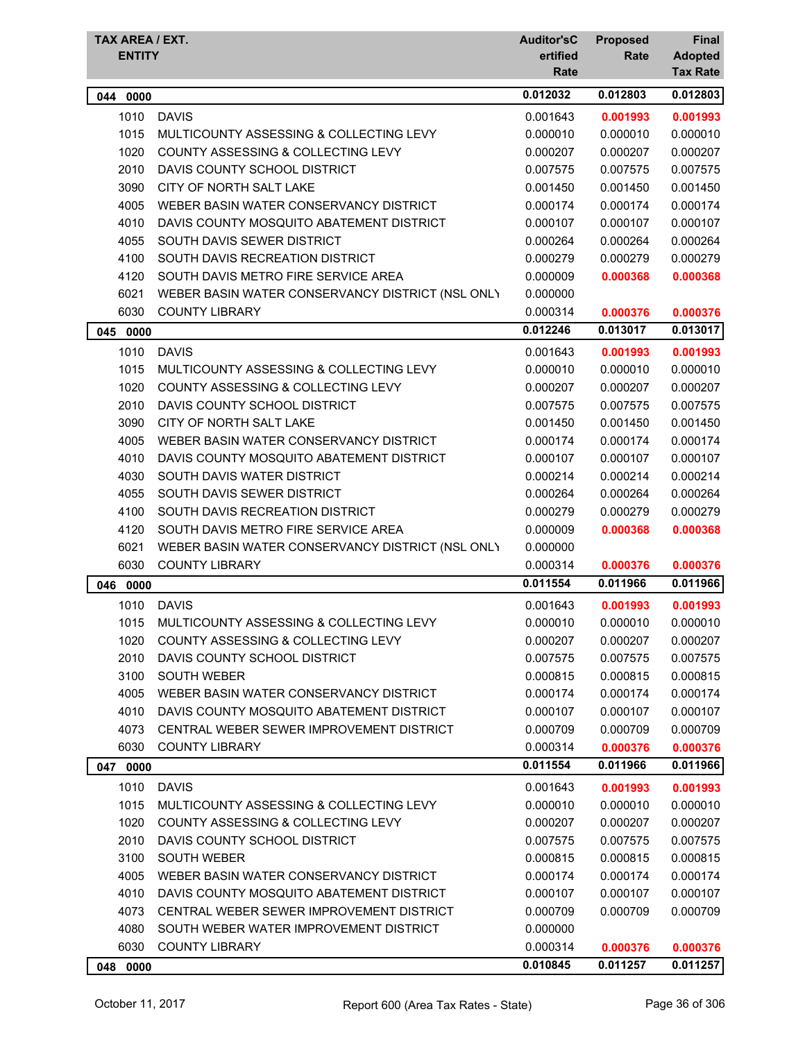| TAX AREA / EXT. ENTITY | | Auditor'sCertified Rate | Proposed Rate | Final Adopted Tax Rate |
|---|---|---|---|---|
| **044 0000** | | **0.012032** | **0.012803** | **0.012803** |
| 1010 | DAVIS | 0.001643 | **0.001993** | **0.001993** |
| 1015 | MULTICOUNTY ASSESSING & COLLECTING LEVY | 0.000010 | 0.000010 | 0.000010 |
| 1020 | COUNTY ASSESSING & COLLECTING LEVY | 0.000207 | 0.000207 | 0.000207 |
| 2010 | DAVIS COUNTY SCHOOL DISTRICT | 0.007575 | 0.007575 | 0.007575 |
| 3090 | CITY OF NORTH SALT LAKE | 0.001450 | 0.001450 | 0.001450 |
| 4005 | WEBER BASIN WATER CONSERVANCY DISTRICT | 0.000174 | 0.000174 | 0.000174 |
| 4010 | DAVIS COUNTY MOSQUITO ABATEMENT DISTRICT | 0.000107 | 0.000107 | 0.000107 |
| 4055 | SOUTH DAVIS SEWER DISTRICT | 0.000264 | 0.000264 | 0.000264 |
| 4100 | SOUTH DAVIS RECREATION DISTRICT | 0.000279 | 0.000279 | 0.000279 |
| 4120 | SOUTH DAVIS METRO FIRE SERVICE AREA | 0.000009 | **0.000368** | **0.000368** |
| 6021 | WEBER BASIN WATER CONSERVANCY DISTRICT (NSL ONLY | 0.000000 | | |
| 6030 | COUNTY LIBRARY | 0.000314 | **0.000376** | **0.000376** |
| **045 0000** | | **0.012246** | **0.013017** | **0.013017** |
| 1010 | DAVIS | 0.001643 | **0.001993** | **0.001993** |
| 1015 | MULTICOUNTY ASSESSING & COLLECTING LEVY | 0.000010 | 0.000010 | 0.000010 |
| 1020 | COUNTY ASSESSING & COLLECTING LEVY | 0.000207 | 0.000207 | 0.000207 |
| 2010 | DAVIS COUNTY SCHOOL DISTRICT | 0.007575 | 0.007575 | 0.007575 |
| 3090 | CITY OF NORTH SALT LAKE | 0.001450 | 0.001450 | 0.001450 |
| 4005 | WEBER BASIN WATER CONSERVANCY DISTRICT | 0.000174 | 0.000174 | 0.000174 |
| 4010 | DAVIS COUNTY MOSQUITO ABATEMENT DISTRICT | 0.000107 | 0.000107 | 0.000107 |
| 4030 | SOUTH DAVIS WATER DISTRICT | 0.000214 | 0.000214 | 0.000214 |
| 4055 | SOUTH DAVIS SEWER DISTRICT | 0.000264 | 0.000264 | 0.000264 |
| 4100 | SOUTH DAVIS RECREATION DISTRICT | 0.000279 | 0.000279 | 0.000279 |
| 4120 | SOUTH DAVIS METRO FIRE SERVICE AREA | 0.000009 | **0.000368** | **0.000368** |
| 6021 | WEBER BASIN WATER CONSERVANCY DISTRICT (NSL ONLY | 0.000000 | | |
| 6030 | COUNTY LIBRARY | 0.000314 | **0.000376** | **0.000376** |
| **046 0000** | | **0.011554** | **0.011966** | **0.011966** |
| 1010 | DAVIS | 0.001643 | **0.001993** | **0.001993** |
| 1015 | MULTICOUNTY ASSESSING & COLLECTING LEVY | 0.000010 | 0.000010 | 0.000010 |
| 1020 | COUNTY ASSESSING & COLLECTING LEVY | 0.000207 | 0.000207 | 0.000207 |
| 2010 | DAVIS COUNTY SCHOOL DISTRICT | 0.007575 | 0.007575 | 0.007575 |
| 3100 | SOUTH WEBER | 0.000815 | 0.000815 | 0.000815 |
| 4005 | WEBER BASIN WATER CONSERVANCY DISTRICT | 0.000174 | 0.000174 | 0.000174 |
| 4010 | DAVIS COUNTY MOSQUITO ABATEMENT DISTRICT | 0.000107 | 0.000107 | 0.000107 |
| 4073 | CENTRAL WEBER SEWER IMPROVEMENT DISTRICT | 0.000709 | 0.000709 | 0.000709 |
| 6030 | COUNTY LIBRARY | 0.000314 | **0.000376** | **0.000376** |
| **047 0000** | | **0.011554** | **0.011966** | **0.011966** |
| 1010 | DAVIS | 0.001643 | **0.001993** | **0.001993** |
| 1015 | MULTICOUNTY ASSESSING & COLLECTING LEVY | 0.000010 | 0.000010 | 0.000010 |
| 1020 | COUNTY ASSESSING & COLLECTING LEVY | 0.000207 | 0.000207 | 0.000207 |
| 2010 | DAVIS COUNTY SCHOOL DISTRICT | 0.007575 | 0.007575 | 0.007575 |
| 3100 | SOUTH WEBER | 0.000815 | 0.000815 | 0.000815 |
| 4005 | WEBER BASIN WATER CONSERVANCY DISTRICT | 0.000174 | 0.000174 | 0.000174 |
| 4010 | DAVIS COUNTY MOSQUITO ABATEMENT DISTRICT | 0.000107 | 0.000107 | 0.000107 |
| 4073 | CENTRAL WEBER SEWER IMPROVEMENT DISTRICT | 0.000709 | 0.000709 | 0.000709 |
| 4080 | SOUTH WEBER WATER IMPROVEMENT DISTRICT | 0.000000 | | |
| 6030 | COUNTY LIBRARY | 0.000314 | **0.000376** | **0.000376** |
| **048 0000** | | **0.010845** | **0.011257** | **0.011257** |

October 11, 2017 Report 600 (Area Tax Rates - State)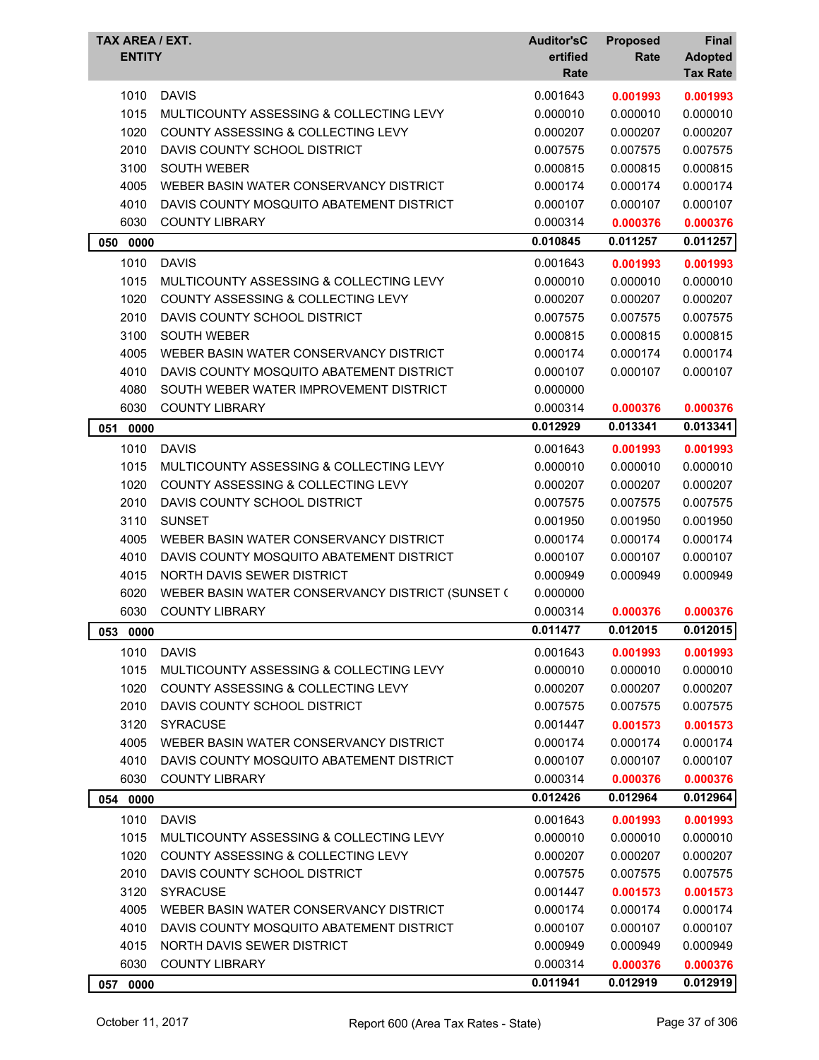| TAX AREA / EXT. ENTITY | | Auditor'sCertified Rate | Proposed Rate | Final Adopted Tax Rate |
|---|---|---|---|---|
| 1010 | DAVIS | 0.001643 | **0.001993** | **0.001993** |
| 1015 | MULTICOUNTY ASSESSING & COLLECTING LEVY | 0.000010 | 0.000010 | 0.000010 |
| 1020 | COUNTY ASSESSING & COLLECTING LEVY | 0.000207 | 0.000207 | 0.000207 |
| 2010 | DAVIS COUNTY SCHOOL DISTRICT | 0.007575 | 0.007575 | 0.007575 |
| 3100 | SOUTH WEBER | 0.000815 | 0.000815 | 0.000815 |
| 4005 | WEBER BASIN WATER CONSERVANCY DISTRICT | 0.000174 | 0.000174 | 0.000174 |
| 4010 | DAVIS COUNTY MOSQUITO ABATEMENT DISTRICT | 0.000107 | 0.000107 | 0.000107 |
| 6030 | COUNTY LIBRARY | 0.000314 | **0.000376** | **0.000376** |
| **050 0000** | | **0.010845** | **0.011257** | **0.011257** |
| 1010 | DAVIS | 0.001643 | **0.001993** | **0.001993** |
| 1015 | MULTICOUNTY ASSESSING & COLLECTING LEVY | 0.000010 | 0.000010 | 0.000010 |
| 1020 | COUNTY ASSESSING & COLLECTING LEVY | 0.000207 | 0.000207 | 0.000207 |
| 2010 | DAVIS COUNTY SCHOOL DISTRICT | 0.007575 | 0.007575 | 0.007575 |
| 3100 | SOUTH WEBER | 0.000815 | 0.000815 | 0.000815 |
| 4005 | WEBER BASIN WATER CONSERVANCY DISTRICT | 0.000174 | 0.000174 | 0.000174 |
| 4010 | DAVIS COUNTY MOSQUITO ABATEMENT DISTRICT | 0.000107 | 0.000107 | 0.000107 |
| 4080 | SOUTH WEBER WATER IMPROVEMENT DISTRICT | 0.000000 | | |
| 6030 | COUNTY LIBRARY | 0.000314 | **0.000376** | **0.000376** |
| **051 0000** | | **0.012929** | **0.013341** | **0.013341** |
| 1010 | DAVIS | 0.001643 | **0.001993** | **0.001993** |
| 1015 | MULTICOUNTY ASSESSING & COLLECTING LEVY | 0.000010 | 0.000010 | 0.000010 |
| 1020 | COUNTY ASSESSING & COLLECTING LEVY | 0.000207 | 0.000207 | 0.000207 |
| 2010 | DAVIS COUNTY SCHOOL DISTRICT | 0.007575 | 0.007575 | 0.007575 |
| 3110 | SUNSET | 0.001950 | 0.001950 | 0.001950 |
| 4005 | WEBER BASIN WATER CONSERVANCY DISTRICT | 0.000174 | 0.000174 | 0.000174 |
| 4010 | DAVIS COUNTY MOSQUITO ABATEMENT DISTRICT | 0.000107 | 0.000107 | 0.000107 |
| 4015 | NORTH DAVIS SEWER DISTRICT | 0.000949 | 0.000949 | 0.000949 |
| 6020 | WEBER BASIN WATER CONSERVANCY DISTRICT (SUNSET ( | 0.000000 | | |
| 6030 | COUNTY LIBRARY | 0.000314 | **0.000376** | **0.000376** |
| **053 0000** | | **0.011477** | **0.012015** | **0.012015** |
| 1010 | DAVIS | 0.001643 | **0.001993** | **0.001993** |
| 1015 | MULTICOUNTY ASSESSING & COLLECTING LEVY | 0.000010 | 0.000010 | 0.000010 |
| 1020 | COUNTY ASSESSING & COLLECTING LEVY | 0.000207 | 0.000207 | 0.000207 |
| 2010 | DAVIS COUNTY SCHOOL DISTRICT | 0.007575 | 0.007575 | 0.007575 |
| 3120 | SYRACUSE | 0.001447 | **0.001573** | **0.001573** |
| 4005 | WEBER BASIN WATER CONSERVANCY DISTRICT | 0.000174 | 0.000174 | 0.000174 |
| 4010 | DAVIS COUNTY MOSQUITO ABATEMENT DISTRICT | 0.000107 | 0.000107 | 0.000107 |
| 6030 | COUNTY LIBRARY | 0.000314 | **0.000376** | **0.000376** |
| **054 0000** | | **0.012426** | **0.012964** | **0.012964** |
| 1010 | DAVIS | 0.001643 | **0.001993** | **0.001993** |
| 1015 | MULTICOUNTY ASSESSING & COLLECTING LEVY | 0.000010 | 0.000010 | 0.000010 |
| 1020 | COUNTY ASSESSING & COLLECTING LEVY | 0.000207 | 0.000207 | 0.000207 |
| 2010 | DAVIS COUNTY SCHOOL DISTRICT | 0.007575 | 0.007575 | 0.007575 |
| 3120 | SYRACUSE | 0.001447 | **0.001573** | **0.001573** |
| 4005 | WEBER BASIN WATER CONSERVANCY DISTRICT | 0.000174 | 0.000174 | 0.000174 |
| 4010 | DAVIS COUNTY MOSQUITO ABATEMENT DISTRICT | 0.000107 | 0.000107 | 0.000107 |
| 4015 | NORTH DAVIS SEWER DISTRICT | 0.000949 | 0.000949 | 0.000949 |
| 6030 | COUNTY LIBRARY | 0.000314 | **0.000376** | **0.000376** |
| **057 0000** | | **0.011941** | **0.012919** | **0.012919** |

October 11, 2017 — Report 600 (Area Tax Rates - State)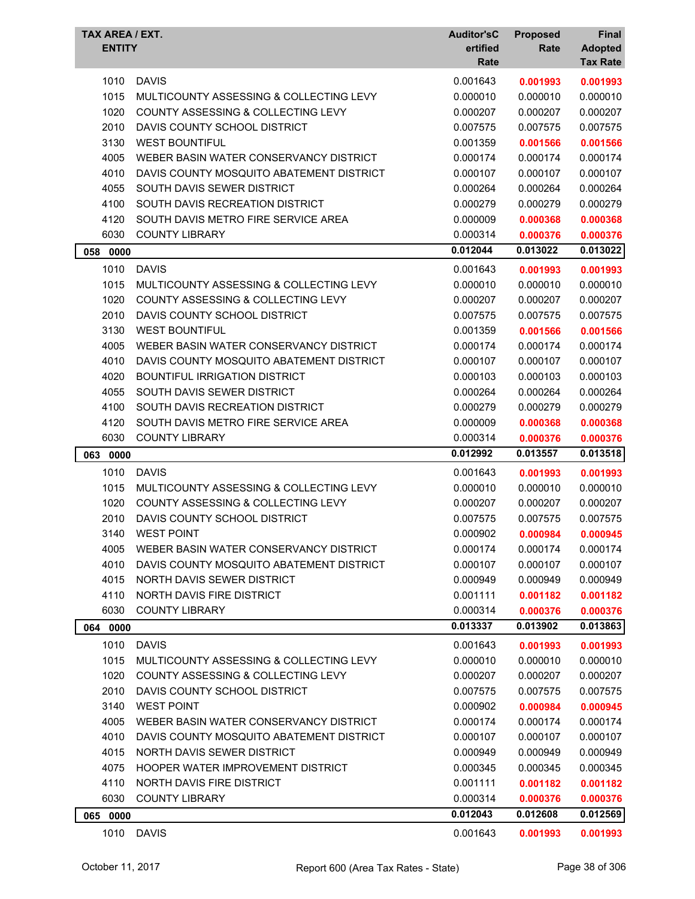| TAX AREA / EXT. ENTITY | | Auditor'sCertified Rate | Proposed Rate | Final Adopted Tax Rate |
|---|---|---|---|---|
| 1010 | DAVIS | 0.001643 | **0.001993** | **0.001993** |
| 1015 | MULTICOUNTY ASSESSING & COLLECTING LEVY | 0.000010 | 0.000010 | 0.000010 |
| 1020 | COUNTY ASSESSING & COLLECTING LEVY | 0.000207 | 0.000207 | 0.000207 |
| 2010 | DAVIS COUNTY SCHOOL DISTRICT | 0.007575 | 0.007575 | 0.007575 |
| 3130 | WEST BOUNTIFUL | 0.001359 | **0.001566** | **0.001566** |
| 4005 | WEBER BASIN WATER CONSERVANCY DISTRICT | 0.000174 | 0.000174 | 0.000174 |
| 4010 | DAVIS COUNTY MOSQUITO ABATEMENT DISTRICT | 0.000107 | 0.000107 | 0.000107 |
| 4055 | SOUTH DAVIS SEWER DISTRICT | 0.000264 | 0.000264 | 0.000264 |
| 4100 | SOUTH DAVIS RECREATION DISTRICT | 0.000279 | 0.000279 | 0.000279 |
| 4120 | SOUTH DAVIS METRO FIRE SERVICE AREA | 0.000009 | **0.000368** | **0.000368** |
| 6030 | COUNTY LIBRARY | 0.000314 | **0.000376** | **0.000376** |
| **058 0000** | | **0.012044** | **0.013022** | **0.013022** |
| 1010 | DAVIS | 0.001643 | **0.001993** | **0.001993** |
| 1015 | MULTICOUNTY ASSESSING & COLLECTING LEVY | 0.000010 | 0.000010 | 0.000010 |
| 1020 | COUNTY ASSESSING & COLLECTING LEVY | 0.000207 | 0.000207 | 0.000207 |
| 2010 | DAVIS COUNTY SCHOOL DISTRICT | 0.007575 | 0.007575 | 0.007575 |
| 3130 | WEST BOUNTIFUL | 0.001359 | **0.001566** | **0.001566** |
| 4005 | WEBER BASIN WATER CONSERVANCY DISTRICT | 0.000174 | 0.000174 | 0.000174 |
| 4010 | DAVIS COUNTY MOSQUITO ABATEMENT DISTRICT | 0.000107 | 0.000107 | 0.000107 |
| 4020 | BOUNTIFUL IRRIGATION DISTRICT | 0.000103 | 0.000103 | 0.000103 |
| 4055 | SOUTH DAVIS SEWER DISTRICT | 0.000264 | 0.000264 | 0.000264 |
| 4100 | SOUTH DAVIS RECREATION DISTRICT | 0.000279 | 0.000279 | 0.000279 |
| 4120 | SOUTH DAVIS METRO FIRE SERVICE AREA | 0.000009 | **0.000368** | **0.000368** |
| 6030 | COUNTY LIBRARY | 0.000314 | **0.000376** | **0.000376** |
| **063 0000** | | **0.012992** | **0.013557** | **0.013518** |
| 1010 | DAVIS | 0.001643 | **0.001993** | **0.001993** |
| 1015 | MULTICOUNTY ASSESSING & COLLECTING LEVY | 0.000010 | 0.000010 | 0.000010 |
| 1020 | COUNTY ASSESSING & COLLECTING LEVY | 0.000207 | 0.000207 | 0.000207 |
| 2010 | DAVIS COUNTY SCHOOL DISTRICT | 0.007575 | 0.007575 | 0.007575 |
| 3140 | WEST POINT | 0.000902 | **0.000984** | **0.000945** |
| 4005 | WEBER BASIN WATER CONSERVANCY DISTRICT | 0.000174 | 0.000174 | 0.000174 |
| 4010 | DAVIS COUNTY MOSQUITO ABATEMENT DISTRICT | 0.000107 | 0.000107 | 0.000107 |
| 4015 | NORTH DAVIS SEWER DISTRICT | 0.000949 | 0.000949 | 0.000949 |
| 4110 | NORTH DAVIS FIRE DISTRICT | 0.001111 | **0.001182** | **0.001182** |
| 6030 | COUNTY LIBRARY | 0.000314 | **0.000376** | **0.000376** |
| **064 0000** | | **0.013337** | **0.013902** | **0.013863** |
| 1010 | DAVIS | 0.001643 | **0.001993** | **0.001993** |
| 1015 | MULTICOUNTY ASSESSING & COLLECTING LEVY | 0.000010 | 0.000010 | 0.000010 |
| 1020 | COUNTY ASSESSING & COLLECTING LEVY | 0.000207 | 0.000207 | 0.000207 |
| 2010 | DAVIS COUNTY SCHOOL DISTRICT | 0.007575 | 0.007575 | 0.007575 |
| 3140 | WEST POINT | 0.000902 | **0.000984** | **0.000945** |
| 4005 | WEBER BASIN WATER CONSERVANCY DISTRICT | 0.000174 | 0.000174 | 0.000174 |
| 4010 | DAVIS COUNTY MOSQUITO ABATEMENT DISTRICT | 0.000107 | 0.000107 | 0.000107 |
| 4015 | NORTH DAVIS SEWER DISTRICT | 0.000949 | 0.000949 | 0.000949 |
| 4075 | HOOPER WATER IMPROVEMENT DISTRICT | 0.000345 | 0.000345 | 0.000345 |
| 4110 | NORTH DAVIS FIRE DISTRICT | 0.001111 | **0.001182** | **0.001182** |
| 6030 | COUNTY LIBRARY | 0.000314 | **0.000376** | **0.000376** |
| **065 0000** | | **0.012043** | **0.012608** | **0.012569** |
| 1010 | DAVIS | 0.001643 | **0.001993** | **0.001993** |

October 11, 2017 — Report 600 (Area Tax Rates - State)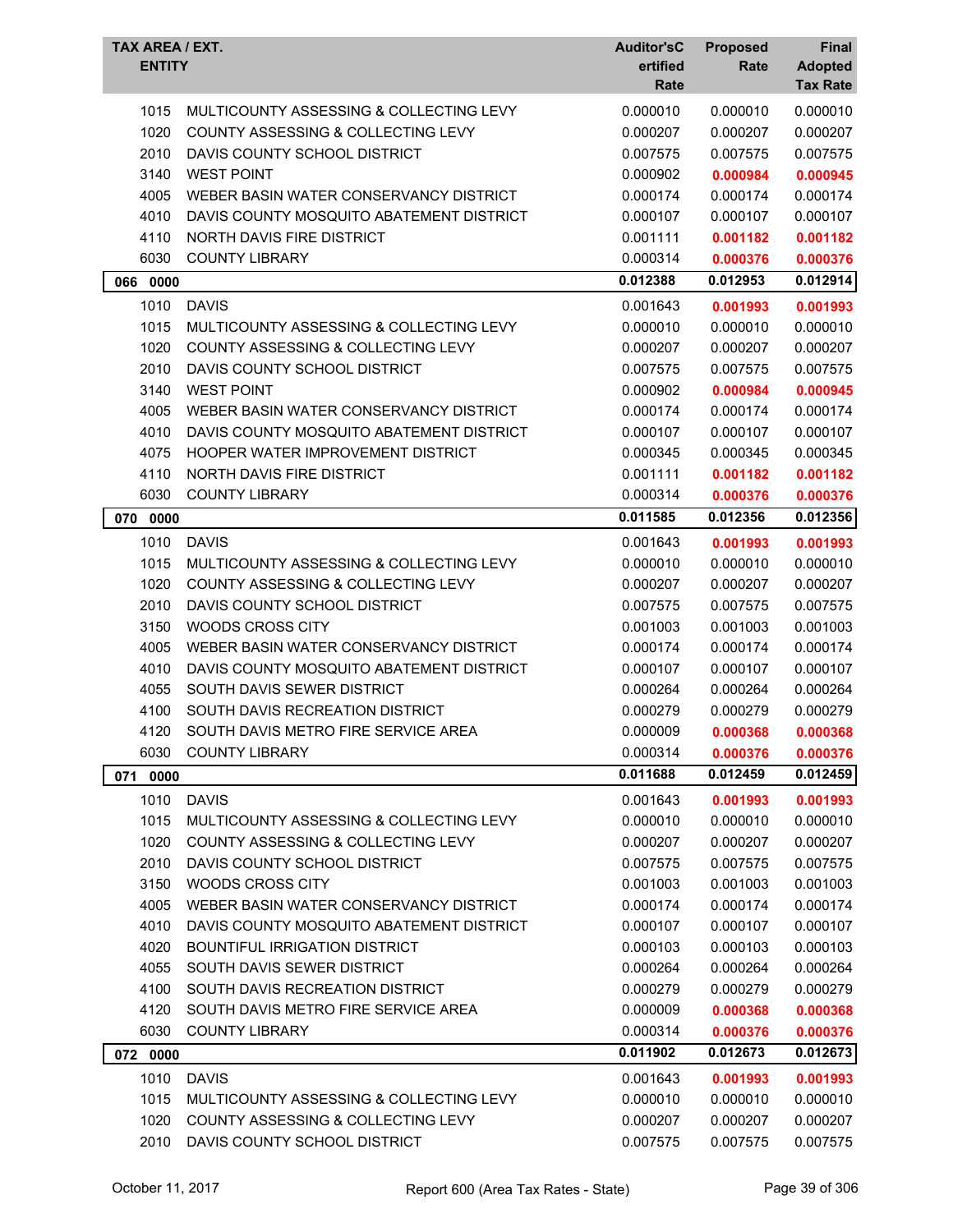| TAX AREA / EXT. | ENTITY | Auditor'sCertified Rate | Proposed Rate | Final Adopted Tax Rate |
|---|---|---|---|---|
| 1015 | MULTICOUNTY ASSESSING & COLLECTING LEVY | 0.000010 | 0.000010 | 0.000010 |
| 1020 | COUNTY ASSESSING & COLLECTING LEVY | 0.000207 | 0.000207 | 0.000207 |
| 2010 | DAVIS COUNTY SCHOOL DISTRICT | 0.007575 | 0.007575 | 0.007575 |
| 3140 | WEST POINT | 0.000902 | **0.000984** | **0.000945** |
| 4005 | WEBER BASIN WATER CONSERVANCY DISTRICT | 0.000174 | 0.000174 | 0.000174 |
| 4010 | DAVIS COUNTY MOSQUITO ABATEMENT DISTRICT | 0.000107 | 0.000107 | 0.000107 |
| 4110 | NORTH DAVIS FIRE DISTRICT | 0.001111 | **0.001182** | **0.001182** |
| 6030 | COUNTY LIBRARY | 0.000314 | **0.000376** | **0.000376** |
| **066 0000** | | **0.012388** | **0.012953** | **0.012914** |
| 1010 | DAVIS | 0.001643 | **0.001993** | **0.001993** |
| 1015 | MULTICOUNTY ASSESSING & COLLECTING LEVY | 0.000010 | 0.000010 | 0.000010 |
| 1020 | COUNTY ASSESSING & COLLECTING LEVY | 0.000207 | 0.000207 | 0.000207 |
| 2010 | DAVIS COUNTY SCHOOL DISTRICT | 0.007575 | 0.007575 | 0.007575 |
| 3140 | WEST POINT | 0.000902 | **0.000984** | **0.000945** |
| 4005 | WEBER BASIN WATER CONSERVANCY DISTRICT | 0.000174 | 0.000174 | 0.000174 |
| 4010 | DAVIS COUNTY MOSQUITO ABATEMENT DISTRICT | 0.000107 | 0.000107 | 0.000107 |
| 4075 | HOOPER WATER IMPROVEMENT DISTRICT | 0.000345 | 0.000345 | 0.000345 |
| 4110 | NORTH DAVIS FIRE DISTRICT | 0.001111 | **0.001182** | **0.001182** |
| 6030 | COUNTY LIBRARY | 0.000314 | **0.000376** | **0.000376** |
| **070 0000** | | **0.011585** | **0.012356** | **0.012356** |
| 1010 | DAVIS | 0.001643 | **0.001993** | **0.001993** |
| 1015 | MULTICOUNTY ASSESSING & COLLECTING LEVY | 0.000010 | 0.000010 | 0.000010 |
| 1020 | COUNTY ASSESSING & COLLECTING LEVY | 0.000207 | 0.000207 | 0.000207 |
| 2010 | DAVIS COUNTY SCHOOL DISTRICT | 0.007575 | 0.007575 | 0.007575 |
| 3150 | WOODS CROSS CITY | 0.001003 | 0.001003 | 0.001003 |
| 4005 | WEBER BASIN WATER CONSERVANCY DISTRICT | 0.000174 | 0.000174 | 0.000174 |
| 4010 | DAVIS COUNTY MOSQUITO ABATEMENT DISTRICT | 0.000107 | 0.000107 | 0.000107 |
| 4055 | SOUTH DAVIS SEWER DISTRICT | 0.000264 | 0.000264 | 0.000264 |
| 4100 | SOUTH DAVIS RECREATION DISTRICT | 0.000279 | 0.000279 | 0.000279 |
| 4120 | SOUTH DAVIS METRO FIRE SERVICE AREA | 0.000009 | **0.000368** | **0.000368** |
| 6030 | COUNTY LIBRARY | 0.000314 | **0.000376** | **0.000376** |
| **071 0000** | | **0.011688** | **0.012459** | **0.012459** |
| 1010 | DAVIS | 0.001643 | **0.001993** | **0.001993** |
| 1015 | MULTICOUNTY ASSESSING & COLLECTING LEVY | 0.000010 | 0.000010 | 0.000010 |
| 1020 | COUNTY ASSESSING & COLLECTING LEVY | 0.000207 | 0.000207 | 0.000207 |
| 2010 | DAVIS COUNTY SCHOOL DISTRICT | 0.007575 | 0.007575 | 0.007575 |
| 3150 | WOODS CROSS CITY | 0.001003 | 0.001003 | 0.001003 |
| 4005 | WEBER BASIN WATER CONSERVANCY DISTRICT | 0.000174 | 0.000174 | 0.000174 |
| 4010 | DAVIS COUNTY MOSQUITO ABATEMENT DISTRICT | 0.000107 | 0.000107 | 0.000107 |
| 4020 | BOUNTIFUL IRRIGATION DISTRICT | 0.000103 | 0.000103 | 0.000103 |
| 4055 | SOUTH DAVIS SEWER DISTRICT | 0.000264 | 0.000264 | 0.000264 |
| 4100 | SOUTH DAVIS RECREATION DISTRICT | 0.000279 | 0.000279 | 0.000279 |
| 4120 | SOUTH DAVIS METRO FIRE SERVICE AREA | 0.000009 | **0.000368** | **0.000368** |
| 6030 | COUNTY LIBRARY | 0.000314 | **0.000376** | **0.000376** |
| **072 0000** | | **0.011902** | **0.012673** | **0.012673** |
| 1010 | DAVIS | 0.001643 | **0.001993** | **0.001993** |
| 1015 | MULTICOUNTY ASSESSING & COLLECTING LEVY | 0.000010 | 0.000010 | 0.000010 |
| 1020 | COUNTY ASSESSING & COLLECTING LEVY | 0.000207 | 0.000207 | 0.000207 |
| 2010 | DAVIS COUNTY SCHOOL DISTRICT | 0.007575 | 0.007575 | 0.007575 |

October 11, 2017 Report 600 (Area Tax Rates - State)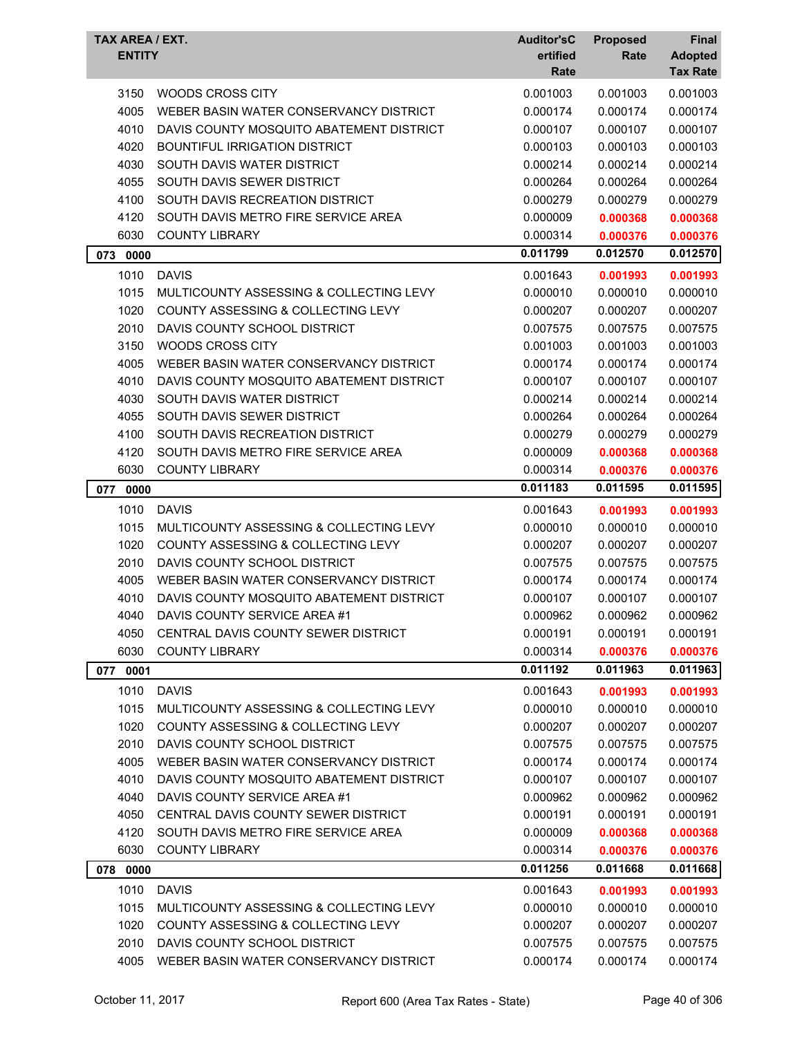| TAX AREA / EXT. | ENTITY | Auditor's Certified Rate | Proposed Rate | Final Adopted Tax Rate |
|---|---|---|---|---|
| 3150 | WOODS CROSS CITY | 0.001003 | 0.001003 | 0.001003 |
| 4005 | WEBER BASIN WATER CONSERVANCY DISTRICT | 0.000174 | 0.000174 | 0.000174 |
| 4010 | DAVIS COUNTY MOSQUITO ABATEMENT DISTRICT | 0.000107 | 0.000107 | 0.000107 |
| 4020 | BOUNTIFUL IRRIGATION DISTRICT | 0.000103 | 0.000103 | 0.000103 |
| 4030 | SOUTH DAVIS WATER DISTRICT | 0.000214 | 0.000214 | 0.000214 |
| 4055 | SOUTH DAVIS SEWER DISTRICT | 0.000264 | 0.000264 | 0.000264 |
| 4100 | SOUTH DAVIS RECREATION DISTRICT | 0.000279 | 0.000279 | 0.000279 |
| 4120 | SOUTH DAVIS METRO FIRE SERVICE AREA | 0.000009 | **0.000368** | **0.000368** |
| 6030 | COUNTY LIBRARY | 0.000314 | **0.000376** | **0.000376** |
| **073 0000** | | **0.011799** | **0.012570** | **0.012570** |
| 1010 | DAVIS | 0.001643 | **0.001993** | **0.001993** |
| 1015 | MULTICOUNTY ASSESSING & COLLECTING LEVY | 0.000010 | 0.000010 | 0.000010 |
| 1020 | COUNTY ASSESSING & COLLECTING LEVY | 0.000207 | 0.000207 | 0.000207 |
| 2010 | DAVIS COUNTY SCHOOL DISTRICT | 0.007575 | 0.007575 | 0.007575 |
| 3150 | WOODS CROSS CITY | 0.001003 | 0.001003 | 0.001003 |
| 4005 | WEBER BASIN WATER CONSERVANCY DISTRICT | 0.000174 | 0.000174 | 0.000174 |
| 4010 | DAVIS COUNTY MOSQUITO ABATEMENT DISTRICT | 0.000107 | 0.000107 | 0.000107 |
| 4030 | SOUTH DAVIS WATER DISTRICT | 0.000214 | 0.000214 | 0.000214 |
| 4055 | SOUTH DAVIS SEWER DISTRICT | 0.000264 | 0.000264 | 0.000264 |
| 4100 | SOUTH DAVIS RECREATION DISTRICT | 0.000279 | 0.000279 | 0.000279 |
| 4120 | SOUTH DAVIS METRO FIRE SERVICE AREA | 0.000009 | **0.000368** | **0.000368** |
| 6030 | COUNTY LIBRARY | 0.000314 | **0.000376** | **0.000376** |
| **077 0000** | | **0.011183** | **0.011595** | **0.011595** |
| 1010 | DAVIS | 0.001643 | **0.001993** | **0.001993** |
| 1015 | MULTICOUNTY ASSESSING & COLLECTING LEVY | 0.000010 | 0.000010 | 0.000010 |
| 1020 | COUNTY ASSESSING & COLLECTING LEVY | 0.000207 | 0.000207 | 0.000207 |
| 2010 | DAVIS COUNTY SCHOOL DISTRICT | 0.007575 | 0.007575 | 0.007575 |
| 4005 | WEBER BASIN WATER CONSERVANCY DISTRICT | 0.000174 | 0.000174 | 0.000174 |
| 4010 | DAVIS COUNTY MOSQUITO ABATEMENT DISTRICT | 0.000107 | 0.000107 | 0.000107 |
| 4040 | DAVIS COUNTY SERVICE AREA #1 | 0.000962 | 0.000962 | 0.000962 |
| 4050 | CENTRAL DAVIS COUNTY SEWER DISTRICT | 0.000191 | 0.000191 | 0.000191 |
| 6030 | COUNTY LIBRARY | 0.000314 | **0.000376** | **0.000376** |
| **077 0001** | | **0.011192** | **0.011963** | **0.011963** |
| 1010 | DAVIS | 0.001643 | **0.001993** | **0.001993** |
| 1015 | MULTICOUNTY ASSESSING & COLLECTING LEVY | 0.000010 | 0.000010 | 0.000010 |
| 1020 | COUNTY ASSESSING & COLLECTING LEVY | 0.000207 | 0.000207 | 0.000207 |
| 2010 | DAVIS COUNTY SCHOOL DISTRICT | 0.007575 | 0.007575 | 0.007575 |
| 4005 | WEBER BASIN WATER CONSERVANCY DISTRICT | 0.000174 | 0.000174 | 0.000174 |
| 4010 | DAVIS COUNTY MOSQUITO ABATEMENT DISTRICT | 0.000107 | 0.000107 | 0.000107 |
| 4040 | DAVIS COUNTY SERVICE AREA #1 | 0.000962 | 0.000962 | 0.000962 |
| 4050 | CENTRAL DAVIS COUNTY SEWER DISTRICT | 0.000191 | 0.000191 | 0.000191 |
| 4120 | SOUTH DAVIS METRO FIRE SERVICE AREA | 0.000009 | **0.000368** | **0.000368** |
| 6030 | COUNTY LIBRARY | 0.000314 | **0.000376** | **0.000376** |
| **078 0000** | | **0.011256** | **0.011668** | **0.011668** |
| 1010 | DAVIS | 0.001643 | **0.001993** | **0.001993** |
| 1015 | MULTICOUNTY ASSESSING & COLLECTING LEVY | 0.000010 | 0.000010 | 0.000010 |
| 1020 | COUNTY ASSESSING & COLLECTING LEVY | 0.000207 | 0.000207 | 0.000207 |
| 2010 | DAVIS COUNTY SCHOOL DISTRICT | 0.007575 | 0.007575 | 0.007575 |
| 4005 | WEBER BASIN WATER CONSERVANCY DISTRICT | 0.000174 | 0.000174 | 0.000174 |

October 11, 2017 — Report 600 (Area Tax Rates - State)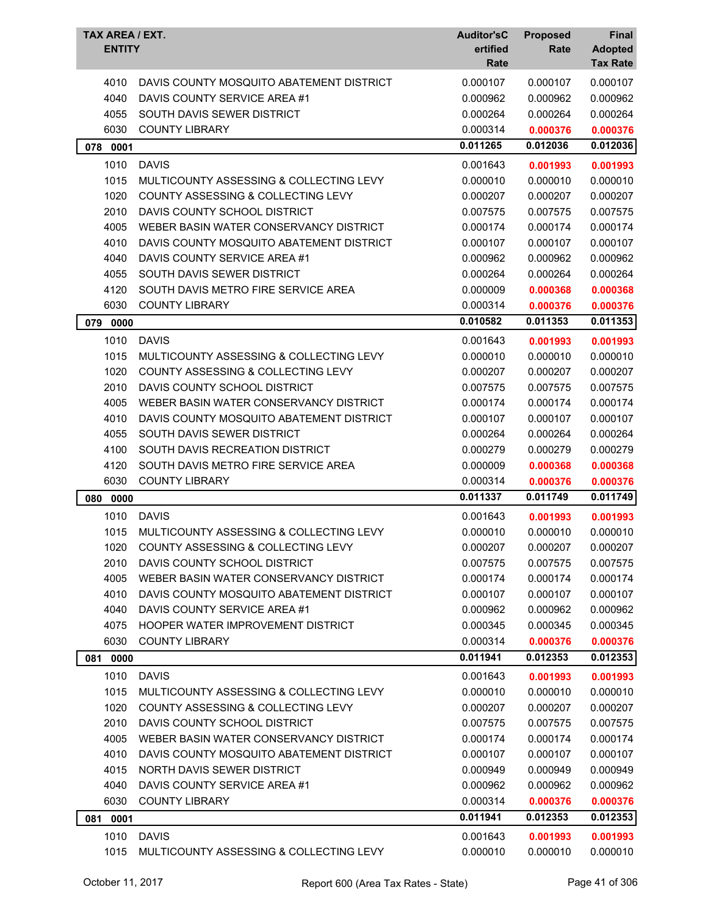| TAX AREA / EXT. ENTITY | | Auditor's Certified Rate | Proposed Rate | Final Adopted Tax Rate |
|---|---|---|---|---|
| 4010 | DAVIS COUNTY MOSQUITO ABATEMENT DISTRICT | 0.000107 | 0.000107 | 0.000107 |
| 4040 | DAVIS COUNTY SERVICE AREA #1 | 0.000962 | 0.000962 | 0.000962 |
| 4055 | SOUTH DAVIS SEWER DISTRICT | 0.000264 | 0.000264 | 0.000264 |
| 6030 | COUNTY LIBRARY | 0.000314 | **0.000376** | **0.000376** |
| **078 0001** | | **0.011265** | **0.012036** | **0.012036** |
| 1010 | DAVIS | 0.001643 | **0.001993** | **0.001993** |
| 1015 | MULTICOUNTY ASSESSING & COLLECTING LEVY | 0.000010 | 0.000010 | 0.000010 |
| 1020 | COUNTY ASSESSING & COLLECTING LEVY | 0.000207 | 0.000207 | 0.000207 |
| 2010 | DAVIS COUNTY SCHOOL DISTRICT | 0.007575 | 0.007575 | 0.007575 |
| 4005 | WEBER BASIN WATER CONSERVANCY DISTRICT | 0.000174 | 0.000174 | 0.000174 |
| 4010 | DAVIS COUNTY MOSQUITO ABATEMENT DISTRICT | 0.000107 | 0.000107 | 0.000107 |
| 4040 | DAVIS COUNTY SERVICE AREA #1 | 0.000962 | 0.000962 | 0.000962 |
| 4055 | SOUTH DAVIS SEWER DISTRICT | 0.000264 | 0.000264 | 0.000264 |
| 4120 | SOUTH DAVIS METRO FIRE SERVICE AREA | 0.000009 | **0.000368** | **0.000368** |
| 6030 | COUNTY LIBRARY | 0.000314 | **0.000376** | **0.000376** |
| **079 0000** | | **0.010582** | **0.011353** | **0.011353** |
| 1010 | DAVIS | 0.001643 | **0.001993** | **0.001993** |
| 1015 | MULTICOUNTY ASSESSING & COLLECTING LEVY | 0.000010 | 0.000010 | 0.000010 |
| 1020 | COUNTY ASSESSING & COLLECTING LEVY | 0.000207 | 0.000207 | 0.000207 |
| 2010 | DAVIS COUNTY SCHOOL DISTRICT | 0.007575 | 0.007575 | 0.007575 |
| 4005 | WEBER BASIN WATER CONSERVANCY DISTRICT | 0.000174 | 0.000174 | 0.000174 |
| 4010 | DAVIS COUNTY MOSQUITO ABATEMENT DISTRICT | 0.000107 | 0.000107 | 0.000107 |
| 4055 | SOUTH DAVIS SEWER DISTRICT | 0.000264 | 0.000264 | 0.000264 |
| 4100 | SOUTH DAVIS RECREATION DISTRICT | 0.000279 | 0.000279 | 0.000279 |
| 4120 | SOUTH DAVIS METRO FIRE SERVICE AREA | 0.000009 | **0.000368** | **0.000368** |
| 6030 | COUNTY LIBRARY | 0.000314 | **0.000376** | **0.000376** |
| **080 0000** | | **0.011337** | **0.011749** | **0.011749** |
| 1010 | DAVIS | 0.001643 | **0.001993** | **0.001993** |
| 1015 | MULTICOUNTY ASSESSING & COLLECTING LEVY | 0.000010 | 0.000010 | 0.000010 |
| 1020 | COUNTY ASSESSING & COLLECTING LEVY | 0.000207 | 0.000207 | 0.000207 |
| 2010 | DAVIS COUNTY SCHOOL DISTRICT | 0.007575 | 0.007575 | 0.007575 |
| 4005 | WEBER BASIN WATER CONSERVANCY DISTRICT | 0.000174 | 0.000174 | 0.000174 |
| 4010 | DAVIS COUNTY MOSQUITO ABATEMENT DISTRICT | 0.000107 | 0.000107 | 0.000107 |
| 4040 | DAVIS COUNTY SERVICE AREA #1 | 0.000962 | 0.000962 | 0.000962 |
| 4075 | HOOPER WATER IMPROVEMENT DISTRICT | 0.000345 | 0.000345 | 0.000345 |
| 6030 | COUNTY LIBRARY | 0.000314 | **0.000376** | **0.000376** |
| **081 0000** | | **0.011941** | **0.012353** | **0.012353** |
| 1010 | DAVIS | 0.001643 | **0.001993** | **0.001993** |
| 1015 | MULTICOUNTY ASSESSING & COLLECTING LEVY | 0.000010 | 0.000010 | 0.000010 |
| 1020 | COUNTY ASSESSING & COLLECTING LEVY | 0.000207 | 0.000207 | 0.000207 |
| 2010 | DAVIS COUNTY SCHOOL DISTRICT | 0.007575 | 0.007575 | 0.007575 |
| 4005 | WEBER BASIN WATER CONSERVANCY DISTRICT | 0.000174 | 0.000174 | 0.000174 |
| 4010 | DAVIS COUNTY MOSQUITO ABATEMENT DISTRICT | 0.000107 | 0.000107 | 0.000107 |
| 4015 | NORTH DAVIS SEWER DISTRICT | 0.000949 | 0.000949 | 0.000949 |
| 4040 | DAVIS COUNTY SERVICE AREA #1 | 0.000962 | 0.000962 | 0.000962 |
| 6030 | COUNTY LIBRARY | 0.000314 | **0.000376** | **0.000376** |
| **081 0001** | | **0.011941** | **0.012353** | **0.012353** |
| 1010 | DAVIS | 0.001643 | **0.001993** | **0.001993** |
| 1015 | MULTICOUNTY ASSESSING & COLLECTING LEVY | 0.000010 | 0.000010 | 0.000010 |

October 11, 2017 Report 600 (Area Tax Rates - State)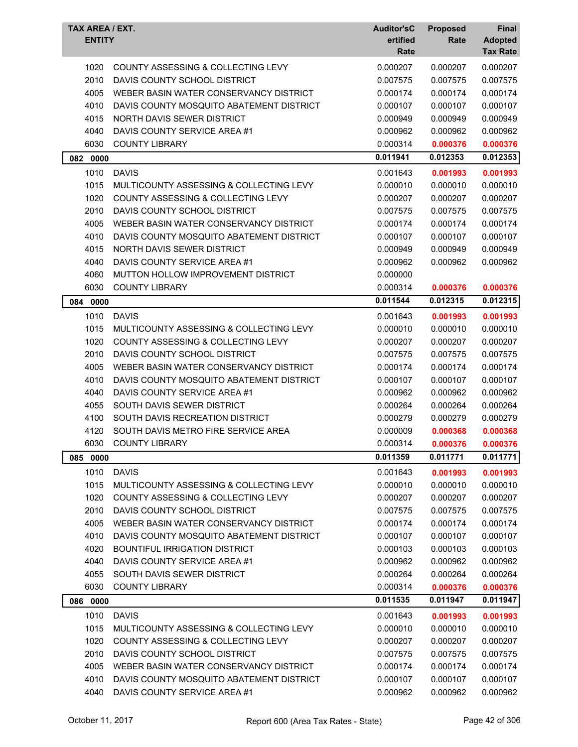| TAX AREA / EXT. ENTITY | | Auditor'sCertified Rate | Proposed Rate | Final Adopted Tax Rate |
|---|---|---|---|---|
| 1020 | COUNTY ASSESSING & COLLECTING LEVY | 0.000207 | 0.000207 | 0.000207 |
| 2010 | DAVIS COUNTY SCHOOL DISTRICT | 0.007575 | 0.007575 | 0.007575 |
| 4005 | WEBER BASIN WATER CONSERVANCY DISTRICT | 0.000174 | 0.000174 | 0.000174 |
| 4010 | DAVIS COUNTY MOSQUITO ABATEMENT DISTRICT | 0.000107 | 0.000107 | 0.000107 |
| 4015 | NORTH DAVIS SEWER DISTRICT | 0.000949 | 0.000949 | 0.000949 |
| 4040 | DAVIS COUNTY SERVICE AREA #1 | 0.000962 | 0.000962 | 0.000962 |
| 6030 | COUNTY LIBRARY | 0.000314 | 0.000376 | 0.000376 |
| **082 0000** | | **0.011941** | **0.012353** | **0.012353** |
| 1010 | DAVIS | 0.001643 | 0.001993 | 0.001993 |
| 1015 | MULTICOUNTY ASSESSING & COLLECTING LEVY | 0.000010 | 0.000010 | 0.000010 |
| 1020 | COUNTY ASSESSING & COLLECTING LEVY | 0.000207 | 0.000207 | 0.000207 |
| 2010 | DAVIS COUNTY SCHOOL DISTRICT | 0.007575 | 0.007575 | 0.007575 |
| 4005 | WEBER BASIN WATER CONSERVANCY DISTRICT | 0.000174 | 0.000174 | 0.000174 |
| 4010 | DAVIS COUNTY MOSQUITO ABATEMENT DISTRICT | 0.000107 | 0.000107 | 0.000107 |
| 4015 | NORTH DAVIS SEWER DISTRICT | 0.000949 | 0.000949 | 0.000949 |
| 4040 | DAVIS COUNTY SERVICE AREA #1 | 0.000962 | 0.000962 | 0.000962 |
| 4060 | MUTTON HOLLOW IMPROVEMENT DISTRICT | 0.000000 | | |
| 6030 | COUNTY LIBRARY | 0.000314 | 0.000376 | 0.000376 |
| **084 0000** | | **0.011544** | **0.012315** | **0.012315** |
| 1010 | DAVIS | 0.001643 | 0.001993 | 0.001993 |
| 1015 | MULTICOUNTY ASSESSING & COLLECTING LEVY | 0.000010 | 0.000010 | 0.000010 |
| 1020 | COUNTY ASSESSING & COLLECTING LEVY | 0.000207 | 0.000207 | 0.000207 |
| 2010 | DAVIS COUNTY SCHOOL DISTRICT | 0.007575 | 0.007575 | 0.007575 |
| 4005 | WEBER BASIN WATER CONSERVANCY DISTRICT | 0.000174 | 0.000174 | 0.000174 |
| 4010 | DAVIS COUNTY MOSQUITO ABATEMENT DISTRICT | 0.000107 | 0.000107 | 0.000107 |
| 4040 | DAVIS COUNTY SERVICE AREA #1 | 0.000962 | 0.000962 | 0.000962 |
| 4055 | SOUTH DAVIS SEWER DISTRICT | 0.000264 | 0.000264 | 0.000264 |
| 4100 | SOUTH DAVIS RECREATION DISTRICT | 0.000279 | 0.000279 | 0.000279 |
| 4120 | SOUTH DAVIS METRO FIRE SERVICE AREA | 0.000009 | 0.000368 | 0.000368 |
| 6030 | COUNTY LIBRARY | 0.000314 | 0.000376 | 0.000376 |
| **085 0000** | | **0.011359** | **0.011771** | **0.011771** |
| 1010 | DAVIS | 0.001643 | 0.001993 | 0.001993 |
| 1015 | MULTICOUNTY ASSESSING & COLLECTING LEVY | 0.000010 | 0.000010 | 0.000010 |
| 1020 | COUNTY ASSESSING & COLLECTING LEVY | 0.000207 | 0.000207 | 0.000207 |
| 2010 | DAVIS COUNTY SCHOOL DISTRICT | 0.007575 | 0.007575 | 0.007575 |
| 4005 | WEBER BASIN WATER CONSERVANCY DISTRICT | 0.000174 | 0.000174 | 0.000174 |
| 4010 | DAVIS COUNTY MOSQUITO ABATEMENT DISTRICT | 0.000107 | 0.000107 | 0.000107 |
| 4020 | BOUNTIFUL IRRIGATION DISTRICT | 0.000103 | 0.000103 | 0.000103 |
| 4040 | DAVIS COUNTY SERVICE AREA #1 | 0.000962 | 0.000962 | 0.000962 |
| 4055 | SOUTH DAVIS SEWER DISTRICT | 0.000264 | 0.000264 | 0.000264 |
| 6030 | COUNTY LIBRARY | 0.000314 | 0.000376 | 0.000376 |
| **086 0000** | | **0.011535** | **0.011947** | **0.011947** |
| 1010 | DAVIS | 0.001643 | 0.001993 | 0.001993 |
| 1015 | MULTICOUNTY ASSESSING & COLLECTING LEVY | 0.000010 | 0.000010 | 0.000010 |
| 1020 | COUNTY ASSESSING & COLLECTING LEVY | 0.000207 | 0.000207 | 0.000207 |
| 2010 | DAVIS COUNTY SCHOOL DISTRICT | 0.007575 | 0.007575 | 0.007575 |
| 4005 | WEBER BASIN WATER CONSERVANCY DISTRICT | 0.000174 | 0.000174 | 0.000174 |
| 4010 | DAVIS COUNTY MOSQUITO ABATEMENT DISTRICT | 0.000107 | 0.000107 | 0.000107 |
| 4040 | DAVIS COUNTY SERVICE AREA #1 | 0.000962 | 0.000962 | 0.000962 |

October 11, 2017 Report 600 (Area Tax Rates - State)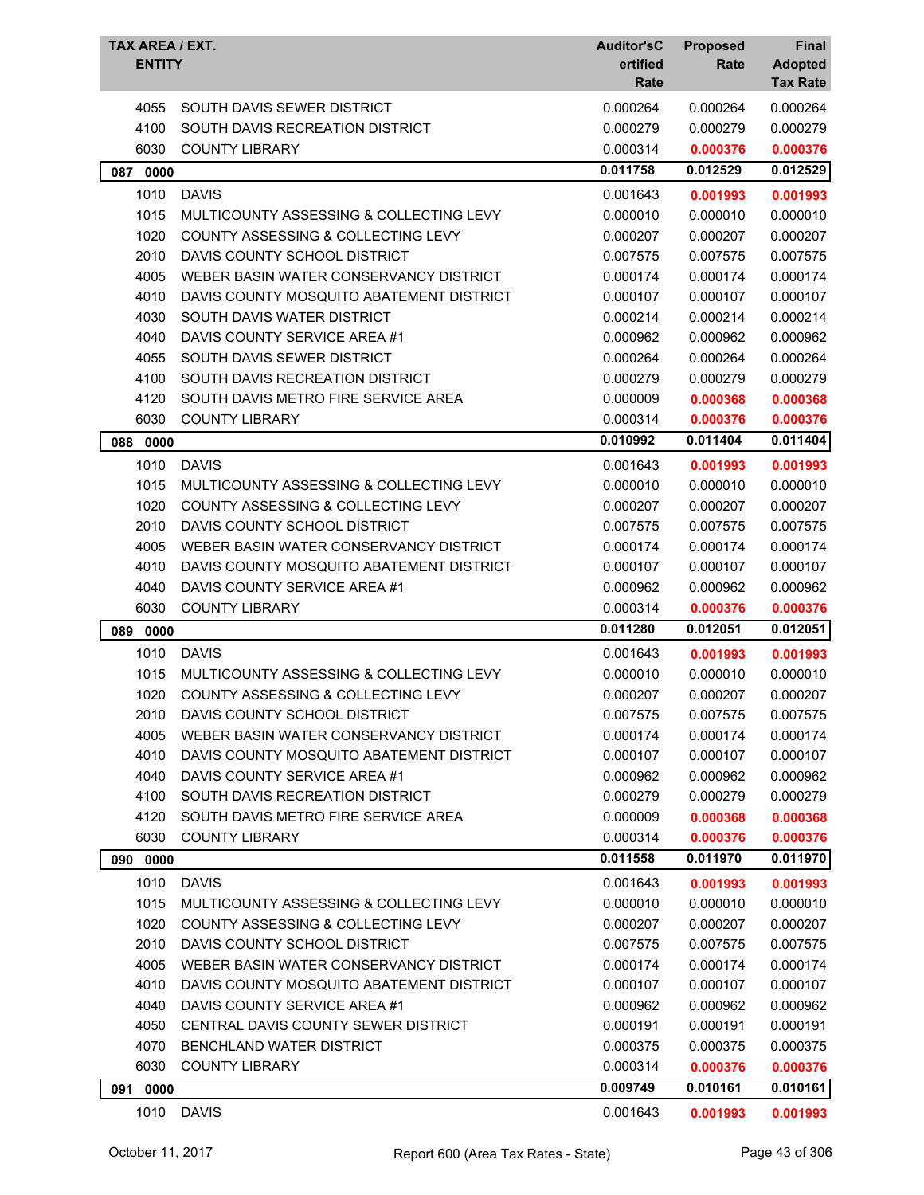| TAX AREA / EXT. | ENTITY | Auditor'sCertified Rate | Proposed Rate | Final Adopted Tax Rate |
|---|---|---|---|---|
| 4055 | SOUTH DAVIS SEWER DISTRICT | 0.000264 | 0.000264 | 0.000264 |
| 4100 | SOUTH DAVIS RECREATION DISTRICT | 0.000279 | 0.000279 | 0.000279 |
| 6030 | COUNTY LIBRARY | 0.000314 | **0.000376** | **0.000376** |
| **087 0000** | | **0.011758** | **0.012529** | **0.012529** |
| 1010 | DAVIS | 0.001643 | **0.001993** | **0.001993** |
| 1015 | MULTICOUNTY ASSESSING & COLLECTING LEVY | 0.000010 | 0.000010 | 0.000010 |
| 1020 | COUNTY ASSESSING & COLLECTING LEVY | 0.000207 | 0.000207 | 0.000207 |
| 2010 | DAVIS COUNTY SCHOOL DISTRICT | 0.007575 | 0.007575 | 0.007575 |
| 4005 | WEBER BASIN WATER CONSERVANCY DISTRICT | 0.000174 | 0.000174 | 0.000174 |
| 4010 | DAVIS COUNTY MOSQUITO ABATEMENT DISTRICT | 0.000107 | 0.000107 | 0.000107 |
| 4030 | SOUTH DAVIS WATER DISTRICT | 0.000214 | 0.000214 | 0.000214 |
| 4040 | DAVIS COUNTY SERVICE AREA #1 | 0.000962 | 0.000962 | 0.000962 |
| 4055 | SOUTH DAVIS SEWER DISTRICT | 0.000264 | 0.000264 | 0.000264 |
| 4100 | SOUTH DAVIS RECREATION DISTRICT | 0.000279 | 0.000279 | 0.000279 |
| 4120 | SOUTH DAVIS METRO FIRE SERVICE AREA | 0.000009 | **0.000368** | **0.000368** |
| 6030 | COUNTY LIBRARY | 0.000314 | **0.000376** | **0.000376** |
| **088 0000** | | **0.010992** | **0.011404** | **0.011404** |
| 1010 | DAVIS | 0.001643 | **0.001993** | **0.001993** |
| 1015 | MULTICOUNTY ASSESSING & COLLECTING LEVY | 0.000010 | 0.000010 | 0.000010 |
| 1020 | COUNTY ASSESSING & COLLECTING LEVY | 0.000207 | 0.000207 | 0.000207 |
| 2010 | DAVIS COUNTY SCHOOL DISTRICT | 0.007575 | 0.007575 | 0.007575 |
| 4005 | WEBER BASIN WATER CONSERVANCY DISTRICT | 0.000174 | 0.000174 | 0.000174 |
| 4010 | DAVIS COUNTY MOSQUITO ABATEMENT DISTRICT | 0.000107 | 0.000107 | 0.000107 |
| 4040 | DAVIS COUNTY SERVICE AREA #1 | 0.000962 | 0.000962 | 0.000962 |
| 6030 | COUNTY LIBRARY | 0.000314 | **0.000376** | **0.000376** |
| **089 0000** | | **0.011280** | **0.012051** | **0.012051** |
| 1010 | DAVIS | 0.001643 | **0.001993** | **0.001993** |
| 1015 | MULTICOUNTY ASSESSING & COLLECTING LEVY | 0.000010 | 0.000010 | 0.000010 |
| 1020 | COUNTY ASSESSING & COLLECTING LEVY | 0.000207 | 0.000207 | 0.000207 |
| 2010 | DAVIS COUNTY SCHOOL DISTRICT | 0.007575 | 0.007575 | 0.007575 |
| 4005 | WEBER BASIN WATER CONSERVANCY DISTRICT | 0.000174 | 0.000174 | 0.000174 |
| 4010 | DAVIS COUNTY MOSQUITO ABATEMENT DISTRICT | 0.000107 | 0.000107 | 0.000107 |
| 4040 | DAVIS COUNTY SERVICE AREA #1 | 0.000962 | 0.000962 | 0.000962 |
| 4100 | SOUTH DAVIS RECREATION DISTRICT | 0.000279 | 0.000279 | 0.000279 |
| 4120 | SOUTH DAVIS METRO FIRE SERVICE AREA | 0.000009 | **0.000368** | **0.000368** |
| 6030 | COUNTY LIBRARY | 0.000314 | **0.000376** | **0.000376** |
| **090 0000** | | **0.011558** | **0.011970** | **0.011970** |
| 1010 | DAVIS | 0.001643 | **0.001993** | **0.001993** |
| 1015 | MULTICOUNTY ASSESSING & COLLECTING LEVY | 0.000010 | 0.000010 | 0.000010 |
| 1020 | COUNTY ASSESSING & COLLECTING LEVY | 0.000207 | 0.000207 | 0.000207 |
| 2010 | DAVIS COUNTY SCHOOL DISTRICT | 0.007575 | 0.007575 | 0.007575 |
| 4005 | WEBER BASIN WATER CONSERVANCY DISTRICT | 0.000174 | 0.000174 | 0.000174 |
| 4010 | DAVIS COUNTY MOSQUITO ABATEMENT DISTRICT | 0.000107 | 0.000107 | 0.000107 |
| 4040 | DAVIS COUNTY SERVICE AREA #1 | 0.000962 | 0.000962 | 0.000962 |
| 4050 | CENTRAL DAVIS COUNTY SEWER DISTRICT | 0.000191 | 0.000191 | 0.000191 |
| 4070 | BENCHLAND WATER DISTRICT | 0.000375 | 0.000375 | 0.000375 |
| 6030 | COUNTY LIBRARY | 0.000314 | **0.000376** | **0.000376** |
| **091 0000** | | **0.009749** | **0.010161** | **0.010161** |
| 1010 | DAVIS | 0.001643 | **0.001993** | **0.001993** |

October 11, 2017 — Report 600 (Area Tax Rates - State)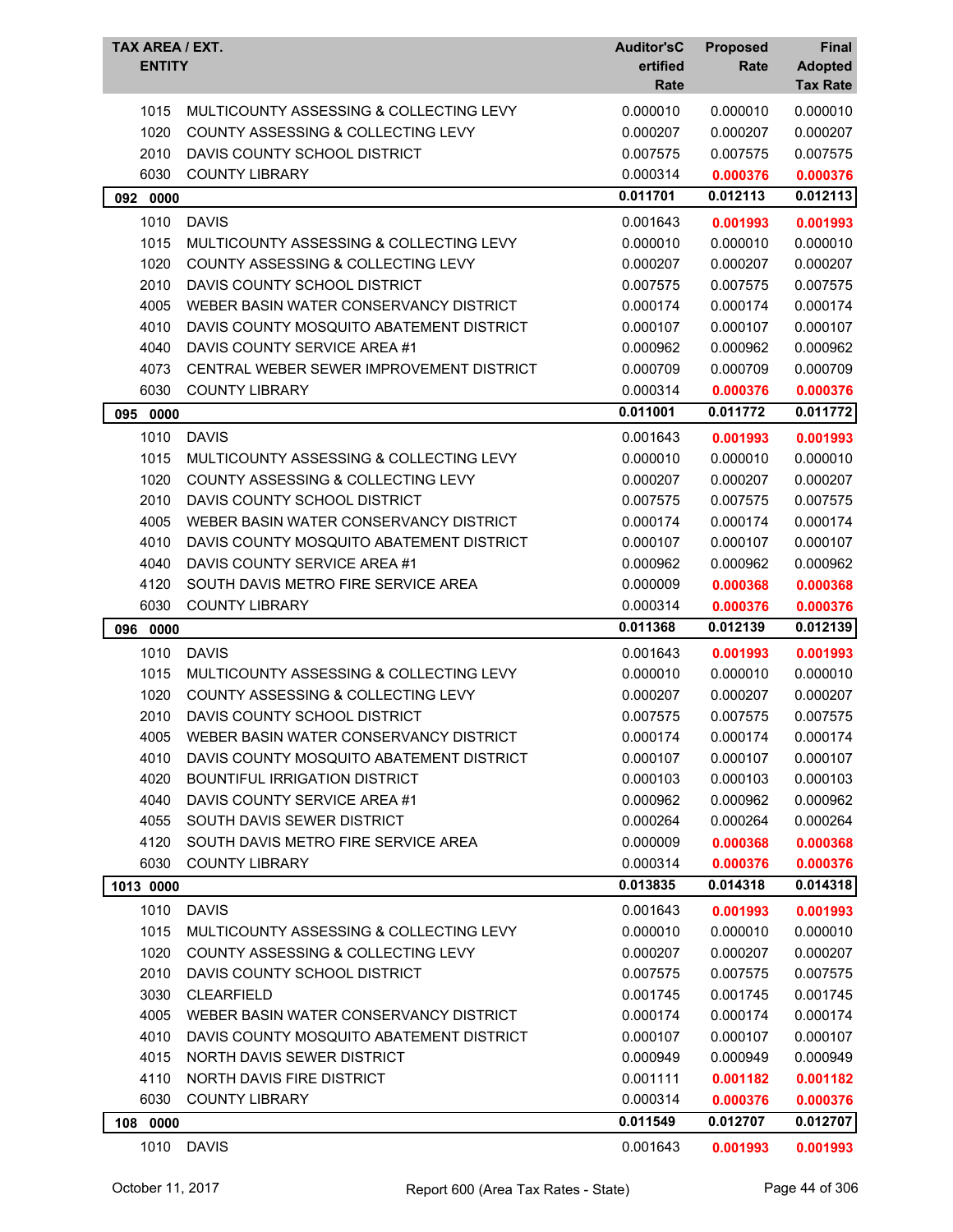| TAX AREA / EXT. ENTITY | | Auditor's Certified Rate | Proposed Rate | Final Adopted Tax Rate |
|---|---|---|---|---|
| 1015 | MULTICOUNTY ASSESSING & COLLECTING LEVY | 0.000010 | 0.000010 | 0.000010 |
| 1020 | COUNTY ASSESSING & COLLECTING LEVY | 0.000207 | 0.000207 | 0.000207 |
| 2010 | DAVIS COUNTY SCHOOL DISTRICT | 0.007575 | 0.007575 | 0.007575 |
| 6030 | COUNTY LIBRARY | 0.000314 | **0.000376** | **0.000376** |
| **092 0000** | | **0.011701** | **0.012113** | **0.012113** |
| 1010 | DAVIS | 0.001643 | **0.001993** | **0.001993** |
| 1015 | MULTICOUNTY ASSESSING & COLLECTING LEVY | 0.000010 | 0.000010 | 0.000010 |
| 1020 | COUNTY ASSESSING & COLLECTING LEVY | 0.000207 | 0.000207 | 0.000207 |
| 2010 | DAVIS COUNTY SCHOOL DISTRICT | 0.007575 | 0.007575 | 0.007575 |
| 4005 | WEBER BASIN WATER CONSERVANCY DISTRICT | 0.000174 | 0.000174 | 0.000174 |
| 4010 | DAVIS COUNTY MOSQUITO ABATEMENT DISTRICT | 0.000107 | 0.000107 | 0.000107 |
| 4040 | DAVIS COUNTY SERVICE AREA #1 | 0.000962 | 0.000962 | 0.000962 |
| 4073 | CENTRAL WEBER SEWER IMPROVEMENT DISTRICT | 0.000709 | 0.000709 | 0.000709 |
| 6030 | COUNTY LIBRARY | 0.000314 | **0.000376** | **0.000376** |
| **095 0000** | | **0.011001** | **0.011772** | **0.011772** |
| 1010 | DAVIS | 0.001643 | **0.001993** | **0.001993** |
| 1015 | MULTICOUNTY ASSESSING & COLLECTING LEVY | 0.000010 | 0.000010 | 0.000010 |
| 1020 | COUNTY ASSESSING & COLLECTING LEVY | 0.000207 | 0.000207 | 0.000207 |
| 2010 | DAVIS COUNTY SCHOOL DISTRICT | 0.007575 | 0.007575 | 0.007575 |
| 4005 | WEBER BASIN WATER CONSERVANCY DISTRICT | 0.000174 | 0.000174 | 0.000174 |
| 4010 | DAVIS COUNTY MOSQUITO ABATEMENT DISTRICT | 0.000107 | 0.000107 | 0.000107 |
| 4040 | DAVIS COUNTY SERVICE AREA #1 | 0.000962 | 0.000962 | 0.000962 |
| 4120 | SOUTH DAVIS METRO FIRE SERVICE AREA | 0.000009 | **0.000368** | **0.000368** |
| 6030 | COUNTY LIBRARY | 0.000314 | **0.000376** | **0.000376** |
| **096 0000** | | **0.011368** | **0.012139** | **0.012139** |
| 1010 | DAVIS | 0.001643 | **0.001993** | **0.001993** |
| 1015 | MULTICOUNTY ASSESSING & COLLECTING LEVY | 0.000010 | 0.000010 | 0.000010 |
| 1020 | COUNTY ASSESSING & COLLECTING LEVY | 0.000207 | 0.000207 | 0.000207 |
| 2010 | DAVIS COUNTY SCHOOL DISTRICT | 0.007575 | 0.007575 | 0.007575 |
| 4005 | WEBER BASIN WATER CONSERVANCY DISTRICT | 0.000174 | 0.000174 | 0.000174 |
| 4010 | DAVIS COUNTY MOSQUITO ABATEMENT DISTRICT | 0.000107 | 0.000107 | 0.000107 |
| 4020 | BOUNTIFUL IRRIGATION DISTRICT | 0.000103 | 0.000103 | 0.000103 |
| 4040 | DAVIS COUNTY SERVICE AREA #1 | 0.000962 | 0.000962 | 0.000962 |
| 4055 | SOUTH DAVIS SEWER DISTRICT | 0.000264 | 0.000264 | 0.000264 |
| 4120 | SOUTH DAVIS METRO FIRE SERVICE AREA | 0.000009 | **0.000368** | **0.000368** |
| 6030 | COUNTY LIBRARY | 0.000314 | **0.000376** | **0.000376** |
| **1013 0000** | | **0.013835** | **0.014318** | **0.014318** |
| 1010 | DAVIS | 0.001643 | **0.001993** | **0.001993** |
| 1015 | MULTICOUNTY ASSESSING & COLLECTING LEVY | 0.000010 | 0.000010 | 0.000010 |
| 1020 | COUNTY ASSESSING & COLLECTING LEVY | 0.000207 | 0.000207 | 0.000207 |
| 2010 | DAVIS COUNTY SCHOOL DISTRICT | 0.007575 | 0.007575 | 0.007575 |
| 3030 | CLEARFIELD | 0.001745 | 0.001745 | 0.001745 |
| 4005 | WEBER BASIN WATER CONSERVANCY DISTRICT | 0.000174 | 0.000174 | 0.000174 |
| 4010 | DAVIS COUNTY MOSQUITO ABATEMENT DISTRICT | 0.000107 | 0.000107 | 0.000107 |
| 4015 | NORTH DAVIS SEWER DISTRICT | 0.000949 | 0.000949 | 0.000949 |
| 4110 | NORTH DAVIS FIRE DISTRICT | 0.001111 | **0.001182** | **0.001182** |
| 6030 | COUNTY LIBRARY | 0.000314 | **0.000376** | **0.000376** |
| **108 0000** | | **0.011549** | **0.012707** | **0.012707** |
| 1010 | DAVIS | 0.001643 | **0.001993** | **0.001993** |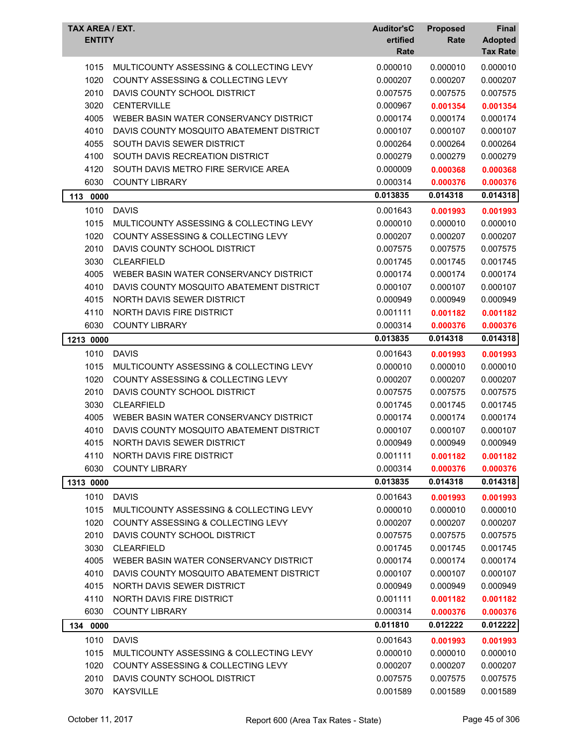| TAX AREA / EXT. ENTITY | | Auditor'sCertified Rate | Proposed Rate | Final Adopted Tax Rate |
|---|---|---|---|---|
| 1015 | MULTICOUNTY ASSESSING & COLLECTING LEVY | 0.000010 | 0.000010 | 0.000010 |
| 1020 | COUNTY ASSESSING & COLLECTING LEVY | 0.000207 | 0.000207 | 0.000207 |
| 2010 | DAVIS COUNTY SCHOOL DISTRICT | 0.007575 | 0.007575 | 0.007575 |
| 3020 | CENTERVILLE | 0.000967 | **0.001354** | **0.001354** |
| 4005 | WEBER BASIN WATER CONSERVANCY DISTRICT | 0.000174 | 0.000174 | 0.000174 |
| 4010 | DAVIS COUNTY MOSQUITO ABATEMENT DISTRICT | 0.000107 | 0.000107 | 0.000107 |
| 4055 | SOUTH DAVIS SEWER DISTRICT | 0.000264 | 0.000264 | 0.000264 |
| 4100 | SOUTH DAVIS RECREATION DISTRICT | 0.000279 | 0.000279 | 0.000279 |
| 4120 | SOUTH DAVIS METRO FIRE SERVICE AREA | 0.000009 | **0.000368** | **0.000368** |
| 6030 | COUNTY LIBRARY | 0.000314 | **0.000376** | **0.000376** |
| **113 0000** | | **0.013835** | **0.014318** | **0.014318** |
| 1010 | DAVIS | 0.001643 | **0.001993** | **0.001993** |
| 1015 | MULTICOUNTY ASSESSING & COLLECTING LEVY | 0.000010 | 0.000010 | 0.000010 |
| 1020 | COUNTY ASSESSING & COLLECTING LEVY | 0.000207 | 0.000207 | 0.000207 |
| 2010 | DAVIS COUNTY SCHOOL DISTRICT | 0.007575 | 0.007575 | 0.007575 |
| 3030 | CLEARFIELD | 0.001745 | 0.001745 | 0.001745 |
| 4005 | WEBER BASIN WATER CONSERVANCY DISTRICT | 0.000174 | 0.000174 | 0.000174 |
| 4010 | DAVIS COUNTY MOSQUITO ABATEMENT DISTRICT | 0.000107 | 0.000107 | 0.000107 |
| 4015 | NORTH DAVIS SEWER DISTRICT | 0.000949 | 0.000949 | 0.000949 |
| 4110 | NORTH DAVIS FIRE DISTRICT | 0.001111 | **0.001182** | **0.001182** |
| 6030 | COUNTY LIBRARY | 0.000314 | **0.000376** | **0.000376** |
| **1213 0000** | | **0.013835** | **0.014318** | **0.014318** |
| 1010 | DAVIS | 0.001643 | **0.001993** | **0.001993** |
| 1015 | MULTICOUNTY ASSESSING & COLLECTING LEVY | 0.000010 | 0.000010 | 0.000010 |
| 1020 | COUNTY ASSESSING & COLLECTING LEVY | 0.000207 | 0.000207 | 0.000207 |
| 2010 | DAVIS COUNTY SCHOOL DISTRICT | 0.007575 | 0.007575 | 0.007575 |
| 3030 | CLEARFIELD | 0.001745 | 0.001745 | 0.001745 |
| 4005 | WEBER BASIN WATER CONSERVANCY DISTRICT | 0.000174 | 0.000174 | 0.000174 |
| 4010 | DAVIS COUNTY MOSQUITO ABATEMENT DISTRICT | 0.000107 | 0.000107 | 0.000107 |
| 4015 | NORTH DAVIS SEWER DISTRICT | 0.000949 | 0.000949 | 0.000949 |
| 4110 | NORTH DAVIS FIRE DISTRICT | 0.001111 | **0.001182** | **0.001182** |
| 6030 | COUNTY LIBRARY | 0.000314 | **0.000376** | **0.000376** |
| **1313 0000** | | **0.013835** | **0.014318** | **0.014318** |
| 1010 | DAVIS | 0.001643 | **0.001993** | **0.001993** |
| 1015 | MULTICOUNTY ASSESSING & COLLECTING LEVY | 0.000010 | 0.000010 | 0.000010 |
| 1020 | COUNTY ASSESSING & COLLECTING LEVY | 0.000207 | 0.000207 | 0.000207 |
| 2010 | DAVIS COUNTY SCHOOL DISTRICT | 0.007575 | 0.007575 | 0.007575 |
| 3030 | CLEARFIELD | 0.001745 | 0.001745 | 0.001745 |
| 4005 | WEBER BASIN WATER CONSERVANCY DISTRICT | 0.000174 | 0.000174 | 0.000174 |
| 4010 | DAVIS COUNTY MOSQUITO ABATEMENT DISTRICT | 0.000107 | 0.000107 | 0.000107 |
| 4015 | NORTH DAVIS SEWER DISTRICT | 0.000949 | 0.000949 | 0.000949 |
| 4110 | NORTH DAVIS FIRE DISTRICT | 0.001111 | **0.001182** | **0.001182** |
| 6030 | COUNTY LIBRARY | 0.000314 | **0.000376** | **0.000376** |
| **134 0000** | | **0.011810** | **0.012222** | **0.012222** |
| 1010 | DAVIS | 0.001643 | **0.001993** | **0.001993** |
| 1015 | MULTICOUNTY ASSESSING & COLLECTING LEVY | 0.000010 | 0.000010 | 0.000010 |
| 1020 | COUNTY ASSESSING & COLLECTING LEVY | 0.000207 | 0.000207 | 0.000207 |
| 2010 | DAVIS COUNTY SCHOOL DISTRICT | 0.007575 | 0.007575 | 0.007575 |
| 3070 | KAYSVILLE | 0.001589 | 0.001589 | 0.001589 |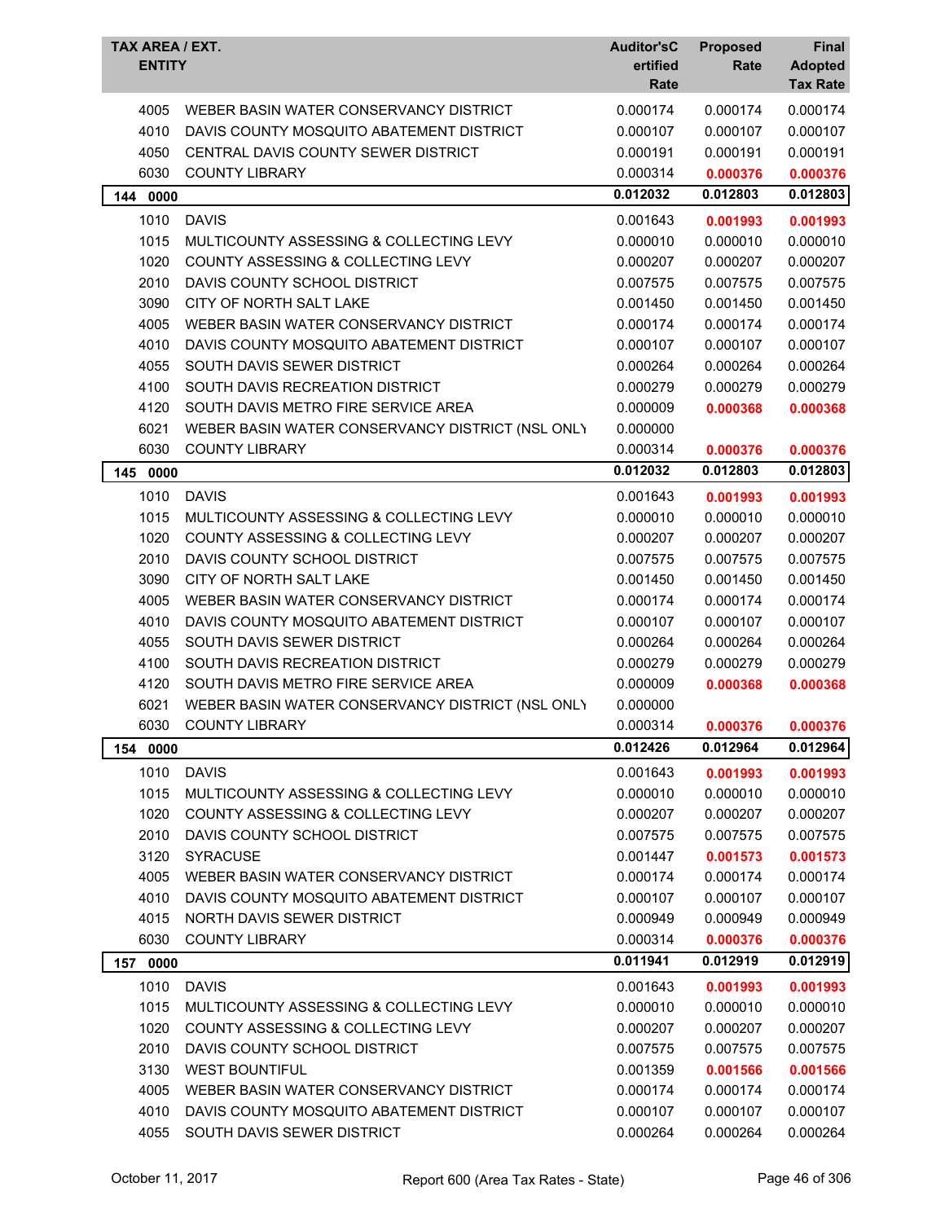| TAX AREA / EXT. ENTITY | | Auditor's Certified Rate | Proposed Rate | Final Adopted Tax Rate |
|---|---|---|---|---|
| 4005 | WEBER BASIN WATER CONSERVANCY DISTRICT | 0.000174 | 0.000174 | 0.000174 |
| 4010 | DAVIS COUNTY MOSQUITO ABATEMENT DISTRICT | 0.000107 | 0.000107 | 0.000107 |
| 4050 | CENTRAL DAVIS COUNTY SEWER DISTRICT | 0.000191 | 0.000191 | 0.000191 |
| 6030 | COUNTY LIBRARY | 0.000314 | **0.000376** | **0.000376** |
| **144 0000** | | **0.012032** | **0.012803** | **0.012803** |
| 1010 | DAVIS | 0.001643 | **0.001993** | **0.001993** |
| 1015 | MULTICOUNTY ASSESSING & COLLECTING LEVY | 0.000010 | 0.000010 | 0.000010 |
| 1020 | COUNTY ASSESSING & COLLECTING LEVY | 0.000207 | 0.000207 | 0.000207 |
| 2010 | DAVIS COUNTY SCHOOL DISTRICT | 0.007575 | 0.007575 | 0.007575 |
| 3090 | CITY OF NORTH SALT LAKE | 0.001450 | 0.001450 | 0.001450 |
| 4005 | WEBER BASIN WATER CONSERVANCY DISTRICT | 0.000174 | 0.000174 | 0.000174 |
| 4010 | DAVIS COUNTY MOSQUITO ABATEMENT DISTRICT | 0.000107 | 0.000107 | 0.000107 |
| 4055 | SOUTH DAVIS SEWER DISTRICT | 0.000264 | 0.000264 | 0.000264 |
| 4100 | SOUTH DAVIS RECREATION DISTRICT | 0.000279 | 0.000279 | 0.000279 |
| 4120 | SOUTH DAVIS METRO FIRE SERVICE AREA | 0.000009 | **0.000368** | **0.000368** |
| 6021 | WEBER BASIN WATER CONSERVANCY DISTRICT (NSL ONLY | 0.000000 | | |
| 6030 | COUNTY LIBRARY | 0.000314 | **0.000376** | **0.000376** |
| **145 0000** | | **0.012032** | **0.012803** | **0.012803** |
| 1010 | DAVIS | 0.001643 | **0.001993** | **0.001993** |
| 1015 | MULTICOUNTY ASSESSING & COLLECTING LEVY | 0.000010 | 0.000010 | 0.000010 |
| 1020 | COUNTY ASSESSING & COLLECTING LEVY | 0.000207 | 0.000207 | 0.000207 |
| 2010 | DAVIS COUNTY SCHOOL DISTRICT | 0.007575 | 0.007575 | 0.007575 |
| 3090 | CITY OF NORTH SALT LAKE | 0.001450 | 0.001450 | 0.001450 |
| 4005 | WEBER BASIN WATER CONSERVANCY DISTRICT | 0.000174 | 0.000174 | 0.000174 |
| 4010 | DAVIS COUNTY MOSQUITO ABATEMENT DISTRICT | 0.000107 | 0.000107 | 0.000107 |
| 4055 | SOUTH DAVIS SEWER DISTRICT | 0.000264 | 0.000264 | 0.000264 |
| 4100 | SOUTH DAVIS RECREATION DISTRICT | 0.000279 | 0.000279 | 0.000279 |
| 4120 | SOUTH DAVIS METRO FIRE SERVICE AREA | 0.000009 | **0.000368** | **0.000368** |
| 6021 | WEBER BASIN WATER CONSERVANCY DISTRICT (NSL ONLY | 0.000000 | | |
| 6030 | COUNTY LIBRARY | 0.000314 | **0.000376** | **0.000376** |
| **154 0000** | | **0.012426** | **0.012964** | **0.012964** |
| 1010 | DAVIS | 0.001643 | **0.001993** | **0.001993** |
| 1015 | MULTICOUNTY ASSESSING & COLLECTING LEVY | 0.000010 | 0.000010 | 0.000010 |
| 1020 | COUNTY ASSESSING & COLLECTING LEVY | 0.000207 | 0.000207 | 0.000207 |
| 2010 | DAVIS COUNTY SCHOOL DISTRICT | 0.007575 | 0.007575 | 0.007575 |
| 3120 | SYRACUSE | 0.001447 | **0.001573** | **0.001573** |
| 4005 | WEBER BASIN WATER CONSERVANCY DISTRICT | 0.000174 | 0.000174 | 0.000174 |
| 4010 | DAVIS COUNTY MOSQUITO ABATEMENT DISTRICT | 0.000107 | 0.000107 | 0.000107 |
| 4015 | NORTH DAVIS SEWER DISTRICT | 0.000949 | 0.000949 | 0.000949 |
| 6030 | COUNTY LIBRARY | 0.000314 | **0.000376** | **0.000376** |
| **157 0000** | | **0.011941** | **0.012919** | **0.012919** |
| 1010 | DAVIS | 0.001643 | **0.001993** | **0.001993** |
| 1015 | MULTICOUNTY ASSESSING & COLLECTING LEVY | 0.000010 | 0.000010 | 0.000010 |
| 1020 | COUNTY ASSESSING & COLLECTING LEVY | 0.000207 | 0.000207 | 0.000207 |
| 2010 | DAVIS COUNTY SCHOOL DISTRICT | 0.007575 | 0.007575 | 0.007575 |
| 3130 | WEST BOUNTIFUL | 0.001359 | **0.001566** | **0.001566** |
| 4005 | WEBER BASIN WATER CONSERVANCY DISTRICT | 0.000174 | 0.000174 | 0.000174 |
| 4010 | DAVIS COUNTY MOSQUITO ABATEMENT DISTRICT | 0.000107 | 0.000107 | 0.000107 |
| 4055 | SOUTH DAVIS SEWER DISTRICT | 0.000264 | 0.000264 | 0.000264 |

October 11, 2017 — Report 600 (Area Tax Rates - State)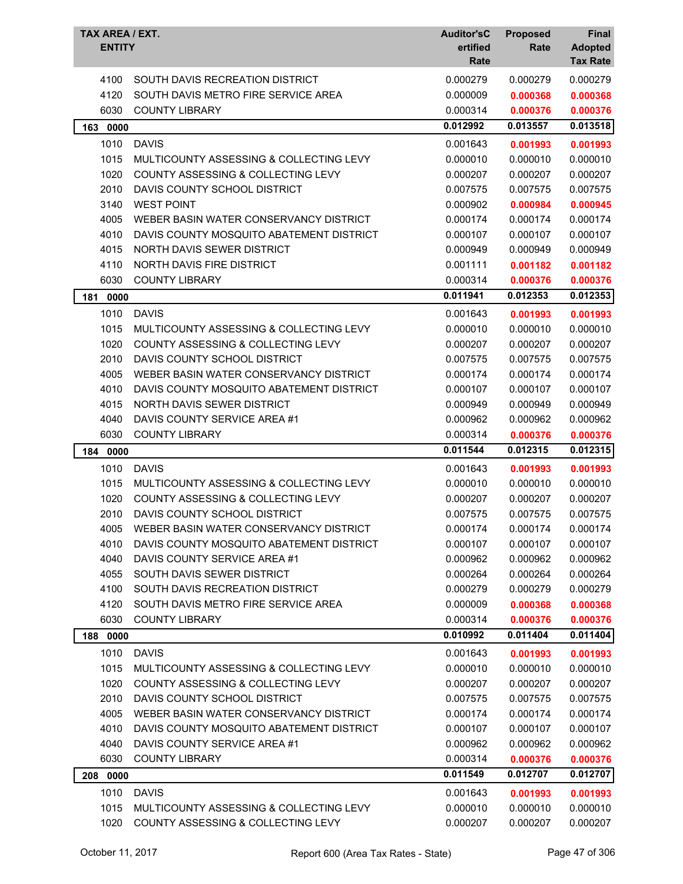| TAX AREA / EXT. ENTITY | | Auditor's Certified Rate | Proposed Rate | Final Adopted Tax Rate |
|---|---|---|---|---|
| 4100 | SOUTH DAVIS RECREATION DISTRICT | 0.000279 | 0.000279 | 0.000279 |
| 4120 | SOUTH DAVIS METRO FIRE SERVICE AREA | 0.000009 | **0.000368** | **0.000368** |
| 6030 | COUNTY LIBRARY | 0.000314 | **0.000376** | **0.000376** |
| **163 0000** | | **0.012992** | **0.013557** | **0.013518** |
| 1010 | DAVIS | 0.001643 | **0.001993** | **0.001993** |
| 1015 | MULTICOUNTY ASSESSING & COLLECTING LEVY | 0.000010 | 0.000010 | 0.000010 |
| 1020 | COUNTY ASSESSING & COLLECTING LEVY | 0.000207 | 0.000207 | 0.000207 |
| 2010 | DAVIS COUNTY SCHOOL DISTRICT | 0.007575 | 0.007575 | 0.007575 |
| 3140 | WEST POINT | 0.000902 | **0.000984** | **0.000945** |
| 4005 | WEBER BASIN WATER CONSERVANCY DISTRICT | 0.000174 | 0.000174 | 0.000174 |
| 4010 | DAVIS COUNTY MOSQUITO ABATEMENT DISTRICT | 0.000107 | 0.000107 | 0.000107 |
| 4015 | NORTH DAVIS SEWER DISTRICT | 0.000949 | 0.000949 | 0.000949 |
| 4110 | NORTH DAVIS FIRE DISTRICT | 0.001111 | **0.001182** | **0.001182** |
| 6030 | COUNTY LIBRARY | 0.000314 | **0.000376** | **0.000376** |
| **181 0000** | | **0.011941** | **0.012353** | **0.012353** |
| 1010 | DAVIS | 0.001643 | **0.001993** | **0.001993** |
| 1015 | MULTICOUNTY ASSESSING & COLLECTING LEVY | 0.000010 | 0.000010 | 0.000010 |
| 1020 | COUNTY ASSESSING & COLLECTING LEVY | 0.000207 | 0.000207 | 0.000207 |
| 2010 | DAVIS COUNTY SCHOOL DISTRICT | 0.007575 | 0.007575 | 0.007575 |
| 4005 | WEBER BASIN WATER CONSERVANCY DISTRICT | 0.000174 | 0.000174 | 0.000174 |
| 4010 | DAVIS COUNTY MOSQUITO ABATEMENT DISTRICT | 0.000107 | 0.000107 | 0.000107 |
| 4015 | NORTH DAVIS SEWER DISTRICT | 0.000949 | 0.000949 | 0.000949 |
| 4040 | DAVIS COUNTY SERVICE AREA #1 | 0.000962 | 0.000962 | 0.000962 |
| 6030 | COUNTY LIBRARY | 0.000314 | **0.000376** | **0.000376** |
| **184 0000** | | **0.011544** | **0.012315** | **0.012315** |
| 1010 | DAVIS | 0.001643 | **0.001993** | **0.001993** |
| 1015 | MULTICOUNTY ASSESSING & COLLECTING LEVY | 0.000010 | 0.000010 | 0.000010 |
| 1020 | COUNTY ASSESSING & COLLECTING LEVY | 0.000207 | 0.000207 | 0.000207 |
| 2010 | DAVIS COUNTY SCHOOL DISTRICT | 0.007575 | 0.007575 | 0.007575 |
| 4005 | WEBER BASIN WATER CONSERVANCY DISTRICT | 0.000174 | 0.000174 | 0.000174 |
| 4010 | DAVIS COUNTY MOSQUITO ABATEMENT DISTRICT | 0.000107 | 0.000107 | 0.000107 |
| 4040 | DAVIS COUNTY SERVICE AREA #1 | 0.000962 | 0.000962 | 0.000962 |
| 4055 | SOUTH DAVIS SEWER DISTRICT | 0.000264 | 0.000264 | 0.000264 |
| 4100 | SOUTH DAVIS RECREATION DISTRICT | 0.000279 | 0.000279 | 0.000279 |
| 4120 | SOUTH DAVIS METRO FIRE SERVICE AREA | 0.000009 | **0.000368** | **0.000368** |
| 6030 | COUNTY LIBRARY | 0.000314 | **0.000376** | **0.000376** |
| **188 0000** | | **0.010992** | **0.011404** | **0.011404** |
| 1010 | DAVIS | 0.001643 | **0.001993** | **0.001993** |
| 1015 | MULTICOUNTY ASSESSING & COLLECTING LEVY | 0.000010 | 0.000010 | 0.000010 |
| 1020 | COUNTY ASSESSING & COLLECTING LEVY | 0.000207 | 0.000207 | 0.000207 |
| 2010 | DAVIS COUNTY SCHOOL DISTRICT | 0.007575 | 0.007575 | 0.007575 |
| 4005 | WEBER BASIN WATER CONSERVANCY DISTRICT | 0.000174 | 0.000174 | 0.000174 |
| 4010 | DAVIS COUNTY MOSQUITO ABATEMENT DISTRICT | 0.000107 | 0.000107 | 0.000107 |
| 4040 | DAVIS COUNTY SERVICE AREA #1 | 0.000962 | 0.000962 | 0.000962 |
| 6030 | COUNTY LIBRARY | 0.000314 | **0.000376** | **0.000376** |
| **208 0000** | | **0.011549** | **0.012707** | **0.012707** |
| 1010 | DAVIS | 0.001643 | **0.001993** | **0.001993** |
| 1015 | MULTICOUNTY ASSESSING & COLLECTING LEVY | 0.000010 | 0.000010 | 0.000010 |
| 1020 | COUNTY ASSESSING & COLLECTING LEVY | 0.000207 | 0.000207 | 0.000207 |

October 11, 2017 — Report 600 (Area Tax Rates - State)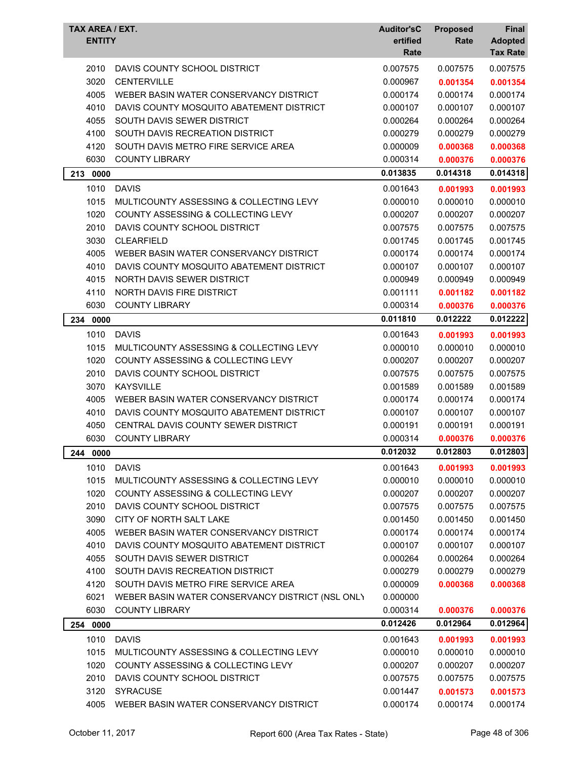| TAX AREA / EXT. | ENTITY | Auditor'sCertified Rate | Proposed Rate | Final Adopted Tax Rate |
|---|---|---|---|---|
| 2010 | DAVIS COUNTY SCHOOL DISTRICT | 0.007575 | 0.007575 | 0.007575 |
| 3020 | CENTERVILLE | 0.000967 | **0.001354** | **0.001354** |
| 4005 | WEBER BASIN WATER CONSERVANCY DISTRICT | 0.000174 | 0.000174 | 0.000174 |
| 4010 | DAVIS COUNTY MOSQUITO ABATEMENT DISTRICT | 0.000107 | 0.000107 | 0.000107 |
| 4055 | SOUTH DAVIS SEWER DISTRICT | 0.000264 | 0.000264 | 0.000264 |
| 4100 | SOUTH DAVIS RECREATION DISTRICT | 0.000279 | 0.000279 | 0.000279 |
| 4120 | SOUTH DAVIS METRO FIRE SERVICE AREA | 0.000009 | **0.000368** | **0.000368** |
| 6030 | COUNTY LIBRARY | 0.000314 | **0.000376** | **0.000376** |
| **213 0000** | | **0.013835** | **0.014318** | **0.014318** |
| 1010 | DAVIS | 0.001643 | **0.001993** | **0.001993** |
| 1015 | MULTICOUNTY ASSESSING & COLLECTING LEVY | 0.000010 | 0.000010 | 0.000010 |
| 1020 | COUNTY ASSESSING & COLLECTING LEVY | 0.000207 | 0.000207 | 0.000207 |
| 2010 | DAVIS COUNTY SCHOOL DISTRICT | 0.007575 | 0.007575 | 0.007575 |
| 3030 | CLEARFIELD | 0.001745 | 0.001745 | 0.001745 |
| 4005 | WEBER BASIN WATER CONSERVANCY DISTRICT | 0.000174 | 0.000174 | 0.000174 |
| 4010 | DAVIS COUNTY MOSQUITO ABATEMENT DISTRICT | 0.000107 | 0.000107 | 0.000107 |
| 4015 | NORTH DAVIS SEWER DISTRICT | 0.000949 | 0.000949 | 0.000949 |
| 4110 | NORTH DAVIS FIRE DISTRICT | 0.001111 | **0.001182** | **0.001182** |
| 6030 | COUNTY LIBRARY | 0.000314 | **0.000376** | **0.000376** |
| **234 0000** | | **0.011810** | **0.012222** | **0.012222** |
| 1010 | DAVIS | 0.001643 | **0.001993** | **0.001993** |
| 1015 | MULTICOUNTY ASSESSING & COLLECTING LEVY | 0.000010 | 0.000010 | 0.000010 |
| 1020 | COUNTY ASSESSING & COLLECTING LEVY | 0.000207 | 0.000207 | 0.000207 |
| 2010 | DAVIS COUNTY SCHOOL DISTRICT | 0.007575 | 0.007575 | 0.007575 |
| 3070 | KAYSVILLE | 0.001589 | 0.001589 | 0.001589 |
| 4005 | WEBER BASIN WATER CONSERVANCY DISTRICT | 0.000174 | 0.000174 | 0.000174 |
| 4010 | DAVIS COUNTY MOSQUITO ABATEMENT DISTRICT | 0.000107 | 0.000107 | 0.000107 |
| 4050 | CENTRAL DAVIS COUNTY SEWER DISTRICT | 0.000191 | 0.000191 | 0.000191 |
| 6030 | COUNTY LIBRARY | 0.000314 | **0.000376** | **0.000376** |
| **244 0000** | | **0.012032** | **0.012803** | **0.012803** |
| 1010 | DAVIS | 0.001643 | **0.001993** | **0.001993** |
| 1015 | MULTICOUNTY ASSESSING & COLLECTING LEVY | 0.000010 | 0.000010 | 0.000010 |
| 1020 | COUNTY ASSESSING & COLLECTING LEVY | 0.000207 | 0.000207 | 0.000207 |
| 2010 | DAVIS COUNTY SCHOOL DISTRICT | 0.007575 | 0.007575 | 0.007575 |
| 3090 | CITY OF NORTH SALT LAKE | 0.001450 | 0.001450 | 0.001450 |
| 4005 | WEBER BASIN WATER CONSERVANCY DISTRICT | 0.000174 | 0.000174 | 0.000174 |
| 4010 | DAVIS COUNTY MOSQUITO ABATEMENT DISTRICT | 0.000107 | 0.000107 | 0.000107 |
| 4055 | SOUTH DAVIS SEWER DISTRICT | 0.000264 | 0.000264 | 0.000264 |
| 4100 | SOUTH DAVIS RECREATION DISTRICT | 0.000279 | 0.000279 | 0.000279 |
| 4120 | SOUTH DAVIS METRO FIRE SERVICE AREA | 0.000009 | **0.000368** | **0.000368** |
| 6021 | WEBER BASIN WATER CONSERVANCY DISTRICT (NSL ONLY | 0.000000 | | |
| 6030 | COUNTY LIBRARY | 0.000314 | **0.000376** | **0.000376** |
| **254 0000** | | **0.012426** | **0.012964** | **0.012964** |
| 1010 | DAVIS | 0.001643 | **0.001993** | **0.001993** |
| 1015 | MULTICOUNTY ASSESSING & COLLECTING LEVY | 0.000010 | 0.000010 | 0.000010 |
| 1020 | COUNTY ASSESSING & COLLECTING LEVY | 0.000207 | 0.000207 | 0.000207 |
| 2010 | DAVIS COUNTY SCHOOL DISTRICT | 0.007575 | 0.007575 | 0.007575 |
| 3120 | SYRACUSE | 0.001447 | **0.001573** | **0.001573** |
| 4005 | WEBER BASIN WATER CONSERVANCY DISTRICT | 0.000174 | 0.000174 | 0.000174 |

October 11, 2017 — Report 600 (Area Tax Rates - State)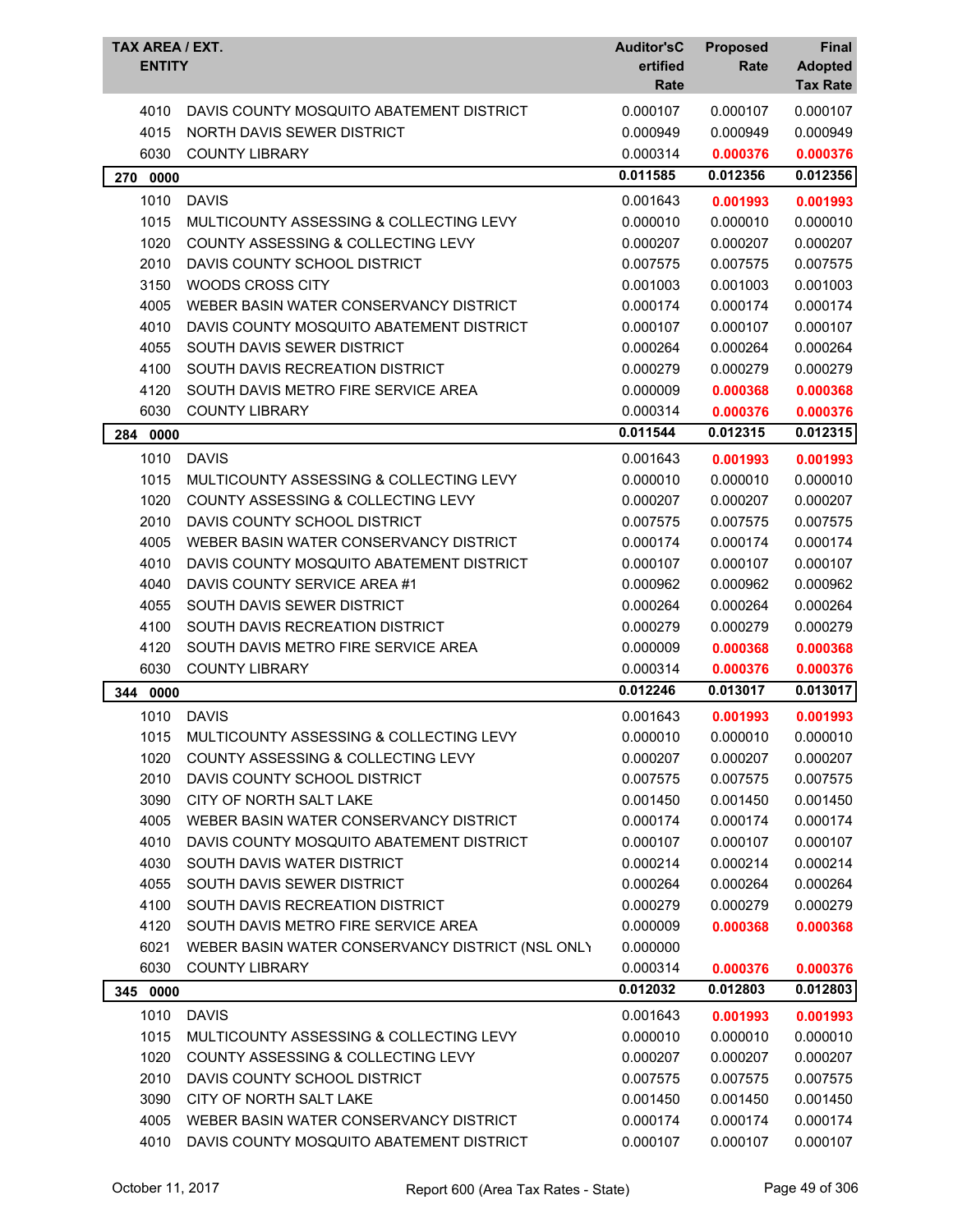| TAX AREA / EXT. ENTITY | | Auditor'sCertified Rate | Proposed Rate | Final Adopted Tax Rate |
|---|---|---|---|---|
| 4010 | DAVIS COUNTY MOSQUITO ABATEMENT DISTRICT | 0.000107 | 0.000107 | 0.000107 |
| 4015 | NORTH DAVIS SEWER DISTRICT | 0.000949 | 0.000949 | 0.000949 |
| 6030 | COUNTY LIBRARY | 0.000314 | **0.000376** | **0.000376** |
| **270 0000** | | **0.011585** | **0.012356** | **0.012356** |
| 1010 | DAVIS | 0.001643 | **0.001993** | **0.001993** |
| 1015 | MULTICOUNTY ASSESSING & COLLECTING LEVY | 0.000010 | 0.000010 | 0.000010 |
| 1020 | COUNTY ASSESSING & COLLECTING LEVY | 0.000207 | 0.000207 | 0.000207 |
| 2010 | DAVIS COUNTY SCHOOL DISTRICT | 0.007575 | 0.007575 | 0.007575 |
| 3150 | WOODS CROSS CITY | 0.001003 | 0.001003 | 0.001003 |
| 4005 | WEBER BASIN WATER CONSERVANCY DISTRICT | 0.000174 | 0.000174 | 0.000174 |
| 4010 | DAVIS COUNTY MOSQUITO ABATEMENT DISTRICT | 0.000107 | 0.000107 | 0.000107 |
| 4055 | SOUTH DAVIS SEWER DISTRICT | 0.000264 | 0.000264 | 0.000264 |
| 4100 | SOUTH DAVIS RECREATION DISTRICT | 0.000279 | 0.000279 | 0.000279 |
| 4120 | SOUTH DAVIS METRO FIRE SERVICE AREA | 0.000009 | **0.000368** | **0.000368** |
| 6030 | COUNTY LIBRARY | 0.000314 | **0.000376** | **0.000376** |
| **284 0000** | | **0.011544** | **0.012315** | **0.012315** |
| 1010 | DAVIS | 0.001643 | **0.001993** | **0.001993** |
| 1015 | MULTICOUNTY ASSESSING & COLLECTING LEVY | 0.000010 | 0.000010 | 0.000010 |
| 1020 | COUNTY ASSESSING & COLLECTING LEVY | 0.000207 | 0.000207 | 0.000207 |
| 2010 | DAVIS COUNTY SCHOOL DISTRICT | 0.007575 | 0.007575 | 0.007575 |
| 4005 | WEBER BASIN WATER CONSERVANCY DISTRICT | 0.000174 | 0.000174 | 0.000174 |
| 4010 | DAVIS COUNTY MOSQUITO ABATEMENT DISTRICT | 0.000107 | 0.000107 | 0.000107 |
| 4040 | DAVIS COUNTY SERVICE AREA #1 | 0.000962 | 0.000962 | 0.000962 |
| 4055 | SOUTH DAVIS SEWER DISTRICT | 0.000264 | 0.000264 | 0.000264 |
| 4100 | SOUTH DAVIS RECREATION DISTRICT | 0.000279 | 0.000279 | 0.000279 |
| 4120 | SOUTH DAVIS METRO FIRE SERVICE AREA | 0.000009 | **0.000368** | **0.000368** |
| 6030 | COUNTY LIBRARY | 0.000314 | **0.000376** | **0.000376** |
| **344 0000** | | **0.012246** | **0.013017** | **0.013017** |
| 1010 | DAVIS | 0.001643 | **0.001993** | **0.001993** |
| 1015 | MULTICOUNTY ASSESSING & COLLECTING LEVY | 0.000010 | 0.000010 | 0.000010 |
| 1020 | COUNTY ASSESSING & COLLECTING LEVY | 0.000207 | 0.000207 | 0.000207 |
| 2010 | DAVIS COUNTY SCHOOL DISTRICT | 0.007575 | 0.007575 | 0.007575 |
| 3090 | CITY OF NORTH SALT LAKE | 0.001450 | 0.001450 | 0.001450 |
| 4005 | WEBER BASIN WATER CONSERVANCY DISTRICT | 0.000174 | 0.000174 | 0.000174 |
| 4010 | DAVIS COUNTY MOSQUITO ABATEMENT DISTRICT | 0.000107 | 0.000107 | 0.000107 |
| 4030 | SOUTH DAVIS WATER DISTRICT | 0.000214 | 0.000214 | 0.000214 |
| 4055 | SOUTH DAVIS SEWER DISTRICT | 0.000264 | 0.000264 | 0.000264 |
| 4100 | SOUTH DAVIS RECREATION DISTRICT | 0.000279 | 0.000279 | 0.000279 |
| 4120 | SOUTH DAVIS METRO FIRE SERVICE AREA | 0.000009 | **0.000368** | **0.000368** |
| 6021 | WEBER BASIN WATER CONSERVANCY DISTRICT (NSL ONLY | 0.000000 | | |
| 6030 | COUNTY LIBRARY | 0.000314 | **0.000376** | **0.000376** |
| **345 0000** | | **0.012032** | **0.012803** | **0.012803** |
| 1010 | DAVIS | 0.001643 | **0.001993** | **0.001993** |
| 1015 | MULTICOUNTY ASSESSING & COLLECTING LEVY | 0.000010 | 0.000010 | 0.000010 |
| 1020 | COUNTY ASSESSING & COLLECTING LEVY | 0.000207 | 0.000207 | 0.000207 |
| 2010 | DAVIS COUNTY SCHOOL DISTRICT | 0.007575 | 0.007575 | 0.007575 |
| 3090 | CITY OF NORTH SALT LAKE | 0.001450 | 0.001450 | 0.001450 |
| 4005 | WEBER BASIN WATER CONSERVANCY DISTRICT | 0.000174 | 0.000174 | 0.000174 |
| 4010 | DAVIS COUNTY MOSQUITO ABATEMENT DISTRICT | 0.000107 | 0.000107 | 0.000107 |

October 11, 2017 — Report 600 (Area Tax Rates - State)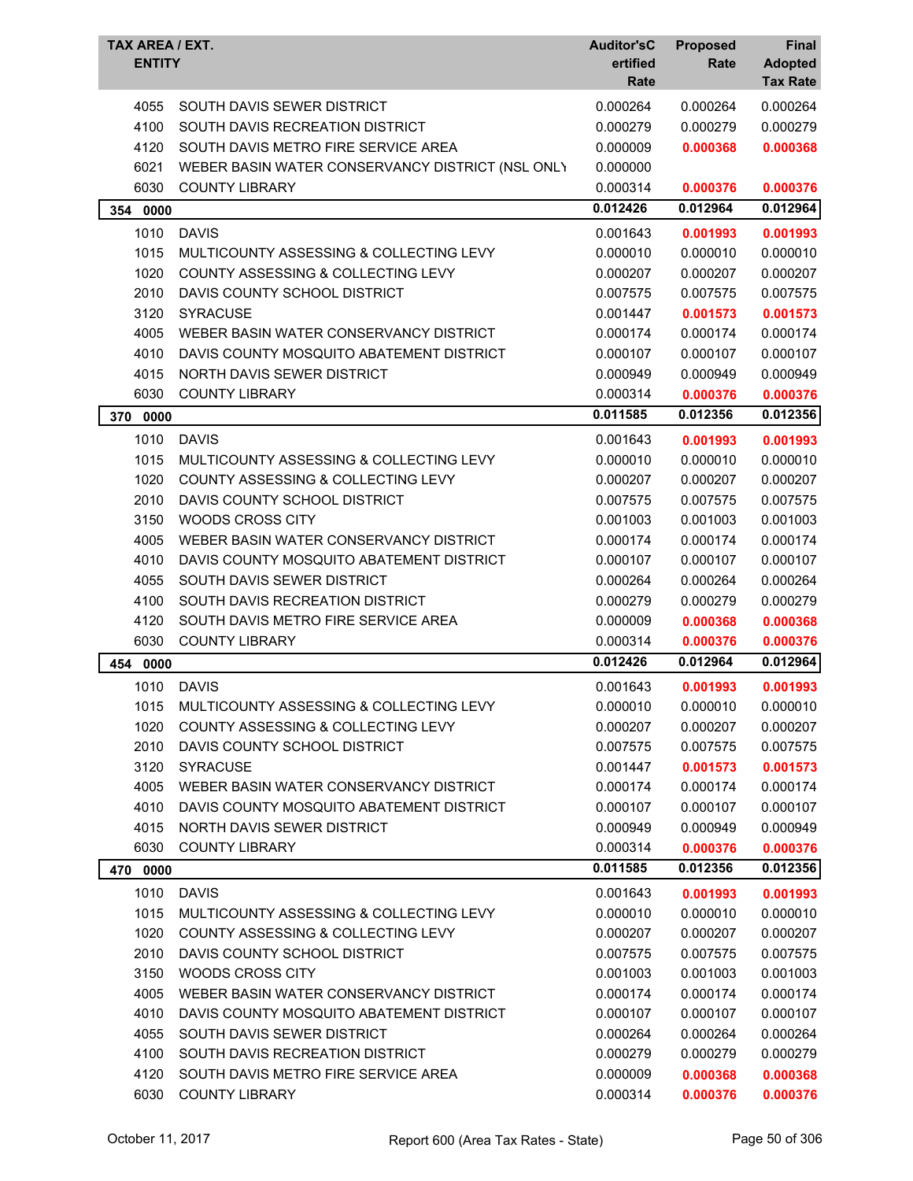| TAX AREA / EXT. ENTITY | | Auditor'sC ertified Rate | Proposed Rate | Final Adopted Tax Rate |
|---|---|---|---|---|
| 4055 | SOUTH DAVIS SEWER DISTRICT | 0.000264 | 0.000264 | 0.000264 |
| 4100 | SOUTH DAVIS RECREATION DISTRICT | 0.000279 | 0.000279 | 0.000279 |
| 4120 | SOUTH DAVIS METRO FIRE SERVICE AREA | 0.000009 | **0.000368** | **0.000368** |
| 6021 | WEBER BASIN WATER CONSERVANCY DISTRICT (NSL ONLY | 0.000000 | | |
| 6030 | COUNTY LIBRARY | 0.000314 | **0.000376** | **0.000376** |
| **354 0000** | | **0.012426** | **0.012964** | **0.012964** |
| 1010 | DAVIS | 0.001643 | **0.001993** | **0.001993** |
| 1015 | MULTICOUNTY ASSESSING & COLLECTING LEVY | 0.000010 | 0.000010 | 0.000010 |
| 1020 | COUNTY ASSESSING & COLLECTING LEVY | 0.000207 | 0.000207 | 0.000207 |
| 2010 | DAVIS COUNTY SCHOOL DISTRICT | 0.007575 | 0.007575 | 0.007575 |
| 3120 | SYRACUSE | 0.001447 | **0.001573** | **0.001573** |
| 4005 | WEBER BASIN WATER CONSERVANCY DISTRICT | 0.000174 | 0.000174 | 0.000174 |
| 4010 | DAVIS COUNTY MOSQUITO ABATEMENT DISTRICT | 0.000107 | 0.000107 | 0.000107 |
| 4015 | NORTH DAVIS SEWER DISTRICT | 0.000949 | 0.000949 | 0.000949 |
| 6030 | COUNTY LIBRARY | 0.000314 | **0.000376** | **0.000376** |
| **370 0000** | | **0.011585** | **0.012356** | **0.012356** |
| 1010 | DAVIS | 0.001643 | **0.001993** | **0.001993** |
| 1015 | MULTICOUNTY ASSESSING & COLLECTING LEVY | 0.000010 | 0.000010 | 0.000010 |
| 1020 | COUNTY ASSESSING & COLLECTING LEVY | 0.000207 | 0.000207 | 0.000207 |
| 2010 | DAVIS COUNTY SCHOOL DISTRICT | 0.007575 | 0.007575 | 0.007575 |
| 3150 | WOODS CROSS CITY | 0.001003 | 0.001003 | 0.001003 |
| 4005 | WEBER BASIN WATER CONSERVANCY DISTRICT | 0.000174 | 0.000174 | 0.000174 |
| 4010 | DAVIS COUNTY MOSQUITO ABATEMENT DISTRICT | 0.000107 | 0.000107 | 0.000107 |
| 4055 | SOUTH DAVIS SEWER DISTRICT | 0.000264 | 0.000264 | 0.000264 |
| 4100 | SOUTH DAVIS RECREATION DISTRICT | 0.000279 | 0.000279 | 0.000279 |
| 4120 | SOUTH DAVIS METRO FIRE SERVICE AREA | 0.000009 | **0.000368** | **0.000368** |
| 6030 | COUNTY LIBRARY | 0.000314 | **0.000376** | **0.000376** |
| **454 0000** | | **0.012426** | **0.012964** | **0.012964** |
| 1010 | DAVIS | 0.001643 | **0.001993** | **0.001993** |
| 1015 | MULTICOUNTY ASSESSING & COLLECTING LEVY | 0.000010 | 0.000010 | 0.000010 |
| 1020 | COUNTY ASSESSING & COLLECTING LEVY | 0.000207 | 0.000207 | 0.000207 |
| 2010 | DAVIS COUNTY SCHOOL DISTRICT | 0.007575 | 0.007575 | 0.007575 |
| 3120 | SYRACUSE | 0.001447 | **0.001573** | **0.001573** |
| 4005 | WEBER BASIN WATER CONSERVANCY DISTRICT | 0.000174 | 0.000174 | 0.000174 |
| 4010 | DAVIS COUNTY MOSQUITO ABATEMENT DISTRICT | 0.000107 | 0.000107 | 0.000107 |
| 4015 | NORTH DAVIS SEWER DISTRICT | 0.000949 | 0.000949 | 0.000949 |
| 6030 | COUNTY LIBRARY | 0.000314 | **0.000376** | **0.000376** |
| **470 0000** | | **0.011585** | **0.012356** | **0.012356** |
| 1010 | DAVIS | 0.001643 | **0.001993** | **0.001993** |
| 1015 | MULTICOUNTY ASSESSING & COLLECTING LEVY | 0.000010 | 0.000010 | 0.000010 |
| 1020 | COUNTY ASSESSING & COLLECTING LEVY | 0.000207 | 0.000207 | 0.000207 |
| 2010 | DAVIS COUNTY SCHOOL DISTRICT | 0.007575 | 0.007575 | 0.007575 |
| 3150 | WOODS CROSS CITY | 0.001003 | 0.001003 | 0.001003 |
| 4005 | WEBER BASIN WATER CONSERVANCY DISTRICT | 0.000174 | 0.000174 | 0.000174 |
| 4010 | DAVIS COUNTY MOSQUITO ABATEMENT DISTRICT | 0.000107 | 0.000107 | 0.000107 |
| 4055 | SOUTH DAVIS SEWER DISTRICT | 0.000264 | 0.000264 | 0.000264 |
| 4100 | SOUTH DAVIS RECREATION DISTRICT | 0.000279 | 0.000279 | 0.000279 |
| 4120 | SOUTH DAVIS METRO FIRE SERVICE AREA | 0.000009 | **0.000368** | **0.000368** |
| 6030 | COUNTY LIBRARY | 0.000314 | **0.000376** | **0.000376** |

October 11, 2017 — Report 600 (Area Tax Rates - State)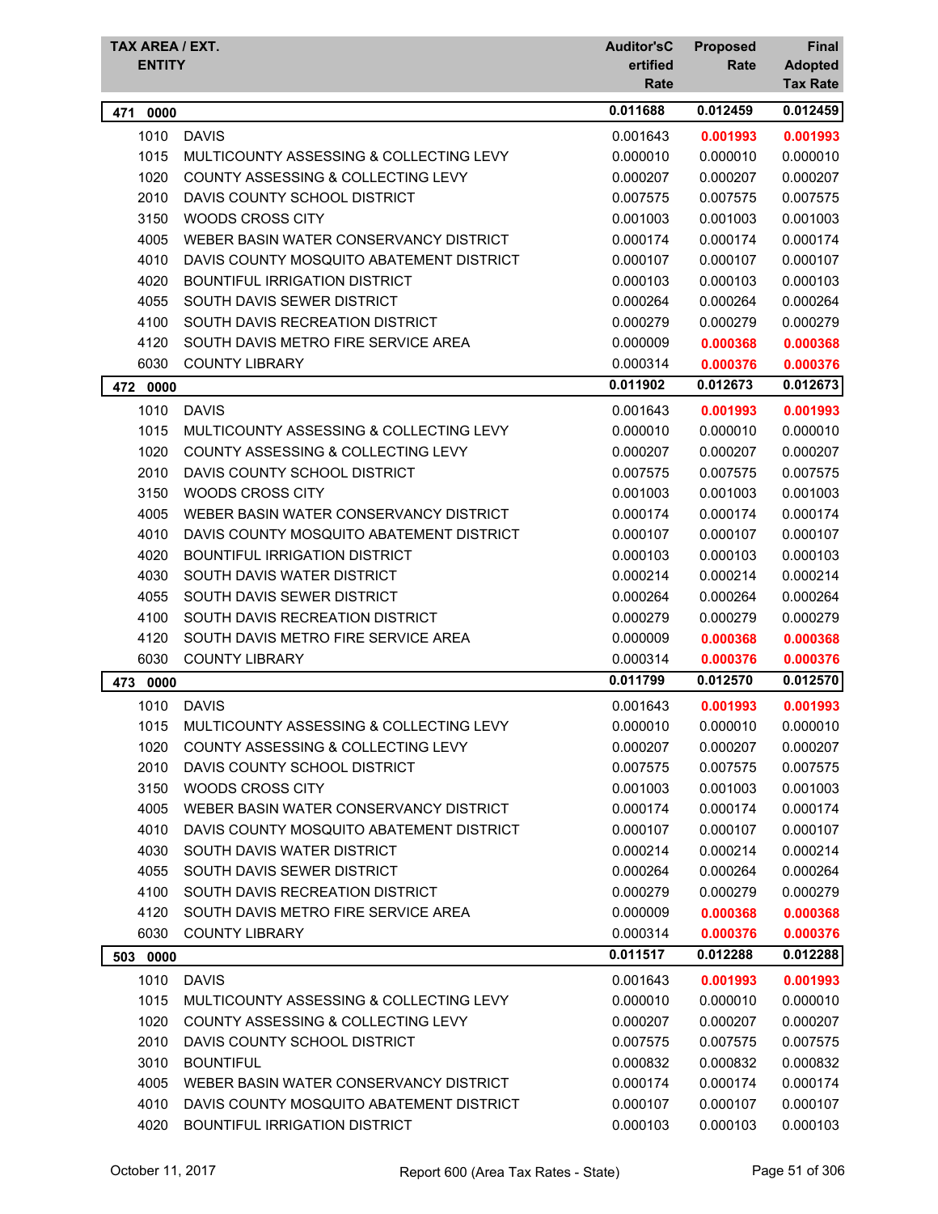| TAX AREA / EXT. ENTITY | | Auditor's Certified Rate | Proposed Rate | Final Adopted Tax Rate |
|---|---|---|---|---|
| **471 0000** | | **0.011688** | **0.012459** | **0.012459** |
| 1010 | DAVIS | 0.001643 | **0.001993** | **0.001993** |
| 1015 | MULTICOUNTY ASSESSING & COLLECTING LEVY | 0.000010 | 0.000010 | 0.000010 |
| 1020 | COUNTY ASSESSING & COLLECTING LEVY | 0.000207 | 0.000207 | 0.000207 |
| 2010 | DAVIS COUNTY SCHOOL DISTRICT | 0.007575 | 0.007575 | 0.007575 |
| 3150 | WOODS CROSS CITY | 0.001003 | 0.001003 | 0.001003 |
| 4005 | WEBER BASIN WATER CONSERVANCY DISTRICT | 0.000174 | 0.000174 | 0.000174 |
| 4010 | DAVIS COUNTY MOSQUITO ABATEMENT DISTRICT | 0.000107 | 0.000107 | 0.000107 |
| 4020 | BOUNTIFUL IRRIGATION DISTRICT | 0.000103 | 0.000103 | 0.000103 |
| 4055 | SOUTH DAVIS SEWER DISTRICT | 0.000264 | 0.000264 | 0.000264 |
| 4100 | SOUTH DAVIS RECREATION DISTRICT | 0.000279 | 0.000279 | 0.000279 |
| 4120 | SOUTH DAVIS METRO FIRE SERVICE AREA | 0.000009 | **0.000368** | **0.000368** |
| 6030 | COUNTY LIBRARY | 0.000314 | **0.000376** | **0.000376** |
| **472 0000** | | **0.011902** | **0.012673** | **0.012673** |
| 1010 | DAVIS | 0.001643 | **0.001993** | **0.001993** |
| 1015 | MULTICOUNTY ASSESSING & COLLECTING LEVY | 0.000010 | 0.000010 | 0.000010 |
| 1020 | COUNTY ASSESSING & COLLECTING LEVY | 0.000207 | 0.000207 | 0.000207 |
| 2010 | DAVIS COUNTY SCHOOL DISTRICT | 0.007575 | 0.007575 | 0.007575 |
| 3150 | WOODS CROSS CITY | 0.001003 | 0.001003 | 0.001003 |
| 4005 | WEBER BASIN WATER CONSERVANCY DISTRICT | 0.000174 | 0.000174 | 0.000174 |
| 4010 | DAVIS COUNTY MOSQUITO ABATEMENT DISTRICT | 0.000107 | 0.000107 | 0.000107 |
| 4020 | BOUNTIFUL IRRIGATION DISTRICT | 0.000103 | 0.000103 | 0.000103 |
| 4030 | SOUTH DAVIS WATER DISTRICT | 0.000214 | 0.000214 | 0.000214 |
| 4055 | SOUTH DAVIS SEWER DISTRICT | 0.000264 | 0.000264 | 0.000264 |
| 4100 | SOUTH DAVIS RECREATION DISTRICT | 0.000279 | 0.000279 | 0.000279 |
| 4120 | SOUTH DAVIS METRO FIRE SERVICE AREA | 0.000009 | **0.000368** | **0.000368** |
| 6030 | COUNTY LIBRARY | 0.000314 | **0.000376** | **0.000376** |
| **473 0000** | | **0.011799** | **0.012570** | **0.012570** |
| 1010 | DAVIS | 0.001643 | **0.001993** | **0.001993** |
| 1015 | MULTICOUNTY ASSESSING & COLLECTING LEVY | 0.000010 | 0.000010 | 0.000010 |
| 1020 | COUNTY ASSESSING & COLLECTING LEVY | 0.000207 | 0.000207 | 0.000207 |
| 2010 | DAVIS COUNTY SCHOOL DISTRICT | 0.007575 | 0.007575 | 0.007575 |
| 3150 | WOODS CROSS CITY | 0.001003 | 0.001003 | 0.001003 |
| 4005 | WEBER BASIN WATER CONSERVANCY DISTRICT | 0.000174 | 0.000174 | 0.000174 |
| 4010 | DAVIS COUNTY MOSQUITO ABATEMENT DISTRICT | 0.000107 | 0.000107 | 0.000107 |
| 4030 | SOUTH DAVIS WATER DISTRICT | 0.000214 | 0.000214 | 0.000214 |
| 4055 | SOUTH DAVIS SEWER DISTRICT | 0.000264 | 0.000264 | 0.000264 |
| 4100 | SOUTH DAVIS RECREATION DISTRICT | 0.000279 | 0.000279 | 0.000279 |
| 4120 | SOUTH DAVIS METRO FIRE SERVICE AREA | 0.000009 | **0.000368** | **0.000368** |
| 6030 | COUNTY LIBRARY | 0.000314 | **0.000376** | **0.000376** |
| **503 0000** | | **0.011517** | **0.012288** | **0.012288** |
| 1010 | DAVIS | 0.001643 | **0.001993** | **0.001993** |
| 1015 | MULTICOUNTY ASSESSING & COLLECTING LEVY | 0.000010 | 0.000010 | 0.000010 |
| 1020 | COUNTY ASSESSING & COLLECTING LEVY | 0.000207 | 0.000207 | 0.000207 |
| 2010 | DAVIS COUNTY SCHOOL DISTRICT | 0.007575 | 0.007575 | 0.007575 |
| 3010 | BOUNTIFUL | 0.000832 | 0.000832 | 0.000832 |
| 4005 | WEBER BASIN WATER CONSERVANCY DISTRICT | 0.000174 | 0.000174 | 0.000174 |
| 4010 | DAVIS COUNTY MOSQUITO ABATEMENT DISTRICT | 0.000107 | 0.000107 | 0.000107 |
| 4020 | BOUNTIFUL IRRIGATION DISTRICT | 0.000103 | 0.000103 | 0.000103 |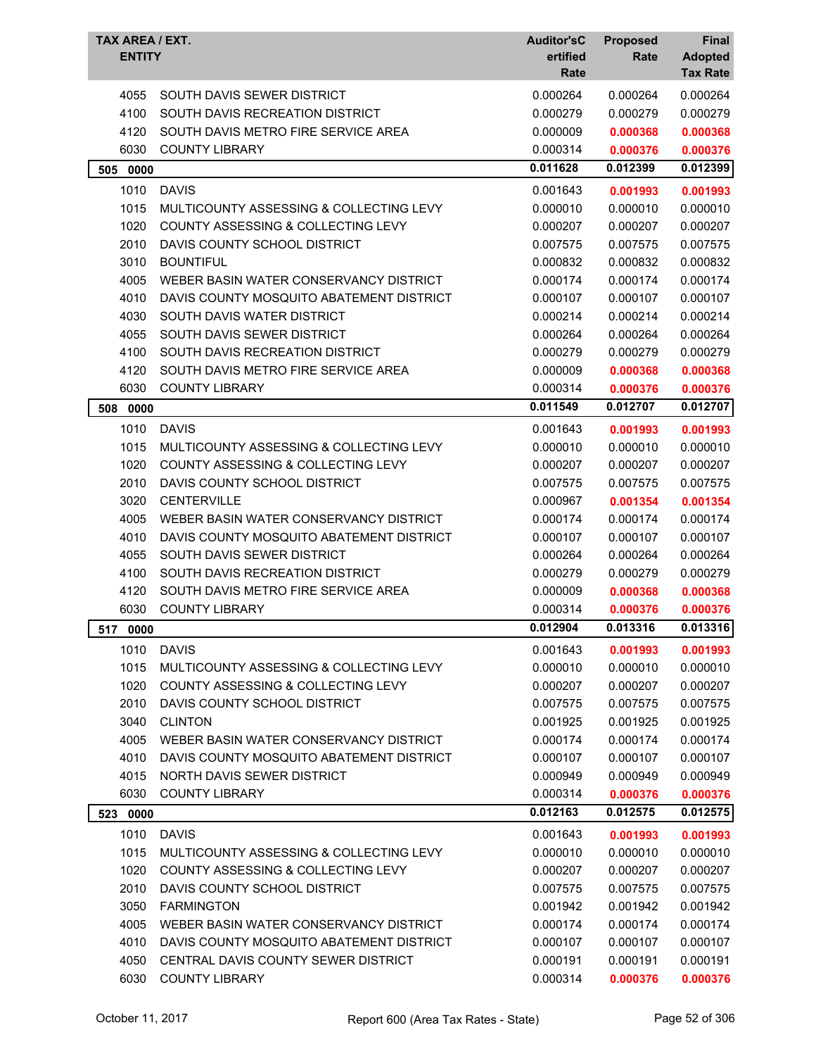| TAX AREA / EXT. ENTITY | | Auditor'sCertified Rate | Proposed Rate | Final Adopted Tax Rate |
|---|---|---|---|---|
| 4055 | SOUTH DAVIS SEWER DISTRICT | 0.000264 | 0.000264 | 0.000264 |
| 4100 | SOUTH DAVIS RECREATION DISTRICT | 0.000279 | 0.000279 | 0.000279 |
| 4120 | SOUTH DAVIS METRO FIRE SERVICE AREA | 0.000009 | **0.000368** | **0.000368** |
| 6030 | COUNTY LIBRARY | 0.000314 | **0.000376** | **0.000376** |
| **505 0000** | | **0.011628** | **0.012399** | **0.012399** |
| 1010 | DAVIS | 0.001643 | **0.001993** | **0.001993** |
| 1015 | MULTICOUNTY ASSESSING & COLLECTING LEVY | 0.000010 | 0.000010 | 0.000010 |
| 1020 | COUNTY ASSESSING & COLLECTING LEVY | 0.000207 | 0.000207 | 0.000207 |
| 2010 | DAVIS COUNTY SCHOOL DISTRICT | 0.007575 | 0.007575 | 0.007575 |
| 3010 | BOUNTIFUL | 0.000832 | 0.000832 | 0.000832 |
| 4005 | WEBER BASIN WATER CONSERVANCY DISTRICT | 0.000174 | 0.000174 | 0.000174 |
| 4010 | DAVIS COUNTY MOSQUITO ABATEMENT DISTRICT | 0.000107 | 0.000107 | 0.000107 |
| 4030 | SOUTH DAVIS WATER DISTRICT | 0.000214 | 0.000214 | 0.000214 |
| 4055 | SOUTH DAVIS SEWER DISTRICT | 0.000264 | 0.000264 | 0.000264 |
| 4100 | SOUTH DAVIS RECREATION DISTRICT | 0.000279 | 0.000279 | 0.000279 |
| 4120 | SOUTH DAVIS METRO FIRE SERVICE AREA | 0.000009 | **0.000368** | **0.000368** |
| 6030 | COUNTY LIBRARY | 0.000314 | **0.000376** | **0.000376** |
| **508 0000** | | **0.011549** | **0.012707** | **0.012707** |
| 1010 | DAVIS | 0.001643 | **0.001993** | **0.001993** |
| 1015 | MULTICOUNTY ASSESSING & COLLECTING LEVY | 0.000010 | 0.000010 | 0.000010 |
| 1020 | COUNTY ASSESSING & COLLECTING LEVY | 0.000207 | 0.000207 | 0.000207 |
| 2010 | DAVIS COUNTY SCHOOL DISTRICT | 0.007575 | 0.007575 | 0.007575 |
| 3020 | CENTERVILLE | 0.000967 | **0.001354** | **0.001354** |
| 4005 | WEBER BASIN WATER CONSERVANCY DISTRICT | 0.000174 | 0.000174 | 0.000174 |
| 4010 | DAVIS COUNTY MOSQUITO ABATEMENT DISTRICT | 0.000107 | 0.000107 | 0.000107 |
| 4055 | SOUTH DAVIS SEWER DISTRICT | 0.000264 | 0.000264 | 0.000264 |
| 4100 | SOUTH DAVIS RECREATION DISTRICT | 0.000279 | 0.000279 | 0.000279 |
| 4120 | SOUTH DAVIS METRO FIRE SERVICE AREA | 0.000009 | **0.000368** | **0.000368** |
| 6030 | COUNTY LIBRARY | 0.000314 | **0.000376** | **0.000376** |
| **517 0000** | | **0.012904** | **0.013316** | **0.013316** |
| 1010 | DAVIS | 0.001643 | **0.001993** | **0.001993** |
| 1015 | MULTICOUNTY ASSESSING & COLLECTING LEVY | 0.000010 | 0.000010 | 0.000010 |
| 1020 | COUNTY ASSESSING & COLLECTING LEVY | 0.000207 | 0.000207 | 0.000207 |
| 2010 | DAVIS COUNTY SCHOOL DISTRICT | 0.007575 | 0.007575 | 0.007575 |
| 3040 | CLINTON | 0.001925 | 0.001925 | 0.001925 |
| 4005 | WEBER BASIN WATER CONSERVANCY DISTRICT | 0.000174 | 0.000174 | 0.000174 |
| 4010 | DAVIS COUNTY MOSQUITO ABATEMENT DISTRICT | 0.000107 | 0.000107 | 0.000107 |
| 4015 | NORTH DAVIS SEWER DISTRICT | 0.000949 | 0.000949 | 0.000949 |
| 6030 | COUNTY LIBRARY | 0.000314 | **0.000376** | **0.000376** |
| **523 0000** | | **0.012163** | **0.012575** | **0.012575** |
| 1010 | DAVIS | 0.001643 | **0.001993** | **0.001993** |
| 1015 | MULTICOUNTY ASSESSING & COLLECTING LEVY | 0.000010 | 0.000010 | 0.000010 |
| 1020 | COUNTY ASSESSING & COLLECTING LEVY | 0.000207 | 0.000207 | 0.000207 |
| 2010 | DAVIS COUNTY SCHOOL DISTRICT | 0.007575 | 0.007575 | 0.007575 |
| 3050 | FARMINGTON | 0.001942 | 0.001942 | 0.001942 |
| 4005 | WEBER BASIN WATER CONSERVANCY DISTRICT | 0.000174 | 0.000174 | 0.000174 |
| 4010 | DAVIS COUNTY MOSQUITO ABATEMENT DISTRICT | 0.000107 | 0.000107 | 0.000107 |
| 4050 | CENTRAL DAVIS COUNTY SEWER DISTRICT | 0.000191 | 0.000191 | 0.000191 |
| 6030 | COUNTY LIBRARY | 0.000314 | **0.000376** | **0.000376** |

October 11, 2017 — Report 600 (Area Tax Rates - State)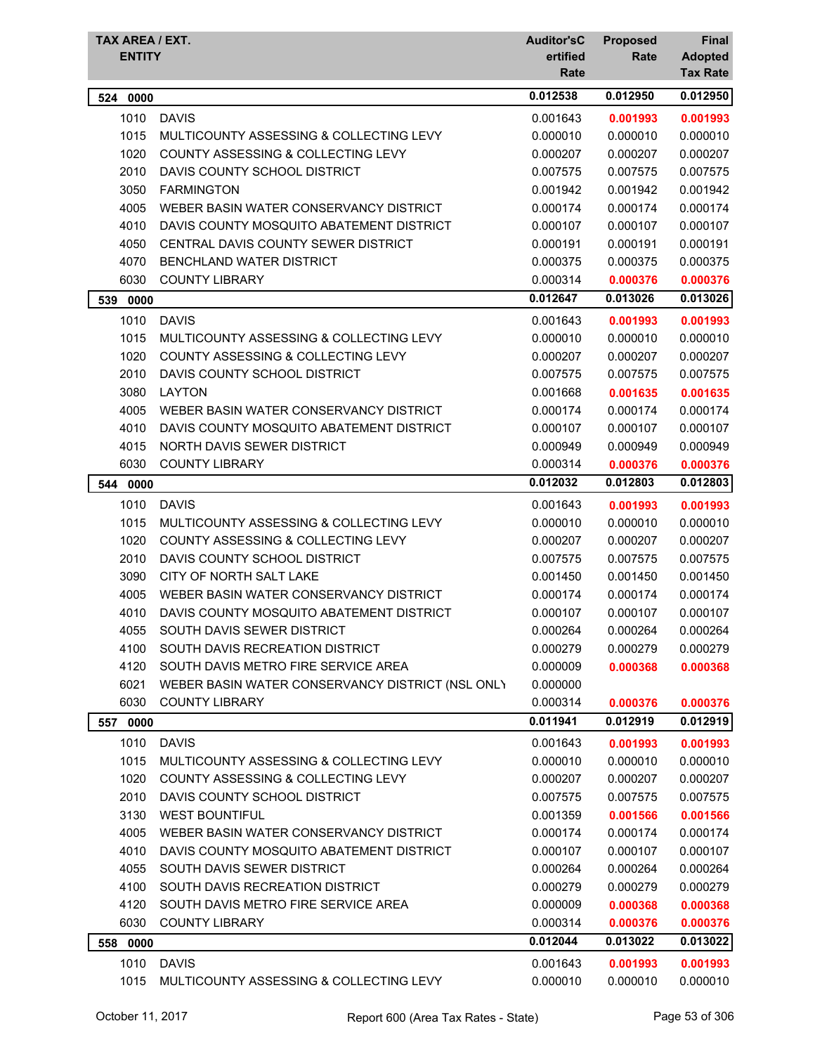| TAX AREA / EXT. ENTITY | | Auditor's Certified Rate | Proposed Rate | Final Adopted Tax Rate |
|---|---|---|---|---|
| **524 0000** | | **0.012538** | **0.012950** | **0.012950** |
| 1010 | DAVIS | 0.001643 | **0.001993** | **0.001993** |
| 1015 | MULTICOUNTY ASSESSING & COLLECTING LEVY | 0.000010 | 0.000010 | 0.000010 |
| 1020 | COUNTY ASSESSING & COLLECTING LEVY | 0.000207 | 0.000207 | 0.000207 |
| 2010 | DAVIS COUNTY SCHOOL DISTRICT | 0.007575 | 0.007575 | 0.007575 |
| 3050 | FARMINGTON | 0.001942 | 0.001942 | 0.001942 |
| 4005 | WEBER BASIN WATER CONSERVANCY DISTRICT | 0.000174 | 0.000174 | 0.000174 |
| 4010 | DAVIS COUNTY MOSQUITO ABATEMENT DISTRICT | 0.000107 | 0.000107 | 0.000107 |
| 4050 | CENTRAL DAVIS COUNTY SEWER DISTRICT | 0.000191 | 0.000191 | 0.000191 |
| 4070 | BENCHLAND WATER DISTRICT | 0.000375 | 0.000375 | 0.000375 |
| 6030 | COUNTY LIBRARY | 0.000314 | **0.000376** | **0.000376** |
| **539 0000** | | **0.012647** | **0.013026** | **0.013026** |
| 1010 | DAVIS | 0.001643 | **0.001993** | **0.001993** |
| 1015 | MULTICOUNTY ASSESSING & COLLECTING LEVY | 0.000010 | 0.000010 | 0.000010 |
| 1020 | COUNTY ASSESSING & COLLECTING LEVY | 0.000207 | 0.000207 | 0.000207 |
| 2010 | DAVIS COUNTY SCHOOL DISTRICT | 0.007575 | 0.007575 | 0.007575 |
| 3080 | LAYTON | 0.001668 | **0.001635** | **0.001635** |
| 4005 | WEBER BASIN WATER CONSERVANCY DISTRICT | 0.000174 | 0.000174 | 0.000174 |
| 4010 | DAVIS COUNTY MOSQUITO ABATEMENT DISTRICT | 0.000107 | 0.000107 | 0.000107 |
| 4015 | NORTH DAVIS SEWER DISTRICT | 0.000949 | 0.000949 | 0.000949 |
| 6030 | COUNTY LIBRARY | 0.000314 | **0.000376** | **0.000376** |
| **544 0000** | | **0.012032** | **0.012803** | **0.012803** |
| 1010 | DAVIS | 0.001643 | **0.001993** | **0.001993** |
| 1015 | MULTICOUNTY ASSESSING & COLLECTING LEVY | 0.000010 | 0.000010 | 0.000010 |
| 1020 | COUNTY ASSESSING & COLLECTING LEVY | 0.000207 | 0.000207 | 0.000207 |
| 2010 | DAVIS COUNTY SCHOOL DISTRICT | 0.007575 | 0.007575 | 0.007575 |
| 3090 | CITY OF NORTH SALT LAKE | 0.001450 | 0.001450 | 0.001450 |
| 4005 | WEBER BASIN WATER CONSERVANCY DISTRICT | 0.000174 | 0.000174 | 0.000174 |
| 4010 | DAVIS COUNTY MOSQUITO ABATEMENT DISTRICT | 0.000107 | 0.000107 | 0.000107 |
| 4055 | SOUTH DAVIS SEWER DISTRICT | 0.000264 | 0.000264 | 0.000264 |
| 4100 | SOUTH DAVIS RECREATION DISTRICT | 0.000279 | 0.000279 | 0.000279 |
| 4120 | SOUTH DAVIS METRO FIRE SERVICE AREA | 0.000009 | **0.000368** | **0.000368** |
| 6021 | WEBER BASIN WATER CONSERVANCY DISTRICT (NSL ONLY | 0.000000 | | |
| 6030 | COUNTY LIBRARY | 0.000314 | **0.000376** | **0.000376** |
| **557 0000** | | **0.011941** | **0.012919** | **0.012919** |
| 1010 | DAVIS | 0.001643 | **0.001993** | **0.001993** |
| 1015 | MULTICOUNTY ASSESSING & COLLECTING LEVY | 0.000010 | 0.000010 | 0.000010 |
| 1020 | COUNTY ASSESSING & COLLECTING LEVY | 0.000207 | 0.000207 | 0.000207 |
| 2010 | DAVIS COUNTY SCHOOL DISTRICT | 0.007575 | 0.007575 | 0.007575 |
| 3130 | WEST BOUNTIFUL | 0.001359 | **0.001566** | **0.001566** |
| 4005 | WEBER BASIN WATER CONSERVANCY DISTRICT | 0.000174 | 0.000174 | 0.000174 |
| 4010 | DAVIS COUNTY MOSQUITO ABATEMENT DISTRICT | 0.000107 | 0.000107 | 0.000107 |
| 4055 | SOUTH DAVIS SEWER DISTRICT | 0.000264 | 0.000264 | 0.000264 |
| 4100 | SOUTH DAVIS RECREATION DISTRICT | 0.000279 | 0.000279 | 0.000279 |
| 4120 | SOUTH DAVIS METRO FIRE SERVICE AREA | 0.000009 | **0.000368** | **0.000368** |
| 6030 | COUNTY LIBRARY | 0.000314 | **0.000376** | **0.000376** |
| **558 0000** | | **0.012044** | **0.013022** | **0.013022** |
| 1010 | DAVIS | 0.001643 | **0.001993** | **0.001993** |
| 1015 | MULTICOUNTY ASSESSING & COLLECTING LEVY | 0.000010 | 0.000010 | 0.000010 |

October 11, 2017 — Report 600 (Area Tax Rates - State)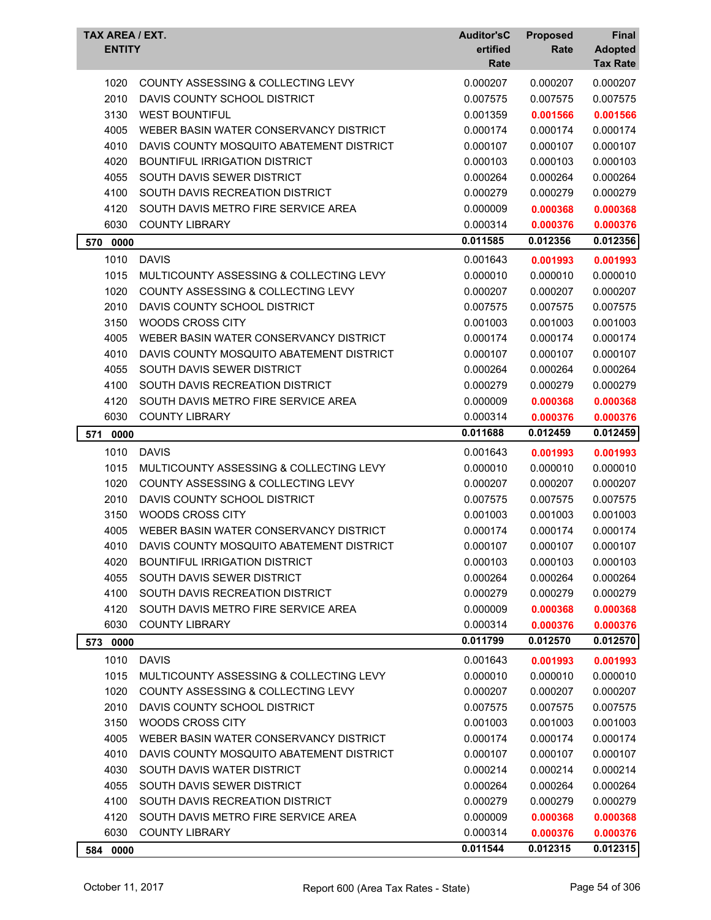| TAX AREA / EXT. ENTITY | | Auditor'sCertified Rate | Proposed Rate | Final Adopted Tax Rate |
|---|---|---|---|---|
| 1020 | COUNTY ASSESSING & COLLECTING LEVY | 0.000207 | 0.000207 | 0.000207 |
| 2010 | DAVIS COUNTY SCHOOL DISTRICT | 0.007575 | 0.007575 | 0.007575 |
| 3130 | WEST BOUNTIFUL | 0.001359 | **0.001566** | **0.001566** |
| 4005 | WEBER BASIN WATER CONSERVANCY DISTRICT | 0.000174 | 0.000174 | 0.000174 |
| 4010 | DAVIS COUNTY MOSQUITO ABATEMENT DISTRICT | 0.000107 | 0.000107 | 0.000107 |
| 4020 | BOUNTIFUL IRRIGATION DISTRICT | 0.000103 | 0.000103 | 0.000103 |
| 4055 | SOUTH DAVIS SEWER DISTRICT | 0.000264 | 0.000264 | 0.000264 |
| 4100 | SOUTH DAVIS RECREATION DISTRICT | 0.000279 | 0.000279 | 0.000279 |
| 4120 | SOUTH DAVIS METRO FIRE SERVICE AREA | 0.000009 | **0.000368** | **0.000368** |
| 6030 | COUNTY LIBRARY | 0.000314 | **0.000376** | **0.000376** |
| **570 0000** | | **0.011585** | **0.012356** | **0.012356** |
| 1010 | DAVIS | 0.001643 | **0.001993** | **0.001993** |
| 1015 | MULTICOUNTY ASSESSING & COLLECTING LEVY | 0.000010 | 0.000010 | 0.000010 |
| 1020 | COUNTY ASSESSING & COLLECTING LEVY | 0.000207 | 0.000207 | 0.000207 |
| 2010 | DAVIS COUNTY SCHOOL DISTRICT | 0.007575 | 0.007575 | 0.007575 |
| 3150 | WOODS CROSS CITY | 0.001003 | 0.001003 | 0.001003 |
| 4005 | WEBER BASIN WATER CONSERVANCY DISTRICT | 0.000174 | 0.000174 | 0.000174 |
| 4010 | DAVIS COUNTY MOSQUITO ABATEMENT DISTRICT | 0.000107 | 0.000107 | 0.000107 |
| 4055 | SOUTH DAVIS SEWER DISTRICT | 0.000264 | 0.000264 | 0.000264 |
| 4100 | SOUTH DAVIS RECREATION DISTRICT | 0.000279 | 0.000279 | 0.000279 |
| 4120 | SOUTH DAVIS METRO FIRE SERVICE AREA | 0.000009 | **0.000368** | **0.000368** |
| 6030 | COUNTY LIBRARY | 0.000314 | **0.000376** | **0.000376** |
| **571 0000** | | **0.011688** | **0.012459** | **0.012459** |
| 1010 | DAVIS | 0.001643 | **0.001993** | **0.001993** |
| 1015 | MULTICOUNTY ASSESSING & COLLECTING LEVY | 0.000010 | 0.000010 | 0.000010 |
| 1020 | COUNTY ASSESSING & COLLECTING LEVY | 0.000207 | 0.000207 | 0.000207 |
| 2010 | DAVIS COUNTY SCHOOL DISTRICT | 0.007575 | 0.007575 | 0.007575 |
| 3150 | WOODS CROSS CITY | 0.001003 | 0.001003 | 0.001003 |
| 4005 | WEBER BASIN WATER CONSERVANCY DISTRICT | 0.000174 | 0.000174 | 0.000174 |
| 4010 | DAVIS COUNTY MOSQUITO ABATEMENT DISTRICT | 0.000107 | 0.000107 | 0.000107 |
| 4020 | BOUNTIFUL IRRIGATION DISTRICT | 0.000103 | 0.000103 | 0.000103 |
| 4055 | SOUTH DAVIS SEWER DISTRICT | 0.000264 | 0.000264 | 0.000264 |
| 4100 | SOUTH DAVIS RECREATION DISTRICT | 0.000279 | 0.000279 | 0.000279 |
| 4120 | SOUTH DAVIS METRO FIRE SERVICE AREA | 0.000009 | **0.000368** | **0.000368** |
| 6030 | COUNTY LIBRARY | 0.000314 | **0.000376** | **0.000376** |
| **573 0000** | | **0.011799** | **0.012570** | **0.012570** |
| 1010 | DAVIS | 0.001643 | **0.001993** | **0.001993** |
| 1015 | MULTICOUNTY ASSESSING & COLLECTING LEVY | 0.000010 | 0.000010 | 0.000010 |
| 1020 | COUNTY ASSESSING & COLLECTING LEVY | 0.000207 | 0.000207 | 0.000207 |
| 2010 | DAVIS COUNTY SCHOOL DISTRICT | 0.007575 | 0.007575 | 0.007575 |
| 3150 | WOODS CROSS CITY | 0.001003 | 0.001003 | 0.001003 |
| 4005 | WEBER BASIN WATER CONSERVANCY DISTRICT | 0.000174 | 0.000174 | 0.000174 |
| 4010 | DAVIS COUNTY MOSQUITO ABATEMENT DISTRICT | 0.000107 | 0.000107 | 0.000107 |
| 4030 | SOUTH DAVIS WATER DISTRICT | 0.000214 | 0.000214 | 0.000214 |
| 4055 | SOUTH DAVIS SEWER DISTRICT | 0.000264 | 0.000264 | 0.000264 |
| 4100 | SOUTH DAVIS RECREATION DISTRICT | 0.000279 | 0.000279 | 0.000279 |
| 4120 | SOUTH DAVIS METRO FIRE SERVICE AREA | 0.000009 | **0.000368** | **0.000368** |
| 6030 | COUNTY LIBRARY | 0.000314 | **0.000376** | **0.000376** |
| **584 0000** | | **0.011544** | **0.012315** | **0.012315** |

October 11, 2017 Report 600 (Area Tax Rates - State)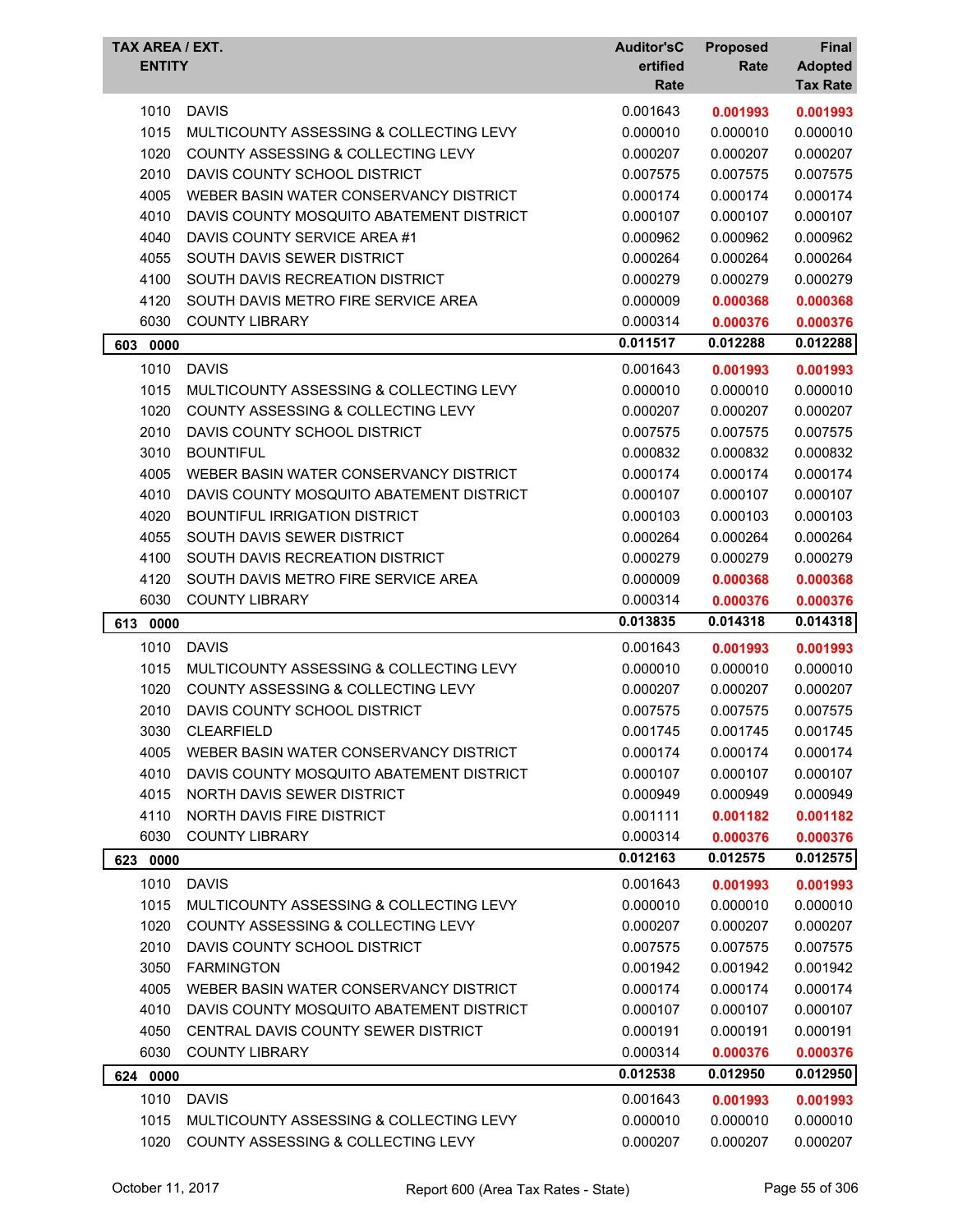| TAX AREA / EXT. ENTITY | | Auditor'sCertified Rate | Proposed Rate | Final Adopted Tax Rate |
|---|---|---|---|---|
| 1010 | DAVIS | 0.001643 | **0.001993** | **0.001993** |
| 1015 | MULTICOUNTY ASSESSING & COLLECTING LEVY | 0.000010 | 0.000010 | 0.000010 |
| 1020 | COUNTY ASSESSING & COLLECTING LEVY | 0.000207 | 0.000207 | 0.000207 |
| 2010 | DAVIS COUNTY SCHOOL DISTRICT | 0.007575 | 0.007575 | 0.007575 |
| 4005 | WEBER BASIN WATER CONSERVANCY DISTRICT | 0.000174 | 0.000174 | 0.000174 |
| 4010 | DAVIS COUNTY MOSQUITO ABATEMENT DISTRICT | 0.000107 | 0.000107 | 0.000107 |
| 4040 | DAVIS COUNTY SERVICE AREA #1 | 0.000962 | 0.000962 | 0.000962 |
| 4055 | SOUTH DAVIS SEWER DISTRICT | 0.000264 | 0.000264 | 0.000264 |
| 4100 | SOUTH DAVIS RECREATION DISTRICT | 0.000279 | 0.000279 | 0.000279 |
| 4120 | SOUTH DAVIS METRO FIRE SERVICE AREA | 0.000009 | **0.000368** | **0.000368** |
| 6030 | COUNTY LIBRARY | 0.000314 | **0.000376** | **0.000376** |
| **603 0000** | | **0.011517** | **0.012288** | **0.012288** |
| 1010 | DAVIS | 0.001643 | **0.001993** | **0.001993** |
| 1015 | MULTICOUNTY ASSESSING & COLLECTING LEVY | 0.000010 | 0.000010 | 0.000010 |
| 1020 | COUNTY ASSESSING & COLLECTING LEVY | 0.000207 | 0.000207 | 0.000207 |
| 2010 | DAVIS COUNTY SCHOOL DISTRICT | 0.007575 | 0.007575 | 0.007575 |
| 3010 | BOUNTIFUL | 0.000832 | 0.000832 | 0.000832 |
| 4005 | WEBER BASIN WATER CONSERVANCY DISTRICT | 0.000174 | 0.000174 | 0.000174 |
| 4010 | DAVIS COUNTY MOSQUITO ABATEMENT DISTRICT | 0.000107 | 0.000107 | 0.000107 |
| 4020 | BOUNTIFUL IRRIGATION DISTRICT | 0.000103 | 0.000103 | 0.000103 |
| 4055 | SOUTH DAVIS SEWER DISTRICT | 0.000264 | 0.000264 | 0.000264 |
| 4100 | SOUTH DAVIS RECREATION DISTRICT | 0.000279 | 0.000279 | 0.000279 |
| 4120 | SOUTH DAVIS METRO FIRE SERVICE AREA | 0.000009 | **0.000368** | **0.000368** |
| 6030 | COUNTY LIBRARY | 0.000314 | **0.000376** | **0.000376** |
| **613 0000** | | **0.013835** | **0.014318** | **0.014318** |
| 1010 | DAVIS | 0.001643 | **0.001993** | **0.001993** |
| 1015 | MULTICOUNTY ASSESSING & COLLECTING LEVY | 0.000010 | 0.000010 | 0.000010 |
| 1020 | COUNTY ASSESSING & COLLECTING LEVY | 0.000207 | 0.000207 | 0.000207 |
| 2010 | DAVIS COUNTY SCHOOL DISTRICT | 0.007575 | 0.007575 | 0.007575 |
| 3030 | CLEARFIELD | 0.001745 | 0.001745 | 0.001745 |
| 4005 | WEBER BASIN WATER CONSERVANCY DISTRICT | 0.000174 | 0.000174 | 0.000174 |
| 4010 | DAVIS COUNTY MOSQUITO ABATEMENT DISTRICT | 0.000107 | 0.000107 | 0.000107 |
| 4015 | NORTH DAVIS SEWER DISTRICT | 0.000949 | 0.000949 | 0.000949 |
| 4110 | NORTH DAVIS FIRE DISTRICT | 0.001111 | **0.001182** | **0.001182** |
| 6030 | COUNTY LIBRARY | 0.000314 | **0.000376** | **0.000376** |
| **623 0000** | | **0.012163** | **0.012575** | **0.012575** |
| 1010 | DAVIS | 0.001643 | **0.001993** | **0.001993** |
| 1015 | MULTICOUNTY ASSESSING & COLLECTING LEVY | 0.000010 | 0.000010 | 0.000010 |
| 1020 | COUNTY ASSESSING & COLLECTING LEVY | 0.000207 | 0.000207 | 0.000207 |
| 2010 | DAVIS COUNTY SCHOOL DISTRICT | 0.007575 | 0.007575 | 0.007575 |
| 3050 | FARMINGTON | 0.001942 | 0.001942 | 0.001942 |
| 4005 | WEBER BASIN WATER CONSERVANCY DISTRICT | 0.000174 | 0.000174 | 0.000174 |
| 4010 | DAVIS COUNTY MOSQUITO ABATEMENT DISTRICT | 0.000107 | 0.000107 | 0.000107 |
| 4050 | CENTRAL DAVIS COUNTY SEWER DISTRICT | 0.000191 | 0.000191 | 0.000191 |
| 6030 | COUNTY LIBRARY | 0.000314 | **0.000376** | **0.000376** |
| **624 0000** | | **0.012538** | **0.012950** | **0.012950** |
| 1010 | DAVIS | 0.001643 | **0.001993** | **0.001993** |
| 1015 | MULTICOUNTY ASSESSING & COLLECTING LEVY | 0.000010 | 0.000010 | 0.000010 |
| 1020 | COUNTY ASSESSING & COLLECTING LEVY | 0.000207 | 0.000207 | 0.000207 |

October 11, 2017 — Report 600 (Area Tax Rates - State)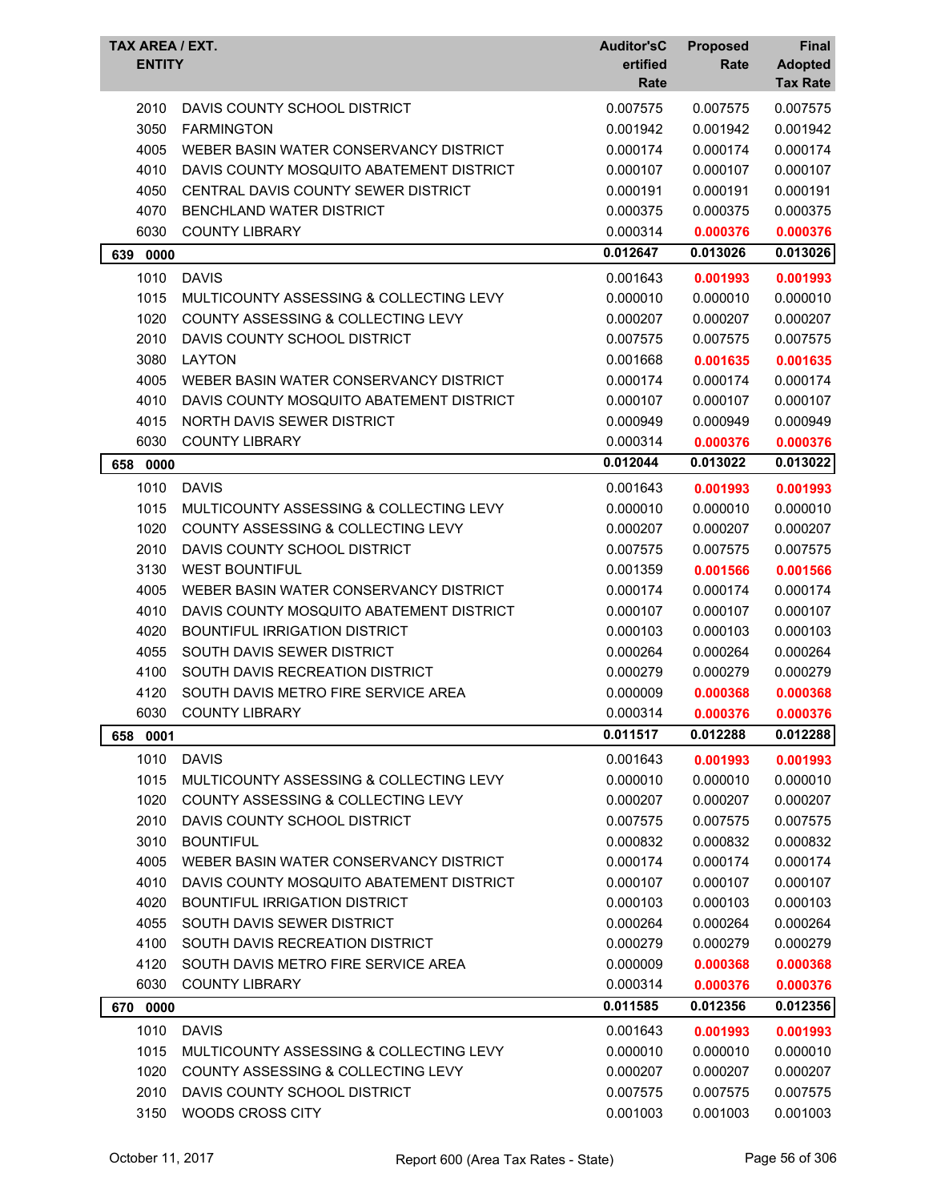| TAX AREA / EXT. ENTITY | | Auditor'sCertified Rate | Proposed Rate | Final Adopted Tax Rate |
|---|---|---|---|---|
| 2010 | DAVIS COUNTY SCHOOL DISTRICT | 0.007575 | 0.007575 | 0.007575 |
| 3050 | FARMINGTON | 0.001942 | 0.001942 | 0.001942 |
| 4005 | WEBER BASIN WATER CONSERVANCY DISTRICT | 0.000174 | 0.000174 | 0.000174 |
| 4010 | DAVIS COUNTY MOSQUITO ABATEMENT DISTRICT | 0.000107 | 0.000107 | 0.000107 |
| 4050 | CENTRAL DAVIS COUNTY SEWER DISTRICT | 0.000191 | 0.000191 | 0.000191 |
| 4070 | BENCHLAND WATER DISTRICT | 0.000375 | 0.000375 | 0.000375 |
| 6030 | COUNTY LIBRARY | 0.000314 | **0.000376** | **0.000376** |
| **639 0000** | | **0.012647** | **0.013026** | **0.013026** |
| 1010 | DAVIS | 0.001643 | **0.001993** | **0.001993** |
| 1015 | MULTICOUNTY ASSESSING & COLLECTING LEVY | 0.000010 | 0.000010 | 0.000010 |
| 1020 | COUNTY ASSESSING & COLLECTING LEVY | 0.000207 | 0.000207 | 0.000207 |
| 2010 | DAVIS COUNTY SCHOOL DISTRICT | 0.007575 | 0.007575 | 0.007575 |
| 3080 | LAYTON | 0.001668 | **0.001635** | **0.001635** |
| 4005 | WEBER BASIN WATER CONSERVANCY DISTRICT | 0.000174 | 0.000174 | 0.000174 |
| 4010 | DAVIS COUNTY MOSQUITO ABATEMENT DISTRICT | 0.000107 | 0.000107 | 0.000107 |
| 4015 | NORTH DAVIS SEWER DISTRICT | 0.000949 | 0.000949 | 0.000949 |
| 6030 | COUNTY LIBRARY | 0.000314 | **0.000376** | **0.000376** |
| **658 0000** | | **0.012044** | **0.013022** | **0.013022** |
| 1010 | DAVIS | 0.001643 | **0.001993** | **0.001993** |
| 1015 | MULTICOUNTY ASSESSING & COLLECTING LEVY | 0.000010 | 0.000010 | 0.000010 |
| 1020 | COUNTY ASSESSING & COLLECTING LEVY | 0.000207 | 0.000207 | 0.000207 |
| 2010 | DAVIS COUNTY SCHOOL DISTRICT | 0.007575 | 0.007575 | 0.007575 |
| 3130 | WEST BOUNTIFUL | 0.001359 | **0.001566** | **0.001566** |
| 4005 | WEBER BASIN WATER CONSERVANCY DISTRICT | 0.000174 | 0.000174 | 0.000174 |
| 4010 | DAVIS COUNTY MOSQUITO ABATEMENT DISTRICT | 0.000107 | 0.000107 | 0.000107 |
| 4020 | BOUNTIFUL IRRIGATION DISTRICT | 0.000103 | 0.000103 | 0.000103 |
| 4055 | SOUTH DAVIS SEWER DISTRICT | 0.000264 | 0.000264 | 0.000264 |
| 4100 | SOUTH DAVIS RECREATION DISTRICT | 0.000279 | 0.000279 | 0.000279 |
| 4120 | SOUTH DAVIS METRO FIRE SERVICE AREA | 0.000009 | **0.000368** | **0.000368** |
| 6030 | COUNTY LIBRARY | 0.000314 | **0.000376** | **0.000376** |
| **658 0001** | | **0.011517** | **0.012288** | **0.012288** |
| 1010 | DAVIS | 0.001643 | **0.001993** | **0.001993** |
| 1015 | MULTICOUNTY ASSESSING & COLLECTING LEVY | 0.000010 | 0.000010 | 0.000010 |
| 1020 | COUNTY ASSESSING & COLLECTING LEVY | 0.000207 | 0.000207 | 0.000207 |
| 2010 | DAVIS COUNTY SCHOOL DISTRICT | 0.007575 | 0.007575 | 0.007575 |
| 3010 | BOUNTIFUL | 0.000832 | 0.000832 | 0.000832 |
| 4005 | WEBER BASIN WATER CONSERVANCY DISTRICT | 0.000174 | 0.000174 | 0.000174 |
| 4010 | DAVIS COUNTY MOSQUITO ABATEMENT DISTRICT | 0.000107 | 0.000107 | 0.000107 |
| 4020 | BOUNTIFUL IRRIGATION DISTRICT | 0.000103 | 0.000103 | 0.000103 |
| 4055 | SOUTH DAVIS SEWER DISTRICT | 0.000264 | 0.000264 | 0.000264 |
| 4100 | SOUTH DAVIS RECREATION DISTRICT | 0.000279 | 0.000279 | 0.000279 |
| 4120 | SOUTH DAVIS METRO FIRE SERVICE AREA | 0.000009 | **0.000368** | **0.000368** |
| 6030 | COUNTY LIBRARY | 0.000314 | **0.000376** | **0.000376** |
| **670 0000** | | **0.011585** | **0.012356** | **0.012356** |
| 1010 | DAVIS | 0.001643 | **0.001993** | **0.001993** |
| 1015 | MULTICOUNTY ASSESSING & COLLECTING LEVY | 0.000010 | 0.000010 | 0.000010 |
| 1020 | COUNTY ASSESSING & COLLECTING LEVY | 0.000207 | 0.000207 | 0.000207 |
| 2010 | DAVIS COUNTY SCHOOL DISTRICT | 0.007575 | 0.007575 | 0.007575 |
| 3150 | WOODS CROSS CITY | 0.001003 | 0.001003 | 0.001003 |

October 11, 2017 — Report 600 (Area Tax Rates - State)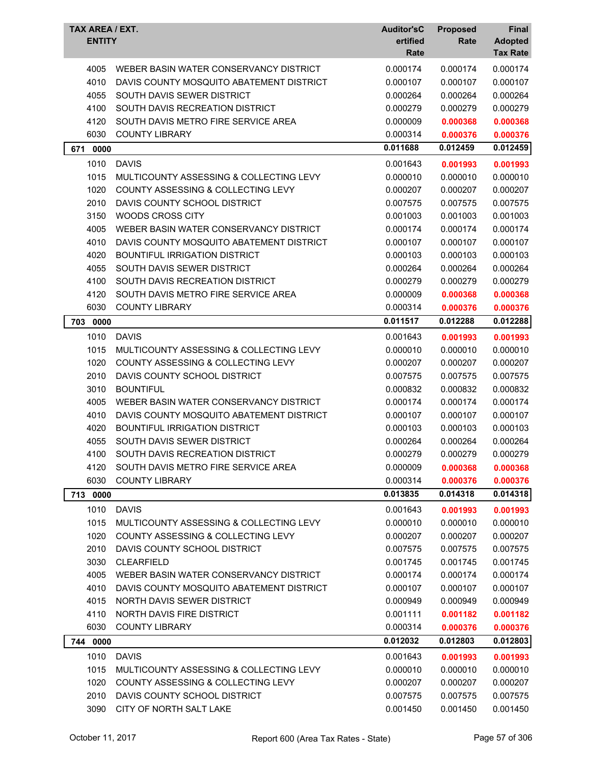| TAX AREA / EXT. ENTITY | | Auditor'sC ertified Rate | Proposed Rate | Final Adopted Tax Rate |
|---|---|---|---|---|
| 4005 | WEBER BASIN WATER CONSERVANCY DISTRICT | 0.000174 | 0.000174 | 0.000174 |
| 4010 | DAVIS COUNTY MOSQUITO ABATEMENT DISTRICT | 0.000107 | 0.000107 | 0.000107 |
| 4055 | SOUTH DAVIS SEWER DISTRICT | 0.000264 | 0.000264 | 0.000264 |
| 4100 | SOUTH DAVIS RECREATION DISTRICT | 0.000279 | 0.000279 | 0.000279 |
| 4120 | SOUTH DAVIS METRO FIRE SERVICE AREA | 0.000009 | **0.000368** | **0.000368** |
| 6030 | COUNTY LIBRARY | 0.000314 | **0.000376** | **0.000376** |
| **671 0000** | | **0.011688** | **0.012459** | **0.012459** |
| 1010 | DAVIS | 0.001643 | **0.001993** | **0.001993** |
| 1015 | MULTICOUNTY ASSESSING & COLLECTING LEVY | 0.000010 | 0.000010 | 0.000010 |
| 1020 | COUNTY ASSESSING & COLLECTING LEVY | 0.000207 | 0.000207 | 0.000207 |
| 2010 | DAVIS COUNTY SCHOOL DISTRICT | 0.007575 | 0.007575 | 0.007575 |
| 3150 | WOODS CROSS CITY | 0.001003 | 0.001003 | 0.001003 |
| 4005 | WEBER BASIN WATER CONSERVANCY DISTRICT | 0.000174 | 0.000174 | 0.000174 |
| 4010 | DAVIS COUNTY MOSQUITO ABATEMENT DISTRICT | 0.000107 | 0.000107 | 0.000107 |
| 4020 | BOUNTIFUL IRRIGATION DISTRICT | 0.000103 | 0.000103 | 0.000103 |
| 4055 | SOUTH DAVIS SEWER DISTRICT | 0.000264 | 0.000264 | 0.000264 |
| 4100 | SOUTH DAVIS RECREATION DISTRICT | 0.000279 | 0.000279 | 0.000279 |
| 4120 | SOUTH DAVIS METRO FIRE SERVICE AREA | 0.000009 | **0.000368** | **0.000368** |
| 6030 | COUNTY LIBRARY | 0.000314 | **0.000376** | **0.000376** |
| **703 0000** | | **0.011517** | **0.012288** | **0.012288** |
| 1010 | DAVIS | 0.001643 | **0.001993** | **0.001993** |
| 1015 | MULTICOUNTY ASSESSING & COLLECTING LEVY | 0.000010 | 0.000010 | 0.000010 |
| 1020 | COUNTY ASSESSING & COLLECTING LEVY | 0.000207 | 0.000207 | 0.000207 |
| 2010 | DAVIS COUNTY SCHOOL DISTRICT | 0.007575 | 0.007575 | 0.007575 |
| 3010 | BOUNTIFUL | 0.000832 | 0.000832 | 0.000832 |
| 4005 | WEBER BASIN WATER CONSERVANCY DISTRICT | 0.000174 | 0.000174 | 0.000174 |
| 4010 | DAVIS COUNTY MOSQUITO ABATEMENT DISTRICT | 0.000107 | 0.000107 | 0.000107 |
| 4020 | BOUNTIFUL IRRIGATION DISTRICT | 0.000103 | 0.000103 | 0.000103 |
| 4055 | SOUTH DAVIS SEWER DISTRICT | 0.000264 | 0.000264 | 0.000264 |
| 4100 | SOUTH DAVIS RECREATION DISTRICT | 0.000279 | 0.000279 | 0.000279 |
| 4120 | SOUTH DAVIS METRO FIRE SERVICE AREA | 0.000009 | **0.000368** | **0.000368** |
| 6030 | COUNTY LIBRARY | 0.000314 | **0.000376** | **0.000376** |
| **713 0000** | | **0.013835** | **0.014318** | **0.014318** |
| 1010 | DAVIS | 0.001643 | **0.001993** | **0.001993** |
| 1015 | MULTICOUNTY ASSESSING & COLLECTING LEVY | 0.000010 | 0.000010 | 0.000010 |
| 1020 | COUNTY ASSESSING & COLLECTING LEVY | 0.000207 | 0.000207 | 0.000207 |
| 2010 | DAVIS COUNTY SCHOOL DISTRICT | 0.007575 | 0.007575 | 0.007575 |
| 3030 | CLEARFIELD | 0.001745 | 0.001745 | 0.001745 |
| 4005 | WEBER BASIN WATER CONSERVANCY DISTRICT | 0.000174 | 0.000174 | 0.000174 |
| 4010 | DAVIS COUNTY MOSQUITO ABATEMENT DISTRICT | 0.000107 | 0.000107 | 0.000107 |
| 4015 | NORTH DAVIS SEWER DISTRICT | 0.000949 | 0.000949 | 0.000949 |
| 4110 | NORTH DAVIS FIRE DISTRICT | 0.001111 | **0.001182** | **0.001182** |
| 6030 | COUNTY LIBRARY | 0.000314 | **0.000376** | **0.000376** |
| **744 0000** | | **0.012032** | **0.012803** | **0.012803** |
| 1010 | DAVIS | 0.001643 | **0.001993** | **0.001993** |
| 1015 | MULTICOUNTY ASSESSING & COLLECTING LEVY | 0.000010 | 0.000010 | 0.000010 |
| 1020 | COUNTY ASSESSING & COLLECTING LEVY | 0.000207 | 0.000207 | 0.000207 |
| 2010 | DAVIS COUNTY SCHOOL DISTRICT | 0.007575 | 0.007575 | 0.007575 |
| 3090 | CITY OF NORTH SALT LAKE | 0.001450 | 0.001450 | 0.001450 |

October 11, 2017 — Report 600 (Area Tax Rates - State)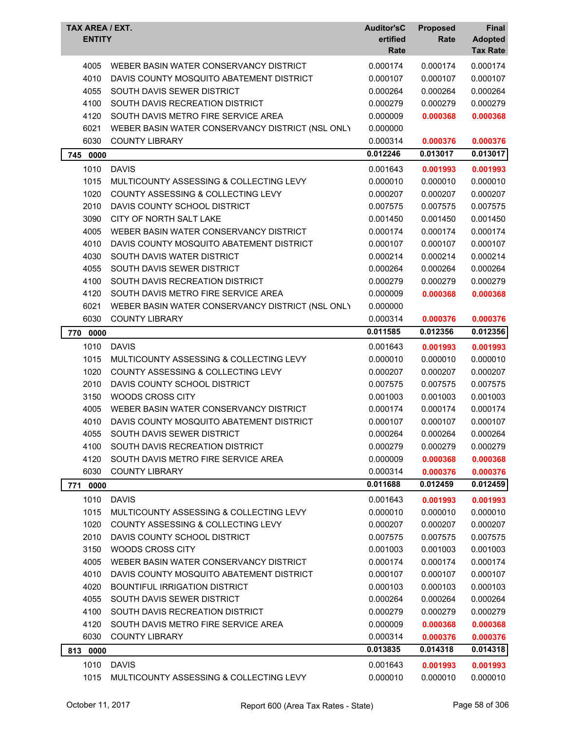| TAX AREA / EXT. ENTITY | | Auditor'sCertified Rate | Proposed Rate | Final Adopted Tax Rate |
|---|---|---|---|---|
| 4005 | WEBER BASIN WATER CONSERVANCY DISTRICT | 0.000174 | 0.000174 | 0.000174 |
| 4010 | DAVIS COUNTY MOSQUITO ABATEMENT DISTRICT | 0.000107 | 0.000107 | 0.000107 |
| 4055 | SOUTH DAVIS SEWER DISTRICT | 0.000264 | 0.000264 | 0.000264 |
| 4100 | SOUTH DAVIS RECREATION DISTRICT | 0.000279 | 0.000279 | 0.000279 |
| 4120 | SOUTH DAVIS METRO FIRE SERVICE AREA | 0.000009 | **0.000368** | **0.000368** |
| 6021 | WEBER BASIN WATER CONSERVANCY DISTRICT (NSL ONLY | 0.000000 | | |
| 6030 | COUNTY LIBRARY | 0.000314 | **0.000376** | **0.000376** |
| **745 0000** | | **0.012246** | **0.013017** | **0.013017** |
| 1010 | DAVIS | 0.001643 | **0.001993** | **0.001993** |
| 1015 | MULTICOUNTY ASSESSING & COLLECTING LEVY | 0.000010 | 0.000010 | 0.000010 |
| 1020 | COUNTY ASSESSING & COLLECTING LEVY | 0.000207 | 0.000207 | 0.000207 |
| 2010 | DAVIS COUNTY SCHOOL DISTRICT | 0.007575 | 0.007575 | 0.007575 |
| 3090 | CITY OF NORTH SALT LAKE | 0.001450 | 0.001450 | 0.001450 |
| 4005 | WEBER BASIN WATER CONSERVANCY DISTRICT | 0.000174 | 0.000174 | 0.000174 |
| 4010 | DAVIS COUNTY MOSQUITO ABATEMENT DISTRICT | 0.000107 | 0.000107 | 0.000107 |
| 4030 | SOUTH DAVIS WATER DISTRICT | 0.000214 | 0.000214 | 0.000214 |
| 4055 | SOUTH DAVIS SEWER DISTRICT | 0.000264 | 0.000264 | 0.000264 |
| 4100 | SOUTH DAVIS RECREATION DISTRICT | 0.000279 | 0.000279 | 0.000279 |
| 4120 | SOUTH DAVIS METRO FIRE SERVICE AREA | 0.000009 | **0.000368** | **0.000368** |
| 6021 | WEBER BASIN WATER CONSERVANCY DISTRICT (NSL ONLY | 0.000000 | | |
| 6030 | COUNTY LIBRARY | 0.000314 | **0.000376** | **0.000376** |
| **770 0000** | | **0.011585** | **0.012356** | **0.012356** |
| 1010 | DAVIS | 0.001643 | **0.001993** | **0.001993** |
| 1015 | MULTICOUNTY ASSESSING & COLLECTING LEVY | 0.000010 | 0.000010 | 0.000010 |
| 1020 | COUNTY ASSESSING & COLLECTING LEVY | 0.000207 | 0.000207 | 0.000207 |
| 2010 | DAVIS COUNTY SCHOOL DISTRICT | 0.007575 | 0.007575 | 0.007575 |
| 3150 | WOODS CROSS CITY | 0.001003 | 0.001003 | 0.001003 |
| 4005 | WEBER BASIN WATER CONSERVANCY DISTRICT | 0.000174 | 0.000174 | 0.000174 |
| 4010 | DAVIS COUNTY MOSQUITO ABATEMENT DISTRICT | 0.000107 | 0.000107 | 0.000107 |
| 4055 | SOUTH DAVIS SEWER DISTRICT | 0.000264 | 0.000264 | 0.000264 |
| 4100 | SOUTH DAVIS RECREATION DISTRICT | 0.000279 | 0.000279 | 0.000279 |
| 4120 | SOUTH DAVIS METRO FIRE SERVICE AREA | 0.000009 | **0.000368** | **0.000368** |
| 6030 | COUNTY LIBRARY | 0.000314 | **0.000376** | **0.000376** |
| **771 0000** | | **0.011688** | **0.012459** | **0.012459** |
| 1010 | DAVIS | 0.001643 | **0.001993** | **0.001993** |
| 1015 | MULTICOUNTY ASSESSING & COLLECTING LEVY | 0.000010 | 0.000010 | 0.000010 |
| 1020 | COUNTY ASSESSING & COLLECTING LEVY | 0.000207 | 0.000207 | 0.000207 |
| 2010 | DAVIS COUNTY SCHOOL DISTRICT | 0.007575 | 0.007575 | 0.007575 |
| 3150 | WOODS CROSS CITY | 0.001003 | 0.001003 | 0.001003 |
| 4005 | WEBER BASIN WATER CONSERVANCY DISTRICT | 0.000174 | 0.000174 | 0.000174 |
| 4010 | DAVIS COUNTY MOSQUITO ABATEMENT DISTRICT | 0.000107 | 0.000107 | 0.000107 |
| 4020 | BOUNTIFUL IRRIGATION DISTRICT | 0.000103 | 0.000103 | 0.000103 |
| 4055 | SOUTH DAVIS SEWER DISTRICT | 0.000264 | 0.000264 | 0.000264 |
| 4100 | SOUTH DAVIS RECREATION DISTRICT | 0.000279 | 0.000279 | 0.000279 |
| 4120 | SOUTH DAVIS METRO FIRE SERVICE AREA | 0.000009 | **0.000368** | **0.000368** |
| 6030 | COUNTY LIBRARY | 0.000314 | **0.000376** | **0.000376** |
| **813 0000** | | **0.013835** | **0.014318** | **0.014318** |
| 1010 | DAVIS | 0.001643 | **0.001993** | **0.001993** |
| 1015 | MULTICOUNTY ASSESSING & COLLECTING LEVY | 0.000010 | 0.000010 | 0.000010 |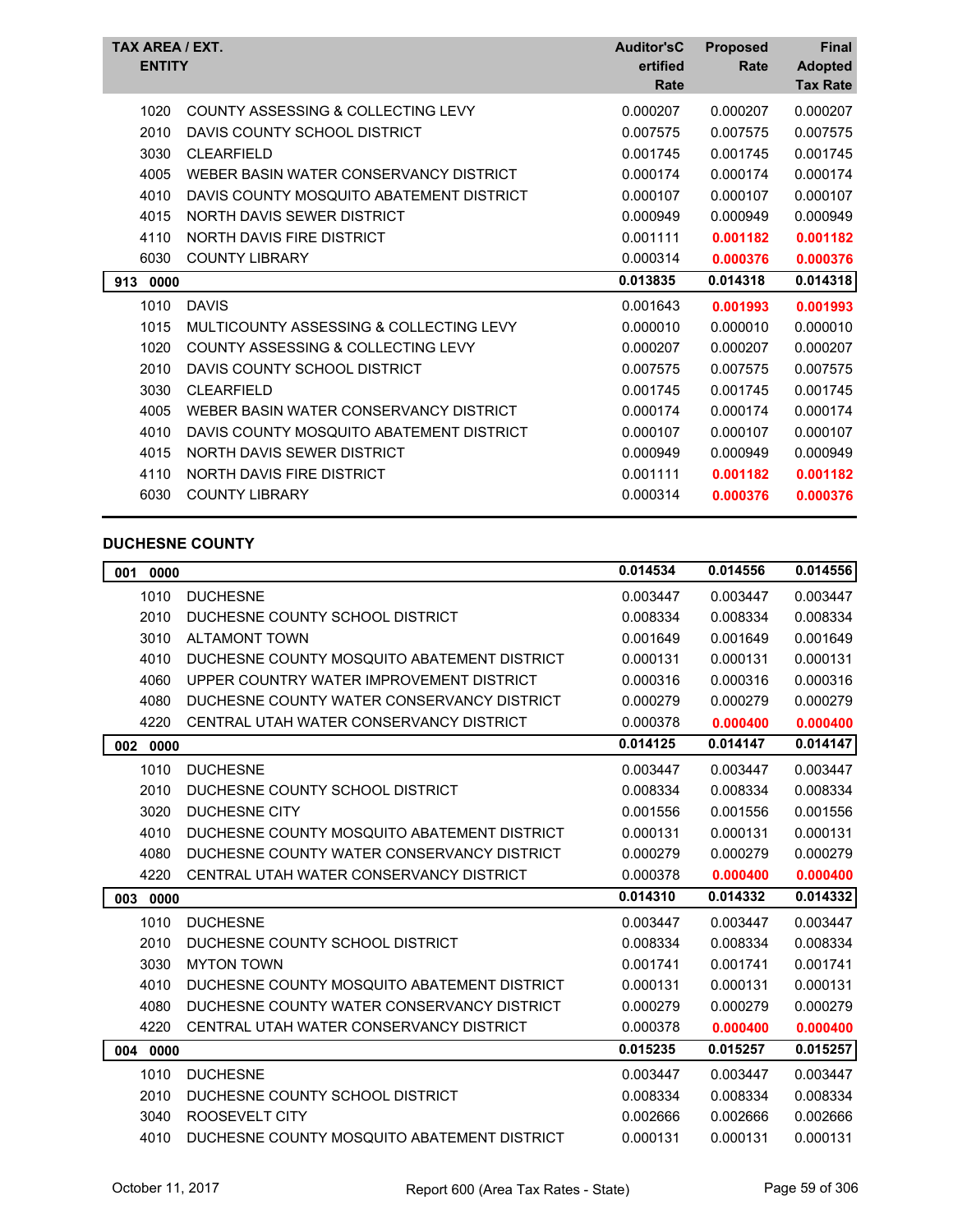| TAX AREA / EXT. ENTITY | | Auditor's Certified Rate | Proposed Rate | Final Adopted Tax Rate |
|---|---|---|---|---|
| 1020 | COUNTY ASSESSING & COLLECTING LEVY | 0.000207 | 0.000207 | 0.000207 |
| 2010 | DAVIS COUNTY SCHOOL DISTRICT | 0.007575 | 0.007575 | 0.007575 |
| 3030 | CLEARFIELD | 0.001745 | 0.001745 | 0.001745 |
| 4005 | WEBER BASIN WATER CONSERVANCY DISTRICT | 0.000174 | 0.000174 | 0.000174 |
| 4010 | DAVIS COUNTY MOSQUITO ABATEMENT DISTRICT | 0.000107 | 0.000107 | 0.000107 |
| 4015 | NORTH DAVIS SEWER DISTRICT | 0.000949 | 0.000949 | 0.000949 |
| 4110 | NORTH DAVIS FIRE DISTRICT | 0.001111 | **0.001182** | **0.001182** |
| 6030 | COUNTY LIBRARY | 0.000314 | **0.000376** | **0.000376** |
| **913 0000** | | **0.013835** | **0.014318** | **0.014318** |
| 1010 | DAVIS | 0.001643 | **0.001993** | **0.001993** |
| 1015 | MULTICOUNTY ASSESSING & COLLECTING LEVY | 0.000010 | 0.000010 | 0.000010 |
| 1020 | COUNTY ASSESSING & COLLECTING LEVY | 0.000207 | 0.000207 | 0.000207 |
| 2010 | DAVIS COUNTY SCHOOL DISTRICT | 0.007575 | 0.007575 | 0.007575 |
| 3030 | CLEARFIELD | 0.001745 | 0.001745 | 0.001745 |
| 4005 | WEBER BASIN WATER CONSERVANCY DISTRICT | 0.000174 | 0.000174 | 0.000174 |
| 4010 | DAVIS COUNTY MOSQUITO ABATEMENT DISTRICT | 0.000107 | 0.000107 | 0.000107 |
| 4015 | NORTH DAVIS SEWER DISTRICT | 0.000949 | 0.000949 | 0.000949 |
| 4110 | NORTH DAVIS FIRE DISTRICT | 0.001111 | **0.001182** | **0.001182** |
| 6030 | COUNTY LIBRARY | 0.000314 | **0.000376** | **0.000376** |

## DUCHESNE COUNTY

| TAX AREA / EXT. ENTITY | | Auditor's Certified Rate | Proposed Rate | Final Adopted Tax Rate |
|---|---|---|---|---|
| **001 0000** | | **0.014534** | **0.014556** | **0.014556** |
| 1010 | DUCHESNE | 0.003447 | 0.003447 | 0.003447 |
| 2010 | DUCHESNE COUNTY SCHOOL DISTRICT | 0.008334 | 0.008334 | 0.008334 |
| 3010 | ALTAMONT TOWN | 0.001649 | 0.001649 | 0.001649 |
| 4010 | DUCHESNE COUNTY MOSQUITO ABATEMENT DISTRICT | 0.000131 | 0.000131 | 0.000131 |
| 4060 | UPPER COUNTRY WATER IMPROVEMENT DISTRICT | 0.000316 | 0.000316 | 0.000316 |
| 4080 | DUCHESNE COUNTY WATER CONSERVANCY DISTRICT | 0.000279 | 0.000279 | 0.000279 |
| 4220 | CENTRAL UTAH WATER CONSERVANCY DISTRICT | 0.000378 | **0.000400** | **0.000400** |
| **002 0000** | | **0.014125** | **0.014147** | **0.014147** |
| 1010 | DUCHESNE | 0.003447 | 0.003447 | 0.003447 |
| 2010 | DUCHESNE COUNTY SCHOOL DISTRICT | 0.008334 | 0.008334 | 0.008334 |
| 3020 | DUCHESNE CITY | 0.001556 | 0.001556 | 0.001556 |
| 4010 | DUCHESNE COUNTY MOSQUITO ABATEMENT DISTRICT | 0.000131 | 0.000131 | 0.000131 |
| 4080 | DUCHESNE COUNTY WATER CONSERVANCY DISTRICT | 0.000279 | 0.000279 | 0.000279 |
| 4220 | CENTRAL UTAH WATER CONSERVANCY DISTRICT | 0.000378 | **0.000400** | **0.000400** |
| **003 0000** | | **0.014310** | **0.014332** | **0.014332** |
| 1010 | DUCHESNE | 0.003447 | 0.003447 | 0.003447 |
| 2010 | DUCHESNE COUNTY SCHOOL DISTRICT | 0.008334 | 0.008334 | 0.008334 |
| 3030 | MYTON TOWN | 0.001741 | 0.001741 | 0.001741 |
| 4010 | DUCHESNE COUNTY MOSQUITO ABATEMENT DISTRICT | 0.000131 | 0.000131 | 0.000131 |
| 4080 | DUCHESNE COUNTY WATER CONSERVANCY DISTRICT | 0.000279 | 0.000279 | 0.000279 |
| 4220 | CENTRAL UTAH WATER CONSERVANCY DISTRICT | 0.000378 | **0.000400** | **0.000400** |
| **004 0000** | | **0.015235** | **0.015257** | **0.015257** |
| 1010 | DUCHESNE | 0.003447 | 0.003447 | 0.003447 |
| 2010 | DUCHESNE COUNTY SCHOOL DISTRICT | 0.008334 | 0.008334 | 0.008334 |
| 3040 | ROOSEVELT CITY | 0.002666 | 0.002666 | 0.002666 |
| 4010 | DUCHESNE COUNTY MOSQUITO ABATEMENT DISTRICT | 0.000131 | 0.000131 | 0.000131 |

October 11, 2017 — Report 600 (Area Tax Rates - State)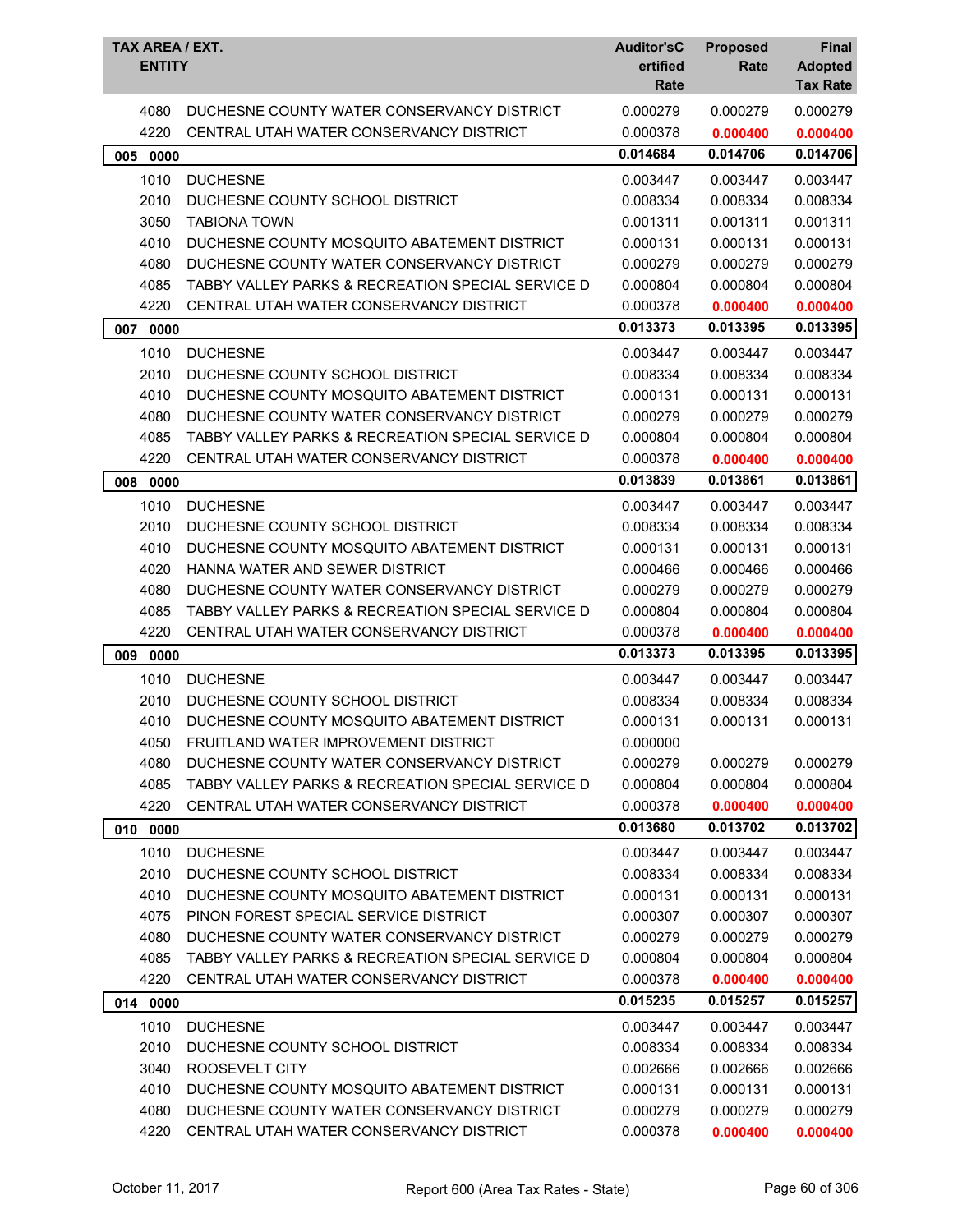| TAX AREA / EXT. | ENTITY | Auditor'sCertified Rate | Proposed Rate | Final Adopted Tax Rate |
|---|---|---|---|---|
| 4080 | DUCHESNE COUNTY WATER CONSERVANCY DISTRICT | 0.000279 | 0.000279 | 0.000279 |
| 4220 | CENTRAL UTAH WATER CONSERVANCY DISTRICT | 0.000378 | **0.000400** | **0.000400** |
| **005 0000** | | **0.014684** | **0.014706** | **0.014706** |
| 1010 | DUCHESNE | 0.003447 | 0.003447 | 0.003447 |
| 2010 | DUCHESNE COUNTY SCHOOL DISTRICT | 0.008334 | 0.008334 | 0.008334 |
| 3050 | TABIONA TOWN | 0.001311 | 0.001311 | 0.001311 |
| 4010 | DUCHESNE COUNTY MOSQUITO ABATEMENT DISTRICT | 0.000131 | 0.000131 | 0.000131 |
| 4080 | DUCHESNE COUNTY WATER CONSERVANCY DISTRICT | 0.000279 | 0.000279 | 0.000279 |
| 4085 | TABBY VALLEY PARKS & RECREATION SPECIAL SERVICE D | 0.000804 | 0.000804 | 0.000804 |
| 4220 | CENTRAL UTAH WATER CONSERVANCY DISTRICT | 0.000378 | **0.000400** | **0.000400** |
| **007 0000** | | **0.013373** | **0.013395** | **0.013395** |
| 1010 | DUCHESNE | 0.003447 | 0.003447 | 0.003447 |
| 2010 | DUCHESNE COUNTY SCHOOL DISTRICT | 0.008334 | 0.008334 | 0.008334 |
| 4010 | DUCHESNE COUNTY MOSQUITO ABATEMENT DISTRICT | 0.000131 | 0.000131 | 0.000131 |
| 4080 | DUCHESNE COUNTY WATER CONSERVANCY DISTRICT | 0.000279 | 0.000279 | 0.000279 |
| 4085 | TABBY VALLEY PARKS & RECREATION SPECIAL SERVICE D | 0.000804 | 0.000804 | 0.000804 |
| 4220 | CENTRAL UTAH WATER CONSERVANCY DISTRICT | 0.000378 | **0.000400** | **0.000400** |
| **008 0000** | | **0.013839** | **0.013861** | **0.013861** |
| 1010 | DUCHESNE | 0.003447 | 0.003447 | 0.003447 |
| 2010 | DUCHESNE COUNTY SCHOOL DISTRICT | 0.008334 | 0.008334 | 0.008334 |
| 4010 | DUCHESNE COUNTY MOSQUITO ABATEMENT DISTRICT | 0.000131 | 0.000131 | 0.000131 |
| 4020 | HANNA WATER AND SEWER DISTRICT | 0.000466 | 0.000466 | 0.000466 |
| 4080 | DUCHESNE COUNTY WATER CONSERVANCY DISTRICT | 0.000279 | 0.000279 | 0.000279 |
| 4085 | TABBY VALLEY PARKS & RECREATION SPECIAL SERVICE D | 0.000804 | 0.000804 | 0.000804 |
| 4220 | CENTRAL UTAH WATER CONSERVANCY DISTRICT | 0.000378 | **0.000400** | **0.000400** |
| **009 0000** | | **0.013373** | **0.013395** | **0.013395** |
| 1010 | DUCHESNE | 0.003447 | 0.003447 | 0.003447 |
| 2010 | DUCHESNE COUNTY SCHOOL DISTRICT | 0.008334 | 0.008334 | 0.008334 |
| 4010 | DUCHESNE COUNTY MOSQUITO ABATEMENT DISTRICT | 0.000131 | 0.000131 | 0.000131 |
| 4050 | FRUITLAND WATER IMPROVEMENT DISTRICT | 0.000000 | | |
| 4080 | DUCHESNE COUNTY WATER CONSERVANCY DISTRICT | 0.000279 | 0.000279 | 0.000279 |
| 4085 | TABBY VALLEY PARKS & RECREATION SPECIAL SERVICE D | 0.000804 | 0.000804 | 0.000804 |
| 4220 | CENTRAL UTAH WATER CONSERVANCY DISTRICT | 0.000378 | **0.000400** | **0.000400** |
| **010 0000** | | **0.013680** | **0.013702** | **0.013702** |
| 1010 | DUCHESNE | 0.003447 | 0.003447 | 0.003447 |
| 2010 | DUCHESNE COUNTY SCHOOL DISTRICT | 0.008334 | 0.008334 | 0.008334 |
| 4010 | DUCHESNE COUNTY MOSQUITO ABATEMENT DISTRICT | 0.000131 | 0.000131 | 0.000131 |
| 4075 | PINON FOREST SPECIAL SERVICE DISTRICT | 0.000307 | 0.000307 | 0.000307 |
| 4080 | DUCHESNE COUNTY WATER CONSERVANCY DISTRICT | 0.000279 | 0.000279 | 0.000279 |
| 4085 | TABBY VALLEY PARKS & RECREATION SPECIAL SERVICE D | 0.000804 | 0.000804 | 0.000804 |
| 4220 | CENTRAL UTAH WATER CONSERVANCY DISTRICT | 0.000378 | **0.000400** | **0.000400** |
| **014 0000** | | **0.015235** | **0.015257** | **0.015257** |
| 1010 | DUCHESNE | 0.003447 | 0.003447 | 0.003447 |
| 2010 | DUCHESNE COUNTY SCHOOL DISTRICT | 0.008334 | 0.008334 | 0.008334 |
| 3040 | ROOSEVELT CITY | 0.002666 | 0.002666 | 0.002666 |
| 4010 | DUCHESNE COUNTY MOSQUITO ABATEMENT DISTRICT | 0.000131 | 0.000131 | 0.000131 |
| 4080 | DUCHESNE COUNTY WATER CONSERVANCY DISTRICT | 0.000279 | 0.000279 | 0.000279 |
| 4220 | CENTRAL UTAH WATER CONSERVANCY DISTRICT | 0.000378 | **0.000400** | **0.000400** |

October 11, 2017 — Report 600 (Area Tax Rates - State)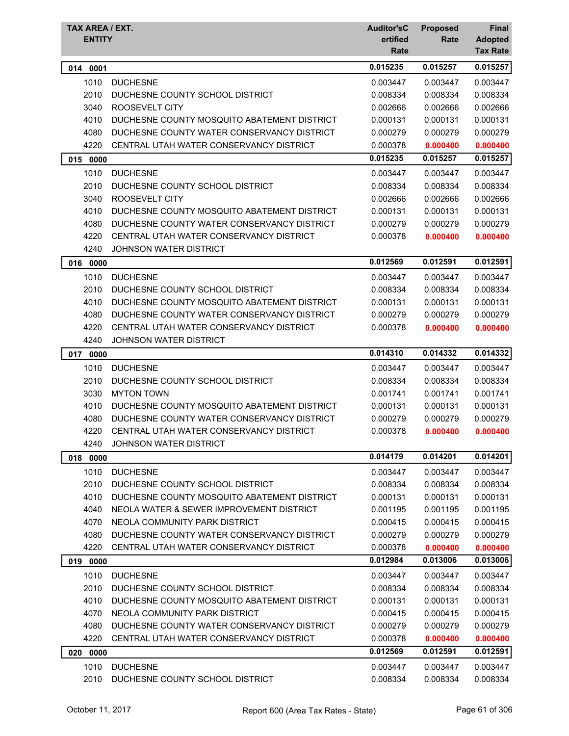| TAX AREA / EXT. ENTITY | | Auditor'sCertified Rate | Proposed Rate | Final Adopted Tax Rate |
|---|---|---|---|---|
| **014 0001** | | **0.015235** | **0.015257** | **0.015257** |
| 1010 | DUCHESNE | 0.003447 | 0.003447 | 0.003447 |
| 2010 | DUCHESNE COUNTY SCHOOL DISTRICT | 0.008334 | 0.008334 | 0.008334 |
| 3040 | ROOSEVELT CITY | 0.002666 | 0.002666 | 0.002666 |
| 4010 | DUCHESNE COUNTY MOSQUITO ABATEMENT DISTRICT | 0.000131 | 0.000131 | 0.000131 |
| 4080 | DUCHESNE COUNTY WATER CONSERVANCY DISTRICT | 0.000279 | 0.000279 | 0.000279 |
| 4220 | CENTRAL UTAH WATER CONSERVANCY DISTRICT | 0.000378 | **0.000400** | **0.000400** |
| **015 0000** | | **0.015235** | **0.015257** | **0.015257** |
| 1010 | DUCHESNE | 0.003447 | 0.003447 | 0.003447 |
| 2010 | DUCHESNE COUNTY SCHOOL DISTRICT | 0.008334 | 0.008334 | 0.008334 |
| 3040 | ROOSEVELT CITY | 0.002666 | 0.002666 | 0.002666 |
| 4010 | DUCHESNE COUNTY MOSQUITO ABATEMENT DISTRICT | 0.000131 | 0.000131 | 0.000131 |
| 4080 | DUCHESNE COUNTY WATER CONSERVANCY DISTRICT | 0.000279 | 0.000279 | 0.000279 |
| 4220 | CENTRAL UTAH WATER CONSERVANCY DISTRICT | 0.000378 | **0.000400** | **0.000400** |
| 4240 | JOHNSON WATER DISTRICT | | | |
| **016 0000** | | **0.012569** | **0.012591** | **0.012591** |
| 1010 | DUCHESNE | 0.003447 | 0.003447 | 0.003447 |
| 2010 | DUCHESNE COUNTY SCHOOL DISTRICT | 0.008334 | 0.008334 | 0.008334 |
| 4010 | DUCHESNE COUNTY MOSQUITO ABATEMENT DISTRICT | 0.000131 | 0.000131 | 0.000131 |
| 4080 | DUCHESNE COUNTY WATER CONSERVANCY DISTRICT | 0.000279 | 0.000279 | 0.000279 |
| 4220 | CENTRAL UTAH WATER CONSERVANCY DISTRICT | 0.000378 | **0.000400** | **0.000400** |
| 4240 | JOHNSON WATER DISTRICT | | | |
| **017 0000** | | **0.014310** | **0.014332** | **0.014332** |
| 1010 | DUCHESNE | 0.003447 | 0.003447 | 0.003447 |
| 2010 | DUCHESNE COUNTY SCHOOL DISTRICT | 0.008334 | 0.008334 | 0.008334 |
| 3030 | MYTON TOWN | 0.001741 | 0.001741 | 0.001741 |
| 4010 | DUCHESNE COUNTY MOSQUITO ABATEMENT DISTRICT | 0.000131 | 0.000131 | 0.000131 |
| 4080 | DUCHESNE COUNTY WATER CONSERVANCY DISTRICT | 0.000279 | 0.000279 | 0.000279 |
| 4220 | CENTRAL UTAH WATER CONSERVANCY DISTRICT | 0.000378 | **0.000400** | **0.000400** |
| 4240 | JOHNSON WATER DISTRICT | | | |
| **018 0000** | | **0.014179** | **0.014201** | **0.014201** |
| 1010 | DUCHESNE | 0.003447 | 0.003447 | 0.003447 |
| 2010 | DUCHESNE COUNTY SCHOOL DISTRICT | 0.008334 | 0.008334 | 0.008334 |
| 4010 | DUCHESNE COUNTY MOSQUITO ABATEMENT DISTRICT | 0.000131 | 0.000131 | 0.000131 |
| 4040 | NEOLA WATER & SEWER IMPROVEMENT DISTRICT | 0.001195 | 0.001195 | 0.001195 |
| 4070 | NEOLA COMMUNITY PARK DISTRICT | 0.000415 | 0.000415 | 0.000415 |
| 4080 | DUCHESNE COUNTY WATER CONSERVANCY DISTRICT | 0.000279 | 0.000279 | 0.000279 |
| 4220 | CENTRAL UTAH WATER CONSERVANCY DISTRICT | 0.000378 | **0.000400** | **0.000400** |
| **019 0000** | | **0.012984** | **0.013006** | **0.013006** |
| 1010 | DUCHESNE | 0.003447 | 0.003447 | 0.003447 |
| 2010 | DUCHESNE COUNTY SCHOOL DISTRICT | 0.008334 | 0.008334 | 0.008334 |
| 4010 | DUCHESNE COUNTY MOSQUITO ABATEMENT DISTRICT | 0.000131 | 0.000131 | 0.000131 |
| 4070 | NEOLA COMMUNITY PARK DISTRICT | 0.000415 | 0.000415 | 0.000415 |
| 4080 | DUCHESNE COUNTY WATER CONSERVANCY DISTRICT | 0.000279 | 0.000279 | 0.000279 |
| 4220 | CENTRAL UTAH WATER CONSERVANCY DISTRICT | 0.000378 | **0.000400** | **0.000400** |
| **020 0000** | | **0.012569** | **0.012591** | **0.012591** |
| 1010 | DUCHESNE | 0.003447 | 0.003447 | 0.003447 |
| 2010 | DUCHESNE COUNTY SCHOOL DISTRICT | 0.008334 | 0.008334 | 0.008334 |

October 11, 2017 Report 600 (Area Tax Rates - State)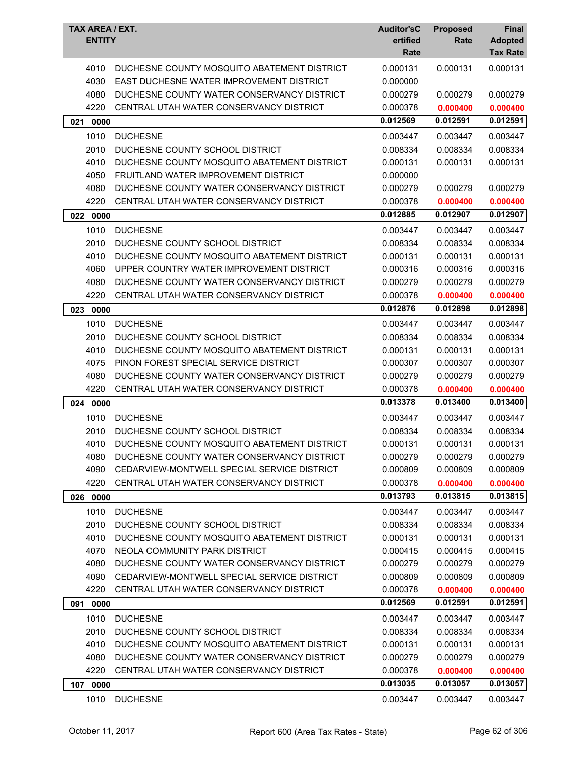| TAX AREA / EXT. ENTITY | | Auditor'sCertified Rate | Proposed Rate | Final Adopted Tax Rate |
|---|---|---|---|---|
| 4010 | DUCHESNE COUNTY MOSQUITO ABATEMENT DISTRICT | 0.000131 | 0.000131 | 0.000131 |
| 4030 | EAST DUCHESNE WATER IMPROVEMENT DISTRICT | 0.000000 | | |
| 4080 | DUCHESNE COUNTY WATER CONSERVANCY DISTRICT | 0.000279 | 0.000279 | 0.000279 |
| 4220 | CENTRAL UTAH WATER CONSERVANCY DISTRICT | 0.000378 | **0.000400** | **0.000400** |
| **021 0000** | | **0.012569** | **0.012591** | **0.012591** |
| 1010 | DUCHESNE | 0.003447 | 0.003447 | 0.003447 |
| 2010 | DUCHESNE COUNTY SCHOOL DISTRICT | 0.008334 | 0.008334 | 0.008334 |
| 4010 | DUCHESNE COUNTY MOSQUITO ABATEMENT DISTRICT | 0.000131 | 0.000131 | 0.000131 |
| 4050 | FRUITLAND WATER IMPROVEMENT DISTRICT | 0.000000 | | |
| 4080 | DUCHESNE COUNTY WATER CONSERVANCY DISTRICT | 0.000279 | 0.000279 | 0.000279 |
| 4220 | CENTRAL UTAH WATER CONSERVANCY DISTRICT | 0.000378 | **0.000400** | **0.000400** |
| **022 0000** | | **0.012885** | **0.012907** | **0.012907** |
| 1010 | DUCHESNE | 0.003447 | 0.003447 | 0.003447 |
| 2010 | DUCHESNE COUNTY SCHOOL DISTRICT | 0.008334 | 0.008334 | 0.008334 |
| 4010 | DUCHESNE COUNTY MOSQUITO ABATEMENT DISTRICT | 0.000131 | 0.000131 | 0.000131 |
| 4060 | UPPER COUNTRY WATER IMPROVEMENT DISTRICT | 0.000316 | 0.000316 | 0.000316 |
| 4080 | DUCHESNE COUNTY WATER CONSERVANCY DISTRICT | 0.000279 | 0.000279 | 0.000279 |
| 4220 | CENTRAL UTAH WATER CONSERVANCY DISTRICT | 0.000378 | **0.000400** | **0.000400** |
| **023 0000** | | **0.012876** | **0.012898** | **0.012898** |
| 1010 | DUCHESNE | 0.003447 | 0.003447 | 0.003447 |
| 2010 | DUCHESNE COUNTY SCHOOL DISTRICT | 0.008334 | 0.008334 | 0.008334 |
| 4010 | DUCHESNE COUNTY MOSQUITO ABATEMENT DISTRICT | 0.000131 | 0.000131 | 0.000131 |
| 4075 | PINON FOREST SPECIAL SERVICE DISTRICT | 0.000307 | 0.000307 | 0.000307 |
| 4080 | DUCHESNE COUNTY WATER CONSERVANCY DISTRICT | 0.000279 | 0.000279 | 0.000279 |
| 4220 | CENTRAL UTAH WATER CONSERVANCY DISTRICT | 0.000378 | **0.000400** | **0.000400** |
| **024 0000** | | **0.013378** | **0.013400** | **0.013400** |
| 1010 | DUCHESNE | 0.003447 | 0.003447 | 0.003447 |
| 2010 | DUCHESNE COUNTY SCHOOL DISTRICT | 0.008334 | 0.008334 | 0.008334 |
| 4010 | DUCHESNE COUNTY MOSQUITO ABATEMENT DISTRICT | 0.000131 | 0.000131 | 0.000131 |
| 4080 | DUCHESNE COUNTY WATER CONSERVANCY DISTRICT | 0.000279 | 0.000279 | 0.000279 |
| 4090 | CEDARVIEW-MONTWELL SPECIAL SERVICE DISTRICT | 0.000809 | 0.000809 | 0.000809 |
| 4220 | CENTRAL UTAH WATER CONSERVANCY DISTRICT | 0.000378 | **0.000400** | **0.000400** |
| **026 0000** | | **0.013793** | **0.013815** | **0.013815** |
| 1010 | DUCHESNE | 0.003447 | 0.003447 | 0.003447 |
| 2010 | DUCHESNE COUNTY SCHOOL DISTRICT | 0.008334 | 0.008334 | 0.008334 |
| 4010 | DUCHESNE COUNTY MOSQUITO ABATEMENT DISTRICT | 0.000131 | 0.000131 | 0.000131 |
| 4070 | NEOLA COMMUNITY PARK DISTRICT | 0.000415 | 0.000415 | 0.000415 |
| 4080 | DUCHESNE COUNTY WATER CONSERVANCY DISTRICT | 0.000279 | 0.000279 | 0.000279 |
| 4090 | CEDARVIEW-MONTWELL SPECIAL SERVICE DISTRICT | 0.000809 | 0.000809 | 0.000809 |
| 4220 | CENTRAL UTAH WATER CONSERVANCY DISTRICT | 0.000378 | **0.000400** | **0.000400** |
| **091 0000** | | **0.012569** | **0.012591** | **0.012591** |
| 1010 | DUCHESNE | 0.003447 | 0.003447 | 0.003447 |
| 2010 | DUCHESNE COUNTY SCHOOL DISTRICT | 0.008334 | 0.008334 | 0.008334 |
| 4010 | DUCHESNE COUNTY MOSQUITO ABATEMENT DISTRICT | 0.000131 | 0.000131 | 0.000131 |
| 4080 | DUCHESNE COUNTY WATER CONSERVANCY DISTRICT | 0.000279 | 0.000279 | 0.000279 |
| 4220 | CENTRAL UTAH WATER CONSERVANCY DISTRICT | 0.000378 | **0.000400** | **0.000400** |
| **107 0000** | | **0.013035** | **0.013057** | **0.013057** |
| 1010 | DUCHESNE | 0.003447 | 0.003447 | 0.003447 |

October 11, 2017 — Report 600 (Area Tax Rates - State)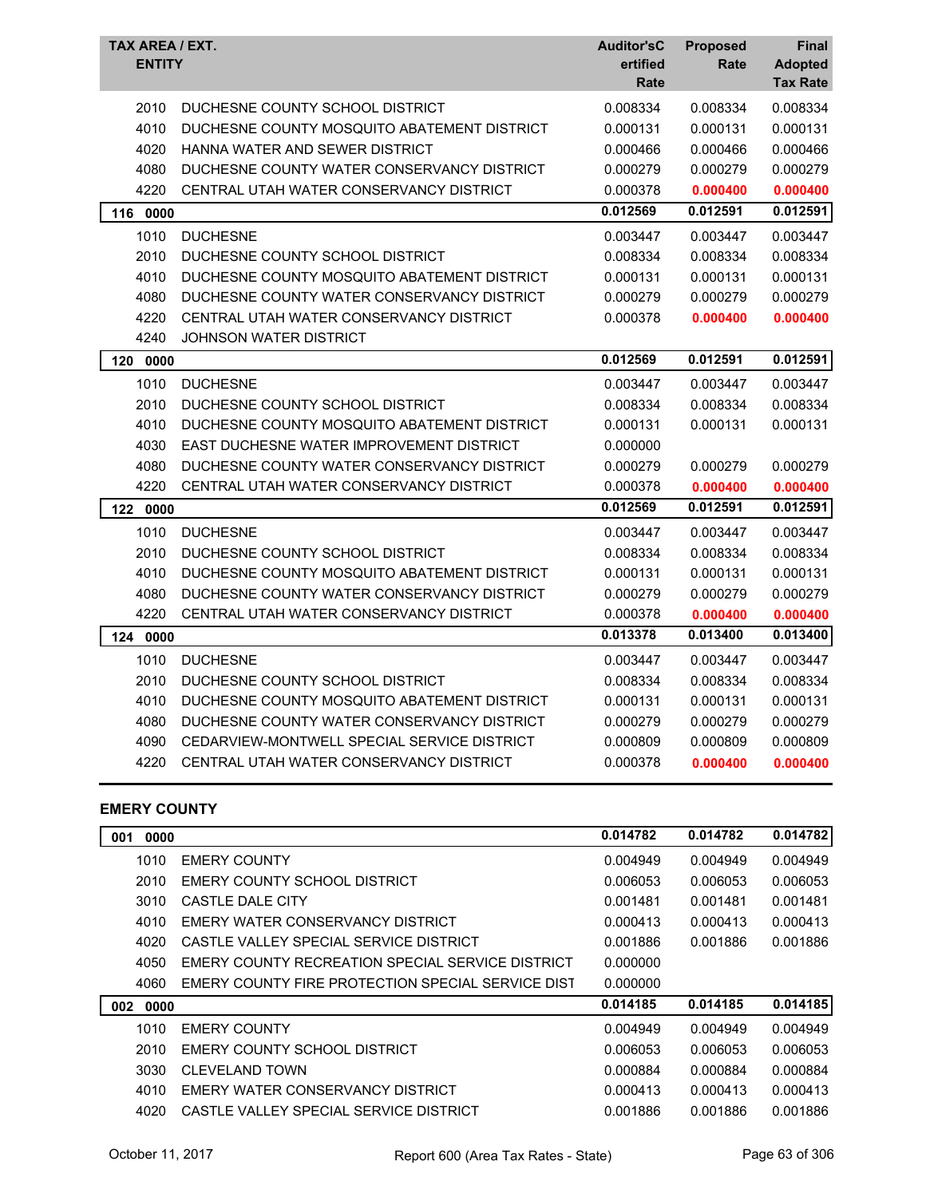| TAX AREA / EXT. ENTITY | | Auditor'sCertified Rate | Proposed Rate | Final Adopted Tax Rate |
|---|---|---|---|---|
| 2010 | DUCHESNE COUNTY SCHOOL DISTRICT | 0.008334 | 0.008334 | 0.008334 |
| 4010 | DUCHESNE COUNTY MOSQUITO ABATEMENT DISTRICT | 0.000131 | 0.000131 | 0.000131 |
| 4020 | HANNA WATER AND SEWER DISTRICT | 0.000466 | 0.000466 | 0.000466 |
| 4080 | DUCHESNE COUNTY WATER CONSERVANCY DISTRICT | 0.000279 | 0.000279 | 0.000279 |
| 4220 | CENTRAL UTAH WATER CONSERVANCY DISTRICT | 0.000378 | 0.000400 | 0.000400 |
| **116 0000** | | **0.012569** | **0.012591** | **0.012591** |
| 1010 | DUCHESNE | 0.003447 | 0.003447 | 0.003447 |
| 2010 | DUCHESNE COUNTY SCHOOL DISTRICT | 0.008334 | 0.008334 | 0.008334 |
| 4010 | DUCHESNE COUNTY MOSQUITO ABATEMENT DISTRICT | 0.000131 | 0.000131 | 0.000131 |
| 4080 | DUCHESNE COUNTY WATER CONSERVANCY DISTRICT | 0.000279 | 0.000279 | 0.000279 |
| 4220 | CENTRAL UTAH WATER CONSERVANCY DISTRICT | 0.000378 | 0.000400 | 0.000400 |
| 4240 | JOHNSON WATER DISTRICT | | | |
| **120 0000** | | **0.012569** | **0.012591** | **0.012591** |
| 1010 | DUCHESNE | 0.003447 | 0.003447 | 0.003447 |
| 2010 | DUCHESNE COUNTY SCHOOL DISTRICT | 0.008334 | 0.008334 | 0.008334 |
| 4010 | DUCHESNE COUNTY MOSQUITO ABATEMENT DISTRICT | 0.000131 | 0.000131 | 0.000131 |
| 4030 | EAST DUCHESNE WATER IMPROVEMENT DISTRICT | 0.000000 | | |
| 4080 | DUCHESNE COUNTY WATER CONSERVANCY DISTRICT | 0.000279 | 0.000279 | 0.000279 |
| 4220 | CENTRAL UTAH WATER CONSERVANCY DISTRICT | 0.000378 | 0.000400 | 0.000400 |
| **122 0000** | | **0.012569** | **0.012591** | **0.012591** |
| 1010 | DUCHESNE | 0.003447 | 0.003447 | 0.003447 |
| 2010 | DUCHESNE COUNTY SCHOOL DISTRICT | 0.008334 | 0.008334 | 0.008334 |
| 4010 | DUCHESNE COUNTY MOSQUITO ABATEMENT DISTRICT | 0.000131 | 0.000131 | 0.000131 |
| 4080 | DUCHESNE COUNTY WATER CONSERVANCY DISTRICT | 0.000279 | 0.000279 | 0.000279 |
| 4220 | CENTRAL UTAH WATER CONSERVANCY DISTRICT | 0.000378 | 0.000400 | 0.000400 |
| **124 0000** | | **0.013378** | **0.013400** | **0.013400** |
| 1010 | DUCHESNE | 0.003447 | 0.003447 | 0.003447 |
| 2010 | DUCHESNE COUNTY SCHOOL DISTRICT | 0.008334 | 0.008334 | 0.008334 |
| 4010 | DUCHESNE COUNTY MOSQUITO ABATEMENT DISTRICT | 0.000131 | 0.000131 | 0.000131 |
| 4080 | DUCHESNE COUNTY WATER CONSERVANCY DISTRICT | 0.000279 | 0.000279 | 0.000279 |
| 4090 | CEDARVIEW-MONTWELL SPECIAL SERVICE DISTRICT | 0.000809 | 0.000809 | 0.000809 |
| 4220 | CENTRAL UTAH WATER CONSERVANCY DISTRICT | 0.000378 | 0.000400 | 0.000400 |

## EMERY COUNTY

| TAX AREA / EXT. ENTITY | | Auditor'sCertified Rate | Proposed Rate | Final Adopted Tax Rate |
|---|---|---|---|---|
| **001 0000** | | **0.014782** | **0.014782** | **0.014782** |
| 1010 | EMERY COUNTY | 0.004949 | 0.004949 | 0.004949 |
| 2010 | EMERY COUNTY SCHOOL DISTRICT | 0.006053 | 0.006053 | 0.006053 |
| 3010 | CASTLE DALE CITY | 0.001481 | 0.001481 | 0.001481 |
| 4010 | EMERY WATER CONSERVANCY DISTRICT | 0.000413 | 0.000413 | 0.000413 |
| 4020 | CASTLE VALLEY SPECIAL SERVICE DISTRICT | 0.001886 | 0.001886 | 0.001886 |
| 4050 | EMERY COUNTY RECREATION SPECIAL SERVICE DISTRICT | 0.000000 | | |
| 4060 | EMERY COUNTY FIRE PROTECTION SPECIAL SERVICE DIST | 0.000000 | | |
| **002 0000** | | **0.014185** | **0.014185** | **0.014185** |
| 1010 | EMERY COUNTY | 0.004949 | 0.004949 | 0.004949 |
| 2010 | EMERY COUNTY SCHOOL DISTRICT | 0.006053 | 0.006053 | 0.006053 |
| 3030 | CLEVELAND TOWN | 0.000884 | 0.000884 | 0.000884 |
| 4010 | EMERY WATER CONSERVANCY DISTRICT | 0.000413 | 0.000413 | 0.000413 |
| 4020 | CASTLE VALLEY SPECIAL SERVICE DISTRICT | 0.001886 | 0.001886 | 0.001886 |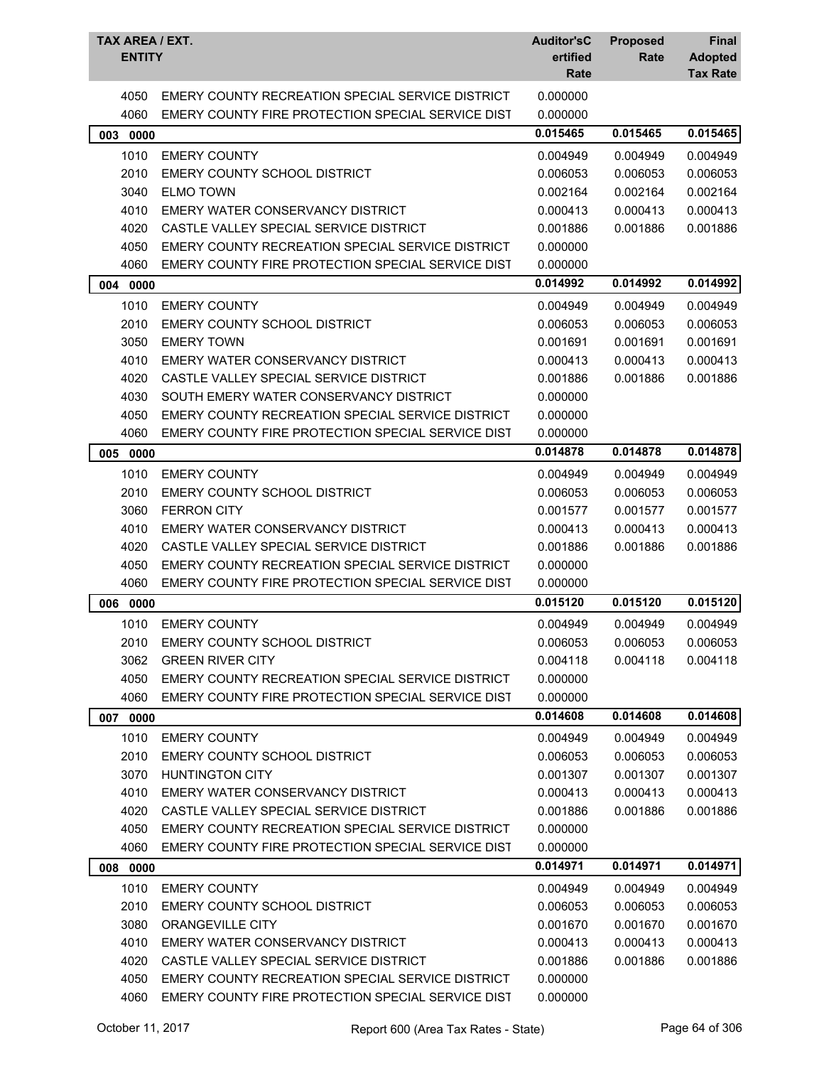| TAX AREA / EXT. ENTITY | | Auditor'sC ertified Rate | Proposed Rate | Final Adopted Tax Rate |
|---|---|---|---|---|
| 4050 | EMERY COUNTY RECREATION SPECIAL SERVICE DISTRICT | 0.000000 | | |
| 4060 | EMERY COUNTY FIRE PROTECTION SPECIAL SERVICE DIST | 0.000000 | | |
| **003 0000** | | **0.015465** | **0.015465** | **0.015465** |
| 1010 | EMERY COUNTY | 0.004949 | 0.004949 | 0.004949 |
| 2010 | EMERY COUNTY SCHOOL DISTRICT | 0.006053 | 0.006053 | 0.006053 |
| 3040 | ELMO TOWN | 0.002164 | 0.002164 | 0.002164 |
| 4010 | EMERY WATER CONSERVANCY DISTRICT | 0.000413 | 0.000413 | 0.000413 |
| 4020 | CASTLE VALLEY SPECIAL SERVICE DISTRICT | 0.001886 | 0.001886 | 0.001886 |
| 4050 | EMERY COUNTY RECREATION SPECIAL SERVICE DISTRICT | 0.000000 | | |
| 4060 | EMERY COUNTY FIRE PROTECTION SPECIAL SERVICE DIST | 0.000000 | | |
| **004 0000** | | **0.014992** | **0.014992** | **0.014992** |
| 1010 | EMERY COUNTY | 0.004949 | 0.004949 | 0.004949 |
| 2010 | EMERY COUNTY SCHOOL DISTRICT | 0.006053 | 0.006053 | 0.006053 |
| 3050 | EMERY TOWN | 0.001691 | 0.001691 | 0.001691 |
| 4010 | EMERY WATER CONSERVANCY DISTRICT | 0.000413 | 0.000413 | 0.000413 |
| 4020 | CASTLE VALLEY SPECIAL SERVICE DISTRICT | 0.001886 | 0.001886 | 0.001886 |
| 4030 | SOUTH EMERY WATER CONSERVANCY DISTRICT | 0.000000 | | |
| 4050 | EMERY COUNTY RECREATION SPECIAL SERVICE DISTRICT | 0.000000 | | |
| 4060 | EMERY COUNTY FIRE PROTECTION SPECIAL SERVICE DIST | 0.000000 | | |
| **005 0000** | | **0.014878** | **0.014878** | **0.014878** |
| 1010 | EMERY COUNTY | 0.004949 | 0.004949 | 0.004949 |
| 2010 | EMERY COUNTY SCHOOL DISTRICT | 0.006053 | 0.006053 | 0.006053 |
| 3060 | FERRON CITY | 0.001577 | 0.001577 | 0.001577 |
| 4010 | EMERY WATER CONSERVANCY DISTRICT | 0.000413 | 0.000413 | 0.000413 |
| 4020 | CASTLE VALLEY SPECIAL SERVICE DISTRICT | 0.001886 | 0.001886 | 0.001886 |
| 4050 | EMERY COUNTY RECREATION SPECIAL SERVICE DISTRICT | 0.000000 | | |
| 4060 | EMERY COUNTY FIRE PROTECTION SPECIAL SERVICE DIST | 0.000000 | | |
| **006 0000** | | **0.015120** | **0.015120** | **0.015120** |
| 1010 | EMERY COUNTY | 0.004949 | 0.004949 | 0.004949 |
| 2010 | EMERY COUNTY SCHOOL DISTRICT | 0.006053 | 0.006053 | 0.006053 |
| 3062 | GREEN RIVER CITY | 0.004118 | 0.004118 | 0.004118 |
| 4050 | EMERY COUNTY RECREATION SPECIAL SERVICE DISTRICT | 0.000000 | | |
| 4060 | EMERY COUNTY FIRE PROTECTION SPECIAL SERVICE DIST | 0.000000 | | |
| **007 0000** | | **0.014608** | **0.014608** | **0.014608** |
| 1010 | EMERY COUNTY | 0.004949 | 0.004949 | 0.004949 |
| 2010 | EMERY COUNTY SCHOOL DISTRICT | 0.006053 | 0.006053 | 0.006053 |
| 3070 | HUNTINGTON CITY | 0.001307 | 0.001307 | 0.001307 |
| 4010 | EMERY WATER CONSERVANCY DISTRICT | 0.000413 | 0.000413 | 0.000413 |
| 4020 | CASTLE VALLEY SPECIAL SERVICE DISTRICT | 0.001886 | 0.001886 | 0.001886 |
| 4050 | EMERY COUNTY RECREATION SPECIAL SERVICE DISTRICT | 0.000000 | | |
| 4060 | EMERY COUNTY FIRE PROTECTION SPECIAL SERVICE DIST | 0.000000 | | |
| **008 0000** | | **0.014971** | **0.014971** | **0.014971** |
| 1010 | EMERY COUNTY | 0.004949 | 0.004949 | 0.004949 |
| 2010 | EMERY COUNTY SCHOOL DISTRICT | 0.006053 | 0.006053 | 0.006053 |
| 3080 | ORANGEVILLE CITY | 0.001670 | 0.001670 | 0.001670 |
| 4010 | EMERY WATER CONSERVANCY DISTRICT | 0.000413 | 0.000413 | 0.000413 |
| 4020 | CASTLE VALLEY SPECIAL SERVICE DISTRICT | 0.001886 | 0.001886 | 0.001886 |
| 4050 | EMERY COUNTY RECREATION SPECIAL SERVICE DISTRICT | 0.000000 | | |
| 4060 | EMERY COUNTY FIRE PROTECTION SPECIAL SERVICE DIST | 0.000000 | | |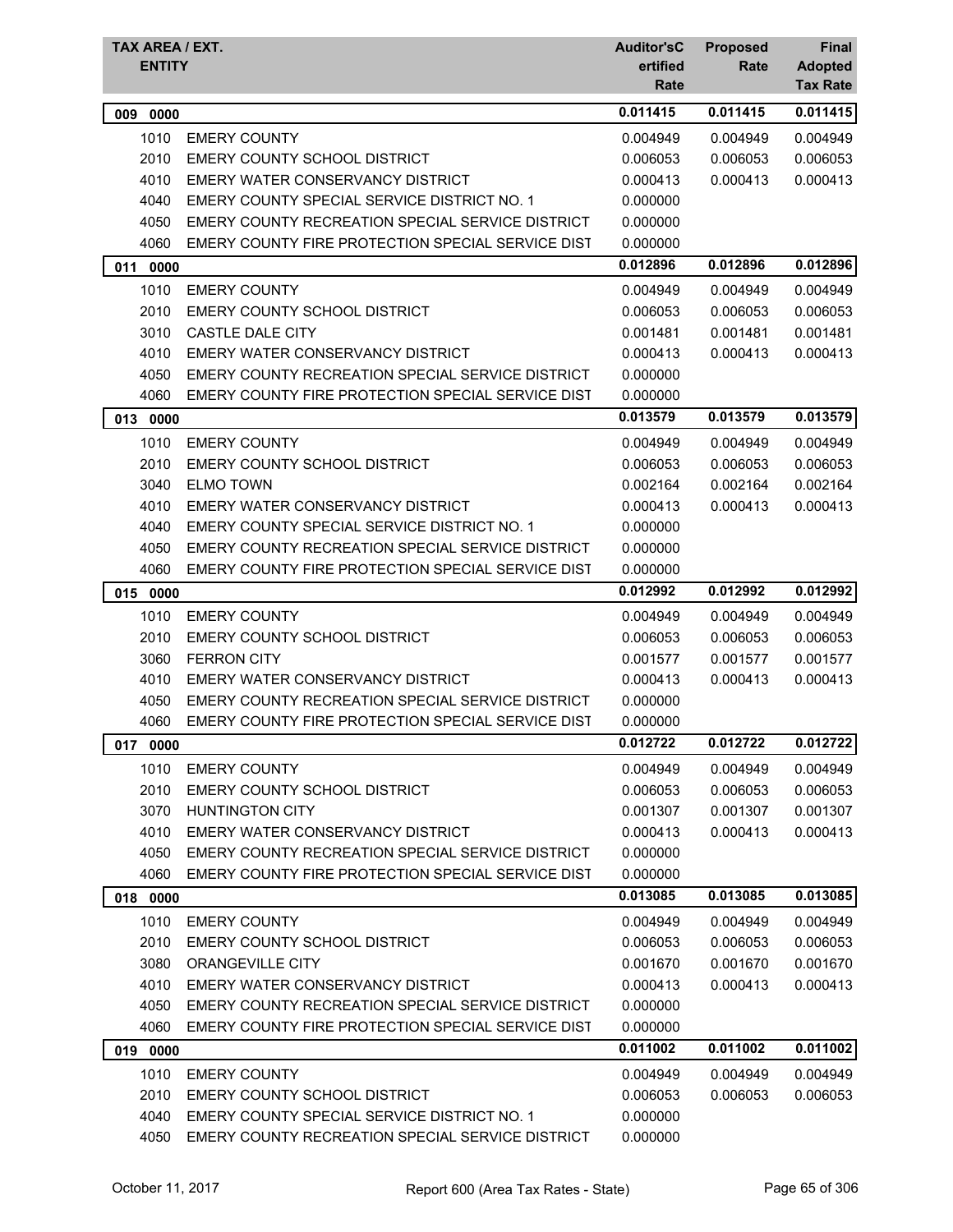| TAX AREA / EXT. ENTITY | | Auditor'sCertified Rate | Proposed Rate | Final Adopted Tax Rate |
|---|---|---|---|---|
| **009 0000** | | **0.011415** | **0.011415** | **0.011415** |
| 1010 | EMERY COUNTY | 0.004949 | 0.004949 | 0.004949 |
| 2010 | EMERY COUNTY SCHOOL DISTRICT | 0.006053 | 0.006053 | 0.006053 |
| 4010 | EMERY WATER CONSERVANCY DISTRICT | 0.000413 | 0.000413 | 0.000413 |
| 4040 | EMERY COUNTY SPECIAL SERVICE DISTRICT NO. 1 | 0.000000 | | |
| 4050 | EMERY COUNTY RECREATION SPECIAL SERVICE DISTRICT | 0.000000 | | |
| 4060 | EMERY COUNTY FIRE PROTECTION SPECIAL SERVICE DIST | 0.000000 | | |
| **011 0000** | | **0.012896** | **0.012896** | **0.012896** |
| 1010 | EMERY COUNTY | 0.004949 | 0.004949 | 0.004949 |
| 2010 | EMERY COUNTY SCHOOL DISTRICT | 0.006053 | 0.006053 | 0.006053 |
| 3010 | CASTLE DALE CITY | 0.001481 | 0.001481 | 0.001481 |
| 4010 | EMERY WATER CONSERVANCY DISTRICT | 0.000413 | 0.000413 | 0.000413 |
| 4050 | EMERY COUNTY RECREATION SPECIAL SERVICE DISTRICT | 0.000000 | | |
| 4060 | EMERY COUNTY FIRE PROTECTION SPECIAL SERVICE DIST | 0.000000 | | |
| **013 0000** | | **0.013579** | **0.013579** | **0.013579** |
| 1010 | EMERY COUNTY | 0.004949 | 0.004949 | 0.004949 |
| 2010 | EMERY COUNTY SCHOOL DISTRICT | 0.006053 | 0.006053 | 0.006053 |
| 3040 | ELMO TOWN | 0.002164 | 0.002164 | 0.002164 |
| 4010 | EMERY WATER CONSERVANCY DISTRICT | 0.000413 | 0.000413 | 0.000413 |
| 4040 | EMERY COUNTY SPECIAL SERVICE DISTRICT NO. 1 | 0.000000 | | |
| 4050 | EMERY COUNTY RECREATION SPECIAL SERVICE DISTRICT | 0.000000 | | |
| 4060 | EMERY COUNTY FIRE PROTECTION SPECIAL SERVICE DIST | 0.000000 | | |
| **015 0000** | | **0.012992** | **0.012992** | **0.012992** |
| 1010 | EMERY COUNTY | 0.004949 | 0.004949 | 0.004949 |
| 2010 | EMERY COUNTY SCHOOL DISTRICT | 0.006053 | 0.006053 | 0.006053 |
| 3060 | FERRON CITY | 0.001577 | 0.001577 | 0.001577 |
| 4010 | EMERY WATER CONSERVANCY DISTRICT | 0.000413 | 0.000413 | 0.000413 |
| 4050 | EMERY COUNTY RECREATION SPECIAL SERVICE DISTRICT | 0.000000 | | |
| 4060 | EMERY COUNTY FIRE PROTECTION SPECIAL SERVICE DIST | 0.000000 | | |
| **017 0000** | | **0.012722** | **0.012722** | **0.012722** |
| 1010 | EMERY COUNTY | 0.004949 | 0.004949 | 0.004949 |
| 2010 | EMERY COUNTY SCHOOL DISTRICT | 0.006053 | 0.006053 | 0.006053 |
| 3070 | HUNTINGTON CITY | 0.001307 | 0.001307 | 0.001307 |
| 4010 | EMERY WATER CONSERVANCY DISTRICT | 0.000413 | 0.000413 | 0.000413 |
| 4050 | EMERY COUNTY RECREATION SPECIAL SERVICE DISTRICT | 0.000000 | | |
| 4060 | EMERY COUNTY FIRE PROTECTION SPECIAL SERVICE DIST | 0.000000 | | |
| **018 0000** | | **0.013085** | **0.013085** | **0.013085** |
| 1010 | EMERY COUNTY | 0.004949 | 0.004949 | 0.004949 |
| 2010 | EMERY COUNTY SCHOOL DISTRICT | 0.006053 | 0.006053 | 0.006053 |
| 3080 | ORANGEVILLE CITY | 0.001670 | 0.001670 | 0.001670 |
| 4010 | EMERY WATER CONSERVANCY DISTRICT | 0.000413 | 0.000413 | 0.000413 |
| 4050 | EMERY COUNTY RECREATION SPECIAL SERVICE DISTRICT | 0.000000 | | |
| 4060 | EMERY COUNTY FIRE PROTECTION SPECIAL SERVICE DIST | 0.000000 | | |
| **019 0000** | | **0.011002** | **0.011002** | **0.011002** |
| 1010 | EMERY COUNTY | 0.004949 | 0.004949 | 0.004949 |
| 2010 | EMERY COUNTY SCHOOL DISTRICT | 0.006053 | 0.006053 | 0.006053 |
| 4040 | EMERY COUNTY SPECIAL SERVICE DISTRICT NO. 1 | 0.000000 | | |
| 4050 | EMERY COUNTY RECREATION SPECIAL SERVICE DISTRICT | 0.000000 | | |

October 11, 2017 Report 600 (Area Tax Rates - State)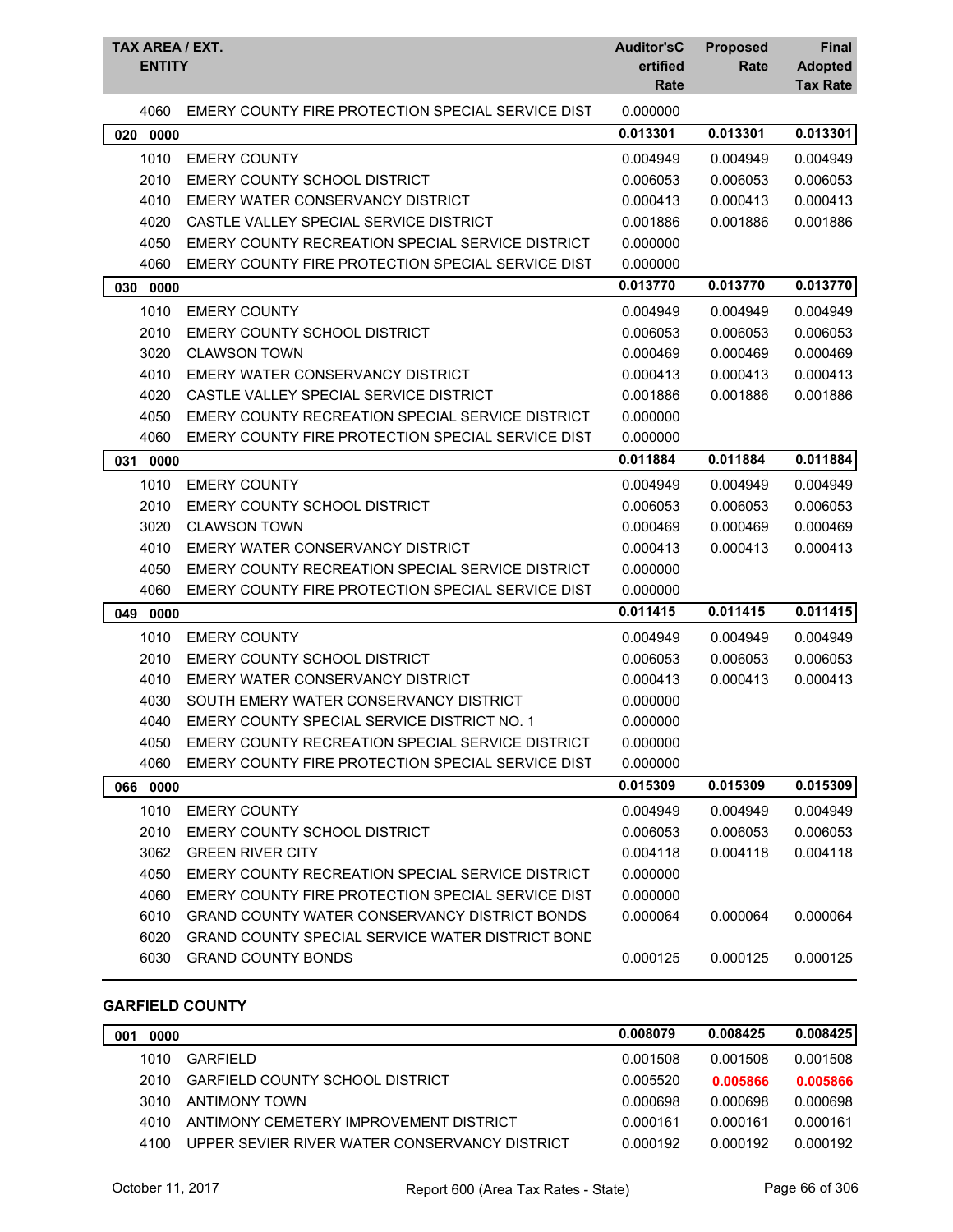| TAX AREA / EXT. ENTITY | | Auditor's Certified Rate | Proposed Rate | Final Adopted Tax Rate |
|---|---|---|---|---|
| 4060 | EMERY COUNTY FIRE PROTECTION SPECIAL SERVICE DIST | 0.000000 | | |
| **020 0000** | | **0.013301** | **0.013301** | **0.013301** |
| 1010 | EMERY COUNTY | 0.004949 | 0.004949 | 0.004949 |
| 2010 | EMERY COUNTY SCHOOL DISTRICT | 0.006053 | 0.006053 | 0.006053 |
| 4010 | EMERY WATER CONSERVANCY DISTRICT | 0.000413 | 0.000413 | 0.000413 |
| 4020 | CASTLE VALLEY SPECIAL SERVICE DISTRICT | 0.001886 | 0.001886 | 0.001886 |
| 4050 | EMERY COUNTY RECREATION SPECIAL SERVICE DISTRICT | 0.000000 | | |
| 4060 | EMERY COUNTY FIRE PROTECTION SPECIAL SERVICE DIST | 0.000000 | | |
| **030 0000** | | **0.013770** | **0.013770** | **0.013770** |
| 1010 | EMERY COUNTY | 0.004949 | 0.004949 | 0.004949 |
| 2010 | EMERY COUNTY SCHOOL DISTRICT | 0.006053 | 0.006053 | 0.006053 |
| 3020 | CLAWSON TOWN | 0.000469 | 0.000469 | 0.000469 |
| 4010 | EMERY WATER CONSERVANCY DISTRICT | 0.000413 | 0.000413 | 0.000413 |
| 4020 | CASTLE VALLEY SPECIAL SERVICE DISTRICT | 0.001886 | 0.001886 | 0.001886 |
| 4050 | EMERY COUNTY RECREATION SPECIAL SERVICE DISTRICT | 0.000000 | | |
| 4060 | EMERY COUNTY FIRE PROTECTION SPECIAL SERVICE DIST | 0.000000 | | |
| **031 0000** | | **0.011884** | **0.011884** | **0.011884** |
| 1010 | EMERY COUNTY | 0.004949 | 0.004949 | 0.004949 |
| 2010 | EMERY COUNTY SCHOOL DISTRICT | 0.006053 | 0.006053 | 0.006053 |
| 3020 | CLAWSON TOWN | 0.000469 | 0.000469 | 0.000469 |
| 4010 | EMERY WATER CONSERVANCY DISTRICT | 0.000413 | 0.000413 | 0.000413 |
| 4050 | EMERY COUNTY RECREATION SPECIAL SERVICE DISTRICT | 0.000000 | | |
| 4060 | EMERY COUNTY FIRE PROTECTION SPECIAL SERVICE DIST | 0.000000 | | |
| **049 0000** | | **0.011415** | **0.011415** | **0.011415** |
| 1010 | EMERY COUNTY | 0.004949 | 0.004949 | 0.004949 |
| 2010 | EMERY COUNTY SCHOOL DISTRICT | 0.006053 | 0.006053 | 0.006053 |
| 4010 | EMERY WATER CONSERVANCY DISTRICT | 0.000413 | 0.000413 | 0.000413 |
| 4030 | SOUTH EMERY WATER CONSERVANCY DISTRICT | 0.000000 | | |
| 4040 | EMERY COUNTY SPECIAL SERVICE DISTRICT NO. 1 | 0.000000 | | |
| 4050 | EMERY COUNTY RECREATION SPECIAL SERVICE DISTRICT | 0.000000 | | |
| 4060 | EMERY COUNTY FIRE PROTECTION SPECIAL SERVICE DIST | 0.000000 | | |
| **066 0000** | | **0.015309** | **0.015309** | **0.015309** |
| 1010 | EMERY COUNTY | 0.004949 | 0.004949 | 0.004949 |
| 2010 | EMERY COUNTY SCHOOL DISTRICT | 0.006053 | 0.006053 | 0.006053 |
| 3062 | GREEN RIVER CITY | 0.004118 | 0.004118 | 0.004118 |
| 4050 | EMERY COUNTY RECREATION SPECIAL SERVICE DISTRICT | 0.000000 | | |
| 4060 | EMERY COUNTY FIRE PROTECTION SPECIAL SERVICE DIST | 0.000000 | | |
| 6010 | GRAND COUNTY WATER CONSERVANCY DISTRICT BONDS | 0.000064 | 0.000064 | 0.000064 |
| 6020 | GRAND COUNTY SPECIAL SERVICE WATER DISTRICT BOND | | | |
| 6030 | GRAND COUNTY BONDS | 0.000125 | 0.000125 | 0.000125 |

### GARFIELD COUNTY

| TAX AREA / EXT. ENTITY | | Auditor's Certified Rate | Proposed Rate | Final Adopted Tax Rate |
|---|---|---|---|---|
| **001 0000** | | **0.008079** | **0.008425** | **0.008425** |
| 1010 | GARFIELD | 0.001508 | 0.001508 | 0.001508 |
| 2010 | GARFIELD COUNTY SCHOOL DISTRICT | 0.005520 | **0.005866** | **0.005866** |
| 3010 | ANTIMONY TOWN | 0.000698 | 0.000698 | 0.000698 |
| 4010 | ANTIMONY CEMETERY IMPROVEMENT DISTRICT | 0.000161 | 0.000161 | 0.000161 |
| 4100 | UPPER SEVIER RIVER WATER CONSERVANCY DISTRICT | 0.000192 | 0.000192 | 0.000192 |

October 11, 2017 — Report 600 (Area Tax Rates - State)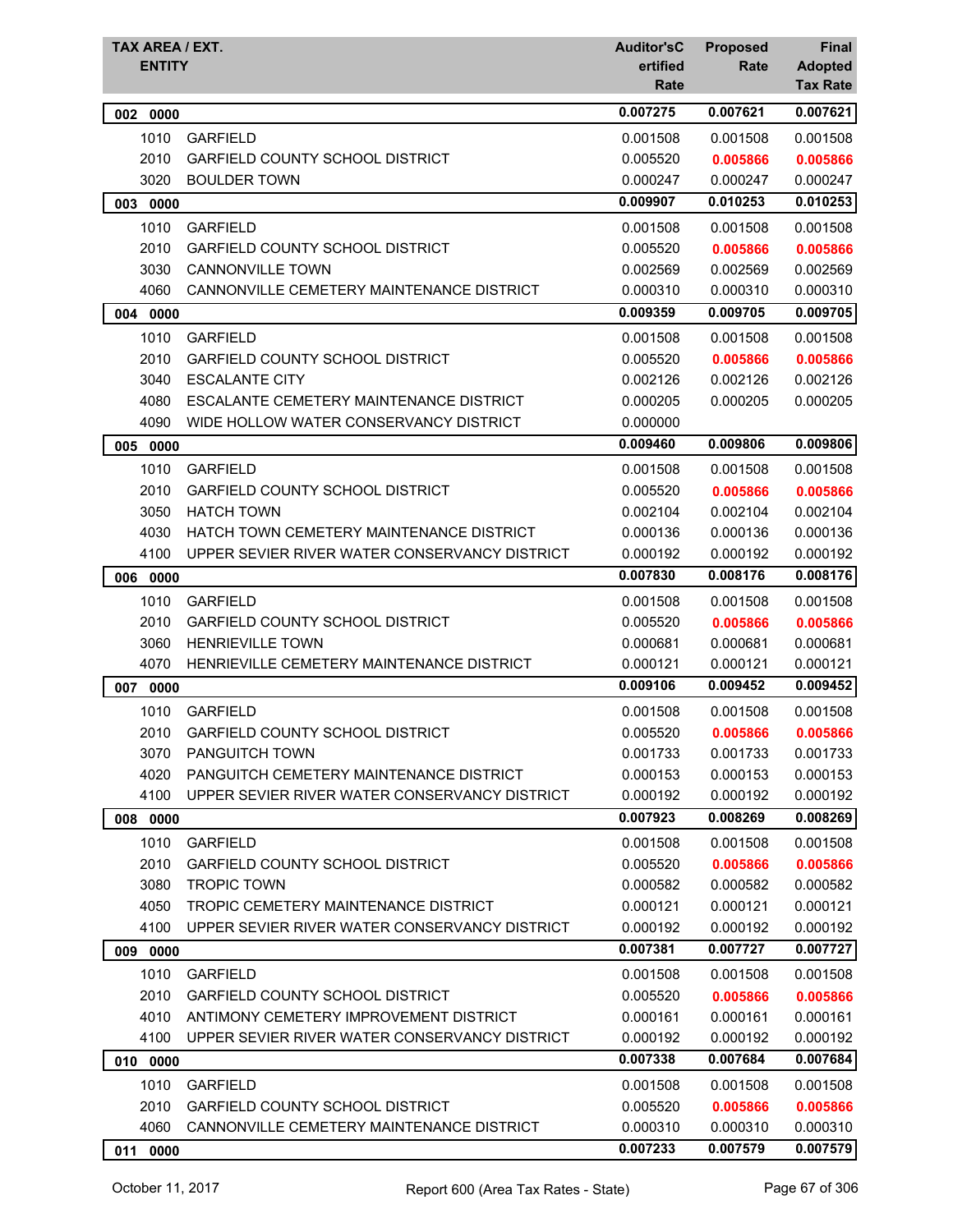| TAX AREA / EXT. ENTITY | | Auditor's Certified Rate | Proposed Rate | Final Adopted Tax Rate |
|---|---|---|---|---|
| **002 0000** | | **0.007275** | **0.007621** | **0.007621** |
| 1010 | GARFIELD | 0.001508 | 0.001508 | 0.001508 |
| 2010 | GARFIELD COUNTY SCHOOL DISTRICT | 0.005520 | **0.005866** | **0.005866** |
| 3020 | BOULDER TOWN | 0.000247 | 0.000247 | 0.000247 |
| **003 0000** | | **0.009907** | **0.010253** | **0.010253** |
| 1010 | GARFIELD | 0.001508 | 0.001508 | 0.001508 |
| 2010 | GARFIELD COUNTY SCHOOL DISTRICT | 0.005520 | **0.005866** | **0.005866** |
| 3030 | CANNONVILLE TOWN | 0.002569 | 0.002569 | 0.002569 |
| 4060 | CANNONVILLE CEMETERY MAINTENANCE DISTRICT | 0.000310 | 0.000310 | 0.000310 |
| **004 0000** | | **0.009359** | **0.009705** | **0.009705** |
| 1010 | GARFIELD | 0.001508 | 0.001508 | 0.001508 |
| 2010 | GARFIELD COUNTY SCHOOL DISTRICT | 0.005520 | **0.005866** | **0.005866** |
| 3040 | ESCALANTE CITY | 0.002126 | 0.002126 | 0.002126 |
| 4080 | ESCALANTE CEMETERY MAINTENANCE DISTRICT | 0.000205 | 0.000205 | 0.000205 |
| 4090 | WIDE HOLLOW WATER CONSERVANCY DISTRICT | 0.000000 | | |
| **005 0000** | | **0.009460** | **0.009806** | **0.009806** |
| 1010 | GARFIELD | 0.001508 | 0.001508 | 0.001508 |
| 2010 | GARFIELD COUNTY SCHOOL DISTRICT | 0.005520 | **0.005866** | **0.005866** |
| 3050 | HATCH TOWN | 0.002104 | 0.002104 | 0.002104 |
| 4030 | HATCH TOWN CEMETERY MAINTENANCE DISTRICT | 0.000136 | 0.000136 | 0.000136 |
| 4100 | UPPER SEVIER RIVER WATER CONSERVANCY DISTRICT | 0.000192 | 0.000192 | 0.000192 |
| **006 0000** | | **0.007830** | **0.008176** | **0.008176** |
| 1010 | GARFIELD | 0.001508 | 0.001508 | 0.001508 |
| 2010 | GARFIELD COUNTY SCHOOL DISTRICT | 0.005520 | **0.005866** | **0.005866** |
| 3060 | HENRIEVILLE TOWN | 0.000681 | 0.000681 | 0.000681 |
| 4070 | HENRIEVILLE CEMETERY MAINTENANCE DISTRICT | 0.000121 | 0.000121 | 0.000121 |
| **007 0000** | | **0.009106** | **0.009452** | **0.009452** |
| 1010 | GARFIELD | 0.001508 | 0.001508 | 0.001508 |
| 2010 | GARFIELD COUNTY SCHOOL DISTRICT | 0.005520 | **0.005866** | **0.005866** |
| 3070 | PANGUITCH TOWN | 0.001733 | 0.001733 | 0.001733 |
| 4020 | PANGUITCH CEMETERY MAINTENANCE DISTRICT | 0.000153 | 0.000153 | 0.000153 |
| 4100 | UPPER SEVIER RIVER WATER CONSERVANCY DISTRICT | 0.000192 | 0.000192 | 0.000192 |
| **008 0000** | | **0.007923** | **0.008269** | **0.008269** |
| 1010 | GARFIELD | 0.001508 | 0.001508 | 0.001508 |
| 2010 | GARFIELD COUNTY SCHOOL DISTRICT | 0.005520 | **0.005866** | **0.005866** |
| 3080 | TROPIC TOWN | 0.000582 | 0.000582 | 0.000582 |
| 4050 | TROPIC CEMETERY MAINTENANCE DISTRICT | 0.000121 | 0.000121 | 0.000121 |
| 4100 | UPPER SEVIER RIVER WATER CONSERVANCY DISTRICT | 0.000192 | 0.000192 | 0.000192 |
| **009 0000** | | **0.007381** | **0.007727** | **0.007727** |
| 1010 | GARFIELD | 0.001508 | 0.001508 | 0.001508 |
| 2010 | GARFIELD COUNTY SCHOOL DISTRICT | 0.005520 | **0.005866** | **0.005866** |
| 4010 | ANTIMONY CEMETERY IMPROVEMENT DISTRICT | 0.000161 | 0.000161 | 0.000161 |
| 4100 | UPPER SEVIER RIVER WATER CONSERVANCY DISTRICT | 0.000192 | 0.000192 | 0.000192 |
| **010 0000** | | **0.007338** | **0.007684** | **0.007684** |
| 1010 | GARFIELD | 0.001508 | 0.001508 | 0.001508 |
| 2010 | GARFIELD COUNTY SCHOOL DISTRICT | 0.005520 | **0.005866** | **0.005866** |
| 4060 | CANNONVILLE CEMETERY MAINTENANCE DISTRICT | 0.000310 | 0.000310 | 0.000310 |
| **011 0000** | | **0.007233** | **0.007579** | **0.007579** |

October 11, 2017 Report 600 (Area Tax Rates - State)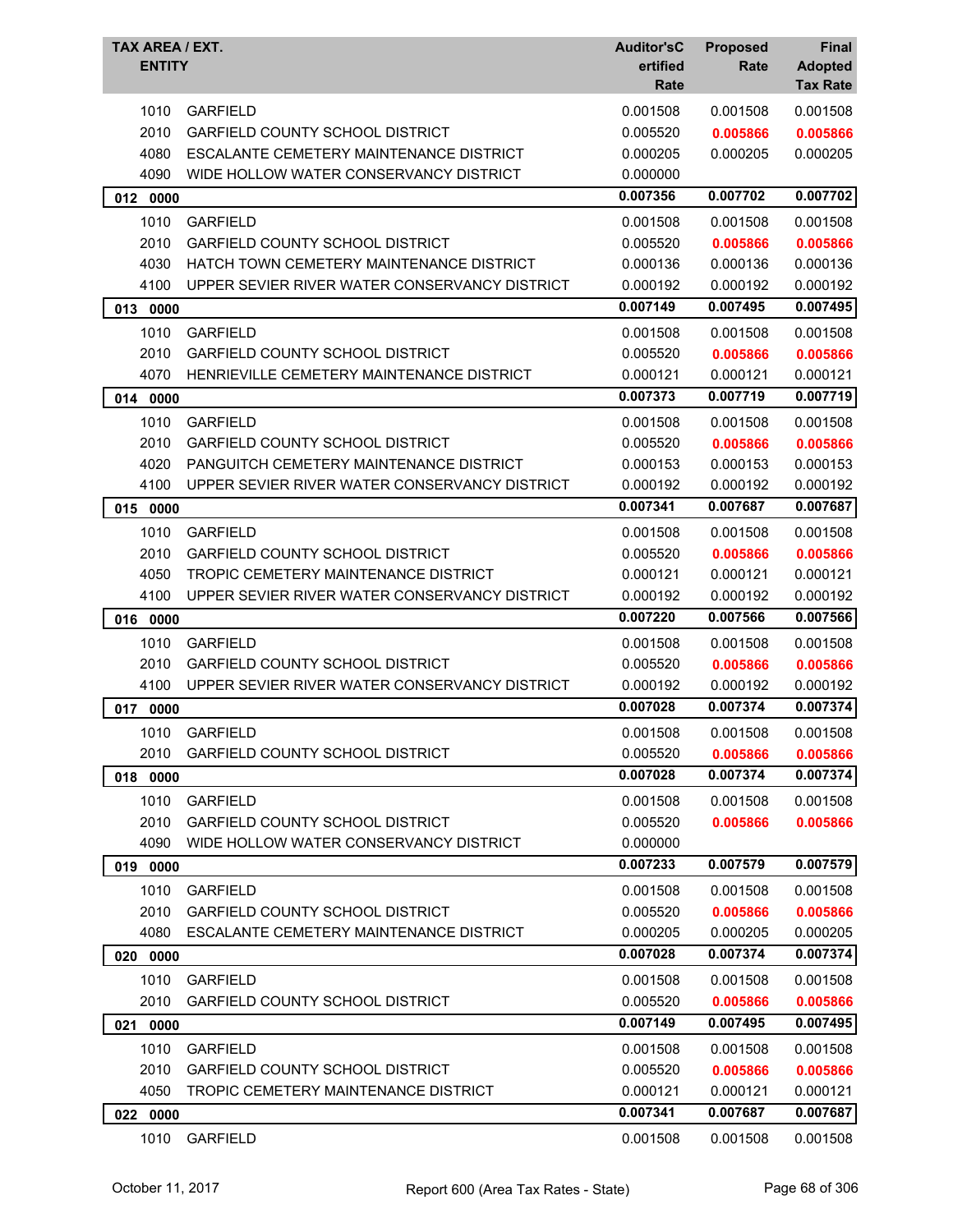| TAX AREA / EXT. ENTITY | | Auditor's Certified Rate | Proposed Rate | Final Adopted Tax Rate |
|---|---|---|---|---|
| 1010 | GARFIELD | 0.001508 | 0.001508 | 0.001508 |
| 2010 | GARFIELD COUNTY SCHOOL DISTRICT | 0.005520 | **0.005866** | **0.005866** |
| 4080 | ESCALANTE CEMETERY MAINTENANCE DISTRICT | 0.000205 | 0.000205 | 0.000205 |
| 4090 | WIDE HOLLOW WATER CONSERVANCY DISTRICT | 0.000000 | | |
| **012 0000** | | **0.007356** | **0.007702** | **0.007702** |
| 1010 | GARFIELD | 0.001508 | 0.001508 | 0.001508 |
| 2010 | GARFIELD COUNTY SCHOOL DISTRICT | 0.005520 | **0.005866** | **0.005866** |
| 4030 | HATCH TOWN CEMETERY MAINTENANCE DISTRICT | 0.000136 | 0.000136 | 0.000136 |
| 4100 | UPPER SEVIER RIVER WATER CONSERVANCY DISTRICT | 0.000192 | 0.000192 | 0.000192 |
| **013 0000** | | **0.007149** | **0.007495** | **0.007495** |
| 1010 | GARFIELD | 0.001508 | 0.001508 | 0.001508 |
| 2010 | GARFIELD COUNTY SCHOOL DISTRICT | 0.005520 | **0.005866** | **0.005866** |
| 4070 | HENRIEVILLE CEMETERY MAINTENANCE DISTRICT | 0.000121 | 0.000121 | 0.000121 |
| **014 0000** | | **0.007373** | **0.007719** | **0.007719** |
| 1010 | GARFIELD | 0.001508 | 0.001508 | 0.001508 |
| 2010 | GARFIELD COUNTY SCHOOL DISTRICT | 0.005520 | **0.005866** | **0.005866** |
| 4020 | PANGUITCH CEMETERY MAINTENANCE DISTRICT | 0.000153 | 0.000153 | 0.000153 |
| 4100 | UPPER SEVIER RIVER WATER CONSERVANCY DISTRICT | 0.000192 | 0.000192 | 0.000192 |
| **015 0000** | | **0.007341** | **0.007687** | **0.007687** |
| 1010 | GARFIELD | 0.001508 | 0.001508 | 0.001508 |
| 2010 | GARFIELD COUNTY SCHOOL DISTRICT | 0.005520 | **0.005866** | **0.005866** |
| 4050 | TROPIC CEMETERY MAINTENANCE DISTRICT | 0.000121 | 0.000121 | 0.000121 |
| 4100 | UPPER SEVIER RIVER WATER CONSERVANCY DISTRICT | 0.000192 | 0.000192 | 0.000192 |
| **016 0000** | | **0.007220** | **0.007566** | **0.007566** |
| 1010 | GARFIELD | 0.001508 | 0.001508 | 0.001508 |
| 2010 | GARFIELD COUNTY SCHOOL DISTRICT | 0.005520 | **0.005866** | **0.005866** |
| 4100 | UPPER SEVIER RIVER WATER CONSERVANCY DISTRICT | 0.000192 | 0.000192 | 0.000192 |
| **017 0000** | | **0.007028** | **0.007374** | **0.007374** |
| 1010 | GARFIELD | 0.001508 | 0.001508 | 0.001508 |
| 2010 | GARFIELD COUNTY SCHOOL DISTRICT | 0.005520 | **0.005866** | **0.005866** |
| **018 0000** | | **0.007028** | **0.007374** | **0.007374** |
| 1010 | GARFIELD | 0.001508 | 0.001508 | 0.001508 |
| 2010 | GARFIELD COUNTY SCHOOL DISTRICT | 0.005520 | **0.005866** | **0.005866** |
| 4090 | WIDE HOLLOW WATER CONSERVANCY DISTRICT | 0.000000 | | |
| **019 0000** | | **0.007233** | **0.007579** | **0.007579** |
| 1010 | GARFIELD | 0.001508 | 0.001508 | 0.001508 |
| 2010 | GARFIELD COUNTY SCHOOL DISTRICT | 0.005520 | **0.005866** | **0.005866** |
| 4080 | ESCALANTE CEMETERY MAINTENANCE DISTRICT | 0.000205 | 0.000205 | 0.000205 |
| **020 0000** | | **0.007028** | **0.007374** | **0.007374** |
| 1010 | GARFIELD | 0.001508 | 0.001508 | 0.001508 |
| 2010 | GARFIELD COUNTY SCHOOL DISTRICT | 0.005520 | **0.005866** | **0.005866** |
| **021 0000** | | **0.007149** | **0.007495** | **0.007495** |
| 1010 | GARFIELD | 0.001508 | 0.001508 | 0.001508 |
| 2010 | GARFIELD COUNTY SCHOOL DISTRICT | 0.005520 | **0.005866** | **0.005866** |
| 4050 | TROPIC CEMETERY MAINTENANCE DISTRICT | 0.000121 | 0.000121 | 0.000121 |
| **022 0000** | | **0.007341** | **0.007687** | **0.007687** |
| 1010 | GARFIELD | 0.001508 | 0.001508 | 0.001508 |

October 11, 2017 — Report 600 (Area Tax Rates - State)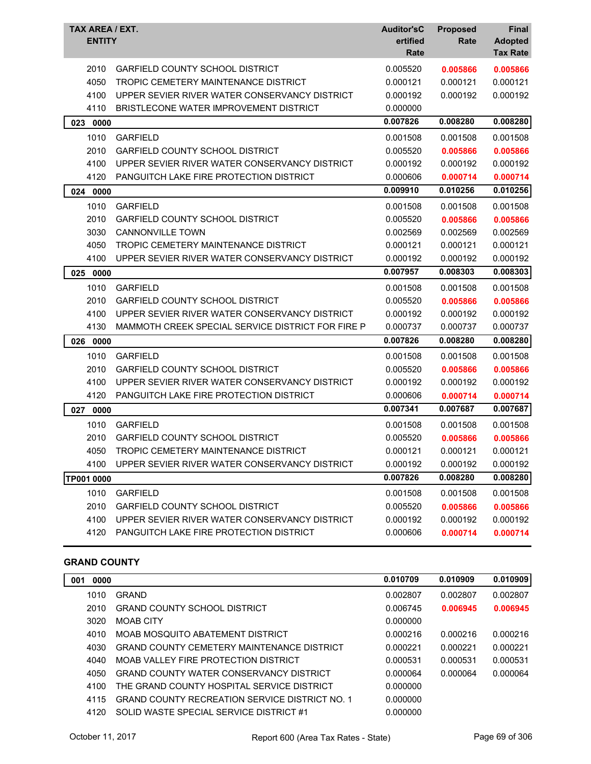| TAX AREA / EXT. ENTITY | | Auditor'sCertified Rate | Proposed Rate | Final Adopted Tax Rate |
|---|---|---|---|---|
| 2010 | GARFIELD COUNTY SCHOOL DISTRICT | 0.005520 | **0.005866** | **0.005866** |
| 4050 | TROPIC CEMETERY MAINTENANCE DISTRICT | 0.000121 | 0.000121 | 0.000121 |
| 4100 | UPPER SEVIER RIVER WATER CONSERVANCY DISTRICT | 0.000192 | 0.000192 | 0.000192 |
| 4110 | BRISTLECONE WATER IMPROVEMENT DISTRICT | 0.000000 | | |
| **023 0000** | | **0.007826** | **0.008280** | **0.008280** |
| 1010 | GARFIELD | 0.001508 | 0.001508 | 0.001508 |
| 2010 | GARFIELD COUNTY SCHOOL DISTRICT | 0.005520 | **0.005866** | **0.005866** |
| 4100 | UPPER SEVIER RIVER WATER CONSERVANCY DISTRICT | 0.000192 | 0.000192 | 0.000192 |
| 4120 | PANGUITCH LAKE FIRE PROTECTION DISTRICT | 0.000606 | **0.000714** | **0.000714** |
| **024 0000** | | **0.009910** | **0.010256** | **0.010256** |
| 1010 | GARFIELD | 0.001508 | 0.001508 | 0.001508 |
| 2010 | GARFIELD COUNTY SCHOOL DISTRICT | 0.005520 | **0.005866** | **0.005866** |
| 3030 | CANNONVILLE TOWN | 0.002569 | 0.002569 | 0.002569 |
| 4050 | TROPIC CEMETERY MAINTENANCE DISTRICT | 0.000121 | 0.000121 | 0.000121 |
| 4100 | UPPER SEVIER RIVER WATER CONSERVANCY DISTRICT | 0.000192 | 0.000192 | 0.000192 |
| **025 0000** | | **0.007957** | **0.008303** | **0.008303** |
| 1010 | GARFIELD | 0.001508 | 0.001508 | 0.001508 |
| 2010 | GARFIELD COUNTY SCHOOL DISTRICT | 0.005520 | **0.005866** | **0.005866** |
| 4100 | UPPER SEVIER RIVER WATER CONSERVANCY DISTRICT | 0.000192 | 0.000192 | 0.000192 |
| 4130 | MAMMOTH CREEK SPECIAL SERVICE DISTRICT FOR FIRE P | 0.000737 | 0.000737 | 0.000737 |
| **026 0000** | | **0.007826** | **0.008280** | **0.008280** |
| 1010 | GARFIELD | 0.001508 | 0.001508 | 0.001508 |
| 2010 | GARFIELD COUNTY SCHOOL DISTRICT | 0.005520 | **0.005866** | **0.005866** |
| 4100 | UPPER SEVIER RIVER WATER CONSERVANCY DISTRICT | 0.000192 | 0.000192 | 0.000192 |
| 4120 | PANGUITCH LAKE FIRE PROTECTION DISTRICT | 0.000606 | **0.000714** | **0.000714** |
| **027 0000** | | **0.007341** | **0.007687** | **0.007687** |
| 1010 | GARFIELD | 0.001508 | 0.001508 | 0.001508 |
| 2010 | GARFIELD COUNTY SCHOOL DISTRICT | 0.005520 | **0.005866** | **0.005866** |
| 4050 | TROPIC CEMETERY MAINTENANCE DISTRICT | 0.000121 | 0.000121 | 0.000121 |
| 4100 | UPPER SEVIER RIVER WATER CONSERVANCY DISTRICT | 0.000192 | 0.000192 | 0.000192 |
| **TP001 0000** | | **0.007826** | **0.008280** | **0.008280** |
| 1010 | GARFIELD | 0.001508 | 0.001508 | 0.001508 |
| 2010 | GARFIELD COUNTY SCHOOL DISTRICT | 0.005520 | **0.005866** | **0.005866** |
| 4100 | UPPER SEVIER RIVER WATER CONSERVANCY DISTRICT | 0.000192 | 0.000192 | 0.000192 |
| 4120 | PANGUITCH LAKE FIRE PROTECTION DISTRICT | 0.000606 | **0.000714** | **0.000714** |

## GRAND COUNTY

| TAX AREA / EXT. ENTITY | | Auditor'sCertified Rate | Proposed Rate | Final Adopted Tax Rate |
|---|---|---|---|---|
| **001 0000** | | **0.010709** | **0.010909** | **0.010909** |
| 1010 | GRAND | 0.002807 | 0.002807 | 0.002807 |
| 2010 | GRAND COUNTY SCHOOL DISTRICT | 0.006745 | **0.006945** | **0.006945** |
| 3020 | MOAB CITY | 0.000000 | | |
| 4010 | MOAB MOSQUITO ABATEMENT DISTRICT | 0.000216 | 0.000216 | 0.000216 |
| 4030 | GRAND COUNTY CEMETERY MAINTENANCE DISTRICT | 0.000221 | 0.000221 | 0.000221 |
| 4040 | MOAB VALLEY FIRE PROTECTION DISTRICT | 0.000531 | 0.000531 | 0.000531 |
| 4050 | GRAND COUNTY WATER CONSERVANCY DISTRICT | 0.000064 | 0.000064 | 0.000064 |
| 4100 | THE GRAND COUNTY HOSPITAL SERVICE DISTRICT | 0.000000 | | |
| 4115 | GRAND COUNTY RECREATION SERVICE DISTRICT NO. 1 | 0.000000 | | |
| 4120 | SOLID WASTE SPECIAL SERVICE DISTRICT #1 | 0.000000 | | |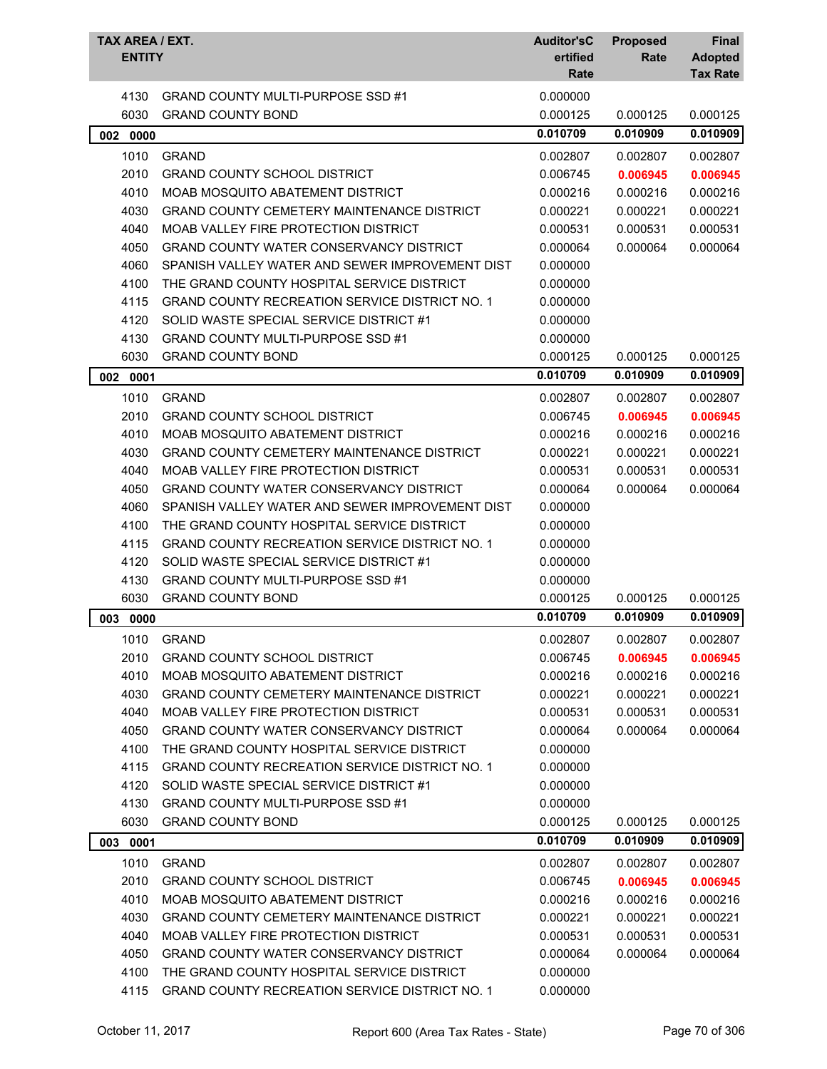| TAX AREA / EXT. ENTITY | | Auditor's Certified Rate | Proposed Rate | Final Adopted Tax Rate |
|---|---|---|---|---|
| 4130 | GRAND COUNTY MULTI-PURPOSE SSD #1 | 0.000000 | | |
| 6030 | GRAND COUNTY BOND | 0.000125 | 0.000125 | 0.000125 |
| **002 0000** | | **0.010709** | **0.010909** | **0.010909** |
| 1010 | GRAND | 0.002807 | 0.002807 | 0.002807 |
| 2010 | GRAND COUNTY SCHOOL DISTRICT | 0.006745 | **0.006945** | **0.006945** |
| 4010 | MOAB MOSQUITO ABATEMENT DISTRICT | 0.000216 | 0.000216 | 0.000216 |
| 4030 | GRAND COUNTY CEMETERY MAINTENANCE DISTRICT | 0.000221 | 0.000221 | 0.000221 |
| 4040 | MOAB VALLEY FIRE PROTECTION DISTRICT | 0.000531 | 0.000531 | 0.000531 |
| 4050 | GRAND COUNTY WATER CONSERVANCY DISTRICT | 0.000064 | 0.000064 | 0.000064 |
| 4060 | SPANISH VALLEY WATER AND SEWER IMPROVEMENT DIST | 0.000000 | | |
| 4100 | THE GRAND COUNTY HOSPITAL SERVICE DISTRICT | 0.000000 | | |
| 4115 | GRAND COUNTY RECREATION SERVICE DISTRICT NO. 1 | 0.000000 | | |
| 4120 | SOLID WASTE SPECIAL SERVICE DISTRICT #1 | 0.000000 | | |
| 4130 | GRAND COUNTY MULTI-PURPOSE SSD #1 | 0.000000 | | |
| 6030 | GRAND COUNTY BOND | 0.000125 | 0.000125 | 0.000125 |
| **002 0001** | | **0.010709** | **0.010909** | **0.010909** |
| 1010 | GRAND | 0.002807 | 0.002807 | 0.002807 |
| 2010 | GRAND COUNTY SCHOOL DISTRICT | 0.006745 | **0.006945** | **0.006945** |
| 4010 | MOAB MOSQUITO ABATEMENT DISTRICT | 0.000216 | 0.000216 | 0.000216 |
| 4030 | GRAND COUNTY CEMETERY MAINTENANCE DISTRICT | 0.000221 | 0.000221 | 0.000221 |
| 4040 | MOAB VALLEY FIRE PROTECTION DISTRICT | 0.000531 | 0.000531 | 0.000531 |
| 4050 | GRAND COUNTY WATER CONSERVANCY DISTRICT | 0.000064 | 0.000064 | 0.000064 |
| 4060 | SPANISH VALLEY WATER AND SEWER IMPROVEMENT DIST | 0.000000 | | |
| 4100 | THE GRAND COUNTY HOSPITAL SERVICE DISTRICT | 0.000000 | | |
| 4115 | GRAND COUNTY RECREATION SERVICE DISTRICT NO. 1 | 0.000000 | | |
| 4120 | SOLID WASTE SPECIAL SERVICE DISTRICT #1 | 0.000000 | | |
| 4130 | GRAND COUNTY MULTI-PURPOSE SSD #1 | 0.000000 | | |
| 6030 | GRAND COUNTY BOND | 0.000125 | 0.000125 | 0.000125 |
| **003 0000** | | **0.010709** | **0.010909** | **0.010909** |
| 1010 | GRAND | 0.002807 | 0.002807 | 0.002807 |
| 2010 | GRAND COUNTY SCHOOL DISTRICT | 0.006745 | **0.006945** | **0.006945** |
| 4010 | MOAB MOSQUITO ABATEMENT DISTRICT | 0.000216 | 0.000216 | 0.000216 |
| 4030 | GRAND COUNTY CEMETERY MAINTENANCE DISTRICT | 0.000221 | 0.000221 | 0.000221 |
| 4040 | MOAB VALLEY FIRE PROTECTION DISTRICT | 0.000531 | 0.000531 | 0.000531 |
| 4050 | GRAND COUNTY WATER CONSERVANCY DISTRICT | 0.000064 | 0.000064 | 0.000064 |
| 4100 | THE GRAND COUNTY HOSPITAL SERVICE DISTRICT | 0.000000 | | |
| 4115 | GRAND COUNTY RECREATION SERVICE DISTRICT NO. 1 | 0.000000 | | |
| 4120 | SOLID WASTE SPECIAL SERVICE DISTRICT #1 | 0.000000 | | |
| 4130 | GRAND COUNTY MULTI-PURPOSE SSD #1 | 0.000000 | | |
| 6030 | GRAND COUNTY BOND | 0.000125 | 0.000125 | 0.000125 |
| **003 0001** | | **0.010709** | **0.010909** | **0.010909** |
| 1010 | GRAND | 0.002807 | 0.002807 | 0.002807 |
| 2010 | GRAND COUNTY SCHOOL DISTRICT | 0.006745 | **0.006945** | **0.006945** |
| 4010 | MOAB MOSQUITO ABATEMENT DISTRICT | 0.000216 | 0.000216 | 0.000216 |
| 4030 | GRAND COUNTY CEMETERY MAINTENANCE DISTRICT | 0.000221 | 0.000221 | 0.000221 |
| 4040 | MOAB VALLEY FIRE PROTECTION DISTRICT | 0.000531 | 0.000531 | 0.000531 |
| 4050 | GRAND COUNTY WATER CONSERVANCY DISTRICT | 0.000064 | 0.000064 | 0.000064 |
| 4100 | THE GRAND COUNTY HOSPITAL SERVICE DISTRICT | 0.000000 | | |
| 4115 | GRAND COUNTY RECREATION SERVICE DISTRICT NO. 1 | 0.000000 | | |

October 11, 2017 — Report 600 (Area Tax Rates - State)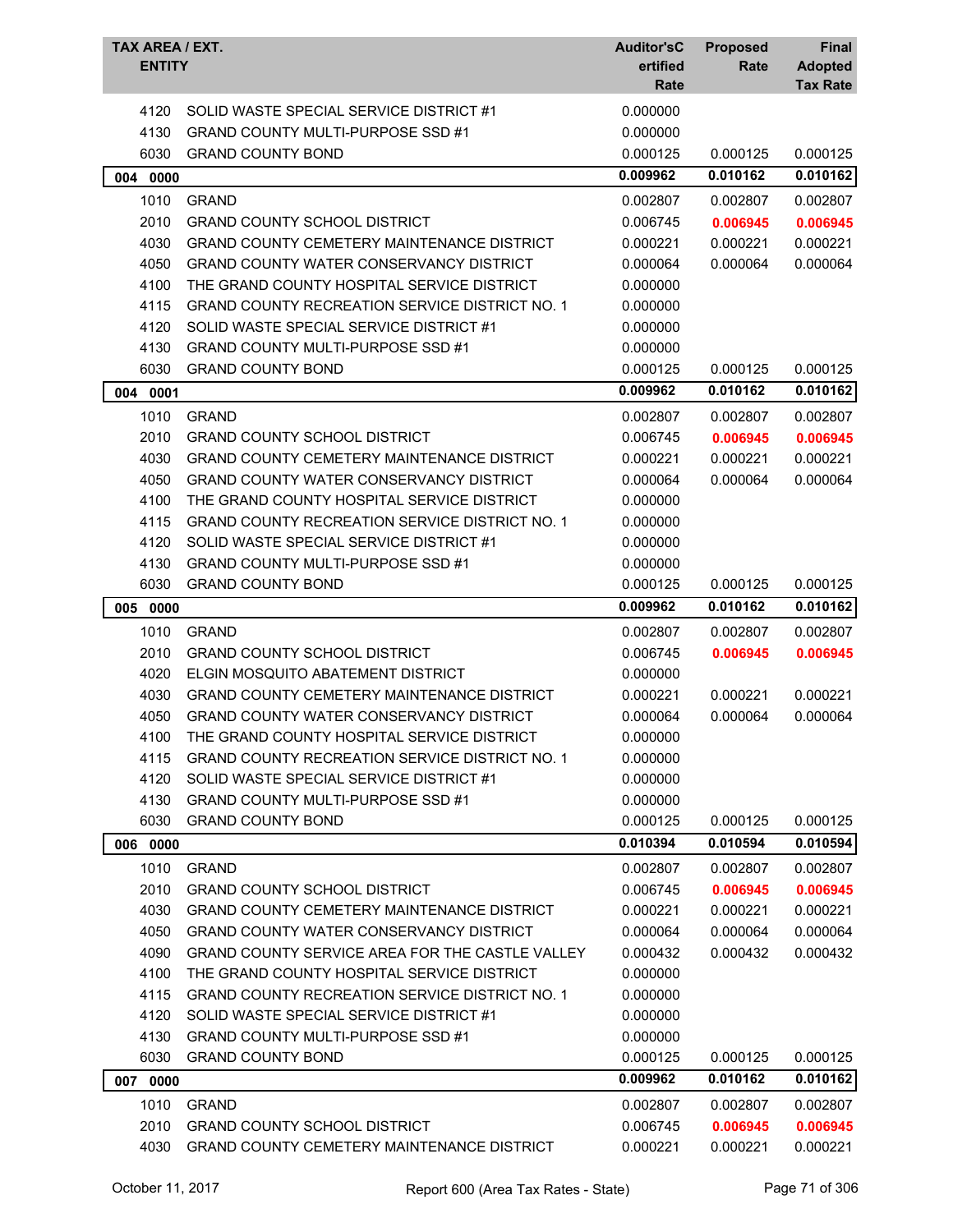| TAX AREA / EXT. ENTITY | | Auditor'sCertified Rate | Proposed Rate | Final Adopted Tax Rate |
|---|---|---|---|---|
| 4120 | SOLID WASTE SPECIAL SERVICE DISTRICT #1 | 0.000000 | | |
| 4130 | GRAND COUNTY MULTI-PURPOSE SSD #1 | 0.000000 | | |
| 6030 | GRAND COUNTY BOND | 0.000125 | 0.000125 | 0.000125 |
| **004 0000** | | **0.009962** | **0.010162** | **0.010162** |
| 1010 | GRAND | 0.002807 | 0.002807 | 0.002807 |
| 2010 | GRAND COUNTY SCHOOL DISTRICT | 0.006745 | **0.006945** | **0.006945** |
| 4030 | GRAND COUNTY CEMETERY MAINTENANCE DISTRICT | 0.000221 | 0.000221 | 0.000221 |
| 4050 | GRAND COUNTY WATER CONSERVANCY DISTRICT | 0.000064 | 0.000064 | 0.000064 |
| 4100 | THE GRAND COUNTY HOSPITAL SERVICE DISTRICT | 0.000000 | | |
| 4115 | GRAND COUNTY RECREATION SERVICE DISTRICT NO. 1 | 0.000000 | | |
| 4120 | SOLID WASTE SPECIAL SERVICE DISTRICT #1 | 0.000000 | | |
| 4130 | GRAND COUNTY MULTI-PURPOSE SSD #1 | 0.000000 | | |
| 6030 | GRAND COUNTY BOND | 0.000125 | 0.000125 | 0.000125 |
| **004 0001** | | **0.009962** | **0.010162** | **0.010162** |
| 1010 | GRAND | 0.002807 | 0.002807 | 0.002807 |
| 2010 | GRAND COUNTY SCHOOL DISTRICT | 0.006745 | **0.006945** | **0.006945** |
| 4030 | GRAND COUNTY CEMETERY MAINTENANCE DISTRICT | 0.000221 | 0.000221 | 0.000221 |
| 4050 | GRAND COUNTY WATER CONSERVANCY DISTRICT | 0.000064 | 0.000064 | 0.000064 |
| 4100 | THE GRAND COUNTY HOSPITAL SERVICE DISTRICT | 0.000000 | | |
| 4115 | GRAND COUNTY RECREATION SERVICE DISTRICT NO. 1 | 0.000000 | | |
| 4120 | SOLID WASTE SPECIAL SERVICE DISTRICT #1 | 0.000000 | | |
| 4130 | GRAND COUNTY MULTI-PURPOSE SSD #1 | 0.000000 | | |
| 6030 | GRAND COUNTY BOND | 0.000125 | 0.000125 | 0.000125 |
| **005 0000** | | **0.009962** | **0.010162** | **0.010162** |
| 1010 | GRAND | 0.002807 | 0.002807 | 0.002807 |
| 2010 | GRAND COUNTY SCHOOL DISTRICT | 0.006745 | **0.006945** | **0.006945** |
| 4020 | ELGIN MOSQUITO ABATEMENT DISTRICT | 0.000000 | | |
| 4030 | GRAND COUNTY CEMETERY MAINTENANCE DISTRICT | 0.000221 | 0.000221 | 0.000221 |
| 4050 | GRAND COUNTY WATER CONSERVANCY DISTRICT | 0.000064 | 0.000064 | 0.000064 |
| 4100 | THE GRAND COUNTY HOSPITAL SERVICE DISTRICT | 0.000000 | | |
| 4115 | GRAND COUNTY RECREATION SERVICE DISTRICT NO. 1 | 0.000000 | | |
| 4120 | SOLID WASTE SPECIAL SERVICE DISTRICT #1 | 0.000000 | | |
| 4130 | GRAND COUNTY MULTI-PURPOSE SSD #1 | 0.000000 | | |
| 6030 | GRAND COUNTY BOND | 0.000125 | 0.000125 | 0.000125 |
| **006 0000** | | **0.010394** | **0.010594** | **0.010594** |
| 1010 | GRAND | 0.002807 | 0.002807 | 0.002807 |
| 2010 | GRAND COUNTY SCHOOL DISTRICT | 0.006745 | **0.006945** | **0.006945** |
| 4030 | GRAND COUNTY CEMETERY MAINTENANCE DISTRICT | 0.000221 | 0.000221 | 0.000221 |
| 4050 | GRAND COUNTY WATER CONSERVANCY DISTRICT | 0.000064 | 0.000064 | 0.000064 |
| 4090 | GRAND COUNTY SERVICE AREA FOR THE CASTLE VALLEY | 0.000432 | 0.000432 | 0.000432 |
| 4100 | THE GRAND COUNTY HOSPITAL SERVICE DISTRICT | 0.000000 | | |
| 4115 | GRAND COUNTY RECREATION SERVICE DISTRICT NO. 1 | 0.000000 | | |
| 4120 | SOLID WASTE SPECIAL SERVICE DISTRICT #1 | 0.000000 | | |
| 4130 | GRAND COUNTY MULTI-PURPOSE SSD #1 | 0.000000 | | |
| 6030 | GRAND COUNTY BOND | 0.000125 | 0.000125 | 0.000125 |
| **007 0000** | | **0.009962** | **0.010162** | **0.010162** |
| 1010 | GRAND | 0.002807 | 0.002807 | 0.002807 |
| 2010 | GRAND COUNTY SCHOOL DISTRICT | 0.006745 | **0.006945** | **0.006945** |
| 4030 | GRAND COUNTY CEMETERY MAINTENANCE DISTRICT | 0.000221 | 0.000221 | 0.000221 |

October 11, 2017 — Report 600 (Area Tax Rates - State)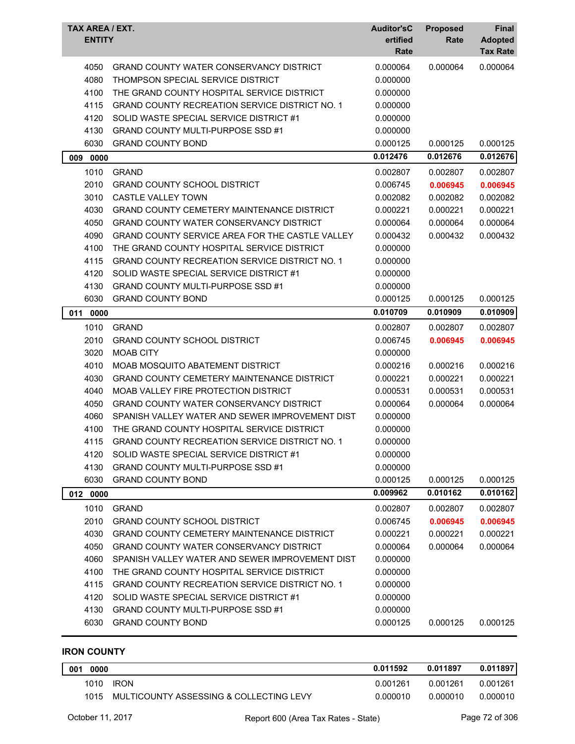| TAX AREA / EXT. ENTITY | | Auditor'sCertified Rate | Proposed Rate | Final Adopted Tax Rate |
|---|---|---|---|---|
| 4050 | GRAND COUNTY WATER CONSERVANCY DISTRICT | 0.000064 | 0.000064 | 0.000064 |
| 4080 | THOMPSON SPECIAL SERVICE DISTRICT | 0.000000 | | |
| 4100 | THE GRAND COUNTY HOSPITAL SERVICE DISTRICT | 0.000000 | | |
| 4115 | GRAND COUNTY RECREATION SERVICE DISTRICT NO. 1 | 0.000000 | | |
| 4120 | SOLID WASTE SPECIAL SERVICE DISTRICT #1 | 0.000000 | | |
| 4130 | GRAND COUNTY MULTI-PURPOSE SSD #1 | 0.000000 | | |
| 6030 | GRAND COUNTY BOND | 0.000125 | 0.000125 | 0.000125 |
| **009 0000** | | **0.012476** | **0.012676** | **0.012676** |
| 1010 | GRAND | 0.002807 | 0.002807 | 0.002807 |
| 2010 | GRAND COUNTY SCHOOL DISTRICT | 0.006745 | **0.006945** | **0.006945** |
| 3010 | CASTLE VALLEY TOWN | 0.002082 | 0.002082 | 0.002082 |
| 4030 | GRAND COUNTY CEMETERY MAINTENANCE DISTRICT | 0.000221 | 0.000221 | 0.000221 |
| 4050 | GRAND COUNTY WATER CONSERVANCY DISTRICT | 0.000064 | 0.000064 | 0.000064 |
| 4090 | GRAND COUNTY SERVICE AREA FOR THE CASTLE VALLEY | 0.000432 | 0.000432 | 0.000432 |
| 4100 | THE GRAND COUNTY HOSPITAL SERVICE DISTRICT | 0.000000 | | |
| 4115 | GRAND COUNTY RECREATION SERVICE DISTRICT NO. 1 | 0.000000 | | |
| 4120 | SOLID WASTE SPECIAL SERVICE DISTRICT #1 | 0.000000 | | |
| 4130 | GRAND COUNTY MULTI-PURPOSE SSD #1 | 0.000000 | | |
| 6030 | GRAND COUNTY BOND | 0.000125 | 0.000125 | 0.000125 |
| **011 0000** | | **0.010709** | **0.010909** | **0.010909** |
| 1010 | GRAND | 0.002807 | 0.002807 | 0.002807 |
| 2010 | GRAND COUNTY SCHOOL DISTRICT | 0.006745 | **0.006945** | **0.006945** |
| 3020 | MOAB CITY | 0.000000 | | |
| 4010 | MOAB MOSQUITO ABATEMENT DISTRICT | 0.000216 | 0.000216 | 0.000216 |
| 4030 | GRAND COUNTY CEMETERY MAINTENANCE DISTRICT | 0.000221 | 0.000221 | 0.000221 |
| 4040 | MOAB VALLEY FIRE PROTECTION DISTRICT | 0.000531 | 0.000531 | 0.000531 |
| 4050 | GRAND COUNTY WATER CONSERVANCY DISTRICT | 0.000064 | 0.000064 | 0.000064 |
| 4060 | SPANISH VALLEY WATER AND SEWER IMPROVEMENT DIST | 0.000000 | | |
| 4100 | THE GRAND COUNTY HOSPITAL SERVICE DISTRICT | 0.000000 | | |
| 4115 | GRAND COUNTY RECREATION SERVICE DISTRICT NO. 1 | 0.000000 | | |
| 4120 | SOLID WASTE SPECIAL SERVICE DISTRICT #1 | 0.000000 | | |
| 4130 | GRAND COUNTY MULTI-PURPOSE SSD #1 | 0.000000 | | |
| 6030 | GRAND COUNTY BOND | 0.000125 | 0.000125 | 0.000125 |
| **012 0000** | | **0.009962** | **0.010162** | **0.010162** |
| 1010 | GRAND | 0.002807 | 0.002807 | 0.002807 |
| 2010 | GRAND COUNTY SCHOOL DISTRICT | 0.006745 | **0.006945** | **0.006945** |
| 4030 | GRAND COUNTY CEMETERY MAINTENANCE DISTRICT | 0.000221 | 0.000221 | 0.000221 |
| 4050 | GRAND COUNTY WATER CONSERVANCY DISTRICT | 0.000064 | 0.000064 | 0.000064 |
| 4060 | SPANISH VALLEY WATER AND SEWER IMPROVEMENT DIST | 0.000000 | | |
| 4100 | THE GRAND COUNTY HOSPITAL SERVICE DISTRICT | 0.000000 | | |
| 4115 | GRAND COUNTY RECREATION SERVICE DISTRICT NO. 1 | 0.000000 | | |
| 4120 | SOLID WASTE SPECIAL SERVICE DISTRICT #1 | 0.000000 | | |
| 4130 | GRAND COUNTY MULTI-PURPOSE SSD #1 | 0.000000 | | |
| 6030 | GRAND COUNTY BOND | 0.000125 | 0.000125 | 0.000125 |

## IRON COUNTY

| TAX AREA / EXT. ENTITY | | Auditor'sCertified Rate | Proposed Rate | Final Adopted Tax Rate |
|---|---|---|---|---|
| **001 0000** | | **0.011592** | **0.011897** | **0.011897** |
| 1010 | IRON | 0.001261 | 0.001261 | 0.001261 |
| 1015 | MULTICOUNTY ASSESSING & COLLECTING LEVY | 0.000010 | 0.000010 | 0.000010 |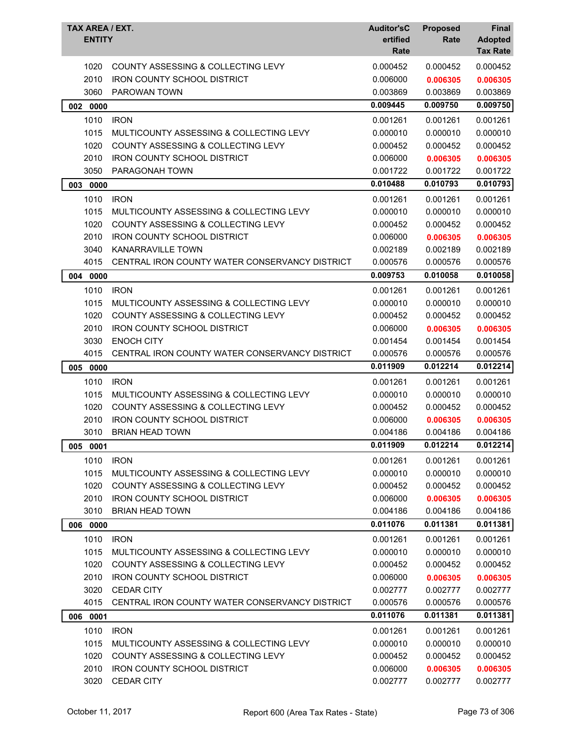| TAX AREA / EXT. ENTITY | | Auditor'sCertified Rate | Proposed Rate | Final Adopted Tax Rate |
|---|---|---|---|---|
| 1020 | COUNTY ASSESSING & COLLECTING LEVY | 0.000452 | 0.000452 | 0.000452 |
| 2010 | IRON COUNTY SCHOOL DISTRICT | 0.006000 | **0.006305** | **0.006305** |
| 3060 | PAROWAN TOWN | 0.003869 | 0.003869 | 0.003869 |
| **002 0000** | | **0.009445** | **0.009750** | **0.009750** |
| 1010 | IRON | 0.001261 | 0.001261 | 0.001261 |
| 1015 | MULTICOUNTY ASSESSING & COLLECTING LEVY | 0.000010 | 0.000010 | 0.000010 |
| 1020 | COUNTY ASSESSING & COLLECTING LEVY | 0.000452 | 0.000452 | 0.000452 |
| 2010 | IRON COUNTY SCHOOL DISTRICT | 0.006000 | **0.006305** | **0.006305** |
| 3050 | PARAGONAH TOWN | 0.001722 | 0.001722 | 0.001722 |
| **003 0000** | | **0.010488** | **0.010793** | **0.010793** |
| 1010 | IRON | 0.001261 | 0.001261 | 0.001261 |
| 1015 | MULTICOUNTY ASSESSING & COLLECTING LEVY | 0.000010 | 0.000010 | 0.000010 |
| 1020 | COUNTY ASSESSING & COLLECTING LEVY | 0.000452 | 0.000452 | 0.000452 |
| 2010 | IRON COUNTY SCHOOL DISTRICT | 0.006000 | **0.006305** | **0.006305** |
| 3040 | KANARRAVILLE TOWN | 0.002189 | 0.002189 | 0.002189 |
| 4015 | CENTRAL IRON COUNTY WATER CONSERVANCY DISTRICT | 0.000576 | 0.000576 | 0.000576 |
| **004 0000** | | **0.009753** | **0.010058** | **0.010058** |
| 1010 | IRON | 0.001261 | 0.001261 | 0.001261 |
| 1015 | MULTICOUNTY ASSESSING & COLLECTING LEVY | 0.000010 | 0.000010 | 0.000010 |
| 1020 | COUNTY ASSESSING & COLLECTING LEVY | 0.000452 | 0.000452 | 0.000452 |
| 2010 | IRON COUNTY SCHOOL DISTRICT | 0.006000 | **0.006305** | **0.006305** |
| 3030 | ENOCH CITY | 0.001454 | 0.001454 | 0.001454 |
| 4015 | CENTRAL IRON COUNTY WATER CONSERVANCY DISTRICT | 0.000576 | 0.000576 | 0.000576 |
| **005 0000** | | **0.011909** | **0.012214** | **0.012214** |
| 1010 | IRON | 0.001261 | 0.001261 | 0.001261 |
| 1015 | MULTICOUNTY ASSESSING & COLLECTING LEVY | 0.000010 | 0.000010 | 0.000010 |
| 1020 | COUNTY ASSESSING & COLLECTING LEVY | 0.000452 | 0.000452 | 0.000452 |
| 2010 | IRON COUNTY SCHOOL DISTRICT | 0.006000 | **0.006305** | **0.006305** |
| 3010 | BRIAN HEAD TOWN | 0.004186 | 0.004186 | 0.004186 |
| **005 0001** | | **0.011909** | **0.012214** | **0.012214** |
| 1010 | IRON | 0.001261 | 0.001261 | 0.001261 |
| 1015 | MULTICOUNTY ASSESSING & COLLECTING LEVY | 0.000010 | 0.000010 | 0.000010 |
| 1020 | COUNTY ASSESSING & COLLECTING LEVY | 0.000452 | 0.000452 | 0.000452 |
| 2010 | IRON COUNTY SCHOOL DISTRICT | 0.006000 | **0.006305** | **0.006305** |
| 3010 | BRIAN HEAD TOWN | 0.004186 | 0.004186 | 0.004186 |
| **006 0000** | | **0.011076** | **0.011381** | **0.011381** |
| 1010 | IRON | 0.001261 | 0.001261 | 0.001261 |
| 1015 | MULTICOUNTY ASSESSING & COLLECTING LEVY | 0.000010 | 0.000010 | 0.000010 |
| 1020 | COUNTY ASSESSING & COLLECTING LEVY | 0.000452 | 0.000452 | 0.000452 |
| 2010 | IRON COUNTY SCHOOL DISTRICT | 0.006000 | **0.006305** | **0.006305** |
| 3020 | CEDAR CITY | 0.002777 | 0.002777 | 0.002777 |
| 4015 | CENTRAL IRON COUNTY WATER CONSERVANCY DISTRICT | 0.000576 | 0.000576 | 0.000576 |
| **006 0001** | | **0.011076** | **0.011381** | **0.011381** |
| 1010 | IRON | 0.001261 | 0.001261 | 0.001261 |
| 1015 | MULTICOUNTY ASSESSING & COLLECTING LEVY | 0.000010 | 0.000010 | 0.000010 |
| 1020 | COUNTY ASSESSING & COLLECTING LEVY | 0.000452 | 0.000452 | 0.000452 |
| 2010 | IRON COUNTY SCHOOL DISTRICT | 0.006000 | **0.006305** | **0.006305** |
| 3020 | CEDAR CITY | 0.002777 | 0.002777 | 0.002777 |

October 11, 2017 — Report 600 (Area Tax Rates - State)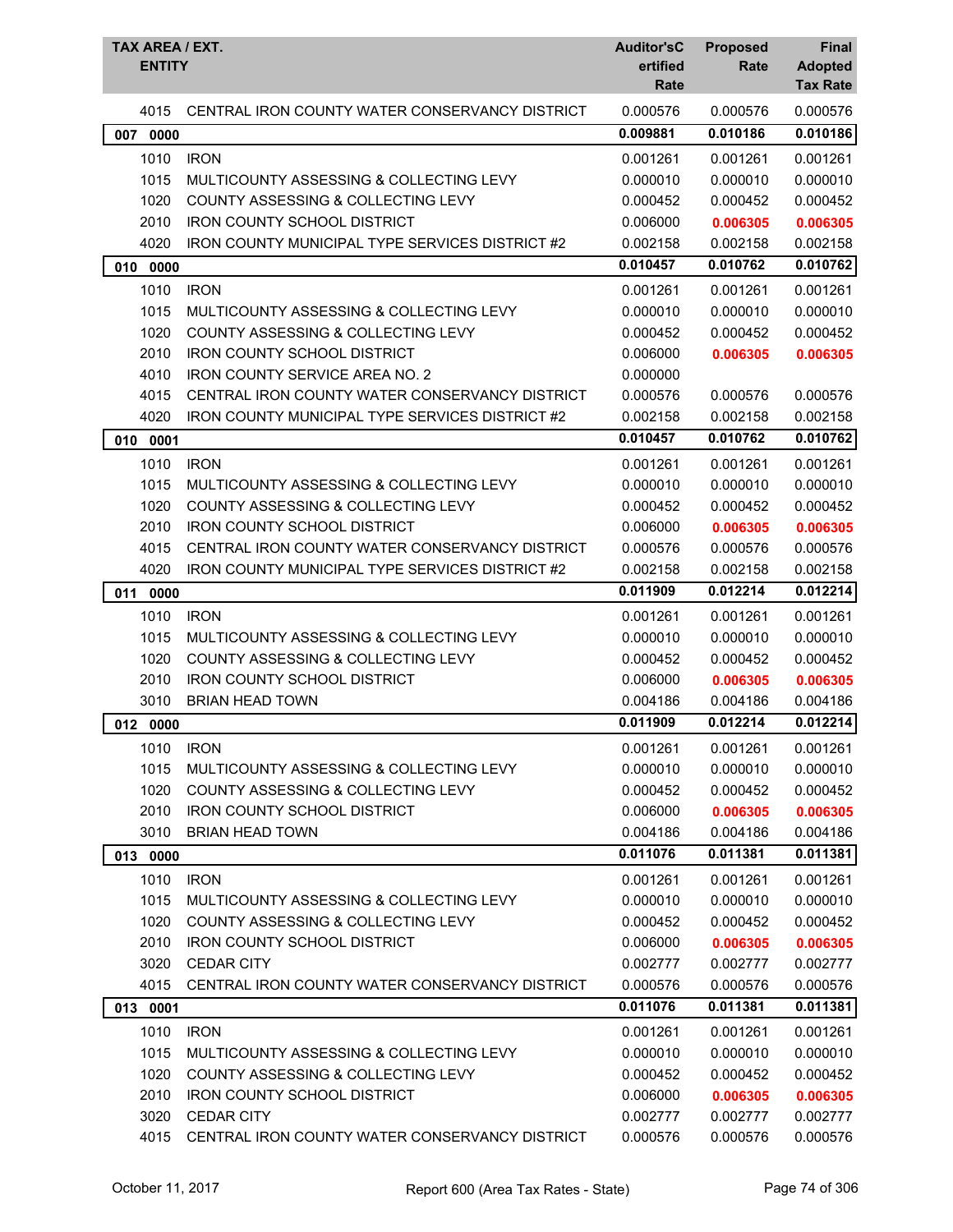| TAX AREA / EXT. ENTITY | | Auditor'sCertified Rate | Proposed Rate | Final Adopted Tax Rate |
|---|---|---|---|---|
| 4015 | CENTRAL IRON COUNTY WATER CONSERVANCY DISTRICT | 0.000576 | 0.000576 | 0.000576 |
| **007 0000** | | **0.009881** | **0.010186** | **0.010186** |
| 1010 | IRON | 0.001261 | 0.001261 | 0.001261 |
| 1015 | MULTICOUNTY ASSESSING & COLLECTING LEVY | 0.000010 | 0.000010 | 0.000010 |
| 1020 | COUNTY ASSESSING & COLLECTING LEVY | 0.000452 | 0.000452 | 0.000452 |
| 2010 | IRON COUNTY SCHOOL DISTRICT | 0.006000 | **0.006305** | **0.006305** |
| 4020 | IRON COUNTY MUNICIPAL TYPE SERVICES DISTRICT #2 | 0.002158 | 0.002158 | 0.002158 |
| **010 0000** | | **0.010457** | **0.010762** | **0.010762** |
| 1010 | IRON | 0.001261 | 0.001261 | 0.001261 |
| 1015 | MULTICOUNTY ASSESSING & COLLECTING LEVY | 0.000010 | 0.000010 | 0.000010 |
| 1020 | COUNTY ASSESSING & COLLECTING LEVY | 0.000452 | 0.000452 | 0.000452 |
| 2010 | IRON COUNTY SCHOOL DISTRICT | 0.006000 | **0.006305** | **0.006305** |
| 4010 | IRON COUNTY SERVICE AREA NO. 2 | 0.000000 | | |
| 4015 | CENTRAL IRON COUNTY WATER CONSERVANCY DISTRICT | 0.000576 | 0.000576 | 0.000576 |
| 4020 | IRON COUNTY MUNICIPAL TYPE SERVICES DISTRICT #2 | 0.002158 | 0.002158 | 0.002158 |
| **010 0001** | | **0.010457** | **0.010762** | **0.010762** |
| 1010 | IRON | 0.001261 | 0.001261 | 0.001261 |
| 1015 | MULTICOUNTY ASSESSING & COLLECTING LEVY | 0.000010 | 0.000010 | 0.000010 |
| 1020 | COUNTY ASSESSING & COLLECTING LEVY | 0.000452 | 0.000452 | 0.000452 |
| 2010 | IRON COUNTY SCHOOL DISTRICT | 0.006000 | **0.006305** | **0.006305** |
| 4015 | CENTRAL IRON COUNTY WATER CONSERVANCY DISTRICT | 0.000576 | 0.000576 | 0.000576 |
| 4020 | IRON COUNTY MUNICIPAL TYPE SERVICES DISTRICT #2 | 0.002158 | 0.002158 | 0.002158 |
| **011 0000** | | **0.011909** | **0.012214** | **0.012214** |
| 1010 | IRON | 0.001261 | 0.001261 | 0.001261 |
| 1015 | MULTICOUNTY ASSESSING & COLLECTING LEVY | 0.000010 | 0.000010 | 0.000010 |
| 1020 | COUNTY ASSESSING & COLLECTING LEVY | 0.000452 | 0.000452 | 0.000452 |
| 2010 | IRON COUNTY SCHOOL DISTRICT | 0.006000 | **0.006305** | **0.006305** |
| 3010 | BRIAN HEAD TOWN | 0.004186 | 0.004186 | 0.004186 |
| **012 0000** | | **0.011909** | **0.012214** | **0.012214** |
| 1010 | IRON | 0.001261 | 0.001261 | 0.001261 |
| 1015 | MULTICOUNTY ASSESSING & COLLECTING LEVY | 0.000010 | 0.000010 | 0.000010 |
| 1020 | COUNTY ASSESSING & COLLECTING LEVY | 0.000452 | 0.000452 | 0.000452 |
| 2010 | IRON COUNTY SCHOOL DISTRICT | 0.006000 | **0.006305** | **0.006305** |
| 3010 | BRIAN HEAD TOWN | 0.004186 | 0.004186 | 0.004186 |
| **013 0000** | | **0.011076** | **0.011381** | **0.011381** |
| 1010 | IRON | 0.001261 | 0.001261 | 0.001261 |
| 1015 | MULTICOUNTY ASSESSING & COLLECTING LEVY | 0.000010 | 0.000010 | 0.000010 |
| 1020 | COUNTY ASSESSING & COLLECTING LEVY | 0.000452 | 0.000452 | 0.000452 |
| 2010 | IRON COUNTY SCHOOL DISTRICT | 0.006000 | **0.006305** | **0.006305** |
| 3020 | CEDAR CITY | 0.002777 | 0.002777 | 0.002777 |
| 4015 | CENTRAL IRON COUNTY WATER CONSERVANCY DISTRICT | 0.000576 | 0.000576 | 0.000576 |
| **013 0001** | | **0.011076** | **0.011381** | **0.011381** |
| 1010 | IRON | 0.001261 | 0.001261 | 0.001261 |
| 1015 | MULTICOUNTY ASSESSING & COLLECTING LEVY | 0.000010 | 0.000010 | 0.000010 |
| 1020 | COUNTY ASSESSING & COLLECTING LEVY | 0.000452 | 0.000452 | 0.000452 |
| 2010 | IRON COUNTY SCHOOL DISTRICT | 0.006000 | **0.006305** | **0.006305** |
| 3020 | CEDAR CITY | 0.002777 | 0.002777 | 0.002777 |
| 4015 | CENTRAL IRON COUNTY WATER CONSERVANCY DISTRICT | 0.000576 | 0.000576 | 0.000576 |

October 11, 2017 — Report 600 (Area Tax Rates - State)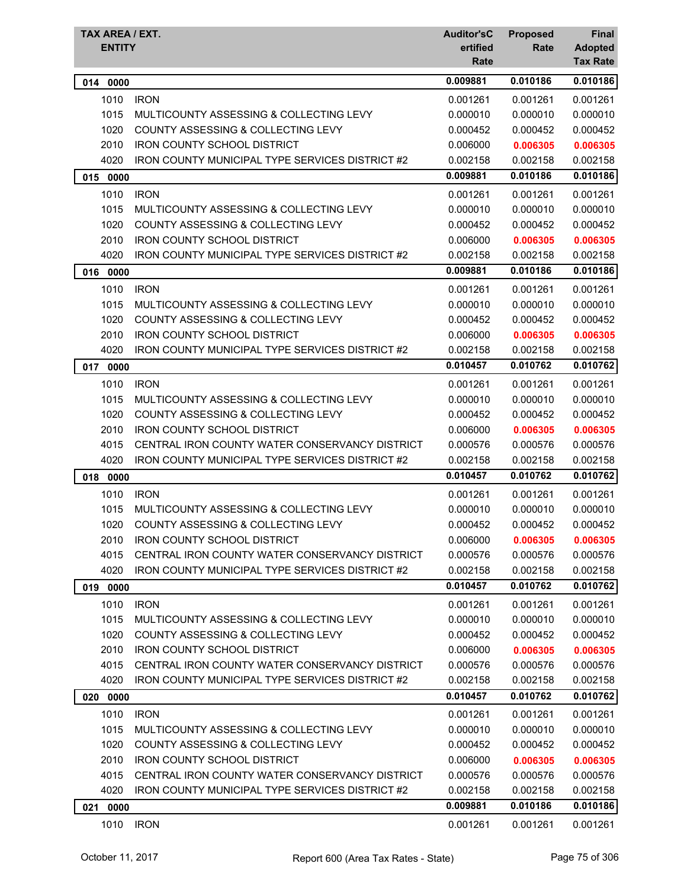| TAX AREA / EXT. ENTITY | | Auditor'sCertified Rate | Proposed Rate | Final Adopted Tax Rate |
|---|---|---|---|---|
| **014 0000** | | **0.009881** | **0.010186** | **0.010186** |
| 1010 | IRON | 0.001261 | 0.001261 | 0.001261 |
| 1015 | MULTICOUNTY ASSESSING & COLLECTING LEVY | 0.000010 | 0.000010 | 0.000010 |
| 1020 | COUNTY ASSESSING & COLLECTING LEVY | 0.000452 | 0.000452 | 0.000452 |
| 2010 | IRON COUNTY SCHOOL DISTRICT | 0.006000 | **0.006305** | **0.006305** |
| 4020 | IRON COUNTY MUNICIPAL TYPE SERVICES DISTRICT #2 | 0.002158 | 0.002158 | 0.002158 |
| **015 0000** | | **0.009881** | **0.010186** | **0.010186** |
| 1010 | IRON | 0.001261 | 0.001261 | 0.001261 |
| 1015 | MULTICOUNTY ASSESSING & COLLECTING LEVY | 0.000010 | 0.000010 | 0.000010 |
| 1020 | COUNTY ASSESSING & COLLECTING LEVY | 0.000452 | 0.000452 | 0.000452 |
| 2010 | IRON COUNTY SCHOOL DISTRICT | 0.006000 | **0.006305** | **0.006305** |
| 4020 | IRON COUNTY MUNICIPAL TYPE SERVICES DISTRICT #2 | 0.002158 | 0.002158 | 0.002158 |
| **016 0000** | | **0.009881** | **0.010186** | **0.010186** |
| 1010 | IRON | 0.001261 | 0.001261 | 0.001261 |
| 1015 | MULTICOUNTY ASSESSING & COLLECTING LEVY | 0.000010 | 0.000010 | 0.000010 |
| 1020 | COUNTY ASSESSING & COLLECTING LEVY | 0.000452 | 0.000452 | 0.000452 |
| 2010 | IRON COUNTY SCHOOL DISTRICT | 0.006000 | **0.006305** | **0.006305** |
| 4020 | IRON COUNTY MUNICIPAL TYPE SERVICES DISTRICT #2 | 0.002158 | 0.002158 | 0.002158 |
| **017 0000** | | **0.010457** | **0.010762** | **0.010762** |
| 1010 | IRON | 0.001261 | 0.001261 | 0.001261 |
| 1015 | MULTICOUNTY ASSESSING & COLLECTING LEVY | 0.000010 | 0.000010 | 0.000010 |
| 1020 | COUNTY ASSESSING & COLLECTING LEVY | 0.000452 | 0.000452 | 0.000452 |
| 2010 | IRON COUNTY SCHOOL DISTRICT | 0.006000 | **0.006305** | **0.006305** |
| 4015 | CENTRAL IRON COUNTY WATER CONSERVANCY DISTRICT | 0.000576 | 0.000576 | 0.000576 |
| 4020 | IRON COUNTY MUNICIPAL TYPE SERVICES DISTRICT #2 | 0.002158 | 0.002158 | 0.002158 |
| **018 0000** | | **0.010457** | **0.010762** | **0.010762** |
| 1010 | IRON | 0.001261 | 0.001261 | 0.001261 |
| 1015 | MULTICOUNTY ASSESSING & COLLECTING LEVY | 0.000010 | 0.000010 | 0.000010 |
| 1020 | COUNTY ASSESSING & COLLECTING LEVY | 0.000452 | 0.000452 | 0.000452 |
| 2010 | IRON COUNTY SCHOOL DISTRICT | 0.006000 | **0.006305** | **0.006305** |
| 4015 | CENTRAL IRON COUNTY WATER CONSERVANCY DISTRICT | 0.000576 | 0.000576 | 0.000576 |
| 4020 | IRON COUNTY MUNICIPAL TYPE SERVICES DISTRICT #2 | 0.002158 | 0.002158 | 0.002158 |
| **019 0000** | | **0.010457** | **0.010762** | **0.010762** |
| 1010 | IRON | 0.001261 | 0.001261 | 0.001261 |
| 1015 | MULTICOUNTY ASSESSING & COLLECTING LEVY | 0.000010 | 0.000010 | 0.000010 |
| 1020 | COUNTY ASSESSING & COLLECTING LEVY | 0.000452 | 0.000452 | 0.000452 |
| 2010 | IRON COUNTY SCHOOL DISTRICT | 0.006000 | **0.006305** | **0.006305** |
| 4015 | CENTRAL IRON COUNTY WATER CONSERVANCY DISTRICT | 0.000576 | 0.000576 | 0.000576 |
| 4020 | IRON COUNTY MUNICIPAL TYPE SERVICES DISTRICT #2 | 0.002158 | 0.002158 | 0.002158 |
| **020 0000** | | **0.010457** | **0.010762** | **0.010762** |
| 1010 | IRON | 0.001261 | 0.001261 | 0.001261 |
| 1015 | MULTICOUNTY ASSESSING & COLLECTING LEVY | 0.000010 | 0.000010 | 0.000010 |
| 1020 | COUNTY ASSESSING & COLLECTING LEVY | 0.000452 | 0.000452 | 0.000452 |
| 2010 | IRON COUNTY SCHOOL DISTRICT | 0.006000 | **0.006305** | **0.006305** |
| 4015 | CENTRAL IRON COUNTY WATER CONSERVANCY DISTRICT | 0.000576 | 0.000576 | 0.000576 |
| 4020 | IRON COUNTY MUNICIPAL TYPE SERVICES DISTRICT #2 | 0.002158 | 0.002158 | 0.002158 |
| **021 0000** | | **0.009881** | **0.010186** | **0.010186** |
| 1010 | IRON | 0.001261 | 0.001261 | 0.001261 |

October 11, 2017 — Report 600 (Area Tax Rates - State)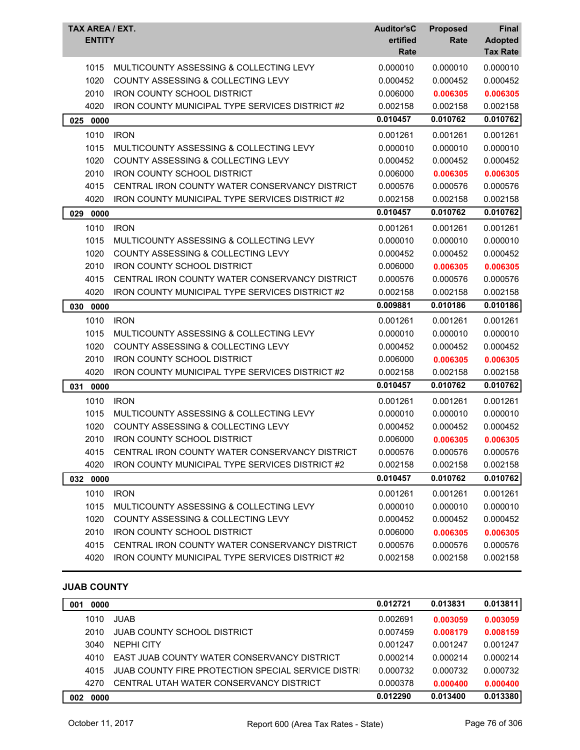| TAX AREA / EXT. ENTITY | | Auditor'sCertified Rate | Proposed Rate | Final Adopted Tax Rate |
|---|---|---|---|---|
| 1015 | MULTICOUNTY ASSESSING & COLLECTING LEVY | 0.000010 | 0.000010 | 0.000010 |
| 1020 | COUNTY ASSESSING & COLLECTING LEVY | 0.000452 | 0.000452 | 0.000452 |
| 2010 | IRON COUNTY SCHOOL DISTRICT | 0.006000 | **0.006305** | **0.006305** |
| 4020 | IRON COUNTY MUNICIPAL TYPE SERVICES DISTRICT #2 | 0.002158 | 0.002158 | 0.002158 |
| **025 0000** | | **0.010457** | **0.010762** | **0.010762** |
| 1010 | IRON | 0.001261 | 0.001261 | 0.001261 |
| 1015 | MULTICOUNTY ASSESSING & COLLECTING LEVY | 0.000010 | 0.000010 | 0.000010 |
| 1020 | COUNTY ASSESSING & COLLECTING LEVY | 0.000452 | 0.000452 | 0.000452 |
| 2010 | IRON COUNTY SCHOOL DISTRICT | 0.006000 | **0.006305** | **0.006305** |
| 4015 | CENTRAL IRON COUNTY WATER CONSERVANCY DISTRICT | 0.000576 | 0.000576 | 0.000576 |
| 4020 | IRON COUNTY MUNICIPAL TYPE SERVICES DISTRICT #2 | 0.002158 | 0.002158 | 0.002158 |
| **029 0000** | | **0.010457** | **0.010762** | **0.010762** |
| 1010 | IRON | 0.001261 | 0.001261 | 0.001261 |
| 1015 | MULTICOUNTY ASSESSING & COLLECTING LEVY | 0.000010 | 0.000010 | 0.000010 |
| 1020 | COUNTY ASSESSING & COLLECTING LEVY | 0.000452 | 0.000452 | 0.000452 |
| 2010 | IRON COUNTY SCHOOL DISTRICT | 0.006000 | **0.006305** | **0.006305** |
| 4015 | CENTRAL IRON COUNTY WATER CONSERVANCY DISTRICT | 0.000576 | 0.000576 | 0.000576 |
| 4020 | IRON COUNTY MUNICIPAL TYPE SERVICES DISTRICT #2 | 0.002158 | 0.002158 | 0.002158 |
| **030 0000** | | **0.009881** | **0.010186** | **0.010186** |
| 1010 | IRON | 0.001261 | 0.001261 | 0.001261 |
| 1015 | MULTICOUNTY ASSESSING & COLLECTING LEVY | 0.000010 | 0.000010 | 0.000010 |
| 1020 | COUNTY ASSESSING & COLLECTING LEVY | 0.000452 | 0.000452 | 0.000452 |
| 2010 | IRON COUNTY SCHOOL DISTRICT | 0.006000 | **0.006305** | **0.006305** |
| 4020 | IRON COUNTY MUNICIPAL TYPE SERVICES DISTRICT #2 | 0.002158 | 0.002158 | 0.002158 |
| **031 0000** | | **0.010457** | **0.010762** | **0.010762** |
| 1010 | IRON | 0.001261 | 0.001261 | 0.001261 |
| 1015 | MULTICOUNTY ASSESSING & COLLECTING LEVY | 0.000010 | 0.000010 | 0.000010 |
| 1020 | COUNTY ASSESSING & COLLECTING LEVY | 0.000452 | 0.000452 | 0.000452 |
| 2010 | IRON COUNTY SCHOOL DISTRICT | 0.006000 | **0.006305** | **0.006305** |
| 4015 | CENTRAL IRON COUNTY WATER CONSERVANCY DISTRICT | 0.000576 | 0.000576 | 0.000576 |
| 4020 | IRON COUNTY MUNICIPAL TYPE SERVICES DISTRICT #2 | 0.002158 | 0.002158 | 0.002158 |
| **032 0000** | | **0.010457** | **0.010762** | **0.010762** |
| 1010 | IRON | 0.001261 | 0.001261 | 0.001261 |
| 1015 | MULTICOUNTY ASSESSING & COLLECTING LEVY | 0.000010 | 0.000010 | 0.000010 |
| 1020 | COUNTY ASSESSING & COLLECTING LEVY | 0.000452 | 0.000452 | 0.000452 |
| 2010 | IRON COUNTY SCHOOL DISTRICT | 0.006000 | **0.006305** | **0.006305** |
| 4015 | CENTRAL IRON COUNTY WATER CONSERVANCY DISTRICT | 0.000576 | 0.000576 | 0.000576 |
| 4020 | IRON COUNTY MUNICIPAL TYPE SERVICES DISTRICT #2 | 0.002158 | 0.002158 | 0.002158 |

## JUAB COUNTY

| TAX AREA / EXT. ENTITY | | Auditor'sCertified Rate | Proposed Rate | Final Adopted Tax Rate |
|---|---|---|---|---|
| **001 0000** | | **0.012721** | **0.013831** | **0.013811** |
| 1010 | JUAB | 0.002691 | **0.003059** | **0.003059** |
| 2010 | JUAB COUNTY SCHOOL DISTRICT | 0.007459 | **0.008179** | **0.008159** |
| 3040 | NEPHI CITY | 0.001247 | 0.001247 | 0.001247 |
| 4010 | EAST JUAB COUNTY WATER CONSERVANCY DISTRICT | 0.000214 | 0.000214 | 0.000214 |
| 4015 | JUAB COUNTY FIRE PROTECTION SPECIAL SERVICE DISTRI | 0.000732 | 0.000732 | 0.000732 |
| 4270 | CENTRAL UTAH WATER CONSERVANCY DISTRICT | 0.000378 | **0.000400** | **0.000400** |
| **002 0000** | | **0.012290** | **0.013400** | **0.013380** |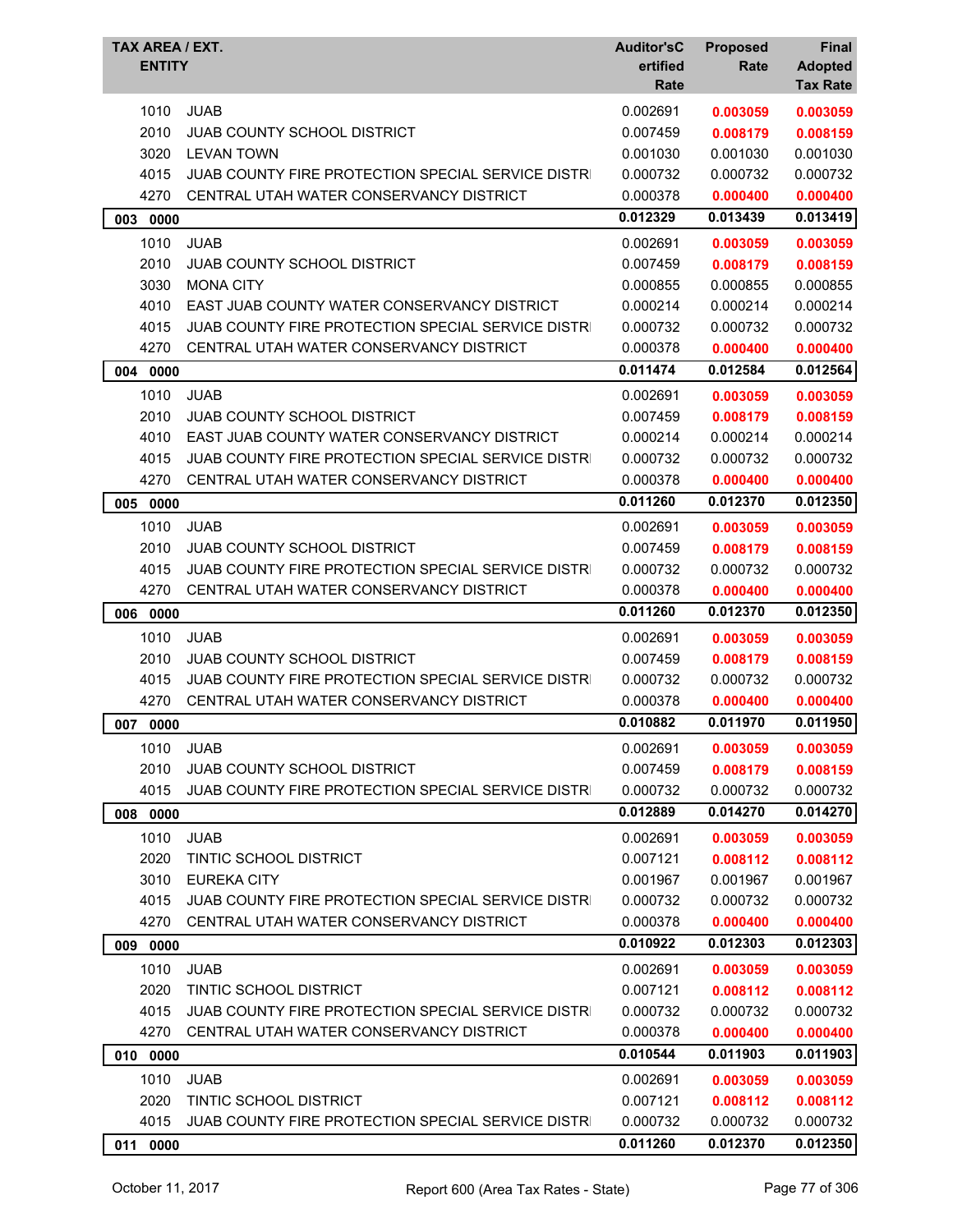| TAX AREA / EXT. ENTITY | | Auditor'sCertified Rate | Proposed Rate | Final Adopted Tax Rate |
|---|---|---|---|---|
| 1010 | JUAB | 0.002691 | **0.003059** | **0.003059** |
| 2010 | JUAB COUNTY SCHOOL DISTRICT | 0.007459 | **0.008179** | **0.008159** |
| 3020 | LEVAN TOWN | 0.001030 | 0.001030 | 0.001030 |
| 4015 | JUAB COUNTY FIRE PROTECTION SPECIAL SERVICE DISTRI | 0.000732 | 0.000732 | 0.000732 |
| 4270 | CENTRAL UTAH WATER CONSERVANCY DISTRICT | 0.000378 | **0.000400** | **0.000400** |
| **003 0000** | | **0.012329** | **0.013439** | **0.013419** |
| 1010 | JUAB | 0.002691 | **0.003059** | **0.003059** |
| 2010 | JUAB COUNTY SCHOOL DISTRICT | 0.007459 | **0.008179** | **0.008159** |
| 3030 | MONA CITY | 0.000855 | 0.000855 | 0.000855 |
| 4010 | EAST JUAB COUNTY WATER CONSERVANCY DISTRICT | 0.000214 | 0.000214 | 0.000214 |
| 4015 | JUAB COUNTY FIRE PROTECTION SPECIAL SERVICE DISTRI | 0.000732 | 0.000732 | 0.000732 |
| 4270 | CENTRAL UTAH WATER CONSERVANCY DISTRICT | 0.000378 | **0.000400** | **0.000400** |
| **004 0000** | | **0.011474** | **0.012584** | **0.012564** |
| 1010 | JUAB | 0.002691 | **0.003059** | **0.003059** |
| 2010 | JUAB COUNTY SCHOOL DISTRICT | 0.007459 | **0.008179** | **0.008159** |
| 4010 | EAST JUAB COUNTY WATER CONSERVANCY DISTRICT | 0.000214 | 0.000214 | 0.000214 |
| 4015 | JUAB COUNTY FIRE PROTECTION SPECIAL SERVICE DISTRI | 0.000732 | 0.000732 | 0.000732 |
| 4270 | CENTRAL UTAH WATER CONSERVANCY DISTRICT | 0.000378 | **0.000400** | **0.000400** |
| **005 0000** | | **0.011260** | **0.012370** | **0.012350** |
| 1010 | JUAB | 0.002691 | **0.003059** | **0.003059** |
| 2010 | JUAB COUNTY SCHOOL DISTRICT | 0.007459 | **0.008179** | **0.008159** |
| 4015 | JUAB COUNTY FIRE PROTECTION SPECIAL SERVICE DISTRI | 0.000732 | 0.000732 | 0.000732 |
| 4270 | CENTRAL UTAH WATER CONSERVANCY DISTRICT | 0.000378 | **0.000400** | **0.000400** |
| **006 0000** | | **0.011260** | **0.012370** | **0.012350** |
| 1010 | JUAB | 0.002691 | **0.003059** | **0.003059** |
| 2010 | JUAB COUNTY SCHOOL DISTRICT | 0.007459 | **0.008179** | **0.008159** |
| 4015 | JUAB COUNTY FIRE PROTECTION SPECIAL SERVICE DISTRI | 0.000732 | 0.000732 | 0.000732 |
| 4270 | CENTRAL UTAH WATER CONSERVANCY DISTRICT | 0.000378 | **0.000400** | **0.000400** |
| **007 0000** | | **0.010882** | **0.011970** | **0.011950** |
| 1010 | JUAB | 0.002691 | **0.003059** | **0.003059** |
| 2010 | JUAB COUNTY SCHOOL DISTRICT | 0.007459 | **0.008179** | **0.008159** |
| 4015 | JUAB COUNTY FIRE PROTECTION SPECIAL SERVICE DISTRI | 0.000732 | 0.000732 | 0.000732 |
| **008 0000** | | **0.012889** | **0.014270** | **0.014270** |
| 1010 | JUAB | 0.002691 | **0.003059** | **0.003059** |
| 2020 | TINTIC SCHOOL DISTRICT | 0.007121 | **0.008112** | **0.008112** |
| 3010 | EUREKA CITY | 0.001967 | 0.001967 | 0.001967 |
| 4015 | JUAB COUNTY FIRE PROTECTION SPECIAL SERVICE DISTRI | 0.000732 | 0.000732 | 0.000732 |
| 4270 | CENTRAL UTAH WATER CONSERVANCY DISTRICT | 0.000378 | **0.000400** | **0.000400** |
| **009 0000** | | **0.010922** | **0.012303** | **0.012303** |
| 1010 | JUAB | 0.002691 | **0.003059** | **0.003059** |
| 2020 | TINTIC SCHOOL DISTRICT | 0.007121 | **0.008112** | **0.008112** |
| 4015 | JUAB COUNTY FIRE PROTECTION SPECIAL SERVICE DISTRI | 0.000732 | 0.000732 | 0.000732 |
| 4270 | CENTRAL UTAH WATER CONSERVANCY DISTRICT | 0.000378 | **0.000400** | **0.000400** |
| **010 0000** | | **0.010544** | **0.011903** | **0.011903** |
| 1010 | JUAB | 0.002691 | **0.003059** | **0.003059** |
| 2020 | TINTIC SCHOOL DISTRICT | 0.007121 | **0.008112** | **0.008112** |
| 4015 | JUAB COUNTY FIRE PROTECTION SPECIAL SERVICE DISTRI | 0.000732 | 0.000732 | 0.000732 |
| **011 0000** | | **0.011260** | **0.012370** | **0.012350** |

October 11, 2017 Report 600 (Area Tax Rates - State)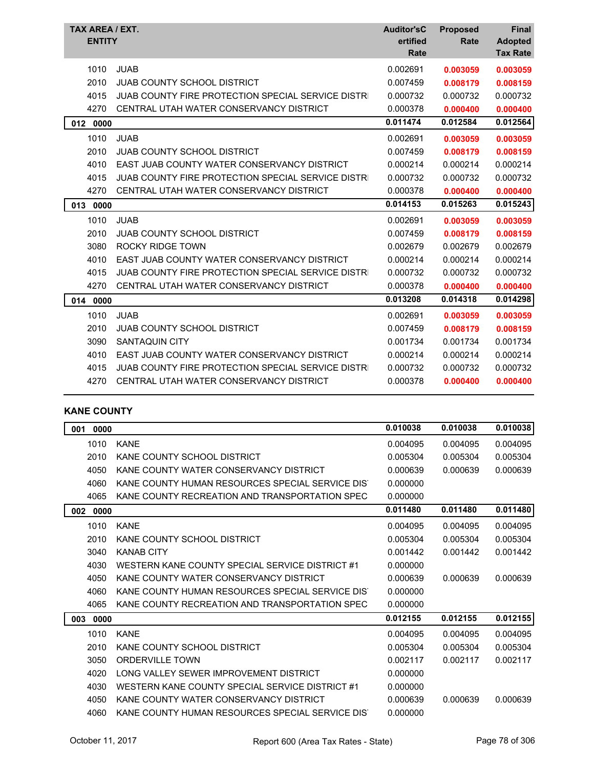| TAX AREA / EXT. | ENTITY | Auditor'sCertified Rate | Proposed Rate | Final Adopted Tax Rate |
|---|---|---|---|---|
| 1010 | JUAB | 0.002691 | 0.003059 | 0.003059 |
| 2010 | JUAB COUNTY SCHOOL DISTRICT | 0.007459 | 0.008179 | 0.008159 |
| 4015 | JUAB COUNTY FIRE PROTECTION SPECIAL SERVICE DISTRI | 0.000732 | 0.000732 | 0.000732 |
| 4270 | CENTRAL UTAH WATER CONSERVANCY DISTRICT | 0.000378 | 0.000400 | 0.000400 |
| **012 0000** | | **0.011474** | **0.012584** | **0.012564** |
| 1010 | JUAB | 0.002691 | 0.003059 | 0.003059 |
| 2010 | JUAB COUNTY SCHOOL DISTRICT | 0.007459 | 0.008179 | 0.008159 |
| 4010 | EAST JUAB COUNTY WATER CONSERVANCY DISTRICT | 0.000214 | 0.000214 | 0.000214 |
| 4015 | JUAB COUNTY FIRE PROTECTION SPECIAL SERVICE DISTRI | 0.000732 | 0.000732 | 0.000732 |
| 4270 | CENTRAL UTAH WATER CONSERVANCY DISTRICT | 0.000378 | 0.000400 | 0.000400 |
| **013 0000** | | **0.014153** | **0.015263** | **0.015243** |
| 1010 | JUAB | 0.002691 | 0.003059 | 0.003059 |
| 2010 | JUAB COUNTY SCHOOL DISTRICT | 0.007459 | 0.008179 | 0.008159 |
| 3080 | ROCKY RIDGE TOWN | 0.002679 | 0.002679 | 0.002679 |
| 4010 | EAST JUAB COUNTY WATER CONSERVANCY DISTRICT | 0.000214 | 0.000214 | 0.000214 |
| 4015 | JUAB COUNTY FIRE PROTECTION SPECIAL SERVICE DISTRI | 0.000732 | 0.000732 | 0.000732 |
| 4270 | CENTRAL UTAH WATER CONSERVANCY DISTRICT | 0.000378 | 0.000400 | 0.000400 |
| **014 0000** | | **0.013208** | **0.014318** | **0.014298** |
| 1010 | JUAB | 0.002691 | 0.003059 | 0.003059 |
| 2010 | JUAB COUNTY SCHOOL DISTRICT | 0.007459 | 0.008179 | 0.008159 |
| 3090 | SANTAQUIN CITY | 0.001734 | 0.001734 | 0.001734 |
| 4010 | EAST JUAB COUNTY WATER CONSERVANCY DISTRICT | 0.000214 | 0.000214 | 0.000214 |
| 4015 | JUAB COUNTY FIRE PROTECTION SPECIAL SERVICE DISTRI | 0.000732 | 0.000732 | 0.000732 |
| 4270 | CENTRAL UTAH WATER CONSERVANCY DISTRICT | 0.000378 | 0.000400 | 0.000400 |

## KANE COUNTY

| TAX AREA / EXT. | ENTITY | Auditor'sCertified Rate | Proposed Rate | Final Adopted Tax Rate |
|---|---|---|---|---|
| **001 0000** | | **0.010038** | **0.010038** | **0.010038** |
| 1010 | KANE | 0.004095 | 0.004095 | 0.004095 |
| 2010 | KANE COUNTY SCHOOL DISTRICT | 0.005304 | 0.005304 | 0.005304 |
| 4050 | KANE COUNTY WATER CONSERVANCY DISTRICT | 0.000639 | 0.000639 | 0.000639 |
| 4060 | KANE COUNTY HUMAN RESOURCES SPECIAL SERVICE DIS | 0.000000 | | |
| 4065 | KANE COUNTY RECREATION AND TRANSPORTATION SPEC | 0.000000 | | |
| **002 0000** | | **0.011480** | **0.011480** | **0.011480** |
| 1010 | KANE | 0.004095 | 0.004095 | 0.004095 |
| 2010 | KANE COUNTY SCHOOL DISTRICT | 0.005304 | 0.005304 | 0.005304 |
| 3040 | KANAB CITY | 0.001442 | 0.001442 | 0.001442 |
| 4030 | WESTERN KANE COUNTY SPECIAL SERVICE DISTRICT #1 | 0.000000 | | |
| 4050 | KANE COUNTY WATER CONSERVANCY DISTRICT | 0.000639 | 0.000639 | 0.000639 |
| 4060 | KANE COUNTY HUMAN RESOURCES SPECIAL SERVICE DIS | 0.000000 | | |
| 4065 | KANE COUNTY RECREATION AND TRANSPORTATION SPEC | 0.000000 | | |
| **003 0000** | | **0.012155** | **0.012155** | **0.012155** |
| 1010 | KANE | 0.004095 | 0.004095 | 0.004095 |
| 2010 | KANE COUNTY SCHOOL DISTRICT | 0.005304 | 0.005304 | 0.005304 |
| 3050 | ORDERVILLE TOWN | 0.002117 | 0.002117 | 0.002117 |
| 4020 | LONG VALLEY SEWER IMPROVEMENT DISTRICT | 0.000000 | | |
| 4030 | WESTERN KANE COUNTY SPECIAL SERVICE DISTRICT #1 | 0.000000 | | |
| 4050 | KANE COUNTY WATER CONSERVANCY DISTRICT | 0.000639 | 0.000639 | 0.000639 |
| 4060 | KANE COUNTY HUMAN RESOURCES SPECIAL SERVICE DIS | 0.000000 | | |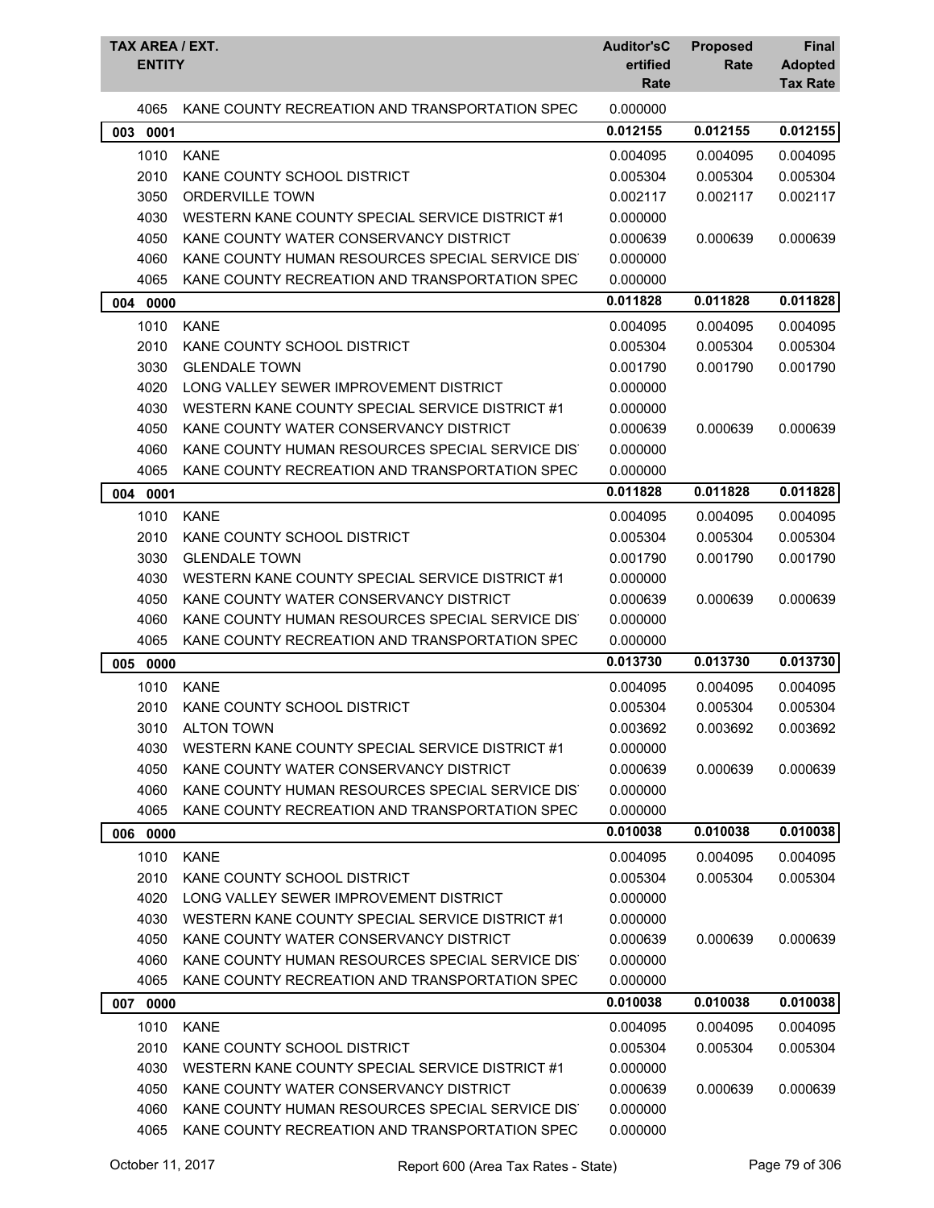| TAX AREA / EXT. ENTITY | | Auditor'sCertified Rate | Proposed Rate | Final Adopted Tax Rate |
|---|---|---|---|---|
| 4065 | KANE COUNTY RECREATION AND TRANSPORTATION SPEC | 0.000000 | | |
| **003 0001** | | **0.012155** | **0.012155** | **0.012155** |
| 1010 | KANE | 0.004095 | 0.004095 | 0.004095 |
| 2010 | KANE COUNTY SCHOOL DISTRICT | 0.005304 | 0.005304 | 0.005304 |
| 3050 | ORDERVILLE TOWN | 0.002117 | 0.002117 | 0.002117 |
| 4030 | WESTERN KANE COUNTY SPECIAL SERVICE DISTRICT #1 | 0.000000 | | |
| 4050 | KANE COUNTY WATER CONSERVANCY DISTRICT | 0.000639 | 0.000639 | 0.000639 |
| 4060 | KANE COUNTY HUMAN RESOURCES SPECIAL SERVICE DIST | 0.000000 | | |
| 4065 | KANE COUNTY RECREATION AND TRANSPORTATION SPEC | 0.000000 | | |
| **004 0000** | | **0.011828** | **0.011828** | **0.011828** |
| 1010 | KANE | 0.004095 | 0.004095 | 0.004095 |
| 2010 | KANE COUNTY SCHOOL DISTRICT | 0.005304 | 0.005304 | 0.005304 |
| 3030 | GLENDALE TOWN | 0.001790 | 0.001790 | 0.001790 |
| 4020 | LONG VALLEY SEWER IMPROVEMENT DISTRICT | 0.000000 | | |
| 4030 | WESTERN KANE COUNTY SPECIAL SERVICE DISTRICT #1 | 0.000000 | | |
| 4050 | KANE COUNTY WATER CONSERVANCY DISTRICT | 0.000639 | 0.000639 | 0.000639 |
| 4060 | KANE COUNTY HUMAN RESOURCES SPECIAL SERVICE DIST | 0.000000 | | |
| 4065 | KANE COUNTY RECREATION AND TRANSPORTATION SPEC | 0.000000 | | |
| **004 0001** | | **0.011828** | **0.011828** | **0.011828** |
| 1010 | KANE | 0.004095 | 0.004095 | 0.004095 |
| 2010 | KANE COUNTY SCHOOL DISTRICT | 0.005304 | 0.005304 | 0.005304 |
| 3030 | GLENDALE TOWN | 0.001790 | 0.001790 | 0.001790 |
| 4030 | WESTERN KANE COUNTY SPECIAL SERVICE DISTRICT #1 | 0.000000 | | |
| 4050 | KANE COUNTY WATER CONSERVANCY DISTRICT | 0.000639 | 0.000639 | 0.000639 |
| 4060 | KANE COUNTY HUMAN RESOURCES SPECIAL SERVICE DIST | 0.000000 | | |
| 4065 | KANE COUNTY RECREATION AND TRANSPORTATION SPEC | 0.000000 | | |
| **005 0000** | | **0.013730** | **0.013730** | **0.013730** |
| 1010 | KANE | 0.004095 | 0.004095 | 0.004095 |
| 2010 | KANE COUNTY SCHOOL DISTRICT | 0.005304 | 0.005304 | 0.005304 |
| 3010 | ALTON TOWN | 0.003692 | 0.003692 | 0.003692 |
| 4030 | WESTERN KANE COUNTY SPECIAL SERVICE DISTRICT #1 | 0.000000 | | |
| 4050 | KANE COUNTY WATER CONSERVANCY DISTRICT | 0.000639 | 0.000639 | 0.000639 |
| 4060 | KANE COUNTY HUMAN RESOURCES SPECIAL SERVICE DIST | 0.000000 | | |
| 4065 | KANE COUNTY RECREATION AND TRANSPORTATION SPEC | 0.000000 | | |
| **006 0000** | | **0.010038** | **0.010038** | **0.010038** |
| 1010 | KANE | 0.004095 | 0.004095 | 0.004095 |
| 2010 | KANE COUNTY SCHOOL DISTRICT | 0.005304 | 0.005304 | 0.005304 |
| 4020 | LONG VALLEY SEWER IMPROVEMENT DISTRICT | 0.000000 | | |
| 4030 | WESTERN KANE COUNTY SPECIAL SERVICE DISTRICT #1 | 0.000000 | | |
| 4050 | KANE COUNTY WATER CONSERVANCY DISTRICT | 0.000639 | 0.000639 | 0.000639 |
| 4060 | KANE COUNTY HUMAN RESOURCES SPECIAL SERVICE DIST | 0.000000 | | |
| 4065 | KANE COUNTY RECREATION AND TRANSPORTATION SPEC | 0.000000 | | |
| **007 0000** | | **0.010038** | **0.010038** | **0.010038** |
| 1010 | KANE | 0.004095 | 0.004095 | 0.004095 |
| 2010 | KANE COUNTY SCHOOL DISTRICT | 0.005304 | 0.005304 | 0.005304 |
| 4030 | WESTERN KANE COUNTY SPECIAL SERVICE DISTRICT #1 | 0.000000 | | |
| 4050 | KANE COUNTY WATER CONSERVANCY DISTRICT | 0.000639 | 0.000639 | 0.000639 |
| 4060 | KANE COUNTY HUMAN RESOURCES SPECIAL SERVICE DIST | 0.000000 | | |
| 4065 | KANE COUNTY RECREATION AND TRANSPORTATION SPEC | 0.000000 | | |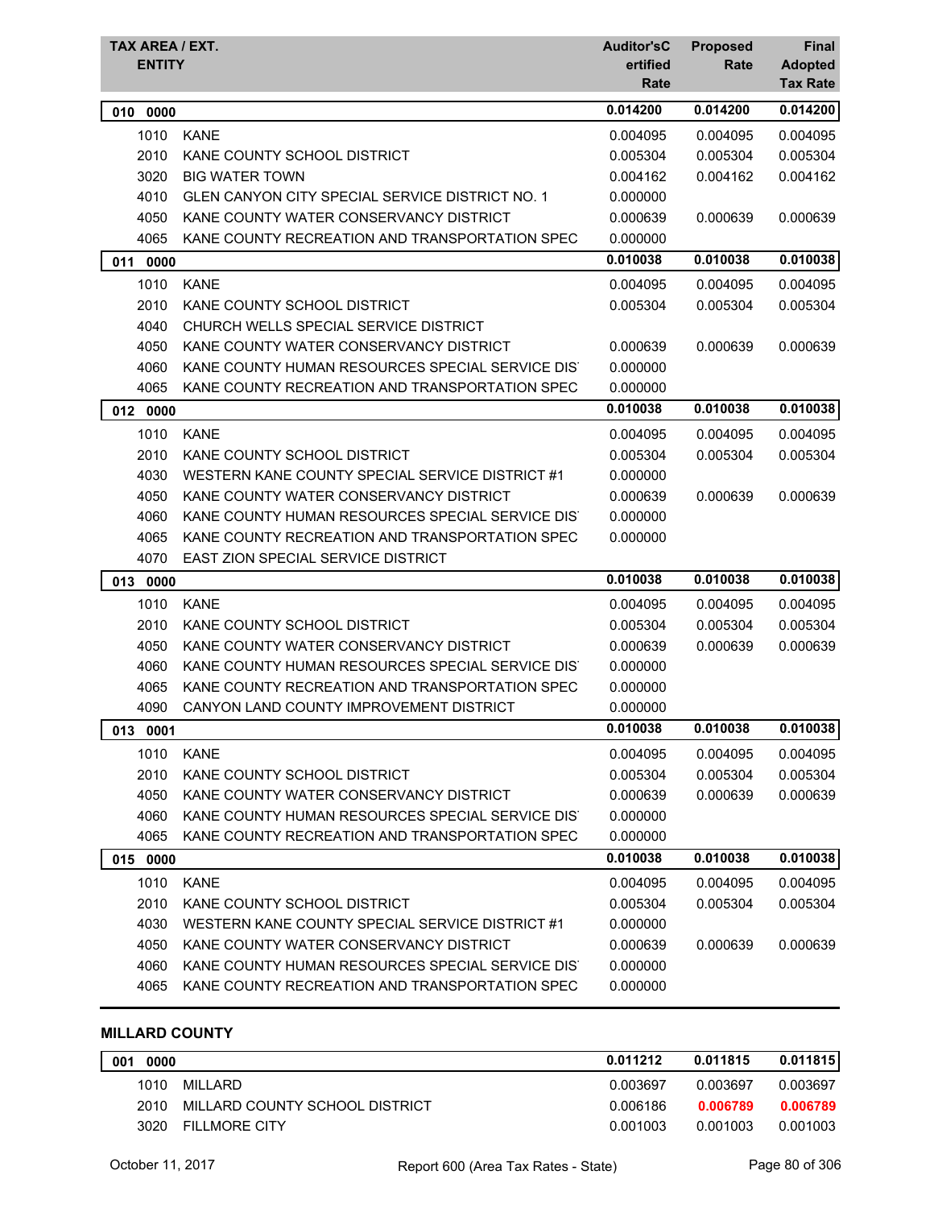| TAX AREA / EXT. ENTITY | | Auditor'sCertified Rate | Proposed Rate | Final Adopted Tax Rate |
|---|---|---|---|---|
| **010 0000** | | **0.014200** | **0.014200** | **0.014200** |
| 1010 | KANE | 0.004095 | 0.004095 | 0.004095 |
| 2010 | KANE COUNTY SCHOOL DISTRICT | 0.005304 | 0.005304 | 0.005304 |
| 3020 | BIG WATER TOWN | 0.004162 | 0.004162 | 0.004162 |
| 4010 | GLEN CANYON CITY SPECIAL SERVICE DISTRICT NO. 1 | 0.000000 | | |
| 4050 | KANE COUNTY WATER CONSERVANCY DISTRICT | 0.000639 | 0.000639 | 0.000639 |
| 4065 | KANE COUNTY RECREATION AND TRANSPORTATION SPEC | 0.000000 | | |
| **011 0000** | | **0.010038** | **0.010038** | **0.010038** |
| 1010 | KANE | 0.004095 | 0.004095 | 0.004095 |
| 2010 | KANE COUNTY SCHOOL DISTRICT | 0.005304 | 0.005304 | 0.005304 |
| 4040 | CHURCH WELLS SPECIAL SERVICE DISTRICT | | | |
| 4050 | KANE COUNTY WATER CONSERVANCY DISTRICT | 0.000639 | 0.000639 | 0.000639 |
| 4060 | KANE COUNTY HUMAN RESOURCES SPECIAL SERVICE DIS | 0.000000 | | |
| 4065 | KANE COUNTY RECREATION AND TRANSPORTATION SPEC | 0.000000 | | |
| **012 0000** | | **0.010038** | **0.010038** | **0.010038** |
| 1010 | KANE | 0.004095 | 0.004095 | 0.004095 |
| 2010 | KANE COUNTY SCHOOL DISTRICT | 0.005304 | 0.005304 | 0.005304 |
| 4030 | WESTERN KANE COUNTY SPECIAL SERVICE DISTRICT #1 | 0.000000 | | |
| 4050 | KANE COUNTY WATER CONSERVANCY DISTRICT | 0.000639 | 0.000639 | 0.000639 |
| 4060 | KANE COUNTY HUMAN RESOURCES SPECIAL SERVICE DIS | 0.000000 | | |
| 4065 | KANE COUNTY RECREATION AND TRANSPORTATION SPEC | 0.000000 | | |
| 4070 | EAST ZION SPECIAL SERVICE DISTRICT | | | |
| **013 0000** | | **0.010038** | **0.010038** | **0.010038** |
| 1010 | KANE | 0.004095 | 0.004095 | 0.004095 |
| 2010 | KANE COUNTY SCHOOL DISTRICT | 0.005304 | 0.005304 | 0.005304 |
| 4050 | KANE COUNTY WATER CONSERVANCY DISTRICT | 0.000639 | 0.000639 | 0.000639 |
| 4060 | KANE COUNTY HUMAN RESOURCES SPECIAL SERVICE DIS | 0.000000 | | |
| 4065 | KANE COUNTY RECREATION AND TRANSPORTATION SPEC | 0.000000 | | |
| 4090 | CANYON LAND COUNTY IMPROVEMENT DISTRICT | 0.000000 | | |
| **013 0001** | | **0.010038** | **0.010038** | **0.010038** |
| 1010 | KANE | 0.004095 | 0.004095 | 0.004095 |
| 2010 | KANE COUNTY SCHOOL DISTRICT | 0.005304 | 0.005304 | 0.005304 |
| 4050 | KANE COUNTY WATER CONSERVANCY DISTRICT | 0.000639 | 0.000639 | 0.000639 |
| 4060 | KANE COUNTY HUMAN RESOURCES SPECIAL SERVICE DIS | 0.000000 | | |
| 4065 | KANE COUNTY RECREATION AND TRANSPORTATION SPEC | 0.000000 | | |
| **015 0000** | | **0.010038** | **0.010038** | **0.010038** |
| 1010 | KANE | 0.004095 | 0.004095 | 0.004095 |
| 2010 | KANE COUNTY SCHOOL DISTRICT | 0.005304 | 0.005304 | 0.005304 |
| 4030 | WESTERN KANE COUNTY SPECIAL SERVICE DISTRICT #1 | 0.000000 | | |
| 4050 | KANE COUNTY WATER CONSERVANCY DISTRICT | 0.000639 | 0.000639 | 0.000639 |
| 4060 | KANE COUNTY HUMAN RESOURCES SPECIAL SERVICE DIS | 0.000000 | | |
| 4065 | KANE COUNTY RECREATION AND TRANSPORTATION SPEC | 0.000000 | | |

## MILLARD COUNTY

| TAX AREA / EXT. ENTITY | | Auditor'sCertified Rate | Proposed Rate | Final Adopted Tax Rate |
|---|---|---|---|---|
| **001 0000** | | **0.011212** | **0.011815** | **0.011815** |
| 1010 | MILLARD | 0.003697 | 0.003697 | 0.003697 |
| 2010 | MILLARD COUNTY SCHOOL DISTRICT | 0.006186 | **0.006789** | **0.006789** |
| 3020 | FILLMORE CITY | 0.001003 | 0.001003 | 0.001003 |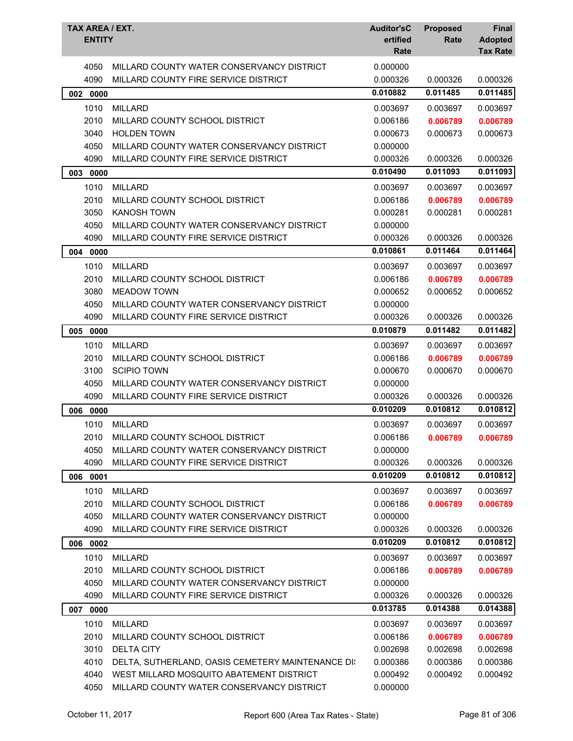| TAX AREA / EXT. | ENTITY | Auditor'sCertified Rate | Proposed Rate | Final Adopted Tax Rate |
|---|---|---|---|---|
| 4050 | MILLARD COUNTY WATER CONSERVANCY DISTRICT | 0.000000 | | |
| 4090 | MILLARD COUNTY FIRE SERVICE DISTRICT | 0.000326 | 0.000326 | 0.000326 |
| **002 0000** | | **0.010882** | **0.011485** | **0.011485** |
| 1010 | MILLARD | 0.003697 | 0.003697 | 0.003697 |
| 2010 | MILLARD COUNTY SCHOOL DISTRICT | 0.006186 | **0.006789** | **0.006789** |
| 3040 | HOLDEN TOWN | 0.000673 | 0.000673 | 0.000673 |
| 4050 | MILLARD COUNTY WATER CONSERVANCY DISTRICT | 0.000000 | | |
| 4090 | MILLARD COUNTY FIRE SERVICE DISTRICT | 0.000326 | 0.000326 | 0.000326 |
| **003 0000** | | **0.010490** | **0.011093** | **0.011093** |
| 1010 | MILLARD | 0.003697 | 0.003697 | 0.003697 |
| 2010 | MILLARD COUNTY SCHOOL DISTRICT | 0.006186 | **0.006789** | **0.006789** |
| 3050 | KANOSH TOWN | 0.000281 | 0.000281 | 0.000281 |
| 4050 | MILLARD COUNTY WATER CONSERVANCY DISTRICT | 0.000000 | | |
| 4090 | MILLARD COUNTY FIRE SERVICE DISTRICT | 0.000326 | 0.000326 | 0.000326 |
| **004 0000** | | **0.010861** | **0.011464** | **0.011464** |
| 1010 | MILLARD | 0.003697 | 0.003697 | 0.003697 |
| 2010 | MILLARD COUNTY SCHOOL DISTRICT | 0.006186 | **0.006789** | **0.006789** |
| 3080 | MEADOW TOWN | 0.000652 | 0.000652 | 0.000652 |
| 4050 | MILLARD COUNTY WATER CONSERVANCY DISTRICT | 0.000000 | | |
| 4090 | MILLARD COUNTY FIRE SERVICE DISTRICT | 0.000326 | 0.000326 | 0.000326 |
| **005 0000** | | **0.010879** | **0.011482** | **0.011482** |
| 1010 | MILLARD | 0.003697 | 0.003697 | 0.003697 |
| 2010 | MILLARD COUNTY SCHOOL DISTRICT | 0.006186 | **0.006789** | **0.006789** |
| 3100 | SCIPIO TOWN | 0.000670 | 0.000670 | 0.000670 |
| 4050 | MILLARD COUNTY WATER CONSERVANCY DISTRICT | 0.000000 | | |
| 4090 | MILLARD COUNTY FIRE SERVICE DISTRICT | 0.000326 | 0.000326 | 0.000326 |
| **006 0000** | | **0.010209** | **0.010812** | **0.010812** |
| 1010 | MILLARD | 0.003697 | 0.003697 | 0.003697 |
| 2010 | MILLARD COUNTY SCHOOL DISTRICT | 0.006186 | **0.006789** | **0.006789** |
| 4050 | MILLARD COUNTY WATER CONSERVANCY DISTRICT | 0.000000 | | |
| 4090 | MILLARD COUNTY FIRE SERVICE DISTRICT | 0.000326 | 0.000326 | 0.000326 |
| **006 0001** | | **0.010209** | **0.010812** | **0.010812** |
| 1010 | MILLARD | 0.003697 | 0.003697 | 0.003697 |
| 2010 | MILLARD COUNTY SCHOOL DISTRICT | 0.006186 | **0.006789** | **0.006789** |
| 4050 | MILLARD COUNTY WATER CONSERVANCY DISTRICT | 0.000000 | | |
| 4090 | MILLARD COUNTY FIRE SERVICE DISTRICT | 0.000326 | 0.000326 | 0.000326 |
| **006 0002** | | **0.010209** | **0.010812** | **0.010812** |
| 1010 | MILLARD | 0.003697 | 0.003697 | 0.003697 |
| 2010 | MILLARD COUNTY SCHOOL DISTRICT | 0.006186 | **0.006789** | **0.006789** |
| 4050 | MILLARD COUNTY WATER CONSERVANCY DISTRICT | 0.000000 | | |
| 4090 | MILLARD COUNTY FIRE SERVICE DISTRICT | 0.000326 | 0.000326 | 0.000326 |
| **007 0000** | | **0.013785** | **0.014388** | **0.014388** |
| 1010 | MILLARD | 0.003697 | 0.003697 | 0.003697 |
| 2010 | MILLARD COUNTY SCHOOL DISTRICT | 0.006186 | **0.006789** | **0.006789** |
| 3010 | DELTA CITY | 0.002698 | 0.002698 | 0.002698 |
| 4010 | DELTA, SUTHERLAND, OASIS CEMETERY MAINTENANCE DI: | 0.000386 | 0.000386 | 0.000386 |
| 4040 | WEST MILLARD MOSQUITO ABATEMENT DISTRICT | 0.000492 | 0.000492 | 0.000492 |
| 4050 | MILLARD COUNTY WATER CONSERVANCY DISTRICT | 0.000000 | | |

October 11, 2017 — Report 600 (Area Tax Rates - State)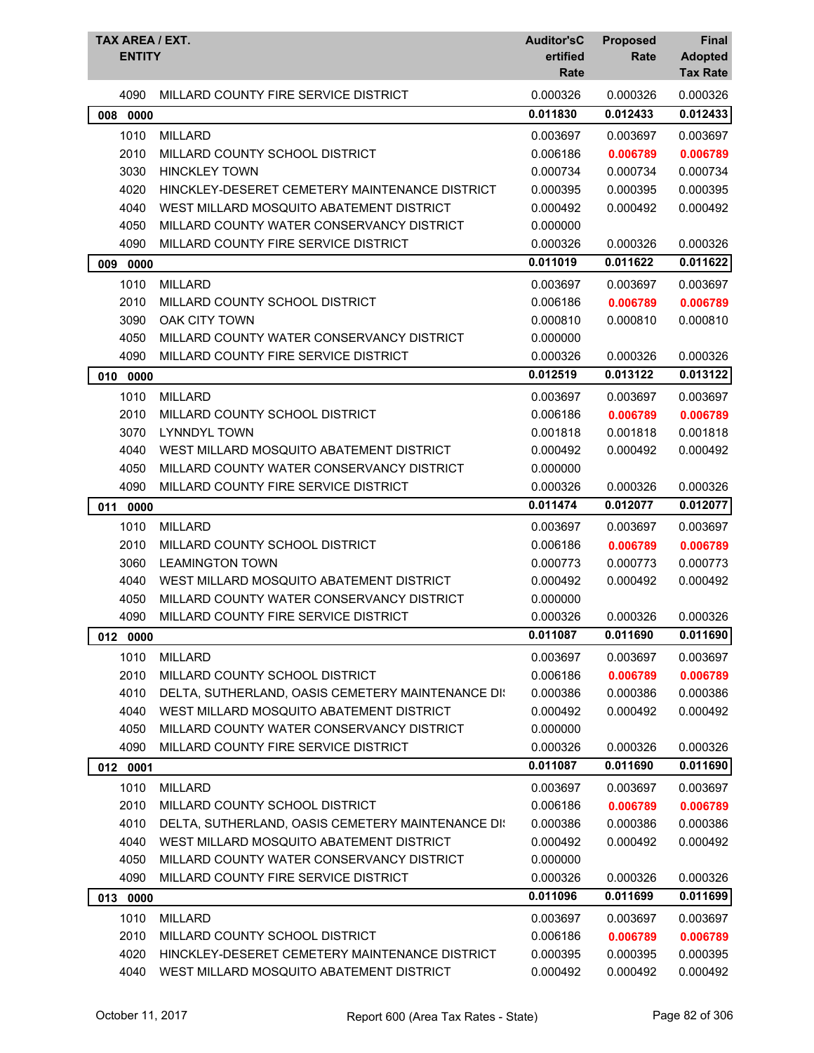| TAX AREA / EXT. ENTITY | | Auditor'sCertified Rate | Proposed Rate | Final Adopted Tax Rate |
|---|---|---|---|---|
| 4090 | MILLARD COUNTY FIRE SERVICE DISTRICT | 0.000326 | 0.000326 | 0.000326 |
| **008 0000** | | **0.011830** | **0.012433** | **0.012433** |
| 1010 | MILLARD | 0.003697 | 0.003697 | 0.003697 |
| 2010 | MILLARD COUNTY SCHOOL DISTRICT | 0.006186 | **0.006789** | **0.006789** |
| 3030 | HINCKLEY TOWN | 0.000734 | 0.000734 | 0.000734 |
| 4020 | HINCKLEY-DESERET CEMETERY MAINTENANCE DISTRICT | 0.000395 | 0.000395 | 0.000395 |
| 4040 | WEST MILLARD MOSQUITO ABATEMENT DISTRICT | 0.000492 | 0.000492 | 0.000492 |
| 4050 | MILLARD COUNTY WATER CONSERVANCY DISTRICT | 0.000000 | | |
| 4090 | MILLARD COUNTY FIRE SERVICE DISTRICT | 0.000326 | 0.000326 | 0.000326 |
| **009 0000** | | **0.011019** | **0.011622** | **0.011622** |
| 1010 | MILLARD | 0.003697 | 0.003697 | 0.003697 |
| 2010 | MILLARD COUNTY SCHOOL DISTRICT | 0.006186 | **0.006789** | **0.006789** |
| 3090 | OAK CITY TOWN | 0.000810 | 0.000810 | 0.000810 |
| 4050 | MILLARD COUNTY WATER CONSERVANCY DISTRICT | 0.000000 | | |
| 4090 | MILLARD COUNTY FIRE SERVICE DISTRICT | 0.000326 | 0.000326 | 0.000326 |
| **010 0000** | | **0.012519** | **0.013122** | **0.013122** |
| 1010 | MILLARD | 0.003697 | 0.003697 | 0.003697 |
| 2010 | MILLARD COUNTY SCHOOL DISTRICT | 0.006186 | **0.006789** | **0.006789** |
| 3070 | LYNNDYL TOWN | 0.001818 | 0.001818 | 0.001818 |
| 4040 | WEST MILLARD MOSQUITO ABATEMENT DISTRICT | 0.000492 | 0.000492 | 0.000492 |
| 4050 | MILLARD COUNTY WATER CONSERVANCY DISTRICT | 0.000000 | | |
| 4090 | MILLARD COUNTY FIRE SERVICE DISTRICT | 0.000326 | 0.000326 | 0.000326 |
| **011 0000** | | **0.011474** | **0.012077** | **0.012077** |
| 1010 | MILLARD | 0.003697 | 0.003697 | 0.003697 |
| 2010 | MILLARD COUNTY SCHOOL DISTRICT | 0.006186 | **0.006789** | **0.006789** |
| 3060 | LEAMINGTON TOWN | 0.000773 | 0.000773 | 0.000773 |
| 4040 | WEST MILLARD MOSQUITO ABATEMENT DISTRICT | 0.000492 | 0.000492 | 0.000492 |
| 4050 | MILLARD COUNTY WATER CONSERVANCY DISTRICT | 0.000000 | | |
| 4090 | MILLARD COUNTY FIRE SERVICE DISTRICT | 0.000326 | 0.000326 | 0.000326 |
| **012 0000** | | **0.011087** | **0.011690** | **0.011690** |
| 1010 | MILLARD | 0.003697 | 0.003697 | 0.003697 |
| 2010 | MILLARD COUNTY SCHOOL DISTRICT | 0.006186 | **0.006789** | **0.006789** |
| 4010 | DELTA, SUTHERLAND, OASIS CEMETERY MAINTENANCE DI! | 0.000386 | 0.000386 | 0.000386 |
| 4040 | WEST MILLARD MOSQUITO ABATEMENT DISTRICT | 0.000492 | 0.000492 | 0.000492 |
| 4050 | MILLARD COUNTY WATER CONSERVANCY DISTRICT | 0.000000 | | |
| 4090 | MILLARD COUNTY FIRE SERVICE DISTRICT | 0.000326 | 0.000326 | 0.000326 |
| **012 0001** | | **0.011087** | **0.011690** | **0.011690** |
| 1010 | MILLARD | 0.003697 | 0.003697 | 0.003697 |
| 2010 | MILLARD COUNTY SCHOOL DISTRICT | 0.006186 | **0.006789** | **0.006789** |
| 4010 | DELTA, SUTHERLAND, OASIS CEMETERY MAINTENANCE DI! | 0.000386 | 0.000386 | 0.000386 |
| 4040 | WEST MILLARD MOSQUITO ABATEMENT DISTRICT | 0.000492 | 0.000492 | 0.000492 |
| 4050 | MILLARD COUNTY WATER CONSERVANCY DISTRICT | 0.000000 | | |
| 4090 | MILLARD COUNTY FIRE SERVICE DISTRICT | 0.000326 | 0.000326 | 0.000326 |
| **013 0000** | | **0.011096** | **0.011699** | **0.011699** |
| 1010 | MILLARD | 0.003697 | 0.003697 | 0.003697 |
| 2010 | MILLARD COUNTY SCHOOL DISTRICT | 0.006186 | **0.006789** | **0.006789** |
| 4020 | HINCKLEY-DESERET CEMETERY MAINTENANCE DISTRICT | 0.000395 | 0.000395 | 0.000395 |
| 4040 | WEST MILLARD MOSQUITO ABATEMENT DISTRICT | 0.000492 | 0.000492 | 0.000492 |

October 11, 2017 — Report 600 (Area Tax Rates - State)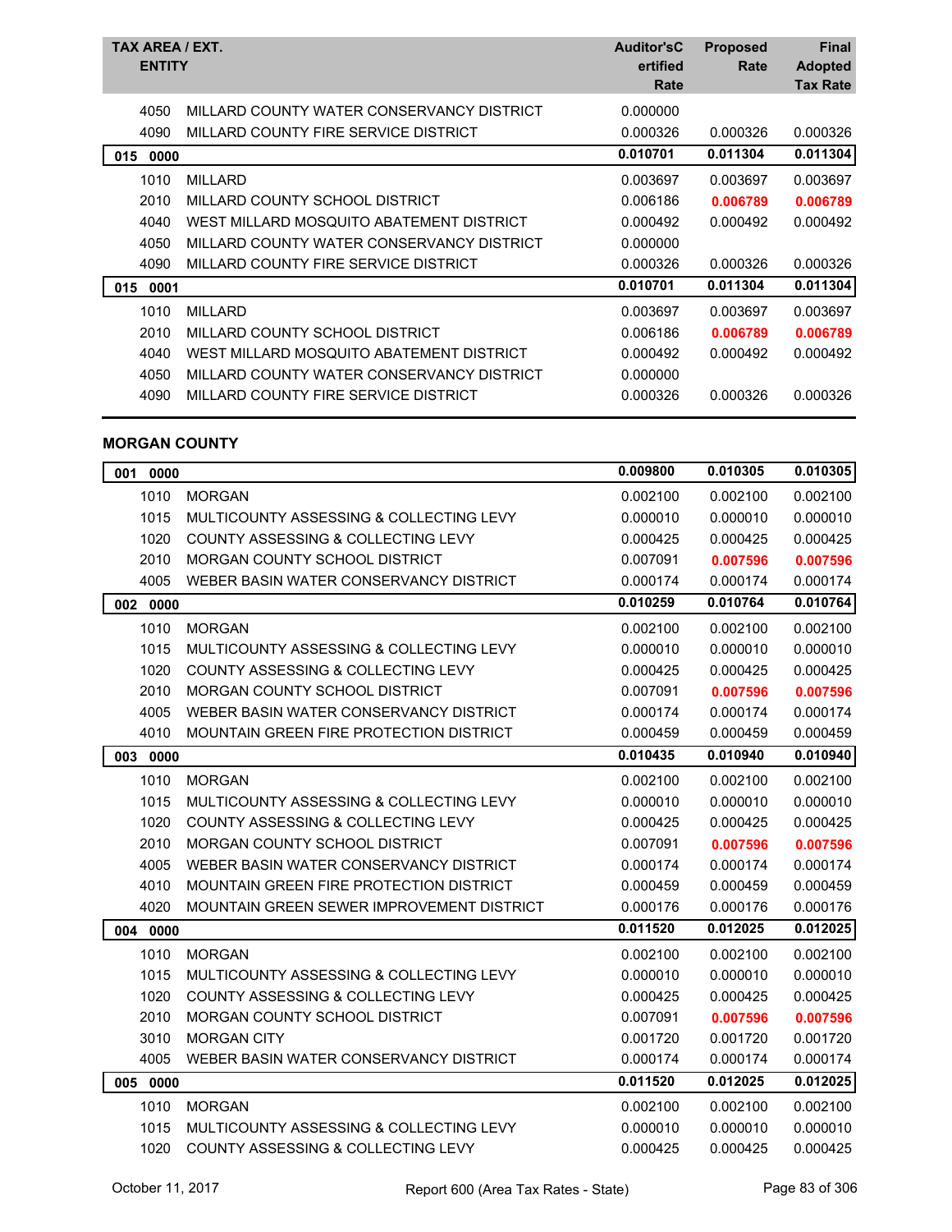| TAX AREA / EXT. ENTITY | | Auditor's Certified Rate | Proposed Rate | Final Adopted Tax Rate |
|---|---|---|---|---|
| 4050 | MILLARD COUNTY WATER CONSERVANCY DISTRICT | 0.000000 | | |
| 4090 | MILLARD COUNTY FIRE SERVICE DISTRICT | 0.000326 | 0.000326 | 0.000326 |
| **015 0000** | | **0.010701** | **0.011304** | **0.011304** |
| 1010 | MILLARD | 0.003697 | 0.003697 | 0.003697 |
| 2010 | MILLARD COUNTY SCHOOL DISTRICT | 0.006186 | **0.006789** | **0.006789** |
| 4040 | WEST MILLARD MOSQUITO ABATEMENT DISTRICT | 0.000492 | 0.000492 | 0.000492 |
| 4050 | MILLARD COUNTY WATER CONSERVANCY DISTRICT | 0.000000 | | |
| 4090 | MILLARD COUNTY FIRE SERVICE DISTRICT | 0.000326 | 0.000326 | 0.000326 |
| **015 0001** | | **0.010701** | **0.011304** | **0.011304** |
| 1010 | MILLARD | 0.003697 | 0.003697 | 0.003697 |
| 2010 | MILLARD COUNTY SCHOOL DISTRICT | 0.006186 | **0.006789** | **0.006789** |
| 4040 | WEST MILLARD MOSQUITO ABATEMENT DISTRICT | 0.000492 | 0.000492 | 0.000492 |
| 4050 | MILLARD COUNTY WATER CONSERVANCY DISTRICT | 0.000000 | | |
| 4090 | MILLARD COUNTY FIRE SERVICE DISTRICT | 0.000326 | 0.000326 | 0.000326 |

## MORGAN COUNTY

| TAX AREA / EXT. ENTITY | | Auditor's Certified Rate | Proposed Rate | Final Adopted Tax Rate |
|---|---|---|---|---|
| **001 0000** | | **0.009800** | **0.010305** | **0.010305** |
| 1010 | MORGAN | 0.002100 | 0.002100 | 0.002100 |
| 1015 | MULTICOUNTY ASSESSING & COLLECTING LEVY | 0.000010 | 0.000010 | 0.000010 |
| 1020 | COUNTY ASSESSING & COLLECTING LEVY | 0.000425 | 0.000425 | 0.000425 |
| 2010 | MORGAN COUNTY SCHOOL DISTRICT | 0.007091 | **0.007596** | **0.007596** |
| 4005 | WEBER BASIN WATER CONSERVANCY DISTRICT | 0.000174 | 0.000174 | 0.000174 |
| **002 0000** | | **0.010259** | **0.010764** | **0.010764** |
| 1010 | MORGAN | 0.002100 | 0.002100 | 0.002100 |
| 1015 | MULTICOUNTY ASSESSING & COLLECTING LEVY | 0.000010 | 0.000010 | 0.000010 |
| 1020 | COUNTY ASSESSING & COLLECTING LEVY | 0.000425 | 0.000425 | 0.000425 |
| 2010 | MORGAN COUNTY SCHOOL DISTRICT | 0.007091 | **0.007596** | **0.007596** |
| 4005 | WEBER BASIN WATER CONSERVANCY DISTRICT | 0.000174 | 0.000174 | 0.000174 |
| 4010 | MOUNTAIN GREEN FIRE PROTECTION DISTRICT | 0.000459 | 0.000459 | 0.000459 |
| **003 0000** | | **0.010435** | **0.010940** | **0.010940** |
| 1010 | MORGAN | 0.002100 | 0.002100 | 0.002100 |
| 1015 | MULTICOUNTY ASSESSING & COLLECTING LEVY | 0.000010 | 0.000010 | 0.000010 |
| 1020 | COUNTY ASSESSING & COLLECTING LEVY | 0.000425 | 0.000425 | 0.000425 |
| 2010 | MORGAN COUNTY SCHOOL DISTRICT | 0.007091 | **0.007596** | **0.007596** |
| 4005 | WEBER BASIN WATER CONSERVANCY DISTRICT | 0.000174 | 0.000174 | 0.000174 |
| 4010 | MOUNTAIN GREEN FIRE PROTECTION DISTRICT | 0.000459 | 0.000459 | 0.000459 |
| 4020 | MOUNTAIN GREEN SEWER IMPROVEMENT DISTRICT | 0.000176 | 0.000176 | 0.000176 |
| **004 0000** | | **0.011520** | **0.012025** | **0.012025** |
| 1010 | MORGAN | 0.002100 | 0.002100 | 0.002100 |
| 1015 | MULTICOUNTY ASSESSING & COLLECTING LEVY | 0.000010 | 0.000010 | 0.000010 |
| 1020 | COUNTY ASSESSING & COLLECTING LEVY | 0.000425 | 0.000425 | 0.000425 |
| 2010 | MORGAN COUNTY SCHOOL DISTRICT | 0.007091 | **0.007596** | **0.007596** |
| 3010 | MORGAN CITY | 0.001720 | 0.001720 | 0.001720 |
| 4005 | WEBER BASIN WATER CONSERVANCY DISTRICT | 0.000174 | 0.000174 | 0.000174 |
| **005 0000** | | **0.011520** | **0.012025** | **0.012025** |
| 1010 | MORGAN | 0.002100 | 0.002100 | 0.002100 |
| 1015 | MULTICOUNTY ASSESSING & COLLECTING LEVY | 0.000010 | 0.000010 | 0.000010 |
| 1020 | COUNTY ASSESSING & COLLECTING LEVY | 0.000425 | 0.000425 | 0.000425 |

October 11, 2017 — Report 600 (Area Tax Rates - State)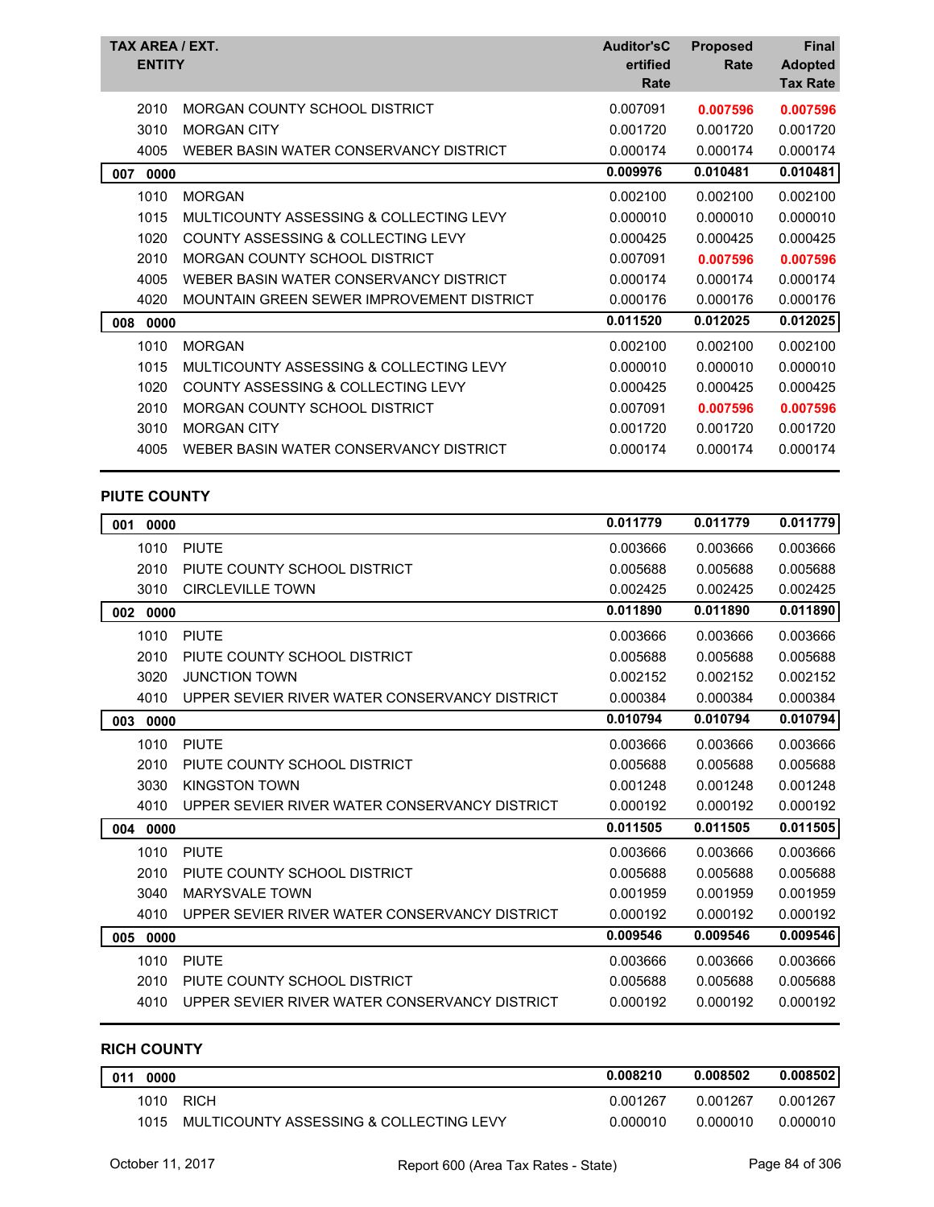| TAX AREA / EXT. ENTITY | | Auditor'sCertified Rate | Proposed Rate | Final Adopted Tax Rate |
|---|---|---|---|---|
| 2010 | MORGAN COUNTY SCHOOL DISTRICT | 0.007091 | **0.007596** | **0.007596** |
| 3010 | MORGAN CITY | 0.001720 | 0.001720 | 0.001720 |
| 4005 | WEBER BASIN WATER CONSERVANCY DISTRICT | 0.000174 | 0.000174 | 0.000174 |
| **007 0000** | | **0.009976** | **0.010481** | **0.010481** |
| 1010 | MORGAN | 0.002100 | 0.002100 | 0.002100 |
| 1015 | MULTICOUNTY ASSESSING & COLLECTING LEVY | 0.000010 | 0.000010 | 0.000010 |
| 1020 | COUNTY ASSESSING & COLLECTING LEVY | 0.000425 | 0.000425 | 0.000425 |
| 2010 | MORGAN COUNTY SCHOOL DISTRICT | 0.007091 | **0.007596** | **0.007596** |
| 4005 | WEBER BASIN WATER CONSERVANCY DISTRICT | 0.000174 | 0.000174 | 0.000174 |
| 4020 | MOUNTAIN GREEN SEWER IMPROVEMENT DISTRICT | 0.000176 | 0.000176 | 0.000176 |
| **008 0000** | | **0.011520** | **0.012025** | **0.012025** |
| 1010 | MORGAN | 0.002100 | 0.002100 | 0.002100 |
| 1015 | MULTICOUNTY ASSESSING & COLLECTING LEVY | 0.000010 | 0.000010 | 0.000010 |
| 1020 | COUNTY ASSESSING & COLLECTING LEVY | 0.000425 | 0.000425 | 0.000425 |
| 2010 | MORGAN COUNTY SCHOOL DISTRICT | 0.007091 | **0.007596** | **0.007596** |
| 3010 | MORGAN CITY | 0.001720 | 0.001720 | 0.001720 |
| 4005 | WEBER BASIN WATER CONSERVANCY DISTRICT | 0.000174 | 0.000174 | 0.000174 |

## PIUTE COUNTY

| TAX AREA / EXT. ENTITY | | Auditor'sCertified Rate | Proposed Rate | Final Adopted Tax Rate |
|---|---|---|---|---|
| **001 0000** | | **0.011779** | **0.011779** | **0.011779** |
| 1010 | PIUTE | 0.003666 | 0.003666 | 0.003666 |
| 2010 | PIUTE COUNTY SCHOOL DISTRICT | 0.005688 | 0.005688 | 0.005688 |
| 3010 | CIRCLEVILLE TOWN | 0.002425 | 0.002425 | 0.002425 |
| **002 0000** | | **0.011890** | **0.011890** | **0.011890** |
| 1010 | PIUTE | 0.003666 | 0.003666 | 0.003666 |
| 2010 | PIUTE COUNTY SCHOOL DISTRICT | 0.005688 | 0.005688 | 0.005688 |
| 3020 | JUNCTION TOWN | 0.002152 | 0.002152 | 0.002152 |
| 4010 | UPPER SEVIER RIVER WATER CONSERVANCY DISTRICT | 0.000384 | 0.000384 | 0.000384 |
| **003 0000** | | **0.010794** | **0.010794** | **0.010794** |
| 1010 | PIUTE | 0.003666 | 0.003666 | 0.003666 |
| 2010 | PIUTE COUNTY SCHOOL DISTRICT | 0.005688 | 0.005688 | 0.005688 |
| 3030 | KINGSTON TOWN | 0.001248 | 0.001248 | 0.001248 |
| 4010 | UPPER SEVIER RIVER WATER CONSERVANCY DISTRICT | 0.000192 | 0.000192 | 0.000192 |
| **004 0000** | | **0.011505** | **0.011505** | **0.011505** |
| 1010 | PIUTE | 0.003666 | 0.003666 | 0.003666 |
| 2010 | PIUTE COUNTY SCHOOL DISTRICT | 0.005688 | 0.005688 | 0.005688 |
| 3040 | MARYSVALE TOWN | 0.001959 | 0.001959 | 0.001959 |
| 4010 | UPPER SEVIER RIVER WATER CONSERVANCY DISTRICT | 0.000192 | 0.000192 | 0.000192 |
| **005 0000** | | **0.009546** | **0.009546** | **0.009546** |
| 1010 | PIUTE | 0.003666 | 0.003666 | 0.003666 |
| 2010 | PIUTE COUNTY SCHOOL DISTRICT | 0.005688 | 0.005688 | 0.005688 |
| 4010 | UPPER SEVIER RIVER WATER CONSERVANCY DISTRICT | 0.000192 | 0.000192 | 0.000192 |

## RICH COUNTY

| TAX AREA / EXT. ENTITY | | Auditor'sCertified Rate | Proposed Rate | Final Adopted Tax Rate |
|---|---|---|---|---|
| **011 0000** | | **0.008210** | **0.008502** | **0.008502** |
| 1010 | RICH | 0.001267 | 0.001267 | 0.001267 |
| 1015 | MULTICOUNTY ASSESSING & COLLECTING LEVY | 0.000010 | 0.000010 | 0.000010 |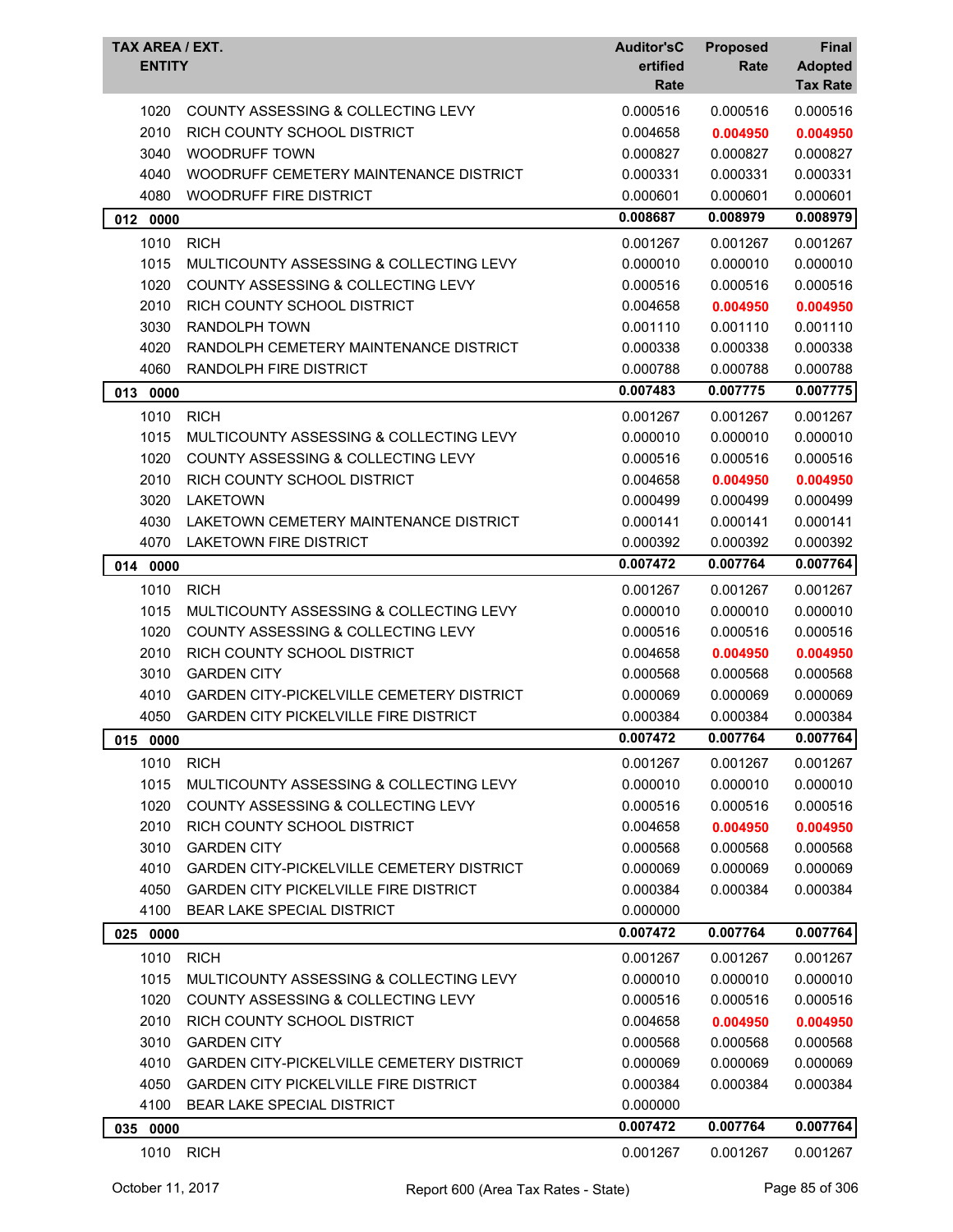| TAX AREA / EXT. ENTITY | | Auditor'sCertified Rate | Proposed Rate | Final Adopted Tax Rate |
|---|---|---|---|---|
| 1020 | COUNTY ASSESSING & COLLECTING LEVY | 0.000516 | 0.000516 | 0.000516 |
| 2010 | RICH COUNTY SCHOOL DISTRICT | 0.004658 | **0.004950** | **0.004950** |
| 3040 | WOODRUFF TOWN | 0.000827 | 0.000827 | 0.000827 |
| 4040 | WOODRUFF CEMETERY MAINTENANCE DISTRICT | 0.000331 | 0.000331 | 0.000331 |
| 4080 | WOODRUFF FIRE DISTRICT | 0.000601 | 0.000601 | 0.000601 |
| **012 0000** | | **0.008687** | **0.008979** | **0.008979** |
| 1010 | RICH | 0.001267 | 0.001267 | 0.001267 |
| 1015 | MULTICOUNTY ASSESSING & COLLECTING LEVY | 0.000010 | 0.000010 | 0.000010 |
| 1020 | COUNTY ASSESSING & COLLECTING LEVY | 0.000516 | 0.000516 | 0.000516 |
| 2010 | RICH COUNTY SCHOOL DISTRICT | 0.004658 | **0.004950** | **0.004950** |
| 3030 | RANDOLPH TOWN | 0.001110 | 0.001110 | 0.001110 |
| 4020 | RANDOLPH CEMETERY MAINTENANCE DISTRICT | 0.000338 | 0.000338 | 0.000338 |
| 4060 | RANDOLPH FIRE DISTRICT | 0.000788 | 0.000788 | 0.000788 |
| **013 0000** | | **0.007483** | **0.007775** | **0.007775** |
| 1010 | RICH | 0.001267 | 0.001267 | 0.001267 |
| 1015 | MULTICOUNTY ASSESSING & COLLECTING LEVY | 0.000010 | 0.000010 | 0.000010 |
| 1020 | COUNTY ASSESSING & COLLECTING LEVY | 0.000516 | 0.000516 | 0.000516 |
| 2010 | RICH COUNTY SCHOOL DISTRICT | 0.004658 | **0.004950** | **0.004950** |
| 3020 | LAKETOWN | 0.000499 | 0.000499 | 0.000499 |
| 4030 | LAKETOWN CEMETERY MAINTENANCE DISTRICT | 0.000141 | 0.000141 | 0.000141 |
| 4070 | LAKETOWN FIRE DISTRICT | 0.000392 | 0.000392 | 0.000392 |
| **014 0000** | | **0.007472** | **0.007764** | **0.007764** |
| 1010 | RICH | 0.001267 | 0.001267 | 0.001267 |
| 1015 | MULTICOUNTY ASSESSING & COLLECTING LEVY | 0.000010 | 0.000010 | 0.000010 |
| 1020 | COUNTY ASSESSING & COLLECTING LEVY | 0.000516 | 0.000516 | 0.000516 |
| 2010 | RICH COUNTY SCHOOL DISTRICT | 0.004658 | **0.004950** | **0.004950** |
| 3010 | GARDEN CITY | 0.000568 | 0.000568 | 0.000568 |
| 4010 | GARDEN CITY-PICKELVILLE CEMETERY DISTRICT | 0.000069 | 0.000069 | 0.000069 |
| 4050 | GARDEN CITY PICKELVILLE FIRE DISTRICT | 0.000384 | 0.000384 | 0.000384 |
| **015 0000** | | **0.007472** | **0.007764** | **0.007764** |
| 1010 | RICH | 0.001267 | 0.001267 | 0.001267 |
| 1015 | MULTICOUNTY ASSESSING & COLLECTING LEVY | 0.000010 | 0.000010 | 0.000010 |
| 1020 | COUNTY ASSESSING & COLLECTING LEVY | 0.000516 | 0.000516 | 0.000516 |
| 2010 | RICH COUNTY SCHOOL DISTRICT | 0.004658 | **0.004950** | **0.004950** |
| 3010 | GARDEN CITY | 0.000568 | 0.000568 | 0.000568 |
| 4010 | GARDEN CITY-PICKELVILLE CEMETERY DISTRICT | 0.000069 | 0.000069 | 0.000069 |
| 4050 | GARDEN CITY PICKELVILLE FIRE DISTRICT | 0.000384 | 0.000384 | 0.000384 |
| 4100 | BEAR LAKE SPECIAL DISTRICT | 0.000000 | | |
| **025 0000** | | **0.007472** | **0.007764** | **0.007764** |
| 1010 | RICH | 0.001267 | 0.001267 | 0.001267 |
| 1015 | MULTICOUNTY ASSESSING & COLLECTING LEVY | 0.000010 | 0.000010 | 0.000010 |
| 1020 | COUNTY ASSESSING & COLLECTING LEVY | 0.000516 | 0.000516 | 0.000516 |
| 2010 | RICH COUNTY SCHOOL DISTRICT | 0.004658 | **0.004950** | **0.004950** |
| 3010 | GARDEN CITY | 0.000568 | 0.000568 | 0.000568 |
| 4010 | GARDEN CITY-PICKELVILLE CEMETERY DISTRICT | 0.000069 | 0.000069 | 0.000069 |
| 4050 | GARDEN CITY PICKELVILLE FIRE DISTRICT | 0.000384 | 0.000384 | 0.000384 |
| 4100 | BEAR LAKE SPECIAL DISTRICT | 0.000000 | | |
| **035 0000** | | **0.007472** | **0.007764** | **0.007764** |
| 1010 | RICH | 0.001267 | 0.001267 | 0.001267 |

October 11, 2017 — Report 600 (Area Tax Rates - State)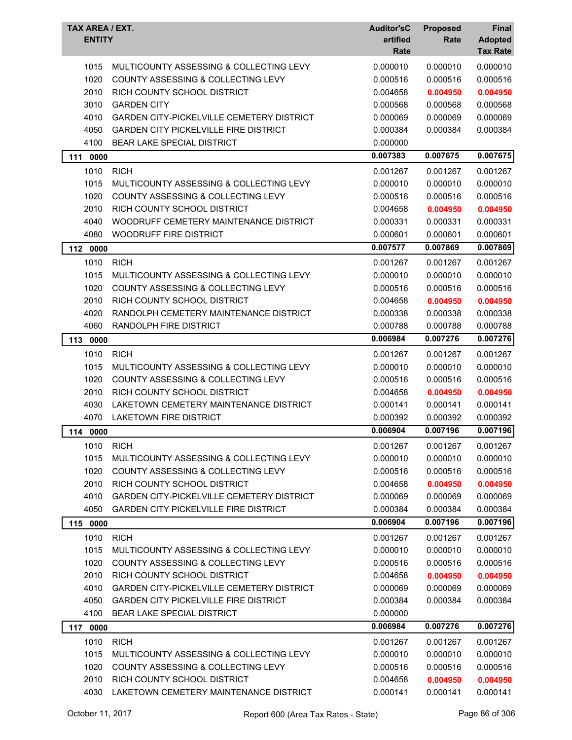| TAX AREA / EXT. ENTITY | | Auditor'sCertified Rate | Proposed Rate | Final Adopted Tax Rate |
|---|---|---|---|---|
| 1015 | MULTICOUNTY ASSESSING & COLLECTING LEVY | 0.000010 | 0.000010 | 0.000010 |
| 1020 | COUNTY ASSESSING & COLLECTING LEVY | 0.000516 | 0.000516 | 0.000516 |
| 2010 | RICH COUNTY SCHOOL DISTRICT | 0.004658 | **0.004950** | **0.004950** |
| 3010 | GARDEN CITY | 0.000568 | 0.000568 | 0.000568 |
| 4010 | GARDEN CITY-PICKELVILLE CEMETERY DISTRICT | 0.000069 | 0.000069 | 0.000069 |
| 4050 | GARDEN CITY PICKELVILLE FIRE DISTRICT | 0.000384 | 0.000384 | 0.000384 |
| 4100 | BEAR LAKE SPECIAL DISTRICT | 0.000000 | | |
| **111 0000** | | **0.007383** | **0.007675** | **0.007675** |
| 1010 | RICH | 0.001267 | 0.001267 | 0.001267 |
| 1015 | MULTICOUNTY ASSESSING & COLLECTING LEVY | 0.000010 | 0.000010 | 0.000010 |
| 1020 | COUNTY ASSESSING & COLLECTING LEVY | 0.000516 | 0.000516 | 0.000516 |
| 2010 | RICH COUNTY SCHOOL DISTRICT | 0.004658 | **0.004950** | **0.004950** |
| 4040 | WOODRUFF CEMETERY MAINTENANCE DISTRICT | 0.000331 | 0.000331 | 0.000331 |
| 4080 | WOODRUFF FIRE DISTRICT | 0.000601 | 0.000601 | 0.000601 |
| **112 0000** | | **0.007577** | **0.007869** | **0.007869** |
| 1010 | RICH | 0.001267 | 0.001267 | 0.001267 |
| 1015 | MULTICOUNTY ASSESSING & COLLECTING LEVY | 0.000010 | 0.000010 | 0.000010 |
| 1020 | COUNTY ASSESSING & COLLECTING LEVY | 0.000516 | 0.000516 | 0.000516 |
| 2010 | RICH COUNTY SCHOOL DISTRICT | 0.004658 | **0.004950** | **0.004950** |
| 4020 | RANDOLPH CEMETERY MAINTENANCE DISTRICT | 0.000338 | 0.000338 | 0.000338 |
| 4060 | RANDOLPH FIRE DISTRICT | 0.000788 | 0.000788 | 0.000788 |
| **113 0000** | | **0.006984** | **0.007276** | **0.007276** |
| 1010 | RICH | 0.001267 | 0.001267 | 0.001267 |
| 1015 | MULTICOUNTY ASSESSING & COLLECTING LEVY | 0.000010 | 0.000010 | 0.000010 |
| 1020 | COUNTY ASSESSING & COLLECTING LEVY | 0.000516 | 0.000516 | 0.000516 |
| 2010 | RICH COUNTY SCHOOL DISTRICT | 0.004658 | **0.004950** | **0.004950** |
| 4030 | LAKETOWN CEMETERY MAINTENANCE DISTRICT | 0.000141 | 0.000141 | 0.000141 |
| 4070 | LAKETOWN FIRE DISTRICT | 0.000392 | 0.000392 | 0.000392 |
| **114 0000** | | **0.006904** | **0.007196** | **0.007196** |
| 1010 | RICH | 0.001267 | 0.001267 | 0.001267 |
| 1015 | MULTICOUNTY ASSESSING & COLLECTING LEVY | 0.000010 | 0.000010 | 0.000010 |
| 1020 | COUNTY ASSESSING & COLLECTING LEVY | 0.000516 | 0.000516 | 0.000516 |
| 2010 | RICH COUNTY SCHOOL DISTRICT | 0.004658 | **0.004950** | **0.004950** |
| 4010 | GARDEN CITY-PICKELVILLE CEMETERY DISTRICT | 0.000069 | 0.000069 | 0.000069 |
| 4050 | GARDEN CITY PICKELVILLE FIRE DISTRICT | 0.000384 | 0.000384 | 0.000384 |
| **115 0000** | | **0.006904** | **0.007196** | **0.007196** |
| 1010 | RICH | 0.001267 | 0.001267 | 0.001267 |
| 1015 | MULTICOUNTY ASSESSING & COLLECTING LEVY | 0.000010 | 0.000010 | 0.000010 |
| 1020 | COUNTY ASSESSING & COLLECTING LEVY | 0.000516 | 0.000516 | 0.000516 |
| 2010 | RICH COUNTY SCHOOL DISTRICT | 0.004658 | **0.004950** | **0.004950** |
| 4010 | GARDEN CITY-PICKELVILLE CEMETERY DISTRICT | 0.000069 | 0.000069 | 0.000069 |
| 4050 | GARDEN CITY PICKELVILLE FIRE DISTRICT | 0.000384 | 0.000384 | 0.000384 |
| 4100 | BEAR LAKE SPECIAL DISTRICT | 0.000000 | | |
| **117 0000** | | **0.006984** | **0.007276** | **0.007276** |
| 1010 | RICH | 0.001267 | 0.001267 | 0.001267 |
| 1015 | MULTICOUNTY ASSESSING & COLLECTING LEVY | 0.000010 | 0.000010 | 0.000010 |
| 1020 | COUNTY ASSESSING & COLLECTING LEVY | 0.000516 | 0.000516 | 0.000516 |
| 2010 | RICH COUNTY SCHOOL DISTRICT | 0.004658 | **0.004950** | **0.004950** |
| 4030 | LAKETOWN CEMETERY MAINTENANCE DISTRICT | 0.000141 | 0.000141 | 0.000141 |

October 11, 2017 — Report 600 (Area Tax Rates - State)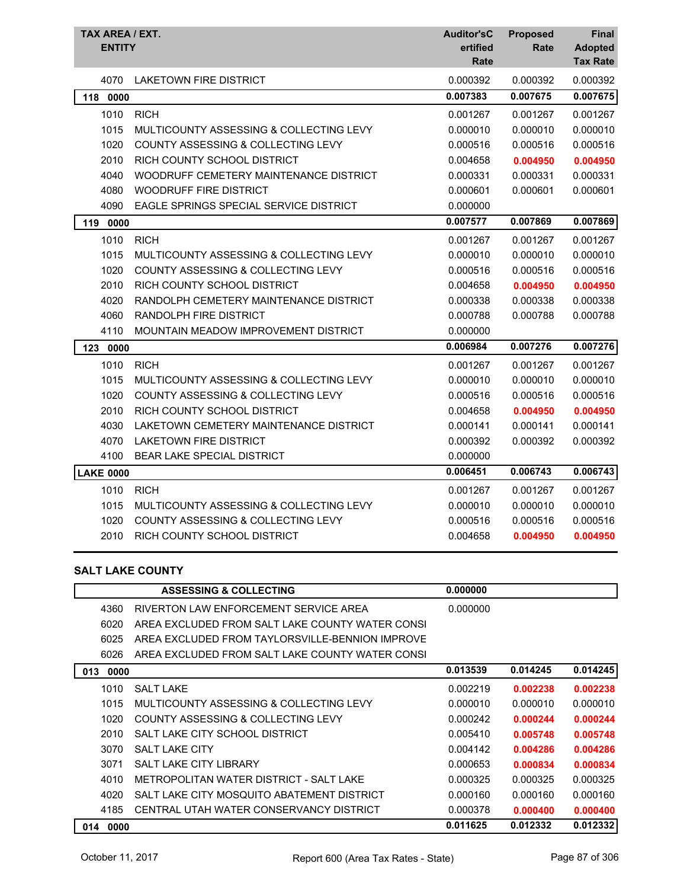| TAX AREA / EXT. ENTITY | | Auditor'sCertified Rate | Proposed Rate | Final Adopted Tax Rate |
|---|---|---|---|---|
| 4070 | LAKETOWN FIRE DISTRICT | 0.000392 | 0.000392 | 0.000392 |
| **118 0000** | | **0.007383** | **0.007675** | **0.007675** |
| 1010 | RICH | 0.001267 | 0.001267 | 0.001267 |
| 1015 | MULTICOUNTY ASSESSING & COLLECTING LEVY | 0.000010 | 0.000010 | 0.000010 |
| 1020 | COUNTY ASSESSING & COLLECTING LEVY | 0.000516 | 0.000516 | 0.000516 |
| 2010 | RICH COUNTY SCHOOL DISTRICT | 0.004658 | **0.004950** | **0.004950** |
| 4040 | WOODRUFF CEMETERY MAINTENANCE DISTRICT | 0.000331 | 0.000331 | 0.000331 |
| 4080 | WOODRUFF FIRE DISTRICT | 0.000601 | 0.000601 | 0.000601 |
| 4090 | EAGLE SPRINGS SPECIAL SERVICE DISTRICT | 0.000000 | | |
| **119 0000** | | **0.007577** | **0.007869** | **0.007869** |
| 1010 | RICH | 0.001267 | 0.001267 | 0.001267 |
| 1015 | MULTICOUNTY ASSESSING & COLLECTING LEVY | 0.000010 | 0.000010 | 0.000010 |
| 1020 | COUNTY ASSESSING & COLLECTING LEVY | 0.000516 | 0.000516 | 0.000516 |
| 2010 | RICH COUNTY SCHOOL DISTRICT | 0.004658 | **0.004950** | **0.004950** |
| 4020 | RANDOLPH CEMETERY MAINTENANCE DISTRICT | 0.000338 | 0.000338 | 0.000338 |
| 4060 | RANDOLPH FIRE DISTRICT | 0.000788 | 0.000788 | 0.000788 |
| 4110 | MOUNTAIN MEADOW IMPROVEMENT DISTRICT | 0.000000 | | |
| **123 0000** | | **0.006984** | **0.007276** | **0.007276** |
| 1010 | RICH | 0.001267 | 0.001267 | 0.001267 |
| 1015 | MULTICOUNTY ASSESSING & COLLECTING LEVY | 0.000010 | 0.000010 | 0.000010 |
| 1020 | COUNTY ASSESSING & COLLECTING LEVY | 0.000516 | 0.000516 | 0.000516 |
| 2010 | RICH COUNTY SCHOOL DISTRICT | 0.004658 | **0.004950** | **0.004950** |
| 4030 | LAKETOWN CEMETERY MAINTENANCE DISTRICT | 0.000141 | 0.000141 | 0.000141 |
| 4070 | LAKETOWN FIRE DISTRICT | 0.000392 | 0.000392 | 0.000392 |
| 4100 | BEAR LAKE SPECIAL DISTRICT | 0.000000 | | |
| **LAKE 0000** | | **0.006451** | **0.006743** | **0.006743** |
| 1010 | RICH | 0.001267 | 0.001267 | 0.001267 |
| 1015 | MULTICOUNTY ASSESSING & COLLECTING LEVY | 0.000010 | 0.000010 | 0.000010 |
| 1020 | COUNTY ASSESSING & COLLECTING LEVY | 0.000516 | 0.000516 | 0.000516 |
| 2010 | RICH COUNTY SCHOOL DISTRICT | 0.004658 | **0.004950** | **0.004950** |

## SALT LAKE COUNTY

| TAX AREA / EXT. | ENTITY | Auditor'sCertified Rate | Proposed Rate | Final Adopted Tax Rate |
|---|---|---|---|---|
| | **ASSESSING & COLLECTING** | **0.000000** | | |
| 4360 | RIVERTON LAW ENFORCEMENT SERVICE AREA | 0.000000 | | |
| 6020 | AREA EXCLUDED FROM SALT LAKE COUNTY WATER CONSI | | | |
| 6025 | AREA EXCLUDED FROM TAYLORSVILLE-BENNION IMPROVE | | | |
| 6026 | AREA EXCLUDED FROM SALT LAKE COUNTY WATER CONSI | | | |
| **013 0000** | | **0.013539** | **0.014245** | **0.014245** |
| 1010 | SALT LAKE | 0.002219 | **0.002238** | **0.002238** |
| 1015 | MULTICOUNTY ASSESSING & COLLECTING LEVY | 0.000010 | 0.000010 | 0.000010 |
| 1020 | COUNTY ASSESSING & COLLECTING LEVY | 0.000242 | **0.000244** | **0.000244** |
| 2010 | SALT LAKE CITY SCHOOL DISTRICT | 0.005410 | **0.005748** | **0.005748** |
| 3070 | SALT LAKE CITY | 0.004142 | **0.004286** | **0.004286** |
| 3071 | SALT LAKE CITY LIBRARY | 0.000653 | **0.000834** | **0.000834** |
| 4010 | METROPOLITAN WATER DISTRICT - SALT LAKE | 0.000325 | 0.000325 | 0.000325 |
| 4020 | SALT LAKE CITY MOSQUITO ABATEMENT DISTRICT | 0.000160 | 0.000160 | 0.000160 |
| 4185 | CENTRAL UTAH WATER CONSERVANCY DISTRICT | 0.000378 | **0.000400** | **0.000400** |
| **014 0000** | | **0.011625** | **0.012332** | **0.012332** |

October 11, 2017 — Report 600 (Area Tax Rates - State)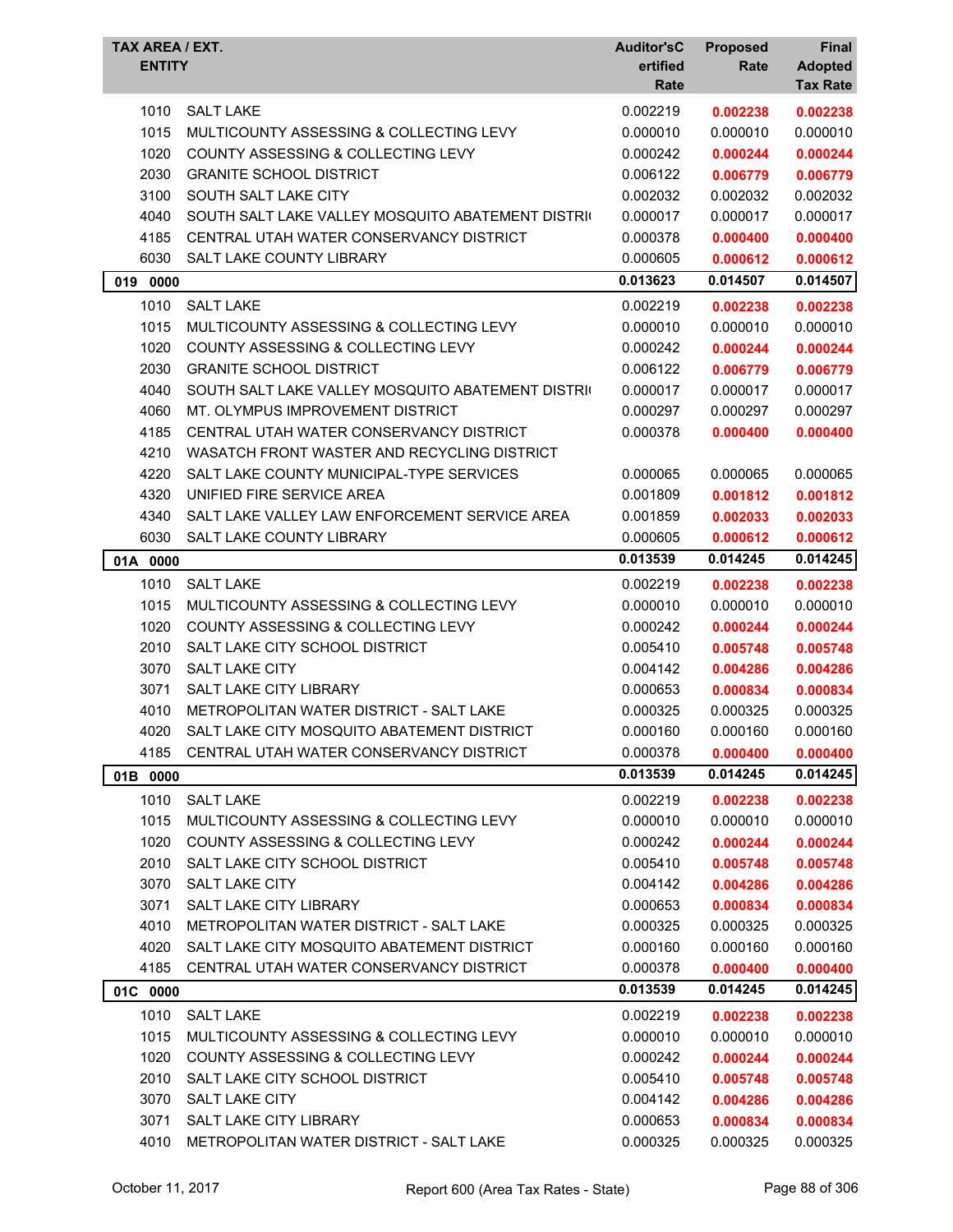| TAX AREA / EXT. ENTITY | | Auditor's Certified Rate | Proposed Rate | Final Adopted Tax Rate |
|---|---|---|---|---|
| 1010 | SALT LAKE | 0.002219 | **0.002238** | **0.002238** |
| 1015 | MULTICOUNTY ASSESSING & COLLECTING LEVY | 0.000010 | 0.000010 | 0.000010 |
| 1020 | COUNTY ASSESSING & COLLECTING LEVY | 0.000242 | **0.000244** | **0.000244** |
| 2030 | GRANITE SCHOOL DISTRICT | 0.006122 | **0.006779** | **0.006779** |
| 3100 | SOUTH SALT LAKE CITY | 0.002032 | 0.002032 | 0.002032 |
| 4040 | SOUTH SALT LAKE VALLEY MOSQUITO ABATEMENT DISTRI | 0.000017 | 0.000017 | 0.000017 |
| 4185 | CENTRAL UTAH WATER CONSERVANCY DISTRICT | 0.000378 | **0.000400** | **0.000400** |
| 6030 | SALT LAKE COUNTY LIBRARY | 0.000605 | **0.000612** | **0.000612** |
| **019 0000** | | **0.013623** | **0.014507** | **0.014507** |
| 1010 | SALT LAKE | 0.002219 | **0.002238** | **0.002238** |
| 1015 | MULTICOUNTY ASSESSING & COLLECTING LEVY | 0.000010 | 0.000010 | 0.000010 |
| 1020 | COUNTY ASSESSING & COLLECTING LEVY | 0.000242 | **0.000244** | **0.000244** |
| 2030 | GRANITE SCHOOL DISTRICT | 0.006122 | **0.006779** | **0.006779** |
| 4040 | SOUTH SALT LAKE VALLEY MOSQUITO ABATEMENT DISTRI | 0.000017 | 0.000017 | 0.000017 |
| 4060 | MT. OLYMPUS IMPROVEMENT DISTRICT | 0.000297 | 0.000297 | 0.000297 |
| 4185 | CENTRAL UTAH WATER CONSERVANCY DISTRICT | 0.000378 | **0.000400** | **0.000400** |
| 4210 | WASATCH FRONT WASTER AND RECYCLING DISTRICT | | | |
| 4220 | SALT LAKE COUNTY MUNICIPAL-TYPE SERVICES | 0.000065 | 0.000065 | 0.000065 |
| 4320 | UNIFIED FIRE SERVICE AREA | 0.001809 | **0.001812** | **0.001812** |
| 4340 | SALT LAKE VALLEY LAW ENFORCEMENT SERVICE AREA | 0.001859 | **0.002033** | **0.002033** |
| 6030 | SALT LAKE COUNTY LIBRARY | 0.000605 | **0.000612** | **0.000612** |
| **01A 0000** | | **0.013539** | **0.014245** | **0.014245** |
| 1010 | SALT LAKE | 0.002219 | **0.002238** | **0.002238** |
| 1015 | MULTICOUNTY ASSESSING & COLLECTING LEVY | 0.000010 | 0.000010 | 0.000010 |
| 1020 | COUNTY ASSESSING & COLLECTING LEVY | 0.000242 | **0.000244** | **0.000244** |
| 2010 | SALT LAKE CITY SCHOOL DISTRICT | 0.005410 | **0.005748** | **0.005748** |
| 3070 | SALT LAKE CITY | 0.004142 | **0.004286** | **0.004286** |
| 3071 | SALT LAKE CITY LIBRARY | 0.000653 | **0.000834** | **0.000834** |
| 4010 | METROPOLITAN WATER DISTRICT - SALT LAKE | 0.000325 | 0.000325 | 0.000325 |
| 4020 | SALT LAKE CITY MOSQUITO ABATEMENT DISTRICT | 0.000160 | 0.000160 | 0.000160 |
| 4185 | CENTRAL UTAH WATER CONSERVANCY DISTRICT | 0.000378 | **0.000400** | **0.000400** |
| **01B 0000** | | **0.013539** | **0.014245** | **0.014245** |
| 1010 | SALT LAKE | 0.002219 | **0.002238** | **0.002238** |
| 1015 | MULTICOUNTY ASSESSING & COLLECTING LEVY | 0.000010 | 0.000010 | 0.000010 |
| 1020 | COUNTY ASSESSING & COLLECTING LEVY | 0.000242 | **0.000244** | **0.000244** |
| 2010 | SALT LAKE CITY SCHOOL DISTRICT | 0.005410 | **0.005748** | **0.005748** |
| 3070 | SALT LAKE CITY | 0.004142 | **0.004286** | **0.004286** |
| 3071 | SALT LAKE CITY LIBRARY | 0.000653 | **0.000834** | **0.000834** |
| 4010 | METROPOLITAN WATER DISTRICT - SALT LAKE | 0.000325 | 0.000325 | 0.000325 |
| 4020 | SALT LAKE CITY MOSQUITO ABATEMENT DISTRICT | 0.000160 | 0.000160 | 0.000160 |
| 4185 | CENTRAL UTAH WATER CONSERVANCY DISTRICT | 0.000378 | **0.000400** | **0.000400** |
| **01C 0000** | | **0.013539** | **0.014245** | **0.014245** |
| 1010 | SALT LAKE | 0.002219 | **0.002238** | **0.002238** |
| 1015 | MULTICOUNTY ASSESSING & COLLECTING LEVY | 0.000010 | 0.000010 | 0.000010 |
| 1020 | COUNTY ASSESSING & COLLECTING LEVY | 0.000242 | **0.000244** | **0.000244** |
| 2010 | SALT LAKE CITY SCHOOL DISTRICT | 0.005410 | **0.005748** | **0.005748** |
| 3070 | SALT LAKE CITY | 0.004142 | **0.004286** | **0.004286** |
| 3071 | SALT LAKE CITY LIBRARY | 0.000653 | **0.000834** | **0.000834** |
| 4010 | METROPOLITAN WATER DISTRICT - SALT LAKE | 0.000325 | 0.000325 | 0.000325 |

October 11, 2017 — Report 600 (Area Tax Rates - State)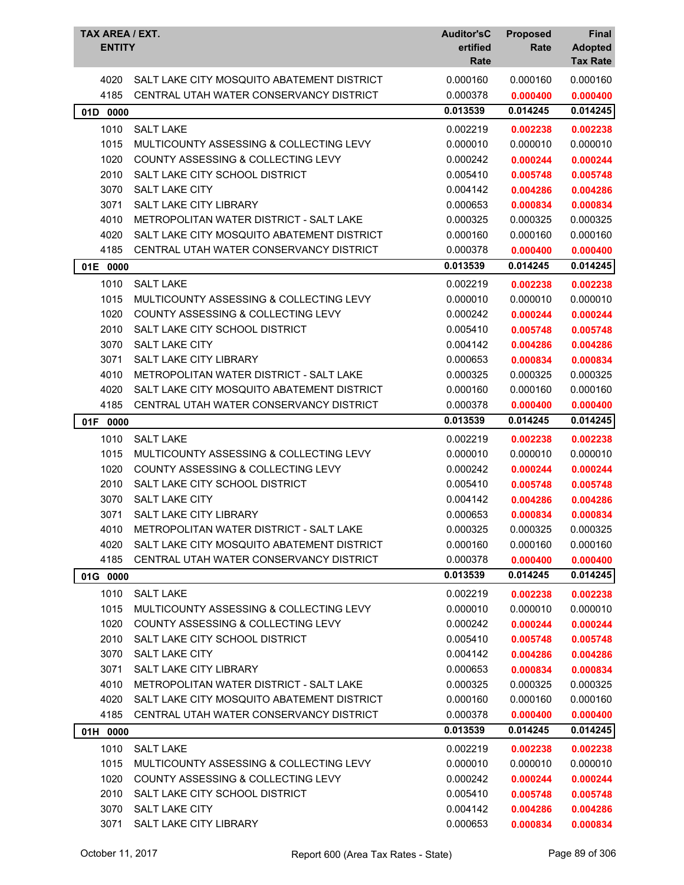| TAX AREA / EXT. ENTITY | | Auditor'sCertified Rate | Proposed Rate | Final Adopted Tax Rate |
|---|---|---|---|---|
| 4020 | SALT LAKE CITY MOSQUITO ABATEMENT DISTRICT | 0.000160 | 0.000160 | 0.000160 |
| 4185 | CENTRAL UTAH WATER CONSERVANCY DISTRICT | 0.000378 | **0.000400** | **0.000400** |
| **01D 0000** | | **0.013539** | **0.014245** | **0.014245** |
| 1010 | SALT LAKE | 0.002219 | **0.002238** | **0.002238** |
| 1015 | MULTICOUNTY ASSESSING & COLLECTING LEVY | 0.000010 | 0.000010 | 0.000010 |
| 1020 | COUNTY ASSESSING & COLLECTING LEVY | 0.000242 | **0.000244** | **0.000244** |
| 2010 | SALT LAKE CITY SCHOOL DISTRICT | 0.005410 | **0.005748** | **0.005748** |
| 3070 | SALT LAKE CITY | 0.004142 | **0.004286** | **0.004286** |
| 3071 | SALT LAKE CITY LIBRARY | 0.000653 | **0.000834** | **0.000834** |
| 4010 | METROPOLITAN WATER DISTRICT - SALT LAKE | 0.000325 | 0.000325 | 0.000325 |
| 4020 | SALT LAKE CITY MOSQUITO ABATEMENT DISTRICT | 0.000160 | 0.000160 | 0.000160 |
| 4185 | CENTRAL UTAH WATER CONSERVANCY DISTRICT | 0.000378 | **0.000400** | **0.000400** |
| **01E 0000** | | **0.013539** | **0.014245** | **0.014245** |
| 1010 | SALT LAKE | 0.002219 | **0.002238** | **0.002238** |
| 1015 | MULTICOUNTY ASSESSING & COLLECTING LEVY | 0.000010 | 0.000010 | 0.000010 |
| 1020 | COUNTY ASSESSING & COLLECTING LEVY | 0.000242 | **0.000244** | **0.000244** |
| 2010 | SALT LAKE CITY SCHOOL DISTRICT | 0.005410 | **0.005748** | **0.005748** |
| 3070 | SALT LAKE CITY | 0.004142 | **0.004286** | **0.004286** |
| 3071 | SALT LAKE CITY LIBRARY | 0.000653 | **0.000834** | **0.000834** |
| 4010 | METROPOLITAN WATER DISTRICT - SALT LAKE | 0.000325 | 0.000325 | 0.000325 |
| 4020 | SALT LAKE CITY MOSQUITO ABATEMENT DISTRICT | 0.000160 | 0.000160 | 0.000160 |
| 4185 | CENTRAL UTAH WATER CONSERVANCY DISTRICT | 0.000378 | **0.000400** | **0.000400** |
| **01F 0000** | | **0.013539** | **0.014245** | **0.014245** |
| 1010 | SALT LAKE | 0.002219 | **0.002238** | **0.002238** |
| 1015 | MULTICOUNTY ASSESSING & COLLECTING LEVY | 0.000010 | 0.000010 | 0.000010 |
| 1020 | COUNTY ASSESSING & COLLECTING LEVY | 0.000242 | **0.000244** | **0.000244** |
| 2010 | SALT LAKE CITY SCHOOL DISTRICT | 0.005410 | **0.005748** | **0.005748** |
| 3070 | SALT LAKE CITY | 0.004142 | **0.004286** | **0.004286** |
| 3071 | SALT LAKE CITY LIBRARY | 0.000653 | **0.000834** | **0.000834** |
| 4010 | METROPOLITAN WATER DISTRICT - SALT LAKE | 0.000325 | 0.000325 | 0.000325 |
| 4020 | SALT LAKE CITY MOSQUITO ABATEMENT DISTRICT | 0.000160 | 0.000160 | 0.000160 |
| 4185 | CENTRAL UTAH WATER CONSERVANCY DISTRICT | 0.000378 | **0.000400** | **0.000400** |
| **01G 0000** | | **0.013539** | **0.014245** | **0.014245** |
| 1010 | SALT LAKE | 0.002219 | **0.002238** | **0.002238** |
| 1015 | MULTICOUNTY ASSESSING & COLLECTING LEVY | 0.000010 | 0.000010 | 0.000010 |
| 1020 | COUNTY ASSESSING & COLLECTING LEVY | 0.000242 | **0.000244** | **0.000244** |
| 2010 | SALT LAKE CITY SCHOOL DISTRICT | 0.005410 | **0.005748** | **0.005748** |
| 3070 | SALT LAKE CITY | 0.004142 | **0.004286** | **0.004286** |
| 3071 | SALT LAKE CITY LIBRARY | 0.000653 | **0.000834** | **0.000834** |
| 4010 | METROPOLITAN WATER DISTRICT - SALT LAKE | 0.000325 | 0.000325 | 0.000325 |
| 4020 | SALT LAKE CITY MOSQUITO ABATEMENT DISTRICT | 0.000160 | 0.000160 | 0.000160 |
| 4185 | CENTRAL UTAH WATER CONSERVANCY DISTRICT | 0.000378 | **0.000400** | **0.000400** |
| **01H 0000** | | **0.013539** | **0.014245** | **0.014245** |
| 1010 | SALT LAKE | 0.002219 | **0.002238** | **0.002238** |
| 1015 | MULTICOUNTY ASSESSING & COLLECTING LEVY | 0.000010 | 0.000010 | 0.000010 |
| 1020 | COUNTY ASSESSING & COLLECTING LEVY | 0.000242 | **0.000244** | **0.000244** |
| 2010 | SALT LAKE CITY SCHOOL DISTRICT | 0.005410 | **0.005748** | **0.005748** |
| 3070 | SALT LAKE CITY | 0.004142 | **0.004286** | **0.004286** |
| 3071 | SALT LAKE CITY LIBRARY | 0.000653 | **0.000834** | **0.000834** |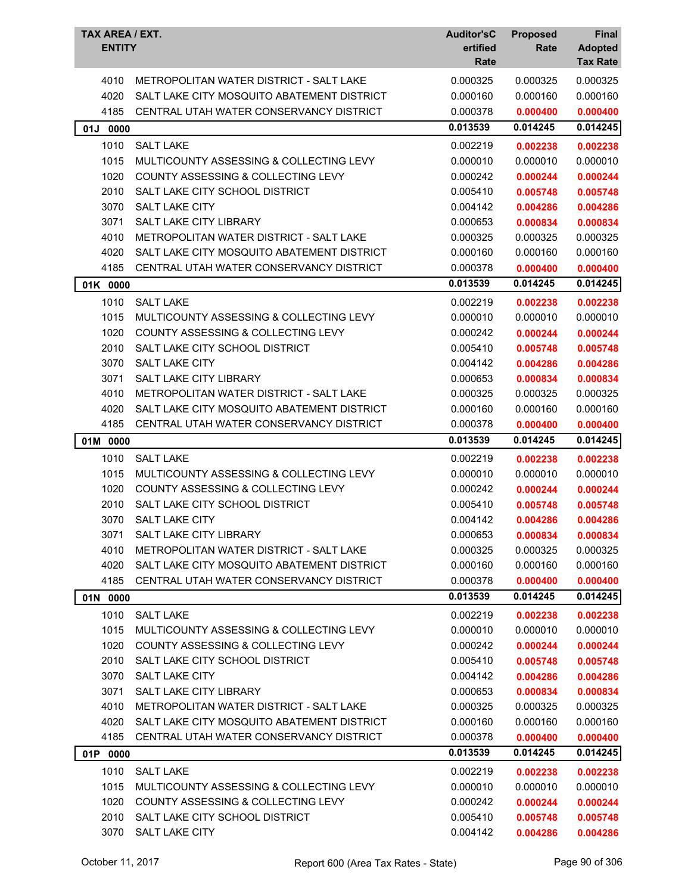| TAX AREA / EXT. ENTITY | | Auditor'sCertified Rate | Proposed Rate | Final Adopted Tax Rate |
|---|---|---|---|---|
| 4010 | METROPOLITAN WATER DISTRICT - SALT LAKE | 0.000325 | 0.000325 | 0.000325 |
| 4020 | SALT LAKE CITY MOSQUITO ABATEMENT DISTRICT | 0.000160 | 0.000160 | 0.000160 |
| 4185 | CENTRAL UTAH WATER CONSERVANCY DISTRICT | 0.000378 | **0.000400** | **0.000400** |
| **01J 0000** | | **0.013539** | **0.014245** | **0.014245** |
| 1010 | SALT LAKE | 0.002219 | **0.002238** | **0.002238** |
| 1015 | MULTICOUNTY ASSESSING & COLLECTING LEVY | 0.000010 | 0.000010 | 0.000010 |
| 1020 | COUNTY ASSESSING & COLLECTING LEVY | 0.000242 | **0.000244** | **0.000244** |
| 2010 | SALT LAKE CITY SCHOOL DISTRICT | 0.005410 | **0.005748** | **0.005748** |
| 3070 | SALT LAKE CITY | 0.004142 | **0.004286** | **0.004286** |
| 3071 | SALT LAKE CITY LIBRARY | 0.000653 | **0.000834** | **0.000834** |
| 4010 | METROPOLITAN WATER DISTRICT - SALT LAKE | 0.000325 | 0.000325 | 0.000325 |
| 4020 | SALT LAKE CITY MOSQUITO ABATEMENT DISTRICT | 0.000160 | 0.000160 | 0.000160 |
| 4185 | CENTRAL UTAH WATER CONSERVANCY DISTRICT | 0.000378 | **0.000400** | **0.000400** |
| **01K 0000** | | **0.013539** | **0.014245** | **0.014245** |
| 1010 | SALT LAKE | 0.002219 | **0.002238** | **0.002238** |
| 1015 | MULTICOUNTY ASSESSING & COLLECTING LEVY | 0.000010 | 0.000010 | 0.000010 |
| 1020 | COUNTY ASSESSING & COLLECTING LEVY | 0.000242 | **0.000244** | **0.000244** |
| 2010 | SALT LAKE CITY SCHOOL DISTRICT | 0.005410 | **0.005748** | **0.005748** |
| 3070 | SALT LAKE CITY | 0.004142 | **0.004286** | **0.004286** |
| 3071 | SALT LAKE CITY LIBRARY | 0.000653 | **0.000834** | **0.000834** |
| 4010 | METROPOLITAN WATER DISTRICT - SALT LAKE | 0.000325 | 0.000325 | 0.000325 |
| 4020 | SALT LAKE CITY MOSQUITO ABATEMENT DISTRICT | 0.000160 | 0.000160 | 0.000160 |
| 4185 | CENTRAL UTAH WATER CONSERVANCY DISTRICT | 0.000378 | **0.000400** | **0.000400** |
| **01M 0000** | | **0.013539** | **0.014245** | **0.014245** |
| 1010 | SALT LAKE | 0.002219 | **0.002238** | **0.002238** |
| 1015 | MULTICOUNTY ASSESSING & COLLECTING LEVY | 0.000010 | 0.000010 | 0.000010 |
| 1020 | COUNTY ASSESSING & COLLECTING LEVY | 0.000242 | **0.000244** | **0.000244** |
| 2010 | SALT LAKE CITY SCHOOL DISTRICT | 0.005410 | **0.005748** | **0.005748** |
| 3070 | SALT LAKE CITY | 0.004142 | **0.004286** | **0.004286** |
| 3071 | SALT LAKE CITY LIBRARY | 0.000653 | **0.000834** | **0.000834** |
| 4010 | METROPOLITAN WATER DISTRICT - SALT LAKE | 0.000325 | 0.000325 | 0.000325 |
| 4020 | SALT LAKE CITY MOSQUITO ABATEMENT DISTRICT | 0.000160 | 0.000160 | 0.000160 |
| 4185 | CENTRAL UTAH WATER CONSERVANCY DISTRICT | 0.000378 | **0.000400** | **0.000400** |
| **01N 0000** | | **0.013539** | **0.014245** | **0.014245** |
| 1010 | SALT LAKE | 0.002219 | **0.002238** | **0.002238** |
| 1015 | MULTICOUNTY ASSESSING & COLLECTING LEVY | 0.000010 | 0.000010 | 0.000010 |
| 1020 | COUNTY ASSESSING & COLLECTING LEVY | 0.000242 | **0.000244** | **0.000244** |
| 2010 | SALT LAKE CITY SCHOOL DISTRICT | 0.005410 | **0.005748** | **0.005748** |
| 3070 | SALT LAKE CITY | 0.004142 | **0.004286** | **0.004286** |
| 3071 | SALT LAKE CITY LIBRARY | 0.000653 | **0.000834** | **0.000834** |
| 4010 | METROPOLITAN WATER DISTRICT - SALT LAKE | 0.000325 | 0.000325 | 0.000325 |
| 4020 | SALT LAKE CITY MOSQUITO ABATEMENT DISTRICT | 0.000160 | 0.000160 | 0.000160 |
| 4185 | CENTRAL UTAH WATER CONSERVANCY DISTRICT | 0.000378 | **0.000400** | **0.000400** |
| **01P 0000** | | **0.013539** | **0.014245** | **0.014245** |
| 1010 | SALT LAKE | 0.002219 | **0.002238** | **0.002238** |
| 1015 | MULTICOUNTY ASSESSING & COLLECTING LEVY | 0.000010 | 0.000010 | 0.000010 |
| 1020 | COUNTY ASSESSING & COLLECTING LEVY | 0.000242 | **0.000244** | **0.000244** |
| 2010 | SALT LAKE CITY SCHOOL DISTRICT | 0.005410 | **0.005748** | **0.005748** |
| 3070 | SALT LAKE CITY | 0.004142 | **0.004286** | **0.004286** |

October 11, 2017 Report 600 (Area Tax Rates - State)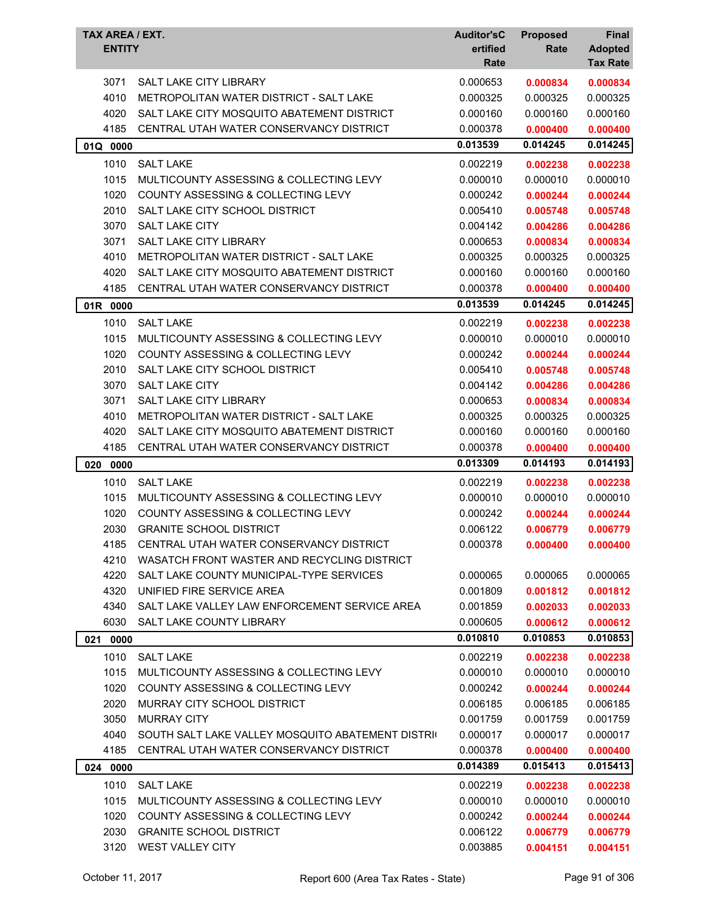| TAX AREA / EXT. ENTITY | | Auditor'sCertified Rate | Proposed Rate | Final Adopted Tax Rate |
|---|---|---|---|---|
| 3071 | SALT LAKE CITY LIBRARY | 0.000653 | **0.000834** | **0.000834** |
| 4010 | METROPOLITAN WATER DISTRICT - SALT LAKE | 0.000325 | 0.000325 | 0.000325 |
| 4020 | SALT LAKE CITY MOSQUITO ABATEMENT DISTRICT | 0.000160 | 0.000160 | 0.000160 |
| 4185 | CENTRAL UTAH WATER CONSERVANCY DISTRICT | 0.000378 | **0.000400** | **0.000400** |
| **01Q 0000** | | **0.013539** | **0.014245** | **0.014245** |
| 1010 | SALT LAKE | 0.002219 | **0.002238** | **0.002238** |
| 1015 | MULTICOUNTY ASSESSING & COLLECTING LEVY | 0.000010 | 0.000010 | 0.000010 |
| 1020 | COUNTY ASSESSING & COLLECTING LEVY | 0.000242 | **0.000244** | **0.000244** |
| 2010 | SALT LAKE CITY SCHOOL DISTRICT | 0.005410 | **0.005748** | **0.005748** |
| 3070 | SALT LAKE CITY | 0.004142 | **0.004286** | **0.004286** |
| 3071 | SALT LAKE CITY LIBRARY | 0.000653 | **0.000834** | **0.000834** |
| 4010 | METROPOLITAN WATER DISTRICT - SALT LAKE | 0.000325 | 0.000325 | 0.000325 |
| 4020 | SALT LAKE CITY MOSQUITO ABATEMENT DISTRICT | 0.000160 | 0.000160 | 0.000160 |
| 4185 | CENTRAL UTAH WATER CONSERVANCY DISTRICT | 0.000378 | **0.000400** | **0.000400** |
| **01R 0000** | | **0.013539** | **0.014245** | **0.014245** |
| 1010 | SALT LAKE | 0.002219 | **0.002238** | **0.002238** |
| 1015 | MULTICOUNTY ASSESSING & COLLECTING LEVY | 0.000010 | 0.000010 | 0.000010 |
| 1020 | COUNTY ASSESSING & COLLECTING LEVY | 0.000242 | **0.000244** | **0.000244** |
| 2010 | SALT LAKE CITY SCHOOL DISTRICT | 0.005410 | **0.005748** | **0.005748** |
| 3070 | SALT LAKE CITY | 0.004142 | **0.004286** | **0.004286** |
| 3071 | SALT LAKE CITY LIBRARY | 0.000653 | **0.000834** | **0.000834** |
| 4010 | METROPOLITAN WATER DISTRICT - SALT LAKE | 0.000325 | 0.000325 | 0.000325 |
| 4020 | SALT LAKE CITY MOSQUITO ABATEMENT DISTRICT | 0.000160 | 0.000160 | 0.000160 |
| 4185 | CENTRAL UTAH WATER CONSERVANCY DISTRICT | 0.000378 | **0.000400** | **0.000400** |
| **020 0000** | | **0.013309** | **0.014193** | **0.014193** |
| 1010 | SALT LAKE | 0.002219 | **0.002238** | **0.002238** |
| 1015 | MULTICOUNTY ASSESSING & COLLECTING LEVY | 0.000010 | 0.000010 | 0.000010 |
| 1020 | COUNTY ASSESSING & COLLECTING LEVY | 0.000242 | **0.000244** | **0.000244** |
| 2030 | GRANITE SCHOOL DISTRICT | 0.006122 | **0.006779** | **0.006779** |
| 4185 | CENTRAL UTAH WATER CONSERVANCY DISTRICT | 0.000378 | **0.000400** | **0.000400** |
| 4210 | WASATCH FRONT WASTER AND RECYCLING DISTRICT | | | |
| 4220 | SALT LAKE COUNTY MUNICIPAL-TYPE SERVICES | 0.000065 | 0.000065 | 0.000065 |
| 4320 | UNIFIED FIRE SERVICE AREA | 0.001809 | **0.001812** | **0.001812** |
| 4340 | SALT LAKE VALLEY LAW ENFORCEMENT SERVICE AREA | 0.001859 | **0.002033** | **0.002033** |
| 6030 | SALT LAKE COUNTY LIBRARY | 0.000605 | **0.000612** | **0.000612** |
| **021 0000** | | **0.010810** | **0.010853** | **0.010853** |
| 1010 | SALT LAKE | 0.002219 | **0.002238** | **0.002238** |
| 1015 | MULTICOUNTY ASSESSING & COLLECTING LEVY | 0.000010 | 0.000010 | 0.000010 |
| 1020 | COUNTY ASSESSING & COLLECTING LEVY | 0.000242 | **0.000244** | **0.000244** |
| 2020 | MURRAY CITY SCHOOL DISTRICT | 0.006185 | 0.006185 | 0.006185 |
| 3050 | MURRAY CITY | 0.001759 | 0.001759 | 0.001759 |
| 4040 | SOUTH SALT LAKE VALLEY MOSQUITO ABATEMENT DISTRI | 0.000017 | 0.000017 | 0.000017 |
| 4185 | CENTRAL UTAH WATER CONSERVANCY DISTRICT | 0.000378 | **0.000400** | **0.000400** |
| **024 0000** | | **0.014389** | **0.015413** | **0.015413** |
| 1010 | SALT LAKE | 0.002219 | **0.002238** | **0.002238** |
| 1015 | MULTICOUNTY ASSESSING & COLLECTING LEVY | 0.000010 | 0.000010 | 0.000010 |
| 1020 | COUNTY ASSESSING & COLLECTING LEVY | 0.000242 | **0.000244** | **0.000244** |
| 2030 | GRANITE SCHOOL DISTRICT | 0.006122 | **0.006779** | **0.006779** |
| 3120 | WEST VALLEY CITY | 0.003885 | **0.004151** | **0.004151** |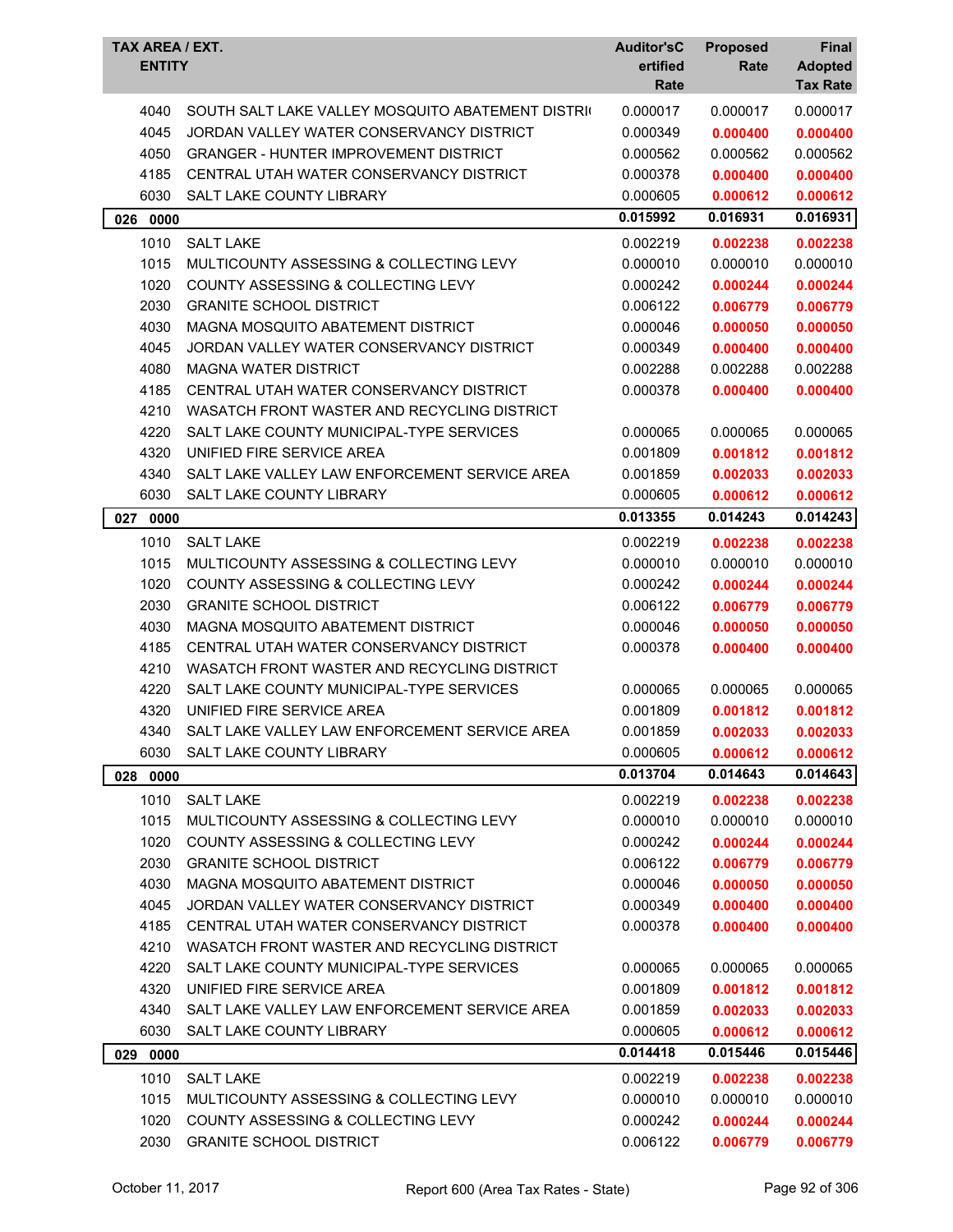| TAX AREA / EXT. | ENTITY | Auditor'sCertified Rate | Proposed Rate | Final Adopted Tax Rate |
|---|---|---|---|---|
| 4040 | SOUTH SALT LAKE VALLEY MOSQUITO ABATEMENT DISTRI( | 0.000017 | 0.000017 | 0.000017 |
| 4045 | JORDAN VALLEY WATER CONSERVANCY DISTRICT | 0.000349 | **0.000400** | **0.000400** |
| 4050 | GRANGER - HUNTER IMPROVEMENT DISTRICT | 0.000562 | 0.000562 | 0.000562 |
| 4185 | CENTRAL UTAH WATER CONSERVANCY DISTRICT | 0.000378 | **0.000400** | **0.000400** |
| 6030 | SALT LAKE COUNTY LIBRARY | 0.000605 | **0.000612** | **0.000612** |
| **026 0000** | | **0.015992** | **0.016931** | **0.016931** |
| 1010 | SALT LAKE | 0.002219 | **0.002238** | **0.002238** |
| 1015 | MULTICOUNTY ASSESSING & COLLECTING LEVY | 0.000010 | 0.000010 | 0.000010 |
| 1020 | COUNTY ASSESSING & COLLECTING LEVY | 0.000242 | **0.000244** | **0.000244** |
| 2030 | GRANITE SCHOOL DISTRICT | 0.006122 | **0.006779** | **0.006779** |
| 4030 | MAGNA MOSQUITO ABATEMENT DISTRICT | 0.000046 | **0.000050** | **0.000050** |
| 4045 | JORDAN VALLEY WATER CONSERVANCY DISTRICT | 0.000349 | **0.000400** | **0.000400** |
| 4080 | MAGNA WATER DISTRICT | 0.002288 | 0.002288 | 0.002288 |
| 4185 | CENTRAL UTAH WATER CONSERVANCY DISTRICT | 0.000378 | **0.000400** | **0.000400** |
| 4210 | WASATCH FRONT WASTER AND RECYCLING DISTRICT | | | |
| 4220 | SALT LAKE COUNTY MUNICIPAL-TYPE SERVICES | 0.000065 | 0.000065 | 0.000065 |
| 4320 | UNIFIED FIRE SERVICE AREA | 0.001809 | **0.001812** | **0.001812** |
| 4340 | SALT LAKE VALLEY LAW ENFORCEMENT SERVICE AREA | 0.001859 | **0.002033** | **0.002033** |
| 6030 | SALT LAKE COUNTY LIBRARY | 0.000605 | **0.000612** | **0.000612** |
| **027 0000** | | **0.013355** | **0.014243** | **0.014243** |
| 1010 | SALT LAKE | 0.002219 | **0.002238** | **0.002238** |
| 1015 | MULTICOUNTY ASSESSING & COLLECTING LEVY | 0.000010 | 0.000010 | 0.000010 |
| 1020 | COUNTY ASSESSING & COLLECTING LEVY | 0.000242 | **0.000244** | **0.000244** |
| 2030 | GRANITE SCHOOL DISTRICT | 0.006122 | **0.006779** | **0.006779** |
| 4030 | MAGNA MOSQUITO ABATEMENT DISTRICT | 0.000046 | **0.000050** | **0.000050** |
| 4185 | CENTRAL UTAH WATER CONSERVANCY DISTRICT | 0.000378 | **0.000400** | **0.000400** |
| 4210 | WASATCH FRONT WASTER AND RECYCLING DISTRICT | | | |
| 4220 | SALT LAKE COUNTY MUNICIPAL-TYPE SERVICES | 0.000065 | 0.000065 | 0.000065 |
| 4320 | UNIFIED FIRE SERVICE AREA | 0.001809 | **0.001812** | **0.001812** |
| 4340 | SALT LAKE VALLEY LAW ENFORCEMENT SERVICE AREA | 0.001859 | **0.002033** | **0.002033** |
| 6030 | SALT LAKE COUNTY LIBRARY | 0.000605 | **0.000612** | **0.000612** |
| **028 0000** | | **0.013704** | **0.014643** | **0.014643** |
| 1010 | SALT LAKE | 0.002219 | **0.002238** | **0.002238** |
| 1015 | MULTICOUNTY ASSESSING & COLLECTING LEVY | 0.000010 | 0.000010 | 0.000010 |
| 1020 | COUNTY ASSESSING & COLLECTING LEVY | 0.000242 | **0.000244** | **0.000244** |
| 2030 | GRANITE SCHOOL DISTRICT | 0.006122 | **0.006779** | **0.006779** |
| 4030 | MAGNA MOSQUITO ABATEMENT DISTRICT | 0.000046 | **0.000050** | **0.000050** |
| 4045 | JORDAN VALLEY WATER CONSERVANCY DISTRICT | 0.000349 | **0.000400** | **0.000400** |
| 4185 | CENTRAL UTAH WATER CONSERVANCY DISTRICT | 0.000378 | **0.000400** | **0.000400** |
| 4210 | WASATCH FRONT WASTER AND RECYCLING DISTRICT | | | |
| 4220 | SALT LAKE COUNTY MUNICIPAL-TYPE SERVICES | 0.000065 | 0.000065 | 0.000065 |
| 4320 | UNIFIED FIRE SERVICE AREA | 0.001809 | **0.001812** | **0.001812** |
| 4340 | SALT LAKE VALLEY LAW ENFORCEMENT SERVICE AREA | 0.001859 | **0.002033** | **0.002033** |
| 6030 | SALT LAKE COUNTY LIBRARY | 0.000605 | **0.000612** | **0.000612** |
| **029 0000** | | **0.014418** | **0.015446** | **0.015446** |
| 1010 | SALT LAKE | 0.002219 | **0.002238** | **0.002238** |
| 1015 | MULTICOUNTY ASSESSING & COLLECTING LEVY | 0.000010 | 0.000010 | 0.000010 |
| 1020 | COUNTY ASSESSING & COLLECTING LEVY | 0.000242 | **0.000244** | **0.000244** |
| 2030 | GRANITE SCHOOL DISTRICT | 0.006122 | **0.006779** | **0.006779** |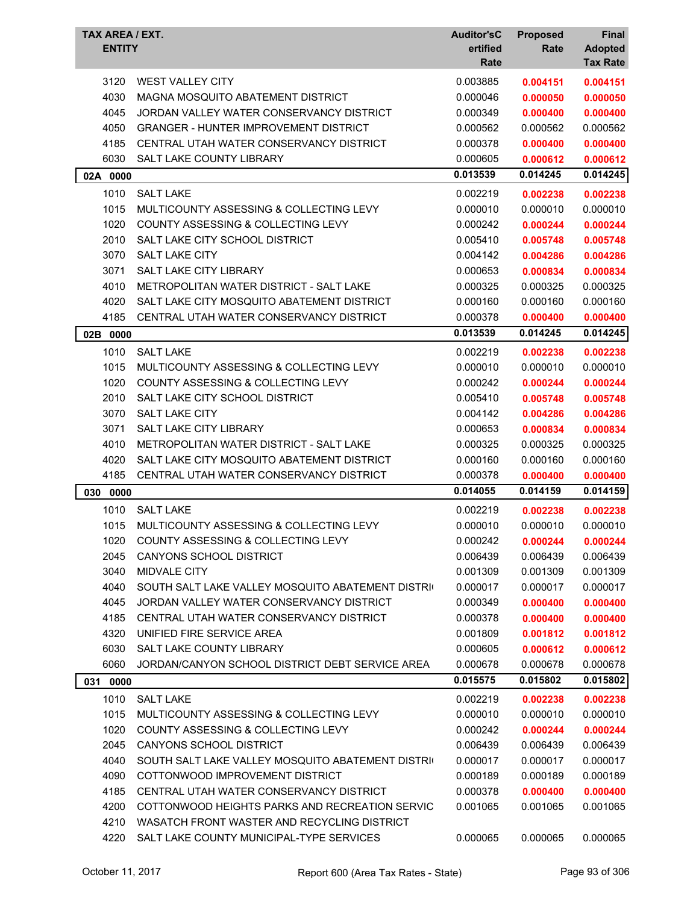| TAX AREA / EXT. ENTITY | | Auditor'sCertified Rate | Proposed Rate | Final Adopted Tax Rate |
|---|---|---|---|---|
| 3120 | WEST VALLEY CITY | 0.003885 | **0.004151** | **0.004151** |
| 4030 | MAGNA MOSQUITO ABATEMENT DISTRICT | 0.000046 | **0.000050** | **0.000050** |
| 4045 | JORDAN VALLEY WATER CONSERVANCY DISTRICT | 0.000349 | **0.000400** | **0.000400** |
| 4050 | GRANGER - HUNTER IMPROVEMENT DISTRICT | 0.000562 | 0.000562 | 0.000562 |
| 4185 | CENTRAL UTAH WATER CONSERVANCY DISTRICT | 0.000378 | **0.000400** | **0.000400** |
| 6030 | SALT LAKE COUNTY LIBRARY | 0.000605 | **0.000612** | **0.000612** |
| **02A 0000** | | **0.013539** | **0.014245** | **0.014245** |
| 1010 | SALT LAKE | 0.002219 | **0.002238** | **0.002238** |
| 1015 | MULTICOUNTY ASSESSING & COLLECTING LEVY | 0.000010 | 0.000010 | 0.000010 |
| 1020 | COUNTY ASSESSING & COLLECTING LEVY | 0.000242 | **0.000244** | **0.000244** |
| 2010 | SALT LAKE CITY SCHOOL DISTRICT | 0.005410 | **0.005748** | **0.005748** |
| 3070 | SALT LAKE CITY | 0.004142 | **0.004286** | **0.004286** |
| 3071 | SALT LAKE CITY LIBRARY | 0.000653 | **0.000834** | **0.000834** |
| 4010 | METROPOLITAN WATER DISTRICT - SALT LAKE | 0.000325 | 0.000325 | 0.000325 |
| 4020 | SALT LAKE CITY MOSQUITO ABATEMENT DISTRICT | 0.000160 | 0.000160 | 0.000160 |
| 4185 | CENTRAL UTAH WATER CONSERVANCY DISTRICT | 0.000378 | **0.000400** | **0.000400** |
| **02B 0000** | | **0.013539** | **0.014245** | **0.014245** |
| 1010 | SALT LAKE | 0.002219 | **0.002238** | **0.002238** |
| 1015 | MULTICOUNTY ASSESSING & COLLECTING LEVY | 0.000010 | 0.000010 | 0.000010 |
| 1020 | COUNTY ASSESSING & COLLECTING LEVY | 0.000242 | **0.000244** | **0.000244** |
| 2010 | SALT LAKE CITY SCHOOL DISTRICT | 0.005410 | **0.005748** | **0.005748** |
| 3070 | SALT LAKE CITY | 0.004142 | **0.004286** | **0.004286** |
| 3071 | SALT LAKE CITY LIBRARY | 0.000653 | **0.000834** | **0.000834** |
| 4010 | METROPOLITAN WATER DISTRICT - SALT LAKE | 0.000325 | 0.000325 | 0.000325 |
| 4020 | SALT LAKE CITY MOSQUITO ABATEMENT DISTRICT | 0.000160 | 0.000160 | 0.000160 |
| 4185 | CENTRAL UTAH WATER CONSERVANCY DISTRICT | 0.000378 | **0.000400** | **0.000400** |
| **030 0000** | | **0.014055** | **0.014159** | **0.014159** |
| 1010 | SALT LAKE | 0.002219 | **0.002238** | **0.002238** |
| 1015 | MULTICOUNTY ASSESSING & COLLECTING LEVY | 0.000010 | 0.000010 | 0.000010 |
| 1020 | COUNTY ASSESSING & COLLECTING LEVY | 0.000242 | **0.000244** | **0.000244** |
| 2045 | CANYONS SCHOOL DISTRICT | 0.006439 | 0.006439 | 0.006439 |
| 3040 | MIDVALE CITY | 0.001309 | 0.001309 | 0.001309 |
| 4040 | SOUTH SALT LAKE VALLEY MOSQUITO ABATEMENT DISTRI( | 0.000017 | 0.000017 | 0.000017 |
| 4045 | JORDAN VALLEY WATER CONSERVANCY DISTRICT | 0.000349 | **0.000400** | **0.000400** |
| 4185 | CENTRAL UTAH WATER CONSERVANCY DISTRICT | 0.000378 | **0.000400** | **0.000400** |
| 4320 | UNIFIED FIRE SERVICE AREA | 0.001809 | **0.001812** | **0.001812** |
| 6030 | SALT LAKE COUNTY LIBRARY | 0.000605 | **0.000612** | **0.000612** |
| 6060 | JORDAN/CANYON SCHOOL DISTRICT DEBT SERVICE AREA | 0.000678 | 0.000678 | 0.000678 |
| **031 0000** | | **0.015575** | **0.015802** | **0.015802** |
| 1010 | SALT LAKE | 0.002219 | **0.002238** | **0.002238** |
| 1015 | MULTICOUNTY ASSESSING & COLLECTING LEVY | 0.000010 | 0.000010 | 0.000010 |
| 1020 | COUNTY ASSESSING & COLLECTING LEVY | 0.000242 | **0.000244** | **0.000244** |
| 2045 | CANYONS SCHOOL DISTRICT | 0.006439 | 0.006439 | 0.006439 |
| 4040 | SOUTH SALT LAKE VALLEY MOSQUITO ABATEMENT DISTRI( | 0.000017 | 0.000017 | 0.000017 |
| 4090 | COTTONWOOD IMPROVEMENT DISTRICT | 0.000189 | 0.000189 | 0.000189 |
| 4185 | CENTRAL UTAH WATER CONSERVANCY DISTRICT | 0.000378 | **0.000400** | **0.000400** |
| 4200 | COTTONWOOD HEIGHTS PARKS AND RECREATION SERVIC | 0.001065 | 0.001065 | 0.001065 |
| 4210 | WASATCH FRONT WASTER AND RECYCLING DISTRICT | | | |
| 4220 | SALT LAKE COUNTY MUNICIPAL-TYPE SERVICES | 0.000065 | 0.000065 | 0.000065 |

October 11, 2017 — Report 600 (Area Tax Rates - State)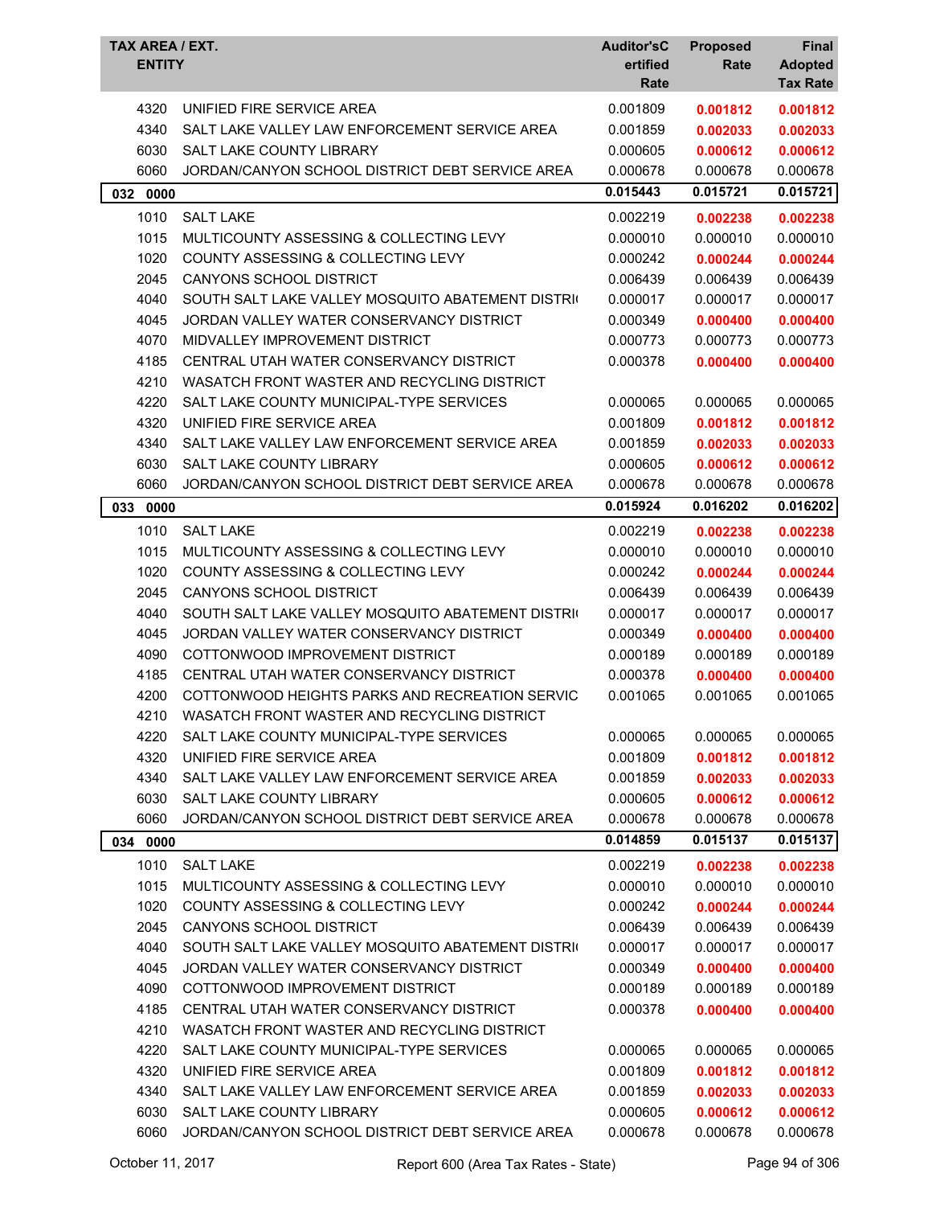| TAX AREA / EXT. ENTITY | | Auditor'sCertified Rate | Proposed Rate | Final Adopted Tax Rate |
|---|---|---|---|---|
| 4320 | UNIFIED FIRE SERVICE AREA | 0.001809 | **0.001812** | **0.001812** |
| 4340 | SALT LAKE VALLEY LAW ENFORCEMENT SERVICE AREA | 0.001859 | **0.002033** | **0.002033** |
| 6030 | SALT LAKE COUNTY LIBRARY | 0.000605 | **0.000612** | **0.000612** |
| 6060 | JORDAN/CANYON SCHOOL DISTRICT DEBT SERVICE AREA | 0.000678 | 0.000678 | 0.000678 |
| **032 0000** | | **0.015443** | **0.015721** | **0.015721** |
| 1010 | SALT LAKE | 0.002219 | **0.002238** | **0.002238** |
| 1015 | MULTICOUNTY ASSESSING & COLLECTING LEVY | 0.000010 | 0.000010 | 0.000010 |
| 1020 | COUNTY ASSESSING & COLLECTING LEVY | 0.000242 | **0.000244** | **0.000244** |
| 2045 | CANYONS SCHOOL DISTRICT | 0.006439 | 0.006439 | 0.006439 |
| 4040 | SOUTH SALT LAKE VALLEY MOSQUITO ABATEMENT DISTRI | 0.000017 | 0.000017 | 0.000017 |
| 4045 | JORDAN VALLEY WATER CONSERVANCY DISTRICT | 0.000349 | **0.000400** | **0.000400** |
| 4070 | MIDVALLEY IMPROVEMENT DISTRICT | 0.000773 | 0.000773 | 0.000773 |
| 4185 | CENTRAL UTAH WATER CONSERVANCY DISTRICT | 0.000378 | **0.000400** | **0.000400** |
| 4210 | WASATCH FRONT WASTER AND RECYCLING DISTRICT | | | |
| 4220 | SALT LAKE COUNTY MUNICIPAL-TYPE SERVICES | 0.000065 | 0.000065 | 0.000065 |
| 4320 | UNIFIED FIRE SERVICE AREA | 0.001809 | **0.001812** | **0.001812** |
| 4340 | SALT LAKE VALLEY LAW ENFORCEMENT SERVICE AREA | 0.001859 | **0.002033** | **0.002033** |
| 6030 | SALT LAKE COUNTY LIBRARY | 0.000605 | **0.000612** | **0.000612** |
| 6060 | JORDAN/CANYON SCHOOL DISTRICT DEBT SERVICE AREA | 0.000678 | 0.000678 | 0.000678 |
| **033 0000** | | **0.015924** | **0.016202** | **0.016202** |
| 1010 | SALT LAKE | 0.002219 | **0.002238** | **0.002238** |
| 1015 | MULTICOUNTY ASSESSING & COLLECTING LEVY | 0.000010 | 0.000010 | 0.000010 |
| 1020 | COUNTY ASSESSING & COLLECTING LEVY | 0.000242 | **0.000244** | **0.000244** |
| 2045 | CANYONS SCHOOL DISTRICT | 0.006439 | 0.006439 | 0.006439 |
| 4040 | SOUTH SALT LAKE VALLEY MOSQUITO ABATEMENT DISTRI | 0.000017 | 0.000017 | 0.000017 |
| 4045 | JORDAN VALLEY WATER CONSERVANCY DISTRICT | 0.000349 | **0.000400** | **0.000400** |
| 4090 | COTTONWOOD IMPROVEMENT DISTRICT | 0.000189 | 0.000189 | 0.000189 |
| 4185 | CENTRAL UTAH WATER CONSERVANCY DISTRICT | 0.000378 | **0.000400** | **0.000400** |
| 4200 | COTTONWOOD HEIGHTS PARKS AND RECREATION SERVIC | 0.001065 | 0.001065 | 0.001065 |
| 4210 | WASATCH FRONT WASTER AND RECYCLING DISTRICT | | | |
| 4220 | SALT LAKE COUNTY MUNICIPAL-TYPE SERVICES | 0.000065 | 0.000065 | 0.000065 |
| 4320 | UNIFIED FIRE SERVICE AREA | 0.001809 | **0.001812** | **0.001812** |
| 4340 | SALT LAKE VALLEY LAW ENFORCEMENT SERVICE AREA | 0.001859 | **0.002033** | **0.002033** |
| 6030 | SALT LAKE COUNTY LIBRARY | 0.000605 | **0.000612** | **0.000612** |
| 6060 | JORDAN/CANYON SCHOOL DISTRICT DEBT SERVICE AREA | 0.000678 | 0.000678 | 0.000678 |
| **034 0000** | | **0.014859** | **0.015137** | **0.015137** |
| 1010 | SALT LAKE | 0.002219 | **0.002238** | **0.002238** |
| 1015 | MULTICOUNTY ASSESSING & COLLECTING LEVY | 0.000010 | 0.000010 | 0.000010 |
| 1020 | COUNTY ASSESSING & COLLECTING LEVY | 0.000242 | **0.000244** | **0.000244** |
| 2045 | CANYONS SCHOOL DISTRICT | 0.006439 | 0.006439 | 0.006439 |
| 4040 | SOUTH SALT LAKE VALLEY MOSQUITO ABATEMENT DISTRI | 0.000017 | 0.000017 | 0.000017 |
| 4045 | JORDAN VALLEY WATER CONSERVANCY DISTRICT | 0.000349 | **0.000400** | **0.000400** |
| 4090 | COTTONWOOD IMPROVEMENT DISTRICT | 0.000189 | 0.000189 | 0.000189 |
| 4185 | CENTRAL UTAH WATER CONSERVANCY DISTRICT | 0.000378 | **0.000400** | **0.000400** |
| 4210 | WASATCH FRONT WASTER AND RECYCLING DISTRICT | | | |
| 4220 | SALT LAKE COUNTY MUNICIPAL-TYPE SERVICES | 0.000065 | 0.000065 | 0.000065 |
| 4320 | UNIFIED FIRE SERVICE AREA | 0.001809 | **0.001812** | **0.001812** |
| 4340 | SALT LAKE VALLEY LAW ENFORCEMENT SERVICE AREA | 0.001859 | **0.002033** | **0.002033** |
| 6030 | SALT LAKE COUNTY LIBRARY | 0.000605 | **0.000612** | **0.000612** |
| 6060 | JORDAN/CANYON SCHOOL DISTRICT DEBT SERVICE AREA | 0.000678 | 0.000678 | 0.000678 |

October 11, 2017 — Report 600 (Area Tax Rates - State)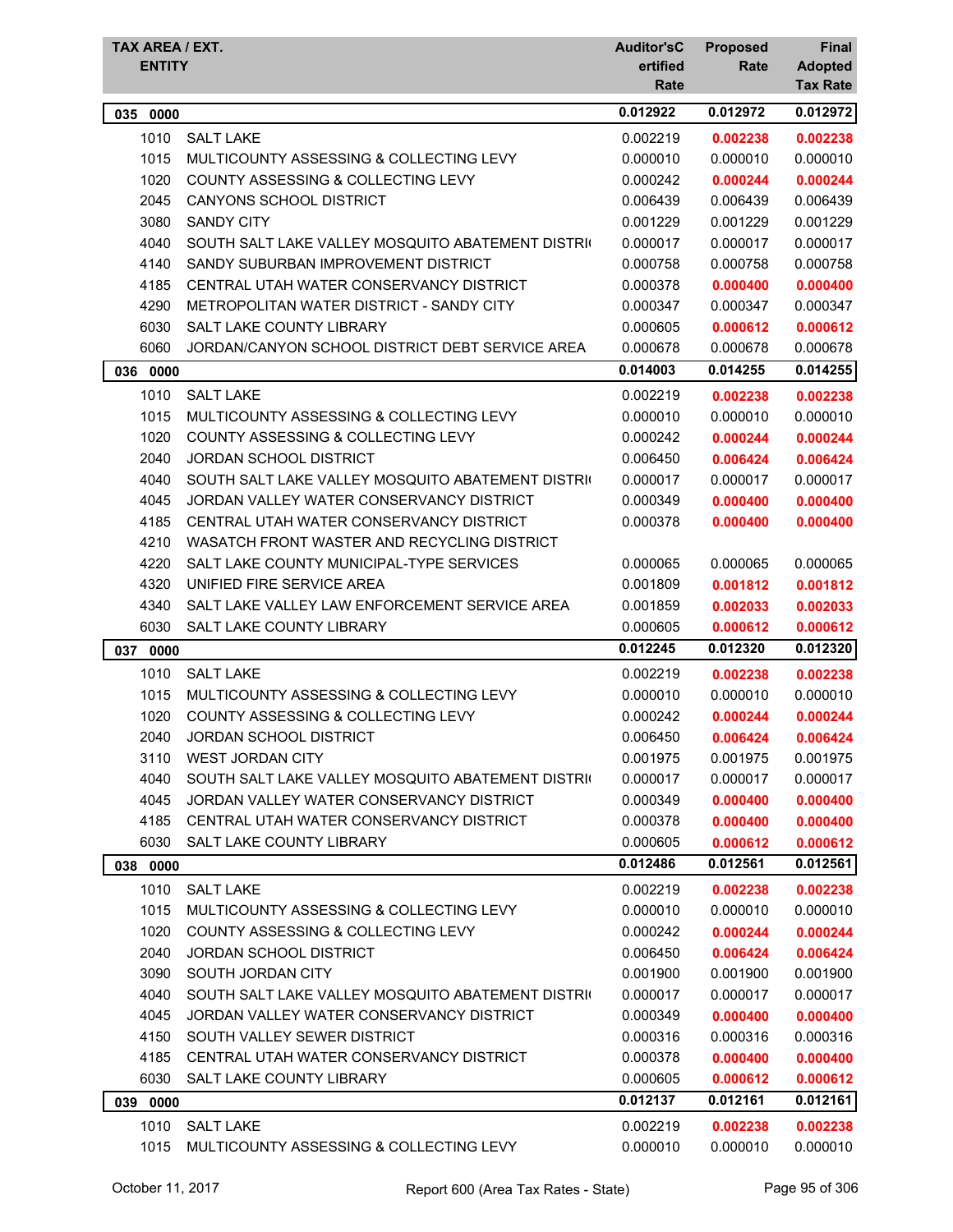| TAX AREA / EXT. ENTITY | | Auditor'sCertified Rate | Proposed Rate | Final Adopted Tax Rate |
|---|---|---|---|---|
| **035 0000** | | **0.012922** | **0.012972** | **0.012972** |
| 1010 | SALT LAKE | 0.002219 | **0.002238** | **0.002238** |
| 1015 | MULTICOUNTY ASSESSING & COLLECTING LEVY | 0.000010 | 0.000010 | 0.000010 |
| 1020 | COUNTY ASSESSING & COLLECTING LEVY | 0.000242 | **0.000244** | **0.000244** |
| 2045 | CANYONS SCHOOL DISTRICT | 0.006439 | 0.006439 | 0.006439 |
| 3080 | SANDY CITY | 0.001229 | 0.001229 | 0.001229 |
| 4040 | SOUTH SALT LAKE VALLEY MOSQUITO ABATEMENT DISTRI | 0.000017 | 0.000017 | 0.000017 |
| 4140 | SANDY SUBURBAN IMPROVEMENT DISTRICT | 0.000758 | 0.000758 | 0.000758 |
| 4185 | CENTRAL UTAH WATER CONSERVANCY DISTRICT | 0.000378 | **0.000400** | **0.000400** |
| 4290 | METROPOLITAN WATER DISTRICT - SANDY CITY | 0.000347 | 0.000347 | 0.000347 |
| 6030 | SALT LAKE COUNTY LIBRARY | 0.000605 | **0.000612** | **0.000612** |
| 6060 | JORDAN/CANYON SCHOOL DISTRICT DEBT SERVICE AREA | 0.000678 | 0.000678 | 0.000678 |
| **036 0000** | | **0.014003** | **0.014255** | **0.014255** |
| 1010 | SALT LAKE | 0.002219 | **0.002238** | **0.002238** |
| 1015 | MULTICOUNTY ASSESSING & COLLECTING LEVY | 0.000010 | 0.000010 | 0.000010 |
| 1020 | COUNTY ASSESSING & COLLECTING LEVY | 0.000242 | **0.000244** | **0.000244** |
| 2040 | JORDAN SCHOOL DISTRICT | 0.006450 | **0.006424** | **0.006424** |
| 4040 | SOUTH SALT LAKE VALLEY MOSQUITO ABATEMENT DISTRI | 0.000017 | 0.000017 | 0.000017 |
| 4045 | JORDAN VALLEY WATER CONSERVANCY DISTRICT | 0.000349 | **0.000400** | **0.000400** |
| 4185 | CENTRAL UTAH WATER CONSERVANCY DISTRICT | 0.000378 | **0.000400** | **0.000400** |
| 4210 | WASATCH FRONT WASTER AND RECYCLING DISTRICT | | | |
| 4220 | SALT LAKE COUNTY MUNICIPAL-TYPE SERVICES | 0.000065 | 0.000065 | 0.000065 |
| 4320 | UNIFIED FIRE SERVICE AREA | 0.001809 | **0.001812** | **0.001812** |
| 4340 | SALT LAKE VALLEY LAW ENFORCEMENT SERVICE AREA | 0.001859 | **0.002033** | **0.002033** |
| 6030 | SALT LAKE COUNTY LIBRARY | 0.000605 | **0.000612** | **0.000612** |
| **037 0000** | | **0.012245** | **0.012320** | **0.012320** |
| 1010 | SALT LAKE | 0.002219 | **0.002238** | **0.002238** |
| 1015 | MULTICOUNTY ASSESSING & COLLECTING LEVY | 0.000010 | 0.000010 | 0.000010 |
| 1020 | COUNTY ASSESSING & COLLECTING LEVY | 0.000242 | **0.000244** | **0.000244** |
| 2040 | JORDAN SCHOOL DISTRICT | 0.006450 | **0.006424** | **0.006424** |
| 3110 | WEST JORDAN CITY | 0.001975 | 0.001975 | 0.001975 |
| 4040 | SOUTH SALT LAKE VALLEY MOSQUITO ABATEMENT DISTRI | 0.000017 | 0.000017 | 0.000017 |
| 4045 | JORDAN VALLEY WATER CONSERVANCY DISTRICT | 0.000349 | **0.000400** | **0.000400** |
| 4185 | CENTRAL UTAH WATER CONSERVANCY DISTRICT | 0.000378 | **0.000400** | **0.000400** |
| 6030 | SALT LAKE COUNTY LIBRARY | 0.000605 | **0.000612** | **0.000612** |
| **038 0000** | | **0.012486** | **0.012561** | **0.012561** |
| 1010 | SALT LAKE | 0.002219 | **0.002238** | **0.002238** |
| 1015 | MULTICOUNTY ASSESSING & COLLECTING LEVY | 0.000010 | 0.000010 | 0.000010 |
| 1020 | COUNTY ASSESSING & COLLECTING LEVY | 0.000242 | **0.000244** | **0.000244** |
| 2040 | JORDAN SCHOOL DISTRICT | 0.006450 | **0.006424** | **0.006424** |
| 3090 | SOUTH JORDAN CITY | 0.001900 | 0.001900 | 0.001900 |
| 4040 | SOUTH SALT LAKE VALLEY MOSQUITO ABATEMENT DISTRI | 0.000017 | 0.000017 | 0.000017 |
| 4045 | JORDAN VALLEY WATER CONSERVANCY DISTRICT | 0.000349 | **0.000400** | **0.000400** |
| 4150 | SOUTH VALLEY SEWER DISTRICT | 0.000316 | 0.000316 | 0.000316 |
| 4185 | CENTRAL UTAH WATER CONSERVANCY DISTRICT | 0.000378 | **0.000400** | **0.000400** |
| 6030 | SALT LAKE COUNTY LIBRARY | 0.000605 | **0.000612** | **0.000612** |
| **039 0000** | | **0.012137** | **0.012161** | **0.012161** |
| 1010 | SALT LAKE | 0.002219 | **0.002238** | **0.002238** |
| 1015 | MULTICOUNTY ASSESSING & COLLECTING LEVY | 0.000010 | 0.000010 | 0.000010 |

October 11, 2017 — Report 600 (Area Tax Rates - State)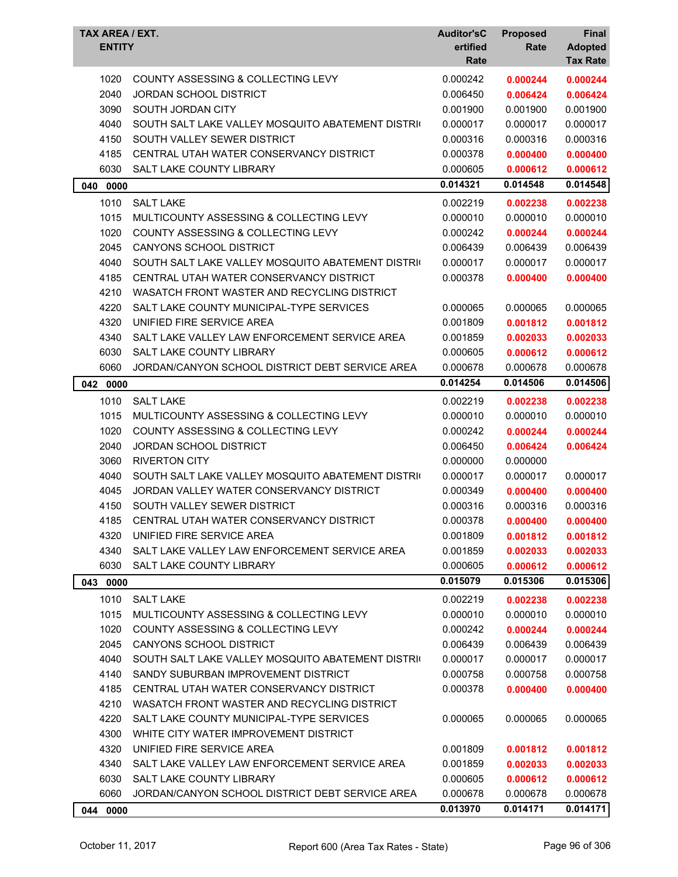| TAX AREA / EXT. ENTITY | | Auditor's Certified Rate | Proposed Rate | Final Adopted Tax Rate |
|---|---|---|---|---|
| 1020 | COUNTY ASSESSING & COLLECTING LEVY | 0.000242 | **0.000244** | **0.000244** |
| 2040 | JORDAN SCHOOL DISTRICT | 0.006450 | **0.006424** | **0.006424** |
| 3090 | SOUTH JORDAN CITY | 0.001900 | 0.001900 | 0.001900 |
| 4040 | SOUTH SALT LAKE VALLEY MOSQUITO ABATEMENT DISTRI( | 0.000017 | 0.000017 | 0.000017 |
| 4150 | SOUTH VALLEY SEWER DISTRICT | 0.000316 | 0.000316 | 0.000316 |
| 4185 | CENTRAL UTAH WATER CONSERVANCY DISTRICT | 0.000378 | **0.000400** | **0.000400** |
| 6030 | SALT LAKE COUNTY LIBRARY | 0.000605 | **0.000612** | **0.000612** |
| **040 0000** | | **0.014321** | **0.014548** | **0.014548** |
| 1010 | SALT LAKE | 0.002219 | **0.002238** | **0.002238** |
| 1015 | MULTICOUNTY ASSESSING & COLLECTING LEVY | 0.000010 | 0.000010 | 0.000010 |
| 1020 | COUNTY ASSESSING & COLLECTING LEVY | 0.000242 | **0.000244** | **0.000244** |
| 2045 | CANYONS SCHOOL DISTRICT | 0.006439 | 0.006439 | 0.006439 |
| 4040 | SOUTH SALT LAKE VALLEY MOSQUITO ABATEMENT DISTRI( | 0.000017 | 0.000017 | 0.000017 |
| 4185 | CENTRAL UTAH WATER CONSERVANCY DISTRICT | 0.000378 | **0.000400** | **0.000400** |
| 4210 | WASATCH FRONT WASTER AND RECYCLING DISTRICT | | | |
| 4220 | SALT LAKE COUNTY MUNICIPAL-TYPE SERVICES | 0.000065 | 0.000065 | 0.000065 |
| 4320 | UNIFIED FIRE SERVICE AREA | 0.001809 | **0.001812** | **0.001812** |
| 4340 | SALT LAKE VALLEY LAW ENFORCEMENT SERVICE AREA | 0.001859 | **0.002033** | **0.002033** |
| 6030 | SALT LAKE COUNTY LIBRARY | 0.000605 | **0.000612** | **0.000612** |
| 6060 | JORDAN/CANYON SCHOOL DISTRICT DEBT SERVICE AREA | 0.000678 | 0.000678 | 0.000678 |
| **042 0000** | | **0.014254** | **0.014506** | **0.014506** |
| 1010 | SALT LAKE | 0.002219 | **0.002238** | **0.002238** |
| 1015 | MULTICOUNTY ASSESSING & COLLECTING LEVY | 0.000010 | 0.000010 | 0.000010 |
| 1020 | COUNTY ASSESSING & COLLECTING LEVY | 0.000242 | **0.000244** | **0.000244** |
| 2040 | JORDAN SCHOOL DISTRICT | 0.006450 | **0.006424** | **0.006424** |
| 3060 | RIVERTON CITY | 0.000000 | 0.000000 | |
| 4040 | SOUTH SALT LAKE VALLEY MOSQUITO ABATEMENT DISTRI( | 0.000017 | 0.000017 | 0.000017 |
| 4045 | JORDAN VALLEY WATER CONSERVANCY DISTRICT | 0.000349 | **0.000400** | **0.000400** |
| 4150 | SOUTH VALLEY SEWER DISTRICT | 0.000316 | 0.000316 | 0.000316 |
| 4185 | CENTRAL UTAH WATER CONSERVANCY DISTRICT | 0.000378 | **0.000400** | **0.000400** |
| 4320 | UNIFIED FIRE SERVICE AREA | 0.001809 | **0.001812** | **0.001812** |
| 4340 | SALT LAKE VALLEY LAW ENFORCEMENT SERVICE AREA | 0.001859 | **0.002033** | **0.002033** |
| 6030 | SALT LAKE COUNTY LIBRARY | 0.000605 | **0.000612** | **0.000612** |
| **043 0000** | | **0.015079** | **0.015306** | **0.015306** |
| 1010 | SALT LAKE | 0.002219 | **0.002238** | **0.002238** |
| 1015 | MULTICOUNTY ASSESSING & COLLECTING LEVY | 0.000010 | 0.000010 | 0.000010 |
| 1020 | COUNTY ASSESSING & COLLECTING LEVY | 0.000242 | **0.000244** | **0.000244** |
| 2045 | CANYONS SCHOOL DISTRICT | 0.006439 | 0.006439 | 0.006439 |
| 4040 | SOUTH SALT LAKE VALLEY MOSQUITO ABATEMENT DISTRI( | 0.000017 | 0.000017 | 0.000017 |
| 4140 | SANDY SUBURBAN IMPROVEMENT DISTRICT | 0.000758 | 0.000758 | 0.000758 |
| 4185 | CENTRAL UTAH WATER CONSERVANCY DISTRICT | 0.000378 | **0.000400** | **0.000400** |
| 4210 | WASATCH FRONT WASTER AND RECYCLING DISTRICT | | | |
| 4220 | SALT LAKE COUNTY MUNICIPAL-TYPE SERVICES | 0.000065 | 0.000065 | 0.000065 |
| 4300 | WHITE CITY WATER IMPROVEMENT DISTRICT | | | |
| 4320 | UNIFIED FIRE SERVICE AREA | 0.001809 | **0.001812** | **0.001812** |
| 4340 | SALT LAKE VALLEY LAW ENFORCEMENT SERVICE AREA | 0.001859 | **0.002033** | **0.002033** |
| 6030 | SALT LAKE COUNTY LIBRARY | 0.000605 | **0.000612** | **0.000612** |
| 6060 | JORDAN/CANYON SCHOOL DISTRICT DEBT SERVICE AREA | 0.000678 | 0.000678 | 0.000678 |
| **044 0000** | | **0.013970** | **0.014171** | **0.014171** |

October 11, 2017 Report 600 (Area Tax Rates - State)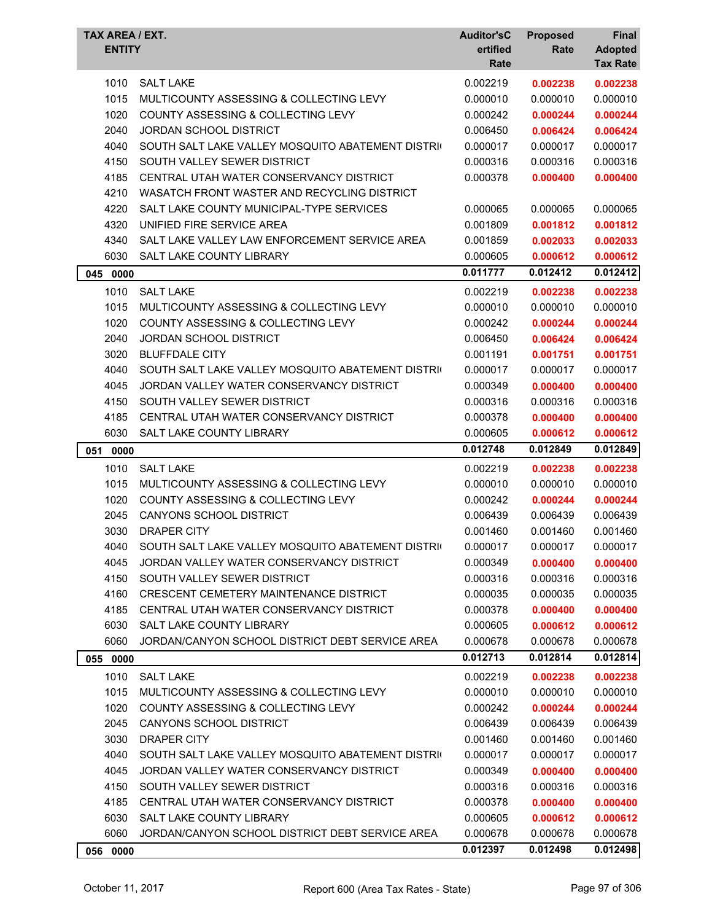| TAX AREA / EXT. | ENTITY | Auditor'sCertified Rate | Proposed Rate | Final Adopted Tax Rate |
|---|---|---|---|---|
| 1010 | SALT LAKE | 0.002219 | **0.002238** | **0.002238** |
| 1015 | MULTICOUNTY ASSESSING & COLLECTING LEVY | 0.000010 | 0.000010 | 0.000010 |
| 1020 | COUNTY ASSESSING & COLLECTING LEVY | 0.000242 | **0.000244** | **0.000244** |
| 2040 | JORDAN SCHOOL DISTRICT | 0.006450 | **0.006424** | **0.006424** |
| 4040 | SOUTH SALT LAKE VALLEY MOSQUITO ABATEMENT DISTRI | 0.000017 | 0.000017 | 0.000017 |
| 4150 | SOUTH VALLEY SEWER DISTRICT | 0.000316 | 0.000316 | 0.000316 |
| 4185 | CENTRAL UTAH WATER CONSERVANCY DISTRICT | 0.000378 | **0.000400** | **0.000400** |
| 4210 | WASATCH FRONT WASTER AND RECYCLING DISTRICT | | | |
| 4220 | SALT LAKE COUNTY MUNICIPAL-TYPE SERVICES | 0.000065 | 0.000065 | 0.000065 |
| 4320 | UNIFIED FIRE SERVICE AREA | 0.001809 | **0.001812** | **0.001812** |
| 4340 | SALT LAKE VALLEY LAW ENFORCEMENT SERVICE AREA | 0.001859 | **0.002033** | **0.002033** |
| 6030 | SALT LAKE COUNTY LIBRARY | 0.000605 | **0.000612** | **0.000612** |
| **045 0000** | | **0.011777** | **0.012412** | **0.012412** |
| 1010 | SALT LAKE | 0.002219 | **0.002238** | **0.002238** |
| 1015 | MULTICOUNTY ASSESSING & COLLECTING LEVY | 0.000010 | 0.000010 | 0.000010 |
| 1020 | COUNTY ASSESSING & COLLECTING LEVY | 0.000242 | **0.000244** | **0.000244** |
| 2040 | JORDAN SCHOOL DISTRICT | 0.006450 | **0.006424** | **0.006424** |
| 3020 | BLUFFDALE CITY | 0.001191 | **0.001751** | **0.001751** |
| 4040 | SOUTH SALT LAKE VALLEY MOSQUITO ABATEMENT DISTRI | 0.000017 | 0.000017 | 0.000017 |
| 4045 | JORDAN VALLEY WATER CONSERVANCY DISTRICT | 0.000349 | **0.000400** | **0.000400** |
| 4150 | SOUTH VALLEY SEWER DISTRICT | 0.000316 | 0.000316 | 0.000316 |
| 4185 | CENTRAL UTAH WATER CONSERVANCY DISTRICT | 0.000378 | **0.000400** | **0.000400** |
| 6030 | SALT LAKE COUNTY LIBRARY | 0.000605 | **0.000612** | **0.000612** |
| **051 0000** | | **0.012748** | **0.012849** | **0.012849** |
| 1010 | SALT LAKE | 0.002219 | **0.002238** | **0.002238** |
| 1015 | MULTICOUNTY ASSESSING & COLLECTING LEVY | 0.000010 | 0.000010 | 0.000010 |
| 1020 | COUNTY ASSESSING & COLLECTING LEVY | 0.000242 | **0.000244** | **0.000244** |
| 2045 | CANYONS SCHOOL DISTRICT | 0.006439 | 0.006439 | 0.006439 |
| 3030 | DRAPER CITY | 0.001460 | 0.001460 | 0.001460 |
| 4040 | SOUTH SALT LAKE VALLEY MOSQUITO ABATEMENT DISTRI | 0.000017 | 0.000017 | 0.000017 |
| 4045 | JORDAN VALLEY WATER CONSERVANCY DISTRICT | 0.000349 | **0.000400** | **0.000400** |
| 4150 | SOUTH VALLEY SEWER DISTRICT | 0.000316 | 0.000316 | 0.000316 |
| 4160 | CRESCENT CEMETERY MAINTENANCE DISTRICT | 0.000035 | 0.000035 | 0.000035 |
| 4185 | CENTRAL UTAH WATER CONSERVANCY DISTRICT | 0.000378 | **0.000400** | **0.000400** |
| 6030 | SALT LAKE COUNTY LIBRARY | 0.000605 | **0.000612** | **0.000612** |
| 6060 | JORDAN/CANYON SCHOOL DISTRICT DEBT SERVICE AREA | 0.000678 | 0.000678 | 0.000678 |
| **055 0000** | | **0.012713** | **0.012814** | **0.012814** |
| 1010 | SALT LAKE | 0.002219 | **0.002238** | **0.002238** |
| 1015 | MULTICOUNTY ASSESSING & COLLECTING LEVY | 0.000010 | 0.000010 | 0.000010 |
| 1020 | COUNTY ASSESSING & COLLECTING LEVY | 0.000242 | **0.000244** | **0.000244** |
| 2045 | CANYONS SCHOOL DISTRICT | 0.006439 | 0.006439 | 0.006439 |
| 3030 | DRAPER CITY | 0.001460 | 0.001460 | 0.001460 |
| 4040 | SOUTH SALT LAKE VALLEY MOSQUITO ABATEMENT DISTRI | 0.000017 | 0.000017 | 0.000017 |
| 4045 | JORDAN VALLEY WATER CONSERVANCY DISTRICT | 0.000349 | **0.000400** | **0.000400** |
| 4150 | SOUTH VALLEY SEWER DISTRICT | 0.000316 | 0.000316 | 0.000316 |
| 4185 | CENTRAL UTAH WATER CONSERVANCY DISTRICT | 0.000378 | **0.000400** | **0.000400** |
| 6030 | SALT LAKE COUNTY LIBRARY | 0.000605 | **0.000612** | **0.000612** |
| 6060 | JORDAN/CANYON SCHOOL DISTRICT DEBT SERVICE AREA | 0.000678 | 0.000678 | 0.000678 |
| **056 0000** | | **0.012397** | **0.012498** | **0.012498** |

October 11, 2017 — Report 600 (Area Tax Rates - State)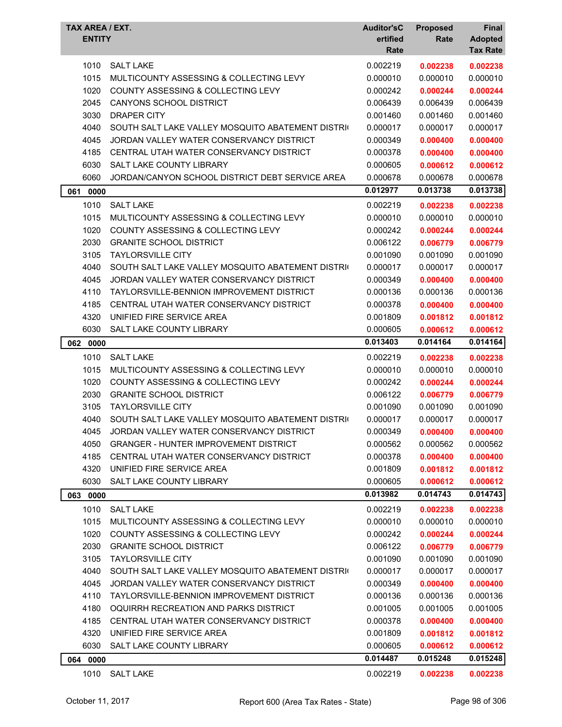| TAX AREA / EXT. ENTITY | | Auditor'sCertified Rate | Proposed Rate | Final Adopted Tax Rate |
|---|---|---|---|---|
| 1010 | SALT LAKE | 0.002219 | **0.002238** | **0.002238** |
| 1015 | MULTICOUNTY ASSESSING & COLLECTING LEVY | 0.000010 | 0.000010 | 0.000010 |
| 1020 | COUNTY ASSESSING & COLLECTING LEVY | 0.000242 | **0.000244** | **0.000244** |
| 2045 | CANYONS SCHOOL DISTRICT | 0.006439 | 0.006439 | 0.006439 |
| 3030 | DRAPER CITY | 0.001460 | 0.001460 | 0.001460 |
| 4040 | SOUTH SALT LAKE VALLEY MOSQUITO ABATEMENT DISTRI( | 0.000017 | 0.000017 | 0.000017 |
| 4045 | JORDAN VALLEY WATER CONSERVANCY DISTRICT | 0.000349 | **0.000400** | **0.000400** |
| 4185 | CENTRAL UTAH WATER CONSERVANCY DISTRICT | 0.000378 | **0.000400** | **0.000400** |
| 6030 | SALT LAKE COUNTY LIBRARY | 0.000605 | **0.000612** | **0.000612** |
| 6060 | JORDAN/CANYON SCHOOL DISTRICT DEBT SERVICE AREA | 0.000678 | 0.000678 | 0.000678 |
| **061 0000** | | **0.012977** | **0.013738** | **0.013738** |
| 1010 | SALT LAKE | 0.002219 | **0.002238** | **0.002238** |
| 1015 | MULTICOUNTY ASSESSING & COLLECTING LEVY | 0.000010 | 0.000010 | 0.000010 |
| 1020 | COUNTY ASSESSING & COLLECTING LEVY | 0.000242 | **0.000244** | **0.000244** |
| 2030 | GRANITE SCHOOL DISTRICT | 0.006122 | **0.006779** | **0.006779** |
| 3105 | TAYLORSVILLE CITY | 0.001090 | 0.001090 | 0.001090 |
| 4040 | SOUTH SALT LAKE VALLEY MOSQUITO ABATEMENT DISTRI( | 0.000017 | 0.000017 | 0.000017 |
| 4045 | JORDAN VALLEY WATER CONSERVANCY DISTRICT | 0.000349 | **0.000400** | **0.000400** |
| 4110 | TAYLORSVILLE-BENNION IMPROVEMENT DISTRICT | 0.000136 | 0.000136 | 0.000136 |
| 4185 | CENTRAL UTAH WATER CONSERVANCY DISTRICT | 0.000378 | **0.000400** | **0.000400** |
| 4320 | UNIFIED FIRE SERVICE AREA | 0.001809 | **0.001812** | **0.001812** |
| 6030 | SALT LAKE COUNTY LIBRARY | 0.000605 | **0.000612** | **0.000612** |
| **062 0000** | | **0.013403** | **0.014164** | **0.014164** |
| 1010 | SALT LAKE | 0.002219 | **0.002238** | **0.002238** |
| 1015 | MULTICOUNTY ASSESSING & COLLECTING LEVY | 0.000010 | 0.000010 | 0.000010 |
| 1020 | COUNTY ASSESSING & COLLECTING LEVY | 0.000242 | **0.000244** | **0.000244** |
| 2030 | GRANITE SCHOOL DISTRICT | 0.006122 | **0.006779** | **0.006779** |
| 3105 | TAYLORSVILLE CITY | 0.001090 | 0.001090 | 0.001090 |
| 4040 | SOUTH SALT LAKE VALLEY MOSQUITO ABATEMENT DISTRI( | 0.000017 | 0.000017 | 0.000017 |
| 4045 | JORDAN VALLEY WATER CONSERVANCY DISTRICT | 0.000349 | **0.000400** | **0.000400** |
| 4050 | GRANGER - HUNTER IMPROVEMENT DISTRICT | 0.000562 | 0.000562 | 0.000562 |
| 4185 | CENTRAL UTAH WATER CONSERVANCY DISTRICT | 0.000378 | **0.000400** | **0.000400** |
| 4320 | UNIFIED FIRE SERVICE AREA | 0.001809 | **0.001812** | **0.001812** |
| 6030 | SALT LAKE COUNTY LIBRARY | 0.000605 | **0.000612** | **0.000612** |
| **063 0000** | | **0.013982** | **0.014743** | **0.014743** |
| 1010 | SALT LAKE | 0.002219 | **0.002238** | **0.002238** |
| 1015 | MULTICOUNTY ASSESSING & COLLECTING LEVY | 0.000010 | 0.000010 | 0.000010 |
| 1020 | COUNTY ASSESSING & COLLECTING LEVY | 0.000242 | **0.000244** | **0.000244** |
| 2030 | GRANITE SCHOOL DISTRICT | 0.006122 | **0.006779** | **0.006779** |
| 3105 | TAYLORSVILLE CITY | 0.001090 | 0.001090 | 0.001090 |
| 4040 | SOUTH SALT LAKE VALLEY MOSQUITO ABATEMENT DISTRI( | 0.000017 | 0.000017 | 0.000017 |
| 4045 | JORDAN VALLEY WATER CONSERVANCY DISTRICT | 0.000349 | **0.000400** | **0.000400** |
| 4110 | TAYLORSVILLE-BENNION IMPROVEMENT DISTRICT | 0.000136 | 0.000136 | 0.000136 |
| 4180 | OQUIRRH RECREATION AND PARKS DISTRICT | 0.001005 | 0.001005 | 0.001005 |
| 4185 | CENTRAL UTAH WATER CONSERVANCY DISTRICT | 0.000378 | **0.000400** | **0.000400** |
| 4320 | UNIFIED FIRE SERVICE AREA | 0.001809 | **0.001812** | **0.001812** |
| 6030 | SALT LAKE COUNTY LIBRARY | 0.000605 | **0.000612** | **0.000612** |
| **064 0000** | | **0.014487** | **0.015248** | **0.015248** |
| 1010 | SALT LAKE | 0.002219 | **0.002238** | **0.002238** |

October 11, 2017 — Report 600 (Area Tax Rates - State)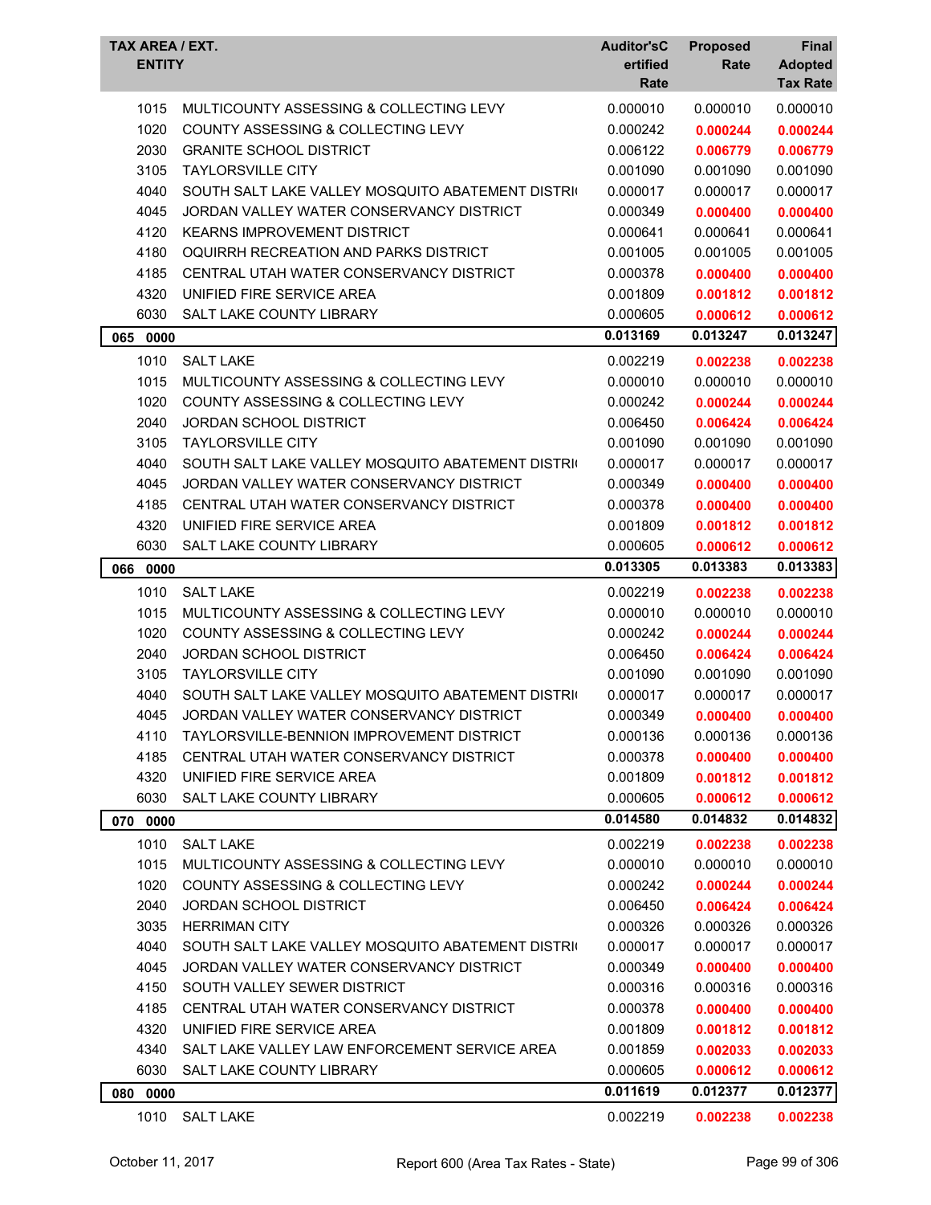| TAX AREA / EXT. ENTITY | | Auditor'sCertified Rate | Proposed Rate | Final Adopted Tax Rate |
|---|---|---|---|---|
| 1015 | MULTICOUNTY ASSESSING & COLLECTING LEVY | 0.000010 | 0.000010 | 0.000010 |
| 1020 | COUNTY ASSESSING & COLLECTING LEVY | 0.000242 | 0.000244 | 0.000244 |
| 2030 | GRANITE SCHOOL DISTRICT | 0.006122 | 0.006779 | 0.006779 |
| 3105 | TAYLORSVILLE CITY | 0.001090 | 0.001090 | 0.001090 |
| 4040 | SOUTH SALT LAKE VALLEY MOSQUITO ABATEMENT DISTRI | 0.000017 | 0.000017 | 0.000017 |
| 4045 | JORDAN VALLEY WATER CONSERVANCY DISTRICT | 0.000349 | 0.000400 | 0.000400 |
| 4120 | KEARNS IMPROVEMENT DISTRICT | 0.000641 | 0.000641 | 0.000641 |
| 4180 | OQUIRRH RECREATION AND PARKS DISTRICT | 0.001005 | 0.001005 | 0.001005 |
| 4185 | CENTRAL UTAH WATER CONSERVANCY DISTRICT | 0.000378 | 0.000400 | 0.000400 |
| 4320 | UNIFIED FIRE SERVICE AREA | 0.001809 | 0.001812 | 0.001812 |
| 6030 | SALT LAKE COUNTY LIBRARY | 0.000605 | 0.000612 | 0.000612 |
| **065 0000** | | **0.013169** | **0.013247** | **0.013247** |
| 1010 | SALT LAKE | 0.002219 | 0.002238 | 0.002238 |
| 1015 | MULTICOUNTY ASSESSING & COLLECTING LEVY | 0.000010 | 0.000010 | 0.000010 |
| 1020 | COUNTY ASSESSING & COLLECTING LEVY | 0.000242 | 0.000244 | 0.000244 |
| 2040 | JORDAN SCHOOL DISTRICT | 0.006450 | 0.006424 | 0.006424 |
| 3105 | TAYLORSVILLE CITY | 0.001090 | 0.001090 | 0.001090 |
| 4040 | SOUTH SALT LAKE VALLEY MOSQUITO ABATEMENT DISTRI | 0.000017 | 0.000017 | 0.000017 |
| 4045 | JORDAN VALLEY WATER CONSERVANCY DISTRICT | 0.000349 | 0.000400 | 0.000400 |
| 4185 | CENTRAL UTAH WATER CONSERVANCY DISTRICT | 0.000378 | 0.000400 | 0.000400 |
| 4320 | UNIFIED FIRE SERVICE AREA | 0.001809 | 0.001812 | 0.001812 |
| 6030 | SALT LAKE COUNTY LIBRARY | 0.000605 | 0.000612 | 0.000612 |
| **066 0000** | | **0.013305** | **0.013383** | **0.013383** |
| 1010 | SALT LAKE | 0.002219 | 0.002238 | 0.002238 |
| 1015 | MULTICOUNTY ASSESSING & COLLECTING LEVY | 0.000010 | 0.000010 | 0.000010 |
| 1020 | COUNTY ASSESSING & COLLECTING LEVY | 0.000242 | 0.000244 | 0.000244 |
| 2040 | JORDAN SCHOOL DISTRICT | 0.006450 | 0.006424 | 0.006424 |
| 3105 | TAYLORSVILLE CITY | 0.001090 | 0.001090 | 0.001090 |
| 4040 | SOUTH SALT LAKE VALLEY MOSQUITO ABATEMENT DISTRI | 0.000017 | 0.000017 | 0.000017 |
| 4045 | JORDAN VALLEY WATER CONSERVANCY DISTRICT | 0.000349 | 0.000400 | 0.000400 |
| 4110 | TAYLORSVILLE-BENNION IMPROVEMENT DISTRICT | 0.000136 | 0.000136 | 0.000136 |
| 4185 | CENTRAL UTAH WATER CONSERVANCY DISTRICT | 0.000378 | 0.000400 | 0.000400 |
| 4320 | UNIFIED FIRE SERVICE AREA | 0.001809 | 0.001812 | 0.001812 |
| 6030 | SALT LAKE COUNTY LIBRARY | 0.000605 | 0.000612 | 0.000612 |
| **070 0000** | | **0.014580** | **0.014832** | **0.014832** |
| 1010 | SALT LAKE | 0.002219 | 0.002238 | 0.002238 |
| 1015 | MULTICOUNTY ASSESSING & COLLECTING LEVY | 0.000010 | 0.000010 | 0.000010 |
| 1020 | COUNTY ASSESSING & COLLECTING LEVY | 0.000242 | 0.000244 | 0.000244 |
| 2040 | JORDAN SCHOOL DISTRICT | 0.006450 | 0.006424 | 0.006424 |
| 3035 | HERRIMAN CITY | 0.000326 | 0.000326 | 0.000326 |
| 4040 | SOUTH SALT LAKE VALLEY MOSQUITO ABATEMENT DISTRI | 0.000017 | 0.000017 | 0.000017 |
| 4045 | JORDAN VALLEY WATER CONSERVANCY DISTRICT | 0.000349 | 0.000400 | 0.000400 |
| 4150 | SOUTH VALLEY SEWER DISTRICT | 0.000316 | 0.000316 | 0.000316 |
| 4185 | CENTRAL UTAH WATER CONSERVANCY DISTRICT | 0.000378 | 0.000400 | 0.000400 |
| 4320 | UNIFIED FIRE SERVICE AREA | 0.001809 | 0.001812 | 0.001812 |
| 4340 | SALT LAKE VALLEY LAW ENFORCEMENT SERVICE AREA | 0.001859 | 0.002033 | 0.002033 |
| 6030 | SALT LAKE COUNTY LIBRARY | 0.000605 | 0.000612 | 0.000612 |
| **080 0000** | | **0.011619** | **0.012377** | **0.012377** |
| 1010 | SALT LAKE | 0.002219 | 0.002238 | 0.002238 |

October 11, 2017 — Report 600 (Area Tax Rates - State)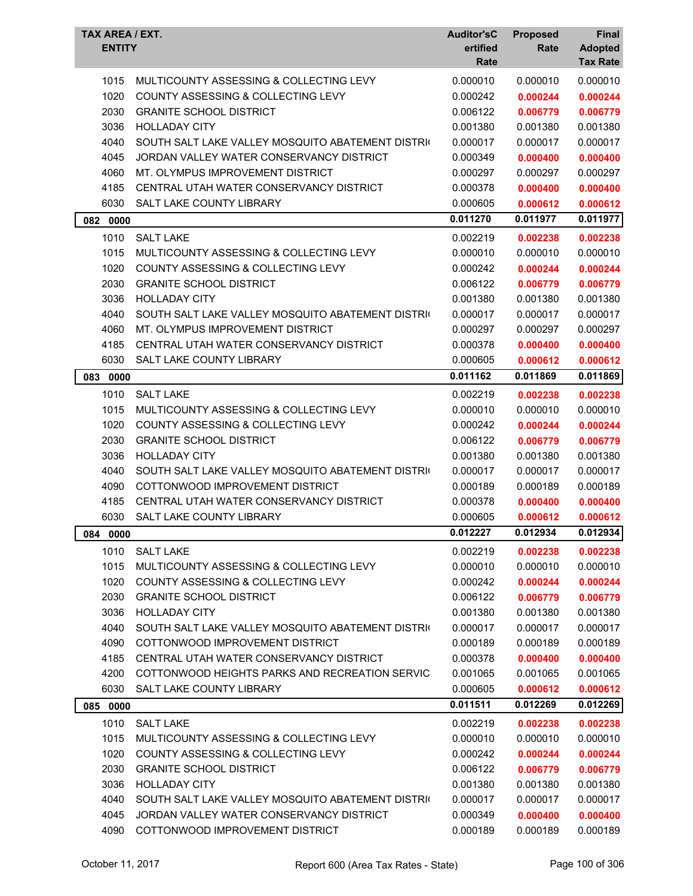| TAX AREA / EXT. ENTITY | | Auditor'sCertified Rate | Proposed Rate | Final Adopted Tax Rate |
|---|---|---|---|---|
| 1015 | MULTICOUNTY ASSESSING & COLLECTING LEVY | 0.000010 | 0.000010 | 0.000010 |
| 1020 | COUNTY ASSESSING & COLLECTING LEVY | 0.000242 | **0.000244** | **0.000244** |
| 2030 | GRANITE SCHOOL DISTRICT | 0.006122 | **0.006779** | **0.006779** |
| 3036 | HOLLADAY CITY | 0.001380 | 0.001380 | 0.001380 |
| 4040 | SOUTH SALT LAKE VALLEY MOSQUITO ABATEMENT DISTRI | 0.000017 | 0.000017 | 0.000017 |
| 4045 | JORDAN VALLEY WATER CONSERVANCY DISTRICT | 0.000349 | **0.000400** | **0.000400** |
| 4060 | MT. OLYMPUS IMPROVEMENT DISTRICT | 0.000297 | 0.000297 | 0.000297 |
| 4185 | CENTRAL UTAH WATER CONSERVANCY DISTRICT | 0.000378 | **0.000400** | **0.000400** |
| 6030 | SALT LAKE COUNTY LIBRARY | 0.000605 | **0.000612** | **0.000612** |
| **082 0000** | | **0.011270** | **0.011977** | **0.011977** |
| 1010 | SALT LAKE | 0.002219 | **0.002238** | **0.002238** |
| 1015 | MULTICOUNTY ASSESSING & COLLECTING LEVY | 0.000010 | 0.000010 | 0.000010 |
| 1020 | COUNTY ASSESSING & COLLECTING LEVY | 0.000242 | **0.000244** | **0.000244** |
| 2030 | GRANITE SCHOOL DISTRICT | 0.006122 | **0.006779** | **0.006779** |
| 3036 | HOLLADAY CITY | 0.001380 | 0.001380 | 0.001380 |
| 4040 | SOUTH SALT LAKE VALLEY MOSQUITO ABATEMENT DISTRI | 0.000017 | 0.000017 | 0.000017 |
| 4060 | MT. OLYMPUS IMPROVEMENT DISTRICT | 0.000297 | 0.000297 | 0.000297 |
| 4185 | CENTRAL UTAH WATER CONSERVANCY DISTRICT | 0.000378 | **0.000400** | **0.000400** |
| 6030 | SALT LAKE COUNTY LIBRARY | 0.000605 | **0.000612** | **0.000612** |
| **083 0000** | | **0.011162** | **0.011869** | **0.011869** |
| 1010 | SALT LAKE | 0.002219 | **0.002238** | **0.002238** |
| 1015 | MULTICOUNTY ASSESSING & COLLECTING LEVY | 0.000010 | 0.000010 | 0.000010 |
| 1020 | COUNTY ASSESSING & COLLECTING LEVY | 0.000242 | **0.000244** | **0.000244** |
| 2030 | GRANITE SCHOOL DISTRICT | 0.006122 | **0.006779** | **0.006779** |
| 3036 | HOLLADAY CITY | 0.001380 | 0.001380 | 0.001380 |
| 4040 | SOUTH SALT LAKE VALLEY MOSQUITO ABATEMENT DISTRI | 0.000017 | 0.000017 | 0.000017 |
| 4090 | COTTONWOOD IMPROVEMENT DISTRICT | 0.000189 | 0.000189 | 0.000189 |
| 4185 | CENTRAL UTAH WATER CONSERVANCY DISTRICT | 0.000378 | **0.000400** | **0.000400** |
| 6030 | SALT LAKE COUNTY LIBRARY | 0.000605 | **0.000612** | **0.000612** |
| **084 0000** | | **0.012227** | **0.012934** | **0.012934** |
| 1010 | SALT LAKE | 0.002219 | **0.002238** | **0.002238** |
| 1015 | MULTICOUNTY ASSESSING & COLLECTING LEVY | 0.000010 | 0.000010 | 0.000010 |
| 1020 | COUNTY ASSESSING & COLLECTING LEVY | 0.000242 | **0.000244** | **0.000244** |
| 2030 | GRANITE SCHOOL DISTRICT | 0.006122 | **0.006779** | **0.006779** |
| 3036 | HOLLADAY CITY | 0.001380 | 0.001380 | 0.001380 |
| 4040 | SOUTH SALT LAKE VALLEY MOSQUITO ABATEMENT DISTRI | 0.000017 | 0.000017 | 0.000017 |
| 4090 | COTTONWOOD IMPROVEMENT DISTRICT | 0.000189 | 0.000189 | 0.000189 |
| 4185 | CENTRAL UTAH WATER CONSERVANCY DISTRICT | 0.000378 | **0.000400** | **0.000400** |
| 4200 | COTTONWOOD HEIGHTS PARKS AND RECREATION SERVIC | 0.001065 | 0.001065 | 0.001065 |
| 6030 | SALT LAKE COUNTY LIBRARY | 0.000605 | **0.000612** | **0.000612** |
| **085 0000** | | **0.011511** | **0.012269** | **0.012269** |
| 1010 | SALT LAKE | 0.002219 | **0.002238** | **0.002238** |
| 1015 | MULTICOUNTY ASSESSING & COLLECTING LEVY | 0.000010 | 0.000010 | 0.000010 |
| 1020 | COUNTY ASSESSING & COLLECTING LEVY | 0.000242 | **0.000244** | **0.000244** |
| 2030 | GRANITE SCHOOL DISTRICT | 0.006122 | **0.006779** | **0.006779** |
| 3036 | HOLLADAY CITY | 0.001380 | 0.001380 | 0.001380 |
| 4040 | SOUTH SALT LAKE VALLEY MOSQUITO ABATEMENT DISTRI | 0.000017 | 0.000017 | 0.000017 |
| 4045 | JORDAN VALLEY WATER CONSERVANCY DISTRICT | 0.000349 | **0.000400** | **0.000400** |
| 4090 | COTTONWOOD IMPROVEMENT DISTRICT | 0.000189 | 0.000189 | 0.000189 |

October 11, 2017 — Report 600 (Area Tax Rates - State)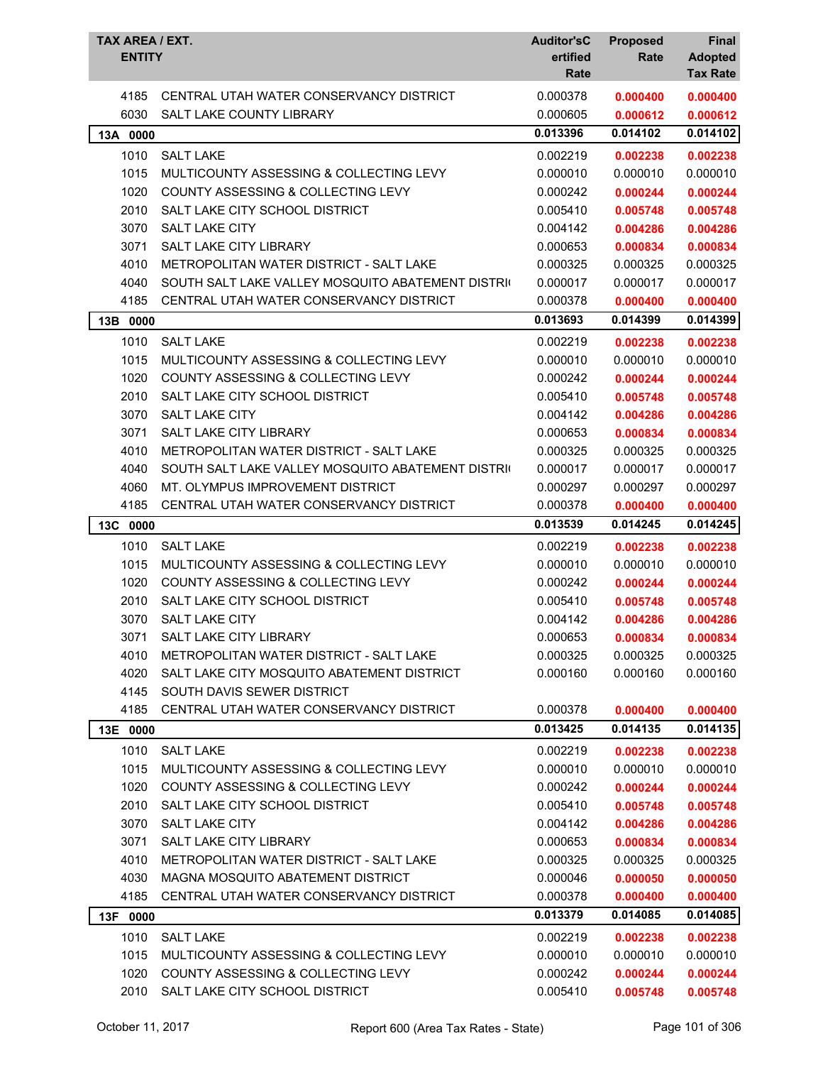| TAX AREA / EXT. ENTITY | | Auditor'sCertified Rate | Proposed Rate | Final Adopted Tax Rate |
|---|---|---|---|---|
| 4185 | CENTRAL UTAH WATER CONSERVANCY DISTRICT | 0.000378 | **0.000400** | **0.000400** |
| 6030 | SALT LAKE COUNTY LIBRARY | 0.000605 | **0.000612** | **0.000612** |
| **13A 0000** | | **0.013396** | **0.014102** | **0.014102** |
| 1010 | SALT LAKE | 0.002219 | **0.002238** | **0.002238** |
| 1015 | MULTICOUNTY ASSESSING & COLLECTING LEVY | 0.000010 | 0.000010 | 0.000010 |
| 1020 | COUNTY ASSESSING & COLLECTING LEVY | 0.000242 | **0.000244** | **0.000244** |
| 2010 | SALT LAKE CITY SCHOOL DISTRICT | 0.005410 | **0.005748** | **0.005748** |
| 3070 | SALT LAKE CITY | 0.004142 | **0.004286** | **0.004286** |
| 3071 | SALT LAKE CITY LIBRARY | 0.000653 | **0.000834** | **0.000834** |
| 4010 | METROPOLITAN WATER DISTRICT - SALT LAKE | 0.000325 | 0.000325 | 0.000325 |
| 4040 | SOUTH SALT LAKE VALLEY MOSQUITO ABATEMENT DISTRI | 0.000017 | 0.000017 | 0.000017 |
| 4185 | CENTRAL UTAH WATER CONSERVANCY DISTRICT | 0.000378 | **0.000400** | **0.000400** |
| **13B 0000** | | **0.013693** | **0.014399** | **0.014399** |
| 1010 | SALT LAKE | 0.002219 | **0.002238** | **0.002238** |
| 1015 | MULTICOUNTY ASSESSING & COLLECTING LEVY | 0.000010 | 0.000010 | 0.000010 |
| 1020 | COUNTY ASSESSING & COLLECTING LEVY | 0.000242 | **0.000244** | **0.000244** |
| 2010 | SALT LAKE CITY SCHOOL DISTRICT | 0.005410 | **0.005748** | **0.005748** |
| 3070 | SALT LAKE CITY | 0.004142 | **0.004286** | **0.004286** |
| 3071 | SALT LAKE CITY LIBRARY | 0.000653 | **0.000834** | **0.000834** |
| 4010 | METROPOLITAN WATER DISTRICT - SALT LAKE | 0.000325 | 0.000325 | 0.000325 |
| 4040 | SOUTH SALT LAKE VALLEY MOSQUITO ABATEMENT DISTRI | 0.000017 | 0.000017 | 0.000017 |
| 4060 | MT. OLYMPUS IMPROVEMENT DISTRICT | 0.000297 | 0.000297 | 0.000297 |
| 4185 | CENTRAL UTAH WATER CONSERVANCY DISTRICT | 0.000378 | **0.000400** | **0.000400** |
| **13C 0000** | | **0.013539** | **0.014245** | **0.014245** |
| 1010 | SALT LAKE | 0.002219 | **0.002238** | **0.002238** |
| 1015 | MULTICOUNTY ASSESSING & COLLECTING LEVY | 0.000010 | 0.000010 | 0.000010 |
| 1020 | COUNTY ASSESSING & COLLECTING LEVY | 0.000242 | **0.000244** | **0.000244** |
| 2010 | SALT LAKE CITY SCHOOL DISTRICT | 0.005410 | **0.005748** | **0.005748** |
| 3070 | SALT LAKE CITY | 0.004142 | **0.004286** | **0.004286** |
| 3071 | SALT LAKE CITY LIBRARY | 0.000653 | **0.000834** | **0.000834** |
| 4010 | METROPOLITAN WATER DISTRICT - SALT LAKE | 0.000325 | 0.000325 | 0.000325 |
| 4020 | SALT LAKE CITY MOSQUITO ABATEMENT DISTRICT | 0.000160 | 0.000160 | 0.000160 |
| 4145 | SOUTH DAVIS SEWER DISTRICT | | | |
| 4185 | CENTRAL UTAH WATER CONSERVANCY DISTRICT | 0.000378 | **0.000400** | **0.000400** |
| **13E 0000** | | **0.013425** | **0.014135** | **0.014135** |
| 1010 | SALT LAKE | 0.002219 | **0.002238** | **0.002238** |
| 1015 | MULTICOUNTY ASSESSING & COLLECTING LEVY | 0.000010 | 0.000010 | 0.000010 |
| 1020 | COUNTY ASSESSING & COLLECTING LEVY | 0.000242 | **0.000244** | **0.000244** |
| 2010 | SALT LAKE CITY SCHOOL DISTRICT | 0.005410 | **0.005748** | **0.005748** |
| 3070 | SALT LAKE CITY | 0.004142 | **0.004286** | **0.004286** |
| 3071 | SALT LAKE CITY LIBRARY | 0.000653 | **0.000834** | **0.000834** |
| 4010 | METROPOLITAN WATER DISTRICT - SALT LAKE | 0.000325 | 0.000325 | 0.000325 |
| 4030 | MAGNA MOSQUITO ABATEMENT DISTRICT | 0.000046 | **0.000050** | **0.000050** |
| 4185 | CENTRAL UTAH WATER CONSERVANCY DISTRICT | 0.000378 | **0.000400** | **0.000400** |
| **13F 0000** | | **0.013379** | **0.014085** | **0.014085** |
| 1010 | SALT LAKE | 0.002219 | **0.002238** | **0.002238** |
| 1015 | MULTICOUNTY ASSESSING & COLLECTING LEVY | 0.000010 | 0.000010 | 0.000010 |
| 1020 | COUNTY ASSESSING & COLLECTING LEVY | 0.000242 | **0.000244** | **0.000244** |
| 2010 | SALT LAKE CITY SCHOOL DISTRICT | 0.005410 | **0.005748** | **0.005748** |

October 11, 2017 — Report 600 (Area Tax Rates - State)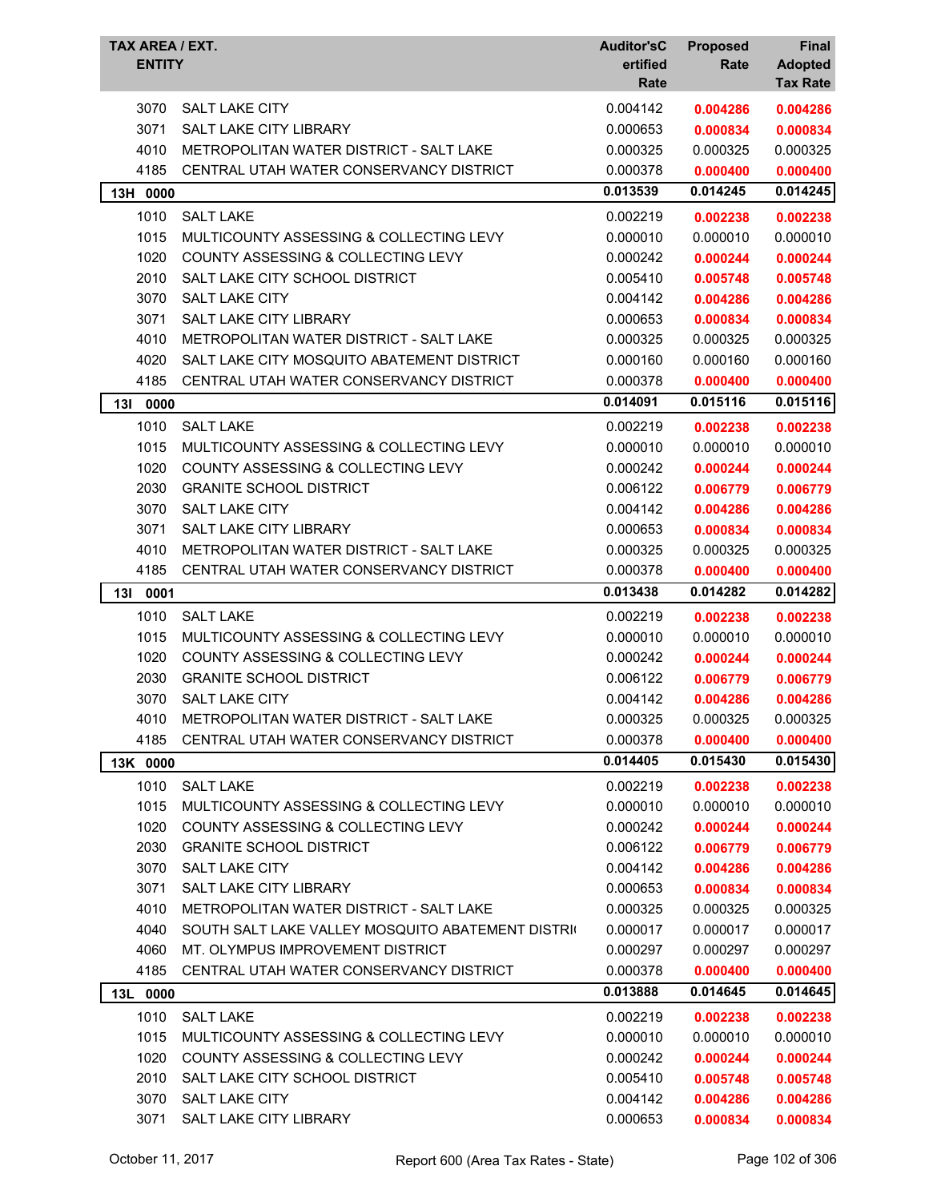| TAX AREA / EXT. | ENTITY | Auditor'sCertified Rate | Proposed Rate | Final Adopted Tax Rate |
|---|---|---|---|---|
| 3070 | SALT LAKE CITY | 0.004142 | **0.004286** | **0.004286** |
| 3071 | SALT LAKE CITY LIBRARY | 0.000653 | **0.000834** | **0.000834** |
| 4010 | METROPOLITAN WATER DISTRICT - SALT LAKE | 0.000325 | 0.000325 | 0.000325 |
| 4185 | CENTRAL UTAH WATER CONSERVANCY DISTRICT | 0.000378 | **0.000400** | **0.000400** |
| **13H 0000** | | **0.013539** | **0.014245** | **0.014245** |
| 1010 | SALT LAKE | 0.002219 | **0.002238** | **0.002238** |
| 1015 | MULTICOUNTY ASSESSING & COLLECTING LEVY | 0.000010 | 0.000010 | 0.000010 |
| 1020 | COUNTY ASSESSING & COLLECTING LEVY | 0.000242 | **0.000244** | **0.000244** |
| 2010 | SALT LAKE CITY SCHOOL DISTRICT | 0.005410 | **0.005748** | **0.005748** |
| 3070 | SALT LAKE CITY | 0.004142 | **0.004286** | **0.004286** |
| 3071 | SALT LAKE CITY LIBRARY | 0.000653 | **0.000834** | **0.000834** |
| 4010 | METROPOLITAN WATER DISTRICT - SALT LAKE | 0.000325 | 0.000325 | 0.000325 |
| 4020 | SALT LAKE CITY MOSQUITO ABATEMENT DISTRICT | 0.000160 | 0.000160 | 0.000160 |
| 4185 | CENTRAL UTAH WATER CONSERVANCY DISTRICT | 0.000378 | **0.000400** | **0.000400** |
| **13I 0000** | | **0.014091** | **0.015116** | **0.015116** |
| 1010 | SALT LAKE | 0.002219 | **0.002238** | **0.002238** |
| 1015 | MULTICOUNTY ASSESSING & COLLECTING LEVY | 0.000010 | 0.000010 | 0.000010 |
| 1020 | COUNTY ASSESSING & COLLECTING LEVY | 0.000242 | **0.000244** | **0.000244** |
| 2030 | GRANITE SCHOOL DISTRICT | 0.006122 | **0.006779** | **0.006779** |
| 3070 | SALT LAKE CITY | 0.004142 | **0.004286** | **0.004286** |
| 3071 | SALT LAKE CITY LIBRARY | 0.000653 | **0.000834** | **0.000834** |
| 4010 | METROPOLITAN WATER DISTRICT - SALT LAKE | 0.000325 | 0.000325 | 0.000325 |
| 4185 | CENTRAL UTAH WATER CONSERVANCY DISTRICT | 0.000378 | **0.000400** | **0.000400** |
| **13I 0001** | | **0.013438** | **0.014282** | **0.014282** |
| 1010 | SALT LAKE | 0.002219 | **0.002238** | **0.002238** |
| 1015 | MULTICOUNTY ASSESSING & COLLECTING LEVY | 0.000010 | 0.000010 | 0.000010 |
| 1020 | COUNTY ASSESSING & COLLECTING LEVY | 0.000242 | **0.000244** | **0.000244** |
| 2030 | GRANITE SCHOOL DISTRICT | 0.006122 | **0.006779** | **0.006779** |
| 3070 | SALT LAKE CITY | 0.004142 | **0.004286** | **0.004286** |
| 4010 | METROPOLITAN WATER DISTRICT - SALT LAKE | 0.000325 | 0.000325 | 0.000325 |
| 4185 | CENTRAL UTAH WATER CONSERVANCY DISTRICT | 0.000378 | **0.000400** | **0.000400** |
| **13K 0000** | | **0.014405** | **0.015430** | **0.015430** |
| 1010 | SALT LAKE | 0.002219 | **0.002238** | **0.002238** |
| 1015 | MULTICOUNTY ASSESSING & COLLECTING LEVY | 0.000010 | 0.000010 | 0.000010 |
| 1020 | COUNTY ASSESSING & COLLECTING LEVY | 0.000242 | **0.000244** | **0.000244** |
| 2030 | GRANITE SCHOOL DISTRICT | 0.006122 | **0.006779** | **0.006779** |
| 3070 | SALT LAKE CITY | 0.004142 | **0.004286** | **0.004286** |
| 3071 | SALT LAKE CITY LIBRARY | 0.000653 | **0.000834** | **0.000834** |
| 4010 | METROPOLITAN WATER DISTRICT - SALT LAKE | 0.000325 | 0.000325 | 0.000325 |
| 4040 | SOUTH SALT LAKE VALLEY MOSQUITO ABATEMENT DISTRI | 0.000017 | 0.000017 | 0.000017 |
| 4060 | MT. OLYMPUS IMPROVEMENT DISTRICT | 0.000297 | 0.000297 | 0.000297 |
| 4185 | CENTRAL UTAH WATER CONSERVANCY DISTRICT | 0.000378 | **0.000400** | **0.000400** |
| **13L 0000** | | **0.013888** | **0.014645** | **0.014645** |
| 1010 | SALT LAKE | 0.002219 | **0.002238** | **0.002238** |
| 1015 | MULTICOUNTY ASSESSING & COLLECTING LEVY | 0.000010 | 0.000010 | 0.000010 |
| 1020 | COUNTY ASSESSING & COLLECTING LEVY | 0.000242 | **0.000244** | **0.000244** |
| 2010 | SALT LAKE CITY SCHOOL DISTRICT | 0.005410 | **0.005748** | **0.005748** |
| 3070 | SALT LAKE CITY | 0.004142 | **0.004286** | **0.004286** |
| 3071 | SALT LAKE CITY LIBRARY | 0.000653 | **0.000834** | **0.000834** |

October 11, 2017 — Report 600 (Area Tax Rates - State)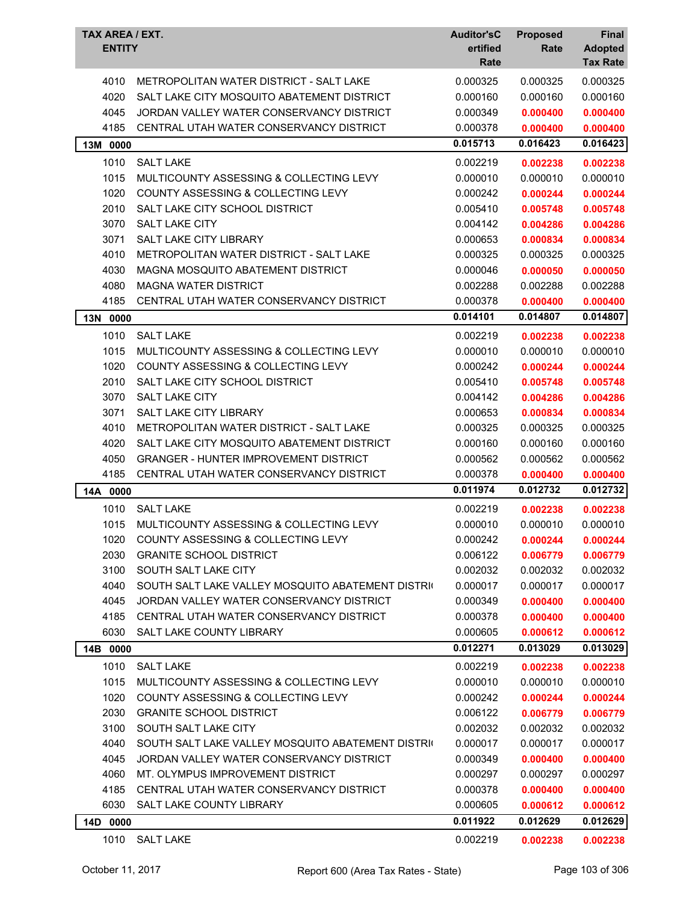| TAX AREA / EXT. ENTITY | | Auditor's Certified Rate | Proposed Rate | Final Adopted Tax Rate |
|---|---|---|---|---|
| 4010 | METROPOLITAN WATER DISTRICT - SALT LAKE | 0.000325 | 0.000325 | 0.000325 |
| 4020 | SALT LAKE CITY MOSQUITO ABATEMENT DISTRICT | 0.000160 | 0.000160 | 0.000160 |
| 4045 | JORDAN VALLEY WATER CONSERVANCY DISTRICT | 0.000349 | **0.000400** | **0.000400** |
| 4185 | CENTRAL UTAH WATER CONSERVANCY DISTRICT | 0.000378 | **0.000400** | **0.000400** |
| **13M 0000** | | **0.015713** | **0.016423** | **0.016423** |
| 1010 | SALT LAKE | 0.002219 | **0.002238** | **0.002238** |
| 1015 | MULTICOUNTY ASSESSING & COLLECTING LEVY | 0.000010 | 0.000010 | 0.000010 |
| 1020 | COUNTY ASSESSING & COLLECTING LEVY | 0.000242 | **0.000244** | **0.000244** |
| 2010 | SALT LAKE CITY SCHOOL DISTRICT | 0.005410 | **0.005748** | **0.005748** |
| 3070 | SALT LAKE CITY | 0.004142 | **0.004286** | **0.004286** |
| 3071 | SALT LAKE CITY LIBRARY | 0.000653 | **0.000834** | **0.000834** |
| 4010 | METROPOLITAN WATER DISTRICT - SALT LAKE | 0.000325 | 0.000325 | 0.000325 |
| 4030 | MAGNA MOSQUITO ABATEMENT DISTRICT | 0.000046 | **0.000050** | **0.000050** |
| 4080 | MAGNA WATER DISTRICT | 0.002288 | 0.002288 | 0.002288 |
| 4185 | CENTRAL UTAH WATER CONSERVANCY DISTRICT | 0.000378 | **0.000400** | **0.000400** |
| **13N 0000** | | **0.014101** | **0.014807** | **0.014807** |
| 1010 | SALT LAKE | 0.002219 | **0.002238** | **0.002238** |
| 1015 | MULTICOUNTY ASSESSING & COLLECTING LEVY | 0.000010 | 0.000010 | 0.000010 |
| 1020 | COUNTY ASSESSING & COLLECTING LEVY | 0.000242 | **0.000244** | **0.000244** |
| 2010 | SALT LAKE CITY SCHOOL DISTRICT | 0.005410 | **0.005748** | **0.005748** |
| 3070 | SALT LAKE CITY | 0.004142 | **0.004286** | **0.004286** |
| 3071 | SALT LAKE CITY LIBRARY | 0.000653 | **0.000834** | **0.000834** |
| 4010 | METROPOLITAN WATER DISTRICT - SALT LAKE | 0.000325 | 0.000325 | 0.000325 |
| 4020 | SALT LAKE CITY MOSQUITO ABATEMENT DISTRICT | 0.000160 | 0.000160 | 0.000160 |
| 4050 | GRANGER - HUNTER IMPROVEMENT DISTRICT | 0.000562 | 0.000562 | 0.000562 |
| 4185 | CENTRAL UTAH WATER CONSERVANCY DISTRICT | 0.000378 | **0.000400** | **0.000400** |
| **14A 0000** | | **0.011974** | **0.012732** | **0.012732** |
| 1010 | SALT LAKE | 0.002219 | **0.002238** | **0.002238** |
| 1015 | MULTICOUNTY ASSESSING & COLLECTING LEVY | 0.000010 | 0.000010 | 0.000010 |
| 1020 | COUNTY ASSESSING & COLLECTING LEVY | 0.000242 | **0.000244** | **0.000244** |
| 2030 | GRANITE SCHOOL DISTRICT | 0.006122 | **0.006779** | **0.006779** |
| 3100 | SOUTH SALT LAKE CITY | 0.002032 | 0.002032 | 0.002032 |
| 4040 | SOUTH SALT LAKE VALLEY MOSQUITO ABATEMENT DISTRI | 0.000017 | 0.000017 | 0.000017 |
| 4045 | JORDAN VALLEY WATER CONSERVANCY DISTRICT | 0.000349 | **0.000400** | **0.000400** |
| 4185 | CENTRAL UTAH WATER CONSERVANCY DISTRICT | 0.000378 | **0.000400** | **0.000400** |
| 6030 | SALT LAKE COUNTY LIBRARY | 0.000605 | **0.000612** | **0.000612** |
| **14B 0000** | | **0.012271** | **0.013029** | **0.013029** |
| 1010 | SALT LAKE | 0.002219 | **0.002238** | **0.002238** |
| 1015 | MULTICOUNTY ASSESSING & COLLECTING LEVY | 0.000010 | 0.000010 | 0.000010 |
| 1020 | COUNTY ASSESSING & COLLECTING LEVY | 0.000242 | **0.000244** | **0.000244** |
| 2030 | GRANITE SCHOOL DISTRICT | 0.006122 | **0.006779** | **0.006779** |
| 3100 | SOUTH SALT LAKE CITY | 0.002032 | 0.002032 | 0.002032 |
| 4040 | SOUTH SALT LAKE VALLEY MOSQUITO ABATEMENT DISTRI | 0.000017 | 0.000017 | 0.000017 |
| 4045 | JORDAN VALLEY WATER CONSERVANCY DISTRICT | 0.000349 | **0.000400** | **0.000400** |
| 4060 | MT. OLYMPUS IMPROVEMENT DISTRICT | 0.000297 | 0.000297 | 0.000297 |
| 4185 | CENTRAL UTAH WATER CONSERVANCY DISTRICT | 0.000378 | **0.000400** | **0.000400** |
| 6030 | SALT LAKE COUNTY LIBRARY | 0.000605 | **0.000612** | **0.000612** |
| **14D 0000** | | **0.011922** | **0.012629** | **0.012629** |
| 1010 | SALT LAKE | 0.002219 | **0.002238** | **0.002238** |

October 11, 2017 — Report 600 (Area Tax Rates - State)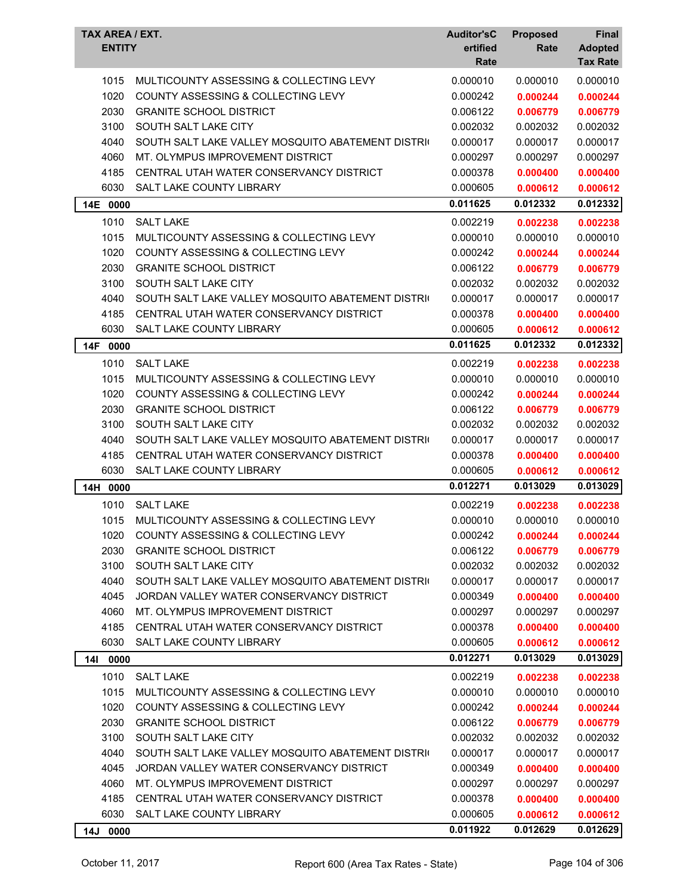| TAX AREA / EXT. ENTITY | | Auditor'sC ertified Rate | Proposed Rate | Final Adopted Tax Rate |
|---|---|---|---|---|
| 1015 | MULTICOUNTY ASSESSING & COLLECTING LEVY | 0.000010 | 0.000010 | 0.000010 |
| 1020 | COUNTY ASSESSING & COLLECTING LEVY | 0.000242 | **0.000244** | **0.000244** |
| 2030 | GRANITE SCHOOL DISTRICT | 0.006122 | **0.006779** | **0.006779** |
| 3100 | SOUTH SALT LAKE CITY | 0.002032 | 0.002032 | 0.002032 |
| 4040 | SOUTH SALT LAKE VALLEY MOSQUITO ABATEMENT DISTRI | 0.000017 | 0.000017 | 0.000017 |
| 4060 | MT. OLYMPUS IMPROVEMENT DISTRICT | 0.000297 | 0.000297 | 0.000297 |
| 4185 | CENTRAL UTAH WATER CONSERVANCY DISTRICT | 0.000378 | **0.000400** | **0.000400** |
| 6030 | SALT LAKE COUNTY LIBRARY | 0.000605 | **0.000612** | **0.000612** |
| **14E 0000** | | **0.011625** | **0.012332** | **0.012332** |
| 1010 | SALT LAKE | 0.002219 | **0.002238** | **0.002238** |
| 1015 | MULTICOUNTY ASSESSING & COLLECTING LEVY | 0.000010 | 0.000010 | 0.000010 |
| 1020 | COUNTY ASSESSING & COLLECTING LEVY | 0.000242 | **0.000244** | **0.000244** |
| 2030 | GRANITE SCHOOL DISTRICT | 0.006122 | **0.006779** | **0.006779** |
| 3100 | SOUTH SALT LAKE CITY | 0.002032 | 0.002032 | 0.002032 |
| 4040 | SOUTH SALT LAKE VALLEY MOSQUITO ABATEMENT DISTRI | 0.000017 | 0.000017 | 0.000017 |
| 4185 | CENTRAL UTAH WATER CONSERVANCY DISTRICT | 0.000378 | **0.000400** | **0.000400** |
| 6030 | SALT LAKE COUNTY LIBRARY | 0.000605 | **0.000612** | **0.000612** |
| **14F 0000** | | **0.011625** | **0.012332** | **0.012332** |
| 1010 | SALT LAKE | 0.002219 | **0.002238** | **0.002238** |
| 1015 | MULTICOUNTY ASSESSING & COLLECTING LEVY | 0.000010 | 0.000010 | 0.000010 |
| 1020 | COUNTY ASSESSING & COLLECTING LEVY | 0.000242 | **0.000244** | **0.000244** |
| 2030 | GRANITE SCHOOL DISTRICT | 0.006122 | **0.006779** | **0.006779** |
| 3100 | SOUTH SALT LAKE CITY | 0.002032 | 0.002032 | 0.002032 |
| 4040 | SOUTH SALT LAKE VALLEY MOSQUITO ABATEMENT DISTRI | 0.000017 | 0.000017 | 0.000017 |
| 4185 | CENTRAL UTAH WATER CONSERVANCY DISTRICT | 0.000378 | **0.000400** | **0.000400** |
| 6030 | SALT LAKE COUNTY LIBRARY | 0.000605 | **0.000612** | **0.000612** |
| **14H 0000** | | **0.012271** | **0.013029** | **0.013029** |
| 1010 | SALT LAKE | 0.002219 | **0.002238** | **0.002238** |
| 1015 | MULTICOUNTY ASSESSING & COLLECTING LEVY | 0.000010 | 0.000010 | 0.000010 |
| 1020 | COUNTY ASSESSING & COLLECTING LEVY | 0.000242 | **0.000244** | **0.000244** |
| 2030 | GRANITE SCHOOL DISTRICT | 0.006122 | **0.006779** | **0.006779** |
| 3100 | SOUTH SALT LAKE CITY | 0.002032 | 0.002032 | 0.002032 |
| 4040 | SOUTH SALT LAKE VALLEY MOSQUITO ABATEMENT DISTRI | 0.000017 | 0.000017 | 0.000017 |
| 4045 | JORDAN VALLEY WATER CONSERVANCY DISTRICT | 0.000349 | **0.000400** | **0.000400** |
| 4060 | MT. OLYMPUS IMPROVEMENT DISTRICT | 0.000297 | 0.000297 | 0.000297 |
| 4185 | CENTRAL UTAH WATER CONSERVANCY DISTRICT | 0.000378 | **0.000400** | **0.000400** |
| 6030 | SALT LAKE COUNTY LIBRARY | 0.000605 | **0.000612** | **0.000612** |
| **14I 0000** | | **0.012271** | **0.013029** | **0.013029** |
| 1010 | SALT LAKE | 0.002219 | **0.002238** | **0.002238** |
| 1015 | MULTICOUNTY ASSESSING & COLLECTING LEVY | 0.000010 | 0.000010 | 0.000010 |
| 1020 | COUNTY ASSESSING & COLLECTING LEVY | 0.000242 | **0.000244** | **0.000244** |
| 2030 | GRANITE SCHOOL DISTRICT | 0.006122 | **0.006779** | **0.006779** |
| 3100 | SOUTH SALT LAKE CITY | 0.002032 | 0.002032 | 0.002032 |
| 4040 | SOUTH SALT LAKE VALLEY MOSQUITO ABATEMENT DISTRI | 0.000017 | 0.000017 | 0.000017 |
| 4045 | JORDAN VALLEY WATER CONSERVANCY DISTRICT | 0.000349 | **0.000400** | **0.000400** |
| 4060 | MT. OLYMPUS IMPROVEMENT DISTRICT | 0.000297 | 0.000297 | 0.000297 |
| 4185 | CENTRAL UTAH WATER CONSERVANCY DISTRICT | 0.000378 | **0.000400** | **0.000400** |
| 6030 | SALT LAKE COUNTY LIBRARY | 0.000605 | **0.000612** | **0.000612** |
| **14J 0000** | | **0.011922** | **0.012629** | **0.012629** |

October 11, 2017 Report 600 (Area Tax Rates - State)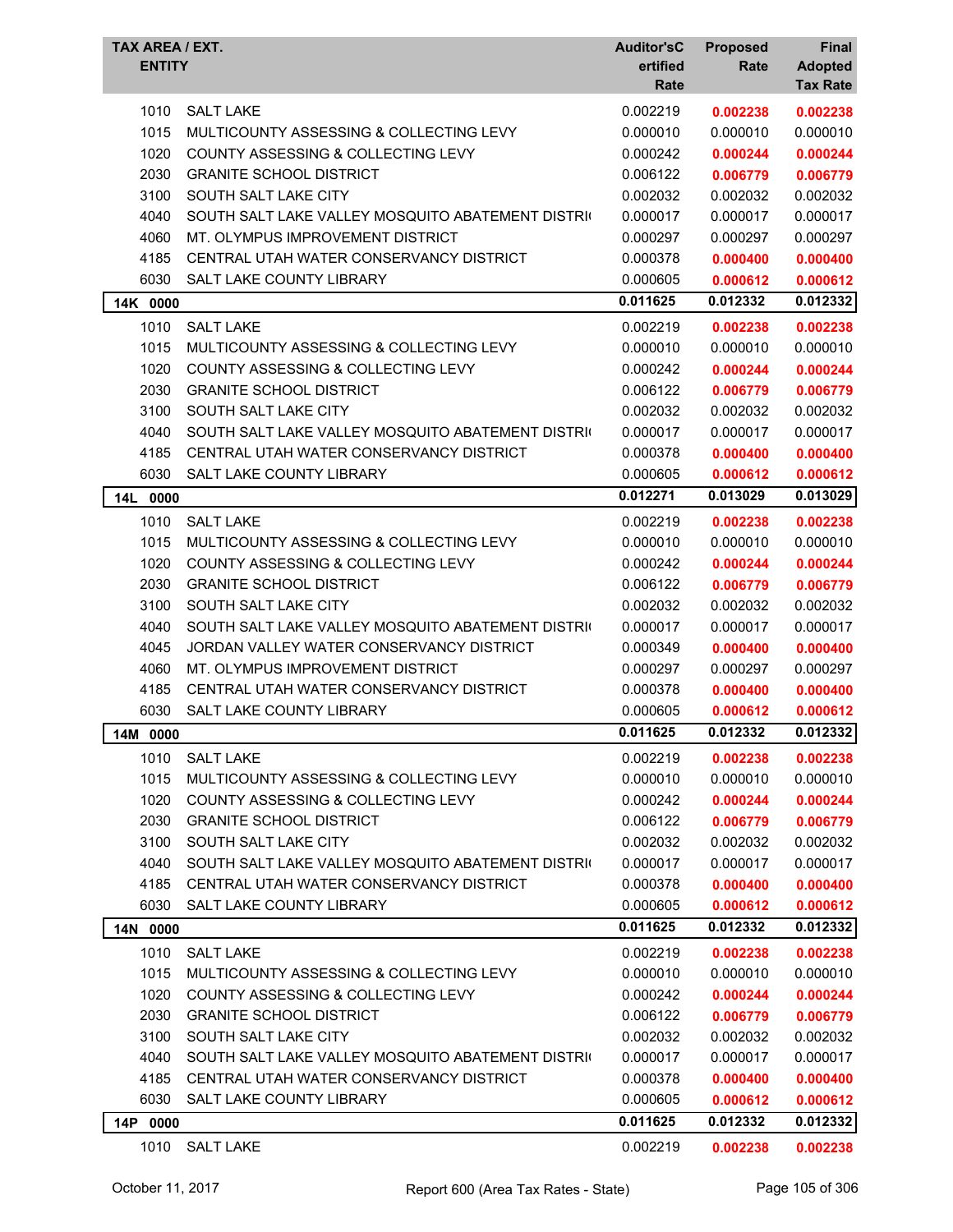| TAX AREA / EXT. ENTITY | | Auditor'sC ertified Rate | Proposed Rate | Final Adopted Tax Rate |
|---|---|---|---|---|
| 1010 | SALT LAKE | 0.002219 | **0.002238** | **0.002238** |
| 1015 | MULTICOUNTY ASSESSING & COLLECTING LEVY | 0.000010 | 0.000010 | 0.000010 |
| 1020 | COUNTY ASSESSING & COLLECTING LEVY | 0.000242 | **0.000244** | **0.000244** |
| 2030 | GRANITE SCHOOL DISTRICT | 0.006122 | **0.006779** | **0.006779** |
| 3100 | SOUTH SALT LAKE CITY | 0.002032 | 0.002032 | 0.002032 |
| 4040 | SOUTH SALT LAKE VALLEY MOSQUITO ABATEMENT DISTRI( | 0.000017 | 0.000017 | 0.000017 |
| 4060 | MT. OLYMPUS IMPROVEMENT DISTRICT | 0.000297 | 0.000297 | 0.000297 |
| 4185 | CENTRAL UTAH WATER CONSERVANCY DISTRICT | 0.000378 | **0.000400** | **0.000400** |
| 6030 | SALT LAKE COUNTY LIBRARY | 0.000605 | **0.000612** | **0.000612** |
| **14K 0000** | | **0.011625** | **0.012332** | **0.012332** |
| 1010 | SALT LAKE | 0.002219 | **0.002238** | **0.002238** |
| 1015 | MULTICOUNTY ASSESSING & COLLECTING LEVY | 0.000010 | 0.000010 | 0.000010 |
| 1020 | COUNTY ASSESSING & COLLECTING LEVY | 0.000242 | **0.000244** | **0.000244** |
| 2030 | GRANITE SCHOOL DISTRICT | 0.006122 | **0.006779** | **0.006779** |
| 3100 | SOUTH SALT LAKE CITY | 0.002032 | 0.002032 | 0.002032 |
| 4040 | SOUTH SALT LAKE VALLEY MOSQUITO ABATEMENT DISTRI( | 0.000017 | 0.000017 | 0.000017 |
| 4185 | CENTRAL UTAH WATER CONSERVANCY DISTRICT | 0.000378 | **0.000400** | **0.000400** |
| 6030 | SALT LAKE COUNTY LIBRARY | 0.000605 | **0.000612** | **0.000612** |
| **14L 0000** | | **0.012271** | **0.013029** | **0.013029** |
| 1010 | SALT LAKE | 0.002219 | **0.002238** | **0.002238** |
| 1015 | MULTICOUNTY ASSESSING & COLLECTING LEVY | 0.000010 | 0.000010 | 0.000010 |
| 1020 | COUNTY ASSESSING & COLLECTING LEVY | 0.000242 | **0.000244** | **0.000244** |
| 2030 | GRANITE SCHOOL DISTRICT | 0.006122 | **0.006779** | **0.006779** |
| 3100 | SOUTH SALT LAKE CITY | 0.002032 | 0.002032 | 0.002032 |
| 4040 | SOUTH SALT LAKE VALLEY MOSQUITO ABATEMENT DISTRI( | 0.000017 | 0.000017 | 0.000017 |
| 4045 | JORDAN VALLEY WATER CONSERVANCY DISTRICT | 0.000349 | **0.000400** | **0.000400** |
| 4060 | MT. OLYMPUS IMPROVEMENT DISTRICT | 0.000297 | 0.000297 | 0.000297 |
| 4185 | CENTRAL UTAH WATER CONSERVANCY DISTRICT | 0.000378 | **0.000400** | **0.000400** |
| 6030 | SALT LAKE COUNTY LIBRARY | 0.000605 | **0.000612** | **0.000612** |
| **14M 0000** | | **0.011625** | **0.012332** | **0.012332** |
| 1010 | SALT LAKE | 0.002219 | **0.002238** | **0.002238** |
| 1015 | MULTICOUNTY ASSESSING & COLLECTING LEVY | 0.000010 | 0.000010 | 0.000010 |
| 1020 | COUNTY ASSESSING & COLLECTING LEVY | 0.000242 | **0.000244** | **0.000244** |
| 2030 | GRANITE SCHOOL DISTRICT | 0.006122 | **0.006779** | **0.006779** |
| 3100 | SOUTH SALT LAKE CITY | 0.002032 | 0.002032 | 0.002032 |
| 4040 | SOUTH SALT LAKE VALLEY MOSQUITO ABATEMENT DISTRI( | 0.000017 | 0.000017 | 0.000017 |
| 4185 | CENTRAL UTAH WATER CONSERVANCY DISTRICT | 0.000378 | **0.000400** | **0.000400** |
| 6030 | SALT LAKE COUNTY LIBRARY | 0.000605 | **0.000612** | **0.000612** |
| **14N 0000** | | **0.011625** | **0.012332** | **0.012332** |
| 1010 | SALT LAKE | 0.002219 | **0.002238** | **0.002238** |
| 1015 | MULTICOUNTY ASSESSING & COLLECTING LEVY | 0.000010 | 0.000010 | 0.000010 |
| 1020 | COUNTY ASSESSING & COLLECTING LEVY | 0.000242 | **0.000244** | **0.000244** |
| 2030 | GRANITE SCHOOL DISTRICT | 0.006122 | **0.006779** | **0.006779** |
| 3100 | SOUTH SALT LAKE CITY | 0.002032 | 0.002032 | 0.002032 |
| 4040 | SOUTH SALT LAKE VALLEY MOSQUITO ABATEMENT DISTRI( | 0.000017 | 0.000017 | 0.000017 |
| 4185 | CENTRAL UTAH WATER CONSERVANCY DISTRICT | 0.000378 | **0.000400** | **0.000400** |
| 6030 | SALT LAKE COUNTY LIBRARY | 0.000605 | **0.000612** | **0.000612** |
| **14P 0000** | | **0.011625** | **0.012332** | **0.012332** |
| 1010 | SALT LAKE | 0.002219 | **0.002238** | **0.002238** |

October 11, 2017 — Report 600 (Area Tax Rates - State)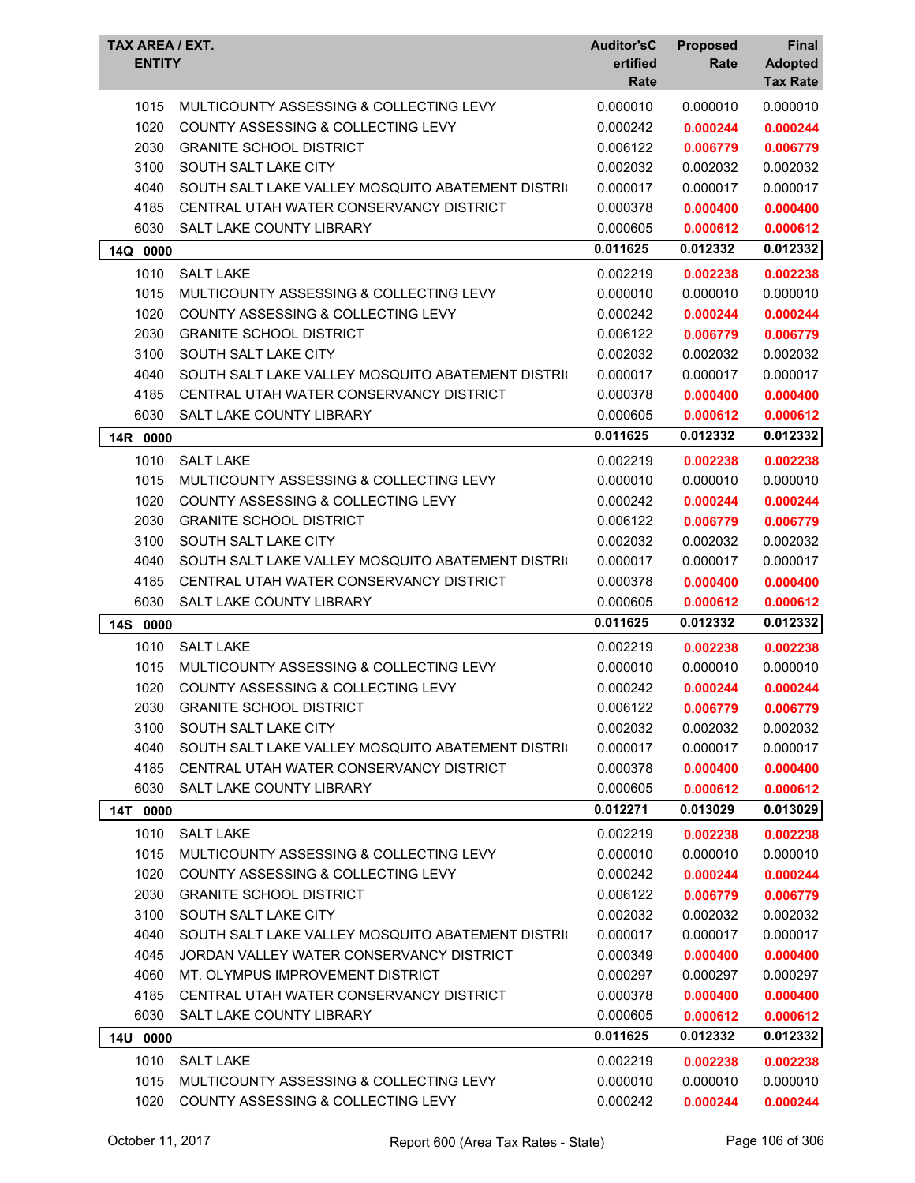| TAX AREA / EXT. ENTITY | | Auditor'sCertified Rate | Proposed Rate | Final Adopted Tax Rate |
|---|---|---|---|---|
| 1015 | MULTICOUNTY ASSESSING & COLLECTING LEVY | 0.000010 | 0.000010 | 0.000010 |
| 1020 | COUNTY ASSESSING & COLLECTING LEVY | 0.000242 | **0.000244** | **0.000244** |
| 2030 | GRANITE SCHOOL DISTRICT | 0.006122 | **0.006779** | **0.006779** |
| 3100 | SOUTH SALT LAKE CITY | 0.002032 | 0.002032 | 0.002032 |
| 4040 | SOUTH SALT LAKE VALLEY MOSQUITO ABATEMENT DISTRI( | 0.000017 | 0.000017 | 0.000017 |
| 4185 | CENTRAL UTAH WATER CONSERVANCY DISTRICT | 0.000378 | **0.000400** | **0.000400** |
| 6030 | SALT LAKE COUNTY LIBRARY | 0.000605 | **0.000612** | **0.000612** |
| **14Q 0000** | | **0.011625** | **0.012332** | **0.012332** |
| 1010 | SALT LAKE | 0.002219 | **0.002238** | **0.002238** |
| 1015 | MULTICOUNTY ASSESSING & COLLECTING LEVY | 0.000010 | 0.000010 | 0.000010 |
| 1020 | COUNTY ASSESSING & COLLECTING LEVY | 0.000242 | **0.000244** | **0.000244** |
| 2030 | GRANITE SCHOOL DISTRICT | 0.006122 | **0.006779** | **0.006779** |
| 3100 | SOUTH SALT LAKE CITY | 0.002032 | 0.002032 | 0.002032 |
| 4040 | SOUTH SALT LAKE VALLEY MOSQUITO ABATEMENT DISTRI( | 0.000017 | 0.000017 | 0.000017 |
| 4185 | CENTRAL UTAH WATER CONSERVANCY DISTRICT | 0.000378 | **0.000400** | **0.000400** |
| 6030 | SALT LAKE COUNTY LIBRARY | 0.000605 | **0.000612** | **0.000612** |
| **14R 0000** | | **0.011625** | **0.012332** | **0.012332** |
| 1010 | SALT LAKE | 0.002219 | **0.002238** | **0.002238** |
| 1015 | MULTICOUNTY ASSESSING & COLLECTING LEVY | 0.000010 | 0.000010 | 0.000010 |
| 1020 | COUNTY ASSESSING & COLLECTING LEVY | 0.000242 | **0.000244** | **0.000244** |
| 2030 | GRANITE SCHOOL DISTRICT | 0.006122 | **0.006779** | **0.006779** |
| 3100 | SOUTH SALT LAKE CITY | 0.002032 | 0.002032 | 0.002032 |
| 4040 | SOUTH SALT LAKE VALLEY MOSQUITO ABATEMENT DISTRI( | 0.000017 | 0.000017 | 0.000017 |
| 4185 | CENTRAL UTAH WATER CONSERVANCY DISTRICT | 0.000378 | **0.000400** | **0.000400** |
| 6030 | SALT LAKE COUNTY LIBRARY | 0.000605 | **0.000612** | **0.000612** |
| **14S 0000** | | **0.011625** | **0.012332** | **0.012332** |
| 1010 | SALT LAKE | 0.002219 | **0.002238** | **0.002238** |
| 1015 | MULTICOUNTY ASSESSING & COLLECTING LEVY | 0.000010 | 0.000010 | 0.000010 |
| 1020 | COUNTY ASSESSING & COLLECTING LEVY | 0.000242 | **0.000244** | **0.000244** |
| 2030 | GRANITE SCHOOL DISTRICT | 0.006122 | **0.006779** | **0.006779** |
| 3100 | SOUTH SALT LAKE CITY | 0.002032 | 0.002032 | 0.002032 |
| 4040 | SOUTH SALT LAKE VALLEY MOSQUITO ABATEMENT DISTRI( | 0.000017 | 0.000017 | 0.000017 |
| 4185 | CENTRAL UTAH WATER CONSERVANCY DISTRICT | 0.000378 | **0.000400** | **0.000400** |
| 6030 | SALT LAKE COUNTY LIBRARY | 0.000605 | **0.000612** | **0.000612** |
| **14T 0000** | | **0.012271** | **0.013029** | **0.013029** |
| 1010 | SALT LAKE | 0.002219 | **0.002238** | **0.002238** |
| 1015 | MULTICOUNTY ASSESSING & COLLECTING LEVY | 0.000010 | 0.000010 | 0.000010 |
| 1020 | COUNTY ASSESSING & COLLECTING LEVY | 0.000242 | **0.000244** | **0.000244** |
| 2030 | GRANITE SCHOOL DISTRICT | 0.006122 | **0.006779** | **0.006779** |
| 3100 | SOUTH SALT LAKE CITY | 0.002032 | 0.002032 | 0.002032 |
| 4040 | SOUTH SALT LAKE VALLEY MOSQUITO ABATEMENT DISTRI( | 0.000017 | 0.000017 | 0.000017 |
| 4045 | JORDAN VALLEY WATER CONSERVANCY DISTRICT | 0.000349 | **0.000400** | **0.000400** |
| 4060 | MT. OLYMPUS IMPROVEMENT DISTRICT | 0.000297 | 0.000297 | 0.000297 |
| 4185 | CENTRAL UTAH WATER CONSERVANCY DISTRICT | 0.000378 | **0.000400** | **0.000400** |
| 6030 | SALT LAKE COUNTY LIBRARY | 0.000605 | **0.000612** | **0.000612** |
| **14U 0000** | | **0.011625** | **0.012332** | **0.012332** |
| 1010 | SALT LAKE | 0.002219 | **0.002238** | **0.002238** |
| 1015 | MULTICOUNTY ASSESSING & COLLECTING LEVY | 0.000010 | 0.000010 | 0.000010 |
| 1020 | COUNTY ASSESSING & COLLECTING LEVY | 0.000242 | **0.000244** | **0.000244** |

October 11, 2017 — Report 600 (Area Tax Rates - State)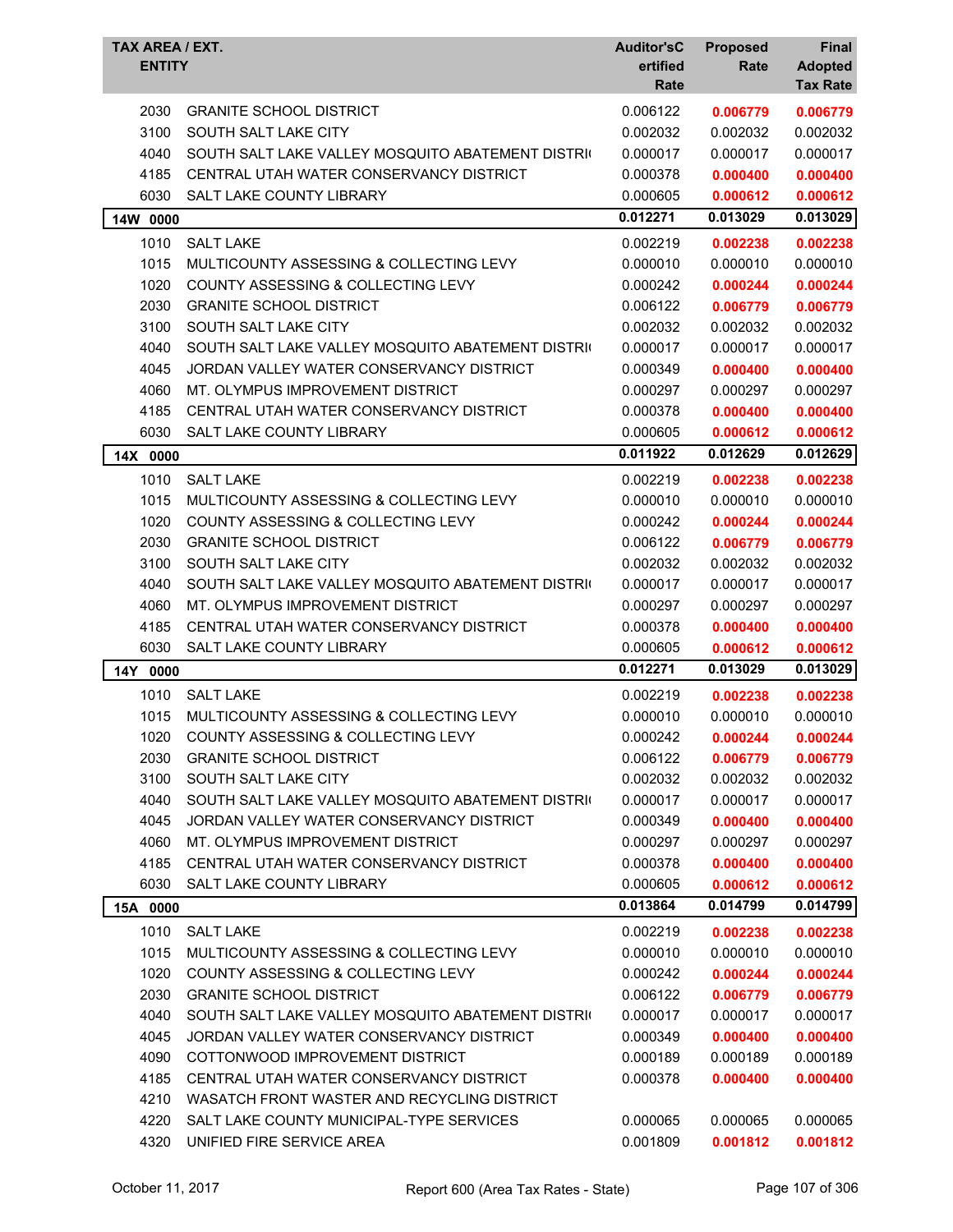| TAX AREA / EXT. ENTITY | | Auditor'sCertified Rate | Proposed Rate | Final Adopted Tax Rate |
|---|---|---|---|---|
| 2030 | GRANITE SCHOOL DISTRICT | 0.006122 | **0.006779** | **0.006779** |
| 3100 | SOUTH SALT LAKE CITY | 0.002032 | 0.002032 | 0.002032 |
| 4040 | SOUTH SALT LAKE VALLEY MOSQUITO ABATEMENT DISTRI( | 0.000017 | 0.000017 | 0.000017 |
| 4185 | CENTRAL UTAH WATER CONSERVANCY DISTRICT | 0.000378 | **0.000400** | **0.000400** |
| 6030 | SALT LAKE COUNTY LIBRARY | 0.000605 | **0.000612** | **0.000612** |
| **14W 0000** | | **0.012271** | **0.013029** | **0.013029** |
| 1010 | SALT LAKE | 0.002219 | **0.002238** | **0.002238** |
| 1015 | MULTICOUNTY ASSESSING & COLLECTING LEVY | 0.000010 | 0.000010 | 0.000010 |
| 1020 | COUNTY ASSESSING & COLLECTING LEVY | 0.000242 | **0.000244** | **0.000244** |
| 2030 | GRANITE SCHOOL DISTRICT | 0.006122 | **0.006779** | **0.006779** |
| 3100 | SOUTH SALT LAKE CITY | 0.002032 | 0.002032 | 0.002032 |
| 4040 | SOUTH SALT LAKE VALLEY MOSQUITO ABATEMENT DISTRI( | 0.000017 | 0.000017 | 0.000017 |
| 4045 | JORDAN VALLEY WATER CONSERVANCY DISTRICT | 0.000349 | **0.000400** | **0.000400** |
| 4060 | MT. OLYMPUS IMPROVEMENT DISTRICT | 0.000297 | 0.000297 | 0.000297 |
| 4185 | CENTRAL UTAH WATER CONSERVANCY DISTRICT | 0.000378 | **0.000400** | **0.000400** |
| 6030 | SALT LAKE COUNTY LIBRARY | 0.000605 | **0.000612** | **0.000612** |
| **14X 0000** | | **0.011922** | **0.012629** | **0.012629** |
| 1010 | SALT LAKE | 0.002219 | **0.002238** | **0.002238** |
| 1015 | MULTICOUNTY ASSESSING & COLLECTING LEVY | 0.000010 | 0.000010 | 0.000010 |
| 1020 | COUNTY ASSESSING & COLLECTING LEVY | 0.000242 | **0.000244** | **0.000244** |
| 2030 | GRANITE SCHOOL DISTRICT | 0.006122 | **0.006779** | **0.006779** |
| 3100 | SOUTH SALT LAKE CITY | 0.002032 | 0.002032 | 0.002032 |
| 4040 | SOUTH SALT LAKE VALLEY MOSQUITO ABATEMENT DISTRI( | 0.000017 | 0.000017 | 0.000017 |
| 4060 | MT. OLYMPUS IMPROVEMENT DISTRICT | 0.000297 | 0.000297 | 0.000297 |
| 4185 | CENTRAL UTAH WATER CONSERVANCY DISTRICT | 0.000378 | **0.000400** | **0.000400** |
| 6030 | SALT LAKE COUNTY LIBRARY | 0.000605 | **0.000612** | **0.000612** |
| **14Y 0000** | | **0.012271** | **0.013029** | **0.013029** |
| 1010 | SALT LAKE | 0.002219 | **0.002238** | **0.002238** |
| 1015 | MULTICOUNTY ASSESSING & COLLECTING LEVY | 0.000010 | 0.000010 | 0.000010 |
| 1020 | COUNTY ASSESSING & COLLECTING LEVY | 0.000242 | **0.000244** | **0.000244** |
| 2030 | GRANITE SCHOOL DISTRICT | 0.006122 | **0.006779** | **0.006779** |
| 3100 | SOUTH SALT LAKE CITY | 0.002032 | 0.002032 | 0.002032 |
| 4040 | SOUTH SALT LAKE VALLEY MOSQUITO ABATEMENT DISTRI( | 0.000017 | 0.000017 | 0.000017 |
| 4045 | JORDAN VALLEY WATER CONSERVANCY DISTRICT | 0.000349 | **0.000400** | **0.000400** |
| 4060 | MT. OLYMPUS IMPROVEMENT DISTRICT | 0.000297 | 0.000297 | 0.000297 |
| 4185 | CENTRAL UTAH WATER CONSERVANCY DISTRICT | 0.000378 | **0.000400** | **0.000400** |
| 6030 | SALT LAKE COUNTY LIBRARY | 0.000605 | **0.000612** | **0.000612** |
| **15A 0000** | | **0.013864** | **0.014799** | **0.014799** |
| 1010 | SALT LAKE | 0.002219 | **0.002238** | **0.002238** |
| 1015 | MULTICOUNTY ASSESSING & COLLECTING LEVY | 0.000010 | 0.000010 | 0.000010 |
| 1020 | COUNTY ASSESSING & COLLECTING LEVY | 0.000242 | **0.000244** | **0.000244** |
| 2030 | GRANITE SCHOOL DISTRICT | 0.006122 | **0.006779** | **0.006779** |
| 4040 | SOUTH SALT LAKE VALLEY MOSQUITO ABATEMENT DISTRI( | 0.000017 | 0.000017 | 0.000017 |
| 4045 | JORDAN VALLEY WATER CONSERVANCY DISTRICT | 0.000349 | **0.000400** | **0.000400** |
| 4090 | COTTONWOOD IMPROVEMENT DISTRICT | 0.000189 | 0.000189 | 0.000189 |
| 4185 | CENTRAL UTAH WATER CONSERVANCY DISTRICT | 0.000378 | **0.000400** | **0.000400** |
| 4210 | WASATCH FRONT WASTER AND RECYCLING DISTRICT | | | |
| 4220 | SALT LAKE COUNTY MUNICIPAL-TYPE SERVICES | 0.000065 | 0.000065 | 0.000065 |
| 4320 | UNIFIED FIRE SERVICE AREA | 0.001809 | **0.001812** | **0.001812** |

October 11, 2017 — Report 600 (Area Tax Rates - State)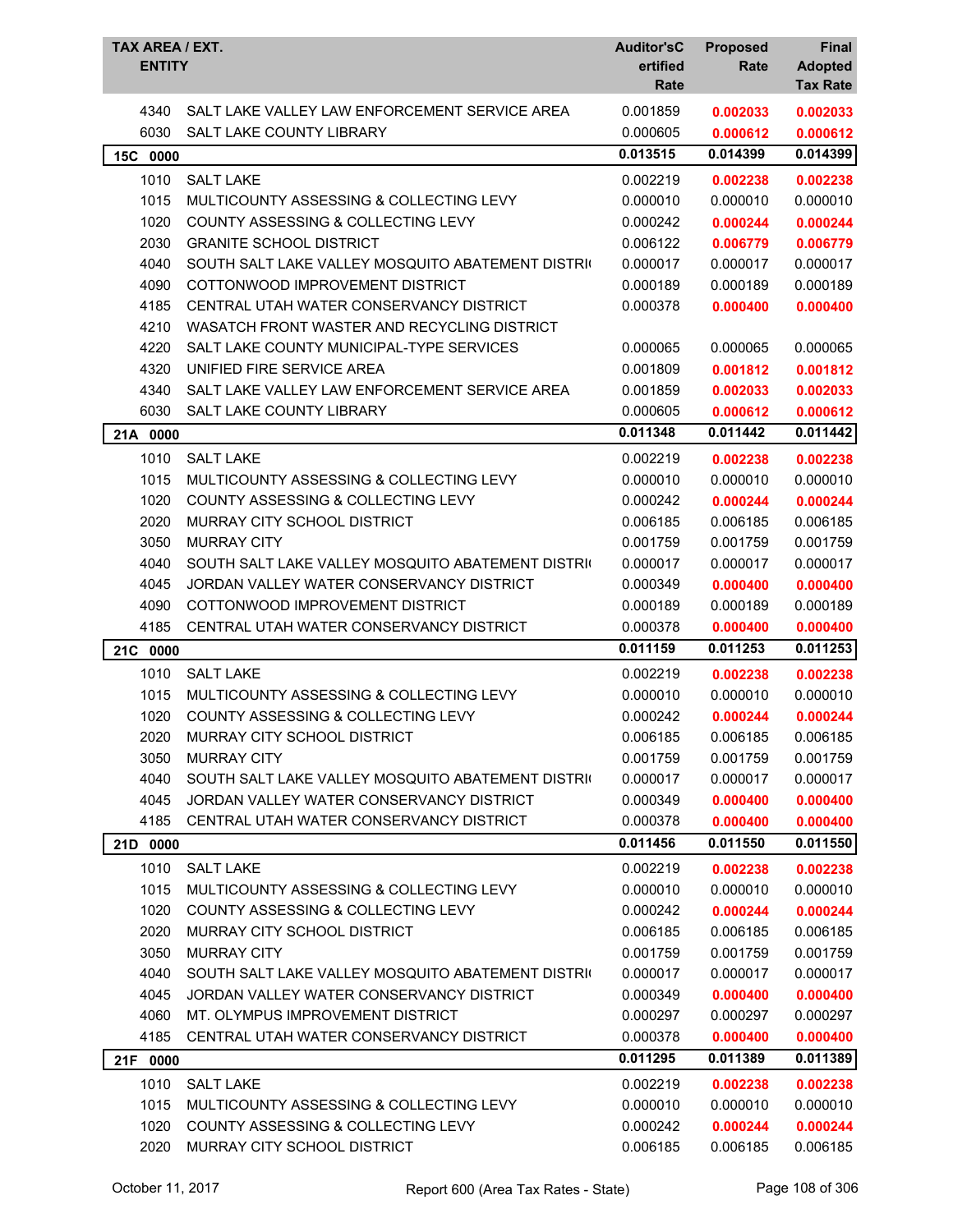| TAX AREA / EXT. ENTITY | | Auditor'sCertified Rate | Proposed Rate | Final Adopted Tax Rate |
|---|---|---|---|---|
| 4340 | SALT LAKE VALLEY LAW ENFORCEMENT SERVICE AREA | 0.001859 | 0.002033 | 0.002033 |
| 6030 | SALT LAKE COUNTY LIBRARY | 0.000605 | 0.000612 | 0.000612 |
| **15C 0000** | | **0.013515** | **0.014399** | **0.014399** |
| 1010 | SALT LAKE | 0.002219 | 0.002238 | 0.002238 |
| 1015 | MULTICOUNTY ASSESSING & COLLECTING LEVY | 0.000010 | 0.000010 | 0.000010 |
| 1020 | COUNTY ASSESSING & COLLECTING LEVY | 0.000242 | 0.000244 | 0.000244 |
| 2030 | GRANITE SCHOOL DISTRICT | 0.006122 | 0.006779 | 0.006779 |
| 4040 | SOUTH SALT LAKE VALLEY MOSQUITO ABATEMENT DISTRI | 0.000017 | 0.000017 | 0.000017 |
| 4090 | COTTONWOOD IMPROVEMENT DISTRICT | 0.000189 | 0.000189 | 0.000189 |
| 4185 | CENTRAL UTAH WATER CONSERVANCY DISTRICT | 0.000378 | 0.000400 | 0.000400 |
| 4210 | WASATCH FRONT WASTER AND RECYCLING DISTRICT | | | |
| 4220 | SALT LAKE COUNTY MUNICIPAL-TYPE SERVICES | 0.000065 | 0.000065 | 0.000065 |
| 4320 | UNIFIED FIRE SERVICE AREA | 0.001809 | 0.001812 | 0.001812 |
| 4340 | SALT LAKE VALLEY LAW ENFORCEMENT SERVICE AREA | 0.001859 | 0.002033 | 0.002033 |
| 6030 | SALT LAKE COUNTY LIBRARY | 0.000605 | 0.000612 | 0.000612 |
| **21A 0000** | | **0.011348** | **0.011442** | **0.011442** |
| 1010 | SALT LAKE | 0.002219 | 0.002238 | 0.002238 |
| 1015 | MULTICOUNTY ASSESSING & COLLECTING LEVY | 0.000010 | 0.000010 | 0.000010 |
| 1020 | COUNTY ASSESSING & COLLECTING LEVY | 0.000242 | 0.000244 | 0.000244 |
| 2020 | MURRAY CITY SCHOOL DISTRICT | 0.006185 | 0.006185 | 0.006185 |
| 3050 | MURRAY CITY | 0.001759 | 0.001759 | 0.001759 |
| 4040 | SOUTH SALT LAKE VALLEY MOSQUITO ABATEMENT DISTRI | 0.000017 | 0.000017 | 0.000017 |
| 4045 | JORDAN VALLEY WATER CONSERVANCY DISTRICT | 0.000349 | 0.000400 | 0.000400 |
| 4090 | COTTONWOOD IMPROVEMENT DISTRICT | 0.000189 | 0.000189 | 0.000189 |
| 4185 | CENTRAL UTAH WATER CONSERVANCY DISTRICT | 0.000378 | 0.000400 | 0.000400 |
| **21C 0000** | | **0.011159** | **0.011253** | **0.011253** |
| 1010 | SALT LAKE | 0.002219 | 0.002238 | 0.002238 |
| 1015 | MULTICOUNTY ASSESSING & COLLECTING LEVY | 0.000010 | 0.000010 | 0.000010 |
| 1020 | COUNTY ASSESSING & COLLECTING LEVY | 0.000242 | 0.000244 | 0.000244 |
| 2020 | MURRAY CITY SCHOOL DISTRICT | 0.006185 | 0.006185 | 0.006185 |
| 3050 | MURRAY CITY | 0.001759 | 0.001759 | 0.001759 |
| 4040 | SOUTH SALT LAKE VALLEY MOSQUITO ABATEMENT DISTRI | 0.000017 | 0.000017 | 0.000017 |
| 4045 | JORDAN VALLEY WATER CONSERVANCY DISTRICT | 0.000349 | 0.000400 | 0.000400 |
| 4185 | CENTRAL UTAH WATER CONSERVANCY DISTRICT | 0.000378 | 0.000400 | 0.000400 |
| **21D 0000** | | **0.011456** | **0.011550** | **0.011550** |
| 1010 | SALT LAKE | 0.002219 | 0.002238 | 0.002238 |
| 1015 | MULTICOUNTY ASSESSING & COLLECTING LEVY | 0.000010 | 0.000010 | 0.000010 |
| 1020 | COUNTY ASSESSING & COLLECTING LEVY | 0.000242 | 0.000244 | 0.000244 |
| 2020 | MURRAY CITY SCHOOL DISTRICT | 0.006185 | 0.006185 | 0.006185 |
| 3050 | MURRAY CITY | 0.001759 | 0.001759 | 0.001759 |
| 4040 | SOUTH SALT LAKE VALLEY MOSQUITO ABATEMENT DISTRI | 0.000017 | 0.000017 | 0.000017 |
| 4045 | JORDAN VALLEY WATER CONSERVANCY DISTRICT | 0.000349 | 0.000400 | 0.000400 |
| 4060 | MT. OLYMPUS IMPROVEMENT DISTRICT | 0.000297 | 0.000297 | 0.000297 |
| 4185 | CENTRAL UTAH WATER CONSERVANCY DISTRICT | 0.000378 | 0.000400 | 0.000400 |
| **21F 0000** | | **0.011295** | **0.011389** | **0.011389** |
| 1010 | SALT LAKE | 0.002219 | 0.002238 | 0.002238 |
| 1015 | MULTICOUNTY ASSESSING & COLLECTING LEVY | 0.000010 | 0.000010 | 0.000010 |
| 1020 | COUNTY ASSESSING & COLLECTING LEVY | 0.000242 | 0.000244 | 0.000244 |
| 2020 | MURRAY CITY SCHOOL DISTRICT | 0.006185 | 0.006185 | 0.006185 |

October 11, 2017 Report 600 (Area Tax Rates - State)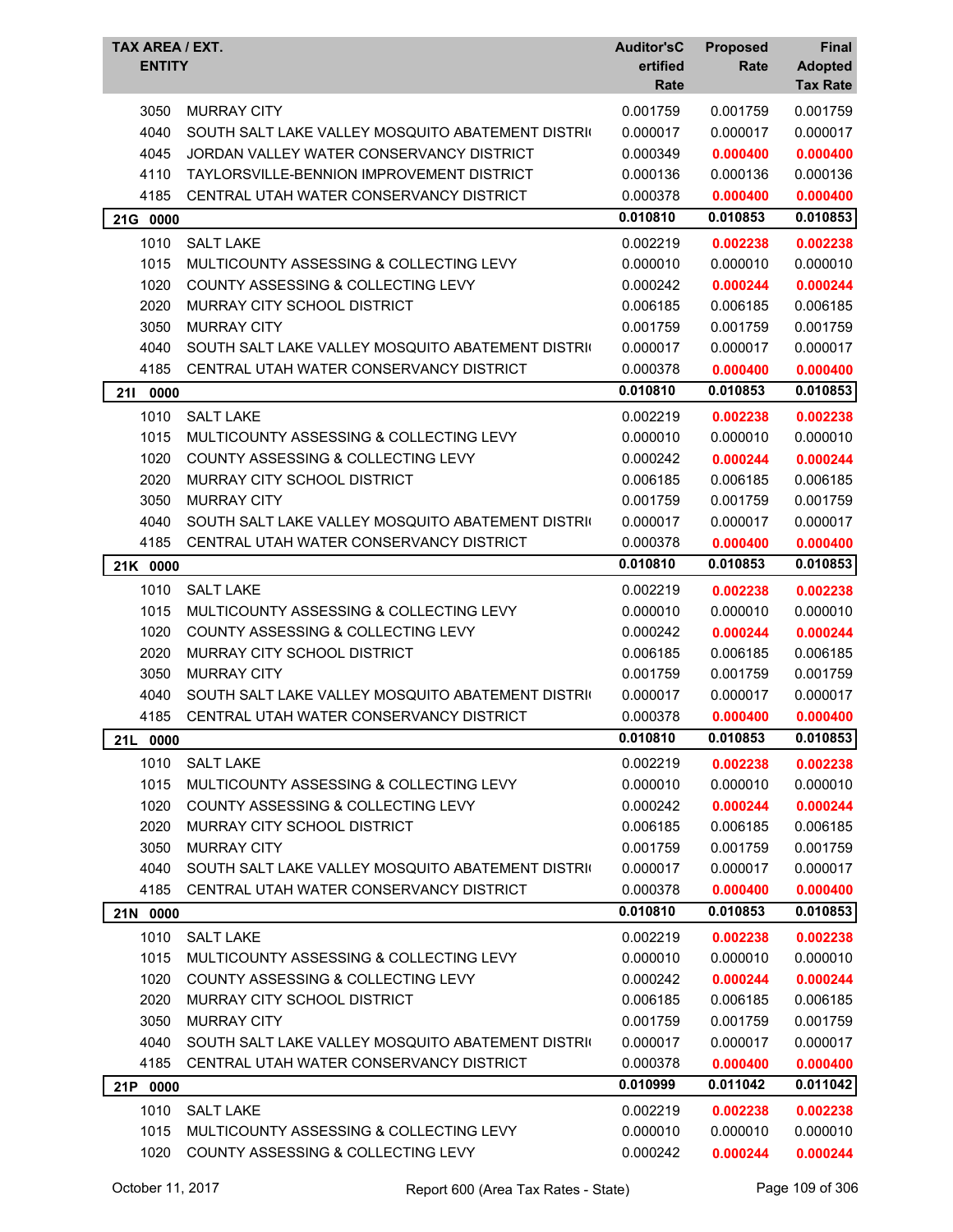| TAX AREA / EXT. ENTITY | | Auditor'sCertified Rate | Proposed Rate | Final Adopted Tax Rate |
|---|---|---|---|---|
| 3050 | MURRAY CITY | 0.001759 | 0.001759 | 0.001759 |
| 4040 | SOUTH SALT LAKE VALLEY MOSQUITO ABATEMENT DISTRI( | 0.000017 | 0.000017 | 0.000017 |
| 4045 | JORDAN VALLEY WATER CONSERVANCY DISTRICT | 0.000349 | **0.000400** | **0.000400** |
| 4110 | TAYLORSVILLE-BENNION IMPROVEMENT DISTRICT | 0.000136 | 0.000136 | 0.000136 |
| 4185 | CENTRAL UTAH WATER CONSERVANCY DISTRICT | 0.000378 | **0.000400** | **0.000400** |
| **21G 0000** | | **0.010810** | **0.010853** | **0.010853** |
| 1010 | SALT LAKE | 0.002219 | **0.002238** | **0.002238** |
| 1015 | MULTICOUNTY ASSESSING & COLLECTING LEVY | 0.000010 | 0.000010 | 0.000010 |
| 1020 | COUNTY ASSESSING & COLLECTING LEVY | 0.000242 | **0.000244** | **0.000244** |
| 2020 | MURRAY CITY SCHOOL DISTRICT | 0.006185 | 0.006185 | 0.006185 |
| 3050 | MURRAY CITY | 0.001759 | 0.001759 | 0.001759 |
| 4040 | SOUTH SALT LAKE VALLEY MOSQUITO ABATEMENT DISTRI( | 0.000017 | 0.000017 | 0.000017 |
| 4185 | CENTRAL UTAH WATER CONSERVANCY DISTRICT | 0.000378 | **0.000400** | **0.000400** |
| **21I 0000** | | **0.010810** | **0.010853** | **0.010853** |
| 1010 | SALT LAKE | 0.002219 | **0.002238** | **0.002238** |
| 1015 | MULTICOUNTY ASSESSING & COLLECTING LEVY | 0.000010 | 0.000010 | 0.000010 |
| 1020 | COUNTY ASSESSING & COLLECTING LEVY | 0.000242 | **0.000244** | **0.000244** |
| 2020 | MURRAY CITY SCHOOL DISTRICT | 0.006185 | 0.006185 | 0.006185 |
| 3050 | MURRAY CITY | 0.001759 | 0.001759 | 0.001759 |
| 4040 | SOUTH SALT LAKE VALLEY MOSQUITO ABATEMENT DISTRI( | 0.000017 | 0.000017 | 0.000017 |
| 4185 | CENTRAL UTAH WATER CONSERVANCY DISTRICT | 0.000378 | **0.000400** | **0.000400** |
| **21K 0000** | | **0.010810** | **0.010853** | **0.010853** |
| 1010 | SALT LAKE | 0.002219 | **0.002238** | **0.002238** |
| 1015 | MULTICOUNTY ASSESSING & COLLECTING LEVY | 0.000010 | 0.000010 | 0.000010 |
| 1020 | COUNTY ASSESSING & COLLECTING LEVY | 0.000242 | **0.000244** | **0.000244** |
| 2020 | MURRAY CITY SCHOOL DISTRICT | 0.006185 | 0.006185 | 0.006185 |
| 3050 | MURRAY CITY | 0.001759 | 0.001759 | 0.001759 |
| 4040 | SOUTH SALT LAKE VALLEY MOSQUITO ABATEMENT DISTRI( | 0.000017 | 0.000017 | 0.000017 |
| 4185 | CENTRAL UTAH WATER CONSERVANCY DISTRICT | 0.000378 | **0.000400** | **0.000400** |
| **21L 0000** | | **0.010810** | **0.010853** | **0.010853** |
| 1010 | SALT LAKE | 0.002219 | **0.002238** | **0.002238** |
| 1015 | MULTICOUNTY ASSESSING & COLLECTING LEVY | 0.000010 | 0.000010 | 0.000010 |
| 1020 | COUNTY ASSESSING & COLLECTING LEVY | 0.000242 | **0.000244** | **0.000244** |
| 2020 | MURRAY CITY SCHOOL DISTRICT | 0.006185 | 0.006185 | 0.006185 |
| 3050 | MURRAY CITY | 0.001759 | 0.001759 | 0.001759 |
| 4040 | SOUTH SALT LAKE VALLEY MOSQUITO ABATEMENT DISTRI( | 0.000017 | 0.000017 | 0.000017 |
| 4185 | CENTRAL UTAH WATER CONSERVANCY DISTRICT | 0.000378 | **0.000400** | **0.000400** |
| **21N 0000** | | **0.010810** | **0.010853** | **0.010853** |
| 1010 | SALT LAKE | 0.002219 | **0.002238** | **0.002238** |
| 1015 | MULTICOUNTY ASSESSING & COLLECTING LEVY | 0.000010 | 0.000010 | 0.000010 |
| 1020 | COUNTY ASSESSING & COLLECTING LEVY | 0.000242 | **0.000244** | **0.000244** |
| 2020 | MURRAY CITY SCHOOL DISTRICT | 0.006185 | 0.006185 | 0.006185 |
| 3050 | MURRAY CITY | 0.001759 | 0.001759 | 0.001759 |
| 4040 | SOUTH SALT LAKE VALLEY MOSQUITO ABATEMENT DISTRI( | 0.000017 | 0.000017 | 0.000017 |
| 4185 | CENTRAL UTAH WATER CONSERVANCY DISTRICT | 0.000378 | **0.000400** | **0.000400** |
| **21P 0000** | | **0.010999** | **0.011042** | **0.011042** |
| 1010 | SALT LAKE | 0.002219 | **0.002238** | **0.002238** |
| 1015 | MULTICOUNTY ASSESSING & COLLECTING LEVY | 0.000010 | 0.000010 | 0.000010 |
| 1020 | COUNTY ASSESSING & COLLECTING LEVY | 0.000242 | **0.000244** | **0.000244** |

October 11, 2017 — Report 600 (Area Tax Rates - State)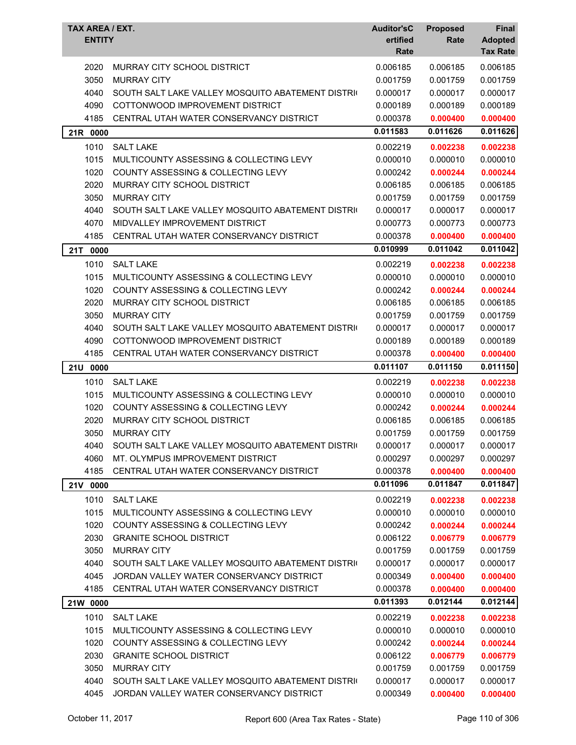| TAX AREA / EXT. ENTITY | | Auditor'sC ertified Rate | Proposed Rate | Final Adopted Tax Rate |
|---|---|---|---|---|
| 2020 | MURRAY CITY SCHOOL DISTRICT | 0.006185 | 0.006185 | 0.006185 |
| 3050 | MURRAY CITY | 0.001759 | 0.001759 | 0.001759 |
| 4040 | SOUTH SALT LAKE VALLEY MOSQUITO ABATEMENT DISTRI( | 0.000017 | 0.000017 | 0.000017 |
| 4090 | COTTONWOOD IMPROVEMENT DISTRICT | 0.000189 | 0.000189 | 0.000189 |
| 4185 | CENTRAL UTAH WATER CONSERVANCY DISTRICT | 0.000378 | **0.000400** | **0.000400** |
| **21R 0000** | | **0.011583** | **0.011626** | **0.011626** |
| 1010 | SALT LAKE | 0.002219 | **0.002238** | **0.002238** |
| 1015 | MULTICOUNTY ASSESSING & COLLECTING LEVY | 0.000010 | 0.000010 | 0.000010 |
| 1020 | COUNTY ASSESSING & COLLECTING LEVY | 0.000242 | **0.000244** | **0.000244** |
| 2020 | MURRAY CITY SCHOOL DISTRICT | 0.006185 | 0.006185 | 0.006185 |
| 3050 | MURRAY CITY | 0.001759 | 0.001759 | 0.001759 |
| 4040 | SOUTH SALT LAKE VALLEY MOSQUITO ABATEMENT DISTRI( | 0.000017 | 0.000017 | 0.000017 |
| 4070 | MIDVALLEY IMPROVEMENT DISTRICT | 0.000773 | 0.000773 | 0.000773 |
| 4185 | CENTRAL UTAH WATER CONSERVANCY DISTRICT | 0.000378 | **0.000400** | **0.000400** |
| **21T 0000** | | **0.010999** | **0.011042** | **0.011042** |
| 1010 | SALT LAKE | 0.002219 | **0.002238** | **0.002238** |
| 1015 | MULTICOUNTY ASSESSING & COLLECTING LEVY | 0.000010 | 0.000010 | 0.000010 |
| 1020 | COUNTY ASSESSING & COLLECTING LEVY | 0.000242 | **0.000244** | **0.000244** |
| 2020 | MURRAY CITY SCHOOL DISTRICT | 0.006185 | 0.006185 | 0.006185 |
| 3050 | MURRAY CITY | 0.001759 | 0.001759 | 0.001759 |
| 4040 | SOUTH SALT LAKE VALLEY MOSQUITO ABATEMENT DISTRI( | 0.000017 | 0.000017 | 0.000017 |
| 4090 | COTTONWOOD IMPROVEMENT DISTRICT | 0.000189 | 0.000189 | 0.000189 |
| 4185 | CENTRAL UTAH WATER CONSERVANCY DISTRICT | 0.000378 | **0.000400** | **0.000400** |
| **21U 0000** | | **0.011107** | **0.011150** | **0.011150** |
| 1010 | SALT LAKE | 0.002219 | **0.002238** | **0.002238** |
| 1015 | MULTICOUNTY ASSESSING & COLLECTING LEVY | 0.000010 | 0.000010 | 0.000010 |
| 1020 | COUNTY ASSESSING & COLLECTING LEVY | 0.000242 | **0.000244** | **0.000244** |
| 2020 | MURRAY CITY SCHOOL DISTRICT | 0.006185 | 0.006185 | 0.006185 |
| 3050 | MURRAY CITY | 0.001759 | 0.001759 | 0.001759 |
| 4040 | SOUTH SALT LAKE VALLEY MOSQUITO ABATEMENT DISTRI( | 0.000017 | 0.000017 | 0.000017 |
| 4060 | MT. OLYMPUS IMPROVEMENT DISTRICT | 0.000297 | 0.000297 | 0.000297 |
| 4185 | CENTRAL UTAH WATER CONSERVANCY DISTRICT | 0.000378 | **0.000400** | **0.000400** |
| **21V 0000** | | **0.011096** | **0.011847** | **0.011847** |
| 1010 | SALT LAKE | 0.002219 | **0.002238** | **0.002238** |
| 1015 | MULTICOUNTY ASSESSING & COLLECTING LEVY | 0.000010 | 0.000010 | 0.000010 |
| 1020 | COUNTY ASSESSING & COLLECTING LEVY | 0.000242 | **0.000244** | **0.000244** |
| 2030 | GRANITE SCHOOL DISTRICT | 0.006122 | **0.006779** | **0.006779** |
| 3050 | MURRAY CITY | 0.001759 | 0.001759 | 0.001759 |
| 4040 | SOUTH SALT LAKE VALLEY MOSQUITO ABATEMENT DISTRI( | 0.000017 | 0.000017 | 0.000017 |
| 4045 | JORDAN VALLEY WATER CONSERVANCY DISTRICT | 0.000349 | **0.000400** | **0.000400** |
| 4185 | CENTRAL UTAH WATER CONSERVANCY DISTRICT | 0.000378 | **0.000400** | **0.000400** |
| **21W 0000** | | **0.011393** | **0.012144** | **0.012144** |
| 1010 | SALT LAKE | 0.002219 | **0.002238** | **0.002238** |
| 1015 | MULTICOUNTY ASSESSING & COLLECTING LEVY | 0.000010 | 0.000010 | 0.000010 |
| 1020 | COUNTY ASSESSING & COLLECTING LEVY | 0.000242 | **0.000244** | **0.000244** |
| 2030 | GRANITE SCHOOL DISTRICT | 0.006122 | **0.006779** | **0.006779** |
| 3050 | MURRAY CITY | 0.001759 | 0.001759 | 0.001759 |
| 4040 | SOUTH SALT LAKE VALLEY MOSQUITO ABATEMENT DISTRI( | 0.000017 | 0.000017 | 0.000017 |
| 4045 | JORDAN VALLEY WATER CONSERVANCY DISTRICT | 0.000349 | **0.000400** | **0.000400** |

October 11, 2017 Report 600 (Area Tax Rates - State)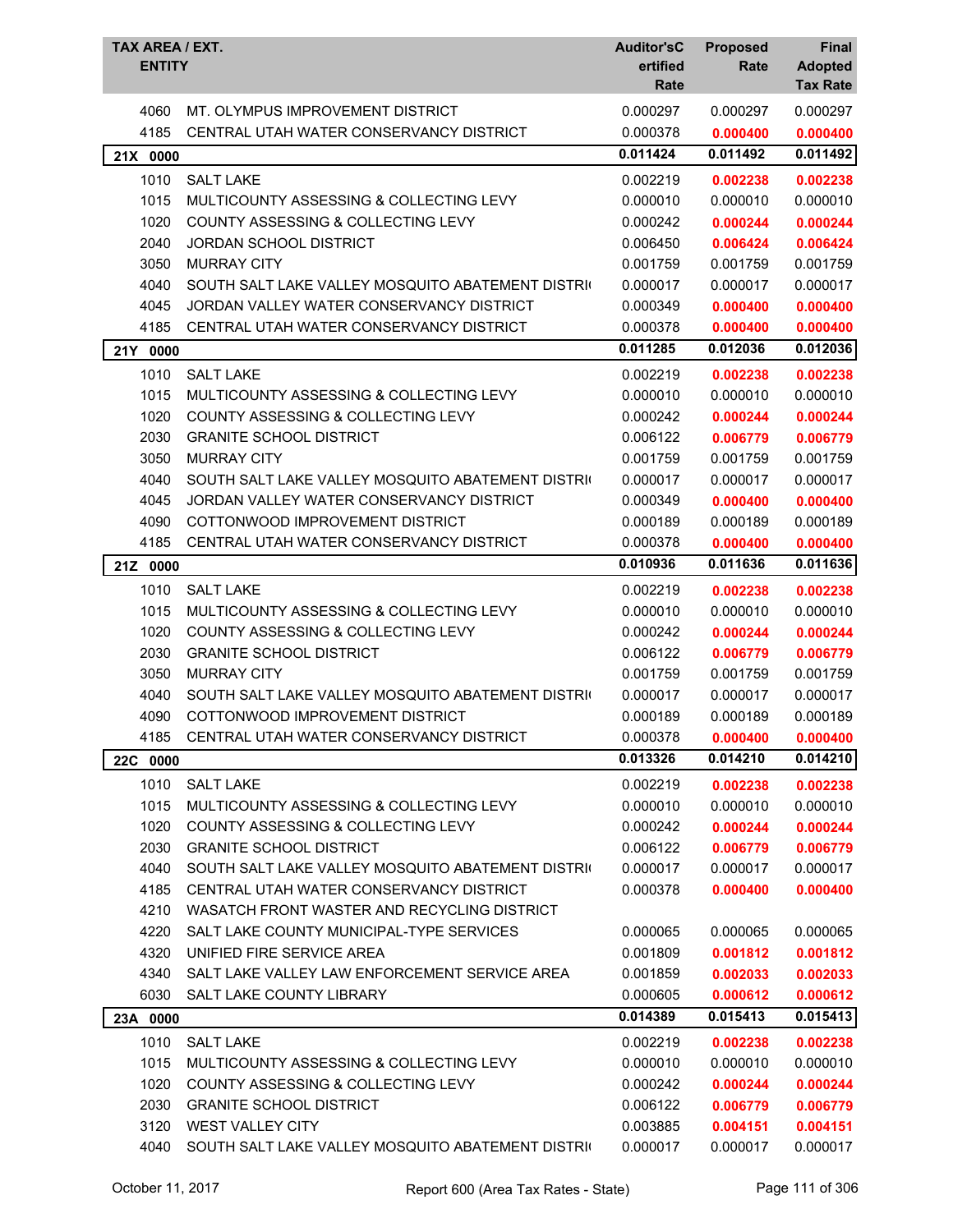| TAX AREA / EXT. ENTITY | | Auditor'sCertified Rate | Proposed Rate | Final Adopted Tax Rate |
|---|---|---|---|---|
| 4060 | MT. OLYMPUS IMPROVEMENT DISTRICT | 0.000297 | 0.000297 | 0.000297 |
| 4185 | CENTRAL UTAH WATER CONSERVANCY DISTRICT | 0.000378 | **0.000400** | **0.000400** |
| **21X 0000** | | **0.011424** | **0.011492** | **0.011492** |
| 1010 | SALT LAKE | 0.002219 | **0.002238** | **0.002238** |
| 1015 | MULTICOUNTY ASSESSING & COLLECTING LEVY | 0.000010 | 0.000010 | 0.000010 |
| 1020 | COUNTY ASSESSING & COLLECTING LEVY | 0.000242 | **0.000244** | **0.000244** |
| 2040 | JORDAN SCHOOL DISTRICT | 0.006450 | **0.006424** | **0.006424** |
| 3050 | MURRAY CITY | 0.001759 | 0.001759 | 0.001759 |
| 4040 | SOUTH SALT LAKE VALLEY MOSQUITO ABATEMENT DISTRI | 0.000017 | 0.000017 | 0.000017 |
| 4045 | JORDAN VALLEY WATER CONSERVANCY DISTRICT | 0.000349 | **0.000400** | **0.000400** |
| 4185 | CENTRAL UTAH WATER CONSERVANCY DISTRICT | 0.000378 | **0.000400** | **0.000400** |
| **21Y 0000** | | **0.011285** | **0.012036** | **0.012036** |
| 1010 | SALT LAKE | 0.002219 | **0.002238** | **0.002238** |
| 1015 | MULTICOUNTY ASSESSING & COLLECTING LEVY | 0.000010 | 0.000010 | 0.000010 |
| 1020 | COUNTY ASSESSING & COLLECTING LEVY | 0.000242 | **0.000244** | **0.000244** |
| 2030 | GRANITE SCHOOL DISTRICT | 0.006122 | **0.006779** | **0.006779** |
| 3050 | MURRAY CITY | 0.001759 | 0.001759 | 0.001759 |
| 4040 | SOUTH SALT LAKE VALLEY MOSQUITO ABATEMENT DISTRI | 0.000017 | 0.000017 | 0.000017 |
| 4045 | JORDAN VALLEY WATER CONSERVANCY DISTRICT | 0.000349 | **0.000400** | **0.000400** |
| 4090 | COTTONWOOD IMPROVEMENT DISTRICT | 0.000189 | 0.000189 | 0.000189 |
| 4185 | CENTRAL UTAH WATER CONSERVANCY DISTRICT | 0.000378 | **0.000400** | **0.000400** |
| **21Z 0000** | | **0.010936** | **0.011636** | **0.011636** |
| 1010 | SALT LAKE | 0.002219 | **0.002238** | **0.002238** |
| 1015 | MULTICOUNTY ASSESSING & COLLECTING LEVY | 0.000010 | 0.000010 | 0.000010 |
| 1020 | COUNTY ASSESSING & COLLECTING LEVY | 0.000242 | **0.000244** | **0.000244** |
| 2030 | GRANITE SCHOOL DISTRICT | 0.006122 | **0.006779** | **0.006779** |
| 3050 | MURRAY CITY | 0.001759 | 0.001759 | 0.001759 |
| 4040 | SOUTH SALT LAKE VALLEY MOSQUITO ABATEMENT DISTRI | 0.000017 | 0.000017 | 0.000017 |
| 4090 | COTTONWOOD IMPROVEMENT DISTRICT | 0.000189 | 0.000189 | 0.000189 |
| 4185 | CENTRAL UTAH WATER CONSERVANCY DISTRICT | 0.000378 | **0.000400** | **0.000400** |
| **22C 0000** | | **0.013326** | **0.014210** | **0.014210** |
| 1010 | SALT LAKE | 0.002219 | **0.002238** | **0.002238** |
| 1015 | MULTICOUNTY ASSESSING & COLLECTING LEVY | 0.000010 | 0.000010 | 0.000010 |
| 1020 | COUNTY ASSESSING & COLLECTING LEVY | 0.000242 | **0.000244** | **0.000244** |
| 2030 | GRANITE SCHOOL DISTRICT | 0.006122 | **0.006779** | **0.006779** |
| 4040 | SOUTH SALT LAKE VALLEY MOSQUITO ABATEMENT DISTRI | 0.000017 | 0.000017 | 0.000017 |
| 4185 | CENTRAL UTAH WATER CONSERVANCY DISTRICT | 0.000378 | **0.000400** | **0.000400** |
| 4210 | WASATCH FRONT WASTER AND RECYCLING DISTRICT | | | |
| 4220 | SALT LAKE COUNTY MUNICIPAL-TYPE SERVICES | 0.000065 | 0.000065 | 0.000065 |
| 4320 | UNIFIED FIRE SERVICE AREA | 0.001809 | **0.001812** | **0.001812** |
| 4340 | SALT LAKE VALLEY LAW ENFORCEMENT SERVICE AREA | 0.001859 | **0.002033** | **0.002033** |
| 6030 | SALT LAKE COUNTY LIBRARY | 0.000605 | **0.000612** | **0.000612** |
| **23A 0000** | | **0.014389** | **0.015413** | **0.015413** |
| 1010 | SALT LAKE | 0.002219 | **0.002238** | **0.002238** |
| 1015 | MULTICOUNTY ASSESSING & COLLECTING LEVY | 0.000010 | 0.000010 | 0.000010 |
| 1020 | COUNTY ASSESSING & COLLECTING LEVY | 0.000242 | **0.000244** | **0.000244** |
| 2030 | GRANITE SCHOOL DISTRICT | 0.006122 | **0.006779** | **0.006779** |
| 3120 | WEST VALLEY CITY | 0.003885 | **0.004151** | **0.004151** |
| 4040 | SOUTH SALT LAKE VALLEY MOSQUITO ABATEMENT DISTRI | 0.000017 | 0.000017 | 0.000017 |

October 11, 2017 — Report 600 (Area Tax Rates - State)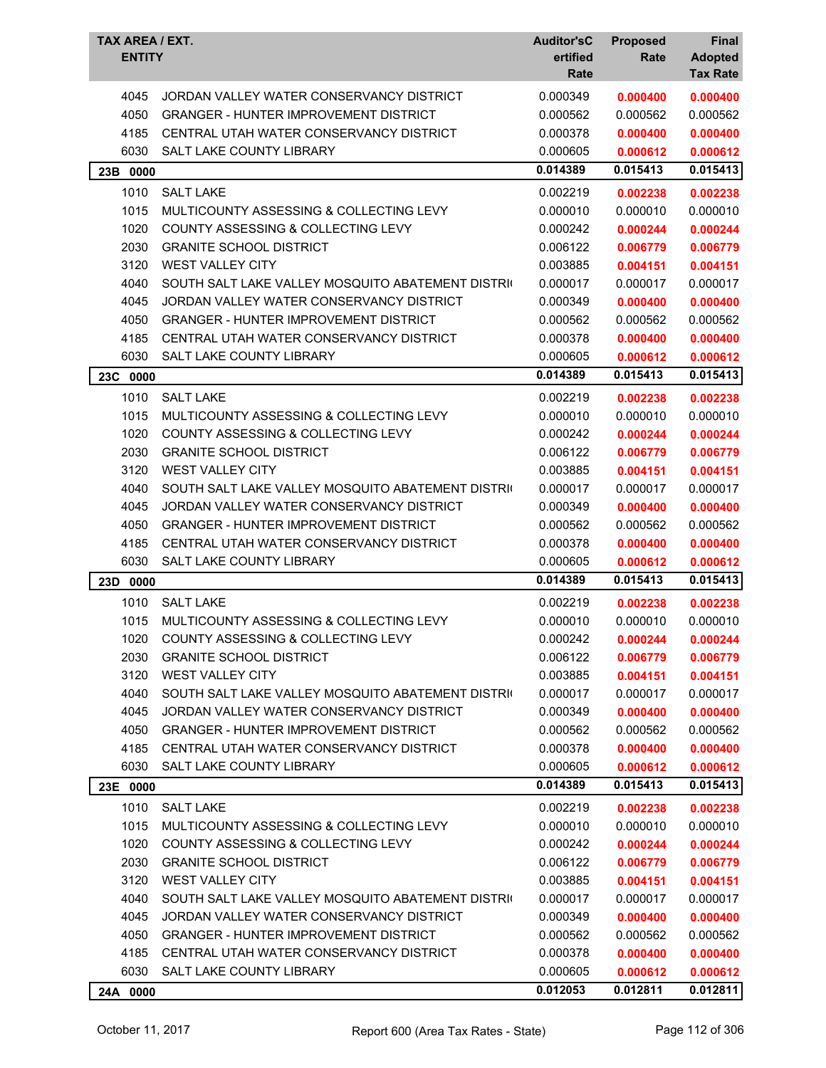| TAX AREA / EXT. ENTITY | | Auditor'sCertified Rate | Proposed Rate | Final Adopted Tax Rate |
|---|---|---|---|---|
| 4045 | JORDAN VALLEY WATER CONSERVANCY DISTRICT | 0.000349 | **0.000400** | **0.000400** |
| 4050 | GRANGER - HUNTER IMPROVEMENT DISTRICT | 0.000562 | 0.000562 | 0.000562 |
| 4185 | CENTRAL UTAH WATER CONSERVANCY DISTRICT | 0.000378 | **0.000400** | **0.000400** |
| 6030 | SALT LAKE COUNTY LIBRARY | 0.000605 | **0.000612** | **0.000612** |
| **23B 0000** | | **0.014389** | **0.015413** | **0.015413** |
| 1010 | SALT LAKE | 0.002219 | **0.002238** | **0.002238** |
| 1015 | MULTICOUNTY ASSESSING & COLLECTING LEVY | 0.000010 | 0.000010 | 0.000010 |
| 1020 | COUNTY ASSESSING & COLLECTING LEVY | 0.000242 | **0.000244** | **0.000244** |
| 2030 | GRANITE SCHOOL DISTRICT | 0.006122 | **0.006779** | **0.006779** |
| 3120 | WEST VALLEY CITY | 0.003885 | **0.004151** | **0.004151** |
| 4040 | SOUTH SALT LAKE VALLEY MOSQUITO ABATEMENT DISTRI | 0.000017 | 0.000017 | 0.000017 |
| 4045 | JORDAN VALLEY WATER CONSERVANCY DISTRICT | 0.000349 | **0.000400** | **0.000400** |
| 4050 | GRANGER - HUNTER IMPROVEMENT DISTRICT | 0.000562 | 0.000562 | 0.000562 |
| 4185 | CENTRAL UTAH WATER CONSERVANCY DISTRICT | 0.000378 | **0.000400** | **0.000400** |
| 6030 | SALT LAKE COUNTY LIBRARY | 0.000605 | **0.000612** | **0.000612** |
| **23C 0000** | | **0.014389** | **0.015413** | **0.015413** |
| 1010 | SALT LAKE | 0.002219 | **0.002238** | **0.002238** |
| 1015 | MULTICOUNTY ASSESSING & COLLECTING LEVY | 0.000010 | 0.000010 | 0.000010 |
| 1020 | COUNTY ASSESSING & COLLECTING LEVY | 0.000242 | **0.000244** | **0.000244** |
| 2030 | GRANITE SCHOOL DISTRICT | 0.006122 | **0.006779** | **0.006779** |
| 3120 | WEST VALLEY CITY | 0.003885 | **0.004151** | **0.004151** |
| 4040 | SOUTH SALT LAKE VALLEY MOSQUITO ABATEMENT DISTRI | 0.000017 | 0.000017 | 0.000017 |
| 4045 | JORDAN VALLEY WATER CONSERVANCY DISTRICT | 0.000349 | **0.000400** | **0.000400** |
| 4050 | GRANGER - HUNTER IMPROVEMENT DISTRICT | 0.000562 | 0.000562 | 0.000562 |
| 4185 | CENTRAL UTAH WATER CONSERVANCY DISTRICT | 0.000378 | **0.000400** | **0.000400** |
| 6030 | SALT LAKE COUNTY LIBRARY | 0.000605 | **0.000612** | **0.000612** |
| **23D 0000** | | **0.014389** | **0.015413** | **0.015413** |
| 1010 | SALT LAKE | 0.002219 | **0.002238** | **0.002238** |
| 1015 | MULTICOUNTY ASSESSING & COLLECTING LEVY | 0.000010 | 0.000010 | 0.000010 |
| 1020 | COUNTY ASSESSING & COLLECTING LEVY | 0.000242 | **0.000244** | **0.000244** |
| 2030 | GRANITE SCHOOL DISTRICT | 0.006122 | **0.006779** | **0.006779** |
| 3120 | WEST VALLEY CITY | 0.003885 | **0.004151** | **0.004151** |
| 4040 | SOUTH SALT LAKE VALLEY MOSQUITO ABATEMENT DISTRI | 0.000017 | 0.000017 | 0.000017 |
| 4045 | JORDAN VALLEY WATER CONSERVANCY DISTRICT | 0.000349 | **0.000400** | **0.000400** |
| 4050 | GRANGER - HUNTER IMPROVEMENT DISTRICT | 0.000562 | 0.000562 | 0.000562 |
| 4185 | CENTRAL UTAH WATER CONSERVANCY DISTRICT | 0.000378 | **0.000400** | **0.000400** |
| 6030 | SALT LAKE COUNTY LIBRARY | 0.000605 | **0.000612** | **0.000612** |
| **23E 0000** | | **0.014389** | **0.015413** | **0.015413** |
| 1010 | SALT LAKE | 0.002219 | **0.002238** | **0.002238** |
| 1015 | MULTICOUNTY ASSESSING & COLLECTING LEVY | 0.000010 | 0.000010 | 0.000010 |
| 1020 | COUNTY ASSESSING & COLLECTING LEVY | 0.000242 | **0.000244** | **0.000244** |
| 2030 | GRANITE SCHOOL DISTRICT | 0.006122 | **0.006779** | **0.006779** |
| 3120 | WEST VALLEY CITY | 0.003885 | **0.004151** | **0.004151** |
| 4040 | SOUTH SALT LAKE VALLEY MOSQUITO ABATEMENT DISTRI | 0.000017 | 0.000017 | 0.000017 |
| 4045 | JORDAN VALLEY WATER CONSERVANCY DISTRICT | 0.000349 | **0.000400** | **0.000400** |
| 4050 | GRANGER - HUNTER IMPROVEMENT DISTRICT | 0.000562 | 0.000562 | 0.000562 |
| 4185 | CENTRAL UTAH WATER CONSERVANCY DISTRICT | 0.000378 | **0.000400** | **0.000400** |
| 6030 | SALT LAKE COUNTY LIBRARY | 0.000605 | **0.000612** | **0.000612** |
| **24A 0000** | | **0.012053** | **0.012811** | **0.012811** |

October 11, 2017 — Report 600 (Area Tax Rates - State)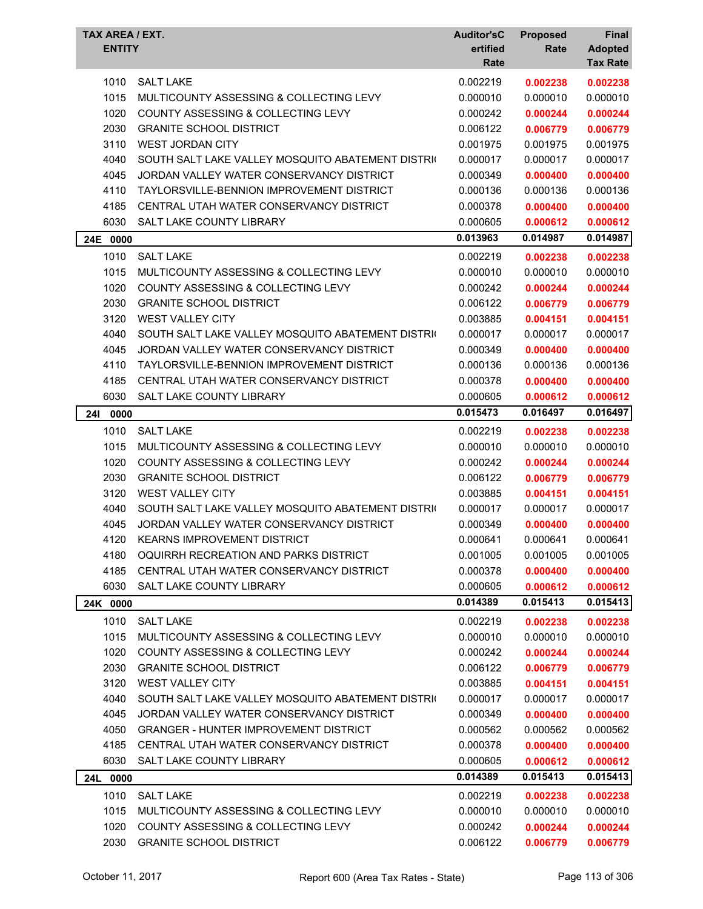| TAX AREA / EXT. ENTITY | | Auditor'sCertified Rate | Proposed Rate | Final Adopted Tax Rate |
|---|---|---|---|---|
| 1010 | SALT LAKE | 0.002219 | **0.002238** | **0.002238** |
| 1015 | MULTICOUNTY ASSESSING & COLLECTING LEVY | 0.000010 | 0.000010 | 0.000010 |
| 1020 | COUNTY ASSESSING & COLLECTING LEVY | 0.000242 | **0.000244** | **0.000244** |
| 2030 | GRANITE SCHOOL DISTRICT | 0.006122 | **0.006779** | **0.006779** |
| 3110 | WEST JORDAN CITY | 0.001975 | 0.001975 | 0.001975 |
| 4040 | SOUTH SALT LAKE VALLEY MOSQUITO ABATEMENT DISTRI( | 0.000017 | 0.000017 | 0.000017 |
| 4045 | JORDAN VALLEY WATER CONSERVANCY DISTRICT | 0.000349 | **0.000400** | **0.000400** |
| 4110 | TAYLORSVILLE-BENNION IMPROVEMENT DISTRICT | 0.000136 | 0.000136 | 0.000136 |
| 4185 | CENTRAL UTAH WATER CONSERVANCY DISTRICT | 0.000378 | **0.000400** | **0.000400** |
| 6030 | SALT LAKE COUNTY LIBRARY | 0.000605 | **0.000612** | **0.000612** |
| **24E 0000** | | **0.013963** | **0.014987** | **0.014987** |
| 1010 | SALT LAKE | 0.002219 | **0.002238** | **0.002238** |
| 1015 | MULTICOUNTY ASSESSING & COLLECTING LEVY | 0.000010 | 0.000010 | 0.000010 |
| 1020 | COUNTY ASSESSING & COLLECTING LEVY | 0.000242 | **0.000244** | **0.000244** |
| 2030 | GRANITE SCHOOL DISTRICT | 0.006122 | **0.006779** | **0.006779** |
| 3120 | WEST VALLEY CITY | 0.003885 | **0.004151** | **0.004151** |
| 4040 | SOUTH SALT LAKE VALLEY MOSQUITO ABATEMENT DISTRI( | 0.000017 | 0.000017 | 0.000017 |
| 4045 | JORDAN VALLEY WATER CONSERVANCY DISTRICT | 0.000349 | **0.000400** | **0.000400** |
| 4110 | TAYLORSVILLE-BENNION IMPROVEMENT DISTRICT | 0.000136 | 0.000136 | 0.000136 |
| 4185 | CENTRAL UTAH WATER CONSERVANCY DISTRICT | 0.000378 | **0.000400** | **0.000400** |
| 6030 | SALT LAKE COUNTY LIBRARY | 0.000605 | **0.000612** | **0.000612** |
| **24I 0000** | | **0.015473** | **0.016497** | **0.016497** |
| 1010 | SALT LAKE | 0.002219 | **0.002238** | **0.002238** |
| 1015 | MULTICOUNTY ASSESSING & COLLECTING LEVY | 0.000010 | 0.000010 | 0.000010 |
| 1020 | COUNTY ASSESSING & COLLECTING LEVY | 0.000242 | **0.000244** | **0.000244** |
| 2030 | GRANITE SCHOOL DISTRICT | 0.006122 | **0.006779** | **0.006779** |
| 3120 | WEST VALLEY CITY | 0.003885 | **0.004151** | **0.004151** |
| 4040 | SOUTH SALT LAKE VALLEY MOSQUITO ABATEMENT DISTRI( | 0.000017 | 0.000017 | 0.000017 |
| 4045 | JORDAN VALLEY WATER CONSERVANCY DISTRICT | 0.000349 | **0.000400** | **0.000400** |
| 4120 | KEARNS IMPROVEMENT DISTRICT | 0.000641 | 0.000641 | 0.000641 |
| 4180 | OQUIRRH RECREATION AND PARKS DISTRICT | 0.001005 | 0.001005 | 0.001005 |
| 4185 | CENTRAL UTAH WATER CONSERVANCY DISTRICT | 0.000378 | **0.000400** | **0.000400** |
| 6030 | SALT LAKE COUNTY LIBRARY | 0.000605 | **0.000612** | **0.000612** |
| **24K 0000** | | **0.014389** | **0.015413** | **0.015413** |
| 1010 | SALT LAKE | 0.002219 | **0.002238** | **0.002238** |
| 1015 | MULTICOUNTY ASSESSING & COLLECTING LEVY | 0.000010 | 0.000010 | 0.000010 |
| 1020 | COUNTY ASSESSING & COLLECTING LEVY | 0.000242 | **0.000244** | **0.000244** |
| 2030 | GRANITE SCHOOL DISTRICT | 0.006122 | **0.006779** | **0.006779** |
| 3120 | WEST VALLEY CITY | 0.003885 | **0.004151** | **0.004151** |
| 4040 | SOUTH SALT LAKE VALLEY MOSQUITO ABATEMENT DISTRI( | 0.000017 | 0.000017 | 0.000017 |
| 4045 | JORDAN VALLEY WATER CONSERVANCY DISTRICT | 0.000349 | **0.000400** | **0.000400** |
| 4050 | GRANGER - HUNTER IMPROVEMENT DISTRICT | 0.000562 | 0.000562 | 0.000562 |
| 4185 | CENTRAL UTAH WATER CONSERVANCY DISTRICT | 0.000378 | **0.000400** | **0.000400** |
| 6030 | SALT LAKE COUNTY LIBRARY | 0.000605 | **0.000612** | **0.000612** |
| **24L 0000** | | **0.014389** | **0.015413** | **0.015413** |
| 1010 | SALT LAKE | 0.002219 | **0.002238** | **0.002238** |
| 1015 | MULTICOUNTY ASSESSING & COLLECTING LEVY | 0.000010 | 0.000010 | 0.000010 |
| 1020 | COUNTY ASSESSING & COLLECTING LEVY | 0.000242 | **0.000244** | **0.000244** |
| 2030 | GRANITE SCHOOL DISTRICT | 0.006122 | **0.006779** | **0.006779** |

October 11, 2017 — Report 600 (Area Tax Rates - State)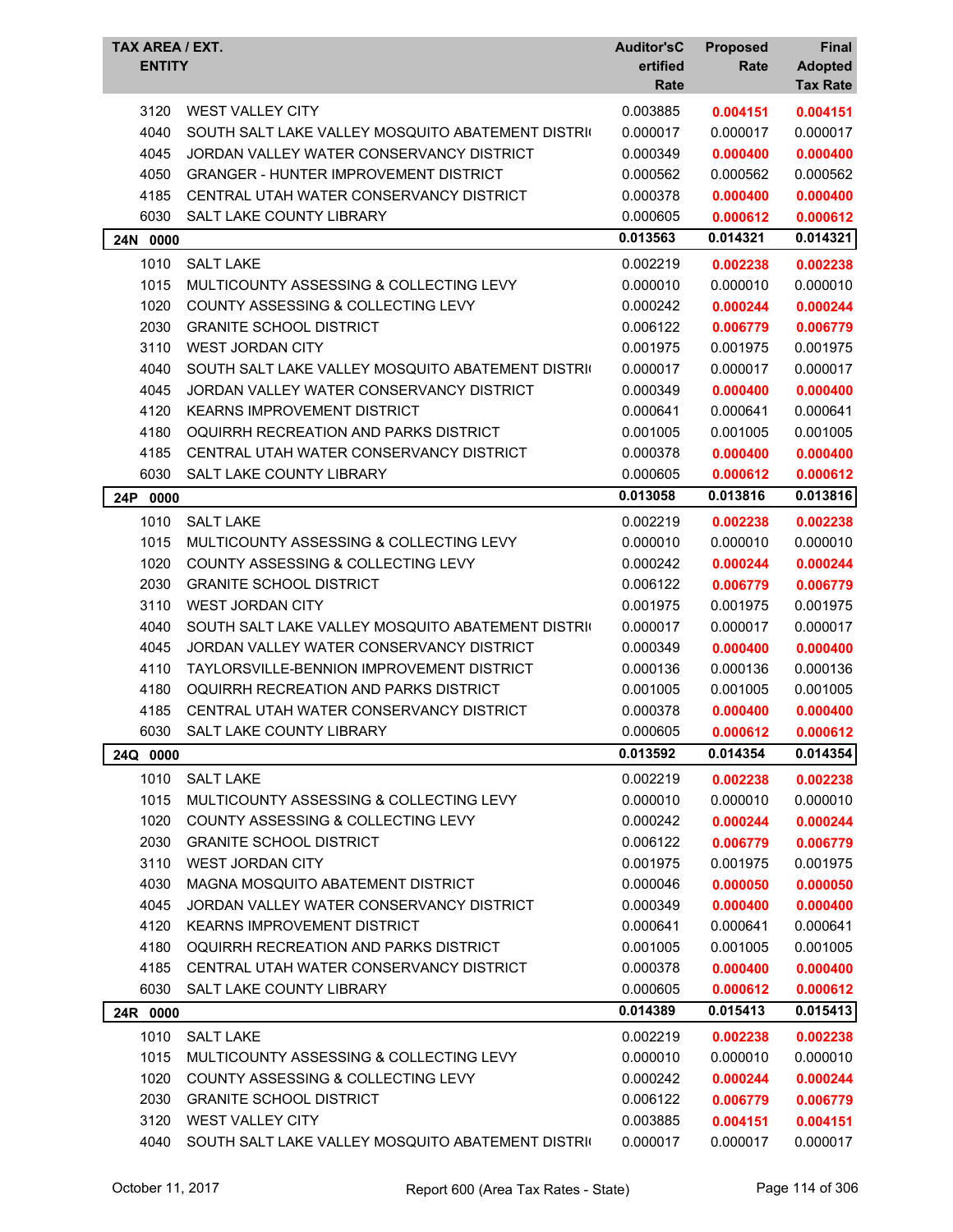| TAX AREA / EXT. ENTITY | | Auditor'sCertified Rate | Proposed Rate | Final Adopted Tax Rate |
|---|---|---|---|---|
| 3120 | WEST VALLEY CITY | 0.003885 | **0.004151** | **0.004151** |
| 4040 | SOUTH SALT LAKE VALLEY MOSQUITO ABATEMENT DISTRI( | 0.000017 | 0.000017 | 0.000017 |
| 4045 | JORDAN VALLEY WATER CONSERVANCY DISTRICT | 0.000349 | **0.000400** | **0.000400** |
| 4050 | GRANGER - HUNTER IMPROVEMENT DISTRICT | 0.000562 | 0.000562 | 0.000562 |
| 4185 | CENTRAL UTAH WATER CONSERVANCY DISTRICT | 0.000378 | **0.000400** | **0.000400** |
| 6030 | SALT LAKE COUNTY LIBRARY | 0.000605 | **0.000612** | **0.000612** |
| **24N 0000** | | **0.013563** | **0.014321** | **0.014321** |
| 1010 | SALT LAKE | 0.002219 | **0.002238** | **0.002238** |
| 1015 | MULTICOUNTY ASSESSING & COLLECTING LEVY | 0.000010 | 0.000010 | 0.000010 |
| 1020 | COUNTY ASSESSING & COLLECTING LEVY | 0.000242 | **0.000244** | **0.000244** |
| 2030 | GRANITE SCHOOL DISTRICT | 0.006122 | **0.006779** | **0.006779** |
| 3110 | WEST JORDAN CITY | 0.001975 | 0.001975 | 0.001975 |
| 4040 | SOUTH SALT LAKE VALLEY MOSQUITO ABATEMENT DISTRI( | 0.000017 | 0.000017 | 0.000017 |
| 4045 | JORDAN VALLEY WATER CONSERVANCY DISTRICT | 0.000349 | **0.000400** | **0.000400** |
| 4120 | KEARNS IMPROVEMENT DISTRICT | 0.000641 | 0.000641 | 0.000641 |
| 4180 | OQUIRRH RECREATION AND PARKS DISTRICT | 0.001005 | 0.001005 | 0.001005 |
| 4185 | CENTRAL UTAH WATER CONSERVANCY DISTRICT | 0.000378 | **0.000400** | **0.000400** |
| 6030 | SALT LAKE COUNTY LIBRARY | 0.000605 | **0.000612** | **0.000612** |
| **24P 0000** | | **0.013058** | **0.013816** | **0.013816** |
| 1010 | SALT LAKE | 0.002219 | **0.002238** | **0.002238** |
| 1015 | MULTICOUNTY ASSESSING & COLLECTING LEVY | 0.000010 | 0.000010 | 0.000010 |
| 1020 | COUNTY ASSESSING & COLLECTING LEVY | 0.000242 | **0.000244** | **0.000244** |
| 2030 | GRANITE SCHOOL DISTRICT | 0.006122 | **0.006779** | **0.006779** |
| 3110 | WEST JORDAN CITY | 0.001975 | 0.001975 | 0.001975 |
| 4040 | SOUTH SALT LAKE VALLEY MOSQUITO ABATEMENT DISTRI( | 0.000017 | 0.000017 | 0.000017 |
| 4045 | JORDAN VALLEY WATER CONSERVANCY DISTRICT | 0.000349 | **0.000400** | **0.000400** |
| 4110 | TAYLORSVILLE-BENNION IMPROVEMENT DISTRICT | 0.000136 | 0.000136 | 0.000136 |
| 4180 | OQUIRRH RECREATION AND PARKS DISTRICT | 0.001005 | 0.001005 | 0.001005 |
| 4185 | CENTRAL UTAH WATER CONSERVANCY DISTRICT | 0.000378 | **0.000400** | **0.000400** |
| 6030 | SALT LAKE COUNTY LIBRARY | 0.000605 | **0.000612** | **0.000612** |
| **24Q 0000** | | **0.013592** | **0.014354** | **0.014354** |
| 1010 | SALT LAKE | 0.002219 | **0.002238** | **0.002238** |
| 1015 | MULTICOUNTY ASSESSING & COLLECTING LEVY | 0.000010 | 0.000010 | 0.000010 |
| 1020 | COUNTY ASSESSING & COLLECTING LEVY | 0.000242 | **0.000244** | **0.000244** |
| 2030 | GRANITE SCHOOL DISTRICT | 0.006122 | **0.006779** | **0.006779** |
| 3110 | WEST JORDAN CITY | 0.001975 | 0.001975 | 0.001975 |
| 4030 | MAGNA MOSQUITO ABATEMENT DISTRICT | 0.000046 | **0.000050** | **0.000050** |
| 4045 | JORDAN VALLEY WATER CONSERVANCY DISTRICT | 0.000349 | **0.000400** | **0.000400** |
| 4120 | KEARNS IMPROVEMENT DISTRICT | 0.000641 | 0.000641 | 0.000641 |
| 4180 | OQUIRRH RECREATION AND PARKS DISTRICT | 0.001005 | 0.001005 | 0.001005 |
| 4185 | CENTRAL UTAH WATER CONSERVANCY DISTRICT | 0.000378 | **0.000400** | **0.000400** |
| 6030 | SALT LAKE COUNTY LIBRARY | 0.000605 | **0.000612** | **0.000612** |
| **24R 0000** | | **0.014389** | **0.015413** | **0.015413** |
| 1010 | SALT LAKE | 0.002219 | **0.002238** | **0.002238** |
| 1015 | MULTICOUNTY ASSESSING & COLLECTING LEVY | 0.000010 | 0.000010 | 0.000010 |
| 1020 | COUNTY ASSESSING & COLLECTING LEVY | 0.000242 | **0.000244** | **0.000244** |
| 2030 | GRANITE SCHOOL DISTRICT | 0.006122 | **0.006779** | **0.006779** |
| 3120 | WEST VALLEY CITY | 0.003885 | **0.004151** | **0.004151** |
| 4040 | SOUTH SALT LAKE VALLEY MOSQUITO ABATEMENT DISTRI( | 0.000017 | 0.000017 | 0.000017 |

October 11, 2017 Report 600 (Area Tax Rates - State)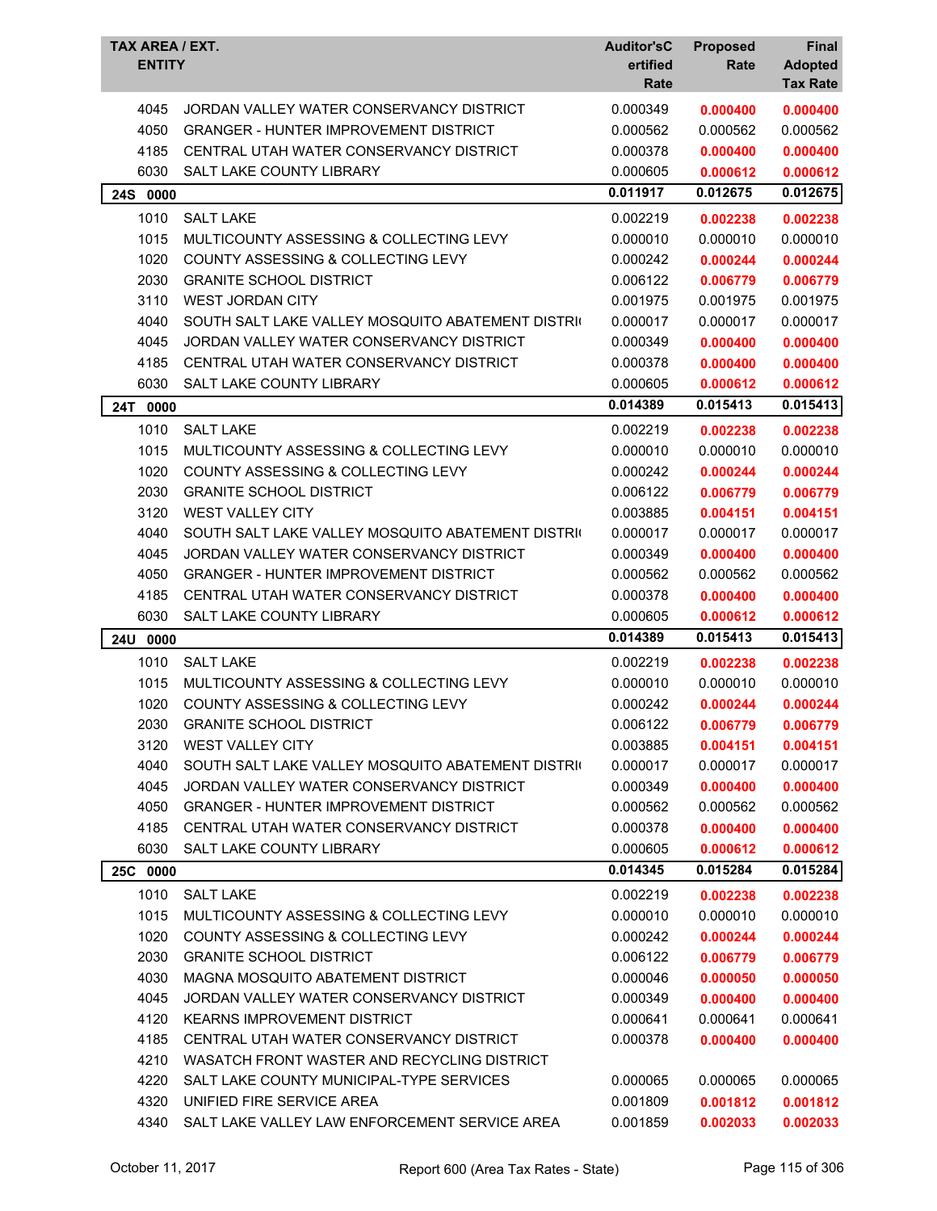| TAX AREA / EXT. ENTITY | | Auditor'sCertified Rate | Proposed Rate | Final Adopted Tax Rate |
|---|---|---|---|---|
| 4045 | JORDAN VALLEY WATER CONSERVANCY DISTRICT | 0.000349 | 0.000400 | 0.000400 |
| 4050 | GRANGER - HUNTER IMPROVEMENT DISTRICT | 0.000562 | 0.000562 | 0.000562 |
| 4185 | CENTRAL UTAH WATER CONSERVANCY DISTRICT | 0.000378 | 0.000400 | 0.000400 |
| 6030 | SALT LAKE COUNTY LIBRARY | 0.000605 | 0.000612 | 0.000612 |
| **24S 0000** | | **0.011917** | **0.012675** | **0.012675** |
| 1010 | SALT LAKE | 0.002219 | 0.002238 | 0.002238 |
| 1015 | MULTICOUNTY ASSESSING & COLLECTING LEVY | 0.000010 | 0.000010 | 0.000010 |
| 1020 | COUNTY ASSESSING & COLLECTING LEVY | 0.000242 | 0.000244 | 0.000244 |
| 2030 | GRANITE SCHOOL DISTRICT | 0.006122 | 0.006779 | 0.006779 |
| 3110 | WEST JORDAN CITY | 0.001975 | 0.001975 | 0.001975 |
| 4040 | SOUTH SALT LAKE VALLEY MOSQUITO ABATEMENT DISTRI | 0.000017 | 0.000017 | 0.000017 |
| 4045 | JORDAN VALLEY WATER CONSERVANCY DISTRICT | 0.000349 | 0.000400 | 0.000400 |
| 4185 | CENTRAL UTAH WATER CONSERVANCY DISTRICT | 0.000378 | 0.000400 | 0.000400 |
| 6030 | SALT LAKE COUNTY LIBRARY | 0.000605 | 0.000612 | 0.000612 |
| **24T 0000** | | **0.014389** | **0.015413** | **0.015413** |
| 1010 | SALT LAKE | 0.002219 | 0.002238 | 0.002238 |
| 1015 | MULTICOUNTY ASSESSING & COLLECTING LEVY | 0.000010 | 0.000010 | 0.000010 |
| 1020 | COUNTY ASSESSING & COLLECTING LEVY | 0.000242 | 0.000244 | 0.000244 |
| 2030 | GRANITE SCHOOL DISTRICT | 0.006122 | 0.006779 | 0.006779 |
| 3120 | WEST VALLEY CITY | 0.003885 | 0.004151 | 0.004151 |
| 4040 | SOUTH SALT LAKE VALLEY MOSQUITO ABATEMENT DISTRI | 0.000017 | 0.000017 | 0.000017 |
| 4045 | JORDAN VALLEY WATER CONSERVANCY DISTRICT | 0.000349 | 0.000400 | 0.000400 |
| 4050 | GRANGER - HUNTER IMPROVEMENT DISTRICT | 0.000562 | 0.000562 | 0.000562 |
| 4185 | CENTRAL UTAH WATER CONSERVANCY DISTRICT | 0.000378 | 0.000400 | 0.000400 |
| 6030 | SALT LAKE COUNTY LIBRARY | 0.000605 | 0.000612 | 0.000612 |
| **24U 0000** | | **0.014389** | **0.015413** | **0.015413** |
| 1010 | SALT LAKE | 0.002219 | 0.002238 | 0.002238 |
| 1015 | MULTICOUNTY ASSESSING & COLLECTING LEVY | 0.000010 | 0.000010 | 0.000010 |
| 1020 | COUNTY ASSESSING & COLLECTING LEVY | 0.000242 | 0.000244 | 0.000244 |
| 2030 | GRANITE SCHOOL DISTRICT | 0.006122 | 0.006779 | 0.006779 |
| 3120 | WEST VALLEY CITY | 0.003885 | 0.004151 | 0.004151 |
| 4040 | SOUTH SALT LAKE VALLEY MOSQUITO ABATEMENT DISTRI | 0.000017 | 0.000017 | 0.000017 |
| 4045 | JORDAN VALLEY WATER CONSERVANCY DISTRICT | 0.000349 | 0.000400 | 0.000400 |
| 4050 | GRANGER - HUNTER IMPROVEMENT DISTRICT | 0.000562 | 0.000562 | 0.000562 |
| 4185 | CENTRAL UTAH WATER CONSERVANCY DISTRICT | 0.000378 | 0.000400 | 0.000400 |
| 6030 | SALT LAKE COUNTY LIBRARY | 0.000605 | 0.000612 | 0.000612 |
| **25C 0000** | | **0.014345** | **0.015284** | **0.015284** |
| 1010 | SALT LAKE | 0.002219 | 0.002238 | 0.002238 |
| 1015 | MULTICOUNTY ASSESSING & COLLECTING LEVY | 0.000010 | 0.000010 | 0.000010 |
| 1020 | COUNTY ASSESSING & COLLECTING LEVY | 0.000242 | 0.000244 | 0.000244 |
| 2030 | GRANITE SCHOOL DISTRICT | 0.006122 | 0.006779 | 0.006779 |
| 4030 | MAGNA MOSQUITO ABATEMENT DISTRICT | 0.000046 | 0.000050 | 0.000050 |
| 4045 | JORDAN VALLEY WATER CONSERVANCY DISTRICT | 0.000349 | 0.000400 | 0.000400 |
| 4120 | KEARNS IMPROVEMENT DISTRICT | 0.000641 | 0.000641 | 0.000641 |
| 4185 | CENTRAL UTAH WATER CONSERVANCY DISTRICT | 0.000378 | 0.000400 | 0.000400 |
| 4210 | WASATCH FRONT WASTER AND RECYCLING DISTRICT | | | |
| 4220 | SALT LAKE COUNTY MUNICIPAL-TYPE SERVICES | 0.000065 | 0.000065 | 0.000065 |
| 4320 | UNIFIED FIRE SERVICE AREA | 0.001809 | 0.001812 | 0.001812 |
| 4340 | SALT LAKE VALLEY LAW ENFORCEMENT SERVICE AREA | 0.001859 | 0.002033 | 0.002033 |

October 11, 2017 Report 600 (Area Tax Rates - State)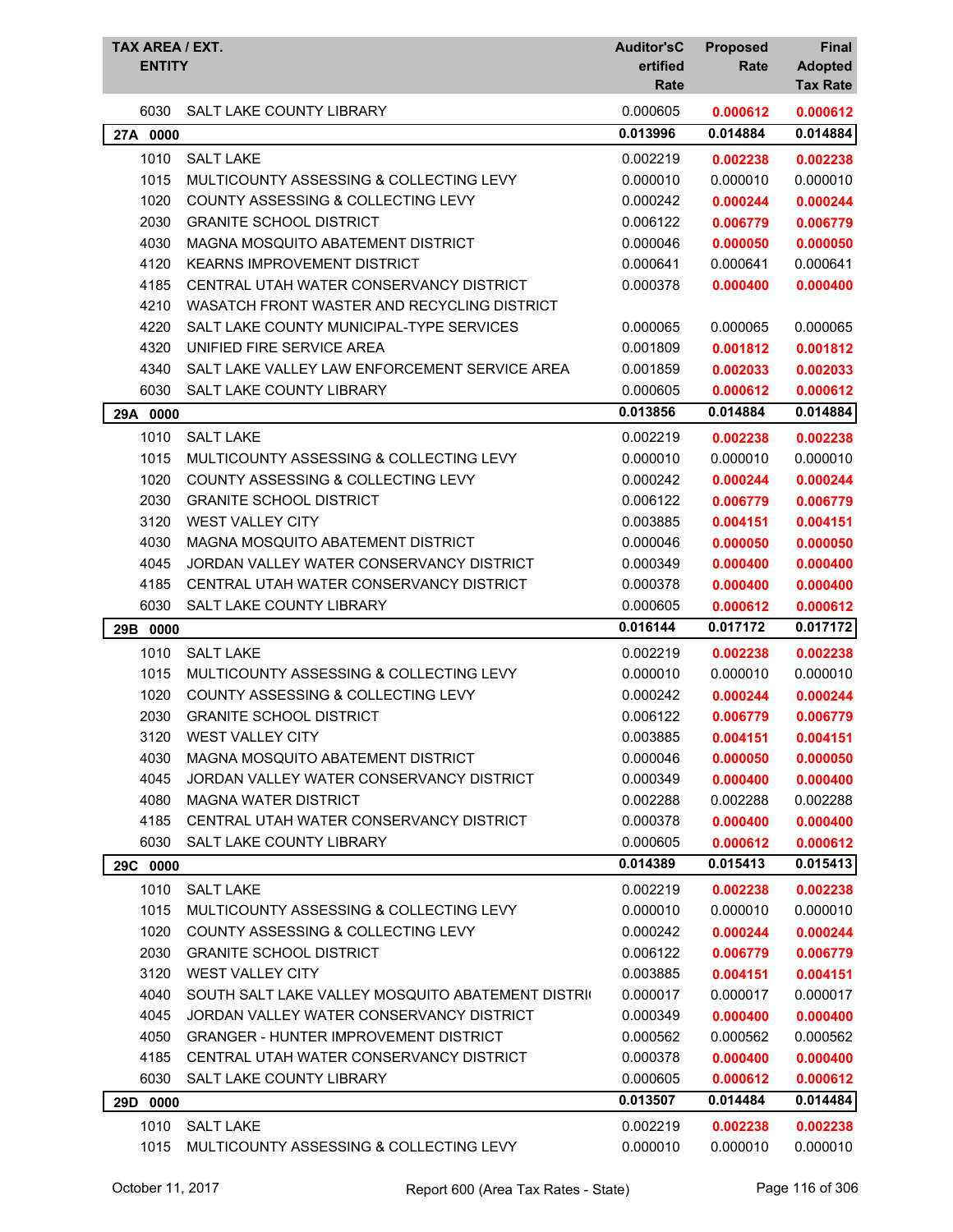| TAX AREA / EXT. | ENTITY | Auditor'sCertified Rate | Proposed Rate | Final Adopted Tax Rate |
|---|---|---|---|---|
| 6030 | SALT LAKE COUNTY LIBRARY | 0.000605 | 0.000612 | 0.000612 |
| **27A 0000** | | **0.013996** | **0.014884** | **0.014884** |
| 1010 | SALT LAKE | 0.002219 | 0.002238 | 0.002238 |
| 1015 | MULTICOUNTY ASSESSING & COLLECTING LEVY | 0.000010 | 0.000010 | 0.000010 |
| 1020 | COUNTY ASSESSING & COLLECTING LEVY | 0.000242 | 0.000244 | 0.000244 |
| 2030 | GRANITE SCHOOL DISTRICT | 0.006122 | 0.006779 | 0.006779 |
| 4030 | MAGNA MOSQUITO ABATEMENT DISTRICT | 0.000046 | 0.000050 | 0.000050 |
| 4120 | KEARNS IMPROVEMENT DISTRICT | 0.000641 | 0.000641 | 0.000641 |
| 4185 | CENTRAL UTAH WATER CONSERVANCY DISTRICT | 0.000378 | 0.000400 | 0.000400 |
| 4210 | WASATCH FRONT WASTER AND RECYCLING DISTRICT | | | |
| 4220 | SALT LAKE COUNTY MUNICIPAL-TYPE SERVICES | 0.000065 | 0.000065 | 0.000065 |
| 4320 | UNIFIED FIRE SERVICE AREA | 0.001809 | 0.001812 | 0.001812 |
| 4340 | SALT LAKE VALLEY LAW ENFORCEMENT SERVICE AREA | 0.001859 | 0.002033 | 0.002033 |
| 6030 | SALT LAKE COUNTY LIBRARY | 0.000605 | 0.000612 | 0.000612 |
| **29A 0000** | | **0.013856** | **0.014884** | **0.014884** |
| 1010 | SALT LAKE | 0.002219 | 0.002238 | 0.002238 |
| 1015 | MULTICOUNTY ASSESSING & COLLECTING LEVY | 0.000010 | 0.000010 | 0.000010 |
| 1020 | COUNTY ASSESSING & COLLECTING LEVY | 0.000242 | 0.000244 | 0.000244 |
| 2030 | GRANITE SCHOOL DISTRICT | 0.006122 | 0.006779 | 0.006779 |
| 3120 | WEST VALLEY CITY | 0.003885 | 0.004151 | 0.004151 |
| 4030 | MAGNA MOSQUITO ABATEMENT DISTRICT | 0.000046 | 0.000050 | 0.000050 |
| 4045 | JORDAN VALLEY WATER CONSERVANCY DISTRICT | 0.000349 | 0.000400 | 0.000400 |
| 4185 | CENTRAL UTAH WATER CONSERVANCY DISTRICT | 0.000378 | 0.000400 | 0.000400 |
| 6030 | SALT LAKE COUNTY LIBRARY | 0.000605 | 0.000612 | 0.000612 |
| **29B 0000** | | **0.016144** | **0.017172** | **0.017172** |
| 1010 | SALT LAKE | 0.002219 | 0.002238 | 0.002238 |
| 1015 | MULTICOUNTY ASSESSING & COLLECTING LEVY | 0.000010 | 0.000010 | 0.000010 |
| 1020 | COUNTY ASSESSING & COLLECTING LEVY | 0.000242 | 0.000244 | 0.000244 |
| 2030 | GRANITE SCHOOL DISTRICT | 0.006122 | 0.006779 | 0.006779 |
| 3120 | WEST VALLEY CITY | 0.003885 | 0.004151 | 0.004151 |
| 4030 | MAGNA MOSQUITO ABATEMENT DISTRICT | 0.000046 | 0.000050 | 0.000050 |
| 4045 | JORDAN VALLEY WATER CONSERVANCY DISTRICT | 0.000349 | 0.000400 | 0.000400 |
| 4080 | MAGNA WATER DISTRICT | 0.002288 | 0.002288 | 0.002288 |
| 4185 | CENTRAL UTAH WATER CONSERVANCY DISTRICT | 0.000378 | 0.000400 | 0.000400 |
| 6030 | SALT LAKE COUNTY LIBRARY | 0.000605 | 0.000612 | 0.000612 |
| **29C 0000** | | **0.014389** | **0.015413** | **0.015413** |
| 1010 | SALT LAKE | 0.002219 | 0.002238 | 0.002238 |
| 1015 | MULTICOUNTY ASSESSING & COLLECTING LEVY | 0.000010 | 0.000010 | 0.000010 |
| 1020 | COUNTY ASSESSING & COLLECTING LEVY | 0.000242 | 0.000244 | 0.000244 |
| 2030 | GRANITE SCHOOL DISTRICT | 0.006122 | 0.006779 | 0.006779 |
| 3120 | WEST VALLEY CITY | 0.003885 | 0.004151 | 0.004151 |
| 4040 | SOUTH SALT LAKE VALLEY MOSQUITO ABATEMENT DISTRI | 0.000017 | 0.000017 | 0.000017 |
| 4045 | JORDAN VALLEY WATER CONSERVANCY DISTRICT | 0.000349 | 0.000400 | 0.000400 |
| 4050 | GRANGER - HUNTER IMPROVEMENT DISTRICT | 0.000562 | 0.000562 | 0.000562 |
| 4185 | CENTRAL UTAH WATER CONSERVANCY DISTRICT | 0.000378 | 0.000400 | 0.000400 |
| 6030 | SALT LAKE COUNTY LIBRARY | 0.000605 | 0.000612 | 0.000612 |
| **29D 0000** | | **0.013507** | **0.014484** | **0.014484** |
| 1010 | SALT LAKE | 0.002219 | 0.002238 | 0.002238 |
| 1015 | MULTICOUNTY ASSESSING & COLLECTING LEVY | 0.000010 | 0.000010 | 0.000010 |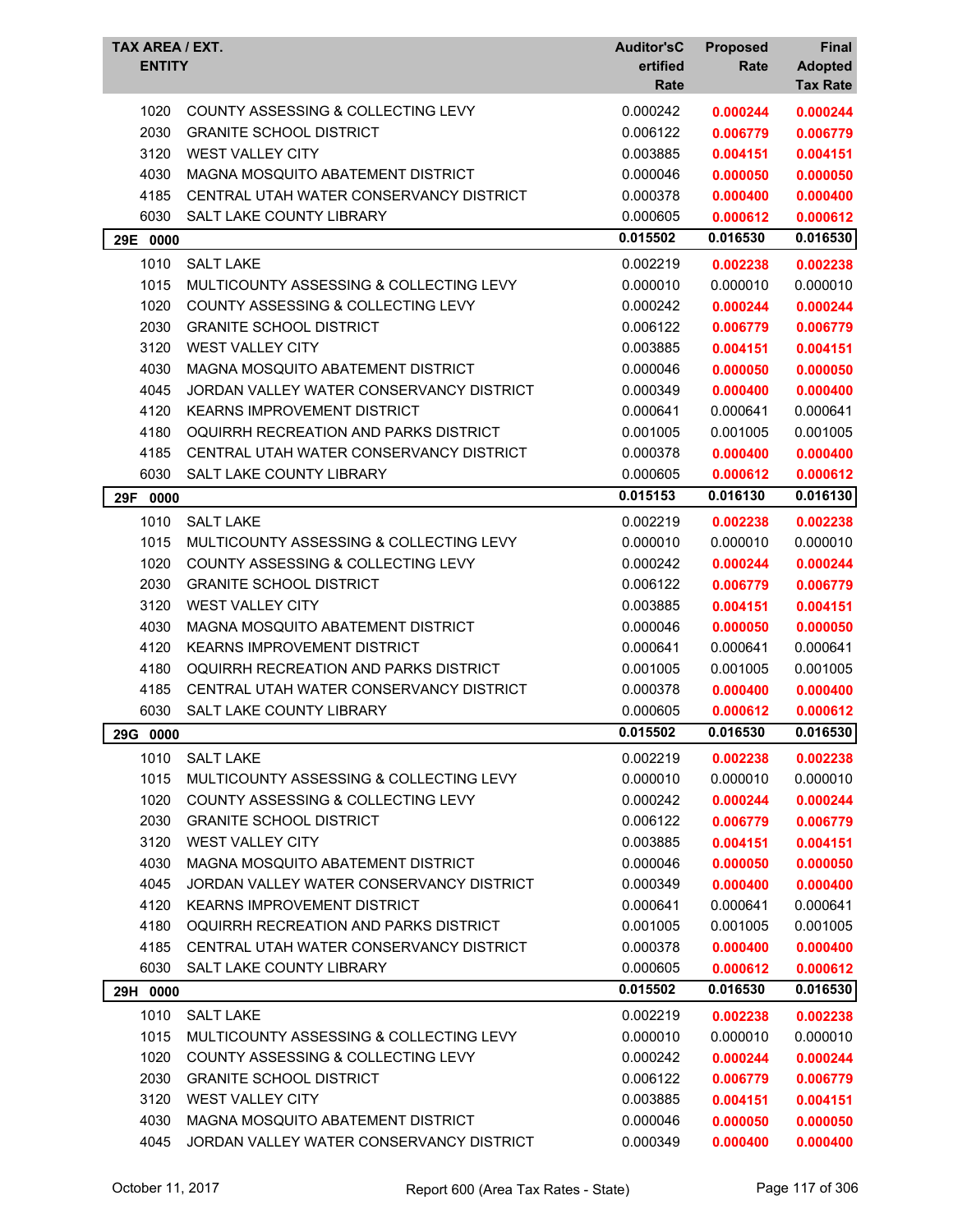| TAX AREA / EXT. ENTITY | | Auditor's Certified Rate | Proposed Rate | Final Adopted Tax Rate |
|---|---|---|---|---|
| 1020 | COUNTY ASSESSING & COLLECTING LEVY | 0.000242 | **0.000244** | **0.000244** |
| 2030 | GRANITE SCHOOL DISTRICT | 0.006122 | **0.006779** | **0.006779** |
| 3120 | WEST VALLEY CITY | 0.003885 | **0.004151** | **0.004151** |
| 4030 | MAGNA MOSQUITO ABATEMENT DISTRICT | 0.000046 | **0.000050** | **0.000050** |
| 4185 | CENTRAL UTAH WATER CONSERVANCY DISTRICT | 0.000378 | **0.000400** | **0.000400** |
| 6030 | SALT LAKE COUNTY LIBRARY | 0.000605 | **0.000612** | **0.000612** |
| **29E 0000** | | **0.015502** | **0.016530** | **0.016530** |
| 1010 | SALT LAKE | 0.002219 | **0.002238** | **0.002238** |
| 1015 | MULTICOUNTY ASSESSING & COLLECTING LEVY | 0.000010 | 0.000010 | 0.000010 |
| 1020 | COUNTY ASSESSING & COLLECTING LEVY | 0.000242 | **0.000244** | **0.000244** |
| 2030 | GRANITE SCHOOL DISTRICT | 0.006122 | **0.006779** | **0.006779** |
| 3120 | WEST VALLEY CITY | 0.003885 | **0.004151** | **0.004151** |
| 4030 | MAGNA MOSQUITO ABATEMENT DISTRICT | 0.000046 | **0.000050** | **0.000050** |
| 4045 | JORDAN VALLEY WATER CONSERVANCY DISTRICT | 0.000349 | **0.000400** | **0.000400** |
| 4120 | KEARNS IMPROVEMENT DISTRICT | 0.000641 | 0.000641 | 0.000641 |
| 4180 | OQUIRRH RECREATION AND PARKS DISTRICT | 0.001005 | 0.001005 | 0.001005 |
| 4185 | CENTRAL UTAH WATER CONSERVANCY DISTRICT | 0.000378 | **0.000400** | **0.000400** |
| 6030 | SALT LAKE COUNTY LIBRARY | 0.000605 | **0.000612** | **0.000612** |
| **29F 0000** | | **0.015153** | **0.016130** | **0.016130** |
| 1010 | SALT LAKE | 0.002219 | **0.002238** | **0.002238** |
| 1015 | MULTICOUNTY ASSESSING & COLLECTING LEVY | 0.000010 | 0.000010 | 0.000010 |
| 1020 | COUNTY ASSESSING & COLLECTING LEVY | 0.000242 | **0.000244** | **0.000244** |
| 2030 | GRANITE SCHOOL DISTRICT | 0.006122 | **0.006779** | **0.006779** |
| 3120 | WEST VALLEY CITY | 0.003885 | **0.004151** | **0.004151** |
| 4030 | MAGNA MOSQUITO ABATEMENT DISTRICT | 0.000046 | **0.000050** | **0.000050** |
| 4120 | KEARNS IMPROVEMENT DISTRICT | 0.000641 | 0.000641 | 0.000641 |
| 4180 | OQUIRRH RECREATION AND PARKS DISTRICT | 0.001005 | 0.001005 | 0.001005 |
| 4185 | CENTRAL UTAH WATER CONSERVANCY DISTRICT | 0.000378 | **0.000400** | **0.000400** |
| 6030 | SALT LAKE COUNTY LIBRARY | 0.000605 | **0.000612** | **0.000612** |
| **29G 0000** | | **0.015502** | **0.016530** | **0.016530** |
| 1010 | SALT LAKE | 0.002219 | **0.002238** | **0.002238** |
| 1015 | MULTICOUNTY ASSESSING & COLLECTING LEVY | 0.000010 | 0.000010 | 0.000010 |
| 1020 | COUNTY ASSESSING & COLLECTING LEVY | 0.000242 | **0.000244** | **0.000244** |
| 2030 | GRANITE SCHOOL DISTRICT | 0.006122 | **0.006779** | **0.006779** |
| 3120 | WEST VALLEY CITY | 0.003885 | **0.004151** | **0.004151** |
| 4030 | MAGNA MOSQUITO ABATEMENT DISTRICT | 0.000046 | **0.000050** | **0.000050** |
| 4045 | JORDAN VALLEY WATER CONSERVANCY DISTRICT | 0.000349 | **0.000400** | **0.000400** |
| 4120 | KEARNS IMPROVEMENT DISTRICT | 0.000641 | 0.000641 | 0.000641 |
| 4180 | OQUIRRH RECREATION AND PARKS DISTRICT | 0.001005 | 0.001005 | 0.001005 |
| 4185 | CENTRAL UTAH WATER CONSERVANCY DISTRICT | 0.000378 | **0.000400** | **0.000400** |
| 6030 | SALT LAKE COUNTY LIBRARY | 0.000605 | **0.000612** | **0.000612** |
| **29H 0000** | | **0.015502** | **0.016530** | **0.016530** |
| 1010 | SALT LAKE | 0.002219 | **0.002238** | **0.002238** |
| 1015 | MULTICOUNTY ASSESSING & COLLECTING LEVY | 0.000010 | 0.000010 | 0.000010 |
| 1020 | COUNTY ASSESSING & COLLECTING LEVY | 0.000242 | **0.000244** | **0.000244** |
| 2030 | GRANITE SCHOOL DISTRICT | 0.006122 | **0.006779** | **0.006779** |
| 3120 | WEST VALLEY CITY | 0.003885 | **0.004151** | **0.004151** |
| 4030 | MAGNA MOSQUITO ABATEMENT DISTRICT | 0.000046 | **0.000050** | **0.000050** |
| 4045 | JORDAN VALLEY WATER CONSERVANCY DISTRICT | 0.000349 | **0.000400** | **0.000400** |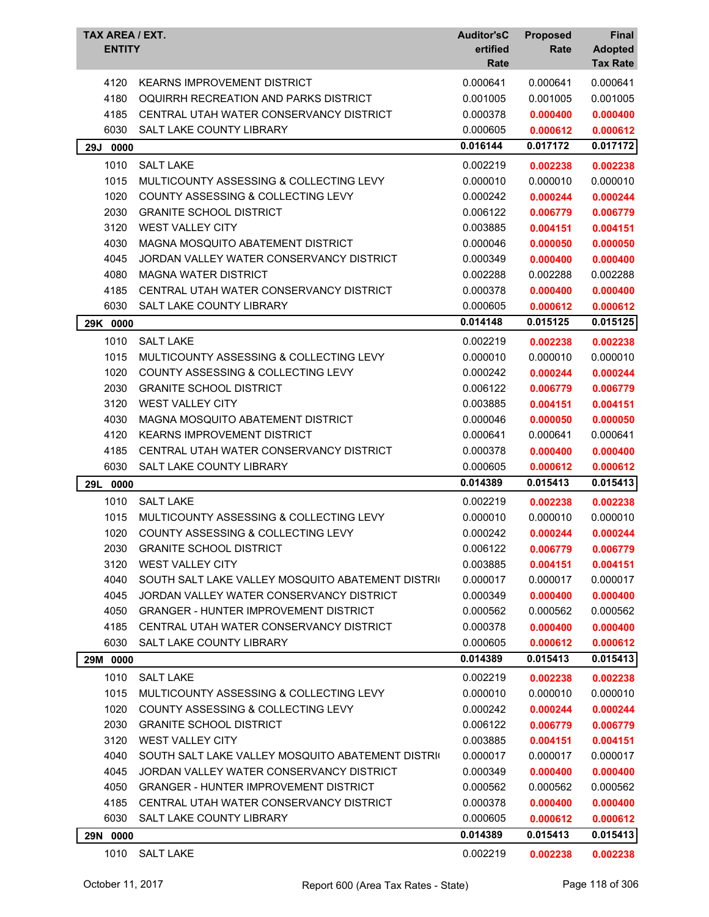| TAX AREA / EXT. ENTITY | | Auditor'sCertified Rate | Proposed Rate | Final Adopted Tax Rate |
|---|---|---|---|---|
| 4120 | KEARNS IMPROVEMENT DISTRICT | 0.000641 | 0.000641 | 0.000641 |
| 4180 | OQUIRRH RECREATION AND PARKS DISTRICT | 0.001005 | 0.001005 | 0.001005 |
| 4185 | CENTRAL UTAH WATER CONSERVANCY DISTRICT | 0.000378 | **0.000400** | **0.000400** |
| 6030 | SALT LAKE COUNTY LIBRARY | 0.000605 | **0.000612** | **0.000612** |
| **29J 0000** | | **0.016144** | **0.017172** | **0.017172** |
| 1010 | SALT LAKE | 0.002219 | **0.002238** | **0.002238** |
| 1015 | MULTICOUNTY ASSESSING & COLLECTING LEVY | 0.000010 | 0.000010 | 0.000010 |
| 1020 | COUNTY ASSESSING & COLLECTING LEVY | 0.000242 | **0.000244** | **0.000244** |
| 2030 | GRANITE SCHOOL DISTRICT | 0.006122 | **0.006779** | **0.006779** |
| 3120 | WEST VALLEY CITY | 0.003885 | **0.004151** | **0.004151** |
| 4030 | MAGNA MOSQUITO ABATEMENT DISTRICT | 0.000046 | **0.000050** | **0.000050** |
| 4045 | JORDAN VALLEY WATER CONSERVANCY DISTRICT | 0.000349 | **0.000400** | **0.000400** |
| 4080 | MAGNA WATER DISTRICT | 0.002288 | 0.002288 | 0.002288 |
| 4185 | CENTRAL UTAH WATER CONSERVANCY DISTRICT | 0.000378 | **0.000400** | **0.000400** |
| 6030 | SALT LAKE COUNTY LIBRARY | 0.000605 | **0.000612** | **0.000612** |
| **29K 0000** | | **0.014148** | **0.015125** | **0.015125** |
| 1010 | SALT LAKE | 0.002219 | **0.002238** | **0.002238** |
| 1015 | MULTICOUNTY ASSESSING & COLLECTING LEVY | 0.000010 | 0.000010 | 0.000010 |
| 1020 | COUNTY ASSESSING & COLLECTING LEVY | 0.000242 | **0.000244** | **0.000244** |
| 2030 | GRANITE SCHOOL DISTRICT | 0.006122 | **0.006779** | **0.006779** |
| 3120 | WEST VALLEY CITY | 0.003885 | **0.004151** | **0.004151** |
| 4030 | MAGNA MOSQUITO ABATEMENT DISTRICT | 0.000046 | **0.000050** | **0.000050** |
| 4120 | KEARNS IMPROVEMENT DISTRICT | 0.000641 | 0.000641 | 0.000641 |
| 4185 | CENTRAL UTAH WATER CONSERVANCY DISTRICT | 0.000378 | **0.000400** | **0.000400** |
| 6030 | SALT LAKE COUNTY LIBRARY | 0.000605 | **0.000612** | **0.000612** |
| **29L 0000** | | **0.014389** | **0.015413** | **0.015413** |
| 1010 | SALT LAKE | 0.002219 | **0.002238** | **0.002238** |
| 1015 | MULTICOUNTY ASSESSING & COLLECTING LEVY | 0.000010 | 0.000010 | 0.000010 |
| 1020 | COUNTY ASSESSING & COLLECTING LEVY | 0.000242 | **0.000244** | **0.000244** |
| 2030 | GRANITE SCHOOL DISTRICT | 0.006122 | **0.006779** | **0.006779** |
| 3120 | WEST VALLEY CITY | 0.003885 | **0.004151** | **0.004151** |
| 4040 | SOUTH SALT LAKE VALLEY MOSQUITO ABATEMENT DISTRI | 0.000017 | 0.000017 | 0.000017 |
| 4045 | JORDAN VALLEY WATER CONSERVANCY DISTRICT | 0.000349 | **0.000400** | **0.000400** |
| 4050 | GRANGER - HUNTER IMPROVEMENT DISTRICT | 0.000562 | 0.000562 | 0.000562 |
| 4185 | CENTRAL UTAH WATER CONSERVANCY DISTRICT | 0.000378 | **0.000400** | **0.000400** |
| 6030 | SALT LAKE COUNTY LIBRARY | 0.000605 | **0.000612** | **0.000612** |
| **29M 0000** | | **0.014389** | **0.015413** | **0.015413** |
| 1010 | SALT LAKE | 0.002219 | **0.002238** | **0.002238** |
| 1015 | MULTICOUNTY ASSESSING & COLLECTING LEVY | 0.000010 | 0.000010 | 0.000010 |
| 1020 | COUNTY ASSESSING & COLLECTING LEVY | 0.000242 | **0.000244** | **0.000244** |
| 2030 | GRANITE SCHOOL DISTRICT | 0.006122 | **0.006779** | **0.006779** |
| 3120 | WEST VALLEY CITY | 0.003885 | **0.004151** | **0.004151** |
| 4040 | SOUTH SALT LAKE VALLEY MOSQUITO ABATEMENT DISTRI | 0.000017 | 0.000017 | 0.000017 |
| 4045 | JORDAN VALLEY WATER CONSERVANCY DISTRICT | 0.000349 | **0.000400** | **0.000400** |
| 4050 | GRANGER - HUNTER IMPROVEMENT DISTRICT | 0.000562 | 0.000562 | 0.000562 |
| 4185 | CENTRAL UTAH WATER CONSERVANCY DISTRICT | 0.000378 | **0.000400** | **0.000400** |
| 6030 | SALT LAKE COUNTY LIBRARY | 0.000605 | **0.000612** | **0.000612** |
| **29N 0000** | | **0.014389** | **0.015413** | **0.015413** |
| 1010 | SALT LAKE | 0.002219 | **0.002238** | **0.002238** |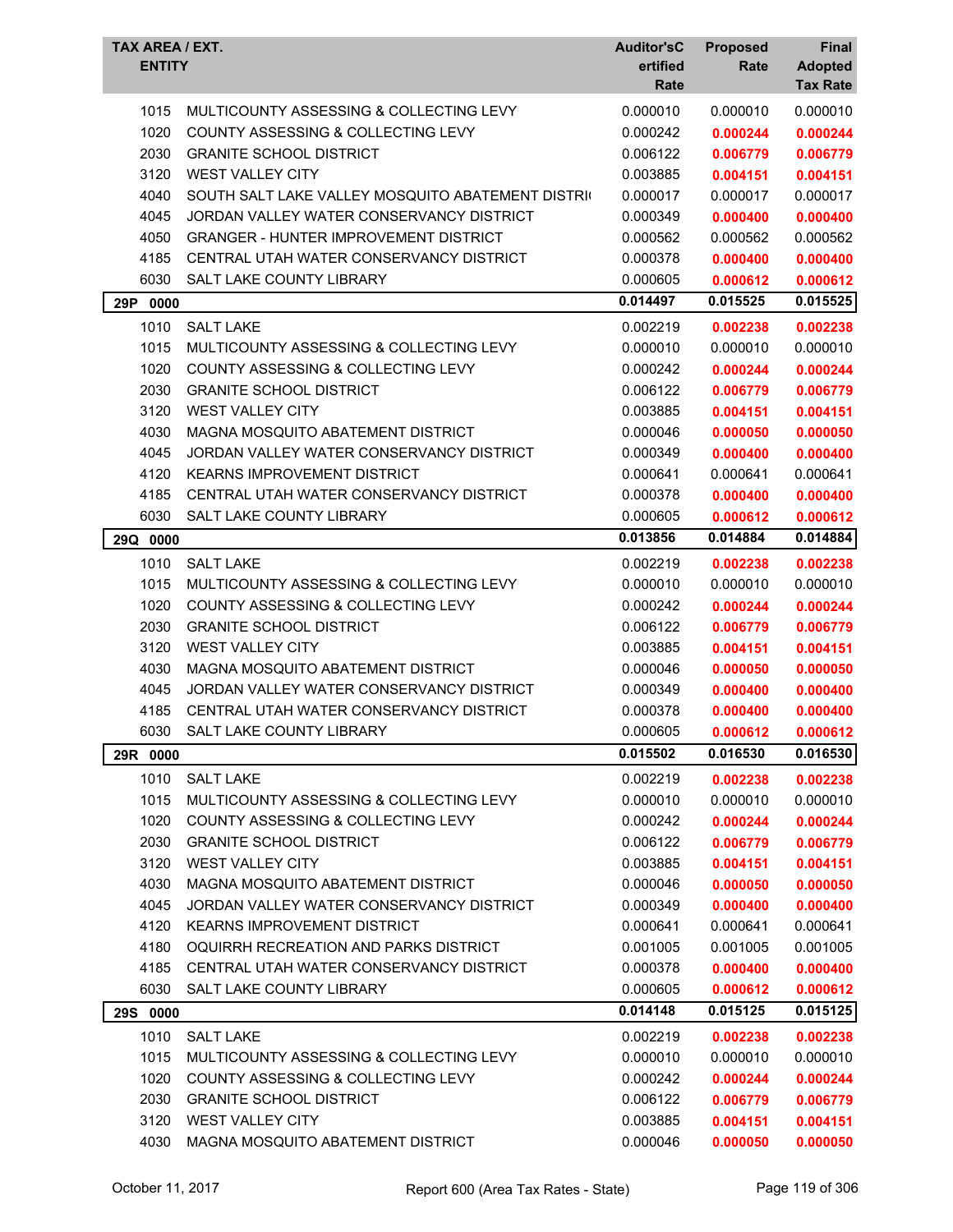| TAX AREA / EXT. ENTITY | | Auditor's Certified Rate | Proposed Rate | Final Adopted Tax Rate |
|---|---|---|---|---|
| 1015 | MULTICOUNTY ASSESSING & COLLECTING LEVY | 0.000010 | 0.000010 | 0.000010 |
| 1020 | COUNTY ASSESSING & COLLECTING LEVY | 0.000242 | **0.000244** | **0.000244** |
| 2030 | GRANITE SCHOOL DISTRICT | 0.006122 | **0.006779** | **0.006779** |
| 3120 | WEST VALLEY CITY | 0.003885 | **0.004151** | **0.004151** |
| 4040 | SOUTH SALT LAKE VALLEY MOSQUITO ABATEMENT DISTRI | 0.000017 | 0.000017 | 0.000017 |
| 4045 | JORDAN VALLEY WATER CONSERVANCY DISTRICT | 0.000349 | **0.000400** | **0.000400** |
| 4050 | GRANGER - HUNTER IMPROVEMENT DISTRICT | 0.000562 | 0.000562 | 0.000562 |
| 4185 | CENTRAL UTAH WATER CONSERVANCY DISTRICT | 0.000378 | **0.000400** | **0.000400** |
| 6030 | SALT LAKE COUNTY LIBRARY | 0.000605 | **0.000612** | **0.000612** |
| **29P 0000** | | **0.014497** | **0.015525** | **0.015525** |
| 1010 | SALT LAKE | 0.002219 | **0.002238** | **0.002238** |
| 1015 | MULTICOUNTY ASSESSING & COLLECTING LEVY | 0.000010 | 0.000010 | 0.000010 |
| 1020 | COUNTY ASSESSING & COLLECTING LEVY | 0.000242 | **0.000244** | **0.000244** |
| 2030 | GRANITE SCHOOL DISTRICT | 0.006122 | **0.006779** | **0.006779** |
| 3120 | WEST VALLEY CITY | 0.003885 | **0.004151** | **0.004151** |
| 4030 | MAGNA MOSQUITO ABATEMENT DISTRICT | 0.000046 | **0.000050** | **0.000050** |
| 4045 | JORDAN VALLEY WATER CONSERVANCY DISTRICT | 0.000349 | **0.000400** | **0.000400** |
| 4120 | KEARNS IMPROVEMENT DISTRICT | 0.000641 | 0.000641 | 0.000641 |
| 4185 | CENTRAL UTAH WATER CONSERVANCY DISTRICT | 0.000378 | **0.000400** | **0.000400** |
| 6030 | SALT LAKE COUNTY LIBRARY | 0.000605 | **0.000612** | **0.000612** |
| **29Q 0000** | | **0.013856** | **0.014884** | **0.014884** |
| 1010 | SALT LAKE | 0.002219 | **0.002238** | **0.002238** |
| 1015 | MULTICOUNTY ASSESSING & COLLECTING LEVY | 0.000010 | 0.000010 | 0.000010 |
| 1020 | COUNTY ASSESSING & COLLECTING LEVY | 0.000242 | **0.000244** | **0.000244** |
| 2030 | GRANITE SCHOOL DISTRICT | 0.006122 | **0.006779** | **0.006779** |
| 3120 | WEST VALLEY CITY | 0.003885 | **0.004151** | **0.004151** |
| 4030 | MAGNA MOSQUITO ABATEMENT DISTRICT | 0.000046 | **0.000050** | **0.000050** |
| 4045 | JORDAN VALLEY WATER CONSERVANCY DISTRICT | 0.000349 | **0.000400** | **0.000400** |
| 4185 | CENTRAL UTAH WATER CONSERVANCY DISTRICT | 0.000378 | **0.000400** | **0.000400** |
| 6030 | SALT LAKE COUNTY LIBRARY | 0.000605 | **0.000612** | **0.000612** |
| **29R 0000** | | **0.015502** | **0.016530** | **0.016530** |
| 1010 | SALT LAKE | 0.002219 | **0.002238** | **0.002238** |
| 1015 | MULTICOUNTY ASSESSING & COLLECTING LEVY | 0.000010 | 0.000010 | 0.000010 |
| 1020 | COUNTY ASSESSING & COLLECTING LEVY | 0.000242 | **0.000244** | **0.000244** |
| 2030 | GRANITE SCHOOL DISTRICT | 0.006122 | **0.006779** | **0.006779** |
| 3120 | WEST VALLEY CITY | 0.003885 | **0.004151** | **0.004151** |
| 4030 | MAGNA MOSQUITO ABATEMENT DISTRICT | 0.000046 | **0.000050** | **0.000050** |
| 4045 | JORDAN VALLEY WATER CONSERVANCY DISTRICT | 0.000349 | **0.000400** | **0.000400** |
| 4120 | KEARNS IMPROVEMENT DISTRICT | 0.000641 | 0.000641 | 0.000641 |
| 4180 | OQUIRRH RECREATION AND PARKS DISTRICT | 0.001005 | 0.001005 | 0.001005 |
| 4185 | CENTRAL UTAH WATER CONSERVANCY DISTRICT | 0.000378 | **0.000400** | **0.000400** |
| 6030 | SALT LAKE COUNTY LIBRARY | 0.000605 | **0.000612** | **0.000612** |
| **29S 0000** | | **0.014148** | **0.015125** | **0.015125** |
| 1010 | SALT LAKE | 0.002219 | **0.002238** | **0.002238** |
| 1015 | MULTICOUNTY ASSESSING & COLLECTING LEVY | 0.000010 | 0.000010 | 0.000010 |
| 1020 | COUNTY ASSESSING & COLLECTING LEVY | 0.000242 | **0.000244** | **0.000244** |
| 2030 | GRANITE SCHOOL DISTRICT | 0.006122 | **0.006779** | **0.006779** |
| 3120 | WEST VALLEY CITY | 0.003885 | **0.004151** | **0.004151** |
| 4030 | MAGNA MOSQUITO ABATEMENT DISTRICT | 0.000046 | **0.000050** | **0.000050** |

October 11, 2017 Report 600 (Area Tax Rates - State)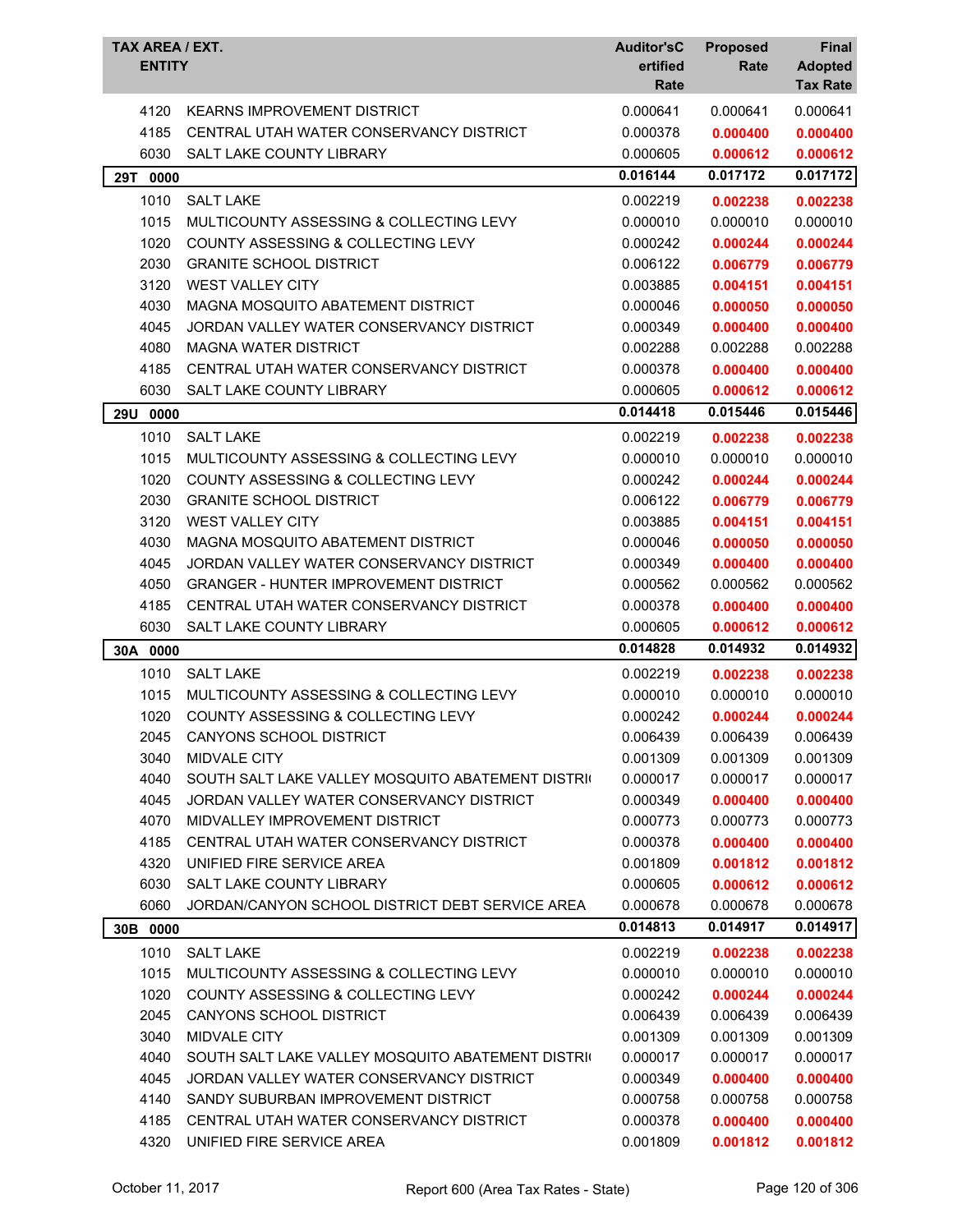| TAX AREA / EXT. ENTITY | | Auditor'sC ertified Rate | Proposed Rate | Final Adopted Tax Rate |
|---|---|---|---|---|
| 4120 | KEARNS IMPROVEMENT DISTRICT | 0.000641 | 0.000641 | 0.000641 |
| 4185 | CENTRAL UTAH WATER CONSERVANCY DISTRICT | 0.000378 | **0.000400** | **0.000400** |
| 6030 | SALT LAKE COUNTY LIBRARY | 0.000605 | **0.000612** | **0.000612** |
| **29T 0000** | | **0.016144** | **0.017172** | **0.017172** |
| 1010 | SALT LAKE | 0.002219 | **0.002238** | **0.002238** |
| 1015 | MULTICOUNTY ASSESSING & COLLECTING LEVY | 0.000010 | 0.000010 | 0.000010 |
| 1020 | COUNTY ASSESSING & COLLECTING LEVY | 0.000242 | **0.000244** | **0.000244** |
| 2030 | GRANITE SCHOOL DISTRICT | 0.006122 | **0.006779** | **0.006779** |
| 3120 | WEST VALLEY CITY | 0.003885 | **0.004151** | **0.004151** |
| 4030 | MAGNA MOSQUITO ABATEMENT DISTRICT | 0.000046 | **0.000050** | **0.000050** |
| 4045 | JORDAN VALLEY WATER CONSERVANCY DISTRICT | 0.000349 | **0.000400** | **0.000400** |
| 4080 | MAGNA WATER DISTRICT | 0.002288 | 0.002288 | 0.002288 |
| 4185 | CENTRAL UTAH WATER CONSERVANCY DISTRICT | 0.000378 | **0.000400** | **0.000400** |
| 6030 | SALT LAKE COUNTY LIBRARY | 0.000605 | **0.000612** | **0.000612** |
| **29U 0000** | | **0.014418** | **0.015446** | **0.015446** |
| 1010 | SALT LAKE | 0.002219 | **0.002238** | **0.002238** |
| 1015 | MULTICOUNTY ASSESSING & COLLECTING LEVY | 0.000010 | 0.000010 | 0.000010 |
| 1020 | COUNTY ASSESSING & COLLECTING LEVY | 0.000242 | **0.000244** | **0.000244** |
| 2030 | GRANITE SCHOOL DISTRICT | 0.006122 | **0.006779** | **0.006779** |
| 3120 | WEST VALLEY CITY | 0.003885 | **0.004151** | **0.004151** |
| 4030 | MAGNA MOSQUITO ABATEMENT DISTRICT | 0.000046 | **0.000050** | **0.000050** |
| 4045 | JORDAN VALLEY WATER CONSERVANCY DISTRICT | 0.000349 | **0.000400** | **0.000400** |
| 4050 | GRANGER - HUNTER IMPROVEMENT DISTRICT | 0.000562 | 0.000562 | 0.000562 |
| 4185 | CENTRAL UTAH WATER CONSERVANCY DISTRICT | 0.000378 | **0.000400** | **0.000400** |
| 6030 | SALT LAKE COUNTY LIBRARY | 0.000605 | **0.000612** | **0.000612** |
| **30A 0000** | | **0.014828** | **0.014932** | **0.014932** |
| 1010 | SALT LAKE | 0.002219 | **0.002238** | **0.002238** |
| 1015 | MULTICOUNTY ASSESSING & COLLECTING LEVY | 0.000010 | 0.000010 | 0.000010 |
| 1020 | COUNTY ASSESSING & COLLECTING LEVY | 0.000242 | **0.000244** | **0.000244** |
| 2045 | CANYONS SCHOOL DISTRICT | 0.006439 | 0.006439 | 0.006439 |
| 3040 | MIDVALE CITY | 0.001309 | 0.001309 | 0.001309 |
| 4040 | SOUTH SALT LAKE VALLEY MOSQUITO ABATEMENT DISTRI | 0.000017 | 0.000017 | 0.000017 |
| 4045 | JORDAN VALLEY WATER CONSERVANCY DISTRICT | 0.000349 | **0.000400** | **0.000400** |
| 4070 | MIDVALLEY IMPROVEMENT DISTRICT | 0.000773 | 0.000773 | 0.000773 |
| 4185 | CENTRAL UTAH WATER CONSERVANCY DISTRICT | 0.000378 | **0.000400** | **0.000400** |
| 4320 | UNIFIED FIRE SERVICE AREA | 0.001809 | **0.001812** | **0.001812** |
| 6030 | SALT LAKE COUNTY LIBRARY | 0.000605 | **0.000612** | **0.000612** |
| 6060 | JORDAN/CANYON SCHOOL DISTRICT DEBT SERVICE AREA | 0.000678 | 0.000678 | 0.000678 |
| **30B 0000** | | **0.014813** | **0.014917** | **0.014917** |
| 1010 | SALT LAKE | 0.002219 | **0.002238** | **0.002238** |
| 1015 | MULTICOUNTY ASSESSING & COLLECTING LEVY | 0.000010 | 0.000010 | 0.000010 |
| 1020 | COUNTY ASSESSING & COLLECTING LEVY | 0.000242 | **0.000244** | **0.000244** |
| 2045 | CANYONS SCHOOL DISTRICT | 0.006439 | 0.006439 | 0.006439 |
| 3040 | MIDVALE CITY | 0.001309 | 0.001309 | 0.001309 |
| 4040 | SOUTH SALT LAKE VALLEY MOSQUITO ABATEMENT DISTRI | 0.000017 | 0.000017 | 0.000017 |
| 4045 | JORDAN VALLEY WATER CONSERVANCY DISTRICT | 0.000349 | **0.000400** | **0.000400** |
| 4140 | SANDY SUBURBAN IMPROVEMENT DISTRICT | 0.000758 | 0.000758 | 0.000758 |
| 4185 | CENTRAL UTAH WATER CONSERVANCY DISTRICT | 0.000378 | **0.000400** | **0.000400** |
| 4320 | UNIFIED FIRE SERVICE AREA | 0.001809 | **0.001812** | **0.001812** |

October 11, 2017 — Report 600 (Area Tax Rates - State)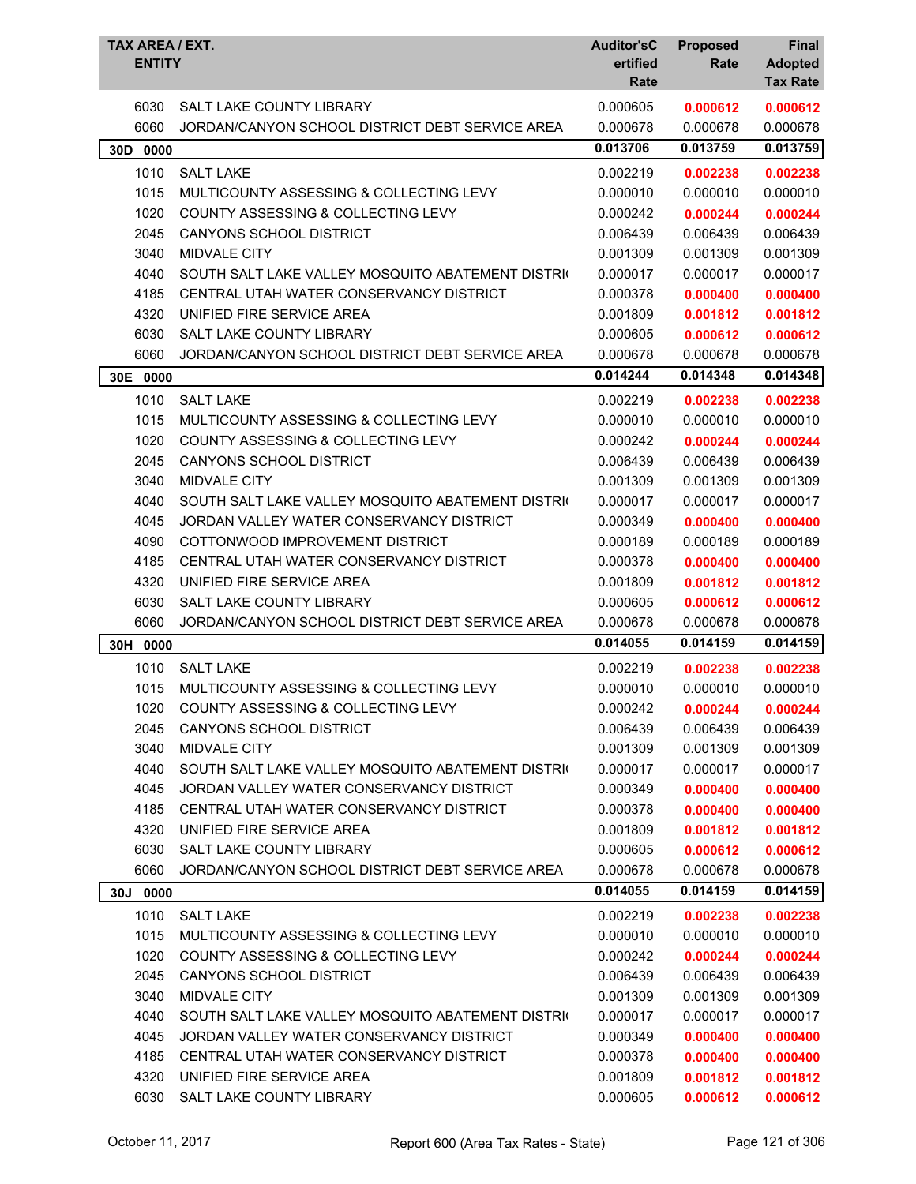| TAX AREA / EXT. ENTITY | | Auditor'sCertified Rate | Proposed Rate | Final Adopted Tax Rate |
|---|---|---|---|---|
| 6030 | SALT LAKE COUNTY LIBRARY | 0.000605 | **0.000612** | **0.000612** |
| 6060 | JORDAN/CANYON SCHOOL DISTRICT DEBT SERVICE AREA | 0.000678 | 0.000678 | 0.000678 |
| **30D 0000** | | **0.013706** | **0.013759** | **0.013759** |
| 1010 | SALT LAKE | 0.002219 | **0.002238** | **0.002238** |
| 1015 | MULTICOUNTY ASSESSING & COLLECTING LEVY | 0.000010 | 0.000010 | 0.000010 |
| 1020 | COUNTY ASSESSING & COLLECTING LEVY | 0.000242 | **0.000244** | **0.000244** |
| 2045 | CANYONS SCHOOL DISTRICT | 0.006439 | 0.006439 | 0.006439 |
| 3040 | MIDVALE CITY | 0.001309 | 0.001309 | 0.001309 |
| 4040 | SOUTH SALT LAKE VALLEY MOSQUITO ABATEMENT DISTRI | 0.000017 | 0.000017 | 0.000017 |
| 4185 | CENTRAL UTAH WATER CONSERVANCY DISTRICT | 0.000378 | **0.000400** | **0.000400** |
| 4320 | UNIFIED FIRE SERVICE AREA | 0.001809 | **0.001812** | **0.001812** |
| 6030 | SALT LAKE COUNTY LIBRARY | 0.000605 | **0.000612** | **0.000612** |
| 6060 | JORDAN/CANYON SCHOOL DISTRICT DEBT SERVICE AREA | 0.000678 | 0.000678 | 0.000678 |
| **30E 0000** | | **0.014244** | **0.014348** | **0.014348** |
| 1010 | SALT LAKE | 0.002219 | **0.002238** | **0.002238** |
| 1015 | MULTICOUNTY ASSESSING & COLLECTING LEVY | 0.000010 | 0.000010 | 0.000010 |
| 1020 | COUNTY ASSESSING & COLLECTING LEVY | 0.000242 | **0.000244** | **0.000244** |
| 2045 | CANYONS SCHOOL DISTRICT | 0.006439 | 0.006439 | 0.006439 |
| 3040 | MIDVALE CITY | 0.001309 | 0.001309 | 0.001309 |
| 4040 | SOUTH SALT LAKE VALLEY MOSQUITO ABATEMENT DISTRI | 0.000017 | 0.000017 | 0.000017 |
| 4045 | JORDAN VALLEY WATER CONSERVANCY DISTRICT | 0.000349 | **0.000400** | **0.000400** |
| 4090 | COTTONWOOD IMPROVEMENT DISTRICT | 0.000189 | 0.000189 | 0.000189 |
| 4185 | CENTRAL UTAH WATER CONSERVANCY DISTRICT | 0.000378 | **0.000400** | **0.000400** |
| 4320 | UNIFIED FIRE SERVICE AREA | 0.001809 | **0.001812** | **0.001812** |
| 6030 | SALT LAKE COUNTY LIBRARY | 0.000605 | **0.000612** | **0.000612** |
| 6060 | JORDAN/CANYON SCHOOL DISTRICT DEBT SERVICE AREA | 0.000678 | 0.000678 | 0.000678 |
| **30H 0000** | | **0.014055** | **0.014159** | **0.014159** |
| 1010 | SALT LAKE | 0.002219 | **0.002238** | **0.002238** |
| 1015 | MULTICOUNTY ASSESSING & COLLECTING LEVY | 0.000010 | 0.000010 | 0.000010 |
| 1020 | COUNTY ASSESSING & COLLECTING LEVY | 0.000242 | **0.000244** | **0.000244** |
| 2045 | CANYONS SCHOOL DISTRICT | 0.006439 | 0.006439 | 0.006439 |
| 3040 | MIDVALE CITY | 0.001309 | 0.001309 | 0.001309 |
| 4040 | SOUTH SALT LAKE VALLEY MOSQUITO ABATEMENT DISTRI | 0.000017 | 0.000017 | 0.000017 |
| 4045 | JORDAN VALLEY WATER CONSERVANCY DISTRICT | 0.000349 | **0.000400** | **0.000400** |
| 4185 | CENTRAL UTAH WATER CONSERVANCY DISTRICT | 0.000378 | **0.000400** | **0.000400** |
| 4320 | UNIFIED FIRE SERVICE AREA | 0.001809 | **0.001812** | **0.001812** |
| 6030 | SALT LAKE COUNTY LIBRARY | 0.000605 | **0.000612** | **0.000612** |
| 6060 | JORDAN/CANYON SCHOOL DISTRICT DEBT SERVICE AREA | 0.000678 | 0.000678 | 0.000678 |
| **30J 0000** | | **0.014055** | **0.014159** | **0.014159** |
| 1010 | SALT LAKE | 0.002219 | **0.002238** | **0.002238** |
| 1015 | MULTICOUNTY ASSESSING & COLLECTING LEVY | 0.000010 | 0.000010 | 0.000010 |
| 1020 | COUNTY ASSESSING & COLLECTING LEVY | 0.000242 | **0.000244** | **0.000244** |
| 2045 | CANYONS SCHOOL DISTRICT | 0.006439 | 0.006439 | 0.006439 |
| 3040 | MIDVALE CITY | 0.001309 | 0.001309 | 0.001309 |
| 4040 | SOUTH SALT LAKE VALLEY MOSQUITO ABATEMENT DISTRI | 0.000017 | 0.000017 | 0.000017 |
| 4045 | JORDAN VALLEY WATER CONSERVANCY DISTRICT | 0.000349 | **0.000400** | **0.000400** |
| 4185 | CENTRAL UTAH WATER CONSERVANCY DISTRICT | 0.000378 | **0.000400** | **0.000400** |
| 4320 | UNIFIED FIRE SERVICE AREA | 0.001809 | **0.001812** | **0.001812** |
| 6030 | SALT LAKE COUNTY LIBRARY | 0.000605 | **0.000612** | **0.000612** |

October 11, 2017 — Report 600 (Area Tax Rates - State)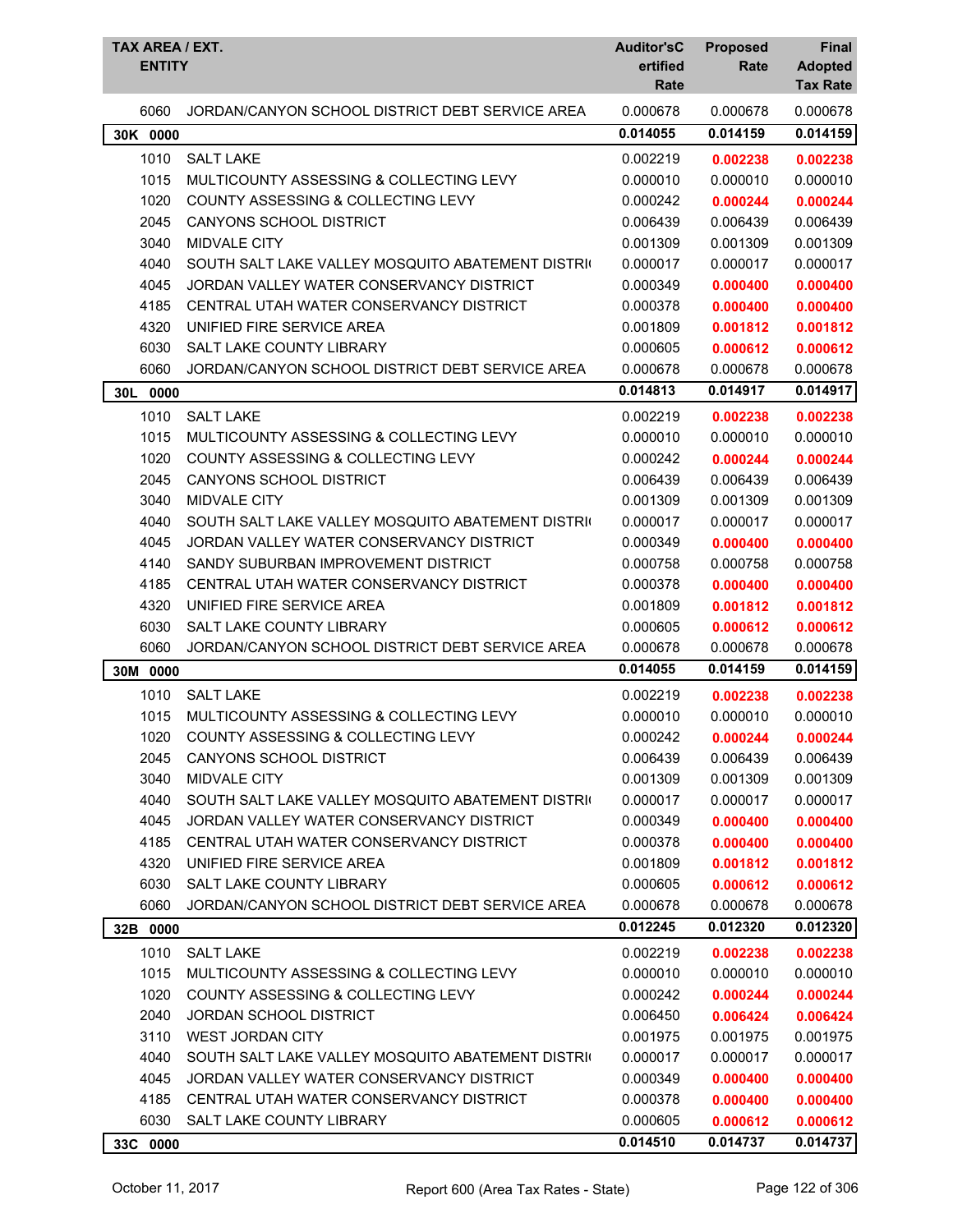| TAX AREA / EXT. ENTITY | | Auditor'sCertified Rate | Proposed Rate | Final Adopted Tax Rate |
|---|---|---|---|---|
| 6060 | JORDAN/CANYON SCHOOL DISTRICT DEBT SERVICE AREA | 0.000678 | 0.000678 | 0.000678 |
| **30K 0000** | | **0.014055** | **0.014159** | **0.014159** |
| 1010 | SALT LAKE | 0.002219 | **0.002238** | **0.002238** |
| 1015 | MULTICOUNTY ASSESSING & COLLECTING LEVY | 0.000010 | 0.000010 | 0.000010 |
| 1020 | COUNTY ASSESSING & COLLECTING LEVY | 0.000242 | **0.000244** | **0.000244** |
| 2045 | CANYONS SCHOOL DISTRICT | 0.006439 | 0.006439 | 0.006439 |
| 3040 | MIDVALE CITY | 0.001309 | 0.001309 | 0.001309 |
| 4040 | SOUTH SALT LAKE VALLEY MOSQUITO ABATEMENT DISTRI | 0.000017 | 0.000017 | 0.000017 |
| 4045 | JORDAN VALLEY WATER CONSERVANCY DISTRICT | 0.000349 | **0.000400** | **0.000400** |
| 4185 | CENTRAL UTAH WATER CONSERVANCY DISTRICT | 0.000378 | **0.000400** | **0.000400** |
| 4320 | UNIFIED FIRE SERVICE AREA | 0.001809 | **0.001812** | **0.001812** |
| 6030 | SALT LAKE COUNTY LIBRARY | 0.000605 | **0.000612** | **0.000612** |
| 6060 | JORDAN/CANYON SCHOOL DISTRICT DEBT SERVICE AREA | 0.000678 | 0.000678 | 0.000678 |
| **30L 0000** | | **0.014813** | **0.014917** | **0.014917** |
| 1010 | SALT LAKE | 0.002219 | **0.002238** | **0.002238** |
| 1015 | MULTICOUNTY ASSESSING & COLLECTING LEVY | 0.000010 | 0.000010 | 0.000010 |
| 1020 | COUNTY ASSESSING & COLLECTING LEVY | 0.000242 | **0.000244** | **0.000244** |
| 2045 | CANYONS SCHOOL DISTRICT | 0.006439 | 0.006439 | 0.006439 |
| 3040 | MIDVALE CITY | 0.001309 | 0.001309 | 0.001309 |
| 4040 | SOUTH SALT LAKE VALLEY MOSQUITO ABATEMENT DISTRI | 0.000017 | 0.000017 | 0.000017 |
| 4045 | JORDAN VALLEY WATER CONSERVANCY DISTRICT | 0.000349 | **0.000400** | **0.000400** |
| 4140 | SANDY SUBURBAN IMPROVEMENT DISTRICT | 0.000758 | 0.000758 | 0.000758 |
| 4185 | CENTRAL UTAH WATER CONSERVANCY DISTRICT | 0.000378 | **0.000400** | **0.000400** |
| 4320 | UNIFIED FIRE SERVICE AREA | 0.001809 | **0.001812** | **0.001812** |
| 6030 | SALT LAKE COUNTY LIBRARY | 0.000605 | **0.000612** | **0.000612** |
| 6060 | JORDAN/CANYON SCHOOL DISTRICT DEBT SERVICE AREA | 0.000678 | 0.000678 | 0.000678 |
| **30M 0000** | | **0.014055** | **0.014159** | **0.014159** |
| 1010 | SALT LAKE | 0.002219 | **0.002238** | **0.002238** |
| 1015 | MULTICOUNTY ASSESSING & COLLECTING LEVY | 0.000010 | 0.000010 | 0.000010 |
| 1020 | COUNTY ASSESSING & COLLECTING LEVY | 0.000242 | **0.000244** | **0.000244** |
| 2045 | CANYONS SCHOOL DISTRICT | 0.006439 | 0.006439 | 0.006439 |
| 3040 | MIDVALE CITY | 0.001309 | 0.001309 | 0.001309 |
| 4040 | SOUTH SALT LAKE VALLEY MOSQUITO ABATEMENT DISTRI | 0.000017 | 0.000017 | 0.000017 |
| 4045 | JORDAN VALLEY WATER CONSERVANCY DISTRICT | 0.000349 | **0.000400** | **0.000400** |
| 4185 | CENTRAL UTAH WATER CONSERVANCY DISTRICT | 0.000378 | **0.000400** | **0.000400** |
| 4320 | UNIFIED FIRE SERVICE AREA | 0.001809 | **0.001812** | **0.001812** |
| 6030 | SALT LAKE COUNTY LIBRARY | 0.000605 | **0.000612** | **0.000612** |
| 6060 | JORDAN/CANYON SCHOOL DISTRICT DEBT SERVICE AREA | 0.000678 | 0.000678 | 0.000678 |
| **32B 0000** | | **0.012245** | **0.012320** | **0.012320** |
| 1010 | SALT LAKE | 0.002219 | **0.002238** | **0.002238** |
| 1015 | MULTICOUNTY ASSESSING & COLLECTING LEVY | 0.000010 | 0.000010 | 0.000010 |
| 1020 | COUNTY ASSESSING & COLLECTING LEVY | 0.000242 | **0.000244** | **0.000244** |
| 2040 | JORDAN SCHOOL DISTRICT | 0.006450 | **0.006424** | **0.006424** |
| 3110 | WEST JORDAN CITY | 0.001975 | 0.001975 | 0.001975 |
| 4040 | SOUTH SALT LAKE VALLEY MOSQUITO ABATEMENT DISTRI | 0.000017 | 0.000017 | 0.000017 |
| 4045 | JORDAN VALLEY WATER CONSERVANCY DISTRICT | 0.000349 | **0.000400** | **0.000400** |
| 4185 | CENTRAL UTAH WATER CONSERVANCY DISTRICT | 0.000378 | **0.000400** | **0.000400** |
| 6030 | SALT LAKE COUNTY LIBRARY | 0.000605 | **0.000612** | **0.000612** |
| **33C 0000** | | **0.014510** | **0.014737** | **0.014737** |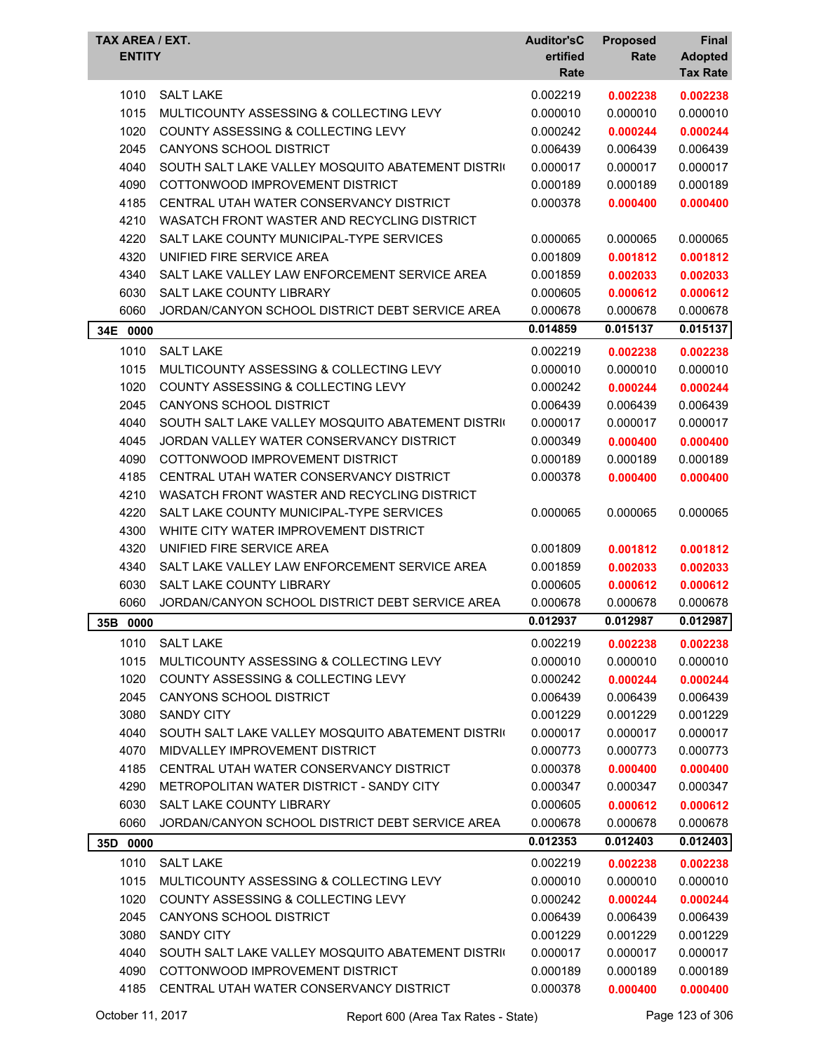| TAX AREA / EXT. ENTITY | | Auditor'sCertified Rate | Proposed Rate | Final Adopted Tax Rate |
|---|---|---|---|---|
| 1010 | SALT LAKE | 0.002219 | **0.002238** | **0.002238** |
| 1015 | MULTICOUNTY ASSESSING & COLLECTING LEVY | 0.000010 | 0.000010 | 0.000010 |
| 1020 | COUNTY ASSESSING & COLLECTING LEVY | 0.000242 | **0.000244** | **0.000244** |
| 2045 | CANYONS SCHOOL DISTRICT | 0.006439 | 0.006439 | 0.006439 |
| 4040 | SOUTH SALT LAKE VALLEY MOSQUITO ABATEMENT DISTRI | 0.000017 | 0.000017 | 0.000017 |
| 4090 | COTTONWOOD IMPROVEMENT DISTRICT | 0.000189 | 0.000189 | 0.000189 |
| 4185 | CENTRAL UTAH WATER CONSERVANCY DISTRICT | 0.000378 | **0.000400** | **0.000400** |
| 4210 | WASATCH FRONT WASTER AND RECYCLING DISTRICT | | | |
| 4220 | SALT LAKE COUNTY MUNICIPAL-TYPE SERVICES | 0.000065 | 0.000065 | 0.000065 |
| 4320 | UNIFIED FIRE SERVICE AREA | 0.001809 | **0.001812** | **0.001812** |
| 4340 | SALT LAKE VALLEY LAW ENFORCEMENT SERVICE AREA | 0.001859 | **0.002033** | **0.002033** |
| 6030 | SALT LAKE COUNTY LIBRARY | 0.000605 | **0.000612** | **0.000612** |
| 6060 | JORDAN/CANYON SCHOOL DISTRICT DEBT SERVICE AREA | 0.000678 | 0.000678 | 0.000678 |
| **34E 0000** | | **0.014859** | **0.015137** | **0.015137** |
| 1010 | SALT LAKE | 0.002219 | **0.002238** | **0.002238** |
| 1015 | MULTICOUNTY ASSESSING & COLLECTING LEVY | 0.000010 | 0.000010 | 0.000010 |
| 1020 | COUNTY ASSESSING & COLLECTING LEVY | 0.000242 | **0.000244** | **0.000244** |
| 2045 | CANYONS SCHOOL DISTRICT | 0.006439 | 0.006439 | 0.006439 |
| 4040 | SOUTH SALT LAKE VALLEY MOSQUITO ABATEMENT DISTRI | 0.000017 | 0.000017 | 0.000017 |
| 4045 | JORDAN VALLEY WATER CONSERVANCY DISTRICT | 0.000349 | **0.000400** | **0.000400** |
| 4090 | COTTONWOOD IMPROVEMENT DISTRICT | 0.000189 | 0.000189 | 0.000189 |
| 4185 | CENTRAL UTAH WATER CONSERVANCY DISTRICT | 0.000378 | **0.000400** | **0.000400** |
| 4210 | WASATCH FRONT WASTER AND RECYCLING DISTRICT | | | |
| 4220 | SALT LAKE COUNTY MUNICIPAL-TYPE SERVICES | 0.000065 | 0.000065 | 0.000065 |
| 4300 | WHITE CITY WATER IMPROVEMENT DISTRICT | | | |
| 4320 | UNIFIED FIRE SERVICE AREA | 0.001809 | **0.001812** | **0.001812** |
| 4340 | SALT LAKE VALLEY LAW ENFORCEMENT SERVICE AREA | 0.001859 | **0.002033** | **0.002033** |
| 6030 | SALT LAKE COUNTY LIBRARY | 0.000605 | **0.000612** | **0.000612** |
| 6060 | JORDAN/CANYON SCHOOL DISTRICT DEBT SERVICE AREA | 0.000678 | 0.000678 | 0.000678 |
| **35B 0000** | | **0.012937** | **0.012987** | **0.012987** |
| 1010 | SALT LAKE | 0.002219 | **0.002238** | **0.002238** |
| 1015 | MULTICOUNTY ASSESSING & COLLECTING LEVY | 0.000010 | 0.000010 | 0.000010 |
| 1020 | COUNTY ASSESSING & COLLECTING LEVY | 0.000242 | **0.000244** | **0.000244** |
| 2045 | CANYONS SCHOOL DISTRICT | 0.006439 | 0.006439 | 0.006439 |
| 3080 | SANDY CITY | 0.001229 | 0.001229 | 0.001229 |
| 4040 | SOUTH SALT LAKE VALLEY MOSQUITO ABATEMENT DISTRI | 0.000017 | 0.000017 | 0.000017 |
| 4070 | MIDVALLEY IMPROVEMENT DISTRICT | 0.000773 | 0.000773 | 0.000773 |
| 4185 | CENTRAL UTAH WATER CONSERVANCY DISTRICT | 0.000378 | **0.000400** | **0.000400** |
| 4290 | METROPOLITAN WATER DISTRICT - SANDY CITY | 0.000347 | 0.000347 | 0.000347 |
| 6030 | SALT LAKE COUNTY LIBRARY | 0.000605 | **0.000612** | **0.000612** |
| 6060 | JORDAN/CANYON SCHOOL DISTRICT DEBT SERVICE AREA | 0.000678 | 0.000678 | 0.000678 |
| **35D 0000** | | **0.012353** | **0.012403** | **0.012403** |
| 1010 | SALT LAKE | 0.002219 | **0.002238** | **0.002238** |
| 1015 | MULTICOUNTY ASSESSING & COLLECTING LEVY | 0.000010 | 0.000010 | 0.000010 |
| 1020 | COUNTY ASSESSING & COLLECTING LEVY | 0.000242 | **0.000244** | **0.000244** |
| 2045 | CANYONS SCHOOL DISTRICT | 0.006439 | 0.006439 | 0.006439 |
| 3080 | SANDY CITY | 0.001229 | 0.001229 | 0.001229 |
| 4040 | SOUTH SALT LAKE VALLEY MOSQUITO ABATEMENT DISTRI | 0.000017 | 0.000017 | 0.000017 |
| 4090 | COTTONWOOD IMPROVEMENT DISTRICT | 0.000189 | 0.000189 | 0.000189 |
| 4185 | CENTRAL UTAH WATER CONSERVANCY DISTRICT | 0.000378 | **0.000400** | **0.000400** |

October 11, 2017 — Report 600 (Area Tax Rates - State)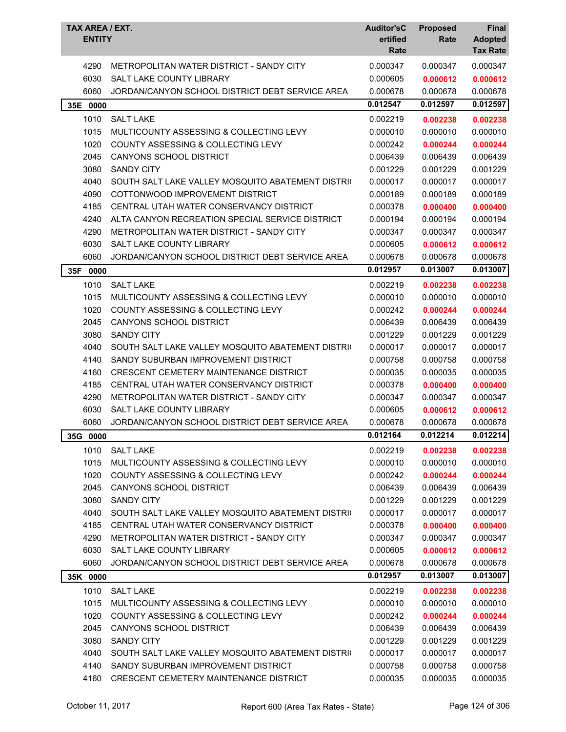| TAX AREA / EXT. ENTITY | | Auditor'sCertified Rate | Proposed Rate | Final Adopted Tax Rate |
|---|---|---|---|---|
| 4290 | METROPOLITAN WATER DISTRICT - SANDY CITY | 0.000347 | 0.000347 | 0.000347 |
| 6030 | SALT LAKE COUNTY LIBRARY | 0.000605 | **0.000612** | **0.000612** |
| 6060 | JORDAN/CANYON SCHOOL DISTRICT DEBT SERVICE AREA | 0.000678 | 0.000678 | 0.000678 |
| **35E 0000** | | **0.012547** | **0.012597** | **0.012597** |
| 1010 | SALT LAKE | 0.002219 | **0.002238** | **0.002238** |
| 1015 | MULTICOUNTY ASSESSING & COLLECTING LEVY | 0.000010 | 0.000010 | 0.000010 |
| 1020 | COUNTY ASSESSING & COLLECTING LEVY | 0.000242 | **0.000244** | **0.000244** |
| 2045 | CANYONS SCHOOL DISTRICT | 0.006439 | 0.006439 | 0.006439 |
| 3080 | SANDY CITY | 0.001229 | 0.001229 | 0.001229 |
| 4040 | SOUTH SALT LAKE VALLEY MOSQUITO ABATEMENT DISTRI | 0.000017 | 0.000017 | 0.000017 |
| 4090 | COTTONWOOD IMPROVEMENT DISTRICT | 0.000189 | 0.000189 | 0.000189 |
| 4185 | CENTRAL UTAH WATER CONSERVANCY DISTRICT | 0.000378 | **0.000400** | **0.000400** |
| 4240 | ALTA CANYON RECREATION SPECIAL SERVICE DISTRICT | 0.000194 | 0.000194 | 0.000194 |
| 4290 | METROPOLITAN WATER DISTRICT - SANDY CITY | 0.000347 | 0.000347 | 0.000347 |
| 6030 | SALT LAKE COUNTY LIBRARY | 0.000605 | **0.000612** | **0.000612** |
| 6060 | JORDAN/CANYON SCHOOL DISTRICT DEBT SERVICE AREA | 0.000678 | 0.000678 | 0.000678 |
| **35F 0000** | | **0.012957** | **0.013007** | **0.013007** |
| 1010 | SALT LAKE | 0.002219 | **0.002238** | **0.002238** |
| 1015 | MULTICOUNTY ASSESSING & COLLECTING LEVY | 0.000010 | 0.000010 | 0.000010 |
| 1020 | COUNTY ASSESSING & COLLECTING LEVY | 0.000242 | **0.000244** | **0.000244** |
| 2045 | CANYONS SCHOOL DISTRICT | 0.006439 | 0.006439 | 0.006439 |
| 3080 | SANDY CITY | 0.001229 | 0.001229 | 0.001229 |
| 4040 | SOUTH SALT LAKE VALLEY MOSQUITO ABATEMENT DISTRI | 0.000017 | 0.000017 | 0.000017 |
| 4140 | SANDY SUBURBAN IMPROVEMENT DISTRICT | 0.000758 | 0.000758 | 0.000758 |
| 4160 | CRESCENT CEMETERY MAINTENANCE DISTRICT | 0.000035 | 0.000035 | 0.000035 |
| 4185 | CENTRAL UTAH WATER CONSERVANCY DISTRICT | 0.000378 | **0.000400** | **0.000400** |
| 4290 | METROPOLITAN WATER DISTRICT - SANDY CITY | 0.000347 | 0.000347 | 0.000347 |
| 6030 | SALT LAKE COUNTY LIBRARY | 0.000605 | **0.000612** | **0.000612** |
| 6060 | JORDAN/CANYON SCHOOL DISTRICT DEBT SERVICE AREA | 0.000678 | 0.000678 | 0.000678 |
| **35G 0000** | | **0.012164** | **0.012214** | **0.012214** |
| 1010 | SALT LAKE | 0.002219 | **0.002238** | **0.002238** |
| 1015 | MULTICOUNTY ASSESSING & COLLECTING LEVY | 0.000010 | 0.000010 | 0.000010 |
| 1020 | COUNTY ASSESSING & COLLECTING LEVY | 0.000242 | **0.000244** | **0.000244** |
| 2045 | CANYONS SCHOOL DISTRICT | 0.006439 | 0.006439 | 0.006439 |
| 3080 | SANDY CITY | 0.001229 | 0.001229 | 0.001229 |
| 4040 | SOUTH SALT LAKE VALLEY MOSQUITO ABATEMENT DISTRI | 0.000017 | 0.000017 | 0.000017 |
| 4185 | CENTRAL UTAH WATER CONSERVANCY DISTRICT | 0.000378 | **0.000400** | **0.000400** |
| 4290 | METROPOLITAN WATER DISTRICT - SANDY CITY | 0.000347 | 0.000347 | 0.000347 |
| 6030 | SALT LAKE COUNTY LIBRARY | 0.000605 | **0.000612** | **0.000612** |
| 6060 | JORDAN/CANYON SCHOOL DISTRICT DEBT SERVICE AREA | 0.000678 | 0.000678 | 0.000678 |
| **35K 0000** | | **0.012957** | **0.013007** | **0.013007** |
| 1010 | SALT LAKE | 0.002219 | **0.002238** | **0.002238** |
| 1015 | MULTICOUNTY ASSESSING & COLLECTING LEVY | 0.000010 | 0.000010 | 0.000010 |
| 1020 | COUNTY ASSESSING & COLLECTING LEVY | 0.000242 | **0.000244** | **0.000244** |
| 2045 | CANYONS SCHOOL DISTRICT | 0.006439 | 0.006439 | 0.006439 |
| 3080 | SANDY CITY | 0.001229 | 0.001229 | 0.001229 |
| 4040 | SOUTH SALT LAKE VALLEY MOSQUITO ABATEMENT DISTRI | 0.000017 | 0.000017 | 0.000017 |
| 4140 | SANDY SUBURBAN IMPROVEMENT DISTRICT | 0.000758 | 0.000758 | 0.000758 |
| 4160 | CRESCENT CEMETERY MAINTENANCE DISTRICT | 0.000035 | 0.000035 | 0.000035 |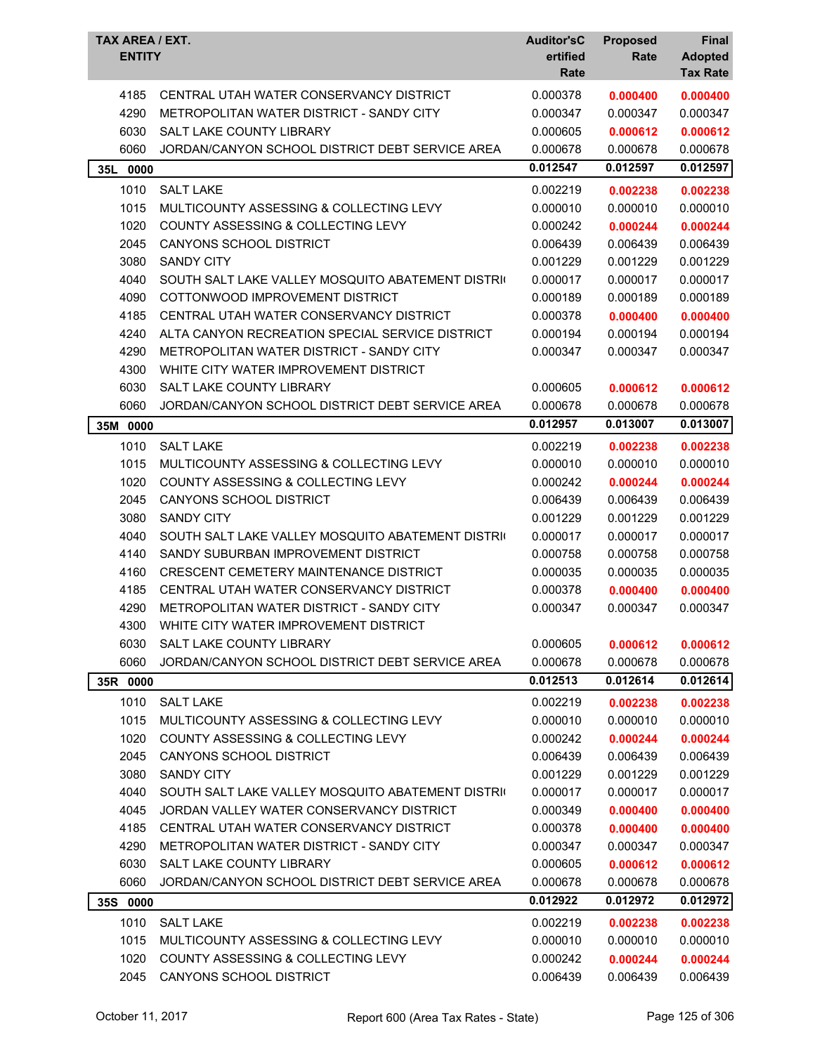| TAX AREA / EXT. ENTITY | | Auditor's Certified Rate | Proposed Rate | Final Adopted Tax Rate |
|---|---|---|---|---|
| 4185 | CENTRAL UTAH WATER CONSERVANCY DISTRICT | 0.000378 | **0.000400** | **0.000400** |
| 4290 | METROPOLITAN WATER DISTRICT - SANDY CITY | 0.000347 | 0.000347 | 0.000347 |
| 6030 | SALT LAKE COUNTY LIBRARY | 0.000605 | **0.000612** | **0.000612** |
| 6060 | JORDAN/CANYON SCHOOL DISTRICT DEBT SERVICE AREA | 0.000678 | 0.000678 | 0.000678 |
| **35L 0000** | | **0.012547** | **0.012597** | **0.012597** |
| 1010 | SALT LAKE | 0.002219 | **0.002238** | **0.002238** |
| 1015 | MULTICOUNTY ASSESSING & COLLECTING LEVY | 0.000010 | 0.000010 | 0.000010 |
| 1020 | COUNTY ASSESSING & COLLECTING LEVY | 0.000242 | **0.000244** | **0.000244** |
| 2045 | CANYONS SCHOOL DISTRICT | 0.006439 | 0.006439 | 0.006439 |
| 3080 | SANDY CITY | 0.001229 | 0.001229 | 0.001229 |
| 4040 | SOUTH SALT LAKE VALLEY MOSQUITO ABATEMENT DISTRI | 0.000017 | 0.000017 | 0.000017 |
| 4090 | COTTONWOOD IMPROVEMENT DISTRICT | 0.000189 | 0.000189 | 0.000189 |
| 4185 | CENTRAL UTAH WATER CONSERVANCY DISTRICT | 0.000378 | **0.000400** | **0.000400** |
| 4240 | ALTA CANYON RECREATION SPECIAL SERVICE DISTRICT | 0.000194 | 0.000194 | 0.000194 |
| 4290 | METROPOLITAN WATER DISTRICT - SANDY CITY | 0.000347 | 0.000347 | 0.000347 |
| 4300 | WHITE CITY WATER IMPROVEMENT DISTRICT | | | |
| 6030 | SALT LAKE COUNTY LIBRARY | 0.000605 | **0.000612** | **0.000612** |
| 6060 | JORDAN/CANYON SCHOOL DISTRICT DEBT SERVICE AREA | 0.000678 | 0.000678 | 0.000678 |
| **35M 0000** | | **0.012957** | **0.013007** | **0.013007** |
| 1010 | SALT LAKE | 0.002219 | **0.002238** | **0.002238** |
| 1015 | MULTICOUNTY ASSESSING & COLLECTING LEVY | 0.000010 | 0.000010 | 0.000010 |
| 1020 | COUNTY ASSESSING & COLLECTING LEVY | 0.000242 | **0.000244** | **0.000244** |
| 2045 | CANYONS SCHOOL DISTRICT | 0.006439 | 0.006439 | 0.006439 |
| 3080 | SANDY CITY | 0.001229 | 0.001229 | 0.001229 |
| 4040 | SOUTH SALT LAKE VALLEY MOSQUITO ABATEMENT DISTRI | 0.000017 | 0.000017 | 0.000017 |
| 4140 | SANDY SUBURBAN IMPROVEMENT DISTRICT | 0.000758 | 0.000758 | 0.000758 |
| 4160 | CRESCENT CEMETERY MAINTENANCE DISTRICT | 0.000035 | 0.000035 | 0.000035 |
| 4185 | CENTRAL UTAH WATER CONSERVANCY DISTRICT | 0.000378 | **0.000400** | **0.000400** |
| 4290 | METROPOLITAN WATER DISTRICT - SANDY CITY | 0.000347 | 0.000347 | 0.000347 |
| 4300 | WHITE CITY WATER IMPROVEMENT DISTRICT | | | |
| 6030 | SALT LAKE COUNTY LIBRARY | 0.000605 | **0.000612** | **0.000612** |
| 6060 | JORDAN/CANYON SCHOOL DISTRICT DEBT SERVICE AREA | 0.000678 | 0.000678 | 0.000678 |
| **35R 0000** | | **0.012513** | **0.012614** | **0.012614** |
| 1010 | SALT LAKE | 0.002219 | **0.002238** | **0.002238** |
| 1015 | MULTICOUNTY ASSESSING & COLLECTING LEVY | 0.000010 | 0.000010 | 0.000010 |
| 1020 | COUNTY ASSESSING & COLLECTING LEVY | 0.000242 | **0.000244** | **0.000244** |
| 2045 | CANYONS SCHOOL DISTRICT | 0.006439 | 0.006439 | 0.006439 |
| 3080 | SANDY CITY | 0.001229 | 0.001229 | 0.001229 |
| 4040 | SOUTH SALT LAKE VALLEY MOSQUITO ABATEMENT DISTRI | 0.000017 | 0.000017 | 0.000017 |
| 4045 | JORDAN VALLEY WATER CONSERVANCY DISTRICT | 0.000349 | **0.000400** | **0.000400** |
| 4185 | CENTRAL UTAH WATER CONSERVANCY DISTRICT | 0.000378 | **0.000400** | **0.000400** |
| 4290 | METROPOLITAN WATER DISTRICT - SANDY CITY | 0.000347 | 0.000347 | 0.000347 |
| 6030 | SALT LAKE COUNTY LIBRARY | 0.000605 | **0.000612** | **0.000612** |
| 6060 | JORDAN/CANYON SCHOOL DISTRICT DEBT SERVICE AREA | 0.000678 | 0.000678 | 0.000678 |
| **35S 0000** | | **0.012922** | **0.012972** | **0.012972** |
| 1010 | SALT LAKE | 0.002219 | **0.002238** | **0.002238** |
| 1015 | MULTICOUNTY ASSESSING & COLLECTING LEVY | 0.000010 | 0.000010 | 0.000010 |
| 1020 | COUNTY ASSESSING & COLLECTING LEVY | 0.000242 | **0.000244** | **0.000244** |
| 2045 | CANYONS SCHOOL DISTRICT | 0.006439 | 0.006439 | 0.006439 |

October 11, 2017 — Report 600 (Area Tax Rates - State)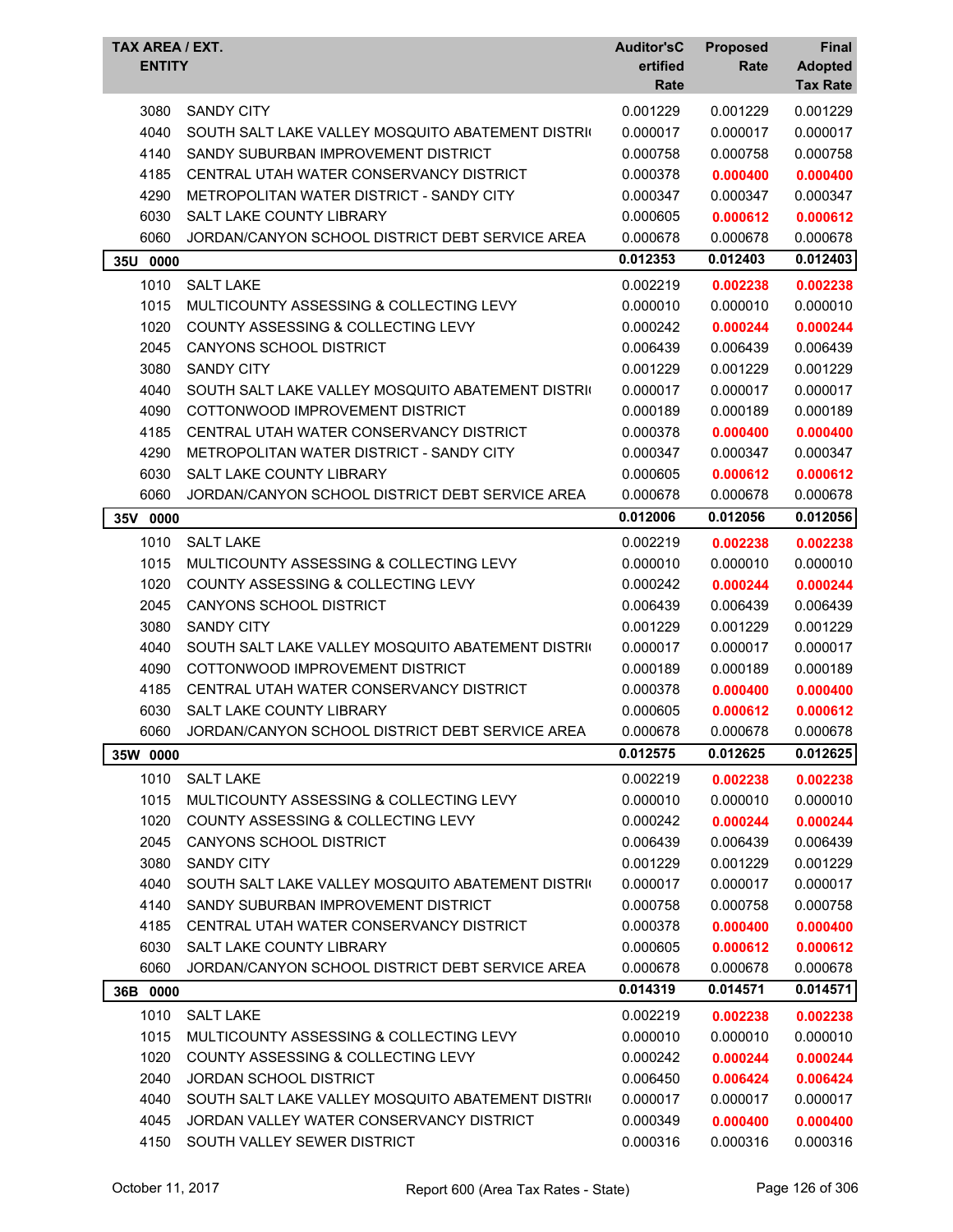| TAX AREA / EXT. ENTITY | | Auditor'sCertified Rate | Proposed Rate | Final Adopted Tax Rate |
|---|---|---|---|---|
| 3080 | SANDY CITY | 0.001229 | 0.001229 | 0.001229 |
| 4040 | SOUTH SALT LAKE VALLEY MOSQUITO ABATEMENT DISTRI | 0.000017 | 0.000017 | 0.000017 |
| 4140 | SANDY SUBURBAN IMPROVEMENT DISTRICT | 0.000758 | 0.000758 | 0.000758 |
| 4185 | CENTRAL UTAH WATER CONSERVANCY DISTRICT | 0.000378 | **0.000400** | **0.000400** |
| 4290 | METROPOLITAN WATER DISTRICT - SANDY CITY | 0.000347 | 0.000347 | 0.000347 |
| 6030 | SALT LAKE COUNTY LIBRARY | 0.000605 | **0.000612** | **0.000612** |
| 6060 | JORDAN/CANYON SCHOOL DISTRICT DEBT SERVICE AREA | 0.000678 | 0.000678 | 0.000678 |
| **35U 0000** | | **0.012353** | **0.012403** | **0.012403** |
| 1010 | SALT LAKE | 0.002219 | **0.002238** | **0.002238** |
| 1015 | MULTICOUNTY ASSESSING & COLLECTING LEVY | 0.000010 | 0.000010 | 0.000010 |
| 1020 | COUNTY ASSESSING & COLLECTING LEVY | 0.000242 | **0.000244** | **0.000244** |
| 2045 | CANYONS SCHOOL DISTRICT | 0.006439 | 0.006439 | 0.006439 |
| 3080 | SANDY CITY | 0.001229 | 0.001229 | 0.001229 |
| 4040 | SOUTH SALT LAKE VALLEY MOSQUITO ABATEMENT DISTRI | 0.000017 | 0.000017 | 0.000017 |
| 4090 | COTTONWOOD IMPROVEMENT DISTRICT | 0.000189 | 0.000189 | 0.000189 |
| 4185 | CENTRAL UTAH WATER CONSERVANCY DISTRICT | 0.000378 | **0.000400** | **0.000400** |
| 4290 | METROPOLITAN WATER DISTRICT - SANDY CITY | 0.000347 | 0.000347 | 0.000347 |
| 6030 | SALT LAKE COUNTY LIBRARY | 0.000605 | **0.000612** | **0.000612** |
| 6060 | JORDAN/CANYON SCHOOL DISTRICT DEBT SERVICE AREA | 0.000678 | 0.000678 | 0.000678 |
| **35V 0000** | | **0.012006** | **0.012056** | **0.012056** |
| 1010 | SALT LAKE | 0.002219 | **0.002238** | **0.002238** |
| 1015 | MULTICOUNTY ASSESSING & COLLECTING LEVY | 0.000010 | 0.000010 | 0.000010 |
| 1020 | COUNTY ASSESSING & COLLECTING LEVY | 0.000242 | **0.000244** | **0.000244** |
| 2045 | CANYONS SCHOOL DISTRICT | 0.006439 | 0.006439 | 0.006439 |
| 3080 | SANDY CITY | 0.001229 | 0.001229 | 0.001229 |
| 4040 | SOUTH SALT LAKE VALLEY MOSQUITO ABATEMENT DISTRI | 0.000017 | 0.000017 | 0.000017 |
| 4090 | COTTONWOOD IMPROVEMENT DISTRICT | 0.000189 | 0.000189 | 0.000189 |
| 4185 | CENTRAL UTAH WATER CONSERVANCY DISTRICT | 0.000378 | **0.000400** | **0.000400** |
| 6030 | SALT LAKE COUNTY LIBRARY | 0.000605 | **0.000612** | **0.000612** |
| 6060 | JORDAN/CANYON SCHOOL DISTRICT DEBT SERVICE AREA | 0.000678 | 0.000678 | 0.000678 |
| **35W 0000** | | **0.012575** | **0.012625** | **0.012625** |
| 1010 | SALT LAKE | 0.002219 | **0.002238** | **0.002238** |
| 1015 | MULTICOUNTY ASSESSING & COLLECTING LEVY | 0.000010 | 0.000010 | 0.000010 |
| 1020 | COUNTY ASSESSING & COLLECTING LEVY | 0.000242 | **0.000244** | **0.000244** |
| 2045 | CANYONS SCHOOL DISTRICT | 0.006439 | 0.006439 | 0.006439 |
| 3080 | SANDY CITY | 0.001229 | 0.001229 | 0.001229 |
| 4040 | SOUTH SALT LAKE VALLEY MOSQUITO ABATEMENT DISTRI | 0.000017 | 0.000017 | 0.000017 |
| 4140 | SANDY SUBURBAN IMPROVEMENT DISTRICT | 0.000758 | 0.000758 | 0.000758 |
| 4185 | CENTRAL UTAH WATER CONSERVANCY DISTRICT | 0.000378 | **0.000400** | **0.000400** |
| 6030 | SALT LAKE COUNTY LIBRARY | 0.000605 | **0.000612** | **0.000612** |
| 6060 | JORDAN/CANYON SCHOOL DISTRICT DEBT SERVICE AREA | 0.000678 | 0.000678 | 0.000678 |
| **36B 0000** | | **0.014319** | **0.014571** | **0.014571** |
| 1010 | SALT LAKE | 0.002219 | **0.002238** | **0.002238** |
| 1015 | MULTICOUNTY ASSESSING & COLLECTING LEVY | 0.000010 | 0.000010 | 0.000010 |
| 1020 | COUNTY ASSESSING & COLLECTING LEVY | 0.000242 | **0.000244** | **0.000244** |
| 2040 | JORDAN SCHOOL DISTRICT | 0.006450 | **0.006424** | **0.006424** |
| 4040 | SOUTH SALT LAKE VALLEY MOSQUITO ABATEMENT DISTRI | 0.000017 | 0.000017 | 0.000017 |
| 4045 | JORDAN VALLEY WATER CONSERVANCY DISTRICT | 0.000349 | **0.000400** | **0.000400** |
| 4150 | SOUTH VALLEY SEWER DISTRICT | 0.000316 | 0.000316 | 0.000316 |

October 11, 2017 — Report 600 (Area Tax Rates - State)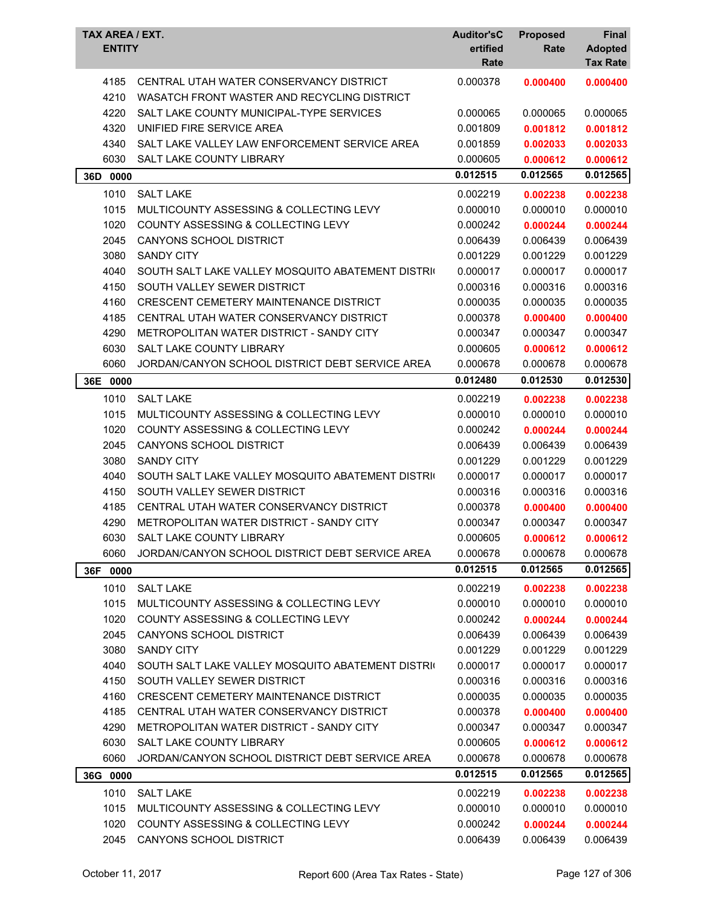| TAX AREA / EXT. | ENTITY | Auditor'sCertified Rate | Proposed Rate | Final Adopted Tax Rate |
|---|---|---|---|---|
| 4185 | CENTRAL UTAH WATER CONSERVANCY DISTRICT | 0.000378 | **0.000400** | **0.000400** |
| 4210 | WASATCH FRONT WASTER AND RECYCLING DISTRICT | | | |
| 4220 | SALT LAKE COUNTY MUNICIPAL-TYPE SERVICES | 0.000065 | 0.000065 | 0.000065 |
| 4320 | UNIFIED FIRE SERVICE AREA | 0.001809 | **0.001812** | **0.001812** |
| 4340 | SALT LAKE VALLEY LAW ENFORCEMENT SERVICE AREA | 0.001859 | **0.002033** | **0.002033** |
| 6030 | SALT LAKE COUNTY LIBRARY | 0.000605 | **0.000612** | **0.000612** |
| **36D 0000** | | **0.012515** | **0.012565** | **0.012565** |
| 1010 | SALT LAKE | 0.002219 | **0.002238** | **0.002238** |
| 1015 | MULTICOUNTY ASSESSING & COLLECTING LEVY | 0.000010 | 0.000010 | 0.000010 |
| 1020 | COUNTY ASSESSING & COLLECTING LEVY | 0.000242 | **0.000244** | **0.000244** |
| 2045 | CANYONS SCHOOL DISTRICT | 0.006439 | 0.006439 | 0.006439 |
| 3080 | SANDY CITY | 0.001229 | 0.001229 | 0.001229 |
| 4040 | SOUTH SALT LAKE VALLEY MOSQUITO ABATEMENT DISTRI | 0.000017 | 0.000017 | 0.000017 |
| 4150 | SOUTH VALLEY SEWER DISTRICT | 0.000316 | 0.000316 | 0.000316 |
| 4160 | CRESCENT CEMETERY MAINTENANCE DISTRICT | 0.000035 | 0.000035 | 0.000035 |
| 4185 | CENTRAL UTAH WATER CONSERVANCY DISTRICT | 0.000378 | **0.000400** | **0.000400** |
| 4290 | METROPOLITAN WATER DISTRICT - SANDY CITY | 0.000347 | 0.000347 | 0.000347 |
| 6030 | SALT LAKE COUNTY LIBRARY | 0.000605 | **0.000612** | **0.000612** |
| 6060 | JORDAN/CANYON SCHOOL DISTRICT DEBT SERVICE AREA | 0.000678 | 0.000678 | 0.000678 |
| **36E 0000** | | **0.012480** | **0.012530** | **0.012530** |
| 1010 | SALT LAKE | 0.002219 | **0.002238** | **0.002238** |
| 1015 | MULTICOUNTY ASSESSING & COLLECTING LEVY | 0.000010 | 0.000010 | 0.000010 |
| 1020 | COUNTY ASSESSING & COLLECTING LEVY | 0.000242 | **0.000244** | **0.000244** |
| 2045 | CANYONS SCHOOL DISTRICT | 0.006439 | 0.006439 | 0.006439 |
| 3080 | SANDY CITY | 0.001229 | 0.001229 | 0.001229 |
| 4040 | SOUTH SALT LAKE VALLEY MOSQUITO ABATEMENT DISTRI | 0.000017 | 0.000017 | 0.000017 |
| 4150 | SOUTH VALLEY SEWER DISTRICT | 0.000316 | 0.000316 | 0.000316 |
| 4185 | CENTRAL UTAH WATER CONSERVANCY DISTRICT | 0.000378 | **0.000400** | **0.000400** |
| 4290 | METROPOLITAN WATER DISTRICT - SANDY CITY | 0.000347 | 0.000347 | 0.000347 |
| 6030 | SALT LAKE COUNTY LIBRARY | 0.000605 | **0.000612** | **0.000612** |
| 6060 | JORDAN/CANYON SCHOOL DISTRICT DEBT SERVICE AREA | 0.000678 | 0.000678 | 0.000678 |
| **36F 0000** | | **0.012515** | **0.012565** | **0.012565** |
| 1010 | SALT LAKE | 0.002219 | **0.002238** | **0.002238** |
| 1015 | MULTICOUNTY ASSESSING & COLLECTING LEVY | 0.000010 | 0.000010 | 0.000010 |
| 1020 | COUNTY ASSESSING & COLLECTING LEVY | 0.000242 | **0.000244** | **0.000244** |
| 2045 | CANYONS SCHOOL DISTRICT | 0.006439 | 0.006439 | 0.006439 |
| 3080 | SANDY CITY | 0.001229 | 0.001229 | 0.001229 |
| 4040 | SOUTH SALT LAKE VALLEY MOSQUITO ABATEMENT DISTRI | 0.000017 | 0.000017 | 0.000017 |
| 4150 | SOUTH VALLEY SEWER DISTRICT | 0.000316 | 0.000316 | 0.000316 |
| 4160 | CRESCENT CEMETERY MAINTENANCE DISTRICT | 0.000035 | 0.000035 | 0.000035 |
| 4185 | CENTRAL UTAH WATER CONSERVANCY DISTRICT | 0.000378 | **0.000400** | **0.000400** |
| 4290 | METROPOLITAN WATER DISTRICT - SANDY CITY | 0.000347 | 0.000347 | 0.000347 |
| 6030 | SALT LAKE COUNTY LIBRARY | 0.000605 | **0.000612** | **0.000612** |
| 6060 | JORDAN/CANYON SCHOOL DISTRICT DEBT SERVICE AREA | 0.000678 | 0.000678 | 0.000678 |
| **36G 0000** | | **0.012515** | **0.012565** | **0.012565** |
| 1010 | SALT LAKE | 0.002219 | **0.002238** | **0.002238** |
| 1015 | MULTICOUNTY ASSESSING & COLLECTING LEVY | 0.000010 | 0.000010 | 0.000010 |
| 1020 | COUNTY ASSESSING & COLLECTING LEVY | 0.000242 | **0.000244** | **0.000244** |
| 2045 | CANYONS SCHOOL DISTRICT | 0.006439 | 0.006439 | 0.006439 |

October 11, 2017 Report 600 (Area Tax Rates - State)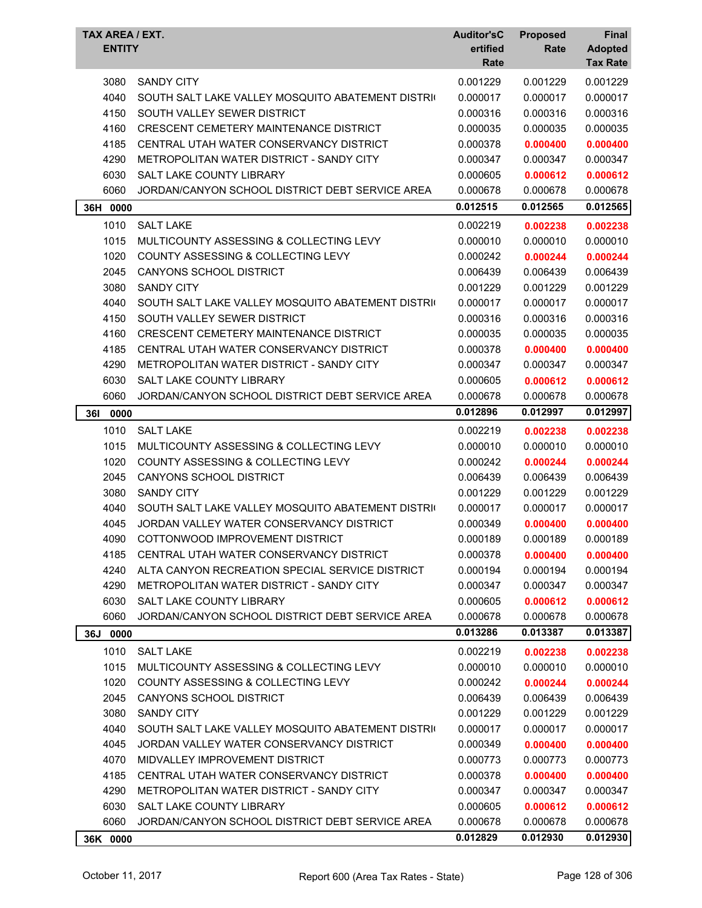| TAX AREA / EXT. ENTITY | | Auditor'sCertified Rate | Proposed Rate | Final Adopted Tax Rate |
|---|---|---|---|---|
| 3080 | SANDY CITY | 0.001229 | 0.001229 | 0.001229 |
| 4040 | SOUTH SALT LAKE VALLEY MOSQUITO ABATEMENT DISTRI | 0.000017 | 0.000017 | 0.000017 |
| 4150 | SOUTH VALLEY SEWER DISTRICT | 0.000316 | 0.000316 | 0.000316 |
| 4160 | CRESCENT CEMETERY MAINTENANCE DISTRICT | 0.000035 | 0.000035 | 0.000035 |
| 4185 | CENTRAL UTAH WATER CONSERVANCY DISTRICT | 0.000378 | **0.000400** | **0.000400** |
| 4290 | METROPOLITAN WATER DISTRICT - SANDY CITY | 0.000347 | 0.000347 | 0.000347 |
| 6030 | SALT LAKE COUNTY LIBRARY | 0.000605 | **0.000612** | **0.000612** |
| 6060 | JORDAN/CANYON SCHOOL DISTRICT DEBT SERVICE AREA | 0.000678 | 0.000678 | 0.000678 |
| **36H 0000** | | **0.012515** | **0.012565** | **0.012565** |
| 1010 | SALT LAKE | 0.002219 | **0.002238** | **0.002238** |
| 1015 | MULTICOUNTY ASSESSING & COLLECTING LEVY | 0.000010 | 0.000010 | 0.000010 |
| 1020 | COUNTY ASSESSING & COLLECTING LEVY | 0.000242 | **0.000244** | **0.000244** |
| 2045 | CANYONS SCHOOL DISTRICT | 0.006439 | 0.006439 | 0.006439 |
| 3080 | SANDY CITY | 0.001229 | 0.001229 | 0.001229 |
| 4040 | SOUTH SALT LAKE VALLEY MOSQUITO ABATEMENT DISTRI | 0.000017 | 0.000017 | 0.000017 |
| 4150 | SOUTH VALLEY SEWER DISTRICT | 0.000316 | 0.000316 | 0.000316 |
| 4160 | CRESCENT CEMETERY MAINTENANCE DISTRICT | 0.000035 | 0.000035 | 0.000035 |
| 4185 | CENTRAL UTAH WATER CONSERVANCY DISTRICT | 0.000378 | **0.000400** | **0.000400** |
| 4290 | METROPOLITAN WATER DISTRICT - SANDY CITY | 0.000347 | 0.000347 | 0.000347 |
| 6030 | SALT LAKE COUNTY LIBRARY | 0.000605 | **0.000612** | **0.000612** |
| 6060 | JORDAN/CANYON SCHOOL DISTRICT DEBT SERVICE AREA | 0.000678 | 0.000678 | 0.000678 |
| **36I 0000** | | **0.012896** | **0.012997** | **0.012997** |
| 1010 | SALT LAKE | 0.002219 | **0.002238** | **0.002238** |
| 1015 | MULTICOUNTY ASSESSING & COLLECTING LEVY | 0.000010 | 0.000010 | 0.000010 |
| 1020 | COUNTY ASSESSING & COLLECTING LEVY | 0.000242 | **0.000244** | **0.000244** |
| 2045 | CANYONS SCHOOL DISTRICT | 0.006439 | 0.006439 | 0.006439 |
| 3080 | SANDY CITY | 0.001229 | 0.001229 | 0.001229 |
| 4040 | SOUTH SALT LAKE VALLEY MOSQUITO ABATEMENT DISTRI | 0.000017 | 0.000017 | 0.000017 |
| 4045 | JORDAN VALLEY WATER CONSERVANCY DISTRICT | 0.000349 | **0.000400** | **0.000400** |
| 4090 | COTTONWOOD IMPROVEMENT DISTRICT | 0.000189 | 0.000189 | 0.000189 |
| 4185 | CENTRAL UTAH WATER CONSERVANCY DISTRICT | 0.000378 | **0.000400** | **0.000400** |
| 4240 | ALTA CANYON RECREATION SPECIAL SERVICE DISTRICT | 0.000194 | 0.000194 | 0.000194 |
| 4290 | METROPOLITAN WATER DISTRICT - SANDY CITY | 0.000347 | 0.000347 | 0.000347 |
| 6030 | SALT LAKE COUNTY LIBRARY | 0.000605 | **0.000612** | **0.000612** |
| 6060 | JORDAN/CANYON SCHOOL DISTRICT DEBT SERVICE AREA | 0.000678 | 0.000678 | 0.000678 |
| **36J 0000** | | **0.013286** | **0.013387** | **0.013387** |
| 1010 | SALT LAKE | 0.002219 | **0.002238** | **0.002238** |
| 1015 | MULTICOUNTY ASSESSING & COLLECTING LEVY | 0.000010 | 0.000010 | 0.000010 |
| 1020 | COUNTY ASSESSING & COLLECTING LEVY | 0.000242 | **0.000244** | **0.000244** |
| 2045 | CANYONS SCHOOL DISTRICT | 0.006439 | 0.006439 | 0.006439 |
| 3080 | SANDY CITY | 0.001229 | 0.001229 | 0.001229 |
| 4040 | SOUTH SALT LAKE VALLEY MOSQUITO ABATEMENT DISTRI | 0.000017 | 0.000017 | 0.000017 |
| 4045 | JORDAN VALLEY WATER CONSERVANCY DISTRICT | 0.000349 | **0.000400** | **0.000400** |
| 4070 | MIDVALLEY IMPROVEMENT DISTRICT | 0.000773 | 0.000773 | 0.000773 |
| 4185 | CENTRAL UTAH WATER CONSERVANCY DISTRICT | 0.000378 | **0.000400** | **0.000400** |
| 4290 | METROPOLITAN WATER DISTRICT - SANDY CITY | 0.000347 | 0.000347 | 0.000347 |
| 6030 | SALT LAKE COUNTY LIBRARY | 0.000605 | **0.000612** | **0.000612** |
| 6060 | JORDAN/CANYON SCHOOL DISTRICT DEBT SERVICE AREA | 0.000678 | 0.000678 | 0.000678 |
| **36K 0000** | | **0.012829** | **0.012930** | **0.012930** |

October 11, 2017 Report 600 (Area Tax Rates - State)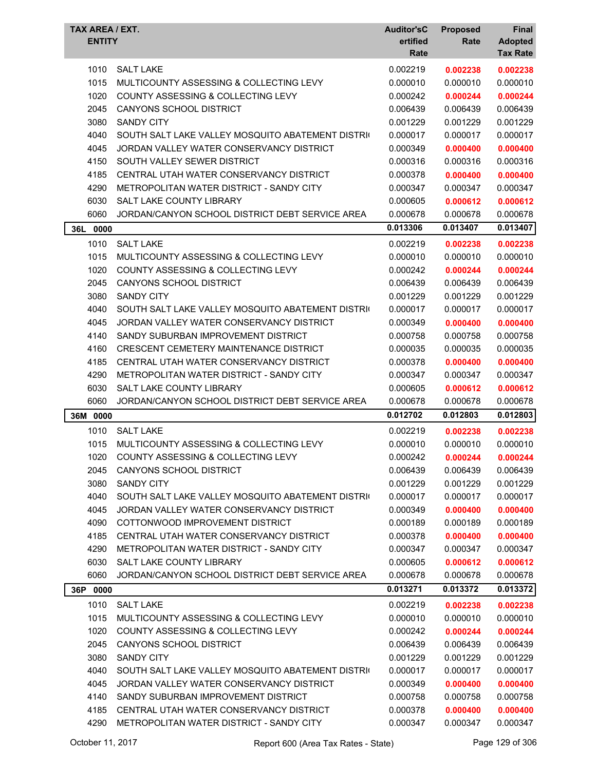| TAX AREA / EXT. ENTITY | | Auditor'sCertified Rate | Proposed Rate | Final Adopted Tax Rate |
|---|---|---|---|---|
| 1010 | SALT LAKE | 0.002219 | **0.002238** | **0.002238** |
| 1015 | MULTICOUNTY ASSESSING & COLLECTING LEVY | 0.000010 | 0.000010 | 0.000010 |
| 1020 | COUNTY ASSESSING & COLLECTING LEVY | 0.000242 | **0.000244** | **0.000244** |
| 2045 | CANYONS SCHOOL DISTRICT | 0.006439 | 0.006439 | 0.006439 |
| 3080 | SANDY CITY | 0.001229 | 0.001229 | 0.001229 |
| 4040 | SOUTH SALT LAKE VALLEY MOSQUITO ABATEMENT DISTRI( | 0.000017 | 0.000017 | 0.000017 |
| 4045 | JORDAN VALLEY WATER CONSERVANCY DISTRICT | 0.000349 | **0.000400** | **0.000400** |
| 4150 | SOUTH VALLEY SEWER DISTRICT | 0.000316 | 0.000316 | 0.000316 |
| 4185 | CENTRAL UTAH WATER CONSERVANCY DISTRICT | 0.000378 | **0.000400** | **0.000400** |
| 4290 | METROPOLITAN WATER DISTRICT - SANDY CITY | 0.000347 | 0.000347 | 0.000347 |
| 6030 | SALT LAKE COUNTY LIBRARY | 0.000605 | **0.000612** | **0.000612** |
| 6060 | JORDAN/CANYON SCHOOL DISTRICT DEBT SERVICE AREA | 0.000678 | 0.000678 | 0.000678 |
| **36L 0000** | | **0.013306** | **0.013407** | **0.013407** |
| 1010 | SALT LAKE | 0.002219 | **0.002238** | **0.002238** |
| 1015 | MULTICOUNTY ASSESSING & COLLECTING LEVY | 0.000010 | 0.000010 | 0.000010 |
| 1020 | COUNTY ASSESSING & COLLECTING LEVY | 0.000242 | **0.000244** | **0.000244** |
| 2045 | CANYONS SCHOOL DISTRICT | 0.006439 | 0.006439 | 0.006439 |
| 3080 | SANDY CITY | 0.001229 | 0.001229 | 0.001229 |
| 4040 | SOUTH SALT LAKE VALLEY MOSQUITO ABATEMENT DISTRI( | 0.000017 | 0.000017 | 0.000017 |
| 4045 | JORDAN VALLEY WATER CONSERVANCY DISTRICT | 0.000349 | **0.000400** | **0.000400** |
| 4140 | SANDY SUBURBAN IMPROVEMENT DISTRICT | 0.000758 | 0.000758 | 0.000758 |
| 4160 | CRESCENT CEMETERY MAINTENANCE DISTRICT | 0.000035 | 0.000035 | 0.000035 |
| 4185 | CENTRAL UTAH WATER CONSERVANCY DISTRICT | 0.000378 | **0.000400** | **0.000400** |
| 4290 | METROPOLITAN WATER DISTRICT - SANDY CITY | 0.000347 | 0.000347 | 0.000347 |
| 6030 | SALT LAKE COUNTY LIBRARY | 0.000605 | **0.000612** | **0.000612** |
| 6060 | JORDAN/CANYON SCHOOL DISTRICT DEBT SERVICE AREA | 0.000678 | 0.000678 | 0.000678 |
| **36M 0000** | | **0.012702** | **0.012803** | **0.012803** |
| 1010 | SALT LAKE | 0.002219 | **0.002238** | **0.002238** |
| 1015 | MULTICOUNTY ASSESSING & COLLECTING LEVY | 0.000010 | 0.000010 | 0.000010 |
| 1020 | COUNTY ASSESSING & COLLECTING LEVY | 0.000242 | **0.000244** | **0.000244** |
| 2045 | CANYONS SCHOOL DISTRICT | 0.006439 | 0.006439 | 0.006439 |
| 3080 | SANDY CITY | 0.001229 | 0.001229 | 0.001229 |
| 4040 | SOUTH SALT LAKE VALLEY MOSQUITO ABATEMENT DISTRI( | 0.000017 | 0.000017 | 0.000017 |
| 4045 | JORDAN VALLEY WATER CONSERVANCY DISTRICT | 0.000349 | **0.000400** | **0.000400** |
| 4090 | COTTONWOOD IMPROVEMENT DISTRICT | 0.000189 | 0.000189 | 0.000189 |
| 4185 | CENTRAL UTAH WATER CONSERVANCY DISTRICT | 0.000378 | **0.000400** | **0.000400** |
| 4290 | METROPOLITAN WATER DISTRICT - SANDY CITY | 0.000347 | 0.000347 | 0.000347 |
| 6030 | SALT LAKE COUNTY LIBRARY | 0.000605 | **0.000612** | **0.000612** |
| 6060 | JORDAN/CANYON SCHOOL DISTRICT DEBT SERVICE AREA | 0.000678 | 0.000678 | 0.000678 |
| **36P 0000** | | **0.013271** | **0.013372** | **0.013372** |
| 1010 | SALT LAKE | 0.002219 | **0.002238** | **0.002238** |
| 1015 | MULTICOUNTY ASSESSING & COLLECTING LEVY | 0.000010 | 0.000010 | 0.000010 |
| 1020 | COUNTY ASSESSING & COLLECTING LEVY | 0.000242 | **0.000244** | **0.000244** |
| 2045 | CANYONS SCHOOL DISTRICT | 0.006439 | 0.006439 | 0.006439 |
| 3080 | SANDY CITY | 0.001229 | 0.001229 | 0.001229 |
| 4040 | SOUTH SALT LAKE VALLEY MOSQUITO ABATEMENT DISTRI( | 0.000017 | 0.000017 | 0.000017 |
| 4045 | JORDAN VALLEY WATER CONSERVANCY DISTRICT | 0.000349 | **0.000400** | **0.000400** |
| 4140 | SANDY SUBURBAN IMPROVEMENT DISTRICT | 0.000758 | 0.000758 | 0.000758 |
| 4185 | CENTRAL UTAH WATER CONSERVANCY DISTRICT | 0.000378 | **0.000400** | **0.000400** |
| 4290 | METROPOLITAN WATER DISTRICT - SANDY CITY | 0.000347 | 0.000347 | 0.000347 |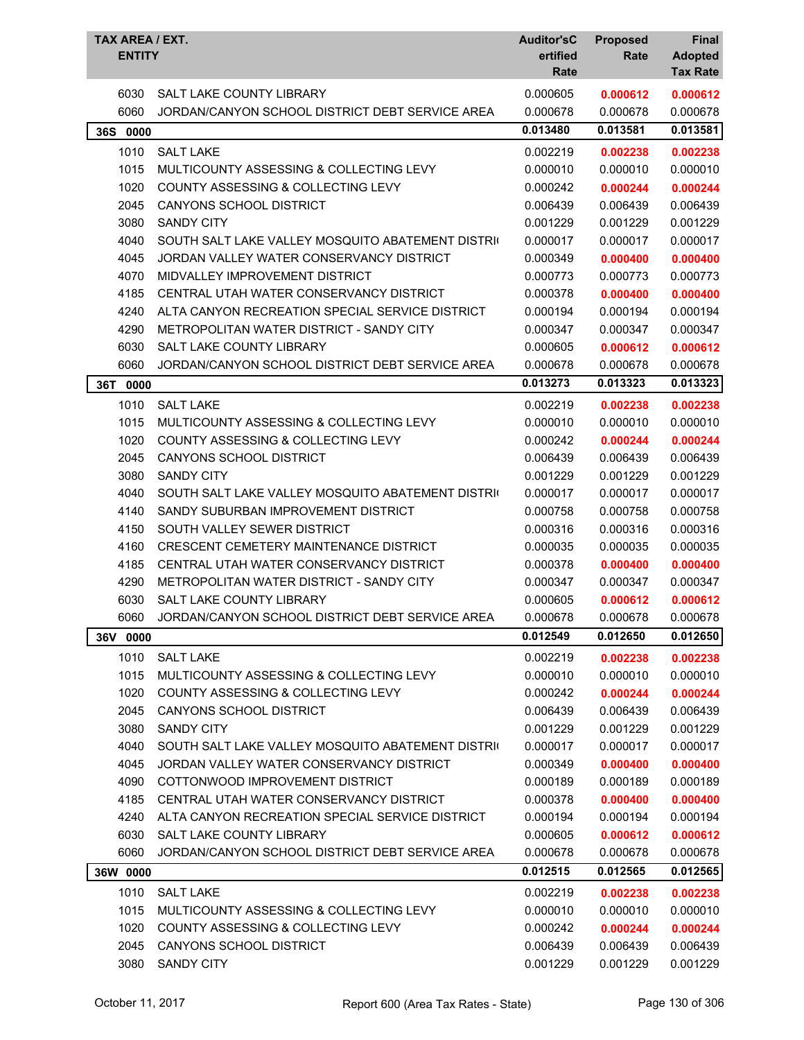| TAX AREA / EXT. | ENTITY | Auditor'sCertified Rate | Proposed Rate | Final Adopted Tax Rate |
|---|---|---|---|---|
| 6030 | SALT LAKE COUNTY LIBRARY | 0.000605 | **0.000612** | **0.000612** |
| 6060 | JORDAN/CANYON SCHOOL DISTRICT DEBT SERVICE AREA | 0.000678 | 0.000678 | 0.000678 |
| **36S 0000** | | **0.013480** | **0.013581** | **0.013581** |
| 1010 | SALT LAKE | 0.002219 | **0.002238** | **0.002238** |
| 1015 | MULTICOUNTY ASSESSING & COLLECTING LEVY | 0.000010 | 0.000010 | 0.000010 |
| 1020 | COUNTY ASSESSING & COLLECTING LEVY | 0.000242 | **0.000244** | **0.000244** |
| 2045 | CANYONS SCHOOL DISTRICT | 0.006439 | 0.006439 | 0.006439 |
| 3080 | SANDY CITY | 0.001229 | 0.001229 | 0.001229 |
| 4040 | SOUTH SALT LAKE VALLEY MOSQUITO ABATEMENT DISTRI | 0.000017 | 0.000017 | 0.000017 |
| 4045 | JORDAN VALLEY WATER CONSERVANCY DISTRICT | 0.000349 | **0.000400** | **0.000400** |
| 4070 | MIDVALLEY IMPROVEMENT DISTRICT | 0.000773 | 0.000773 | 0.000773 |
| 4185 | CENTRAL UTAH WATER CONSERVANCY DISTRICT | 0.000378 | **0.000400** | **0.000400** |
| 4240 | ALTA CANYON RECREATION SPECIAL SERVICE DISTRICT | 0.000194 | 0.000194 | 0.000194 |
| 4290 | METROPOLITAN WATER DISTRICT - SANDY CITY | 0.000347 | 0.000347 | 0.000347 |
| 6030 | SALT LAKE COUNTY LIBRARY | 0.000605 | **0.000612** | **0.000612** |
| 6060 | JORDAN/CANYON SCHOOL DISTRICT DEBT SERVICE AREA | 0.000678 | 0.000678 | 0.000678 |
| **36T 0000** | | **0.013273** | **0.013323** | **0.013323** |
| 1010 | SALT LAKE | 0.002219 | **0.002238** | **0.002238** |
| 1015 | MULTICOUNTY ASSESSING & COLLECTING LEVY | 0.000010 | 0.000010 | 0.000010 |
| 1020 | COUNTY ASSESSING & COLLECTING LEVY | 0.000242 | **0.000244** | **0.000244** |
| 2045 | CANYONS SCHOOL DISTRICT | 0.006439 | 0.006439 | 0.006439 |
| 3080 | SANDY CITY | 0.001229 | 0.001229 | 0.001229 |
| 4040 | SOUTH SALT LAKE VALLEY MOSQUITO ABATEMENT DISTRI | 0.000017 | 0.000017 | 0.000017 |
| 4140 | SANDY SUBURBAN IMPROVEMENT DISTRICT | 0.000758 | 0.000758 | 0.000758 |
| 4150 | SOUTH VALLEY SEWER DISTRICT | 0.000316 | 0.000316 | 0.000316 |
| 4160 | CRESCENT CEMETERY MAINTENANCE DISTRICT | 0.000035 | 0.000035 | 0.000035 |
| 4185 | CENTRAL UTAH WATER CONSERVANCY DISTRICT | 0.000378 | **0.000400** | **0.000400** |
| 4290 | METROPOLITAN WATER DISTRICT - SANDY CITY | 0.000347 | 0.000347 | 0.000347 |
| 6030 | SALT LAKE COUNTY LIBRARY | 0.000605 | **0.000612** | **0.000612** |
| 6060 | JORDAN/CANYON SCHOOL DISTRICT DEBT SERVICE AREA | 0.000678 | 0.000678 | 0.000678 |
| **36V 0000** | | **0.012549** | **0.012650** | **0.012650** |
| 1010 | SALT LAKE | 0.002219 | **0.002238** | **0.002238** |
| 1015 | MULTICOUNTY ASSESSING & COLLECTING LEVY | 0.000010 | 0.000010 | 0.000010 |
| 1020 | COUNTY ASSESSING & COLLECTING LEVY | 0.000242 | **0.000244** | **0.000244** |
| 2045 | CANYONS SCHOOL DISTRICT | 0.006439 | 0.006439 | 0.006439 |
| 3080 | SANDY CITY | 0.001229 | 0.001229 | 0.001229 |
| 4040 | SOUTH SALT LAKE VALLEY MOSQUITO ABATEMENT DISTRI | 0.000017 | 0.000017 | 0.000017 |
| 4045 | JORDAN VALLEY WATER CONSERVANCY DISTRICT | 0.000349 | **0.000400** | **0.000400** |
| 4090 | COTTONWOOD IMPROVEMENT DISTRICT | 0.000189 | 0.000189 | 0.000189 |
| 4185 | CENTRAL UTAH WATER CONSERVANCY DISTRICT | 0.000378 | **0.000400** | **0.000400** |
| 4240 | ALTA CANYON RECREATION SPECIAL SERVICE DISTRICT | 0.000194 | 0.000194 | 0.000194 |
| 6030 | SALT LAKE COUNTY LIBRARY | 0.000605 | **0.000612** | **0.000612** |
| 6060 | JORDAN/CANYON SCHOOL DISTRICT DEBT SERVICE AREA | 0.000678 | 0.000678 | 0.000678 |
| **36W 0000** | | **0.012515** | **0.012565** | **0.012565** |
| 1010 | SALT LAKE | 0.002219 | **0.002238** | **0.002238** |
| 1015 | MULTICOUNTY ASSESSING & COLLECTING LEVY | 0.000010 | 0.000010 | 0.000010 |
| 1020 | COUNTY ASSESSING & COLLECTING LEVY | 0.000242 | **0.000244** | **0.000244** |
| 2045 | CANYONS SCHOOL DISTRICT | 0.006439 | 0.006439 | 0.006439 |
| 3080 | SANDY CITY | 0.001229 | 0.001229 | 0.001229 |

October 11, 2017 — Report 600 (Area Tax Rates - State)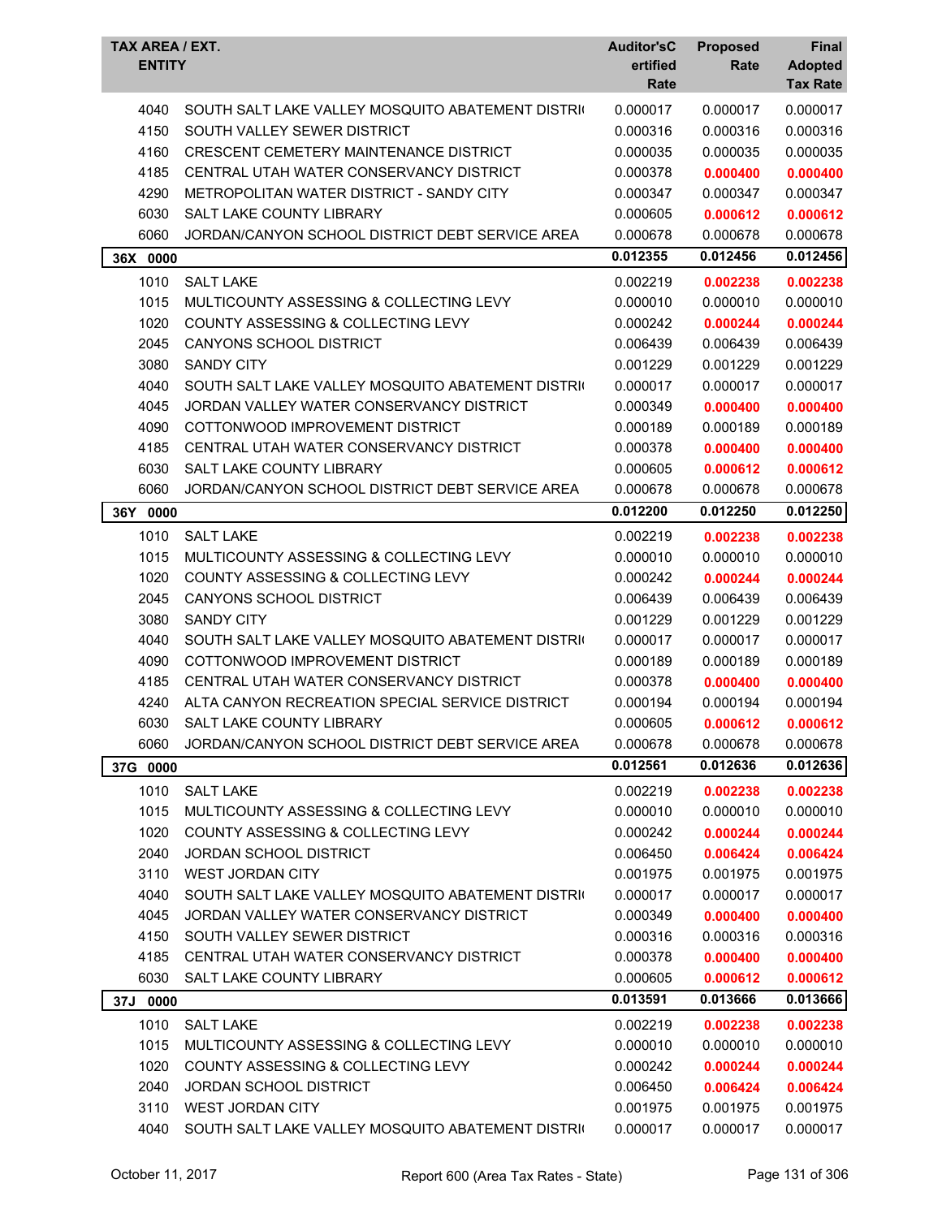| TAX AREA / EXT. ENTITY | | Auditor'sCertified Rate | Proposed Rate | Final Adopted Tax Rate |
|---|---|---|---|---|
| 4040 | SOUTH SALT LAKE VALLEY MOSQUITO ABATEMENT DISTRI( | 0.000017 | 0.000017 | 0.000017 |
| 4150 | SOUTH VALLEY SEWER DISTRICT | 0.000316 | 0.000316 | 0.000316 |
| 4160 | CRESCENT CEMETERY MAINTENANCE DISTRICT | 0.000035 | 0.000035 | 0.000035 |
| 4185 | CENTRAL UTAH WATER CONSERVANCY DISTRICT | 0.000378 | **0.000400** | **0.000400** |
| 4290 | METROPOLITAN WATER DISTRICT - SANDY CITY | 0.000347 | 0.000347 | 0.000347 |
| 6030 | SALT LAKE COUNTY LIBRARY | 0.000605 | **0.000612** | **0.000612** |
| 6060 | JORDAN/CANYON SCHOOL DISTRICT DEBT SERVICE AREA | 0.000678 | 0.000678 | 0.000678 |
| **36X 0000** | | **0.012355** | **0.012456** | **0.012456** |
| 1010 | SALT LAKE | 0.002219 | **0.002238** | **0.002238** |
| 1015 | MULTICOUNTY ASSESSING & COLLECTING LEVY | 0.000010 | 0.000010 | 0.000010 |
| 1020 | COUNTY ASSESSING & COLLECTING LEVY | 0.000242 | **0.000244** | **0.000244** |
| 2045 | CANYONS SCHOOL DISTRICT | 0.006439 | 0.006439 | 0.006439 |
| 3080 | SANDY CITY | 0.001229 | 0.001229 | 0.001229 |
| 4040 | SOUTH SALT LAKE VALLEY MOSQUITO ABATEMENT DISTRI( | 0.000017 | 0.000017 | 0.000017 |
| 4045 | JORDAN VALLEY WATER CONSERVANCY DISTRICT | 0.000349 | **0.000400** | **0.000400** |
| 4090 | COTTONWOOD IMPROVEMENT DISTRICT | 0.000189 | 0.000189 | 0.000189 |
| 4185 | CENTRAL UTAH WATER CONSERVANCY DISTRICT | 0.000378 | **0.000400** | **0.000400** |
| 6030 | SALT LAKE COUNTY LIBRARY | 0.000605 | **0.000612** | **0.000612** |
| 6060 | JORDAN/CANYON SCHOOL DISTRICT DEBT SERVICE AREA | 0.000678 | 0.000678 | 0.000678 |
| **36Y 0000** | | **0.012200** | **0.012250** | **0.012250** |
| 1010 | SALT LAKE | 0.002219 | **0.002238** | **0.002238** |
| 1015 | MULTICOUNTY ASSESSING & COLLECTING LEVY | 0.000010 | 0.000010 | 0.000010 |
| 1020 | COUNTY ASSESSING & COLLECTING LEVY | 0.000242 | **0.000244** | **0.000244** |
| 2045 | CANYONS SCHOOL DISTRICT | 0.006439 | 0.006439 | 0.006439 |
| 3080 | SANDY CITY | 0.001229 | 0.001229 | 0.001229 |
| 4040 | SOUTH SALT LAKE VALLEY MOSQUITO ABATEMENT DISTRI( | 0.000017 | 0.000017 | 0.000017 |
| 4090 | COTTONWOOD IMPROVEMENT DISTRICT | 0.000189 | 0.000189 | 0.000189 |
| 4185 | CENTRAL UTAH WATER CONSERVANCY DISTRICT | 0.000378 | **0.000400** | **0.000400** |
| 4240 | ALTA CANYON RECREATION SPECIAL SERVICE DISTRICT | 0.000194 | 0.000194 | 0.000194 |
| 6030 | SALT LAKE COUNTY LIBRARY | 0.000605 | **0.000612** | **0.000612** |
| 6060 | JORDAN/CANYON SCHOOL DISTRICT DEBT SERVICE AREA | 0.000678 | 0.000678 | 0.000678 |
| **37G 0000** | | **0.012561** | **0.012636** | **0.012636** |
| 1010 | SALT LAKE | 0.002219 | **0.002238** | **0.002238** |
| 1015 | MULTICOUNTY ASSESSING & COLLECTING LEVY | 0.000010 | 0.000010 | 0.000010 |
| 1020 | COUNTY ASSESSING & COLLECTING LEVY | 0.000242 | **0.000244** | **0.000244** |
| 2040 | JORDAN SCHOOL DISTRICT | 0.006450 | **0.006424** | **0.006424** |
| 3110 | WEST JORDAN CITY | 0.001975 | 0.001975 | 0.001975 |
| 4040 | SOUTH SALT LAKE VALLEY MOSQUITO ABATEMENT DISTRI( | 0.000017 | 0.000017 | 0.000017 |
| 4045 | JORDAN VALLEY WATER CONSERVANCY DISTRICT | 0.000349 | **0.000400** | **0.000400** |
| 4150 | SOUTH VALLEY SEWER DISTRICT | 0.000316 | 0.000316 | 0.000316 |
| 4185 | CENTRAL UTAH WATER CONSERVANCY DISTRICT | 0.000378 | **0.000400** | **0.000400** |
| 6030 | SALT LAKE COUNTY LIBRARY | 0.000605 | **0.000612** | **0.000612** |
| **37J 0000** | | **0.013591** | **0.013666** | **0.013666** |
| 1010 | SALT LAKE | 0.002219 | **0.002238** | **0.002238** |
| 1015 | MULTICOUNTY ASSESSING & COLLECTING LEVY | 0.000010 | 0.000010 | 0.000010 |
| 1020 | COUNTY ASSESSING & COLLECTING LEVY | 0.000242 | **0.000244** | **0.000244** |
| 2040 | JORDAN SCHOOL DISTRICT | 0.006450 | **0.006424** | **0.006424** |
| 3110 | WEST JORDAN CITY | 0.001975 | 0.001975 | 0.001975 |
| 4040 | SOUTH SALT LAKE VALLEY MOSQUITO ABATEMENT DISTRI( | 0.000017 | 0.000017 | 0.000017 |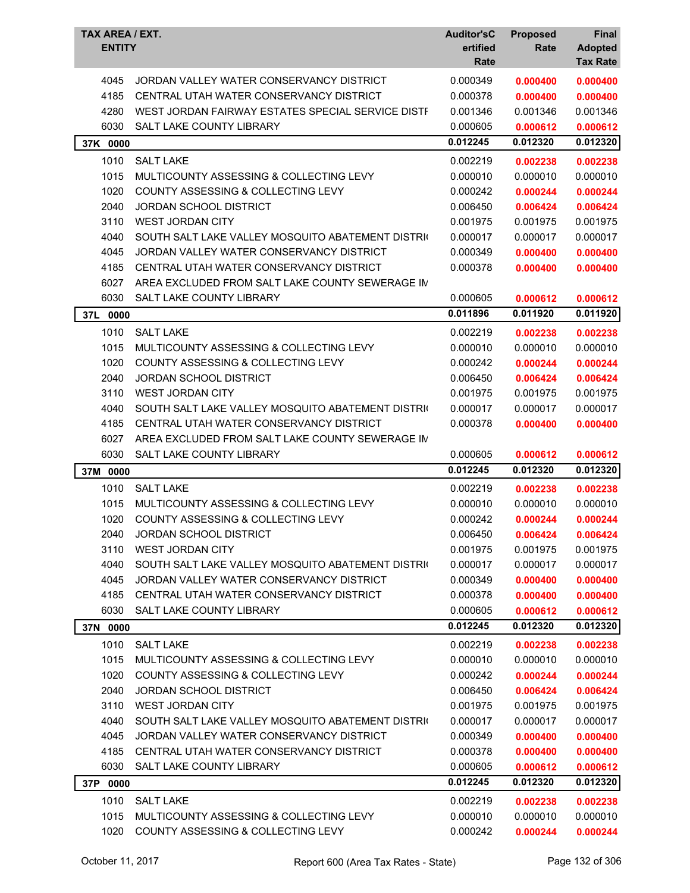| TAX AREA / EXT. ENTITY | | Auditor'sCertified Rate | Proposed Rate | Final Adopted Tax Rate |
|---|---|---|---|---|
| 4045 | JORDAN VALLEY WATER CONSERVANCY DISTRICT | 0.000349 | **0.000400** | **0.000400** |
| 4185 | CENTRAL UTAH WATER CONSERVANCY DISTRICT | 0.000378 | **0.000400** | **0.000400** |
| 4280 | WEST JORDAN FAIRWAY ESTATES SPECIAL SERVICE DISTI | 0.001346 | 0.001346 | 0.001346 |
| 6030 | SALT LAKE COUNTY LIBRARY | 0.000605 | **0.000612** | **0.000612** |
| **37K 0000** | | **0.012245** | **0.012320** | **0.012320** |
| 1010 | SALT LAKE | 0.002219 | **0.002238** | **0.002238** |
| 1015 | MULTICOUNTY ASSESSING & COLLECTING LEVY | 0.000010 | 0.000010 | 0.000010 |
| 1020 | COUNTY ASSESSING & COLLECTING LEVY | 0.000242 | **0.000244** | **0.000244** |
| 2040 | JORDAN SCHOOL DISTRICT | 0.006450 | **0.006424** | **0.006424** |
| 3110 | WEST JORDAN CITY | 0.001975 | 0.001975 | 0.001975 |
| 4040 | SOUTH SALT LAKE VALLEY MOSQUITO ABATEMENT DISTRI | 0.000017 | 0.000017 | 0.000017 |
| 4045 | JORDAN VALLEY WATER CONSERVANCY DISTRICT | 0.000349 | **0.000400** | **0.000400** |
| 4185 | CENTRAL UTAH WATER CONSERVANCY DISTRICT | 0.000378 | **0.000400** | **0.000400** |
| 6027 | AREA EXCLUDED FROM SALT LAKE COUNTY SEWERAGE IM | | | |
| 6030 | SALT LAKE COUNTY LIBRARY | 0.000605 | **0.000612** | **0.000612** |
| **37L 0000** | | **0.011896** | **0.011920** | **0.011920** |
| 1010 | SALT LAKE | 0.002219 | **0.002238** | **0.002238** |
| 1015 | MULTICOUNTY ASSESSING & COLLECTING LEVY | 0.000010 | 0.000010 | 0.000010 |
| 1020 | COUNTY ASSESSING & COLLECTING LEVY | 0.000242 | **0.000244** | **0.000244** |
| 2040 | JORDAN SCHOOL DISTRICT | 0.006450 | **0.006424** | **0.006424** |
| 3110 | WEST JORDAN CITY | 0.001975 | 0.001975 | 0.001975 |
| 4040 | SOUTH SALT LAKE VALLEY MOSQUITO ABATEMENT DISTRI | 0.000017 | 0.000017 | 0.000017 |
| 4185 | CENTRAL UTAH WATER CONSERVANCY DISTRICT | 0.000378 | **0.000400** | **0.000400** |
| 6027 | AREA EXCLUDED FROM SALT LAKE COUNTY SEWERAGE IM | | | |
| 6030 | SALT LAKE COUNTY LIBRARY | 0.000605 | **0.000612** | **0.000612** |
| **37M 0000** | | **0.012245** | **0.012320** | **0.012320** |
| 1010 | SALT LAKE | 0.002219 | **0.002238** | **0.002238** |
| 1015 | MULTICOUNTY ASSESSING & COLLECTING LEVY | 0.000010 | 0.000010 | 0.000010 |
| 1020 | COUNTY ASSESSING & COLLECTING LEVY | 0.000242 | **0.000244** | **0.000244** |
| 2040 | JORDAN SCHOOL DISTRICT | 0.006450 | **0.006424** | **0.006424** |
| 3110 | WEST JORDAN CITY | 0.001975 | 0.001975 | 0.001975 |
| 4040 | SOUTH SALT LAKE VALLEY MOSQUITO ABATEMENT DISTRI | 0.000017 | 0.000017 | 0.000017 |
| 4045 | JORDAN VALLEY WATER CONSERVANCY DISTRICT | 0.000349 | **0.000400** | **0.000400** |
| 4185 | CENTRAL UTAH WATER CONSERVANCY DISTRICT | 0.000378 | **0.000400** | **0.000400** |
| 6030 | SALT LAKE COUNTY LIBRARY | 0.000605 | **0.000612** | **0.000612** |
| **37N 0000** | | **0.012245** | **0.012320** | **0.012320** |
| 1010 | SALT LAKE | 0.002219 | **0.002238** | **0.002238** |
| 1015 | MULTICOUNTY ASSESSING & COLLECTING LEVY | 0.000010 | 0.000010 | 0.000010 |
| 1020 | COUNTY ASSESSING & COLLECTING LEVY | 0.000242 | **0.000244** | **0.000244** |
| 2040 | JORDAN SCHOOL DISTRICT | 0.006450 | **0.006424** | **0.006424** |
| 3110 | WEST JORDAN CITY | 0.001975 | 0.001975 | 0.001975 |
| 4040 | SOUTH SALT LAKE VALLEY MOSQUITO ABATEMENT DISTRI | 0.000017 | 0.000017 | 0.000017 |
| 4045 | JORDAN VALLEY WATER CONSERVANCY DISTRICT | 0.000349 | **0.000400** | **0.000400** |
| 4185 | CENTRAL UTAH WATER CONSERVANCY DISTRICT | 0.000378 | **0.000400** | **0.000400** |
| 6030 | SALT LAKE COUNTY LIBRARY | 0.000605 | **0.000612** | **0.000612** |
| **37P 0000** | | **0.012245** | **0.012320** | **0.012320** |
| 1010 | SALT LAKE | 0.002219 | **0.002238** | **0.002238** |
| 1015 | MULTICOUNTY ASSESSING & COLLECTING LEVY | 0.000010 | 0.000010 | 0.000010 |
| 1020 | COUNTY ASSESSING & COLLECTING LEVY | 0.000242 | **0.000244** | **0.000244** |

October 11, 2017 — Report 600 (Area Tax Rates - State)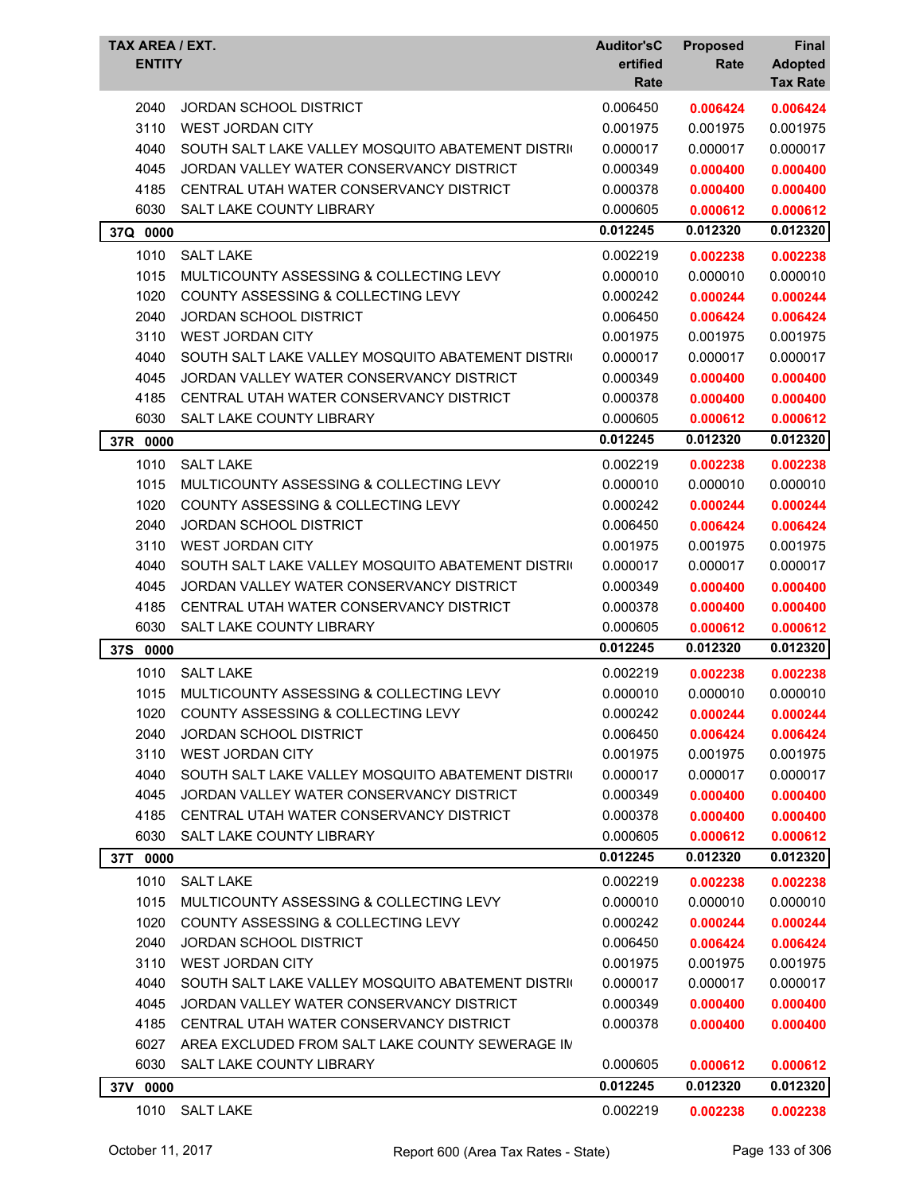| TAX AREA / EXT. ENTITY | | Auditor'sC ertified Rate | Proposed Rate | Final Adopted Tax Rate |
|---|---|---|---|---|
| 2040 | JORDAN SCHOOL DISTRICT | 0.006450 | 0.006424 | 0.006424 |
| 3110 | WEST JORDAN CITY | 0.001975 | 0.001975 | 0.001975 |
| 4040 | SOUTH SALT LAKE VALLEY MOSQUITO ABATEMENT DISTRI( | 0.000017 | 0.000017 | 0.000017 |
| 4045 | JORDAN VALLEY WATER CONSERVANCY DISTRICT | 0.000349 | 0.000400 | 0.000400 |
| 4185 | CENTRAL UTAH WATER CONSERVANCY DISTRICT | 0.000378 | 0.000400 | 0.000400 |
| 6030 | SALT LAKE COUNTY LIBRARY | 0.000605 | 0.000612 | 0.000612 |
| **37Q 0000** | | **0.012245** | **0.012320** | **0.012320** |
| 1010 | SALT LAKE | 0.002219 | 0.002238 | 0.002238 |
| 1015 | MULTICOUNTY ASSESSING & COLLECTING LEVY | 0.000010 | 0.000010 | 0.000010 |
| 1020 | COUNTY ASSESSING & COLLECTING LEVY | 0.000242 | 0.000244 | 0.000244 |
| 2040 | JORDAN SCHOOL DISTRICT | 0.006450 | 0.006424 | 0.006424 |
| 3110 | WEST JORDAN CITY | 0.001975 | 0.001975 | 0.001975 |
| 4040 | SOUTH SALT LAKE VALLEY MOSQUITO ABATEMENT DISTRI( | 0.000017 | 0.000017 | 0.000017 |
| 4045 | JORDAN VALLEY WATER CONSERVANCY DISTRICT | 0.000349 | 0.000400 | 0.000400 |
| 4185 | CENTRAL UTAH WATER CONSERVANCY DISTRICT | 0.000378 | 0.000400 | 0.000400 |
| 6030 | SALT LAKE COUNTY LIBRARY | 0.000605 | 0.000612 | 0.000612 |
| **37R 0000** | | **0.012245** | **0.012320** | **0.012320** |
| 1010 | SALT LAKE | 0.002219 | 0.002238 | 0.002238 |
| 1015 | MULTICOUNTY ASSESSING & COLLECTING LEVY | 0.000010 | 0.000010 | 0.000010 |
| 1020 | COUNTY ASSESSING & COLLECTING LEVY | 0.000242 | 0.000244 | 0.000244 |
| 2040 | JORDAN SCHOOL DISTRICT | 0.006450 | 0.006424 | 0.006424 |
| 3110 | WEST JORDAN CITY | 0.001975 | 0.001975 | 0.001975 |
| 4040 | SOUTH SALT LAKE VALLEY MOSQUITO ABATEMENT DISTRI( | 0.000017 | 0.000017 | 0.000017 |
| 4045 | JORDAN VALLEY WATER CONSERVANCY DISTRICT | 0.000349 | 0.000400 | 0.000400 |
| 4185 | CENTRAL UTAH WATER CONSERVANCY DISTRICT | 0.000378 | 0.000400 | 0.000400 |
| 6030 | SALT LAKE COUNTY LIBRARY | 0.000605 | 0.000612 | 0.000612 |
| **37S 0000** | | **0.012245** | **0.012320** | **0.012320** |
| 1010 | SALT LAKE | 0.002219 | 0.002238 | 0.002238 |
| 1015 | MULTICOUNTY ASSESSING & COLLECTING LEVY | 0.000010 | 0.000010 | 0.000010 |
| 1020 | COUNTY ASSESSING & COLLECTING LEVY | 0.000242 | 0.000244 | 0.000244 |
| 2040 | JORDAN SCHOOL DISTRICT | 0.006450 | 0.006424 | 0.006424 |
| 3110 | WEST JORDAN CITY | 0.001975 | 0.001975 | 0.001975 |
| 4040 | SOUTH SALT LAKE VALLEY MOSQUITO ABATEMENT DISTRI( | 0.000017 | 0.000017 | 0.000017 |
| 4045 | JORDAN VALLEY WATER CONSERVANCY DISTRICT | 0.000349 | 0.000400 | 0.000400 |
| 4185 | CENTRAL UTAH WATER CONSERVANCY DISTRICT | 0.000378 | 0.000400 | 0.000400 |
| 6030 | SALT LAKE COUNTY LIBRARY | 0.000605 | 0.000612 | 0.000612 |
| **37T 0000** | | **0.012245** | **0.012320** | **0.012320** |
| 1010 | SALT LAKE | 0.002219 | 0.002238 | 0.002238 |
| 1015 | MULTICOUNTY ASSESSING & COLLECTING LEVY | 0.000010 | 0.000010 | 0.000010 |
| 1020 | COUNTY ASSESSING & COLLECTING LEVY | 0.000242 | 0.000244 | 0.000244 |
| 2040 | JORDAN SCHOOL DISTRICT | 0.006450 | 0.006424 | 0.006424 |
| 3110 | WEST JORDAN CITY | 0.001975 | 0.001975 | 0.001975 |
| 4040 | SOUTH SALT LAKE VALLEY MOSQUITO ABATEMENT DISTRI( | 0.000017 | 0.000017 | 0.000017 |
| 4045 | JORDAN VALLEY WATER CONSERVANCY DISTRICT | 0.000349 | 0.000400 | 0.000400 |
| 4185 | CENTRAL UTAH WATER CONSERVANCY DISTRICT | 0.000378 | 0.000400 | 0.000400 |
| 6027 | AREA EXCLUDED FROM SALT LAKE COUNTY SEWERAGE IM | | | |
| 6030 | SALT LAKE COUNTY LIBRARY | 0.000605 | 0.000612 | 0.000612 |
| **37V 0000** | | **0.012245** | **0.012320** | **0.012320** |
| 1010 | SALT LAKE | 0.002219 | 0.002238 | 0.002238 |

October 11, 2017 Report 600 (Area Tax Rates - State)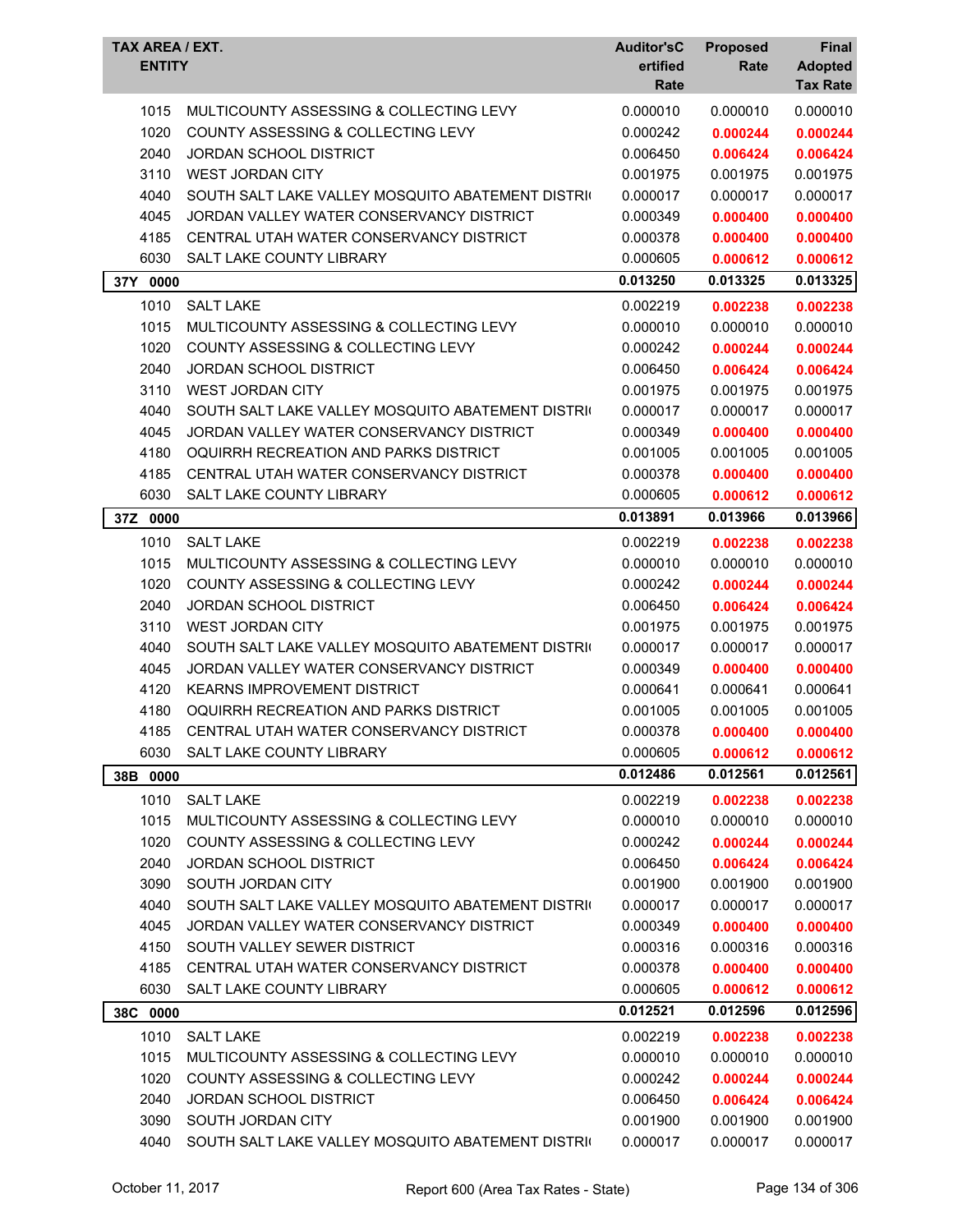| TAX AREA / EXT. ENTITY | | Auditor'sCertified Rate | Proposed Rate | Final Adopted Tax Rate |
|---|---|---|---|---|
| 1015 | MULTICOUNTY ASSESSING & COLLECTING LEVY | 0.000010 | 0.000010 | 0.000010 |
| 1020 | COUNTY ASSESSING & COLLECTING LEVY | 0.000242 | **0.000244** | **0.000244** |
| 2040 | JORDAN SCHOOL DISTRICT | 0.006450 | **0.006424** | **0.006424** |
| 3110 | WEST JORDAN CITY | 0.001975 | 0.001975 | 0.001975 |
| 4040 | SOUTH SALT LAKE VALLEY MOSQUITO ABATEMENT DISTRI | 0.000017 | 0.000017 | 0.000017 |
| 4045 | JORDAN VALLEY WATER CONSERVANCY DISTRICT | 0.000349 | **0.000400** | **0.000400** |
| 4185 | CENTRAL UTAH WATER CONSERVANCY DISTRICT | 0.000378 | **0.000400** | **0.000400** |
| 6030 | SALT LAKE COUNTY LIBRARY | 0.000605 | **0.000612** | **0.000612** |
| **37Y 0000** | | **0.013250** | **0.013325** | **0.013325** |
| 1010 | SALT LAKE | 0.002219 | **0.002238** | **0.002238** |
| 1015 | MULTICOUNTY ASSESSING & COLLECTING LEVY | 0.000010 | 0.000010 | 0.000010 |
| 1020 | COUNTY ASSESSING & COLLECTING LEVY | 0.000242 | **0.000244** | **0.000244** |
| 2040 | JORDAN SCHOOL DISTRICT | 0.006450 | **0.006424** | **0.006424** |
| 3110 | WEST JORDAN CITY | 0.001975 | 0.001975 | 0.001975 |
| 4040 | SOUTH SALT LAKE VALLEY MOSQUITO ABATEMENT DISTRI | 0.000017 | 0.000017 | 0.000017 |
| 4045 | JORDAN VALLEY WATER CONSERVANCY DISTRICT | 0.000349 | **0.000400** | **0.000400** |
| 4180 | OQUIRRH RECREATION AND PARKS DISTRICT | 0.001005 | 0.001005 | 0.001005 |
| 4185 | CENTRAL UTAH WATER CONSERVANCY DISTRICT | 0.000378 | **0.000400** | **0.000400** |
| 6030 | SALT LAKE COUNTY LIBRARY | 0.000605 | **0.000612** | **0.000612** |
| **37Z 0000** | | **0.013891** | **0.013966** | **0.013966** |
| 1010 | SALT LAKE | 0.002219 | **0.002238** | **0.002238** |
| 1015 | MULTICOUNTY ASSESSING & COLLECTING LEVY | 0.000010 | 0.000010 | 0.000010 |
| 1020 | COUNTY ASSESSING & COLLECTING LEVY | 0.000242 | **0.000244** | **0.000244** |
| 2040 | JORDAN SCHOOL DISTRICT | 0.006450 | **0.006424** | **0.006424** |
| 3110 | WEST JORDAN CITY | 0.001975 | 0.001975 | 0.001975 |
| 4040 | SOUTH SALT LAKE VALLEY MOSQUITO ABATEMENT DISTRI | 0.000017 | 0.000017 | 0.000017 |
| 4045 | JORDAN VALLEY WATER CONSERVANCY DISTRICT | 0.000349 | **0.000400** | **0.000400** |
| 4120 | KEARNS IMPROVEMENT DISTRICT | 0.000641 | 0.000641 | 0.000641 |
| 4180 | OQUIRRH RECREATION AND PARKS DISTRICT | 0.001005 | 0.001005 | 0.001005 |
| 4185 | CENTRAL UTAH WATER CONSERVANCY DISTRICT | 0.000378 | **0.000400** | **0.000400** |
| 6030 | SALT LAKE COUNTY LIBRARY | 0.000605 | **0.000612** | **0.000612** |
| **38B 0000** | | **0.012486** | **0.012561** | **0.012561** |
| 1010 | SALT LAKE | 0.002219 | **0.002238** | **0.002238** |
| 1015 | MULTICOUNTY ASSESSING & COLLECTING LEVY | 0.000010 | 0.000010 | 0.000010 |
| 1020 | COUNTY ASSESSING & COLLECTING LEVY | 0.000242 | **0.000244** | **0.000244** |
| 2040 | JORDAN SCHOOL DISTRICT | 0.006450 | **0.006424** | **0.006424** |
| 3090 | SOUTH JORDAN CITY | 0.001900 | 0.001900 | 0.001900 |
| 4040 | SOUTH SALT LAKE VALLEY MOSQUITO ABATEMENT DISTRI | 0.000017 | 0.000017 | 0.000017 |
| 4045 | JORDAN VALLEY WATER CONSERVANCY DISTRICT | 0.000349 | **0.000400** | **0.000400** |
| 4150 | SOUTH VALLEY SEWER DISTRICT | 0.000316 | 0.000316 | 0.000316 |
| 4185 | CENTRAL UTAH WATER CONSERVANCY DISTRICT | 0.000378 | **0.000400** | **0.000400** |
| 6030 | SALT LAKE COUNTY LIBRARY | 0.000605 | **0.000612** | **0.000612** |
| **38C 0000** | | **0.012521** | **0.012596** | **0.012596** |
| 1010 | SALT LAKE | 0.002219 | **0.002238** | **0.002238** |
| 1015 | MULTICOUNTY ASSESSING & COLLECTING LEVY | 0.000010 | 0.000010 | 0.000010 |
| 1020 | COUNTY ASSESSING & COLLECTING LEVY | 0.000242 | **0.000244** | **0.000244** |
| 2040 | JORDAN SCHOOL DISTRICT | 0.006450 | **0.006424** | **0.006424** |
| 3090 | SOUTH JORDAN CITY | 0.001900 | 0.001900 | 0.001900 |
| 4040 | SOUTH SALT LAKE VALLEY MOSQUITO ABATEMENT DISTRI | 0.000017 | 0.000017 | 0.000017 |

October 11, 2017 Report 600 (Area Tax Rates - State)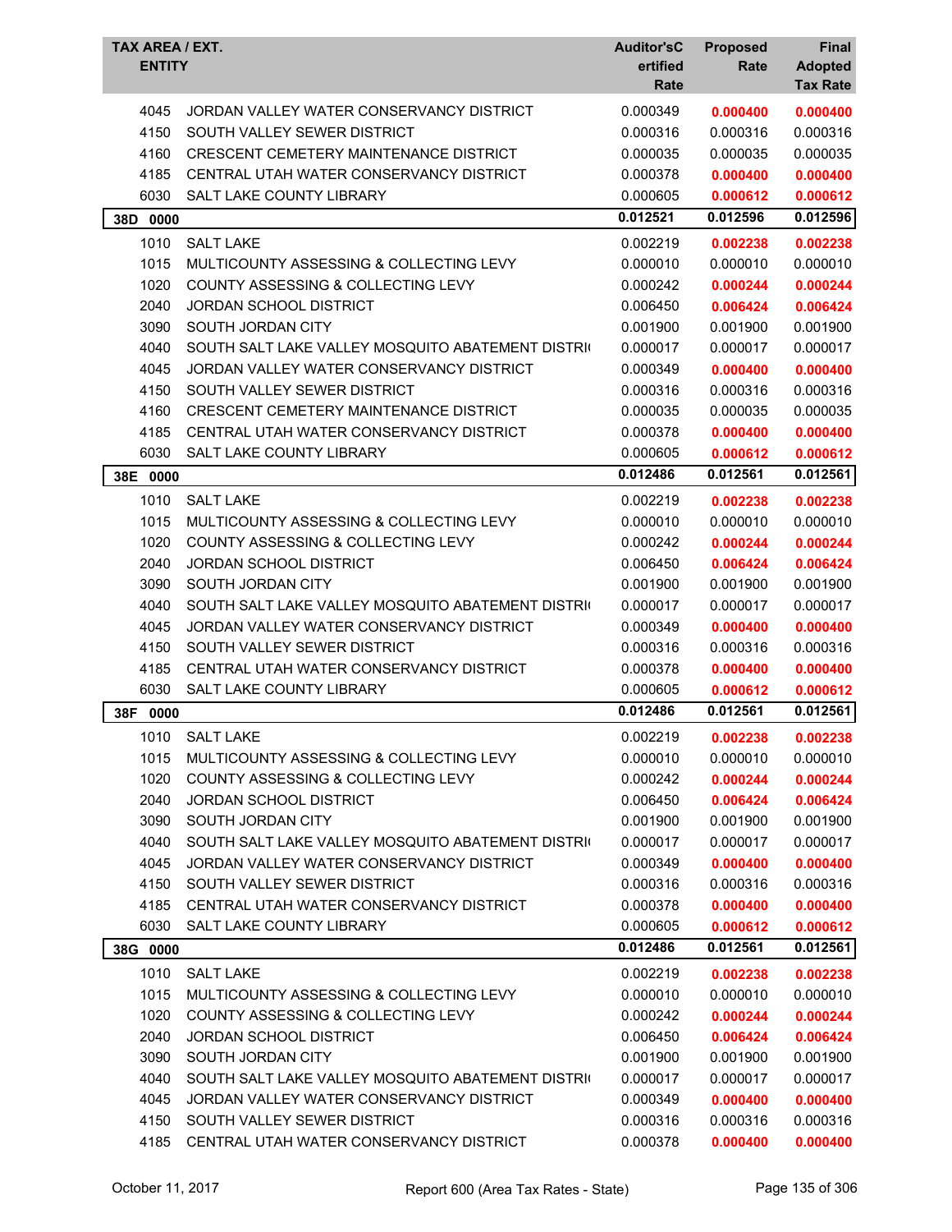| TAX AREA / EXT. ENTITY | | Auditor's Certified Rate | Proposed Rate | Final Adopted Tax Rate |
|---|---|---|---|---|
| 4045 | JORDAN VALLEY WATER CONSERVANCY DISTRICT | 0.000349 | **0.000400** | **0.000400** |
| 4150 | SOUTH VALLEY SEWER DISTRICT | 0.000316 | 0.000316 | 0.000316 |
| 4160 | CRESCENT CEMETERY MAINTENANCE DISTRICT | 0.000035 | 0.000035 | 0.000035 |
| 4185 | CENTRAL UTAH WATER CONSERVANCY DISTRICT | 0.000378 | **0.000400** | **0.000400** |
| 6030 | SALT LAKE COUNTY LIBRARY | 0.000605 | **0.000612** | **0.000612** |
| **38D 0000** | | **0.012521** | **0.012596** | **0.012596** |
| 1010 | SALT LAKE | 0.002219 | **0.002238** | **0.002238** |
| 1015 | MULTICOUNTY ASSESSING & COLLECTING LEVY | 0.000010 | 0.000010 | 0.000010 |
| 1020 | COUNTY ASSESSING & COLLECTING LEVY | 0.000242 | **0.000244** | **0.000244** |
| 2040 | JORDAN SCHOOL DISTRICT | 0.006450 | **0.006424** | **0.006424** |
| 3090 | SOUTH JORDAN CITY | 0.001900 | 0.001900 | 0.001900 |
| 4040 | SOUTH SALT LAKE VALLEY MOSQUITO ABATEMENT DISTRI | 0.000017 | 0.000017 | 0.000017 |
| 4045 | JORDAN VALLEY WATER CONSERVANCY DISTRICT | 0.000349 | **0.000400** | **0.000400** |
| 4150 | SOUTH VALLEY SEWER DISTRICT | 0.000316 | 0.000316 | 0.000316 |
| 4160 | CRESCENT CEMETERY MAINTENANCE DISTRICT | 0.000035 | 0.000035 | 0.000035 |
| 4185 | CENTRAL UTAH WATER CONSERVANCY DISTRICT | 0.000378 | **0.000400** | **0.000400** |
| 6030 | SALT LAKE COUNTY LIBRARY | 0.000605 | **0.000612** | **0.000612** |
| **38E 0000** | | **0.012486** | **0.012561** | **0.012561** |
| 1010 | SALT LAKE | 0.002219 | **0.002238** | **0.002238** |
| 1015 | MULTICOUNTY ASSESSING & COLLECTING LEVY | 0.000010 | 0.000010 | 0.000010 |
| 1020 | COUNTY ASSESSING & COLLECTING LEVY | 0.000242 | **0.000244** | **0.000244** |
| 2040 | JORDAN SCHOOL DISTRICT | 0.006450 | **0.006424** | **0.006424** |
| 3090 | SOUTH JORDAN CITY | 0.001900 | 0.001900 | 0.001900 |
| 4040 | SOUTH SALT LAKE VALLEY MOSQUITO ABATEMENT DISTRI | 0.000017 | 0.000017 | 0.000017 |
| 4045 | JORDAN VALLEY WATER CONSERVANCY DISTRICT | 0.000349 | **0.000400** | **0.000400** |
| 4150 | SOUTH VALLEY SEWER DISTRICT | 0.000316 | 0.000316 | 0.000316 |
| 4185 | CENTRAL UTAH WATER CONSERVANCY DISTRICT | 0.000378 | **0.000400** | **0.000400** |
| 6030 | SALT LAKE COUNTY LIBRARY | 0.000605 | **0.000612** | **0.000612** |
| **38F 0000** | | **0.012486** | **0.012561** | **0.012561** |
| 1010 | SALT LAKE | 0.002219 | **0.002238** | **0.002238** |
| 1015 | MULTICOUNTY ASSESSING & COLLECTING LEVY | 0.000010 | 0.000010 | 0.000010 |
| 1020 | COUNTY ASSESSING & COLLECTING LEVY | 0.000242 | **0.000244** | **0.000244** |
| 2040 | JORDAN SCHOOL DISTRICT | 0.006450 | **0.006424** | **0.006424** |
| 3090 | SOUTH JORDAN CITY | 0.001900 | 0.001900 | 0.001900 |
| 4040 | SOUTH SALT LAKE VALLEY MOSQUITO ABATEMENT DISTRI | 0.000017 | 0.000017 | 0.000017 |
| 4045 | JORDAN VALLEY WATER CONSERVANCY DISTRICT | 0.000349 | **0.000400** | **0.000400** |
| 4150 | SOUTH VALLEY SEWER DISTRICT | 0.000316 | 0.000316 | 0.000316 |
| 4185 | CENTRAL UTAH WATER CONSERVANCY DISTRICT | 0.000378 | **0.000400** | **0.000400** |
| 6030 | SALT LAKE COUNTY LIBRARY | 0.000605 | **0.000612** | **0.000612** |
| **38G 0000** | | **0.012486** | **0.012561** | **0.012561** |
| 1010 | SALT LAKE | 0.002219 | **0.002238** | **0.002238** |
| 1015 | MULTICOUNTY ASSESSING & COLLECTING LEVY | 0.000010 | 0.000010 | 0.000010 |
| 1020 | COUNTY ASSESSING & COLLECTING LEVY | 0.000242 | **0.000244** | **0.000244** |
| 2040 | JORDAN SCHOOL DISTRICT | 0.006450 | **0.006424** | **0.006424** |
| 3090 | SOUTH JORDAN CITY | 0.001900 | 0.001900 | 0.001900 |
| 4040 | SOUTH SALT LAKE VALLEY MOSQUITO ABATEMENT DISTRI | 0.000017 | 0.000017 | 0.000017 |
| 4045 | JORDAN VALLEY WATER CONSERVANCY DISTRICT | 0.000349 | **0.000400** | **0.000400** |
| 4150 | SOUTH VALLEY SEWER DISTRICT | 0.000316 | 0.000316 | 0.000316 |
| 4185 | CENTRAL UTAH WATER CONSERVANCY DISTRICT | 0.000378 | **0.000400** | **0.000400** |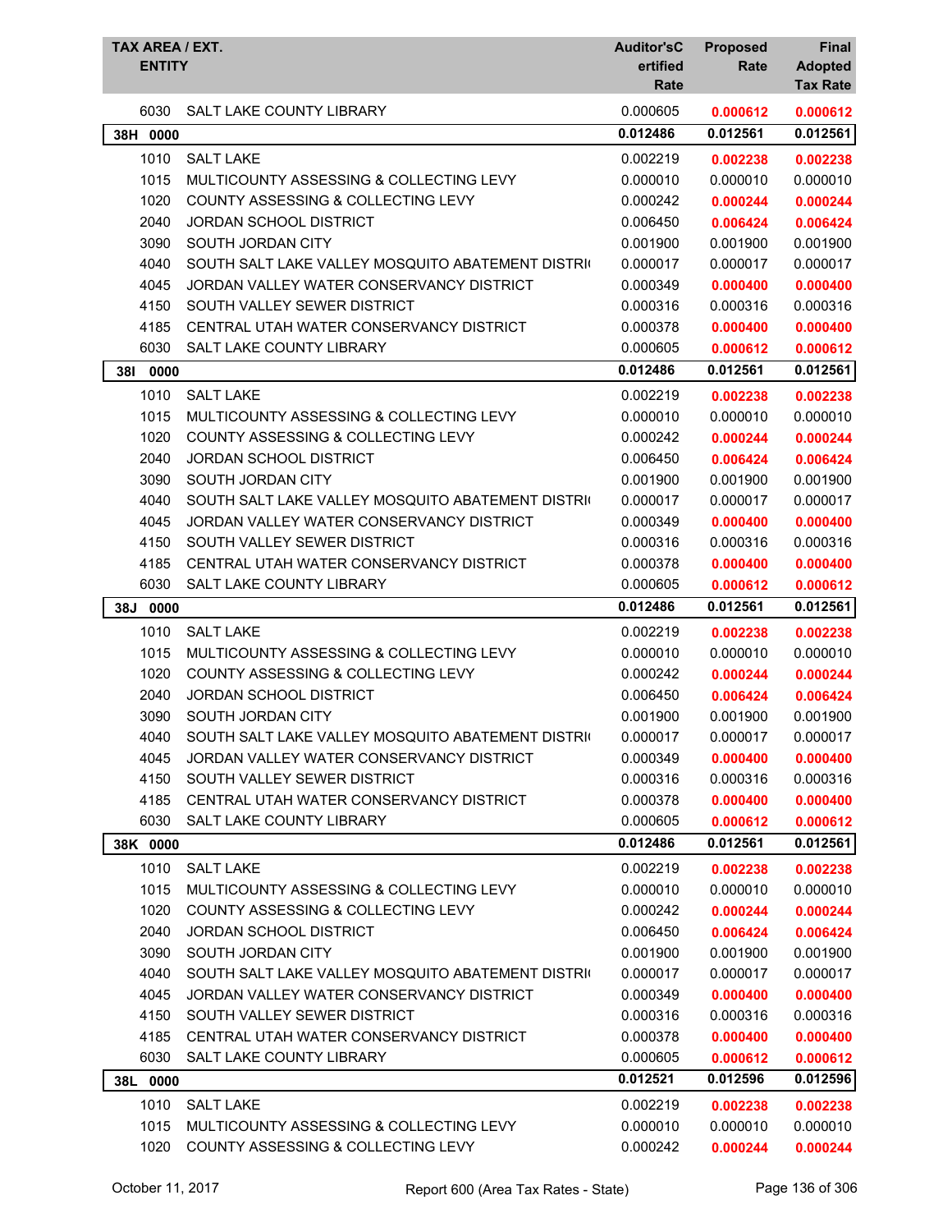| TAX AREA / EXT. ENTITY | | Auditor'sC ertified Rate | Proposed Rate | Final Adopted Tax Rate |
|---|---|---|---|---|
| 6030 | SALT LAKE COUNTY LIBRARY | 0.000605 | **0.000612** | **0.000612** |
| **38H 0000** | | **0.012486** | **0.012561** | **0.012561** |
| 1010 | SALT LAKE | 0.002219 | **0.002238** | **0.002238** |
| 1015 | MULTICOUNTY ASSESSING & COLLECTING LEVY | 0.000010 | 0.000010 | 0.000010 |
| 1020 | COUNTY ASSESSING & COLLECTING LEVY | 0.000242 | **0.000244** | **0.000244** |
| 2040 | JORDAN SCHOOL DISTRICT | 0.006450 | **0.006424** | **0.006424** |
| 3090 | SOUTH JORDAN CITY | 0.001900 | 0.001900 | 0.001900 |
| 4040 | SOUTH SALT LAKE VALLEY MOSQUITO ABATEMENT DISTRI | 0.000017 | 0.000017 | 0.000017 |
| 4045 | JORDAN VALLEY WATER CONSERVANCY DISTRICT | 0.000349 | **0.000400** | **0.000400** |
| 4150 | SOUTH VALLEY SEWER DISTRICT | 0.000316 | 0.000316 | 0.000316 |
| 4185 | CENTRAL UTAH WATER CONSERVANCY DISTRICT | 0.000378 | **0.000400** | **0.000400** |
| 6030 | SALT LAKE COUNTY LIBRARY | 0.000605 | **0.000612** | **0.000612** |
| **38I 0000** | | **0.012486** | **0.012561** | **0.012561** |
| 1010 | SALT LAKE | 0.002219 | **0.002238** | **0.002238** |
| 1015 | MULTICOUNTY ASSESSING & COLLECTING LEVY | 0.000010 | 0.000010 | 0.000010 |
| 1020 | COUNTY ASSESSING & COLLECTING LEVY | 0.000242 | **0.000244** | **0.000244** |
| 2040 | JORDAN SCHOOL DISTRICT | 0.006450 | **0.006424** | **0.006424** |
| 3090 | SOUTH JORDAN CITY | 0.001900 | 0.001900 | 0.001900 |
| 4040 | SOUTH SALT LAKE VALLEY MOSQUITO ABATEMENT DISTRI | 0.000017 | 0.000017 | 0.000017 |
| 4045 | JORDAN VALLEY WATER CONSERVANCY DISTRICT | 0.000349 | **0.000400** | **0.000400** |
| 4150 | SOUTH VALLEY SEWER DISTRICT | 0.000316 | 0.000316 | 0.000316 |
| 4185 | CENTRAL UTAH WATER CONSERVANCY DISTRICT | 0.000378 | **0.000400** | **0.000400** |
| 6030 | SALT LAKE COUNTY LIBRARY | 0.000605 | **0.000612** | **0.000612** |
| **38J 0000** | | **0.012486** | **0.012561** | **0.012561** |
| 1010 | SALT LAKE | 0.002219 | **0.002238** | **0.002238** |
| 1015 | MULTICOUNTY ASSESSING & COLLECTING LEVY | 0.000010 | 0.000010 | 0.000010 |
| 1020 | COUNTY ASSESSING & COLLECTING LEVY | 0.000242 | **0.000244** | **0.000244** |
| 2040 | JORDAN SCHOOL DISTRICT | 0.006450 | **0.006424** | **0.006424** |
| 3090 | SOUTH JORDAN CITY | 0.001900 | 0.001900 | 0.001900 |
| 4040 | SOUTH SALT LAKE VALLEY MOSQUITO ABATEMENT DISTRI | 0.000017 | 0.000017 | 0.000017 |
| 4045 | JORDAN VALLEY WATER CONSERVANCY DISTRICT | 0.000349 | **0.000400** | **0.000400** |
| 4150 | SOUTH VALLEY SEWER DISTRICT | 0.000316 | 0.000316 | 0.000316 |
| 4185 | CENTRAL UTAH WATER CONSERVANCY DISTRICT | 0.000378 | **0.000400** | **0.000400** |
| 6030 | SALT LAKE COUNTY LIBRARY | 0.000605 | **0.000612** | **0.000612** |
| **38K 0000** | | **0.012486** | **0.012561** | **0.012561** |
| 1010 | SALT LAKE | 0.002219 | **0.002238** | **0.002238** |
| 1015 | MULTICOUNTY ASSESSING & COLLECTING LEVY | 0.000010 | 0.000010 | 0.000010 |
| 1020 | COUNTY ASSESSING & COLLECTING LEVY | 0.000242 | **0.000244** | **0.000244** |
| 2040 | JORDAN SCHOOL DISTRICT | 0.006450 | **0.006424** | **0.006424** |
| 3090 | SOUTH JORDAN CITY | 0.001900 | 0.001900 | 0.001900 |
| 4040 | SOUTH SALT LAKE VALLEY MOSQUITO ABATEMENT DISTRI | 0.000017 | 0.000017 | 0.000017 |
| 4045 | JORDAN VALLEY WATER CONSERVANCY DISTRICT | 0.000349 | **0.000400** | **0.000400** |
| 4150 | SOUTH VALLEY SEWER DISTRICT | 0.000316 | 0.000316 | 0.000316 |
| 4185 | CENTRAL UTAH WATER CONSERVANCY DISTRICT | 0.000378 | **0.000400** | **0.000400** |
| 6030 | SALT LAKE COUNTY LIBRARY | 0.000605 | **0.000612** | **0.000612** |
| **38L 0000** | | **0.012521** | **0.012596** | **0.012596** |
| 1010 | SALT LAKE | 0.002219 | **0.002238** | **0.002238** |
| 1015 | MULTICOUNTY ASSESSING & COLLECTING LEVY | 0.000010 | 0.000010 | 0.000010 |
| 1020 | COUNTY ASSESSING & COLLECTING LEVY | 0.000242 | **0.000244** | **0.000244** |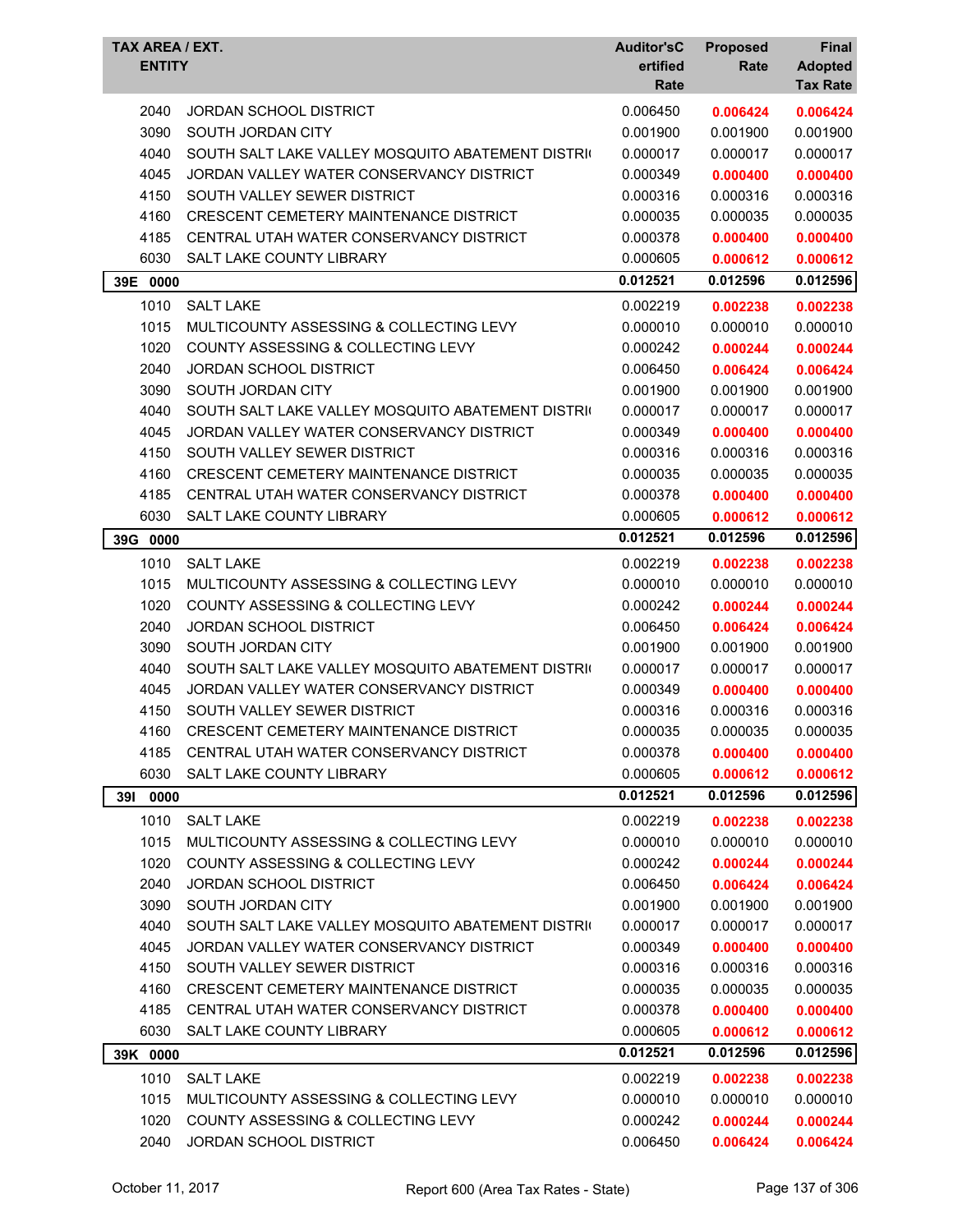| TAX AREA / EXT. ENTITY | | Auditor's Certified Rate | Proposed Rate | Final Adopted Tax Rate |
|---|---|---|---|---|
| 2040 | JORDAN SCHOOL DISTRICT | 0.006450 | **0.006424** | **0.006424** |
| 3090 | SOUTH JORDAN CITY | 0.001900 | 0.001900 | 0.001900 |
| 4040 | SOUTH SALT LAKE VALLEY MOSQUITO ABATEMENT DISTRI( | 0.000017 | 0.000017 | 0.000017 |
| 4045 | JORDAN VALLEY WATER CONSERVANCY DISTRICT | 0.000349 | **0.000400** | **0.000400** |
| 4150 | SOUTH VALLEY SEWER DISTRICT | 0.000316 | 0.000316 | 0.000316 |
| 4160 | CRESCENT CEMETERY MAINTENANCE DISTRICT | 0.000035 | 0.000035 | 0.000035 |
| 4185 | CENTRAL UTAH WATER CONSERVANCY DISTRICT | 0.000378 | **0.000400** | **0.000400** |
| 6030 | SALT LAKE COUNTY LIBRARY | 0.000605 | **0.000612** | **0.000612** |
| **39E 0000** | | **0.012521** | **0.012596** | **0.012596** |
| 1010 | SALT LAKE | 0.002219 | **0.002238** | **0.002238** |
| 1015 | MULTICOUNTY ASSESSING & COLLECTING LEVY | 0.000010 | 0.000010 | 0.000010 |
| 1020 | COUNTY ASSESSING & COLLECTING LEVY | 0.000242 | **0.000244** | **0.000244** |
| 2040 | JORDAN SCHOOL DISTRICT | 0.006450 | **0.006424** | **0.006424** |
| 3090 | SOUTH JORDAN CITY | 0.001900 | 0.001900 | 0.001900 |
| 4040 | SOUTH SALT LAKE VALLEY MOSQUITO ABATEMENT DISTRI( | 0.000017 | 0.000017 | 0.000017 |
| 4045 | JORDAN VALLEY WATER CONSERVANCY DISTRICT | 0.000349 | **0.000400** | **0.000400** |
| 4150 | SOUTH VALLEY SEWER DISTRICT | 0.000316 | 0.000316 | 0.000316 |
| 4160 | CRESCENT CEMETERY MAINTENANCE DISTRICT | 0.000035 | 0.000035 | 0.000035 |
| 4185 | CENTRAL UTAH WATER CONSERVANCY DISTRICT | 0.000378 | **0.000400** | **0.000400** |
| 6030 | SALT LAKE COUNTY LIBRARY | 0.000605 | **0.000612** | **0.000612** |
| **39G 0000** | | **0.012521** | **0.012596** | **0.012596** |
| 1010 | SALT LAKE | 0.002219 | **0.002238** | **0.002238** |
| 1015 | MULTICOUNTY ASSESSING & COLLECTING LEVY | 0.000010 | 0.000010 | 0.000010 |
| 1020 | COUNTY ASSESSING & COLLECTING LEVY | 0.000242 | **0.000244** | **0.000244** |
| 2040 | JORDAN SCHOOL DISTRICT | 0.006450 | **0.006424** | **0.006424** |
| 3090 | SOUTH JORDAN CITY | 0.001900 | 0.001900 | 0.001900 |
| 4040 | SOUTH SALT LAKE VALLEY MOSQUITO ABATEMENT DISTRI( | 0.000017 | 0.000017 | 0.000017 |
| 4045 | JORDAN VALLEY WATER CONSERVANCY DISTRICT | 0.000349 | **0.000400** | **0.000400** |
| 4150 | SOUTH VALLEY SEWER DISTRICT | 0.000316 | 0.000316 | 0.000316 |
| 4160 | CRESCENT CEMETERY MAINTENANCE DISTRICT | 0.000035 | 0.000035 | 0.000035 |
| 4185 | CENTRAL UTAH WATER CONSERVANCY DISTRICT | 0.000378 | **0.000400** | **0.000400** |
| 6030 | SALT LAKE COUNTY LIBRARY | 0.000605 | **0.000612** | **0.000612** |
| **39I 0000** | | **0.012521** | **0.012596** | **0.012596** |
| 1010 | SALT LAKE | 0.002219 | **0.002238** | **0.002238** |
| 1015 | MULTICOUNTY ASSESSING & COLLECTING LEVY | 0.000010 | 0.000010 | 0.000010 |
| 1020 | COUNTY ASSESSING & COLLECTING LEVY | 0.000242 | **0.000244** | **0.000244** |
| 2040 | JORDAN SCHOOL DISTRICT | 0.006450 | **0.006424** | **0.006424** |
| 3090 | SOUTH JORDAN CITY | 0.001900 | 0.001900 | 0.001900 |
| 4040 | SOUTH SALT LAKE VALLEY MOSQUITO ABATEMENT DISTRI( | 0.000017 | 0.000017 | 0.000017 |
| 4045 | JORDAN VALLEY WATER CONSERVANCY DISTRICT | 0.000349 | **0.000400** | **0.000400** |
| 4150 | SOUTH VALLEY SEWER DISTRICT | 0.000316 | 0.000316 | 0.000316 |
| 4160 | CRESCENT CEMETERY MAINTENANCE DISTRICT | 0.000035 | 0.000035 | 0.000035 |
| 4185 | CENTRAL UTAH WATER CONSERVANCY DISTRICT | 0.000378 | **0.000400** | **0.000400** |
| 6030 | SALT LAKE COUNTY LIBRARY | 0.000605 | **0.000612** | **0.000612** |
| **39K 0000** | | **0.012521** | **0.012596** | **0.012596** |
| 1010 | SALT LAKE | 0.002219 | **0.002238** | **0.002238** |
| 1015 | MULTICOUNTY ASSESSING & COLLECTING LEVY | 0.000010 | 0.000010 | 0.000010 |
| 1020 | COUNTY ASSESSING & COLLECTING LEVY | 0.000242 | **0.000244** | **0.000244** |
| 2040 | JORDAN SCHOOL DISTRICT | 0.006450 | **0.006424** | **0.006424** |

October 11, 2017 — Report 600 (Area Tax Rates - State)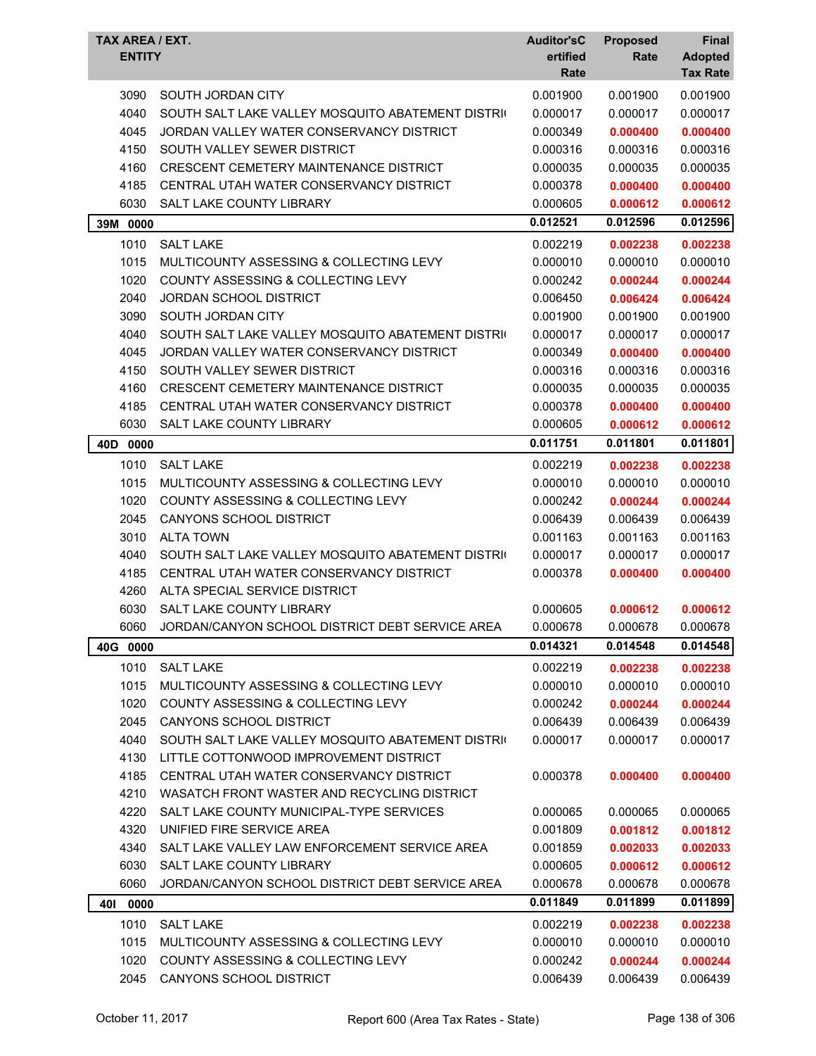| TAX AREA / EXT. ENTITY | | Auditor'sCertified Rate | Proposed Rate | Final Adopted Tax Rate |
|---|---|---|---|---|
| 3090 | SOUTH JORDAN CITY | 0.001900 | 0.001900 | 0.001900 |
| 4040 | SOUTH SALT LAKE VALLEY MOSQUITO ABATEMENT DISTRI( | 0.000017 | 0.000017 | 0.000017 |
| 4045 | JORDAN VALLEY WATER CONSERVANCY DISTRICT | 0.000349 | **0.000400** | **0.000400** |
| 4150 | SOUTH VALLEY SEWER DISTRICT | 0.000316 | 0.000316 | 0.000316 |
| 4160 | CRESCENT CEMETERY MAINTENANCE DISTRICT | 0.000035 | 0.000035 | 0.000035 |
| 4185 | CENTRAL UTAH WATER CONSERVANCY DISTRICT | 0.000378 | **0.000400** | **0.000400** |
| 6030 | SALT LAKE COUNTY LIBRARY | 0.000605 | **0.000612** | **0.000612** |
| **39M 0000** | | **0.012521** | **0.012596** | **0.012596** |
| 1010 | SALT LAKE | 0.002219 | **0.002238** | **0.002238** |
| 1015 | MULTICOUNTY ASSESSING & COLLECTING LEVY | 0.000010 | 0.000010 | 0.000010 |
| 1020 | COUNTY ASSESSING & COLLECTING LEVY | 0.000242 | **0.000244** | **0.000244** |
| 2040 | JORDAN SCHOOL DISTRICT | 0.006450 | **0.006424** | **0.006424** |
| 3090 | SOUTH JORDAN CITY | 0.001900 | 0.001900 | 0.001900 |
| 4040 | SOUTH SALT LAKE VALLEY MOSQUITO ABATEMENT DISTRI( | 0.000017 | 0.000017 | 0.000017 |
| 4045 | JORDAN VALLEY WATER CONSERVANCY DISTRICT | 0.000349 | **0.000400** | **0.000400** |
| 4150 | SOUTH VALLEY SEWER DISTRICT | 0.000316 | 0.000316 | 0.000316 |
| 4160 | CRESCENT CEMETERY MAINTENANCE DISTRICT | 0.000035 | 0.000035 | 0.000035 |
| 4185 | CENTRAL UTAH WATER CONSERVANCY DISTRICT | 0.000378 | **0.000400** | **0.000400** |
| 6030 | SALT LAKE COUNTY LIBRARY | 0.000605 | **0.000612** | **0.000612** |
| **40D 0000** | | **0.011751** | **0.011801** | **0.011801** |
| 1010 | SALT LAKE | 0.002219 | **0.002238** | **0.002238** |
| 1015 | MULTICOUNTY ASSESSING & COLLECTING LEVY | 0.000010 | 0.000010 | 0.000010 |
| 1020 | COUNTY ASSESSING & COLLECTING LEVY | 0.000242 | **0.000244** | **0.000244** |
| 2045 | CANYONS SCHOOL DISTRICT | 0.006439 | 0.006439 | 0.006439 |
| 3010 | ALTA TOWN | 0.001163 | 0.001163 | 0.001163 |
| 4040 | SOUTH SALT LAKE VALLEY MOSQUITO ABATEMENT DISTRI( | 0.000017 | 0.000017 | 0.000017 |
| 4185 | CENTRAL UTAH WATER CONSERVANCY DISTRICT | 0.000378 | **0.000400** | **0.000400** |
| 4260 | ALTA SPECIAL SERVICE DISTRICT | | | |
| 6030 | SALT LAKE COUNTY LIBRARY | 0.000605 | **0.000612** | **0.000612** |
| 6060 | JORDAN/CANYON SCHOOL DISTRICT DEBT SERVICE AREA | 0.000678 | 0.000678 | 0.000678 |
| **40G 0000** | | **0.014321** | **0.014548** | **0.014548** |
| 1010 | SALT LAKE | 0.002219 | **0.002238** | **0.002238** |
| 1015 | MULTICOUNTY ASSESSING & COLLECTING LEVY | 0.000010 | 0.000010 | 0.000010 |
| 1020 | COUNTY ASSESSING & COLLECTING LEVY | 0.000242 | **0.000244** | **0.000244** |
| 2045 | CANYONS SCHOOL DISTRICT | 0.006439 | 0.006439 | 0.006439 |
| 4040 | SOUTH SALT LAKE VALLEY MOSQUITO ABATEMENT DISTRI( | 0.000017 | 0.000017 | 0.000017 |
| 4130 | LITTLE COTTONWOOD IMPROVEMENT DISTRICT | | | |
| 4185 | CENTRAL UTAH WATER CONSERVANCY DISTRICT | 0.000378 | **0.000400** | **0.000400** |
| 4210 | WASATCH FRONT WASTER AND RECYCLING DISTRICT | | | |
| 4220 | SALT LAKE COUNTY MUNICIPAL-TYPE SERVICES | 0.000065 | 0.000065 | 0.000065 |
| 4320 | UNIFIED FIRE SERVICE AREA | 0.001809 | **0.001812** | **0.001812** |
| 4340 | SALT LAKE VALLEY LAW ENFORCEMENT SERVICE AREA | 0.001859 | **0.002033** | **0.002033** |
| 6030 | SALT LAKE COUNTY LIBRARY | 0.000605 | **0.000612** | **0.000612** |
| 6060 | JORDAN/CANYON SCHOOL DISTRICT DEBT SERVICE AREA | 0.000678 | 0.000678 | 0.000678 |
| **40I 0000** | | **0.011849** | **0.011899** | **0.011899** |
| 1010 | SALT LAKE | 0.002219 | **0.002238** | **0.002238** |
| 1015 | MULTICOUNTY ASSESSING & COLLECTING LEVY | 0.000010 | 0.000010 | 0.000010 |
| 1020 | COUNTY ASSESSING & COLLECTING LEVY | 0.000242 | **0.000244** | **0.000244** |
| 2045 | CANYONS SCHOOL DISTRICT | 0.006439 | 0.006439 | 0.006439 |

October 11, 2017 — Report 600 (Area Tax Rates - State)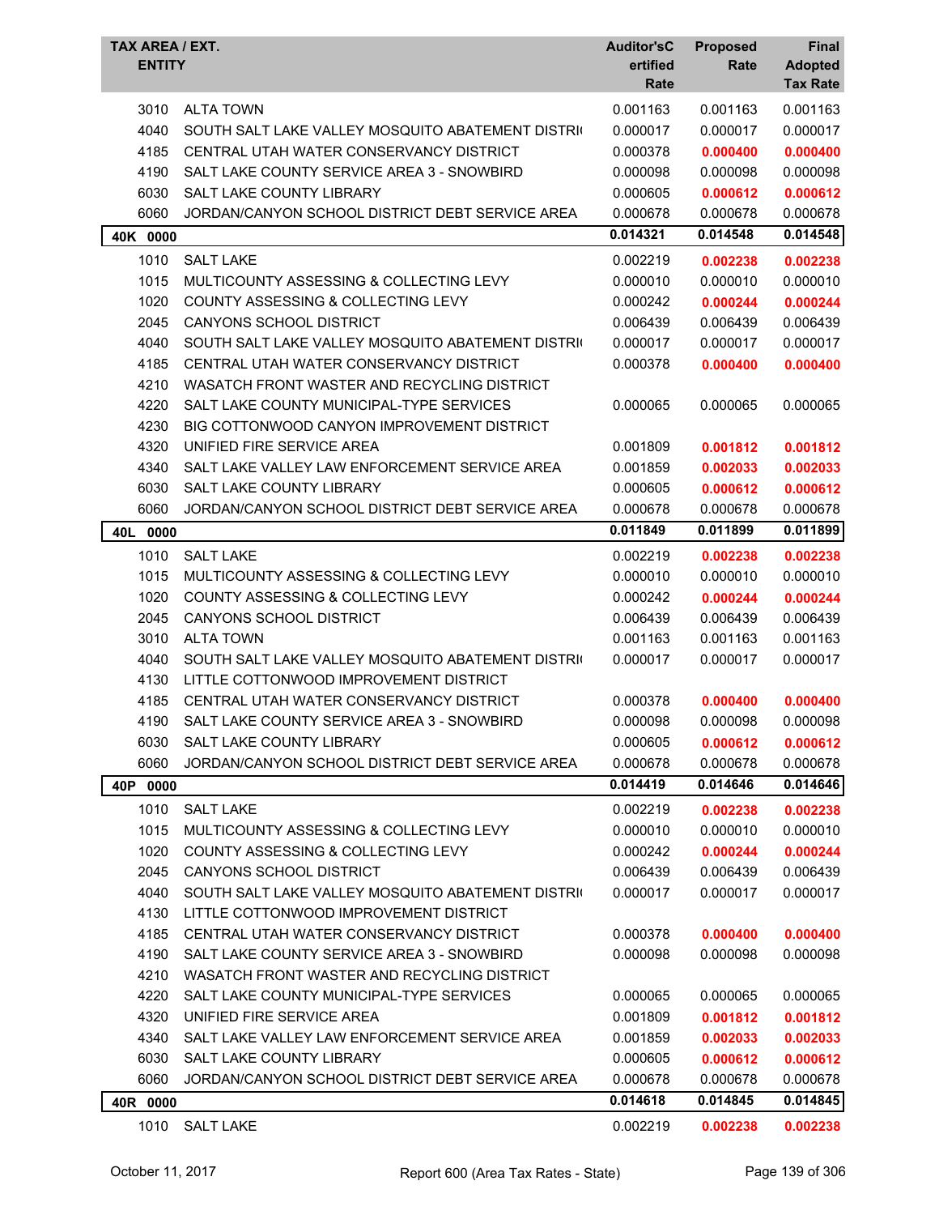| TAX AREA / EXT. ENTITY | | Auditor'sCertified Rate | Proposed Rate | Final Adopted Tax Rate |
|---|---|---|---|---|
| 3010 | ALTA TOWN | 0.001163 | 0.001163 | 0.001163 |
| 4040 | SOUTH SALT LAKE VALLEY MOSQUITO ABATEMENT DISTRI( | 0.000017 | 0.000017 | 0.000017 |
| 4185 | CENTRAL UTAH WATER CONSERVANCY DISTRICT | 0.000378 | **0.000400** | **0.000400** |
| 4190 | SALT LAKE COUNTY SERVICE AREA 3 - SNOWBIRD | 0.000098 | 0.000098 | 0.000098 |
| 6030 | SALT LAKE COUNTY LIBRARY | 0.000605 | **0.000612** | **0.000612** |
| 6060 | JORDAN/CANYON SCHOOL DISTRICT DEBT SERVICE AREA | 0.000678 | 0.000678 | 0.000678 |
| **40K 0000** | | **0.014321** | **0.014548** | **0.014548** |
| 1010 | SALT LAKE | 0.002219 | **0.002238** | **0.002238** |
| 1015 | MULTICOUNTY ASSESSING & COLLECTING LEVY | 0.000010 | 0.000010 | 0.000010 |
| 1020 | COUNTY ASSESSING & COLLECTING LEVY | 0.000242 | **0.000244** | **0.000244** |
| 2045 | CANYONS SCHOOL DISTRICT | 0.006439 | 0.006439 | 0.006439 |
| 4040 | SOUTH SALT LAKE VALLEY MOSQUITO ABATEMENT DISTRI( | 0.000017 | 0.000017 | 0.000017 |
| 4185 | CENTRAL UTAH WATER CONSERVANCY DISTRICT | 0.000378 | **0.000400** | **0.000400** |
| 4210 | WASATCH FRONT WASTER AND RECYCLING DISTRICT | | | |
| 4220 | SALT LAKE COUNTY MUNICIPAL-TYPE SERVICES | 0.000065 | 0.000065 | 0.000065 |
| 4230 | BIG COTTONWOOD CANYON IMPROVEMENT DISTRICT | | | |
| 4320 | UNIFIED FIRE SERVICE AREA | 0.001809 | **0.001812** | **0.001812** |
| 4340 | SALT LAKE VALLEY LAW ENFORCEMENT SERVICE AREA | 0.001859 | **0.002033** | **0.002033** |
| 6030 | SALT LAKE COUNTY LIBRARY | 0.000605 | **0.000612** | **0.000612** |
| 6060 | JORDAN/CANYON SCHOOL DISTRICT DEBT SERVICE AREA | 0.000678 | 0.000678 | 0.000678 |
| **40L 0000** | | **0.011849** | **0.011899** | **0.011899** |
| 1010 | SALT LAKE | 0.002219 | **0.002238** | **0.002238** |
| 1015 | MULTICOUNTY ASSESSING & COLLECTING LEVY | 0.000010 | 0.000010 | 0.000010 |
| 1020 | COUNTY ASSESSING & COLLECTING LEVY | 0.000242 | **0.000244** | **0.000244** |
| 2045 | CANYONS SCHOOL DISTRICT | 0.006439 | 0.006439 | 0.006439 |
| 3010 | ALTA TOWN | 0.001163 | 0.001163 | 0.001163 |
| 4040 | SOUTH SALT LAKE VALLEY MOSQUITO ABATEMENT DISTRI( | 0.000017 | 0.000017 | 0.000017 |
| 4130 | LITTLE COTTONWOOD IMPROVEMENT DISTRICT | | | |
| 4185 | CENTRAL UTAH WATER CONSERVANCY DISTRICT | 0.000378 | **0.000400** | **0.000400** |
| 4190 | SALT LAKE COUNTY SERVICE AREA 3 - SNOWBIRD | 0.000098 | 0.000098 | 0.000098 |
| 6030 | SALT LAKE COUNTY LIBRARY | 0.000605 | **0.000612** | **0.000612** |
| 6060 | JORDAN/CANYON SCHOOL DISTRICT DEBT SERVICE AREA | 0.000678 | 0.000678 | 0.000678 |
| **40P 0000** | | **0.014419** | **0.014646** | **0.014646** |
| 1010 | SALT LAKE | 0.002219 | **0.002238** | **0.002238** |
| 1015 | MULTICOUNTY ASSESSING & COLLECTING LEVY | 0.000010 | 0.000010 | 0.000010 |
| 1020 | COUNTY ASSESSING & COLLECTING LEVY | 0.000242 | **0.000244** | **0.000244** |
| 2045 | CANYONS SCHOOL DISTRICT | 0.006439 | 0.006439 | 0.006439 |
| 4040 | SOUTH SALT LAKE VALLEY MOSQUITO ABATEMENT DISTRI( | 0.000017 | 0.000017 | 0.000017 |
| 4130 | LITTLE COTTONWOOD IMPROVEMENT DISTRICT | | | |
| 4185 | CENTRAL UTAH WATER CONSERVANCY DISTRICT | 0.000378 | **0.000400** | **0.000400** |
| 4190 | SALT LAKE COUNTY SERVICE AREA 3 - SNOWBIRD | 0.000098 | 0.000098 | 0.000098 |
| 4210 | WASATCH FRONT WASTER AND RECYCLING DISTRICT | | | |
| 4220 | SALT LAKE COUNTY MUNICIPAL-TYPE SERVICES | 0.000065 | 0.000065 | 0.000065 |
| 4320 | UNIFIED FIRE SERVICE AREA | 0.001809 | **0.001812** | **0.001812** |
| 4340 | SALT LAKE VALLEY LAW ENFORCEMENT SERVICE AREA | 0.001859 | **0.002033** | **0.002033** |
| 6030 | SALT LAKE COUNTY LIBRARY | 0.000605 | **0.000612** | **0.000612** |
| 6060 | JORDAN/CANYON SCHOOL DISTRICT DEBT SERVICE AREA | 0.000678 | 0.000678 | 0.000678 |
| **40R 0000** | | **0.014618** | **0.014845** | **0.014845** |
| 1010 | SALT LAKE | 0.002219 | **0.002238** | **0.002238** |

October 11, 2017 Report 600 (Area Tax Rates - State)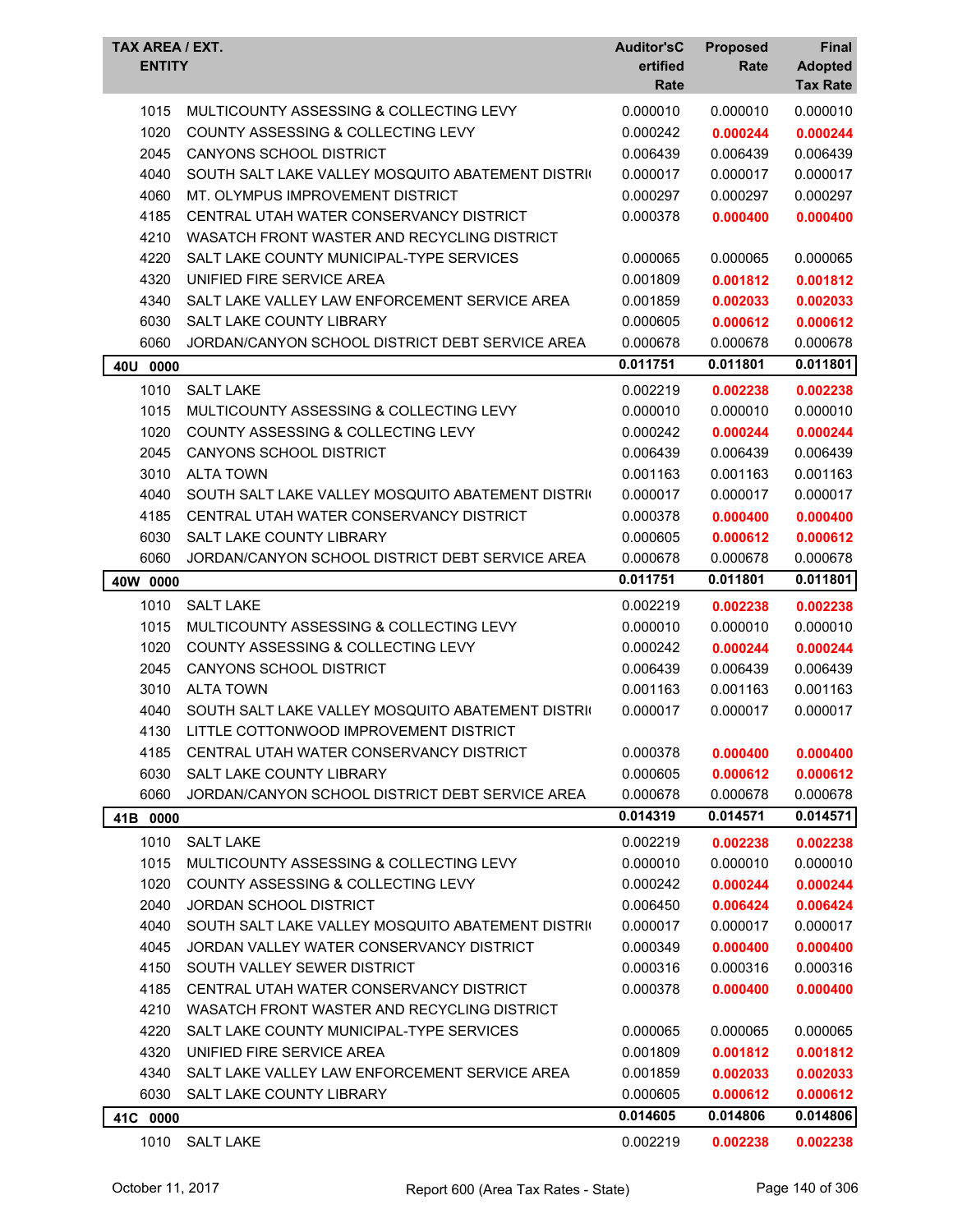| TAX AREA / EXT. ENTITY | | Auditor'sCertified Rate | Proposed Rate | Final Adopted Tax Rate |
|---|---|---|---|---|
| 1015 | MULTICOUNTY ASSESSING & COLLECTING LEVY | 0.000010 | 0.000010 | 0.000010 |
| 1020 | COUNTY ASSESSING & COLLECTING LEVY | 0.000242 | **0.000244** | **0.000244** |
| 2045 | CANYONS SCHOOL DISTRICT | 0.006439 | 0.006439 | 0.006439 |
| 4040 | SOUTH SALT LAKE VALLEY MOSQUITO ABATEMENT DISTRI | 0.000017 | 0.000017 | 0.000017 |
| 4060 | MT. OLYMPUS IMPROVEMENT DISTRICT | 0.000297 | 0.000297 | 0.000297 |
| 4185 | CENTRAL UTAH WATER CONSERVANCY DISTRICT | 0.000378 | **0.000400** | **0.000400** |
| 4210 | WASATCH FRONT WASTER AND RECYCLING DISTRICT | | | |
| 4220 | SALT LAKE COUNTY MUNICIPAL-TYPE SERVICES | 0.000065 | 0.000065 | 0.000065 |
| 4320 | UNIFIED FIRE SERVICE AREA | 0.001809 | **0.001812** | **0.001812** |
| 4340 | SALT LAKE VALLEY LAW ENFORCEMENT SERVICE AREA | 0.001859 | **0.002033** | **0.002033** |
| 6030 | SALT LAKE COUNTY LIBRARY | 0.000605 | **0.000612** | **0.000612** |
| 6060 | JORDAN/CANYON SCHOOL DISTRICT DEBT SERVICE AREA | 0.000678 | 0.000678 | 0.000678 |
| **40U 0000** | | **0.011751** | **0.011801** | **0.011801** |
| 1010 | SALT LAKE | 0.002219 | **0.002238** | **0.002238** |
| 1015 | MULTICOUNTY ASSESSING & COLLECTING LEVY | 0.000010 | 0.000010 | 0.000010 |
| 1020 | COUNTY ASSESSING & COLLECTING LEVY | 0.000242 | **0.000244** | **0.000244** |
| 2045 | CANYONS SCHOOL DISTRICT | 0.006439 | 0.006439 | 0.006439 |
| 3010 | ALTA TOWN | 0.001163 | 0.001163 | 0.001163 |
| 4040 | SOUTH SALT LAKE VALLEY MOSQUITO ABATEMENT DISTRI | 0.000017 | 0.000017 | 0.000017 |
| 4185 | CENTRAL UTAH WATER CONSERVANCY DISTRICT | 0.000378 | **0.000400** | **0.000400** |
| 6030 | SALT LAKE COUNTY LIBRARY | 0.000605 | **0.000612** | **0.000612** |
| 6060 | JORDAN/CANYON SCHOOL DISTRICT DEBT SERVICE AREA | 0.000678 | 0.000678 | 0.000678 |
| **40W 0000** | | **0.011751** | **0.011801** | **0.011801** |
| 1010 | SALT LAKE | 0.002219 | **0.002238** | **0.002238** |
| 1015 | MULTICOUNTY ASSESSING & COLLECTING LEVY | 0.000010 | 0.000010 | 0.000010 |
| 1020 | COUNTY ASSESSING & COLLECTING LEVY | 0.000242 | **0.000244** | **0.000244** |
| 2045 | CANYONS SCHOOL DISTRICT | 0.006439 | 0.006439 | 0.006439 |
| 3010 | ALTA TOWN | 0.001163 | 0.001163 | 0.001163 |
| 4040 | SOUTH SALT LAKE VALLEY MOSQUITO ABATEMENT DISTRI | 0.000017 | 0.000017 | 0.000017 |
| 4130 | LITTLE COTTONWOOD IMPROVEMENT DISTRICT | | | |
| 4185 | CENTRAL UTAH WATER CONSERVANCY DISTRICT | 0.000378 | **0.000400** | **0.000400** |
| 6030 | SALT LAKE COUNTY LIBRARY | 0.000605 | **0.000612** | **0.000612** |
| 6060 | JORDAN/CANYON SCHOOL DISTRICT DEBT SERVICE AREA | 0.000678 | 0.000678 | 0.000678 |
| **41B 0000** | | **0.014319** | **0.014571** | **0.014571** |
| 1010 | SALT LAKE | 0.002219 | **0.002238** | **0.002238** |
| 1015 | MULTICOUNTY ASSESSING & COLLECTING LEVY | 0.000010 | 0.000010 | 0.000010 |
| 1020 | COUNTY ASSESSING & COLLECTING LEVY | 0.000242 | **0.000244** | **0.000244** |
| 2040 | JORDAN SCHOOL DISTRICT | 0.006450 | **0.006424** | **0.006424** |
| 4040 | SOUTH SALT LAKE VALLEY MOSQUITO ABATEMENT DISTRI | 0.000017 | 0.000017 | 0.000017 |
| 4045 | JORDAN VALLEY WATER CONSERVANCY DISTRICT | 0.000349 | **0.000400** | **0.000400** |
| 4150 | SOUTH VALLEY SEWER DISTRICT | 0.000316 | 0.000316 | 0.000316 |
| 4185 | CENTRAL UTAH WATER CONSERVANCY DISTRICT | 0.000378 | **0.000400** | **0.000400** |
| 4210 | WASATCH FRONT WASTER AND RECYCLING DISTRICT | | | |
| 4220 | SALT LAKE COUNTY MUNICIPAL-TYPE SERVICES | 0.000065 | 0.000065 | 0.000065 |
| 4320 | UNIFIED FIRE SERVICE AREA | 0.001809 | **0.001812** | **0.001812** |
| 4340 | SALT LAKE VALLEY LAW ENFORCEMENT SERVICE AREA | 0.001859 | **0.002033** | **0.002033** |
| 6030 | SALT LAKE COUNTY LIBRARY | 0.000605 | **0.000612** | **0.000612** |
| **41C 0000** | | **0.014605** | **0.014806** | **0.014806** |
| 1010 | SALT LAKE | 0.002219 | **0.002238** | **0.002238** |

October 11, 2017 — Report 600 (Area Tax Rates - State)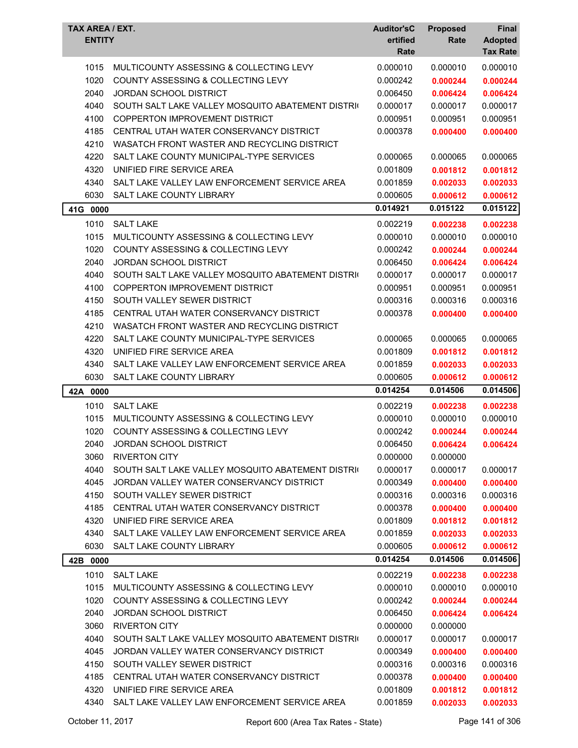| TAX AREA / EXT. ENTITY | | Auditor'sCertified Rate | Proposed Rate | Final Adopted Tax Rate |
|---|---|---|---|---|
| 1015 | MULTICOUNTY ASSESSING & COLLECTING LEVY | 0.000010 | 0.000010 | 0.000010 |
| 1020 | COUNTY ASSESSING & COLLECTING LEVY | 0.000242 | **0.000244** | **0.000244** |
| 2040 | JORDAN SCHOOL DISTRICT | 0.006450 | **0.006424** | **0.006424** |
| 4040 | SOUTH SALT LAKE VALLEY MOSQUITO ABATEMENT DISTRI | 0.000017 | 0.000017 | 0.000017 |
| 4100 | COPPERTON IMPROVEMENT DISTRICT | 0.000951 | 0.000951 | 0.000951 |
| 4185 | CENTRAL UTAH WATER CONSERVANCY DISTRICT | 0.000378 | **0.000400** | **0.000400** |
| 4210 | WASATCH FRONT WASTER AND RECYCLING DISTRICT | | | |
| 4220 | SALT LAKE COUNTY MUNICIPAL-TYPE SERVICES | 0.000065 | 0.000065 | 0.000065 |
| 4320 | UNIFIED FIRE SERVICE AREA | 0.001809 | **0.001812** | **0.001812** |
| 4340 | SALT LAKE VALLEY LAW ENFORCEMENT SERVICE AREA | 0.001859 | **0.002033** | **0.002033** |
| 6030 | SALT LAKE COUNTY LIBRARY | 0.000605 | **0.000612** | **0.000612** |
| **41G 0000** | | **0.014921** | **0.015122** | **0.015122** |
| 1010 | SALT LAKE | 0.002219 | **0.002238** | **0.002238** |
| 1015 | MULTICOUNTY ASSESSING & COLLECTING LEVY | 0.000010 | 0.000010 | 0.000010 |
| 1020 | COUNTY ASSESSING & COLLECTING LEVY | 0.000242 | **0.000244** | **0.000244** |
| 2040 | JORDAN SCHOOL DISTRICT | 0.006450 | **0.006424** | **0.006424** |
| 4040 | SOUTH SALT LAKE VALLEY MOSQUITO ABATEMENT DISTRI | 0.000017 | 0.000017 | 0.000017 |
| 4100 | COPPERTON IMPROVEMENT DISTRICT | 0.000951 | 0.000951 | 0.000951 |
| 4150 | SOUTH VALLEY SEWER DISTRICT | 0.000316 | 0.000316 | 0.000316 |
| 4185 | CENTRAL UTAH WATER CONSERVANCY DISTRICT | 0.000378 | **0.000400** | **0.000400** |
| 4210 | WASATCH FRONT WASTER AND RECYCLING DISTRICT | | | |
| 4220 | SALT LAKE COUNTY MUNICIPAL-TYPE SERVICES | 0.000065 | 0.000065 | 0.000065 |
| 4320 | UNIFIED FIRE SERVICE AREA | 0.001809 | **0.001812** | **0.001812** |
| 4340 | SALT LAKE VALLEY LAW ENFORCEMENT SERVICE AREA | 0.001859 | **0.002033** | **0.002033** |
| 6030 | SALT LAKE COUNTY LIBRARY | 0.000605 | **0.000612** | **0.000612** |
| **42A 0000** | | **0.014254** | **0.014506** | **0.014506** |
| 1010 | SALT LAKE | 0.002219 | **0.002238** | **0.002238** |
| 1015 | MULTICOUNTY ASSESSING & COLLECTING LEVY | 0.000010 | 0.000010 | 0.000010 |
| 1020 | COUNTY ASSESSING & COLLECTING LEVY | 0.000242 | **0.000244** | **0.000244** |
| 2040 | JORDAN SCHOOL DISTRICT | 0.006450 | **0.006424** | **0.006424** |
| 3060 | RIVERTON CITY | 0.000000 | 0.000000 | |
| 4040 | SOUTH SALT LAKE VALLEY MOSQUITO ABATEMENT DISTRI | 0.000017 | 0.000017 | 0.000017 |
| 4045 | JORDAN VALLEY WATER CONSERVANCY DISTRICT | 0.000349 | **0.000400** | **0.000400** |
| 4150 | SOUTH VALLEY SEWER DISTRICT | 0.000316 | 0.000316 | 0.000316 |
| 4185 | CENTRAL UTAH WATER CONSERVANCY DISTRICT | 0.000378 | **0.000400** | **0.000400** |
| 4320 | UNIFIED FIRE SERVICE AREA | 0.001809 | **0.001812** | **0.001812** |
| 4340 | SALT LAKE VALLEY LAW ENFORCEMENT SERVICE AREA | 0.001859 | **0.002033** | **0.002033** |
| 6030 | SALT LAKE COUNTY LIBRARY | 0.000605 | **0.000612** | **0.000612** |
| **42B 0000** | | **0.014254** | **0.014506** | **0.014506** |
| 1010 | SALT LAKE | 0.002219 | **0.002238** | **0.002238** |
| 1015 | MULTICOUNTY ASSESSING & COLLECTING LEVY | 0.000010 | 0.000010 | 0.000010 |
| 1020 | COUNTY ASSESSING & COLLECTING LEVY | 0.000242 | **0.000244** | **0.000244** |
| 2040 | JORDAN SCHOOL DISTRICT | 0.006450 | **0.006424** | **0.006424** |
| 3060 | RIVERTON CITY | 0.000000 | 0.000000 | |
| 4040 | SOUTH SALT LAKE VALLEY MOSQUITO ABATEMENT DISTRI | 0.000017 | 0.000017 | 0.000017 |
| 4045 | JORDAN VALLEY WATER CONSERVANCY DISTRICT | 0.000349 | **0.000400** | **0.000400** |
| 4150 | SOUTH VALLEY SEWER DISTRICT | 0.000316 | 0.000316 | 0.000316 |
| 4185 | CENTRAL UTAH WATER CONSERVANCY DISTRICT | 0.000378 | **0.000400** | **0.000400** |
| 4320 | UNIFIED FIRE SERVICE AREA | 0.001809 | **0.001812** | **0.001812** |
| 4340 | SALT LAKE VALLEY LAW ENFORCEMENT SERVICE AREA | 0.001859 | **0.002033** | **0.002033** |

October 11, 2017 — Report 600 (Area Tax Rates - State)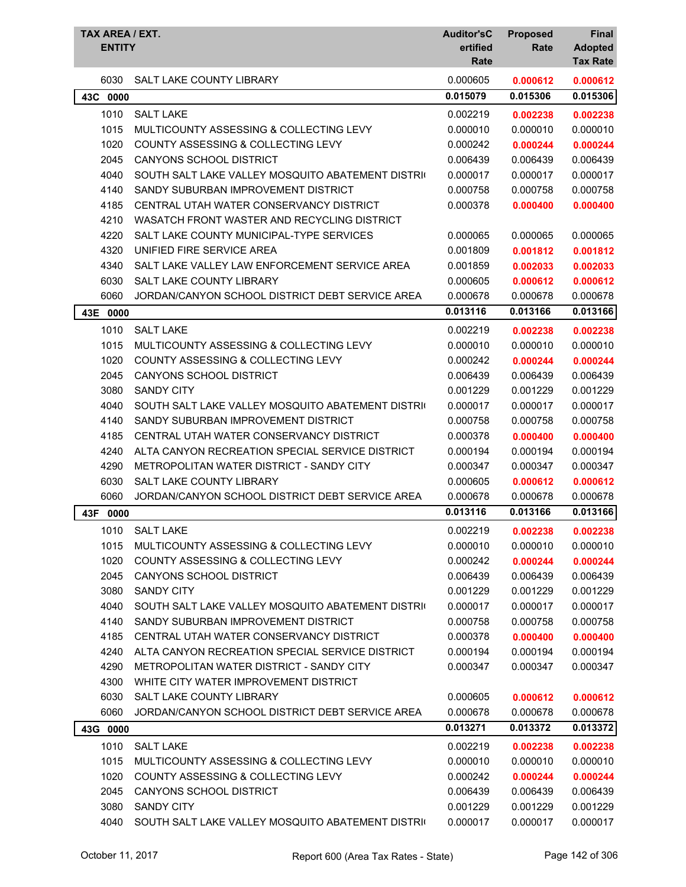| TAX AREA / EXT. | ENTITY | Auditor'sCertified Rate | Proposed Rate | Final Adopted Tax Rate |
|---|---|---|---|---|
| 6030 | SALT LAKE COUNTY LIBRARY | 0.000605 | **0.000612** | **0.000612** |
| **43C 0000** | | **0.015079** | **0.015306** | **0.015306** |
| 1010 | SALT LAKE | 0.002219 | **0.002238** | **0.002238** |
| 1015 | MULTICOUNTY ASSESSING & COLLECTING LEVY | 0.000010 | 0.000010 | 0.000010 |
| 1020 | COUNTY ASSESSING & COLLECTING LEVY | 0.000242 | **0.000244** | **0.000244** |
| 2045 | CANYONS SCHOOL DISTRICT | 0.006439 | 0.006439 | 0.006439 |
| 4040 | SOUTH SALT LAKE VALLEY MOSQUITO ABATEMENT DISTRI | 0.000017 | 0.000017 | 0.000017 |
| 4140 | SANDY SUBURBAN IMPROVEMENT DISTRICT | 0.000758 | 0.000758 | 0.000758 |
| 4185 | CENTRAL UTAH WATER CONSERVANCY DISTRICT | 0.000378 | **0.000400** | **0.000400** |
| 4210 | WASATCH FRONT WASTER AND RECYCLING DISTRICT | | | |
| 4220 | SALT LAKE COUNTY MUNICIPAL-TYPE SERVICES | 0.000065 | 0.000065 | 0.000065 |
| 4320 | UNIFIED FIRE SERVICE AREA | 0.001809 | **0.001812** | **0.001812** |
| 4340 | SALT LAKE VALLEY LAW ENFORCEMENT SERVICE AREA | 0.001859 | **0.002033** | **0.002033** |
| 6030 | SALT LAKE COUNTY LIBRARY | 0.000605 | **0.000612** | **0.000612** |
| 6060 | JORDAN/CANYON SCHOOL DISTRICT DEBT SERVICE AREA | 0.000678 | 0.000678 | 0.000678 |
| **43E 0000** | | **0.013116** | **0.013166** | **0.013166** |
| 1010 | SALT LAKE | 0.002219 | **0.002238** | **0.002238** |
| 1015 | MULTICOUNTY ASSESSING & COLLECTING LEVY | 0.000010 | 0.000010 | 0.000010 |
| 1020 | COUNTY ASSESSING & COLLECTING LEVY | 0.000242 | **0.000244** | **0.000244** |
| 2045 | CANYONS SCHOOL DISTRICT | 0.006439 | 0.006439 | 0.006439 |
| 3080 | SANDY CITY | 0.001229 | 0.001229 | 0.001229 |
| 4040 | SOUTH SALT LAKE VALLEY MOSQUITO ABATEMENT DISTRI | 0.000017 | 0.000017 | 0.000017 |
| 4140 | SANDY SUBURBAN IMPROVEMENT DISTRICT | 0.000758 | 0.000758 | 0.000758 |
| 4185 | CENTRAL UTAH WATER CONSERVANCY DISTRICT | 0.000378 | **0.000400** | **0.000400** |
| 4240 | ALTA CANYON RECREATION SPECIAL SERVICE DISTRICT | 0.000194 | 0.000194 | 0.000194 |
| 4290 | METROPOLITAN WATER DISTRICT - SANDY CITY | 0.000347 | 0.000347 | 0.000347 |
| 6030 | SALT LAKE COUNTY LIBRARY | 0.000605 | **0.000612** | **0.000612** |
| 6060 | JORDAN/CANYON SCHOOL DISTRICT DEBT SERVICE AREA | 0.000678 | 0.000678 | 0.000678 |
| **43F 0000** | | **0.013116** | **0.013166** | **0.013166** |
| 1010 | SALT LAKE | 0.002219 | **0.002238** | **0.002238** |
| 1015 | MULTICOUNTY ASSESSING & COLLECTING LEVY | 0.000010 | 0.000010 | 0.000010 |
| 1020 | COUNTY ASSESSING & COLLECTING LEVY | 0.000242 | **0.000244** | **0.000244** |
| 2045 | CANYONS SCHOOL DISTRICT | 0.006439 | 0.006439 | 0.006439 |
| 3080 | SANDY CITY | 0.001229 | 0.001229 | 0.001229 |
| 4040 | SOUTH SALT LAKE VALLEY MOSQUITO ABATEMENT DISTRI | 0.000017 | 0.000017 | 0.000017 |
| 4140 | SANDY SUBURBAN IMPROVEMENT DISTRICT | 0.000758 | 0.000758 | 0.000758 |
| 4185 | CENTRAL UTAH WATER CONSERVANCY DISTRICT | 0.000378 | **0.000400** | **0.000400** |
| 4240 | ALTA CANYON RECREATION SPECIAL SERVICE DISTRICT | 0.000194 | 0.000194 | 0.000194 |
| 4290 | METROPOLITAN WATER DISTRICT - SANDY CITY | 0.000347 | 0.000347 | 0.000347 |
| 4300 | WHITE CITY WATER IMPROVEMENT DISTRICT | | | |
| 6030 | SALT LAKE COUNTY LIBRARY | 0.000605 | **0.000612** | **0.000612** |
| 6060 | JORDAN/CANYON SCHOOL DISTRICT DEBT SERVICE AREA | 0.000678 | 0.000678 | 0.000678 |
| **43G 0000** | | **0.013271** | **0.013372** | **0.013372** |
| 1010 | SALT LAKE | 0.002219 | **0.002238** | **0.002238** |
| 1015 | MULTICOUNTY ASSESSING & COLLECTING LEVY | 0.000010 | 0.000010 | 0.000010 |
| 1020 | COUNTY ASSESSING & COLLECTING LEVY | 0.000242 | **0.000244** | **0.000244** |
| 2045 | CANYONS SCHOOL DISTRICT | 0.006439 | 0.006439 | 0.006439 |
| 3080 | SANDY CITY | 0.001229 | 0.001229 | 0.001229 |
| 4040 | SOUTH SALT LAKE VALLEY MOSQUITO ABATEMENT DISTRI | 0.000017 | 0.000017 | 0.000017 |

October 11, 2017 — Report 600 (Area Tax Rates - State)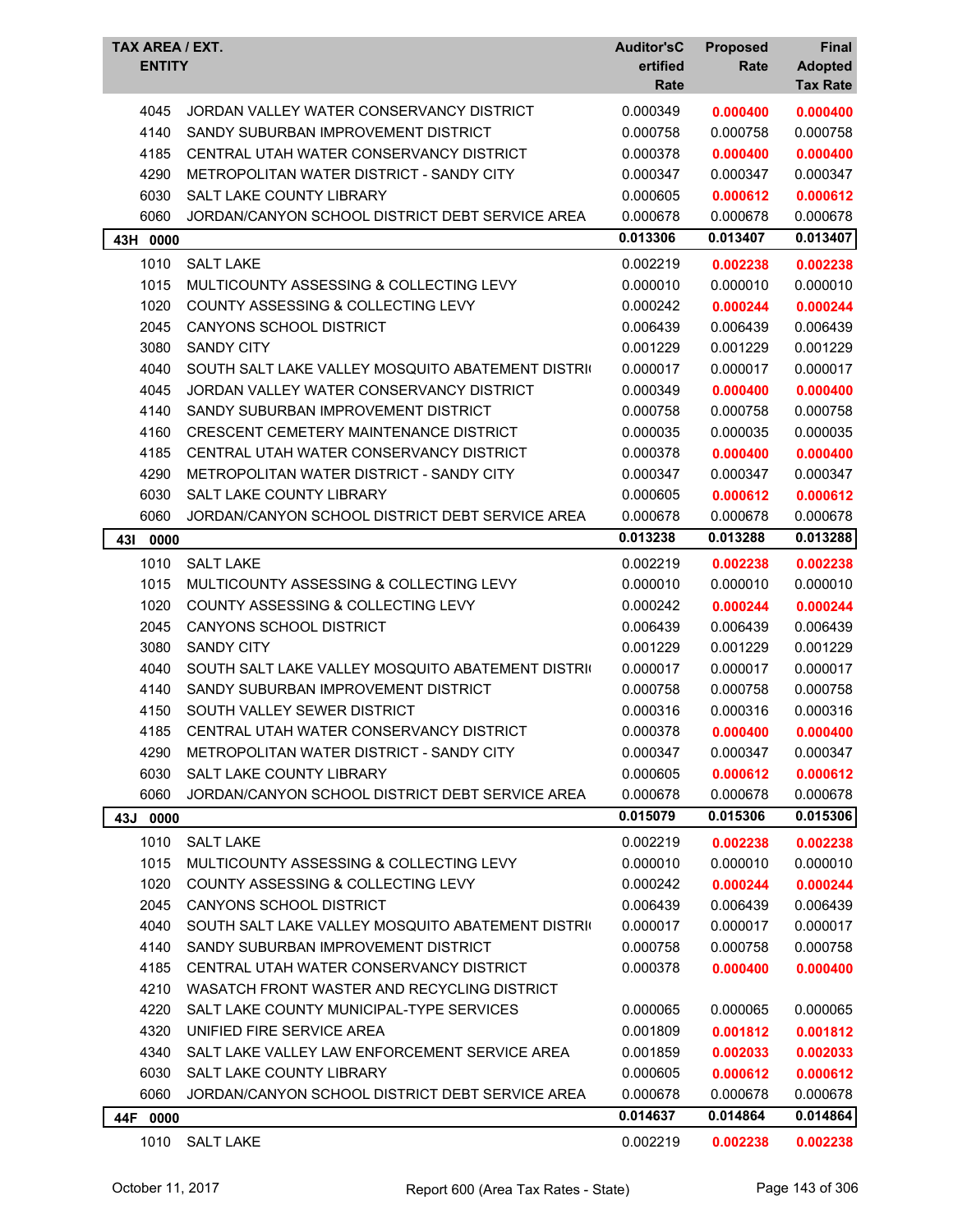| TAX AREA / EXT. ENTITY | | Auditor's Certified Rate | Proposed Rate | Final Adopted Tax Rate |
|---|---|---|---|---|
| 4045 | JORDAN VALLEY WATER CONSERVANCY DISTRICT | 0.000349 | **0.000400** | **0.000400** |
| 4140 | SANDY SUBURBAN IMPROVEMENT DISTRICT | 0.000758 | 0.000758 | 0.000758 |
| 4185 | CENTRAL UTAH WATER CONSERVANCY DISTRICT | 0.000378 | **0.000400** | **0.000400** |
| 4290 | METROPOLITAN WATER DISTRICT - SANDY CITY | 0.000347 | 0.000347 | 0.000347 |
| 6030 | SALT LAKE COUNTY LIBRARY | 0.000605 | **0.000612** | **0.000612** |
| 6060 | JORDAN/CANYON SCHOOL DISTRICT DEBT SERVICE AREA | 0.000678 | 0.000678 | 0.000678 |
| **43H 0000** | | **0.013306** | **0.013407** | **0.013407** |
| 1010 | SALT LAKE | 0.002219 | **0.002238** | **0.002238** |
| 1015 | MULTICOUNTY ASSESSING & COLLECTING LEVY | 0.000010 | 0.000010 | 0.000010 |
| 1020 | COUNTY ASSESSING & COLLECTING LEVY | 0.000242 | **0.000244** | **0.000244** |
| 2045 | CANYONS SCHOOL DISTRICT | 0.006439 | 0.006439 | 0.006439 |
| 3080 | SANDY CITY | 0.001229 | 0.001229 | 0.001229 |
| 4040 | SOUTH SALT LAKE VALLEY MOSQUITO ABATEMENT DISTRI | 0.000017 | 0.000017 | 0.000017 |
| 4045 | JORDAN VALLEY WATER CONSERVANCY DISTRICT | 0.000349 | **0.000400** | **0.000400** |
| 4140 | SANDY SUBURBAN IMPROVEMENT DISTRICT | 0.000758 | 0.000758 | 0.000758 |
| 4160 | CRESCENT CEMETERY MAINTENANCE DISTRICT | 0.000035 | 0.000035 | 0.000035 |
| 4185 | CENTRAL UTAH WATER CONSERVANCY DISTRICT | 0.000378 | **0.000400** | **0.000400** |
| 4290 | METROPOLITAN WATER DISTRICT - SANDY CITY | 0.000347 | 0.000347 | 0.000347 |
| 6030 | SALT LAKE COUNTY LIBRARY | 0.000605 | **0.000612** | **0.000612** |
| 6060 | JORDAN/CANYON SCHOOL DISTRICT DEBT SERVICE AREA | 0.000678 | 0.000678 | 0.000678 |
| **43I 0000** | | **0.013238** | **0.013288** | **0.013288** |
| 1010 | SALT LAKE | 0.002219 | **0.002238** | **0.002238** |
| 1015 | MULTICOUNTY ASSESSING & COLLECTING LEVY | 0.000010 | 0.000010 | 0.000010 |
| 1020 | COUNTY ASSESSING & COLLECTING LEVY | 0.000242 | **0.000244** | **0.000244** |
| 2045 | CANYONS SCHOOL DISTRICT | 0.006439 | 0.006439 | 0.006439 |
| 3080 | SANDY CITY | 0.001229 | 0.001229 | 0.001229 |
| 4040 | SOUTH SALT LAKE VALLEY MOSQUITO ABATEMENT DISTRI | 0.000017 | 0.000017 | 0.000017 |
| 4140 | SANDY SUBURBAN IMPROVEMENT DISTRICT | 0.000758 | 0.000758 | 0.000758 |
| 4150 | SOUTH VALLEY SEWER DISTRICT | 0.000316 | 0.000316 | 0.000316 |
| 4185 | CENTRAL UTAH WATER CONSERVANCY DISTRICT | 0.000378 | **0.000400** | **0.000400** |
| 4290 | METROPOLITAN WATER DISTRICT - SANDY CITY | 0.000347 | 0.000347 | 0.000347 |
| 6030 | SALT LAKE COUNTY LIBRARY | 0.000605 | **0.000612** | **0.000612** |
| 6060 | JORDAN/CANYON SCHOOL DISTRICT DEBT SERVICE AREA | 0.000678 | 0.000678 | 0.000678 |
| **43J 0000** | | **0.015079** | **0.015306** | **0.015306** |
| 1010 | SALT LAKE | 0.002219 | **0.002238** | **0.002238** |
| 1015 | MULTICOUNTY ASSESSING & COLLECTING LEVY | 0.000010 | 0.000010 | 0.000010 |
| 1020 | COUNTY ASSESSING & COLLECTING LEVY | 0.000242 | **0.000244** | **0.000244** |
| 2045 | CANYONS SCHOOL DISTRICT | 0.006439 | 0.006439 | 0.006439 |
| 4040 | SOUTH SALT LAKE VALLEY MOSQUITO ABATEMENT DISTRI | 0.000017 | 0.000017 | 0.000017 |
| 4140 | SANDY SUBURBAN IMPROVEMENT DISTRICT | 0.000758 | 0.000758 | 0.000758 |
| 4185 | CENTRAL UTAH WATER CONSERVANCY DISTRICT | 0.000378 | **0.000400** | **0.000400** |
| 4210 | WASATCH FRONT WASTER AND RECYCLING DISTRICT | | | |
| 4220 | SALT LAKE COUNTY MUNICIPAL-TYPE SERVICES | 0.000065 | 0.000065 | 0.000065 |
| 4320 | UNIFIED FIRE SERVICE AREA | 0.001809 | **0.001812** | **0.001812** |
| 4340 | SALT LAKE VALLEY LAW ENFORCEMENT SERVICE AREA | 0.001859 | **0.002033** | **0.002033** |
| 6030 | SALT LAKE COUNTY LIBRARY | 0.000605 | **0.000612** | **0.000612** |
| 6060 | JORDAN/CANYON SCHOOL DISTRICT DEBT SERVICE AREA | 0.000678 | 0.000678 | 0.000678 |
| **44F 0000** | | **0.014637** | **0.014864** | **0.014864** |
| 1010 | SALT LAKE | 0.002219 | **0.002238** | **0.002238** |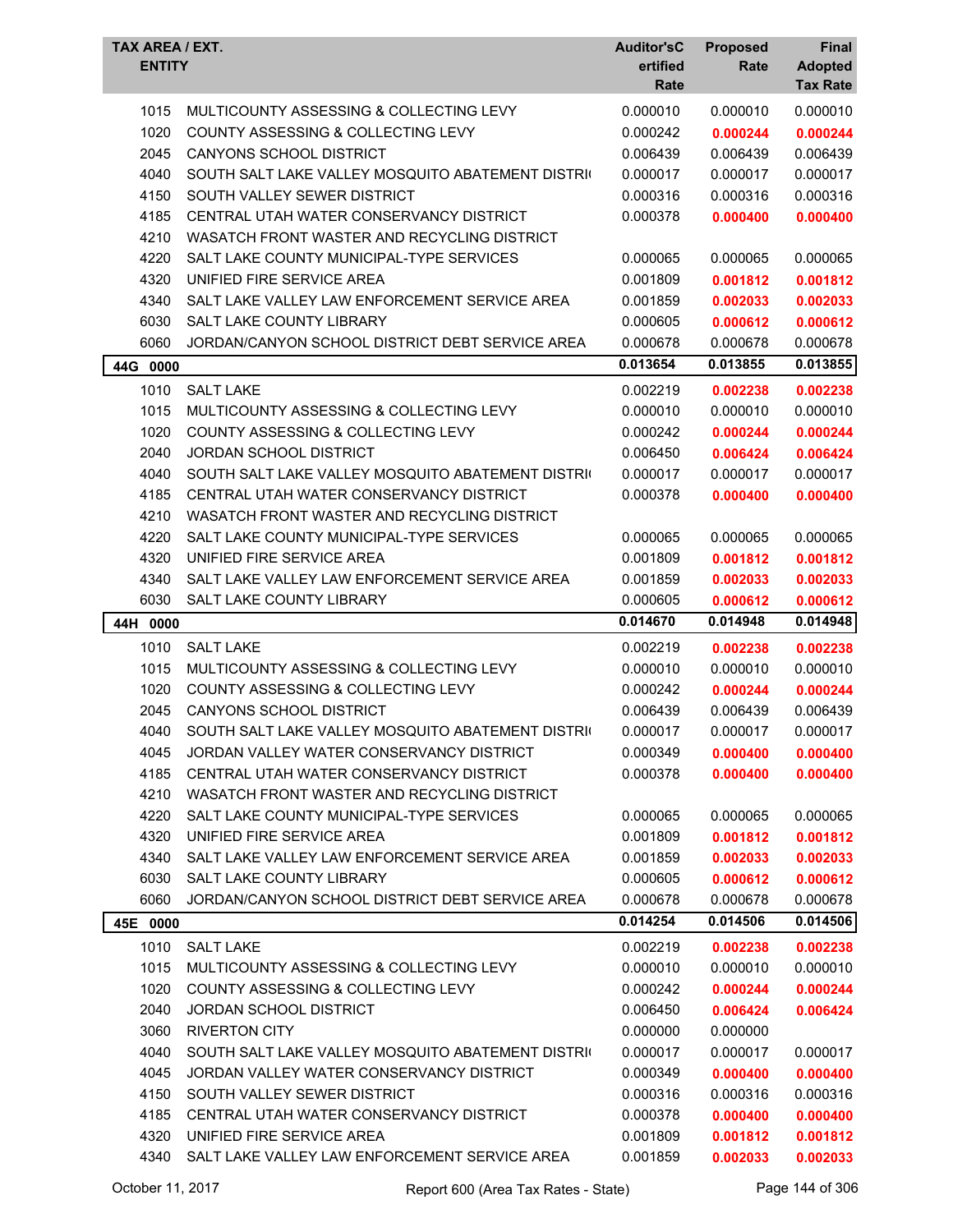| TAX AREA / EXT. ENTITY | | Auditor'sCertified Rate | Proposed Rate | Final Adopted Tax Rate |
|---|---|---|---|---|
| 1015 | MULTICOUNTY ASSESSING & COLLECTING LEVY | 0.000010 | 0.000010 | 0.000010 |
| 1020 | COUNTY ASSESSING & COLLECTING LEVY | 0.000242 | **0.000244** | **0.000244** |
| 2045 | CANYONS SCHOOL DISTRICT | 0.006439 | 0.006439 | 0.006439 |
| 4040 | SOUTH SALT LAKE VALLEY MOSQUITO ABATEMENT DISTRI( | 0.000017 | 0.000017 | 0.000017 |
| 4150 | SOUTH VALLEY SEWER DISTRICT | 0.000316 | 0.000316 | 0.000316 |
| 4185 | CENTRAL UTAH WATER CONSERVANCY DISTRICT | 0.000378 | **0.000400** | **0.000400** |
| 4210 | WASATCH FRONT WASTER AND RECYCLING DISTRICT | | | |
| 4220 | SALT LAKE COUNTY MUNICIPAL-TYPE SERVICES | 0.000065 | 0.000065 | 0.000065 |
| 4320 | UNIFIED FIRE SERVICE AREA | 0.001809 | **0.001812** | **0.001812** |
| 4340 | SALT LAKE VALLEY LAW ENFORCEMENT SERVICE AREA | 0.001859 | **0.002033** | **0.002033** |
| 6030 | SALT LAKE COUNTY LIBRARY | 0.000605 | **0.000612** | **0.000612** |
| 6060 | JORDAN/CANYON SCHOOL DISTRICT DEBT SERVICE AREA | 0.000678 | 0.000678 | 0.000678 |
| **44G 0000** | | **0.013654** | **0.013855** | **0.013855** |
| 1010 | SALT LAKE | 0.002219 | **0.002238** | **0.002238** |
| 1015 | MULTICOUNTY ASSESSING & COLLECTING LEVY | 0.000010 | 0.000010 | 0.000010 |
| 1020 | COUNTY ASSESSING & COLLECTING LEVY | 0.000242 | **0.000244** | **0.000244** |
| 2040 | JORDAN SCHOOL DISTRICT | 0.006450 | **0.006424** | **0.006424** |
| 4040 | SOUTH SALT LAKE VALLEY MOSQUITO ABATEMENT DISTRI( | 0.000017 | 0.000017 | 0.000017 |
| 4185 | CENTRAL UTAH WATER CONSERVANCY DISTRICT | 0.000378 | **0.000400** | **0.000400** |
| 4210 | WASATCH FRONT WASTER AND RECYCLING DISTRICT | | | |
| 4220 | SALT LAKE COUNTY MUNICIPAL-TYPE SERVICES | 0.000065 | 0.000065 | 0.000065 |
| 4320 | UNIFIED FIRE SERVICE AREA | 0.001809 | **0.001812** | **0.001812** |
| 4340 | SALT LAKE VALLEY LAW ENFORCEMENT SERVICE AREA | 0.001859 | **0.002033** | **0.002033** |
| 6030 | SALT LAKE COUNTY LIBRARY | 0.000605 | **0.000612** | **0.000612** |
| **44H 0000** | | **0.014670** | **0.014948** | **0.014948** |
| 1010 | SALT LAKE | 0.002219 | **0.002238** | **0.002238** |
| 1015 | MULTICOUNTY ASSESSING & COLLECTING LEVY | 0.000010 | 0.000010 | 0.000010 |
| 1020 | COUNTY ASSESSING & COLLECTING LEVY | 0.000242 | **0.000244** | **0.000244** |
| 2045 | CANYONS SCHOOL DISTRICT | 0.006439 | 0.006439 | 0.006439 |
| 4040 | SOUTH SALT LAKE VALLEY MOSQUITO ABATEMENT DISTRI( | 0.000017 | 0.000017 | 0.000017 |
| 4045 | JORDAN VALLEY WATER CONSERVANCY DISTRICT | 0.000349 | **0.000400** | **0.000400** |
| 4185 | CENTRAL UTAH WATER CONSERVANCY DISTRICT | 0.000378 | **0.000400** | **0.000400** |
| 4210 | WASATCH FRONT WASTER AND RECYCLING DISTRICT | | | |
| 4220 | SALT LAKE COUNTY MUNICIPAL-TYPE SERVICES | 0.000065 | 0.000065 | 0.000065 |
| 4320 | UNIFIED FIRE SERVICE AREA | 0.001809 | **0.001812** | **0.001812** |
| 4340 | SALT LAKE VALLEY LAW ENFORCEMENT SERVICE AREA | 0.001859 | **0.002033** | **0.002033** |
| 6030 | SALT LAKE COUNTY LIBRARY | 0.000605 | **0.000612** | **0.000612** |
| 6060 | JORDAN/CANYON SCHOOL DISTRICT DEBT SERVICE AREA | 0.000678 | 0.000678 | 0.000678 |
| **45E 0000** | | **0.014254** | **0.014506** | **0.014506** |
| 1010 | SALT LAKE | 0.002219 | **0.002238** | **0.002238** |
| 1015 | MULTICOUNTY ASSESSING & COLLECTING LEVY | 0.000010 | 0.000010 | 0.000010 |
| 1020 | COUNTY ASSESSING & COLLECTING LEVY | 0.000242 | **0.000244** | **0.000244** |
| 2040 | JORDAN SCHOOL DISTRICT | 0.006450 | **0.006424** | **0.006424** |
| 3060 | RIVERTON CITY | 0.000000 | 0.000000 | |
| 4040 | SOUTH SALT LAKE VALLEY MOSQUITO ABATEMENT DISTRI( | 0.000017 | 0.000017 | 0.000017 |
| 4045 | JORDAN VALLEY WATER CONSERVANCY DISTRICT | 0.000349 | **0.000400** | **0.000400** |
| 4150 | SOUTH VALLEY SEWER DISTRICT | 0.000316 | 0.000316 | 0.000316 |
| 4185 | CENTRAL UTAH WATER CONSERVANCY DISTRICT | 0.000378 | **0.000400** | **0.000400** |
| 4320 | UNIFIED FIRE SERVICE AREA | 0.001809 | **0.001812** | **0.001812** |
| 4340 | SALT LAKE VALLEY LAW ENFORCEMENT SERVICE AREA | 0.001859 | **0.002033** | **0.002033** |

October 11, 2017 — Report 600 (Area Tax Rates - State)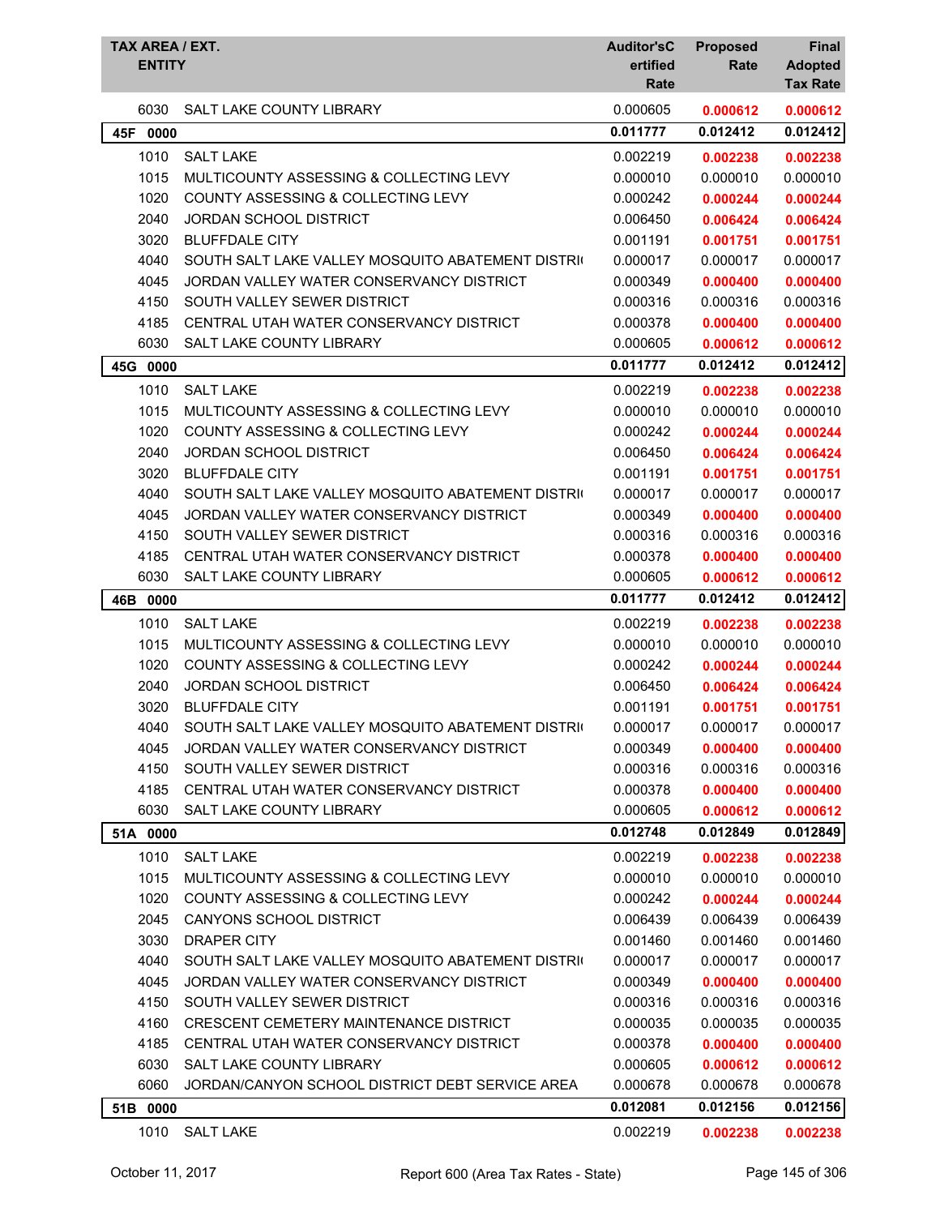| TAX AREA / EXT. | ENTITY | Auditor'sCertified Rate | Proposed Rate | Final Adopted Tax Rate |
|---|---|---|---|---|
| 6030 | SALT LAKE COUNTY LIBRARY | 0.000605 | **0.000612** | **0.000612** |
| **45F 0000** | | **0.011777** | **0.012412** | **0.012412** |
| 1010 | SALT LAKE | 0.002219 | **0.002238** | **0.002238** |
| 1015 | MULTICOUNTY ASSESSING & COLLECTING LEVY | 0.000010 | 0.000010 | 0.000010 |
| 1020 | COUNTY ASSESSING & COLLECTING LEVY | 0.000242 | **0.000244** | **0.000244** |
| 2040 | JORDAN SCHOOL DISTRICT | 0.006450 | **0.006424** | **0.006424** |
| 3020 | BLUFFDALE CITY | 0.001191 | **0.001751** | **0.001751** |
| 4040 | SOUTH SALT LAKE VALLEY MOSQUITO ABATEMENT DISTRI | 0.000017 | 0.000017 | 0.000017 |
| 4045 | JORDAN VALLEY WATER CONSERVANCY DISTRICT | 0.000349 | **0.000400** | **0.000400** |
| 4150 | SOUTH VALLEY SEWER DISTRICT | 0.000316 | 0.000316 | 0.000316 |
| 4185 | CENTRAL UTAH WATER CONSERVANCY DISTRICT | 0.000378 | **0.000400** | **0.000400** |
| 6030 | SALT LAKE COUNTY LIBRARY | 0.000605 | **0.000612** | **0.000612** |
| **45G 0000** | | **0.011777** | **0.012412** | **0.012412** |
| 1010 | SALT LAKE | 0.002219 | **0.002238** | **0.002238** |
| 1015 | MULTICOUNTY ASSESSING & COLLECTING LEVY | 0.000010 | 0.000010 | 0.000010 |
| 1020 | COUNTY ASSESSING & COLLECTING LEVY | 0.000242 | **0.000244** | **0.000244** |
| 2040 | JORDAN SCHOOL DISTRICT | 0.006450 | **0.006424** | **0.006424** |
| 3020 | BLUFFDALE CITY | 0.001191 | **0.001751** | **0.001751** |
| 4040 | SOUTH SALT LAKE VALLEY MOSQUITO ABATEMENT DISTRI | 0.000017 | 0.000017 | 0.000017 |
| 4045 | JORDAN VALLEY WATER CONSERVANCY DISTRICT | 0.000349 | **0.000400** | **0.000400** |
| 4150 | SOUTH VALLEY SEWER DISTRICT | 0.000316 | 0.000316 | 0.000316 |
| 4185 | CENTRAL UTAH WATER CONSERVANCY DISTRICT | 0.000378 | **0.000400** | **0.000400** |
| 6030 | SALT LAKE COUNTY LIBRARY | 0.000605 | **0.000612** | **0.000612** |
| **46B 0000** | | **0.011777** | **0.012412** | **0.012412** |
| 1010 | SALT LAKE | 0.002219 | **0.002238** | **0.002238** |
| 1015 | MULTICOUNTY ASSESSING & COLLECTING LEVY | 0.000010 | 0.000010 | 0.000010 |
| 1020 | COUNTY ASSESSING & COLLECTING LEVY | 0.000242 | **0.000244** | **0.000244** |
| 2040 | JORDAN SCHOOL DISTRICT | 0.006450 | **0.006424** | **0.006424** |
| 3020 | BLUFFDALE CITY | 0.001191 | **0.001751** | **0.001751** |
| 4040 | SOUTH SALT LAKE VALLEY MOSQUITO ABATEMENT DISTRI | 0.000017 | 0.000017 | 0.000017 |
| 4045 | JORDAN VALLEY WATER CONSERVANCY DISTRICT | 0.000349 | **0.000400** | **0.000400** |
| 4150 | SOUTH VALLEY SEWER DISTRICT | 0.000316 | 0.000316 | 0.000316 |
| 4185 | CENTRAL UTAH WATER CONSERVANCY DISTRICT | 0.000378 | **0.000400** | **0.000400** |
| 6030 | SALT LAKE COUNTY LIBRARY | 0.000605 | **0.000612** | **0.000612** |
| **51A 0000** | | **0.012748** | **0.012849** | **0.012849** |
| 1010 | SALT LAKE | 0.002219 | **0.002238** | **0.002238** |
| 1015 | MULTICOUNTY ASSESSING & COLLECTING LEVY | 0.000010 | 0.000010 | 0.000010 |
| 1020 | COUNTY ASSESSING & COLLECTING LEVY | 0.000242 | **0.000244** | **0.000244** |
| 2045 | CANYONS SCHOOL DISTRICT | 0.006439 | 0.006439 | 0.006439 |
| 3030 | DRAPER CITY | 0.001460 | 0.001460 | 0.001460 |
| 4040 | SOUTH SALT LAKE VALLEY MOSQUITO ABATEMENT DISTRI | 0.000017 | 0.000017 | 0.000017 |
| 4045 | JORDAN VALLEY WATER CONSERVANCY DISTRICT | 0.000349 | **0.000400** | **0.000400** |
| 4150 | SOUTH VALLEY SEWER DISTRICT | 0.000316 | 0.000316 | 0.000316 |
| 4160 | CRESCENT CEMETERY MAINTENANCE DISTRICT | 0.000035 | 0.000035 | 0.000035 |
| 4185 | CENTRAL UTAH WATER CONSERVANCY DISTRICT | 0.000378 | **0.000400** | **0.000400** |
| 6030 | SALT LAKE COUNTY LIBRARY | 0.000605 | **0.000612** | **0.000612** |
| 6060 | JORDAN/CANYON SCHOOL DISTRICT DEBT SERVICE AREA | 0.000678 | 0.000678 | 0.000678 |
| **51B 0000** | | **0.012081** | **0.012156** | **0.012156** |
| 1010 | SALT LAKE | 0.002219 | **0.002238** | **0.002238** |

October 11, 2017 Report 600 (Area Tax Rates - State)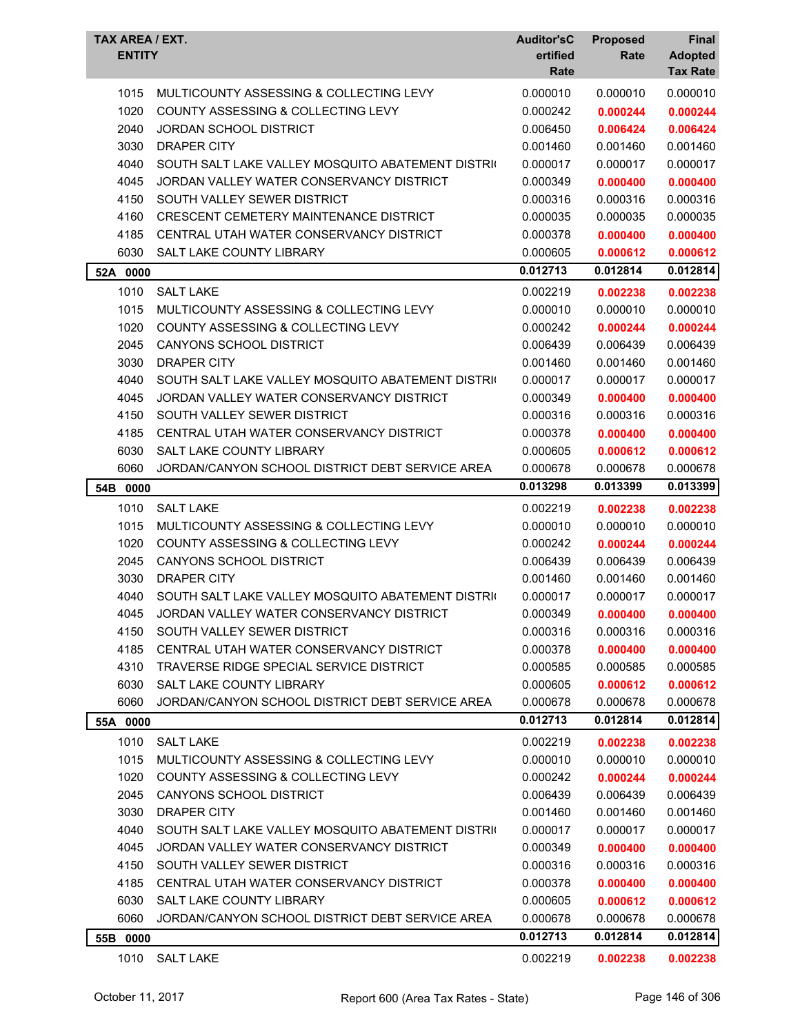| TAX AREA / EXT. ENTITY | | Auditor'sCertified Rate | Proposed Rate | Final Adopted Tax Rate |
|---|---|---|---|---|
| 1015 | MULTICOUNTY ASSESSING & COLLECTING LEVY | 0.000010 | 0.000010 | 0.000010 |
| 1020 | COUNTY ASSESSING & COLLECTING LEVY | 0.000242 | **0.000244** | **0.000244** |
| 2040 | JORDAN SCHOOL DISTRICT | 0.006450 | **0.006424** | **0.006424** |
| 3030 | DRAPER CITY | 0.001460 | 0.001460 | 0.001460 |
| 4040 | SOUTH SALT LAKE VALLEY MOSQUITO ABATEMENT DISTRI( | 0.000017 | 0.000017 | 0.000017 |
| 4045 | JORDAN VALLEY WATER CONSERVANCY DISTRICT | 0.000349 | **0.000400** | **0.000400** |
| 4150 | SOUTH VALLEY SEWER DISTRICT | 0.000316 | 0.000316 | 0.000316 |
| 4160 | CRESCENT CEMETERY MAINTENANCE DISTRICT | 0.000035 | 0.000035 | 0.000035 |
| 4185 | CENTRAL UTAH WATER CONSERVANCY DISTRICT | 0.000378 | **0.000400** | **0.000400** |
| 6030 | SALT LAKE COUNTY LIBRARY | 0.000605 | **0.000612** | **0.000612** |
| **52A 0000** | | **0.012713** | **0.012814** | **0.012814** |
| 1010 | SALT LAKE | 0.002219 | **0.002238** | **0.002238** |
| 1015 | MULTICOUNTY ASSESSING & COLLECTING LEVY | 0.000010 | 0.000010 | 0.000010 |
| 1020 | COUNTY ASSESSING & COLLECTING LEVY | 0.000242 | **0.000244** | **0.000244** |
| 2045 | CANYONS SCHOOL DISTRICT | 0.006439 | 0.006439 | 0.006439 |
| 3030 | DRAPER CITY | 0.001460 | 0.001460 | 0.001460 |
| 4040 | SOUTH SALT LAKE VALLEY MOSQUITO ABATEMENT DISTRI( | 0.000017 | 0.000017 | 0.000017 |
| 4045 | JORDAN VALLEY WATER CONSERVANCY DISTRICT | 0.000349 | **0.000400** | **0.000400** |
| 4150 | SOUTH VALLEY SEWER DISTRICT | 0.000316 | 0.000316 | 0.000316 |
| 4185 | CENTRAL UTAH WATER CONSERVANCY DISTRICT | 0.000378 | **0.000400** | **0.000400** |
| 6030 | SALT LAKE COUNTY LIBRARY | 0.000605 | **0.000612** | **0.000612** |
| 6060 | JORDAN/CANYON SCHOOL DISTRICT DEBT SERVICE AREA | 0.000678 | 0.000678 | 0.000678 |
| **54B 0000** | | **0.013298** | **0.013399** | **0.013399** |
| 1010 | SALT LAKE | 0.002219 | **0.002238** | **0.002238** |
| 1015 | MULTICOUNTY ASSESSING & COLLECTING LEVY | 0.000010 | 0.000010 | 0.000010 |
| 1020 | COUNTY ASSESSING & COLLECTING LEVY | 0.000242 | **0.000244** | **0.000244** |
| 2045 | CANYONS SCHOOL DISTRICT | 0.006439 | 0.006439 | 0.006439 |
| 3030 | DRAPER CITY | 0.001460 | 0.001460 | 0.001460 |
| 4040 | SOUTH SALT LAKE VALLEY MOSQUITO ABATEMENT DISTRI( | 0.000017 | 0.000017 | 0.000017 |
| 4045 | JORDAN VALLEY WATER CONSERVANCY DISTRICT | 0.000349 | **0.000400** | **0.000400** |
| 4150 | SOUTH VALLEY SEWER DISTRICT | 0.000316 | 0.000316 | 0.000316 |
| 4185 | CENTRAL UTAH WATER CONSERVANCY DISTRICT | 0.000378 | **0.000400** | **0.000400** |
| 4310 | TRAVERSE RIDGE SPECIAL SERVICE DISTRICT | 0.000585 | 0.000585 | 0.000585 |
| 6030 | SALT LAKE COUNTY LIBRARY | 0.000605 | **0.000612** | **0.000612** |
| 6060 | JORDAN/CANYON SCHOOL DISTRICT DEBT SERVICE AREA | 0.000678 | 0.000678 | 0.000678 |
| **55A 0000** | | **0.012713** | **0.012814** | **0.012814** |
| 1010 | SALT LAKE | 0.002219 | **0.002238** | **0.002238** |
| 1015 | MULTICOUNTY ASSESSING & COLLECTING LEVY | 0.000010 | 0.000010 | 0.000010 |
| 1020 | COUNTY ASSESSING & COLLECTING LEVY | 0.000242 | **0.000244** | **0.000244** |
| 2045 | CANYONS SCHOOL DISTRICT | 0.006439 | 0.006439 | 0.006439 |
| 3030 | DRAPER CITY | 0.001460 | 0.001460 | 0.001460 |
| 4040 | SOUTH SALT LAKE VALLEY MOSQUITO ABATEMENT DISTRI( | 0.000017 | 0.000017 | 0.000017 |
| 4045 | JORDAN VALLEY WATER CONSERVANCY DISTRICT | 0.000349 | **0.000400** | **0.000400** |
| 4150 | SOUTH VALLEY SEWER DISTRICT | 0.000316 | 0.000316 | 0.000316 |
| 4185 | CENTRAL UTAH WATER CONSERVANCY DISTRICT | 0.000378 | **0.000400** | **0.000400** |
| 6030 | SALT LAKE COUNTY LIBRARY | 0.000605 | **0.000612** | **0.000612** |
| 6060 | JORDAN/CANYON SCHOOL DISTRICT DEBT SERVICE AREA | 0.000678 | 0.000678 | 0.000678 |
| **55B 0000** | | **0.012713** | **0.012814** | **0.012814** |
| 1010 | SALT LAKE | 0.002219 | **0.002238** | **0.002238** |

October 11, 2017 — Report 600 (Area Tax Rates - State)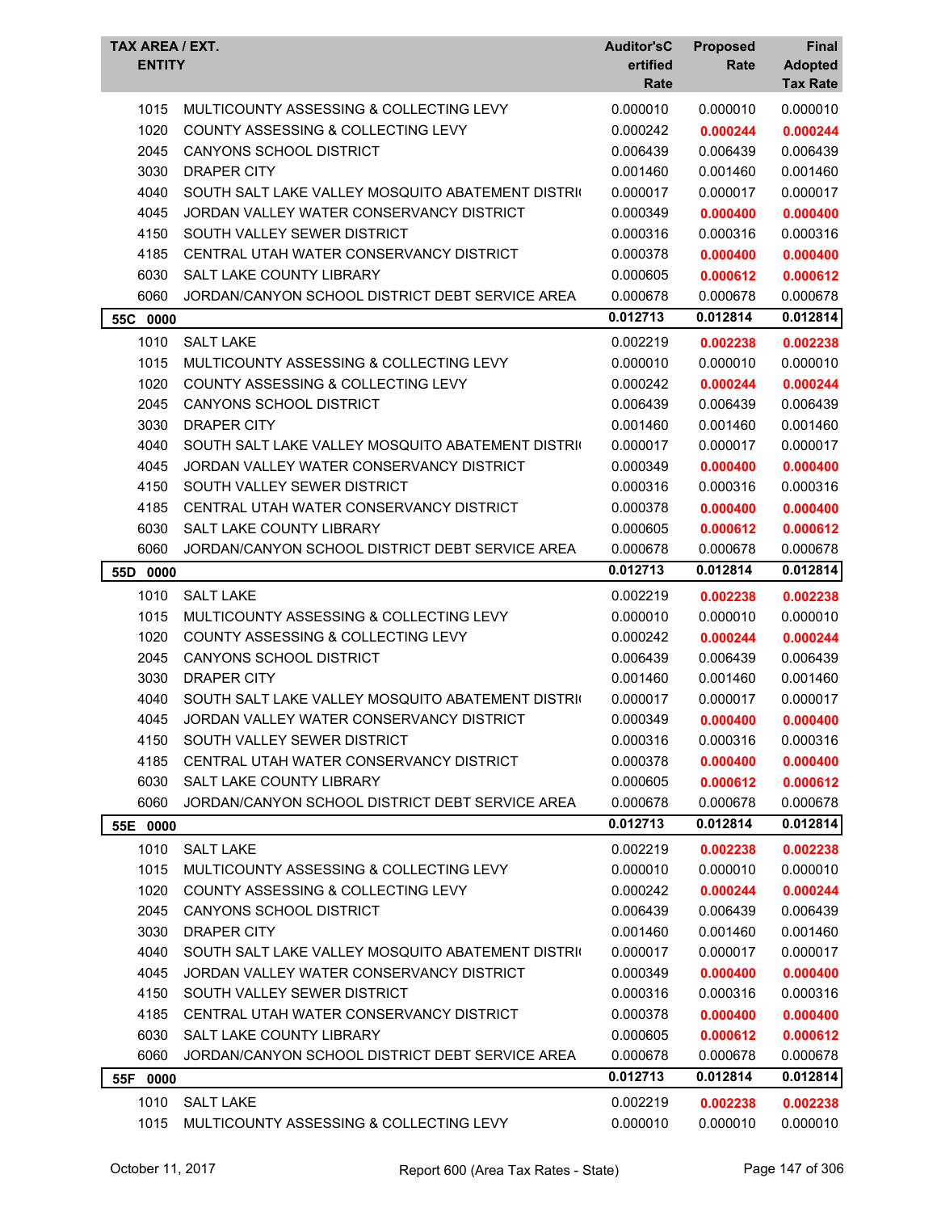| TAX AREA / EXT. ENTITY | | Auditor'sCertified Rate | Proposed Rate | Final Adopted Tax Rate |
|---|---|---|---|---|
| 1015 | MULTICOUNTY ASSESSING & COLLECTING LEVY | 0.000010 | 0.000010 | 0.000010 |
| 1020 | COUNTY ASSESSING & COLLECTING LEVY | 0.000242 | **0.000244** | **0.000244** |
| 2045 | CANYONS SCHOOL DISTRICT | 0.006439 | 0.006439 | 0.006439 |
| 3030 | DRAPER CITY | 0.001460 | 0.001460 | 0.001460 |
| 4040 | SOUTH SALT LAKE VALLEY MOSQUITO ABATEMENT DISTRI | 0.000017 | 0.000017 | 0.000017 |
| 4045 | JORDAN VALLEY WATER CONSERVANCY DISTRICT | 0.000349 | **0.000400** | **0.000400** |
| 4150 | SOUTH VALLEY SEWER DISTRICT | 0.000316 | 0.000316 | 0.000316 |
| 4185 | CENTRAL UTAH WATER CONSERVANCY DISTRICT | 0.000378 | **0.000400** | **0.000400** |
| 6030 | SALT LAKE COUNTY LIBRARY | 0.000605 | **0.000612** | **0.000612** |
| 6060 | JORDAN/CANYON SCHOOL DISTRICT DEBT SERVICE AREA | 0.000678 | 0.000678 | 0.000678 |
| **55C 0000** | | **0.012713** | **0.012814** | **0.012814** |
| 1010 | SALT LAKE | 0.002219 | **0.002238** | **0.002238** |
| 1015 | MULTICOUNTY ASSESSING & COLLECTING LEVY | 0.000010 | 0.000010 | 0.000010 |
| 1020 | COUNTY ASSESSING & COLLECTING LEVY | 0.000242 | **0.000244** | **0.000244** |
| 2045 | CANYONS SCHOOL DISTRICT | 0.006439 | 0.006439 | 0.006439 |
| 3030 | DRAPER CITY | 0.001460 | 0.001460 | 0.001460 |
| 4040 | SOUTH SALT LAKE VALLEY MOSQUITO ABATEMENT DISTRI | 0.000017 | 0.000017 | 0.000017 |
| 4045 | JORDAN VALLEY WATER CONSERVANCY DISTRICT | 0.000349 | **0.000400** | **0.000400** |
| 4150 | SOUTH VALLEY SEWER DISTRICT | 0.000316 | 0.000316 | 0.000316 |
| 4185 | CENTRAL UTAH WATER CONSERVANCY DISTRICT | 0.000378 | **0.000400** | **0.000400** |
| 6030 | SALT LAKE COUNTY LIBRARY | 0.000605 | **0.000612** | **0.000612** |
| 6060 | JORDAN/CANYON SCHOOL DISTRICT DEBT SERVICE AREA | 0.000678 | 0.000678 | 0.000678 |
| **55D 0000** | | **0.012713** | **0.012814** | **0.012814** |
| 1010 | SALT LAKE | 0.002219 | **0.002238** | **0.002238** |
| 1015 | MULTICOUNTY ASSESSING & COLLECTING LEVY | 0.000010 | 0.000010 | 0.000010 |
| 1020 | COUNTY ASSESSING & COLLECTING LEVY | 0.000242 | **0.000244** | **0.000244** |
| 2045 | CANYONS SCHOOL DISTRICT | 0.006439 | 0.006439 | 0.006439 |
| 3030 | DRAPER CITY | 0.001460 | 0.001460 | 0.001460 |
| 4040 | SOUTH SALT LAKE VALLEY MOSQUITO ABATEMENT DISTRI | 0.000017 | 0.000017 | 0.000017 |
| 4045 | JORDAN VALLEY WATER CONSERVANCY DISTRICT | 0.000349 | **0.000400** | **0.000400** |
| 4150 | SOUTH VALLEY SEWER DISTRICT | 0.000316 | 0.000316 | 0.000316 |
| 4185 | CENTRAL UTAH WATER CONSERVANCY DISTRICT | 0.000378 | **0.000400** | **0.000400** |
| 6030 | SALT LAKE COUNTY LIBRARY | 0.000605 | **0.000612** | **0.000612** |
| 6060 | JORDAN/CANYON SCHOOL DISTRICT DEBT SERVICE AREA | 0.000678 | 0.000678 | 0.000678 |
| **55E 0000** | | **0.012713** | **0.012814** | **0.012814** |
| 1010 | SALT LAKE | 0.002219 | **0.002238** | **0.002238** |
| 1015 | MULTICOUNTY ASSESSING & COLLECTING LEVY | 0.000010 | 0.000010 | 0.000010 |
| 1020 | COUNTY ASSESSING & COLLECTING LEVY | 0.000242 | **0.000244** | **0.000244** |
| 2045 | CANYONS SCHOOL DISTRICT | 0.006439 | 0.006439 | 0.006439 |
| 3030 | DRAPER CITY | 0.001460 | 0.001460 | 0.001460 |
| 4040 | SOUTH SALT LAKE VALLEY MOSQUITO ABATEMENT DISTRI | 0.000017 | 0.000017 | 0.000017 |
| 4045 | JORDAN VALLEY WATER CONSERVANCY DISTRICT | 0.000349 | **0.000400** | **0.000400** |
| 4150 | SOUTH VALLEY SEWER DISTRICT | 0.000316 | 0.000316 | 0.000316 |
| 4185 | CENTRAL UTAH WATER CONSERVANCY DISTRICT | 0.000378 | **0.000400** | **0.000400** |
| 6030 | SALT LAKE COUNTY LIBRARY | 0.000605 | **0.000612** | **0.000612** |
| 6060 | JORDAN/CANYON SCHOOL DISTRICT DEBT SERVICE AREA | 0.000678 | 0.000678 | 0.000678 |
| **55F 0000** | | **0.012713** | **0.012814** | **0.012814** |
| 1010 | SALT LAKE | 0.002219 | **0.002238** | **0.002238** |
| 1015 | MULTICOUNTY ASSESSING & COLLECTING LEVY | 0.000010 | 0.000010 | 0.000010 |

October 11, 2017 — Report 600 (Area Tax Rates - State)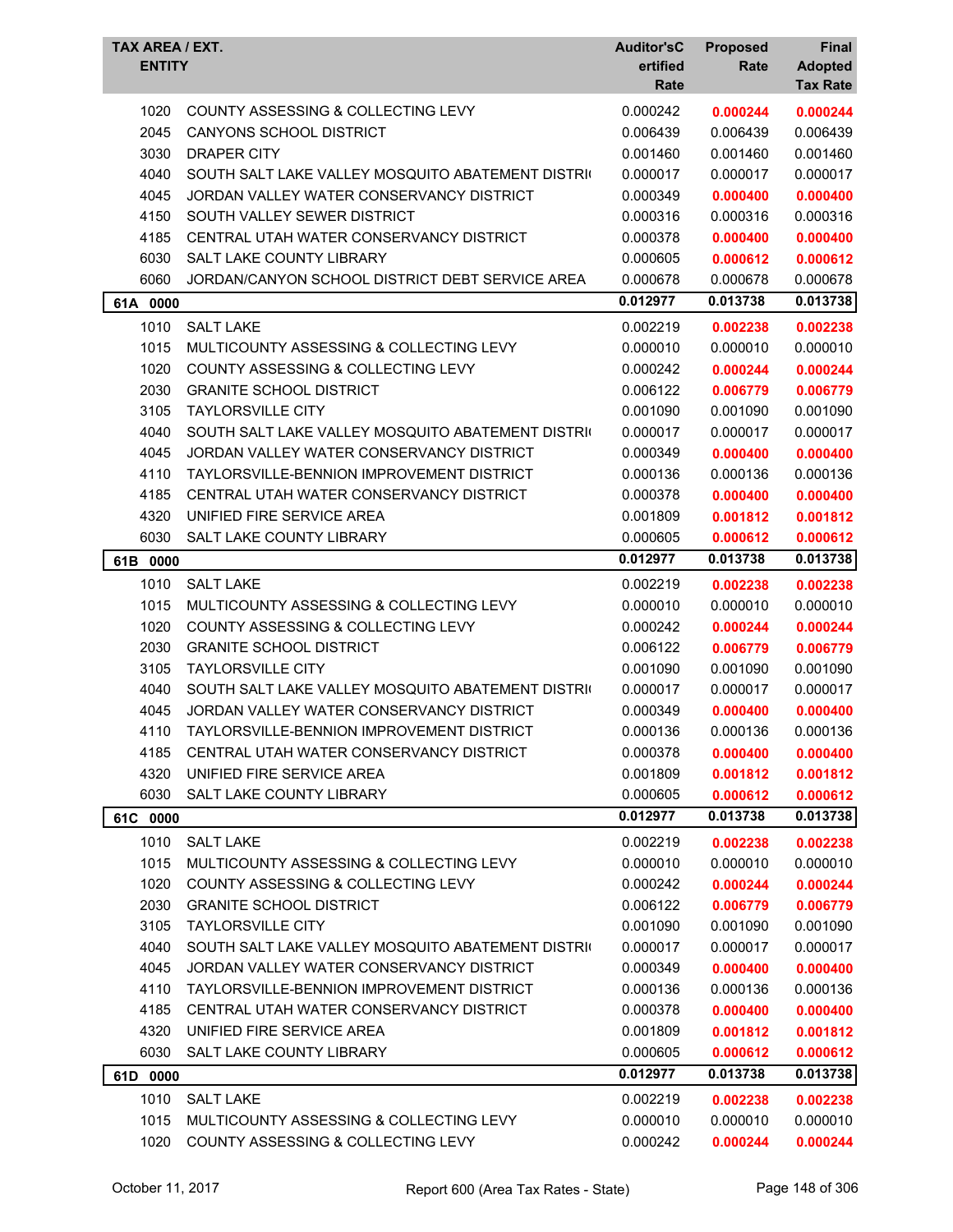| TAX AREA / EXT. ENTITY | | Auditor'sC ertified Rate | Proposed Rate | Final Adopted Tax Rate |
|---|---|---|---|---|
| 1020 | COUNTY ASSESSING & COLLECTING LEVY | 0.000242 | **0.000244** | **0.000244** |
| 2045 | CANYONS SCHOOL DISTRICT | 0.006439 | 0.006439 | 0.006439 |
| 3030 | DRAPER CITY | 0.001460 | 0.001460 | 0.001460 |
| 4040 | SOUTH SALT LAKE VALLEY MOSQUITO ABATEMENT DISTRI( | 0.000017 | 0.000017 | 0.000017 |
| 4045 | JORDAN VALLEY WATER CONSERVANCY DISTRICT | 0.000349 | **0.000400** | **0.000400** |
| 4150 | SOUTH VALLEY SEWER DISTRICT | 0.000316 | 0.000316 | 0.000316 |
| 4185 | CENTRAL UTAH WATER CONSERVANCY DISTRICT | 0.000378 | **0.000400** | **0.000400** |
| 6030 | SALT LAKE COUNTY LIBRARY | 0.000605 | **0.000612** | **0.000612** |
| 6060 | JORDAN/CANYON SCHOOL DISTRICT DEBT SERVICE AREA | 0.000678 | 0.000678 | 0.000678 |
| **61A 0000** | | **0.012977** | **0.013738** | **0.013738** |
| 1010 | SALT LAKE | 0.002219 | **0.002238** | **0.002238** |
| 1015 | MULTICOUNTY ASSESSING & COLLECTING LEVY | 0.000010 | 0.000010 | 0.000010 |
| 1020 | COUNTY ASSESSING & COLLECTING LEVY | 0.000242 | **0.000244** | **0.000244** |
| 2030 | GRANITE SCHOOL DISTRICT | 0.006122 | **0.006779** | **0.006779** |
| 3105 | TAYLORSVILLE CITY | 0.001090 | 0.001090 | 0.001090 |
| 4040 | SOUTH SALT LAKE VALLEY MOSQUITO ABATEMENT DISTRI( | 0.000017 | 0.000017 | 0.000017 |
| 4045 | JORDAN VALLEY WATER CONSERVANCY DISTRICT | 0.000349 | **0.000400** | **0.000400** |
| 4110 | TAYLORSVILLE-BENNION IMPROVEMENT DISTRICT | 0.000136 | 0.000136 | 0.000136 |
| 4185 | CENTRAL UTAH WATER CONSERVANCY DISTRICT | 0.000378 | **0.000400** | **0.000400** |
| 4320 | UNIFIED FIRE SERVICE AREA | 0.001809 | **0.001812** | **0.001812** |
| 6030 | SALT LAKE COUNTY LIBRARY | 0.000605 | **0.000612** | **0.000612** |
| **61B 0000** | | **0.012977** | **0.013738** | **0.013738** |
| 1010 | SALT LAKE | 0.002219 | **0.002238** | **0.002238** |
| 1015 | MULTICOUNTY ASSESSING & COLLECTING LEVY | 0.000010 | 0.000010 | 0.000010 |
| 1020 | COUNTY ASSESSING & COLLECTING LEVY | 0.000242 | **0.000244** | **0.000244** |
| 2030 | GRANITE SCHOOL DISTRICT | 0.006122 | **0.006779** | **0.006779** |
| 3105 | TAYLORSVILLE CITY | 0.001090 | 0.001090 | 0.001090 |
| 4040 | SOUTH SALT LAKE VALLEY MOSQUITO ABATEMENT DISTRI( | 0.000017 | 0.000017 | 0.000017 |
| 4045 | JORDAN VALLEY WATER CONSERVANCY DISTRICT | 0.000349 | **0.000400** | **0.000400** |
| 4110 | TAYLORSVILLE-BENNION IMPROVEMENT DISTRICT | 0.000136 | 0.000136 | 0.000136 |
| 4185 | CENTRAL UTAH WATER CONSERVANCY DISTRICT | 0.000378 | **0.000400** | **0.000400** |
| 4320 | UNIFIED FIRE SERVICE AREA | 0.001809 | **0.001812** | **0.001812** |
| 6030 | SALT LAKE COUNTY LIBRARY | 0.000605 | **0.000612** | **0.000612** |
| **61C 0000** | | **0.012977** | **0.013738** | **0.013738** |
| 1010 | SALT LAKE | 0.002219 | **0.002238** | **0.002238** |
| 1015 | MULTICOUNTY ASSESSING & COLLECTING LEVY | 0.000010 | 0.000010 | 0.000010 |
| 1020 | COUNTY ASSESSING & COLLECTING LEVY | 0.000242 | **0.000244** | **0.000244** |
| 2030 | GRANITE SCHOOL DISTRICT | 0.006122 | **0.006779** | **0.006779** |
| 3105 | TAYLORSVILLE CITY | 0.001090 | 0.001090 | 0.001090 |
| 4040 | SOUTH SALT LAKE VALLEY MOSQUITO ABATEMENT DISTRI( | 0.000017 | 0.000017 | 0.000017 |
| 4045 | JORDAN VALLEY WATER CONSERVANCY DISTRICT | 0.000349 | **0.000400** | **0.000400** |
| 4110 | TAYLORSVILLE-BENNION IMPROVEMENT DISTRICT | 0.000136 | 0.000136 | 0.000136 |
| 4185 | CENTRAL UTAH WATER CONSERVANCY DISTRICT | 0.000378 | **0.000400** | **0.000400** |
| 4320 | UNIFIED FIRE SERVICE AREA | 0.001809 | **0.001812** | **0.001812** |
| 6030 | SALT LAKE COUNTY LIBRARY | 0.000605 | **0.000612** | **0.000612** |
| **61D 0000** | | **0.012977** | **0.013738** | **0.013738** |
| 1010 | SALT LAKE | 0.002219 | **0.002238** | **0.002238** |
| 1015 | MULTICOUNTY ASSESSING & COLLECTING LEVY | 0.000010 | 0.000010 | 0.000010 |
| 1020 | COUNTY ASSESSING & COLLECTING LEVY | 0.000242 | **0.000244** | **0.000244** |

October 11, 2017 Report 600 (Area Tax Rates - State)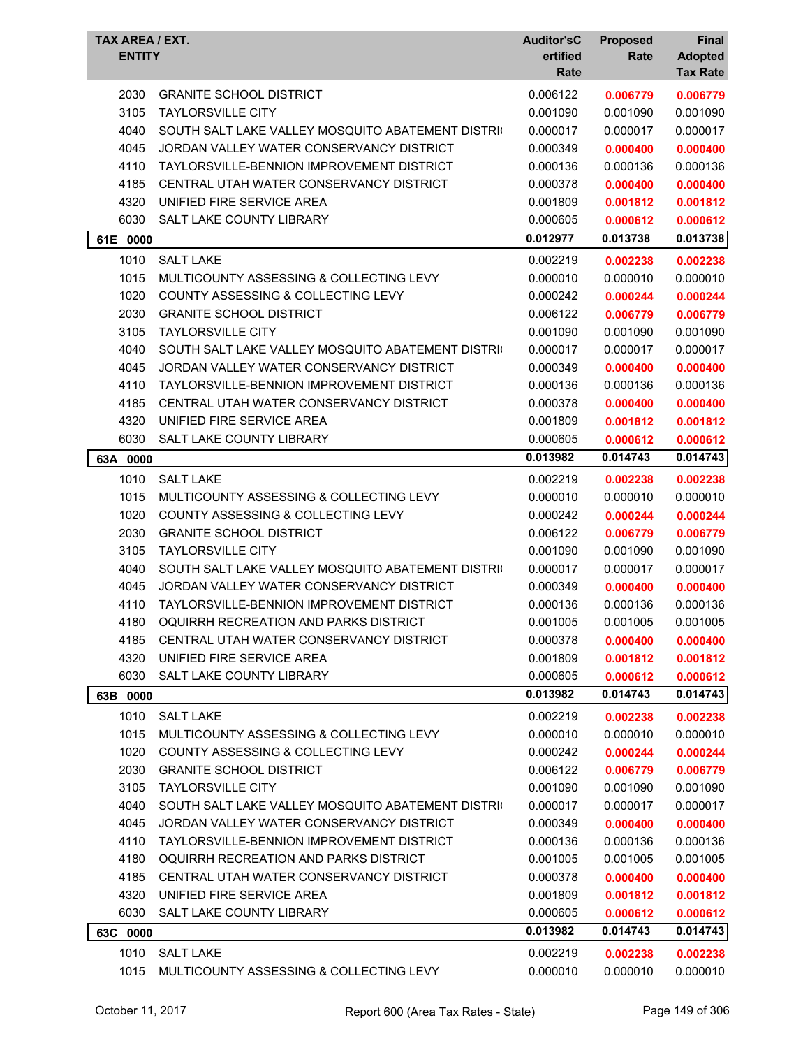| TAX AREA / EXT. | ENTITY | Auditor'sCertified Rate | Proposed Rate | Final Adopted Tax Rate |
|---|---|---|---|---|
| 2030 | GRANITE SCHOOL DISTRICT | 0.006122 | **0.006779** | **0.006779** |
| 3105 | TAYLORSVILLE CITY | 0.001090 | 0.001090 | 0.001090 |
| 4040 | SOUTH SALT LAKE VALLEY MOSQUITO ABATEMENT DISTRI( | 0.000017 | 0.000017 | 0.000017 |
| 4045 | JORDAN VALLEY WATER CONSERVANCY DISTRICT | 0.000349 | **0.000400** | **0.000400** |
| 4110 | TAYLORSVILLE-BENNION IMPROVEMENT DISTRICT | 0.000136 | 0.000136 | 0.000136 |
| 4185 | CENTRAL UTAH WATER CONSERVANCY DISTRICT | 0.000378 | **0.000400** | **0.000400** |
| 4320 | UNIFIED FIRE SERVICE AREA | 0.001809 | **0.001812** | **0.001812** |
| 6030 | SALT LAKE COUNTY LIBRARY | 0.000605 | **0.000612** | **0.000612** |
| **61E 0000** | | **0.012977** | **0.013738** | **0.013738** |
| 1010 | SALT LAKE | 0.002219 | **0.002238** | **0.002238** |
| 1015 | MULTICOUNTY ASSESSING & COLLECTING LEVY | 0.000010 | 0.000010 | 0.000010 |
| 1020 | COUNTY ASSESSING & COLLECTING LEVY | 0.000242 | **0.000244** | **0.000244** |
| 2030 | GRANITE SCHOOL DISTRICT | 0.006122 | **0.006779** | **0.006779** |
| 3105 | TAYLORSVILLE CITY | 0.001090 | 0.001090 | 0.001090 |
| 4040 | SOUTH SALT LAKE VALLEY MOSQUITO ABATEMENT DISTRI( | 0.000017 | 0.000017 | 0.000017 |
| 4045 | JORDAN VALLEY WATER CONSERVANCY DISTRICT | 0.000349 | **0.000400** | **0.000400** |
| 4110 | TAYLORSVILLE-BENNION IMPROVEMENT DISTRICT | 0.000136 | 0.000136 | 0.000136 |
| 4185 | CENTRAL UTAH WATER CONSERVANCY DISTRICT | 0.000378 | **0.000400** | **0.000400** |
| 4320 | UNIFIED FIRE SERVICE AREA | 0.001809 | **0.001812** | **0.001812** |
| 6030 | SALT LAKE COUNTY LIBRARY | 0.000605 | **0.000612** | **0.000612** |
| **63A 0000** | | **0.013982** | **0.014743** | **0.014743** |
| 1010 | SALT LAKE | 0.002219 | **0.002238** | **0.002238** |
| 1015 | MULTICOUNTY ASSESSING & COLLECTING LEVY | 0.000010 | 0.000010 | 0.000010 |
| 1020 | COUNTY ASSESSING & COLLECTING LEVY | 0.000242 | **0.000244** | **0.000244** |
| 2030 | GRANITE SCHOOL DISTRICT | 0.006122 | **0.006779** | **0.006779** |
| 3105 | TAYLORSVILLE CITY | 0.001090 | 0.001090 | 0.001090 |
| 4040 | SOUTH SALT LAKE VALLEY MOSQUITO ABATEMENT DISTRI( | 0.000017 | 0.000017 | 0.000017 |
| 4045 | JORDAN VALLEY WATER CONSERVANCY DISTRICT | 0.000349 | **0.000400** | **0.000400** |
| 4110 | TAYLORSVILLE-BENNION IMPROVEMENT DISTRICT | 0.000136 | 0.000136 | 0.000136 |
| 4180 | OQUIRRH RECREATION AND PARKS DISTRICT | 0.001005 | 0.001005 | 0.001005 |
| 4185 | CENTRAL UTAH WATER CONSERVANCY DISTRICT | 0.000378 | **0.000400** | **0.000400** |
| 4320 | UNIFIED FIRE SERVICE AREA | 0.001809 | **0.001812** | **0.001812** |
| 6030 | SALT LAKE COUNTY LIBRARY | 0.000605 | **0.000612** | **0.000612** |
| **63B 0000** | | **0.013982** | **0.014743** | **0.014743** |
| 1010 | SALT LAKE | 0.002219 | **0.002238** | **0.002238** |
| 1015 | MULTICOUNTY ASSESSING & COLLECTING LEVY | 0.000010 | 0.000010 | 0.000010 |
| 1020 | COUNTY ASSESSING & COLLECTING LEVY | 0.000242 | **0.000244** | **0.000244** |
| 2030 | GRANITE SCHOOL DISTRICT | 0.006122 | **0.006779** | **0.006779** |
| 3105 | TAYLORSVILLE CITY | 0.001090 | 0.001090 | 0.001090 |
| 4040 | SOUTH SALT LAKE VALLEY MOSQUITO ABATEMENT DISTRI( | 0.000017 | 0.000017 | 0.000017 |
| 4045 | JORDAN VALLEY WATER CONSERVANCY DISTRICT | 0.000349 | **0.000400** | **0.000400** |
| 4110 | TAYLORSVILLE-BENNION IMPROVEMENT DISTRICT | 0.000136 | 0.000136 | 0.000136 |
| 4180 | OQUIRRH RECREATION AND PARKS DISTRICT | 0.001005 | 0.001005 | 0.001005 |
| 4185 | CENTRAL UTAH WATER CONSERVANCY DISTRICT | 0.000378 | **0.000400** | **0.000400** |
| 4320 | UNIFIED FIRE SERVICE AREA | 0.001809 | **0.001812** | **0.001812** |
| 6030 | SALT LAKE COUNTY LIBRARY | 0.000605 | **0.000612** | **0.000612** |
| **63C 0000** | | **0.013982** | **0.014743** | **0.014743** |
| 1010 | SALT LAKE | 0.002219 | **0.002238** | **0.002238** |
| 1015 | MULTICOUNTY ASSESSING & COLLECTING LEVY | 0.000010 | 0.000010 | 0.000010 |

October 11, 2017 — Report 600 (Area Tax Rates - State)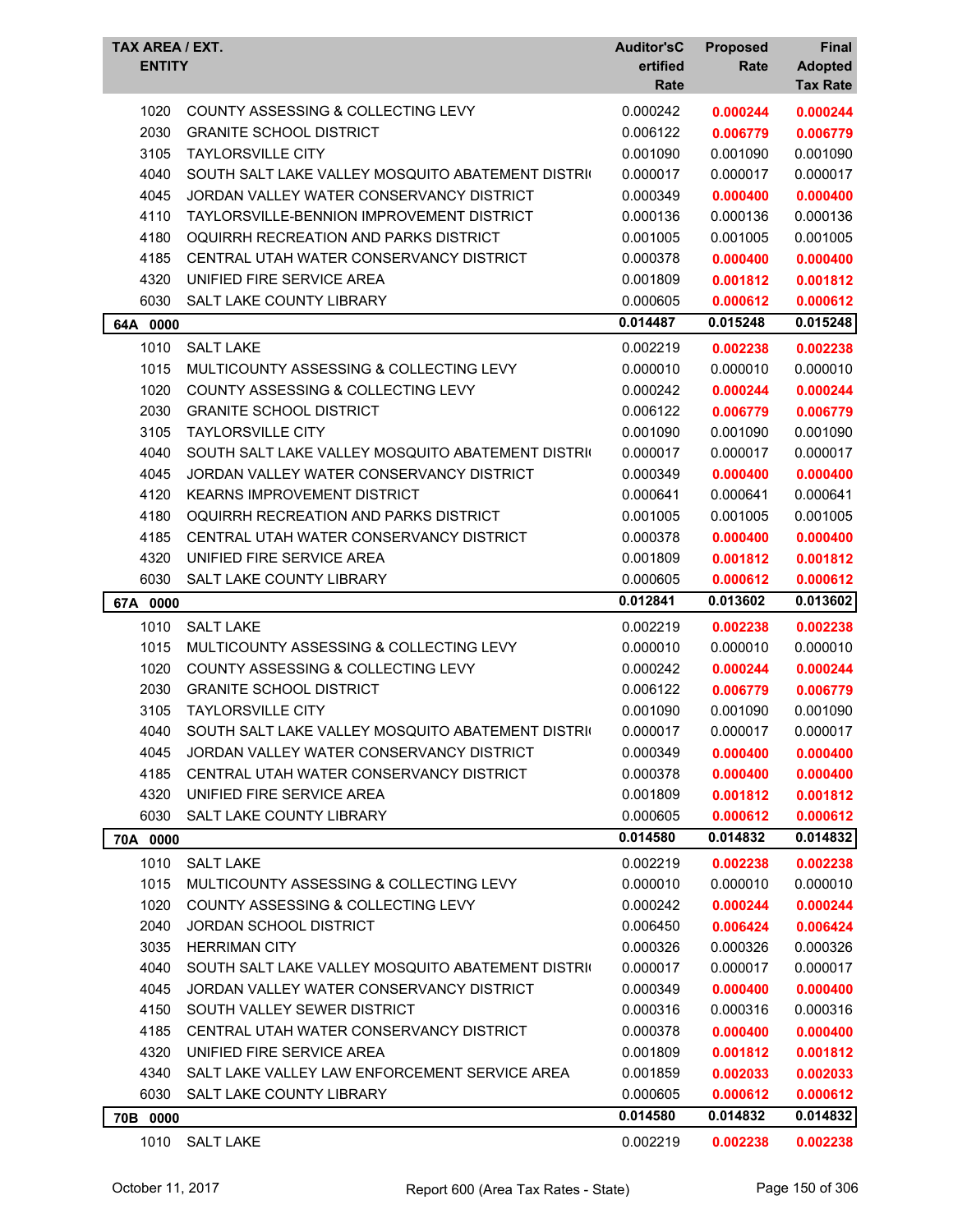| TAX AREA / EXT. ENTITY | | Auditor'sCertified Rate | Proposed Rate | Final Adopted Tax Rate |
|---|---|---|---|---|
| 1020 | COUNTY ASSESSING & COLLECTING LEVY | 0.000242 | **0.000244** | **0.000244** |
| 2030 | GRANITE SCHOOL DISTRICT | 0.006122 | **0.006779** | **0.006779** |
| 3105 | TAYLORSVILLE CITY | 0.001090 | 0.001090 | 0.001090 |
| 4040 | SOUTH SALT LAKE VALLEY MOSQUITO ABATEMENT DISTRI | 0.000017 | 0.000017 | 0.000017 |
| 4045 | JORDAN VALLEY WATER CONSERVANCY DISTRICT | 0.000349 | **0.000400** | **0.000400** |
| 4110 | TAYLORSVILLE-BENNION IMPROVEMENT DISTRICT | 0.000136 | 0.000136 | 0.000136 |
| 4180 | OQUIRRH RECREATION AND PARKS DISTRICT | 0.001005 | 0.001005 | 0.001005 |
| 4185 | CENTRAL UTAH WATER CONSERVANCY DISTRICT | 0.000378 | **0.000400** | **0.000400** |
| 4320 | UNIFIED FIRE SERVICE AREA | 0.001809 | **0.001812** | **0.001812** |
| 6030 | SALT LAKE COUNTY LIBRARY | 0.000605 | **0.000612** | **0.000612** |
| **64A 0000** | | **0.014487** | **0.015248** | **0.015248** |
| 1010 | SALT LAKE | 0.002219 | **0.002238** | **0.002238** |
| 1015 | MULTICOUNTY ASSESSING & COLLECTING LEVY | 0.000010 | 0.000010 | 0.000010 |
| 1020 | COUNTY ASSESSING & COLLECTING LEVY | 0.000242 | **0.000244** | **0.000244** |
| 2030 | GRANITE SCHOOL DISTRICT | 0.006122 | **0.006779** | **0.006779** |
| 3105 | TAYLORSVILLE CITY | 0.001090 | 0.001090 | 0.001090 |
| 4040 | SOUTH SALT LAKE VALLEY MOSQUITO ABATEMENT DISTRI | 0.000017 | 0.000017 | 0.000017 |
| 4045 | JORDAN VALLEY WATER CONSERVANCY DISTRICT | 0.000349 | **0.000400** | **0.000400** |
| 4120 | KEARNS IMPROVEMENT DISTRICT | 0.000641 | 0.000641 | 0.000641 |
| 4180 | OQUIRRH RECREATION AND PARKS DISTRICT | 0.001005 | 0.001005 | 0.001005 |
| 4185 | CENTRAL UTAH WATER CONSERVANCY DISTRICT | 0.000378 | **0.000400** | **0.000400** |
| 4320 | UNIFIED FIRE SERVICE AREA | 0.001809 | **0.001812** | **0.001812** |
| 6030 | SALT LAKE COUNTY LIBRARY | 0.000605 | **0.000612** | **0.000612** |
| **67A 0000** | | **0.012841** | **0.013602** | **0.013602** |
| 1010 | SALT LAKE | 0.002219 | **0.002238** | **0.002238** |
| 1015 | MULTICOUNTY ASSESSING & COLLECTING LEVY | 0.000010 | 0.000010 | 0.000010 |
| 1020 | COUNTY ASSESSING & COLLECTING LEVY | 0.000242 | **0.000244** | **0.000244** |
| 2030 | GRANITE SCHOOL DISTRICT | 0.006122 | **0.006779** | **0.006779** |
| 3105 | TAYLORSVILLE CITY | 0.001090 | 0.001090 | 0.001090 |
| 4040 | SOUTH SALT LAKE VALLEY MOSQUITO ABATEMENT DISTRI | 0.000017 | 0.000017 | 0.000017 |
| 4045 | JORDAN VALLEY WATER CONSERVANCY DISTRICT | 0.000349 | **0.000400** | **0.000400** |
| 4185 | CENTRAL UTAH WATER CONSERVANCY DISTRICT | 0.000378 | **0.000400** | **0.000400** |
| 4320 | UNIFIED FIRE SERVICE AREA | 0.001809 | **0.001812** | **0.001812** |
| 6030 | SALT LAKE COUNTY LIBRARY | 0.000605 | **0.000612** | **0.000612** |
| **70A 0000** | | **0.014580** | **0.014832** | **0.014832** |
| 1010 | SALT LAKE | 0.002219 | **0.002238** | **0.002238** |
| 1015 | MULTICOUNTY ASSESSING & COLLECTING LEVY | 0.000010 | 0.000010 | 0.000010 |
| 1020 | COUNTY ASSESSING & COLLECTING LEVY | 0.000242 | **0.000244** | **0.000244** |
| 2040 | JORDAN SCHOOL DISTRICT | 0.006450 | **0.006424** | **0.006424** |
| 3035 | HERRIMAN CITY | 0.000326 | 0.000326 | 0.000326 |
| 4040 | SOUTH SALT LAKE VALLEY MOSQUITO ABATEMENT DISTRI | 0.000017 | 0.000017 | 0.000017 |
| 4045 | JORDAN VALLEY WATER CONSERVANCY DISTRICT | 0.000349 | **0.000400** | **0.000400** |
| 4150 | SOUTH VALLEY SEWER DISTRICT | 0.000316 | 0.000316 | 0.000316 |
| 4185 | CENTRAL UTAH WATER CONSERVANCY DISTRICT | 0.000378 | **0.000400** | **0.000400** |
| 4320 | UNIFIED FIRE SERVICE AREA | 0.001809 | **0.001812** | **0.001812** |
| 4340 | SALT LAKE VALLEY LAW ENFORCEMENT SERVICE AREA | 0.001859 | **0.002033** | **0.002033** |
| 6030 | SALT LAKE COUNTY LIBRARY | 0.000605 | **0.000612** | **0.000612** |
| **70B 0000** | | **0.014580** | **0.014832** | **0.014832** |
| 1010 | SALT LAKE | 0.002219 | **0.002238** | **0.002238** |

October 11, 2017 — Report 600 (Area Tax Rates - State)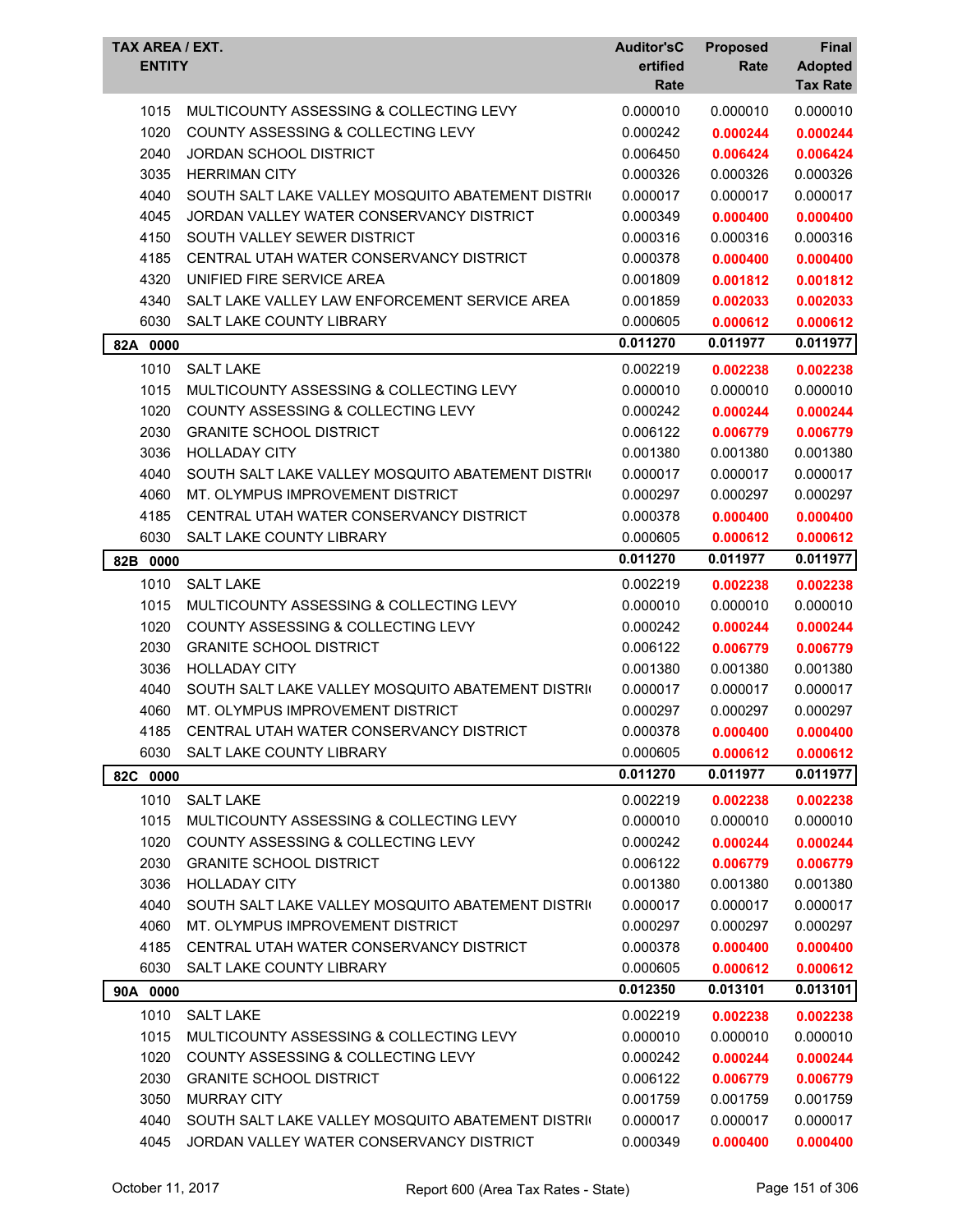| TAX AREA / EXT. ENTITY | | Auditor'sCertified Rate | Proposed Rate | Final Adopted Tax Rate |
|---|---|---|---|---|
| 1015 | MULTICOUNTY ASSESSING & COLLECTING LEVY | 0.000010 | 0.000010 | 0.000010 |
| 1020 | COUNTY ASSESSING & COLLECTING LEVY | 0.000242 | **0.000244** | **0.000244** |
| 2040 | JORDAN SCHOOL DISTRICT | 0.006450 | **0.006424** | **0.006424** |
| 3035 | HERRIMAN CITY | 0.000326 | 0.000326 | 0.000326 |
| 4040 | SOUTH SALT LAKE VALLEY MOSQUITO ABATEMENT DISTRI | 0.000017 | 0.000017 | 0.000017 |
| 4045 | JORDAN VALLEY WATER CONSERVANCY DISTRICT | 0.000349 | **0.000400** | **0.000400** |
| 4150 | SOUTH VALLEY SEWER DISTRICT | 0.000316 | 0.000316 | 0.000316 |
| 4185 | CENTRAL UTAH WATER CONSERVANCY DISTRICT | 0.000378 | **0.000400** | **0.000400** |
| 4320 | UNIFIED FIRE SERVICE AREA | 0.001809 | **0.001812** | **0.001812** |
| 4340 | SALT LAKE VALLEY LAW ENFORCEMENT SERVICE AREA | 0.001859 | **0.002033** | **0.002033** |
| 6030 | SALT LAKE COUNTY LIBRARY | 0.000605 | **0.000612** | **0.000612** |
| **82A 0000** | | **0.011270** | **0.011977** | **0.011977** |
| 1010 | SALT LAKE | 0.002219 | **0.002238** | **0.002238** |
| 1015 | MULTICOUNTY ASSESSING & COLLECTING LEVY | 0.000010 | 0.000010 | 0.000010 |
| 1020 | COUNTY ASSESSING & COLLECTING LEVY | 0.000242 | **0.000244** | **0.000244** |
| 2030 | GRANITE SCHOOL DISTRICT | 0.006122 | **0.006779** | **0.006779** |
| 3036 | HOLLADAY CITY | 0.001380 | 0.001380 | 0.001380 |
| 4040 | SOUTH SALT LAKE VALLEY MOSQUITO ABATEMENT DISTRI | 0.000017 | 0.000017 | 0.000017 |
| 4060 | MT. OLYMPUS IMPROVEMENT DISTRICT | 0.000297 | 0.000297 | 0.000297 |
| 4185 | CENTRAL UTAH WATER CONSERVANCY DISTRICT | 0.000378 | **0.000400** | **0.000400** |
| 6030 | SALT LAKE COUNTY LIBRARY | 0.000605 | **0.000612** | **0.000612** |
| **82B 0000** | | **0.011270** | **0.011977** | **0.011977** |
| 1010 | SALT LAKE | 0.002219 | **0.002238** | **0.002238** |
| 1015 | MULTICOUNTY ASSESSING & COLLECTING LEVY | 0.000010 | 0.000010 | 0.000010 |
| 1020 | COUNTY ASSESSING & COLLECTING LEVY | 0.000242 | **0.000244** | **0.000244** |
| 2030 | GRANITE SCHOOL DISTRICT | 0.006122 | **0.006779** | **0.006779** |
| 3036 | HOLLADAY CITY | 0.001380 | 0.001380 | 0.001380 |
| 4040 | SOUTH SALT LAKE VALLEY MOSQUITO ABATEMENT DISTRI | 0.000017 | 0.000017 | 0.000017 |
| 4060 | MT. OLYMPUS IMPROVEMENT DISTRICT | 0.000297 | 0.000297 | 0.000297 |
| 4185 | CENTRAL UTAH WATER CONSERVANCY DISTRICT | 0.000378 | **0.000400** | **0.000400** |
| 6030 | SALT LAKE COUNTY LIBRARY | 0.000605 | **0.000612** | **0.000612** |
| **82C 0000** | | **0.011270** | **0.011977** | **0.011977** |
| 1010 | SALT LAKE | 0.002219 | **0.002238** | **0.002238** |
| 1015 | MULTICOUNTY ASSESSING & COLLECTING LEVY | 0.000010 | 0.000010 | 0.000010 |
| 1020 | COUNTY ASSESSING & COLLECTING LEVY | 0.000242 | **0.000244** | **0.000244** |
| 2030 | GRANITE SCHOOL DISTRICT | 0.006122 | **0.006779** | **0.006779** |
| 3036 | HOLLADAY CITY | 0.001380 | 0.001380 | 0.001380 |
| 4040 | SOUTH SALT LAKE VALLEY MOSQUITO ABATEMENT DISTRI | 0.000017 | 0.000017 | 0.000017 |
| 4060 | MT. OLYMPUS IMPROVEMENT DISTRICT | 0.000297 | 0.000297 | 0.000297 |
| 4185 | CENTRAL UTAH WATER CONSERVANCY DISTRICT | 0.000378 | **0.000400** | **0.000400** |
| 6030 | SALT LAKE COUNTY LIBRARY | 0.000605 | **0.000612** | **0.000612** |
| **90A 0000** | | **0.012350** | **0.013101** | **0.013101** |
| 1010 | SALT LAKE | 0.002219 | **0.002238** | **0.002238** |
| 1015 | MULTICOUNTY ASSESSING & COLLECTING LEVY | 0.000010 | 0.000010 | 0.000010 |
| 1020 | COUNTY ASSESSING & COLLECTING LEVY | 0.000242 | **0.000244** | **0.000244** |
| 2030 | GRANITE SCHOOL DISTRICT | 0.006122 | **0.006779** | **0.006779** |
| 3050 | MURRAY CITY | 0.001759 | 0.001759 | 0.001759 |
| 4040 | SOUTH SALT LAKE VALLEY MOSQUITO ABATEMENT DISTRI | 0.000017 | 0.000017 | 0.000017 |
| 4045 | JORDAN VALLEY WATER CONSERVANCY DISTRICT | 0.000349 | **0.000400** | **0.000400** |

October 11, 2017 — Report 600 (Area Tax Rates - State)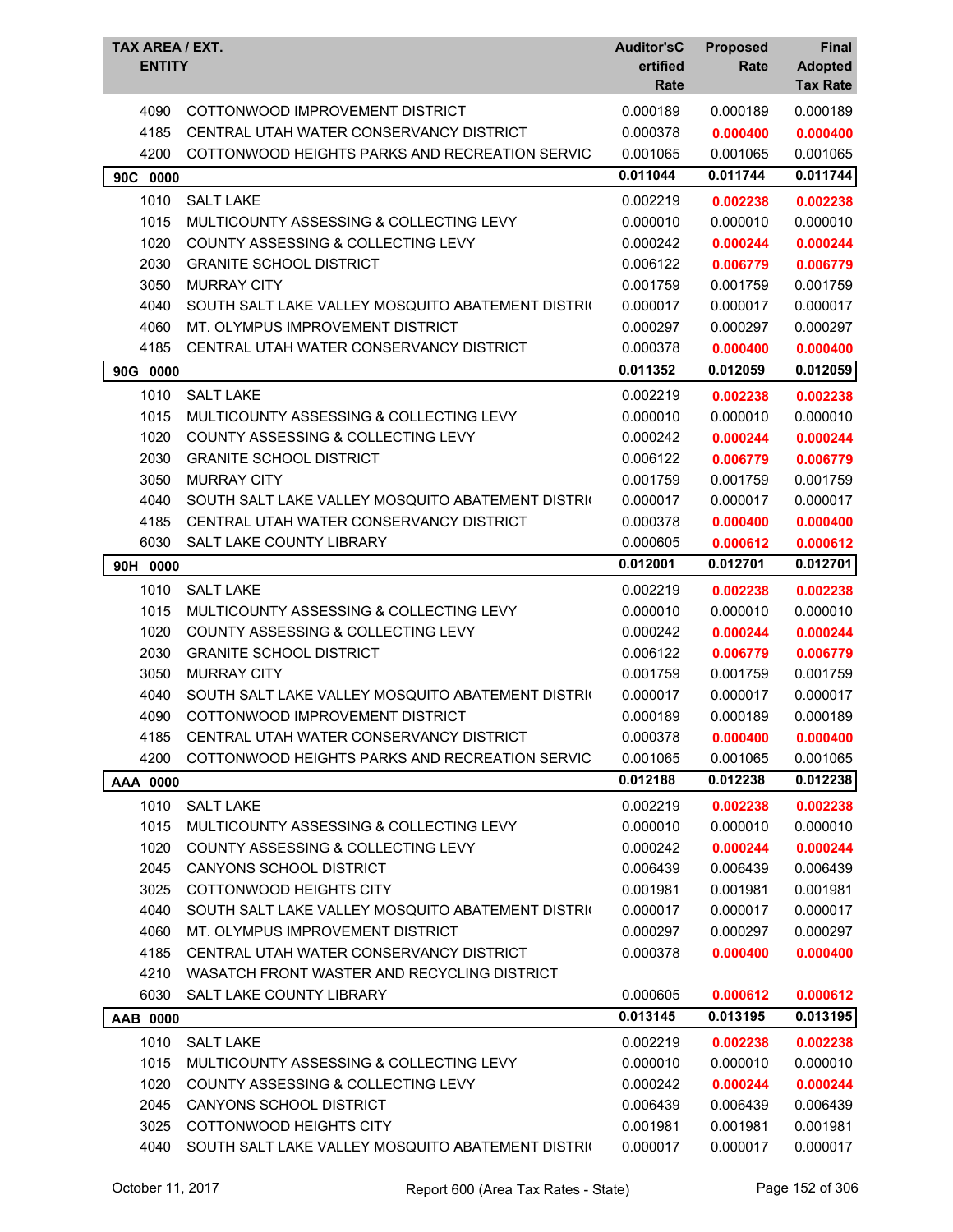| TAX AREA / EXT. ENTITY | | Auditor'sCertified Rate | Proposed Rate | Final Adopted Tax Rate |
|---|---|---|---|---|
| 4090 | COTTONWOOD IMPROVEMENT DISTRICT | 0.000189 | 0.000189 | 0.000189 |
| 4185 | CENTRAL UTAH WATER CONSERVANCY DISTRICT | 0.000378 | **0.000400** | **0.000400** |
| 4200 | COTTONWOOD HEIGHTS PARKS AND RECREATION SERVIC | 0.001065 | 0.001065 | 0.001065 |
| **90C 0000** | | **0.011044** | **0.011744** | **0.011744** |
| 1010 | SALT LAKE | 0.002219 | **0.002238** | **0.002238** |
| 1015 | MULTICOUNTY ASSESSING & COLLECTING LEVY | 0.000010 | 0.000010 | 0.000010 |
| 1020 | COUNTY ASSESSING & COLLECTING LEVY | 0.000242 | **0.000244** | **0.000244** |
| 2030 | GRANITE SCHOOL DISTRICT | 0.006122 | **0.006779** | **0.006779** |
| 3050 | MURRAY CITY | 0.001759 | 0.001759 | 0.001759 |
| 4040 | SOUTH SALT LAKE VALLEY MOSQUITO ABATEMENT DISTRI | 0.000017 | 0.000017 | 0.000017 |
| 4060 | MT. OLYMPUS IMPROVEMENT DISTRICT | 0.000297 | 0.000297 | 0.000297 |
| 4185 | CENTRAL UTAH WATER CONSERVANCY DISTRICT | 0.000378 | **0.000400** | **0.000400** |
| **90G 0000** | | **0.011352** | **0.012059** | **0.012059** |
| 1010 | SALT LAKE | 0.002219 | **0.002238** | **0.002238** |
| 1015 | MULTICOUNTY ASSESSING & COLLECTING LEVY | 0.000010 | 0.000010 | 0.000010 |
| 1020 | COUNTY ASSESSING & COLLECTING LEVY | 0.000242 | **0.000244** | **0.000244** |
| 2030 | GRANITE SCHOOL DISTRICT | 0.006122 | **0.006779** | **0.006779** |
| 3050 | MURRAY CITY | 0.001759 | 0.001759 | 0.001759 |
| 4040 | SOUTH SALT LAKE VALLEY MOSQUITO ABATEMENT DISTRI | 0.000017 | 0.000017 | 0.000017 |
| 4185 | CENTRAL UTAH WATER CONSERVANCY DISTRICT | 0.000378 | **0.000400** | **0.000400** |
| 6030 | SALT LAKE COUNTY LIBRARY | 0.000605 | **0.000612** | **0.000612** |
| **90H 0000** | | **0.012001** | **0.012701** | **0.012701** |
| 1010 | SALT LAKE | 0.002219 | **0.002238** | **0.002238** |
| 1015 | MULTICOUNTY ASSESSING & COLLECTING LEVY | 0.000010 | 0.000010 | 0.000010 |
| 1020 | COUNTY ASSESSING & COLLECTING LEVY | 0.000242 | **0.000244** | **0.000244** |
| 2030 | GRANITE SCHOOL DISTRICT | 0.006122 | **0.006779** | **0.006779** |
| 3050 | MURRAY CITY | 0.001759 | 0.001759 | 0.001759 |
| 4040 | SOUTH SALT LAKE VALLEY MOSQUITO ABATEMENT DISTRI | 0.000017 | 0.000017 | 0.000017 |
| 4090 | COTTONWOOD IMPROVEMENT DISTRICT | 0.000189 | 0.000189 | 0.000189 |
| 4185 | CENTRAL UTAH WATER CONSERVANCY DISTRICT | 0.000378 | **0.000400** | **0.000400** |
| 4200 | COTTONWOOD HEIGHTS PARKS AND RECREATION SERVIC | 0.001065 | 0.001065 | 0.001065 |
| **AAA 0000** | | **0.012188** | **0.012238** | **0.012238** |
| 1010 | SALT LAKE | 0.002219 | **0.002238** | **0.002238** |
| 1015 | MULTICOUNTY ASSESSING & COLLECTING LEVY | 0.000010 | 0.000010 | 0.000010 |
| 1020 | COUNTY ASSESSING & COLLECTING LEVY | 0.000242 | **0.000244** | **0.000244** |
| 2045 | CANYONS SCHOOL DISTRICT | 0.006439 | 0.006439 | 0.006439 |
| 3025 | COTTONWOOD HEIGHTS CITY | 0.001981 | 0.001981 | 0.001981 |
| 4040 | SOUTH SALT LAKE VALLEY MOSQUITO ABATEMENT DISTRI | 0.000017 | 0.000017 | 0.000017 |
| 4060 | MT. OLYMPUS IMPROVEMENT DISTRICT | 0.000297 | 0.000297 | 0.000297 |
| 4185 | CENTRAL UTAH WATER CONSERVANCY DISTRICT | 0.000378 | **0.000400** | **0.000400** |
| 4210 | WASATCH FRONT WASTER AND RECYCLING DISTRICT | | | |
| 6030 | SALT LAKE COUNTY LIBRARY | 0.000605 | **0.000612** | **0.000612** |
| **AAB 0000** | | **0.013145** | **0.013195** | **0.013195** |
| 1010 | SALT LAKE | 0.002219 | **0.002238** | **0.002238** |
| 1015 | MULTICOUNTY ASSESSING & COLLECTING LEVY | 0.000010 | 0.000010 | 0.000010 |
| 1020 | COUNTY ASSESSING & COLLECTING LEVY | 0.000242 | **0.000244** | **0.000244** |
| 2045 | CANYONS SCHOOL DISTRICT | 0.006439 | 0.006439 | 0.006439 |
| 3025 | COTTONWOOD HEIGHTS CITY | 0.001981 | 0.001981 | 0.001981 |
| 4040 | SOUTH SALT LAKE VALLEY MOSQUITO ABATEMENT DISTRI | 0.000017 | 0.000017 | 0.000017 |

October 11, 2017 Report 600 (Area Tax Rates - State)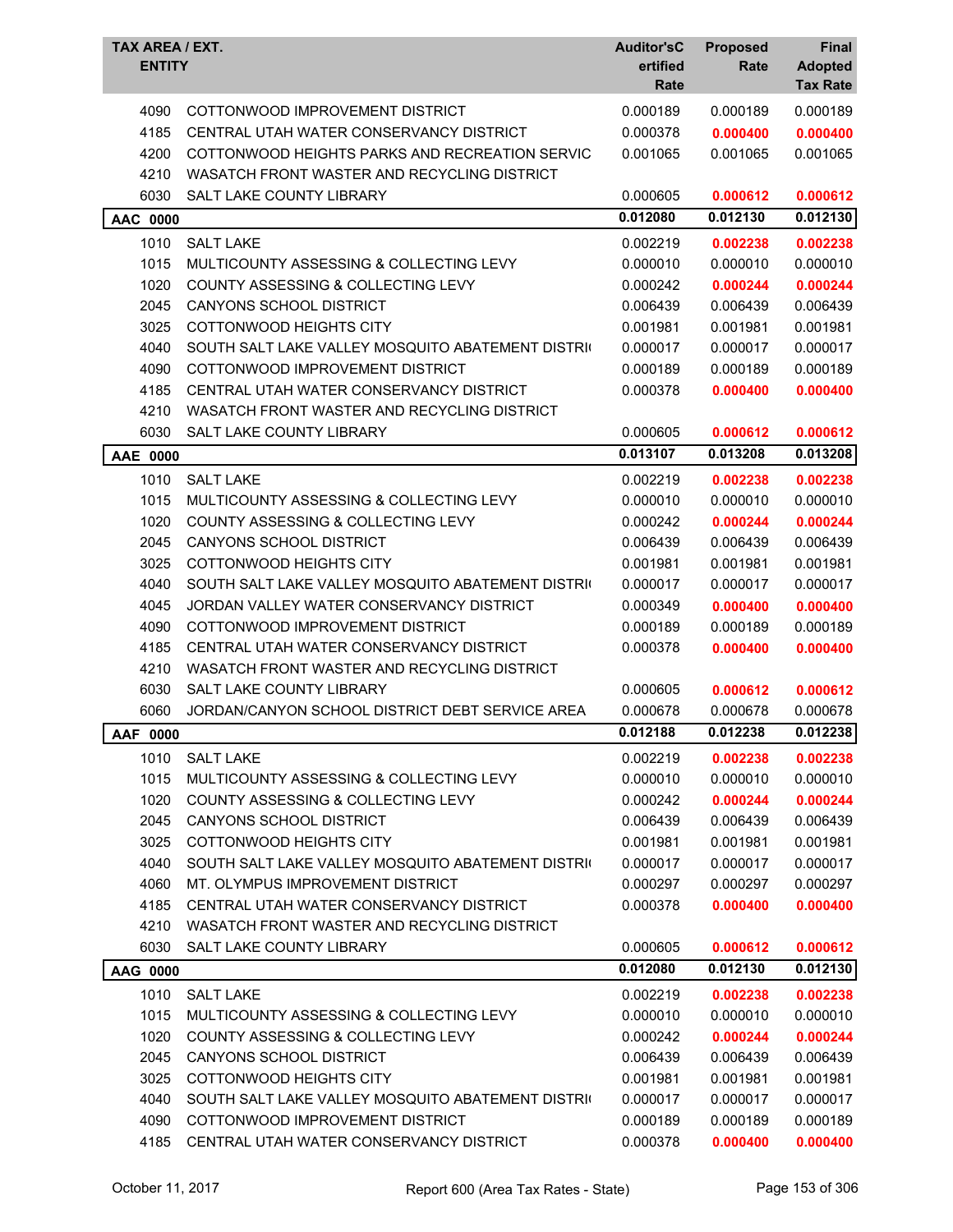| TAX AREA / EXT. ENTITY | | Auditor'sC ertified Rate | Proposed Rate | Final Adopted Tax Rate |
|---|---|---|---|---|
| 4090 | COTTONWOOD IMPROVEMENT DISTRICT | 0.000189 | 0.000189 | 0.000189 |
| 4185 | CENTRAL UTAH WATER CONSERVANCY DISTRICT | 0.000378 | **0.000400** | **0.000400** |
| 4200 | COTTONWOOD HEIGHTS PARKS AND RECREATION SERVIC | 0.001065 | 0.001065 | 0.001065 |
| 4210 | WASATCH FRONT WASTER AND RECYCLING DISTRICT | | | |
| 6030 | SALT LAKE COUNTY LIBRARY | 0.000605 | **0.000612** | **0.000612** |
| **AAC 0000** | | **0.012080** | **0.012130** | **0.012130** |
| 1010 | SALT LAKE | 0.002219 | **0.002238** | **0.002238** |
| 1015 | MULTICOUNTY ASSESSING & COLLECTING LEVY | 0.000010 | 0.000010 | 0.000010 |
| 1020 | COUNTY ASSESSING & COLLECTING LEVY | 0.000242 | **0.000244** | **0.000244** |
| 2045 | CANYONS SCHOOL DISTRICT | 0.006439 | 0.006439 | 0.006439 |
| 3025 | COTTONWOOD HEIGHTS CITY | 0.001981 | 0.001981 | 0.001981 |
| 4040 | SOUTH SALT LAKE VALLEY MOSQUITO ABATEMENT DISTRI | 0.000017 | 0.000017 | 0.000017 |
| 4090 | COTTONWOOD IMPROVEMENT DISTRICT | 0.000189 | 0.000189 | 0.000189 |
| 4185 | CENTRAL UTAH WATER CONSERVANCY DISTRICT | 0.000378 | **0.000400** | **0.000400** |
| 4210 | WASATCH FRONT WASTER AND RECYCLING DISTRICT | | | |
| 6030 | SALT LAKE COUNTY LIBRARY | 0.000605 | **0.000612** | **0.000612** |
| **AAE 0000** | | **0.013107** | **0.013208** | **0.013208** |
| 1010 | SALT LAKE | 0.002219 | **0.002238** | **0.002238** |
| 1015 | MULTICOUNTY ASSESSING & COLLECTING LEVY | 0.000010 | 0.000010 | 0.000010 |
| 1020 | COUNTY ASSESSING & COLLECTING LEVY | 0.000242 | **0.000244** | **0.000244** |
| 2045 | CANYONS SCHOOL DISTRICT | 0.006439 | 0.006439 | 0.006439 |
| 3025 | COTTONWOOD HEIGHTS CITY | 0.001981 | 0.001981 | 0.001981 |
| 4040 | SOUTH SALT LAKE VALLEY MOSQUITO ABATEMENT DISTRI | 0.000017 | 0.000017 | 0.000017 |
| 4045 | JORDAN VALLEY WATER CONSERVANCY DISTRICT | 0.000349 | **0.000400** | **0.000400** |
| 4090 | COTTONWOOD IMPROVEMENT DISTRICT | 0.000189 | 0.000189 | 0.000189 |
| 4185 | CENTRAL UTAH WATER CONSERVANCY DISTRICT | 0.000378 | **0.000400** | **0.000400** |
| 4210 | WASATCH FRONT WASTER AND RECYCLING DISTRICT | | | |
| 6030 | SALT LAKE COUNTY LIBRARY | 0.000605 | **0.000612** | **0.000612** |
| 6060 | JORDAN/CANYON SCHOOL DISTRICT DEBT SERVICE AREA | 0.000678 | 0.000678 | 0.000678 |
| **AAF 0000** | | **0.012188** | **0.012238** | **0.012238** |
| 1010 | SALT LAKE | 0.002219 | **0.002238** | **0.002238** |
| 1015 | MULTICOUNTY ASSESSING & COLLECTING LEVY | 0.000010 | 0.000010 | 0.000010 |
| 1020 | COUNTY ASSESSING & COLLECTING LEVY | 0.000242 | **0.000244** | **0.000244** |
| 2045 | CANYONS SCHOOL DISTRICT | 0.006439 | 0.006439 | 0.006439 |
| 3025 | COTTONWOOD HEIGHTS CITY | 0.001981 | 0.001981 | 0.001981 |
| 4040 | SOUTH SALT LAKE VALLEY MOSQUITO ABATEMENT DISTRI | 0.000017 | 0.000017 | 0.000017 |
| 4060 | MT. OLYMPUS IMPROVEMENT DISTRICT | 0.000297 | 0.000297 | 0.000297 |
| 4185 | CENTRAL UTAH WATER CONSERVANCY DISTRICT | 0.000378 | **0.000400** | **0.000400** |
| 4210 | WASATCH FRONT WASTER AND RECYCLING DISTRICT | | | |
| 6030 | SALT LAKE COUNTY LIBRARY | 0.000605 | **0.000612** | **0.000612** |
| **AAG 0000** | | **0.012080** | **0.012130** | **0.012130** |
| 1010 | SALT LAKE | 0.002219 | **0.002238** | **0.002238** |
| 1015 | MULTICOUNTY ASSESSING & COLLECTING LEVY | 0.000010 | 0.000010 | 0.000010 |
| 1020 | COUNTY ASSESSING & COLLECTING LEVY | 0.000242 | **0.000244** | **0.000244** |
| 2045 | CANYONS SCHOOL DISTRICT | 0.006439 | 0.006439 | 0.006439 |
| 3025 | COTTONWOOD HEIGHTS CITY | 0.001981 | 0.001981 | 0.001981 |
| 4040 | SOUTH SALT LAKE VALLEY MOSQUITO ABATEMENT DISTRI | 0.000017 | 0.000017 | 0.000017 |
| 4090 | COTTONWOOD IMPROVEMENT DISTRICT | 0.000189 | 0.000189 | 0.000189 |
| 4185 | CENTRAL UTAH WATER CONSERVANCY DISTRICT | 0.000378 | **0.000400** | **0.000400** |

October 11, 2017 Report 600 (Area Tax Rates - State)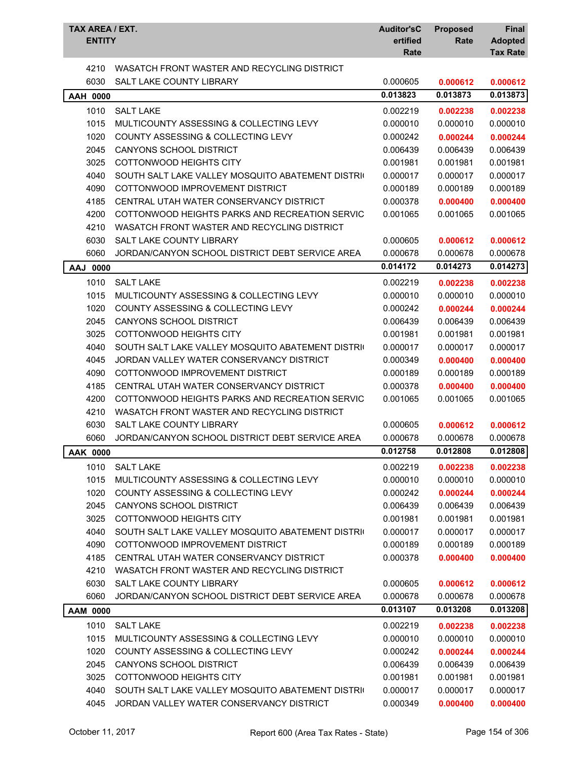| TAX AREA / EXT. ENTITY | | Auditor'sCertified Rate | Proposed Rate | Final Adopted Tax Rate |
|---|---|---|---|---|
| 4210 | WASATCH FRONT WASTER AND RECYCLING DISTRICT | | | |
| 6030 | SALT LAKE COUNTY LIBRARY | 0.000605 | **0.000612** | **0.000612** |
| **AAH 0000** | | **0.013823** | **0.013873** | **0.013873** |
| 1010 | SALT LAKE | 0.002219 | **0.002238** | **0.002238** |
| 1015 | MULTICOUNTY ASSESSING & COLLECTING LEVY | 0.000010 | 0.000010 | 0.000010 |
| 1020 | COUNTY ASSESSING & COLLECTING LEVY | 0.000242 | **0.000244** | **0.000244** |
| 2045 | CANYONS SCHOOL DISTRICT | 0.006439 | 0.006439 | 0.006439 |
| 3025 | COTTONWOOD HEIGHTS CITY | 0.001981 | 0.001981 | 0.001981 |
| 4040 | SOUTH SALT LAKE VALLEY MOSQUITO ABATEMENT DISTRI | 0.000017 | 0.000017 | 0.000017 |
| 4090 | COTTONWOOD IMPROVEMENT DISTRICT | 0.000189 | 0.000189 | 0.000189 |
| 4185 | CENTRAL UTAH WATER CONSERVANCY DISTRICT | 0.000378 | **0.000400** | **0.000400** |
| 4200 | COTTONWOOD HEIGHTS PARKS AND RECREATION SERVIC | 0.001065 | 0.001065 | 0.001065 |
| 4210 | WASATCH FRONT WASTER AND RECYCLING DISTRICT | | | |
| 6030 | SALT LAKE COUNTY LIBRARY | 0.000605 | **0.000612** | **0.000612** |
| 6060 | JORDAN/CANYON SCHOOL DISTRICT DEBT SERVICE AREA | 0.000678 | 0.000678 | 0.000678 |
| **AAJ 0000** | | **0.014172** | **0.014273** | **0.014273** |
| 1010 | SALT LAKE | 0.002219 | **0.002238** | **0.002238** |
| 1015 | MULTICOUNTY ASSESSING & COLLECTING LEVY | 0.000010 | 0.000010 | 0.000010 |
| 1020 | COUNTY ASSESSING & COLLECTING LEVY | 0.000242 | **0.000244** | **0.000244** |
| 2045 | CANYONS SCHOOL DISTRICT | 0.006439 | 0.006439 | 0.006439 |
| 3025 | COTTONWOOD HEIGHTS CITY | 0.001981 | 0.001981 | 0.001981 |
| 4040 | SOUTH SALT LAKE VALLEY MOSQUITO ABATEMENT DISTRI | 0.000017 | 0.000017 | 0.000017 |
| 4045 | JORDAN VALLEY WATER CONSERVANCY DISTRICT | 0.000349 | **0.000400** | **0.000400** |
| 4090 | COTTONWOOD IMPROVEMENT DISTRICT | 0.000189 | 0.000189 | 0.000189 |
| 4185 | CENTRAL UTAH WATER CONSERVANCY DISTRICT | 0.000378 | **0.000400** | **0.000400** |
| 4200 | COTTONWOOD HEIGHTS PARKS AND RECREATION SERVIC | 0.001065 | 0.001065 | 0.001065 |
| 4210 | WASATCH FRONT WASTER AND RECYCLING DISTRICT | | | |
| 6030 | SALT LAKE COUNTY LIBRARY | 0.000605 | **0.000612** | **0.000612** |
| 6060 | JORDAN/CANYON SCHOOL DISTRICT DEBT SERVICE AREA | 0.000678 | 0.000678 | 0.000678 |
| **AAK 0000** | | **0.012758** | **0.012808** | **0.012808** |
| 1010 | SALT LAKE | 0.002219 | **0.002238** | **0.002238** |
| 1015 | MULTICOUNTY ASSESSING & COLLECTING LEVY | 0.000010 | 0.000010 | 0.000010 |
| 1020 | COUNTY ASSESSING & COLLECTING LEVY | 0.000242 | **0.000244** | **0.000244** |
| 2045 | CANYONS SCHOOL DISTRICT | 0.006439 | 0.006439 | 0.006439 |
| 3025 | COTTONWOOD HEIGHTS CITY | 0.001981 | 0.001981 | 0.001981 |
| 4040 | SOUTH SALT LAKE VALLEY MOSQUITO ABATEMENT DISTRI | 0.000017 | 0.000017 | 0.000017 |
| 4090 | COTTONWOOD IMPROVEMENT DISTRICT | 0.000189 | 0.000189 | 0.000189 |
| 4185 | CENTRAL UTAH WATER CONSERVANCY DISTRICT | 0.000378 | **0.000400** | **0.000400** |
| 4210 | WASATCH FRONT WASTER AND RECYCLING DISTRICT | | | |
| 6030 | SALT LAKE COUNTY LIBRARY | 0.000605 | **0.000612** | **0.000612** |
| 6060 | JORDAN/CANYON SCHOOL DISTRICT DEBT SERVICE AREA | 0.000678 | 0.000678 | 0.000678 |
| **AAM 0000** | | **0.013107** | **0.013208** | **0.013208** |
| 1010 | SALT LAKE | 0.002219 | **0.002238** | **0.002238** |
| 1015 | MULTICOUNTY ASSESSING & COLLECTING LEVY | 0.000010 | 0.000010 | 0.000010 |
| 1020 | COUNTY ASSESSING & COLLECTING LEVY | 0.000242 | **0.000244** | **0.000244** |
| 2045 | CANYONS SCHOOL DISTRICT | 0.006439 | 0.006439 | 0.006439 |
| 3025 | COTTONWOOD HEIGHTS CITY | 0.001981 | 0.001981 | 0.001981 |
| 4040 | SOUTH SALT LAKE VALLEY MOSQUITO ABATEMENT DISTRI | 0.000017 | 0.000017 | 0.000017 |
| 4045 | JORDAN VALLEY WATER CONSERVANCY DISTRICT | 0.000349 | **0.000400** | **0.000400** |

October 11, 2017 — Report 600 (Area Tax Rates - State)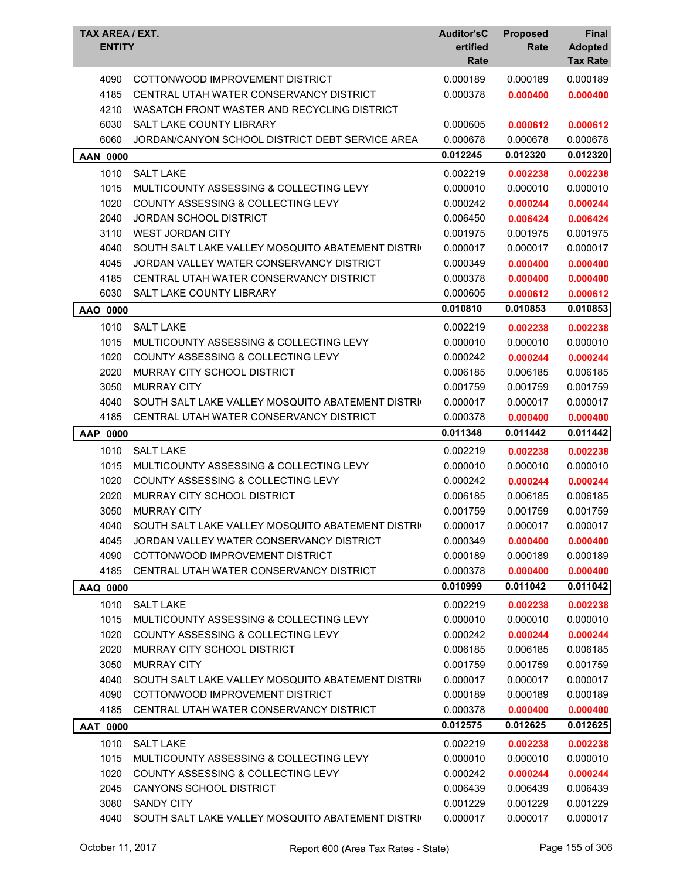| TAX AREA / EXT. ENTITY | | Auditor'sCertified Rate | Proposed Rate | Final Adopted Tax Rate |
|---|---|---|---|---|
| 4090 | COTTONWOOD IMPROVEMENT DISTRICT | 0.000189 | 0.000189 | 0.000189 |
| 4185 | CENTRAL UTAH WATER CONSERVANCY DISTRICT | 0.000378 | **0.000400** | **0.000400** |
| 4210 | WASATCH FRONT WASTER AND RECYCLING DISTRICT | | | |
| 6030 | SALT LAKE COUNTY LIBRARY | 0.000605 | **0.000612** | **0.000612** |
| 6060 | JORDAN/CANYON SCHOOL DISTRICT DEBT SERVICE AREA | 0.000678 | 0.000678 | 0.000678 |
| **AAN 0000** | | **0.012245** | **0.012320** | **0.012320** |
| 1010 | SALT LAKE | 0.002219 | **0.002238** | **0.002238** |
| 1015 | MULTICOUNTY ASSESSING & COLLECTING LEVY | 0.000010 | 0.000010 | 0.000010 |
| 1020 | COUNTY ASSESSING & COLLECTING LEVY | 0.000242 | **0.000244** | **0.000244** |
| 2040 | JORDAN SCHOOL DISTRICT | 0.006450 | **0.006424** | **0.006424** |
| 3110 | WEST JORDAN CITY | 0.001975 | 0.001975 | 0.001975 |
| 4040 | SOUTH SALT LAKE VALLEY MOSQUITO ABATEMENT DISTRI | 0.000017 | 0.000017 | 0.000017 |
| 4045 | JORDAN VALLEY WATER CONSERVANCY DISTRICT | 0.000349 | **0.000400** | **0.000400** |
| 4185 | CENTRAL UTAH WATER CONSERVANCY DISTRICT | 0.000378 | **0.000400** | **0.000400** |
| 6030 | SALT LAKE COUNTY LIBRARY | 0.000605 | **0.000612** | **0.000612** |
| **AAO 0000** | | **0.010810** | **0.010853** | **0.010853** |
| 1010 | SALT LAKE | 0.002219 | **0.002238** | **0.002238** |
| 1015 | MULTICOUNTY ASSESSING & COLLECTING LEVY | 0.000010 | 0.000010 | 0.000010 |
| 1020 | COUNTY ASSESSING & COLLECTING LEVY | 0.000242 | **0.000244** | **0.000244** |
| 2020 | MURRAY CITY SCHOOL DISTRICT | 0.006185 | 0.006185 | 0.006185 |
| 3050 | MURRAY CITY | 0.001759 | 0.001759 | 0.001759 |
| 4040 | SOUTH SALT LAKE VALLEY MOSQUITO ABATEMENT DISTRI | 0.000017 | 0.000017 | 0.000017 |
| 4185 | CENTRAL UTAH WATER CONSERVANCY DISTRICT | 0.000378 | **0.000400** | **0.000400** |
| **AAP 0000** | | **0.011348** | **0.011442** | **0.011442** |
| 1010 | SALT LAKE | 0.002219 | **0.002238** | **0.002238** |
| 1015 | MULTICOUNTY ASSESSING & COLLECTING LEVY | 0.000010 | 0.000010 | 0.000010 |
| 1020 | COUNTY ASSESSING & COLLECTING LEVY | 0.000242 | **0.000244** | **0.000244** |
| 2020 | MURRAY CITY SCHOOL DISTRICT | 0.006185 | 0.006185 | 0.006185 |
| 3050 | MURRAY CITY | 0.001759 | 0.001759 | 0.001759 |
| 4040 | SOUTH SALT LAKE VALLEY MOSQUITO ABATEMENT DISTRI | 0.000017 | 0.000017 | 0.000017 |
| 4045 | JORDAN VALLEY WATER CONSERVANCY DISTRICT | 0.000349 | **0.000400** | **0.000400** |
| 4090 | COTTONWOOD IMPROVEMENT DISTRICT | 0.000189 | 0.000189 | 0.000189 |
| 4185 | CENTRAL UTAH WATER CONSERVANCY DISTRICT | 0.000378 | **0.000400** | **0.000400** |
| **AAQ 0000** | | **0.010999** | **0.011042** | **0.011042** |
| 1010 | SALT LAKE | 0.002219 | **0.002238** | **0.002238** |
| 1015 | MULTICOUNTY ASSESSING & COLLECTING LEVY | 0.000010 | 0.000010 | 0.000010 |
| 1020 | COUNTY ASSESSING & COLLECTING LEVY | 0.000242 | **0.000244** | **0.000244** |
| 2020 | MURRAY CITY SCHOOL DISTRICT | 0.006185 | 0.006185 | 0.006185 |
| 3050 | MURRAY CITY | 0.001759 | 0.001759 | 0.001759 |
| 4040 | SOUTH SALT LAKE VALLEY MOSQUITO ABATEMENT DISTRI | 0.000017 | 0.000017 | 0.000017 |
| 4090 | COTTONWOOD IMPROVEMENT DISTRICT | 0.000189 | 0.000189 | 0.000189 |
| 4185 | CENTRAL UTAH WATER CONSERVANCY DISTRICT | 0.000378 | **0.000400** | **0.000400** |
| **AAT 0000** | | **0.012575** | **0.012625** | **0.012625** |
| 1010 | SALT LAKE | 0.002219 | **0.002238** | **0.002238** |
| 1015 | MULTICOUNTY ASSESSING & COLLECTING LEVY | 0.000010 | 0.000010 | 0.000010 |
| 1020 | COUNTY ASSESSING & COLLECTING LEVY | 0.000242 | **0.000244** | **0.000244** |
| 2045 | CANYONS SCHOOL DISTRICT | 0.006439 | 0.006439 | 0.006439 |
| 3080 | SANDY CITY | 0.001229 | 0.001229 | 0.001229 |
| 4040 | SOUTH SALT LAKE VALLEY MOSQUITO ABATEMENT DISTRI | 0.000017 | 0.000017 | 0.000017 |

October 11, 2017 — Report 600 (Area Tax Rates - State)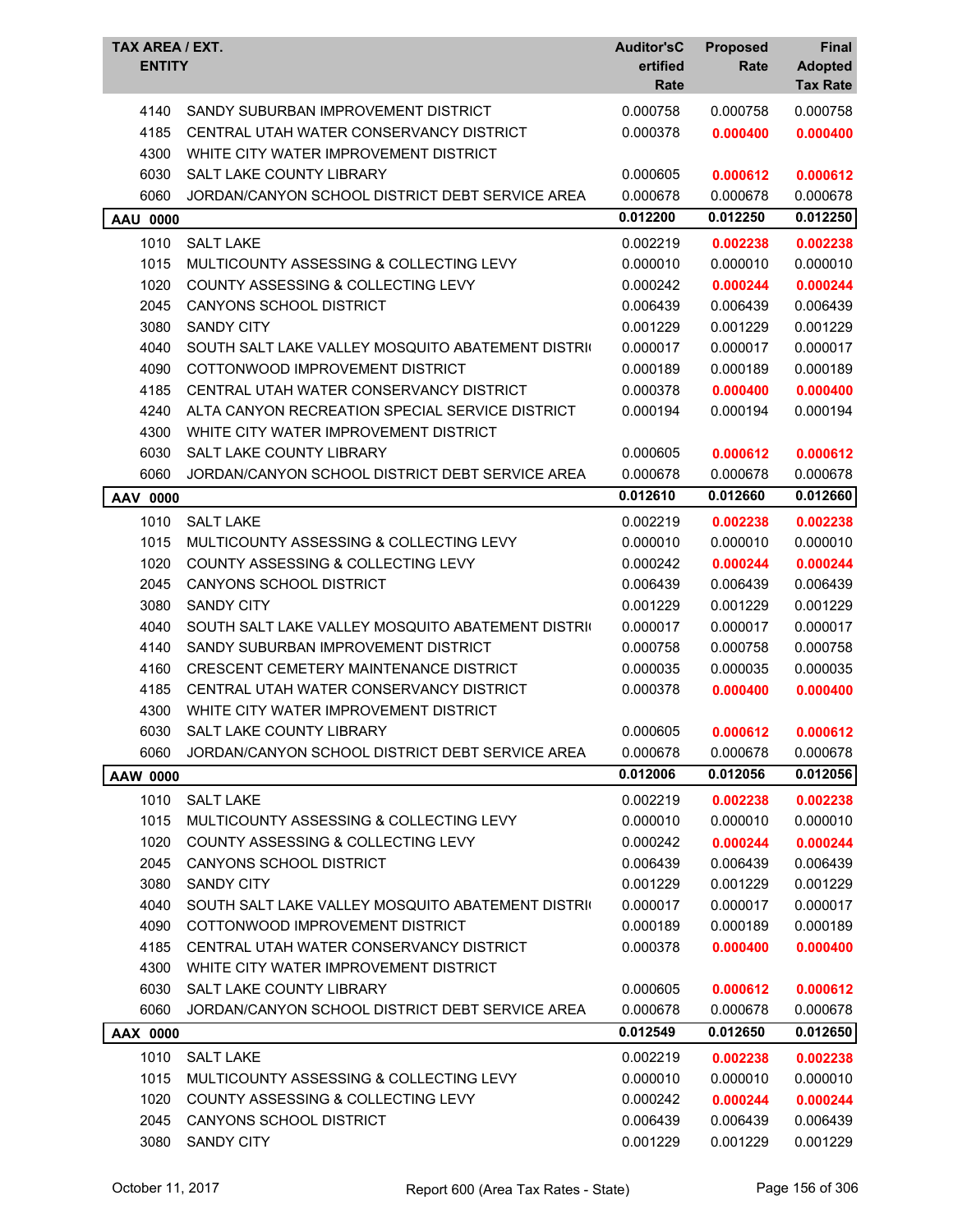| TAX AREA / EXT. | ENTITY | Auditor'sCertified Rate | Proposed Rate | Final Adopted Tax Rate |
|---|---|---|---|---|
| 4140 | SANDY SUBURBAN IMPROVEMENT DISTRICT | 0.000758 | 0.000758 | 0.000758 |
| 4185 | CENTRAL UTAH WATER CONSERVANCY DISTRICT | 0.000378 | **0.000400** | **0.000400** |
| 4300 | WHITE CITY WATER IMPROVEMENT DISTRICT | | | |
| 6030 | SALT LAKE COUNTY LIBRARY | 0.000605 | **0.000612** | **0.000612** |
| 6060 | JORDAN/CANYON SCHOOL DISTRICT DEBT SERVICE AREA | 0.000678 | 0.000678 | 0.000678 |
| **AAU 0000** | | **0.012200** | **0.012250** | **0.012250** |
| 1010 | SALT LAKE | 0.002219 | **0.002238** | **0.002238** |
| 1015 | MULTICOUNTY ASSESSING & COLLECTING LEVY | 0.000010 | 0.000010 | 0.000010 |
| 1020 | COUNTY ASSESSING & COLLECTING LEVY | 0.000242 | **0.000244** | **0.000244** |
| 2045 | CANYONS SCHOOL DISTRICT | 0.006439 | 0.006439 | 0.006439 |
| 3080 | SANDY CITY | 0.001229 | 0.001229 | 0.001229 |
| 4040 | SOUTH SALT LAKE VALLEY MOSQUITO ABATEMENT DISTRI | 0.000017 | 0.000017 | 0.000017 |
| 4090 | COTTONWOOD IMPROVEMENT DISTRICT | 0.000189 | 0.000189 | 0.000189 |
| 4185 | CENTRAL UTAH WATER CONSERVANCY DISTRICT | 0.000378 | **0.000400** | **0.000400** |
| 4240 | ALTA CANYON RECREATION SPECIAL SERVICE DISTRICT | 0.000194 | 0.000194 | 0.000194 |
| 4300 | WHITE CITY WATER IMPROVEMENT DISTRICT | | | |
| 6030 | SALT LAKE COUNTY LIBRARY | 0.000605 | **0.000612** | **0.000612** |
| 6060 | JORDAN/CANYON SCHOOL DISTRICT DEBT SERVICE AREA | 0.000678 | 0.000678 | 0.000678 |
| **AAV 0000** | | **0.012610** | **0.012660** | **0.012660** |
| 1010 | SALT LAKE | 0.002219 | **0.002238** | **0.002238** |
| 1015 | MULTICOUNTY ASSESSING & COLLECTING LEVY | 0.000010 | 0.000010 | 0.000010 |
| 1020 | COUNTY ASSESSING & COLLECTING LEVY | 0.000242 | **0.000244** | **0.000244** |
| 2045 | CANYONS SCHOOL DISTRICT | 0.006439 | 0.006439 | 0.006439 |
| 3080 | SANDY CITY | 0.001229 | 0.001229 | 0.001229 |
| 4040 | SOUTH SALT LAKE VALLEY MOSQUITO ABATEMENT DISTRI | 0.000017 | 0.000017 | 0.000017 |
| 4140 | SANDY SUBURBAN IMPROVEMENT DISTRICT | 0.000758 | 0.000758 | 0.000758 |
| 4160 | CRESCENT CEMETERY MAINTENANCE DISTRICT | 0.000035 | 0.000035 | 0.000035 |
| 4185 | CENTRAL UTAH WATER CONSERVANCY DISTRICT | 0.000378 | **0.000400** | **0.000400** |
| 4300 | WHITE CITY WATER IMPROVEMENT DISTRICT | | | |
| 6030 | SALT LAKE COUNTY LIBRARY | 0.000605 | **0.000612** | **0.000612** |
| 6060 | JORDAN/CANYON SCHOOL DISTRICT DEBT SERVICE AREA | 0.000678 | 0.000678 | 0.000678 |
| **AAW 0000** | | **0.012006** | **0.012056** | **0.012056** |
| 1010 | SALT LAKE | 0.002219 | **0.002238** | **0.002238** |
| 1015 | MULTICOUNTY ASSESSING & COLLECTING LEVY | 0.000010 | 0.000010 | 0.000010 |
| 1020 | COUNTY ASSESSING & COLLECTING LEVY | 0.000242 | **0.000244** | **0.000244** |
| 2045 | CANYONS SCHOOL DISTRICT | 0.006439 | 0.006439 | 0.006439 |
| 3080 | SANDY CITY | 0.001229 | 0.001229 | 0.001229 |
| 4040 | SOUTH SALT LAKE VALLEY MOSQUITO ABATEMENT DISTRI | 0.000017 | 0.000017 | 0.000017 |
| 4090 | COTTONWOOD IMPROVEMENT DISTRICT | 0.000189 | 0.000189 | 0.000189 |
| 4185 | CENTRAL UTAH WATER CONSERVANCY DISTRICT | 0.000378 | **0.000400** | **0.000400** |
| 4300 | WHITE CITY WATER IMPROVEMENT DISTRICT | | | |
| 6030 | SALT LAKE COUNTY LIBRARY | 0.000605 | **0.000612** | **0.000612** |
| 6060 | JORDAN/CANYON SCHOOL DISTRICT DEBT SERVICE AREA | 0.000678 | 0.000678 | 0.000678 |
| **AAX 0000** | | **0.012549** | **0.012650** | **0.012650** |
| 1010 | SALT LAKE | 0.002219 | **0.002238** | **0.002238** |
| 1015 | MULTICOUNTY ASSESSING & COLLECTING LEVY | 0.000010 | 0.000010 | 0.000010 |
| 1020 | COUNTY ASSESSING & COLLECTING LEVY | 0.000242 | **0.000244** | **0.000244** |
| 2045 | CANYONS SCHOOL DISTRICT | 0.006439 | 0.006439 | 0.006439 |
| 3080 | SANDY CITY | 0.001229 | 0.001229 | 0.001229 |

October 11, 2017 — Report 600 (Area Tax Rates - State)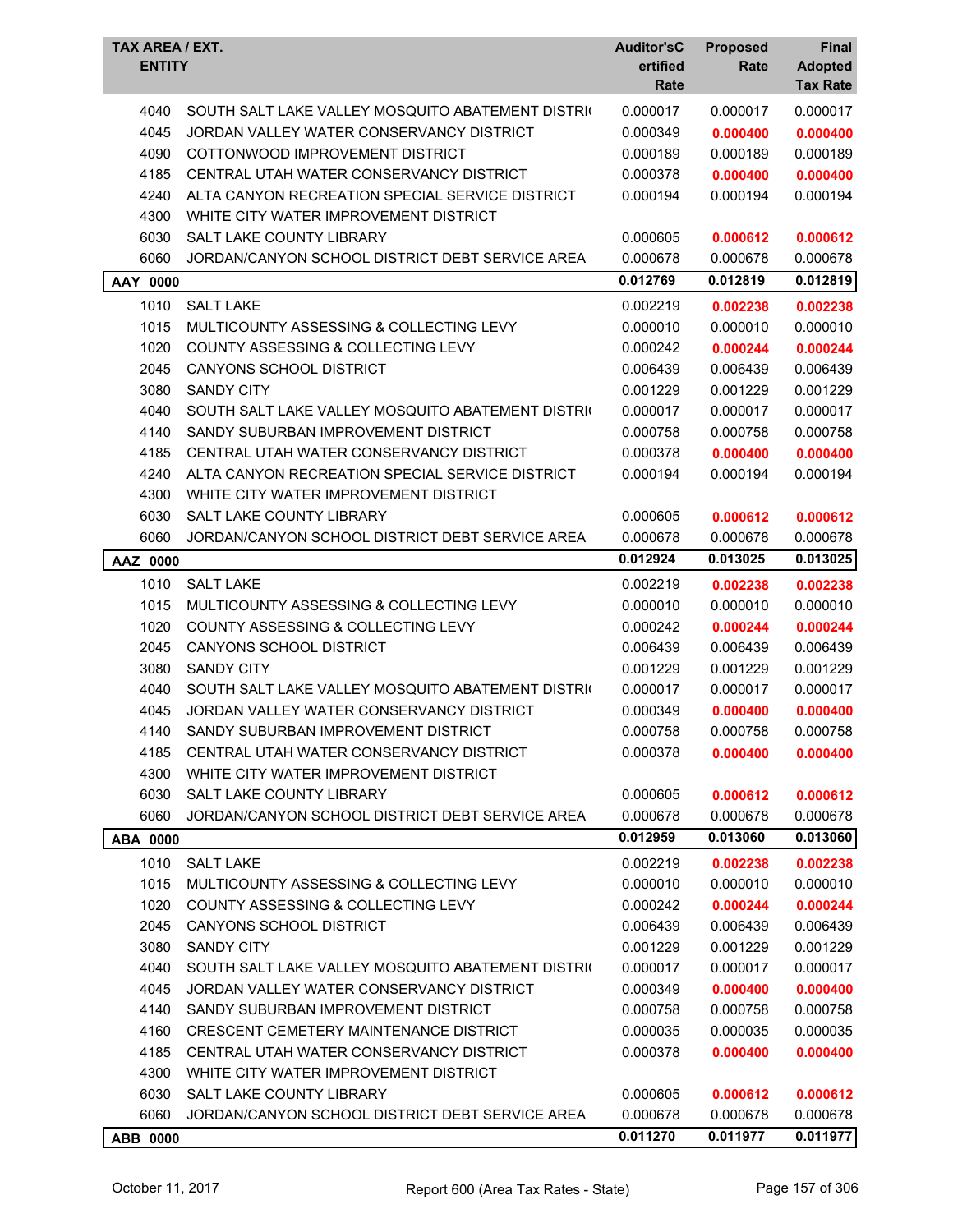| TAX AREA / EXT. ENTITY | | Auditor'sCertified Rate | Proposed Rate | Final Adopted Tax Rate |
|---|---|---|---|---|
| 4040 | SOUTH SALT LAKE VALLEY MOSQUITO ABATEMENT DISTRI | 0.000017 | 0.000017 | 0.000017 |
| 4045 | JORDAN VALLEY WATER CONSERVANCY DISTRICT | 0.000349 | **0.000400** | **0.000400** |
| 4090 | COTTONWOOD IMPROVEMENT DISTRICT | 0.000189 | 0.000189 | 0.000189 |
| 4185 | CENTRAL UTAH WATER CONSERVANCY DISTRICT | 0.000378 | **0.000400** | **0.000400** |
| 4240 | ALTA CANYON RECREATION SPECIAL SERVICE DISTRICT | 0.000194 | 0.000194 | 0.000194 |
| 4300 | WHITE CITY WATER IMPROVEMENT DISTRICT | | | |
| 6030 | SALT LAKE COUNTY LIBRARY | 0.000605 | **0.000612** | **0.000612** |
| 6060 | JORDAN/CANYON SCHOOL DISTRICT DEBT SERVICE AREA | 0.000678 | 0.000678 | 0.000678 |
| **AAY 0000** | | **0.012769** | **0.012819** | **0.012819** |
| 1010 | SALT LAKE | 0.002219 | **0.002238** | **0.002238** |
| 1015 | MULTICOUNTY ASSESSING & COLLECTING LEVY | 0.000010 | 0.000010 | 0.000010 |
| 1020 | COUNTY ASSESSING & COLLECTING LEVY | 0.000242 | **0.000244** | **0.000244** |
| 2045 | CANYONS SCHOOL DISTRICT | 0.006439 | 0.006439 | 0.006439 |
| 3080 | SANDY CITY | 0.001229 | 0.001229 | 0.001229 |
| 4040 | SOUTH SALT LAKE VALLEY MOSQUITO ABATEMENT DISTRI | 0.000017 | 0.000017 | 0.000017 |
| 4140 | SANDY SUBURBAN IMPROVEMENT DISTRICT | 0.000758 | 0.000758 | 0.000758 |
| 4185 | CENTRAL UTAH WATER CONSERVANCY DISTRICT | 0.000378 | **0.000400** | **0.000400** |
| 4240 | ALTA CANYON RECREATION SPECIAL SERVICE DISTRICT | 0.000194 | 0.000194 | 0.000194 |
| 4300 | WHITE CITY WATER IMPROVEMENT DISTRICT | | | |
| 6030 | SALT LAKE COUNTY LIBRARY | 0.000605 | **0.000612** | **0.000612** |
| 6060 | JORDAN/CANYON SCHOOL DISTRICT DEBT SERVICE AREA | 0.000678 | 0.000678 | 0.000678 |
| **AAZ 0000** | | **0.012924** | **0.013025** | **0.013025** |
| 1010 | SALT LAKE | 0.002219 | **0.002238** | **0.002238** |
| 1015 | MULTICOUNTY ASSESSING & COLLECTING LEVY | 0.000010 | 0.000010 | 0.000010 |
| 1020 | COUNTY ASSESSING & COLLECTING LEVY | 0.000242 | **0.000244** | **0.000244** |
| 2045 | CANYONS SCHOOL DISTRICT | 0.006439 | 0.006439 | 0.006439 |
| 3080 | SANDY CITY | 0.001229 | 0.001229 | 0.001229 |
| 4040 | SOUTH SALT LAKE VALLEY MOSQUITO ABATEMENT DISTRI | 0.000017 | 0.000017 | 0.000017 |
| 4045 | JORDAN VALLEY WATER CONSERVANCY DISTRICT | 0.000349 | **0.000400** | **0.000400** |
| 4140 | SANDY SUBURBAN IMPROVEMENT DISTRICT | 0.000758 | 0.000758 | 0.000758 |
| 4185 | CENTRAL UTAH WATER CONSERVANCY DISTRICT | 0.000378 | **0.000400** | **0.000400** |
| 4300 | WHITE CITY WATER IMPROVEMENT DISTRICT | | | |
| 6030 | SALT LAKE COUNTY LIBRARY | 0.000605 | **0.000612** | **0.000612** |
| 6060 | JORDAN/CANYON SCHOOL DISTRICT DEBT SERVICE AREA | 0.000678 | 0.000678 | 0.000678 |
| **ABA 0000** | | **0.012959** | **0.013060** | **0.013060** |
| 1010 | SALT LAKE | 0.002219 | **0.002238** | **0.002238** |
| 1015 | MULTICOUNTY ASSESSING & COLLECTING LEVY | 0.000010 | 0.000010 | 0.000010 |
| 1020 | COUNTY ASSESSING & COLLECTING LEVY | 0.000242 | **0.000244** | **0.000244** |
| 2045 | CANYONS SCHOOL DISTRICT | 0.006439 | 0.006439 | 0.006439 |
| 3080 | SANDY CITY | 0.001229 | 0.001229 | 0.001229 |
| 4040 | SOUTH SALT LAKE VALLEY MOSQUITO ABATEMENT DISTRI | 0.000017 | 0.000017 | 0.000017 |
| 4045 | JORDAN VALLEY WATER CONSERVANCY DISTRICT | 0.000349 | **0.000400** | **0.000400** |
| 4140 | SANDY SUBURBAN IMPROVEMENT DISTRICT | 0.000758 | 0.000758 | 0.000758 |
| 4160 | CRESCENT CEMETERY MAINTENANCE DISTRICT | 0.000035 | 0.000035 | 0.000035 |
| 4185 | CENTRAL UTAH WATER CONSERVANCY DISTRICT | 0.000378 | **0.000400** | **0.000400** |
| 4300 | WHITE CITY WATER IMPROVEMENT DISTRICT | | | |
| 6030 | SALT LAKE COUNTY LIBRARY | 0.000605 | **0.000612** | **0.000612** |
| 6060 | JORDAN/CANYON SCHOOL DISTRICT DEBT SERVICE AREA | 0.000678 | 0.000678 | 0.000678 |
| **ABB 0000** | | **0.011270** | **0.011977** | **0.011977** |

October 11, 2017 Report 600 (Area Tax Rates - State)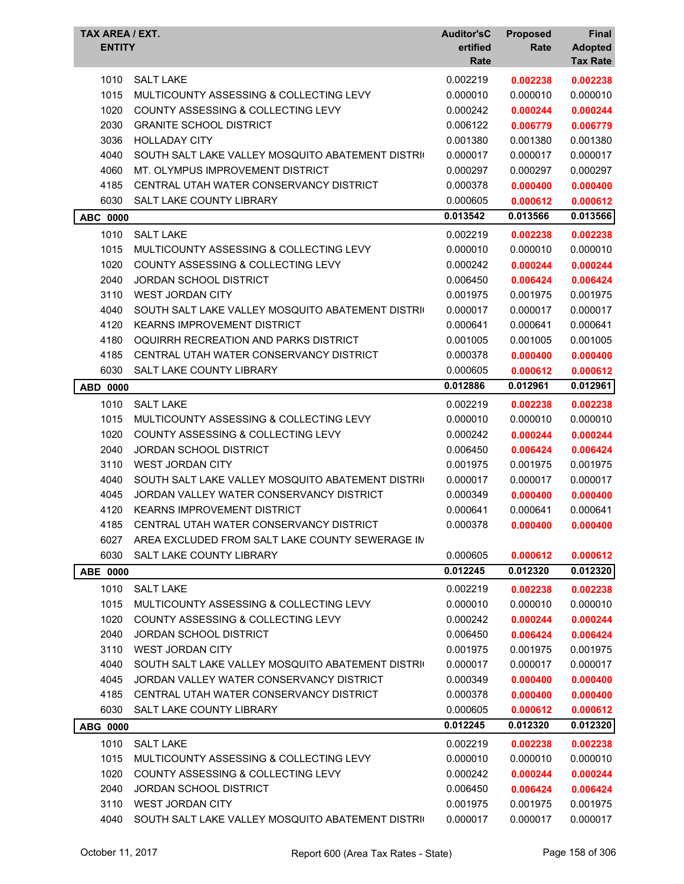| TAX AREA / EXT. ENTITY | | Auditor'sCertified Rate | Proposed Rate | Final Adopted Tax Rate |
|---|---|---|---|---|
| 1010 | SALT LAKE | 0.002219 | **0.002238** | **0.002238** |
| 1015 | MULTICOUNTY ASSESSING & COLLECTING LEVY | 0.000010 | 0.000010 | 0.000010 |
| 1020 | COUNTY ASSESSING & COLLECTING LEVY | 0.000242 | **0.000244** | **0.000244** |
| 2030 | GRANITE SCHOOL DISTRICT | 0.006122 | **0.006779** | **0.006779** |
| 3036 | HOLLADAY CITY | 0.001380 | 0.001380 | 0.001380 |
| 4040 | SOUTH SALT LAKE VALLEY MOSQUITO ABATEMENT DISTRI | 0.000017 | 0.000017 | 0.000017 |
| 4060 | MT. OLYMPUS IMPROVEMENT DISTRICT | 0.000297 | 0.000297 | 0.000297 |
| 4185 | CENTRAL UTAH WATER CONSERVANCY DISTRICT | 0.000378 | **0.000400** | **0.000400** |
| 6030 | SALT LAKE COUNTY LIBRARY | 0.000605 | **0.000612** | **0.000612** |
| **ABC 0000** | | **0.013542** | **0.013566** | **0.013566** |
| 1010 | SALT LAKE | 0.002219 | **0.002238** | **0.002238** |
| 1015 | MULTICOUNTY ASSESSING & COLLECTING LEVY | 0.000010 | 0.000010 | 0.000010 |
| 1020 | COUNTY ASSESSING & COLLECTING LEVY | 0.000242 | **0.000244** | **0.000244** |
| 2040 | JORDAN SCHOOL DISTRICT | 0.006450 | **0.006424** | **0.006424** |
| 3110 | WEST JORDAN CITY | 0.001975 | 0.001975 | 0.001975 |
| 4040 | SOUTH SALT LAKE VALLEY MOSQUITO ABATEMENT DISTRI | 0.000017 | 0.000017 | 0.000017 |
| 4120 | KEARNS IMPROVEMENT DISTRICT | 0.000641 | 0.000641 | 0.000641 |
| 4180 | OQUIRRH RECREATION AND PARKS DISTRICT | 0.001005 | 0.001005 | 0.001005 |
| 4185 | CENTRAL UTAH WATER CONSERVANCY DISTRICT | 0.000378 | **0.000400** | **0.000400** |
| 6030 | SALT LAKE COUNTY LIBRARY | 0.000605 | **0.000612** | **0.000612** |
| **ABD 0000** | | **0.012886** | **0.012961** | **0.012961** |
| 1010 | SALT LAKE | 0.002219 | **0.002238** | **0.002238** |
| 1015 | MULTICOUNTY ASSESSING & COLLECTING LEVY | 0.000010 | 0.000010 | 0.000010 |
| 1020 | COUNTY ASSESSING & COLLECTING LEVY | 0.000242 | **0.000244** | **0.000244** |
| 2040 | JORDAN SCHOOL DISTRICT | 0.006450 | **0.006424** | **0.006424** |
| 3110 | WEST JORDAN CITY | 0.001975 | 0.001975 | 0.001975 |
| 4040 | SOUTH SALT LAKE VALLEY MOSQUITO ABATEMENT DISTRI | 0.000017 | 0.000017 | 0.000017 |
| 4045 | JORDAN VALLEY WATER CONSERVANCY DISTRICT | 0.000349 | **0.000400** | **0.000400** |
| 4120 | KEARNS IMPROVEMENT DISTRICT | 0.000641 | 0.000641 | 0.000641 |
| 4185 | CENTRAL UTAH WATER CONSERVANCY DISTRICT | 0.000378 | **0.000400** | **0.000400** |
| 6027 | AREA EXCLUDED FROM SALT LAKE COUNTY SEWERAGE IM | | | |
| 6030 | SALT LAKE COUNTY LIBRARY | 0.000605 | **0.000612** | **0.000612** |
| **ABE 0000** | | **0.012245** | **0.012320** | **0.012320** |
| 1010 | SALT LAKE | 0.002219 | **0.002238** | **0.002238** |
| 1015 | MULTICOUNTY ASSESSING & COLLECTING LEVY | 0.000010 | 0.000010 | 0.000010 |
| 1020 | COUNTY ASSESSING & COLLECTING LEVY | 0.000242 | **0.000244** | **0.000244** |
| 2040 | JORDAN SCHOOL DISTRICT | 0.006450 | **0.006424** | **0.006424** |
| 3110 | WEST JORDAN CITY | 0.001975 | 0.001975 | 0.001975 |
| 4040 | SOUTH SALT LAKE VALLEY MOSQUITO ABATEMENT DISTRI | 0.000017 | 0.000017 | 0.000017 |
| 4045 | JORDAN VALLEY WATER CONSERVANCY DISTRICT | 0.000349 | **0.000400** | **0.000400** |
| 4185 | CENTRAL UTAH WATER CONSERVANCY DISTRICT | 0.000378 | **0.000400** | **0.000400** |
| 6030 | SALT LAKE COUNTY LIBRARY | 0.000605 | **0.000612** | **0.000612** |
| **ABG 0000** | | **0.012245** | **0.012320** | **0.012320** |
| 1010 | SALT LAKE | 0.002219 | **0.002238** | **0.002238** |
| 1015 | MULTICOUNTY ASSESSING & COLLECTING LEVY | 0.000010 | 0.000010 | 0.000010 |
| 1020 | COUNTY ASSESSING & COLLECTING LEVY | 0.000242 | **0.000244** | **0.000244** |
| 2040 | JORDAN SCHOOL DISTRICT | 0.006450 | **0.006424** | **0.006424** |
| 3110 | WEST JORDAN CITY | 0.001975 | 0.001975 | 0.001975 |
| 4040 | SOUTH SALT LAKE VALLEY MOSQUITO ABATEMENT DISTRI | 0.000017 | 0.000017 | 0.000017 |

October 11, 2017 — Report 600 (Area Tax Rates - State)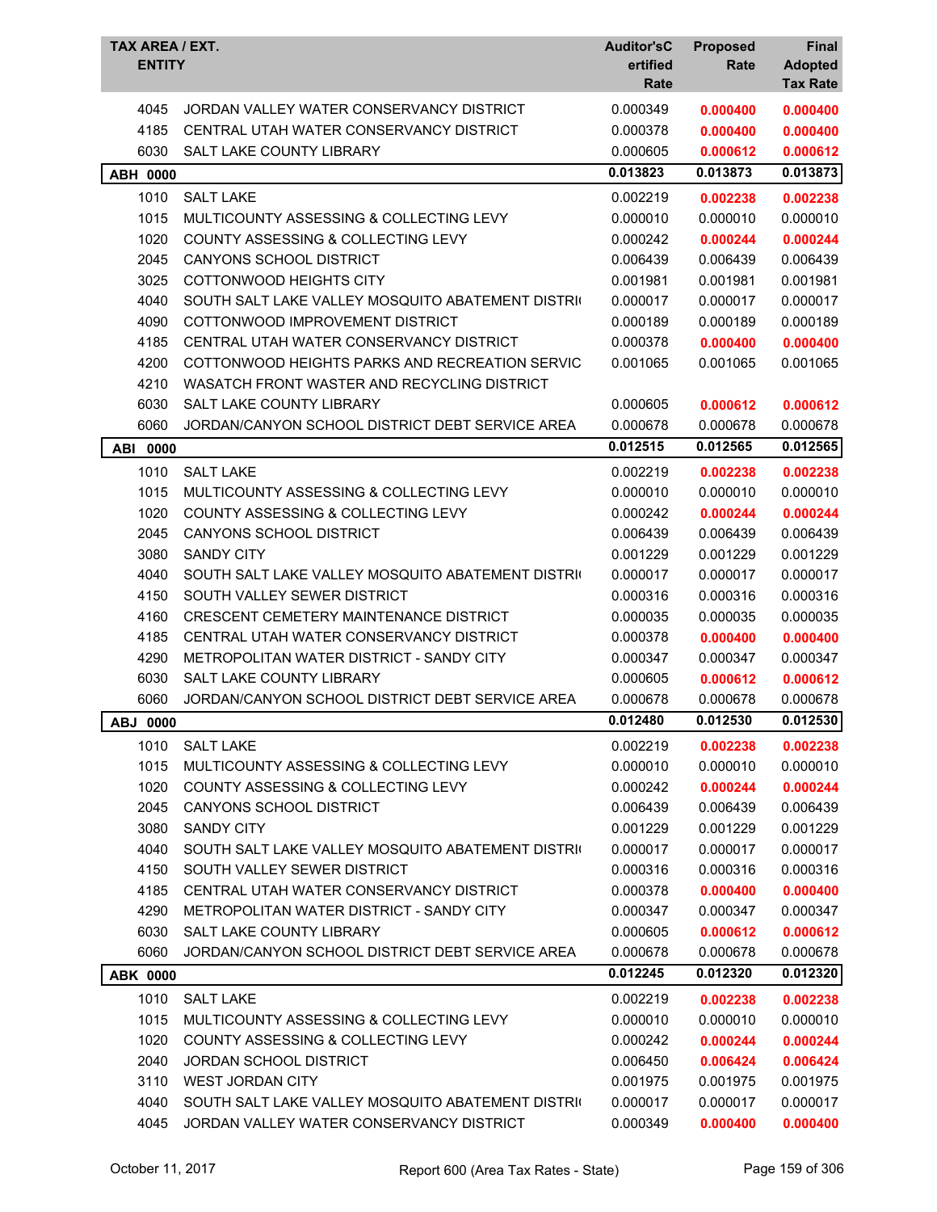| TAX AREA / EXT. ENTITY | | Auditor's Certified Rate | Proposed Rate | Final Adopted Tax Rate |
|---|---|---|---|---|
| 4045 | JORDAN VALLEY WATER CONSERVANCY DISTRICT | 0.000349 | 0.000400 | 0.000400 |
| 4185 | CENTRAL UTAH WATER CONSERVANCY DISTRICT | 0.000378 | 0.000400 | 0.000400 |
| 6030 | SALT LAKE COUNTY LIBRARY | 0.000605 | 0.000612 | 0.000612 |
| **ABH 0000** | | **0.013823** | **0.013873** | **0.013873** |
| 1010 | SALT LAKE | 0.002219 | 0.002238 | 0.002238 |
| 1015 | MULTICOUNTY ASSESSING & COLLECTING LEVY | 0.000010 | 0.000010 | 0.000010 |
| 1020 | COUNTY ASSESSING & COLLECTING LEVY | 0.000242 | 0.000244 | 0.000244 |
| 2045 | CANYONS SCHOOL DISTRICT | 0.006439 | 0.006439 | 0.006439 |
| 3025 | COTTONWOOD HEIGHTS CITY | 0.001981 | 0.001981 | 0.001981 |
| 4040 | SOUTH SALT LAKE VALLEY MOSQUITO ABATEMENT DISTRI | 0.000017 | 0.000017 | 0.000017 |
| 4090 | COTTONWOOD IMPROVEMENT DISTRICT | 0.000189 | 0.000189 | 0.000189 |
| 4185 | CENTRAL UTAH WATER CONSERVANCY DISTRICT | 0.000378 | 0.000400 | 0.000400 |
| 4200 | COTTONWOOD HEIGHTS PARKS AND RECREATION SERVIC | 0.001065 | 0.001065 | 0.001065 |
| 4210 | WASATCH FRONT WASTER AND RECYCLING DISTRICT | | | |
| 6030 | SALT LAKE COUNTY LIBRARY | 0.000605 | 0.000612 | 0.000612 |
| 6060 | JORDAN/CANYON SCHOOL DISTRICT DEBT SERVICE AREA | 0.000678 | 0.000678 | 0.000678 |
| **ABI 0000** | | **0.012515** | **0.012565** | **0.012565** |
| 1010 | SALT LAKE | 0.002219 | 0.002238 | 0.002238 |
| 1015 | MULTICOUNTY ASSESSING & COLLECTING LEVY | 0.000010 | 0.000010 | 0.000010 |
| 1020 | COUNTY ASSESSING & COLLECTING LEVY | 0.000242 | 0.000244 | 0.000244 |
| 2045 | CANYONS SCHOOL DISTRICT | 0.006439 | 0.006439 | 0.006439 |
| 3080 | SANDY CITY | 0.001229 | 0.001229 | 0.001229 |
| 4040 | SOUTH SALT LAKE VALLEY MOSQUITO ABATEMENT DISTRI | 0.000017 | 0.000017 | 0.000017 |
| 4150 | SOUTH VALLEY SEWER DISTRICT | 0.000316 | 0.000316 | 0.000316 |
| 4160 | CRESCENT CEMETERY MAINTENANCE DISTRICT | 0.000035 | 0.000035 | 0.000035 |
| 4185 | CENTRAL UTAH WATER CONSERVANCY DISTRICT | 0.000378 | 0.000400 | 0.000400 |
| 4290 | METROPOLITAN WATER DISTRICT - SANDY CITY | 0.000347 | 0.000347 | 0.000347 |
| 6030 | SALT LAKE COUNTY LIBRARY | 0.000605 | 0.000612 | 0.000612 |
| 6060 | JORDAN/CANYON SCHOOL DISTRICT DEBT SERVICE AREA | 0.000678 | 0.000678 | 0.000678 |
| **ABJ 0000** | | **0.012480** | **0.012530** | **0.012530** |
| 1010 | SALT LAKE | 0.002219 | 0.002238 | 0.002238 |
| 1015 | MULTICOUNTY ASSESSING & COLLECTING LEVY | 0.000010 | 0.000010 | 0.000010 |
| 1020 | COUNTY ASSESSING & COLLECTING LEVY | 0.000242 | 0.000244 | 0.000244 |
| 2045 | CANYONS SCHOOL DISTRICT | 0.006439 | 0.006439 | 0.006439 |
| 3080 | SANDY CITY | 0.001229 | 0.001229 | 0.001229 |
| 4040 | SOUTH SALT LAKE VALLEY MOSQUITO ABATEMENT DISTRI | 0.000017 | 0.000017 | 0.000017 |
| 4150 | SOUTH VALLEY SEWER DISTRICT | 0.000316 | 0.000316 | 0.000316 |
| 4185 | CENTRAL UTAH WATER CONSERVANCY DISTRICT | 0.000378 | 0.000400 | 0.000400 |
| 4290 | METROPOLITAN WATER DISTRICT - SANDY CITY | 0.000347 | 0.000347 | 0.000347 |
| 6030 | SALT LAKE COUNTY LIBRARY | 0.000605 | 0.000612 | 0.000612 |
| 6060 | JORDAN/CANYON SCHOOL DISTRICT DEBT SERVICE AREA | 0.000678 | 0.000678 | 0.000678 |
| **ABK 0000** | | **0.012245** | **0.012320** | **0.012320** |
| 1010 | SALT LAKE | 0.002219 | 0.002238 | 0.002238 |
| 1015 | MULTICOUNTY ASSESSING & COLLECTING LEVY | 0.000010 | 0.000010 | 0.000010 |
| 1020 | COUNTY ASSESSING & COLLECTING LEVY | 0.000242 | 0.000244 | 0.000244 |
| 2040 | JORDAN SCHOOL DISTRICT | 0.006450 | 0.006424 | 0.006424 |
| 3110 | WEST JORDAN CITY | 0.001975 | 0.001975 | 0.001975 |
| 4040 | SOUTH SALT LAKE VALLEY MOSQUITO ABATEMENT DISTRI | 0.000017 | 0.000017 | 0.000017 |
| 4045 | JORDAN VALLEY WATER CONSERVANCY DISTRICT | 0.000349 | 0.000400 | 0.000400 |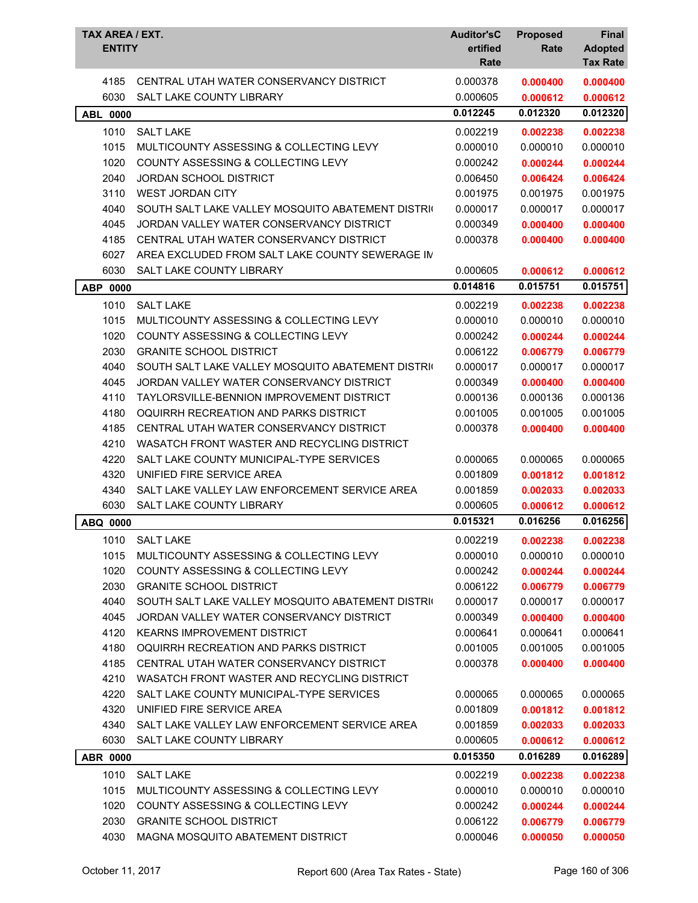| TAX AREA / EXT. ENTITY | | Auditor'sC ertified Rate | Proposed Rate | Final Adopted Tax Rate |
|---|---|---|---|---|
| 4185 | CENTRAL UTAH WATER CONSERVANCY DISTRICT | 0.000378 | **0.000400** | **0.000400** |
| 6030 | SALT LAKE COUNTY LIBRARY | 0.000605 | **0.000612** | **0.000612** |
| **ABL 0000** | | **0.012245** | **0.012320** | **0.012320** |
| 1010 | SALT LAKE | 0.002219 | **0.002238** | **0.002238** |
| 1015 | MULTICOUNTY ASSESSING & COLLECTING LEVY | 0.000010 | 0.000010 | 0.000010 |
| 1020 | COUNTY ASSESSING & COLLECTING LEVY | 0.000242 | **0.000244** | **0.000244** |
| 2040 | JORDAN SCHOOL DISTRICT | 0.006450 | **0.006424** | **0.006424** |
| 3110 | WEST JORDAN CITY | 0.001975 | 0.001975 | 0.001975 |
| 4040 | SOUTH SALT LAKE VALLEY MOSQUITO ABATEMENT DISTRI | 0.000017 | 0.000017 | 0.000017 |
| 4045 | JORDAN VALLEY WATER CONSERVANCY DISTRICT | 0.000349 | **0.000400** | **0.000400** |
| 4185 | CENTRAL UTAH WATER CONSERVANCY DISTRICT | 0.000378 | **0.000400** | **0.000400** |
| 6027 | AREA EXCLUDED FROM SALT LAKE COUNTY SEWERAGE IM | | | |
| 6030 | SALT LAKE COUNTY LIBRARY | 0.000605 | **0.000612** | **0.000612** |
| **ABP 0000** | | **0.014816** | **0.015751** | **0.015751** |
| 1010 | SALT LAKE | 0.002219 | **0.002238** | **0.002238** |
| 1015 | MULTICOUNTY ASSESSING & COLLECTING LEVY | 0.000010 | 0.000010 | 0.000010 |
| 1020 | COUNTY ASSESSING & COLLECTING LEVY | 0.000242 | **0.000244** | **0.000244** |
| 2030 | GRANITE SCHOOL DISTRICT | 0.006122 | **0.006779** | **0.006779** |
| 4040 | SOUTH SALT LAKE VALLEY MOSQUITO ABATEMENT DISTRI | 0.000017 | 0.000017 | 0.000017 |
| 4045 | JORDAN VALLEY WATER CONSERVANCY DISTRICT | 0.000349 | **0.000400** | **0.000400** |
| 4110 | TAYLORSVILLE-BENNION IMPROVEMENT DISTRICT | 0.000136 | 0.000136 | 0.000136 |
| 4180 | OQUIRRH RECREATION AND PARKS DISTRICT | 0.001005 | 0.001005 | 0.001005 |
| 4185 | CENTRAL UTAH WATER CONSERVANCY DISTRICT | 0.000378 | **0.000400** | **0.000400** |
| 4210 | WASATCH FRONT WASTER AND RECYCLING DISTRICT | | | |
| 4220 | SALT LAKE COUNTY MUNICIPAL-TYPE SERVICES | 0.000065 | 0.000065 | 0.000065 |
| 4320 | UNIFIED FIRE SERVICE AREA | 0.001809 | **0.001812** | **0.001812** |
| 4340 | SALT LAKE VALLEY LAW ENFORCEMENT SERVICE AREA | 0.001859 | **0.002033** | **0.002033** |
| 6030 | SALT LAKE COUNTY LIBRARY | 0.000605 | **0.000612** | **0.000612** |
| **ABQ 0000** | | **0.015321** | **0.016256** | **0.016256** |
| 1010 | SALT LAKE | 0.002219 | **0.002238** | **0.002238** |
| 1015 | MULTICOUNTY ASSESSING & COLLECTING LEVY | 0.000010 | 0.000010 | 0.000010 |
| 1020 | COUNTY ASSESSING & COLLECTING LEVY | 0.000242 | **0.000244** | **0.000244** |
| 2030 | GRANITE SCHOOL DISTRICT | 0.006122 | **0.006779** | **0.006779** |
| 4040 | SOUTH SALT LAKE VALLEY MOSQUITO ABATEMENT DISTRI | 0.000017 | 0.000017 | 0.000017 |
| 4045 | JORDAN VALLEY WATER CONSERVANCY DISTRICT | 0.000349 | **0.000400** | **0.000400** |
| 4120 | KEARNS IMPROVEMENT DISTRICT | 0.000641 | 0.000641 | 0.000641 |
| 4180 | OQUIRRH RECREATION AND PARKS DISTRICT | 0.001005 | 0.001005 | 0.001005 |
| 4185 | CENTRAL UTAH WATER CONSERVANCY DISTRICT | 0.000378 | **0.000400** | **0.000400** |
| 4210 | WASATCH FRONT WASTER AND RECYCLING DISTRICT | | | |
| 4220 | SALT LAKE COUNTY MUNICIPAL-TYPE SERVICES | 0.000065 | 0.000065 | 0.000065 |
| 4320 | UNIFIED FIRE SERVICE AREA | 0.001809 | **0.001812** | **0.001812** |
| 4340 | SALT LAKE VALLEY LAW ENFORCEMENT SERVICE AREA | 0.001859 | **0.002033** | **0.002033** |
| 6030 | SALT LAKE COUNTY LIBRARY | 0.000605 | **0.000612** | **0.000612** |
| **ABR 0000** | | **0.015350** | **0.016289** | **0.016289** |
| 1010 | SALT LAKE | 0.002219 | **0.002238** | **0.002238** |
| 1015 | MULTICOUNTY ASSESSING & COLLECTING LEVY | 0.000010 | 0.000010 | 0.000010 |
| 1020 | COUNTY ASSESSING & COLLECTING LEVY | 0.000242 | **0.000244** | **0.000244** |
| 2030 | GRANITE SCHOOL DISTRICT | 0.006122 | **0.006779** | **0.006779** |
| 4030 | MAGNA MOSQUITO ABATEMENT DISTRICT | 0.000046 | **0.000050** | **0.000050** |

October 11, 2017 — Report 600 (Area Tax Rates - State)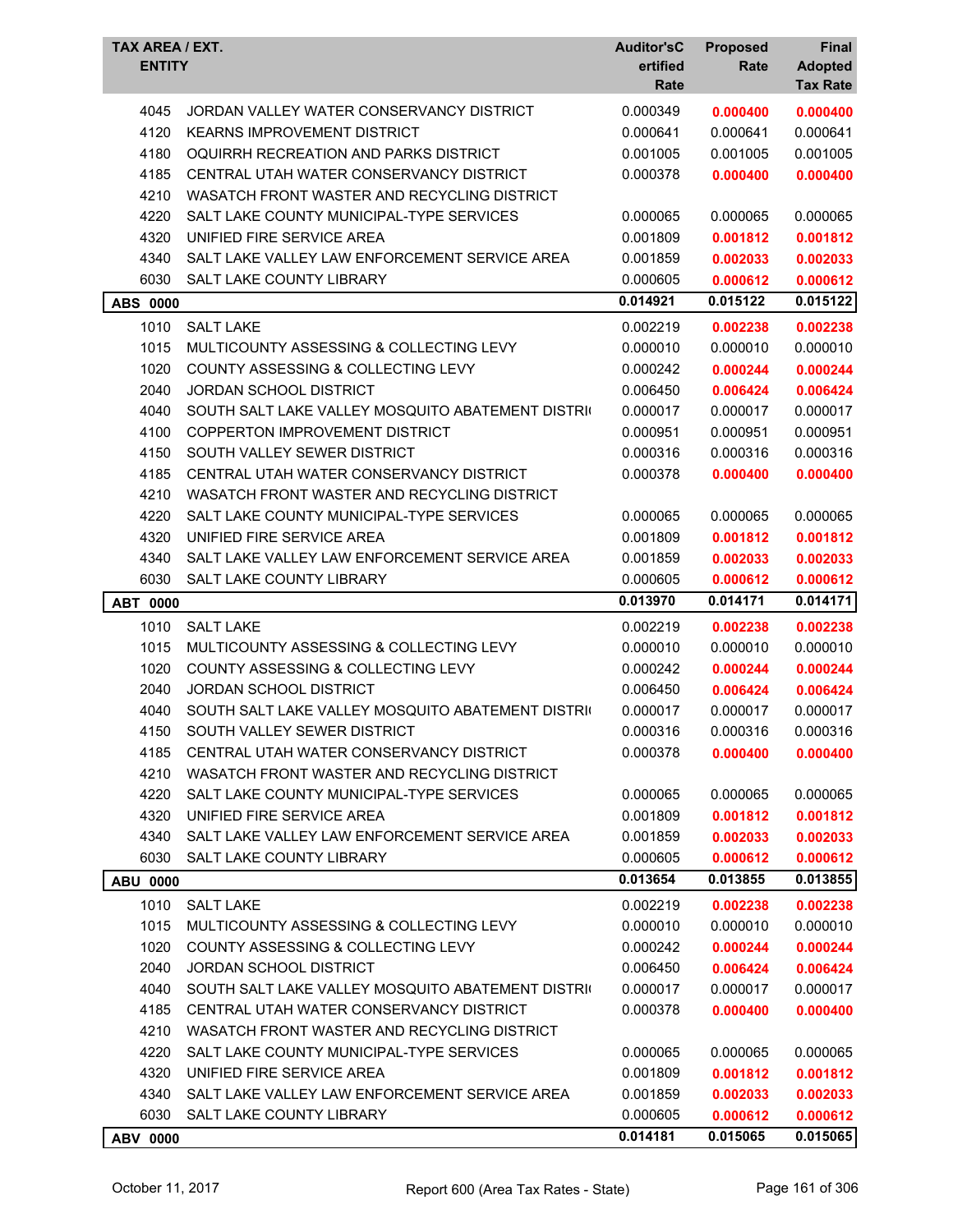| TAX AREA / EXT. ENTITY | | Auditor's Certified Rate | Proposed Rate | Final Adopted Tax Rate |
|---|---|---|---|---|
| 4045 | JORDAN VALLEY WATER CONSERVANCY DISTRICT | 0.000349 | **0.000400** | **0.000400** |
| 4120 | KEARNS IMPROVEMENT DISTRICT | 0.000641 | 0.000641 | 0.000641 |
| 4180 | OQUIRRH RECREATION AND PARKS DISTRICT | 0.001005 | 0.001005 | 0.001005 |
| 4185 | CENTRAL UTAH WATER CONSERVANCY DISTRICT | 0.000378 | **0.000400** | **0.000400** |
| 4210 | WASATCH FRONT WASTER AND RECYCLING DISTRICT | | | |
| 4220 | SALT LAKE COUNTY MUNICIPAL-TYPE SERVICES | 0.000065 | 0.000065 | 0.000065 |
| 4320 | UNIFIED FIRE SERVICE AREA | 0.001809 | **0.001812** | **0.001812** |
| 4340 | SALT LAKE VALLEY LAW ENFORCEMENT SERVICE AREA | 0.001859 | **0.002033** | **0.002033** |
| 6030 | SALT LAKE COUNTY LIBRARY | 0.000605 | **0.000612** | **0.000612** |
| **ABS 0000** | | **0.014921** | **0.015122** | **0.015122** |
| 1010 | SALT LAKE | 0.002219 | **0.002238** | **0.002238** |
| 1015 | MULTICOUNTY ASSESSING & COLLECTING LEVY | 0.000010 | 0.000010 | 0.000010 |
| 1020 | COUNTY ASSESSING & COLLECTING LEVY | 0.000242 | **0.000244** | **0.000244** |
| 2040 | JORDAN SCHOOL DISTRICT | 0.006450 | **0.006424** | **0.006424** |
| 4040 | SOUTH SALT LAKE VALLEY MOSQUITO ABATEMENT DISTRI | 0.000017 | 0.000017 | 0.000017 |
| 4100 | COPPERTON IMPROVEMENT DISTRICT | 0.000951 | 0.000951 | 0.000951 |
| 4150 | SOUTH VALLEY SEWER DISTRICT | 0.000316 | 0.000316 | 0.000316 |
| 4185 | CENTRAL UTAH WATER CONSERVANCY DISTRICT | 0.000378 | **0.000400** | **0.000400** |
| 4210 | WASATCH FRONT WASTER AND RECYCLING DISTRICT | | | |
| 4220 | SALT LAKE COUNTY MUNICIPAL-TYPE SERVICES | 0.000065 | 0.000065 | 0.000065 |
| 4320 | UNIFIED FIRE SERVICE AREA | 0.001809 | **0.001812** | **0.001812** |
| 4340 | SALT LAKE VALLEY LAW ENFORCEMENT SERVICE AREA | 0.001859 | **0.002033** | **0.002033** |
| 6030 | SALT LAKE COUNTY LIBRARY | 0.000605 | **0.000612** | **0.000612** |
| **ABT 0000** | | **0.013970** | **0.014171** | **0.014171** |
| 1010 | SALT LAKE | 0.002219 | **0.002238** | **0.002238** |
| 1015 | MULTICOUNTY ASSESSING & COLLECTING LEVY | 0.000010 | 0.000010 | 0.000010 |
| 1020 | COUNTY ASSESSING & COLLECTING LEVY | 0.000242 | **0.000244** | **0.000244** |
| 2040 | JORDAN SCHOOL DISTRICT | 0.006450 | **0.006424** | **0.006424** |
| 4040 | SOUTH SALT LAKE VALLEY MOSQUITO ABATEMENT DISTRI | 0.000017 | 0.000017 | 0.000017 |
| 4150 | SOUTH VALLEY SEWER DISTRICT | 0.000316 | 0.000316 | 0.000316 |
| 4185 | CENTRAL UTAH WATER CONSERVANCY DISTRICT | 0.000378 | **0.000400** | **0.000400** |
| 4210 | WASATCH FRONT WASTER AND RECYCLING DISTRICT | | | |
| 4220 | SALT LAKE COUNTY MUNICIPAL-TYPE SERVICES | 0.000065 | 0.000065 | 0.000065 |
| 4320 | UNIFIED FIRE SERVICE AREA | 0.001809 | **0.001812** | **0.001812** |
| 4340 | SALT LAKE VALLEY LAW ENFORCEMENT SERVICE AREA | 0.001859 | **0.002033** | **0.002033** |
| 6030 | SALT LAKE COUNTY LIBRARY | 0.000605 | **0.000612** | **0.000612** |
| **ABU 0000** | | **0.013654** | **0.013855** | **0.013855** |
| 1010 | SALT LAKE | 0.002219 | **0.002238** | **0.002238** |
| 1015 | MULTICOUNTY ASSESSING & COLLECTING LEVY | 0.000010 | 0.000010 | 0.000010 |
| 1020 | COUNTY ASSESSING & COLLECTING LEVY | 0.000242 | **0.000244** | **0.000244** |
| 2040 | JORDAN SCHOOL DISTRICT | 0.006450 | **0.006424** | **0.006424** |
| 4040 | SOUTH SALT LAKE VALLEY MOSQUITO ABATEMENT DISTRI | 0.000017 | 0.000017 | 0.000017 |
| 4185 | CENTRAL UTAH WATER CONSERVANCY DISTRICT | 0.000378 | **0.000400** | **0.000400** |
| 4210 | WASATCH FRONT WASTER AND RECYCLING DISTRICT | | | |
| 4220 | SALT LAKE COUNTY MUNICIPAL-TYPE SERVICES | 0.000065 | 0.000065 | 0.000065 |
| 4320 | UNIFIED FIRE SERVICE AREA | 0.001809 | **0.001812** | **0.001812** |
| 4340 | SALT LAKE VALLEY LAW ENFORCEMENT SERVICE AREA | 0.001859 | **0.002033** | **0.002033** |
| 6030 | SALT LAKE COUNTY LIBRARY | 0.000605 | **0.000612** | **0.000612** |
| **ABV 0000** | | **0.014181** | **0.015065** | **0.015065** |

October 11, 2017 Report 600 (Area Tax Rates - State)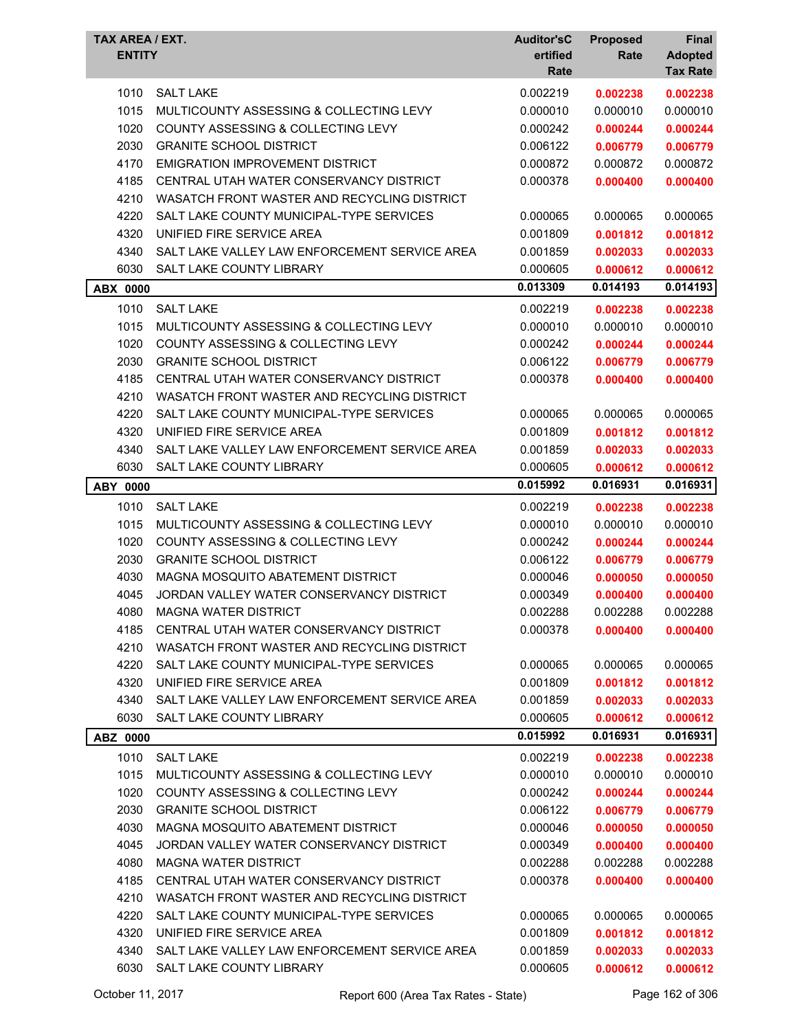| TAX AREA / EXT. ENTITY | | Auditor's Certified Rate | Proposed Rate | Final Adopted Tax Rate |
|---|---|---|---|---|
| 1010 | SALT LAKE | 0.002219 | **0.002238** | **0.002238** |
| 1015 | MULTICOUNTY ASSESSING & COLLECTING LEVY | 0.000010 | 0.000010 | 0.000010 |
| 1020 | COUNTY ASSESSING & COLLECTING LEVY | 0.000242 | **0.000244** | **0.000244** |
| 2030 | GRANITE SCHOOL DISTRICT | 0.006122 | **0.006779** | **0.006779** |
| 4170 | EMIGRATION IMPROVEMENT DISTRICT | 0.000872 | 0.000872 | 0.000872 |
| 4185 | CENTRAL UTAH WATER CONSERVANCY DISTRICT | 0.000378 | **0.000400** | **0.000400** |
| 4210 | WASATCH FRONT WASTER AND RECYCLING DISTRICT | | | |
| 4220 | SALT LAKE COUNTY MUNICIPAL-TYPE SERVICES | 0.000065 | 0.000065 | 0.000065 |
| 4320 | UNIFIED FIRE SERVICE AREA | 0.001809 | **0.001812** | **0.001812** |
| 4340 | SALT LAKE VALLEY LAW ENFORCEMENT SERVICE AREA | 0.001859 | **0.002033** | **0.002033** |
| 6030 | SALT LAKE COUNTY LIBRARY | 0.000605 | **0.000612** | **0.000612** |
| **ABX 0000** | | **0.013309** | **0.014193** | **0.014193** |
| 1010 | SALT LAKE | 0.002219 | **0.002238** | **0.002238** |
| 1015 | MULTICOUNTY ASSESSING & COLLECTING LEVY | 0.000010 | 0.000010 | 0.000010 |
| 1020 | COUNTY ASSESSING & COLLECTING LEVY | 0.000242 | **0.000244** | **0.000244** |
| 2030 | GRANITE SCHOOL DISTRICT | 0.006122 | **0.006779** | **0.006779** |
| 4185 | CENTRAL UTAH WATER CONSERVANCY DISTRICT | 0.000378 | **0.000400** | **0.000400** |
| 4210 | WASATCH FRONT WASTER AND RECYCLING DISTRICT | | | |
| 4220 | SALT LAKE COUNTY MUNICIPAL-TYPE SERVICES | 0.000065 | 0.000065 | 0.000065 |
| 4320 | UNIFIED FIRE SERVICE AREA | 0.001809 | **0.001812** | **0.001812** |
| 4340 | SALT LAKE VALLEY LAW ENFORCEMENT SERVICE AREA | 0.001859 | **0.002033** | **0.002033** |
| 6030 | SALT LAKE COUNTY LIBRARY | 0.000605 | **0.000612** | **0.000612** |
| **ABY 0000** | | **0.015992** | **0.016931** | **0.016931** |
| 1010 | SALT LAKE | 0.002219 | **0.002238** | **0.002238** |
| 1015 | MULTICOUNTY ASSESSING & COLLECTING LEVY | 0.000010 | 0.000010 | 0.000010 |
| 1020 | COUNTY ASSESSING & COLLECTING LEVY | 0.000242 | **0.000244** | **0.000244** |
| 2030 | GRANITE SCHOOL DISTRICT | 0.006122 | **0.006779** | **0.006779** |
| 4030 | MAGNA MOSQUITO ABATEMENT DISTRICT | 0.000046 | **0.000050** | **0.000050** |
| 4045 | JORDAN VALLEY WATER CONSERVANCY DISTRICT | 0.000349 | **0.000400** | **0.000400** |
| 4080 | MAGNA WATER DISTRICT | 0.002288 | 0.002288 | 0.002288 |
| 4185 | CENTRAL UTAH WATER CONSERVANCY DISTRICT | 0.000378 | **0.000400** | **0.000400** |
| 4210 | WASATCH FRONT WASTER AND RECYCLING DISTRICT | | | |
| 4220 | SALT LAKE COUNTY MUNICIPAL-TYPE SERVICES | 0.000065 | 0.000065 | 0.000065 |
| 4320 | UNIFIED FIRE SERVICE AREA | 0.001809 | **0.001812** | **0.001812** |
| 4340 | SALT LAKE VALLEY LAW ENFORCEMENT SERVICE AREA | 0.001859 | **0.002033** | **0.002033** |
| 6030 | SALT LAKE COUNTY LIBRARY | 0.000605 | **0.000612** | **0.000612** |
| **ABZ 0000** | | **0.015992** | **0.016931** | **0.016931** |
| 1010 | SALT LAKE | 0.002219 | **0.002238** | **0.002238** |
| 1015 | MULTICOUNTY ASSESSING & COLLECTING LEVY | 0.000010 | 0.000010 | 0.000010 |
| 1020 | COUNTY ASSESSING & COLLECTING LEVY | 0.000242 | **0.000244** | **0.000244** |
| 2030 | GRANITE SCHOOL DISTRICT | 0.006122 | **0.006779** | **0.006779** |
| 4030 | MAGNA MOSQUITO ABATEMENT DISTRICT | 0.000046 | **0.000050** | **0.000050** |
| 4045 | JORDAN VALLEY WATER CONSERVANCY DISTRICT | 0.000349 | **0.000400** | **0.000400** |
| 4080 | MAGNA WATER DISTRICT | 0.002288 | 0.002288 | 0.002288 |
| 4185 | CENTRAL UTAH WATER CONSERVANCY DISTRICT | 0.000378 | **0.000400** | **0.000400** |
| 4210 | WASATCH FRONT WASTER AND RECYCLING DISTRICT | | | |
| 4220 | SALT LAKE COUNTY MUNICIPAL-TYPE SERVICES | 0.000065 | 0.000065 | 0.000065 |
| 4320 | UNIFIED FIRE SERVICE AREA | 0.001809 | **0.001812** | **0.001812** |
| 4340 | SALT LAKE VALLEY LAW ENFORCEMENT SERVICE AREA | 0.001859 | **0.002033** | **0.002033** |
| 6030 | SALT LAKE COUNTY LIBRARY | 0.000605 | **0.000612** | **0.000612** |

October 11, 2017 — Report 600 (Area Tax Rates - State)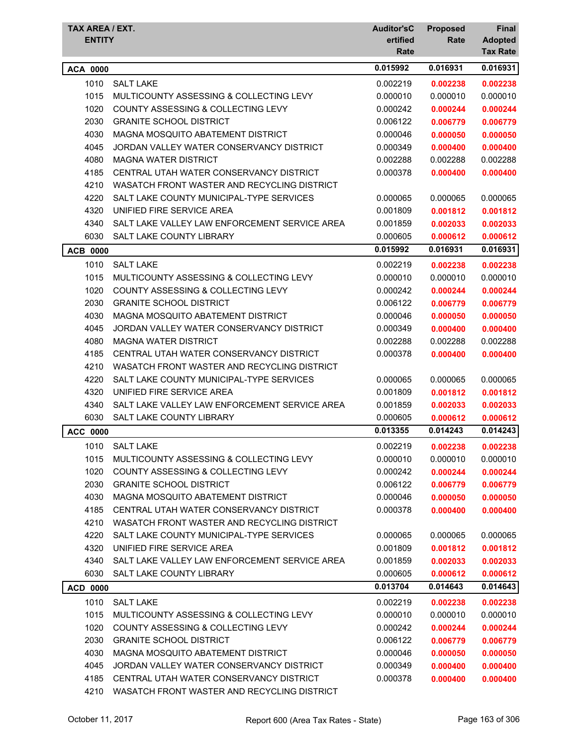| TAX AREA / EXT. ENTITY | | Auditor'sCertified Rate | Proposed Rate | Final Adopted Tax Rate |
|---|---|---|---|---|
| **ACA 0000** | | **0.015992** | **0.016931** | **0.016931** |
| 1010 | SALT LAKE | 0.002219 | **0.002238** | **0.002238** |
| 1015 | MULTICOUNTY ASSESSING & COLLECTING LEVY | 0.000010 | 0.000010 | 0.000010 |
| 1020 | COUNTY ASSESSING & COLLECTING LEVY | 0.000242 | **0.000244** | **0.000244** |
| 2030 | GRANITE SCHOOL DISTRICT | 0.006122 | **0.006779** | **0.006779** |
| 4030 | MAGNA MOSQUITO ABATEMENT DISTRICT | 0.000046 | **0.000050** | **0.000050** |
| 4045 | JORDAN VALLEY WATER CONSERVANCY DISTRICT | 0.000349 | **0.000400** | **0.000400** |
| 4080 | MAGNA WATER DISTRICT | 0.002288 | 0.002288 | 0.002288 |
| 4185 | CENTRAL UTAH WATER CONSERVANCY DISTRICT | 0.000378 | **0.000400** | **0.000400** |
| 4210 | WASATCH FRONT WASTER AND RECYCLING DISTRICT | | | |
| 4220 | SALT LAKE COUNTY MUNICIPAL-TYPE SERVICES | 0.000065 | 0.000065 | 0.000065 |
| 4320 | UNIFIED FIRE SERVICE AREA | 0.001809 | **0.001812** | **0.001812** |
| 4340 | SALT LAKE VALLEY LAW ENFORCEMENT SERVICE AREA | 0.001859 | **0.002033** | **0.002033** |
| 6030 | SALT LAKE COUNTY LIBRARY | 0.000605 | **0.000612** | **0.000612** |
| **ACB 0000** | | **0.015992** | **0.016931** | **0.016931** |
| 1010 | SALT LAKE | 0.002219 | **0.002238** | **0.002238** |
| 1015 | MULTICOUNTY ASSESSING & COLLECTING LEVY | 0.000010 | 0.000010 | 0.000010 |
| 1020 | COUNTY ASSESSING & COLLECTING LEVY | 0.000242 | **0.000244** | **0.000244** |
| 2030 | GRANITE SCHOOL DISTRICT | 0.006122 | **0.006779** | **0.006779** |
| 4030 | MAGNA MOSQUITO ABATEMENT DISTRICT | 0.000046 | **0.000050** | **0.000050** |
| 4045 | JORDAN VALLEY WATER CONSERVANCY DISTRICT | 0.000349 | **0.000400** | **0.000400** |
| 4080 | MAGNA WATER DISTRICT | 0.002288 | 0.002288 | 0.002288 |
| 4185 | CENTRAL UTAH WATER CONSERVANCY DISTRICT | 0.000378 | **0.000400** | **0.000400** |
| 4210 | WASATCH FRONT WASTER AND RECYCLING DISTRICT | | | |
| 4220 | SALT LAKE COUNTY MUNICIPAL-TYPE SERVICES | 0.000065 | 0.000065 | 0.000065 |
| 4320 | UNIFIED FIRE SERVICE AREA | 0.001809 | **0.001812** | **0.001812** |
| 4340 | SALT LAKE VALLEY LAW ENFORCEMENT SERVICE AREA | 0.001859 | **0.002033** | **0.002033** |
| 6030 | SALT LAKE COUNTY LIBRARY | 0.000605 | **0.000612** | **0.000612** |
| **ACC 0000** | | **0.013355** | **0.014243** | **0.014243** |
| 1010 | SALT LAKE | 0.002219 | **0.002238** | **0.002238** |
| 1015 | MULTICOUNTY ASSESSING & COLLECTING LEVY | 0.000010 | 0.000010 | 0.000010 |
| 1020 | COUNTY ASSESSING & COLLECTING LEVY | 0.000242 | **0.000244** | **0.000244** |
| 2030 | GRANITE SCHOOL DISTRICT | 0.006122 | **0.006779** | **0.006779** |
| 4030 | MAGNA MOSQUITO ABATEMENT DISTRICT | 0.000046 | **0.000050** | **0.000050** |
| 4185 | CENTRAL UTAH WATER CONSERVANCY DISTRICT | 0.000378 | **0.000400** | **0.000400** |
| 4210 | WASATCH FRONT WASTER AND RECYCLING DISTRICT | | | |
| 4220 | SALT LAKE COUNTY MUNICIPAL-TYPE SERVICES | 0.000065 | 0.000065 | 0.000065 |
| 4320 | UNIFIED FIRE SERVICE AREA | 0.001809 | **0.001812** | **0.001812** |
| 4340 | SALT LAKE VALLEY LAW ENFORCEMENT SERVICE AREA | 0.001859 | **0.002033** | **0.002033** |
| 6030 | SALT LAKE COUNTY LIBRARY | 0.000605 | **0.000612** | **0.000612** |
| **ACD 0000** | | **0.013704** | **0.014643** | **0.014643** |
| 1010 | SALT LAKE | 0.002219 | **0.002238** | **0.002238** |
| 1015 | MULTICOUNTY ASSESSING & COLLECTING LEVY | 0.000010 | 0.000010 | 0.000010 |
| 1020 | COUNTY ASSESSING & COLLECTING LEVY | 0.000242 | **0.000244** | **0.000244** |
| 2030 | GRANITE SCHOOL DISTRICT | 0.006122 | **0.006779** | **0.006779** |
| 4030 | MAGNA MOSQUITO ABATEMENT DISTRICT | 0.000046 | **0.000050** | **0.000050** |
| 4045 | JORDAN VALLEY WATER CONSERVANCY DISTRICT | 0.000349 | **0.000400** | **0.000400** |
| 4185 | CENTRAL UTAH WATER CONSERVANCY DISTRICT | 0.000378 | **0.000400** | **0.000400** |
| 4210 | WASATCH FRONT WASTER AND RECYCLING DISTRICT | | | |

October 11, 2017 — Report 600 (Area Tax Rates - State)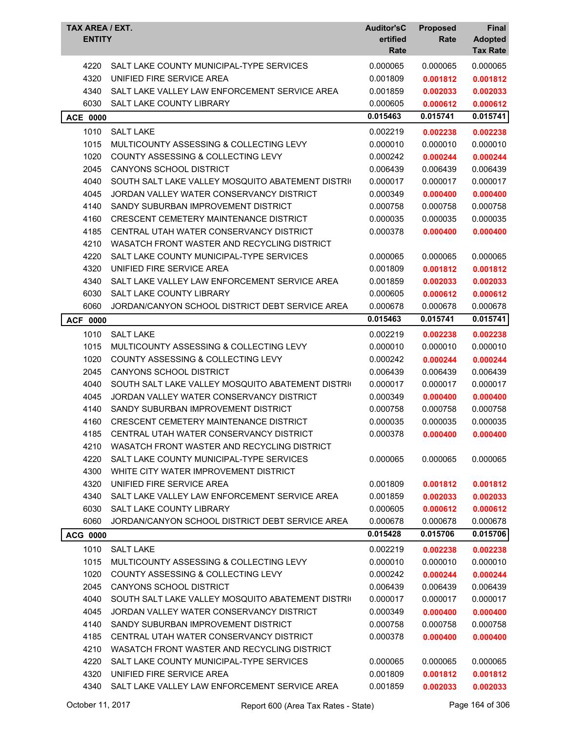| TAX AREA / EXT. ENTITY | | Auditor'sCertified Rate | Proposed Rate | Final Adopted Tax Rate |
|---|---|---|---|---|
| 4220 | SALT LAKE COUNTY MUNICIPAL-TYPE SERVICES | 0.000065 | 0.000065 | 0.000065 |
| 4320 | UNIFIED FIRE SERVICE AREA | 0.001809 | **0.001812** | **0.001812** |
| 4340 | SALT LAKE VALLEY LAW ENFORCEMENT SERVICE AREA | 0.001859 | **0.002033** | **0.002033** |
| 6030 | SALT LAKE COUNTY LIBRARY | 0.000605 | **0.000612** | **0.000612** |
| **ACE 0000** | | **0.015463** | **0.015741** | **0.015741** |
| 1010 | SALT LAKE | 0.002219 | **0.002238** | **0.002238** |
| 1015 | MULTICOUNTY ASSESSING & COLLECTING LEVY | 0.000010 | 0.000010 | 0.000010 |
| 1020 | COUNTY ASSESSING & COLLECTING LEVY | 0.000242 | **0.000244** | **0.000244** |
| 2045 | CANYONS SCHOOL DISTRICT | 0.006439 | 0.006439 | 0.006439 |
| 4040 | SOUTH SALT LAKE VALLEY MOSQUITO ABATEMENT DISTRI( | 0.000017 | 0.000017 | 0.000017 |
| 4045 | JORDAN VALLEY WATER CONSERVANCY DISTRICT | 0.000349 | **0.000400** | **0.000400** |
| 4140 | SANDY SUBURBAN IMPROVEMENT DISTRICT | 0.000758 | 0.000758 | 0.000758 |
| 4160 | CRESCENT CEMETERY MAINTENANCE DISTRICT | 0.000035 | 0.000035 | 0.000035 |
| 4185 | CENTRAL UTAH WATER CONSERVANCY DISTRICT | 0.000378 | **0.000400** | **0.000400** |
| 4210 | WASATCH FRONT WASTER AND RECYCLING DISTRICT | | | |
| 4220 | SALT LAKE COUNTY MUNICIPAL-TYPE SERVICES | 0.000065 | 0.000065 | 0.000065 |
| 4320 | UNIFIED FIRE SERVICE AREA | 0.001809 | **0.001812** | **0.001812** |
| 4340 | SALT LAKE VALLEY LAW ENFORCEMENT SERVICE AREA | 0.001859 | **0.002033** | **0.002033** |
| 6030 | SALT LAKE COUNTY LIBRARY | 0.000605 | **0.000612** | **0.000612** |
| 6060 | JORDAN/CANYON SCHOOL DISTRICT DEBT SERVICE AREA | 0.000678 | 0.000678 | 0.000678 |
| **ACF 0000** | | **0.015463** | **0.015741** | **0.015741** |
| 1010 | SALT LAKE | 0.002219 | **0.002238** | **0.002238** |
| 1015 | MULTICOUNTY ASSESSING & COLLECTING LEVY | 0.000010 | 0.000010 | 0.000010 |
| 1020 | COUNTY ASSESSING & COLLECTING LEVY | 0.000242 | **0.000244** | **0.000244** |
| 2045 | CANYONS SCHOOL DISTRICT | 0.006439 | 0.006439 | 0.006439 |
| 4040 | SOUTH SALT LAKE VALLEY MOSQUITO ABATEMENT DISTRI( | 0.000017 | 0.000017 | 0.000017 |
| 4045 | JORDAN VALLEY WATER CONSERVANCY DISTRICT | 0.000349 | **0.000400** | **0.000400** |
| 4140 | SANDY SUBURBAN IMPROVEMENT DISTRICT | 0.000758 | 0.000758 | 0.000758 |
| 4160 | CRESCENT CEMETERY MAINTENANCE DISTRICT | 0.000035 | 0.000035 | 0.000035 |
| 4185 | CENTRAL UTAH WATER CONSERVANCY DISTRICT | 0.000378 | **0.000400** | **0.000400** |
| 4210 | WASATCH FRONT WASTER AND RECYCLING DISTRICT | | | |
| 4220 | SALT LAKE COUNTY MUNICIPAL-TYPE SERVICES | 0.000065 | 0.000065 | 0.000065 |
| 4300 | WHITE CITY WATER IMPROVEMENT DISTRICT | | | |
| 4320 | UNIFIED FIRE SERVICE AREA | 0.001809 | **0.001812** | **0.001812** |
| 4340 | SALT LAKE VALLEY LAW ENFORCEMENT SERVICE AREA | 0.001859 | **0.002033** | **0.002033** |
| 6030 | SALT LAKE COUNTY LIBRARY | 0.000605 | **0.000612** | **0.000612** |
| 6060 | JORDAN/CANYON SCHOOL DISTRICT DEBT SERVICE AREA | 0.000678 | 0.000678 | 0.000678 |
| **ACG 0000** | | **0.015428** | **0.015706** | **0.015706** |
| 1010 | SALT LAKE | 0.002219 | **0.002238** | **0.002238** |
| 1015 | MULTICOUNTY ASSESSING & COLLECTING LEVY | 0.000010 | 0.000010 | 0.000010 |
| 1020 | COUNTY ASSESSING & COLLECTING LEVY | 0.000242 | **0.000244** | **0.000244** |
| 2045 | CANYONS SCHOOL DISTRICT | 0.006439 | 0.006439 | 0.006439 |
| 4040 | SOUTH SALT LAKE VALLEY MOSQUITO ABATEMENT DISTRI( | 0.000017 | 0.000017 | 0.000017 |
| 4045 | JORDAN VALLEY WATER CONSERVANCY DISTRICT | 0.000349 | **0.000400** | **0.000400** |
| 4140 | SANDY SUBURBAN IMPROVEMENT DISTRICT | 0.000758 | 0.000758 | 0.000758 |
| 4185 | CENTRAL UTAH WATER CONSERVANCY DISTRICT | 0.000378 | **0.000400** | **0.000400** |
| 4210 | WASATCH FRONT WASTER AND RECYCLING DISTRICT | | | |
| 4220 | SALT LAKE COUNTY MUNICIPAL-TYPE SERVICES | 0.000065 | 0.000065 | 0.000065 |
| 4320 | UNIFIED FIRE SERVICE AREA | 0.001809 | **0.001812** | **0.001812** |
| 4340 | SALT LAKE VALLEY LAW ENFORCEMENT SERVICE AREA | 0.001859 | **0.002033** | **0.002033** |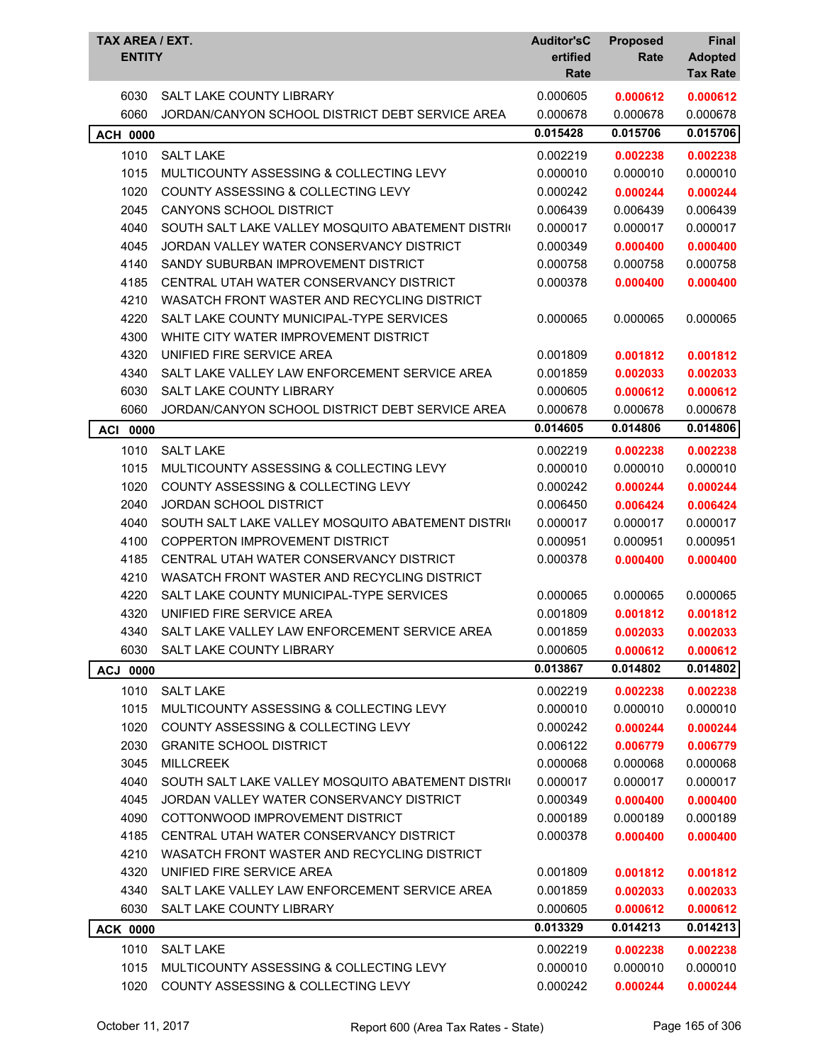| TAX AREA / EXT. ENTITY | | Auditor'sCertified Rate | Proposed Rate | Final Adopted Tax Rate |
|---|---|---|---|---|
| 6030 | SALT LAKE COUNTY LIBRARY | 0.000605 | **0.000612** | **0.000612** |
| 6060 | JORDAN/CANYON SCHOOL DISTRICT DEBT SERVICE AREA | 0.000678 | 0.000678 | 0.000678 |
| **ACH 0000** | | **0.015428** | **0.015706** | **0.015706** |
| 1010 | SALT LAKE | 0.002219 | **0.002238** | **0.002238** |
| 1015 | MULTICOUNTY ASSESSING & COLLECTING LEVY | 0.000010 | 0.000010 | 0.000010 |
| 1020 | COUNTY ASSESSING & COLLECTING LEVY | 0.000242 | **0.000244** | **0.000244** |
| 2045 | CANYONS SCHOOL DISTRICT | 0.006439 | 0.006439 | 0.006439 |
| 4040 | SOUTH SALT LAKE VALLEY MOSQUITO ABATEMENT DISTRI | 0.000017 | 0.000017 | 0.000017 |
| 4045 | JORDAN VALLEY WATER CONSERVANCY DISTRICT | 0.000349 | **0.000400** | **0.000400** |
| 4140 | SANDY SUBURBAN IMPROVEMENT DISTRICT | 0.000758 | 0.000758 | 0.000758 |
| 4185 | CENTRAL UTAH WATER CONSERVANCY DISTRICT | 0.000378 | **0.000400** | **0.000400** |
| 4210 | WASATCH FRONT WASTER AND RECYCLING DISTRICT | | | |
| 4220 | SALT LAKE COUNTY MUNICIPAL-TYPE SERVICES | 0.000065 | 0.000065 | 0.000065 |
| 4300 | WHITE CITY WATER IMPROVEMENT DISTRICT | | | |
| 4320 | UNIFIED FIRE SERVICE AREA | 0.001809 | **0.001812** | **0.001812** |
| 4340 | SALT LAKE VALLEY LAW ENFORCEMENT SERVICE AREA | 0.001859 | **0.002033** | **0.002033** |
| 6030 | SALT LAKE COUNTY LIBRARY | 0.000605 | **0.000612** | **0.000612** |
| 6060 | JORDAN/CANYON SCHOOL DISTRICT DEBT SERVICE AREA | 0.000678 | 0.000678 | 0.000678 |
| **ACI 0000** | | **0.014605** | **0.014806** | **0.014806** |
| 1010 | SALT LAKE | 0.002219 | **0.002238** | **0.002238** |
| 1015 | MULTICOUNTY ASSESSING & COLLECTING LEVY | 0.000010 | 0.000010 | 0.000010 |
| 1020 | COUNTY ASSESSING & COLLECTING LEVY | 0.000242 | **0.000244** | **0.000244** |
| 2040 | JORDAN SCHOOL DISTRICT | 0.006450 | **0.006424** | **0.006424** |
| 4040 | SOUTH SALT LAKE VALLEY MOSQUITO ABATEMENT DISTRI | 0.000017 | 0.000017 | 0.000017 |
| 4100 | COPPERTON IMPROVEMENT DISTRICT | 0.000951 | 0.000951 | 0.000951 |
| 4185 | CENTRAL UTAH WATER CONSERVANCY DISTRICT | 0.000378 | **0.000400** | **0.000400** |
| 4210 | WASATCH FRONT WASTER AND RECYCLING DISTRICT | | | |
| 4220 | SALT LAKE COUNTY MUNICIPAL-TYPE SERVICES | 0.000065 | 0.000065 | 0.000065 |
| 4320 | UNIFIED FIRE SERVICE AREA | 0.001809 | **0.001812** | **0.001812** |
| 4340 | SALT LAKE VALLEY LAW ENFORCEMENT SERVICE AREA | 0.001859 | **0.002033** | **0.002033** |
| 6030 | SALT LAKE COUNTY LIBRARY | 0.000605 | **0.000612** | **0.000612** |
| **ACJ 0000** | | **0.013867** | **0.014802** | **0.014802** |
| 1010 | SALT LAKE | 0.002219 | **0.002238** | **0.002238** |
| 1015 | MULTICOUNTY ASSESSING & COLLECTING LEVY | 0.000010 | 0.000010 | 0.000010 |
| 1020 | COUNTY ASSESSING & COLLECTING LEVY | 0.000242 | **0.000244** | **0.000244** |
| 2030 | GRANITE SCHOOL DISTRICT | 0.006122 | **0.006779** | **0.006779** |
| 3045 | MILLCREEK | 0.000068 | 0.000068 | 0.000068 |
| 4040 | SOUTH SALT LAKE VALLEY MOSQUITO ABATEMENT DISTRI | 0.000017 | 0.000017 | 0.000017 |
| 4045 | JORDAN VALLEY WATER CONSERVANCY DISTRICT | 0.000349 | **0.000400** | **0.000400** |
| 4090 | COTTONWOOD IMPROVEMENT DISTRICT | 0.000189 | 0.000189 | 0.000189 |
| 4185 | CENTRAL UTAH WATER CONSERVANCY DISTRICT | 0.000378 | **0.000400** | **0.000400** |
| 4210 | WASATCH FRONT WASTER AND RECYCLING DISTRICT | | | |
| 4320 | UNIFIED FIRE SERVICE AREA | 0.001809 | **0.001812** | **0.001812** |
| 4340 | SALT LAKE VALLEY LAW ENFORCEMENT SERVICE AREA | 0.001859 | **0.002033** | **0.002033** |
| 6030 | SALT LAKE COUNTY LIBRARY | 0.000605 | **0.000612** | **0.000612** |
| **ACK 0000** | | **0.013329** | **0.014213** | **0.014213** |
| 1010 | SALT LAKE | 0.002219 | **0.002238** | **0.002238** |
| 1015 | MULTICOUNTY ASSESSING & COLLECTING LEVY | 0.000010 | 0.000010 | 0.000010 |
| 1020 | COUNTY ASSESSING & COLLECTING LEVY | 0.000242 | **0.000244** | **0.000244** |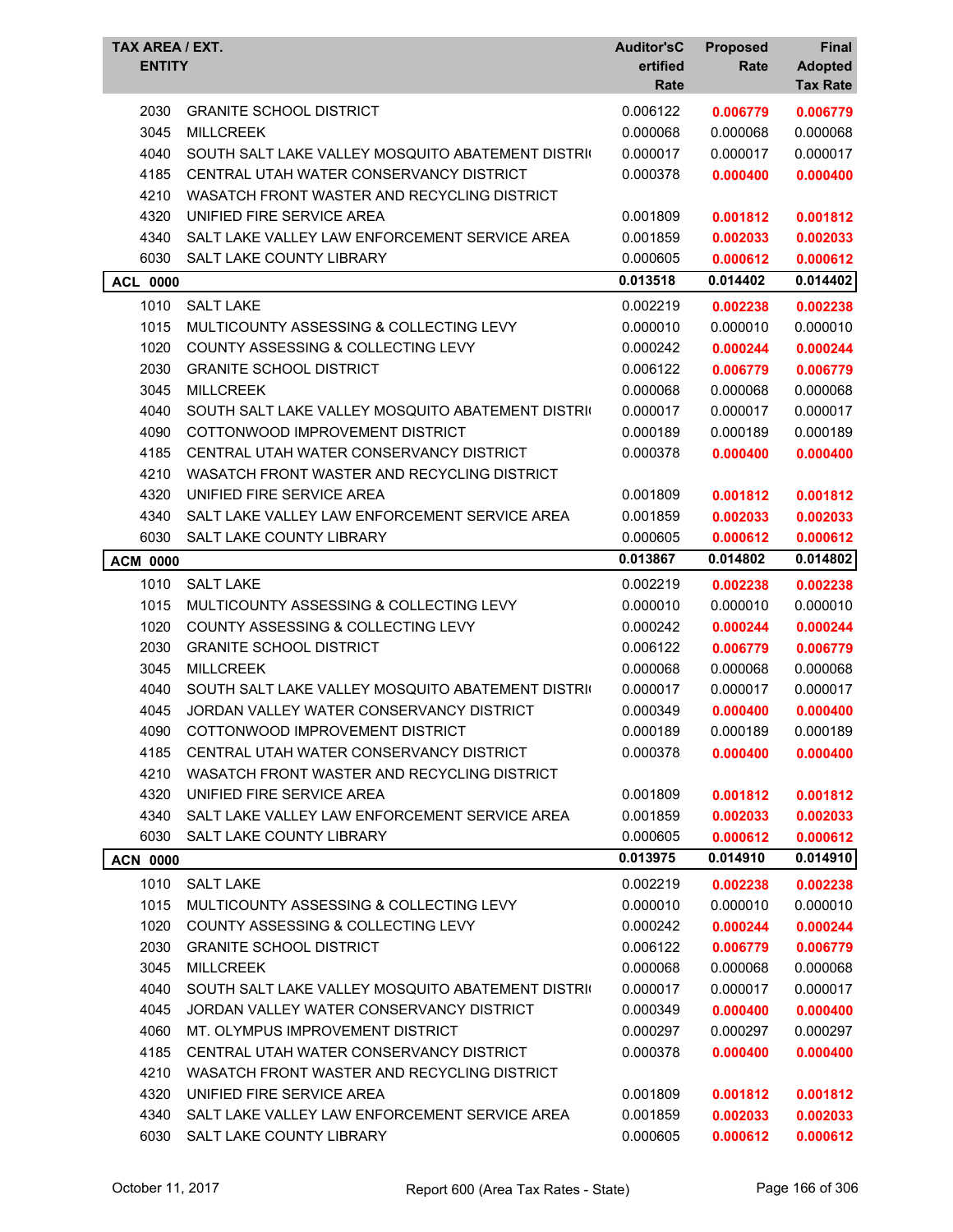| TAX AREA / EXT. ENTITY | | Auditor'sCertified Rate | Proposed Rate | Final Adopted Tax Rate |
|---|---|---|---|---|
| 2030 | GRANITE SCHOOL DISTRICT | 0.006122 | **0.006779** | **0.006779** |
| 3045 | MILLCREEK | 0.000068 | 0.000068 | 0.000068 |
| 4040 | SOUTH SALT LAKE VALLEY MOSQUITO ABATEMENT DISTRI( | 0.000017 | 0.000017 | 0.000017 |
| 4185 | CENTRAL UTAH WATER CONSERVANCY DISTRICT | 0.000378 | **0.000400** | **0.000400** |
| 4210 | WASATCH FRONT WASTER AND RECYCLING DISTRICT | | | |
| 4320 | UNIFIED FIRE SERVICE AREA | 0.001809 | **0.001812** | **0.001812** |
| 4340 | SALT LAKE VALLEY LAW ENFORCEMENT SERVICE AREA | 0.001859 | **0.002033** | **0.002033** |
| 6030 | SALT LAKE COUNTY LIBRARY | 0.000605 | **0.000612** | **0.000612** |
| **ACL 0000** | | **0.013518** | **0.014402** | **0.014402** |
| 1010 | SALT LAKE | 0.002219 | **0.002238** | **0.002238** |
| 1015 | MULTICOUNTY ASSESSING & COLLECTING LEVY | 0.000010 | 0.000010 | 0.000010 |
| 1020 | COUNTY ASSESSING & COLLECTING LEVY | 0.000242 | **0.000244** | **0.000244** |
| 2030 | GRANITE SCHOOL DISTRICT | 0.006122 | **0.006779** | **0.006779** |
| 3045 | MILLCREEK | 0.000068 | 0.000068 | 0.000068 |
| 4040 | SOUTH SALT LAKE VALLEY MOSQUITO ABATEMENT DISTRI( | 0.000017 | 0.000017 | 0.000017 |
| 4090 | COTTONWOOD IMPROVEMENT DISTRICT | 0.000189 | 0.000189 | 0.000189 |
| 4185 | CENTRAL UTAH WATER CONSERVANCY DISTRICT | 0.000378 | **0.000400** | **0.000400** |
| 4210 | WASATCH FRONT WASTER AND RECYCLING DISTRICT | | | |
| 4320 | UNIFIED FIRE SERVICE AREA | 0.001809 | **0.001812** | **0.001812** |
| 4340 | SALT LAKE VALLEY LAW ENFORCEMENT SERVICE AREA | 0.001859 | **0.002033** | **0.002033** |
| 6030 | SALT LAKE COUNTY LIBRARY | 0.000605 | **0.000612** | **0.000612** |
| **ACM 0000** | | **0.013867** | **0.014802** | **0.014802** |
| 1010 | SALT LAKE | 0.002219 | **0.002238** | **0.002238** |
| 1015 | MULTICOUNTY ASSESSING & COLLECTING LEVY | 0.000010 | 0.000010 | 0.000010 |
| 1020 | COUNTY ASSESSING & COLLECTING LEVY | 0.000242 | **0.000244** | **0.000244** |
| 2030 | GRANITE SCHOOL DISTRICT | 0.006122 | **0.006779** | **0.006779** |
| 3045 | MILLCREEK | 0.000068 | 0.000068 | 0.000068 |
| 4040 | SOUTH SALT LAKE VALLEY MOSQUITO ABATEMENT DISTRI( | 0.000017 | 0.000017 | 0.000017 |
| 4045 | JORDAN VALLEY WATER CONSERVANCY DISTRICT | 0.000349 | **0.000400** | **0.000400** |
| 4090 | COTTONWOOD IMPROVEMENT DISTRICT | 0.000189 | 0.000189 | 0.000189 |
| 4185 | CENTRAL UTAH WATER CONSERVANCY DISTRICT | 0.000378 | **0.000400** | **0.000400** |
| 4210 | WASATCH FRONT WASTER AND RECYCLING DISTRICT | | | |
| 4320 | UNIFIED FIRE SERVICE AREA | 0.001809 | **0.001812** | **0.001812** |
| 4340 | SALT LAKE VALLEY LAW ENFORCEMENT SERVICE AREA | 0.001859 | **0.002033** | **0.002033** |
| 6030 | SALT LAKE COUNTY LIBRARY | 0.000605 | **0.000612** | **0.000612** |
| **ACN 0000** | | **0.013975** | **0.014910** | **0.014910** |
| 1010 | SALT LAKE | 0.002219 | **0.002238** | **0.002238** |
| 1015 | MULTICOUNTY ASSESSING & COLLECTING LEVY | 0.000010 | 0.000010 | 0.000010 |
| 1020 | COUNTY ASSESSING & COLLECTING LEVY | 0.000242 | **0.000244** | **0.000244** |
| 2030 | GRANITE SCHOOL DISTRICT | 0.006122 | **0.006779** | **0.006779** |
| 3045 | MILLCREEK | 0.000068 | 0.000068 | 0.000068 |
| 4040 | SOUTH SALT LAKE VALLEY MOSQUITO ABATEMENT DISTRI( | 0.000017 | 0.000017 | 0.000017 |
| 4045 | JORDAN VALLEY WATER CONSERVANCY DISTRICT | 0.000349 | **0.000400** | **0.000400** |
| 4060 | MT. OLYMPUS IMPROVEMENT DISTRICT | 0.000297 | 0.000297 | 0.000297 |
| 4185 | CENTRAL UTAH WATER CONSERVANCY DISTRICT | 0.000378 | **0.000400** | **0.000400** |
| 4210 | WASATCH FRONT WASTER AND RECYCLING DISTRICT | | | |
| 4320 | UNIFIED FIRE SERVICE AREA | 0.001809 | **0.001812** | **0.001812** |
| 4340 | SALT LAKE VALLEY LAW ENFORCEMENT SERVICE AREA | 0.001859 | **0.002033** | **0.002033** |
| 6030 | SALT LAKE COUNTY LIBRARY | 0.000605 | **0.000612** | **0.000612** |

October 11, 2017 — Report 600 (Area Tax Rates - State)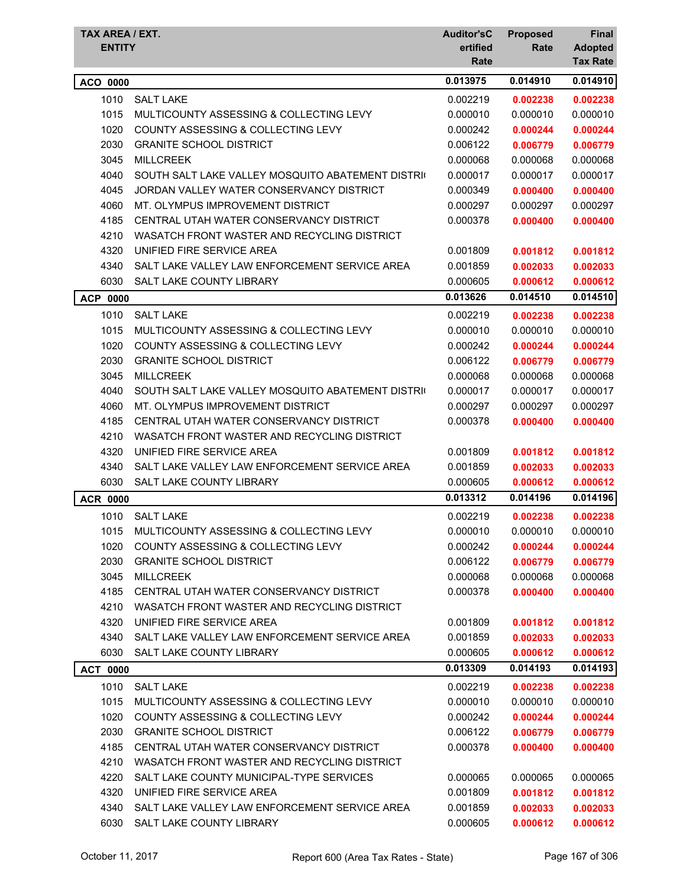| TAX AREA / EXT. ENTITY | | Auditor'sCertified Rate | Proposed Rate | Final Adopted Tax Rate |
|---|---|---|---|---|
| **ACO 0000** | | **0.013975** | **0.014910** | **0.014910** |
| 1010 | SALT LAKE | 0.002219 | **0.002238** | **0.002238** |
| 1015 | MULTICOUNTY ASSESSING & COLLECTING LEVY | 0.000010 | 0.000010 | 0.000010 |
| 1020 | COUNTY ASSESSING & COLLECTING LEVY | 0.000242 | **0.000244** | **0.000244** |
| 2030 | GRANITE SCHOOL DISTRICT | 0.006122 | **0.006779** | **0.006779** |
| 3045 | MILLCREEK | 0.000068 | 0.000068 | 0.000068 |
| 4040 | SOUTH SALT LAKE VALLEY MOSQUITO ABATEMENT DISTRI | 0.000017 | 0.000017 | 0.000017 |
| 4045 | JORDAN VALLEY WATER CONSERVANCY DISTRICT | 0.000349 | **0.000400** | **0.000400** |
| 4060 | MT. OLYMPUS IMPROVEMENT DISTRICT | 0.000297 | 0.000297 | 0.000297 |
| 4185 | CENTRAL UTAH WATER CONSERVANCY DISTRICT | 0.000378 | **0.000400** | **0.000400** |
| 4210 | WASATCH FRONT WASTER AND RECYCLING DISTRICT | | | |
| 4320 | UNIFIED FIRE SERVICE AREA | 0.001809 | **0.001812** | **0.001812** |
| 4340 | SALT LAKE VALLEY LAW ENFORCEMENT SERVICE AREA | 0.001859 | **0.002033** | **0.002033** |
| 6030 | SALT LAKE COUNTY LIBRARY | 0.000605 | **0.000612** | **0.000612** |
| **ACP 0000** | | **0.013626** | **0.014510** | **0.014510** |
| 1010 | SALT LAKE | 0.002219 | **0.002238** | **0.002238** |
| 1015 | MULTICOUNTY ASSESSING & COLLECTING LEVY | 0.000010 | 0.000010 | 0.000010 |
| 1020 | COUNTY ASSESSING & COLLECTING LEVY | 0.000242 | **0.000244** | **0.000244** |
| 2030 | GRANITE SCHOOL DISTRICT | 0.006122 | **0.006779** | **0.006779** |
| 3045 | MILLCREEK | 0.000068 | 0.000068 | 0.000068 |
| 4040 | SOUTH SALT LAKE VALLEY MOSQUITO ABATEMENT DISTRI | 0.000017 | 0.000017 | 0.000017 |
| 4060 | MT. OLYMPUS IMPROVEMENT DISTRICT | 0.000297 | 0.000297 | 0.000297 |
| 4185 | CENTRAL UTAH WATER CONSERVANCY DISTRICT | 0.000378 | **0.000400** | **0.000400** |
| 4210 | WASATCH FRONT WASTER AND RECYCLING DISTRICT | | | |
| 4320 | UNIFIED FIRE SERVICE AREA | 0.001809 | **0.001812** | **0.001812** |
| 4340 | SALT LAKE VALLEY LAW ENFORCEMENT SERVICE AREA | 0.001859 | **0.002033** | **0.002033** |
| 6030 | SALT LAKE COUNTY LIBRARY | 0.000605 | **0.000612** | **0.000612** |
| **ACR 0000** | | **0.013312** | **0.014196** | **0.014196** |
| 1010 | SALT LAKE | 0.002219 | **0.002238** | **0.002238** |
| 1015 | MULTICOUNTY ASSESSING & COLLECTING LEVY | 0.000010 | 0.000010 | 0.000010 |
| 1020 | COUNTY ASSESSING & COLLECTING LEVY | 0.000242 | **0.000244** | **0.000244** |
| 2030 | GRANITE SCHOOL DISTRICT | 0.006122 | **0.006779** | **0.006779** |
| 3045 | MILLCREEK | 0.000068 | 0.000068 | 0.000068 |
| 4185 | CENTRAL UTAH WATER CONSERVANCY DISTRICT | 0.000378 | **0.000400** | **0.000400** |
| 4210 | WASATCH FRONT WASTER AND RECYCLING DISTRICT | | | |
| 4320 | UNIFIED FIRE SERVICE AREA | 0.001809 | **0.001812** | **0.001812** |
| 4340 | SALT LAKE VALLEY LAW ENFORCEMENT SERVICE AREA | 0.001859 | **0.002033** | **0.002033** |
| 6030 | SALT LAKE COUNTY LIBRARY | 0.000605 | **0.000612** | **0.000612** |
| **ACT 0000** | | **0.013309** | **0.014193** | **0.014193** |
| 1010 | SALT LAKE | 0.002219 | **0.002238** | **0.002238** |
| 1015 | MULTICOUNTY ASSESSING & COLLECTING LEVY | 0.000010 | 0.000010 | 0.000010 |
| 1020 | COUNTY ASSESSING & COLLECTING LEVY | 0.000242 | **0.000244** | **0.000244** |
| 2030 | GRANITE SCHOOL DISTRICT | 0.006122 | **0.006779** | **0.006779** |
| 4185 | CENTRAL UTAH WATER CONSERVANCY DISTRICT | 0.000378 | **0.000400** | **0.000400** |
| 4210 | WASATCH FRONT WASTER AND RECYCLING DISTRICT | | | |
| 4220 | SALT LAKE COUNTY MUNICIPAL-TYPE SERVICES | 0.000065 | 0.000065 | 0.000065 |
| 4320 | UNIFIED FIRE SERVICE AREA | 0.001809 | **0.001812** | **0.001812** |
| 4340 | SALT LAKE VALLEY LAW ENFORCEMENT SERVICE AREA | 0.001859 | **0.002033** | **0.002033** |
| 6030 | SALT LAKE COUNTY LIBRARY | 0.000605 | **0.000612** | **0.000612** |

October 11, 2017 — Report 600 (Area Tax Rates - State)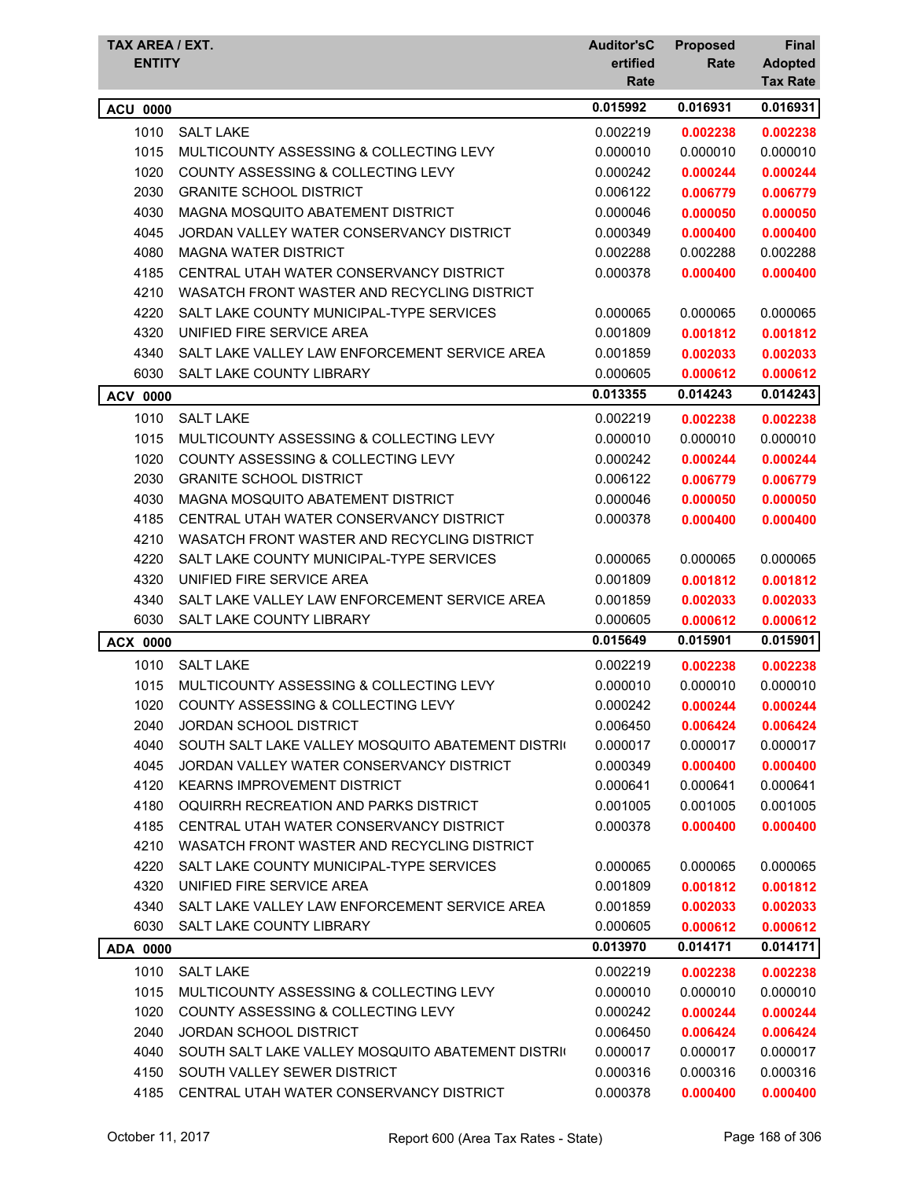| TAX AREA / EXT. ENTITY | | Auditor'sCertified Rate | Proposed Rate | Final Adopted Tax Rate |
|---|---|---|---|---|
| **ACU 0000** | | **0.015992** | **0.016931** | **0.016931** |
| 1010 | SALT LAKE | 0.002219 | **0.002238** | **0.002238** |
| 1015 | MULTICOUNTY ASSESSING & COLLECTING LEVY | 0.000010 | 0.000010 | 0.000010 |
| 1020 | COUNTY ASSESSING & COLLECTING LEVY | 0.000242 | **0.000244** | **0.000244** |
| 2030 | GRANITE SCHOOL DISTRICT | 0.006122 | **0.006779** | **0.006779** |
| 4030 | MAGNA MOSQUITO ABATEMENT DISTRICT | 0.000046 | **0.000050** | **0.000050** |
| 4045 | JORDAN VALLEY WATER CONSERVANCY DISTRICT | 0.000349 | **0.000400** | **0.000400** |
| 4080 | MAGNA WATER DISTRICT | 0.002288 | 0.002288 | 0.002288 |
| 4185 | CENTRAL UTAH WATER CONSERVANCY DISTRICT | 0.000378 | **0.000400** | **0.000400** |
| 4210 | WASATCH FRONT WASTER AND RECYCLING DISTRICT | | | |
| 4220 | SALT LAKE COUNTY MUNICIPAL-TYPE SERVICES | 0.000065 | 0.000065 | 0.000065 |
| 4320 | UNIFIED FIRE SERVICE AREA | 0.001809 | **0.001812** | **0.001812** |
| 4340 | SALT LAKE VALLEY LAW ENFORCEMENT SERVICE AREA | 0.001859 | **0.002033** | **0.002033** |
| 6030 | SALT LAKE COUNTY LIBRARY | 0.000605 | **0.000612** | **0.000612** |
| **ACV 0000** | | **0.013355** | **0.014243** | **0.014243** |
| 1010 | SALT LAKE | 0.002219 | **0.002238** | **0.002238** |
| 1015 | MULTICOUNTY ASSESSING & COLLECTING LEVY | 0.000010 | 0.000010 | 0.000010 |
| 1020 | COUNTY ASSESSING & COLLECTING LEVY | 0.000242 | **0.000244** | **0.000244** |
| 2030 | GRANITE SCHOOL DISTRICT | 0.006122 | **0.006779** | **0.006779** |
| 4030 | MAGNA MOSQUITO ABATEMENT DISTRICT | 0.000046 | **0.000050** | **0.000050** |
| 4185 | CENTRAL UTAH WATER CONSERVANCY DISTRICT | 0.000378 | **0.000400** | **0.000400** |
| 4210 | WASATCH FRONT WASTER AND RECYCLING DISTRICT | | | |
| 4220 | SALT LAKE COUNTY MUNICIPAL-TYPE SERVICES | 0.000065 | 0.000065 | 0.000065 |
| 4320 | UNIFIED FIRE SERVICE AREA | 0.001809 | **0.001812** | **0.001812** |
| 4340 | SALT LAKE VALLEY LAW ENFORCEMENT SERVICE AREA | 0.001859 | **0.002033** | **0.002033** |
| 6030 | SALT LAKE COUNTY LIBRARY | 0.000605 | **0.000612** | **0.000612** |
| **ACX 0000** | | **0.015649** | **0.015901** | **0.015901** |
| 1010 | SALT LAKE | 0.002219 | **0.002238** | **0.002238** |
| 1015 | MULTICOUNTY ASSESSING & COLLECTING LEVY | 0.000010 | 0.000010 | 0.000010 |
| 1020 | COUNTY ASSESSING & COLLECTING LEVY | 0.000242 | **0.000244** | **0.000244** |
| 2040 | JORDAN SCHOOL DISTRICT | 0.006450 | **0.006424** | **0.006424** |
| 4040 | SOUTH SALT LAKE VALLEY MOSQUITO ABATEMENT DISTRI | 0.000017 | 0.000017 | 0.000017 |
| 4045 | JORDAN VALLEY WATER CONSERVANCY DISTRICT | 0.000349 | **0.000400** | **0.000400** |
| 4120 | KEARNS IMPROVEMENT DISTRICT | 0.000641 | 0.000641 | 0.000641 |
| 4180 | OQUIRRH RECREATION AND PARKS DISTRICT | 0.001005 | 0.001005 | 0.001005 |
| 4185 | CENTRAL UTAH WATER CONSERVANCY DISTRICT | 0.000378 | **0.000400** | **0.000400** |
| 4210 | WASATCH FRONT WASTER AND RECYCLING DISTRICT | | | |
| 4220 | SALT LAKE COUNTY MUNICIPAL-TYPE SERVICES | 0.000065 | 0.000065 | 0.000065 |
| 4320 | UNIFIED FIRE SERVICE AREA | 0.001809 | **0.001812** | **0.001812** |
| 4340 | SALT LAKE VALLEY LAW ENFORCEMENT SERVICE AREA | 0.001859 | **0.002033** | **0.002033** |
| 6030 | SALT LAKE COUNTY LIBRARY | 0.000605 | **0.000612** | **0.000612** |
| **ADA 0000** | | **0.013970** | **0.014171** | **0.014171** |
| 1010 | SALT LAKE | 0.002219 | **0.002238** | **0.002238** |
| 1015 | MULTICOUNTY ASSESSING & COLLECTING LEVY | 0.000010 | 0.000010 | 0.000010 |
| 1020 | COUNTY ASSESSING & COLLECTING LEVY | 0.000242 | **0.000244** | **0.000244** |
| 2040 | JORDAN SCHOOL DISTRICT | 0.006450 | **0.006424** | **0.006424** |
| 4040 | SOUTH SALT LAKE VALLEY MOSQUITO ABATEMENT DISTRI | 0.000017 | 0.000017 | 0.000017 |
| 4150 | SOUTH VALLEY SEWER DISTRICT | 0.000316 | 0.000316 | 0.000316 |
| 4185 | CENTRAL UTAH WATER CONSERVANCY DISTRICT | 0.000378 | **0.000400** | **0.000400** |

October 11, 2017 — Report 600 (Area Tax Rates - State)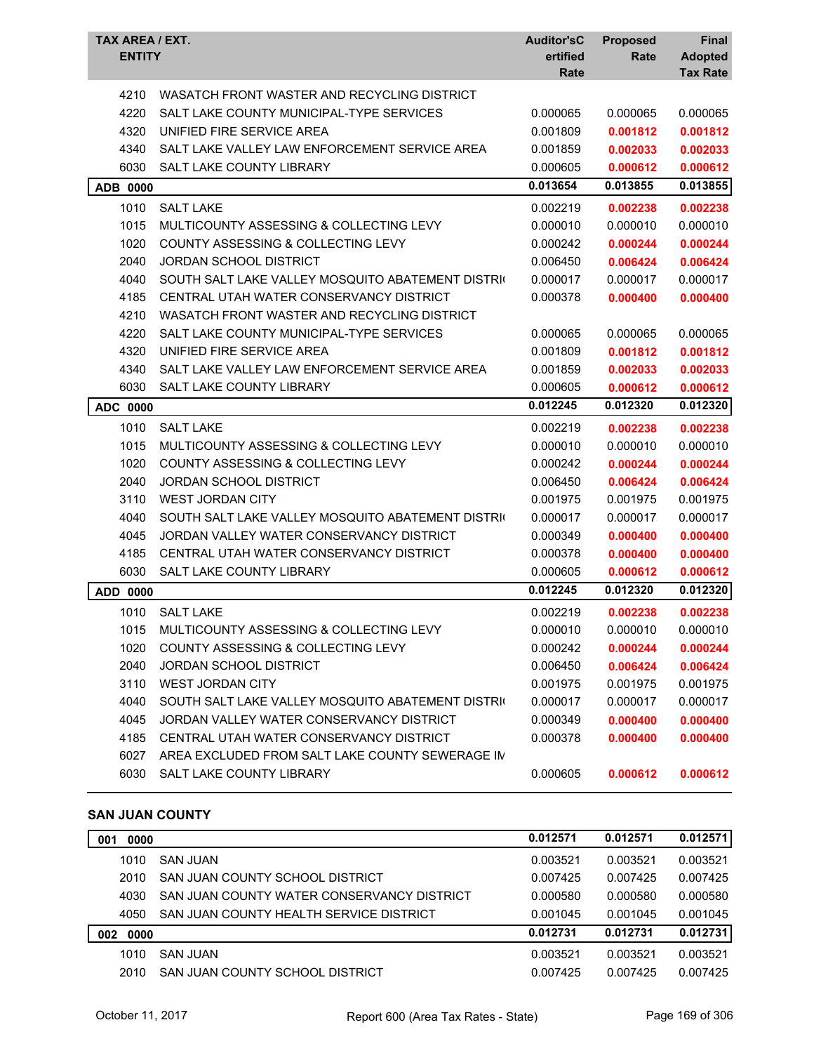| TAX AREA / EXT. ENTITY | | Auditor'sCertified Rate | Proposed Rate | Final Adopted Tax Rate |
|---|---|---|---|---|
| 4210 | WASATCH FRONT WASTER AND RECYCLING DISTRICT | | | |
| 4220 | SALT LAKE COUNTY MUNICIPAL-TYPE SERVICES | 0.000065 | 0.000065 | 0.000065 |
| 4320 | UNIFIED FIRE SERVICE AREA | 0.001809 | **0.001812** | **0.001812** |
| 4340 | SALT LAKE VALLEY LAW ENFORCEMENT SERVICE AREA | 0.001859 | **0.002033** | **0.002033** |
| 6030 | SALT LAKE COUNTY LIBRARY | 0.000605 | **0.000612** | **0.000612** |
| **ADB 0000** | | **0.013654** | **0.013855** | **0.013855** |
| 1010 | SALT LAKE | 0.002219 | **0.002238** | **0.002238** |
| 1015 | MULTICOUNTY ASSESSING & COLLECTING LEVY | 0.000010 | 0.000010 | 0.000010 |
| 1020 | COUNTY ASSESSING & COLLECTING LEVY | 0.000242 | **0.000244** | **0.000244** |
| 2040 | JORDAN SCHOOL DISTRICT | 0.006450 | **0.006424** | **0.006424** |
| 4040 | SOUTH SALT LAKE VALLEY MOSQUITO ABATEMENT DISTRI( | 0.000017 | 0.000017 | 0.000017 |
| 4185 | CENTRAL UTAH WATER CONSERVANCY DISTRICT | 0.000378 | **0.000400** | **0.000400** |
| 4210 | WASATCH FRONT WASTER AND RECYCLING DISTRICT | | | |
| 4220 | SALT LAKE COUNTY MUNICIPAL-TYPE SERVICES | 0.000065 | 0.000065 | 0.000065 |
| 4320 | UNIFIED FIRE SERVICE AREA | 0.001809 | **0.001812** | **0.001812** |
| 4340 | SALT LAKE VALLEY LAW ENFORCEMENT SERVICE AREA | 0.001859 | **0.002033** | **0.002033** |
| 6030 | SALT LAKE COUNTY LIBRARY | 0.000605 | **0.000612** | **0.000612** |
| **ADC 0000** | | **0.012245** | **0.012320** | **0.012320** |
| 1010 | SALT LAKE | 0.002219 | **0.002238** | **0.002238** |
| 1015 | MULTICOUNTY ASSESSING & COLLECTING LEVY | 0.000010 | 0.000010 | 0.000010 |
| 1020 | COUNTY ASSESSING & COLLECTING LEVY | 0.000242 | **0.000244** | **0.000244** |
| 2040 | JORDAN SCHOOL DISTRICT | 0.006450 | **0.006424** | **0.006424** |
| 3110 | WEST JORDAN CITY | 0.001975 | 0.001975 | 0.001975 |
| 4040 | SOUTH SALT LAKE VALLEY MOSQUITO ABATEMENT DISTRI( | 0.000017 | 0.000017 | 0.000017 |
| 4045 | JORDAN VALLEY WATER CONSERVANCY DISTRICT | 0.000349 | **0.000400** | **0.000400** |
| 4185 | CENTRAL UTAH WATER CONSERVANCY DISTRICT | 0.000378 | **0.000400** | **0.000400** |
| 6030 | SALT LAKE COUNTY LIBRARY | 0.000605 | **0.000612** | **0.000612** |
| **ADD 0000** | | **0.012245** | **0.012320** | **0.012320** |
| 1010 | SALT LAKE | 0.002219 | **0.002238** | **0.002238** |
| 1015 | MULTICOUNTY ASSESSING & COLLECTING LEVY | 0.000010 | 0.000010 | 0.000010 |
| 1020 | COUNTY ASSESSING & COLLECTING LEVY | 0.000242 | **0.000244** | **0.000244** |
| 2040 | JORDAN SCHOOL DISTRICT | 0.006450 | **0.006424** | **0.006424** |
| 3110 | WEST JORDAN CITY | 0.001975 | 0.001975 | 0.001975 |
| 4040 | SOUTH SALT LAKE VALLEY MOSQUITO ABATEMENT DISTRI( | 0.000017 | 0.000017 | 0.000017 |
| 4045 | JORDAN VALLEY WATER CONSERVANCY DISTRICT | 0.000349 | **0.000400** | **0.000400** |
| 4185 | CENTRAL UTAH WATER CONSERVANCY DISTRICT | 0.000378 | **0.000400** | **0.000400** |
| 6027 | AREA EXCLUDED FROM SALT LAKE COUNTY SEWERAGE IN | | | |
| 6030 | SALT LAKE COUNTY LIBRARY | 0.000605 | **0.000612** | **0.000612** |

## SAN JUAN COUNTY

| TAX AREA / EXT. ENTITY | | Auditor'sCertified Rate | Proposed Rate | Final Adopted Tax Rate |
|---|---|---|---|---|
| **001 0000** | | **0.012571** | **0.012571** | **0.012571** |
| 1010 | SAN JUAN | 0.003521 | 0.003521 | 0.003521 |
| 2010 | SAN JUAN COUNTY SCHOOL DISTRICT | 0.007425 | 0.007425 | 0.007425 |
| 4030 | SAN JUAN COUNTY WATER CONSERVANCY DISTRICT | 0.000580 | 0.000580 | 0.000580 |
| 4050 | SAN JUAN COUNTY HEALTH SERVICE DISTRICT | 0.001045 | 0.001045 | 0.001045 |
| **002 0000** | | **0.012731** | **0.012731** | **0.012731** |
| 1010 | SAN JUAN | 0.003521 | 0.003521 | 0.003521 |
| 2010 | SAN JUAN COUNTY SCHOOL DISTRICT | 0.007425 | 0.007425 | 0.007425 |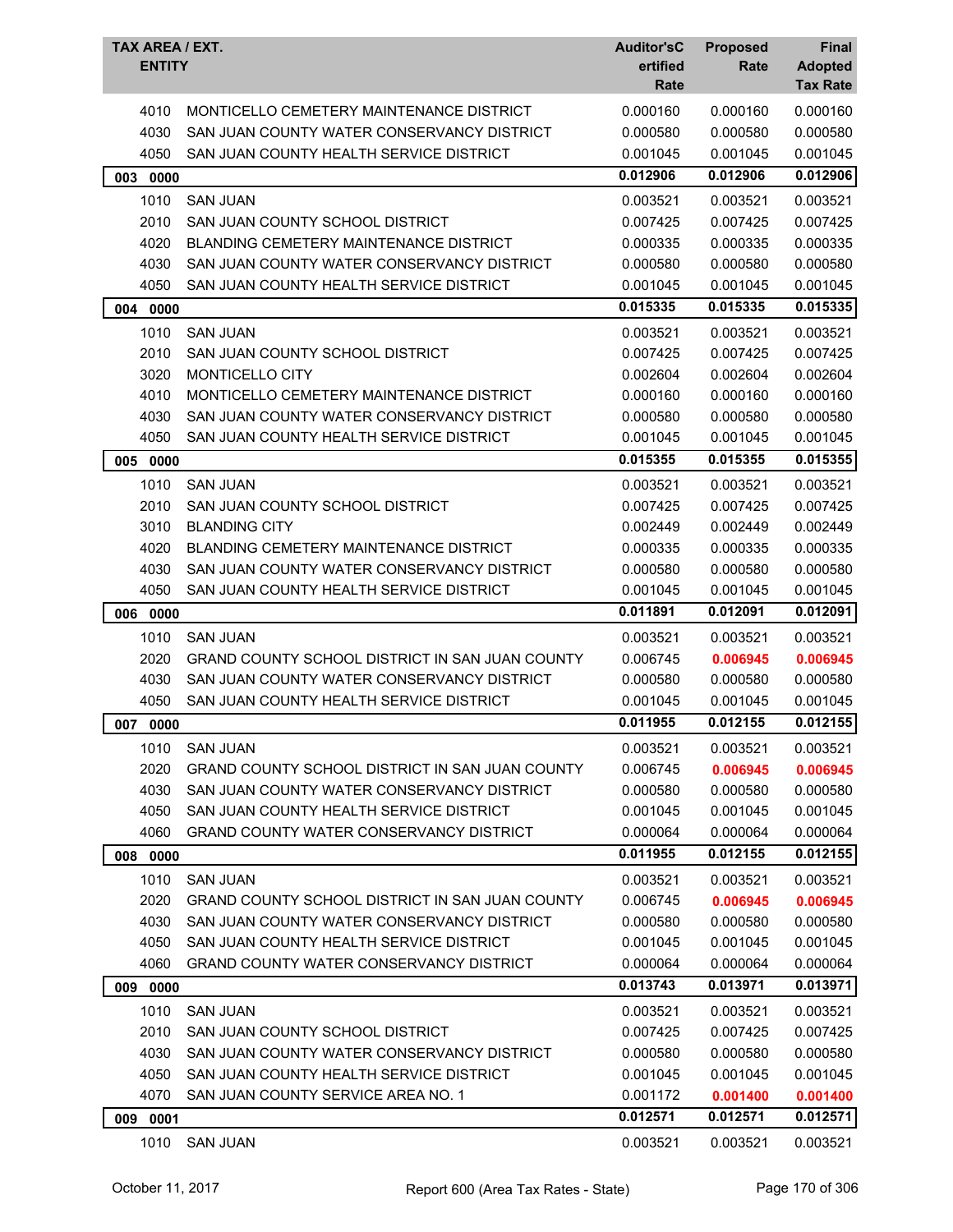| TAX AREA / EXT. ENTITY | | Auditor'sCertified Rate | Proposed Rate | Final Adopted Tax Rate |
|---|---|---|---|---|
| 4010 | MONTICELLO CEMETERY MAINTENANCE DISTRICT | 0.000160 | 0.000160 | 0.000160 |
| 4030 | SAN JUAN COUNTY WATER CONSERVANCY DISTRICT | 0.000580 | 0.000580 | 0.000580 |
| 4050 | SAN JUAN COUNTY HEALTH SERVICE DISTRICT | 0.001045 | 0.001045 | 0.001045 |
| **003 0000** | | **0.012906** | **0.012906** | **0.012906** |
| 1010 | SAN JUAN | 0.003521 | 0.003521 | 0.003521 |
| 2010 | SAN JUAN COUNTY SCHOOL DISTRICT | 0.007425 | 0.007425 | 0.007425 |
| 4020 | BLANDING CEMETERY MAINTENANCE DISTRICT | 0.000335 | 0.000335 | 0.000335 |
| 4030 | SAN JUAN COUNTY WATER CONSERVANCY DISTRICT | 0.000580 | 0.000580 | 0.000580 |
| 4050 | SAN JUAN COUNTY HEALTH SERVICE DISTRICT | 0.001045 | 0.001045 | 0.001045 |
| **004 0000** | | **0.015335** | **0.015335** | **0.015335** |
| 1010 | SAN JUAN | 0.003521 | 0.003521 | 0.003521 |
| 2010 | SAN JUAN COUNTY SCHOOL DISTRICT | 0.007425 | 0.007425 | 0.007425 |
| 3020 | MONTICELLO CITY | 0.002604 | 0.002604 | 0.002604 |
| 4010 | MONTICELLO CEMETERY MAINTENANCE DISTRICT | 0.000160 | 0.000160 | 0.000160 |
| 4030 | SAN JUAN COUNTY WATER CONSERVANCY DISTRICT | 0.000580 | 0.000580 | 0.000580 |
| 4050 | SAN JUAN COUNTY HEALTH SERVICE DISTRICT | 0.001045 | 0.001045 | 0.001045 |
| **005 0000** | | **0.015355** | **0.015355** | **0.015355** |
| 1010 | SAN JUAN | 0.003521 | 0.003521 | 0.003521 |
| 2010 | SAN JUAN COUNTY SCHOOL DISTRICT | 0.007425 | 0.007425 | 0.007425 |
| 3010 | BLANDING CITY | 0.002449 | 0.002449 | 0.002449 |
| 4020 | BLANDING CEMETERY MAINTENANCE DISTRICT | 0.000335 | 0.000335 | 0.000335 |
| 4030 | SAN JUAN COUNTY WATER CONSERVANCY DISTRICT | 0.000580 | 0.000580 | 0.000580 |
| 4050 | SAN JUAN COUNTY HEALTH SERVICE DISTRICT | 0.001045 | 0.001045 | 0.001045 |
| **006 0000** | | **0.011891** | **0.012091** | **0.012091** |
| 1010 | SAN JUAN | 0.003521 | 0.003521 | 0.003521 |
| 2020 | GRAND COUNTY SCHOOL DISTRICT IN SAN JUAN COUNTY | 0.006745 | **0.006945** | **0.006945** |
| 4030 | SAN JUAN COUNTY WATER CONSERVANCY DISTRICT | 0.000580 | 0.000580 | 0.000580 |
| 4050 | SAN JUAN COUNTY HEALTH SERVICE DISTRICT | 0.001045 | 0.001045 | 0.001045 |
| **007 0000** | | **0.011955** | **0.012155** | **0.012155** |
| 1010 | SAN JUAN | 0.003521 | 0.003521 | 0.003521 |
| 2020 | GRAND COUNTY SCHOOL DISTRICT IN SAN JUAN COUNTY | 0.006745 | **0.006945** | **0.006945** |
| 4030 | SAN JUAN COUNTY WATER CONSERVANCY DISTRICT | 0.000580 | 0.000580 | 0.000580 |
| 4050 | SAN JUAN COUNTY HEALTH SERVICE DISTRICT | 0.001045 | 0.001045 | 0.001045 |
| 4060 | GRAND COUNTY WATER CONSERVANCY DISTRICT | 0.000064 | 0.000064 | 0.000064 |
| **008 0000** | | **0.011955** | **0.012155** | **0.012155** |
| 1010 | SAN JUAN | 0.003521 | 0.003521 | 0.003521 |
| 2020 | GRAND COUNTY SCHOOL DISTRICT IN SAN JUAN COUNTY | 0.006745 | **0.006945** | **0.006945** |
| 4030 | SAN JUAN COUNTY WATER CONSERVANCY DISTRICT | 0.000580 | 0.000580 | 0.000580 |
| 4050 | SAN JUAN COUNTY HEALTH SERVICE DISTRICT | 0.001045 | 0.001045 | 0.001045 |
| 4060 | GRAND COUNTY WATER CONSERVANCY DISTRICT | 0.000064 | 0.000064 | 0.000064 |
| **009 0000** | | **0.013743** | **0.013971** | **0.013971** |
| 1010 | SAN JUAN | 0.003521 | 0.003521 | 0.003521 |
| 2010 | SAN JUAN COUNTY SCHOOL DISTRICT | 0.007425 | 0.007425 | 0.007425 |
| 4030 | SAN JUAN COUNTY WATER CONSERVANCY DISTRICT | 0.000580 | 0.000580 | 0.000580 |
| 4050 | SAN JUAN COUNTY HEALTH SERVICE DISTRICT | 0.001045 | 0.001045 | 0.001045 |
| 4070 | SAN JUAN COUNTY SERVICE AREA NO. 1 | 0.001172 | **0.001400** | **0.001400** |
| **009 0001** | | **0.012571** | **0.012571** | **0.012571** |
| 1010 | SAN JUAN | 0.003521 | 0.003521 | 0.003521 |

October 11, 2017 — Report 600 (Area Tax Rates - State)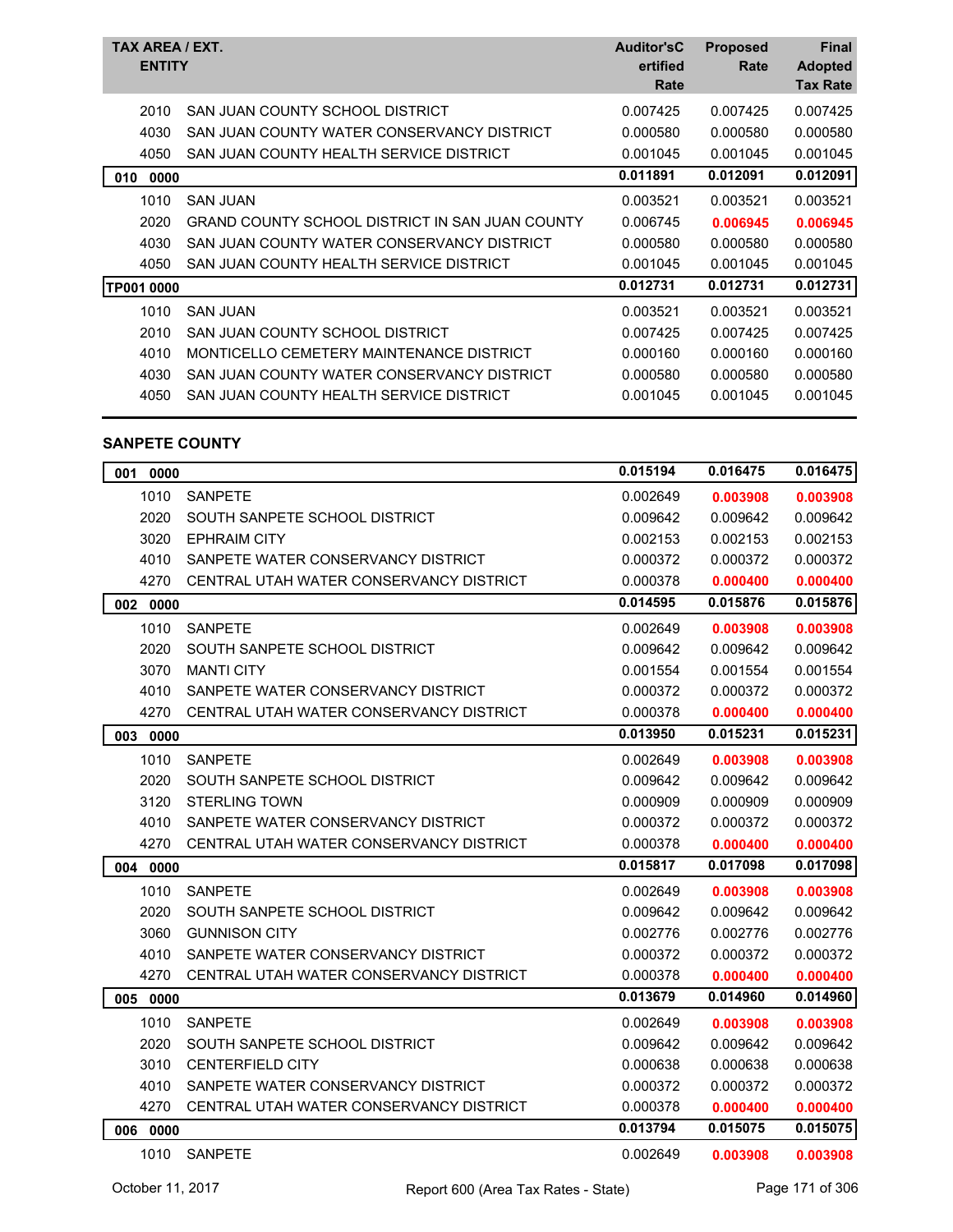| TAX AREA / EXT. ENTITY | | Auditor's Certified Rate | Proposed Rate | Final Adopted Tax Rate |
|---|---|---|---|---|
| 2010 | SAN JUAN COUNTY SCHOOL DISTRICT | 0.007425 | 0.007425 | 0.007425 |
| 4030 | SAN JUAN COUNTY WATER CONSERVANCY DISTRICT | 0.000580 | 0.000580 | 0.000580 |
| 4050 | SAN JUAN COUNTY HEALTH SERVICE DISTRICT | 0.001045 | 0.001045 | 0.001045 |
| **010 0000** | | **0.011891** | **0.012091** | **0.012091** |
| 1010 | SAN JUAN | 0.003521 | 0.003521 | 0.003521 |
| 2020 | GRAND COUNTY SCHOOL DISTRICT IN SAN JUAN COUNTY | 0.006745 | **0.006945** | **0.006945** |
| 4030 | SAN JUAN COUNTY WATER CONSERVANCY DISTRICT | 0.000580 | 0.000580 | 0.000580 |
| 4050 | SAN JUAN COUNTY HEALTH SERVICE DISTRICT | 0.001045 | 0.001045 | 0.001045 |
| **TP001 0000** | | **0.012731** | **0.012731** | **0.012731** |
| 1010 | SAN JUAN | 0.003521 | 0.003521 | 0.003521 |
| 2010 | SAN JUAN COUNTY SCHOOL DISTRICT | 0.007425 | 0.007425 | 0.007425 |
| 4010 | MONTICELLO CEMETERY MAINTENANCE DISTRICT | 0.000160 | 0.000160 | 0.000160 |
| 4030 | SAN JUAN COUNTY WATER CONSERVANCY DISTRICT | 0.000580 | 0.000580 | 0.000580 |
| 4050 | SAN JUAN COUNTY HEALTH SERVICE DISTRICT | 0.001045 | 0.001045 | 0.001045 |

## SANPETE COUNTY

| TAX AREA / EXT. ENTITY | | Auditor's Certified Rate | Proposed Rate | Final Adopted Tax Rate |
|---|---|---|---|---|
| **001 0000** | | **0.015194** | **0.016475** | **0.016475** |
| 1010 | SANPETE | 0.002649 | **0.003908** | **0.003908** |
| 2020 | SOUTH SANPETE SCHOOL DISTRICT | 0.009642 | 0.009642 | 0.009642 |
| 3020 | EPHRAIM CITY | 0.002153 | 0.002153 | 0.002153 |
| 4010 | SANPETE WATER CONSERVANCY DISTRICT | 0.000372 | 0.000372 | 0.000372 |
| 4270 | CENTRAL UTAH WATER CONSERVANCY DISTRICT | 0.000378 | **0.000400** | **0.000400** |
| **002 0000** | | **0.014595** | **0.015876** | **0.015876** |
| 1010 | SANPETE | 0.002649 | **0.003908** | **0.003908** |
| 2020 | SOUTH SANPETE SCHOOL DISTRICT | 0.009642 | 0.009642 | 0.009642 |
| 3070 | MANTI CITY | 0.001554 | 0.001554 | 0.001554 |
| 4010 | SANPETE WATER CONSERVANCY DISTRICT | 0.000372 | 0.000372 | 0.000372 |
| 4270 | CENTRAL UTAH WATER CONSERVANCY DISTRICT | 0.000378 | **0.000400** | **0.000400** |
| **003 0000** | | **0.013950** | **0.015231** | **0.015231** |
| 1010 | SANPETE | 0.002649 | **0.003908** | **0.003908** |
| 2020 | SOUTH SANPETE SCHOOL DISTRICT | 0.009642 | 0.009642 | 0.009642 |
| 3120 | STERLING TOWN | 0.000909 | 0.000909 | 0.000909 |
| 4010 | SANPETE WATER CONSERVANCY DISTRICT | 0.000372 | 0.000372 | 0.000372 |
| 4270 | CENTRAL UTAH WATER CONSERVANCY DISTRICT | 0.000378 | **0.000400** | **0.000400** |
| **004 0000** | | **0.015817** | **0.017098** | **0.017098** |
| 1010 | SANPETE | 0.002649 | **0.003908** | **0.003908** |
| 2020 | SOUTH SANPETE SCHOOL DISTRICT | 0.009642 | 0.009642 | 0.009642 |
| 3060 | GUNNISON CITY | 0.002776 | 0.002776 | 0.002776 |
| 4010 | SANPETE WATER CONSERVANCY DISTRICT | 0.000372 | 0.000372 | 0.000372 |
| 4270 | CENTRAL UTAH WATER CONSERVANCY DISTRICT | 0.000378 | **0.000400** | **0.000400** |
| **005 0000** | | **0.013679** | **0.014960** | **0.014960** |
| 1010 | SANPETE | 0.002649 | **0.003908** | **0.003908** |
| 2020 | SOUTH SANPETE SCHOOL DISTRICT | 0.009642 | 0.009642 | 0.009642 |
| 3010 | CENTERFIELD CITY | 0.000638 | 0.000638 | 0.000638 |
| 4010 | SANPETE WATER CONSERVANCY DISTRICT | 0.000372 | 0.000372 | 0.000372 |
| 4270 | CENTRAL UTAH WATER CONSERVANCY DISTRICT | 0.000378 | **0.000400** | **0.000400** |
| **006 0000** | | **0.013794** | **0.015075** | **0.015075** |
| 1010 | SANPETE | 0.002649 | **0.003908** | **0.003908** |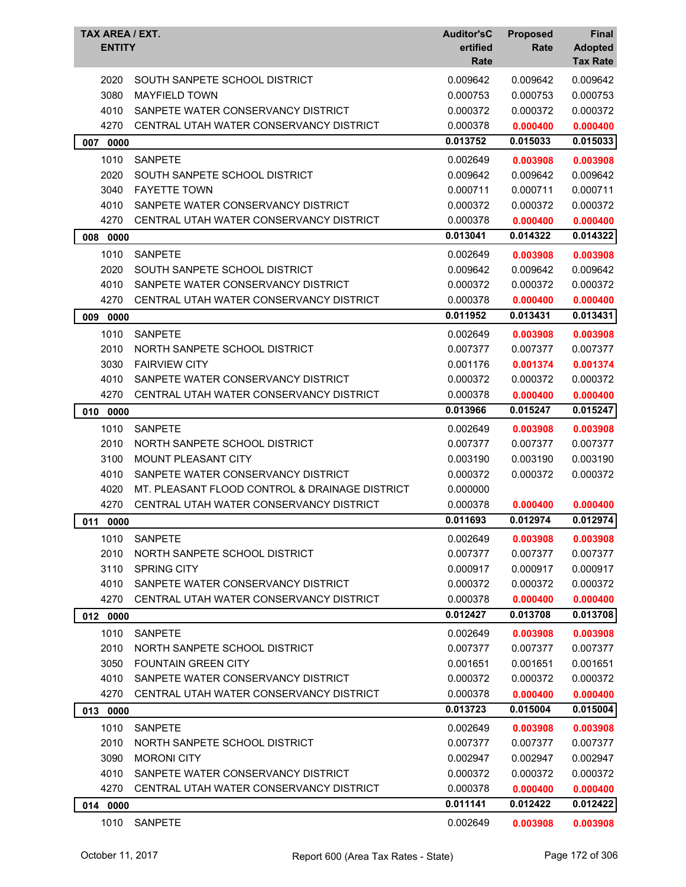| TAX AREA / EXT. | ENTITY | Auditor'sCertified Rate | Proposed Rate | Final Adopted Tax Rate |
|---|---|---|---|---|
| 2020 | SOUTH SANPETE SCHOOL DISTRICT | 0.009642 | 0.009642 | 0.009642 |
| 3080 | MAYFIELD TOWN | 0.000753 | 0.000753 | 0.000753 |
| 4010 | SANPETE WATER CONSERVANCY DISTRICT | 0.000372 | 0.000372 | 0.000372 |
| 4270 | CENTRAL UTAH WATER CONSERVANCY DISTRICT | 0.000378 | **0.000400** | **0.000400** |
| **007 0000** | | **0.013752** | **0.015033** | **0.015033** |
| 1010 | SANPETE | 0.002649 | **0.003908** | **0.003908** |
| 2020 | SOUTH SANPETE SCHOOL DISTRICT | 0.009642 | 0.009642 | 0.009642 |
| 3040 | FAYETTE TOWN | 0.000711 | 0.000711 | 0.000711 |
| 4010 | SANPETE WATER CONSERVANCY DISTRICT | 0.000372 | 0.000372 | 0.000372 |
| 4270 | CENTRAL UTAH WATER CONSERVANCY DISTRICT | 0.000378 | **0.000400** | **0.000400** |
| **008 0000** | | **0.013041** | **0.014322** | **0.014322** |
| 1010 | SANPETE | 0.002649 | **0.003908** | **0.003908** |
| 2020 | SOUTH SANPETE SCHOOL DISTRICT | 0.009642 | 0.009642 | 0.009642 |
| 4010 | SANPETE WATER CONSERVANCY DISTRICT | 0.000372 | 0.000372 | 0.000372 |
| 4270 | CENTRAL UTAH WATER CONSERVANCY DISTRICT | 0.000378 | **0.000400** | **0.000400** |
| **009 0000** | | **0.011952** | **0.013431** | **0.013431** |
| 1010 | SANPETE | 0.002649 | **0.003908** | **0.003908** |
| 2010 | NORTH SANPETE SCHOOL DISTRICT | 0.007377 | 0.007377 | 0.007377 |
| 3030 | FAIRVIEW CITY | 0.001176 | **0.001374** | **0.001374** |
| 4010 | SANPETE WATER CONSERVANCY DISTRICT | 0.000372 | 0.000372 | 0.000372 |
| 4270 | CENTRAL UTAH WATER CONSERVANCY DISTRICT | 0.000378 | **0.000400** | **0.000400** |
| **010 0000** | | **0.013966** | **0.015247** | **0.015247** |
| 1010 | SANPETE | 0.002649 | **0.003908** | **0.003908** |
| 2010 | NORTH SANPETE SCHOOL DISTRICT | 0.007377 | 0.007377 | 0.007377 |
| 3100 | MOUNT PLEASANT CITY | 0.003190 | 0.003190 | 0.003190 |
| 4010 | SANPETE WATER CONSERVANCY DISTRICT | 0.000372 | 0.000372 | 0.000372 |
| 4020 | MT. PLEASANT FLOOD CONTROL & DRAINAGE DISTRICT | 0.000000 | | |
| 4270 | CENTRAL UTAH WATER CONSERVANCY DISTRICT | 0.000378 | **0.000400** | **0.000400** |
| **011 0000** | | **0.011693** | **0.012974** | **0.012974** |
| 1010 | SANPETE | 0.002649 | **0.003908** | **0.003908** |
| 2010 | NORTH SANPETE SCHOOL DISTRICT | 0.007377 | 0.007377 | 0.007377 |
| 3110 | SPRING CITY | 0.000917 | 0.000917 | 0.000917 |
| 4010 | SANPETE WATER CONSERVANCY DISTRICT | 0.000372 | 0.000372 | 0.000372 |
| 4270 | CENTRAL UTAH WATER CONSERVANCY DISTRICT | 0.000378 | **0.000400** | **0.000400** |
| **012 0000** | | **0.012427** | **0.013708** | **0.013708** |
| 1010 | SANPETE | 0.002649 | **0.003908** | **0.003908** |
| 2010 | NORTH SANPETE SCHOOL DISTRICT | 0.007377 | 0.007377 | 0.007377 |
| 3050 | FOUNTAIN GREEN CITY | 0.001651 | 0.001651 | 0.001651 |
| 4010 | SANPETE WATER CONSERVANCY DISTRICT | 0.000372 | 0.000372 | 0.000372 |
| 4270 | CENTRAL UTAH WATER CONSERVANCY DISTRICT | 0.000378 | **0.000400** | **0.000400** |
| **013 0000** | | **0.013723** | **0.015004** | **0.015004** |
| 1010 | SANPETE | 0.002649 | **0.003908** | **0.003908** |
| 2010 | NORTH SANPETE SCHOOL DISTRICT | 0.007377 | 0.007377 | 0.007377 |
| 3090 | MORONI CITY | 0.002947 | 0.002947 | 0.002947 |
| 4010 | SANPETE WATER CONSERVANCY DISTRICT | 0.000372 | 0.000372 | 0.000372 |
| 4270 | CENTRAL UTAH WATER CONSERVANCY DISTRICT | 0.000378 | **0.000400** | **0.000400** |
| **014 0000** | | **0.011141** | **0.012422** | **0.012422** |
| 1010 | SANPETE | 0.002649 | **0.003908** | **0.003908** |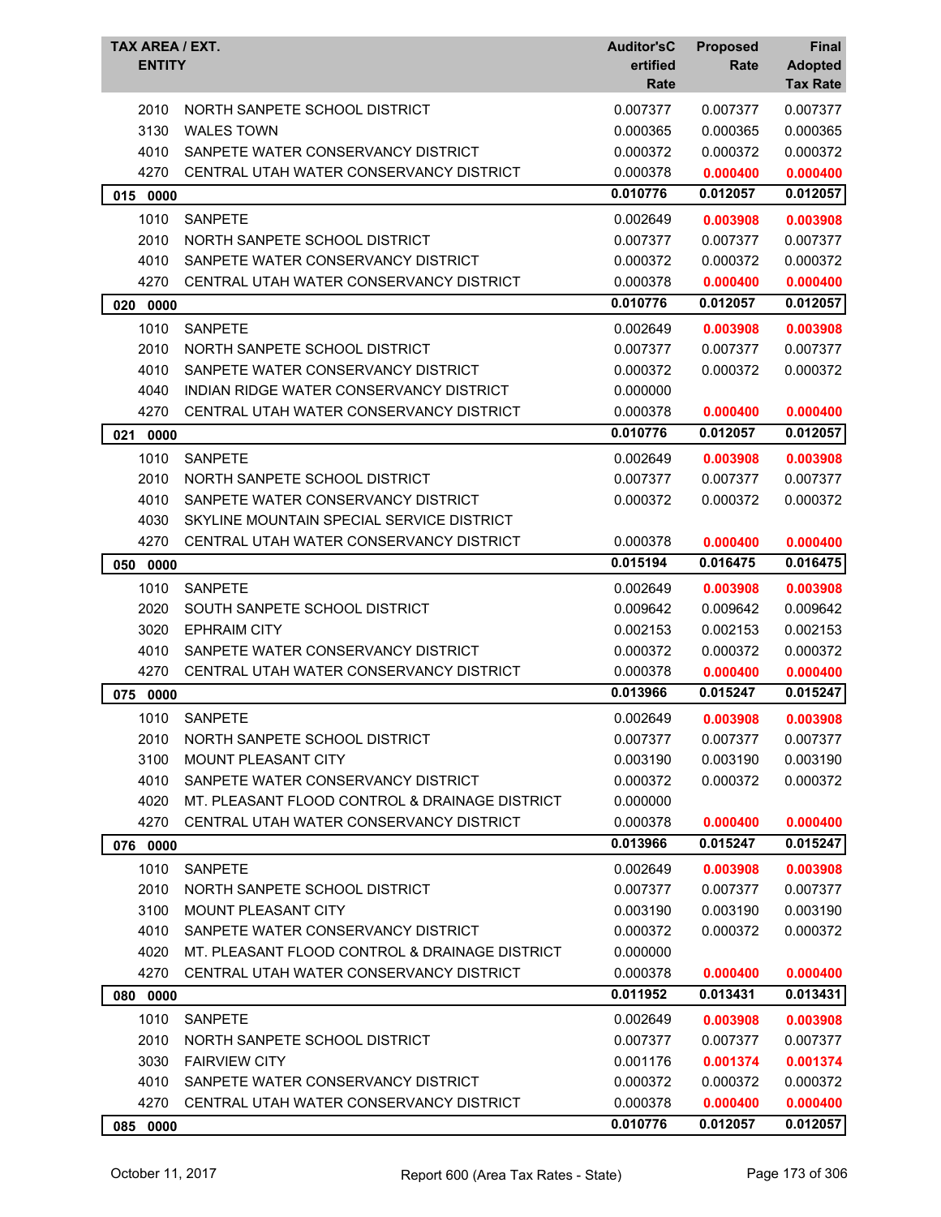| TAX AREA / EXT. ENTITY | | Auditor'sCertified Rate | Proposed Rate | Final Adopted Tax Rate |
|---|---|---|---|---|
| 2010 | NORTH SANPETE SCHOOL DISTRICT | 0.007377 | 0.007377 | 0.007377 |
| 3130 | WALES TOWN | 0.000365 | 0.000365 | 0.000365 |
| 4010 | SANPETE WATER CONSERVANCY DISTRICT | 0.000372 | 0.000372 | 0.000372 |
| 4270 | CENTRAL UTAH WATER CONSERVANCY DISTRICT | 0.000378 | **0.000400** | **0.000400** |
| **015 0000** | | **0.010776** | **0.012057** | **0.012057** |
| 1010 | SANPETE | 0.002649 | **0.003908** | **0.003908** |
| 2010 | NORTH SANPETE SCHOOL DISTRICT | 0.007377 | 0.007377 | 0.007377 |
| 4010 | SANPETE WATER CONSERVANCY DISTRICT | 0.000372 | 0.000372 | 0.000372 |
| 4270 | CENTRAL UTAH WATER CONSERVANCY DISTRICT | 0.000378 | **0.000400** | **0.000400** |
| **020 0000** | | **0.010776** | **0.012057** | **0.012057** |
| 1010 | SANPETE | 0.002649 | **0.003908** | **0.003908** |
| 2010 | NORTH SANPETE SCHOOL DISTRICT | 0.007377 | 0.007377 | 0.007377 |
| 4010 | SANPETE WATER CONSERVANCY DISTRICT | 0.000372 | 0.000372 | 0.000372 |
| 4040 | INDIAN RIDGE WATER CONSERVANCY DISTRICT | 0.000000 | | |
| 4270 | CENTRAL UTAH WATER CONSERVANCY DISTRICT | 0.000378 | **0.000400** | **0.000400** |
| **021 0000** | | **0.010776** | **0.012057** | **0.012057** |
| 1010 | SANPETE | 0.002649 | **0.003908** | **0.003908** |
| 2010 | NORTH SANPETE SCHOOL DISTRICT | 0.007377 | 0.007377 | 0.007377 |
| 4010 | SANPETE WATER CONSERVANCY DISTRICT | 0.000372 | 0.000372 | 0.000372 |
| 4030 | SKYLINE MOUNTAIN SPECIAL SERVICE DISTRICT | | | |
| 4270 | CENTRAL UTAH WATER CONSERVANCY DISTRICT | 0.000378 | **0.000400** | **0.000400** |
| **050 0000** | | **0.015194** | **0.016475** | **0.016475** |
| 1010 | SANPETE | 0.002649 | **0.003908** | **0.003908** |
| 2020 | SOUTH SANPETE SCHOOL DISTRICT | 0.009642 | 0.009642 | 0.009642 |
| 3020 | EPHRAIM CITY | 0.002153 | 0.002153 | 0.002153 |
| 4010 | SANPETE WATER CONSERVANCY DISTRICT | 0.000372 | 0.000372 | 0.000372 |
| 4270 | CENTRAL UTAH WATER CONSERVANCY DISTRICT | 0.000378 | **0.000400** | **0.000400** |
| **075 0000** | | **0.013966** | **0.015247** | **0.015247** |
| 1010 | SANPETE | 0.002649 | **0.003908** | **0.003908** |
| 2010 | NORTH SANPETE SCHOOL DISTRICT | 0.007377 | 0.007377 | 0.007377 |
| 3100 | MOUNT PLEASANT CITY | 0.003190 | 0.003190 | 0.003190 |
| 4010 | SANPETE WATER CONSERVANCY DISTRICT | 0.000372 | 0.000372 | 0.000372 |
| 4020 | MT. PLEASANT FLOOD CONTROL & DRAINAGE DISTRICT | 0.000000 | | |
| 4270 | CENTRAL UTAH WATER CONSERVANCY DISTRICT | 0.000378 | **0.000400** | **0.000400** |
| **076 0000** | | **0.013966** | **0.015247** | **0.015247** |
| 1010 | SANPETE | 0.002649 | **0.003908** | **0.003908** |
| 2010 | NORTH SANPETE SCHOOL DISTRICT | 0.007377 | 0.007377 | 0.007377 |
| 3100 | MOUNT PLEASANT CITY | 0.003190 | 0.003190 | 0.003190 |
| 4010 | SANPETE WATER CONSERVANCY DISTRICT | 0.000372 | 0.000372 | 0.000372 |
| 4020 | MT. PLEASANT FLOOD CONTROL & DRAINAGE DISTRICT | 0.000000 | | |
| 4270 | CENTRAL UTAH WATER CONSERVANCY DISTRICT | 0.000378 | **0.000400** | **0.000400** |
| **080 0000** | | **0.011952** | **0.013431** | **0.013431** |
| 1010 | SANPETE | 0.002649 | **0.003908** | **0.003908** |
| 2010 | NORTH SANPETE SCHOOL DISTRICT | 0.007377 | 0.007377 | 0.007377 |
| 3030 | FAIRVIEW CITY | 0.001176 | **0.001374** | **0.001374** |
| 4010 | SANPETE WATER CONSERVANCY DISTRICT | 0.000372 | 0.000372 | 0.000372 |
| 4270 | CENTRAL UTAH WATER CONSERVANCY DISTRICT | 0.000378 | **0.000400** | **0.000400** |
| **085 0000** | | **0.010776** | **0.012057** | **0.012057** |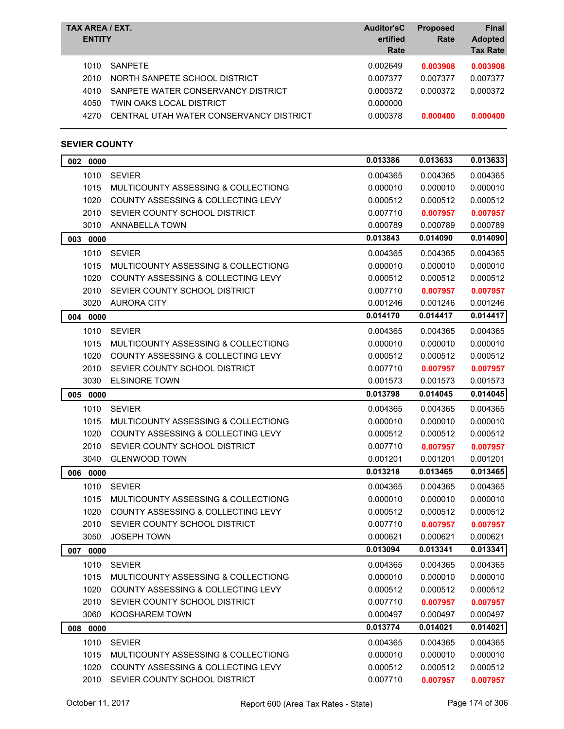| TAX AREA / EXT. | ENTITY | Auditor'sCertified Rate | Proposed Rate | Final Adopted Tax Rate |
|---|---|---|---|---|
| 1010 | SANPETE | 0.002649 | **0.003908** | **0.003908** |
| 2010 | NORTH SANPETE SCHOOL DISTRICT | 0.007377 | 0.007377 | 0.007377 |
| 4010 | SANPETE WATER CONSERVANCY DISTRICT | 0.000372 | 0.000372 | 0.000372 |
| 4050 | TWIN OAKS LOCAL DISTRICT | 0.000000 | | |
| 4270 | CENTRAL UTAH WATER CONSERVANCY DISTRICT | 0.000378 | **0.000400** | **0.000400** |

## SEVIER COUNTY

| TAX AREA / EXT. | ENTITY | Auditor'sCertified Rate | Proposed Rate | Final Adopted Tax Rate |
|---|---|---|---|---|
| **002 0000** | | **0.013386** | **0.013633** | **0.013633** |
| 1010 | SEVIER | 0.004365 | 0.004365 | 0.004365 |
| 1015 | MULTICOUNTY ASSESSING & COLLECTIONG | 0.000010 | 0.000010 | 0.000010 |
| 1020 | COUNTY ASSESSING & COLLECTING LEVY | 0.000512 | 0.000512 | 0.000512 |
| 2010 | SEVIER COUNTY SCHOOL DISTRICT | 0.007710 | **0.007957** | **0.007957** |
| 3010 | ANNABELLA TOWN | 0.000789 | 0.000789 | 0.000789 |
| **003 0000** | | **0.013843** | **0.014090** | **0.014090** |
| 1010 | SEVIER | 0.004365 | 0.004365 | 0.004365 |
| 1015 | MULTICOUNTY ASSESSING & COLLECTIONG | 0.000010 | 0.000010 | 0.000010 |
| 1020 | COUNTY ASSESSING & COLLECTING LEVY | 0.000512 | 0.000512 | 0.000512 |
| 2010 | SEVIER COUNTY SCHOOL DISTRICT | 0.007710 | **0.007957** | **0.007957** |
| 3020 | AURORA CITY | 0.001246 | 0.001246 | 0.001246 |
| **004 0000** | | **0.014170** | **0.014417** | **0.014417** |
| 1010 | SEVIER | 0.004365 | 0.004365 | 0.004365 |
| 1015 | MULTICOUNTY ASSESSING & COLLECTIONG | 0.000010 | 0.000010 | 0.000010 |
| 1020 | COUNTY ASSESSING & COLLECTING LEVY | 0.000512 | 0.000512 | 0.000512 |
| 2010 | SEVIER COUNTY SCHOOL DISTRICT | 0.007710 | **0.007957** | **0.007957** |
| 3030 | ELSINORE TOWN | 0.001573 | 0.001573 | 0.001573 |
| **005 0000** | | **0.013798** | **0.014045** | **0.014045** |
| 1010 | SEVIER | 0.004365 | 0.004365 | 0.004365 |
| 1015 | MULTICOUNTY ASSESSING & COLLECTIONG | 0.000010 | 0.000010 | 0.000010 |
| 1020 | COUNTY ASSESSING & COLLECTING LEVY | 0.000512 | 0.000512 | 0.000512 |
| 2010 | SEVIER COUNTY SCHOOL DISTRICT | 0.007710 | **0.007957** | **0.007957** |
| 3040 | GLENWOOD TOWN | 0.001201 | 0.001201 | 0.001201 |
| **006 0000** | | **0.013218** | **0.013465** | **0.013465** |
| 1010 | SEVIER | 0.004365 | 0.004365 | 0.004365 |
| 1015 | MULTICOUNTY ASSESSING & COLLECTIONG | 0.000010 | 0.000010 | 0.000010 |
| 1020 | COUNTY ASSESSING & COLLECTING LEVY | 0.000512 | 0.000512 | 0.000512 |
| 2010 | SEVIER COUNTY SCHOOL DISTRICT | 0.007710 | **0.007957** | **0.007957** |
| 3050 | JOSEPH TOWN | 0.000621 | 0.000621 | 0.000621 |
| **007 0000** | | **0.013094** | **0.013341** | **0.013341** |
| 1010 | SEVIER | 0.004365 | 0.004365 | 0.004365 |
| 1015 | MULTICOUNTY ASSESSING & COLLECTIONG | 0.000010 | 0.000010 | 0.000010 |
| 1020 | COUNTY ASSESSING & COLLECTING LEVY | 0.000512 | 0.000512 | 0.000512 |
| 2010 | SEVIER COUNTY SCHOOL DISTRICT | 0.007710 | **0.007957** | **0.007957** |
| 3060 | KOOSHAREM TOWN | 0.000497 | 0.000497 | 0.000497 |
| **008 0000** | | **0.013774** | **0.014021** | **0.014021** |
| 1010 | SEVIER | 0.004365 | 0.004365 | 0.004365 |
| 1015 | MULTICOUNTY ASSESSING & COLLECTIONG | 0.000010 | 0.000010 | 0.000010 |
| 1020 | COUNTY ASSESSING & COLLECTING LEVY | 0.000512 | 0.000512 | 0.000512 |
| 2010 | SEVIER COUNTY SCHOOL DISTRICT | 0.007710 | **0.007957** | **0.007957** |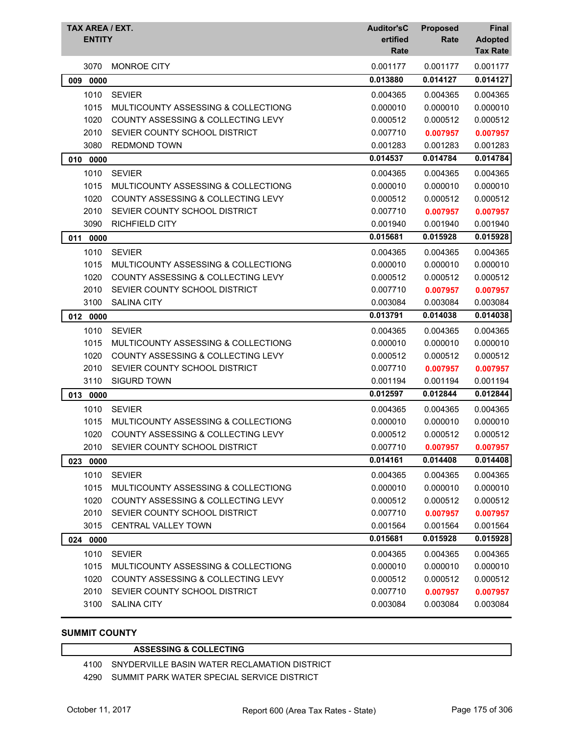| TAX AREA / EXT. ENTITY | | Auditor'sCertified Rate | Proposed Rate | Final Adopted Tax Rate |
|---|---|---|---|---|
| 3070 | MONROE CITY | 0.001177 | 0.001177 | 0.001177 |
| **009 0000** | | **0.013880** | **0.014127** | **0.014127** |
| 1010 | SEVIER | 0.004365 | 0.004365 | 0.004365 |
| 1015 | MULTICOUNTY ASSESSING & COLLECTIONG | 0.000010 | 0.000010 | 0.000010 |
| 1020 | COUNTY ASSESSING & COLLECTING LEVY | 0.000512 | 0.000512 | 0.000512 |
| 2010 | SEVIER COUNTY SCHOOL DISTRICT | 0.007710 | **0.007957** | **0.007957** |
| 3080 | REDMOND TOWN | 0.001283 | 0.001283 | 0.001283 |
| **010 0000** | | **0.014537** | **0.014784** | **0.014784** |
| 1010 | SEVIER | 0.004365 | 0.004365 | 0.004365 |
| 1015 | MULTICOUNTY ASSESSING & COLLECTIONG | 0.000010 | 0.000010 | 0.000010 |
| 1020 | COUNTY ASSESSING & COLLECTING LEVY | 0.000512 | 0.000512 | 0.000512 |
| 2010 | SEVIER COUNTY SCHOOL DISTRICT | 0.007710 | **0.007957** | **0.007957** |
| 3090 | RICHFIELD CITY | 0.001940 | 0.001940 | 0.001940 |
| **011 0000** | | **0.015681** | **0.015928** | **0.015928** |
| 1010 | SEVIER | 0.004365 | 0.004365 | 0.004365 |
| 1015 | MULTICOUNTY ASSESSING & COLLECTIONG | 0.000010 | 0.000010 | 0.000010 |
| 1020 | COUNTY ASSESSING & COLLECTING LEVY | 0.000512 | 0.000512 | 0.000512 |
| 2010 | SEVIER COUNTY SCHOOL DISTRICT | 0.007710 | **0.007957** | **0.007957** |
| 3100 | SALINA CITY | 0.003084 | 0.003084 | 0.003084 |
| **012 0000** | | **0.013791** | **0.014038** | **0.014038** |
| 1010 | SEVIER | 0.004365 | 0.004365 | 0.004365 |
| 1015 | MULTICOUNTY ASSESSING & COLLECTIONG | 0.000010 | 0.000010 | 0.000010 |
| 1020 | COUNTY ASSESSING & COLLECTING LEVY | 0.000512 | 0.000512 | 0.000512 |
| 2010 | SEVIER COUNTY SCHOOL DISTRICT | 0.007710 | **0.007957** | **0.007957** |
| 3110 | SIGURD TOWN | 0.001194 | 0.001194 | 0.001194 |
| **013 0000** | | **0.012597** | **0.012844** | **0.012844** |
| 1010 | SEVIER | 0.004365 | 0.004365 | 0.004365 |
| 1015 | MULTICOUNTY ASSESSING & COLLECTIONG | 0.000010 | 0.000010 | 0.000010 |
| 1020 | COUNTY ASSESSING & COLLECTING LEVY | 0.000512 | 0.000512 | 0.000512 |
| 2010 | SEVIER COUNTY SCHOOL DISTRICT | 0.007710 | **0.007957** | **0.007957** |
| **023 0000** | | **0.014161** | **0.014408** | **0.014408** |
| 1010 | SEVIER | 0.004365 | 0.004365 | 0.004365 |
| 1015 | MULTICOUNTY ASSESSING & COLLECTIONG | 0.000010 | 0.000010 | 0.000010 |
| 1020 | COUNTY ASSESSING & COLLECTING LEVY | 0.000512 | 0.000512 | 0.000512 |
| 2010 | SEVIER COUNTY SCHOOL DISTRICT | 0.007710 | **0.007957** | **0.007957** |
| 3015 | CENTRAL VALLEY TOWN | 0.001564 | 0.001564 | 0.001564 |
| **024 0000** | | **0.015681** | **0.015928** | **0.015928** |
| 1010 | SEVIER | 0.004365 | 0.004365 | 0.004365 |
| 1015 | MULTICOUNTY ASSESSING & COLLECTIONG | 0.000010 | 0.000010 | 0.000010 |
| 1020 | COUNTY ASSESSING & COLLECTING LEVY | 0.000512 | 0.000512 | 0.000512 |
| 2010 | SEVIER COUNTY SCHOOL DISTRICT | 0.007710 | **0.007957** | **0.007957** |
| 3100 | SALINA CITY | 0.003084 | 0.003084 | 0.003084 |

## SUMMIT COUNTY

**ASSESSING & COLLECTING**

| | |
|---|---|
| 4100 | SNYDERVILLE BASIN WATER RECLAMATION DISTRICT |
| 4290 | SUMMIT PARK WATER SPECIAL SERVICE DISTRICT |

October 11, 2017 — Report 600 (Area Tax Rates - State)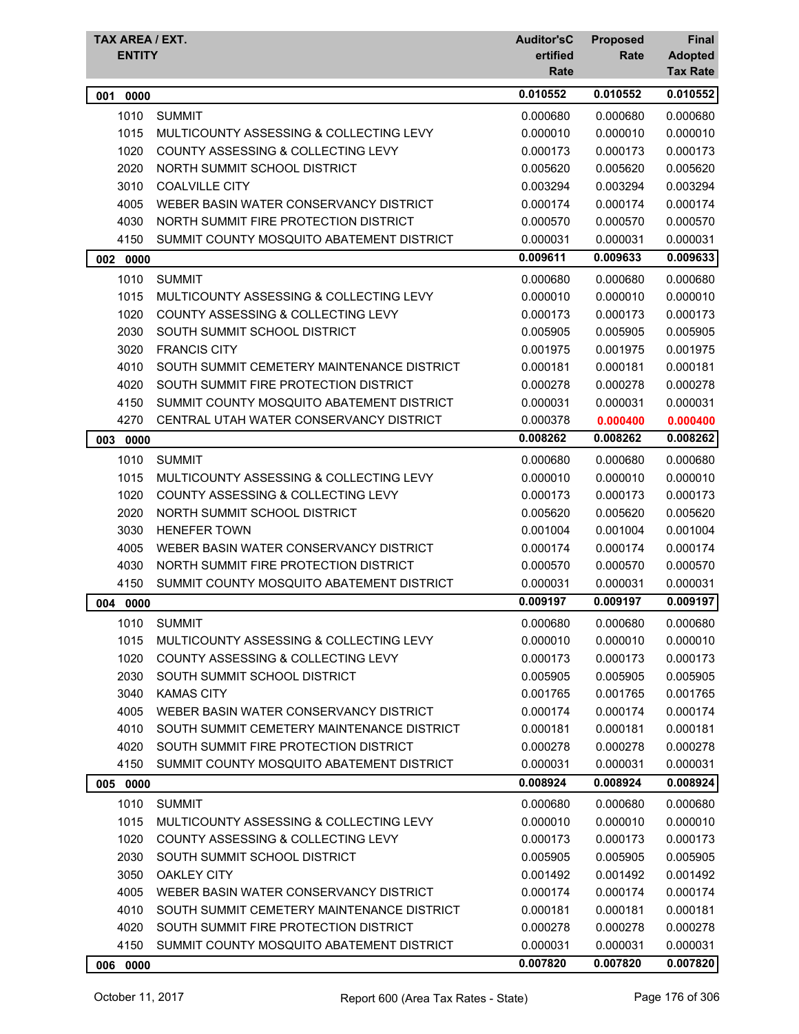| TAX AREA / EXT. ENTITY | | Auditor'sCertified Rate | Proposed Rate | Final Adopted Tax Rate |
|---|---|---|---|---|
| **001 0000** | | **0.010552** | **0.010552** | **0.010552** |
| 1010 | SUMMIT | 0.000680 | 0.000680 | 0.000680 |
| 1015 | MULTICOUNTY ASSESSING & COLLECTING LEVY | 0.000010 | 0.000010 | 0.000010 |
| 1020 | COUNTY ASSESSING & COLLECTING LEVY | 0.000173 | 0.000173 | 0.000173 |
| 2020 | NORTH SUMMIT SCHOOL DISTRICT | 0.005620 | 0.005620 | 0.005620 |
| 3010 | COALVILLE CITY | 0.003294 | 0.003294 | 0.003294 |
| 4005 | WEBER BASIN WATER CONSERVANCY DISTRICT | 0.000174 | 0.000174 | 0.000174 |
| 4030 | NORTH SUMMIT FIRE PROTECTION DISTRICT | 0.000570 | 0.000570 | 0.000570 |
| 4150 | SUMMIT COUNTY MOSQUITO ABATEMENT DISTRICT | 0.000031 | 0.000031 | 0.000031 |
| **002 0000** | | **0.009611** | **0.009633** | **0.009633** |
| 1010 | SUMMIT | 0.000680 | 0.000680 | 0.000680 |
| 1015 | MULTICOUNTY ASSESSING & COLLECTING LEVY | 0.000010 | 0.000010 | 0.000010 |
| 1020 | COUNTY ASSESSING & COLLECTING LEVY | 0.000173 | 0.000173 | 0.000173 |
| 2030 | SOUTH SUMMIT SCHOOL DISTRICT | 0.005905 | 0.005905 | 0.005905 |
| 3020 | FRANCIS CITY | 0.001975 | 0.001975 | 0.001975 |
| 4010 | SOUTH SUMMIT CEMETERY MAINTENANCE DISTRICT | 0.000181 | 0.000181 | 0.000181 |
| 4020 | SOUTH SUMMIT FIRE PROTECTION DISTRICT | 0.000278 | 0.000278 | 0.000278 |
| 4150 | SUMMIT COUNTY MOSQUITO ABATEMENT DISTRICT | 0.000031 | 0.000031 | 0.000031 |
| 4270 | CENTRAL UTAH WATER CONSERVANCY DISTRICT | 0.000378 | **0.000400** | **0.000400** |
| **003 0000** | | **0.008262** | **0.008262** | **0.008262** |
| 1010 | SUMMIT | 0.000680 | 0.000680 | 0.000680 |
| 1015 | MULTICOUNTY ASSESSING & COLLECTING LEVY | 0.000010 | 0.000010 | 0.000010 |
| 1020 | COUNTY ASSESSING & COLLECTING LEVY | 0.000173 | 0.000173 | 0.000173 |
| 2020 | NORTH SUMMIT SCHOOL DISTRICT | 0.005620 | 0.005620 | 0.005620 |
| 3030 | HENEFER TOWN | 0.001004 | 0.001004 | 0.001004 |
| 4005 | WEBER BASIN WATER CONSERVANCY DISTRICT | 0.000174 | 0.000174 | 0.000174 |
| 4030 | NORTH SUMMIT FIRE PROTECTION DISTRICT | 0.000570 | 0.000570 | 0.000570 |
| 4150 | SUMMIT COUNTY MOSQUITO ABATEMENT DISTRICT | 0.000031 | 0.000031 | 0.000031 |
| **004 0000** | | **0.009197** | **0.009197** | **0.009197** |
| 1010 | SUMMIT | 0.000680 | 0.000680 | 0.000680 |
| 1015 | MULTICOUNTY ASSESSING & COLLECTING LEVY | 0.000010 | 0.000010 | 0.000010 |
| 1020 | COUNTY ASSESSING & COLLECTING LEVY | 0.000173 | 0.000173 | 0.000173 |
| 2030 | SOUTH SUMMIT SCHOOL DISTRICT | 0.005905 | 0.005905 | 0.005905 |
| 3040 | KAMAS CITY | 0.001765 | 0.001765 | 0.001765 |
| 4005 | WEBER BASIN WATER CONSERVANCY DISTRICT | 0.000174 | 0.000174 | 0.000174 |
| 4010 | SOUTH SUMMIT CEMETERY MAINTENANCE DISTRICT | 0.000181 | 0.000181 | 0.000181 |
| 4020 | SOUTH SUMMIT FIRE PROTECTION DISTRICT | 0.000278 | 0.000278 | 0.000278 |
| 4150 | SUMMIT COUNTY MOSQUITO ABATEMENT DISTRICT | 0.000031 | 0.000031 | 0.000031 |
| **005 0000** | | **0.008924** | **0.008924** | **0.008924** |
| 1010 | SUMMIT | 0.000680 | 0.000680 | 0.000680 |
| 1015 | MULTICOUNTY ASSESSING & COLLECTING LEVY | 0.000010 | 0.000010 | 0.000010 |
| 1020 | COUNTY ASSESSING & COLLECTING LEVY | 0.000173 | 0.000173 | 0.000173 |
| 2030 | SOUTH SUMMIT SCHOOL DISTRICT | 0.005905 | 0.005905 | 0.005905 |
| 3050 | OAKLEY CITY | 0.001492 | 0.001492 | 0.001492 |
| 4005 | WEBER BASIN WATER CONSERVANCY DISTRICT | 0.000174 | 0.000174 | 0.000174 |
| 4010 | SOUTH SUMMIT CEMETERY MAINTENANCE DISTRICT | 0.000181 | 0.000181 | 0.000181 |
| 4020 | SOUTH SUMMIT FIRE PROTECTION DISTRICT | 0.000278 | 0.000278 | 0.000278 |
| 4150 | SUMMIT COUNTY MOSQUITO ABATEMENT DISTRICT | 0.000031 | 0.000031 | 0.000031 |
| **006 0000** | | **0.007820** | **0.007820** | **0.007820** |

October 11, 2017 — Report 600 (Area Tax Rates - State)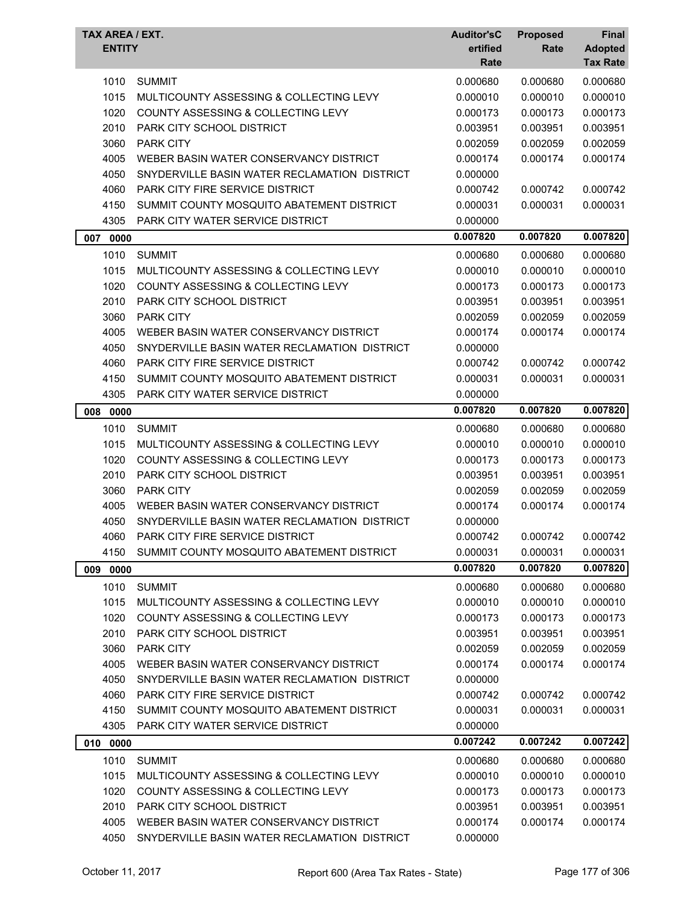| TAX AREA / EXT. ENTITY | | Auditor'sC ertified Rate | Proposed Rate | Final Adopted Tax Rate |
|---|---|---|---|---|
| 1010 | SUMMIT | 0.000680 | 0.000680 | 0.000680 |
| 1015 | MULTICOUNTY ASSESSING & COLLECTING LEVY | 0.000010 | 0.000010 | 0.000010 |
| 1020 | COUNTY ASSESSING & COLLECTING LEVY | 0.000173 | 0.000173 | 0.000173 |
| 2010 | PARK CITY SCHOOL DISTRICT | 0.003951 | 0.003951 | 0.003951 |
| 3060 | PARK CITY | 0.002059 | 0.002059 | 0.002059 |
| 4005 | WEBER BASIN WATER CONSERVANCY DISTRICT | 0.000174 | 0.000174 | 0.000174 |
| 4050 | SNYDERVILLE BASIN WATER RECLAMATION DISTRICT | 0.000000 | | |
| 4060 | PARK CITY FIRE SERVICE DISTRICT | 0.000742 | 0.000742 | 0.000742 |
| 4150 | SUMMIT COUNTY MOSQUITO ABATEMENT DISTRICT | 0.000031 | 0.000031 | 0.000031 |
| 4305 | PARK CITY WATER SERVICE DISTRICT | 0.000000 | | |
| **007 0000** | | **0.007820** | **0.007820** | **0.007820** |
| 1010 | SUMMIT | 0.000680 | 0.000680 | 0.000680 |
| 1015 | MULTICOUNTY ASSESSING & COLLECTING LEVY | 0.000010 | 0.000010 | 0.000010 |
| 1020 | COUNTY ASSESSING & COLLECTING LEVY | 0.000173 | 0.000173 | 0.000173 |
| 2010 | PARK CITY SCHOOL DISTRICT | 0.003951 | 0.003951 | 0.003951 |
| 3060 | PARK CITY | 0.002059 | 0.002059 | 0.002059 |
| 4005 | WEBER BASIN WATER CONSERVANCY DISTRICT | 0.000174 | 0.000174 | 0.000174 |
| 4050 | SNYDERVILLE BASIN WATER RECLAMATION DISTRICT | 0.000000 | | |
| 4060 | PARK CITY FIRE SERVICE DISTRICT | 0.000742 | 0.000742 | 0.000742 |
| 4150 | SUMMIT COUNTY MOSQUITO ABATEMENT DISTRICT | 0.000031 | 0.000031 | 0.000031 |
| 4305 | PARK CITY WATER SERVICE DISTRICT | 0.000000 | | |
| **008 0000** | | **0.007820** | **0.007820** | **0.007820** |
| 1010 | SUMMIT | 0.000680 | 0.000680 | 0.000680 |
| 1015 | MULTICOUNTY ASSESSING & COLLECTING LEVY | 0.000010 | 0.000010 | 0.000010 |
| 1020 | COUNTY ASSESSING & COLLECTING LEVY | 0.000173 | 0.000173 | 0.000173 |
| 2010 | PARK CITY SCHOOL DISTRICT | 0.003951 | 0.003951 | 0.003951 |
| 3060 | PARK CITY | 0.002059 | 0.002059 | 0.002059 |
| 4005 | WEBER BASIN WATER CONSERVANCY DISTRICT | 0.000174 | 0.000174 | 0.000174 |
| 4050 | SNYDERVILLE BASIN WATER RECLAMATION DISTRICT | 0.000000 | | |
| 4060 | PARK CITY FIRE SERVICE DISTRICT | 0.000742 | 0.000742 | 0.000742 |
| 4150 | SUMMIT COUNTY MOSQUITO ABATEMENT DISTRICT | 0.000031 | 0.000031 | 0.000031 |
| **009 0000** | | **0.007820** | **0.007820** | **0.007820** |
| 1010 | SUMMIT | 0.000680 | 0.000680 | 0.000680 |
| 1015 | MULTICOUNTY ASSESSING & COLLECTING LEVY | 0.000010 | 0.000010 | 0.000010 |
| 1020 | COUNTY ASSESSING & COLLECTING LEVY | 0.000173 | 0.000173 | 0.000173 |
| 2010 | PARK CITY SCHOOL DISTRICT | 0.003951 | 0.003951 | 0.003951 |
| 3060 | PARK CITY | 0.002059 | 0.002059 | 0.002059 |
| 4005 | WEBER BASIN WATER CONSERVANCY DISTRICT | 0.000174 | 0.000174 | 0.000174 |
| 4050 | SNYDERVILLE BASIN WATER RECLAMATION DISTRICT | 0.000000 | | |
| 4060 | PARK CITY FIRE SERVICE DISTRICT | 0.000742 | 0.000742 | 0.000742 |
| 4150 | SUMMIT COUNTY MOSQUITO ABATEMENT DISTRICT | 0.000031 | 0.000031 | 0.000031 |
| 4305 | PARK CITY WATER SERVICE DISTRICT | 0.000000 | | |
| **010 0000** | | **0.007242** | **0.007242** | **0.007242** |
| 1010 | SUMMIT | 0.000680 | 0.000680 | 0.000680 |
| 1015 | MULTICOUNTY ASSESSING & COLLECTING LEVY | 0.000010 | 0.000010 | 0.000010 |
| 1020 | COUNTY ASSESSING & COLLECTING LEVY | 0.000173 | 0.000173 | 0.000173 |
| 2010 | PARK CITY SCHOOL DISTRICT | 0.003951 | 0.003951 | 0.003951 |
| 4005 | WEBER BASIN WATER CONSERVANCY DISTRICT | 0.000174 | 0.000174 | 0.000174 |
| 4050 | SNYDERVILLE BASIN WATER RECLAMATION DISTRICT | 0.000000 | | |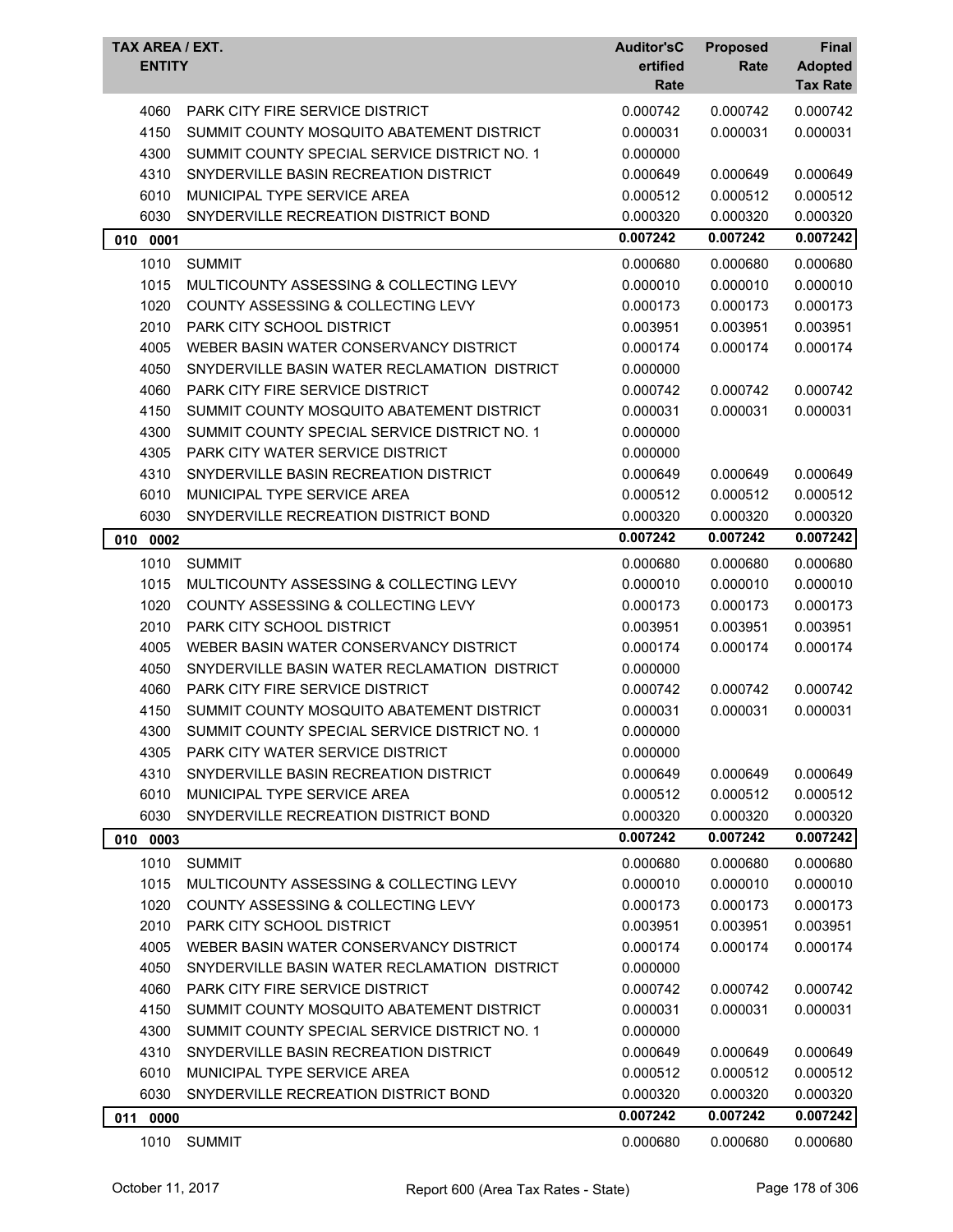| TAX AREA / EXT. | ENTITY | Auditor'sCertified Rate | Proposed Rate | Final Adopted Tax Rate |
|---|---|---|---|---|
| 4060 | PARK CITY FIRE SERVICE DISTRICT | 0.000742 | 0.000742 | 0.000742 |
| 4150 | SUMMIT COUNTY MOSQUITO ABATEMENT DISTRICT | 0.000031 | 0.000031 | 0.000031 |
| 4300 | SUMMIT COUNTY SPECIAL SERVICE DISTRICT NO. 1 | 0.000000 | | |
| 4310 | SNYDERVILLE BASIN RECREATION DISTRICT | 0.000649 | 0.000649 | 0.000649 |
| 6010 | MUNICIPAL TYPE SERVICE AREA | 0.000512 | 0.000512 | 0.000512 |
| 6030 | SNYDERVILLE RECREATION DISTRICT BOND | 0.000320 | 0.000320 | 0.000320 |
| **010 0001** | | **0.007242** | **0.007242** | **0.007242** |
| 1010 | SUMMIT | 0.000680 | 0.000680 | 0.000680 |
| 1015 | MULTICOUNTY ASSESSING & COLLECTING LEVY | 0.000010 | 0.000010 | 0.000010 |
| 1020 | COUNTY ASSESSING & COLLECTING LEVY | 0.000173 | 0.000173 | 0.000173 |
| 2010 | PARK CITY SCHOOL DISTRICT | 0.003951 | 0.003951 | 0.003951 |
| 4005 | WEBER BASIN WATER CONSERVANCY DISTRICT | 0.000174 | 0.000174 | 0.000174 |
| 4050 | SNYDERVILLE BASIN WATER RECLAMATION DISTRICT | 0.000000 | | |
| 4060 | PARK CITY FIRE SERVICE DISTRICT | 0.000742 | 0.000742 | 0.000742 |
| 4150 | SUMMIT COUNTY MOSQUITO ABATEMENT DISTRICT | 0.000031 | 0.000031 | 0.000031 |
| 4300 | SUMMIT COUNTY SPECIAL SERVICE DISTRICT NO. 1 | 0.000000 | | |
| 4305 | PARK CITY WATER SERVICE DISTRICT | 0.000000 | | |
| 4310 | SNYDERVILLE BASIN RECREATION DISTRICT | 0.000649 | 0.000649 | 0.000649 |
| 6010 | MUNICIPAL TYPE SERVICE AREA | 0.000512 | 0.000512 | 0.000512 |
| 6030 | SNYDERVILLE RECREATION DISTRICT BOND | 0.000320 | 0.000320 | 0.000320 |
| **010 0002** | | **0.007242** | **0.007242** | **0.007242** |
| 1010 | SUMMIT | 0.000680 | 0.000680 | 0.000680 |
| 1015 | MULTICOUNTY ASSESSING & COLLECTING LEVY | 0.000010 | 0.000010 | 0.000010 |
| 1020 | COUNTY ASSESSING & COLLECTING LEVY | 0.000173 | 0.000173 | 0.000173 |
| 2010 | PARK CITY SCHOOL DISTRICT | 0.003951 | 0.003951 | 0.003951 |
| 4005 | WEBER BASIN WATER CONSERVANCY DISTRICT | 0.000174 | 0.000174 | 0.000174 |
| 4050 | SNYDERVILLE BASIN WATER RECLAMATION DISTRICT | 0.000000 | | |
| 4060 | PARK CITY FIRE SERVICE DISTRICT | 0.000742 | 0.000742 | 0.000742 |
| 4150 | SUMMIT COUNTY MOSQUITO ABATEMENT DISTRICT | 0.000031 | 0.000031 | 0.000031 |
| 4300 | SUMMIT COUNTY SPECIAL SERVICE DISTRICT NO. 1 | 0.000000 | | |
| 4305 | PARK CITY WATER SERVICE DISTRICT | 0.000000 | | |
| 4310 | SNYDERVILLE BASIN RECREATION DISTRICT | 0.000649 | 0.000649 | 0.000649 |
| 6010 | MUNICIPAL TYPE SERVICE AREA | 0.000512 | 0.000512 | 0.000512 |
| 6030 | SNYDERVILLE RECREATION DISTRICT BOND | 0.000320 | 0.000320 | 0.000320 |
| **010 0003** | | **0.007242** | **0.007242** | **0.007242** |
| 1010 | SUMMIT | 0.000680 | 0.000680 | 0.000680 |
| 1015 | MULTICOUNTY ASSESSING & COLLECTING LEVY | 0.000010 | 0.000010 | 0.000010 |
| 1020 | COUNTY ASSESSING & COLLECTING LEVY | 0.000173 | 0.000173 | 0.000173 |
| 2010 | PARK CITY SCHOOL DISTRICT | 0.003951 | 0.003951 | 0.003951 |
| 4005 | WEBER BASIN WATER CONSERVANCY DISTRICT | 0.000174 | 0.000174 | 0.000174 |
| 4050 | SNYDERVILLE BASIN WATER RECLAMATION DISTRICT | 0.000000 | | |
| 4060 | PARK CITY FIRE SERVICE DISTRICT | 0.000742 | 0.000742 | 0.000742 |
| 4150 | SUMMIT COUNTY MOSQUITO ABATEMENT DISTRICT | 0.000031 | 0.000031 | 0.000031 |
| 4300 | SUMMIT COUNTY SPECIAL SERVICE DISTRICT NO. 1 | 0.000000 | | |
| 4310 | SNYDERVILLE BASIN RECREATION DISTRICT | 0.000649 | 0.000649 | 0.000649 |
| 6010 | MUNICIPAL TYPE SERVICE AREA | 0.000512 | 0.000512 | 0.000512 |
| 6030 | SNYDERVILLE RECREATION DISTRICT BOND | 0.000320 | 0.000320 | 0.000320 |
| **011 0000** | | **0.007242** | **0.007242** | **0.007242** |
| 1010 | SUMMIT | 0.000680 | 0.000680 | 0.000680 |

October 11, 2017 Report 600 (Area Tax Rates - State)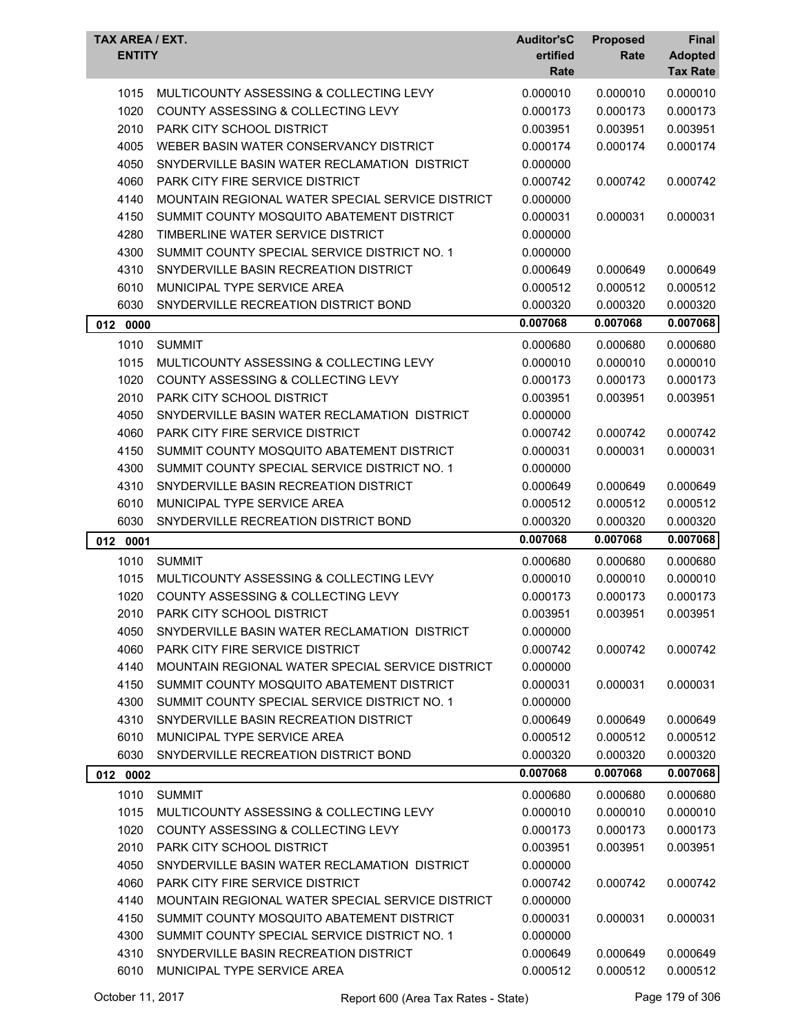| TAX AREA / EXT. | ENTITY | Auditor'sCertified Rate | Proposed Rate | Final Adopted Tax Rate |
|---|---|---|---|---|
| 1015 | MULTICOUNTY ASSESSING & COLLECTING LEVY | 0.000010 | 0.000010 | 0.000010 |
| 1020 | COUNTY ASSESSING & COLLECTING LEVY | 0.000173 | 0.000173 | 0.000173 |
| 2010 | PARK CITY SCHOOL DISTRICT | 0.003951 | 0.003951 | 0.003951 |
| 4005 | WEBER BASIN WATER CONSERVANCY DISTRICT | 0.000174 | 0.000174 | 0.000174 |
| 4050 | SNYDERVILLE BASIN WATER RECLAMATION DISTRICT | 0.000000 | | |
| 4060 | PARK CITY FIRE SERVICE DISTRICT | 0.000742 | 0.000742 | 0.000742 |
| 4140 | MOUNTAIN REGIONAL WATER SPECIAL SERVICE DISTRICT | 0.000000 | | |
| 4150 | SUMMIT COUNTY MOSQUITO ABATEMENT DISTRICT | 0.000031 | 0.000031 | 0.000031 |
| 4280 | TIMBERLINE WATER SERVICE DISTRICT | 0.000000 | | |
| 4300 | SUMMIT COUNTY SPECIAL SERVICE DISTRICT NO. 1 | 0.000000 | | |
| 4310 | SNYDERVILLE BASIN RECREATION DISTRICT | 0.000649 | 0.000649 | 0.000649 |
| 6010 | MUNICIPAL TYPE SERVICE AREA | 0.000512 | 0.000512 | 0.000512 |
| 6030 | SNYDERVILLE RECREATION DISTRICT BOND | 0.000320 | 0.000320 | 0.000320 |
| **012 0000** | | **0.007068** | **0.007068** | **0.007068** |
| 1010 | SUMMIT | 0.000680 | 0.000680 | 0.000680 |
| 1015 | MULTICOUNTY ASSESSING & COLLECTING LEVY | 0.000010 | 0.000010 | 0.000010 |
| 1020 | COUNTY ASSESSING & COLLECTING LEVY | 0.000173 | 0.000173 | 0.000173 |
| 2010 | PARK CITY SCHOOL DISTRICT | 0.003951 | 0.003951 | 0.003951 |
| 4050 | SNYDERVILLE BASIN WATER RECLAMATION DISTRICT | 0.000000 | | |
| 4060 | PARK CITY FIRE SERVICE DISTRICT | 0.000742 | 0.000742 | 0.000742 |
| 4150 | SUMMIT COUNTY MOSQUITO ABATEMENT DISTRICT | 0.000031 | 0.000031 | 0.000031 |
| 4300 | SUMMIT COUNTY SPECIAL SERVICE DISTRICT NO. 1 | 0.000000 | | |
| 4310 | SNYDERVILLE BASIN RECREATION DISTRICT | 0.000649 | 0.000649 | 0.000649 |
| 6010 | MUNICIPAL TYPE SERVICE AREA | 0.000512 | 0.000512 | 0.000512 |
| 6030 | SNYDERVILLE RECREATION DISTRICT BOND | 0.000320 | 0.000320 | 0.000320 |
| **012 0001** | | **0.007068** | **0.007068** | **0.007068** |
| 1010 | SUMMIT | 0.000680 | 0.000680 | 0.000680 |
| 1015 | MULTICOUNTY ASSESSING & COLLECTING LEVY | 0.000010 | 0.000010 | 0.000010 |
| 1020 | COUNTY ASSESSING & COLLECTING LEVY | 0.000173 | 0.000173 | 0.000173 |
| 2010 | PARK CITY SCHOOL DISTRICT | 0.003951 | 0.003951 | 0.003951 |
| 4050 | SNYDERVILLE BASIN WATER RECLAMATION DISTRICT | 0.000000 | | |
| 4060 | PARK CITY FIRE SERVICE DISTRICT | 0.000742 | 0.000742 | 0.000742 |
| 4140 | MOUNTAIN REGIONAL WATER SPECIAL SERVICE DISTRICT | 0.000000 | | |
| 4150 | SUMMIT COUNTY MOSQUITO ABATEMENT DISTRICT | 0.000031 | 0.000031 | 0.000031 |
| 4300 | SUMMIT COUNTY SPECIAL SERVICE DISTRICT NO. 1 | 0.000000 | | |
| 4310 | SNYDERVILLE BASIN RECREATION DISTRICT | 0.000649 | 0.000649 | 0.000649 |
| 6010 | MUNICIPAL TYPE SERVICE AREA | 0.000512 | 0.000512 | 0.000512 |
| 6030 | SNYDERVILLE RECREATION DISTRICT BOND | 0.000320 | 0.000320 | 0.000320 |
| **012 0002** | | **0.007068** | **0.007068** | **0.007068** |
| 1010 | SUMMIT | 0.000680 | 0.000680 | 0.000680 |
| 1015 | MULTICOUNTY ASSESSING & COLLECTING LEVY | 0.000010 | 0.000010 | 0.000010 |
| 1020 | COUNTY ASSESSING & COLLECTING LEVY | 0.000173 | 0.000173 | 0.000173 |
| 2010 | PARK CITY SCHOOL DISTRICT | 0.003951 | 0.003951 | 0.003951 |
| 4050 | SNYDERVILLE BASIN WATER RECLAMATION DISTRICT | 0.000000 | | |
| 4060 | PARK CITY FIRE SERVICE DISTRICT | 0.000742 | 0.000742 | 0.000742 |
| 4140 | MOUNTAIN REGIONAL WATER SPECIAL SERVICE DISTRICT | 0.000000 | | |
| 4150 | SUMMIT COUNTY MOSQUITO ABATEMENT DISTRICT | 0.000031 | 0.000031 | 0.000031 |
| 4300 | SUMMIT COUNTY SPECIAL SERVICE DISTRICT NO. 1 | 0.000000 | | |
| 4310 | SNYDERVILLE BASIN RECREATION DISTRICT | 0.000649 | 0.000649 | 0.000649 |
| 6010 | MUNICIPAL TYPE SERVICE AREA | 0.000512 | 0.000512 | 0.000512 |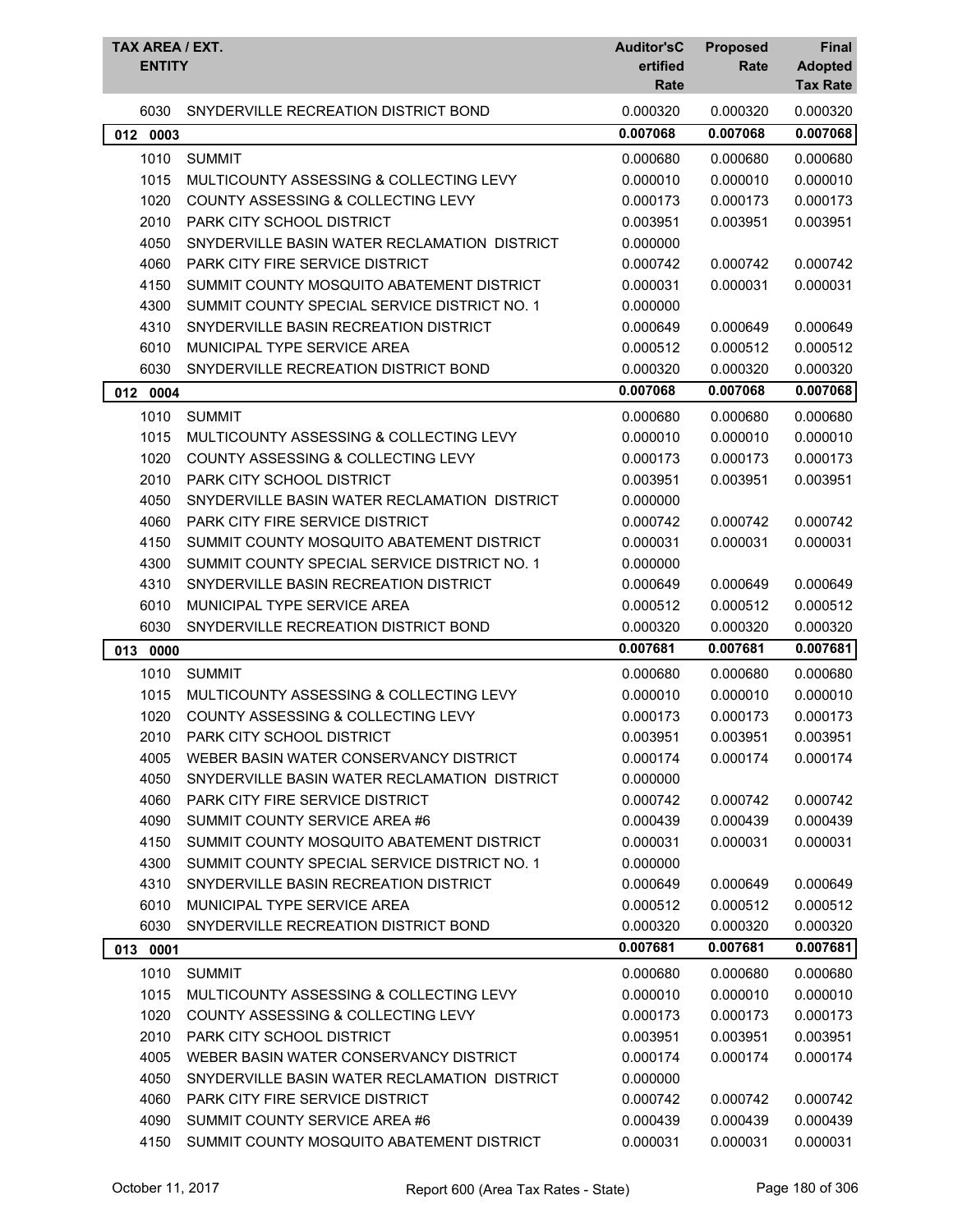| TAX AREA / EXT. ENTITY | | Auditor'sCertified Rate | Proposed Rate | Final Adopted Tax Rate |
|---|---|---|---|---|
| 6030 | SNYDERVILLE RECREATION DISTRICT BOND | 0.000320 | 0.000320 | 0.000320 |
| **012 0003** | | **0.007068** | **0.007068** | **0.007068** |
| 1010 | SUMMIT | 0.000680 | 0.000680 | 0.000680 |
| 1015 | MULTICOUNTY ASSESSING & COLLECTING LEVY | 0.000010 | 0.000010 | 0.000010 |
| 1020 | COUNTY ASSESSING & COLLECTING LEVY | 0.000173 | 0.000173 | 0.000173 |
| 2010 | PARK CITY SCHOOL DISTRICT | 0.003951 | 0.003951 | 0.003951 |
| 4050 | SNYDERVILLE BASIN WATER RECLAMATION DISTRICT | 0.000000 | | |
| 4060 | PARK CITY FIRE SERVICE DISTRICT | 0.000742 | 0.000742 | 0.000742 |
| 4150 | SUMMIT COUNTY MOSQUITO ABATEMENT DISTRICT | 0.000031 | 0.000031 | 0.000031 |
| 4300 | SUMMIT COUNTY SPECIAL SERVICE DISTRICT NO. 1 | 0.000000 | | |
| 4310 | SNYDERVILLE BASIN RECREATION DISTRICT | 0.000649 | 0.000649 | 0.000649 |
| 6010 | MUNICIPAL TYPE SERVICE AREA | 0.000512 | 0.000512 | 0.000512 |
| 6030 | SNYDERVILLE RECREATION DISTRICT BOND | 0.000320 | 0.000320 | 0.000320 |
| **012 0004** | | **0.007068** | **0.007068** | **0.007068** |
| 1010 | SUMMIT | 0.000680 | 0.000680 | 0.000680 |
| 1015 | MULTICOUNTY ASSESSING & COLLECTING LEVY | 0.000010 | 0.000010 | 0.000010 |
| 1020 | COUNTY ASSESSING & COLLECTING LEVY | 0.000173 | 0.000173 | 0.000173 |
| 2010 | PARK CITY SCHOOL DISTRICT | 0.003951 | 0.003951 | 0.003951 |
| 4050 | SNYDERVILLE BASIN WATER RECLAMATION DISTRICT | 0.000000 | | |
| 4060 | PARK CITY FIRE SERVICE DISTRICT | 0.000742 | 0.000742 | 0.000742 |
| 4150 | SUMMIT COUNTY MOSQUITO ABATEMENT DISTRICT | 0.000031 | 0.000031 | 0.000031 |
| 4300 | SUMMIT COUNTY SPECIAL SERVICE DISTRICT NO. 1 | 0.000000 | | |
| 4310 | SNYDERVILLE BASIN RECREATION DISTRICT | 0.000649 | 0.000649 | 0.000649 |
| 6010 | MUNICIPAL TYPE SERVICE AREA | 0.000512 | 0.000512 | 0.000512 |
| 6030 | SNYDERVILLE RECREATION DISTRICT BOND | 0.000320 | 0.000320 | 0.000320 |
| **013 0000** | | **0.007681** | **0.007681** | **0.007681** |
| 1010 | SUMMIT | 0.000680 | 0.000680 | 0.000680 |
| 1015 | MULTICOUNTY ASSESSING & COLLECTING LEVY | 0.000010 | 0.000010 | 0.000010 |
| 1020 | COUNTY ASSESSING & COLLECTING LEVY | 0.000173 | 0.000173 | 0.000173 |
| 2010 | PARK CITY SCHOOL DISTRICT | 0.003951 | 0.003951 | 0.003951 |
| 4005 | WEBER BASIN WATER CONSERVANCY DISTRICT | 0.000174 | 0.000174 | 0.000174 |
| 4050 | SNYDERVILLE BASIN WATER RECLAMATION DISTRICT | 0.000000 | | |
| 4060 | PARK CITY FIRE SERVICE DISTRICT | 0.000742 | 0.000742 | 0.000742 |
| 4090 | SUMMIT COUNTY SERVICE AREA #6 | 0.000439 | 0.000439 | 0.000439 |
| 4150 | SUMMIT COUNTY MOSQUITO ABATEMENT DISTRICT | 0.000031 | 0.000031 | 0.000031 |
| 4300 | SUMMIT COUNTY SPECIAL SERVICE DISTRICT NO. 1 | 0.000000 | | |
| 4310 | SNYDERVILLE BASIN RECREATION DISTRICT | 0.000649 | 0.000649 | 0.000649 |
| 6010 | MUNICIPAL TYPE SERVICE AREA | 0.000512 | 0.000512 | 0.000512 |
| 6030 | SNYDERVILLE RECREATION DISTRICT BOND | 0.000320 | 0.000320 | 0.000320 |
| **013 0001** | | **0.007681** | **0.007681** | **0.007681** |
| 1010 | SUMMIT | 0.000680 | 0.000680 | 0.000680 |
| 1015 | MULTICOUNTY ASSESSING & COLLECTING LEVY | 0.000010 | 0.000010 | 0.000010 |
| 1020 | COUNTY ASSESSING & COLLECTING LEVY | 0.000173 | 0.000173 | 0.000173 |
| 2010 | PARK CITY SCHOOL DISTRICT | 0.003951 | 0.003951 | 0.003951 |
| 4005 | WEBER BASIN WATER CONSERVANCY DISTRICT | 0.000174 | 0.000174 | 0.000174 |
| 4050 | SNYDERVILLE BASIN WATER RECLAMATION DISTRICT | 0.000000 | | |
| 4060 | PARK CITY FIRE SERVICE DISTRICT | 0.000742 | 0.000742 | 0.000742 |
| 4090 | SUMMIT COUNTY SERVICE AREA #6 | 0.000439 | 0.000439 | 0.000439 |
| 4150 | SUMMIT COUNTY MOSQUITO ABATEMENT DISTRICT | 0.000031 | 0.000031 | 0.000031 |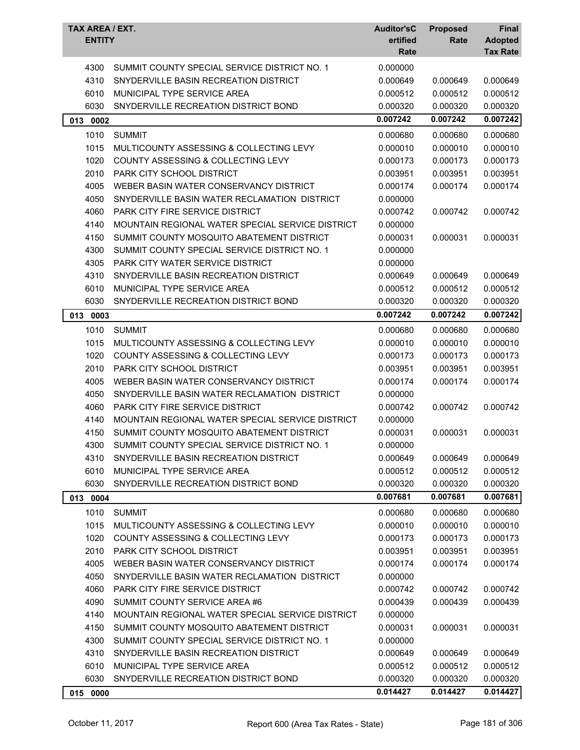| TAX AREA / EXT. | ENTITY | Auditor'sCertified Rate | Proposed Rate | Final Adopted Tax Rate |
|---|---|---|---|---|
| 4300 | SUMMIT COUNTY SPECIAL SERVICE DISTRICT NO. 1 | 0.000000 | | |
| 4310 | SNYDERVILLE BASIN RECREATION DISTRICT | 0.000649 | 0.000649 | 0.000649 |
| 6010 | MUNICIPAL TYPE SERVICE AREA | 0.000512 | 0.000512 | 0.000512 |
| 6030 | SNYDERVILLE RECREATION DISTRICT BOND | 0.000320 | 0.000320 | 0.000320 |
| **013 0002** | | **0.007242** | **0.007242** | **0.007242** |
| 1010 | SUMMIT | 0.000680 | 0.000680 | 0.000680 |
| 1015 | MULTICOUNTY ASSESSING & COLLECTING LEVY | 0.000010 | 0.000010 | 0.000010 |
| 1020 | COUNTY ASSESSING & COLLECTING LEVY | 0.000173 | 0.000173 | 0.000173 |
| 2010 | PARK CITY SCHOOL DISTRICT | 0.003951 | 0.003951 | 0.003951 |
| 4005 | WEBER BASIN WATER CONSERVANCY DISTRICT | 0.000174 | 0.000174 | 0.000174 |
| 4050 | SNYDERVILLE BASIN WATER RECLAMATION DISTRICT | 0.000000 | | |
| 4060 | PARK CITY FIRE SERVICE DISTRICT | 0.000742 | 0.000742 | 0.000742 |
| 4140 | MOUNTAIN REGIONAL WATER SPECIAL SERVICE DISTRICT | 0.000000 | | |
| 4150 | SUMMIT COUNTY MOSQUITO ABATEMENT DISTRICT | 0.000031 | 0.000031 | 0.000031 |
| 4300 | SUMMIT COUNTY SPECIAL SERVICE DISTRICT NO. 1 | 0.000000 | | |
| 4305 | PARK CITY WATER SERVICE DISTRICT | 0.000000 | | |
| 4310 | SNYDERVILLE BASIN RECREATION DISTRICT | 0.000649 | 0.000649 | 0.000649 |
| 6010 | MUNICIPAL TYPE SERVICE AREA | 0.000512 | 0.000512 | 0.000512 |
| 6030 | SNYDERVILLE RECREATION DISTRICT BOND | 0.000320 | 0.000320 | 0.000320 |
| **013 0003** | | **0.007242** | **0.007242** | **0.007242** |
| 1010 | SUMMIT | 0.000680 | 0.000680 | 0.000680 |
| 1015 | MULTICOUNTY ASSESSING & COLLECTING LEVY | 0.000010 | 0.000010 | 0.000010 |
| 1020 | COUNTY ASSESSING & COLLECTING LEVY | 0.000173 | 0.000173 | 0.000173 |
| 2010 | PARK CITY SCHOOL DISTRICT | 0.003951 | 0.003951 | 0.003951 |
| 4005 | WEBER BASIN WATER CONSERVANCY DISTRICT | 0.000174 | 0.000174 | 0.000174 |
| 4050 | SNYDERVILLE BASIN WATER RECLAMATION DISTRICT | 0.000000 | | |
| 4060 | PARK CITY FIRE SERVICE DISTRICT | 0.000742 | 0.000742 | 0.000742 |
| 4140 | MOUNTAIN REGIONAL WATER SPECIAL SERVICE DISTRICT | 0.000000 | | |
| 4150 | SUMMIT COUNTY MOSQUITO ABATEMENT DISTRICT | 0.000031 | 0.000031 | 0.000031 |
| 4300 | SUMMIT COUNTY SPECIAL SERVICE DISTRICT NO. 1 | 0.000000 | | |
| 4310 | SNYDERVILLE BASIN RECREATION DISTRICT | 0.000649 | 0.000649 | 0.000649 |
| 6010 | MUNICIPAL TYPE SERVICE AREA | 0.000512 | 0.000512 | 0.000512 |
| 6030 | SNYDERVILLE RECREATION DISTRICT BOND | 0.000320 | 0.000320 | 0.000320 |
| **013 0004** | | **0.007681** | **0.007681** | **0.007681** |
| 1010 | SUMMIT | 0.000680 | 0.000680 | 0.000680 |
| 1015 | MULTICOUNTY ASSESSING & COLLECTING LEVY | 0.000010 | 0.000010 | 0.000010 |
| 1020 | COUNTY ASSESSING & COLLECTING LEVY | 0.000173 | 0.000173 | 0.000173 |
| 2010 | PARK CITY SCHOOL DISTRICT | 0.003951 | 0.003951 | 0.003951 |
| 4005 | WEBER BASIN WATER CONSERVANCY DISTRICT | 0.000174 | 0.000174 | 0.000174 |
| 4050 | SNYDERVILLE BASIN WATER RECLAMATION DISTRICT | 0.000000 | | |
| 4060 | PARK CITY FIRE SERVICE DISTRICT | 0.000742 | 0.000742 | 0.000742 |
| 4090 | SUMMIT COUNTY SERVICE AREA #6 | 0.000439 | 0.000439 | 0.000439 |
| 4140 | MOUNTAIN REGIONAL WATER SPECIAL SERVICE DISTRICT | 0.000000 | | |
| 4150 | SUMMIT COUNTY MOSQUITO ABATEMENT DISTRICT | 0.000031 | 0.000031 | 0.000031 |
| 4300 | SUMMIT COUNTY SPECIAL SERVICE DISTRICT NO. 1 | 0.000000 | | |
| 4310 | SNYDERVILLE BASIN RECREATION DISTRICT | 0.000649 | 0.000649 | 0.000649 |
| 6010 | MUNICIPAL TYPE SERVICE AREA | 0.000512 | 0.000512 | 0.000512 |
| 6030 | SNYDERVILLE RECREATION DISTRICT BOND | 0.000320 | 0.000320 | 0.000320 |
| **015 0000** | | **0.014427** | **0.014427** | **0.014427** |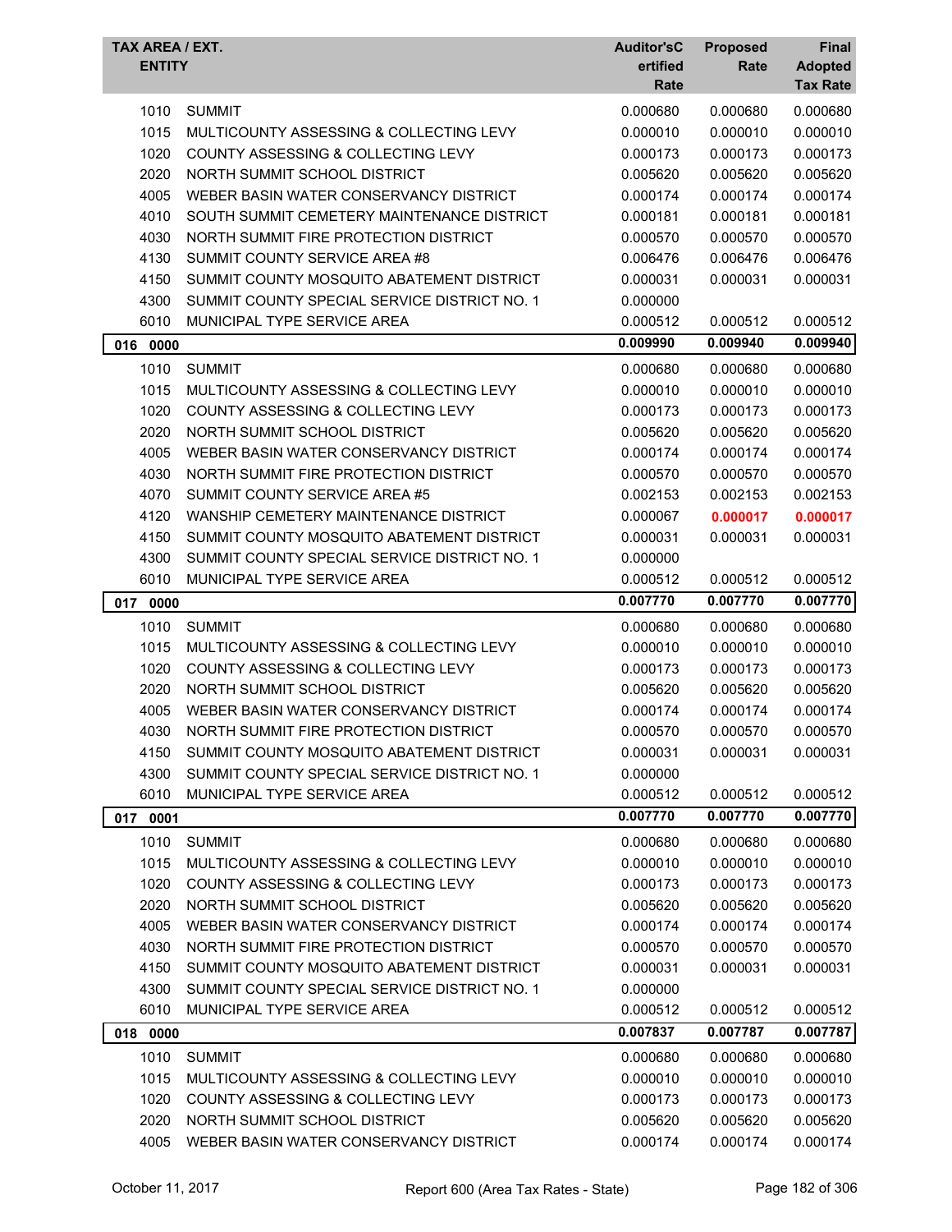| TAX AREA / EXT. | ENTITY | Auditor'sCertified Rate | Proposed Rate | Final Adopted Tax Rate |
|---|---|---|---|---|
| 1010 | SUMMIT | 0.000680 | 0.000680 | 0.000680 |
| 1015 | MULTICOUNTY ASSESSING & COLLECTING LEVY | 0.000010 | 0.000010 | 0.000010 |
| 1020 | COUNTY ASSESSING & COLLECTING LEVY | 0.000173 | 0.000173 | 0.000173 |
| 2020 | NORTH SUMMIT SCHOOL DISTRICT | 0.005620 | 0.005620 | 0.005620 |
| 4005 | WEBER BASIN WATER CONSERVANCY DISTRICT | 0.000174 | 0.000174 | 0.000174 |
| 4010 | SOUTH SUMMIT CEMETERY MAINTENANCE DISTRICT | 0.000181 | 0.000181 | 0.000181 |
| 4030 | NORTH SUMMIT FIRE PROTECTION DISTRICT | 0.000570 | 0.000570 | 0.000570 |
| 4130 | SUMMIT COUNTY SERVICE AREA #8 | 0.006476 | 0.006476 | 0.006476 |
| 4150 | SUMMIT COUNTY MOSQUITO ABATEMENT DISTRICT | 0.000031 | 0.000031 | 0.000031 |
| 4300 | SUMMIT COUNTY SPECIAL SERVICE DISTRICT NO. 1 | 0.000000 | | |
| 6010 | MUNICIPAL TYPE SERVICE AREA | 0.000512 | 0.000512 | 0.000512 |
| **016 0000** | | **0.009990** | **0.009940** | **0.009940** |
| 1010 | SUMMIT | 0.000680 | 0.000680 | 0.000680 |
| 1015 | MULTICOUNTY ASSESSING & COLLECTING LEVY | 0.000010 | 0.000010 | 0.000010 |
| 1020 | COUNTY ASSESSING & COLLECTING LEVY | 0.000173 | 0.000173 | 0.000173 |
| 2020 | NORTH SUMMIT SCHOOL DISTRICT | 0.005620 | 0.005620 | 0.005620 |
| 4005 | WEBER BASIN WATER CONSERVANCY DISTRICT | 0.000174 | 0.000174 | 0.000174 |
| 4030 | NORTH SUMMIT FIRE PROTECTION DISTRICT | 0.000570 | 0.000570 | 0.000570 |
| 4070 | SUMMIT COUNTY SERVICE AREA #5 | 0.002153 | 0.002153 | 0.002153 |
| 4120 | WANSHIP CEMETERY MAINTENANCE DISTRICT | 0.000067 | **0.000017** | **0.000017** |
| 4150 | SUMMIT COUNTY MOSQUITO ABATEMENT DISTRICT | 0.000031 | 0.000031 | 0.000031 |
| 4300 | SUMMIT COUNTY SPECIAL SERVICE DISTRICT NO. 1 | 0.000000 | | |
| 6010 | MUNICIPAL TYPE SERVICE AREA | 0.000512 | 0.000512 | 0.000512 |
| **017 0000** | | **0.007770** | **0.007770** | **0.007770** |
| 1010 | SUMMIT | 0.000680 | 0.000680 | 0.000680 |
| 1015 | MULTICOUNTY ASSESSING & COLLECTING LEVY | 0.000010 | 0.000010 | 0.000010 |
| 1020 | COUNTY ASSESSING & COLLECTING LEVY | 0.000173 | 0.000173 | 0.000173 |
| 2020 | NORTH SUMMIT SCHOOL DISTRICT | 0.005620 | 0.005620 | 0.005620 |
| 4005 | WEBER BASIN WATER CONSERVANCY DISTRICT | 0.000174 | 0.000174 | 0.000174 |
| 4030 | NORTH SUMMIT FIRE PROTECTION DISTRICT | 0.000570 | 0.000570 | 0.000570 |
| 4150 | SUMMIT COUNTY MOSQUITO ABATEMENT DISTRICT | 0.000031 | 0.000031 | 0.000031 |
| 4300 | SUMMIT COUNTY SPECIAL SERVICE DISTRICT NO. 1 | 0.000000 | | |
| 6010 | MUNICIPAL TYPE SERVICE AREA | 0.000512 | 0.000512 | 0.000512 |
| **017 0001** | | **0.007770** | **0.007770** | **0.007770** |
| 1010 | SUMMIT | 0.000680 | 0.000680 | 0.000680 |
| 1015 | MULTICOUNTY ASSESSING & COLLECTING LEVY | 0.000010 | 0.000010 | 0.000010 |
| 1020 | COUNTY ASSESSING & COLLECTING LEVY | 0.000173 | 0.000173 | 0.000173 |
| 2020 | NORTH SUMMIT SCHOOL DISTRICT | 0.005620 | 0.005620 | 0.005620 |
| 4005 | WEBER BASIN WATER CONSERVANCY DISTRICT | 0.000174 | 0.000174 | 0.000174 |
| 4030 | NORTH SUMMIT FIRE PROTECTION DISTRICT | 0.000570 | 0.000570 | 0.000570 |
| 4150 | SUMMIT COUNTY MOSQUITO ABATEMENT DISTRICT | 0.000031 | 0.000031 | 0.000031 |
| 4300 | SUMMIT COUNTY SPECIAL SERVICE DISTRICT NO. 1 | 0.000000 | | |
| 6010 | MUNICIPAL TYPE SERVICE AREA | 0.000512 | 0.000512 | 0.000512 |
| **018 0000** | | **0.007837** | **0.007787** | **0.007787** |
| 1010 | SUMMIT | 0.000680 | 0.000680 | 0.000680 |
| 1015 | MULTICOUNTY ASSESSING & COLLECTING LEVY | 0.000010 | 0.000010 | 0.000010 |
| 1020 | COUNTY ASSESSING & COLLECTING LEVY | 0.000173 | 0.000173 | 0.000173 |
| 2020 | NORTH SUMMIT SCHOOL DISTRICT | 0.005620 | 0.005620 | 0.005620 |
| 4005 | WEBER BASIN WATER CONSERVANCY DISTRICT | 0.000174 | 0.000174 | 0.000174 |

October 11, 2017 — Report 600 (Area Tax Rates - State)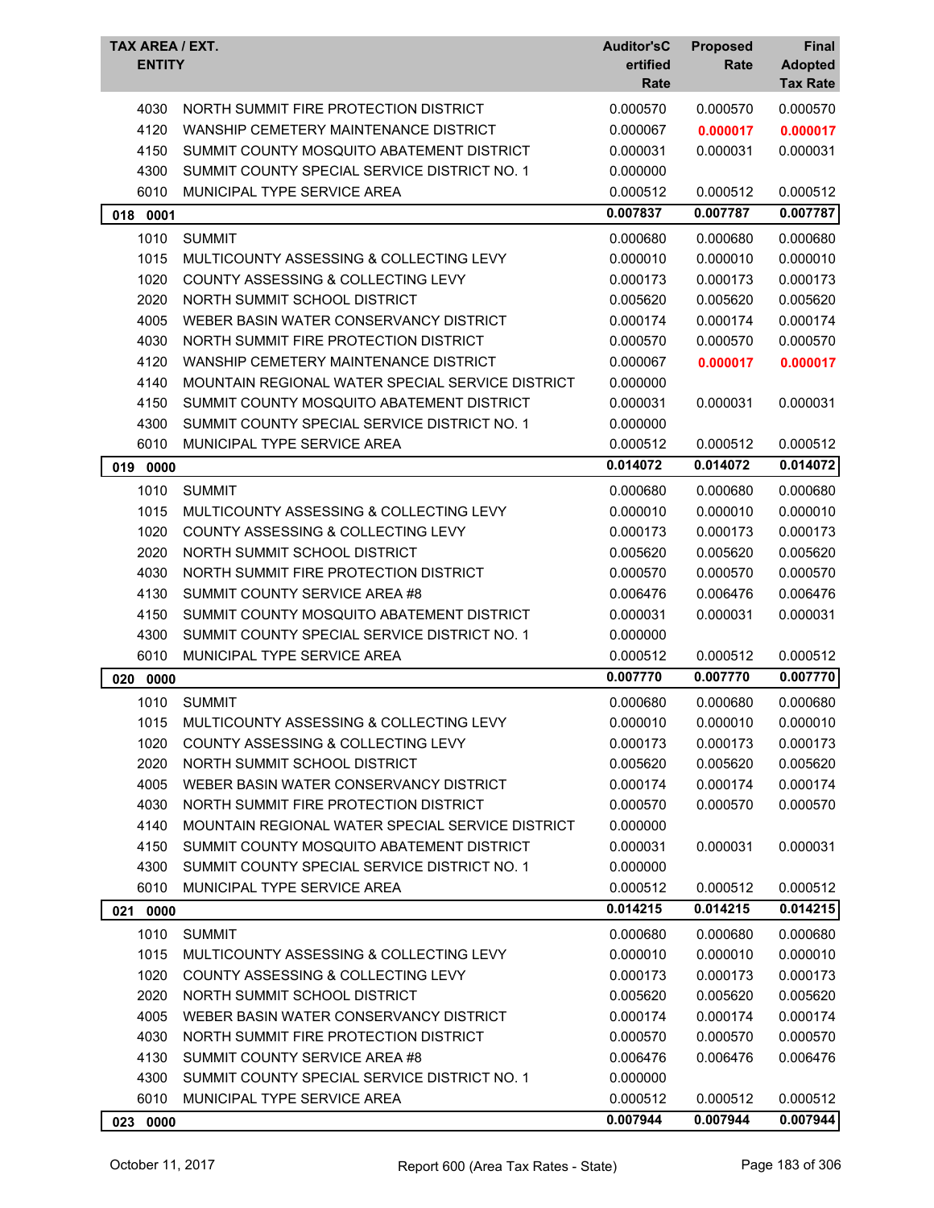| TAX AREA / EXT. | ENTITY | Auditor'sC ertified Rate | Proposed Rate | Final Adopted Tax Rate |
|---|---|---|---|---|
| 4030 | NORTH SUMMIT FIRE PROTECTION DISTRICT | 0.000570 | 0.000570 | 0.000570 |
| 4120 | WANSHIP CEMETERY MAINTENANCE DISTRICT | 0.000067 | **0.000017** | **0.000017** |
| 4150 | SUMMIT COUNTY MOSQUITO ABATEMENT DISTRICT | 0.000031 | 0.000031 | 0.000031 |
| 4300 | SUMMIT COUNTY SPECIAL SERVICE DISTRICT NO. 1 | 0.000000 | | |
| 6010 | MUNICIPAL TYPE SERVICE AREA | 0.000512 | 0.000512 | 0.000512 |
| **018 0001** | | **0.007837** | **0.007787** | **0.007787** |
| 1010 | SUMMIT | 0.000680 | 0.000680 | 0.000680 |
| 1015 | MULTICOUNTY ASSESSING & COLLECTING LEVY | 0.000010 | 0.000010 | 0.000010 |
| 1020 | COUNTY ASSESSING & COLLECTING LEVY | 0.000173 | 0.000173 | 0.000173 |
| 2020 | NORTH SUMMIT SCHOOL DISTRICT | 0.005620 | 0.005620 | 0.005620 |
| 4005 | WEBER BASIN WATER CONSERVANCY DISTRICT | 0.000174 | 0.000174 | 0.000174 |
| 4030 | NORTH SUMMIT FIRE PROTECTION DISTRICT | 0.000570 | 0.000570 | 0.000570 |
| 4120 | WANSHIP CEMETERY MAINTENANCE DISTRICT | 0.000067 | **0.000017** | **0.000017** |
| 4140 | MOUNTAIN REGIONAL WATER SPECIAL SERVICE DISTRICT | 0.000000 | | |
| 4150 | SUMMIT COUNTY MOSQUITO ABATEMENT DISTRICT | 0.000031 | 0.000031 | 0.000031 |
| 4300 | SUMMIT COUNTY SPECIAL SERVICE DISTRICT NO. 1 | 0.000000 | | |
| 6010 | MUNICIPAL TYPE SERVICE AREA | 0.000512 | 0.000512 | 0.000512 |
| **019 0000** | | **0.014072** | **0.014072** | **0.014072** |
| 1010 | SUMMIT | 0.000680 | 0.000680 | 0.000680 |
| 1015 | MULTICOUNTY ASSESSING & COLLECTING LEVY | 0.000010 | 0.000010 | 0.000010 |
| 1020 | COUNTY ASSESSING & COLLECTING LEVY | 0.000173 | 0.000173 | 0.000173 |
| 2020 | NORTH SUMMIT SCHOOL DISTRICT | 0.005620 | 0.005620 | 0.005620 |
| 4030 | NORTH SUMMIT FIRE PROTECTION DISTRICT | 0.000570 | 0.000570 | 0.000570 |
| 4130 | SUMMIT COUNTY SERVICE AREA #8 | 0.006476 | 0.006476 | 0.006476 |
| 4150 | SUMMIT COUNTY MOSQUITO ABATEMENT DISTRICT | 0.000031 | 0.000031 | 0.000031 |
| 4300 | SUMMIT COUNTY SPECIAL SERVICE DISTRICT NO. 1 | 0.000000 | | |
| 6010 | MUNICIPAL TYPE SERVICE AREA | 0.000512 | 0.000512 | 0.000512 |
| **020 0000** | | **0.007770** | **0.007770** | **0.007770** |
| 1010 | SUMMIT | 0.000680 | 0.000680 | 0.000680 |
| 1015 | MULTICOUNTY ASSESSING & COLLECTING LEVY | 0.000010 | 0.000010 | 0.000010 |
| 1020 | COUNTY ASSESSING & COLLECTING LEVY | 0.000173 | 0.000173 | 0.000173 |
| 2020 | NORTH SUMMIT SCHOOL DISTRICT | 0.005620 | 0.005620 | 0.005620 |
| 4005 | WEBER BASIN WATER CONSERVANCY DISTRICT | 0.000174 | 0.000174 | 0.000174 |
| 4030 | NORTH SUMMIT FIRE PROTECTION DISTRICT | 0.000570 | 0.000570 | 0.000570 |
| 4140 | MOUNTAIN REGIONAL WATER SPECIAL SERVICE DISTRICT | 0.000000 | | |
| 4150 | SUMMIT COUNTY MOSQUITO ABATEMENT DISTRICT | 0.000031 | 0.000031 | 0.000031 |
| 4300 | SUMMIT COUNTY SPECIAL SERVICE DISTRICT NO. 1 | 0.000000 | | |
| 6010 | MUNICIPAL TYPE SERVICE AREA | 0.000512 | 0.000512 | 0.000512 |
| **021 0000** | | **0.014215** | **0.014215** | **0.014215** |
| 1010 | SUMMIT | 0.000680 | 0.000680 | 0.000680 |
| 1015 | MULTICOUNTY ASSESSING & COLLECTING LEVY | 0.000010 | 0.000010 | 0.000010 |
| 1020 | COUNTY ASSESSING & COLLECTING LEVY | 0.000173 | 0.000173 | 0.000173 |
| 2020 | NORTH SUMMIT SCHOOL DISTRICT | 0.005620 | 0.005620 | 0.005620 |
| 4005 | WEBER BASIN WATER CONSERVANCY DISTRICT | 0.000174 | 0.000174 | 0.000174 |
| 4030 | NORTH SUMMIT FIRE PROTECTION DISTRICT | 0.000570 | 0.000570 | 0.000570 |
| 4130 | SUMMIT COUNTY SERVICE AREA #8 | 0.006476 | 0.006476 | 0.006476 |
| 4300 | SUMMIT COUNTY SPECIAL SERVICE DISTRICT NO. 1 | 0.000000 | | |
| 6010 | MUNICIPAL TYPE SERVICE AREA | 0.000512 | 0.000512 | 0.000512 |
| **023 0000** | | **0.007944** | **0.007944** | **0.007944** |

October 11, 2017 — Report 600 (Area Tax Rates - State)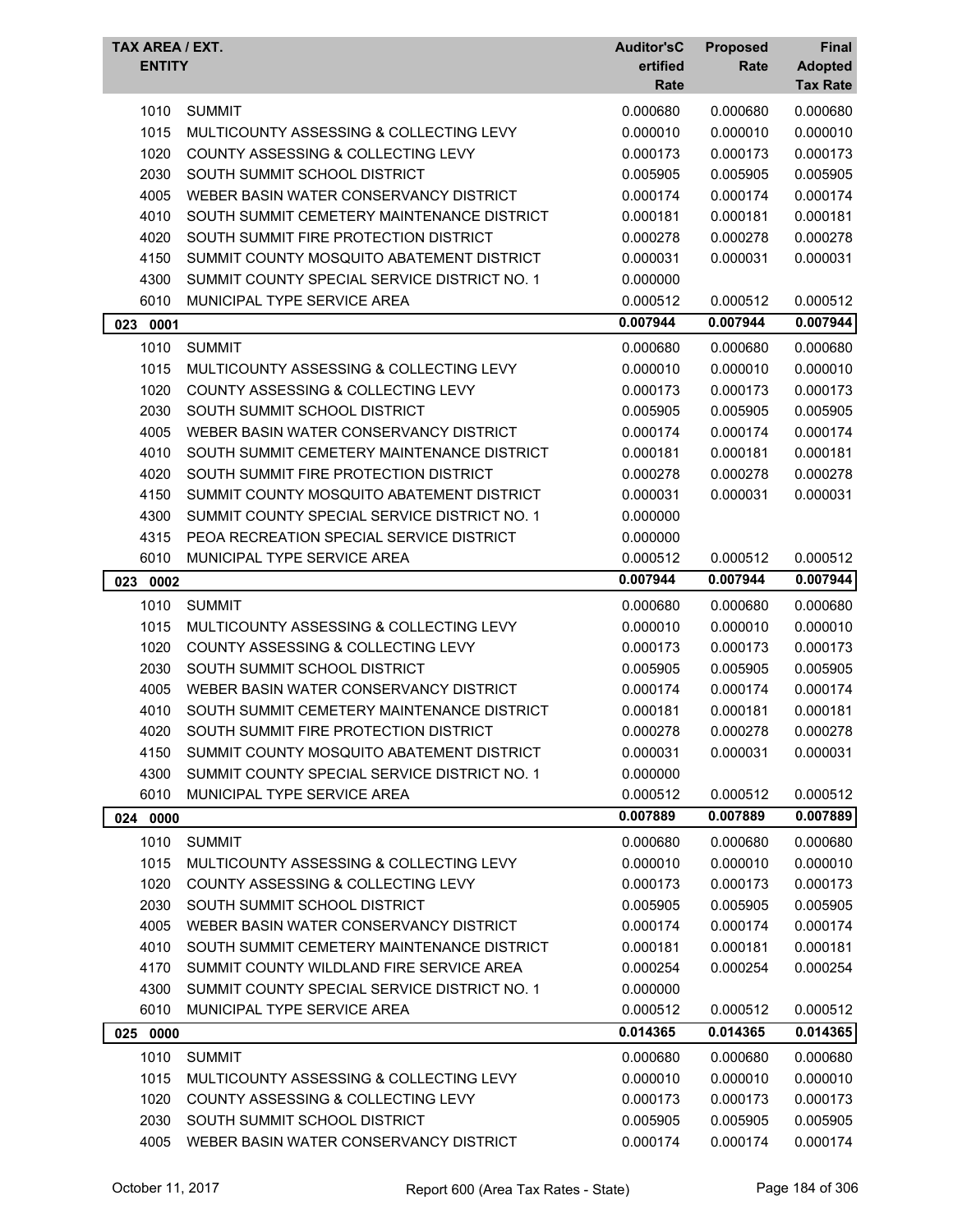| TAX AREA / EXT. ENTITY | | Auditor'sCertified Rate | Proposed Rate | Final Adopted Tax Rate |
|---|---|---|---|---|
| 1010 | SUMMIT | 0.000680 | 0.000680 | 0.000680 |
| 1015 | MULTICOUNTY ASSESSING & COLLECTING LEVY | 0.000010 | 0.000010 | 0.000010 |
| 1020 | COUNTY ASSESSING & COLLECTING LEVY | 0.000173 | 0.000173 | 0.000173 |
| 2030 | SOUTH SUMMIT SCHOOL DISTRICT | 0.005905 | 0.005905 | 0.005905 |
| 4005 | WEBER BASIN WATER CONSERVANCY DISTRICT | 0.000174 | 0.000174 | 0.000174 |
| 4010 | SOUTH SUMMIT CEMETERY MAINTENANCE DISTRICT | 0.000181 | 0.000181 | 0.000181 |
| 4020 | SOUTH SUMMIT FIRE PROTECTION DISTRICT | 0.000278 | 0.000278 | 0.000278 |
| 4150 | SUMMIT COUNTY MOSQUITO ABATEMENT DISTRICT | 0.000031 | 0.000031 | 0.000031 |
| 4300 | SUMMIT COUNTY SPECIAL SERVICE DISTRICT NO. 1 | 0.000000 | | |
| 6010 | MUNICIPAL TYPE SERVICE AREA | 0.000512 | 0.000512 | 0.000512 |
| **023 0001** | | **0.007944** | **0.007944** | **0.007944** |
| 1010 | SUMMIT | 0.000680 | 0.000680 | 0.000680 |
| 1015 | MULTICOUNTY ASSESSING & COLLECTING LEVY | 0.000010 | 0.000010 | 0.000010 |
| 1020 | COUNTY ASSESSING & COLLECTING LEVY | 0.000173 | 0.000173 | 0.000173 |
| 2030 | SOUTH SUMMIT SCHOOL DISTRICT | 0.005905 | 0.005905 | 0.005905 |
| 4005 | WEBER BASIN WATER CONSERVANCY DISTRICT | 0.000174 | 0.000174 | 0.000174 |
| 4010 | SOUTH SUMMIT CEMETERY MAINTENANCE DISTRICT | 0.000181 | 0.000181 | 0.000181 |
| 4020 | SOUTH SUMMIT FIRE PROTECTION DISTRICT | 0.000278 | 0.000278 | 0.000278 |
| 4150 | SUMMIT COUNTY MOSQUITO ABATEMENT DISTRICT | 0.000031 | 0.000031 | 0.000031 |
| 4300 | SUMMIT COUNTY SPECIAL SERVICE DISTRICT NO. 1 | 0.000000 | | |
| 4315 | PEOA RECREATION SPECIAL SERVICE DISTRICT | 0.000000 | | |
| 6010 | MUNICIPAL TYPE SERVICE AREA | 0.000512 | 0.000512 | 0.000512 |
| **023 0002** | | **0.007944** | **0.007944** | **0.007944** |
| 1010 | SUMMIT | 0.000680 | 0.000680 | 0.000680 |
| 1015 | MULTICOUNTY ASSESSING & COLLECTING LEVY | 0.000010 | 0.000010 | 0.000010 |
| 1020 | COUNTY ASSESSING & COLLECTING LEVY | 0.000173 | 0.000173 | 0.000173 |
| 2030 | SOUTH SUMMIT SCHOOL DISTRICT | 0.005905 | 0.005905 | 0.005905 |
| 4005 | WEBER BASIN WATER CONSERVANCY DISTRICT | 0.000174 | 0.000174 | 0.000174 |
| 4010 | SOUTH SUMMIT CEMETERY MAINTENANCE DISTRICT | 0.000181 | 0.000181 | 0.000181 |
| 4020 | SOUTH SUMMIT FIRE PROTECTION DISTRICT | 0.000278 | 0.000278 | 0.000278 |
| 4150 | SUMMIT COUNTY MOSQUITO ABATEMENT DISTRICT | 0.000031 | 0.000031 | 0.000031 |
| 4300 | SUMMIT COUNTY SPECIAL SERVICE DISTRICT NO. 1 | 0.000000 | | |
| 6010 | MUNICIPAL TYPE SERVICE AREA | 0.000512 | 0.000512 | 0.000512 |
| **024 0000** | | **0.007889** | **0.007889** | **0.007889** |
| 1010 | SUMMIT | 0.000680 | 0.000680 | 0.000680 |
| 1015 | MULTICOUNTY ASSESSING & COLLECTING LEVY | 0.000010 | 0.000010 | 0.000010 |
| 1020 | COUNTY ASSESSING & COLLECTING LEVY | 0.000173 | 0.000173 | 0.000173 |
| 2030 | SOUTH SUMMIT SCHOOL DISTRICT | 0.005905 | 0.005905 | 0.005905 |
| 4005 | WEBER BASIN WATER CONSERVANCY DISTRICT | 0.000174 | 0.000174 | 0.000174 |
| 4010 | SOUTH SUMMIT CEMETERY MAINTENANCE DISTRICT | 0.000181 | 0.000181 | 0.000181 |
| 4170 | SUMMIT COUNTY WILDLAND FIRE SERVICE AREA | 0.000254 | 0.000254 | 0.000254 |
| 4300 | SUMMIT COUNTY SPECIAL SERVICE DISTRICT NO. 1 | 0.000000 | | |
| 6010 | MUNICIPAL TYPE SERVICE AREA | 0.000512 | 0.000512 | 0.000512 |
| **025 0000** | | **0.014365** | **0.014365** | **0.014365** |
| 1010 | SUMMIT | 0.000680 | 0.000680 | 0.000680 |
| 1015 | MULTICOUNTY ASSESSING & COLLECTING LEVY | 0.000010 | 0.000010 | 0.000010 |
| 1020 | COUNTY ASSESSING & COLLECTING LEVY | 0.000173 | 0.000173 | 0.000173 |
| 2030 | SOUTH SUMMIT SCHOOL DISTRICT | 0.005905 | 0.005905 | 0.005905 |
| 4005 | WEBER BASIN WATER CONSERVANCY DISTRICT | 0.000174 | 0.000174 | 0.000174 |

October 11, 2017 — Report 600 (Area Tax Rates - State)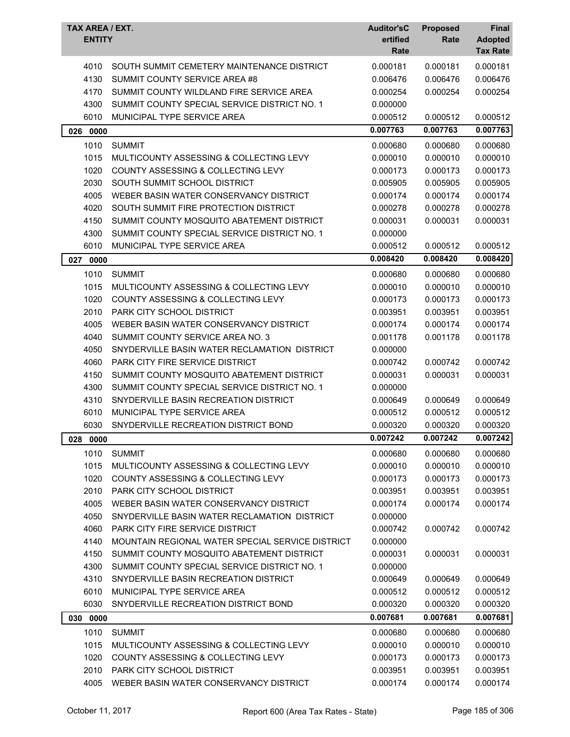| TAX AREA / EXT. | ENTITY | Auditor'sCertified Rate | Proposed Rate | Final Adopted Tax Rate |
|---|---|---|---|---|
| 4010 | SOUTH SUMMIT CEMETERY MAINTENANCE DISTRICT | 0.000181 | 0.000181 | 0.000181 |
| 4130 | SUMMIT COUNTY SERVICE AREA #8 | 0.006476 | 0.006476 | 0.006476 |
| 4170 | SUMMIT COUNTY WILDLAND FIRE SERVICE AREA | 0.000254 | 0.000254 | 0.000254 |
| 4300 | SUMMIT COUNTY SPECIAL SERVICE DISTRICT NO. 1 | 0.000000 | | |
| 6010 | MUNICIPAL TYPE SERVICE AREA | 0.000512 | 0.000512 | 0.000512 |
| **026 0000** | | **0.007763** | **0.007763** | **0.007763** |
| 1010 | SUMMIT | 0.000680 | 0.000680 | 0.000680 |
| 1015 | MULTICOUNTY ASSESSING & COLLECTING LEVY | 0.000010 | 0.000010 | 0.000010 |
| 1020 | COUNTY ASSESSING & COLLECTING LEVY | 0.000173 | 0.000173 | 0.000173 |
| 2030 | SOUTH SUMMIT SCHOOL DISTRICT | 0.005905 | 0.005905 | 0.005905 |
| 4005 | WEBER BASIN WATER CONSERVANCY DISTRICT | 0.000174 | 0.000174 | 0.000174 |
| 4020 | SOUTH SUMMIT FIRE PROTECTION DISTRICT | 0.000278 | 0.000278 | 0.000278 |
| 4150 | SUMMIT COUNTY MOSQUITO ABATEMENT DISTRICT | 0.000031 | 0.000031 | 0.000031 |
| 4300 | SUMMIT COUNTY SPECIAL SERVICE DISTRICT NO. 1 | 0.000000 | | |
| 6010 | MUNICIPAL TYPE SERVICE AREA | 0.000512 | 0.000512 | 0.000512 |
| **027 0000** | | **0.008420** | **0.008420** | **0.008420** |
| 1010 | SUMMIT | 0.000680 | 0.000680 | 0.000680 |
| 1015 | MULTICOUNTY ASSESSING & COLLECTING LEVY | 0.000010 | 0.000010 | 0.000010 |
| 1020 | COUNTY ASSESSING & COLLECTING LEVY | 0.000173 | 0.000173 | 0.000173 |
| 2010 | PARK CITY SCHOOL DISTRICT | 0.003951 | 0.003951 | 0.003951 |
| 4005 | WEBER BASIN WATER CONSERVANCY DISTRICT | 0.000174 | 0.000174 | 0.000174 |
| 4040 | SUMMIT COUNTY SERVICE AREA NO. 3 | 0.001178 | 0.001178 | 0.001178 |
| 4050 | SNYDERVILLE BASIN WATER RECLAMATION DISTRICT | 0.000000 | | |
| 4060 | PARK CITY FIRE SERVICE DISTRICT | 0.000742 | 0.000742 | 0.000742 |
| 4150 | SUMMIT COUNTY MOSQUITO ABATEMENT DISTRICT | 0.000031 | 0.000031 | 0.000031 |
| 4300 | SUMMIT COUNTY SPECIAL SERVICE DISTRICT NO. 1 | 0.000000 | | |
| 4310 | SNYDERVILLE BASIN RECREATION DISTRICT | 0.000649 | 0.000649 | 0.000649 |
| 6010 | MUNICIPAL TYPE SERVICE AREA | 0.000512 | 0.000512 | 0.000512 |
| 6030 | SNYDERVILLE RECREATION DISTRICT BOND | 0.000320 | 0.000320 | 0.000320 |
| **028 0000** | | **0.007242** | **0.007242** | **0.007242** |
| 1010 | SUMMIT | 0.000680 | 0.000680 | 0.000680 |
| 1015 | MULTICOUNTY ASSESSING & COLLECTING LEVY | 0.000010 | 0.000010 | 0.000010 |
| 1020 | COUNTY ASSESSING & COLLECTING LEVY | 0.000173 | 0.000173 | 0.000173 |
| 2010 | PARK CITY SCHOOL DISTRICT | 0.003951 | 0.003951 | 0.003951 |
| 4005 | WEBER BASIN WATER CONSERVANCY DISTRICT | 0.000174 | 0.000174 | 0.000174 |
| 4050 | SNYDERVILLE BASIN WATER RECLAMATION DISTRICT | 0.000000 | | |
| 4060 | PARK CITY FIRE SERVICE DISTRICT | 0.000742 | 0.000742 | 0.000742 |
| 4140 | MOUNTAIN REGIONAL WATER SPECIAL SERVICE DISTRICT | 0.000000 | | |
| 4150 | SUMMIT COUNTY MOSQUITO ABATEMENT DISTRICT | 0.000031 | 0.000031 | 0.000031 |
| 4300 | SUMMIT COUNTY SPECIAL SERVICE DISTRICT NO. 1 | 0.000000 | | |
| 4310 | SNYDERVILLE BASIN RECREATION DISTRICT | 0.000649 | 0.000649 | 0.000649 |
| 6010 | MUNICIPAL TYPE SERVICE AREA | 0.000512 | 0.000512 | 0.000512 |
| 6030 | SNYDERVILLE RECREATION DISTRICT BOND | 0.000320 | 0.000320 | 0.000320 |
| **030 0000** | | **0.007681** | **0.007681** | **0.007681** |
| 1010 | SUMMIT | 0.000680 | 0.000680 | 0.000680 |
| 1015 | MULTICOUNTY ASSESSING & COLLECTING LEVY | 0.000010 | 0.000010 | 0.000010 |
| 1020 | COUNTY ASSESSING & COLLECTING LEVY | 0.000173 | 0.000173 | 0.000173 |
| 2010 | PARK CITY SCHOOL DISTRICT | 0.003951 | 0.003951 | 0.003951 |
| 4005 | WEBER BASIN WATER CONSERVANCY DISTRICT | 0.000174 | 0.000174 | 0.000174 |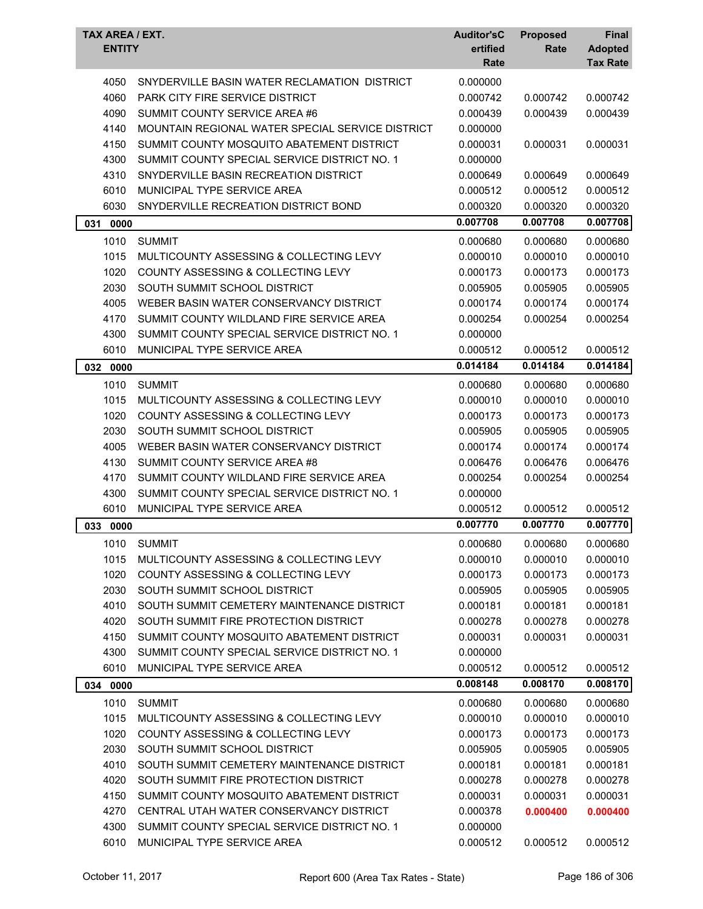| TAX AREA / EXT. ENTITY | | Auditor's Certified Rate | Proposed Rate | Final Adopted Tax Rate |
|---|---|---|---|---|
| 4050 | SNYDERVILLE BASIN WATER RECLAMATION DISTRICT | 0.000000 | | |
| 4060 | PARK CITY FIRE SERVICE DISTRICT | 0.000742 | 0.000742 | 0.000742 |
| 4090 | SUMMIT COUNTY SERVICE AREA #6 | 0.000439 | 0.000439 | 0.000439 |
| 4140 | MOUNTAIN REGIONAL WATER SPECIAL SERVICE DISTRICT | 0.000000 | | |
| 4150 | SUMMIT COUNTY MOSQUITO ABATEMENT DISTRICT | 0.000031 | 0.000031 | 0.000031 |
| 4300 | SUMMIT COUNTY SPECIAL SERVICE DISTRICT NO. 1 | 0.000000 | | |
| 4310 | SNYDERVILLE BASIN RECREATION DISTRICT | 0.000649 | 0.000649 | 0.000649 |
| 6010 | MUNICIPAL TYPE SERVICE AREA | 0.000512 | 0.000512 | 0.000512 |
| 6030 | SNYDERVILLE RECREATION DISTRICT BOND | 0.000320 | 0.000320 | 0.000320 |
| **031 0000** | | **0.007708** | **0.007708** | **0.007708** |
| 1010 | SUMMIT | 0.000680 | 0.000680 | 0.000680 |
| 1015 | MULTICOUNTY ASSESSING & COLLECTING LEVY | 0.000010 | 0.000010 | 0.000010 |
| 1020 | COUNTY ASSESSING & COLLECTING LEVY | 0.000173 | 0.000173 | 0.000173 |
| 2030 | SOUTH SUMMIT SCHOOL DISTRICT | 0.005905 | 0.005905 | 0.005905 |
| 4005 | WEBER BASIN WATER CONSERVANCY DISTRICT | 0.000174 | 0.000174 | 0.000174 |
| 4170 | SUMMIT COUNTY WILDLAND FIRE SERVICE AREA | 0.000254 | 0.000254 | 0.000254 |
| 4300 | SUMMIT COUNTY SPECIAL SERVICE DISTRICT NO. 1 | 0.000000 | | |
| 6010 | MUNICIPAL TYPE SERVICE AREA | 0.000512 | 0.000512 | 0.000512 |
| **032 0000** | | **0.014184** | **0.014184** | **0.014184** |
| 1010 | SUMMIT | 0.000680 | 0.000680 | 0.000680 |
| 1015 | MULTICOUNTY ASSESSING & COLLECTING LEVY | 0.000010 | 0.000010 | 0.000010 |
| 1020 | COUNTY ASSESSING & COLLECTING LEVY | 0.000173 | 0.000173 | 0.000173 |
| 2030 | SOUTH SUMMIT SCHOOL DISTRICT | 0.005905 | 0.005905 | 0.005905 |
| 4005 | WEBER BASIN WATER CONSERVANCY DISTRICT | 0.000174 | 0.000174 | 0.000174 |
| 4130 | SUMMIT COUNTY SERVICE AREA #8 | 0.006476 | 0.006476 | 0.006476 |
| 4170 | SUMMIT COUNTY WILDLAND FIRE SERVICE AREA | 0.000254 | 0.000254 | 0.000254 |
| 4300 | SUMMIT COUNTY SPECIAL SERVICE DISTRICT NO. 1 | 0.000000 | | |
| 6010 | MUNICIPAL TYPE SERVICE AREA | 0.000512 | 0.000512 | 0.000512 |
| **033 0000** | | **0.007770** | **0.007770** | **0.007770** |
| 1010 | SUMMIT | 0.000680 | 0.000680 | 0.000680 |
| 1015 | MULTICOUNTY ASSESSING & COLLECTING LEVY | 0.000010 | 0.000010 | 0.000010 |
| 1020 | COUNTY ASSESSING & COLLECTING LEVY | 0.000173 | 0.000173 | 0.000173 |
| 2030 | SOUTH SUMMIT SCHOOL DISTRICT | 0.005905 | 0.005905 | 0.005905 |
| 4010 | SOUTH SUMMIT CEMETERY MAINTENANCE DISTRICT | 0.000181 | 0.000181 | 0.000181 |
| 4020 | SOUTH SUMMIT FIRE PROTECTION DISTRICT | 0.000278 | 0.000278 | 0.000278 |
| 4150 | SUMMIT COUNTY MOSQUITO ABATEMENT DISTRICT | 0.000031 | 0.000031 | 0.000031 |
| 4300 | SUMMIT COUNTY SPECIAL SERVICE DISTRICT NO. 1 | 0.000000 | | |
| 6010 | MUNICIPAL TYPE SERVICE AREA | 0.000512 | 0.000512 | 0.000512 |
| **034 0000** | | **0.008148** | **0.008170** | **0.008170** |
| 1010 | SUMMIT | 0.000680 | 0.000680 | 0.000680 |
| 1015 | MULTICOUNTY ASSESSING & COLLECTING LEVY | 0.000010 | 0.000010 | 0.000010 |
| 1020 | COUNTY ASSESSING & COLLECTING LEVY | 0.000173 | 0.000173 | 0.000173 |
| 2030 | SOUTH SUMMIT SCHOOL DISTRICT | 0.005905 | 0.005905 | 0.005905 |
| 4010 | SOUTH SUMMIT CEMETERY MAINTENANCE DISTRICT | 0.000181 | 0.000181 | 0.000181 |
| 4020 | SOUTH SUMMIT FIRE PROTECTION DISTRICT | 0.000278 | 0.000278 | 0.000278 |
| 4150 | SUMMIT COUNTY MOSQUITO ABATEMENT DISTRICT | 0.000031 | 0.000031 | 0.000031 |
| 4270 | CENTRAL UTAH WATER CONSERVANCY DISTRICT | 0.000378 | **0.000400** | **0.000400** |
| 4300 | SUMMIT COUNTY SPECIAL SERVICE DISTRICT NO. 1 | 0.000000 | | |
| 6010 | MUNICIPAL TYPE SERVICE AREA | 0.000512 | 0.000512 | 0.000512 |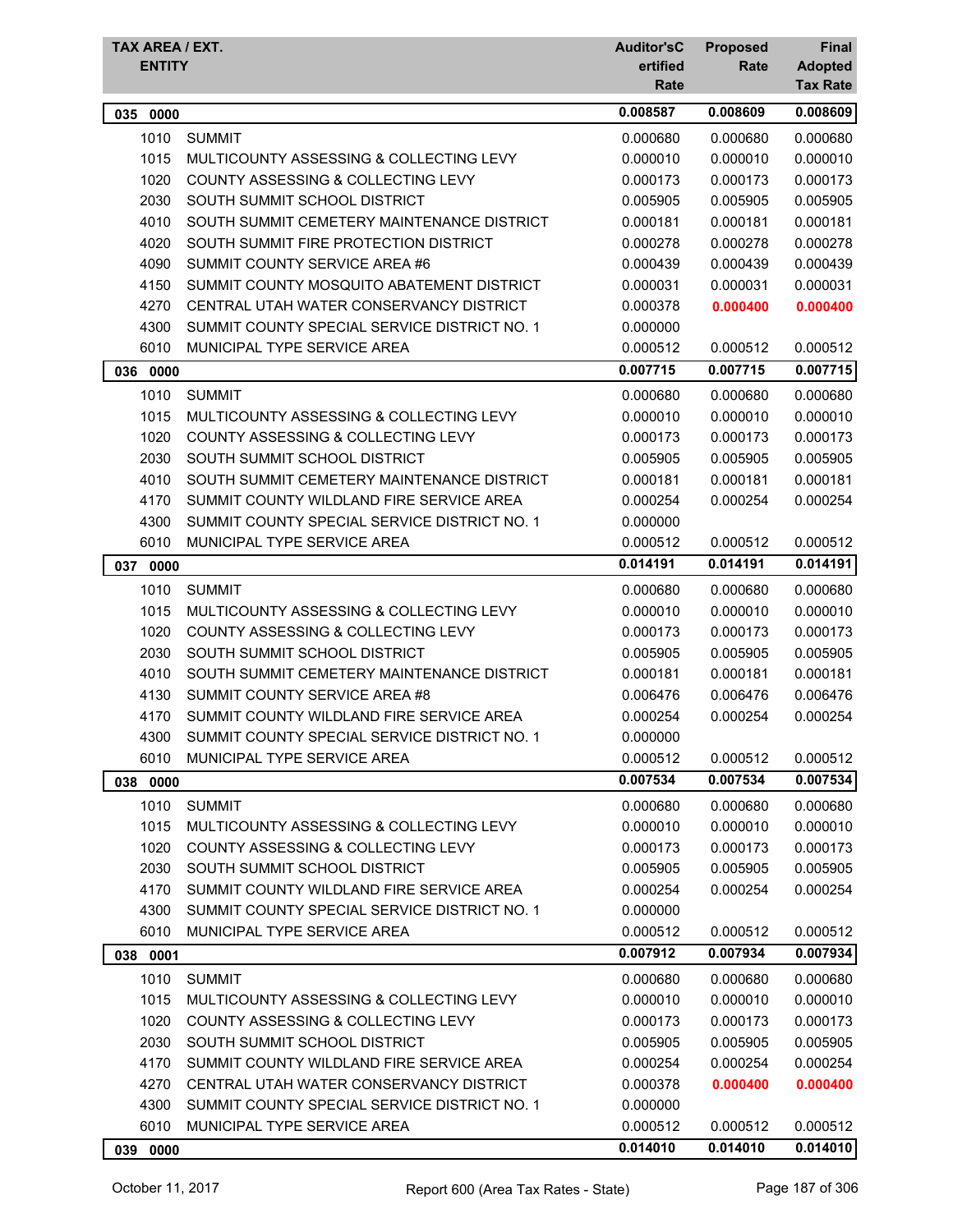| TAX AREA / EXT. ENTITY | | Auditor's Certified Rate | Proposed Rate | Final Adopted Tax Rate |
|---|---|---|---|---|
| **035 0000** | | **0.008587** | **0.008609** | **0.008609** |
| 1010 | SUMMIT | 0.000680 | 0.000680 | 0.000680 |
| 1015 | MULTICOUNTY ASSESSING & COLLECTING LEVY | 0.000010 | 0.000010 | 0.000010 |
| 1020 | COUNTY ASSESSING & COLLECTING LEVY | 0.000173 | 0.000173 | 0.000173 |
| 2030 | SOUTH SUMMIT SCHOOL DISTRICT | 0.005905 | 0.005905 | 0.005905 |
| 4010 | SOUTH SUMMIT CEMETERY MAINTENANCE DISTRICT | 0.000181 | 0.000181 | 0.000181 |
| 4020 | SOUTH SUMMIT FIRE PROTECTION DISTRICT | 0.000278 | 0.000278 | 0.000278 |
| 4090 | SUMMIT COUNTY SERVICE AREA #6 | 0.000439 | 0.000439 | 0.000439 |
| 4150 | SUMMIT COUNTY MOSQUITO ABATEMENT DISTRICT | 0.000031 | 0.000031 | 0.000031 |
| 4270 | CENTRAL UTAH WATER CONSERVANCY DISTRICT | 0.000378 | **0.000400** | **0.000400** |
| 4300 | SUMMIT COUNTY SPECIAL SERVICE DISTRICT NO. 1 | 0.000000 | | |
| 6010 | MUNICIPAL TYPE SERVICE AREA | 0.000512 | 0.000512 | 0.000512 |
| **036 0000** | | **0.007715** | **0.007715** | **0.007715** |
| 1010 | SUMMIT | 0.000680 | 0.000680 | 0.000680 |
| 1015 | MULTICOUNTY ASSESSING & COLLECTING LEVY | 0.000010 | 0.000010 | 0.000010 |
| 1020 | COUNTY ASSESSING & COLLECTING LEVY | 0.000173 | 0.000173 | 0.000173 |
| 2030 | SOUTH SUMMIT SCHOOL DISTRICT | 0.005905 | 0.005905 | 0.005905 |
| 4010 | SOUTH SUMMIT CEMETERY MAINTENANCE DISTRICT | 0.000181 | 0.000181 | 0.000181 |
| 4170 | SUMMIT COUNTY WILDLAND FIRE SERVICE AREA | 0.000254 | 0.000254 | 0.000254 |
| 4300 | SUMMIT COUNTY SPECIAL SERVICE DISTRICT NO. 1 | 0.000000 | | |
| 6010 | MUNICIPAL TYPE SERVICE AREA | 0.000512 | 0.000512 | 0.000512 |
| **037 0000** | | **0.014191** | **0.014191** | **0.014191** |
| 1010 | SUMMIT | 0.000680 | 0.000680 | 0.000680 |
| 1015 | MULTICOUNTY ASSESSING & COLLECTING LEVY | 0.000010 | 0.000010 | 0.000010 |
| 1020 | COUNTY ASSESSING & COLLECTING LEVY | 0.000173 | 0.000173 | 0.000173 |
| 2030 | SOUTH SUMMIT SCHOOL DISTRICT | 0.005905 | 0.005905 | 0.005905 |
| 4010 | SOUTH SUMMIT CEMETERY MAINTENANCE DISTRICT | 0.000181 | 0.000181 | 0.000181 |
| 4130 | SUMMIT COUNTY SERVICE AREA #8 | 0.006476 | 0.006476 | 0.006476 |
| 4170 | SUMMIT COUNTY WILDLAND FIRE SERVICE AREA | 0.000254 | 0.000254 | 0.000254 |
| 4300 | SUMMIT COUNTY SPECIAL SERVICE DISTRICT NO. 1 | 0.000000 | | |
| 6010 | MUNICIPAL TYPE SERVICE AREA | 0.000512 | 0.000512 | 0.000512 |
| **038 0000** | | **0.007534** | **0.007534** | **0.007534** |
| 1010 | SUMMIT | 0.000680 | 0.000680 | 0.000680 |
| 1015 | MULTICOUNTY ASSESSING & COLLECTING LEVY | 0.000010 | 0.000010 | 0.000010 |
| 1020 | COUNTY ASSESSING & COLLECTING LEVY | 0.000173 | 0.000173 | 0.000173 |
| 2030 | SOUTH SUMMIT SCHOOL DISTRICT | 0.005905 | 0.005905 | 0.005905 |
| 4170 | SUMMIT COUNTY WILDLAND FIRE SERVICE AREA | 0.000254 | 0.000254 | 0.000254 |
| 4300 | SUMMIT COUNTY SPECIAL SERVICE DISTRICT NO. 1 | 0.000000 | | |
| 6010 | MUNICIPAL TYPE SERVICE AREA | 0.000512 | 0.000512 | 0.000512 |
| **038 0001** | | **0.007912** | **0.007934** | **0.007934** |
| 1010 | SUMMIT | 0.000680 | 0.000680 | 0.000680 |
| 1015 | MULTICOUNTY ASSESSING & COLLECTING LEVY | 0.000010 | 0.000010 | 0.000010 |
| 1020 | COUNTY ASSESSING & COLLECTING LEVY | 0.000173 | 0.000173 | 0.000173 |
| 2030 | SOUTH SUMMIT SCHOOL DISTRICT | 0.005905 | 0.005905 | 0.005905 |
| 4170 | SUMMIT COUNTY WILDLAND FIRE SERVICE AREA | 0.000254 | 0.000254 | 0.000254 |
| 4270 | CENTRAL UTAH WATER CONSERVANCY DISTRICT | 0.000378 | **0.000400** | **0.000400** |
| 4300 | SUMMIT COUNTY SPECIAL SERVICE DISTRICT NO. 1 | 0.000000 | | |
| 6010 | MUNICIPAL TYPE SERVICE AREA | 0.000512 | 0.000512 | 0.000512 |
| **039 0000** | | **0.014010** | **0.014010** | **0.014010** |

October 11, 2017 — Report 600 (Area Tax Rates - State)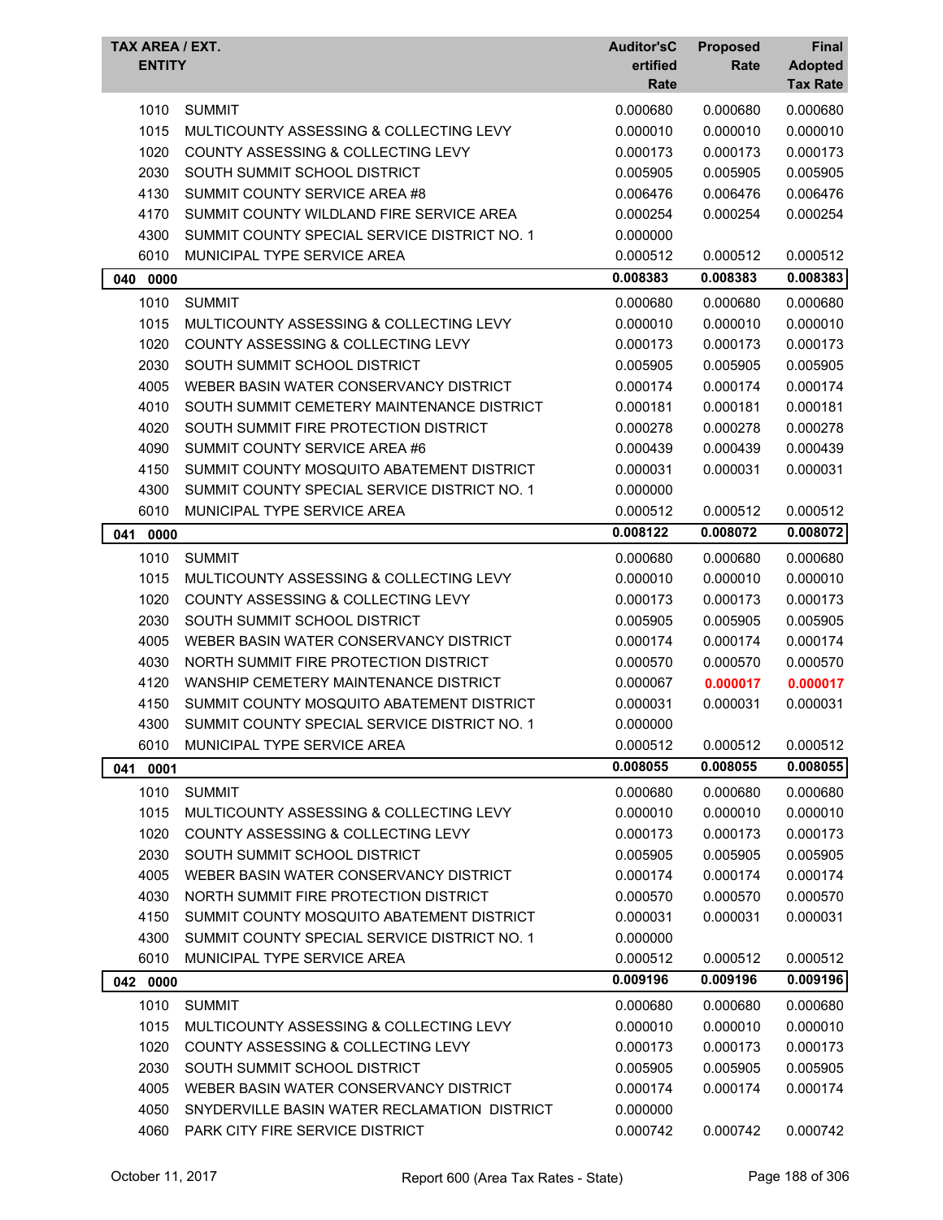| TAX AREA / EXT. ENTITY | | Auditor'sCertified Rate | Proposed Rate | Final Adopted Tax Rate |
|---|---|---|---|---|
| 1010 | SUMMIT | 0.000680 | 0.000680 | 0.000680 |
| 1015 | MULTICOUNTY ASSESSING & COLLECTING LEVY | 0.000010 | 0.000010 | 0.000010 |
| 1020 | COUNTY ASSESSING & COLLECTING LEVY | 0.000173 | 0.000173 | 0.000173 |
| 2030 | SOUTH SUMMIT SCHOOL DISTRICT | 0.005905 | 0.005905 | 0.005905 |
| 4130 | SUMMIT COUNTY SERVICE AREA #8 | 0.006476 | 0.006476 | 0.006476 |
| 4170 | SUMMIT COUNTY WILDLAND FIRE SERVICE AREA | 0.000254 | 0.000254 | 0.000254 |
| 4300 | SUMMIT COUNTY SPECIAL SERVICE DISTRICT NO. 1 | 0.000000 | | |
| 6010 | MUNICIPAL TYPE SERVICE AREA | 0.000512 | 0.000512 | 0.000512 |
| **040 0000** | | **0.008383** | **0.008383** | **0.008383** |
| 1010 | SUMMIT | 0.000680 | 0.000680 | 0.000680 |
| 1015 | MULTICOUNTY ASSESSING & COLLECTING LEVY | 0.000010 | 0.000010 | 0.000010 |
| 1020 | COUNTY ASSESSING & COLLECTING LEVY | 0.000173 | 0.000173 | 0.000173 |
| 2030 | SOUTH SUMMIT SCHOOL DISTRICT | 0.005905 | 0.005905 | 0.005905 |
| 4005 | WEBER BASIN WATER CONSERVANCY DISTRICT | 0.000174 | 0.000174 | 0.000174 |
| 4010 | SOUTH SUMMIT CEMETERY MAINTENANCE DISTRICT | 0.000181 | 0.000181 | 0.000181 |
| 4020 | SOUTH SUMMIT FIRE PROTECTION DISTRICT | 0.000278 | 0.000278 | 0.000278 |
| 4090 | SUMMIT COUNTY SERVICE AREA #6 | 0.000439 | 0.000439 | 0.000439 |
| 4150 | SUMMIT COUNTY MOSQUITO ABATEMENT DISTRICT | 0.000031 | 0.000031 | 0.000031 |
| 4300 | SUMMIT COUNTY SPECIAL SERVICE DISTRICT NO. 1 | 0.000000 | | |
| 6010 | MUNICIPAL TYPE SERVICE AREA | 0.000512 | 0.000512 | 0.000512 |
| **041 0000** | | **0.008122** | **0.008072** | **0.008072** |
| 1010 | SUMMIT | 0.000680 | 0.000680 | 0.000680 |
| 1015 | MULTICOUNTY ASSESSING & COLLECTING LEVY | 0.000010 | 0.000010 | 0.000010 |
| 1020 | COUNTY ASSESSING & COLLECTING LEVY | 0.000173 | 0.000173 | 0.000173 |
| 2030 | SOUTH SUMMIT SCHOOL DISTRICT | 0.005905 | 0.005905 | 0.005905 |
| 4005 | WEBER BASIN WATER CONSERVANCY DISTRICT | 0.000174 | 0.000174 | 0.000174 |
| 4030 | NORTH SUMMIT FIRE PROTECTION DISTRICT | 0.000570 | 0.000570 | 0.000570 |
| 4120 | WANSHIP CEMETERY MAINTENANCE DISTRICT | 0.000067 | **0.000017** | **0.000017** |
| 4150 | SUMMIT COUNTY MOSQUITO ABATEMENT DISTRICT | 0.000031 | 0.000031 | 0.000031 |
| 4300 | SUMMIT COUNTY SPECIAL SERVICE DISTRICT NO. 1 | 0.000000 | | |
| 6010 | MUNICIPAL TYPE SERVICE AREA | 0.000512 | 0.000512 | 0.000512 |
| **041 0001** | | **0.008055** | **0.008055** | **0.008055** |
| 1010 | SUMMIT | 0.000680 | 0.000680 | 0.000680 |
| 1015 | MULTICOUNTY ASSESSING & COLLECTING LEVY | 0.000010 | 0.000010 | 0.000010 |
| 1020 | COUNTY ASSESSING & COLLECTING LEVY | 0.000173 | 0.000173 | 0.000173 |
| 2030 | SOUTH SUMMIT SCHOOL DISTRICT | 0.005905 | 0.005905 | 0.005905 |
| 4005 | WEBER BASIN WATER CONSERVANCY DISTRICT | 0.000174 | 0.000174 | 0.000174 |
| 4030 | NORTH SUMMIT FIRE PROTECTION DISTRICT | 0.000570 | 0.000570 | 0.000570 |
| 4150 | SUMMIT COUNTY MOSQUITO ABATEMENT DISTRICT | 0.000031 | 0.000031 | 0.000031 |
| 4300 | SUMMIT COUNTY SPECIAL SERVICE DISTRICT NO. 1 | 0.000000 | | |
| 6010 | MUNICIPAL TYPE SERVICE AREA | 0.000512 | 0.000512 | 0.000512 |
| **042 0000** | | **0.009196** | **0.009196** | **0.009196** |
| 1010 | SUMMIT | 0.000680 | 0.000680 | 0.000680 |
| 1015 | MULTICOUNTY ASSESSING & COLLECTING LEVY | 0.000010 | 0.000010 | 0.000010 |
| 1020 | COUNTY ASSESSING & COLLECTING LEVY | 0.000173 | 0.000173 | 0.000173 |
| 2030 | SOUTH SUMMIT SCHOOL DISTRICT | 0.005905 | 0.005905 | 0.005905 |
| 4005 | WEBER BASIN WATER CONSERVANCY DISTRICT | 0.000174 | 0.000174 | 0.000174 |
| 4050 | SNYDERVILLE BASIN WATER RECLAMATION DISTRICT | 0.000000 | | |
| 4060 | PARK CITY FIRE SERVICE DISTRICT | 0.000742 | 0.000742 | 0.000742 |

October 11, 2017 — Report 600 (Area Tax Rates - State)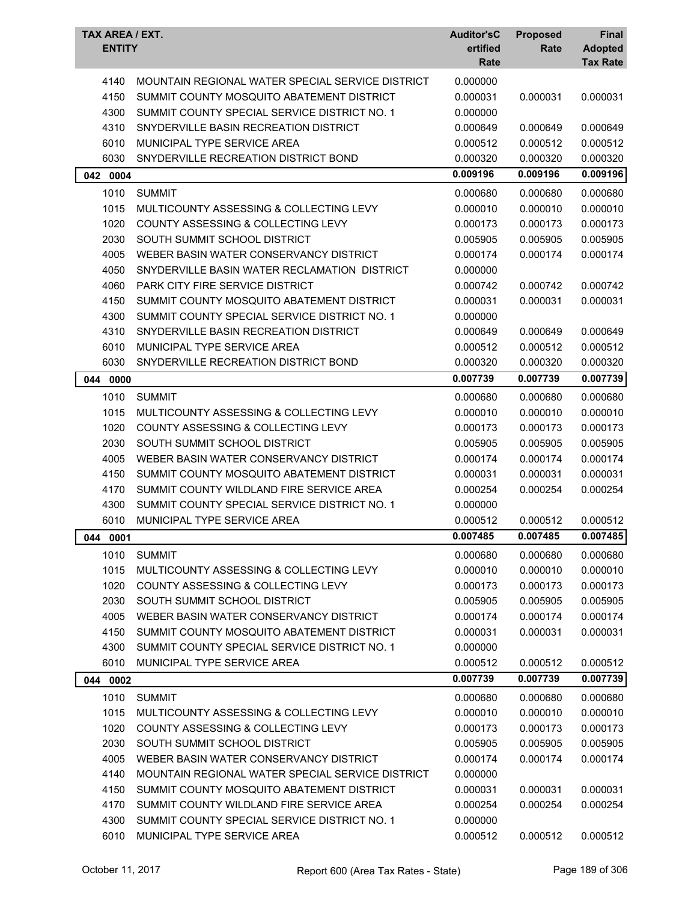| TAX AREA / EXT. ENTITY | | Auditor'sCertified Rate | Proposed Rate | Final Adopted Tax Rate |
|---|---|---|---|---|
| 4140 | MOUNTAIN REGIONAL WATER SPECIAL SERVICE DISTRICT | 0.000000 | | |
| 4150 | SUMMIT COUNTY MOSQUITO ABATEMENT DISTRICT | 0.000031 | 0.000031 | 0.000031 |
| 4300 | SUMMIT COUNTY SPECIAL SERVICE DISTRICT NO. 1 | 0.000000 | | |
| 4310 | SNYDERVILLE BASIN RECREATION DISTRICT | 0.000649 | 0.000649 | 0.000649 |
| 6010 | MUNICIPAL TYPE SERVICE AREA | 0.000512 | 0.000512 | 0.000512 |
| 6030 | SNYDERVILLE RECREATION DISTRICT BOND | 0.000320 | 0.000320 | 0.000320 |
| **042 0004** | | **0.009196** | **0.009196** | **0.009196** |
| 1010 | SUMMIT | 0.000680 | 0.000680 | 0.000680 |
| 1015 | MULTICOUNTY ASSESSING & COLLECTING LEVY | 0.000010 | 0.000010 | 0.000010 |
| 1020 | COUNTY ASSESSING & COLLECTING LEVY | 0.000173 | 0.000173 | 0.000173 |
| 2030 | SOUTH SUMMIT SCHOOL DISTRICT | 0.005905 | 0.005905 | 0.005905 |
| 4005 | WEBER BASIN WATER CONSERVANCY DISTRICT | 0.000174 | 0.000174 | 0.000174 |
| 4050 | SNYDERVILLE BASIN WATER RECLAMATION DISTRICT | 0.000000 | | |
| 4060 | PARK CITY FIRE SERVICE DISTRICT | 0.000742 | 0.000742 | 0.000742 |
| 4150 | SUMMIT COUNTY MOSQUITO ABATEMENT DISTRICT | 0.000031 | 0.000031 | 0.000031 |
| 4300 | SUMMIT COUNTY SPECIAL SERVICE DISTRICT NO. 1 | 0.000000 | | |
| 4310 | SNYDERVILLE BASIN RECREATION DISTRICT | 0.000649 | 0.000649 | 0.000649 |
| 6010 | MUNICIPAL TYPE SERVICE AREA | 0.000512 | 0.000512 | 0.000512 |
| 6030 | SNYDERVILLE RECREATION DISTRICT BOND | 0.000320 | 0.000320 | 0.000320 |
| **044 0000** | | **0.007739** | **0.007739** | **0.007739** |
| 1010 | SUMMIT | 0.000680 | 0.000680 | 0.000680 |
| 1015 | MULTICOUNTY ASSESSING & COLLECTING LEVY | 0.000010 | 0.000010 | 0.000010 |
| 1020 | COUNTY ASSESSING & COLLECTING LEVY | 0.000173 | 0.000173 | 0.000173 |
| 2030 | SOUTH SUMMIT SCHOOL DISTRICT | 0.005905 | 0.005905 | 0.005905 |
| 4005 | WEBER BASIN WATER CONSERVANCY DISTRICT | 0.000174 | 0.000174 | 0.000174 |
| 4150 | SUMMIT COUNTY MOSQUITO ABATEMENT DISTRICT | 0.000031 | 0.000031 | 0.000031 |
| 4170 | SUMMIT COUNTY WILDLAND FIRE SERVICE AREA | 0.000254 | 0.000254 | 0.000254 |
| 4300 | SUMMIT COUNTY SPECIAL SERVICE DISTRICT NO. 1 | 0.000000 | | |
| 6010 | MUNICIPAL TYPE SERVICE AREA | 0.000512 | 0.000512 | 0.000512 |
| **044 0001** | | **0.007485** | **0.007485** | **0.007485** |
| 1010 | SUMMIT | 0.000680 | 0.000680 | 0.000680 |
| 1015 | MULTICOUNTY ASSESSING & COLLECTING LEVY | 0.000010 | 0.000010 | 0.000010 |
| 1020 | COUNTY ASSESSING & COLLECTING LEVY | 0.000173 | 0.000173 | 0.000173 |
| 2030 | SOUTH SUMMIT SCHOOL DISTRICT | 0.005905 | 0.005905 | 0.005905 |
| 4005 | WEBER BASIN WATER CONSERVANCY DISTRICT | 0.000174 | 0.000174 | 0.000174 |
| 4150 | SUMMIT COUNTY MOSQUITO ABATEMENT DISTRICT | 0.000031 | 0.000031 | 0.000031 |
| 4300 | SUMMIT COUNTY SPECIAL SERVICE DISTRICT NO. 1 | 0.000000 | | |
| 6010 | MUNICIPAL TYPE SERVICE AREA | 0.000512 | 0.000512 | 0.000512 |
| **044 0002** | | **0.007739** | **0.007739** | **0.007739** |
| 1010 | SUMMIT | 0.000680 | 0.000680 | 0.000680 |
| 1015 | MULTICOUNTY ASSESSING & COLLECTING LEVY | 0.000010 | 0.000010 | 0.000010 |
| 1020 | COUNTY ASSESSING & COLLECTING LEVY | 0.000173 | 0.000173 | 0.000173 |
| 2030 | SOUTH SUMMIT SCHOOL DISTRICT | 0.005905 | 0.005905 | 0.005905 |
| 4005 | WEBER BASIN WATER CONSERVANCY DISTRICT | 0.000174 | 0.000174 | 0.000174 |
| 4140 | MOUNTAIN REGIONAL WATER SPECIAL SERVICE DISTRICT | 0.000000 | | |
| 4150 | SUMMIT COUNTY MOSQUITO ABATEMENT DISTRICT | 0.000031 | 0.000031 | 0.000031 |
| 4170 | SUMMIT COUNTY WILDLAND FIRE SERVICE AREA | 0.000254 | 0.000254 | 0.000254 |
| 4300 | SUMMIT COUNTY SPECIAL SERVICE DISTRICT NO. 1 | 0.000000 | | |
| 6010 | MUNICIPAL TYPE SERVICE AREA | 0.000512 | 0.000512 | 0.000512 |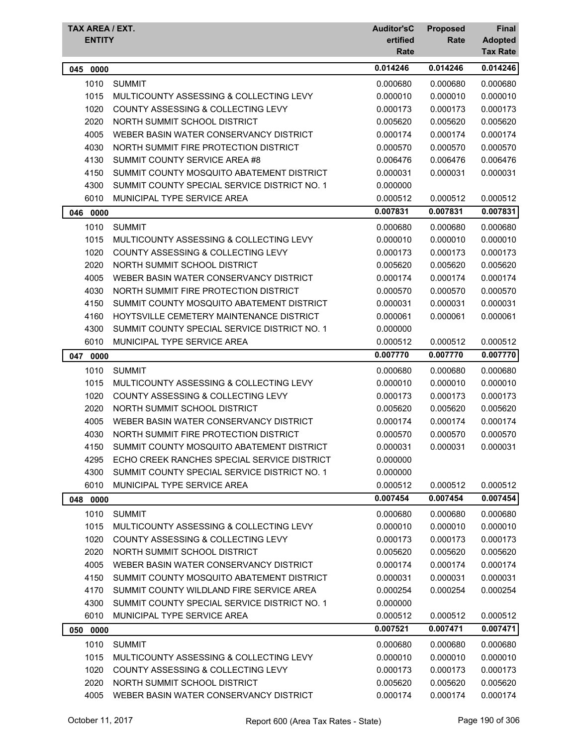| TAX AREA / EXT. ENTITY | | Auditor'sC ertified Rate | Proposed Rate | Final Adopted Tax Rate |
|---|---|---|---|---|
| **045 0000** | | **0.014246** | **0.014246** | **0.014246** |
| 1010 | SUMMIT | 0.000680 | 0.000680 | 0.000680 |
| 1015 | MULTICOUNTY ASSESSING & COLLECTING LEVY | 0.000010 | 0.000010 | 0.000010 |
| 1020 | COUNTY ASSESSING & COLLECTING LEVY | 0.000173 | 0.000173 | 0.000173 |
| 2020 | NORTH SUMMIT SCHOOL DISTRICT | 0.005620 | 0.005620 | 0.005620 |
| 4005 | WEBER BASIN WATER CONSERVANCY DISTRICT | 0.000174 | 0.000174 | 0.000174 |
| 4030 | NORTH SUMMIT FIRE PROTECTION DISTRICT | 0.000570 | 0.000570 | 0.000570 |
| 4130 | SUMMIT COUNTY SERVICE AREA #8 | 0.006476 | 0.006476 | 0.006476 |
| 4150 | SUMMIT COUNTY MOSQUITO ABATEMENT DISTRICT | 0.000031 | 0.000031 | 0.000031 |
| 4300 | SUMMIT COUNTY SPECIAL SERVICE DISTRICT NO. 1 | 0.000000 | | |
| 6010 | MUNICIPAL TYPE SERVICE AREA | 0.000512 | 0.000512 | 0.000512 |
| **046 0000** | | **0.007831** | **0.007831** | **0.007831** |
| 1010 | SUMMIT | 0.000680 | 0.000680 | 0.000680 |
| 1015 | MULTICOUNTY ASSESSING & COLLECTING LEVY | 0.000010 | 0.000010 | 0.000010 |
| 1020 | COUNTY ASSESSING & COLLECTING LEVY | 0.000173 | 0.000173 | 0.000173 |
| 2020 | NORTH SUMMIT SCHOOL DISTRICT | 0.005620 | 0.005620 | 0.005620 |
| 4005 | WEBER BASIN WATER CONSERVANCY DISTRICT | 0.000174 | 0.000174 | 0.000174 |
| 4030 | NORTH SUMMIT FIRE PROTECTION DISTRICT | 0.000570 | 0.000570 | 0.000570 |
| 4150 | SUMMIT COUNTY MOSQUITO ABATEMENT DISTRICT | 0.000031 | 0.000031 | 0.000031 |
| 4160 | HOYTSVILLE CEMETERY MAINTENANCE DISTRICT | 0.000061 | 0.000061 | 0.000061 |
| 4300 | SUMMIT COUNTY SPECIAL SERVICE DISTRICT NO. 1 | 0.000000 | | |
| 6010 | MUNICIPAL TYPE SERVICE AREA | 0.000512 | 0.000512 | 0.000512 |
| **047 0000** | | **0.007770** | **0.007770** | **0.007770** |
| 1010 | SUMMIT | 0.000680 | 0.000680 | 0.000680 |
| 1015 | MULTICOUNTY ASSESSING & COLLECTING LEVY | 0.000010 | 0.000010 | 0.000010 |
| 1020 | COUNTY ASSESSING & COLLECTING LEVY | 0.000173 | 0.000173 | 0.000173 |
| 2020 | NORTH SUMMIT SCHOOL DISTRICT | 0.005620 | 0.005620 | 0.005620 |
| 4005 | WEBER BASIN WATER CONSERVANCY DISTRICT | 0.000174 | 0.000174 | 0.000174 |
| 4030 | NORTH SUMMIT FIRE PROTECTION DISTRICT | 0.000570 | 0.000570 | 0.000570 |
| 4150 | SUMMIT COUNTY MOSQUITO ABATEMENT DISTRICT | 0.000031 | 0.000031 | 0.000031 |
| 4295 | ECHO CREEK RANCHES SPECIAL SERVICE DISTRICT | 0.000000 | | |
| 4300 | SUMMIT COUNTY SPECIAL SERVICE DISTRICT NO. 1 | 0.000000 | | |
| 6010 | MUNICIPAL TYPE SERVICE AREA | 0.000512 | 0.000512 | 0.000512 |
| **048 0000** | | **0.007454** | **0.007454** | **0.007454** |
| 1010 | SUMMIT | 0.000680 | 0.000680 | 0.000680 |
| 1015 | MULTICOUNTY ASSESSING & COLLECTING LEVY | 0.000010 | 0.000010 | 0.000010 |
| 1020 | COUNTY ASSESSING & COLLECTING LEVY | 0.000173 | 0.000173 | 0.000173 |
| 2020 | NORTH SUMMIT SCHOOL DISTRICT | 0.005620 | 0.005620 | 0.005620 |
| 4005 | WEBER BASIN WATER CONSERVANCY DISTRICT | 0.000174 | 0.000174 | 0.000174 |
| 4150 | SUMMIT COUNTY MOSQUITO ABATEMENT DISTRICT | 0.000031 | 0.000031 | 0.000031 |
| 4170 | SUMMIT COUNTY WILDLAND FIRE SERVICE AREA | 0.000254 | 0.000254 | 0.000254 |
| 4300 | SUMMIT COUNTY SPECIAL SERVICE DISTRICT NO. 1 | 0.000000 | | |
| 6010 | MUNICIPAL TYPE SERVICE AREA | 0.000512 | 0.000512 | 0.000512 |
| **050 0000** | | **0.007521** | **0.007471** | **0.007471** |
| 1010 | SUMMIT | 0.000680 | 0.000680 | 0.000680 |
| 1015 | MULTICOUNTY ASSESSING & COLLECTING LEVY | 0.000010 | 0.000010 | 0.000010 |
| 1020 | COUNTY ASSESSING & COLLECTING LEVY | 0.000173 | 0.000173 | 0.000173 |
| 2020 | NORTH SUMMIT SCHOOL DISTRICT | 0.005620 | 0.005620 | 0.005620 |
| 4005 | WEBER BASIN WATER CONSERVANCY DISTRICT | 0.000174 | 0.000174 | 0.000174 |

October 11, 2017 Report 600 (Area Tax Rates - State)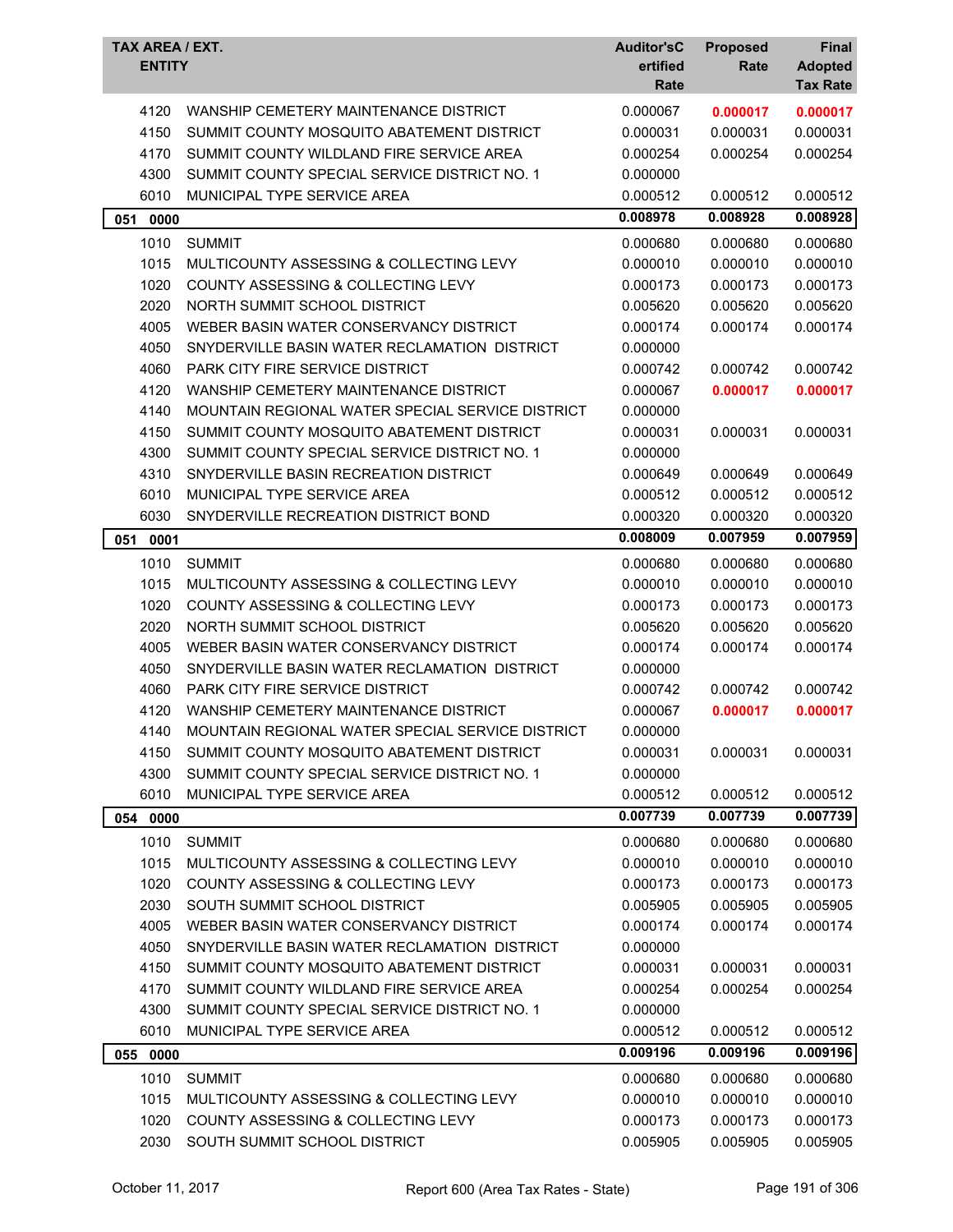| TAX AREA / EXT. | ENTITY | Auditor'sCertified Rate | Proposed Rate | Final Adopted Tax Rate |
|---|---|---|---|---|
| 4120 | WANSHIP CEMETERY MAINTENANCE DISTRICT | 0.000067 | **0.000017** | **0.000017** |
| 4150 | SUMMIT COUNTY MOSQUITO ABATEMENT DISTRICT | 0.000031 | 0.000031 | 0.000031 |
| 4170 | SUMMIT COUNTY WILDLAND FIRE SERVICE AREA | 0.000254 | 0.000254 | 0.000254 |
| 4300 | SUMMIT COUNTY SPECIAL SERVICE DISTRICT NO. 1 | 0.000000 | | |
| 6010 | MUNICIPAL TYPE SERVICE AREA | 0.000512 | 0.000512 | 0.000512 |
| **051 0000** | | **0.008978** | **0.008928** | **0.008928** |
| 1010 | SUMMIT | 0.000680 | 0.000680 | 0.000680 |
| 1015 | MULTICOUNTY ASSESSING & COLLECTING LEVY | 0.000010 | 0.000010 | 0.000010 |
| 1020 | COUNTY ASSESSING & COLLECTING LEVY | 0.000173 | 0.000173 | 0.000173 |
| 2020 | NORTH SUMMIT SCHOOL DISTRICT | 0.005620 | 0.005620 | 0.005620 |
| 4005 | WEBER BASIN WATER CONSERVANCY DISTRICT | 0.000174 | 0.000174 | 0.000174 |
| 4050 | SNYDERVILLE BASIN WATER RECLAMATION DISTRICT | 0.000000 | | |
| 4060 | PARK CITY FIRE SERVICE DISTRICT | 0.000742 | 0.000742 | 0.000742 |
| 4120 | WANSHIP CEMETERY MAINTENANCE DISTRICT | 0.000067 | **0.000017** | **0.000017** |
| 4140 | MOUNTAIN REGIONAL WATER SPECIAL SERVICE DISTRICT | 0.000000 | | |
| 4150 | SUMMIT COUNTY MOSQUITO ABATEMENT DISTRICT | 0.000031 | 0.000031 | 0.000031 |
| 4300 | SUMMIT COUNTY SPECIAL SERVICE DISTRICT NO. 1 | 0.000000 | | |
| 4310 | SNYDERVILLE BASIN RECREATION DISTRICT | 0.000649 | 0.000649 | 0.000649 |
| 6010 | MUNICIPAL TYPE SERVICE AREA | 0.000512 | 0.000512 | 0.000512 |
| 6030 | SNYDERVILLE RECREATION DISTRICT BOND | 0.000320 | 0.000320 | 0.000320 |
| **051 0001** | | **0.008009** | **0.007959** | **0.007959** |
| 1010 | SUMMIT | 0.000680 | 0.000680 | 0.000680 |
| 1015 | MULTICOUNTY ASSESSING & COLLECTING LEVY | 0.000010 | 0.000010 | 0.000010 |
| 1020 | COUNTY ASSESSING & COLLECTING LEVY | 0.000173 | 0.000173 | 0.000173 |
| 2020 | NORTH SUMMIT SCHOOL DISTRICT | 0.005620 | 0.005620 | 0.005620 |
| 4005 | WEBER BASIN WATER CONSERVANCY DISTRICT | 0.000174 | 0.000174 | 0.000174 |
| 4050 | SNYDERVILLE BASIN WATER RECLAMATION DISTRICT | 0.000000 | | |
| 4060 | PARK CITY FIRE SERVICE DISTRICT | 0.000742 | 0.000742 | 0.000742 |
| 4120 | WANSHIP CEMETERY MAINTENANCE DISTRICT | 0.000067 | **0.000017** | **0.000017** |
| 4140 | MOUNTAIN REGIONAL WATER SPECIAL SERVICE DISTRICT | 0.000000 | | |
| 4150 | SUMMIT COUNTY MOSQUITO ABATEMENT DISTRICT | 0.000031 | 0.000031 | 0.000031 |
| 4300 | SUMMIT COUNTY SPECIAL SERVICE DISTRICT NO. 1 | 0.000000 | | |
| 6010 | MUNICIPAL TYPE SERVICE AREA | 0.000512 | 0.000512 | 0.000512 |
| **054 0000** | | **0.007739** | **0.007739** | **0.007739** |
| 1010 | SUMMIT | 0.000680 | 0.000680 | 0.000680 |
| 1015 | MULTICOUNTY ASSESSING & COLLECTING LEVY | 0.000010 | 0.000010 | 0.000010 |
| 1020 | COUNTY ASSESSING & COLLECTING LEVY | 0.000173 | 0.000173 | 0.000173 |
| 2030 | SOUTH SUMMIT SCHOOL DISTRICT | 0.005905 | 0.005905 | 0.005905 |
| 4005 | WEBER BASIN WATER CONSERVANCY DISTRICT | 0.000174 | 0.000174 | 0.000174 |
| 4050 | SNYDERVILLE BASIN WATER RECLAMATION DISTRICT | 0.000000 | | |
| 4150 | SUMMIT COUNTY MOSQUITO ABATEMENT DISTRICT | 0.000031 | 0.000031 | 0.000031 |
| 4170 | SUMMIT COUNTY WILDLAND FIRE SERVICE AREA | 0.000254 | 0.000254 | 0.000254 |
| 4300 | SUMMIT COUNTY SPECIAL SERVICE DISTRICT NO. 1 | 0.000000 | | |
| 6010 | MUNICIPAL TYPE SERVICE AREA | 0.000512 | 0.000512 | 0.000512 |
| **055 0000** | | **0.009196** | **0.009196** | **0.009196** |
| 1010 | SUMMIT | 0.000680 | 0.000680 | 0.000680 |
| 1015 | MULTICOUNTY ASSESSING & COLLECTING LEVY | 0.000010 | 0.000010 | 0.000010 |
| 1020 | COUNTY ASSESSING & COLLECTING LEVY | 0.000173 | 0.000173 | 0.000173 |
| 2030 | SOUTH SUMMIT SCHOOL DISTRICT | 0.005905 | 0.005905 | 0.005905 |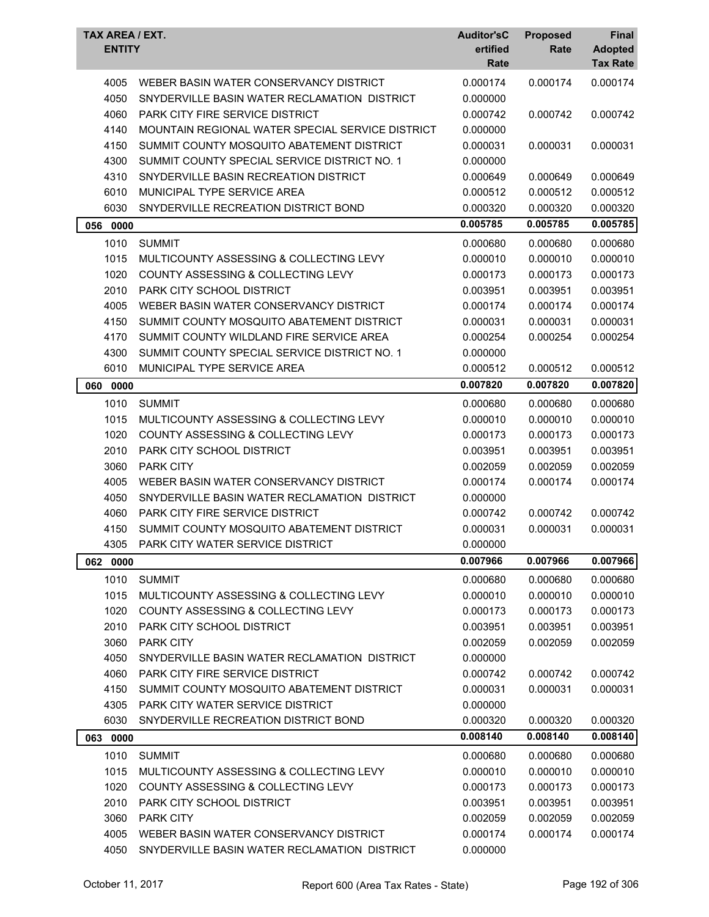| TAX AREA / EXT. | ENTITY | Auditor'sCertified Rate | Proposed Rate | Final Adopted Tax Rate |
|---|---|---|---|---|
| 4005 | WEBER BASIN WATER CONSERVANCY DISTRICT | 0.000174 | 0.000174 | 0.000174 |
| 4050 | SNYDERVILLE BASIN WATER RECLAMATION DISTRICT | 0.000000 | | |
| 4060 | PARK CITY FIRE SERVICE DISTRICT | 0.000742 | 0.000742 | 0.000742 |
| 4140 | MOUNTAIN REGIONAL WATER SPECIAL SERVICE DISTRICT | 0.000000 | | |
| 4150 | SUMMIT COUNTY MOSQUITO ABATEMENT DISTRICT | 0.000031 | 0.000031 | 0.000031 |
| 4300 | SUMMIT COUNTY SPECIAL SERVICE DISTRICT NO. 1 | 0.000000 | | |
| 4310 | SNYDERVILLE BASIN RECREATION DISTRICT | 0.000649 | 0.000649 | 0.000649 |
| 6010 | MUNICIPAL TYPE SERVICE AREA | 0.000512 | 0.000512 | 0.000512 |
| 6030 | SNYDERVILLE RECREATION DISTRICT BOND | 0.000320 | 0.000320 | 0.000320 |
| **056 0000** | | **0.005785** | **0.005785** | **0.005785** |
| 1010 | SUMMIT | 0.000680 | 0.000680 | 0.000680 |
| 1015 | MULTICOUNTY ASSESSING & COLLECTING LEVY | 0.000010 | 0.000010 | 0.000010 |
| 1020 | COUNTY ASSESSING & COLLECTING LEVY | 0.000173 | 0.000173 | 0.000173 |
| 2010 | PARK CITY SCHOOL DISTRICT | 0.003951 | 0.003951 | 0.003951 |
| 4005 | WEBER BASIN WATER CONSERVANCY DISTRICT | 0.000174 | 0.000174 | 0.000174 |
| 4150 | SUMMIT COUNTY MOSQUITO ABATEMENT DISTRICT | 0.000031 | 0.000031 | 0.000031 |
| 4170 | SUMMIT COUNTY WILDLAND FIRE SERVICE AREA | 0.000254 | 0.000254 | 0.000254 |
| 4300 | SUMMIT COUNTY SPECIAL SERVICE DISTRICT NO. 1 | 0.000000 | | |
| 6010 | MUNICIPAL TYPE SERVICE AREA | 0.000512 | 0.000512 | 0.000512 |
| **060 0000** | | **0.007820** | **0.007820** | **0.007820** |
| 1010 | SUMMIT | 0.000680 | 0.000680 | 0.000680 |
| 1015 | MULTICOUNTY ASSESSING & COLLECTING LEVY | 0.000010 | 0.000010 | 0.000010 |
| 1020 | COUNTY ASSESSING & COLLECTING LEVY | 0.000173 | 0.000173 | 0.000173 |
| 2010 | PARK CITY SCHOOL DISTRICT | 0.003951 | 0.003951 | 0.003951 |
| 3060 | PARK CITY | 0.002059 | 0.002059 | 0.002059 |
| 4005 | WEBER BASIN WATER CONSERVANCY DISTRICT | 0.000174 | 0.000174 | 0.000174 |
| 4050 | SNYDERVILLE BASIN WATER RECLAMATION DISTRICT | 0.000000 | | |
| 4060 | PARK CITY FIRE SERVICE DISTRICT | 0.000742 | 0.000742 | 0.000742 |
| 4150 | SUMMIT COUNTY MOSQUITO ABATEMENT DISTRICT | 0.000031 | 0.000031 | 0.000031 |
| 4305 | PARK CITY WATER SERVICE DISTRICT | 0.000000 | | |
| **062 0000** | | **0.007966** | **0.007966** | **0.007966** |
| 1010 | SUMMIT | 0.000680 | 0.000680 | 0.000680 |
| 1015 | MULTICOUNTY ASSESSING & COLLECTING LEVY | 0.000010 | 0.000010 | 0.000010 |
| 1020 | COUNTY ASSESSING & COLLECTING LEVY | 0.000173 | 0.000173 | 0.000173 |
| 2010 | PARK CITY SCHOOL DISTRICT | 0.003951 | 0.003951 | 0.003951 |
| 3060 | PARK CITY | 0.002059 | 0.002059 | 0.002059 |
| 4050 | SNYDERVILLE BASIN WATER RECLAMATION DISTRICT | 0.000000 | | |
| 4060 | PARK CITY FIRE SERVICE DISTRICT | 0.000742 | 0.000742 | 0.000742 |
| 4150 | SUMMIT COUNTY MOSQUITO ABATEMENT DISTRICT | 0.000031 | 0.000031 | 0.000031 |
| 4305 | PARK CITY WATER SERVICE DISTRICT | 0.000000 | | |
| 6030 | SNYDERVILLE RECREATION DISTRICT BOND | 0.000320 | 0.000320 | 0.000320 |
| **063 0000** | | **0.008140** | **0.008140** | **0.008140** |
| 1010 | SUMMIT | 0.000680 | 0.000680 | 0.000680 |
| 1015 | MULTICOUNTY ASSESSING & COLLECTING LEVY | 0.000010 | 0.000010 | 0.000010 |
| 1020 | COUNTY ASSESSING & COLLECTING LEVY | 0.000173 | 0.000173 | 0.000173 |
| 2010 | PARK CITY SCHOOL DISTRICT | 0.003951 | 0.003951 | 0.003951 |
| 3060 | PARK CITY | 0.002059 | 0.002059 | 0.002059 |
| 4005 | WEBER BASIN WATER CONSERVANCY DISTRICT | 0.000174 | 0.000174 | 0.000174 |
| 4050 | SNYDERVILLE BASIN WATER RECLAMATION DISTRICT | 0.000000 | | |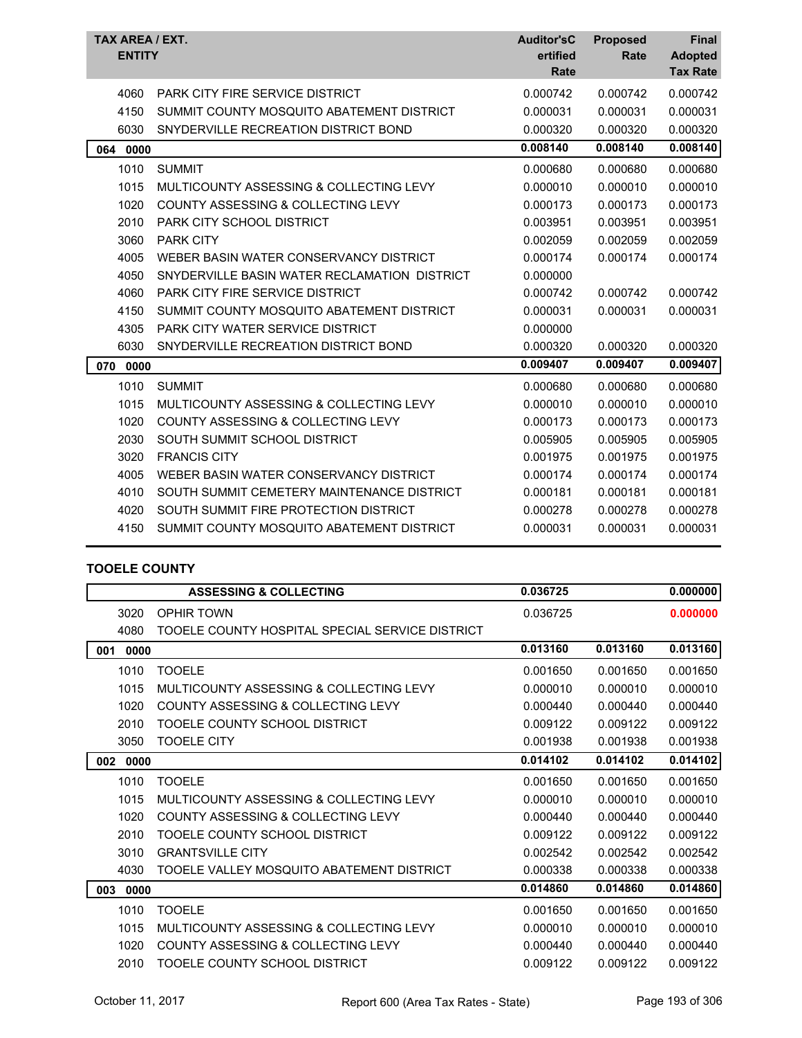| TAX AREA / EXT. | ENTITY | Auditor'sCertified Rate | Proposed Rate | Final Adopted Tax Rate |
|---|---|---|---|---|
| 4060 | PARK CITY FIRE SERVICE DISTRICT | 0.000742 | 0.000742 | 0.000742 |
| 4150 | SUMMIT COUNTY MOSQUITO ABATEMENT DISTRICT | 0.000031 | 0.000031 | 0.000031 |
| 6030 | SNYDERVILLE RECREATION DISTRICT BOND | 0.000320 | 0.000320 | 0.000320 |
| **064 0000** | | **0.008140** | **0.008140** | **0.008140** |
| 1010 | SUMMIT | 0.000680 | 0.000680 | 0.000680 |
| 1015 | MULTICOUNTY ASSESSING & COLLECTING LEVY | 0.000010 | 0.000010 | 0.000010 |
| 1020 | COUNTY ASSESSING & COLLECTING LEVY | 0.000173 | 0.000173 | 0.000173 |
| 2010 | PARK CITY SCHOOL DISTRICT | 0.003951 | 0.003951 | 0.003951 |
| 3060 | PARK CITY | 0.002059 | 0.002059 | 0.002059 |
| 4005 | WEBER BASIN WATER CONSERVANCY DISTRICT | 0.000174 | 0.000174 | 0.000174 |
| 4050 | SNYDERVILLE BASIN WATER RECLAMATION DISTRICT | 0.000000 | | |
| 4060 | PARK CITY FIRE SERVICE DISTRICT | 0.000742 | 0.000742 | 0.000742 |
| 4150 | SUMMIT COUNTY MOSQUITO ABATEMENT DISTRICT | 0.000031 | 0.000031 | 0.000031 |
| 4305 | PARK CITY WATER SERVICE DISTRICT | 0.000000 | | |
| 6030 | SNYDERVILLE RECREATION DISTRICT BOND | 0.000320 | 0.000320 | 0.000320 |
| **070 0000** | | **0.009407** | **0.009407** | **0.009407** |
| 1010 | SUMMIT | 0.000680 | 0.000680 | 0.000680 |
| 1015 | MULTICOUNTY ASSESSING & COLLECTING LEVY | 0.000010 | 0.000010 | 0.000010 |
| 1020 | COUNTY ASSESSING & COLLECTING LEVY | 0.000173 | 0.000173 | 0.000173 |
| 2030 | SOUTH SUMMIT SCHOOL DISTRICT | 0.005905 | 0.005905 | 0.005905 |
| 3020 | FRANCIS CITY | 0.001975 | 0.001975 | 0.001975 |
| 4005 | WEBER BASIN WATER CONSERVANCY DISTRICT | 0.000174 | 0.000174 | 0.000174 |
| 4010 | SOUTH SUMMIT CEMETERY MAINTENANCE DISTRICT | 0.000181 | 0.000181 | 0.000181 |
| 4020 | SOUTH SUMMIT FIRE PROTECTION DISTRICT | 0.000278 | 0.000278 | 0.000278 |
| 4150 | SUMMIT COUNTY MOSQUITO ABATEMENT DISTRICT | 0.000031 | 0.000031 | 0.000031 |

## TOOELE COUNTY

| TAX AREA / EXT. | ENTITY | Auditor'sCertified Rate | Proposed Rate | Final Adopted Tax Rate |
|---|---|---|---|---|
| | **ASSESSING & COLLECTING** | **0.036725** | | **0.000000** |
| 3020 | OPHIR TOWN | 0.036725 | | **0.000000** |
| 4080 | TOOELE COUNTY HOSPITAL SPECIAL SERVICE DISTRICT | | | |
| **001 0000** | | **0.013160** | **0.013160** | **0.013160** |
| 1010 | TOOELE | 0.001650 | 0.001650 | 0.001650 |
| 1015 | MULTICOUNTY ASSESSING & COLLECTING LEVY | 0.000010 | 0.000010 | 0.000010 |
| 1020 | COUNTY ASSESSING & COLLECTING LEVY | 0.000440 | 0.000440 | 0.000440 |
| 2010 | TOOELE COUNTY SCHOOL DISTRICT | 0.009122 | 0.009122 | 0.009122 |
| 3050 | TOOELE CITY | 0.001938 | 0.001938 | 0.001938 |
| **002 0000** | | **0.014102** | **0.014102** | **0.014102** |
| 1010 | TOOELE | 0.001650 | 0.001650 | 0.001650 |
| 1015 | MULTICOUNTY ASSESSING & COLLECTING LEVY | 0.000010 | 0.000010 | 0.000010 |
| 1020 | COUNTY ASSESSING & COLLECTING LEVY | 0.000440 | 0.000440 | 0.000440 |
| 2010 | TOOELE COUNTY SCHOOL DISTRICT | 0.009122 | 0.009122 | 0.009122 |
| 3010 | GRANTSVILLE CITY | 0.002542 | 0.002542 | 0.002542 |
| 4030 | TOOELE VALLEY MOSQUITO ABATEMENT DISTRICT | 0.000338 | 0.000338 | 0.000338 |
| **003 0000** | | **0.014860** | **0.014860** | **0.014860** |
| 1010 | TOOELE | 0.001650 | 0.001650 | 0.001650 |
| 1015 | MULTICOUNTY ASSESSING & COLLECTING LEVY | 0.000010 | 0.000010 | 0.000010 |
| 1020 | COUNTY ASSESSING & COLLECTING LEVY | 0.000440 | 0.000440 | 0.000440 |
| 2010 | TOOELE COUNTY SCHOOL DISTRICT | 0.009122 | 0.009122 | 0.009122 |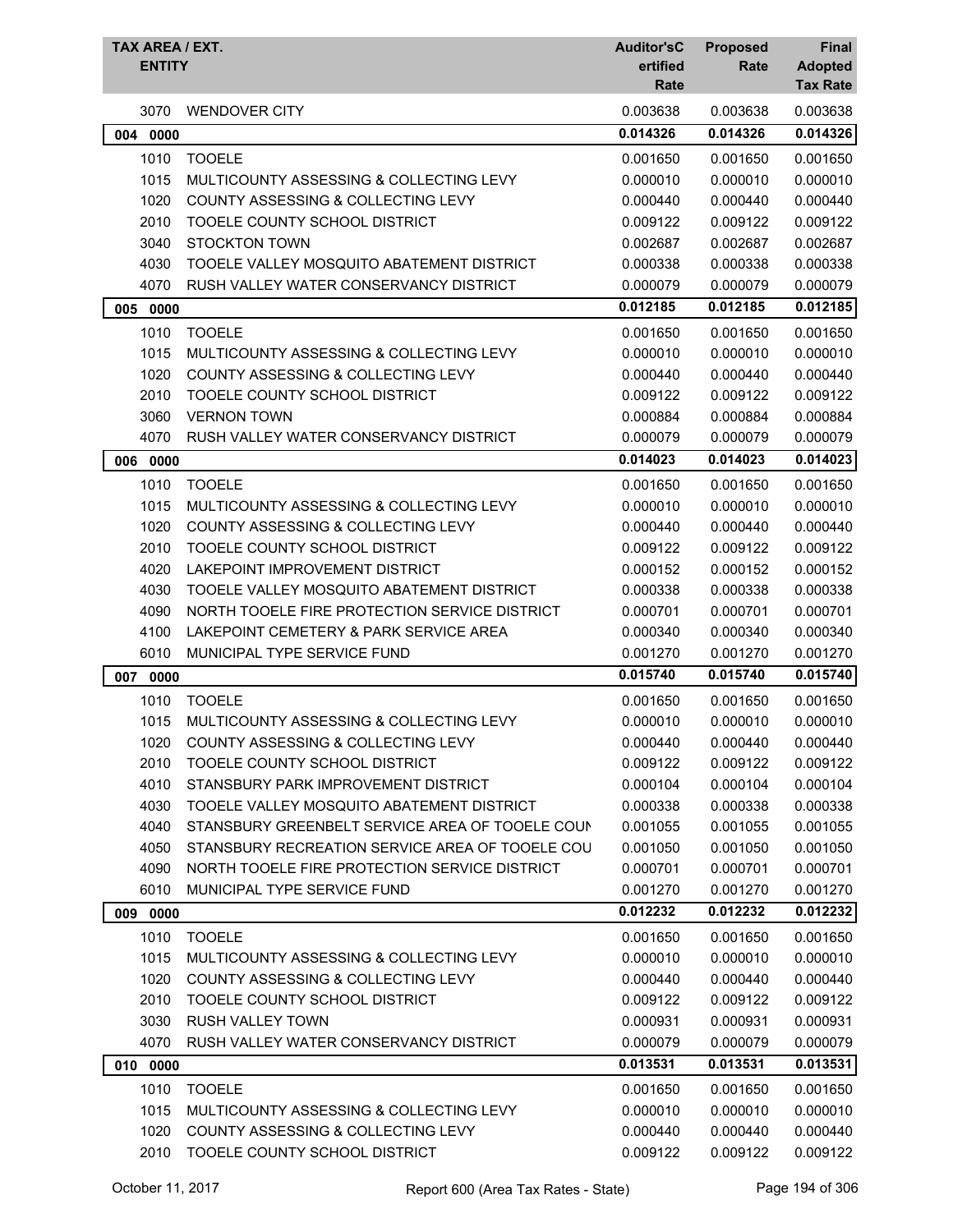| TAX AREA / EXT. ENTITY | | Auditor'sC ertified Rate | Proposed Rate | Final Adopted Tax Rate |
|---|---|---|---|---|
| 3070 | WENDOVER CITY | 0.003638 | 0.003638 | 0.003638 |
| **004 0000** | | **0.014326** | **0.014326** | **0.014326** |
| 1010 | TOOELE | 0.001650 | 0.001650 | 0.001650 |
| 1015 | MULTICOUNTY ASSESSING & COLLECTING LEVY | 0.000010 | 0.000010 | 0.000010 |
| 1020 | COUNTY ASSESSING & COLLECTING LEVY | 0.000440 | 0.000440 | 0.000440 |
| 2010 | TOOELE COUNTY SCHOOL DISTRICT | 0.009122 | 0.009122 | 0.009122 |
| 3040 | STOCKTON TOWN | 0.002687 | 0.002687 | 0.002687 |
| 4030 | TOOELE VALLEY MOSQUITO ABATEMENT DISTRICT | 0.000338 | 0.000338 | 0.000338 |
| 4070 | RUSH VALLEY WATER CONSERVANCY DISTRICT | 0.000079 | 0.000079 | 0.000079 |
| **005 0000** | | **0.012185** | **0.012185** | **0.012185** |
| 1010 | TOOELE | 0.001650 | 0.001650 | 0.001650 |
| 1015 | MULTICOUNTY ASSESSING & COLLECTING LEVY | 0.000010 | 0.000010 | 0.000010 |
| 1020 | COUNTY ASSESSING & COLLECTING LEVY | 0.000440 | 0.000440 | 0.000440 |
| 2010 | TOOELE COUNTY SCHOOL DISTRICT | 0.009122 | 0.009122 | 0.009122 |
| 3060 | VERNON TOWN | 0.000884 | 0.000884 | 0.000884 |
| 4070 | RUSH VALLEY WATER CONSERVANCY DISTRICT | 0.000079 | 0.000079 | 0.000079 |
| **006 0000** | | **0.014023** | **0.014023** | **0.014023** |
| 1010 | TOOELE | 0.001650 | 0.001650 | 0.001650 |
| 1015 | MULTICOUNTY ASSESSING & COLLECTING LEVY | 0.000010 | 0.000010 | 0.000010 |
| 1020 | COUNTY ASSESSING & COLLECTING LEVY | 0.000440 | 0.000440 | 0.000440 |
| 2010 | TOOELE COUNTY SCHOOL DISTRICT | 0.009122 | 0.009122 | 0.009122 |
| 4020 | LAKEPOINT IMPROVEMENT DISTRICT | 0.000152 | 0.000152 | 0.000152 |
| 4030 | TOOELE VALLEY MOSQUITO ABATEMENT DISTRICT | 0.000338 | 0.000338 | 0.000338 |
| 4090 | NORTH TOOELE FIRE PROTECTION SERVICE DISTRICT | 0.000701 | 0.000701 | 0.000701 |
| 4100 | LAKEPOINT CEMETERY & PARK SERVICE AREA | 0.000340 | 0.000340 | 0.000340 |
| 6010 | MUNICIPAL TYPE SERVICE FUND | 0.001270 | 0.001270 | 0.001270 |
| **007 0000** | | **0.015740** | **0.015740** | **0.015740** |
| 1010 | TOOELE | 0.001650 | 0.001650 | 0.001650 |
| 1015 | MULTICOUNTY ASSESSING & COLLECTING LEVY | 0.000010 | 0.000010 | 0.000010 |
| 1020 | COUNTY ASSESSING & COLLECTING LEVY | 0.000440 | 0.000440 | 0.000440 |
| 2010 | TOOELE COUNTY SCHOOL DISTRICT | 0.009122 | 0.009122 | 0.009122 |
| 4010 | STANSBURY PARK IMPROVEMENT DISTRICT | 0.000104 | 0.000104 | 0.000104 |
| 4030 | TOOELE VALLEY MOSQUITO ABATEMENT DISTRICT | 0.000338 | 0.000338 | 0.000338 |
| 4040 | STANSBURY GREENBELT SERVICE AREA OF TOOELE COUN | 0.001055 | 0.001055 | 0.001055 |
| 4050 | STANSBURY RECREATION SERVICE AREA OF TOOELE COU | 0.001050 | 0.001050 | 0.001050 |
| 4090 | NORTH TOOELE FIRE PROTECTION SERVICE DISTRICT | 0.000701 | 0.000701 | 0.000701 |
| 6010 | MUNICIPAL TYPE SERVICE FUND | 0.001270 | 0.001270 | 0.001270 |
| **009 0000** | | **0.012232** | **0.012232** | **0.012232** |
| 1010 | TOOELE | 0.001650 | 0.001650 | 0.001650 |
| 1015 | MULTICOUNTY ASSESSING & COLLECTING LEVY | 0.000010 | 0.000010 | 0.000010 |
| 1020 | COUNTY ASSESSING & COLLECTING LEVY | 0.000440 | 0.000440 | 0.000440 |
| 2010 | TOOELE COUNTY SCHOOL DISTRICT | 0.009122 | 0.009122 | 0.009122 |
| 3030 | RUSH VALLEY TOWN | 0.000931 | 0.000931 | 0.000931 |
| 4070 | RUSH VALLEY WATER CONSERVANCY DISTRICT | 0.000079 | 0.000079 | 0.000079 |
| **010 0000** | | **0.013531** | **0.013531** | **0.013531** |
| 1010 | TOOELE | 0.001650 | 0.001650 | 0.001650 |
| 1015 | MULTICOUNTY ASSESSING & COLLECTING LEVY | 0.000010 | 0.000010 | 0.000010 |
| 1020 | COUNTY ASSESSING & COLLECTING LEVY | 0.000440 | 0.000440 | 0.000440 |
| 2010 | TOOELE COUNTY SCHOOL DISTRICT | 0.009122 | 0.009122 | 0.009122 |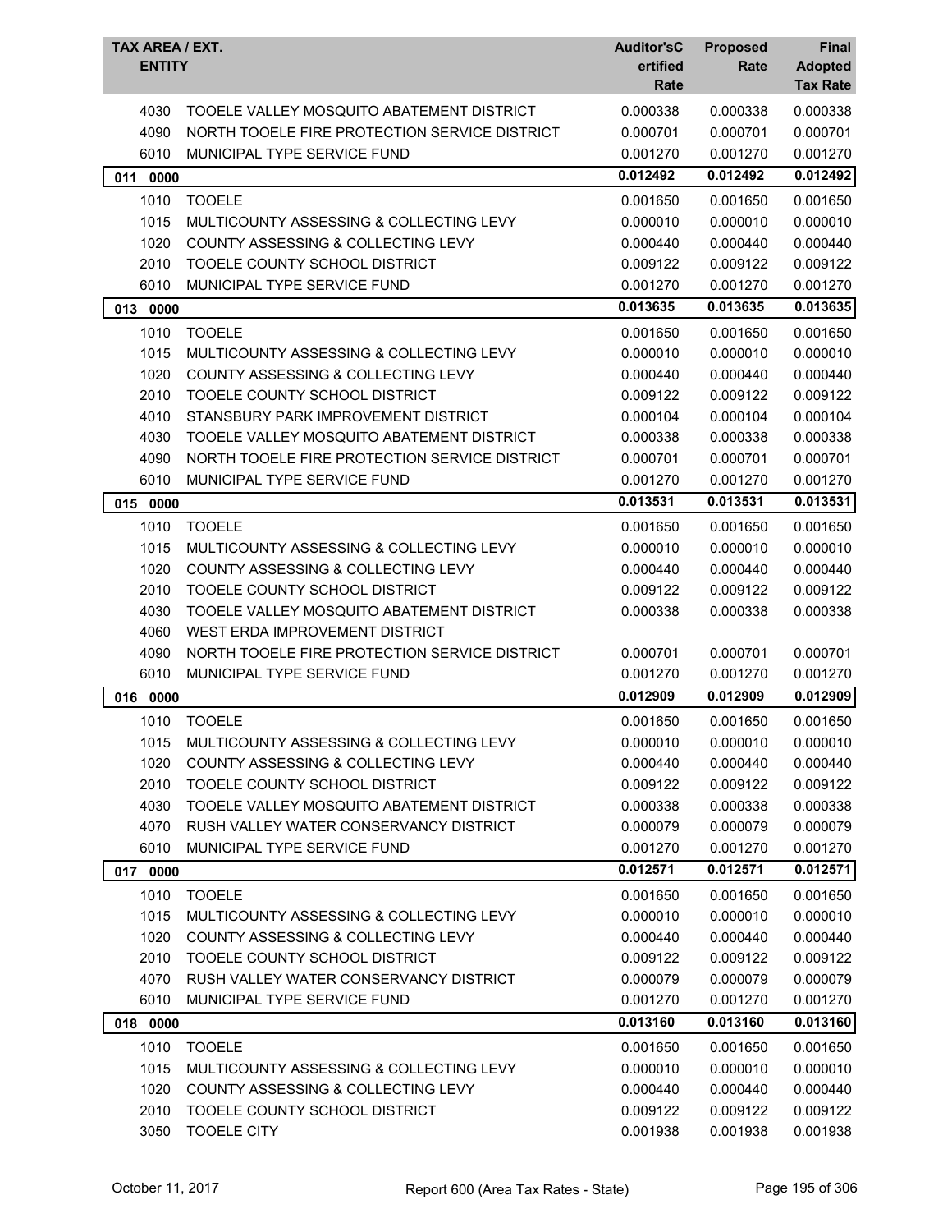| TAX AREA / EXT. | ENTITY | Auditor'sCertified Rate | Proposed Rate | Final Adopted Tax Rate |
|---|---|---|---|---|
| 4030 | TOOELE VALLEY MOSQUITO ABATEMENT DISTRICT | 0.000338 | 0.000338 | 0.000338 |
| 4090 | NORTH TOOELE FIRE PROTECTION SERVICE DISTRICT | 0.000701 | 0.000701 | 0.000701 |
| 6010 | MUNICIPAL TYPE SERVICE FUND | 0.001270 | 0.001270 | 0.001270 |
| **011 0000** | | **0.012492** | **0.012492** | **0.012492** |
| 1010 | TOOELE | 0.001650 | 0.001650 | 0.001650 |
| 1015 | MULTICOUNTY ASSESSING & COLLECTING LEVY | 0.000010 | 0.000010 | 0.000010 |
| 1020 | COUNTY ASSESSING & COLLECTING LEVY | 0.000440 | 0.000440 | 0.000440 |
| 2010 | TOOELE COUNTY SCHOOL DISTRICT | 0.009122 | 0.009122 | 0.009122 |
| 6010 | MUNICIPAL TYPE SERVICE FUND | 0.001270 | 0.001270 | 0.001270 |
| **013 0000** | | **0.013635** | **0.013635** | **0.013635** |
| 1010 | TOOELE | 0.001650 | 0.001650 | 0.001650 |
| 1015 | MULTICOUNTY ASSESSING & COLLECTING LEVY | 0.000010 | 0.000010 | 0.000010 |
| 1020 | COUNTY ASSESSING & COLLECTING LEVY | 0.000440 | 0.000440 | 0.000440 |
| 2010 | TOOELE COUNTY SCHOOL DISTRICT | 0.009122 | 0.009122 | 0.009122 |
| 4010 | STANSBURY PARK IMPROVEMENT DISTRICT | 0.000104 | 0.000104 | 0.000104 |
| 4030 | TOOELE VALLEY MOSQUITO ABATEMENT DISTRICT | 0.000338 | 0.000338 | 0.000338 |
| 4090 | NORTH TOOELE FIRE PROTECTION SERVICE DISTRICT | 0.000701 | 0.000701 | 0.000701 |
| 6010 | MUNICIPAL TYPE SERVICE FUND | 0.001270 | 0.001270 | 0.001270 |
| **015 0000** | | **0.013531** | **0.013531** | **0.013531** |
| 1010 | TOOELE | 0.001650 | 0.001650 | 0.001650 |
| 1015 | MULTICOUNTY ASSESSING & COLLECTING LEVY | 0.000010 | 0.000010 | 0.000010 |
| 1020 | COUNTY ASSESSING & COLLECTING LEVY | 0.000440 | 0.000440 | 0.000440 |
| 2010 | TOOELE COUNTY SCHOOL DISTRICT | 0.009122 | 0.009122 | 0.009122 |
| 4030 | TOOELE VALLEY MOSQUITO ABATEMENT DISTRICT | 0.000338 | 0.000338 | 0.000338 |
| 4060 | WEST ERDA IMPROVEMENT DISTRICT | | | |
| 4090 | NORTH TOOELE FIRE PROTECTION SERVICE DISTRICT | 0.000701 | 0.000701 | 0.000701 |
| 6010 | MUNICIPAL TYPE SERVICE FUND | 0.001270 | 0.001270 | 0.001270 |
| **016 0000** | | **0.012909** | **0.012909** | **0.012909** |
| 1010 | TOOELE | 0.001650 | 0.001650 | 0.001650 |
| 1015 | MULTICOUNTY ASSESSING & COLLECTING LEVY | 0.000010 | 0.000010 | 0.000010 |
| 1020 | COUNTY ASSESSING & COLLECTING LEVY | 0.000440 | 0.000440 | 0.000440 |
| 2010 | TOOELE COUNTY SCHOOL DISTRICT | 0.009122 | 0.009122 | 0.009122 |
| 4030 | TOOELE VALLEY MOSQUITO ABATEMENT DISTRICT | 0.000338 | 0.000338 | 0.000338 |
| 4070 | RUSH VALLEY WATER CONSERVANCY DISTRICT | 0.000079 | 0.000079 | 0.000079 |
| 6010 | MUNICIPAL TYPE SERVICE FUND | 0.001270 | 0.001270 | 0.001270 |
| **017 0000** | | **0.012571** | **0.012571** | **0.012571** |
| 1010 | TOOELE | 0.001650 | 0.001650 | 0.001650 |
| 1015 | MULTICOUNTY ASSESSING & COLLECTING LEVY | 0.000010 | 0.000010 | 0.000010 |
| 1020 | COUNTY ASSESSING & COLLECTING LEVY | 0.000440 | 0.000440 | 0.000440 |
| 2010 | TOOELE COUNTY SCHOOL DISTRICT | 0.009122 | 0.009122 | 0.009122 |
| 4070 | RUSH VALLEY WATER CONSERVANCY DISTRICT | 0.000079 | 0.000079 | 0.000079 |
| 6010 | MUNICIPAL TYPE SERVICE FUND | 0.001270 | 0.001270 | 0.001270 |
| **018 0000** | | **0.013160** | **0.013160** | **0.013160** |
| 1010 | TOOELE | 0.001650 | 0.001650 | 0.001650 |
| 1015 | MULTICOUNTY ASSESSING & COLLECTING LEVY | 0.000010 | 0.000010 | 0.000010 |
| 1020 | COUNTY ASSESSING & COLLECTING LEVY | 0.000440 | 0.000440 | 0.000440 |
| 2010 | TOOELE COUNTY SCHOOL DISTRICT | 0.009122 | 0.009122 | 0.009122 |
| 3050 | TOOELE CITY | 0.001938 | 0.001938 | 0.001938 |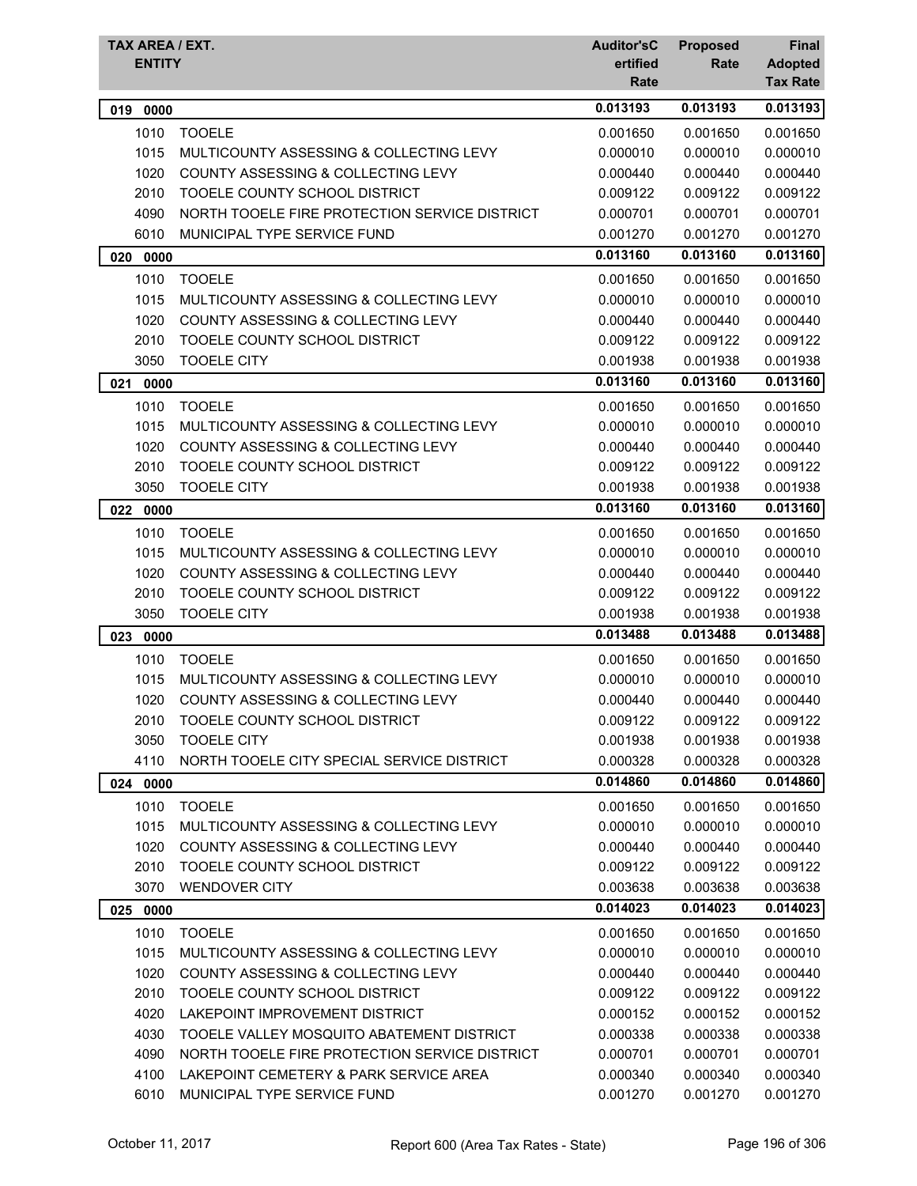| TAX AREA / EXT. ENTITY | | Auditor'sC ertified Rate | Proposed Rate | Final Adopted Tax Rate |
|---|---|---|---|---|
| **019 0000** | | **0.013193** | **0.013193** | **0.013193** |
| 1010 | TOOELE | 0.001650 | 0.001650 | 0.001650 |
| 1015 | MULTICOUNTY ASSESSING & COLLECTING LEVY | 0.000010 | 0.000010 | 0.000010 |
| 1020 | COUNTY ASSESSING & COLLECTING LEVY | 0.000440 | 0.000440 | 0.000440 |
| 2010 | TOOELE COUNTY SCHOOL DISTRICT | 0.009122 | 0.009122 | 0.009122 |
| 4090 | NORTH TOOELE FIRE PROTECTION SERVICE DISTRICT | 0.000701 | 0.000701 | 0.000701 |
| 6010 | MUNICIPAL TYPE SERVICE FUND | 0.001270 | 0.001270 | 0.001270 |
| **020 0000** | | **0.013160** | **0.013160** | **0.013160** |
| 1010 | TOOELE | 0.001650 | 0.001650 | 0.001650 |
| 1015 | MULTICOUNTY ASSESSING & COLLECTING LEVY | 0.000010 | 0.000010 | 0.000010 |
| 1020 | COUNTY ASSESSING & COLLECTING LEVY | 0.000440 | 0.000440 | 0.000440 |
| 2010 | TOOELE COUNTY SCHOOL DISTRICT | 0.009122 | 0.009122 | 0.009122 |
| 3050 | TOOELE CITY | 0.001938 | 0.001938 | 0.001938 |
| **021 0000** | | **0.013160** | **0.013160** | **0.013160** |
| 1010 | TOOELE | 0.001650 | 0.001650 | 0.001650 |
| 1015 | MULTICOUNTY ASSESSING & COLLECTING LEVY | 0.000010 | 0.000010 | 0.000010 |
| 1020 | COUNTY ASSESSING & COLLECTING LEVY | 0.000440 | 0.000440 | 0.000440 |
| 2010 | TOOELE COUNTY SCHOOL DISTRICT | 0.009122 | 0.009122 | 0.009122 |
| 3050 | TOOELE CITY | 0.001938 | 0.001938 | 0.001938 |
| **022 0000** | | **0.013160** | **0.013160** | **0.013160** |
| 1010 | TOOELE | 0.001650 | 0.001650 | 0.001650 |
| 1015 | MULTICOUNTY ASSESSING & COLLECTING LEVY | 0.000010 | 0.000010 | 0.000010 |
| 1020 | COUNTY ASSESSING & COLLECTING LEVY | 0.000440 | 0.000440 | 0.000440 |
| 2010 | TOOELE COUNTY SCHOOL DISTRICT | 0.009122 | 0.009122 | 0.009122 |
| 3050 | TOOELE CITY | 0.001938 | 0.001938 | 0.001938 |
| **023 0000** | | **0.013488** | **0.013488** | **0.013488** |
| 1010 | TOOELE | 0.001650 | 0.001650 | 0.001650 |
| 1015 | MULTICOUNTY ASSESSING & COLLECTING LEVY | 0.000010 | 0.000010 | 0.000010 |
| 1020 | COUNTY ASSESSING & COLLECTING LEVY | 0.000440 | 0.000440 | 0.000440 |
| 2010 | TOOELE COUNTY SCHOOL DISTRICT | 0.009122 | 0.009122 | 0.009122 |
| 3050 | TOOELE CITY | 0.001938 | 0.001938 | 0.001938 |
| 4110 | NORTH TOOELE CITY SPECIAL SERVICE DISTRICT | 0.000328 | 0.000328 | 0.000328 |
| **024 0000** | | **0.014860** | **0.014860** | **0.014860** |
| 1010 | TOOELE | 0.001650 | 0.001650 | 0.001650 |
| 1015 | MULTICOUNTY ASSESSING & COLLECTING LEVY | 0.000010 | 0.000010 | 0.000010 |
| 1020 | COUNTY ASSESSING & COLLECTING LEVY | 0.000440 | 0.000440 | 0.000440 |
| 2010 | TOOELE COUNTY SCHOOL DISTRICT | 0.009122 | 0.009122 | 0.009122 |
| 3070 | WENDOVER CITY | 0.003638 | 0.003638 | 0.003638 |
| **025 0000** | | **0.014023** | **0.014023** | **0.014023** |
| 1010 | TOOELE | 0.001650 | 0.001650 | 0.001650 |
| 1015 | MULTICOUNTY ASSESSING & COLLECTING LEVY | 0.000010 | 0.000010 | 0.000010 |
| 1020 | COUNTY ASSESSING & COLLECTING LEVY | 0.000440 | 0.000440 | 0.000440 |
| 2010 | TOOELE COUNTY SCHOOL DISTRICT | 0.009122 | 0.009122 | 0.009122 |
| 4020 | LAKEPOINT IMPROVEMENT DISTRICT | 0.000152 | 0.000152 | 0.000152 |
| 4030 | TOOELE VALLEY MOSQUITO ABATEMENT DISTRICT | 0.000338 | 0.000338 | 0.000338 |
| 4090 | NORTH TOOELE FIRE PROTECTION SERVICE DISTRICT | 0.000701 | 0.000701 | 0.000701 |
| 4100 | LAKEPOINT CEMETERY & PARK SERVICE AREA | 0.000340 | 0.000340 | 0.000340 |
| 6010 | MUNICIPAL TYPE SERVICE FUND | 0.001270 | 0.001270 | 0.001270 |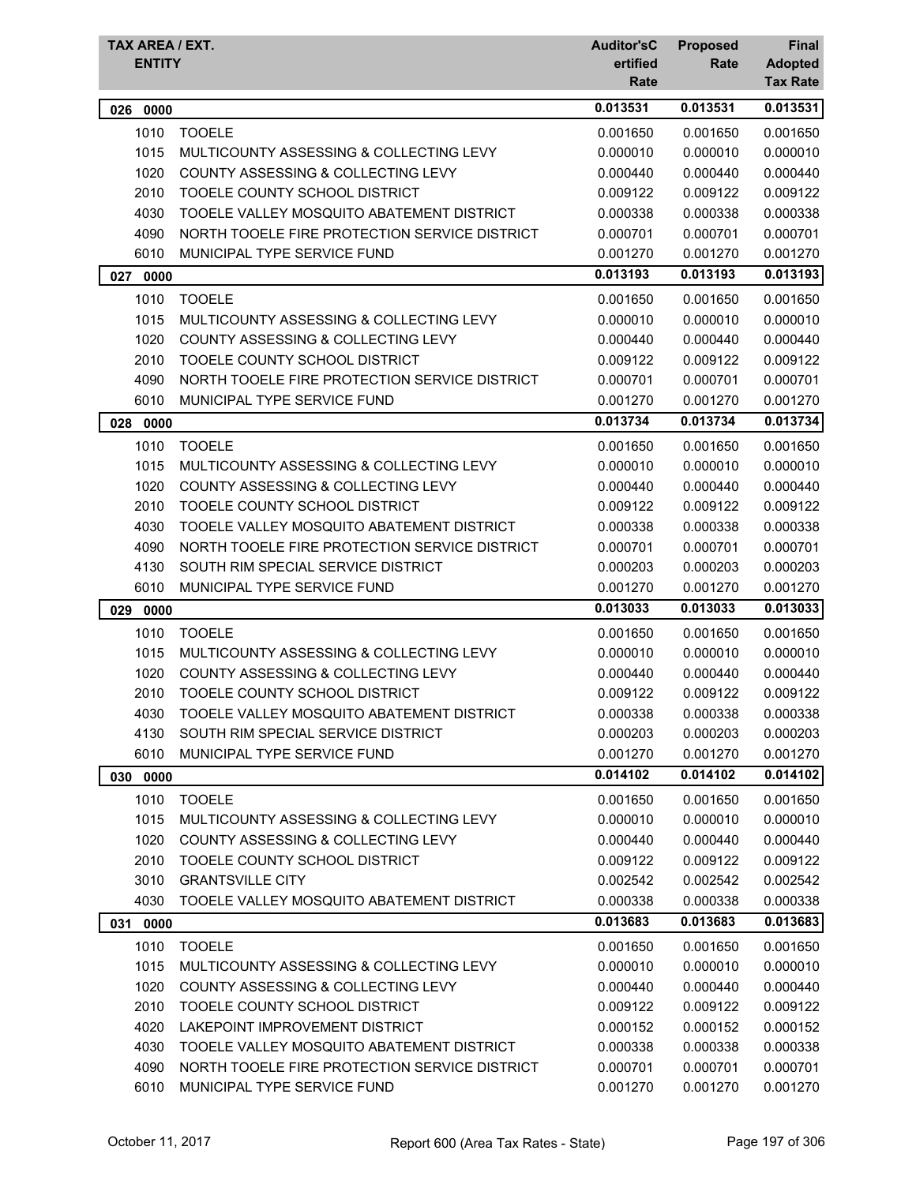| TAX AREA / EXT. ENTITY | | Auditor'sCertified Rate | Proposed Rate | Final Adopted Tax Rate |
|---|---|---|---|---|
| **026 0000** | | **0.013531** | **0.013531** | **0.013531** |
| 1010 | TOOELE | 0.001650 | 0.001650 | 0.001650 |
| 1015 | MULTICOUNTY ASSESSING & COLLECTING LEVY | 0.000010 | 0.000010 | 0.000010 |
| 1020 | COUNTY ASSESSING & COLLECTING LEVY | 0.000440 | 0.000440 | 0.000440 |
| 2010 | TOOELE COUNTY SCHOOL DISTRICT | 0.009122 | 0.009122 | 0.009122 |
| 4030 | TOOELE VALLEY MOSQUITO ABATEMENT DISTRICT | 0.000338 | 0.000338 | 0.000338 |
| 4090 | NORTH TOOELE FIRE PROTECTION SERVICE DISTRICT | 0.000701 | 0.000701 | 0.000701 |
| 6010 | MUNICIPAL TYPE SERVICE FUND | 0.001270 | 0.001270 | 0.001270 |
| **027 0000** | | **0.013193** | **0.013193** | **0.013193** |
| 1010 | TOOELE | 0.001650 | 0.001650 | 0.001650 |
| 1015 | MULTICOUNTY ASSESSING & COLLECTING LEVY | 0.000010 | 0.000010 | 0.000010 |
| 1020 | COUNTY ASSESSING & COLLECTING LEVY | 0.000440 | 0.000440 | 0.000440 |
| 2010 | TOOELE COUNTY SCHOOL DISTRICT | 0.009122 | 0.009122 | 0.009122 |
| 4090 | NORTH TOOELE FIRE PROTECTION SERVICE DISTRICT | 0.000701 | 0.000701 | 0.000701 |
| 6010 | MUNICIPAL TYPE SERVICE FUND | 0.001270 | 0.001270 | 0.001270 |
| **028 0000** | | **0.013734** | **0.013734** | **0.013734** |
| 1010 | TOOELE | 0.001650 | 0.001650 | 0.001650 |
| 1015 | MULTICOUNTY ASSESSING & COLLECTING LEVY | 0.000010 | 0.000010 | 0.000010 |
| 1020 | COUNTY ASSESSING & COLLECTING LEVY | 0.000440 | 0.000440 | 0.000440 |
| 2010 | TOOELE COUNTY SCHOOL DISTRICT | 0.009122 | 0.009122 | 0.009122 |
| 4030 | TOOELE VALLEY MOSQUITO ABATEMENT DISTRICT | 0.000338 | 0.000338 | 0.000338 |
| 4090 | NORTH TOOELE FIRE PROTECTION SERVICE DISTRICT | 0.000701 | 0.000701 | 0.000701 |
| 4130 | SOUTH RIM SPECIAL SERVICE DISTRICT | 0.000203 | 0.000203 | 0.000203 |
| 6010 | MUNICIPAL TYPE SERVICE FUND | 0.001270 | 0.001270 | 0.001270 |
| **029 0000** | | **0.013033** | **0.013033** | **0.013033** |
| 1010 | TOOELE | 0.001650 | 0.001650 | 0.001650 |
| 1015 | MULTICOUNTY ASSESSING & COLLECTING LEVY | 0.000010 | 0.000010 | 0.000010 |
| 1020 | COUNTY ASSESSING & COLLECTING LEVY | 0.000440 | 0.000440 | 0.000440 |
| 2010 | TOOELE COUNTY SCHOOL DISTRICT | 0.009122 | 0.009122 | 0.009122 |
| 4030 | TOOELE VALLEY MOSQUITO ABATEMENT DISTRICT | 0.000338 | 0.000338 | 0.000338 |
| 4130 | SOUTH RIM SPECIAL SERVICE DISTRICT | 0.000203 | 0.000203 | 0.000203 |
| 6010 | MUNICIPAL TYPE SERVICE FUND | 0.001270 | 0.001270 | 0.001270 |
| **030 0000** | | **0.014102** | **0.014102** | **0.014102** |
| 1010 | TOOELE | 0.001650 | 0.001650 | 0.001650 |
| 1015 | MULTICOUNTY ASSESSING & COLLECTING LEVY | 0.000010 | 0.000010 | 0.000010 |
| 1020 | COUNTY ASSESSING & COLLECTING LEVY | 0.000440 | 0.000440 | 0.000440 |
| 2010 | TOOELE COUNTY SCHOOL DISTRICT | 0.009122 | 0.009122 | 0.009122 |
| 3010 | GRANTSVILLE CITY | 0.002542 | 0.002542 | 0.002542 |
| 4030 | TOOELE VALLEY MOSQUITO ABATEMENT DISTRICT | 0.000338 | 0.000338 | 0.000338 |
| **031 0000** | | **0.013683** | **0.013683** | **0.013683** |
| 1010 | TOOELE | 0.001650 | 0.001650 | 0.001650 |
| 1015 | MULTICOUNTY ASSESSING & COLLECTING LEVY | 0.000010 | 0.000010 | 0.000010 |
| 1020 | COUNTY ASSESSING & COLLECTING LEVY | 0.000440 | 0.000440 | 0.000440 |
| 2010 | TOOELE COUNTY SCHOOL DISTRICT | 0.009122 | 0.009122 | 0.009122 |
| 4020 | LAKEPOINT IMPROVEMENT DISTRICT | 0.000152 | 0.000152 | 0.000152 |
| 4030 | TOOELE VALLEY MOSQUITO ABATEMENT DISTRICT | 0.000338 | 0.000338 | 0.000338 |
| 4090 | NORTH TOOELE FIRE PROTECTION SERVICE DISTRICT | 0.000701 | 0.000701 | 0.000701 |
| 6010 | MUNICIPAL TYPE SERVICE FUND | 0.001270 | 0.001270 | 0.001270 |

October 11, 2017 — Report 600 (Area Tax Rates - State)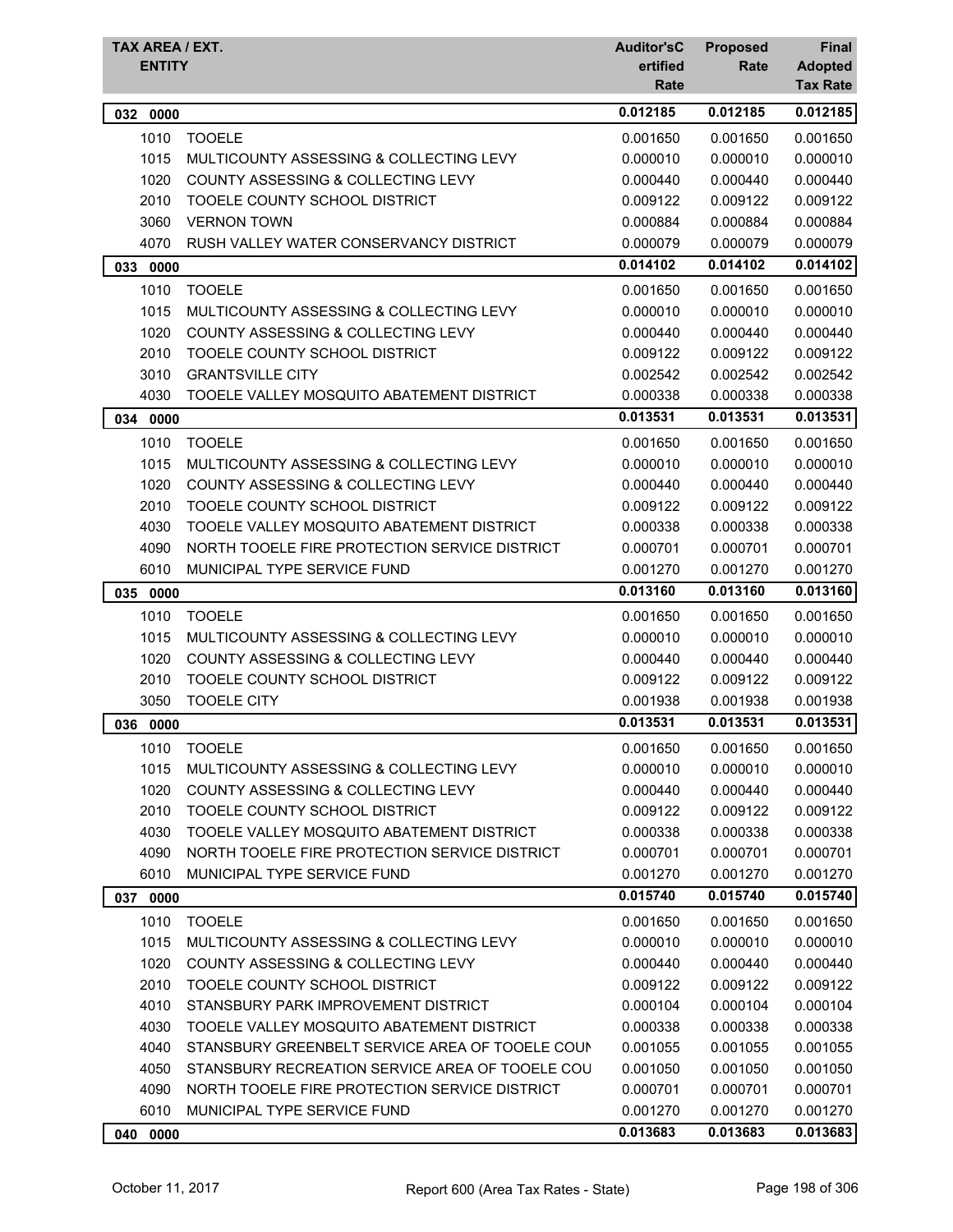| TAX AREA / EXT. ENTITY | | Auditor'sCertified Rate | Proposed Rate | Final Adopted Tax Rate |
|---|---|---|---|---|
| **032 0000** | | **0.012185** | **0.012185** | **0.012185** |
| 1010 | TOOELE | 0.001650 | 0.001650 | 0.001650 |
| 1015 | MULTICOUNTY ASSESSING & COLLECTING LEVY | 0.000010 | 0.000010 | 0.000010 |
| 1020 | COUNTY ASSESSING & COLLECTING LEVY | 0.000440 | 0.000440 | 0.000440 |
| 2010 | TOOELE COUNTY SCHOOL DISTRICT | 0.009122 | 0.009122 | 0.009122 |
| 3060 | VERNON TOWN | 0.000884 | 0.000884 | 0.000884 |
| 4070 | RUSH VALLEY WATER CONSERVANCY DISTRICT | 0.000079 | 0.000079 | 0.000079 |
| **033 0000** | | **0.014102** | **0.014102** | **0.014102** |
| 1010 | TOOELE | 0.001650 | 0.001650 | 0.001650 |
| 1015 | MULTICOUNTY ASSESSING & COLLECTING LEVY | 0.000010 | 0.000010 | 0.000010 |
| 1020 | COUNTY ASSESSING & COLLECTING LEVY | 0.000440 | 0.000440 | 0.000440 |
| 2010 | TOOELE COUNTY SCHOOL DISTRICT | 0.009122 | 0.009122 | 0.009122 |
| 3010 | GRANTSVILLE CITY | 0.002542 | 0.002542 | 0.002542 |
| 4030 | TOOELE VALLEY MOSQUITO ABATEMENT DISTRICT | 0.000338 | 0.000338 | 0.000338 |
| **034 0000** | | **0.013531** | **0.013531** | **0.013531** |
| 1010 | TOOELE | 0.001650 | 0.001650 | 0.001650 |
| 1015 | MULTICOUNTY ASSESSING & COLLECTING LEVY | 0.000010 | 0.000010 | 0.000010 |
| 1020 | COUNTY ASSESSING & COLLECTING LEVY | 0.000440 | 0.000440 | 0.000440 |
| 2010 | TOOELE COUNTY SCHOOL DISTRICT | 0.009122 | 0.009122 | 0.009122 |
| 4030 | TOOELE VALLEY MOSQUITO ABATEMENT DISTRICT | 0.000338 | 0.000338 | 0.000338 |
| 4090 | NORTH TOOELE FIRE PROTECTION SERVICE DISTRICT | 0.000701 | 0.000701 | 0.000701 |
| 6010 | MUNICIPAL TYPE SERVICE FUND | 0.001270 | 0.001270 | 0.001270 |
| **035 0000** | | **0.013160** | **0.013160** | **0.013160** |
| 1010 | TOOELE | 0.001650 | 0.001650 | 0.001650 |
| 1015 | MULTICOUNTY ASSESSING & COLLECTING LEVY | 0.000010 | 0.000010 | 0.000010 |
| 1020 | COUNTY ASSESSING & COLLECTING LEVY | 0.000440 | 0.000440 | 0.000440 |
| 2010 | TOOELE COUNTY SCHOOL DISTRICT | 0.009122 | 0.009122 | 0.009122 |
| 3050 | TOOELE CITY | 0.001938 | 0.001938 | 0.001938 |
| **036 0000** | | **0.013531** | **0.013531** | **0.013531** |
| 1010 | TOOELE | 0.001650 | 0.001650 | 0.001650 |
| 1015 | MULTICOUNTY ASSESSING & COLLECTING LEVY | 0.000010 | 0.000010 | 0.000010 |
| 1020 | COUNTY ASSESSING & COLLECTING LEVY | 0.000440 | 0.000440 | 0.000440 |
| 2010 | TOOELE COUNTY SCHOOL DISTRICT | 0.009122 | 0.009122 | 0.009122 |
| 4030 | TOOELE VALLEY MOSQUITO ABATEMENT DISTRICT | 0.000338 | 0.000338 | 0.000338 |
| 4090 | NORTH TOOELE FIRE PROTECTION SERVICE DISTRICT | 0.000701 | 0.000701 | 0.000701 |
| 6010 | MUNICIPAL TYPE SERVICE FUND | 0.001270 | 0.001270 | 0.001270 |
| **037 0000** | | **0.015740** | **0.015740** | **0.015740** |
| 1010 | TOOELE | 0.001650 | 0.001650 | 0.001650 |
| 1015 | MULTICOUNTY ASSESSING & COLLECTING LEVY | 0.000010 | 0.000010 | 0.000010 |
| 1020 | COUNTY ASSESSING & COLLECTING LEVY | 0.000440 | 0.000440 | 0.000440 |
| 2010 | TOOELE COUNTY SCHOOL DISTRICT | 0.009122 | 0.009122 | 0.009122 |
| 4010 | STANSBURY PARK IMPROVEMENT DISTRICT | 0.000104 | 0.000104 | 0.000104 |
| 4030 | TOOELE VALLEY MOSQUITO ABATEMENT DISTRICT | 0.000338 | 0.000338 | 0.000338 |
| 4040 | STANSBURY GREENBELT SERVICE AREA OF TOOELE COUN | 0.001055 | 0.001055 | 0.001055 |
| 4050 | STANSBURY RECREATION SERVICE AREA OF TOOELE COU | 0.001050 | 0.001050 | 0.001050 |
| 4090 | NORTH TOOELE FIRE PROTECTION SERVICE DISTRICT | 0.000701 | 0.000701 | 0.000701 |
| 6010 | MUNICIPAL TYPE SERVICE FUND | 0.001270 | 0.001270 | 0.001270 |
| **040 0000** | | **0.013683** | **0.013683** | **0.013683** |

October 11, 2017 Report 600 (Area Tax Rates - State)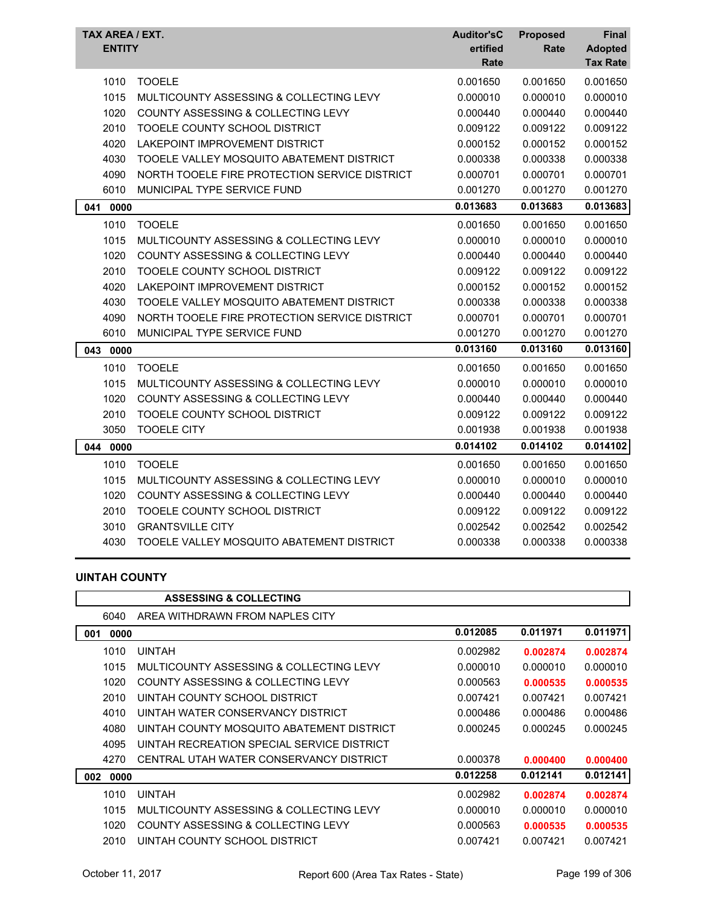| TAX AREA / EXT. ENTITY | | Auditor's Certified Rate | Proposed Rate | Final Adopted Tax Rate |
|---|---|---|---|---|
| 1010 | TOOELE | 0.001650 | 0.001650 | 0.001650 |
| 1015 | MULTICOUNTY ASSESSING & COLLECTING LEVY | 0.000010 | 0.000010 | 0.000010 |
| 1020 | COUNTY ASSESSING & COLLECTING LEVY | 0.000440 | 0.000440 | 0.000440 |
| 2010 | TOOELE COUNTY SCHOOL DISTRICT | 0.009122 | 0.009122 | 0.009122 |
| 4020 | LAKEPOINT IMPROVEMENT DISTRICT | 0.000152 | 0.000152 | 0.000152 |
| 4030 | TOOELE VALLEY MOSQUITO ABATEMENT DISTRICT | 0.000338 | 0.000338 | 0.000338 |
| 4090 | NORTH TOOELE FIRE PROTECTION SERVICE DISTRICT | 0.000701 | 0.000701 | 0.000701 |
| 6010 | MUNICIPAL TYPE SERVICE FUND | 0.001270 | 0.001270 | 0.001270 |
| **041 0000** | | **0.013683** | **0.013683** | **0.013683** |
| 1010 | TOOELE | 0.001650 | 0.001650 | 0.001650 |
| 1015 | MULTICOUNTY ASSESSING & COLLECTING LEVY | 0.000010 | 0.000010 | 0.000010 |
| 1020 | COUNTY ASSESSING & COLLECTING LEVY | 0.000440 | 0.000440 | 0.000440 |
| 2010 | TOOELE COUNTY SCHOOL DISTRICT | 0.009122 | 0.009122 | 0.009122 |
| 4020 | LAKEPOINT IMPROVEMENT DISTRICT | 0.000152 | 0.000152 | 0.000152 |
| 4030 | TOOELE VALLEY MOSQUITO ABATEMENT DISTRICT | 0.000338 | 0.000338 | 0.000338 |
| 4090 | NORTH TOOELE FIRE PROTECTION SERVICE DISTRICT | 0.000701 | 0.000701 | 0.000701 |
| 6010 | MUNICIPAL TYPE SERVICE FUND | 0.001270 | 0.001270 | 0.001270 |
| **043 0000** | | **0.013160** | **0.013160** | **0.013160** |
| 1010 | TOOELE | 0.001650 | 0.001650 | 0.001650 |
| 1015 | MULTICOUNTY ASSESSING & COLLECTING LEVY | 0.000010 | 0.000010 | 0.000010 |
| 1020 | COUNTY ASSESSING & COLLECTING LEVY | 0.000440 | 0.000440 | 0.000440 |
| 2010 | TOOELE COUNTY SCHOOL DISTRICT | 0.009122 | 0.009122 | 0.009122 |
| 3050 | TOOELE CITY | 0.001938 | 0.001938 | 0.001938 |
| **044 0000** | | **0.014102** | **0.014102** | **0.014102** |
| 1010 | TOOELE | 0.001650 | 0.001650 | 0.001650 |
| 1015 | MULTICOUNTY ASSESSING & COLLECTING LEVY | 0.000010 | 0.000010 | 0.000010 |
| 1020 | COUNTY ASSESSING & COLLECTING LEVY | 0.000440 | 0.000440 | 0.000440 |
| 2010 | TOOELE COUNTY SCHOOL DISTRICT | 0.009122 | 0.009122 | 0.009122 |
| 3010 | GRANTSVILLE CITY | 0.002542 | 0.002542 | 0.002542 |
| 4030 | TOOELE VALLEY MOSQUITO ABATEMENT DISTRICT | 0.000338 | 0.000338 | 0.000338 |

## UINTAH COUNTY

| TAX AREA / EXT. ENTITY | | Auditor's Certified Rate | Proposed Rate | Final Adopted Tax Rate |
|---|---|---|---|---|
| | **ASSESSING & COLLECTING** | | | |
| 6040 | AREA WITHDRAWN FROM NAPLES CITY | | | |
| **001 0000** | | **0.012085** | **0.011971** | **0.011971** |
| 1010 | UINTAH | 0.002982 | **0.002874** | **0.002874** |
| 1015 | MULTICOUNTY ASSESSING & COLLECTING LEVY | 0.000010 | 0.000010 | 0.000010 |
| 1020 | COUNTY ASSESSING & COLLECTING LEVY | 0.000563 | **0.000535** | **0.000535** |
| 2010 | UINTAH COUNTY SCHOOL DISTRICT | 0.007421 | 0.007421 | 0.007421 |
| 4010 | UINTAH WATER CONSERVANCY DISTRICT | 0.000486 | 0.000486 | 0.000486 |
| 4080 | UINTAH COUNTY MOSQUITO ABATEMENT DISTRICT | 0.000245 | 0.000245 | 0.000245 |
| 4095 | UINTAH RECREATION SPECIAL SERVICE DISTRICT | | | |
| 4270 | CENTRAL UTAH WATER CONSERVANCY DISTRICT | 0.000378 | **0.000400** | **0.000400** |
| **002 0000** | | **0.012258** | **0.012141** | **0.012141** |
| 1010 | UINTAH | 0.002982 | **0.002874** | **0.002874** |
| 1015 | MULTICOUNTY ASSESSING & COLLECTING LEVY | 0.000010 | 0.000010 | 0.000010 |
| 1020 | COUNTY ASSESSING & COLLECTING LEVY | 0.000563 | **0.000535** | **0.000535** |
| 2010 | UINTAH COUNTY SCHOOL DISTRICT | 0.007421 | 0.007421 | 0.007421 |

October 11, 2017 — Report 600 (Area Tax Rates - State)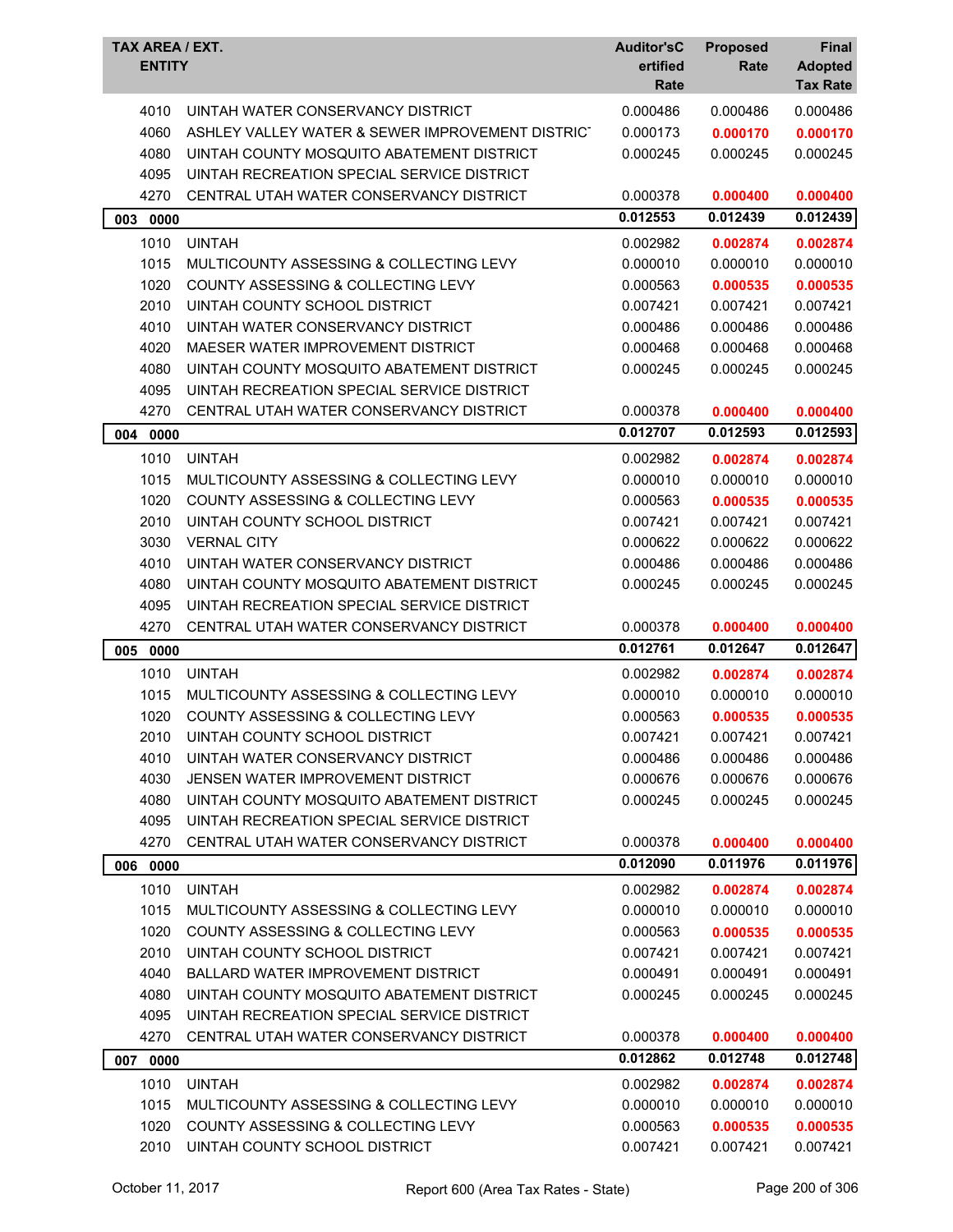| TAX AREA / EXT. ENTITY | | Auditor'sCertified Rate | Proposed Rate | Final Adopted Tax Rate |
|---|---|---|---|---|
| 4010 | UINTAH WATER CONSERVANCY DISTRICT | 0.000486 | 0.000486 | 0.000486 |
| 4060 | ASHLEY VALLEY WATER & SEWER IMPROVEMENT DISTRIC | 0.000173 | **0.000170** | **0.000170** |
| 4080 | UINTAH COUNTY MOSQUITO ABATEMENT DISTRICT | 0.000245 | 0.000245 | 0.000245 |
| 4095 | UINTAH RECREATION SPECIAL SERVICE DISTRICT | | | |
| 4270 | CENTRAL UTAH WATER CONSERVANCY DISTRICT | 0.000378 | **0.000400** | **0.000400** |
| **003 0000** | | **0.012553** | **0.012439** | **0.012439** |
| 1010 | UINTAH | 0.002982 | **0.002874** | **0.002874** |
| 1015 | MULTICOUNTY ASSESSING & COLLECTING LEVY | 0.000010 | 0.000010 | 0.000010 |
| 1020 | COUNTY ASSESSING & COLLECTING LEVY | 0.000563 | **0.000535** | **0.000535** |
| 2010 | UINTAH COUNTY SCHOOL DISTRICT | 0.007421 | 0.007421 | 0.007421 |
| 4010 | UINTAH WATER CONSERVANCY DISTRICT | 0.000486 | 0.000486 | 0.000486 |
| 4020 | MAESER WATER IMPROVEMENT DISTRICT | 0.000468 | 0.000468 | 0.000468 |
| 4080 | UINTAH COUNTY MOSQUITO ABATEMENT DISTRICT | 0.000245 | 0.000245 | 0.000245 |
| 4095 | UINTAH RECREATION SPECIAL SERVICE DISTRICT | | | |
| 4270 | CENTRAL UTAH WATER CONSERVANCY DISTRICT | 0.000378 | **0.000400** | **0.000400** |
| **004 0000** | | **0.012707** | **0.012593** | **0.012593** |
| 1010 | UINTAH | 0.002982 | **0.002874** | **0.002874** |
| 1015 | MULTICOUNTY ASSESSING & COLLECTING LEVY | 0.000010 | 0.000010 | 0.000010 |
| 1020 | COUNTY ASSESSING & COLLECTING LEVY | 0.000563 | **0.000535** | **0.000535** |
| 2010 | UINTAH COUNTY SCHOOL DISTRICT | 0.007421 | 0.007421 | 0.007421 |
| 3030 | VERNAL CITY | 0.000622 | 0.000622 | 0.000622 |
| 4010 | UINTAH WATER CONSERVANCY DISTRICT | 0.000486 | 0.000486 | 0.000486 |
| 4080 | UINTAH COUNTY MOSQUITO ABATEMENT DISTRICT | 0.000245 | 0.000245 | 0.000245 |
| 4095 | UINTAH RECREATION SPECIAL SERVICE DISTRICT | | | |
| 4270 | CENTRAL UTAH WATER CONSERVANCY DISTRICT | 0.000378 | **0.000400** | **0.000400** |
| **005 0000** | | **0.012761** | **0.012647** | **0.012647** |
| 1010 | UINTAH | 0.002982 | **0.002874** | **0.002874** |
| 1015 | MULTICOUNTY ASSESSING & COLLECTING LEVY | 0.000010 | 0.000010 | 0.000010 |
| 1020 | COUNTY ASSESSING & COLLECTING LEVY | 0.000563 | **0.000535** | **0.000535** |
| 2010 | UINTAH COUNTY SCHOOL DISTRICT | 0.007421 | 0.007421 | 0.007421 |
| 4010 | UINTAH WATER CONSERVANCY DISTRICT | 0.000486 | 0.000486 | 0.000486 |
| 4030 | JENSEN WATER IMPROVEMENT DISTRICT | 0.000676 | 0.000676 | 0.000676 |
| 4080 | UINTAH COUNTY MOSQUITO ABATEMENT DISTRICT | 0.000245 | 0.000245 | 0.000245 |
| 4095 | UINTAH RECREATION SPECIAL SERVICE DISTRICT | | | |
| 4270 | CENTRAL UTAH WATER CONSERVANCY DISTRICT | 0.000378 | **0.000400** | **0.000400** |
| **006 0000** | | **0.012090** | **0.011976** | **0.011976** |
| 1010 | UINTAH | 0.002982 | **0.002874** | **0.002874** |
| 1015 | MULTICOUNTY ASSESSING & COLLECTING LEVY | 0.000010 | 0.000010 | 0.000010 |
| 1020 | COUNTY ASSESSING & COLLECTING LEVY | 0.000563 | **0.000535** | **0.000535** |
| 2010 | UINTAH COUNTY SCHOOL DISTRICT | 0.007421 | 0.007421 | 0.007421 |
| 4040 | BALLARD WATER IMPROVEMENT DISTRICT | 0.000491 | 0.000491 | 0.000491 |
| 4080 | UINTAH COUNTY MOSQUITO ABATEMENT DISTRICT | 0.000245 | 0.000245 | 0.000245 |
| 4095 | UINTAH RECREATION SPECIAL SERVICE DISTRICT | | | |
| 4270 | CENTRAL UTAH WATER CONSERVANCY DISTRICT | 0.000378 | **0.000400** | **0.000400** |
| **007 0000** | | **0.012862** | **0.012748** | **0.012748** |
| 1010 | UINTAH | 0.002982 | **0.002874** | **0.002874** |
| 1015 | MULTICOUNTY ASSESSING & COLLECTING LEVY | 0.000010 | 0.000010 | 0.000010 |
| 1020 | COUNTY ASSESSING & COLLECTING LEVY | 0.000563 | **0.000535** | **0.000535** |
| 2010 | UINTAH COUNTY SCHOOL DISTRICT | 0.007421 | 0.007421 | 0.007421 |

October 11, 2017 — Report 600 (Area Tax Rates - State)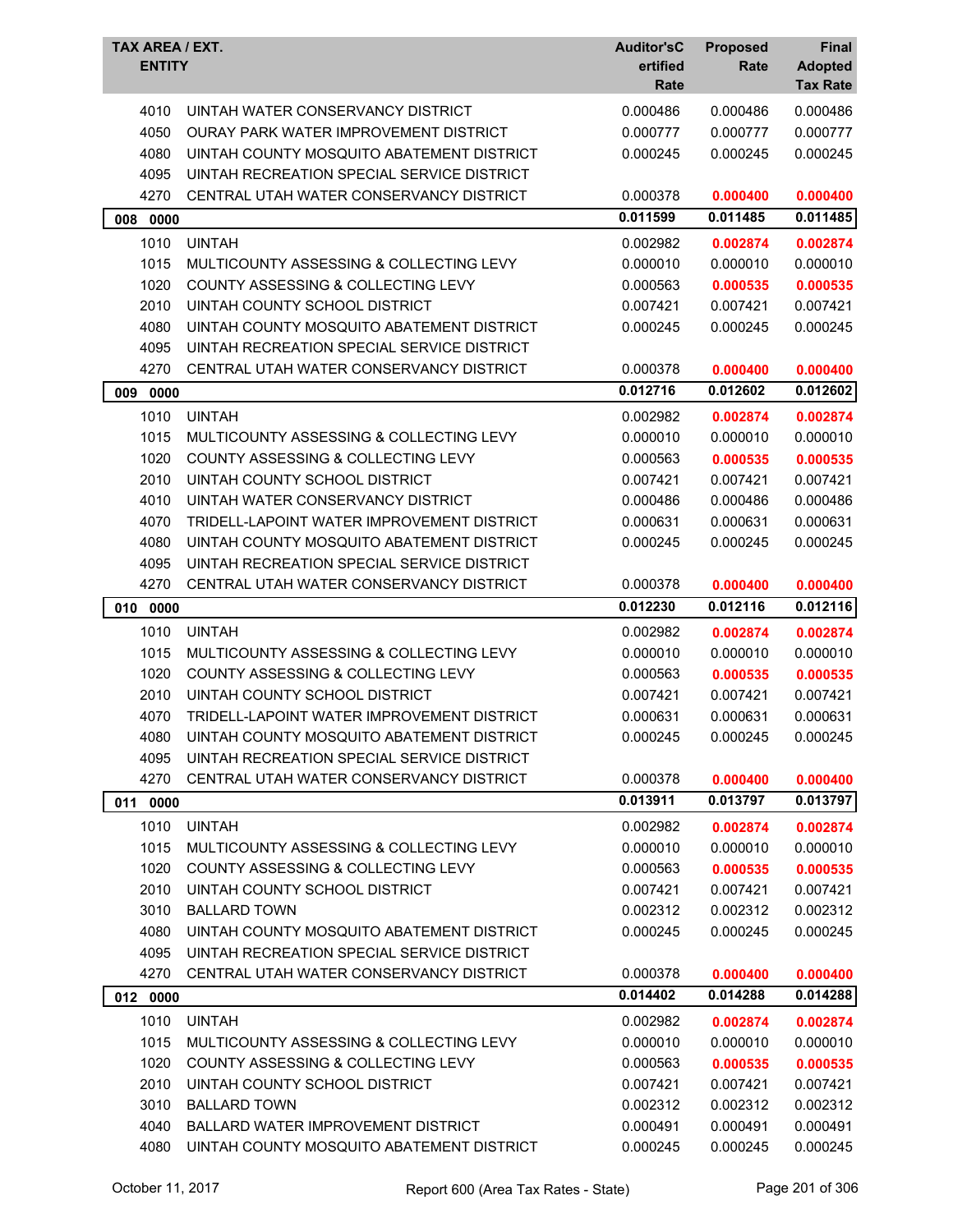| TAX AREA / EXT. ENTITY | | Auditor'sCertified Rate | Proposed Rate | Final Adopted Tax Rate |
|---|---|---|---|---|
| 4010 | UINTAH WATER CONSERVANCY DISTRICT | 0.000486 | 0.000486 | 0.000486 |
| 4050 | OURAY PARK WATER IMPROVEMENT DISTRICT | 0.000777 | 0.000777 | 0.000777 |
| 4080 | UINTAH COUNTY MOSQUITO ABATEMENT DISTRICT | 0.000245 | 0.000245 | 0.000245 |
| 4095 | UINTAH RECREATION SPECIAL SERVICE DISTRICT | | | |
| 4270 | CENTRAL UTAH WATER CONSERVANCY DISTRICT | 0.000378 | **0.000400** | **0.000400** |
| **008 0000** | | **0.011599** | **0.011485** | **0.011485** |
| 1010 | UINTAH | 0.002982 | **0.002874** | **0.002874** |
| 1015 | MULTICOUNTY ASSESSING & COLLECTING LEVY | 0.000010 | 0.000010 | 0.000010 |
| 1020 | COUNTY ASSESSING & COLLECTING LEVY | 0.000563 | **0.000535** | **0.000535** |
| 2010 | UINTAH COUNTY SCHOOL DISTRICT | 0.007421 | 0.007421 | 0.007421 |
| 4080 | UINTAH COUNTY MOSQUITO ABATEMENT DISTRICT | 0.000245 | 0.000245 | 0.000245 |
| 4095 | UINTAH RECREATION SPECIAL SERVICE DISTRICT | | | |
| 4270 | CENTRAL UTAH WATER CONSERVANCY DISTRICT | 0.000378 | **0.000400** | **0.000400** |
| **009 0000** | | **0.012716** | **0.012602** | **0.012602** |
| 1010 | UINTAH | 0.002982 | **0.002874** | **0.002874** |
| 1015 | MULTICOUNTY ASSESSING & COLLECTING LEVY | 0.000010 | 0.000010 | 0.000010 |
| 1020 | COUNTY ASSESSING & COLLECTING LEVY | 0.000563 | **0.000535** | **0.000535** |
| 2010 | UINTAH COUNTY SCHOOL DISTRICT | 0.007421 | 0.007421 | 0.007421 |
| 4010 | UINTAH WATER CONSERVANCY DISTRICT | 0.000486 | 0.000486 | 0.000486 |
| 4070 | TRIDELL-LAPOINT WATER IMPROVEMENT DISTRICT | 0.000631 | 0.000631 | 0.000631 |
| 4080 | UINTAH COUNTY MOSQUITO ABATEMENT DISTRICT | 0.000245 | 0.000245 | 0.000245 |
| 4095 | UINTAH RECREATION SPECIAL SERVICE DISTRICT | | | |
| 4270 | CENTRAL UTAH WATER CONSERVANCY DISTRICT | 0.000378 | **0.000400** | **0.000400** |
| **010 0000** | | **0.012230** | **0.012116** | **0.012116** |
| 1010 | UINTAH | 0.002982 | **0.002874** | **0.002874** |
| 1015 | MULTICOUNTY ASSESSING & COLLECTING LEVY | 0.000010 | 0.000010 | 0.000010 |
| 1020 | COUNTY ASSESSING & COLLECTING LEVY | 0.000563 | **0.000535** | **0.000535** |
| 2010 | UINTAH COUNTY SCHOOL DISTRICT | 0.007421 | 0.007421 | 0.007421 |
| 4070 | TRIDELL-LAPOINT WATER IMPROVEMENT DISTRICT | 0.000631 | 0.000631 | 0.000631 |
| 4080 | UINTAH COUNTY MOSQUITO ABATEMENT DISTRICT | 0.000245 | 0.000245 | 0.000245 |
| 4095 | UINTAH RECREATION SPECIAL SERVICE DISTRICT | | | |
| 4270 | CENTRAL UTAH WATER CONSERVANCY DISTRICT | 0.000378 | **0.000400** | **0.000400** |
| **011 0000** | | **0.013911** | **0.013797** | **0.013797** |
| 1010 | UINTAH | 0.002982 | **0.002874** | **0.002874** |
| 1015 | MULTICOUNTY ASSESSING & COLLECTING LEVY | 0.000010 | 0.000010 | 0.000010 |
| 1020 | COUNTY ASSESSING & COLLECTING LEVY | 0.000563 | **0.000535** | **0.000535** |
| 2010 | UINTAH COUNTY SCHOOL DISTRICT | 0.007421 | 0.007421 | 0.007421 |
| 3010 | BALLARD TOWN | 0.002312 | 0.002312 | 0.002312 |
| 4080 | UINTAH COUNTY MOSQUITO ABATEMENT DISTRICT | 0.000245 | 0.000245 | 0.000245 |
| 4095 | UINTAH RECREATION SPECIAL SERVICE DISTRICT | | | |
| 4270 | CENTRAL UTAH WATER CONSERVANCY DISTRICT | 0.000378 | **0.000400** | **0.000400** |
| **012 0000** | | **0.014402** | **0.014288** | **0.014288** |
| 1010 | UINTAH | 0.002982 | **0.002874** | **0.002874** |
| 1015 | MULTICOUNTY ASSESSING & COLLECTING LEVY | 0.000010 | 0.000010 | 0.000010 |
| 1020 | COUNTY ASSESSING & COLLECTING LEVY | 0.000563 | **0.000535** | **0.000535** |
| 2010 | UINTAH COUNTY SCHOOL DISTRICT | 0.007421 | 0.007421 | 0.007421 |
| 3010 | BALLARD TOWN | 0.002312 | 0.002312 | 0.002312 |
| 4040 | BALLARD WATER IMPROVEMENT DISTRICT | 0.000491 | 0.000491 | 0.000491 |
| 4080 | UINTAH COUNTY MOSQUITO ABATEMENT DISTRICT | 0.000245 | 0.000245 | 0.000245 |

October 11, 2017 Report 600 (Area Tax Rates - State)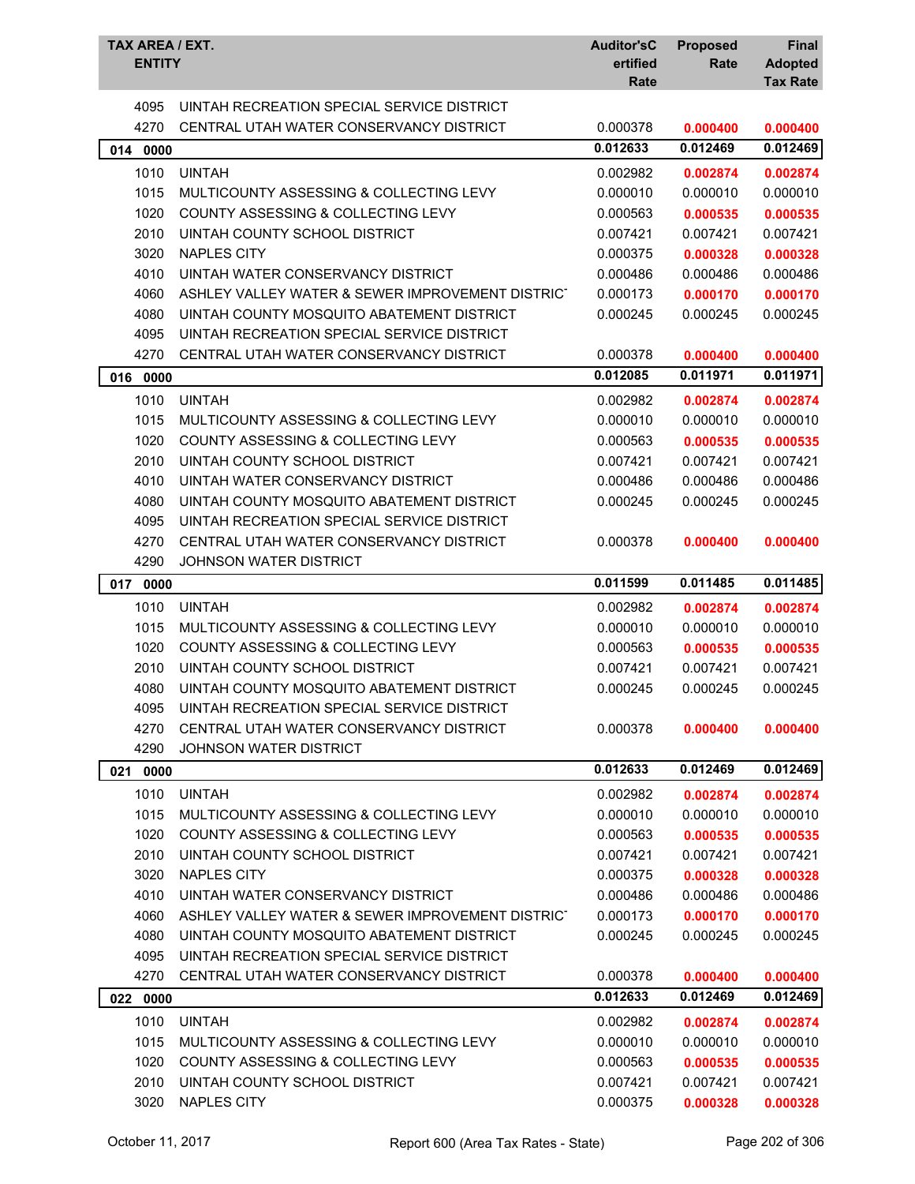| TAX AREA / EXT. ENTITY | | Auditor'sCertified Rate | Proposed Rate | Final Adopted Tax Rate |
|---|---|---|---|---|
| 4095 | UINTAH RECREATION SPECIAL SERVICE DISTRICT | | | |
| 4270 | CENTRAL UTAH WATER CONSERVANCY DISTRICT | 0.000378 | **0.000400** | **0.000400** |
| **014 0000** | | **0.012633** | **0.012469** | **0.012469** |
| 1010 | UINTAH | 0.002982 | **0.002874** | **0.002874** |
| 1015 | MULTICOUNTY ASSESSING & COLLECTING LEVY | 0.000010 | 0.000010 | 0.000010 |
| 1020 | COUNTY ASSESSING & COLLECTING LEVY | 0.000563 | **0.000535** | **0.000535** |
| 2010 | UINTAH COUNTY SCHOOL DISTRICT | 0.007421 | 0.007421 | 0.007421 |
| 3020 | NAPLES CITY | 0.000375 | **0.000328** | **0.000328** |
| 4010 | UINTAH WATER CONSERVANCY DISTRICT | 0.000486 | 0.000486 | 0.000486 |
| 4060 | ASHLEY VALLEY WATER & SEWER IMPROVEMENT DISTRICT | 0.000173 | **0.000170** | **0.000170** |
| 4080 | UINTAH COUNTY MOSQUITO ABATEMENT DISTRICT | 0.000245 | 0.000245 | 0.000245 |
| 4095 | UINTAH RECREATION SPECIAL SERVICE DISTRICT | | | |
| 4270 | CENTRAL UTAH WATER CONSERVANCY DISTRICT | 0.000378 | **0.000400** | **0.000400** |
| **016 0000** | | **0.012085** | **0.011971** | **0.011971** |
| 1010 | UINTAH | 0.002982 | **0.002874** | **0.002874** |
| 1015 | MULTICOUNTY ASSESSING & COLLECTING LEVY | 0.000010 | 0.000010 | 0.000010 |
| 1020 | COUNTY ASSESSING & COLLECTING LEVY | 0.000563 | **0.000535** | **0.000535** |
| 2010 | UINTAH COUNTY SCHOOL DISTRICT | 0.007421 | 0.007421 | 0.007421 |
| 4010 | UINTAH WATER CONSERVANCY DISTRICT | 0.000486 | 0.000486 | 0.000486 |
| 4080 | UINTAH COUNTY MOSQUITO ABATEMENT DISTRICT | 0.000245 | 0.000245 | 0.000245 |
| 4095 | UINTAH RECREATION SPECIAL SERVICE DISTRICT | | | |
| 4270 | CENTRAL UTAH WATER CONSERVANCY DISTRICT | 0.000378 | **0.000400** | **0.000400** |
| 4290 | JOHNSON WATER DISTRICT | | | |
| **017 0000** | | **0.011599** | **0.011485** | **0.011485** |
| 1010 | UINTAH | 0.002982 | **0.002874** | **0.002874** |
| 1015 | MULTICOUNTY ASSESSING & COLLECTING LEVY | 0.000010 | 0.000010 | 0.000010 |
| 1020 | COUNTY ASSESSING & COLLECTING LEVY | 0.000563 | **0.000535** | **0.000535** |
| 2010 | UINTAH COUNTY SCHOOL DISTRICT | 0.007421 | 0.007421 | 0.007421 |
| 4080 | UINTAH COUNTY MOSQUITO ABATEMENT DISTRICT | 0.000245 | 0.000245 | 0.000245 |
| 4095 | UINTAH RECREATION SPECIAL SERVICE DISTRICT | | | |
| 4270 | CENTRAL UTAH WATER CONSERVANCY DISTRICT | 0.000378 | **0.000400** | **0.000400** |
| 4290 | JOHNSON WATER DISTRICT | | | |
| **021 0000** | | **0.012633** | **0.012469** | **0.012469** |
| 1010 | UINTAH | 0.002982 | **0.002874** | **0.002874** |
| 1015 | MULTICOUNTY ASSESSING & COLLECTING LEVY | 0.000010 | 0.000010 | 0.000010 |
| 1020 | COUNTY ASSESSING & COLLECTING LEVY | 0.000563 | **0.000535** | **0.000535** |
| 2010 | UINTAH COUNTY SCHOOL DISTRICT | 0.007421 | 0.007421 | 0.007421 |
| 3020 | NAPLES CITY | 0.000375 | **0.000328** | **0.000328** |
| 4010 | UINTAH WATER CONSERVANCY DISTRICT | 0.000486 | 0.000486 | 0.000486 |
| 4060 | ASHLEY VALLEY WATER & SEWER IMPROVEMENT DISTRICT | 0.000173 | **0.000170** | **0.000170** |
| 4080 | UINTAH COUNTY MOSQUITO ABATEMENT DISTRICT | 0.000245 | 0.000245 | 0.000245 |
| 4095 | UINTAH RECREATION SPECIAL SERVICE DISTRICT | | | |
| 4270 | CENTRAL UTAH WATER CONSERVANCY DISTRICT | 0.000378 | **0.000400** | **0.000400** |
| **022 0000** | | **0.012633** | **0.012469** | **0.012469** |
| 1010 | UINTAH | 0.002982 | **0.002874** | **0.002874** |
| 1015 | MULTICOUNTY ASSESSING & COLLECTING LEVY | 0.000010 | 0.000010 | 0.000010 |
| 1020 | COUNTY ASSESSING & COLLECTING LEVY | 0.000563 | **0.000535** | **0.000535** |
| 2010 | UINTAH COUNTY SCHOOL DISTRICT | 0.007421 | 0.007421 | 0.007421 |
| 3020 | NAPLES CITY | 0.000375 | **0.000328** | **0.000328** |

October 11, 2017 — Report 600 (Area Tax Rates - State)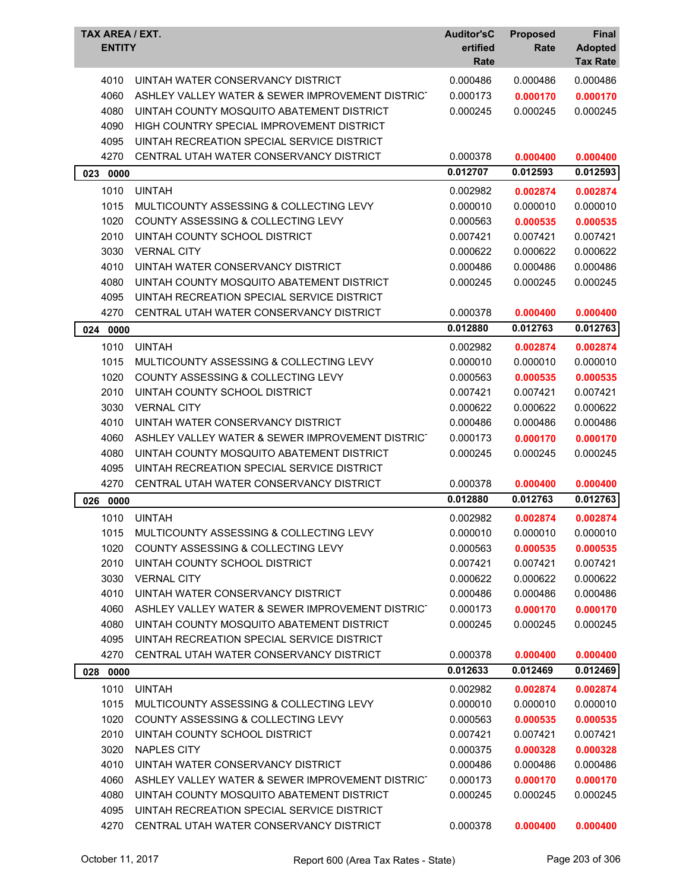| TAX AREA / EXT. ENTITY | | Auditor'sCertified Rate | Proposed Rate | Final Adopted Tax Rate |
|---|---|---|---|---|
| 4010 | UINTAH WATER CONSERVANCY DISTRICT | 0.000486 | 0.000486 | 0.000486 |
| 4060 | ASHLEY VALLEY WATER & SEWER IMPROVEMENT DISTRICT | 0.000173 | **0.000170** | **0.000170** |
| 4080 | UINTAH COUNTY MOSQUITO ABATEMENT DISTRICT | 0.000245 | 0.000245 | 0.000245 |
| 4090 | HIGH COUNTRY SPECIAL IMPROVEMENT DISTRICT | | | |
| 4095 | UINTAH RECREATION SPECIAL SERVICE DISTRICT | | | |
| 4270 | CENTRAL UTAH WATER CONSERVANCY DISTRICT | 0.000378 | **0.000400** | **0.000400** |
| **023 0000** | | **0.012707** | **0.012593** | **0.012593** |
| 1010 | UINTAH | 0.002982 | **0.002874** | **0.002874** |
| 1015 | MULTICOUNTY ASSESSING & COLLECTING LEVY | 0.000010 | 0.000010 | 0.000010 |
| 1020 | COUNTY ASSESSING & COLLECTING LEVY | 0.000563 | **0.000535** | **0.000535** |
| 2010 | UINTAH COUNTY SCHOOL DISTRICT | 0.007421 | 0.007421 | 0.007421 |
| 3030 | VERNAL CITY | 0.000622 | 0.000622 | 0.000622 |
| 4010 | UINTAH WATER CONSERVANCY DISTRICT | 0.000486 | 0.000486 | 0.000486 |
| 4080 | UINTAH COUNTY MOSQUITO ABATEMENT DISTRICT | 0.000245 | 0.000245 | 0.000245 |
| 4095 | UINTAH RECREATION SPECIAL SERVICE DISTRICT | | | |
| 4270 | CENTRAL UTAH WATER CONSERVANCY DISTRICT | 0.000378 | **0.000400** | **0.000400** |
| **024 0000** | | **0.012880** | **0.012763** | **0.012763** |
| 1010 | UINTAH | 0.002982 | **0.002874** | **0.002874** |
| 1015 | MULTICOUNTY ASSESSING & COLLECTING LEVY | 0.000010 | 0.000010 | 0.000010 |
| 1020 | COUNTY ASSESSING & COLLECTING LEVY | 0.000563 | **0.000535** | **0.000535** |
| 2010 | UINTAH COUNTY SCHOOL DISTRICT | 0.007421 | 0.007421 | 0.007421 |
| 3030 | VERNAL CITY | 0.000622 | 0.000622 | 0.000622 |
| 4010 | UINTAH WATER CONSERVANCY DISTRICT | 0.000486 | 0.000486 | 0.000486 |
| 4060 | ASHLEY VALLEY WATER & SEWER IMPROVEMENT DISTRICT | 0.000173 | **0.000170** | **0.000170** |
| 4080 | UINTAH COUNTY MOSQUITO ABATEMENT DISTRICT | 0.000245 | 0.000245 | 0.000245 |
| 4095 | UINTAH RECREATION SPECIAL SERVICE DISTRICT | | | |
| 4270 | CENTRAL UTAH WATER CONSERVANCY DISTRICT | 0.000378 | **0.000400** | **0.000400** |
| **026 0000** | | **0.012880** | **0.012763** | **0.012763** |
| 1010 | UINTAH | 0.002982 | **0.002874** | **0.002874** |
| 1015 | MULTICOUNTY ASSESSING & COLLECTING LEVY | 0.000010 | 0.000010 | 0.000010 |
| 1020 | COUNTY ASSESSING & COLLECTING LEVY | 0.000563 | **0.000535** | **0.000535** |
| 2010 | UINTAH COUNTY SCHOOL DISTRICT | 0.007421 | 0.007421 | 0.007421 |
| 3030 | VERNAL CITY | 0.000622 | 0.000622 | 0.000622 |
| 4010 | UINTAH WATER CONSERVANCY DISTRICT | 0.000486 | 0.000486 | 0.000486 |
| 4060 | ASHLEY VALLEY WATER & SEWER IMPROVEMENT DISTRICT | 0.000173 | **0.000170** | **0.000170** |
| 4080 | UINTAH COUNTY MOSQUITO ABATEMENT DISTRICT | 0.000245 | 0.000245 | 0.000245 |
| 4095 | UINTAH RECREATION SPECIAL SERVICE DISTRICT | | | |
| 4270 | CENTRAL UTAH WATER CONSERVANCY DISTRICT | 0.000378 | **0.000400** | **0.000400** |
| **028 0000** | | **0.012633** | **0.012469** | **0.012469** |
| 1010 | UINTAH | 0.002982 | **0.002874** | **0.002874** |
| 1015 | MULTICOUNTY ASSESSING & COLLECTING LEVY | 0.000010 | 0.000010 | 0.000010 |
| 1020 | COUNTY ASSESSING & COLLECTING LEVY | 0.000563 | **0.000535** | **0.000535** |
| 2010 | UINTAH COUNTY SCHOOL DISTRICT | 0.007421 | 0.007421 | 0.007421 |
| 3020 | NAPLES CITY | 0.000375 | **0.000328** | **0.000328** |
| 4010 | UINTAH WATER CONSERVANCY DISTRICT | 0.000486 | 0.000486 | 0.000486 |
| 4060 | ASHLEY VALLEY WATER & SEWER IMPROVEMENT DISTRICT | 0.000173 | **0.000170** | **0.000170** |
| 4080 | UINTAH COUNTY MOSQUITO ABATEMENT DISTRICT | 0.000245 | 0.000245 | 0.000245 |
| 4095 | UINTAH RECREATION SPECIAL SERVICE DISTRICT | | | |
| 4270 | CENTRAL UTAH WATER CONSERVANCY DISTRICT | 0.000378 | **0.000400** | **0.000400** |

October 11, 2017 — Report 600 (Area Tax Rates - State)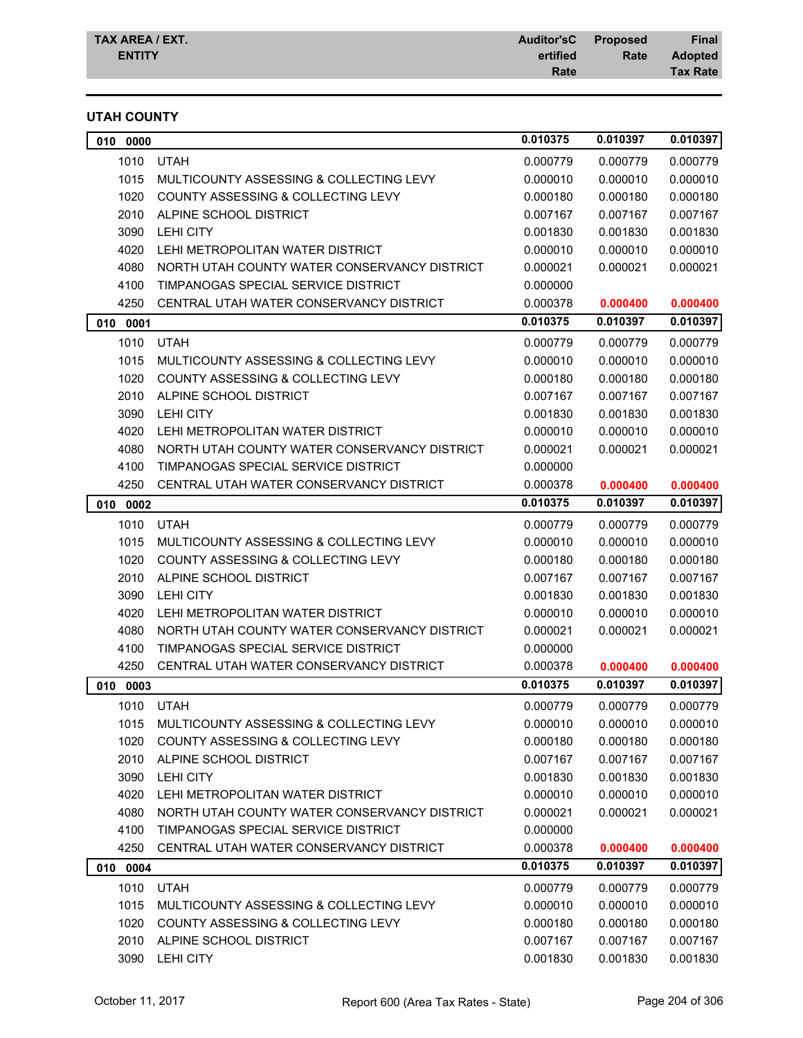| TAX AREA / EXT. ENTITY | | Auditor'sCertified Rate | Proposed Rate | Final Adopted Tax Rate |
|---|---|---|---|---|

## UTAH COUNTY

| TAX AREA / EXT. | ENTITY | Auditor'sCertified Rate | Proposed Rate | Final Adopted Tax Rate |
|---|---|---|---|---|
| **010 0000** | | **0.010375** | **0.010397** | **0.010397** |
| 1010 | UTAH | 0.000779 | 0.000779 | 0.000779 |
| 1015 | MULTICOUNTY ASSESSING & COLLECTING LEVY | 0.000010 | 0.000010 | 0.000010 |
| 1020 | COUNTY ASSESSING & COLLECTING LEVY | 0.000180 | 0.000180 | 0.000180 |
| 2010 | ALPINE SCHOOL DISTRICT | 0.007167 | 0.007167 | 0.007167 |
| 3090 | LEHI CITY | 0.001830 | 0.001830 | 0.001830 |
| 4020 | LEHI METROPOLITAN WATER DISTRICT | 0.000010 | 0.000010 | 0.000010 |
| 4080 | NORTH UTAH COUNTY WATER CONSERVANCY DISTRICT | 0.000021 | 0.000021 | 0.000021 |
| 4100 | TIMPANOGAS SPECIAL SERVICE DISTRICT | 0.000000 | | |
| 4250 | CENTRAL UTAH WATER CONSERVANCY DISTRICT | 0.000378 | **0.000400** | **0.000400** |
| **010 0001** | | **0.010375** | **0.010397** | **0.010397** |
| 1010 | UTAH | 0.000779 | 0.000779 | 0.000779 |
| 1015 | MULTICOUNTY ASSESSING & COLLECTING LEVY | 0.000010 | 0.000010 | 0.000010 |
| 1020 | COUNTY ASSESSING & COLLECTING LEVY | 0.000180 | 0.000180 | 0.000180 |
| 2010 | ALPINE SCHOOL DISTRICT | 0.007167 | 0.007167 | 0.007167 |
| 3090 | LEHI CITY | 0.001830 | 0.001830 | 0.001830 |
| 4020 | LEHI METROPOLITAN WATER DISTRICT | 0.000010 | 0.000010 | 0.000010 |
| 4080 | NORTH UTAH COUNTY WATER CONSERVANCY DISTRICT | 0.000021 | 0.000021 | 0.000021 |
| 4100 | TIMPANOGAS SPECIAL SERVICE DISTRICT | 0.000000 | | |
| 4250 | CENTRAL UTAH WATER CONSERVANCY DISTRICT | 0.000378 | **0.000400** | **0.000400** |
| **010 0002** | | **0.010375** | **0.010397** | **0.010397** |
| 1010 | UTAH | 0.000779 | 0.000779 | 0.000779 |
| 1015 | MULTICOUNTY ASSESSING & COLLECTING LEVY | 0.000010 | 0.000010 | 0.000010 |
| 1020 | COUNTY ASSESSING & COLLECTING LEVY | 0.000180 | 0.000180 | 0.000180 |
| 2010 | ALPINE SCHOOL DISTRICT | 0.007167 | 0.007167 | 0.007167 |
| 3090 | LEHI CITY | 0.001830 | 0.001830 | 0.001830 |
| 4020 | LEHI METROPOLITAN WATER DISTRICT | 0.000010 | 0.000010 | 0.000010 |
| 4080 | NORTH UTAH COUNTY WATER CONSERVANCY DISTRICT | 0.000021 | 0.000021 | 0.000021 |
| 4100 | TIMPANOGAS SPECIAL SERVICE DISTRICT | 0.000000 | | |
| 4250 | CENTRAL UTAH WATER CONSERVANCY DISTRICT | 0.000378 | **0.000400** | **0.000400** |
| **010 0003** | | **0.010375** | **0.010397** | **0.010397** |
| 1010 | UTAH | 0.000779 | 0.000779 | 0.000779 |
| 1015 | MULTICOUNTY ASSESSING & COLLECTING LEVY | 0.000010 | 0.000010 | 0.000010 |
| 1020 | COUNTY ASSESSING & COLLECTING LEVY | 0.000180 | 0.000180 | 0.000180 |
| 2010 | ALPINE SCHOOL DISTRICT | 0.007167 | 0.007167 | 0.007167 |
| 3090 | LEHI CITY | 0.001830 | 0.001830 | 0.001830 |
| 4020 | LEHI METROPOLITAN WATER DISTRICT | 0.000010 | 0.000010 | 0.000010 |
| 4080 | NORTH UTAH COUNTY WATER CONSERVANCY DISTRICT | 0.000021 | 0.000021 | 0.000021 |
| 4100 | TIMPANOGAS SPECIAL SERVICE DISTRICT | 0.000000 | | |
| 4250 | CENTRAL UTAH WATER CONSERVANCY DISTRICT | 0.000378 | **0.000400** | **0.000400** |
| **010 0004** | | **0.010375** | **0.010397** | **0.010397** |
| 1010 | UTAH | 0.000779 | 0.000779 | 0.000779 |
| 1015 | MULTICOUNTY ASSESSING & COLLECTING LEVY | 0.000010 | 0.000010 | 0.000010 |
| 1020 | COUNTY ASSESSING & COLLECTING LEVY | 0.000180 | 0.000180 | 0.000180 |
| 2010 | ALPINE SCHOOL DISTRICT | 0.007167 | 0.007167 | 0.007167 |
| 3090 | LEHI CITY | 0.001830 | 0.001830 | 0.001830 |

October 11, 2017 Report 600 (Area Tax Rates - State)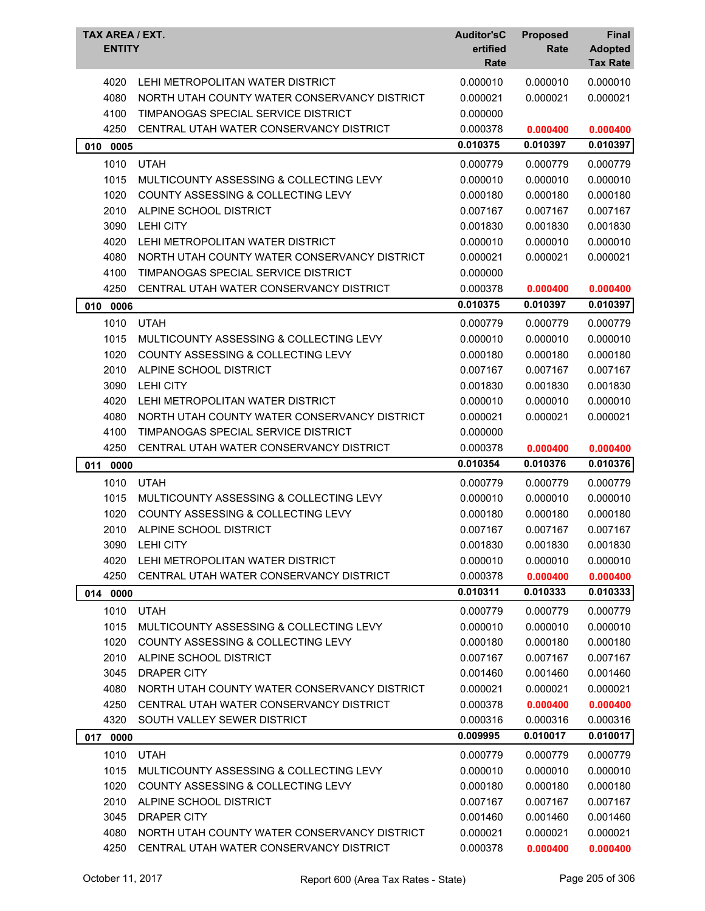| TAX AREA / EXT. ENTITY | | Auditor's Certified Rate | Proposed Rate | Final Adopted Tax Rate |
|---|---|---|---|---|
| 4020 | LEHI METROPOLITAN WATER DISTRICT | 0.000010 | 0.000010 | 0.000010 |
| 4080 | NORTH UTAH COUNTY WATER CONSERVANCY DISTRICT | 0.000021 | 0.000021 | 0.000021 |
| 4100 | TIMPANOGAS SPECIAL SERVICE DISTRICT | 0.000000 | | |
| 4250 | CENTRAL UTAH WATER CONSERVANCY DISTRICT | 0.000378 | 0.000400 | 0.000400 |
| **010 0005** | | **0.010375** | **0.010397** | **0.010397** |
| 1010 | UTAH | 0.000779 | 0.000779 | 0.000779 |
| 1015 | MULTICOUNTY ASSESSING & COLLECTING LEVY | 0.000010 | 0.000010 | 0.000010 |
| 1020 | COUNTY ASSESSING & COLLECTING LEVY | 0.000180 | 0.000180 | 0.000180 |
| 2010 | ALPINE SCHOOL DISTRICT | 0.007167 | 0.007167 | 0.007167 |
| 3090 | LEHI CITY | 0.001830 | 0.001830 | 0.001830 |
| 4020 | LEHI METROPOLITAN WATER DISTRICT | 0.000010 | 0.000010 | 0.000010 |
| 4080 | NORTH UTAH COUNTY WATER CONSERVANCY DISTRICT | 0.000021 | 0.000021 | 0.000021 |
| 4100 | TIMPANOGAS SPECIAL SERVICE DISTRICT | 0.000000 | | |
| 4250 | CENTRAL UTAH WATER CONSERVANCY DISTRICT | 0.000378 | 0.000400 | 0.000400 |
| **010 0006** | | **0.010375** | **0.010397** | **0.010397** |
| 1010 | UTAH | 0.000779 | 0.000779 | 0.000779 |
| 1015 | MULTICOUNTY ASSESSING & COLLECTING LEVY | 0.000010 | 0.000010 | 0.000010 |
| 1020 | COUNTY ASSESSING & COLLECTING LEVY | 0.000180 | 0.000180 | 0.000180 |
| 2010 | ALPINE SCHOOL DISTRICT | 0.007167 | 0.007167 | 0.007167 |
| 3090 | LEHI CITY | 0.001830 | 0.001830 | 0.001830 |
| 4020 | LEHI METROPOLITAN WATER DISTRICT | 0.000010 | 0.000010 | 0.000010 |
| 4080 | NORTH UTAH COUNTY WATER CONSERVANCY DISTRICT | 0.000021 | 0.000021 | 0.000021 |
| 4100 | TIMPANOGAS SPECIAL SERVICE DISTRICT | 0.000000 | | |
| 4250 | CENTRAL UTAH WATER CONSERVANCY DISTRICT | 0.000378 | 0.000400 | 0.000400 |
| **011 0000** | | **0.010354** | **0.010376** | **0.010376** |
| 1010 | UTAH | 0.000779 | 0.000779 | 0.000779 |
| 1015 | MULTICOUNTY ASSESSING & COLLECTING LEVY | 0.000010 | 0.000010 | 0.000010 |
| 1020 | COUNTY ASSESSING & COLLECTING LEVY | 0.000180 | 0.000180 | 0.000180 |
| 2010 | ALPINE SCHOOL DISTRICT | 0.007167 | 0.007167 | 0.007167 |
| 3090 | LEHI CITY | 0.001830 | 0.001830 | 0.001830 |
| 4020 | LEHI METROPOLITAN WATER DISTRICT | 0.000010 | 0.000010 | 0.000010 |
| 4250 | CENTRAL UTAH WATER CONSERVANCY DISTRICT | 0.000378 | 0.000400 | 0.000400 |
| **014 0000** | | **0.010311** | **0.010333** | **0.010333** |
| 1010 | UTAH | 0.000779 | 0.000779 | 0.000779 |
| 1015 | MULTICOUNTY ASSESSING & COLLECTING LEVY | 0.000010 | 0.000010 | 0.000010 |
| 1020 | COUNTY ASSESSING & COLLECTING LEVY | 0.000180 | 0.000180 | 0.000180 |
| 2010 | ALPINE SCHOOL DISTRICT | 0.007167 | 0.007167 | 0.007167 |
| 3045 | DRAPER CITY | 0.001460 | 0.001460 | 0.001460 |
| 4080 | NORTH UTAH COUNTY WATER CONSERVANCY DISTRICT | 0.000021 | 0.000021 | 0.000021 |
| 4250 | CENTRAL UTAH WATER CONSERVANCY DISTRICT | 0.000378 | 0.000400 | 0.000400 |
| 4320 | SOUTH VALLEY SEWER DISTRICT | 0.000316 | 0.000316 | 0.000316 |
| **017 0000** | | **0.009995** | **0.010017** | **0.010017** |
| 1010 | UTAH | 0.000779 | 0.000779 | 0.000779 |
| 1015 | MULTICOUNTY ASSESSING & COLLECTING LEVY | 0.000010 | 0.000010 | 0.000010 |
| 1020 | COUNTY ASSESSING & COLLECTING LEVY | 0.000180 | 0.000180 | 0.000180 |
| 2010 | ALPINE SCHOOL DISTRICT | 0.007167 | 0.007167 | 0.007167 |
| 3045 | DRAPER CITY | 0.001460 | 0.001460 | 0.001460 |
| 4080 | NORTH UTAH COUNTY WATER CONSERVANCY DISTRICT | 0.000021 | 0.000021 | 0.000021 |
| 4250 | CENTRAL UTAH WATER CONSERVANCY DISTRICT | 0.000378 | 0.000400 | 0.000400 |

October 11, 2017 — Report 600 (Area Tax Rates - State)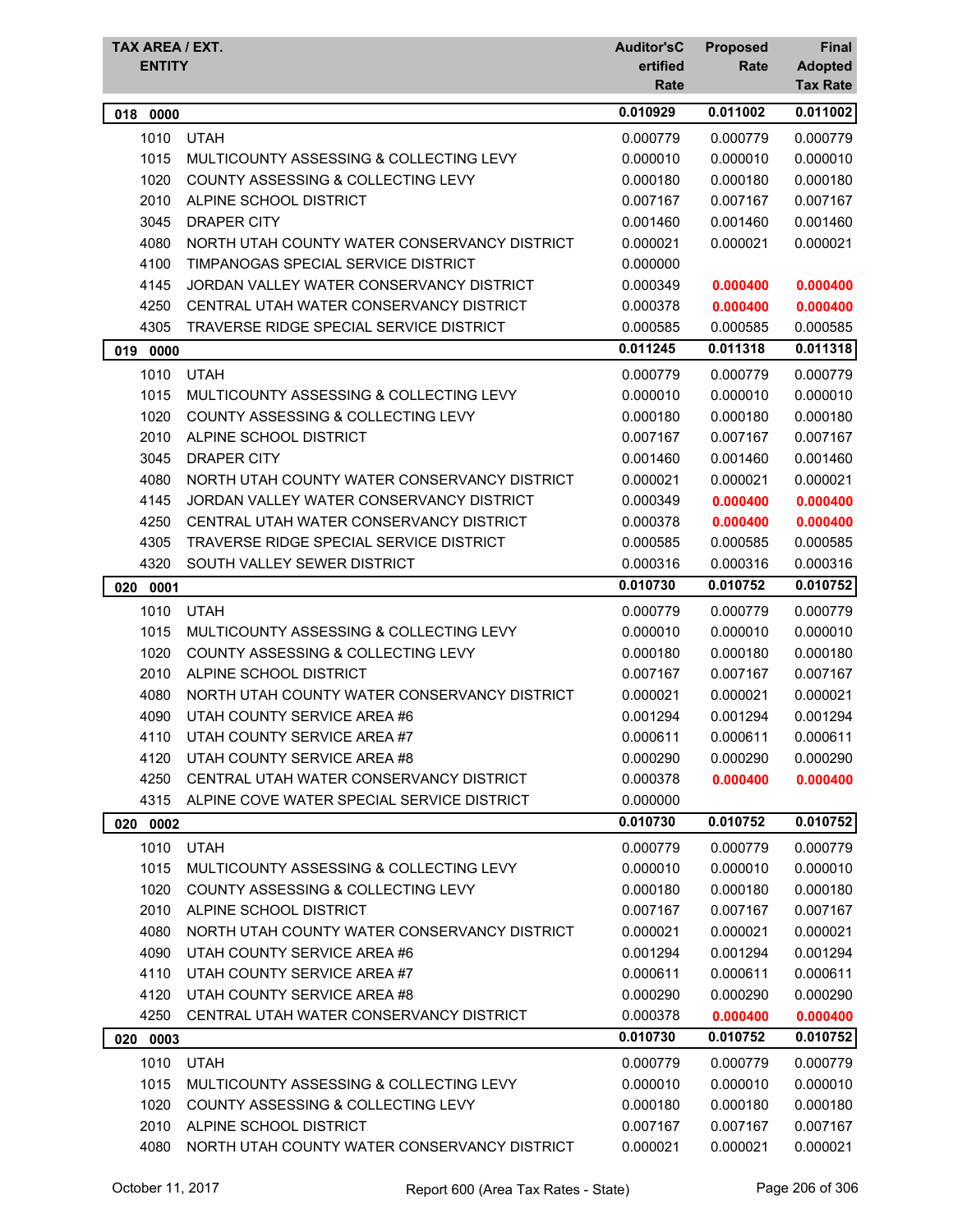| TAX AREA / EXT. ENTITY | | Auditor's Certified Rate | Proposed Rate | Final Adopted Tax Rate |
|---|---|---|---|---|
| **018 0000** | | **0.010929** | **0.011002** | **0.011002** |
| 1010 | UTAH | 0.000779 | 0.000779 | 0.000779 |
| 1015 | MULTICOUNTY ASSESSING & COLLECTING LEVY | 0.000010 | 0.000010 | 0.000010 |
| 1020 | COUNTY ASSESSING & COLLECTING LEVY | 0.000180 | 0.000180 | 0.000180 |
| 2010 | ALPINE SCHOOL DISTRICT | 0.007167 | 0.007167 | 0.007167 |
| 3045 | DRAPER CITY | 0.001460 | 0.001460 | 0.001460 |
| 4080 | NORTH UTAH COUNTY WATER CONSERVANCY DISTRICT | 0.000021 | 0.000021 | 0.000021 |
| 4100 | TIMPANOGAS SPECIAL SERVICE DISTRICT | 0.000000 | | |
| 4145 | JORDAN VALLEY WATER CONSERVANCY DISTRICT | 0.000349 | **0.000400** | **0.000400** |
| 4250 | CENTRAL UTAH WATER CONSERVANCY DISTRICT | 0.000378 | **0.000400** | **0.000400** |
| 4305 | TRAVERSE RIDGE SPECIAL SERVICE DISTRICT | 0.000585 | 0.000585 | 0.000585 |
| **019 0000** | | **0.011245** | **0.011318** | **0.011318** |
| 1010 | UTAH | 0.000779 | 0.000779 | 0.000779 |
| 1015 | MULTICOUNTY ASSESSING & COLLECTING LEVY | 0.000010 | 0.000010 | 0.000010 |
| 1020 | COUNTY ASSESSING & COLLECTING LEVY | 0.000180 | 0.000180 | 0.000180 |
| 2010 | ALPINE SCHOOL DISTRICT | 0.007167 | 0.007167 | 0.007167 |
| 3045 | DRAPER CITY | 0.001460 | 0.001460 | 0.001460 |
| 4080 | NORTH UTAH COUNTY WATER CONSERVANCY DISTRICT | 0.000021 | 0.000021 | 0.000021 |
| 4145 | JORDAN VALLEY WATER CONSERVANCY DISTRICT | 0.000349 | **0.000400** | **0.000400** |
| 4250 | CENTRAL UTAH WATER CONSERVANCY DISTRICT | 0.000378 | **0.000400** | **0.000400** |
| 4305 | TRAVERSE RIDGE SPECIAL SERVICE DISTRICT | 0.000585 | 0.000585 | 0.000585 |
| 4320 | SOUTH VALLEY SEWER DISTRICT | 0.000316 | 0.000316 | 0.000316 |
| **020 0001** | | **0.010730** | **0.010752** | **0.010752** |
| 1010 | UTAH | 0.000779 | 0.000779 | 0.000779 |
| 1015 | MULTICOUNTY ASSESSING & COLLECTING LEVY | 0.000010 | 0.000010 | 0.000010 |
| 1020 | COUNTY ASSESSING & COLLECTING LEVY | 0.000180 | 0.000180 | 0.000180 |
| 2010 | ALPINE SCHOOL DISTRICT | 0.007167 | 0.007167 | 0.007167 |
| 4080 | NORTH UTAH COUNTY WATER CONSERVANCY DISTRICT | 0.000021 | 0.000021 | 0.000021 |
| 4090 | UTAH COUNTY SERVICE AREA #6 | 0.001294 | 0.001294 | 0.001294 |
| 4110 | UTAH COUNTY SERVICE AREA #7 | 0.000611 | 0.000611 | 0.000611 |
| 4120 | UTAH COUNTY SERVICE AREA #8 | 0.000290 | 0.000290 | 0.000290 |
| 4250 | CENTRAL UTAH WATER CONSERVANCY DISTRICT | 0.000378 | **0.000400** | **0.000400** |
| 4315 | ALPINE COVE WATER SPECIAL SERVICE DISTRICT | 0.000000 | | |
| **020 0002** | | **0.010730** | **0.010752** | **0.010752** |
| 1010 | UTAH | 0.000779 | 0.000779 | 0.000779 |
| 1015 | MULTICOUNTY ASSESSING & COLLECTING LEVY | 0.000010 | 0.000010 | 0.000010 |
| 1020 | COUNTY ASSESSING & COLLECTING LEVY | 0.000180 | 0.000180 | 0.000180 |
| 2010 | ALPINE SCHOOL DISTRICT | 0.007167 | 0.007167 | 0.007167 |
| 4080 | NORTH UTAH COUNTY WATER CONSERVANCY DISTRICT | 0.000021 | 0.000021 | 0.000021 |
| 4090 | UTAH COUNTY SERVICE AREA #6 | 0.001294 | 0.001294 | 0.001294 |
| 4110 | UTAH COUNTY SERVICE AREA #7 | 0.000611 | 0.000611 | 0.000611 |
| 4120 | UTAH COUNTY SERVICE AREA #8 | 0.000290 | 0.000290 | 0.000290 |
| 4250 | CENTRAL UTAH WATER CONSERVANCY DISTRICT | 0.000378 | **0.000400** | **0.000400** |
| **020 0003** | | **0.010730** | **0.010752** | **0.010752** |
| 1010 | UTAH | 0.000779 | 0.000779 | 0.000779 |
| 1015 | MULTICOUNTY ASSESSING & COLLECTING LEVY | 0.000010 | 0.000010 | 0.000010 |
| 1020 | COUNTY ASSESSING & COLLECTING LEVY | 0.000180 | 0.000180 | 0.000180 |
| 2010 | ALPINE SCHOOL DISTRICT | 0.007167 | 0.007167 | 0.007167 |
| 4080 | NORTH UTAH COUNTY WATER CONSERVANCY DISTRICT | 0.000021 | 0.000021 | 0.000021 |

October 11, 2017 — Report 600 (Area Tax Rates - State)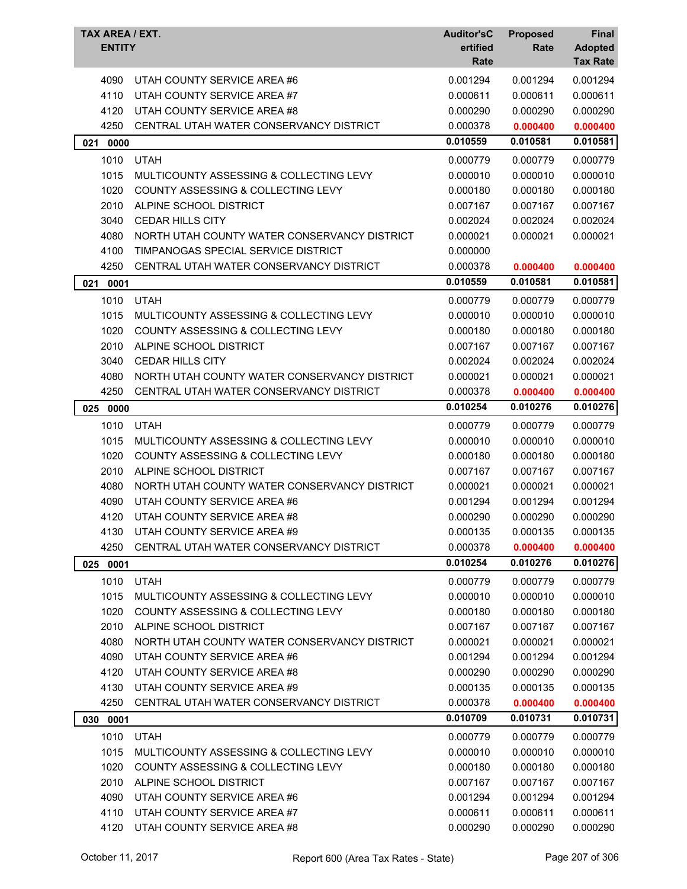| TAX AREA / EXT. ENTITY | | Auditor'sCertified Rate | Proposed Rate | Final Adopted Tax Rate |
|---|---|---|---|---|
| 4090 | UTAH COUNTY SERVICE AREA #6 | 0.001294 | 0.001294 | 0.001294 |
| 4110 | UTAH COUNTY SERVICE AREA #7 | 0.000611 | 0.000611 | 0.000611 |
| 4120 | UTAH COUNTY SERVICE AREA #8 | 0.000290 | 0.000290 | 0.000290 |
| 4250 | CENTRAL UTAH WATER CONSERVANCY DISTRICT | 0.000378 | **0.000400** | **0.000400** |
| **021 0000** | | **0.010559** | **0.010581** | **0.010581** |
| 1010 | UTAH | 0.000779 | 0.000779 | 0.000779 |
| 1015 | MULTICOUNTY ASSESSING & COLLECTING LEVY | 0.000010 | 0.000010 | 0.000010 |
| 1020 | COUNTY ASSESSING & COLLECTING LEVY | 0.000180 | 0.000180 | 0.000180 |
| 2010 | ALPINE SCHOOL DISTRICT | 0.007167 | 0.007167 | 0.007167 |
| 3040 | CEDAR HILLS CITY | 0.002024 | 0.002024 | 0.002024 |
| 4080 | NORTH UTAH COUNTY WATER CONSERVANCY DISTRICT | 0.000021 | 0.000021 | 0.000021 |
| 4100 | TIMPANOGAS SPECIAL SERVICE DISTRICT | 0.000000 | | |
| 4250 | CENTRAL UTAH WATER CONSERVANCY DISTRICT | 0.000378 | **0.000400** | **0.000400** |
| **021 0001** | | **0.010559** | **0.010581** | **0.010581** |
| 1010 | UTAH | 0.000779 | 0.000779 | 0.000779 |
| 1015 | MULTICOUNTY ASSESSING & COLLECTING LEVY | 0.000010 | 0.000010 | 0.000010 |
| 1020 | COUNTY ASSESSING & COLLECTING LEVY | 0.000180 | 0.000180 | 0.000180 |
| 2010 | ALPINE SCHOOL DISTRICT | 0.007167 | 0.007167 | 0.007167 |
| 3040 | CEDAR HILLS CITY | 0.002024 | 0.002024 | 0.002024 |
| 4080 | NORTH UTAH COUNTY WATER CONSERVANCY DISTRICT | 0.000021 | 0.000021 | 0.000021 |
| 4250 | CENTRAL UTAH WATER CONSERVANCY DISTRICT | 0.000378 | **0.000400** | **0.000400** |
| **025 0000** | | **0.010254** | **0.010276** | **0.010276** |
| 1010 | UTAH | 0.000779 | 0.000779 | 0.000779 |
| 1015 | MULTICOUNTY ASSESSING & COLLECTING LEVY | 0.000010 | 0.000010 | 0.000010 |
| 1020 | COUNTY ASSESSING & COLLECTING LEVY | 0.000180 | 0.000180 | 0.000180 |
| 2010 | ALPINE SCHOOL DISTRICT | 0.007167 | 0.007167 | 0.007167 |
| 4080 | NORTH UTAH COUNTY WATER CONSERVANCY DISTRICT | 0.000021 | 0.000021 | 0.000021 |
| 4090 | UTAH COUNTY SERVICE AREA #6 | 0.001294 | 0.001294 | 0.001294 |
| 4120 | UTAH COUNTY SERVICE AREA #8 | 0.000290 | 0.000290 | 0.000290 |
| 4130 | UTAH COUNTY SERVICE AREA #9 | 0.000135 | 0.000135 | 0.000135 |
| 4250 | CENTRAL UTAH WATER CONSERVANCY DISTRICT | 0.000378 | **0.000400** | **0.000400** |
| **025 0001** | | **0.010254** | **0.010276** | **0.010276** |
| 1010 | UTAH | 0.000779 | 0.000779 | 0.000779 |
| 1015 | MULTICOUNTY ASSESSING & COLLECTING LEVY | 0.000010 | 0.000010 | 0.000010 |
| 1020 | COUNTY ASSESSING & COLLECTING LEVY | 0.000180 | 0.000180 | 0.000180 |
| 2010 | ALPINE SCHOOL DISTRICT | 0.007167 | 0.007167 | 0.007167 |
| 4080 | NORTH UTAH COUNTY WATER CONSERVANCY DISTRICT | 0.000021 | 0.000021 | 0.000021 |
| 4090 | UTAH COUNTY SERVICE AREA #6 | 0.001294 | 0.001294 | 0.001294 |
| 4120 | UTAH COUNTY SERVICE AREA #8 | 0.000290 | 0.000290 | 0.000290 |
| 4130 | UTAH COUNTY SERVICE AREA #9 | 0.000135 | 0.000135 | 0.000135 |
| 4250 | CENTRAL UTAH WATER CONSERVANCY DISTRICT | 0.000378 | **0.000400** | **0.000400** |
| **030 0001** | | **0.010709** | **0.010731** | **0.010731** |
| 1010 | UTAH | 0.000779 | 0.000779 | 0.000779 |
| 1015 | MULTICOUNTY ASSESSING & COLLECTING LEVY | 0.000010 | 0.000010 | 0.000010 |
| 1020 | COUNTY ASSESSING & COLLECTING LEVY | 0.000180 | 0.000180 | 0.000180 |
| 2010 | ALPINE SCHOOL DISTRICT | 0.007167 | 0.007167 | 0.007167 |
| 4090 | UTAH COUNTY SERVICE AREA #6 | 0.001294 | 0.001294 | 0.001294 |
| 4110 | UTAH COUNTY SERVICE AREA #7 | 0.000611 | 0.000611 | 0.000611 |
| 4120 | UTAH COUNTY SERVICE AREA #8 | 0.000290 | 0.000290 | 0.000290 |

October 11, 2017 — Report 600 (Area Tax Rates - State)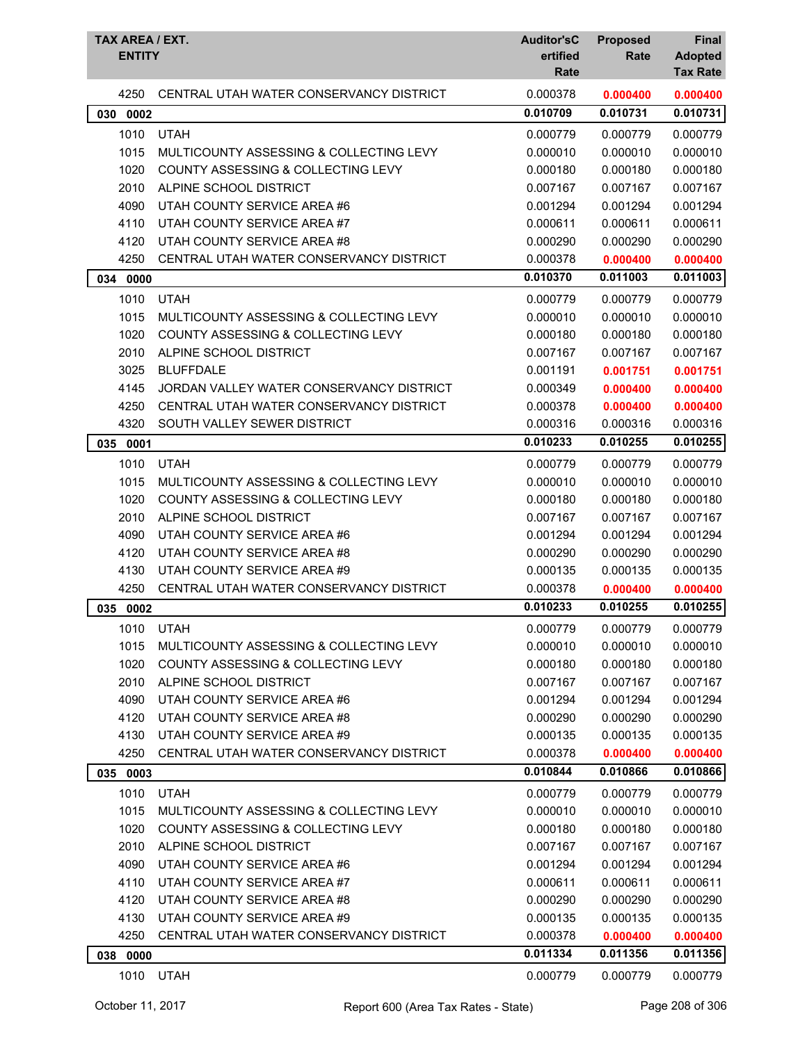| TAX AREA / EXT. ENTITY | | Auditor'sCertified Rate | Proposed Rate | Final Adopted Tax Rate |
|---|---|---|---|---|
| 4250 | CENTRAL UTAH WATER CONSERVANCY DISTRICT | 0.000378 | **0.000400** | **0.000400** |
| **030 0002** | | **0.010709** | **0.010731** | **0.010731** |
| 1010 | UTAH | 0.000779 | 0.000779 | 0.000779 |
| 1015 | MULTICOUNTY ASSESSING & COLLECTING LEVY | 0.000010 | 0.000010 | 0.000010 |
| 1020 | COUNTY ASSESSING & COLLECTING LEVY | 0.000180 | 0.000180 | 0.000180 |
| 2010 | ALPINE SCHOOL DISTRICT | 0.007167 | 0.007167 | 0.007167 |
| 4090 | UTAH COUNTY SERVICE AREA #6 | 0.001294 | 0.001294 | 0.001294 |
| 4110 | UTAH COUNTY SERVICE AREA #7 | 0.000611 | 0.000611 | 0.000611 |
| 4120 | UTAH COUNTY SERVICE AREA #8 | 0.000290 | 0.000290 | 0.000290 |
| 4250 | CENTRAL UTAH WATER CONSERVANCY DISTRICT | 0.000378 | **0.000400** | **0.000400** |
| **034 0000** | | **0.010370** | **0.011003** | **0.011003** |
| 1010 | UTAH | 0.000779 | 0.000779 | 0.000779 |
| 1015 | MULTICOUNTY ASSESSING & COLLECTING LEVY | 0.000010 | 0.000010 | 0.000010 |
| 1020 | COUNTY ASSESSING & COLLECTING LEVY | 0.000180 | 0.000180 | 0.000180 |
| 2010 | ALPINE SCHOOL DISTRICT | 0.007167 | 0.007167 | 0.007167 |
| 3025 | BLUFFDALE | 0.001191 | **0.001751** | **0.001751** |
| 4145 | JORDAN VALLEY WATER CONSERVANCY DISTRICT | 0.000349 | **0.000400** | **0.000400** |
| 4250 | CENTRAL UTAH WATER CONSERVANCY DISTRICT | 0.000378 | **0.000400** | **0.000400** |
| 4320 | SOUTH VALLEY SEWER DISTRICT | 0.000316 | 0.000316 | 0.000316 |
| **035 0001** | | **0.010233** | **0.010255** | **0.010255** |
| 1010 | UTAH | 0.000779 | 0.000779 | 0.000779 |
| 1015 | MULTICOUNTY ASSESSING & COLLECTING LEVY | 0.000010 | 0.000010 | 0.000010 |
| 1020 | COUNTY ASSESSING & COLLECTING LEVY | 0.000180 | 0.000180 | 0.000180 |
| 2010 | ALPINE SCHOOL DISTRICT | 0.007167 | 0.007167 | 0.007167 |
| 4090 | UTAH COUNTY SERVICE AREA #6 | 0.001294 | 0.001294 | 0.001294 |
| 4120 | UTAH COUNTY SERVICE AREA #8 | 0.000290 | 0.000290 | 0.000290 |
| 4130 | UTAH COUNTY SERVICE AREA #9 | 0.000135 | 0.000135 | 0.000135 |
| 4250 | CENTRAL UTAH WATER CONSERVANCY DISTRICT | 0.000378 | **0.000400** | **0.000400** |
| **035 0002** | | **0.010233** | **0.010255** | **0.010255** |
| 1010 | UTAH | 0.000779 | 0.000779 | 0.000779 |
| 1015 | MULTICOUNTY ASSESSING & COLLECTING LEVY | 0.000010 | 0.000010 | 0.000010 |
| 1020 | COUNTY ASSESSING & COLLECTING LEVY | 0.000180 | 0.000180 | 0.000180 |
| 2010 | ALPINE SCHOOL DISTRICT | 0.007167 | 0.007167 | 0.007167 |
| 4090 | UTAH COUNTY SERVICE AREA #6 | 0.001294 | 0.001294 | 0.001294 |
| 4120 | UTAH COUNTY SERVICE AREA #8 | 0.000290 | 0.000290 | 0.000290 |
| 4130 | UTAH COUNTY SERVICE AREA #9 | 0.000135 | 0.000135 | 0.000135 |
| 4250 | CENTRAL UTAH WATER CONSERVANCY DISTRICT | 0.000378 | **0.000400** | **0.000400** |
| **035 0003** | | **0.010844** | **0.010866** | **0.010866** |
| 1010 | UTAH | 0.000779 | 0.000779 | 0.000779 |
| 1015 | MULTICOUNTY ASSESSING & COLLECTING LEVY | 0.000010 | 0.000010 | 0.000010 |
| 1020 | COUNTY ASSESSING & COLLECTING LEVY | 0.000180 | 0.000180 | 0.000180 |
| 2010 | ALPINE SCHOOL DISTRICT | 0.007167 | 0.007167 | 0.007167 |
| 4090 | UTAH COUNTY SERVICE AREA #6 | 0.001294 | 0.001294 | 0.001294 |
| 4110 | UTAH COUNTY SERVICE AREA #7 | 0.000611 | 0.000611 | 0.000611 |
| 4120 | UTAH COUNTY SERVICE AREA #8 | 0.000290 | 0.000290 | 0.000290 |
| 4130 | UTAH COUNTY SERVICE AREA #9 | 0.000135 | 0.000135 | 0.000135 |
| 4250 | CENTRAL UTAH WATER CONSERVANCY DISTRICT | 0.000378 | **0.000400** | **0.000400** |
| **038 0000** | | **0.011334** | **0.011356** | **0.011356** |
| 1010 | UTAH | 0.000779 | 0.000779 | 0.000779 |

October 11, 2017 — Report 600 (Area Tax Rates - State)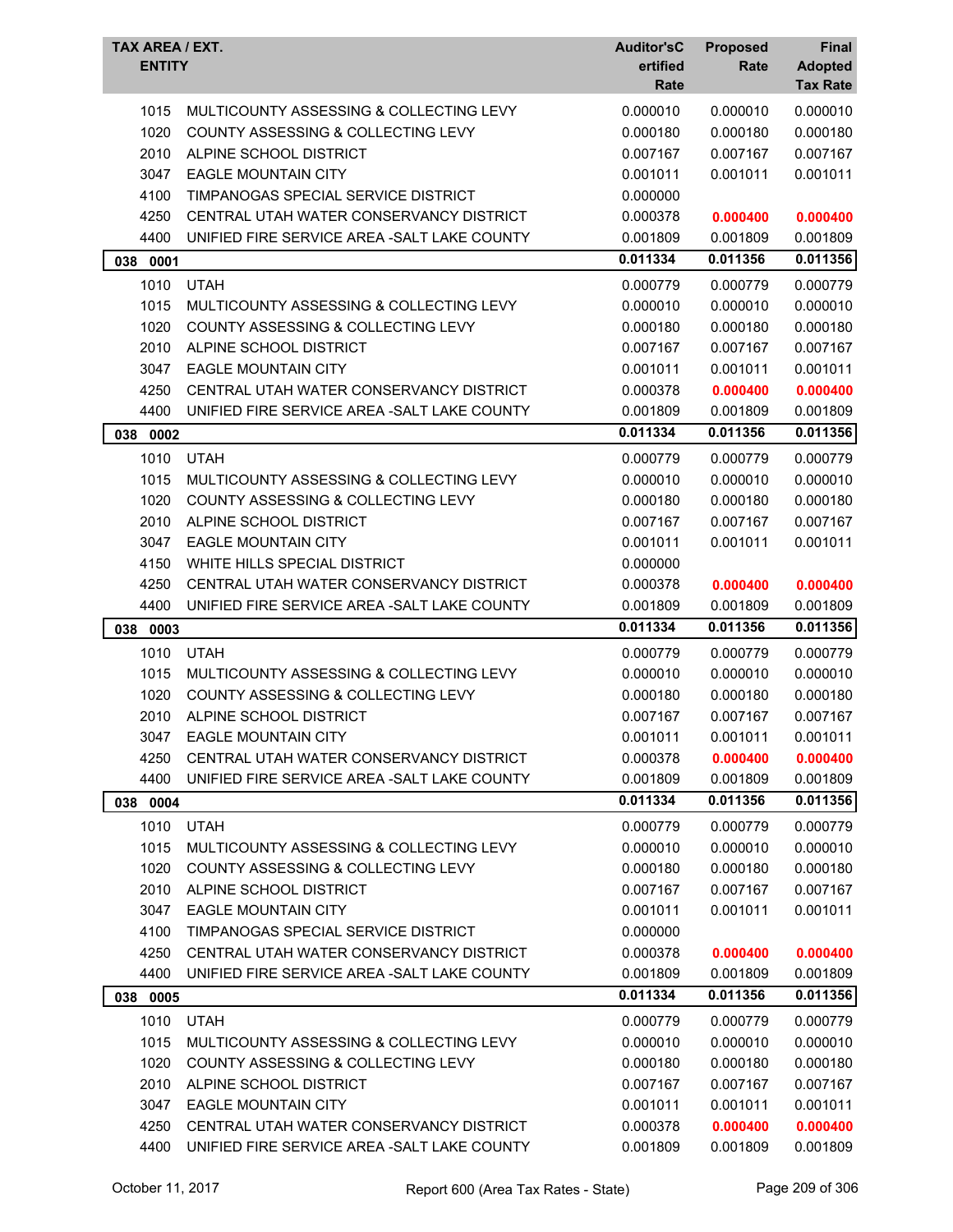| TAX AREA / EXT. ENTITY | | Auditor'sCertified Rate | Proposed Rate | Final Adopted Tax Rate |
|---|---|---|---|---|
| 1015 | MULTICOUNTY ASSESSING & COLLECTING LEVY | 0.000010 | 0.000010 | 0.000010 |
| 1020 | COUNTY ASSESSING & COLLECTING LEVY | 0.000180 | 0.000180 | 0.000180 |
| 2010 | ALPINE SCHOOL DISTRICT | 0.007167 | 0.007167 | 0.007167 |
| 3047 | EAGLE MOUNTAIN CITY | 0.001011 | 0.001011 | 0.001011 |
| 4100 | TIMPANOGAS SPECIAL SERVICE DISTRICT | 0.000000 | | |
| 4250 | CENTRAL UTAH WATER CONSERVANCY DISTRICT | 0.000378 | **0.000400** | **0.000400** |
| 4400 | UNIFIED FIRE SERVICE AREA -SALT LAKE COUNTY | 0.001809 | 0.001809 | 0.001809 |
| **038 0001** | | **0.011334** | **0.011356** | **0.011356** |
| 1010 | UTAH | 0.000779 | 0.000779 | 0.000779 |
| 1015 | MULTICOUNTY ASSESSING & COLLECTING LEVY | 0.000010 | 0.000010 | 0.000010 |
| 1020 | COUNTY ASSESSING & COLLECTING LEVY | 0.000180 | 0.000180 | 0.000180 |
| 2010 | ALPINE SCHOOL DISTRICT | 0.007167 | 0.007167 | 0.007167 |
| 3047 | EAGLE MOUNTAIN CITY | 0.001011 | 0.001011 | 0.001011 |
| 4250 | CENTRAL UTAH WATER CONSERVANCY DISTRICT | 0.000378 | **0.000400** | **0.000400** |
| 4400 | UNIFIED FIRE SERVICE AREA -SALT LAKE COUNTY | 0.001809 | 0.001809 | 0.001809 |
| **038 0002** | | **0.011334** | **0.011356** | **0.011356** |
| 1010 | UTAH | 0.000779 | 0.000779 | 0.000779 |
| 1015 | MULTICOUNTY ASSESSING & COLLECTING LEVY | 0.000010 | 0.000010 | 0.000010 |
| 1020 | COUNTY ASSESSING & COLLECTING LEVY | 0.000180 | 0.000180 | 0.000180 |
| 2010 | ALPINE SCHOOL DISTRICT | 0.007167 | 0.007167 | 0.007167 |
| 3047 | EAGLE MOUNTAIN CITY | 0.001011 | 0.001011 | 0.001011 |
| 4150 | WHITE HILLS SPECIAL DISTRICT | 0.000000 | | |
| 4250 | CENTRAL UTAH WATER CONSERVANCY DISTRICT | 0.000378 | **0.000400** | **0.000400** |
| 4400 | UNIFIED FIRE SERVICE AREA -SALT LAKE COUNTY | 0.001809 | 0.001809 | 0.001809 |
| **038 0003** | | **0.011334** | **0.011356** | **0.011356** |
| 1010 | UTAH | 0.000779 | 0.000779 | 0.000779 |
| 1015 | MULTICOUNTY ASSESSING & COLLECTING LEVY | 0.000010 | 0.000010 | 0.000010 |
| 1020 | COUNTY ASSESSING & COLLECTING LEVY | 0.000180 | 0.000180 | 0.000180 |
| 2010 | ALPINE SCHOOL DISTRICT | 0.007167 | 0.007167 | 0.007167 |
| 3047 | EAGLE MOUNTAIN CITY | 0.001011 | 0.001011 | 0.001011 |
| 4250 | CENTRAL UTAH WATER CONSERVANCY DISTRICT | 0.000378 | **0.000400** | **0.000400** |
| 4400 | UNIFIED FIRE SERVICE AREA -SALT LAKE COUNTY | 0.001809 | 0.001809 | 0.001809 |
| **038 0004** | | **0.011334** | **0.011356** | **0.011356** |
| 1010 | UTAH | 0.000779 | 0.000779 | 0.000779 |
| 1015 | MULTICOUNTY ASSESSING & COLLECTING LEVY | 0.000010 | 0.000010 | 0.000010 |
| 1020 | COUNTY ASSESSING & COLLECTING LEVY | 0.000180 | 0.000180 | 0.000180 |
| 2010 | ALPINE SCHOOL DISTRICT | 0.007167 | 0.007167 | 0.007167 |
| 3047 | EAGLE MOUNTAIN CITY | 0.001011 | 0.001011 | 0.001011 |
| 4100 | TIMPANOGAS SPECIAL SERVICE DISTRICT | 0.000000 | | |
| 4250 | CENTRAL UTAH WATER CONSERVANCY DISTRICT | 0.000378 | **0.000400** | **0.000400** |
| 4400 | UNIFIED FIRE SERVICE AREA -SALT LAKE COUNTY | 0.001809 | 0.001809 | 0.001809 |
| **038 0005** | | **0.011334** | **0.011356** | **0.011356** |
| 1010 | UTAH | 0.000779 | 0.000779 | 0.000779 |
| 1015 | MULTICOUNTY ASSESSING & COLLECTING LEVY | 0.000010 | 0.000010 | 0.000010 |
| 1020 | COUNTY ASSESSING & COLLECTING LEVY | 0.000180 | 0.000180 | 0.000180 |
| 2010 | ALPINE SCHOOL DISTRICT | 0.007167 | 0.007167 | 0.007167 |
| 3047 | EAGLE MOUNTAIN CITY | 0.001011 | 0.001011 | 0.001011 |
| 4250 | CENTRAL UTAH WATER CONSERVANCY DISTRICT | 0.000378 | **0.000400** | **0.000400** |
| 4400 | UNIFIED FIRE SERVICE AREA -SALT LAKE COUNTY | 0.001809 | 0.001809 | 0.001809 |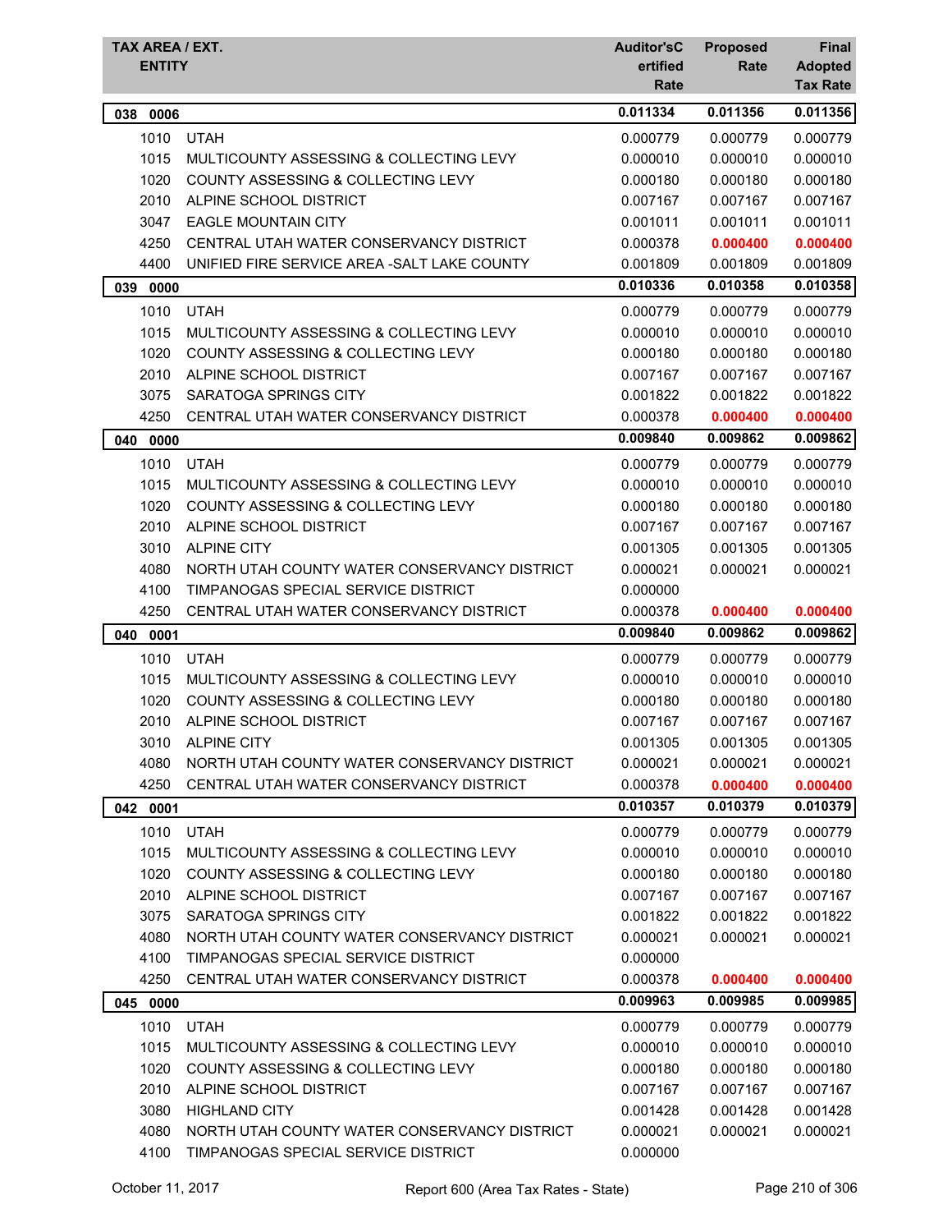| TAX AREA / EXT. ENTITY | | Auditor'sCertified Rate | Proposed Rate | Final Adopted Tax Rate |
|---|---|---|---|---|
| **038 0006** | | **0.011334** | **0.011356** | **0.011356** |
| 1010 | UTAH | 0.000779 | 0.000779 | 0.000779 |
| 1015 | MULTICOUNTY ASSESSING & COLLECTING LEVY | 0.000010 | 0.000010 | 0.000010 |
| 1020 | COUNTY ASSESSING & COLLECTING LEVY | 0.000180 | 0.000180 | 0.000180 |
| 2010 | ALPINE SCHOOL DISTRICT | 0.007167 | 0.007167 | 0.007167 |
| 3047 | EAGLE MOUNTAIN CITY | 0.001011 | 0.001011 | 0.001011 |
| 4250 | CENTRAL UTAH WATER CONSERVANCY DISTRICT | 0.000378 | **0.000400** | **0.000400** |
| 4400 | UNIFIED FIRE SERVICE AREA -SALT LAKE COUNTY | 0.001809 | 0.001809 | 0.001809 |
| **039 0000** | | **0.010336** | **0.010358** | **0.010358** |
| 1010 | UTAH | 0.000779 | 0.000779 | 0.000779 |
| 1015 | MULTICOUNTY ASSESSING & COLLECTING LEVY | 0.000010 | 0.000010 | 0.000010 |
| 1020 | COUNTY ASSESSING & COLLECTING LEVY | 0.000180 | 0.000180 | 0.000180 |
| 2010 | ALPINE SCHOOL DISTRICT | 0.007167 | 0.007167 | 0.007167 |
| 3075 | SARATOGA SPRINGS CITY | 0.001822 | 0.001822 | 0.001822 |
| 4250 | CENTRAL UTAH WATER CONSERVANCY DISTRICT | 0.000378 | **0.000400** | **0.000400** |
| **040 0000** | | **0.009840** | **0.009862** | **0.009862** |
| 1010 | UTAH | 0.000779 | 0.000779 | 0.000779 |
| 1015 | MULTICOUNTY ASSESSING & COLLECTING LEVY | 0.000010 | 0.000010 | 0.000010 |
| 1020 | COUNTY ASSESSING & COLLECTING LEVY | 0.000180 | 0.000180 | 0.000180 |
| 2010 | ALPINE SCHOOL DISTRICT | 0.007167 | 0.007167 | 0.007167 |
| 3010 | ALPINE CITY | 0.001305 | 0.001305 | 0.001305 |
| 4080 | NORTH UTAH COUNTY WATER CONSERVANCY DISTRICT | 0.000021 | 0.000021 | 0.000021 |
| 4100 | TIMPANOGAS SPECIAL SERVICE DISTRICT | 0.000000 | | |
| 4250 | CENTRAL UTAH WATER CONSERVANCY DISTRICT | 0.000378 | **0.000400** | **0.000400** |
| **040 0001** | | **0.009840** | **0.009862** | **0.009862** |
| 1010 | UTAH | 0.000779 | 0.000779 | 0.000779 |
| 1015 | MULTICOUNTY ASSESSING & COLLECTING LEVY | 0.000010 | 0.000010 | 0.000010 |
| 1020 | COUNTY ASSESSING & COLLECTING LEVY | 0.000180 | 0.000180 | 0.000180 |
| 2010 | ALPINE SCHOOL DISTRICT | 0.007167 | 0.007167 | 0.007167 |
| 3010 | ALPINE CITY | 0.001305 | 0.001305 | 0.001305 |
| 4080 | NORTH UTAH COUNTY WATER CONSERVANCY DISTRICT | 0.000021 | 0.000021 | 0.000021 |
| 4250 | CENTRAL UTAH WATER CONSERVANCY DISTRICT | 0.000378 | **0.000400** | **0.000400** |
| **042 0001** | | **0.010357** | **0.010379** | **0.010379** |
| 1010 | UTAH | 0.000779 | 0.000779 | 0.000779 |
| 1015 | MULTICOUNTY ASSESSING & COLLECTING LEVY | 0.000010 | 0.000010 | 0.000010 |
| 1020 | COUNTY ASSESSING & COLLECTING LEVY | 0.000180 | 0.000180 | 0.000180 |
| 2010 | ALPINE SCHOOL DISTRICT | 0.007167 | 0.007167 | 0.007167 |
| 3075 | SARATOGA SPRINGS CITY | 0.001822 | 0.001822 | 0.001822 |
| 4080 | NORTH UTAH COUNTY WATER CONSERVANCY DISTRICT | 0.000021 | 0.000021 | 0.000021 |
| 4100 | TIMPANOGAS SPECIAL SERVICE DISTRICT | 0.000000 | | |
| 4250 | CENTRAL UTAH WATER CONSERVANCY DISTRICT | 0.000378 | **0.000400** | **0.000400** |
| **045 0000** | | **0.009963** | **0.009985** | **0.009985** |
| 1010 | UTAH | 0.000779 | 0.000779 | 0.000779 |
| 1015 | MULTICOUNTY ASSESSING & COLLECTING LEVY | 0.000010 | 0.000010 | 0.000010 |
| 1020 | COUNTY ASSESSING & COLLECTING LEVY | 0.000180 | 0.000180 | 0.000180 |
| 2010 | ALPINE SCHOOL DISTRICT | 0.007167 | 0.007167 | 0.007167 |
| 3080 | HIGHLAND CITY | 0.001428 | 0.001428 | 0.001428 |
| 4080 | NORTH UTAH COUNTY WATER CONSERVANCY DISTRICT | 0.000021 | 0.000021 | 0.000021 |
| 4100 | TIMPANOGAS SPECIAL SERVICE DISTRICT | 0.000000 | | |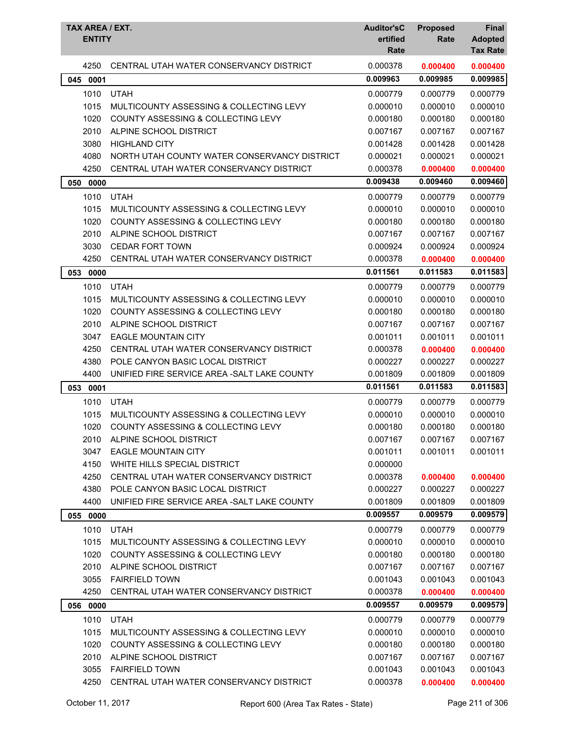| TAX AREA / EXT. | ENTITY | Auditor'sCertified Rate | Proposed Rate | Final Adopted Tax Rate |
|---|---|---|---|---|
| 4250 | CENTRAL UTAH WATER CONSERVANCY DISTRICT | 0.000378 | 0.000400 | 0.000400 |
| **045 0001** | | **0.009963** | **0.009985** | **0.009985** |
| 1010 | UTAH | 0.000779 | 0.000779 | 0.000779 |
| 1015 | MULTICOUNTY ASSESSING & COLLECTING LEVY | 0.000010 | 0.000010 | 0.000010 |
| 1020 | COUNTY ASSESSING & COLLECTING LEVY | 0.000180 | 0.000180 | 0.000180 |
| 2010 | ALPINE SCHOOL DISTRICT | 0.007167 | 0.007167 | 0.007167 |
| 3080 | HIGHLAND CITY | 0.001428 | 0.001428 | 0.001428 |
| 4080 | NORTH UTAH COUNTY WATER CONSERVANCY DISTRICT | 0.000021 | 0.000021 | 0.000021 |
| 4250 | CENTRAL UTAH WATER CONSERVANCY DISTRICT | 0.000378 | 0.000400 | 0.000400 |
| **050 0000** | | **0.009438** | **0.009460** | **0.009460** |
| 1010 | UTAH | 0.000779 | 0.000779 | 0.000779 |
| 1015 | MULTICOUNTY ASSESSING & COLLECTING LEVY | 0.000010 | 0.000010 | 0.000010 |
| 1020 | COUNTY ASSESSING & COLLECTING LEVY | 0.000180 | 0.000180 | 0.000180 |
| 2010 | ALPINE SCHOOL DISTRICT | 0.007167 | 0.007167 | 0.007167 |
| 3030 | CEDAR FORT TOWN | 0.000924 | 0.000924 | 0.000924 |
| 4250 | CENTRAL UTAH WATER CONSERVANCY DISTRICT | 0.000378 | 0.000400 | 0.000400 |
| **053 0000** | | **0.011561** | **0.011583** | **0.011583** |
| 1010 | UTAH | 0.000779 | 0.000779 | 0.000779 |
| 1015 | MULTICOUNTY ASSESSING & COLLECTING LEVY | 0.000010 | 0.000010 | 0.000010 |
| 1020 | COUNTY ASSESSING & COLLECTING LEVY | 0.000180 | 0.000180 | 0.000180 |
| 2010 | ALPINE SCHOOL DISTRICT | 0.007167 | 0.007167 | 0.007167 |
| 3047 | EAGLE MOUNTAIN CITY | 0.001011 | 0.001011 | 0.001011 |
| 4250 | CENTRAL UTAH WATER CONSERVANCY DISTRICT | 0.000378 | 0.000400 | 0.000400 |
| 4380 | POLE CANYON BASIC LOCAL DISTRICT | 0.000227 | 0.000227 | 0.000227 |
| 4400 | UNIFIED FIRE SERVICE AREA -SALT LAKE COUNTY | 0.001809 | 0.001809 | 0.001809 |
| **053 0001** | | **0.011561** | **0.011583** | **0.011583** |
| 1010 | UTAH | 0.000779 | 0.000779 | 0.000779 |
| 1015 | MULTICOUNTY ASSESSING & COLLECTING LEVY | 0.000010 | 0.000010 | 0.000010 |
| 1020 | COUNTY ASSESSING & COLLECTING LEVY | 0.000180 | 0.000180 | 0.000180 |
| 2010 | ALPINE SCHOOL DISTRICT | 0.007167 | 0.007167 | 0.007167 |
| 3047 | EAGLE MOUNTAIN CITY | 0.001011 | 0.001011 | 0.001011 |
| 4150 | WHITE HILLS SPECIAL DISTRICT | 0.000000 | | |
| 4250 | CENTRAL UTAH WATER CONSERVANCY DISTRICT | 0.000378 | 0.000400 | 0.000400 |
| 4380 | POLE CANYON BASIC LOCAL DISTRICT | 0.000227 | 0.000227 | 0.000227 |
| 4400 | UNIFIED FIRE SERVICE AREA -SALT LAKE COUNTY | 0.001809 | 0.001809 | 0.001809 |
| **055 0000** | | **0.009557** | **0.009579** | **0.009579** |
| 1010 | UTAH | 0.000779 | 0.000779 | 0.000779 |
| 1015 | MULTICOUNTY ASSESSING & COLLECTING LEVY | 0.000010 | 0.000010 | 0.000010 |
| 1020 | COUNTY ASSESSING & COLLECTING LEVY | 0.000180 | 0.000180 | 0.000180 |
| 2010 | ALPINE SCHOOL DISTRICT | 0.007167 | 0.007167 | 0.007167 |
| 3055 | FAIRFIELD TOWN | 0.001043 | 0.001043 | 0.001043 |
| 4250 | CENTRAL UTAH WATER CONSERVANCY DISTRICT | 0.000378 | 0.000400 | 0.000400 |
| **056 0000** | | **0.009557** | **0.009579** | **0.009579** |
| 1010 | UTAH | 0.000779 | 0.000779 | 0.000779 |
| 1015 | MULTICOUNTY ASSESSING & COLLECTING LEVY | 0.000010 | 0.000010 | 0.000010 |
| 1020 | COUNTY ASSESSING & COLLECTING LEVY | 0.000180 | 0.000180 | 0.000180 |
| 2010 | ALPINE SCHOOL DISTRICT | 0.007167 | 0.007167 | 0.007167 |
| 3055 | FAIRFIELD TOWN | 0.001043 | 0.001043 | 0.001043 |
| 4250 | CENTRAL UTAH WATER CONSERVANCY DISTRICT | 0.000378 | 0.000400 | 0.000400 |

October 11, 2017 — Report 600 (Area Tax Rates - State)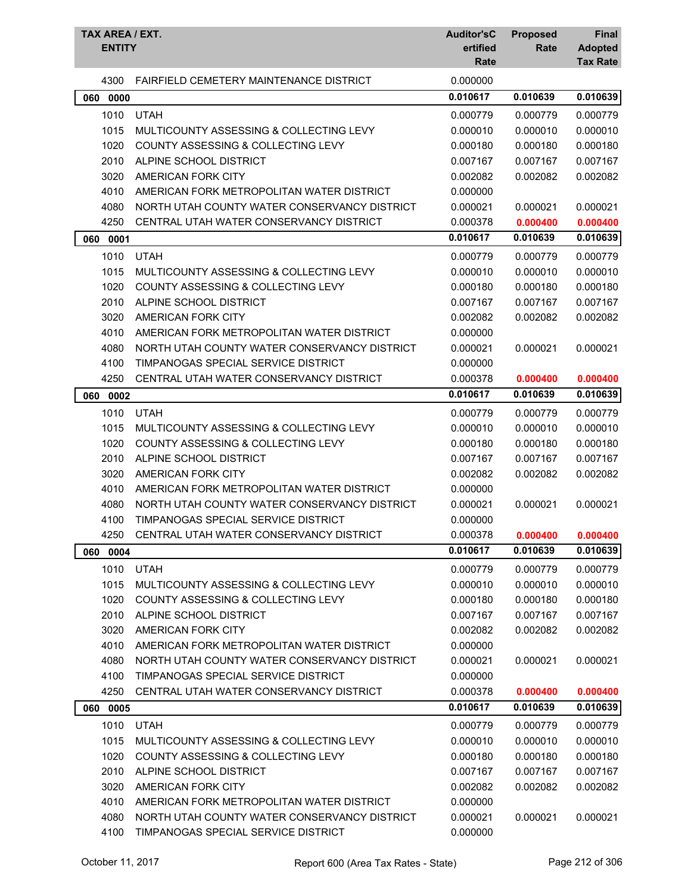| TAX AREA / EXT. ENTITY | | Auditor's Certified Rate | Proposed Rate | Final Adopted Tax Rate |
|---|---|---|---|---|
| 4300 | FAIRFIELD CEMETERY MAINTENANCE DISTRICT | 0.000000 | | |
| **060 0000** | | **0.010617** | **0.010639** | **0.010639** |
| 1010 | UTAH | 0.000779 | 0.000779 | 0.000779 |
| 1015 | MULTICOUNTY ASSESSING & COLLECTING LEVY | 0.000010 | 0.000010 | 0.000010 |
| 1020 | COUNTY ASSESSING & COLLECTING LEVY | 0.000180 | 0.000180 | 0.000180 |
| 2010 | ALPINE SCHOOL DISTRICT | 0.007167 | 0.007167 | 0.007167 |
| 3020 | AMERICAN FORK CITY | 0.002082 | 0.002082 | 0.002082 |
| 4010 | AMERICAN FORK METROPOLITAN WATER DISTRICT | 0.000000 | | |
| 4080 | NORTH UTAH COUNTY WATER CONSERVANCY DISTRICT | 0.000021 | 0.000021 | 0.000021 |
| 4250 | CENTRAL UTAH WATER CONSERVANCY DISTRICT | 0.000378 | **0.000400** | **0.000400** |
| **060 0001** | | **0.010617** | **0.010639** | **0.010639** |
| 1010 | UTAH | 0.000779 | 0.000779 | 0.000779 |
| 1015 | MULTICOUNTY ASSESSING & COLLECTING LEVY | 0.000010 | 0.000010 | 0.000010 |
| 1020 | COUNTY ASSESSING & COLLECTING LEVY | 0.000180 | 0.000180 | 0.000180 |
| 2010 | ALPINE SCHOOL DISTRICT | 0.007167 | 0.007167 | 0.007167 |
| 3020 | AMERICAN FORK CITY | 0.002082 | 0.002082 | 0.002082 |
| 4010 | AMERICAN FORK METROPOLITAN WATER DISTRICT | 0.000000 | | |
| 4080 | NORTH UTAH COUNTY WATER CONSERVANCY DISTRICT | 0.000021 | 0.000021 | 0.000021 |
| 4100 | TIMPANOGAS SPECIAL SERVICE DISTRICT | 0.000000 | | |
| 4250 | CENTRAL UTAH WATER CONSERVANCY DISTRICT | 0.000378 | **0.000400** | **0.000400** |
| **060 0002** | | **0.010617** | **0.010639** | **0.010639** |
| 1010 | UTAH | 0.000779 | 0.000779 | 0.000779 |
| 1015 | MULTICOUNTY ASSESSING & COLLECTING LEVY | 0.000010 | 0.000010 | 0.000010 |
| 1020 | COUNTY ASSESSING & COLLECTING LEVY | 0.000180 | 0.000180 | 0.000180 |
| 2010 | ALPINE SCHOOL DISTRICT | 0.007167 | 0.007167 | 0.007167 |
| 3020 | AMERICAN FORK CITY | 0.002082 | 0.002082 | 0.002082 |
| 4010 | AMERICAN FORK METROPOLITAN WATER DISTRICT | 0.000000 | | |
| 4080 | NORTH UTAH COUNTY WATER CONSERVANCY DISTRICT | 0.000021 | 0.000021 | 0.000021 |
| 4100 | TIMPANOGAS SPECIAL SERVICE DISTRICT | 0.000000 | | |
| 4250 | CENTRAL UTAH WATER CONSERVANCY DISTRICT | 0.000378 | **0.000400** | **0.000400** |
| **060 0004** | | **0.010617** | **0.010639** | **0.010639** |
| 1010 | UTAH | 0.000779 | 0.000779 | 0.000779 |
| 1015 | MULTICOUNTY ASSESSING & COLLECTING LEVY | 0.000010 | 0.000010 | 0.000010 |
| 1020 | COUNTY ASSESSING & COLLECTING LEVY | 0.000180 | 0.000180 | 0.000180 |
| 2010 | ALPINE SCHOOL DISTRICT | 0.007167 | 0.007167 | 0.007167 |
| 3020 | AMERICAN FORK CITY | 0.002082 | 0.002082 | 0.002082 |
| 4010 | AMERICAN FORK METROPOLITAN WATER DISTRICT | 0.000000 | | |
| 4080 | NORTH UTAH COUNTY WATER CONSERVANCY DISTRICT | 0.000021 | 0.000021 | 0.000021 |
| 4100 | TIMPANOGAS SPECIAL SERVICE DISTRICT | 0.000000 | | |
| 4250 | CENTRAL UTAH WATER CONSERVANCY DISTRICT | 0.000378 | **0.000400** | **0.000400** |
| **060 0005** | | **0.010617** | **0.010639** | **0.010639** |
| 1010 | UTAH | 0.000779 | 0.000779 | 0.000779 |
| 1015 | MULTICOUNTY ASSESSING & COLLECTING LEVY | 0.000010 | 0.000010 | 0.000010 |
| 1020 | COUNTY ASSESSING & COLLECTING LEVY | 0.000180 | 0.000180 | 0.000180 |
| 2010 | ALPINE SCHOOL DISTRICT | 0.007167 | 0.007167 | 0.007167 |
| 3020 | AMERICAN FORK CITY | 0.002082 | 0.002082 | 0.002082 |
| 4010 | AMERICAN FORK METROPOLITAN WATER DISTRICT | 0.000000 | | |
| 4080 | NORTH UTAH COUNTY WATER CONSERVANCY DISTRICT | 0.000021 | 0.000021 | 0.000021 |
| 4100 | TIMPANOGAS SPECIAL SERVICE DISTRICT | 0.000000 | | |

October 11, 2017 — Report 600 (Area Tax Rates - State)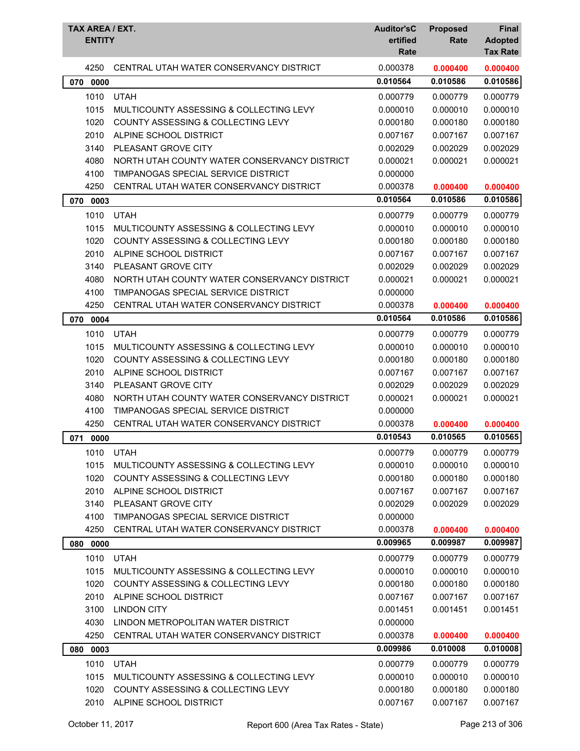| TAX AREA / EXT. ENTITY | | Auditor'sCertified Rate | Proposed Rate | Final Adopted Tax Rate |
|---|---|---|---|---|
| 4250 | CENTRAL UTAH WATER CONSERVANCY DISTRICT | 0.000378 | **0.000400** | **0.000400** |
| **070 0000** | | **0.010564** | **0.010586** | **0.010586** |
| 1010 | UTAH | 0.000779 | 0.000779 | 0.000779 |
| 1015 | MULTICOUNTY ASSESSING & COLLECTING LEVY | 0.000010 | 0.000010 | 0.000010 |
| 1020 | COUNTY ASSESSING & COLLECTING LEVY | 0.000180 | 0.000180 | 0.000180 |
| 2010 | ALPINE SCHOOL DISTRICT | 0.007167 | 0.007167 | 0.007167 |
| 3140 | PLEASANT GROVE CITY | 0.002029 | 0.002029 | 0.002029 |
| 4080 | NORTH UTAH COUNTY WATER CONSERVANCY DISTRICT | 0.000021 | 0.000021 | 0.000021 |
| 4100 | TIMPANOGAS SPECIAL SERVICE DISTRICT | 0.000000 | | |
| 4250 | CENTRAL UTAH WATER CONSERVANCY DISTRICT | 0.000378 | **0.000400** | **0.000400** |
| **070 0003** | | **0.010564** | **0.010586** | **0.010586** |
| 1010 | UTAH | 0.000779 | 0.000779 | 0.000779 |
| 1015 | MULTICOUNTY ASSESSING & COLLECTING LEVY | 0.000010 | 0.000010 | 0.000010 |
| 1020 | COUNTY ASSESSING & COLLECTING LEVY | 0.000180 | 0.000180 | 0.000180 |
| 2010 | ALPINE SCHOOL DISTRICT | 0.007167 | 0.007167 | 0.007167 |
| 3140 | PLEASANT GROVE CITY | 0.002029 | 0.002029 | 0.002029 |
| 4080 | NORTH UTAH COUNTY WATER CONSERVANCY DISTRICT | 0.000021 | 0.000021 | 0.000021 |
| 4100 | TIMPANOGAS SPECIAL SERVICE DISTRICT | 0.000000 | | |
| 4250 | CENTRAL UTAH WATER CONSERVANCY DISTRICT | 0.000378 | **0.000400** | **0.000400** |
| **070 0004** | | **0.010564** | **0.010586** | **0.010586** |
| 1010 | UTAH | 0.000779 | 0.000779 | 0.000779 |
| 1015 | MULTICOUNTY ASSESSING & COLLECTING LEVY | 0.000010 | 0.000010 | 0.000010 |
| 1020 | COUNTY ASSESSING & COLLECTING LEVY | 0.000180 | 0.000180 | 0.000180 |
| 2010 | ALPINE SCHOOL DISTRICT | 0.007167 | 0.007167 | 0.007167 |
| 3140 | PLEASANT GROVE CITY | 0.002029 | 0.002029 | 0.002029 |
| 4080 | NORTH UTAH COUNTY WATER CONSERVANCY DISTRICT | 0.000021 | 0.000021 | 0.000021 |
| 4100 | TIMPANOGAS SPECIAL SERVICE DISTRICT | 0.000000 | | |
| 4250 | CENTRAL UTAH WATER CONSERVANCY DISTRICT | 0.000378 | **0.000400** | **0.000400** |
| **071 0000** | | **0.010543** | **0.010565** | **0.010565** |
| 1010 | UTAH | 0.000779 | 0.000779 | 0.000779 |
| 1015 | MULTICOUNTY ASSESSING & COLLECTING LEVY | 0.000010 | 0.000010 | 0.000010 |
| 1020 | COUNTY ASSESSING & COLLECTING LEVY | 0.000180 | 0.000180 | 0.000180 |
| 2010 | ALPINE SCHOOL DISTRICT | 0.007167 | 0.007167 | 0.007167 |
| 3140 | PLEASANT GROVE CITY | 0.002029 | 0.002029 | 0.002029 |
| 4100 | TIMPANOGAS SPECIAL SERVICE DISTRICT | 0.000000 | | |
| 4250 | CENTRAL UTAH WATER CONSERVANCY DISTRICT | 0.000378 | **0.000400** | **0.000400** |
| **080 0000** | | **0.009965** | **0.009987** | **0.009987** |
| 1010 | UTAH | 0.000779 | 0.000779 | 0.000779 |
| 1015 | MULTICOUNTY ASSESSING & COLLECTING LEVY | 0.000010 | 0.000010 | 0.000010 |
| 1020 | COUNTY ASSESSING & COLLECTING LEVY | 0.000180 | 0.000180 | 0.000180 |
| 2010 | ALPINE SCHOOL DISTRICT | 0.007167 | 0.007167 | 0.007167 |
| 3100 | LINDON CITY | 0.001451 | 0.001451 | 0.001451 |
| 4030 | LINDON METROPOLITAN WATER DISTRICT | 0.000000 | | |
| 4250 | CENTRAL UTAH WATER CONSERVANCY DISTRICT | 0.000378 | **0.000400** | **0.000400** |
| **080 0003** | | **0.009986** | **0.010008** | **0.010008** |
| 1010 | UTAH | 0.000779 | 0.000779 | 0.000779 |
| 1015 | MULTICOUNTY ASSESSING & COLLECTING LEVY | 0.000010 | 0.000010 | 0.000010 |
| 1020 | COUNTY ASSESSING & COLLECTING LEVY | 0.000180 | 0.000180 | 0.000180 |
| 2010 | ALPINE SCHOOL DISTRICT | 0.007167 | 0.007167 | 0.007167 |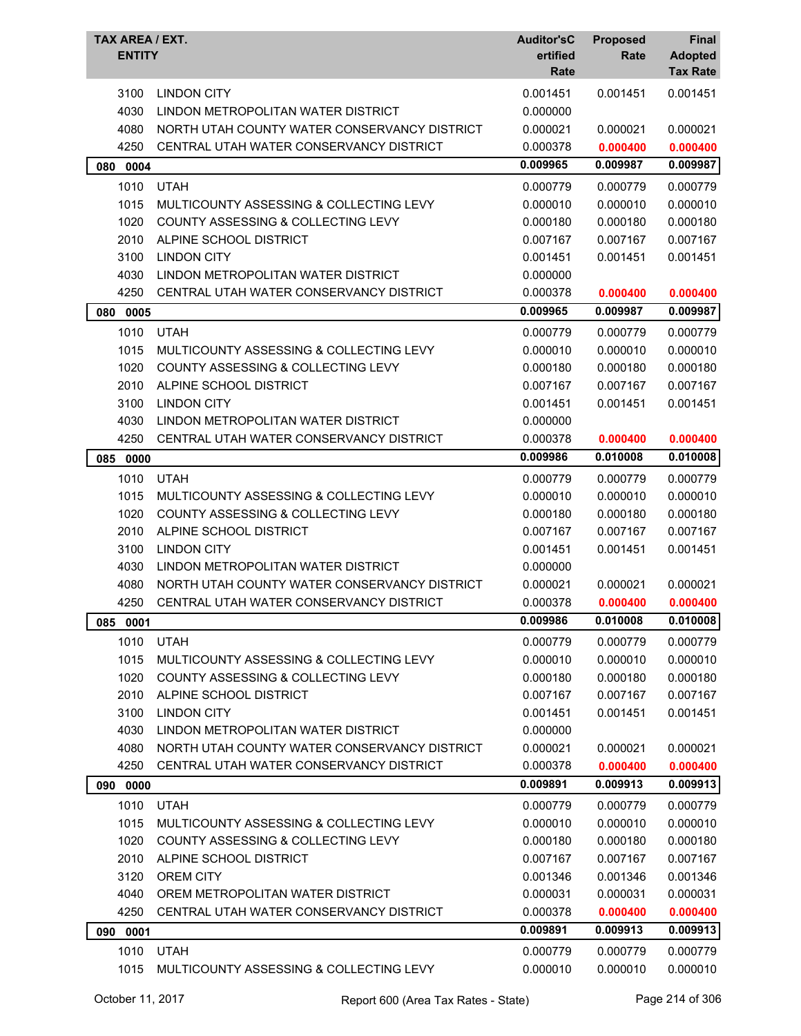| TAX AREA / EXT. ENTITY | | Auditor's Certified Rate | Proposed Rate | Final Adopted Tax Rate |
|---|---|---|---|---|
| 3100 | LINDON CITY | 0.001451 | 0.001451 | 0.001451 |
| 4030 | LINDON METROPOLITAN WATER DISTRICT | 0.000000 | | |
| 4080 | NORTH UTAH COUNTY WATER CONSERVANCY DISTRICT | 0.000021 | 0.000021 | 0.000021 |
| 4250 | CENTRAL UTAH WATER CONSERVANCY DISTRICT | 0.000378 | **0.000400** | **0.000400** |
| **080 0004** | | **0.009965** | **0.009987** | **0.009987** |
| 1010 | UTAH | 0.000779 | 0.000779 | 0.000779 |
| 1015 | MULTICOUNTY ASSESSING & COLLECTING LEVY | 0.000010 | 0.000010 | 0.000010 |
| 1020 | COUNTY ASSESSING & COLLECTING LEVY | 0.000180 | 0.000180 | 0.000180 |
| 2010 | ALPINE SCHOOL DISTRICT | 0.007167 | 0.007167 | 0.007167 |
| 3100 | LINDON CITY | 0.001451 | 0.001451 | 0.001451 |
| 4030 | LINDON METROPOLITAN WATER DISTRICT | 0.000000 | | |
| 4250 | CENTRAL UTAH WATER CONSERVANCY DISTRICT | 0.000378 | **0.000400** | **0.000400** |
| **080 0005** | | **0.009965** | **0.009987** | **0.009987** |
| 1010 | UTAH | 0.000779 | 0.000779 | 0.000779 |
| 1015 | MULTICOUNTY ASSESSING & COLLECTING LEVY | 0.000010 | 0.000010 | 0.000010 |
| 1020 | COUNTY ASSESSING & COLLECTING LEVY | 0.000180 | 0.000180 | 0.000180 |
| 2010 | ALPINE SCHOOL DISTRICT | 0.007167 | 0.007167 | 0.007167 |
| 3100 | LINDON CITY | 0.001451 | 0.001451 | 0.001451 |
| 4030 | LINDON METROPOLITAN WATER DISTRICT | 0.000000 | | |
| 4250 | CENTRAL UTAH WATER CONSERVANCY DISTRICT | 0.000378 | **0.000400** | **0.000400** |
| **085 0000** | | **0.009986** | **0.010008** | **0.010008** |
| 1010 | UTAH | 0.000779 | 0.000779 | 0.000779 |
| 1015 | MULTICOUNTY ASSESSING & COLLECTING LEVY | 0.000010 | 0.000010 | 0.000010 |
| 1020 | COUNTY ASSESSING & COLLECTING LEVY | 0.000180 | 0.000180 | 0.000180 |
| 2010 | ALPINE SCHOOL DISTRICT | 0.007167 | 0.007167 | 0.007167 |
| 3100 | LINDON CITY | 0.001451 | 0.001451 | 0.001451 |
| 4030 | LINDON METROPOLITAN WATER DISTRICT | 0.000000 | | |
| 4080 | NORTH UTAH COUNTY WATER CONSERVANCY DISTRICT | 0.000021 | 0.000021 | 0.000021 |
| 4250 | CENTRAL UTAH WATER CONSERVANCY DISTRICT | 0.000378 | **0.000400** | **0.000400** |
| **085 0001** | | **0.009986** | **0.010008** | **0.010008** |
| 1010 | UTAH | 0.000779 | 0.000779 | 0.000779 |
| 1015 | MULTICOUNTY ASSESSING & COLLECTING LEVY | 0.000010 | 0.000010 | 0.000010 |
| 1020 | COUNTY ASSESSING & COLLECTING LEVY | 0.000180 | 0.000180 | 0.000180 |
| 2010 | ALPINE SCHOOL DISTRICT | 0.007167 | 0.007167 | 0.007167 |
| 3100 | LINDON CITY | 0.001451 | 0.001451 | 0.001451 |
| 4030 | LINDON METROPOLITAN WATER DISTRICT | 0.000000 | | |
| 4080 | NORTH UTAH COUNTY WATER CONSERVANCY DISTRICT | 0.000021 | 0.000021 | 0.000021 |
| 4250 | CENTRAL UTAH WATER CONSERVANCY DISTRICT | 0.000378 | **0.000400** | **0.000400** |
| **090 0000** | | **0.009891** | **0.009913** | **0.009913** |
| 1010 | UTAH | 0.000779 | 0.000779 | 0.000779 |
| 1015 | MULTICOUNTY ASSESSING & COLLECTING LEVY | 0.000010 | 0.000010 | 0.000010 |
| 1020 | COUNTY ASSESSING & COLLECTING LEVY | 0.000180 | 0.000180 | 0.000180 |
| 2010 | ALPINE SCHOOL DISTRICT | 0.007167 | 0.007167 | 0.007167 |
| 3120 | OREM CITY | 0.001346 | 0.001346 | 0.001346 |
| 4040 | OREM METROPOLITAN WATER DISTRICT | 0.000031 | 0.000031 | 0.000031 |
| 4250 | CENTRAL UTAH WATER CONSERVANCY DISTRICT | 0.000378 | **0.000400** | **0.000400** |
| **090 0001** | | **0.009891** | **0.009913** | **0.009913** |
| 1010 | UTAH | 0.000779 | 0.000779 | 0.000779 |
| 1015 | MULTICOUNTY ASSESSING & COLLECTING LEVY | 0.000010 | 0.000010 | 0.000010 |

October 11, 2017 — Report 600 (Area Tax Rates - State)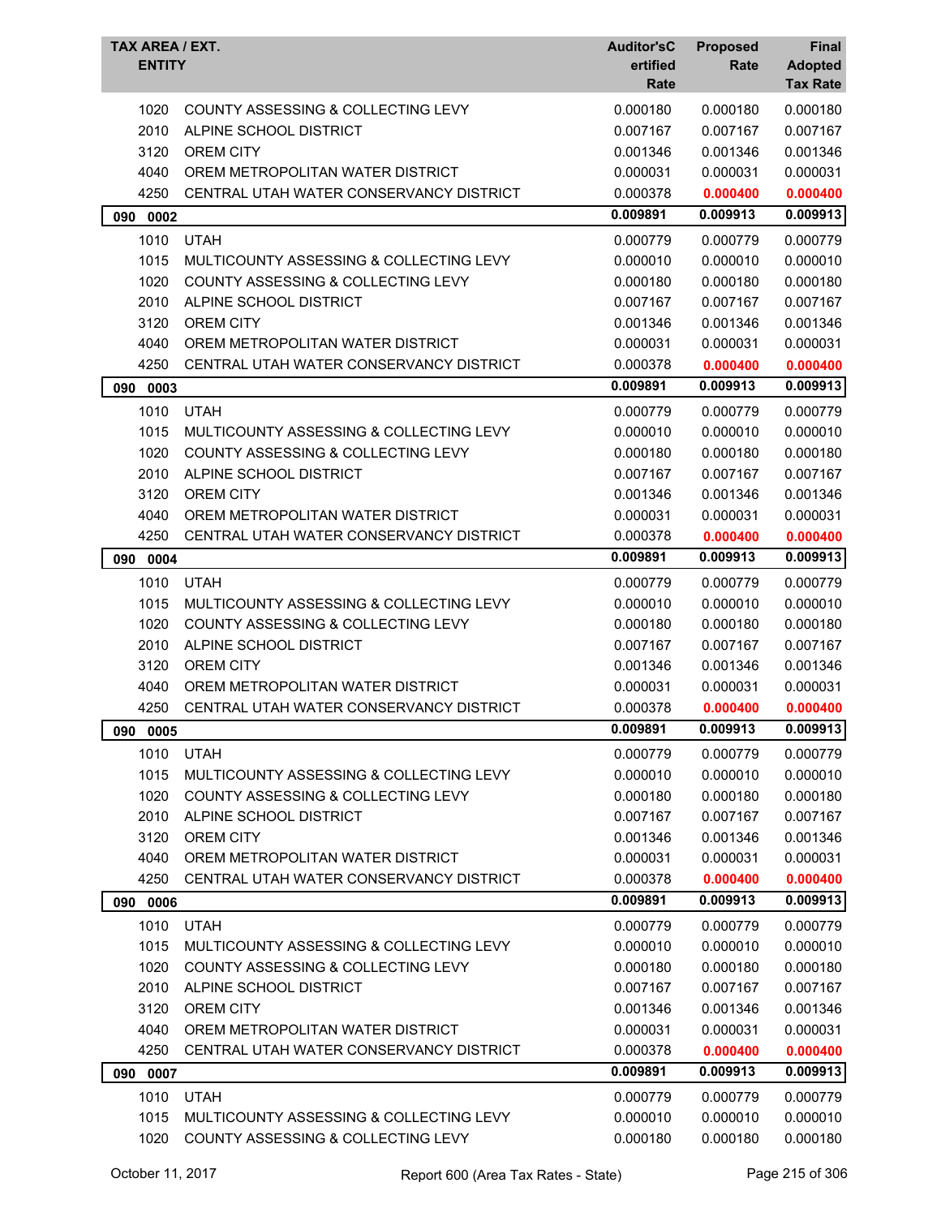| TAX AREA / EXT. ENTITY | | Auditor'sCertified Rate | Proposed Rate | Final Adopted Tax Rate |
|---|---|---|---|---|
| 1020 | COUNTY ASSESSING & COLLECTING LEVY | 0.000180 | 0.000180 | 0.000180 |
| 2010 | ALPINE SCHOOL DISTRICT | 0.007167 | 0.007167 | 0.007167 |
| 3120 | OREM CITY | 0.001346 | 0.001346 | 0.001346 |
| 4040 | OREM METROPOLITAN WATER DISTRICT | 0.000031 | 0.000031 | 0.000031 |
| 4250 | CENTRAL UTAH WATER CONSERVANCY DISTRICT | 0.000378 | **0.000400** | **0.000400** |
| **090 0002** | | **0.009891** | **0.009913** | **0.009913** |
| 1010 | UTAH | 0.000779 | 0.000779 | 0.000779 |
| 1015 | MULTICOUNTY ASSESSING & COLLECTING LEVY | 0.000010 | 0.000010 | 0.000010 |
| 1020 | COUNTY ASSESSING & COLLECTING LEVY | 0.000180 | 0.000180 | 0.000180 |
| 2010 | ALPINE SCHOOL DISTRICT | 0.007167 | 0.007167 | 0.007167 |
| 3120 | OREM CITY | 0.001346 | 0.001346 | 0.001346 |
| 4040 | OREM METROPOLITAN WATER DISTRICT | 0.000031 | 0.000031 | 0.000031 |
| 4250 | CENTRAL UTAH WATER CONSERVANCY DISTRICT | 0.000378 | **0.000400** | **0.000400** |
| **090 0003** | | **0.009891** | **0.009913** | **0.009913** |
| 1010 | UTAH | 0.000779 | 0.000779 | 0.000779 |
| 1015 | MULTICOUNTY ASSESSING & COLLECTING LEVY | 0.000010 | 0.000010 | 0.000010 |
| 1020 | COUNTY ASSESSING & COLLECTING LEVY | 0.000180 | 0.000180 | 0.000180 |
| 2010 | ALPINE SCHOOL DISTRICT | 0.007167 | 0.007167 | 0.007167 |
| 3120 | OREM CITY | 0.001346 | 0.001346 | 0.001346 |
| 4040 | OREM METROPOLITAN WATER DISTRICT | 0.000031 | 0.000031 | 0.000031 |
| 4250 | CENTRAL UTAH WATER CONSERVANCY DISTRICT | 0.000378 | **0.000400** | **0.000400** |
| **090 0004** | | **0.009891** | **0.009913** | **0.009913** |
| 1010 | UTAH | 0.000779 | 0.000779 | 0.000779 |
| 1015 | MULTICOUNTY ASSESSING & COLLECTING LEVY | 0.000010 | 0.000010 | 0.000010 |
| 1020 | COUNTY ASSESSING & COLLECTING LEVY | 0.000180 | 0.000180 | 0.000180 |
| 2010 | ALPINE SCHOOL DISTRICT | 0.007167 | 0.007167 | 0.007167 |
| 3120 | OREM CITY | 0.001346 | 0.001346 | 0.001346 |
| 4040 | OREM METROPOLITAN WATER DISTRICT | 0.000031 | 0.000031 | 0.000031 |
| 4250 | CENTRAL UTAH WATER CONSERVANCY DISTRICT | 0.000378 | **0.000400** | **0.000400** |
| **090 0005** | | **0.009891** | **0.009913** | **0.009913** |
| 1010 | UTAH | 0.000779 | 0.000779 | 0.000779 |
| 1015 | MULTICOUNTY ASSESSING & COLLECTING LEVY | 0.000010 | 0.000010 | 0.000010 |
| 1020 | COUNTY ASSESSING & COLLECTING LEVY | 0.000180 | 0.000180 | 0.000180 |
| 2010 | ALPINE SCHOOL DISTRICT | 0.007167 | 0.007167 | 0.007167 |
| 3120 | OREM CITY | 0.001346 | 0.001346 | 0.001346 |
| 4040 | OREM METROPOLITAN WATER DISTRICT | 0.000031 | 0.000031 | 0.000031 |
| 4250 | CENTRAL UTAH WATER CONSERVANCY DISTRICT | 0.000378 | **0.000400** | **0.000400** |
| **090 0006** | | **0.009891** | **0.009913** | **0.009913** |
| 1010 | UTAH | 0.000779 | 0.000779 | 0.000779 |
| 1015 | MULTICOUNTY ASSESSING & COLLECTING LEVY | 0.000010 | 0.000010 | 0.000010 |
| 1020 | COUNTY ASSESSING & COLLECTING LEVY | 0.000180 | 0.000180 | 0.000180 |
| 2010 | ALPINE SCHOOL DISTRICT | 0.007167 | 0.007167 | 0.007167 |
| 3120 | OREM CITY | 0.001346 | 0.001346 | 0.001346 |
| 4040 | OREM METROPOLITAN WATER DISTRICT | 0.000031 | 0.000031 | 0.000031 |
| 4250 | CENTRAL UTAH WATER CONSERVANCY DISTRICT | 0.000378 | **0.000400** | **0.000400** |
| **090 0007** | | **0.009891** | **0.009913** | **0.009913** |
| 1010 | UTAH | 0.000779 | 0.000779 | 0.000779 |
| 1015 | MULTICOUNTY ASSESSING & COLLECTING LEVY | 0.000010 | 0.000010 | 0.000010 |
| 1020 | COUNTY ASSESSING & COLLECTING LEVY | 0.000180 | 0.000180 | 0.000180 |

October 11, 2017 — Report 600 (Area Tax Rates - State)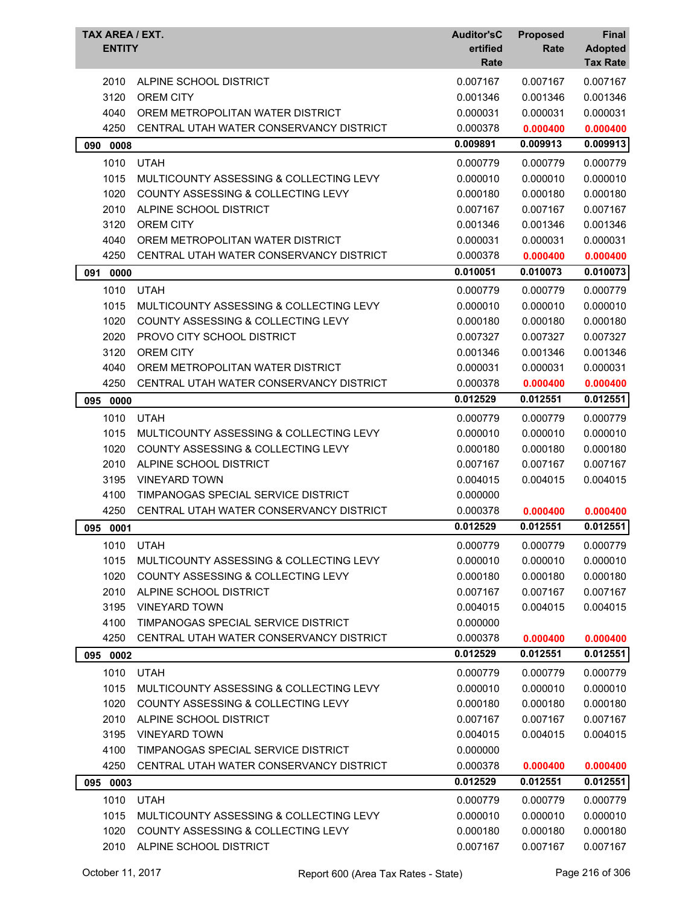| TAX AREA / EXT. | ENTITY | Auditor'sCertified Rate | Proposed Rate | Final Adopted Tax Rate |
|---|---|---|---|---|
| 2010 | ALPINE SCHOOL DISTRICT | 0.007167 | 0.007167 | 0.007167 |
| 3120 | OREM CITY | 0.001346 | 0.001346 | 0.001346 |
| 4040 | OREM METROPOLITAN WATER DISTRICT | 0.000031 | 0.000031 | 0.000031 |
| 4250 | CENTRAL UTAH WATER CONSERVANCY DISTRICT | 0.000378 | **0.000400** | **0.000400** |
| **090 0008** | | **0.009891** | **0.009913** | **0.009913** |
| 1010 | UTAH | 0.000779 | 0.000779 | 0.000779 |
| 1015 | MULTICOUNTY ASSESSING & COLLECTING LEVY | 0.000010 | 0.000010 | 0.000010 |
| 1020 | COUNTY ASSESSING & COLLECTING LEVY | 0.000180 | 0.000180 | 0.000180 |
| 2010 | ALPINE SCHOOL DISTRICT | 0.007167 | 0.007167 | 0.007167 |
| 3120 | OREM CITY | 0.001346 | 0.001346 | 0.001346 |
| 4040 | OREM METROPOLITAN WATER DISTRICT | 0.000031 | 0.000031 | 0.000031 |
| 4250 | CENTRAL UTAH WATER CONSERVANCY DISTRICT | 0.000378 | **0.000400** | **0.000400** |
| **091 0000** | | **0.010051** | **0.010073** | **0.010073** |
| 1010 | UTAH | 0.000779 | 0.000779 | 0.000779 |
| 1015 | MULTICOUNTY ASSESSING & COLLECTING LEVY | 0.000010 | 0.000010 | 0.000010 |
| 1020 | COUNTY ASSESSING & COLLECTING LEVY | 0.000180 | 0.000180 | 0.000180 |
| 2020 | PROVO CITY SCHOOL DISTRICT | 0.007327 | 0.007327 | 0.007327 |
| 3120 | OREM CITY | 0.001346 | 0.001346 | 0.001346 |
| 4040 | OREM METROPOLITAN WATER DISTRICT | 0.000031 | 0.000031 | 0.000031 |
| 4250 | CENTRAL UTAH WATER CONSERVANCY DISTRICT | 0.000378 | **0.000400** | **0.000400** |
| **095 0000** | | **0.012529** | **0.012551** | **0.012551** |
| 1010 | UTAH | 0.000779 | 0.000779 | 0.000779 |
| 1015 | MULTICOUNTY ASSESSING & COLLECTING LEVY | 0.000010 | 0.000010 | 0.000010 |
| 1020 | COUNTY ASSESSING & COLLECTING LEVY | 0.000180 | 0.000180 | 0.000180 |
| 2010 | ALPINE SCHOOL DISTRICT | 0.007167 | 0.007167 | 0.007167 |
| 3195 | VINEYARD TOWN | 0.004015 | 0.004015 | 0.004015 |
| 4100 | TIMPANOGAS SPECIAL SERVICE DISTRICT | 0.000000 | | |
| 4250 | CENTRAL UTAH WATER CONSERVANCY DISTRICT | 0.000378 | **0.000400** | **0.000400** |
| **095 0001** | | **0.012529** | **0.012551** | **0.012551** |
| 1010 | UTAH | 0.000779 | 0.000779 | 0.000779 |
| 1015 | MULTICOUNTY ASSESSING & COLLECTING LEVY | 0.000010 | 0.000010 | 0.000010 |
| 1020 | COUNTY ASSESSING & COLLECTING LEVY | 0.000180 | 0.000180 | 0.000180 |
| 2010 | ALPINE SCHOOL DISTRICT | 0.007167 | 0.007167 | 0.007167 |
| 3195 | VINEYARD TOWN | 0.004015 | 0.004015 | 0.004015 |
| 4100 | TIMPANOGAS SPECIAL SERVICE DISTRICT | 0.000000 | | |
| 4250 | CENTRAL UTAH WATER CONSERVANCY DISTRICT | 0.000378 | **0.000400** | **0.000400** |
| **095 0002** | | **0.012529** | **0.012551** | **0.012551** |
| 1010 | UTAH | 0.000779 | 0.000779 | 0.000779 |
| 1015 | MULTICOUNTY ASSESSING & COLLECTING LEVY | 0.000010 | 0.000010 | 0.000010 |
| 1020 | COUNTY ASSESSING & COLLECTING LEVY | 0.000180 | 0.000180 | 0.000180 |
| 2010 | ALPINE SCHOOL DISTRICT | 0.007167 | 0.007167 | 0.007167 |
| 3195 | VINEYARD TOWN | 0.004015 | 0.004015 | 0.004015 |
| 4100 | TIMPANOGAS SPECIAL SERVICE DISTRICT | 0.000000 | | |
| 4250 | CENTRAL UTAH WATER CONSERVANCY DISTRICT | 0.000378 | **0.000400** | **0.000400** |
| **095 0003** | | **0.012529** | **0.012551** | **0.012551** |
| 1010 | UTAH | 0.000779 | 0.000779 | 0.000779 |
| 1015 | MULTICOUNTY ASSESSING & COLLECTING LEVY | 0.000010 | 0.000010 | 0.000010 |
| 1020 | COUNTY ASSESSING & COLLECTING LEVY | 0.000180 | 0.000180 | 0.000180 |
| 2010 | ALPINE SCHOOL DISTRICT | 0.007167 | 0.007167 | 0.007167 |

October 11, 2017 Report 600 (Area Tax Rates - State)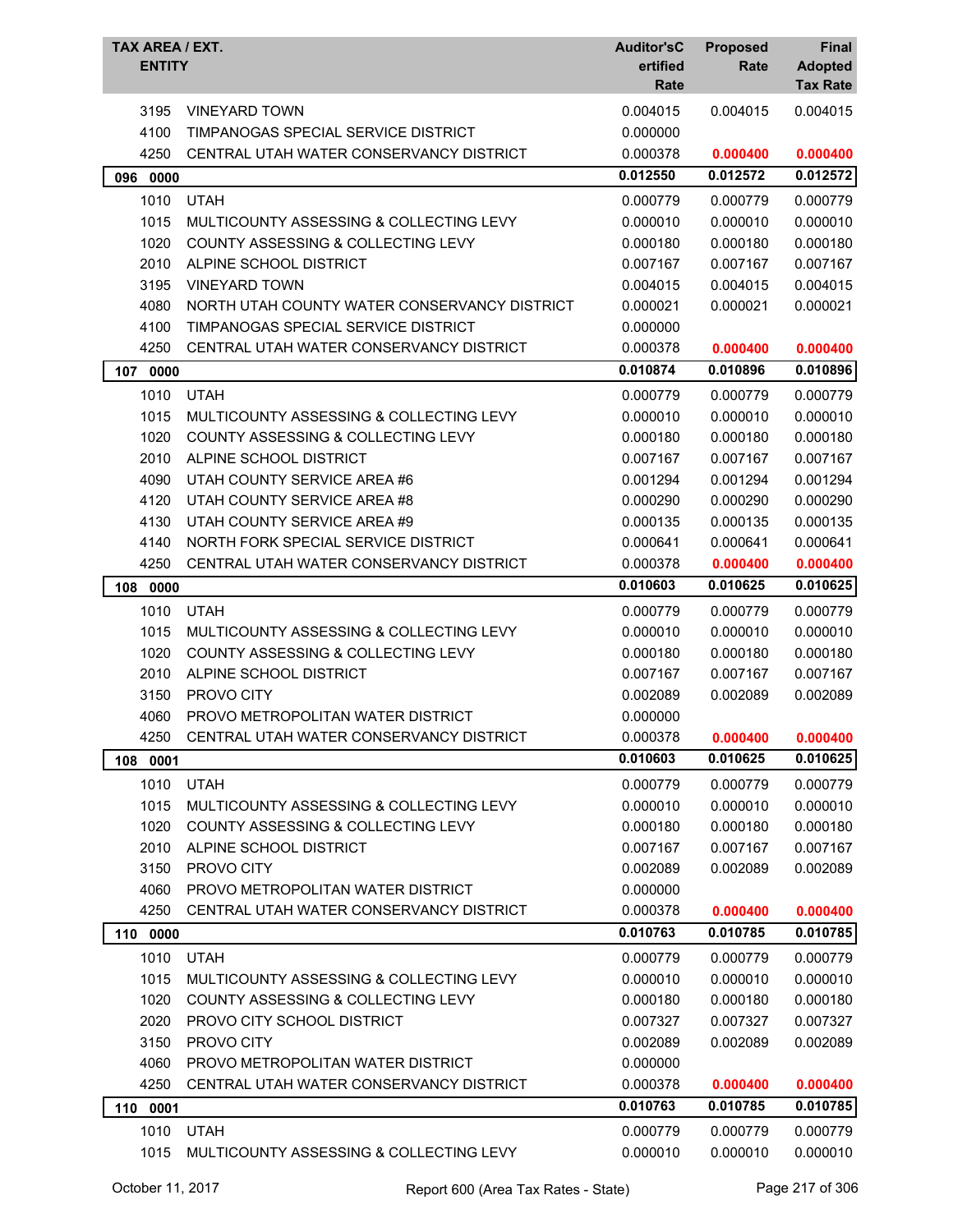| TAX AREA / EXT. | ENTITY | Auditor's Certified Rate | Proposed Rate | Final Adopted Tax Rate |
|---|---|---|---|---|
| 3195 | VINEYARD TOWN | 0.004015 | 0.004015 | 0.004015 |
| 4100 | TIMPANOGAS SPECIAL SERVICE DISTRICT | 0.000000 | | |
| 4250 | CENTRAL UTAH WATER CONSERVANCY DISTRICT | 0.000378 | **0.000400** | **0.000400** |
| **096 0000** | | **0.012550** | **0.012572** | **0.012572** |
| 1010 | UTAH | 0.000779 | 0.000779 | 0.000779 |
| 1015 | MULTICOUNTY ASSESSING & COLLECTING LEVY | 0.000010 | 0.000010 | 0.000010 |
| 1020 | COUNTY ASSESSING & COLLECTING LEVY | 0.000180 | 0.000180 | 0.000180 |
| 2010 | ALPINE SCHOOL DISTRICT | 0.007167 | 0.007167 | 0.007167 |
| 3195 | VINEYARD TOWN | 0.004015 | 0.004015 | 0.004015 |
| 4080 | NORTH UTAH COUNTY WATER CONSERVANCY DISTRICT | 0.000021 | 0.000021 | 0.000021 |
| 4100 | TIMPANOGAS SPECIAL SERVICE DISTRICT | 0.000000 | | |
| 4250 | CENTRAL UTAH WATER CONSERVANCY DISTRICT | 0.000378 | **0.000400** | **0.000400** |
| **107 0000** | | **0.010874** | **0.010896** | **0.010896** |
| 1010 | UTAH | 0.000779 | 0.000779 | 0.000779 |
| 1015 | MULTICOUNTY ASSESSING & COLLECTING LEVY | 0.000010 | 0.000010 | 0.000010 |
| 1020 | COUNTY ASSESSING & COLLECTING LEVY | 0.000180 | 0.000180 | 0.000180 |
| 2010 | ALPINE SCHOOL DISTRICT | 0.007167 | 0.007167 | 0.007167 |
| 4090 | UTAH COUNTY SERVICE AREA #6 | 0.001294 | 0.001294 | 0.001294 |
| 4120 | UTAH COUNTY SERVICE AREA #8 | 0.000290 | 0.000290 | 0.000290 |
| 4130 | UTAH COUNTY SERVICE AREA #9 | 0.000135 | 0.000135 | 0.000135 |
| 4140 | NORTH FORK SPECIAL SERVICE DISTRICT | 0.000641 | 0.000641 | 0.000641 |
| 4250 | CENTRAL UTAH WATER CONSERVANCY DISTRICT | 0.000378 | **0.000400** | **0.000400** |
| **108 0000** | | **0.010603** | **0.010625** | **0.010625** |
| 1010 | UTAH | 0.000779 | 0.000779 | 0.000779 |
| 1015 | MULTICOUNTY ASSESSING & COLLECTING LEVY | 0.000010 | 0.000010 | 0.000010 |
| 1020 | COUNTY ASSESSING & COLLECTING LEVY | 0.000180 | 0.000180 | 0.000180 |
| 2010 | ALPINE SCHOOL DISTRICT | 0.007167 | 0.007167 | 0.007167 |
| 3150 | PROVO CITY | 0.002089 | 0.002089 | 0.002089 |
| 4060 | PROVO METROPOLITAN WATER DISTRICT | 0.000000 | | |
| 4250 | CENTRAL UTAH WATER CONSERVANCY DISTRICT | 0.000378 | **0.000400** | **0.000400** |
| **108 0001** | | **0.010603** | **0.010625** | **0.010625** |
| 1010 | UTAH | 0.000779 | 0.000779 | 0.000779 |
| 1015 | MULTICOUNTY ASSESSING & COLLECTING LEVY | 0.000010 | 0.000010 | 0.000010 |
| 1020 | COUNTY ASSESSING & COLLECTING LEVY | 0.000180 | 0.000180 | 0.000180 |
| 2010 | ALPINE SCHOOL DISTRICT | 0.007167 | 0.007167 | 0.007167 |
| 3150 | PROVO CITY | 0.002089 | 0.002089 | 0.002089 |
| 4060 | PROVO METROPOLITAN WATER DISTRICT | 0.000000 | | |
| 4250 | CENTRAL UTAH WATER CONSERVANCY DISTRICT | 0.000378 | **0.000400** | **0.000400** |
| **110 0000** | | **0.010763** | **0.010785** | **0.010785** |
| 1010 | UTAH | 0.000779 | 0.000779 | 0.000779 |
| 1015 | MULTICOUNTY ASSESSING & COLLECTING LEVY | 0.000010 | 0.000010 | 0.000010 |
| 1020 | COUNTY ASSESSING & COLLECTING LEVY | 0.000180 | 0.000180 | 0.000180 |
| 2020 | PROVO CITY SCHOOL DISTRICT | 0.007327 | 0.007327 | 0.007327 |
| 3150 | PROVO CITY | 0.002089 | 0.002089 | 0.002089 |
| 4060 | PROVO METROPOLITAN WATER DISTRICT | 0.000000 | | |
| 4250 | CENTRAL UTAH WATER CONSERVANCY DISTRICT | 0.000378 | **0.000400** | **0.000400** |
| **110 0001** | | **0.010763** | **0.010785** | **0.010785** |
| 1010 | UTAH | 0.000779 | 0.000779 | 0.000779 |
| 1015 | MULTICOUNTY ASSESSING & COLLECTING LEVY | 0.000010 | 0.000010 | 0.000010 |

October 11, 2017 — Report 600 (Area Tax Rates - State)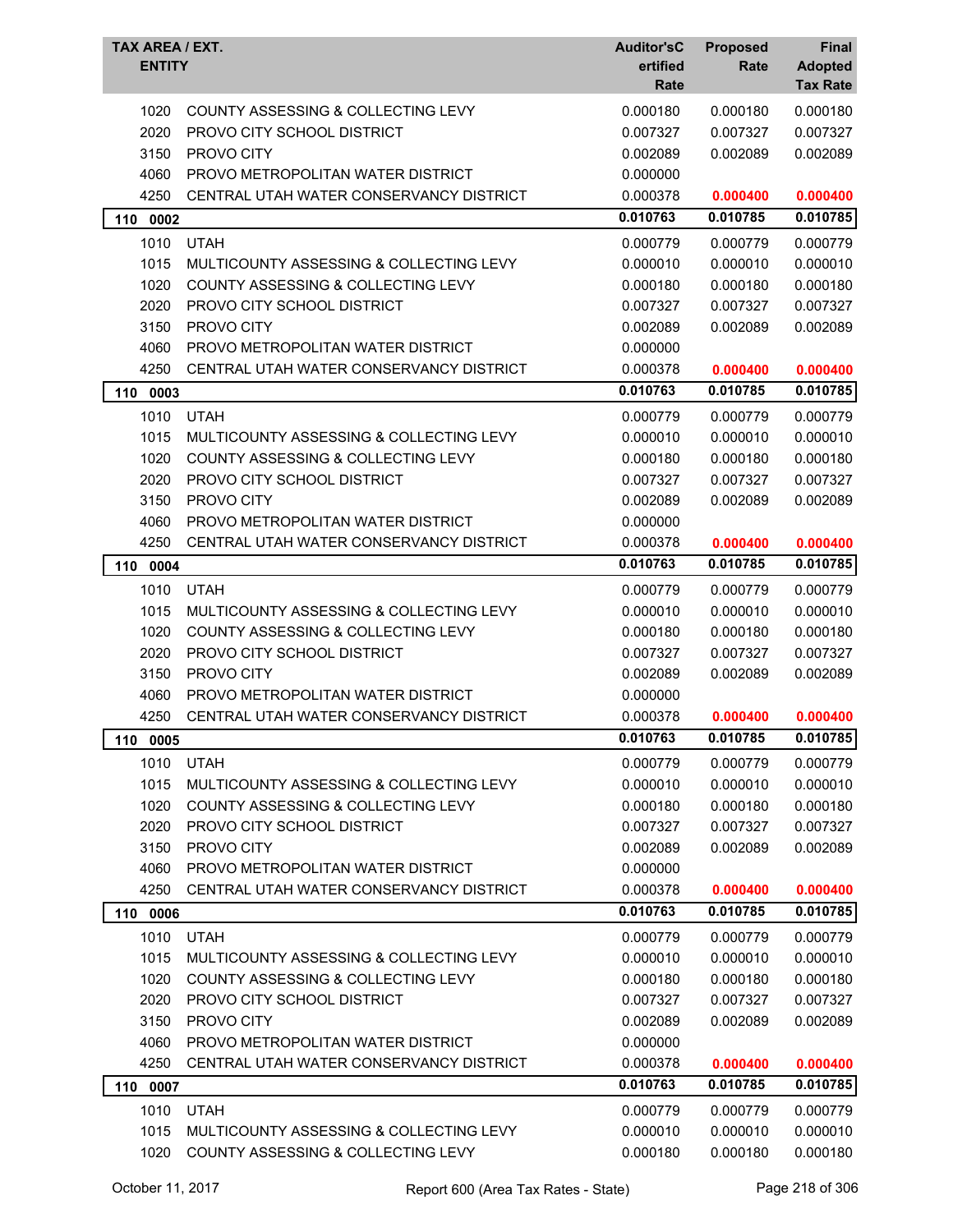| TAX AREA / EXT. ENTITY | | Auditor'sCertified Rate | Proposed Rate | Final Adopted Tax Rate |
|---|---|---|---|---|
| 1020 | COUNTY ASSESSING & COLLECTING LEVY | 0.000180 | 0.000180 | 0.000180 |
| 2020 | PROVO CITY SCHOOL DISTRICT | 0.007327 | 0.007327 | 0.007327 |
| 3150 | PROVO CITY | 0.002089 | 0.002089 | 0.002089 |
| 4060 | PROVO METROPOLITAN WATER DISTRICT | 0.000000 | | |
| 4250 | CENTRAL UTAH WATER CONSERVANCY DISTRICT | 0.000378 | **0.000400** | **0.000400** |
| **110 0002** | | **0.010763** | **0.010785** | **0.010785** |
| 1010 | UTAH | 0.000779 | 0.000779 | 0.000779 |
| 1015 | MULTICOUNTY ASSESSING & COLLECTING LEVY | 0.000010 | 0.000010 | 0.000010 |
| 1020 | COUNTY ASSESSING & COLLECTING LEVY | 0.000180 | 0.000180 | 0.000180 |
| 2020 | PROVO CITY SCHOOL DISTRICT | 0.007327 | 0.007327 | 0.007327 |
| 3150 | PROVO CITY | 0.002089 | 0.002089 | 0.002089 |
| 4060 | PROVO METROPOLITAN WATER DISTRICT | 0.000000 | | |
| 4250 | CENTRAL UTAH WATER CONSERVANCY DISTRICT | 0.000378 | **0.000400** | **0.000400** |
| **110 0003** | | **0.010763** | **0.010785** | **0.010785** |
| 1010 | UTAH | 0.000779 | 0.000779 | 0.000779 |
| 1015 | MULTICOUNTY ASSESSING & COLLECTING LEVY | 0.000010 | 0.000010 | 0.000010 |
| 1020 | COUNTY ASSESSING & COLLECTING LEVY | 0.000180 | 0.000180 | 0.000180 |
| 2020 | PROVO CITY SCHOOL DISTRICT | 0.007327 | 0.007327 | 0.007327 |
| 3150 | PROVO CITY | 0.002089 | 0.002089 | 0.002089 |
| 4060 | PROVO METROPOLITAN WATER DISTRICT | 0.000000 | | |
| 4250 | CENTRAL UTAH WATER CONSERVANCY DISTRICT | 0.000378 | **0.000400** | **0.000400** |
| **110 0004** | | **0.010763** | **0.010785** | **0.010785** |
| 1010 | UTAH | 0.000779 | 0.000779 | 0.000779 |
| 1015 | MULTICOUNTY ASSESSING & COLLECTING LEVY | 0.000010 | 0.000010 | 0.000010 |
| 1020 | COUNTY ASSESSING & COLLECTING LEVY | 0.000180 | 0.000180 | 0.000180 |
| 2020 | PROVO CITY SCHOOL DISTRICT | 0.007327 | 0.007327 | 0.007327 |
| 3150 | PROVO CITY | 0.002089 | 0.002089 | 0.002089 |
| 4060 | PROVO METROPOLITAN WATER DISTRICT | 0.000000 | | |
| 4250 | CENTRAL UTAH WATER CONSERVANCY DISTRICT | 0.000378 | **0.000400** | **0.000400** |
| **110 0005** | | **0.010763** | **0.010785** | **0.010785** |
| 1010 | UTAH | 0.000779 | 0.000779 | 0.000779 |
| 1015 | MULTICOUNTY ASSESSING & COLLECTING LEVY | 0.000010 | 0.000010 | 0.000010 |
| 1020 | COUNTY ASSESSING & COLLECTING LEVY | 0.000180 | 0.000180 | 0.000180 |
| 2020 | PROVO CITY SCHOOL DISTRICT | 0.007327 | 0.007327 | 0.007327 |
| 3150 | PROVO CITY | 0.002089 | 0.002089 | 0.002089 |
| 4060 | PROVO METROPOLITAN WATER DISTRICT | 0.000000 | | |
| 4250 | CENTRAL UTAH WATER CONSERVANCY DISTRICT | 0.000378 | **0.000400** | **0.000400** |
| **110 0006** | | **0.010763** | **0.010785** | **0.010785** |
| 1010 | UTAH | 0.000779 | 0.000779 | 0.000779 |
| 1015 | MULTICOUNTY ASSESSING & COLLECTING LEVY | 0.000010 | 0.000010 | 0.000010 |
| 1020 | COUNTY ASSESSING & COLLECTING LEVY | 0.000180 | 0.000180 | 0.000180 |
| 2020 | PROVO CITY SCHOOL DISTRICT | 0.007327 | 0.007327 | 0.007327 |
| 3150 | PROVO CITY | 0.002089 | 0.002089 | 0.002089 |
| 4060 | PROVO METROPOLITAN WATER DISTRICT | 0.000000 | | |
| 4250 | CENTRAL UTAH WATER CONSERVANCY DISTRICT | 0.000378 | **0.000400** | **0.000400** |
| **110 0007** | | **0.010763** | **0.010785** | **0.010785** |
| 1010 | UTAH | 0.000779 | 0.000779 | 0.000779 |
| 1015 | MULTICOUNTY ASSESSING & COLLECTING LEVY | 0.000010 | 0.000010 | 0.000010 |
| 1020 | COUNTY ASSESSING & COLLECTING LEVY | 0.000180 | 0.000180 | 0.000180 |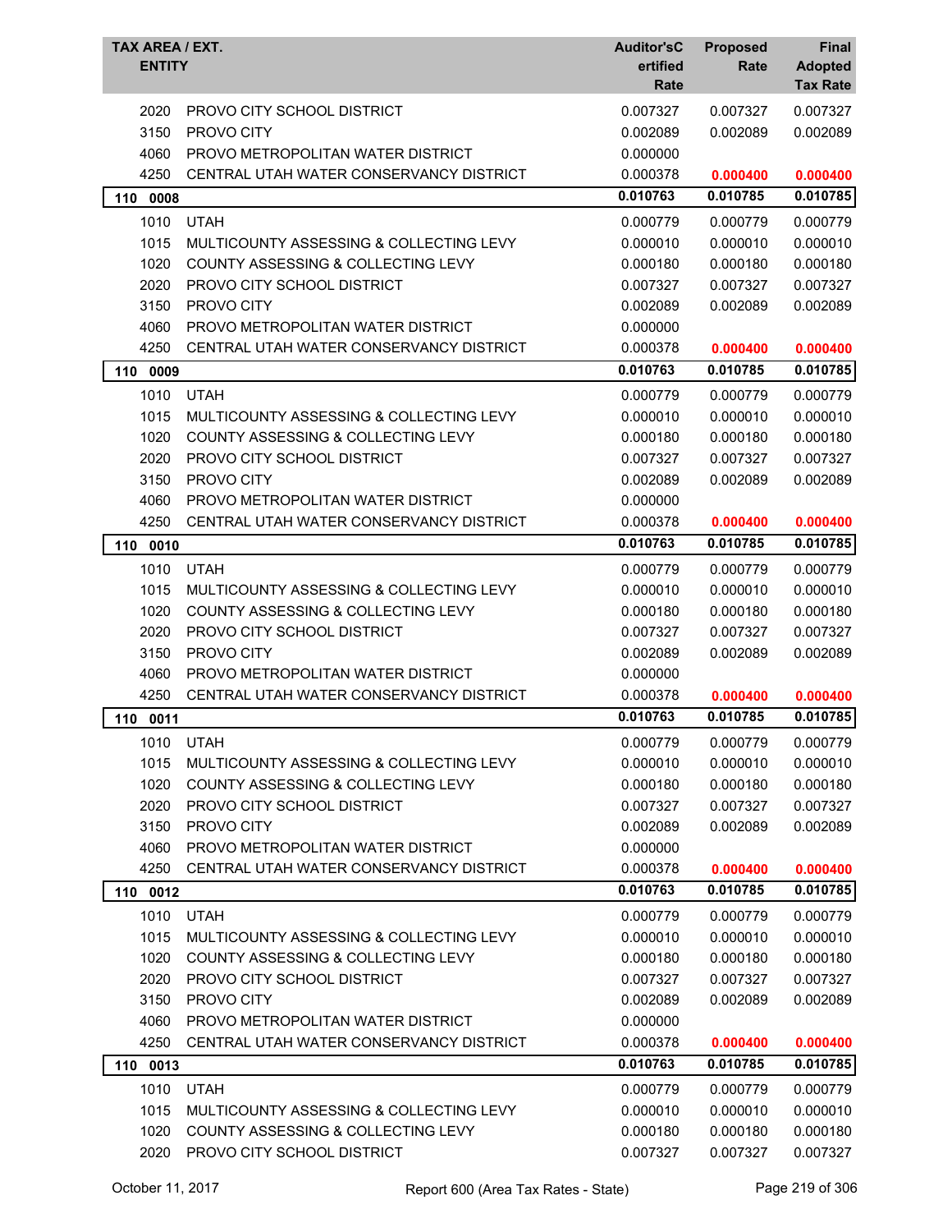| TAX AREA / EXT. ENTITY | | Auditor'sCertified Rate | Proposed Rate | Final Adopted Tax Rate |
|---|---|---|---|---|
| 2020 | PROVO CITY SCHOOL DISTRICT | 0.007327 | 0.007327 | 0.007327 |
| 3150 | PROVO CITY | 0.002089 | 0.002089 | 0.002089 |
| 4060 | PROVO METROPOLITAN WATER DISTRICT | 0.000000 | | |
| 4250 | CENTRAL UTAH WATER CONSERVANCY DISTRICT | 0.000378 | **0.000400** | **0.000400** |
| **110 0008** | | **0.010763** | **0.010785** | **0.010785** |
| 1010 | UTAH | 0.000779 | 0.000779 | 0.000779 |
| 1015 | MULTICOUNTY ASSESSING & COLLECTING LEVY | 0.000010 | 0.000010 | 0.000010 |
| 1020 | COUNTY ASSESSING & COLLECTING LEVY | 0.000180 | 0.000180 | 0.000180 |
| 2020 | PROVO CITY SCHOOL DISTRICT | 0.007327 | 0.007327 | 0.007327 |
| 3150 | PROVO CITY | 0.002089 | 0.002089 | 0.002089 |
| 4060 | PROVO METROPOLITAN WATER DISTRICT | 0.000000 | | |
| 4250 | CENTRAL UTAH WATER CONSERVANCY DISTRICT | 0.000378 | **0.000400** | **0.000400** |
| **110 0009** | | **0.010763** | **0.010785** | **0.010785** |
| 1010 | UTAH | 0.000779 | 0.000779 | 0.000779 |
| 1015 | MULTICOUNTY ASSESSING & COLLECTING LEVY | 0.000010 | 0.000010 | 0.000010 |
| 1020 | COUNTY ASSESSING & COLLECTING LEVY | 0.000180 | 0.000180 | 0.000180 |
| 2020 | PROVO CITY SCHOOL DISTRICT | 0.007327 | 0.007327 | 0.007327 |
| 3150 | PROVO CITY | 0.002089 | 0.002089 | 0.002089 |
| 4060 | PROVO METROPOLITAN WATER DISTRICT | 0.000000 | | |
| 4250 | CENTRAL UTAH WATER CONSERVANCY DISTRICT | 0.000378 | **0.000400** | **0.000400** |
| **110 0010** | | **0.010763** | **0.010785** | **0.010785** |
| 1010 | UTAH | 0.000779 | 0.000779 | 0.000779 |
| 1015 | MULTICOUNTY ASSESSING & COLLECTING LEVY | 0.000010 | 0.000010 | 0.000010 |
| 1020 | COUNTY ASSESSING & COLLECTING LEVY | 0.000180 | 0.000180 | 0.000180 |
| 2020 | PROVO CITY SCHOOL DISTRICT | 0.007327 | 0.007327 | 0.007327 |
| 3150 | PROVO CITY | 0.002089 | 0.002089 | 0.002089 |
| 4060 | PROVO METROPOLITAN WATER DISTRICT | 0.000000 | | |
| 4250 | CENTRAL UTAH WATER CONSERVANCY DISTRICT | 0.000378 | **0.000400** | **0.000400** |
| **110 0011** | | **0.010763** | **0.010785** | **0.010785** |
| 1010 | UTAH | 0.000779 | 0.000779 | 0.000779 |
| 1015 | MULTICOUNTY ASSESSING & COLLECTING LEVY | 0.000010 | 0.000010 | 0.000010 |
| 1020 | COUNTY ASSESSING & COLLECTING LEVY | 0.000180 | 0.000180 | 0.000180 |
| 2020 | PROVO CITY SCHOOL DISTRICT | 0.007327 | 0.007327 | 0.007327 |
| 3150 | PROVO CITY | 0.002089 | 0.002089 | 0.002089 |
| 4060 | PROVO METROPOLITAN WATER DISTRICT | 0.000000 | | |
| 4250 | CENTRAL UTAH WATER CONSERVANCY DISTRICT | 0.000378 | **0.000400** | **0.000400** |
| **110 0012** | | **0.010763** | **0.010785** | **0.010785** |
| 1010 | UTAH | 0.000779 | 0.000779 | 0.000779 |
| 1015 | MULTICOUNTY ASSESSING & COLLECTING LEVY | 0.000010 | 0.000010 | 0.000010 |
| 1020 | COUNTY ASSESSING & COLLECTING LEVY | 0.000180 | 0.000180 | 0.000180 |
| 2020 | PROVO CITY SCHOOL DISTRICT | 0.007327 | 0.007327 | 0.007327 |
| 3150 | PROVO CITY | 0.002089 | 0.002089 | 0.002089 |
| 4060 | PROVO METROPOLITAN WATER DISTRICT | 0.000000 | | |
| 4250 | CENTRAL UTAH WATER CONSERVANCY DISTRICT | 0.000378 | **0.000400** | **0.000400** |
| **110 0013** | | **0.010763** | **0.010785** | **0.010785** |
| 1010 | UTAH | 0.000779 | 0.000779 | 0.000779 |
| 1015 | MULTICOUNTY ASSESSING & COLLECTING LEVY | 0.000010 | 0.000010 | 0.000010 |
| 1020 | COUNTY ASSESSING & COLLECTING LEVY | 0.000180 | 0.000180 | 0.000180 |
| 2020 | PROVO CITY SCHOOL DISTRICT | 0.007327 | 0.007327 | 0.007327 |

October 11, 2017 — Report 600 (Area Tax Rates - State)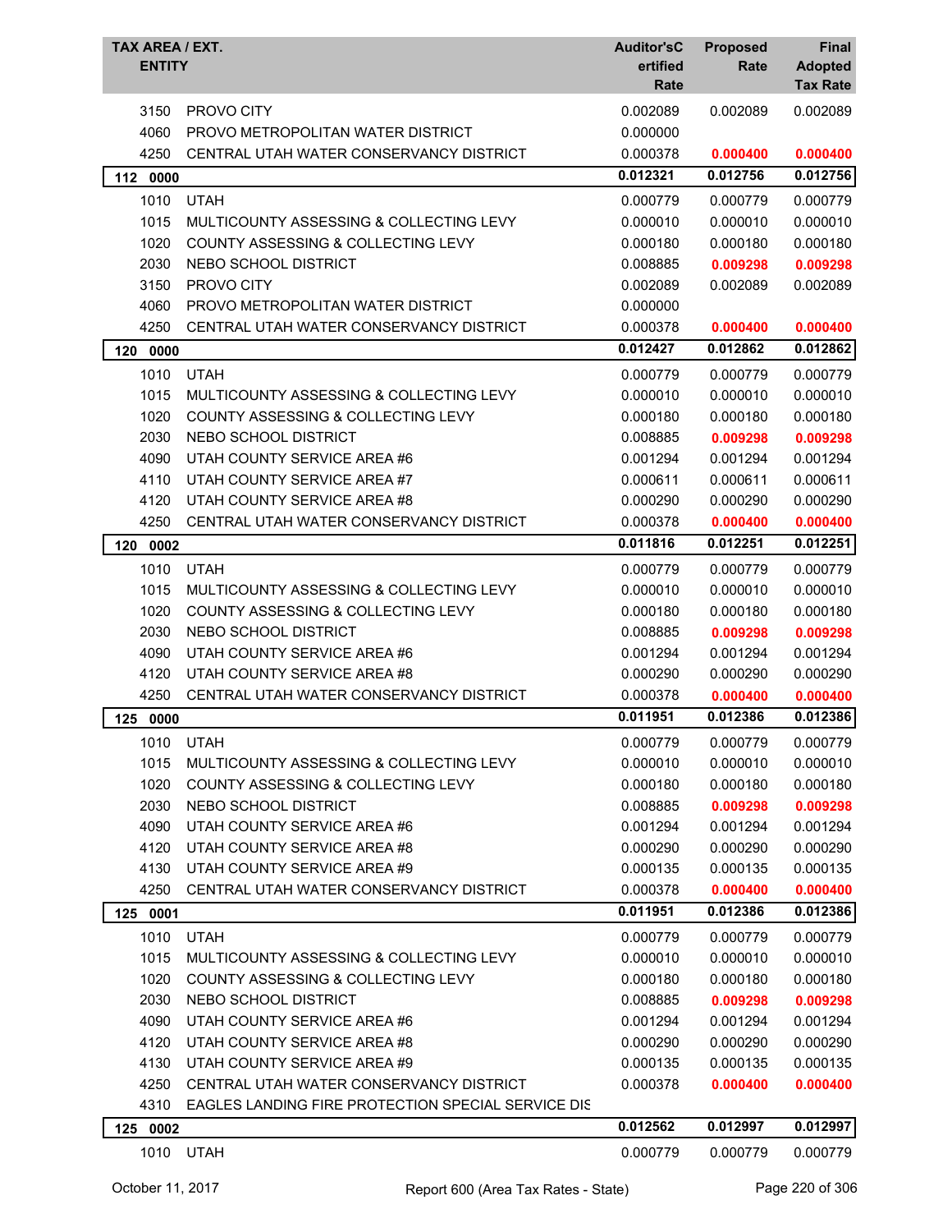| TAX AREA / EXT. ENTITY | | Auditor's Certified Rate | Proposed Rate | Final Adopted Tax Rate |
|---|---|---|---|---|
| 3150 | PROVO CITY | 0.002089 | 0.002089 | 0.002089 |
| 4060 | PROVO METROPOLITAN WATER DISTRICT | 0.000000 | | |
| 4250 | CENTRAL UTAH WATER CONSERVANCY DISTRICT | 0.000378 | **0.000400** | **0.000400** |
| **112 0000** | | **0.012321** | **0.012756** | **0.012756** |
| 1010 | UTAH | 0.000779 | 0.000779 | 0.000779 |
| 1015 | MULTICOUNTY ASSESSING & COLLECTING LEVY | 0.000010 | 0.000010 | 0.000010 |
| 1020 | COUNTY ASSESSING & COLLECTING LEVY | 0.000180 | 0.000180 | 0.000180 |
| 2030 | NEBO SCHOOL DISTRICT | 0.008885 | **0.009298** | **0.009298** |
| 3150 | PROVO CITY | 0.002089 | 0.002089 | 0.002089 |
| 4060 | PROVO METROPOLITAN WATER DISTRICT | 0.000000 | | |
| 4250 | CENTRAL UTAH WATER CONSERVANCY DISTRICT | 0.000378 | **0.000400** | **0.000400** |
| **120 0000** | | **0.012427** | **0.012862** | **0.012862** |
| 1010 | UTAH | 0.000779 | 0.000779 | 0.000779 |
| 1015 | MULTICOUNTY ASSESSING & COLLECTING LEVY | 0.000010 | 0.000010 | 0.000010 |
| 1020 | COUNTY ASSESSING & COLLECTING LEVY | 0.000180 | 0.000180 | 0.000180 |
| 2030 | NEBO SCHOOL DISTRICT | 0.008885 | **0.009298** | **0.009298** |
| 4090 | UTAH COUNTY SERVICE AREA #6 | 0.001294 | 0.001294 | 0.001294 |
| 4110 | UTAH COUNTY SERVICE AREA #7 | 0.000611 | 0.000611 | 0.000611 |
| 4120 | UTAH COUNTY SERVICE AREA #8 | 0.000290 | 0.000290 | 0.000290 |
| 4250 | CENTRAL UTAH WATER CONSERVANCY DISTRICT | 0.000378 | **0.000400** | **0.000400** |
| **120 0002** | | **0.011816** | **0.012251** | **0.012251** |
| 1010 | UTAH | 0.000779 | 0.000779 | 0.000779 |
| 1015 | MULTICOUNTY ASSESSING & COLLECTING LEVY | 0.000010 | 0.000010 | 0.000010 |
| 1020 | COUNTY ASSESSING & COLLECTING LEVY | 0.000180 | 0.000180 | 0.000180 |
| 2030 | NEBO SCHOOL DISTRICT | 0.008885 | **0.009298** | **0.009298** |
| 4090 | UTAH COUNTY SERVICE AREA #6 | 0.001294 | 0.001294 | 0.001294 |
| 4120 | UTAH COUNTY SERVICE AREA #8 | 0.000290 | 0.000290 | 0.000290 |
| 4250 | CENTRAL UTAH WATER CONSERVANCY DISTRICT | 0.000378 | **0.000400** | **0.000400** |
| **125 0000** | | **0.011951** | **0.012386** | **0.012386** |
| 1010 | UTAH | 0.000779 | 0.000779 | 0.000779 |
| 1015 | MULTICOUNTY ASSESSING & COLLECTING LEVY | 0.000010 | 0.000010 | 0.000010 |
| 1020 | COUNTY ASSESSING & COLLECTING LEVY | 0.000180 | 0.000180 | 0.000180 |
| 2030 | NEBO SCHOOL DISTRICT | 0.008885 | **0.009298** | **0.009298** |
| 4090 | UTAH COUNTY SERVICE AREA #6 | 0.001294 | 0.001294 | 0.001294 |
| 4120 | UTAH COUNTY SERVICE AREA #8 | 0.000290 | 0.000290 | 0.000290 |
| 4130 | UTAH COUNTY SERVICE AREA #9 | 0.000135 | 0.000135 | 0.000135 |
| 4250 | CENTRAL UTAH WATER CONSERVANCY DISTRICT | 0.000378 | **0.000400** | **0.000400** |
| **125 0001** | | **0.011951** | **0.012386** | **0.012386** |
| 1010 | UTAH | 0.000779 | 0.000779 | 0.000779 |
| 1015 | MULTICOUNTY ASSESSING & COLLECTING LEVY | 0.000010 | 0.000010 | 0.000010 |
| 1020 | COUNTY ASSESSING & COLLECTING LEVY | 0.000180 | 0.000180 | 0.000180 |
| 2030 | NEBO SCHOOL DISTRICT | 0.008885 | **0.009298** | **0.009298** |
| 4090 | UTAH COUNTY SERVICE AREA #6 | 0.001294 | 0.001294 | 0.001294 |
| 4120 | UTAH COUNTY SERVICE AREA #8 | 0.000290 | 0.000290 | 0.000290 |
| 4130 | UTAH COUNTY SERVICE AREA #9 | 0.000135 | 0.000135 | 0.000135 |
| 4250 | CENTRAL UTAH WATER CONSERVANCY DISTRICT | 0.000378 | **0.000400** | **0.000400** |
| 4310 | EAGLES LANDING FIRE PROTECTION SPECIAL SERVICE DIS | | | |
| **125 0002** | | **0.012562** | **0.012997** | **0.012997** |
| 1010 | UTAH | 0.000779 | 0.000779 | 0.000779 |

October 11, 2017 — Report 600 (Area Tax Rates - State)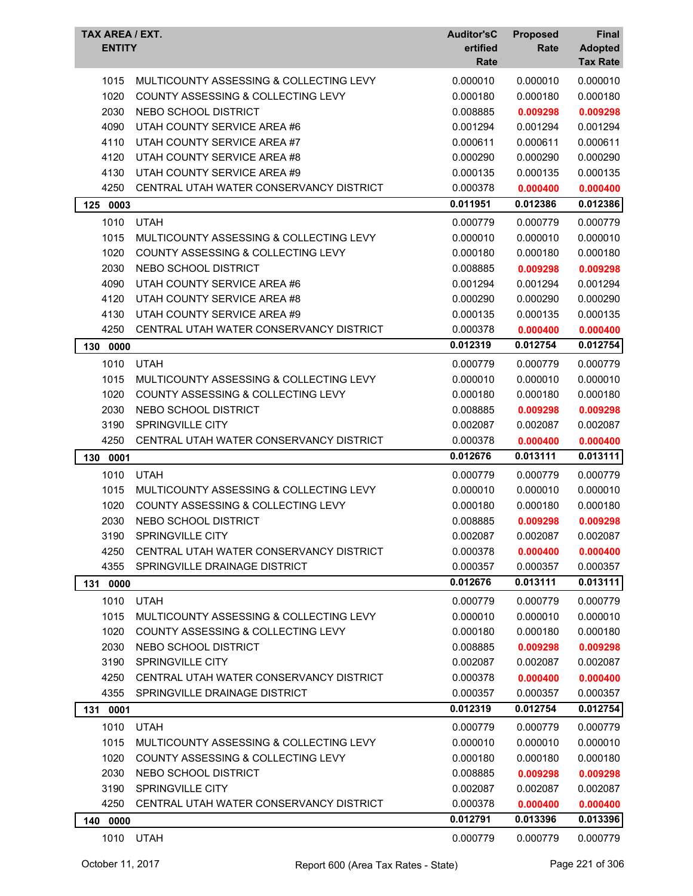| TAX AREA / EXT. ENTITY | | Auditor'sCertified Rate | Proposed Rate | Final Adopted Tax Rate |
|---|---|---|---|---|
| 1015 | MULTICOUNTY ASSESSING & COLLECTING LEVY | 0.000010 | 0.000010 | 0.000010 |
| 1020 | COUNTY ASSESSING & COLLECTING LEVY | 0.000180 | 0.000180 | 0.000180 |
| 2030 | NEBO SCHOOL DISTRICT | 0.008885 | **0.009298** | **0.009298** |
| 4090 | UTAH COUNTY SERVICE AREA #6 | 0.001294 | 0.001294 | 0.001294 |
| 4110 | UTAH COUNTY SERVICE AREA #7 | 0.000611 | 0.000611 | 0.000611 |
| 4120 | UTAH COUNTY SERVICE AREA #8 | 0.000290 | 0.000290 | 0.000290 |
| 4130 | UTAH COUNTY SERVICE AREA #9 | 0.000135 | 0.000135 | 0.000135 |
| 4250 | CENTRAL UTAH WATER CONSERVANCY DISTRICT | 0.000378 | **0.000400** | **0.000400** |
| **125 0003** | | **0.011951** | **0.012386** | **0.012386** |
| 1010 | UTAH | 0.000779 | 0.000779 | 0.000779 |
| 1015 | MULTICOUNTY ASSESSING & COLLECTING LEVY | 0.000010 | 0.000010 | 0.000010 |
| 1020 | COUNTY ASSESSING & COLLECTING LEVY | 0.000180 | 0.000180 | 0.000180 |
| 2030 | NEBO SCHOOL DISTRICT | 0.008885 | **0.009298** | **0.009298** |
| 4090 | UTAH COUNTY SERVICE AREA #6 | 0.001294 | 0.001294 | 0.001294 |
| 4120 | UTAH COUNTY SERVICE AREA #8 | 0.000290 | 0.000290 | 0.000290 |
| 4130 | UTAH COUNTY SERVICE AREA #9 | 0.000135 | 0.000135 | 0.000135 |
| 4250 | CENTRAL UTAH WATER CONSERVANCY DISTRICT | 0.000378 | **0.000400** | **0.000400** |
| **130 0000** | | **0.012319** | **0.012754** | **0.012754** |
| 1010 | UTAH | 0.000779 | 0.000779 | 0.000779 |
| 1015 | MULTICOUNTY ASSESSING & COLLECTING LEVY | 0.000010 | 0.000010 | 0.000010 |
| 1020 | COUNTY ASSESSING & COLLECTING LEVY | 0.000180 | 0.000180 | 0.000180 |
| 2030 | NEBO SCHOOL DISTRICT | 0.008885 | **0.009298** | **0.009298** |
| 3190 | SPRINGVILLE CITY | 0.002087 | 0.002087 | 0.002087 |
| 4250 | CENTRAL UTAH WATER CONSERVANCY DISTRICT | 0.000378 | **0.000400** | **0.000400** |
| **130 0001** | | **0.012676** | **0.013111** | **0.013111** |
| 1010 | UTAH | 0.000779 | 0.000779 | 0.000779 |
| 1015 | MULTICOUNTY ASSESSING & COLLECTING LEVY | 0.000010 | 0.000010 | 0.000010 |
| 1020 | COUNTY ASSESSING & COLLECTING LEVY | 0.000180 | 0.000180 | 0.000180 |
| 2030 | NEBO SCHOOL DISTRICT | 0.008885 | **0.009298** | **0.009298** |
| 3190 | SPRINGVILLE CITY | 0.002087 | 0.002087 | 0.002087 |
| 4250 | CENTRAL UTAH WATER CONSERVANCY DISTRICT | 0.000378 | **0.000400** | **0.000400** |
| 4355 | SPRINGVILLE DRAINAGE DISTRICT | 0.000357 | 0.000357 | 0.000357 |
| **131 0000** | | **0.012676** | **0.013111** | **0.013111** |
| 1010 | UTAH | 0.000779 | 0.000779 | 0.000779 |
| 1015 | MULTICOUNTY ASSESSING & COLLECTING LEVY | 0.000010 | 0.000010 | 0.000010 |
| 1020 | COUNTY ASSESSING & COLLECTING LEVY | 0.000180 | 0.000180 | 0.000180 |
| 2030 | NEBO SCHOOL DISTRICT | 0.008885 | **0.009298** | **0.009298** |
| 3190 | SPRINGVILLE CITY | 0.002087 | 0.002087 | 0.002087 |
| 4250 | CENTRAL UTAH WATER CONSERVANCY DISTRICT | 0.000378 | **0.000400** | **0.000400** |
| 4355 | SPRINGVILLE DRAINAGE DISTRICT | 0.000357 | 0.000357 | 0.000357 |
| **131 0001** | | **0.012319** | **0.012754** | **0.012754** |
| 1010 | UTAH | 0.000779 | 0.000779 | 0.000779 |
| 1015 | MULTICOUNTY ASSESSING & COLLECTING LEVY | 0.000010 | 0.000010 | 0.000010 |
| 1020 | COUNTY ASSESSING & COLLECTING LEVY | 0.000180 | 0.000180 | 0.000180 |
| 2030 | NEBO SCHOOL DISTRICT | 0.008885 | **0.009298** | **0.009298** |
| 3190 | SPRINGVILLE CITY | 0.002087 | 0.002087 | 0.002087 |
| 4250 | CENTRAL UTAH WATER CONSERVANCY DISTRICT | 0.000378 | **0.000400** | **0.000400** |
| **140 0000** | | **0.012791** | **0.013396** | **0.013396** |
| 1010 | UTAH | 0.000779 | 0.000779 | 0.000779 |

October 11, 2017 — Report 600 (Area Tax Rates - State)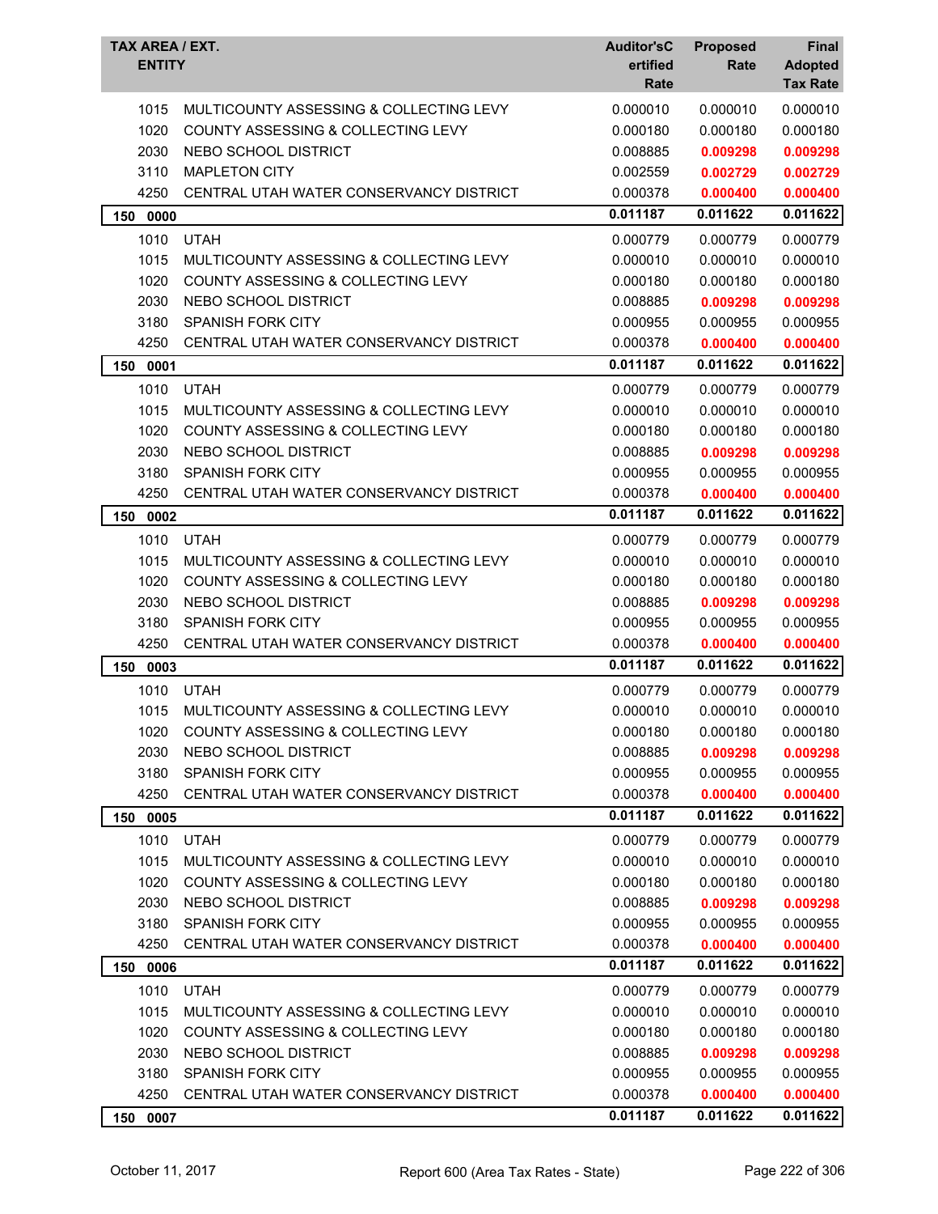| TAX AREA / EXT. ENTITY | | Auditor'sCertified Rate | Proposed Rate | Final Adopted Tax Rate |
|---|---|---|---|---|
| 1015 | MULTICOUNTY ASSESSING & COLLECTING LEVY | 0.000010 | 0.000010 | 0.000010 |
| 1020 | COUNTY ASSESSING & COLLECTING LEVY | 0.000180 | 0.000180 | 0.000180 |
| 2030 | NEBO SCHOOL DISTRICT | 0.008885 | **0.009298** | **0.009298** |
| 3110 | MAPLETON CITY | 0.002559 | **0.002729** | **0.002729** |
| 4250 | CENTRAL UTAH WATER CONSERVANCY DISTRICT | 0.000378 | **0.000400** | **0.000400** |
| **150 0000** | | **0.011187** | **0.011622** | **0.011622** |
| 1010 | UTAH | 0.000779 | 0.000779 | 0.000779 |
| 1015 | MULTICOUNTY ASSESSING & COLLECTING LEVY | 0.000010 | 0.000010 | 0.000010 |
| 1020 | COUNTY ASSESSING & COLLECTING LEVY | 0.000180 | 0.000180 | 0.000180 |
| 2030 | NEBO SCHOOL DISTRICT | 0.008885 | **0.009298** | **0.009298** |
| 3180 | SPANISH FORK CITY | 0.000955 | 0.000955 | 0.000955 |
| 4250 | CENTRAL UTAH WATER CONSERVANCY DISTRICT | 0.000378 | **0.000400** | **0.000400** |
| **150 0001** | | **0.011187** | **0.011622** | **0.011622** |
| 1010 | UTAH | 0.000779 | 0.000779 | 0.000779 |
| 1015 | MULTICOUNTY ASSESSING & COLLECTING LEVY | 0.000010 | 0.000010 | 0.000010 |
| 1020 | COUNTY ASSESSING & COLLECTING LEVY | 0.000180 | 0.000180 | 0.000180 |
| 2030 | NEBO SCHOOL DISTRICT | 0.008885 | **0.009298** | **0.009298** |
| 3180 | SPANISH FORK CITY | 0.000955 | 0.000955 | 0.000955 |
| 4250 | CENTRAL UTAH WATER CONSERVANCY DISTRICT | 0.000378 | **0.000400** | **0.000400** |
| **150 0002** | | **0.011187** | **0.011622** | **0.011622** |
| 1010 | UTAH | 0.000779 | 0.000779 | 0.000779 |
| 1015 | MULTICOUNTY ASSESSING & COLLECTING LEVY | 0.000010 | 0.000010 | 0.000010 |
| 1020 | COUNTY ASSESSING & COLLECTING LEVY | 0.000180 | 0.000180 | 0.000180 |
| 2030 | NEBO SCHOOL DISTRICT | 0.008885 | **0.009298** | **0.009298** |
| 3180 | SPANISH FORK CITY | 0.000955 | 0.000955 | 0.000955 |
| 4250 | CENTRAL UTAH WATER CONSERVANCY DISTRICT | 0.000378 | **0.000400** | **0.000400** |
| **150 0003** | | **0.011187** | **0.011622** | **0.011622** |
| 1010 | UTAH | 0.000779 | 0.000779 | 0.000779 |
| 1015 | MULTICOUNTY ASSESSING & COLLECTING LEVY | 0.000010 | 0.000010 | 0.000010 |
| 1020 | COUNTY ASSESSING & COLLECTING LEVY | 0.000180 | 0.000180 | 0.000180 |
| 2030 | NEBO SCHOOL DISTRICT | 0.008885 | **0.009298** | **0.009298** |
| 3180 | SPANISH FORK CITY | 0.000955 | 0.000955 | 0.000955 |
| 4250 | CENTRAL UTAH WATER CONSERVANCY DISTRICT | 0.000378 | **0.000400** | **0.000400** |
| **150 0005** | | **0.011187** | **0.011622** | **0.011622** |
| 1010 | UTAH | 0.000779 | 0.000779 | 0.000779 |
| 1015 | MULTICOUNTY ASSESSING & COLLECTING LEVY | 0.000010 | 0.000010 | 0.000010 |
| 1020 | COUNTY ASSESSING & COLLECTING LEVY | 0.000180 | 0.000180 | 0.000180 |
| 2030 | NEBO SCHOOL DISTRICT | 0.008885 | **0.009298** | **0.009298** |
| 3180 | SPANISH FORK CITY | 0.000955 | 0.000955 | 0.000955 |
| 4250 | CENTRAL UTAH WATER CONSERVANCY DISTRICT | 0.000378 | **0.000400** | **0.000400** |
| **150 0006** | | **0.011187** | **0.011622** | **0.011622** |
| 1010 | UTAH | 0.000779 | 0.000779 | 0.000779 |
| 1015 | MULTICOUNTY ASSESSING & COLLECTING LEVY | 0.000010 | 0.000010 | 0.000010 |
| 1020 | COUNTY ASSESSING & COLLECTING LEVY | 0.000180 | 0.000180 | 0.000180 |
| 2030 | NEBO SCHOOL DISTRICT | 0.008885 | **0.009298** | **0.009298** |
| 3180 | SPANISH FORK CITY | 0.000955 | 0.000955 | 0.000955 |
| 4250 | CENTRAL UTAH WATER CONSERVANCY DISTRICT | 0.000378 | **0.000400** | **0.000400** |
| **150 0007** | | **0.011187** | **0.011622** | **0.011622** |

October 11, 2017 — Report 600 (Area Tax Rates - State)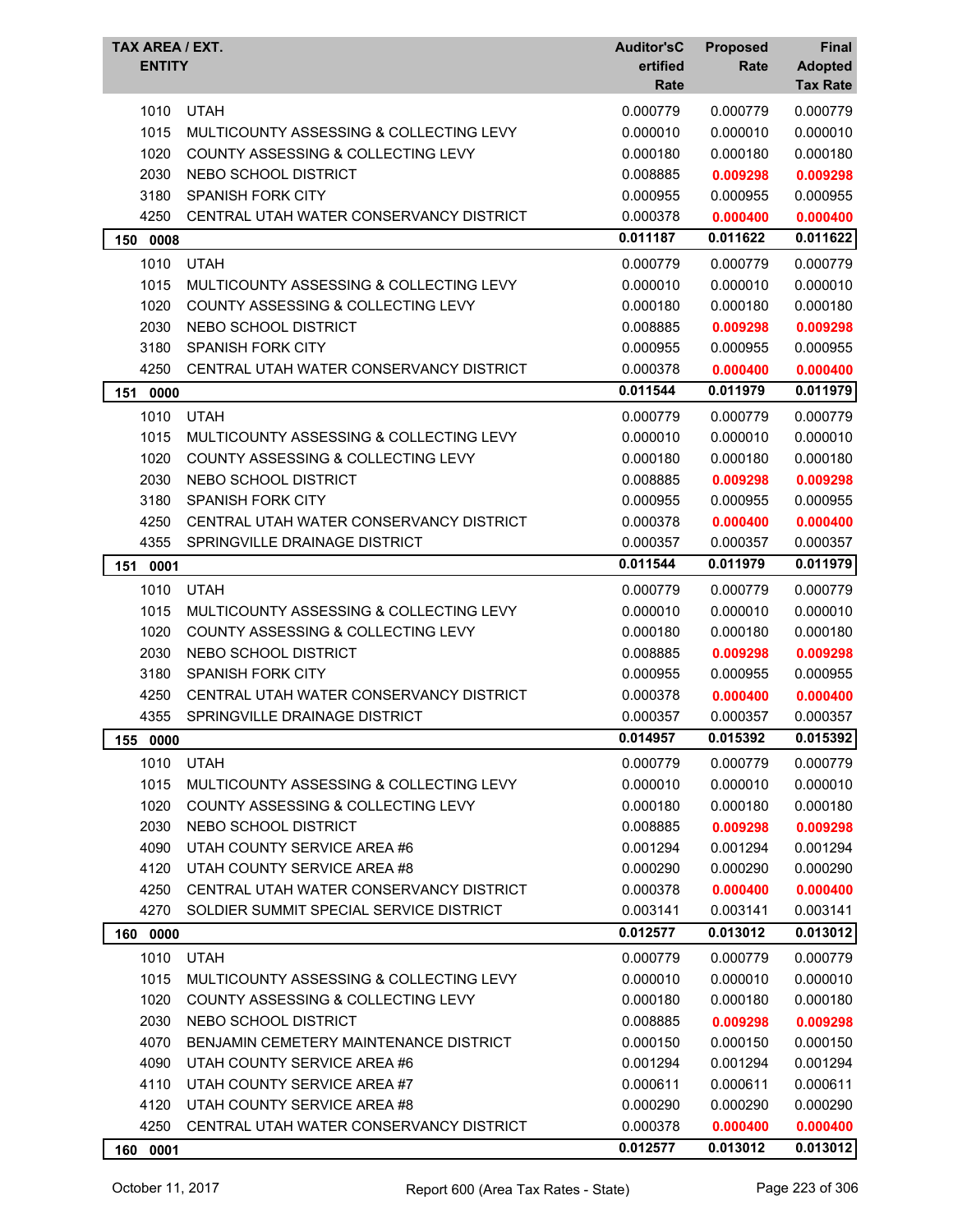| TAX AREA / EXT. ENTITY | | Auditor'sCertified Rate | Proposed Rate | Final Adopted Tax Rate |
|---|---|---|---|---|
| 1010 | UTAH | 0.000779 | 0.000779 | 0.000779 |
| 1015 | MULTICOUNTY ASSESSING & COLLECTING LEVY | 0.000010 | 0.000010 | 0.000010 |
| 1020 | COUNTY ASSESSING & COLLECTING LEVY | 0.000180 | 0.000180 | 0.000180 |
| 2030 | NEBO SCHOOL DISTRICT | 0.008885 | **0.009298** | **0.009298** |
| 3180 | SPANISH FORK CITY | 0.000955 | 0.000955 | 0.000955 |
| 4250 | CENTRAL UTAH WATER CONSERVANCY DISTRICT | 0.000378 | **0.000400** | **0.000400** |
| **150 0008** | | **0.011187** | **0.011622** | **0.011622** |
| 1010 | UTAH | 0.000779 | 0.000779 | 0.000779 |
| 1015 | MULTICOUNTY ASSESSING & COLLECTING LEVY | 0.000010 | 0.000010 | 0.000010 |
| 1020 | COUNTY ASSESSING & COLLECTING LEVY | 0.000180 | 0.000180 | 0.000180 |
| 2030 | NEBO SCHOOL DISTRICT | 0.008885 | **0.009298** | **0.009298** |
| 3180 | SPANISH FORK CITY | 0.000955 | 0.000955 | 0.000955 |
| 4250 | CENTRAL UTAH WATER CONSERVANCY DISTRICT | 0.000378 | **0.000400** | **0.000400** |
| **151 0000** | | **0.011544** | **0.011979** | **0.011979** |
| 1010 | UTAH | 0.000779 | 0.000779 | 0.000779 |
| 1015 | MULTICOUNTY ASSESSING & COLLECTING LEVY | 0.000010 | 0.000010 | 0.000010 |
| 1020 | COUNTY ASSESSING & COLLECTING LEVY | 0.000180 | 0.000180 | 0.000180 |
| 2030 | NEBO SCHOOL DISTRICT | 0.008885 | **0.009298** | **0.009298** |
| 3180 | SPANISH FORK CITY | 0.000955 | 0.000955 | 0.000955 |
| 4250 | CENTRAL UTAH WATER CONSERVANCY DISTRICT | 0.000378 | **0.000400** | **0.000400** |
| 4355 | SPRINGVILLE DRAINAGE DISTRICT | 0.000357 | 0.000357 | 0.000357 |
| **151 0001** | | **0.011544** | **0.011979** | **0.011979** |
| 1010 | UTAH | 0.000779 | 0.000779 | 0.000779 |
| 1015 | MULTICOUNTY ASSESSING & COLLECTING LEVY | 0.000010 | 0.000010 | 0.000010 |
| 1020 | COUNTY ASSESSING & COLLECTING LEVY | 0.000180 | 0.000180 | 0.000180 |
| 2030 | NEBO SCHOOL DISTRICT | 0.008885 | **0.009298** | **0.009298** |
| 3180 | SPANISH FORK CITY | 0.000955 | 0.000955 | 0.000955 |
| 4250 | CENTRAL UTAH WATER CONSERVANCY DISTRICT | 0.000378 | **0.000400** | **0.000400** |
| 4355 | SPRINGVILLE DRAINAGE DISTRICT | 0.000357 | 0.000357 | 0.000357 |
| **155 0000** | | **0.014957** | **0.015392** | **0.015392** |
| 1010 | UTAH | 0.000779 | 0.000779 | 0.000779 |
| 1015 | MULTICOUNTY ASSESSING & COLLECTING LEVY | 0.000010 | 0.000010 | 0.000010 |
| 1020 | COUNTY ASSESSING & COLLECTING LEVY | 0.000180 | 0.000180 | 0.000180 |
| 2030 | NEBO SCHOOL DISTRICT | 0.008885 | **0.009298** | **0.009298** |
| 4090 | UTAH COUNTY SERVICE AREA #6 | 0.001294 | 0.001294 | 0.001294 |
| 4120 | UTAH COUNTY SERVICE AREA #8 | 0.000290 | 0.000290 | 0.000290 |
| 4250 | CENTRAL UTAH WATER CONSERVANCY DISTRICT | 0.000378 | **0.000400** | **0.000400** |
| 4270 | SOLDIER SUMMIT SPECIAL SERVICE DISTRICT | 0.003141 | 0.003141 | 0.003141 |
| **160 0000** | | **0.012577** | **0.013012** | **0.013012** |
| 1010 | UTAH | 0.000779 | 0.000779 | 0.000779 |
| 1015 | MULTICOUNTY ASSESSING & COLLECTING LEVY | 0.000010 | 0.000010 | 0.000010 |
| 1020 | COUNTY ASSESSING & COLLECTING LEVY | 0.000180 | 0.000180 | 0.000180 |
| 2030 | NEBO SCHOOL DISTRICT | 0.008885 | **0.009298** | **0.009298** |
| 4070 | BENJAMIN CEMETERY MAINTENANCE DISTRICT | 0.000150 | 0.000150 | 0.000150 |
| 4090 | UTAH COUNTY SERVICE AREA #6 | 0.001294 | 0.001294 | 0.001294 |
| 4110 | UTAH COUNTY SERVICE AREA #7 | 0.000611 | 0.000611 | 0.000611 |
| 4120 | UTAH COUNTY SERVICE AREA #8 | 0.000290 | 0.000290 | 0.000290 |
| 4250 | CENTRAL UTAH WATER CONSERVANCY DISTRICT | 0.000378 | **0.000400** | **0.000400** |
| **160 0001** | | **0.012577** | **0.013012** | **0.013012** |

October 11, 2017 — Report 600 (Area Tax Rates - State)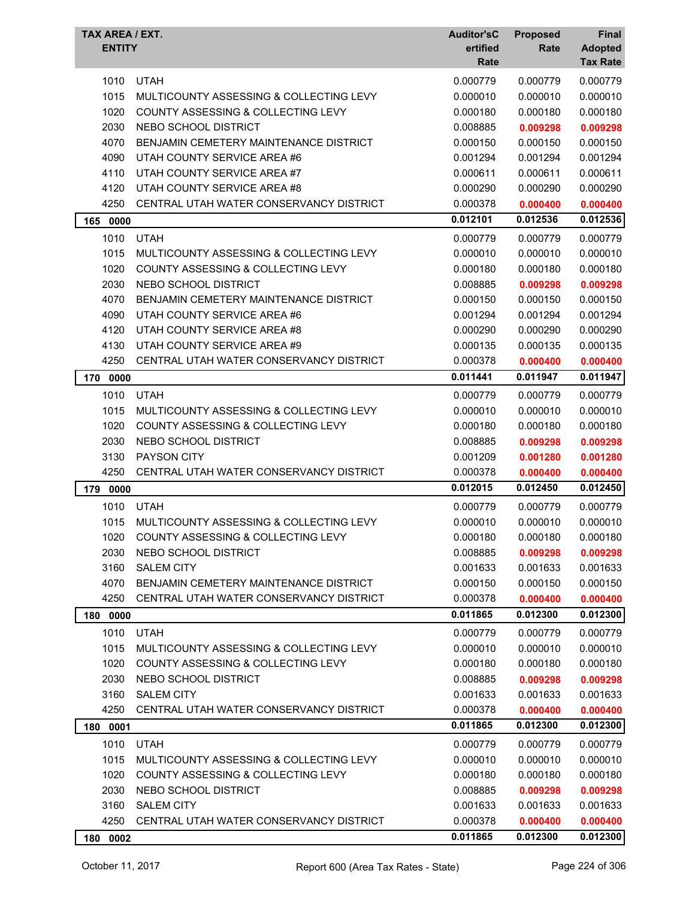| TAX AREA / EXT. ENTITY | | Auditor'sCertified Rate | Proposed Rate | Final Adopted Tax Rate |
|---|---|---|---|---|
| 1010 | UTAH | 0.000779 | 0.000779 | 0.000779 |
| 1015 | MULTICOUNTY ASSESSING & COLLECTING LEVY | 0.000010 | 0.000010 | 0.000010 |
| 1020 | COUNTY ASSESSING & COLLECTING LEVY | 0.000180 | 0.000180 | 0.000180 |
| 2030 | NEBO SCHOOL DISTRICT | 0.008885 | **0.009298** | **0.009298** |
| 4070 | BENJAMIN CEMETERY MAINTENANCE DISTRICT | 0.000150 | 0.000150 | 0.000150 |
| 4090 | UTAH COUNTY SERVICE AREA #6 | 0.001294 | 0.001294 | 0.001294 |
| 4110 | UTAH COUNTY SERVICE AREA #7 | 0.000611 | 0.000611 | 0.000611 |
| 4120 | UTAH COUNTY SERVICE AREA #8 | 0.000290 | 0.000290 | 0.000290 |
| 4250 | CENTRAL UTAH WATER CONSERVANCY DISTRICT | 0.000378 | **0.000400** | **0.000400** |
| **165 0000** | | **0.012101** | **0.012536** | **0.012536** |
| 1010 | UTAH | 0.000779 | 0.000779 | 0.000779 |
| 1015 | MULTICOUNTY ASSESSING & COLLECTING LEVY | 0.000010 | 0.000010 | 0.000010 |
| 1020 | COUNTY ASSESSING & COLLECTING LEVY | 0.000180 | 0.000180 | 0.000180 |
| 2030 | NEBO SCHOOL DISTRICT | 0.008885 | **0.009298** | **0.009298** |
| 4070 | BENJAMIN CEMETERY MAINTENANCE DISTRICT | 0.000150 | 0.000150 | 0.000150 |
| 4090 | UTAH COUNTY SERVICE AREA #6 | 0.001294 | 0.001294 | 0.001294 |
| 4120 | UTAH COUNTY SERVICE AREA #8 | 0.000290 | 0.000290 | 0.000290 |
| 4130 | UTAH COUNTY SERVICE AREA #9 | 0.000135 | 0.000135 | 0.000135 |
| 4250 | CENTRAL UTAH WATER CONSERVANCY DISTRICT | 0.000378 | **0.000400** | **0.000400** |
| **170 0000** | | **0.011441** | **0.011947** | **0.011947** |
| 1010 | UTAH | 0.000779 | 0.000779 | 0.000779 |
| 1015 | MULTICOUNTY ASSESSING & COLLECTING LEVY | 0.000010 | 0.000010 | 0.000010 |
| 1020 | COUNTY ASSESSING & COLLECTING LEVY | 0.000180 | 0.000180 | 0.000180 |
| 2030 | NEBO SCHOOL DISTRICT | 0.008885 | **0.009298** | **0.009298** |
| 3130 | PAYSON CITY | 0.001209 | **0.001280** | **0.001280** |
| 4250 | CENTRAL UTAH WATER CONSERVANCY DISTRICT | 0.000378 | **0.000400** | **0.000400** |
| **179 0000** | | **0.012015** | **0.012450** | **0.012450** |
| 1010 | UTAH | 0.000779 | 0.000779 | 0.000779 |
| 1015 | MULTICOUNTY ASSESSING & COLLECTING LEVY | 0.000010 | 0.000010 | 0.000010 |
| 1020 | COUNTY ASSESSING & COLLECTING LEVY | 0.000180 | 0.000180 | 0.000180 |
| 2030 | NEBO SCHOOL DISTRICT | 0.008885 | **0.009298** | **0.009298** |
| 3160 | SALEM CITY | 0.001633 | 0.001633 | 0.001633 |
| 4070 | BENJAMIN CEMETERY MAINTENANCE DISTRICT | 0.000150 | 0.000150 | 0.000150 |
| 4250 | CENTRAL UTAH WATER CONSERVANCY DISTRICT | 0.000378 | **0.000400** | **0.000400** |
| **180 0000** | | **0.011865** | **0.012300** | **0.012300** |
| 1010 | UTAH | 0.000779 | 0.000779 | 0.000779 |
| 1015 | MULTICOUNTY ASSESSING & COLLECTING LEVY | 0.000010 | 0.000010 | 0.000010 |
| 1020 | COUNTY ASSESSING & COLLECTING LEVY | 0.000180 | 0.000180 | 0.000180 |
| 2030 | NEBO SCHOOL DISTRICT | 0.008885 | **0.009298** | **0.009298** |
| 3160 | SALEM CITY | 0.001633 | 0.001633 | 0.001633 |
| 4250 | CENTRAL UTAH WATER CONSERVANCY DISTRICT | 0.000378 | **0.000400** | **0.000400** |
| **180 0001** | | **0.011865** | **0.012300** | **0.012300** |
| 1010 | UTAH | 0.000779 | 0.000779 | 0.000779 |
| 1015 | MULTICOUNTY ASSESSING & COLLECTING LEVY | 0.000010 | 0.000010 | 0.000010 |
| 1020 | COUNTY ASSESSING & COLLECTING LEVY | 0.000180 | 0.000180 | 0.000180 |
| 2030 | NEBO SCHOOL DISTRICT | 0.008885 | **0.009298** | **0.009298** |
| 3160 | SALEM CITY | 0.001633 | 0.001633 | 0.001633 |
| 4250 | CENTRAL UTAH WATER CONSERVANCY DISTRICT | 0.000378 | **0.000400** | **0.000400** |
| **180 0002** | | **0.011865** | **0.012300** | **0.012300** |

October 11, 2017 — Report 600 (Area Tax Rates - State)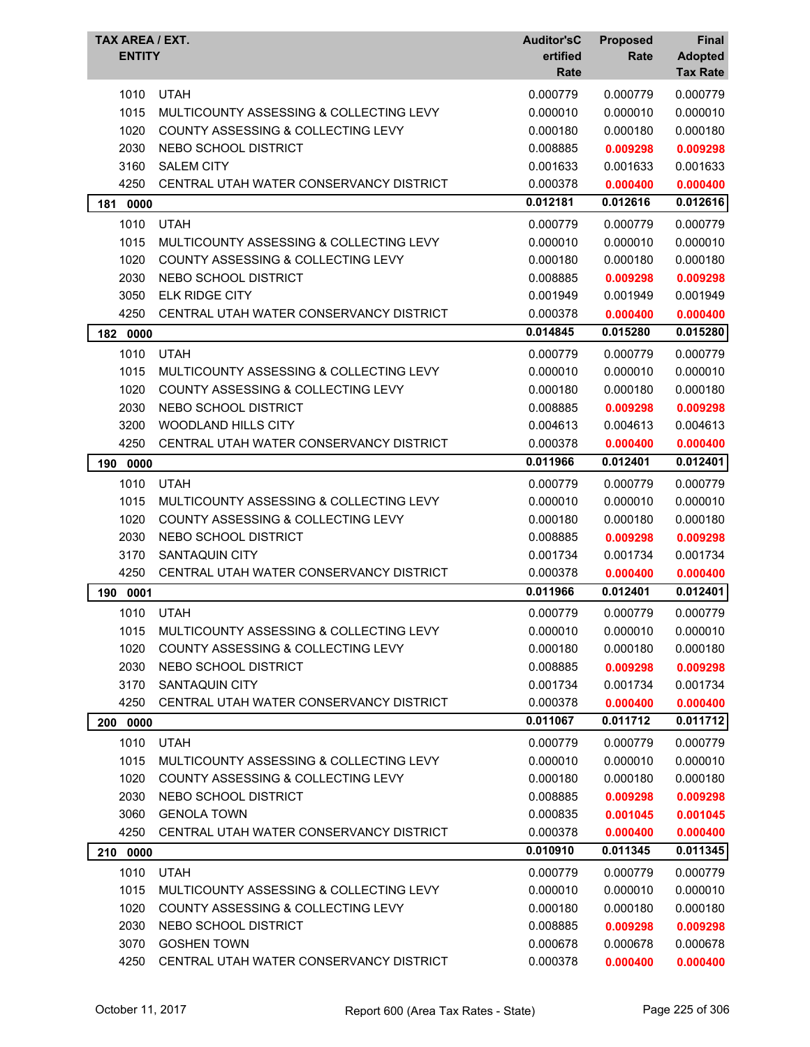| TAX AREA / EXT. | ENTITY | Auditor'sCertified Rate | Proposed Rate | Final Adopted Tax Rate |
|---|---|---|---|---|
| 1010 | UTAH | 0.000779 | 0.000779 | 0.000779 |
| 1015 | MULTICOUNTY ASSESSING & COLLECTING LEVY | 0.000010 | 0.000010 | 0.000010 |
| 1020 | COUNTY ASSESSING & COLLECTING LEVY | 0.000180 | 0.000180 | 0.000180 |
| 2030 | NEBO SCHOOL DISTRICT | 0.008885 | **0.009298** | **0.009298** |
| 3160 | SALEM CITY | 0.001633 | 0.001633 | 0.001633 |
| 4250 | CENTRAL UTAH WATER CONSERVANCY DISTRICT | 0.000378 | **0.000400** | **0.000400** |
| **181 0000** | | **0.012181** | **0.012616** | **0.012616** |
| 1010 | UTAH | 0.000779 | 0.000779 | 0.000779 |
| 1015 | MULTICOUNTY ASSESSING & COLLECTING LEVY | 0.000010 | 0.000010 | 0.000010 |
| 1020 | COUNTY ASSESSING & COLLECTING LEVY | 0.000180 | 0.000180 | 0.000180 |
| 2030 | NEBO SCHOOL DISTRICT | 0.008885 | **0.009298** | **0.009298** |
| 3050 | ELK RIDGE CITY | 0.001949 | 0.001949 | 0.001949 |
| 4250 | CENTRAL UTAH WATER CONSERVANCY DISTRICT | 0.000378 | **0.000400** | **0.000400** |
| **182 0000** | | **0.014845** | **0.015280** | **0.015280** |
| 1010 | UTAH | 0.000779 | 0.000779 | 0.000779 |
| 1015 | MULTICOUNTY ASSESSING & COLLECTING LEVY | 0.000010 | 0.000010 | 0.000010 |
| 1020 | COUNTY ASSESSING & COLLECTING LEVY | 0.000180 | 0.000180 | 0.000180 |
| 2030 | NEBO SCHOOL DISTRICT | 0.008885 | **0.009298** | **0.009298** |
| 3200 | WOODLAND HILLS CITY | 0.004613 | 0.004613 | 0.004613 |
| 4250 | CENTRAL UTAH WATER CONSERVANCY DISTRICT | 0.000378 | **0.000400** | **0.000400** |
| **190 0000** | | **0.011966** | **0.012401** | **0.012401** |
| 1010 | UTAH | 0.000779 | 0.000779 | 0.000779 |
| 1015 | MULTICOUNTY ASSESSING & COLLECTING LEVY | 0.000010 | 0.000010 | 0.000010 |
| 1020 | COUNTY ASSESSING & COLLECTING LEVY | 0.000180 | 0.000180 | 0.000180 |
| 2030 | NEBO SCHOOL DISTRICT | 0.008885 | **0.009298** | **0.009298** |
| 3170 | SANTAQUIN CITY | 0.001734 | 0.001734 | 0.001734 |
| 4250 | CENTRAL UTAH WATER CONSERVANCY DISTRICT | 0.000378 | **0.000400** | **0.000400** |
| **190 0001** | | **0.011966** | **0.012401** | **0.012401** |
| 1010 | UTAH | 0.000779 | 0.000779 | 0.000779 |
| 1015 | MULTICOUNTY ASSESSING & COLLECTING LEVY | 0.000010 | 0.000010 | 0.000010 |
| 1020 | COUNTY ASSESSING & COLLECTING LEVY | 0.000180 | 0.000180 | 0.000180 |
| 2030 | NEBO SCHOOL DISTRICT | 0.008885 | **0.009298** | **0.009298** |
| 3170 | SANTAQUIN CITY | 0.001734 | 0.001734 | 0.001734 |
| 4250 | CENTRAL UTAH WATER CONSERVANCY DISTRICT | 0.000378 | **0.000400** | **0.000400** |
| **200 0000** | | **0.011067** | **0.011712** | **0.011712** |
| 1010 | UTAH | 0.000779 | 0.000779 | 0.000779 |
| 1015 | MULTICOUNTY ASSESSING & COLLECTING LEVY | 0.000010 | 0.000010 | 0.000010 |
| 1020 | COUNTY ASSESSING & COLLECTING LEVY | 0.000180 | 0.000180 | 0.000180 |
| 2030 | NEBO SCHOOL DISTRICT | 0.008885 | **0.009298** | **0.009298** |
| 3060 | GENOLA TOWN | 0.000835 | **0.001045** | **0.001045** |
| 4250 | CENTRAL UTAH WATER CONSERVANCY DISTRICT | 0.000378 | **0.000400** | **0.000400** |
| **210 0000** | | **0.010910** | **0.011345** | **0.011345** |
| 1010 | UTAH | 0.000779 | 0.000779 | 0.000779 |
| 1015 | MULTICOUNTY ASSESSING & COLLECTING LEVY | 0.000010 | 0.000010 | 0.000010 |
| 1020 | COUNTY ASSESSING & COLLECTING LEVY | 0.000180 | 0.000180 | 0.000180 |
| 2030 | NEBO SCHOOL DISTRICT | 0.008885 | **0.009298** | **0.009298** |
| 3070 | GOSHEN TOWN | 0.000678 | 0.000678 | 0.000678 |
| 4250 | CENTRAL UTAH WATER CONSERVANCY DISTRICT | 0.000378 | **0.000400** | **0.000400** |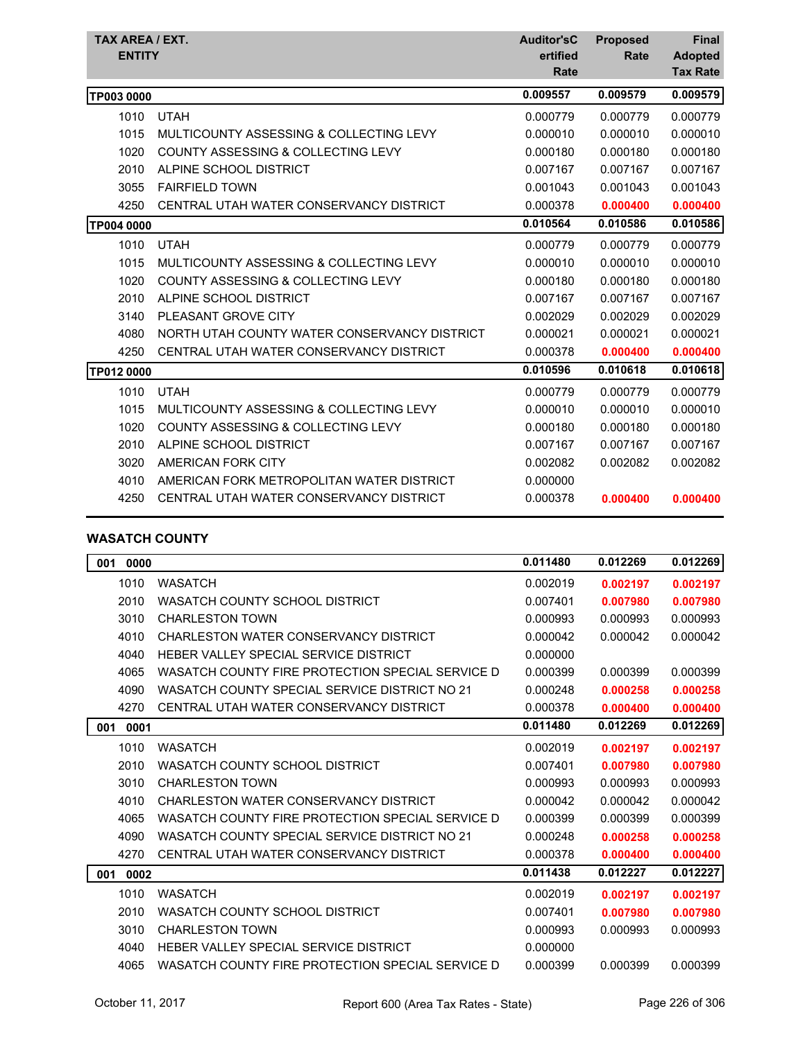| TAX AREA / EXT. ENTITY | | Auditor's Certified Rate | Proposed Rate | Final Adopted Tax Rate |
|---|---|---|---|---|
| **TP003 0000** | | **0.009557** | **0.009579** | **0.009579** |
| 1010 | UTAH | 0.000779 | 0.000779 | 0.000779 |
| 1015 | MULTICOUNTY ASSESSING & COLLECTING LEVY | 0.000010 | 0.000010 | 0.000010 |
| 1020 | COUNTY ASSESSING & COLLECTING LEVY | 0.000180 | 0.000180 | 0.000180 |
| 2010 | ALPINE SCHOOL DISTRICT | 0.007167 | 0.007167 | 0.007167 |
| 3055 | FAIRFIELD TOWN | 0.001043 | 0.001043 | 0.001043 |
| 4250 | CENTRAL UTAH WATER CONSERVANCY DISTRICT | 0.000378 | **0.000400** | **0.000400** |
| **TP004 0000** | | **0.010564** | **0.010586** | **0.010586** |
| 1010 | UTAH | 0.000779 | 0.000779 | 0.000779 |
| 1015 | MULTICOUNTY ASSESSING & COLLECTING LEVY | 0.000010 | 0.000010 | 0.000010 |
| 1020 | COUNTY ASSESSING & COLLECTING LEVY | 0.000180 | 0.000180 | 0.000180 |
| 2010 | ALPINE SCHOOL DISTRICT | 0.007167 | 0.007167 | 0.007167 |
| 3140 | PLEASANT GROVE CITY | 0.002029 | 0.002029 | 0.002029 |
| 4080 | NORTH UTAH COUNTY WATER CONSERVANCY DISTRICT | 0.000021 | 0.000021 | 0.000021 |
| 4250 | CENTRAL UTAH WATER CONSERVANCY DISTRICT | 0.000378 | **0.000400** | **0.000400** |
| **TP012 0000** | | **0.010596** | **0.010618** | **0.010618** |
| 1010 | UTAH | 0.000779 | 0.000779 | 0.000779 |
| 1015 | MULTICOUNTY ASSESSING & COLLECTING LEVY | 0.000010 | 0.000010 | 0.000010 |
| 1020 | COUNTY ASSESSING & COLLECTING LEVY | 0.000180 | 0.000180 | 0.000180 |
| 2010 | ALPINE SCHOOL DISTRICT | 0.007167 | 0.007167 | 0.007167 |
| 3020 | AMERICAN FORK CITY | 0.002082 | 0.002082 | 0.002082 |
| 4010 | AMERICAN FORK METROPOLITAN WATER DISTRICT | 0.000000 | | |
| 4250 | CENTRAL UTAH WATER CONSERVANCY DISTRICT | 0.000378 | **0.000400** | **0.000400** |

## WASATCH COUNTY

| TAX AREA / EXT. ENTITY | | Auditor's Certified Rate | Proposed Rate | Final Adopted Tax Rate |
|---|---|---|---|---|
| **001 0000** | | **0.011480** | **0.012269** | **0.012269** |
| 1010 | WASATCH | 0.002019 | **0.002197** | **0.002197** |
| 2010 | WASATCH COUNTY SCHOOL DISTRICT | 0.007401 | **0.007980** | **0.007980** |
| 3010 | CHARLESTON TOWN | 0.000993 | 0.000993 | 0.000993 |
| 4010 | CHARLESTON WATER CONSERVANCY DISTRICT | 0.000042 | 0.000042 | 0.000042 |
| 4040 | HEBER VALLEY SPECIAL SERVICE DISTRICT | 0.000000 | | |
| 4065 | WASATCH COUNTY FIRE PROTECTION SPECIAL SERVICE D | 0.000399 | 0.000399 | 0.000399 |
| 4090 | WASATCH COUNTY SPECIAL SERVICE DISTRICT NO 21 | 0.000248 | **0.000258** | **0.000258** |
| 4270 | CENTRAL UTAH WATER CONSERVANCY DISTRICT | 0.000378 | **0.000400** | **0.000400** |
| **001 0001** | | **0.011480** | **0.012269** | **0.012269** |
| 1010 | WASATCH | 0.002019 | **0.002197** | **0.002197** |
| 2010 | WASATCH COUNTY SCHOOL DISTRICT | 0.007401 | **0.007980** | **0.007980** |
| 3010 | CHARLESTON TOWN | 0.000993 | 0.000993 | 0.000993 |
| 4010 | CHARLESTON WATER CONSERVANCY DISTRICT | 0.000042 | 0.000042 | 0.000042 |
| 4065 | WASATCH COUNTY FIRE PROTECTION SPECIAL SERVICE D | 0.000399 | 0.000399 | 0.000399 |
| 4090 | WASATCH COUNTY SPECIAL SERVICE DISTRICT NO 21 | 0.000248 | **0.000258** | **0.000258** |
| 4270 | CENTRAL UTAH WATER CONSERVANCY DISTRICT | 0.000378 | **0.000400** | **0.000400** |
| **001 0002** | | **0.011438** | **0.012227** | **0.012227** |
| 1010 | WASATCH | 0.002019 | **0.002197** | **0.002197** |
| 2010 | WASATCH COUNTY SCHOOL DISTRICT | 0.007401 | **0.007980** | **0.007980** |
| 3010 | CHARLESTON TOWN | 0.000993 | 0.000993 | 0.000993 |
| 4040 | HEBER VALLEY SPECIAL SERVICE DISTRICT | 0.000000 | | |
| 4065 | WASATCH COUNTY FIRE PROTECTION SPECIAL SERVICE D | 0.000399 | 0.000399 | 0.000399 |

October 11, 2017 — Report 600 (Area Tax Rates - State)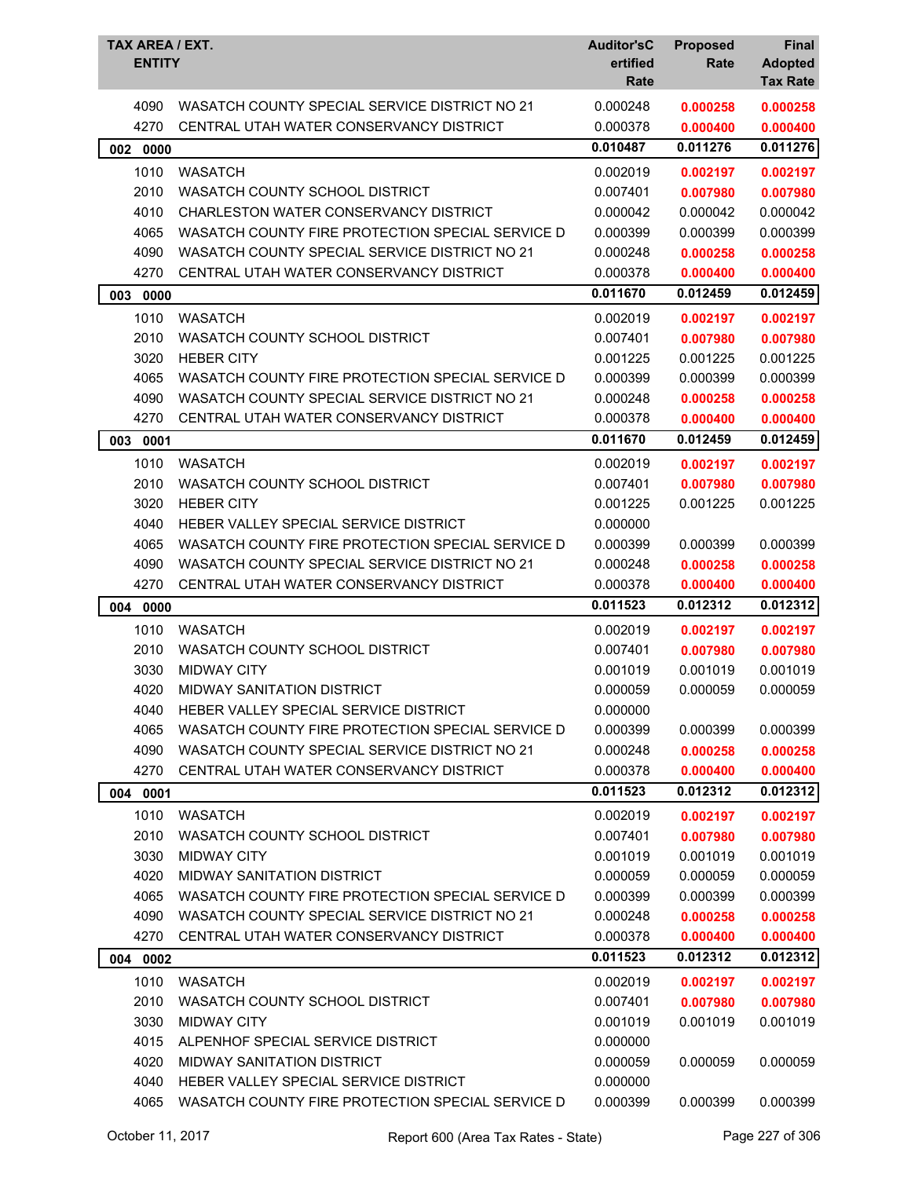| TAX AREA / EXT. ENTITY | | Auditor'sC ertified Rate | Proposed Rate | Final Adopted Tax Rate |
|---|---|---|---|---|
| 4090 | WASATCH COUNTY SPECIAL SERVICE DISTRICT NO 21 | 0.000248 | **0.000258** | **0.000258** |
| 4270 | CENTRAL UTAH WATER CONSERVANCY DISTRICT | 0.000378 | **0.000400** | **0.000400** |
| **002 0000** | | **0.010487** | **0.011276** | **0.011276** |
| 1010 | WASATCH | 0.002019 | **0.002197** | **0.002197** |
| 2010 | WASATCH COUNTY SCHOOL DISTRICT | 0.007401 | **0.007980** | **0.007980** |
| 4010 | CHARLESTON WATER CONSERVANCY DISTRICT | 0.000042 | 0.000042 | 0.000042 |
| 4065 | WASATCH COUNTY FIRE PROTECTION SPECIAL SERVICE D | 0.000399 | 0.000399 | 0.000399 |
| 4090 | WASATCH COUNTY SPECIAL SERVICE DISTRICT NO 21 | 0.000248 | **0.000258** | **0.000258** |
| 4270 | CENTRAL UTAH WATER CONSERVANCY DISTRICT | 0.000378 | **0.000400** | **0.000400** |
| **003 0000** | | **0.011670** | **0.012459** | **0.012459** |
| 1010 | WASATCH | 0.002019 | **0.002197** | **0.002197** |
| 2010 | WASATCH COUNTY SCHOOL DISTRICT | 0.007401 | **0.007980** | **0.007980** |
| 3020 | HEBER CITY | 0.001225 | 0.001225 | 0.001225 |
| 4065 | WASATCH COUNTY FIRE PROTECTION SPECIAL SERVICE D | 0.000399 | 0.000399 | 0.000399 |
| 4090 | WASATCH COUNTY SPECIAL SERVICE DISTRICT NO 21 | 0.000248 | **0.000258** | **0.000258** |
| 4270 | CENTRAL UTAH WATER CONSERVANCY DISTRICT | 0.000378 | **0.000400** | **0.000400** |
| **003 0001** | | **0.011670** | **0.012459** | **0.012459** |
| 1010 | WASATCH | 0.002019 | **0.002197** | **0.002197** |
| 2010 | WASATCH COUNTY SCHOOL DISTRICT | 0.007401 | **0.007980** | **0.007980** |
| 3020 | HEBER CITY | 0.001225 | 0.001225 | 0.001225 |
| 4040 | HEBER VALLEY SPECIAL SERVICE DISTRICT | 0.000000 | | |
| 4065 | WASATCH COUNTY FIRE PROTECTION SPECIAL SERVICE D | 0.000399 | 0.000399 | 0.000399 |
| 4090 | WASATCH COUNTY SPECIAL SERVICE DISTRICT NO 21 | 0.000248 | **0.000258** | **0.000258** |
| 4270 | CENTRAL UTAH WATER CONSERVANCY DISTRICT | 0.000378 | **0.000400** | **0.000400** |
| **004 0000** | | **0.011523** | **0.012312** | **0.012312** |
| 1010 | WASATCH | 0.002019 | **0.002197** | **0.002197** |
| 2010 | WASATCH COUNTY SCHOOL DISTRICT | 0.007401 | **0.007980** | **0.007980** |
| 3030 | MIDWAY CITY | 0.001019 | 0.001019 | 0.001019 |
| 4020 | MIDWAY SANITATION DISTRICT | 0.000059 | 0.000059 | 0.000059 |
| 4040 | HEBER VALLEY SPECIAL SERVICE DISTRICT | 0.000000 | | |
| 4065 | WASATCH COUNTY FIRE PROTECTION SPECIAL SERVICE D | 0.000399 | 0.000399 | 0.000399 |
| 4090 | WASATCH COUNTY SPECIAL SERVICE DISTRICT NO 21 | 0.000248 | **0.000258** | **0.000258** |
| 4270 | CENTRAL UTAH WATER CONSERVANCY DISTRICT | 0.000378 | **0.000400** | **0.000400** |
| **004 0001** | | **0.011523** | **0.012312** | **0.012312** |
| 1010 | WASATCH | 0.002019 | **0.002197** | **0.002197** |
| 2010 | WASATCH COUNTY SCHOOL DISTRICT | 0.007401 | **0.007980** | **0.007980** |
| 3030 | MIDWAY CITY | 0.001019 | 0.001019 | 0.001019 |
| 4020 | MIDWAY SANITATION DISTRICT | 0.000059 | 0.000059 | 0.000059 |
| 4065 | WASATCH COUNTY FIRE PROTECTION SPECIAL SERVICE D | 0.000399 | 0.000399 | 0.000399 |
| 4090 | WASATCH COUNTY SPECIAL SERVICE DISTRICT NO 21 | 0.000248 | **0.000258** | **0.000258** |
| 4270 | CENTRAL UTAH WATER CONSERVANCY DISTRICT | 0.000378 | **0.000400** | **0.000400** |
| **004 0002** | | **0.011523** | **0.012312** | **0.012312** |
| 1010 | WASATCH | 0.002019 | **0.002197** | **0.002197** |
| 2010 | WASATCH COUNTY SCHOOL DISTRICT | 0.007401 | **0.007980** | **0.007980** |
| 3030 | MIDWAY CITY | 0.001019 | 0.001019 | 0.001019 |
| 4015 | ALPENHOF SPECIAL SERVICE DISTRICT | 0.000000 | | |
| 4020 | MIDWAY SANITATION DISTRICT | 0.000059 | 0.000059 | 0.000059 |
| 4040 | HEBER VALLEY SPECIAL SERVICE DISTRICT | 0.000000 | | |
| 4065 | WASATCH COUNTY FIRE PROTECTION SPECIAL SERVICE D | 0.000399 | 0.000399 | 0.000399 |

October 11, 2017 — Report 600 (Area Tax Rates - State)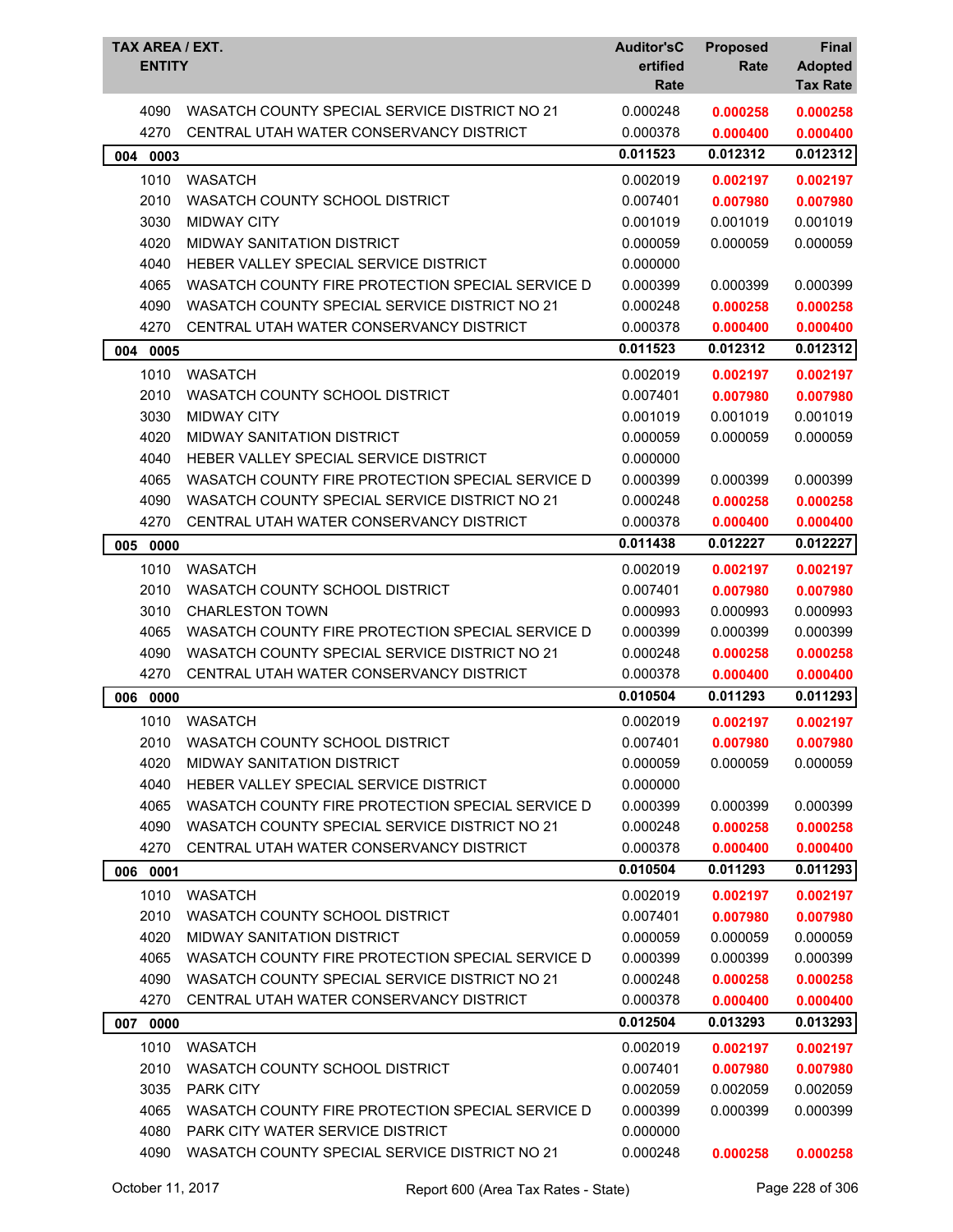| TAX AREA / EXT. | ENTITY | Auditor'sCertified Rate | Proposed Rate | Final Adopted Tax Rate |
|---|---|---|---|---|
| 4090 | WASATCH COUNTY SPECIAL SERVICE DISTRICT NO 21 | 0.000248 | **0.000258** | **0.000258** |
| 4270 | CENTRAL UTAH WATER CONSERVANCY DISTRICT | 0.000378 | **0.000400** | **0.000400** |
| **004 0003** | | **0.011523** | **0.012312** | **0.012312** |
| 1010 | WASATCH | 0.002019 | **0.002197** | **0.002197** |
| 2010 | WASATCH COUNTY SCHOOL DISTRICT | 0.007401 | **0.007980** | **0.007980** |
| 3030 | MIDWAY CITY | 0.001019 | 0.001019 | 0.001019 |
| 4020 | MIDWAY SANITATION DISTRICT | 0.000059 | 0.000059 | 0.000059 |
| 4040 | HEBER VALLEY SPECIAL SERVICE DISTRICT | 0.000000 | | |
| 4065 | WASATCH COUNTY FIRE PROTECTION SPECIAL SERVICE D | 0.000399 | 0.000399 | 0.000399 |
| 4090 | WASATCH COUNTY SPECIAL SERVICE DISTRICT NO 21 | 0.000248 | **0.000258** | **0.000258** |
| 4270 | CENTRAL UTAH WATER CONSERVANCY DISTRICT | 0.000378 | **0.000400** | **0.000400** |
| **004 0005** | | **0.011523** | **0.012312** | **0.012312** |
| 1010 | WASATCH | 0.002019 | **0.002197** | **0.002197** |
| 2010 | WASATCH COUNTY SCHOOL DISTRICT | 0.007401 | **0.007980** | **0.007980** |
| 3030 | MIDWAY CITY | 0.001019 | 0.001019 | 0.001019 |
| 4020 | MIDWAY SANITATION DISTRICT | 0.000059 | 0.000059 | 0.000059 |
| 4040 | HEBER VALLEY SPECIAL SERVICE DISTRICT | 0.000000 | | |
| 4065 | WASATCH COUNTY FIRE PROTECTION SPECIAL SERVICE D | 0.000399 | 0.000399 | 0.000399 |
| 4090 | WASATCH COUNTY SPECIAL SERVICE DISTRICT NO 21 | 0.000248 | **0.000258** | **0.000258** |
| 4270 | CENTRAL UTAH WATER CONSERVANCY DISTRICT | 0.000378 | **0.000400** | **0.000400** |
| **005 0000** | | **0.011438** | **0.012227** | **0.012227** |
| 1010 | WASATCH | 0.002019 | **0.002197** | **0.002197** |
| 2010 | WASATCH COUNTY SCHOOL DISTRICT | 0.007401 | **0.007980** | **0.007980** |
| 3010 | CHARLESTON TOWN | 0.000993 | 0.000993 | 0.000993 |
| 4065 | WASATCH COUNTY FIRE PROTECTION SPECIAL SERVICE D | 0.000399 | 0.000399 | 0.000399 |
| 4090 | WASATCH COUNTY SPECIAL SERVICE DISTRICT NO 21 | 0.000248 | **0.000258** | **0.000258** |
| 4270 | CENTRAL UTAH WATER CONSERVANCY DISTRICT | 0.000378 | **0.000400** | **0.000400** |
| **006 0000** | | **0.010504** | **0.011293** | **0.011293** |
| 1010 | WASATCH | 0.002019 | **0.002197** | **0.002197** |
| 2010 | WASATCH COUNTY SCHOOL DISTRICT | 0.007401 | **0.007980** | **0.007980** |
| 4020 | MIDWAY SANITATION DISTRICT | 0.000059 | 0.000059 | 0.000059 |
| 4040 | HEBER VALLEY SPECIAL SERVICE DISTRICT | 0.000000 | | |
| 4065 | WASATCH COUNTY FIRE PROTECTION SPECIAL SERVICE D | 0.000399 | 0.000399 | 0.000399 |
| 4090 | WASATCH COUNTY SPECIAL SERVICE DISTRICT NO 21 | 0.000248 | **0.000258** | **0.000258** |
| 4270 | CENTRAL UTAH WATER CONSERVANCY DISTRICT | 0.000378 | **0.000400** | **0.000400** |
| **006 0001** | | **0.010504** | **0.011293** | **0.011293** |
| 1010 | WASATCH | 0.002019 | **0.002197** | **0.002197** |
| 2010 | WASATCH COUNTY SCHOOL DISTRICT | 0.007401 | **0.007980** | **0.007980** |
| 4020 | MIDWAY SANITATION DISTRICT | 0.000059 | 0.000059 | 0.000059 |
| 4065 | WASATCH COUNTY FIRE PROTECTION SPECIAL SERVICE D | 0.000399 | 0.000399 | 0.000399 |
| 4090 | WASATCH COUNTY SPECIAL SERVICE DISTRICT NO 21 | 0.000248 | **0.000258** | **0.000258** |
| 4270 | CENTRAL UTAH WATER CONSERVANCY DISTRICT | 0.000378 | **0.000400** | **0.000400** |
| **007 0000** | | **0.012504** | **0.013293** | **0.013293** |
| 1010 | WASATCH | 0.002019 | **0.002197** | **0.002197** |
| 2010 | WASATCH COUNTY SCHOOL DISTRICT | 0.007401 | **0.007980** | **0.007980** |
| 3035 | PARK CITY | 0.002059 | 0.002059 | 0.002059 |
| 4065 | WASATCH COUNTY FIRE PROTECTION SPECIAL SERVICE D | 0.000399 | 0.000399 | 0.000399 |
| 4080 | PARK CITY WATER SERVICE DISTRICT | 0.000000 | | |
| 4090 | WASATCH COUNTY SPECIAL SERVICE DISTRICT NO 21 | 0.000248 | **0.000258** | **0.000258** |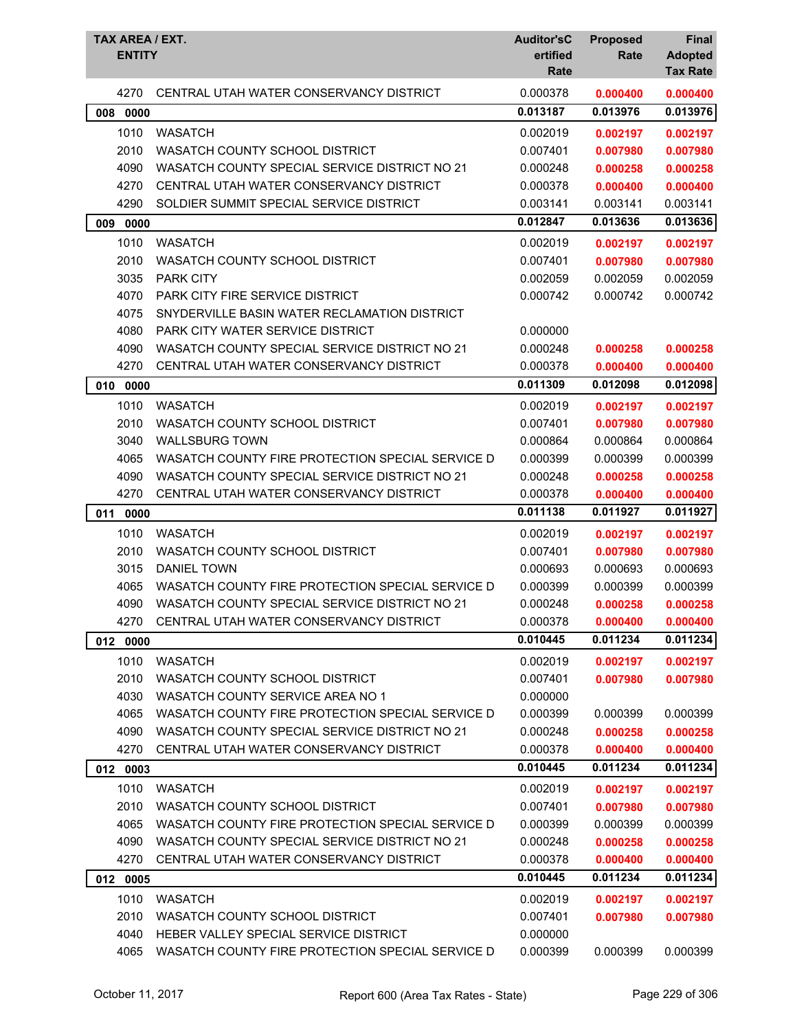| TAX AREA / EXT. ENTITY | | Auditor'sCertified Rate | Proposed Rate | Final Adopted Tax Rate |
|---|---|---|---|---|
| 4270 | CENTRAL UTAH WATER CONSERVANCY DISTRICT | 0.000378 | **0.000400** | **0.000400** |
| **008 0000** | | **0.013187** | **0.013976** | **0.013976** |
| 1010 | WASATCH | 0.002019 | **0.002197** | **0.002197** |
| 2010 | WASATCH COUNTY SCHOOL DISTRICT | 0.007401 | **0.007980** | **0.007980** |
| 4090 | WASATCH COUNTY SPECIAL SERVICE DISTRICT NO 21 | 0.000248 | **0.000258** | **0.000258** |
| 4270 | CENTRAL UTAH WATER CONSERVANCY DISTRICT | 0.000378 | **0.000400** | **0.000400** |
| 4290 | SOLDIER SUMMIT SPECIAL SERVICE DISTRICT | 0.003141 | 0.003141 | 0.003141 |
| **009 0000** | | **0.012847** | **0.013636** | **0.013636** |
| 1010 | WASATCH | 0.002019 | **0.002197** | **0.002197** |
| 2010 | WASATCH COUNTY SCHOOL DISTRICT | 0.007401 | **0.007980** | **0.007980** |
| 3035 | PARK CITY | 0.002059 | 0.002059 | 0.002059 |
| 4070 | PARK CITY FIRE SERVICE DISTRICT | 0.000742 | 0.000742 | 0.000742 |
| 4075 | SNYDERVILLE BASIN WATER RECLAMATION DISTRICT | | | |
| 4080 | PARK CITY WATER SERVICE DISTRICT | 0.000000 | | |
| 4090 | WASATCH COUNTY SPECIAL SERVICE DISTRICT NO 21 | 0.000248 | **0.000258** | **0.000258** |
| 4270 | CENTRAL UTAH WATER CONSERVANCY DISTRICT | 0.000378 | **0.000400** | **0.000400** |
| **010 0000** | | **0.011309** | **0.012098** | **0.012098** |
| 1010 | WASATCH | 0.002019 | **0.002197** | **0.002197** |
| 2010 | WASATCH COUNTY SCHOOL DISTRICT | 0.007401 | **0.007980** | **0.007980** |
| 3040 | WALLSBURG TOWN | 0.000864 | 0.000864 | 0.000864 |
| 4065 | WASATCH COUNTY FIRE PROTECTION SPECIAL SERVICE D | 0.000399 | 0.000399 | 0.000399 |
| 4090 | WASATCH COUNTY SPECIAL SERVICE DISTRICT NO 21 | 0.000248 | **0.000258** | **0.000258** |
| 4270 | CENTRAL UTAH WATER CONSERVANCY DISTRICT | 0.000378 | **0.000400** | **0.000400** |
| **011 0000** | | **0.011138** | **0.011927** | **0.011927** |
| 1010 | WASATCH | 0.002019 | **0.002197** | **0.002197** |
| 2010 | WASATCH COUNTY SCHOOL DISTRICT | 0.007401 | **0.007980** | **0.007980** |
| 3015 | DANIEL TOWN | 0.000693 | 0.000693 | 0.000693 |
| 4065 | WASATCH COUNTY FIRE PROTECTION SPECIAL SERVICE D | 0.000399 | 0.000399 | 0.000399 |
| 4090 | WASATCH COUNTY SPECIAL SERVICE DISTRICT NO 21 | 0.000248 | **0.000258** | **0.000258** |
| 4270 | CENTRAL UTAH WATER CONSERVANCY DISTRICT | 0.000378 | **0.000400** | **0.000400** |
| **012 0000** | | **0.010445** | **0.011234** | **0.011234** |
| 1010 | WASATCH | 0.002019 | **0.002197** | **0.002197** |
| 2010 | WASATCH COUNTY SCHOOL DISTRICT | 0.007401 | **0.007980** | **0.007980** |
| 4030 | WASATCH COUNTY SERVICE AREA NO 1 | 0.000000 | | |
| 4065 | WASATCH COUNTY FIRE PROTECTION SPECIAL SERVICE D | 0.000399 | 0.000399 | 0.000399 |
| 4090 | WASATCH COUNTY SPECIAL SERVICE DISTRICT NO 21 | 0.000248 | **0.000258** | **0.000258** |
| 4270 | CENTRAL UTAH WATER CONSERVANCY DISTRICT | 0.000378 | **0.000400** | **0.000400** |
| **012 0003** | | **0.010445** | **0.011234** | **0.011234** |
| 1010 | WASATCH | 0.002019 | **0.002197** | **0.002197** |
| 2010 | WASATCH COUNTY SCHOOL DISTRICT | 0.007401 | **0.007980** | **0.007980** |
| 4065 | WASATCH COUNTY FIRE PROTECTION SPECIAL SERVICE D | 0.000399 | 0.000399 | 0.000399 |
| 4090 | WASATCH COUNTY SPECIAL SERVICE DISTRICT NO 21 | 0.000248 | **0.000258** | **0.000258** |
| 4270 | CENTRAL UTAH WATER CONSERVANCY DISTRICT | 0.000378 | **0.000400** | **0.000400** |
| **012 0005** | | **0.010445** | **0.011234** | **0.011234** |
| 1010 | WASATCH | 0.002019 | **0.002197** | **0.002197** |
| 2010 | WASATCH COUNTY SCHOOL DISTRICT | 0.007401 | **0.007980** | **0.007980** |
| 4040 | HEBER VALLEY SPECIAL SERVICE DISTRICT | 0.000000 | | |
| 4065 | WASATCH COUNTY FIRE PROTECTION SPECIAL SERVICE D | 0.000399 | 0.000399 | 0.000399 |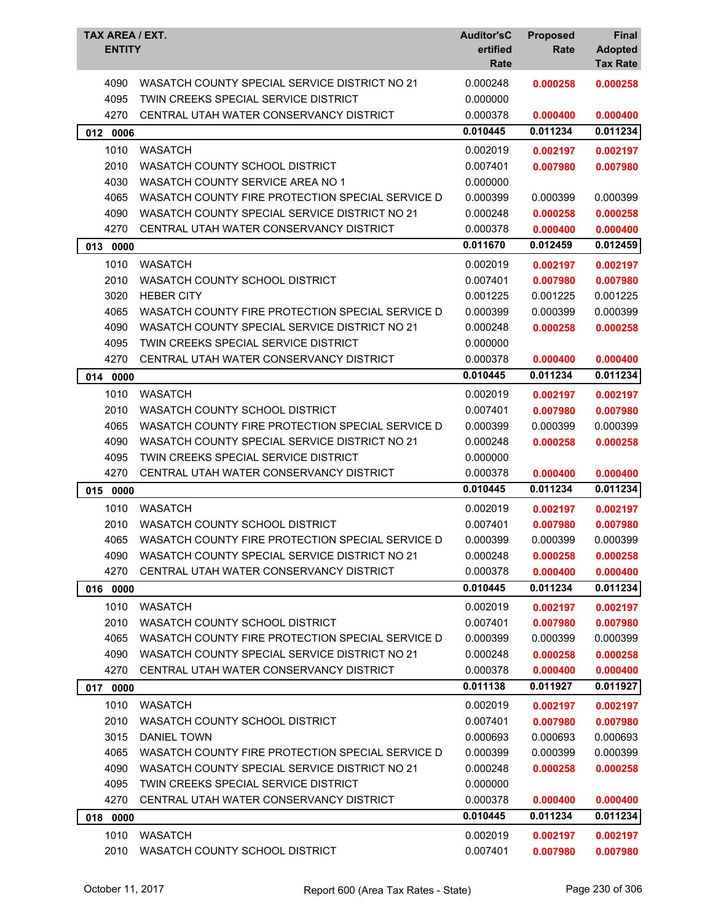| TAX AREA / EXT. ENTITY | | Auditor's Certified Rate | Proposed Rate | Final Adopted Tax Rate |
|---|---|---|---|---|
| 4090 | WASATCH COUNTY SPECIAL SERVICE DISTRICT NO 21 | 0.000248 | 0.000258 | 0.000258 |
| 4095 | TWIN CREEKS SPECIAL SERVICE DISTRICT | 0.000000 | | |
| 4270 | CENTRAL UTAH WATER CONSERVANCY DISTRICT | 0.000378 | 0.000400 | 0.000400 |
| **012 0006** | | **0.010445** | **0.011234** | **0.011234** |
| 1010 | WASATCH | 0.002019 | 0.002197 | 0.002197 |
| 2010 | WASATCH COUNTY SCHOOL DISTRICT | 0.007401 | 0.007980 | 0.007980 |
| 4030 | WASATCH COUNTY SERVICE AREA NO 1 | 0.000000 | | |
| 4065 | WASATCH COUNTY FIRE PROTECTION SPECIAL SERVICE D | 0.000399 | 0.000399 | 0.000399 |
| 4090 | WASATCH COUNTY SPECIAL SERVICE DISTRICT NO 21 | 0.000248 | 0.000258 | 0.000258 |
| 4270 | CENTRAL UTAH WATER CONSERVANCY DISTRICT | 0.000378 | 0.000400 | 0.000400 |
| **013 0000** | | **0.011670** | **0.012459** | **0.012459** |
| 1010 | WASATCH | 0.002019 | 0.002197 | 0.002197 |
| 2010 | WASATCH COUNTY SCHOOL DISTRICT | 0.007401 | 0.007980 | 0.007980 |
| 3020 | HEBER CITY | 0.001225 | 0.001225 | 0.001225 |
| 4065 | WASATCH COUNTY FIRE PROTECTION SPECIAL SERVICE D | 0.000399 | 0.000399 | 0.000399 |
| 4090 | WASATCH COUNTY SPECIAL SERVICE DISTRICT NO 21 | 0.000248 | 0.000258 | 0.000258 |
| 4095 | TWIN CREEKS SPECIAL SERVICE DISTRICT | 0.000000 | | |
| 4270 | CENTRAL UTAH WATER CONSERVANCY DISTRICT | 0.000378 | 0.000400 | 0.000400 |
| **014 0000** | | **0.010445** | **0.011234** | **0.011234** |
| 1010 | WASATCH | 0.002019 | 0.002197 | 0.002197 |
| 2010 | WASATCH COUNTY SCHOOL DISTRICT | 0.007401 | 0.007980 | 0.007980 |
| 4065 | WASATCH COUNTY FIRE PROTECTION SPECIAL SERVICE D | 0.000399 | 0.000399 | 0.000399 |
| 4090 | WASATCH COUNTY SPECIAL SERVICE DISTRICT NO 21 | 0.000248 | 0.000258 | 0.000258 |
| 4095 | TWIN CREEKS SPECIAL SERVICE DISTRICT | 0.000000 | | |
| 4270 | CENTRAL UTAH WATER CONSERVANCY DISTRICT | 0.000378 | 0.000400 | 0.000400 |
| **015 0000** | | **0.010445** | **0.011234** | **0.011234** |
| 1010 | WASATCH | 0.002019 | 0.002197 | 0.002197 |
| 2010 | WASATCH COUNTY SCHOOL DISTRICT | 0.007401 | 0.007980 | 0.007980 |
| 4065 | WASATCH COUNTY FIRE PROTECTION SPECIAL SERVICE D | 0.000399 | 0.000399 | 0.000399 |
| 4090 | WASATCH COUNTY SPECIAL SERVICE DISTRICT NO 21 | 0.000248 | 0.000258 | 0.000258 |
| 4270 | CENTRAL UTAH WATER CONSERVANCY DISTRICT | 0.000378 | 0.000400 | 0.000400 |
| **016 0000** | | **0.010445** | **0.011234** | **0.011234** |
| 1010 | WASATCH | 0.002019 | 0.002197 | 0.002197 |
| 2010 | WASATCH COUNTY SCHOOL DISTRICT | 0.007401 | 0.007980 | 0.007980 |
| 4065 | WASATCH COUNTY FIRE PROTECTION SPECIAL SERVICE D | 0.000399 | 0.000399 | 0.000399 |
| 4090 | WASATCH COUNTY SPECIAL SERVICE DISTRICT NO 21 | 0.000248 | 0.000258 | 0.000258 |
| 4270 | CENTRAL UTAH WATER CONSERVANCY DISTRICT | 0.000378 | 0.000400 | 0.000400 |
| **017 0000** | | **0.011138** | **0.011927** | **0.011927** |
| 1010 | WASATCH | 0.002019 | 0.002197 | 0.002197 |
| 2010 | WASATCH COUNTY SCHOOL DISTRICT | 0.007401 | 0.007980 | 0.007980 |
| 3015 | DANIEL TOWN | 0.000693 | 0.000693 | 0.000693 |
| 4065 | WASATCH COUNTY FIRE PROTECTION SPECIAL SERVICE D | 0.000399 | 0.000399 | 0.000399 |
| 4090 | WASATCH COUNTY SPECIAL SERVICE DISTRICT NO 21 | 0.000248 | 0.000258 | 0.000258 |
| 4095 | TWIN CREEKS SPECIAL SERVICE DISTRICT | 0.000000 | | |
| 4270 | CENTRAL UTAH WATER CONSERVANCY DISTRICT | 0.000378 | 0.000400 | 0.000400 |
| **018 0000** | | **0.010445** | **0.011234** | **0.011234** |
| 1010 | WASATCH | 0.002019 | 0.002197 | 0.002197 |
| 2010 | WASATCH COUNTY SCHOOL DISTRICT | 0.007401 | 0.007980 | 0.007980 |

October 11, 2017 — Report 600 (Area Tax Rates - State)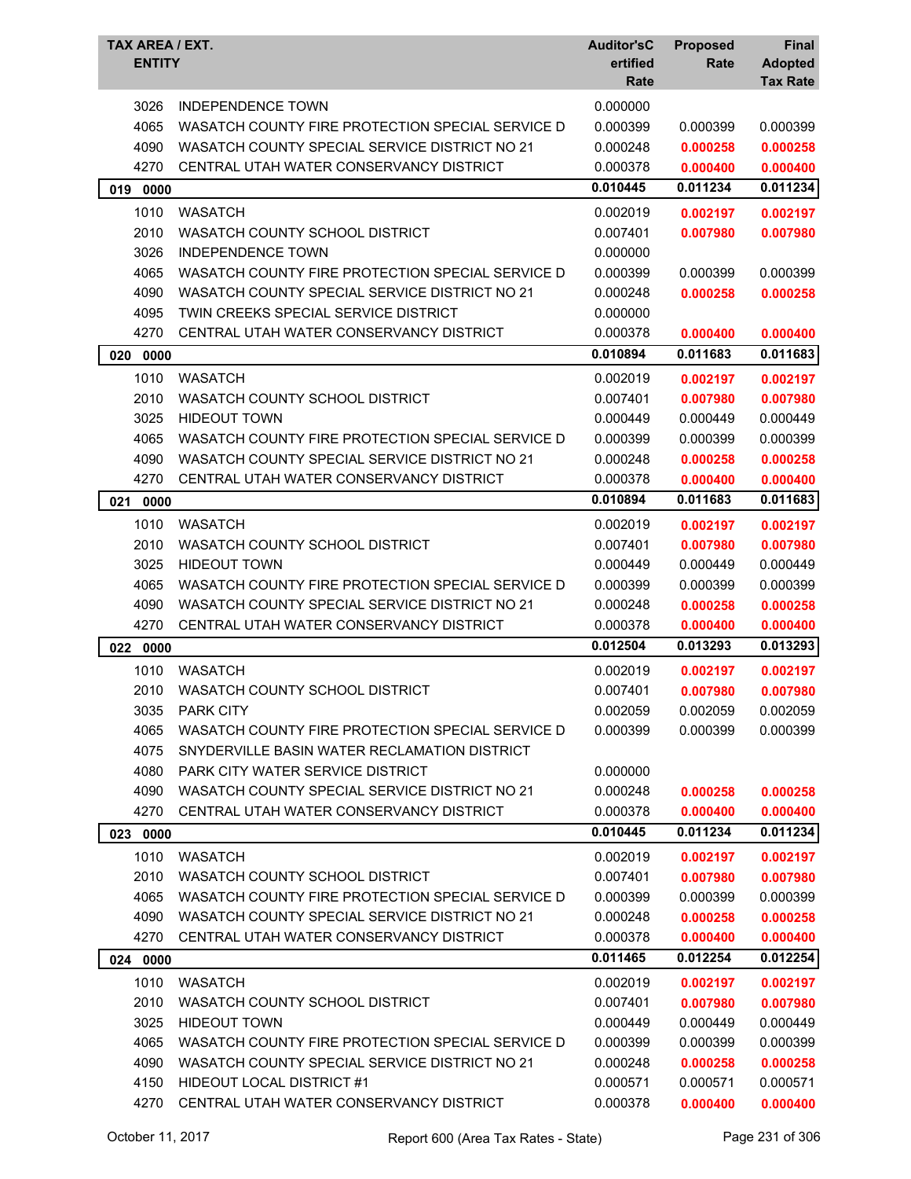| TAX AREA / EXT. ENTITY | | Auditor'sCertified Rate | Proposed Rate | Final Adopted Tax Rate |
|---|---|---|---|---|
| 3026 | INDEPENDENCE TOWN | 0.000000 | | |
| 4065 | WASATCH COUNTY FIRE PROTECTION SPECIAL SERVICE D | 0.000399 | 0.000399 | 0.000399 |
| 4090 | WASATCH COUNTY SPECIAL SERVICE DISTRICT NO 21 | 0.000248 | **0.000258** | **0.000258** |
| 4270 | CENTRAL UTAH WATER CONSERVANCY DISTRICT | 0.000378 | **0.000400** | **0.000400** |
| **019 0000** | | **0.010445** | **0.011234** | **0.011234** |
| 1010 | WASATCH | 0.002019 | **0.002197** | **0.002197** |
| 2010 | WASATCH COUNTY SCHOOL DISTRICT | 0.007401 | **0.007980** | **0.007980** |
| 3026 | INDEPENDENCE TOWN | 0.000000 | | |
| 4065 | WASATCH COUNTY FIRE PROTECTION SPECIAL SERVICE D | 0.000399 | 0.000399 | 0.000399 |
| 4090 | WASATCH COUNTY SPECIAL SERVICE DISTRICT NO 21 | 0.000248 | **0.000258** | **0.000258** |
| 4095 | TWIN CREEKS SPECIAL SERVICE DISTRICT | 0.000000 | | |
| 4270 | CENTRAL UTAH WATER CONSERVANCY DISTRICT | 0.000378 | **0.000400** | **0.000400** |
| **020 0000** | | **0.010894** | **0.011683** | **0.011683** |
| 1010 | WASATCH | 0.002019 | **0.002197** | **0.002197** |
| 2010 | WASATCH COUNTY SCHOOL DISTRICT | 0.007401 | **0.007980** | **0.007980** |
| 3025 | HIDEOUT TOWN | 0.000449 | 0.000449 | 0.000449 |
| 4065 | WASATCH COUNTY FIRE PROTECTION SPECIAL SERVICE D | 0.000399 | 0.000399 | 0.000399 |
| 4090 | WASATCH COUNTY SPECIAL SERVICE DISTRICT NO 21 | 0.000248 | **0.000258** | **0.000258** |
| 4270 | CENTRAL UTAH WATER CONSERVANCY DISTRICT | 0.000378 | **0.000400** | **0.000400** |
| **021 0000** | | **0.010894** | **0.011683** | **0.011683** |
| 1010 | WASATCH | 0.002019 | **0.002197** | **0.002197** |
| 2010 | WASATCH COUNTY SCHOOL DISTRICT | 0.007401 | **0.007980** | **0.007980** |
| 3025 | HIDEOUT TOWN | 0.000449 | 0.000449 | 0.000449 |
| 4065 | WASATCH COUNTY FIRE PROTECTION SPECIAL SERVICE D | 0.000399 | 0.000399 | 0.000399 |
| 4090 | WASATCH COUNTY SPECIAL SERVICE DISTRICT NO 21 | 0.000248 | **0.000258** | **0.000258** |
| 4270 | CENTRAL UTAH WATER CONSERVANCY DISTRICT | 0.000378 | **0.000400** | **0.000400** |
| **022 0000** | | **0.012504** | **0.013293** | **0.013293** |
| 1010 | WASATCH | 0.002019 | **0.002197** | **0.002197** |
| 2010 | WASATCH COUNTY SCHOOL DISTRICT | 0.007401 | **0.007980** | **0.007980** |
| 3035 | PARK CITY | 0.002059 | 0.002059 | 0.002059 |
| 4065 | WASATCH COUNTY FIRE PROTECTION SPECIAL SERVICE D | 0.000399 | 0.000399 | 0.000399 |
| 4075 | SNYDERVILLE BASIN WATER RECLAMATION DISTRICT | | | |
| 4080 | PARK CITY WATER SERVICE DISTRICT | 0.000000 | | |
| 4090 | WASATCH COUNTY SPECIAL SERVICE DISTRICT NO 21 | 0.000248 | **0.000258** | **0.000258** |
| 4270 | CENTRAL UTAH WATER CONSERVANCY DISTRICT | 0.000378 | **0.000400** | **0.000400** |
| **023 0000** | | **0.010445** | **0.011234** | **0.011234** |
| 1010 | WASATCH | 0.002019 | **0.002197** | **0.002197** |
| 2010 | WASATCH COUNTY SCHOOL DISTRICT | 0.007401 | **0.007980** | **0.007980** |
| 4065 | WASATCH COUNTY FIRE PROTECTION SPECIAL SERVICE D | 0.000399 | 0.000399 | 0.000399 |
| 4090 | WASATCH COUNTY SPECIAL SERVICE DISTRICT NO 21 | 0.000248 | **0.000258** | **0.000258** |
| 4270 | CENTRAL UTAH WATER CONSERVANCY DISTRICT | 0.000378 | **0.000400** | **0.000400** |
| **024 0000** | | **0.011465** | **0.012254** | **0.012254** |
| 1010 | WASATCH | 0.002019 | **0.002197** | **0.002197** |
| 2010 | WASATCH COUNTY SCHOOL DISTRICT | 0.007401 | **0.007980** | **0.007980** |
| 3025 | HIDEOUT TOWN | 0.000449 | 0.000449 | 0.000449 |
| 4065 | WASATCH COUNTY FIRE PROTECTION SPECIAL SERVICE D | 0.000399 | 0.000399 | 0.000399 |
| 4090 | WASATCH COUNTY SPECIAL SERVICE DISTRICT NO 21 | 0.000248 | **0.000258** | **0.000258** |
| 4150 | HIDEOUT LOCAL DISTRICT #1 | 0.000571 | 0.000571 | 0.000571 |
| 4270 | CENTRAL UTAH WATER CONSERVANCY DISTRICT | 0.000378 | **0.000400** | **0.000400** |

October 11, 2017 Report 600 (Area Tax Rates - State)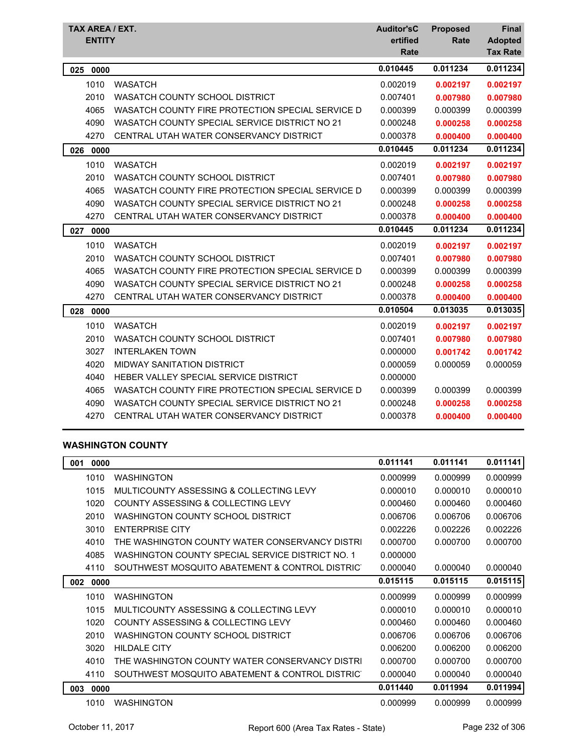| TAX AREA / EXT. ENTITY | | Auditor'sCertified Rate | Proposed Rate | Final Adopted Tax Rate |
|---|---|---|---|---|
| **025 0000** | | **0.010445** | **0.011234** | **0.011234** |
| 1010 | WASATCH | 0.002019 | **0.002197** | **0.002197** |
| 2010 | WASATCH COUNTY SCHOOL DISTRICT | 0.007401 | **0.007980** | **0.007980** |
| 4065 | WASATCH COUNTY FIRE PROTECTION SPECIAL SERVICE D | 0.000399 | 0.000399 | 0.000399 |
| 4090 | WASATCH COUNTY SPECIAL SERVICE DISTRICT NO 21 | 0.000248 | **0.000258** | **0.000258** |
| 4270 | CENTRAL UTAH WATER CONSERVANCY DISTRICT | 0.000378 | **0.000400** | **0.000400** |
| **026 0000** | | **0.010445** | **0.011234** | **0.011234** |
| 1010 | WASATCH | 0.002019 | **0.002197** | **0.002197** |
| 2010 | WASATCH COUNTY SCHOOL DISTRICT | 0.007401 | **0.007980** | **0.007980** |
| 4065 | WASATCH COUNTY FIRE PROTECTION SPECIAL SERVICE D | 0.000399 | 0.000399 | 0.000399 |
| 4090 | WASATCH COUNTY SPECIAL SERVICE DISTRICT NO 21 | 0.000248 | **0.000258** | **0.000258** |
| 4270 | CENTRAL UTAH WATER CONSERVANCY DISTRICT | 0.000378 | **0.000400** | **0.000400** |
| **027 0000** | | **0.010445** | **0.011234** | **0.011234** |
| 1010 | WASATCH | 0.002019 | **0.002197** | **0.002197** |
| 2010 | WASATCH COUNTY SCHOOL DISTRICT | 0.007401 | **0.007980** | **0.007980** |
| 4065 | WASATCH COUNTY FIRE PROTECTION SPECIAL SERVICE D | 0.000399 | 0.000399 | 0.000399 |
| 4090 | WASATCH COUNTY SPECIAL SERVICE DISTRICT NO 21 | 0.000248 | **0.000258** | **0.000258** |
| 4270 | CENTRAL UTAH WATER CONSERVANCY DISTRICT | 0.000378 | **0.000400** | **0.000400** |
| **028 0000** | | **0.010504** | **0.013035** | **0.013035** |
| 1010 | WASATCH | 0.002019 | **0.002197** | **0.002197** |
| 2010 | WASATCH COUNTY SCHOOL DISTRICT | 0.007401 | **0.007980** | **0.007980** |
| 3027 | INTERLAKEN TOWN | 0.000000 | **0.001742** | **0.001742** |
| 4020 | MIDWAY SANITATION DISTRICT | 0.000059 | 0.000059 | 0.000059 |
| 4040 | HEBER VALLEY SPECIAL SERVICE DISTRICT | 0.000000 | | |
| 4065 | WASATCH COUNTY FIRE PROTECTION SPECIAL SERVICE D | 0.000399 | 0.000399 | 0.000399 |
| 4090 | WASATCH COUNTY SPECIAL SERVICE DISTRICT NO 21 | 0.000248 | **0.000258** | **0.000258** |
| 4270 | CENTRAL UTAH WATER CONSERVANCY DISTRICT | 0.000378 | **0.000400** | **0.000400** |

## WASHINGTON COUNTY

| TAX AREA / EXT. ENTITY | | Auditor'sCertified Rate | Proposed Rate | Final Adopted Tax Rate |
|---|---|---|---|---|
| **001 0000** | | **0.011141** | **0.011141** | **0.011141** |
| 1010 | WASHINGTON | 0.000999 | 0.000999 | 0.000999 |
| 1015 | MULTICOUNTY ASSESSING & COLLECTING LEVY | 0.000010 | 0.000010 | 0.000010 |
| 1020 | COUNTY ASSESSING & COLLECTING LEVY | 0.000460 | 0.000460 | 0.000460 |
| 2010 | WASHINGTON COUNTY SCHOOL DISTRICT | 0.006706 | 0.006706 | 0.006706 |
| 3010 | ENTERPRISE CITY | 0.002226 | 0.002226 | 0.002226 |
| 4010 | THE WASHINGTON COUNTY WATER CONSERVANCY DISTRI | 0.000700 | 0.000700 | 0.000700 |
| 4085 | WASHINGTON COUNTY SPECIAL SERVICE DISTRICT NO. 1 | 0.000000 | | |
| 4110 | SOUTHWEST MOSQUITO ABATEMENT & CONTROL DISTRIC | 0.000040 | 0.000040 | 0.000040 |
| **002 0000** | | **0.015115** | **0.015115** | **0.015115** |
| 1010 | WASHINGTON | 0.000999 | 0.000999 | 0.000999 |
| 1015 | MULTICOUNTY ASSESSING & COLLECTING LEVY | 0.000010 | 0.000010 | 0.000010 |
| 1020 | COUNTY ASSESSING & COLLECTING LEVY | 0.000460 | 0.000460 | 0.000460 |
| 2010 | WASHINGTON COUNTY SCHOOL DISTRICT | 0.006706 | 0.006706 | 0.006706 |
| 3020 | HILDALE CITY | 0.006200 | 0.006200 | 0.006200 |
| 4010 | THE WASHINGTON COUNTY WATER CONSERVANCY DISTRI | 0.000700 | 0.000700 | 0.000700 |
| 4110 | SOUTHWEST MOSQUITO ABATEMENT & CONTROL DISTRIC | 0.000040 | 0.000040 | 0.000040 |
| **003 0000** | | **0.011440** | **0.011994** | **0.011994** |
| 1010 | WASHINGTON | 0.000999 | 0.000999 | 0.000999 |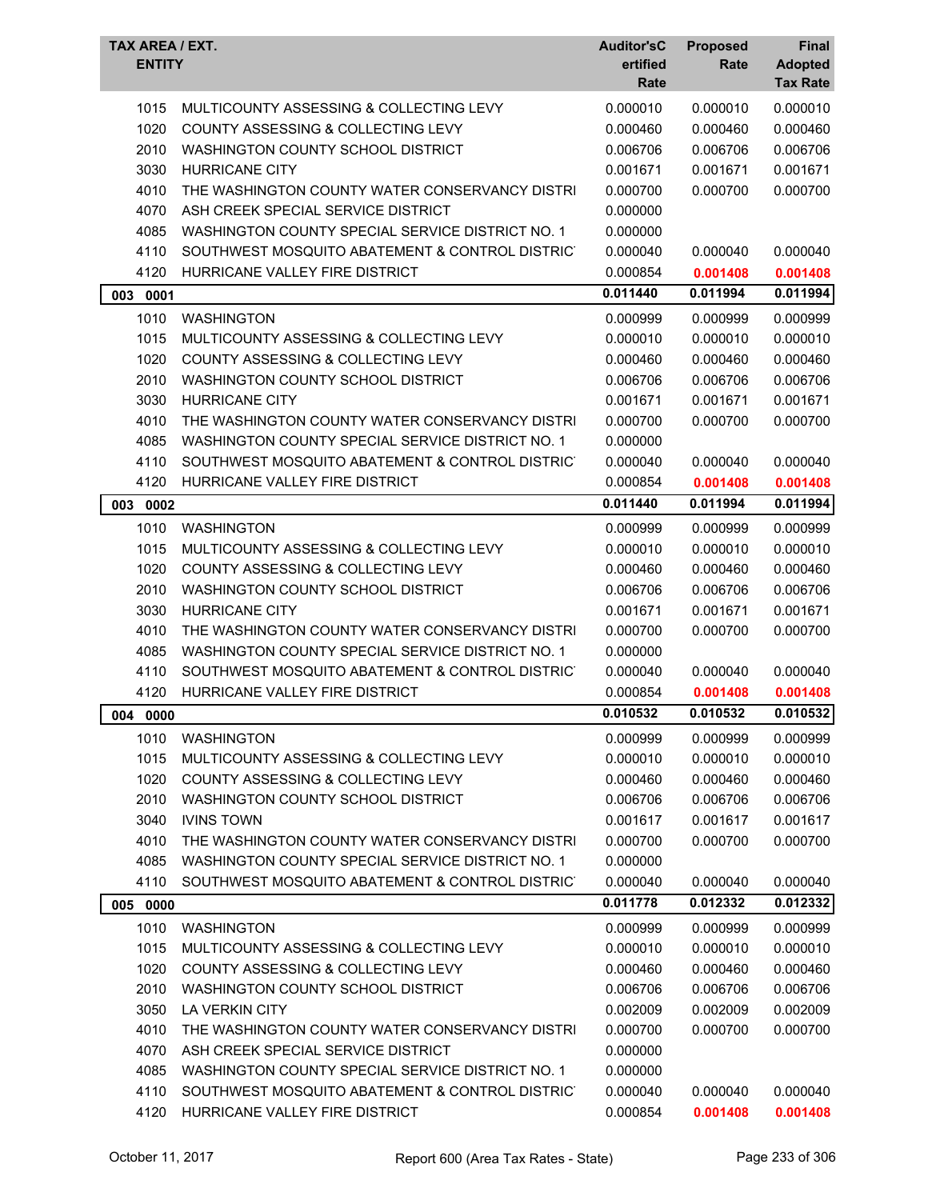| TAX AREA / EXT. ENTITY | | Auditor'sCertified Rate | Proposed Rate | Final Adopted Tax Rate |
|---|---|---|---|---|
| 1015 | MULTICOUNTY ASSESSING & COLLECTING LEVY | 0.000010 | 0.000010 | 0.000010 |
| 1020 | COUNTY ASSESSING & COLLECTING LEVY | 0.000460 | 0.000460 | 0.000460 |
| 2010 | WASHINGTON COUNTY SCHOOL DISTRICT | 0.006706 | 0.006706 | 0.006706 |
| 3030 | HURRICANE CITY | 0.001671 | 0.001671 | 0.001671 |
| 4010 | THE WASHINGTON COUNTY WATER CONSERVANCY DISTRI | 0.000700 | 0.000700 | 0.000700 |
| 4070 | ASH CREEK SPECIAL SERVICE DISTRICT | 0.000000 | | |
| 4085 | WASHINGTON COUNTY SPECIAL SERVICE DISTRICT NO. 1 | 0.000000 | | |
| 4110 | SOUTHWEST MOSQUITO ABATEMENT & CONTROL DISTRIC | 0.000040 | 0.000040 | 0.000040 |
| 4120 | HURRICANE VALLEY FIRE DISTRICT | 0.000854 | **0.001408** | **0.001408** |
| **003 0001** | | **0.011440** | **0.011994** | **0.011994** |
| 1010 | WASHINGTON | 0.000999 | 0.000999 | 0.000999 |
| 1015 | MULTICOUNTY ASSESSING & COLLECTING LEVY | 0.000010 | 0.000010 | 0.000010 |
| 1020 | COUNTY ASSESSING & COLLECTING LEVY | 0.000460 | 0.000460 | 0.000460 |
| 2010 | WASHINGTON COUNTY SCHOOL DISTRICT | 0.006706 | 0.006706 | 0.006706 |
| 3030 | HURRICANE CITY | 0.001671 | 0.001671 | 0.001671 |
| 4010 | THE WASHINGTON COUNTY WATER CONSERVANCY DISTRI | 0.000700 | 0.000700 | 0.000700 |
| 4085 | WASHINGTON COUNTY SPECIAL SERVICE DISTRICT NO. 1 | 0.000000 | | |
| 4110 | SOUTHWEST MOSQUITO ABATEMENT & CONTROL DISTRIC | 0.000040 | 0.000040 | 0.000040 |
| 4120 | HURRICANE VALLEY FIRE DISTRICT | 0.000854 | **0.001408** | **0.001408** |
| **003 0002** | | **0.011440** | **0.011994** | **0.011994** |
| 1010 | WASHINGTON | 0.000999 | 0.000999 | 0.000999 |
| 1015 | MULTICOUNTY ASSESSING & COLLECTING LEVY | 0.000010 | 0.000010 | 0.000010 |
| 1020 | COUNTY ASSESSING & COLLECTING LEVY | 0.000460 | 0.000460 | 0.000460 |
| 2010 | WASHINGTON COUNTY SCHOOL DISTRICT | 0.006706 | 0.006706 | 0.006706 |
| 3030 | HURRICANE CITY | 0.001671 | 0.001671 | 0.001671 |
| 4010 | THE WASHINGTON COUNTY WATER CONSERVANCY DISTRI | 0.000700 | 0.000700 | 0.000700 |
| 4085 | WASHINGTON COUNTY SPECIAL SERVICE DISTRICT NO. 1 | 0.000000 | | |
| 4110 | SOUTHWEST MOSQUITO ABATEMENT & CONTROL DISTRIC | 0.000040 | 0.000040 | 0.000040 |
| 4120 | HURRICANE VALLEY FIRE DISTRICT | 0.000854 | **0.001408** | **0.001408** |
| **004 0000** | | **0.010532** | **0.010532** | **0.010532** |
| 1010 | WASHINGTON | 0.000999 | 0.000999 | 0.000999 |
| 1015 | MULTICOUNTY ASSESSING & COLLECTING LEVY | 0.000010 | 0.000010 | 0.000010 |
| 1020 | COUNTY ASSESSING & COLLECTING LEVY | 0.000460 | 0.000460 | 0.000460 |
| 2010 | WASHINGTON COUNTY SCHOOL DISTRICT | 0.006706 | 0.006706 | 0.006706 |
| 3040 | IVINS TOWN | 0.001617 | 0.001617 | 0.001617 |
| 4010 | THE WASHINGTON COUNTY WATER CONSERVANCY DISTRI | 0.000700 | 0.000700 | 0.000700 |
| 4085 | WASHINGTON COUNTY SPECIAL SERVICE DISTRICT NO. 1 | 0.000000 | | |
| 4110 | SOUTHWEST MOSQUITO ABATEMENT & CONTROL DISTRIC | 0.000040 | 0.000040 | 0.000040 |
| **005 0000** | | **0.011778** | **0.012332** | **0.012332** |
| 1010 | WASHINGTON | 0.000999 | 0.000999 | 0.000999 |
| 1015 | MULTICOUNTY ASSESSING & COLLECTING LEVY | 0.000010 | 0.000010 | 0.000010 |
| 1020 | COUNTY ASSESSING & COLLECTING LEVY | 0.000460 | 0.000460 | 0.000460 |
| 2010 | WASHINGTON COUNTY SCHOOL DISTRICT | 0.006706 | 0.006706 | 0.006706 |
| 3050 | LA VERKIN CITY | 0.002009 | 0.002009 | 0.002009 |
| 4010 | THE WASHINGTON COUNTY WATER CONSERVANCY DISTRI | 0.000700 | 0.000700 | 0.000700 |
| 4070 | ASH CREEK SPECIAL SERVICE DISTRICT | 0.000000 | | |
| 4085 | WASHINGTON COUNTY SPECIAL SERVICE DISTRICT NO. 1 | 0.000000 | | |
| 4110 | SOUTHWEST MOSQUITO ABATEMENT & CONTROL DISTRIC | 0.000040 | 0.000040 | 0.000040 |
| 4120 | HURRICANE VALLEY FIRE DISTRICT | 0.000854 | **0.001408** | **0.001408** |

October 11, 2017 — Report 600 (Area Tax Rates - State)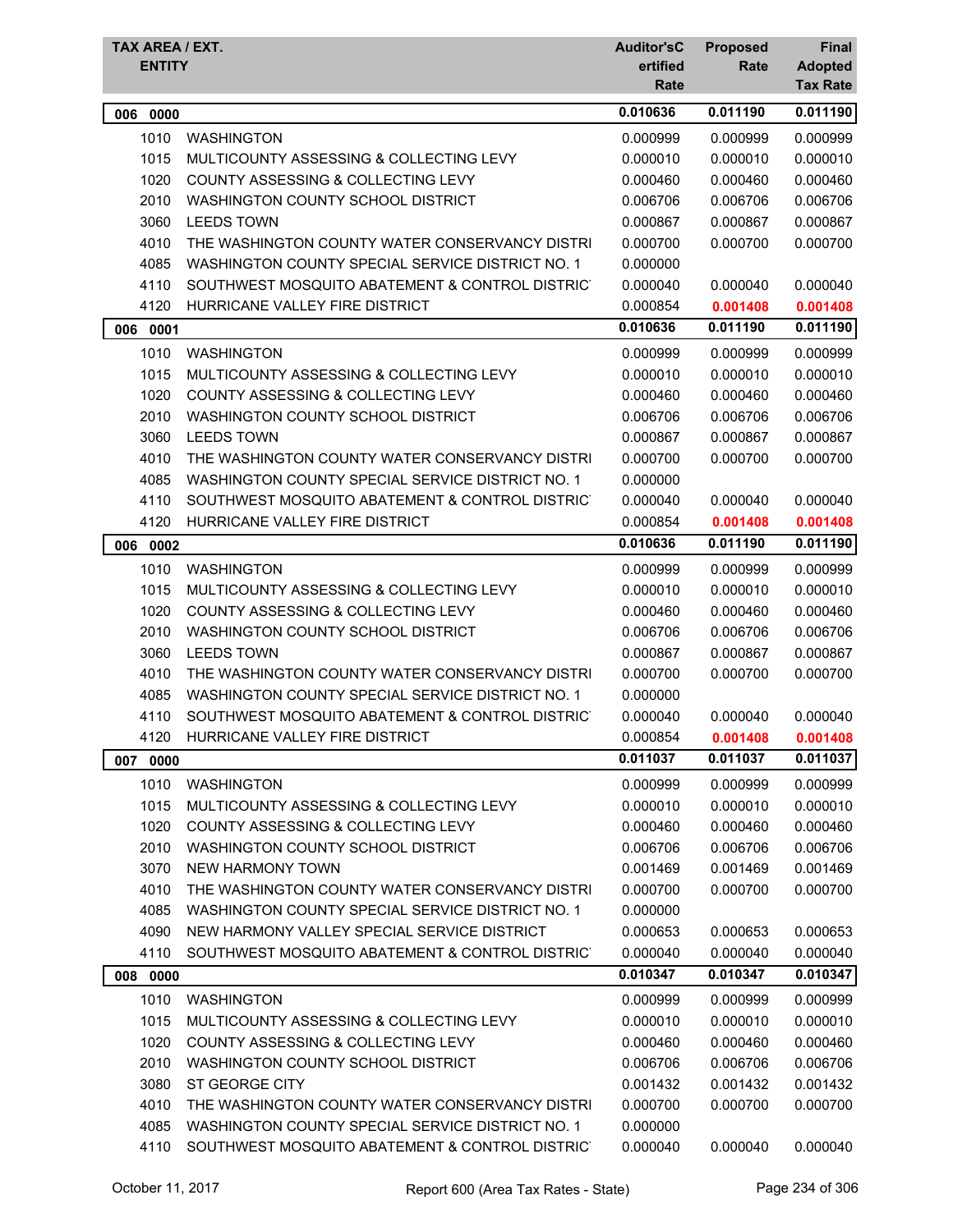| TAX AREA / EXT. ENTITY | | Auditor'sCertified Rate | Proposed Rate | Final Adopted Tax Rate |
|---|---|---|---|---|
| **006 0000** | | **0.010636** | **0.011190** | **0.011190** |
| 1010 | WASHINGTON | 0.000999 | 0.000999 | 0.000999 |
| 1015 | MULTICOUNTY ASSESSING & COLLECTING LEVY | 0.000010 | 0.000010 | 0.000010 |
| 1020 | COUNTY ASSESSING & COLLECTING LEVY | 0.000460 | 0.000460 | 0.000460 |
| 2010 | WASHINGTON COUNTY SCHOOL DISTRICT | 0.006706 | 0.006706 | 0.006706 |
| 3060 | LEEDS TOWN | 0.000867 | 0.000867 | 0.000867 |
| 4010 | THE WASHINGTON COUNTY WATER CONSERVANCY DISTRI | 0.000700 | 0.000700 | 0.000700 |
| 4085 | WASHINGTON COUNTY SPECIAL SERVICE DISTRICT NO. 1 | 0.000000 | | |
| 4110 | SOUTHWEST MOSQUITO ABATEMENT & CONTROL DISTRIC | 0.000040 | 0.000040 | 0.000040 |
| 4120 | HURRICANE VALLEY FIRE DISTRICT | 0.000854 | 0.001408 | 0.001408 |
| **006 0001** | | **0.010636** | **0.011190** | **0.011190** |
| 1010 | WASHINGTON | 0.000999 | 0.000999 | 0.000999 |
| 1015 | MULTICOUNTY ASSESSING & COLLECTING LEVY | 0.000010 | 0.000010 | 0.000010 |
| 1020 | COUNTY ASSESSING & COLLECTING LEVY | 0.000460 | 0.000460 | 0.000460 |
| 2010 | WASHINGTON COUNTY SCHOOL DISTRICT | 0.006706 | 0.006706 | 0.006706 |
| 3060 | LEEDS TOWN | 0.000867 | 0.000867 | 0.000867 |
| 4010 | THE WASHINGTON COUNTY WATER CONSERVANCY DISTRI | 0.000700 | 0.000700 | 0.000700 |
| 4085 | WASHINGTON COUNTY SPECIAL SERVICE DISTRICT NO. 1 | 0.000000 | | |
| 4110 | SOUTHWEST MOSQUITO ABATEMENT & CONTROL DISTRIC | 0.000040 | 0.000040 | 0.000040 |
| 4120 | HURRICANE VALLEY FIRE DISTRICT | 0.000854 | 0.001408 | 0.001408 |
| **006 0002** | | **0.010636** | **0.011190** | **0.011190** |
| 1010 | WASHINGTON | 0.000999 | 0.000999 | 0.000999 |
| 1015 | MULTICOUNTY ASSESSING & COLLECTING LEVY | 0.000010 | 0.000010 | 0.000010 |
| 1020 | COUNTY ASSESSING & COLLECTING LEVY | 0.000460 | 0.000460 | 0.000460 |
| 2010 | WASHINGTON COUNTY SCHOOL DISTRICT | 0.006706 | 0.006706 | 0.006706 |
| 3060 | LEEDS TOWN | 0.000867 | 0.000867 | 0.000867 |
| 4010 | THE WASHINGTON COUNTY WATER CONSERVANCY DISTRI | 0.000700 | 0.000700 | 0.000700 |
| 4085 | WASHINGTON COUNTY SPECIAL SERVICE DISTRICT NO. 1 | 0.000000 | | |
| 4110 | SOUTHWEST MOSQUITO ABATEMENT & CONTROL DISTRIC | 0.000040 | 0.000040 | 0.000040 |
| 4120 | HURRICANE VALLEY FIRE DISTRICT | 0.000854 | 0.001408 | 0.001408 |
| **007 0000** | | **0.011037** | **0.011037** | **0.011037** |
| 1010 | WASHINGTON | 0.000999 | 0.000999 | 0.000999 |
| 1015 | MULTICOUNTY ASSESSING & COLLECTING LEVY | 0.000010 | 0.000010 | 0.000010 |
| 1020 | COUNTY ASSESSING & COLLECTING LEVY | 0.000460 | 0.000460 | 0.000460 |
| 2010 | WASHINGTON COUNTY SCHOOL DISTRICT | 0.006706 | 0.006706 | 0.006706 |
| 3070 | NEW HARMONY TOWN | 0.001469 | 0.001469 | 0.001469 |
| 4010 | THE WASHINGTON COUNTY WATER CONSERVANCY DISTRI | 0.000700 | 0.000700 | 0.000700 |
| 4085 | WASHINGTON COUNTY SPECIAL SERVICE DISTRICT NO. 1 | 0.000000 | | |
| 4090 | NEW HARMONY VALLEY SPECIAL SERVICE DISTRICT | 0.000653 | 0.000653 | 0.000653 |
| 4110 | SOUTHWEST MOSQUITO ABATEMENT & CONTROL DISTRIC | 0.000040 | 0.000040 | 0.000040 |
| **008 0000** | | **0.010347** | **0.010347** | **0.010347** |
| 1010 | WASHINGTON | 0.000999 | 0.000999 | 0.000999 |
| 1015 | MULTICOUNTY ASSESSING & COLLECTING LEVY | 0.000010 | 0.000010 | 0.000010 |
| 1020 | COUNTY ASSESSING & COLLECTING LEVY | 0.000460 | 0.000460 | 0.000460 |
| 2010 | WASHINGTON COUNTY SCHOOL DISTRICT | 0.006706 | 0.006706 | 0.006706 |
| 3080 | ST GEORGE CITY | 0.001432 | 0.001432 | 0.001432 |
| 4010 | THE WASHINGTON COUNTY WATER CONSERVANCY DISTRI | 0.000700 | 0.000700 | 0.000700 |
| 4085 | WASHINGTON COUNTY SPECIAL SERVICE DISTRICT NO. 1 | 0.000000 | | |
| 4110 | SOUTHWEST MOSQUITO ABATEMENT & CONTROL DISTRIC | 0.000040 | 0.000040 | 0.000040 |

October 11, 2017 — Report 600 (Area Tax Rates - State)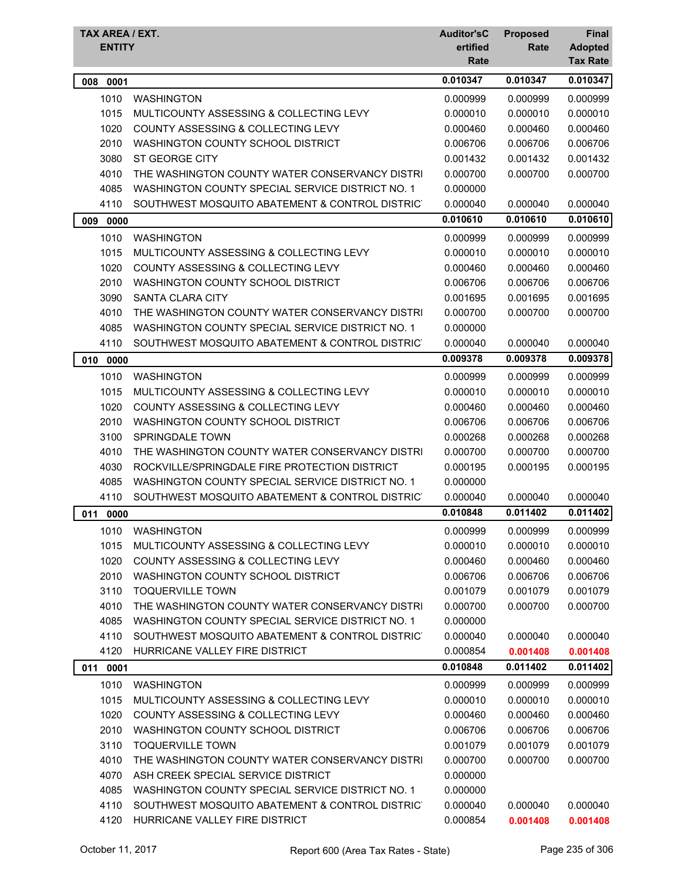| TAX AREA / EXT. ENTITY | | Auditor'sCertified Rate | Proposed Rate | Final Adopted Tax Rate |
|---|---|---|---|---|
| **008 0001** | | **0.010347** | **0.010347** | **0.010347** |
| 1010 | WASHINGTON | 0.000999 | 0.000999 | 0.000999 |
| 1015 | MULTICOUNTY ASSESSING & COLLECTING LEVY | 0.000010 | 0.000010 | 0.000010 |
| 1020 | COUNTY ASSESSING & COLLECTING LEVY | 0.000460 | 0.000460 | 0.000460 |
| 2010 | WASHINGTON COUNTY SCHOOL DISTRICT | 0.006706 | 0.006706 | 0.006706 |
| 3080 | ST GEORGE CITY | 0.001432 | 0.001432 | 0.001432 |
| 4010 | THE WASHINGTON COUNTY WATER CONSERVANCY DISTRI | 0.000700 | 0.000700 | 0.000700 |
| 4085 | WASHINGTON COUNTY SPECIAL SERVICE DISTRICT NO. 1 | 0.000000 | | |
| 4110 | SOUTHWEST MOSQUITO ABATEMENT & CONTROL DISTRIC | 0.000040 | 0.000040 | 0.000040 |
| **009 0000** | | **0.010610** | **0.010610** | **0.010610** |
| 1010 | WASHINGTON | 0.000999 | 0.000999 | 0.000999 |
| 1015 | MULTICOUNTY ASSESSING & COLLECTING LEVY | 0.000010 | 0.000010 | 0.000010 |
| 1020 | COUNTY ASSESSING & COLLECTING LEVY | 0.000460 | 0.000460 | 0.000460 |
| 2010 | WASHINGTON COUNTY SCHOOL DISTRICT | 0.006706 | 0.006706 | 0.006706 |
| 3090 | SANTA CLARA CITY | 0.001695 | 0.001695 | 0.001695 |
| 4010 | THE WASHINGTON COUNTY WATER CONSERVANCY DISTRI | 0.000700 | 0.000700 | 0.000700 |
| 4085 | WASHINGTON COUNTY SPECIAL SERVICE DISTRICT NO. 1 | 0.000000 | | |
| 4110 | SOUTHWEST MOSQUITO ABATEMENT & CONTROL DISTRIC | 0.000040 | 0.000040 | 0.000040 |
| **010 0000** | | **0.009378** | **0.009378** | **0.009378** |
| 1010 | WASHINGTON | 0.000999 | 0.000999 | 0.000999 |
| 1015 | MULTICOUNTY ASSESSING & COLLECTING LEVY | 0.000010 | 0.000010 | 0.000010 |
| 1020 | COUNTY ASSESSING & COLLECTING LEVY | 0.000460 | 0.000460 | 0.000460 |
| 2010 | WASHINGTON COUNTY SCHOOL DISTRICT | 0.006706 | 0.006706 | 0.006706 |
| 3100 | SPRINGDALE TOWN | 0.000268 | 0.000268 | 0.000268 |
| 4010 | THE WASHINGTON COUNTY WATER CONSERVANCY DISTRI | 0.000700 | 0.000700 | 0.000700 |
| 4030 | ROCKVILLE/SPRINGDALE FIRE PROTECTION DISTRICT | 0.000195 | 0.000195 | 0.000195 |
| 4085 | WASHINGTON COUNTY SPECIAL SERVICE DISTRICT NO. 1 | 0.000000 | | |
| 4110 | SOUTHWEST MOSQUITO ABATEMENT & CONTROL DISTRIC | 0.000040 | 0.000040 | 0.000040 |
| **011 0000** | | **0.010848** | **0.011402** | **0.011402** |
| 1010 | WASHINGTON | 0.000999 | 0.000999 | 0.000999 |
| 1015 | MULTICOUNTY ASSESSING & COLLECTING LEVY | 0.000010 | 0.000010 | 0.000010 |
| 1020 | COUNTY ASSESSING & COLLECTING LEVY | 0.000460 | 0.000460 | 0.000460 |
| 2010 | WASHINGTON COUNTY SCHOOL DISTRICT | 0.006706 | 0.006706 | 0.006706 |
| 3110 | TOQUERVILLE TOWN | 0.001079 | 0.001079 | 0.001079 |
| 4010 | THE WASHINGTON COUNTY WATER CONSERVANCY DISTRI | 0.000700 | 0.000700 | 0.000700 |
| 4085 | WASHINGTON COUNTY SPECIAL SERVICE DISTRICT NO. 1 | 0.000000 | | |
| 4110 | SOUTHWEST MOSQUITO ABATEMENT & CONTROL DISTRIC | 0.000040 | 0.000040 | 0.000040 |
| 4120 | HURRICANE VALLEY FIRE DISTRICT | 0.000854 | **0.001408** | **0.001408** |
| **011 0001** | | **0.010848** | **0.011402** | **0.011402** |
| 1010 | WASHINGTON | 0.000999 | 0.000999 | 0.000999 |
| 1015 | MULTICOUNTY ASSESSING & COLLECTING LEVY | 0.000010 | 0.000010 | 0.000010 |
| 1020 | COUNTY ASSESSING & COLLECTING LEVY | 0.000460 | 0.000460 | 0.000460 |
| 2010 | WASHINGTON COUNTY SCHOOL DISTRICT | 0.006706 | 0.006706 | 0.006706 |
| 3110 | TOQUERVILLE TOWN | 0.001079 | 0.001079 | 0.001079 |
| 4010 | THE WASHINGTON COUNTY WATER CONSERVANCY DISTRI | 0.000700 | 0.000700 | 0.000700 |
| 4070 | ASH CREEK SPECIAL SERVICE DISTRICT | 0.000000 | | |
| 4085 | WASHINGTON COUNTY SPECIAL SERVICE DISTRICT NO. 1 | 0.000000 | | |
| 4110 | SOUTHWEST MOSQUITO ABATEMENT & CONTROL DISTRIC | 0.000040 | 0.000040 | 0.000040 |
| 4120 | HURRICANE VALLEY FIRE DISTRICT | 0.000854 | **0.001408** | **0.001408** |

October 11, 2017 Report 600 (Area Tax Rates - State)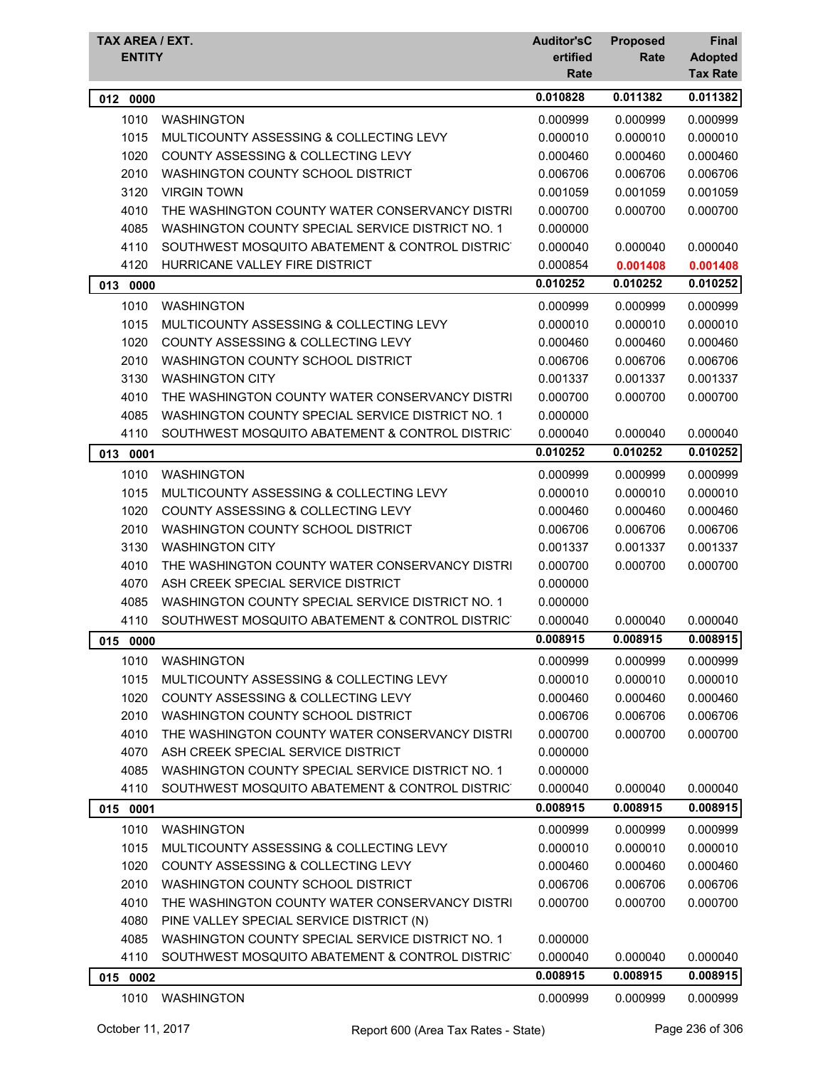| TAX AREA / EXT. ENTITY | | Auditor'sCertified Rate | Proposed Rate | Final Adopted Tax Rate |
|---|---|---|---|---|
| **012 0000** | | **0.010828** | **0.011382** | **0.011382** |
| 1010 | WASHINGTON | 0.000999 | 0.000999 | 0.000999 |
| 1015 | MULTICOUNTY ASSESSING & COLLECTING LEVY | 0.000010 | 0.000010 | 0.000010 |
| 1020 | COUNTY ASSESSING & COLLECTING LEVY | 0.000460 | 0.000460 | 0.000460 |
| 2010 | WASHINGTON COUNTY SCHOOL DISTRICT | 0.006706 | 0.006706 | 0.006706 |
| 3120 | VIRGIN TOWN | 0.001059 | 0.001059 | 0.001059 |
| 4010 | THE WASHINGTON COUNTY WATER CONSERVANCY DISTRI | 0.000700 | 0.000700 | 0.000700 |
| 4085 | WASHINGTON COUNTY SPECIAL SERVICE DISTRICT NO. 1 | 0.000000 | | |
| 4110 | SOUTHWEST MOSQUITO ABATEMENT & CONTROL DISTRIC | 0.000040 | 0.000040 | 0.000040 |
| 4120 | HURRICANE VALLEY FIRE DISTRICT | 0.000854 | **0.001408** | **0.001408** |
| **013 0000** | | **0.010252** | **0.010252** | **0.010252** |
| 1010 | WASHINGTON | 0.000999 | 0.000999 | 0.000999 |
| 1015 | MULTICOUNTY ASSESSING & COLLECTING LEVY | 0.000010 | 0.000010 | 0.000010 |
| 1020 | COUNTY ASSESSING & COLLECTING LEVY | 0.000460 | 0.000460 | 0.000460 |
| 2010 | WASHINGTON COUNTY SCHOOL DISTRICT | 0.006706 | 0.006706 | 0.006706 |
| 3130 | WASHINGTON CITY | 0.001337 | 0.001337 | 0.001337 |
| 4010 | THE WASHINGTON COUNTY WATER CONSERVANCY DISTRI | 0.000700 | 0.000700 | 0.000700 |
| 4085 | WASHINGTON COUNTY SPECIAL SERVICE DISTRICT NO. 1 | 0.000000 | | |
| 4110 | SOUTHWEST MOSQUITO ABATEMENT & CONTROL DISTRIC | 0.000040 | 0.000040 | 0.000040 |
| **013 0001** | | **0.010252** | **0.010252** | **0.010252** |
| 1010 | WASHINGTON | 0.000999 | 0.000999 | 0.000999 |
| 1015 | MULTICOUNTY ASSESSING & COLLECTING LEVY | 0.000010 | 0.000010 | 0.000010 |
| 1020 | COUNTY ASSESSING & COLLECTING LEVY | 0.000460 | 0.000460 | 0.000460 |
| 2010 | WASHINGTON COUNTY SCHOOL DISTRICT | 0.006706 | 0.006706 | 0.006706 |
| 3130 | WASHINGTON CITY | 0.001337 | 0.001337 | 0.001337 |
| 4010 | THE WASHINGTON COUNTY WATER CONSERVANCY DISTRI | 0.000700 | 0.000700 | 0.000700 |
| 4070 | ASH CREEK SPECIAL SERVICE DISTRICT | 0.000000 | | |
| 4085 | WASHINGTON COUNTY SPECIAL SERVICE DISTRICT NO. 1 | 0.000000 | | |
| 4110 | SOUTHWEST MOSQUITO ABATEMENT & CONTROL DISTRIC | 0.000040 | 0.000040 | 0.000040 |
| **015 0000** | | **0.008915** | **0.008915** | **0.008915** |
| 1010 | WASHINGTON | 0.000999 | 0.000999 | 0.000999 |
| 1015 | MULTICOUNTY ASSESSING & COLLECTING LEVY | 0.000010 | 0.000010 | 0.000010 |
| 1020 | COUNTY ASSESSING & COLLECTING LEVY | 0.000460 | 0.000460 | 0.000460 |
| 2010 | WASHINGTON COUNTY SCHOOL DISTRICT | 0.006706 | 0.006706 | 0.006706 |
| 4010 | THE WASHINGTON COUNTY WATER CONSERVANCY DISTRI | 0.000700 | 0.000700 | 0.000700 |
| 4070 | ASH CREEK SPECIAL SERVICE DISTRICT | 0.000000 | | |
| 4085 | WASHINGTON COUNTY SPECIAL SERVICE DISTRICT NO. 1 | 0.000000 | | |
| 4110 | SOUTHWEST MOSQUITO ABATEMENT & CONTROL DISTRIC | 0.000040 | 0.000040 | 0.000040 |
| **015 0001** | | **0.008915** | **0.008915** | **0.008915** |
| 1010 | WASHINGTON | 0.000999 | 0.000999 | 0.000999 |
| 1015 | MULTICOUNTY ASSESSING & COLLECTING LEVY | 0.000010 | 0.000010 | 0.000010 |
| 1020 | COUNTY ASSESSING & COLLECTING LEVY | 0.000460 | 0.000460 | 0.000460 |
| 2010 | WASHINGTON COUNTY SCHOOL DISTRICT | 0.006706 | 0.006706 | 0.006706 |
| 4010 | THE WASHINGTON COUNTY WATER CONSERVANCY DISTRI | 0.000700 | 0.000700 | 0.000700 |
| 4080 | PINE VALLEY SPECIAL SERVICE DISTRICT (N) | | | |
| 4085 | WASHINGTON COUNTY SPECIAL SERVICE DISTRICT NO. 1 | 0.000000 | | |
| 4110 | SOUTHWEST MOSQUITO ABATEMENT & CONTROL DISTRIC | 0.000040 | 0.000040 | 0.000040 |
| **015 0002** | | **0.008915** | **0.008915** | **0.008915** |
| 1010 | WASHINGTON | 0.000999 | 0.000999 | 0.000999 |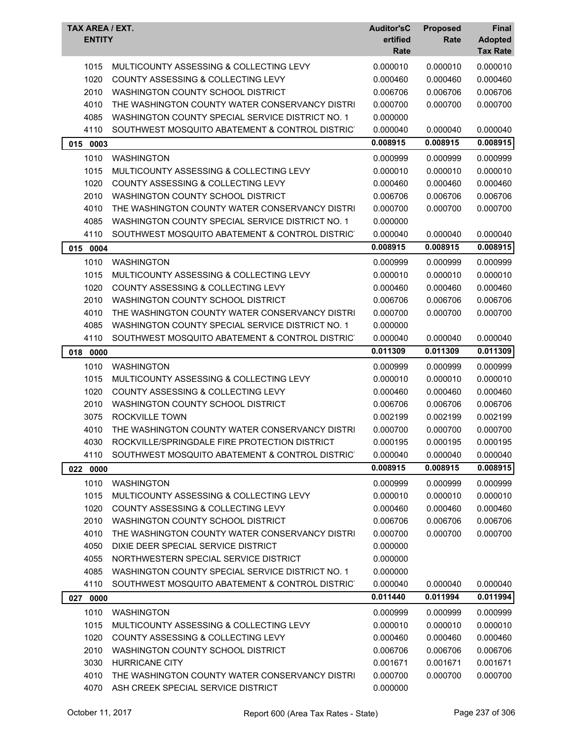| TAX AREA / EXT. ENTITY | | Auditor'sCertified Rate | Proposed Rate | Final Adopted Tax Rate |
|---|---|---|---|---|
| 1015 | MULTICOUNTY ASSESSING & COLLECTING LEVY | 0.000010 | 0.000010 | 0.000010 |
| 1020 | COUNTY ASSESSING & COLLECTING LEVY | 0.000460 | 0.000460 | 0.000460 |
| 2010 | WASHINGTON COUNTY SCHOOL DISTRICT | 0.006706 | 0.006706 | 0.006706 |
| 4010 | THE WASHINGTON COUNTY WATER CONSERVANCY DISTRI | 0.000700 | 0.000700 | 0.000700 |
| 4085 | WASHINGTON COUNTY SPECIAL SERVICE DISTRICT NO. 1 | 0.000000 | | |
| 4110 | SOUTHWEST MOSQUITO ABATEMENT & CONTROL DISTRIC | 0.000040 | 0.000040 | 0.000040 |
| **015 0003** | | **0.008915** | **0.008915** | **0.008915** |
| 1010 | WASHINGTON | 0.000999 | 0.000999 | 0.000999 |
| 1015 | MULTICOUNTY ASSESSING & COLLECTING LEVY | 0.000010 | 0.000010 | 0.000010 |
| 1020 | COUNTY ASSESSING & COLLECTING LEVY | 0.000460 | 0.000460 | 0.000460 |
| 2010 | WASHINGTON COUNTY SCHOOL DISTRICT | 0.006706 | 0.006706 | 0.006706 |
| 4010 | THE WASHINGTON COUNTY WATER CONSERVANCY DISTRI | 0.000700 | 0.000700 | 0.000700 |
| 4085 | WASHINGTON COUNTY SPECIAL SERVICE DISTRICT NO. 1 | 0.000000 | | |
| 4110 | SOUTHWEST MOSQUITO ABATEMENT & CONTROL DISTRIC | 0.000040 | 0.000040 | 0.000040 |
| **015 0004** | | **0.008915** | **0.008915** | **0.008915** |
| 1010 | WASHINGTON | 0.000999 | 0.000999 | 0.000999 |
| 1015 | MULTICOUNTY ASSESSING & COLLECTING LEVY | 0.000010 | 0.000010 | 0.000010 |
| 1020 | COUNTY ASSESSING & COLLECTING LEVY | 0.000460 | 0.000460 | 0.000460 |
| 2010 | WASHINGTON COUNTY SCHOOL DISTRICT | 0.006706 | 0.006706 | 0.006706 |
| 4010 | THE WASHINGTON COUNTY WATER CONSERVANCY DISTRI | 0.000700 | 0.000700 | 0.000700 |
| 4085 | WASHINGTON COUNTY SPECIAL SERVICE DISTRICT NO. 1 | 0.000000 | | |
| 4110 | SOUTHWEST MOSQUITO ABATEMENT & CONTROL DISTRIC | 0.000040 | 0.000040 | 0.000040 |
| **018 0000** | | **0.011309** | **0.011309** | **0.011309** |
| 1010 | WASHINGTON | 0.000999 | 0.000999 | 0.000999 |
| 1015 | MULTICOUNTY ASSESSING & COLLECTING LEVY | 0.000010 | 0.000010 | 0.000010 |
| 1020 | COUNTY ASSESSING & COLLECTING LEVY | 0.000460 | 0.000460 | 0.000460 |
| 2010 | WASHINGTON COUNTY SCHOOL DISTRICT | 0.006706 | 0.006706 | 0.006706 |
| 3075 | ROCKVILLE TOWN | 0.002199 | 0.002199 | 0.002199 |
| 4010 | THE WASHINGTON COUNTY WATER CONSERVANCY DISTRI | 0.000700 | 0.000700 | 0.000700 |
| 4030 | ROCKVILLE/SPRINGDALE FIRE PROTECTION DISTRICT | 0.000195 | 0.000195 | 0.000195 |
| 4110 | SOUTHWEST MOSQUITO ABATEMENT & CONTROL DISTRIC | 0.000040 | 0.000040 | 0.000040 |
| **022 0000** | | **0.008915** | **0.008915** | **0.008915** |
| 1010 | WASHINGTON | 0.000999 | 0.000999 | 0.000999 |
| 1015 | MULTICOUNTY ASSESSING & COLLECTING LEVY | 0.000010 | 0.000010 | 0.000010 |
| 1020 | COUNTY ASSESSING & COLLECTING LEVY | 0.000460 | 0.000460 | 0.000460 |
| 2010 | WASHINGTON COUNTY SCHOOL DISTRICT | 0.006706 | 0.006706 | 0.006706 |
| 4010 | THE WASHINGTON COUNTY WATER CONSERVANCY DISTRI | 0.000700 | 0.000700 | 0.000700 |
| 4050 | DIXIE DEER SPECIAL SERVICE DISTRICT | 0.000000 | | |
| 4055 | NORTHWESTERN SPECIAL SERVICE DISTRICT | 0.000000 | | |
| 4085 | WASHINGTON COUNTY SPECIAL SERVICE DISTRICT NO. 1 | 0.000000 | | |
| 4110 | SOUTHWEST MOSQUITO ABATEMENT & CONTROL DISTRIC | 0.000040 | 0.000040 | 0.000040 |
| **027 0000** | | **0.011440** | **0.011994** | **0.011994** |
| 1010 | WASHINGTON | 0.000999 | 0.000999 | 0.000999 |
| 1015 | MULTICOUNTY ASSESSING & COLLECTING LEVY | 0.000010 | 0.000010 | 0.000010 |
| 1020 | COUNTY ASSESSING & COLLECTING LEVY | 0.000460 | 0.000460 | 0.000460 |
| 2010 | WASHINGTON COUNTY SCHOOL DISTRICT | 0.006706 | 0.006706 | 0.006706 |
| 3030 | HURRICANE CITY | 0.001671 | 0.001671 | 0.001671 |
| 4010 | THE WASHINGTON COUNTY WATER CONSERVANCY DISTRI | 0.000700 | 0.000700 | 0.000700 |
| 4070 | ASH CREEK SPECIAL SERVICE DISTRICT | 0.000000 | | |

October 11, 2017 Report 600 (Area Tax Rates - State)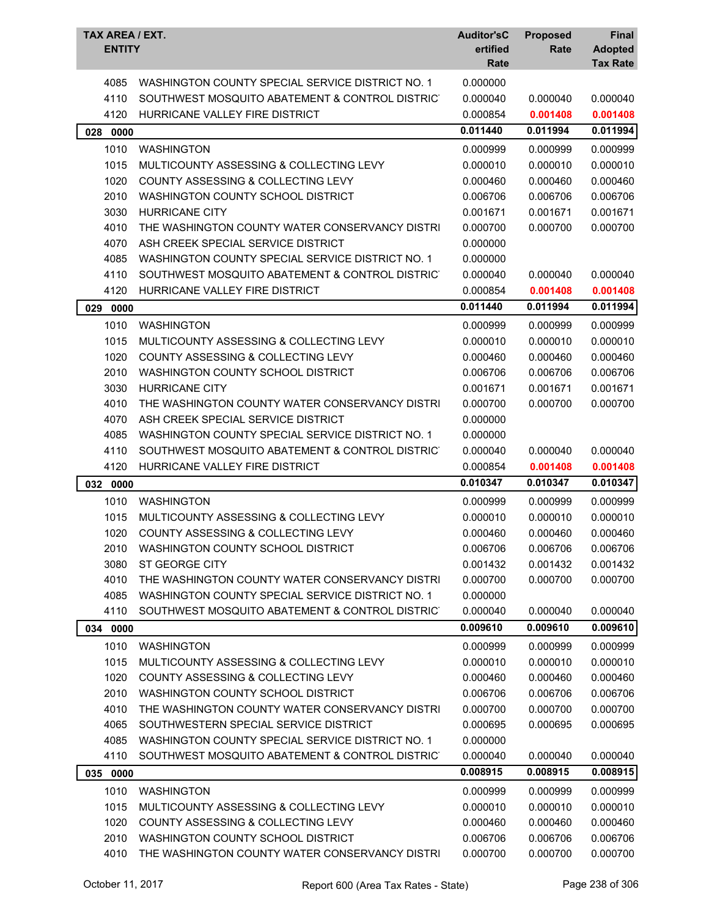| TAX AREA / EXT. | ENTITY | Auditor's Certified Rate | Proposed Rate | Final Adopted Tax Rate |
|---|---|---|---|---|
| 4085 | WASHINGTON COUNTY SPECIAL SERVICE DISTRICT NO. 1 | 0.000000 | | |
| 4110 | SOUTHWEST MOSQUITO ABATEMENT & CONTROL DISTRIC | 0.000040 | 0.000040 | 0.000040 |
| 4120 | HURRICANE VALLEY FIRE DISTRICT | 0.000854 | **0.001408** | **0.001408** |
| **028 0000** | | **0.011440** | **0.011994** | **0.011994** |
| 1010 | WASHINGTON | 0.000999 | 0.000999 | 0.000999 |
| 1015 | MULTICOUNTY ASSESSING & COLLECTING LEVY | 0.000010 | 0.000010 | 0.000010 |
| 1020 | COUNTY ASSESSING & COLLECTING LEVY | 0.000460 | 0.000460 | 0.000460 |
| 2010 | WASHINGTON COUNTY SCHOOL DISTRICT | 0.006706 | 0.006706 | 0.006706 |
| 3030 | HURRICANE CITY | 0.001671 | 0.001671 | 0.001671 |
| 4010 | THE WASHINGTON COUNTY WATER CONSERVANCY DISTRI | 0.000700 | 0.000700 | 0.000700 |
| 4070 | ASH CREEK SPECIAL SERVICE DISTRICT | 0.000000 | | |
| 4085 | WASHINGTON COUNTY SPECIAL SERVICE DISTRICT NO. 1 | 0.000000 | | |
| 4110 | SOUTHWEST MOSQUITO ABATEMENT & CONTROL DISTRIC | 0.000040 | 0.000040 | 0.000040 |
| 4120 | HURRICANE VALLEY FIRE DISTRICT | 0.000854 | **0.001408** | **0.001408** |
| **029 0000** | | **0.011440** | **0.011994** | **0.011994** |
| 1010 | WASHINGTON | 0.000999 | 0.000999 | 0.000999 |
| 1015 | MULTICOUNTY ASSESSING & COLLECTING LEVY | 0.000010 | 0.000010 | 0.000010 |
| 1020 | COUNTY ASSESSING & COLLECTING LEVY | 0.000460 | 0.000460 | 0.000460 |
| 2010 | WASHINGTON COUNTY SCHOOL DISTRICT | 0.006706 | 0.006706 | 0.006706 |
| 3030 | HURRICANE CITY | 0.001671 | 0.001671 | 0.001671 |
| 4010 | THE WASHINGTON COUNTY WATER CONSERVANCY DISTRI | 0.000700 | 0.000700 | 0.000700 |
| 4070 | ASH CREEK SPECIAL SERVICE DISTRICT | 0.000000 | | |
| 4085 | WASHINGTON COUNTY SPECIAL SERVICE DISTRICT NO. 1 | 0.000000 | | |
| 4110 | SOUTHWEST MOSQUITO ABATEMENT & CONTROL DISTRIC | 0.000040 | 0.000040 | 0.000040 |
| 4120 | HURRICANE VALLEY FIRE DISTRICT | 0.000854 | **0.001408** | **0.001408** |
| **032 0000** | | **0.010347** | **0.010347** | **0.010347** |
| 1010 | WASHINGTON | 0.000999 | 0.000999 | 0.000999 |
| 1015 | MULTICOUNTY ASSESSING & COLLECTING LEVY | 0.000010 | 0.000010 | 0.000010 |
| 1020 | COUNTY ASSESSING & COLLECTING LEVY | 0.000460 | 0.000460 | 0.000460 |
| 2010 | WASHINGTON COUNTY SCHOOL DISTRICT | 0.006706 | 0.006706 | 0.006706 |
| 3080 | ST GEORGE CITY | 0.001432 | 0.001432 | 0.001432 |
| 4010 | THE WASHINGTON COUNTY WATER CONSERVANCY DISTRI | 0.000700 | 0.000700 | 0.000700 |
| 4085 | WASHINGTON COUNTY SPECIAL SERVICE DISTRICT NO. 1 | 0.000000 | | |
| 4110 | SOUTHWEST MOSQUITO ABATEMENT & CONTROL DISTRIC | 0.000040 | 0.000040 | 0.000040 |
| **034 0000** | | **0.009610** | **0.009610** | **0.009610** |
| 1010 | WASHINGTON | 0.000999 | 0.000999 | 0.000999 |
| 1015 | MULTICOUNTY ASSESSING & COLLECTING LEVY | 0.000010 | 0.000010 | 0.000010 |
| 1020 | COUNTY ASSESSING & COLLECTING LEVY | 0.000460 | 0.000460 | 0.000460 |
| 2010 | WASHINGTON COUNTY SCHOOL DISTRICT | 0.006706 | 0.006706 | 0.006706 |
| 4010 | THE WASHINGTON COUNTY WATER CONSERVANCY DISTRI | 0.000700 | 0.000700 | 0.000700 |
| 4065 | SOUTHWESTERN SPECIAL SERVICE DISTRICT | 0.000695 | 0.000695 | 0.000695 |
| 4085 | WASHINGTON COUNTY SPECIAL SERVICE DISTRICT NO. 1 | 0.000000 | | |
| 4110 | SOUTHWEST MOSQUITO ABATEMENT & CONTROL DISTRIC | 0.000040 | 0.000040 | 0.000040 |
| **035 0000** | | **0.008915** | **0.008915** | **0.008915** |
| 1010 | WASHINGTON | 0.000999 | 0.000999 | 0.000999 |
| 1015 | MULTICOUNTY ASSESSING & COLLECTING LEVY | 0.000010 | 0.000010 | 0.000010 |
| 1020 | COUNTY ASSESSING & COLLECTING LEVY | 0.000460 | 0.000460 | 0.000460 |
| 2010 | WASHINGTON COUNTY SCHOOL DISTRICT | 0.006706 | 0.006706 | 0.006706 |
| 4010 | THE WASHINGTON COUNTY WATER CONSERVANCY DISTRI | 0.000700 | 0.000700 | 0.000700 |

October 11, 2017 — Report 600 (Area Tax Rates - State)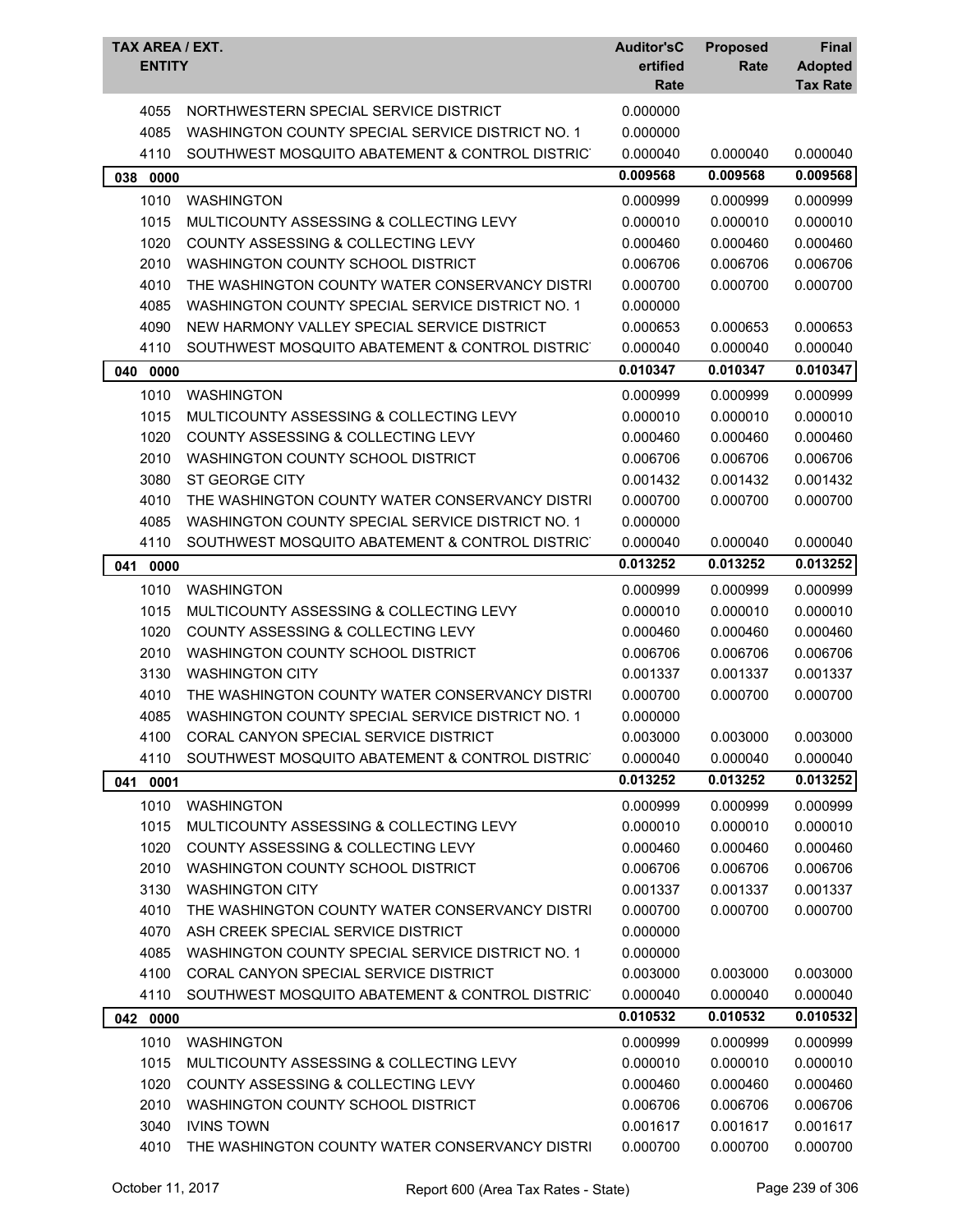| TAX AREA / EXT. ENTITY | | Auditor'sCertified Rate | Proposed Rate | Final Adopted Tax Rate |
|---|---|---|---|---|
| 4055 | NORTHWESTERN SPECIAL SERVICE DISTRICT | 0.000000 | | |
| 4085 | WASHINGTON COUNTY SPECIAL SERVICE DISTRICT NO. 1 | 0.000000 | | |
| 4110 | SOUTHWEST MOSQUITO ABATEMENT & CONTROL DISTRIC | 0.000040 | 0.000040 | 0.000040 |
| **038 0000** | | **0.009568** | **0.009568** | **0.009568** |
| 1010 | WASHINGTON | 0.000999 | 0.000999 | 0.000999 |
| 1015 | MULTICOUNTY ASSESSING & COLLECTING LEVY | 0.000010 | 0.000010 | 0.000010 |
| 1020 | COUNTY ASSESSING & COLLECTING LEVY | 0.000460 | 0.000460 | 0.000460 |
| 2010 | WASHINGTON COUNTY SCHOOL DISTRICT | 0.006706 | 0.006706 | 0.006706 |
| 4010 | THE WASHINGTON COUNTY WATER CONSERVANCY DISTRI | 0.000700 | 0.000700 | 0.000700 |
| 4085 | WASHINGTON COUNTY SPECIAL SERVICE DISTRICT NO. 1 | 0.000000 | | |
| 4090 | NEW HARMONY VALLEY SPECIAL SERVICE DISTRICT | 0.000653 | 0.000653 | 0.000653 |
| 4110 | SOUTHWEST MOSQUITO ABATEMENT & CONTROL DISTRIC | 0.000040 | 0.000040 | 0.000040 |
| **040 0000** | | **0.010347** | **0.010347** | **0.010347** |
| 1010 | WASHINGTON | 0.000999 | 0.000999 | 0.000999 |
| 1015 | MULTICOUNTY ASSESSING & COLLECTING LEVY | 0.000010 | 0.000010 | 0.000010 |
| 1020 | COUNTY ASSESSING & COLLECTING LEVY | 0.000460 | 0.000460 | 0.000460 |
| 2010 | WASHINGTON COUNTY SCHOOL DISTRICT | 0.006706 | 0.006706 | 0.006706 |
| 3080 | ST GEORGE CITY | 0.001432 | 0.001432 | 0.001432 |
| 4010 | THE WASHINGTON COUNTY WATER CONSERVANCY DISTRI | 0.000700 | 0.000700 | 0.000700 |
| 4085 | WASHINGTON COUNTY SPECIAL SERVICE DISTRICT NO. 1 | 0.000000 | | |
| 4110 | SOUTHWEST MOSQUITO ABATEMENT & CONTROL DISTRIC | 0.000040 | 0.000040 | 0.000040 |
| **041 0000** | | **0.013252** | **0.013252** | **0.013252** |
| 1010 | WASHINGTON | 0.000999 | 0.000999 | 0.000999 |
| 1015 | MULTICOUNTY ASSESSING & COLLECTING LEVY | 0.000010 | 0.000010 | 0.000010 |
| 1020 | COUNTY ASSESSING & COLLECTING LEVY | 0.000460 | 0.000460 | 0.000460 |
| 2010 | WASHINGTON COUNTY SCHOOL DISTRICT | 0.006706 | 0.006706 | 0.006706 |
| 3130 | WASHINGTON CITY | 0.001337 | 0.001337 | 0.001337 |
| 4010 | THE WASHINGTON COUNTY WATER CONSERVANCY DISTRI | 0.000700 | 0.000700 | 0.000700 |
| 4085 | WASHINGTON COUNTY SPECIAL SERVICE DISTRICT NO. 1 | 0.000000 | | |
| 4100 | CORAL CANYON SPECIAL SERVICE DISTRICT | 0.003000 | 0.003000 | 0.003000 |
| 4110 | SOUTHWEST MOSQUITO ABATEMENT & CONTROL DISTRIC | 0.000040 | 0.000040 | 0.000040 |
| **041 0001** | | **0.013252** | **0.013252** | **0.013252** |
| 1010 | WASHINGTON | 0.000999 | 0.000999 | 0.000999 |
| 1015 | MULTICOUNTY ASSESSING & COLLECTING LEVY | 0.000010 | 0.000010 | 0.000010 |
| 1020 | COUNTY ASSESSING & COLLECTING LEVY | 0.000460 | 0.000460 | 0.000460 |
| 2010 | WASHINGTON COUNTY SCHOOL DISTRICT | 0.006706 | 0.006706 | 0.006706 |
| 3130 | WASHINGTON CITY | 0.001337 | 0.001337 | 0.001337 |
| 4010 | THE WASHINGTON COUNTY WATER CONSERVANCY DISTRI | 0.000700 | 0.000700 | 0.000700 |
| 4070 | ASH CREEK SPECIAL SERVICE DISTRICT | 0.000000 | | |
| 4085 | WASHINGTON COUNTY SPECIAL SERVICE DISTRICT NO. 1 | 0.000000 | | |
| 4100 | CORAL CANYON SPECIAL SERVICE DISTRICT | 0.003000 | 0.003000 | 0.003000 |
| 4110 | SOUTHWEST MOSQUITO ABATEMENT & CONTROL DISTRIC | 0.000040 | 0.000040 | 0.000040 |
| **042 0000** | | **0.010532** | **0.010532** | **0.010532** |
| 1010 | WASHINGTON | 0.000999 | 0.000999 | 0.000999 |
| 1015 | MULTICOUNTY ASSESSING & COLLECTING LEVY | 0.000010 | 0.000010 | 0.000010 |
| 1020 | COUNTY ASSESSING & COLLECTING LEVY | 0.000460 | 0.000460 | 0.000460 |
| 2010 | WASHINGTON COUNTY SCHOOL DISTRICT | 0.006706 | 0.006706 | 0.006706 |
| 3040 | IVINS TOWN | 0.001617 | 0.001617 | 0.001617 |
| 4010 | THE WASHINGTON COUNTY WATER CONSERVANCY DISTRI | 0.000700 | 0.000700 | 0.000700 |

October 11, 2017 Report 600 (Area Tax Rates - State)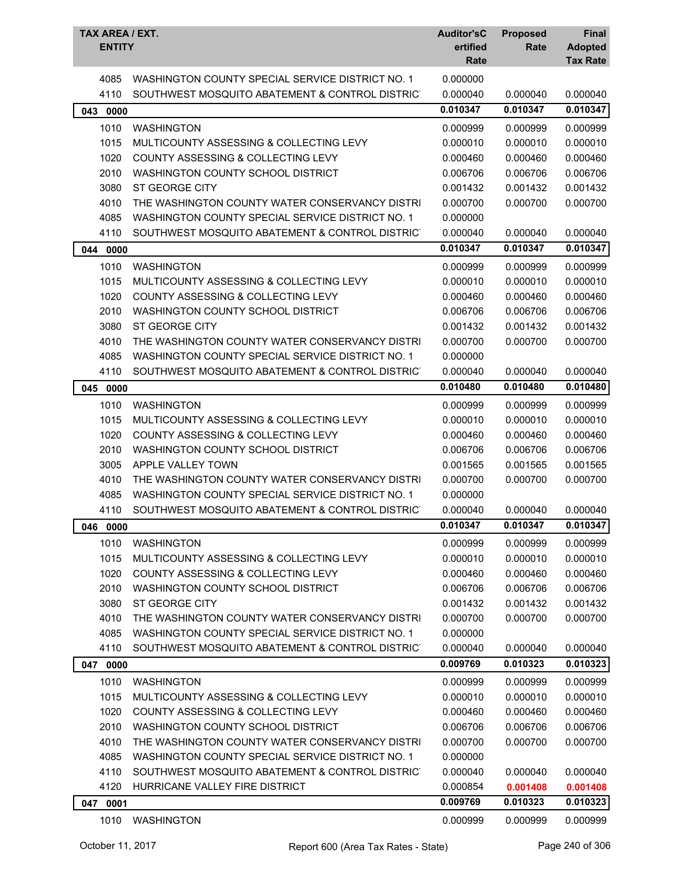| TAX AREA / EXT. | ENTITY | Auditor'sCertified Rate | Proposed Rate | Final Adopted Tax Rate |
|---|---|---|---|---|
| 4085 | WASHINGTON COUNTY SPECIAL SERVICE DISTRICT NO. 1 | 0.000000 | | |
| 4110 | SOUTHWEST MOSQUITO ABATEMENT & CONTROL DISTRIC | 0.000040 | 0.000040 | 0.000040 |
| **043 0000** | | **0.010347** | **0.010347** | **0.010347** |
| 1010 | WASHINGTON | 0.000999 | 0.000999 | 0.000999 |
| 1015 | MULTICOUNTY ASSESSING & COLLECTING LEVY | 0.000010 | 0.000010 | 0.000010 |
| 1020 | COUNTY ASSESSING & COLLECTING LEVY | 0.000460 | 0.000460 | 0.000460 |
| 2010 | WASHINGTON COUNTY SCHOOL DISTRICT | 0.006706 | 0.006706 | 0.006706 |
| 3080 | ST GEORGE CITY | 0.001432 | 0.001432 | 0.001432 |
| 4010 | THE WASHINGTON COUNTY WATER CONSERVANCY DISTRI | 0.000700 | 0.000700 | 0.000700 |
| 4085 | WASHINGTON COUNTY SPECIAL SERVICE DISTRICT NO. 1 | 0.000000 | | |
| 4110 | SOUTHWEST MOSQUITO ABATEMENT & CONTROL DISTRIC | 0.000040 | 0.000040 | 0.000040 |
| **044 0000** | | **0.010347** | **0.010347** | **0.010347** |
| 1010 | WASHINGTON | 0.000999 | 0.000999 | 0.000999 |
| 1015 | MULTICOUNTY ASSESSING & COLLECTING LEVY | 0.000010 | 0.000010 | 0.000010 |
| 1020 | COUNTY ASSESSING & COLLECTING LEVY | 0.000460 | 0.000460 | 0.000460 |
| 2010 | WASHINGTON COUNTY SCHOOL DISTRICT | 0.006706 | 0.006706 | 0.006706 |
| 3080 | ST GEORGE CITY | 0.001432 | 0.001432 | 0.001432 |
| 4010 | THE WASHINGTON COUNTY WATER CONSERVANCY DISTRI | 0.000700 | 0.000700 | 0.000700 |
| 4085 | WASHINGTON COUNTY SPECIAL SERVICE DISTRICT NO. 1 | 0.000000 | | |
| 4110 | SOUTHWEST MOSQUITO ABATEMENT & CONTROL DISTRIC | 0.000040 | 0.000040 | 0.000040 |
| **045 0000** | | **0.010480** | **0.010480** | **0.010480** |
| 1010 | WASHINGTON | 0.000999 | 0.000999 | 0.000999 |
| 1015 | MULTICOUNTY ASSESSING & COLLECTING LEVY | 0.000010 | 0.000010 | 0.000010 |
| 1020 | COUNTY ASSESSING & COLLECTING LEVY | 0.000460 | 0.000460 | 0.000460 |
| 2010 | WASHINGTON COUNTY SCHOOL DISTRICT | 0.006706 | 0.006706 | 0.006706 |
| 3005 | APPLE VALLEY TOWN | 0.001565 | 0.001565 | 0.001565 |
| 4010 | THE WASHINGTON COUNTY WATER CONSERVANCY DISTRI | 0.000700 | 0.000700 | 0.000700 |
| 4085 | WASHINGTON COUNTY SPECIAL SERVICE DISTRICT NO. 1 | 0.000000 | | |
| 4110 | SOUTHWEST MOSQUITO ABATEMENT & CONTROL DISTRIC | 0.000040 | 0.000040 | 0.000040 |
| **046 0000** | | **0.010347** | **0.010347** | **0.010347** |
| 1010 | WASHINGTON | 0.000999 | 0.000999 | 0.000999 |
| 1015 | MULTICOUNTY ASSESSING & COLLECTING LEVY | 0.000010 | 0.000010 | 0.000010 |
| 1020 | COUNTY ASSESSING & COLLECTING LEVY | 0.000460 | 0.000460 | 0.000460 |
| 2010 | WASHINGTON COUNTY SCHOOL DISTRICT | 0.006706 | 0.006706 | 0.006706 |
| 3080 | ST GEORGE CITY | 0.001432 | 0.001432 | 0.001432 |
| 4010 | THE WASHINGTON COUNTY WATER CONSERVANCY DISTRI | 0.000700 | 0.000700 | 0.000700 |
| 4085 | WASHINGTON COUNTY SPECIAL SERVICE DISTRICT NO. 1 | 0.000000 | | |
| 4110 | SOUTHWEST MOSQUITO ABATEMENT & CONTROL DISTRIC | 0.000040 | 0.000040 | 0.000040 |
| **047 0000** | | **0.009769** | **0.010323** | **0.010323** |
| 1010 | WASHINGTON | 0.000999 | 0.000999 | 0.000999 |
| 1015 | MULTICOUNTY ASSESSING & COLLECTING LEVY | 0.000010 | 0.000010 | 0.000010 |
| 1020 | COUNTY ASSESSING & COLLECTING LEVY | 0.000460 | 0.000460 | 0.000460 |
| 2010 | WASHINGTON COUNTY SCHOOL DISTRICT | 0.006706 | 0.006706 | 0.006706 |
| 4010 | THE WASHINGTON COUNTY WATER CONSERVANCY DISTRI | 0.000700 | 0.000700 | 0.000700 |
| 4085 | WASHINGTON COUNTY SPECIAL SERVICE DISTRICT NO. 1 | 0.000000 | | |
| 4110 | SOUTHWEST MOSQUITO ABATEMENT & CONTROL DISTRIC | 0.000040 | 0.000040 | 0.000040 |
| 4120 | HURRICANE VALLEY FIRE DISTRICT | 0.000854 | **0.001408** | **0.001408** |
| **047 0001** | | **0.009769** | **0.010323** | **0.010323** |
| 1010 | WASHINGTON | 0.000999 | 0.000999 | 0.000999 |

October 11, 2017 — Report 600 (Area Tax Rates - State)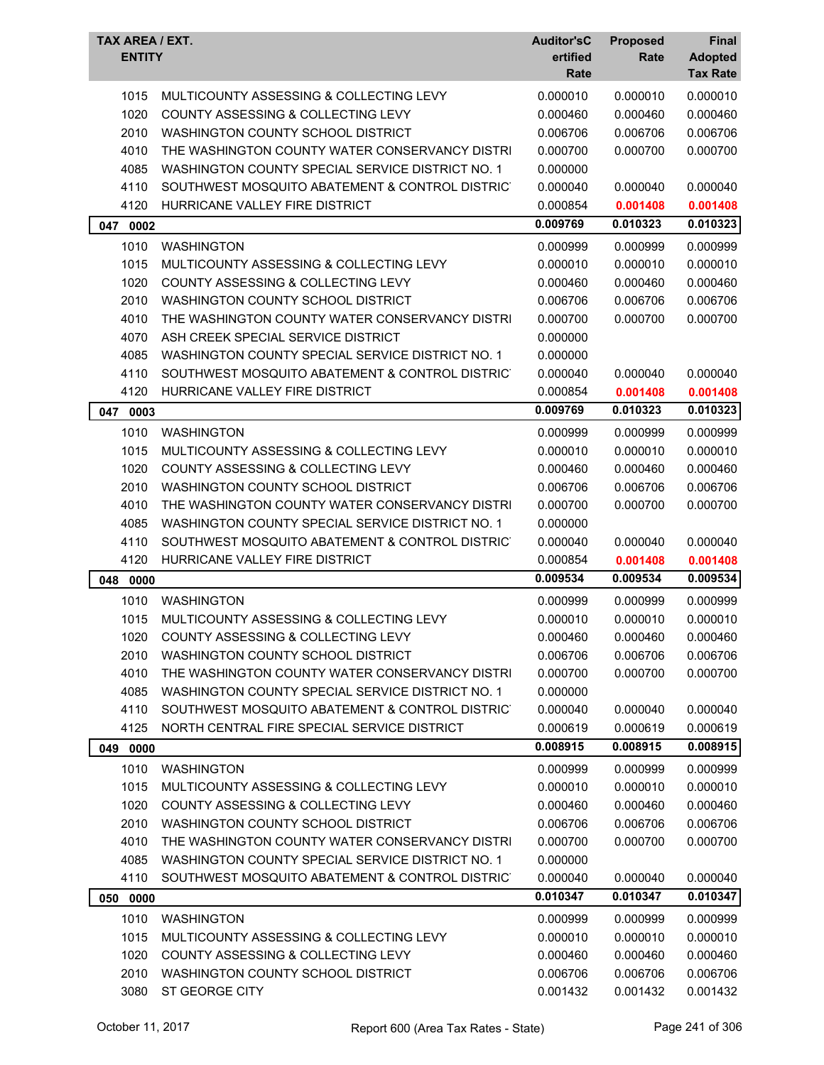| TAX AREA / EXT. ENTITY | | Auditor'sCertified Rate | Proposed Rate | Final Adopted Tax Rate |
|---|---|---|---|---|
| 1015 | MULTICOUNTY ASSESSING & COLLECTING LEVY | 0.000010 | 0.000010 | 0.000010 |
| 1020 | COUNTY ASSESSING & COLLECTING LEVY | 0.000460 | 0.000460 | 0.000460 |
| 2010 | WASHINGTON COUNTY SCHOOL DISTRICT | 0.006706 | 0.006706 | 0.006706 |
| 4010 | THE WASHINGTON COUNTY WATER CONSERVANCY DISTRI | 0.000700 | 0.000700 | 0.000700 |
| 4085 | WASHINGTON COUNTY SPECIAL SERVICE DISTRICT NO. 1 | 0.000000 | | |
| 4110 | SOUTHWEST MOSQUITO ABATEMENT & CONTROL DISTRIC | 0.000040 | 0.000040 | 0.000040 |
| 4120 | HURRICANE VALLEY FIRE DISTRICT | 0.000854 | 0.001408 | 0.001408 |
| **047 0002** | | **0.009769** | **0.010323** | **0.010323** |
| 1010 | WASHINGTON | 0.000999 | 0.000999 | 0.000999 |
| 1015 | MULTICOUNTY ASSESSING & COLLECTING LEVY | 0.000010 | 0.000010 | 0.000010 |
| 1020 | COUNTY ASSESSING & COLLECTING LEVY | 0.000460 | 0.000460 | 0.000460 |
| 2010 | WASHINGTON COUNTY SCHOOL DISTRICT | 0.006706 | 0.006706 | 0.006706 |
| 4010 | THE WASHINGTON COUNTY WATER CONSERVANCY DISTRI | 0.000700 | 0.000700 | 0.000700 |
| 4070 | ASH CREEK SPECIAL SERVICE DISTRICT | 0.000000 | | |
| 4085 | WASHINGTON COUNTY SPECIAL SERVICE DISTRICT NO. 1 | 0.000000 | | |
| 4110 | SOUTHWEST MOSQUITO ABATEMENT & CONTROL DISTRIC | 0.000040 | 0.000040 | 0.000040 |
| 4120 | HURRICANE VALLEY FIRE DISTRICT | 0.000854 | 0.001408 | 0.001408 |
| **047 0003** | | **0.009769** | **0.010323** | **0.010323** |
| 1010 | WASHINGTON | 0.000999 | 0.000999 | 0.000999 |
| 1015 | MULTICOUNTY ASSESSING & COLLECTING LEVY | 0.000010 | 0.000010 | 0.000010 |
| 1020 | COUNTY ASSESSING & COLLECTING LEVY | 0.000460 | 0.000460 | 0.000460 |
| 2010 | WASHINGTON COUNTY SCHOOL DISTRICT | 0.006706 | 0.006706 | 0.006706 |
| 4010 | THE WASHINGTON COUNTY WATER CONSERVANCY DISTRI | 0.000700 | 0.000700 | 0.000700 |
| 4085 | WASHINGTON COUNTY SPECIAL SERVICE DISTRICT NO. 1 | 0.000000 | | |
| 4110 | SOUTHWEST MOSQUITO ABATEMENT & CONTROL DISTRIC | 0.000040 | 0.000040 | 0.000040 |
| 4120 | HURRICANE VALLEY FIRE DISTRICT | 0.000854 | 0.001408 | 0.001408 |
| **048 0000** | | **0.009534** | **0.009534** | **0.009534** |
| 1010 | WASHINGTON | 0.000999 | 0.000999 | 0.000999 |
| 1015 | MULTICOUNTY ASSESSING & COLLECTING LEVY | 0.000010 | 0.000010 | 0.000010 |
| 1020 | COUNTY ASSESSING & COLLECTING LEVY | 0.000460 | 0.000460 | 0.000460 |
| 2010 | WASHINGTON COUNTY SCHOOL DISTRICT | 0.006706 | 0.006706 | 0.006706 |
| 4010 | THE WASHINGTON COUNTY WATER CONSERVANCY DISTRI | 0.000700 | 0.000700 | 0.000700 |
| 4085 | WASHINGTON COUNTY SPECIAL SERVICE DISTRICT NO. 1 | 0.000000 | | |
| 4110 | SOUTHWEST MOSQUITO ABATEMENT & CONTROL DISTRIC | 0.000040 | 0.000040 | 0.000040 |
| 4125 | NORTH CENTRAL FIRE SPECIAL SERVICE DISTRICT | 0.000619 | 0.000619 | 0.000619 |
| **049 0000** | | **0.008915** | **0.008915** | **0.008915** |
| 1010 | WASHINGTON | 0.000999 | 0.000999 | 0.000999 |
| 1015 | MULTICOUNTY ASSESSING & COLLECTING LEVY | 0.000010 | 0.000010 | 0.000010 |
| 1020 | COUNTY ASSESSING & COLLECTING LEVY | 0.000460 | 0.000460 | 0.000460 |
| 2010 | WASHINGTON COUNTY SCHOOL DISTRICT | 0.006706 | 0.006706 | 0.006706 |
| 4010 | THE WASHINGTON COUNTY WATER CONSERVANCY DISTRI | 0.000700 | 0.000700 | 0.000700 |
| 4085 | WASHINGTON COUNTY SPECIAL SERVICE DISTRICT NO. 1 | 0.000000 | | |
| 4110 | SOUTHWEST MOSQUITO ABATEMENT & CONTROL DISTRIC | 0.000040 | 0.000040 | 0.000040 |
| **050 0000** | | **0.010347** | **0.010347** | **0.010347** |
| 1010 | WASHINGTON | 0.000999 | 0.000999 | 0.000999 |
| 1015 | MULTICOUNTY ASSESSING & COLLECTING LEVY | 0.000010 | 0.000010 | 0.000010 |
| 1020 | COUNTY ASSESSING & COLLECTING LEVY | 0.000460 | 0.000460 | 0.000460 |
| 2010 | WASHINGTON COUNTY SCHOOL DISTRICT | 0.006706 | 0.006706 | 0.006706 |
| 3080 | ST GEORGE CITY | 0.001432 | 0.001432 | 0.001432 |

October 11, 2017 — Report 600 (Area Tax Rates - State)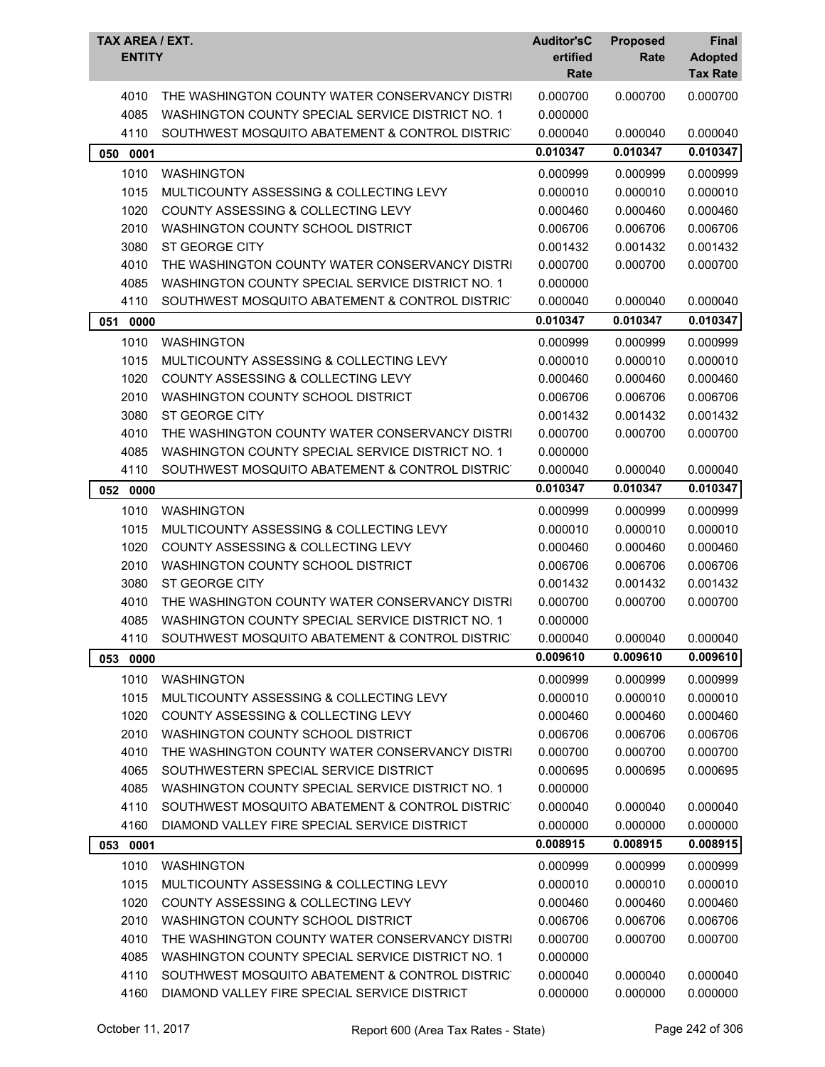| TAX AREA / EXT. ENTITY | | Auditor'sCertified Rate | Proposed Rate | Final Adopted Tax Rate |
|---|---|---|---|---|
| 4010 | THE WASHINGTON COUNTY WATER CONSERVANCY DISTRI | 0.000700 | 0.000700 | 0.000700 |
| 4085 | WASHINGTON COUNTY SPECIAL SERVICE DISTRICT NO. 1 | 0.000000 | | |
| 4110 | SOUTHWEST MOSQUITO ABATEMENT & CONTROL DISTRIC | 0.000040 | 0.000040 | 0.000040 |
| **050 0001** | | **0.010347** | **0.010347** | **0.010347** |
| 1010 | WASHINGTON | 0.000999 | 0.000999 | 0.000999 |
| 1015 | MULTICOUNTY ASSESSING & COLLECTING LEVY | 0.000010 | 0.000010 | 0.000010 |
| 1020 | COUNTY ASSESSING & COLLECTING LEVY | 0.000460 | 0.000460 | 0.000460 |
| 2010 | WASHINGTON COUNTY SCHOOL DISTRICT | 0.006706 | 0.006706 | 0.006706 |
| 3080 | ST GEORGE CITY | 0.001432 | 0.001432 | 0.001432 |
| 4010 | THE WASHINGTON COUNTY WATER CONSERVANCY DISTRI | 0.000700 | 0.000700 | 0.000700 |
| 4085 | WASHINGTON COUNTY SPECIAL SERVICE DISTRICT NO. 1 | 0.000000 | | |
| 4110 | SOUTHWEST MOSQUITO ABATEMENT & CONTROL DISTRIC | 0.000040 | 0.000040 | 0.000040 |
| **051 0000** | | **0.010347** | **0.010347** | **0.010347** |
| 1010 | WASHINGTON | 0.000999 | 0.000999 | 0.000999 |
| 1015 | MULTICOUNTY ASSESSING & COLLECTING LEVY | 0.000010 | 0.000010 | 0.000010 |
| 1020 | COUNTY ASSESSING & COLLECTING LEVY | 0.000460 | 0.000460 | 0.000460 |
| 2010 | WASHINGTON COUNTY SCHOOL DISTRICT | 0.006706 | 0.006706 | 0.006706 |
| 3080 | ST GEORGE CITY | 0.001432 | 0.001432 | 0.001432 |
| 4010 | THE WASHINGTON COUNTY WATER CONSERVANCY DISTRI | 0.000700 | 0.000700 | 0.000700 |
| 4085 | WASHINGTON COUNTY SPECIAL SERVICE DISTRICT NO. 1 | 0.000000 | | |
| 4110 | SOUTHWEST MOSQUITO ABATEMENT & CONTROL DISTRIC | 0.000040 | 0.000040 | 0.000040 |
| **052 0000** | | **0.010347** | **0.010347** | **0.010347** |
| 1010 | WASHINGTON | 0.000999 | 0.000999 | 0.000999 |
| 1015 | MULTICOUNTY ASSESSING & COLLECTING LEVY | 0.000010 | 0.000010 | 0.000010 |
| 1020 | COUNTY ASSESSING & COLLECTING LEVY | 0.000460 | 0.000460 | 0.000460 |
| 2010 | WASHINGTON COUNTY SCHOOL DISTRICT | 0.006706 | 0.006706 | 0.006706 |
| 3080 | ST GEORGE CITY | 0.001432 | 0.001432 | 0.001432 |
| 4010 | THE WASHINGTON COUNTY WATER CONSERVANCY DISTRI | 0.000700 | 0.000700 | 0.000700 |
| 4085 | WASHINGTON COUNTY SPECIAL SERVICE DISTRICT NO. 1 | 0.000000 | | |
| 4110 | SOUTHWEST MOSQUITO ABATEMENT & CONTROL DISTRIC | 0.000040 | 0.000040 | 0.000040 |
| **053 0000** | | **0.009610** | **0.009610** | **0.009610** |
| 1010 | WASHINGTON | 0.000999 | 0.000999 | 0.000999 |
| 1015 | MULTICOUNTY ASSESSING & COLLECTING LEVY | 0.000010 | 0.000010 | 0.000010 |
| 1020 | COUNTY ASSESSING & COLLECTING LEVY | 0.000460 | 0.000460 | 0.000460 |
| 2010 | WASHINGTON COUNTY SCHOOL DISTRICT | 0.006706 | 0.006706 | 0.006706 |
| 4010 | THE WASHINGTON COUNTY WATER CONSERVANCY DISTRI | 0.000700 | 0.000700 | 0.000700 |
| 4065 | SOUTHWESTERN SPECIAL SERVICE DISTRICT | 0.000695 | 0.000695 | 0.000695 |
| 4085 | WASHINGTON COUNTY SPECIAL SERVICE DISTRICT NO. 1 | 0.000000 | | |
| 4110 | SOUTHWEST MOSQUITO ABATEMENT & CONTROL DISTRIC | 0.000040 | 0.000040 | 0.000040 |
| 4160 | DIAMOND VALLEY FIRE SPECIAL SERVICE DISTRICT | 0.000000 | 0.000000 | 0.000000 |
| **053 0001** | | **0.008915** | **0.008915** | **0.008915** |
| 1010 | WASHINGTON | 0.000999 | 0.000999 | 0.000999 |
| 1015 | MULTICOUNTY ASSESSING & COLLECTING LEVY | 0.000010 | 0.000010 | 0.000010 |
| 1020 | COUNTY ASSESSING & COLLECTING LEVY | 0.000460 | 0.000460 | 0.000460 |
| 2010 | WASHINGTON COUNTY SCHOOL DISTRICT | 0.006706 | 0.006706 | 0.006706 |
| 4010 | THE WASHINGTON COUNTY WATER CONSERVANCY DISTRI | 0.000700 | 0.000700 | 0.000700 |
| 4085 | WASHINGTON COUNTY SPECIAL SERVICE DISTRICT NO. 1 | 0.000000 | | |
| 4110 | SOUTHWEST MOSQUITO ABATEMENT & CONTROL DISTRIC | 0.000040 | 0.000040 | 0.000040 |
| 4160 | DIAMOND VALLEY FIRE SPECIAL SERVICE DISTRICT | 0.000000 | 0.000000 | 0.000000 |

October 11, 2017 — Report 600 (Area Tax Rates - State)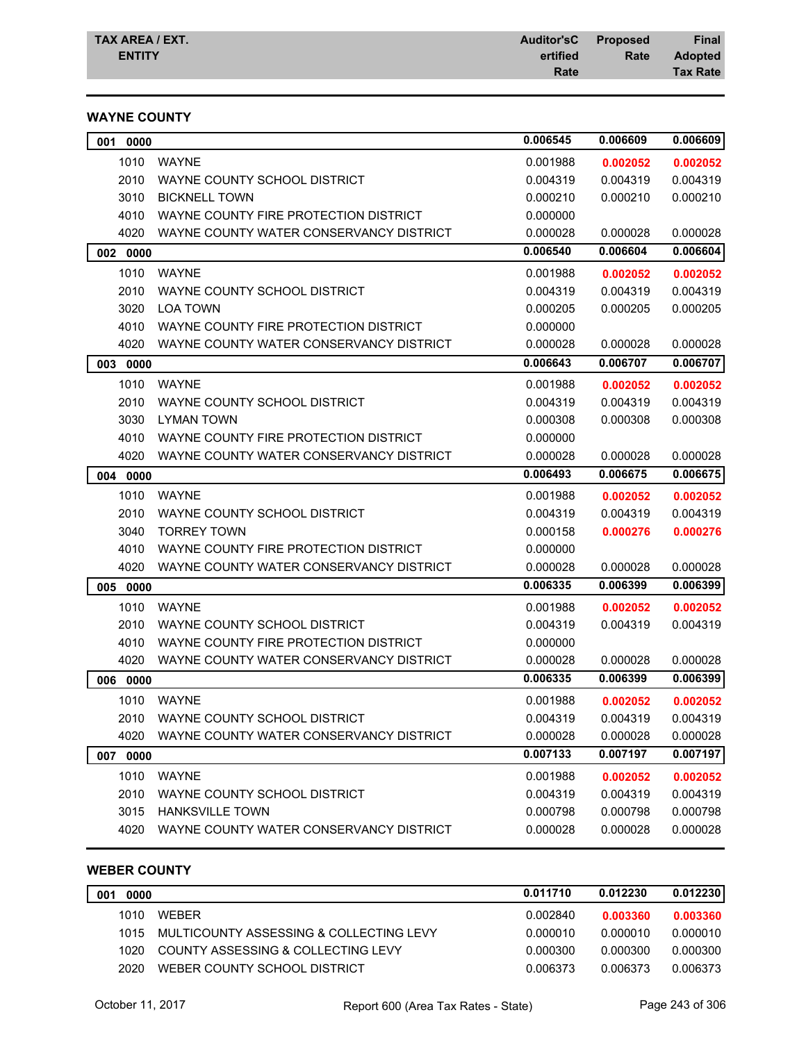| TAX AREA / EXT. ENTITY | | Auditor'sCertified Rate | Proposed Rate | Final Adopted Tax Rate |
|---|---|---|---|---|

## WAYNE COUNTY

| TAX AREA / EXT. | ENTITY | Auditor's Certified Rate | Proposed Rate | Final Adopted Tax Rate |
|---|---|---|---|---|
| **001 0000** | | **0.006545** | **0.006609** | **0.006609** |
| 1010 | WAYNE | 0.001988 | **0.002052** | **0.002052** |
| 2010 | WAYNE COUNTY SCHOOL DISTRICT | 0.004319 | 0.004319 | 0.004319 |
| 3010 | BICKNELL TOWN | 0.000210 | 0.000210 | 0.000210 |
| 4010 | WAYNE COUNTY FIRE PROTECTION DISTRICT | 0.000000 | | |
| 4020 | WAYNE COUNTY WATER CONSERVANCY DISTRICT | 0.000028 | 0.000028 | 0.000028 |
| **002 0000** | | **0.006540** | **0.006604** | **0.006604** |
| 1010 | WAYNE | 0.001988 | **0.002052** | **0.002052** |
| 2010 | WAYNE COUNTY SCHOOL DISTRICT | 0.004319 | 0.004319 | 0.004319 |
| 3020 | LOA TOWN | 0.000205 | 0.000205 | 0.000205 |
| 4010 | WAYNE COUNTY FIRE PROTECTION DISTRICT | 0.000000 | | |
| 4020 | WAYNE COUNTY WATER CONSERVANCY DISTRICT | 0.000028 | 0.000028 | 0.000028 |
| **003 0000** | | **0.006643** | **0.006707** | **0.006707** |
| 1010 | WAYNE | 0.001988 | **0.002052** | **0.002052** |
| 2010 | WAYNE COUNTY SCHOOL DISTRICT | 0.004319 | 0.004319 | 0.004319 |
| 3030 | LYMAN TOWN | 0.000308 | 0.000308 | 0.000308 |
| 4010 | WAYNE COUNTY FIRE PROTECTION DISTRICT | 0.000000 | | |
| 4020 | WAYNE COUNTY WATER CONSERVANCY DISTRICT | 0.000028 | 0.000028 | 0.000028 |
| **004 0000** | | **0.006493** | **0.006675** | **0.006675** |
| 1010 | WAYNE | 0.001988 | **0.002052** | **0.002052** |
| 2010 | WAYNE COUNTY SCHOOL DISTRICT | 0.004319 | 0.004319 | 0.004319 |
| 3040 | TORREY TOWN | 0.000158 | **0.000276** | **0.000276** |
| 4010 | WAYNE COUNTY FIRE PROTECTION DISTRICT | 0.000000 | | |
| 4020 | WAYNE COUNTY WATER CONSERVANCY DISTRICT | 0.000028 | 0.000028 | 0.000028 |
| **005 0000** | | **0.006335** | **0.006399** | **0.006399** |
| 1010 | WAYNE | 0.001988 | **0.002052** | **0.002052** |
| 2010 | WAYNE COUNTY SCHOOL DISTRICT | 0.004319 | 0.004319 | 0.004319 |
| 4010 | WAYNE COUNTY FIRE PROTECTION DISTRICT | 0.000000 | | |
| 4020 | WAYNE COUNTY WATER CONSERVANCY DISTRICT | 0.000028 | 0.000028 | 0.000028 |
| **006 0000** | | **0.006335** | **0.006399** | **0.006399** |
| 1010 | WAYNE | 0.001988 | **0.002052** | **0.002052** |
| 2010 | WAYNE COUNTY SCHOOL DISTRICT | 0.004319 | 0.004319 | 0.004319 |
| 4020 | WAYNE COUNTY WATER CONSERVANCY DISTRICT | 0.000028 | 0.000028 | 0.000028 |
| **007 0000** | | **0.007133** | **0.007197** | **0.007197** |
| 1010 | WAYNE | 0.001988 | **0.002052** | **0.002052** |
| 2010 | WAYNE COUNTY SCHOOL DISTRICT | 0.004319 | 0.004319 | 0.004319 |
| 3015 | HANKSVILLE TOWN | 0.000798 | 0.000798 | 0.000798 |
| 4020 | WAYNE COUNTY WATER CONSERVANCY DISTRICT | 0.000028 | 0.000028 | 0.000028 |

## WEBER COUNTY

| TAX AREA / EXT. | ENTITY | Auditor's Certified Rate | Proposed Rate | Final Adopted Tax Rate |
|---|---|---|---|---|
| **001 0000** | | **0.011710** | **0.012230** | **0.012230** |
| 1010 | WEBER | 0.002840 | **0.003360** | **0.003360** |
| 1015 | MULTICOUNTY ASSESSING & COLLECTING LEVY | 0.000010 | 0.000010 | 0.000010 |
| 1020 | COUNTY ASSESSING & COLLECTING LEVY | 0.000300 | 0.000300 | 0.000300 |
| 2020 | WEBER COUNTY SCHOOL DISTRICT | 0.006373 | 0.006373 | 0.006373 |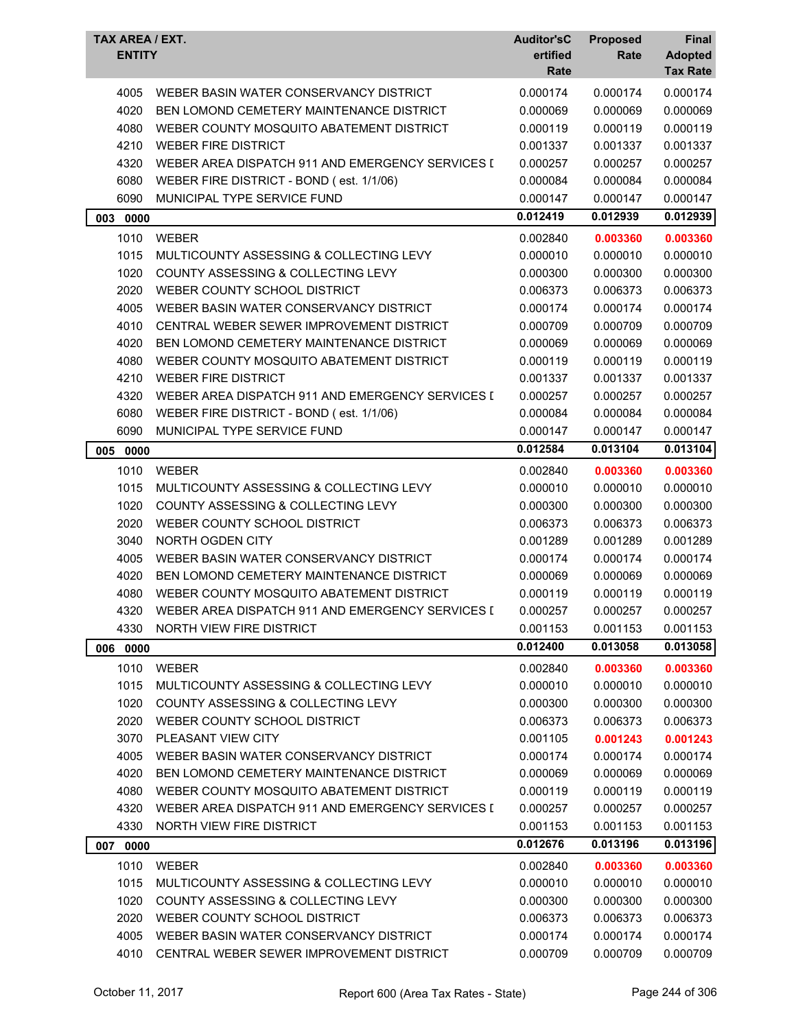| TAX AREA / EXT. ENTITY | | Auditor'sCertified Rate | Proposed Rate | Final Adopted Tax Rate |
|---|---|---|---|---|
| 4005 | WEBER BASIN WATER CONSERVANCY DISTRICT | 0.000174 | 0.000174 | 0.000174 |
| 4020 | BEN LOMOND CEMETERY MAINTENANCE DISTRICT | 0.000069 | 0.000069 | 0.000069 |
| 4080 | WEBER COUNTY MOSQUITO ABATEMENT DISTRICT | 0.000119 | 0.000119 | 0.000119 |
| 4210 | WEBER FIRE DISTRICT | 0.001337 | 0.001337 | 0.001337 |
| 4320 | WEBER AREA DISPATCH 911 AND EMERGENCY SERVICES I | 0.000257 | 0.000257 | 0.000257 |
| 6080 | WEBER FIRE DISTRICT - BOND ( est. 1/1/06) | 0.000084 | 0.000084 | 0.000084 |
| 6090 | MUNICIPAL TYPE SERVICE FUND | 0.000147 | 0.000147 | 0.000147 |
| **003 0000** | | **0.012419** | **0.012939** | **0.012939** |
| 1010 | WEBER | 0.002840 | **0.003360** | **0.003360** |
| 1015 | MULTICOUNTY ASSESSING & COLLECTING LEVY | 0.000010 | 0.000010 | 0.000010 |
| 1020 | COUNTY ASSESSING & COLLECTING LEVY | 0.000300 | 0.000300 | 0.000300 |
| 2020 | WEBER COUNTY SCHOOL DISTRICT | 0.006373 | 0.006373 | 0.006373 |
| 4005 | WEBER BASIN WATER CONSERVANCY DISTRICT | 0.000174 | 0.000174 | 0.000174 |
| 4010 | CENTRAL WEBER SEWER IMPROVEMENT DISTRICT | 0.000709 | 0.000709 | 0.000709 |
| 4020 | BEN LOMOND CEMETERY MAINTENANCE DISTRICT | 0.000069 | 0.000069 | 0.000069 |
| 4080 | WEBER COUNTY MOSQUITO ABATEMENT DISTRICT | 0.000119 | 0.000119 | 0.000119 |
| 4210 | WEBER FIRE DISTRICT | 0.001337 | 0.001337 | 0.001337 |
| 4320 | WEBER AREA DISPATCH 911 AND EMERGENCY SERVICES I | 0.000257 | 0.000257 | 0.000257 |
| 6080 | WEBER FIRE DISTRICT - BOND ( est. 1/1/06) | 0.000084 | 0.000084 | 0.000084 |
| 6090 | MUNICIPAL TYPE SERVICE FUND | 0.000147 | 0.000147 | 0.000147 |
| **005 0000** | | **0.012584** | **0.013104** | **0.013104** |
| 1010 | WEBER | 0.002840 | **0.003360** | **0.003360** |
| 1015 | MULTICOUNTY ASSESSING & COLLECTING LEVY | 0.000010 | 0.000010 | 0.000010 |
| 1020 | COUNTY ASSESSING & COLLECTING LEVY | 0.000300 | 0.000300 | 0.000300 |
| 2020 | WEBER COUNTY SCHOOL DISTRICT | 0.006373 | 0.006373 | 0.006373 |
| 3040 | NORTH OGDEN CITY | 0.001289 | 0.001289 | 0.001289 |
| 4005 | WEBER BASIN WATER CONSERVANCY DISTRICT | 0.000174 | 0.000174 | 0.000174 |
| 4020 | BEN LOMOND CEMETERY MAINTENANCE DISTRICT | 0.000069 | 0.000069 | 0.000069 |
| 4080 | WEBER COUNTY MOSQUITO ABATEMENT DISTRICT | 0.000119 | 0.000119 | 0.000119 |
| 4320 | WEBER AREA DISPATCH 911 AND EMERGENCY SERVICES I | 0.000257 | 0.000257 | 0.000257 |
| 4330 | NORTH VIEW FIRE DISTRICT | 0.001153 | 0.001153 | 0.001153 |
| **006 0000** | | **0.012400** | **0.013058** | **0.013058** |
| 1010 | WEBER | 0.002840 | **0.003360** | **0.003360** |
| 1015 | MULTICOUNTY ASSESSING & COLLECTING LEVY | 0.000010 | 0.000010 | 0.000010 |
| 1020 | COUNTY ASSESSING & COLLECTING LEVY | 0.000300 | 0.000300 | 0.000300 |
| 2020 | WEBER COUNTY SCHOOL DISTRICT | 0.006373 | 0.006373 | 0.006373 |
| 3070 | PLEASANT VIEW CITY | 0.001105 | **0.001243** | **0.001243** |
| 4005 | WEBER BASIN WATER CONSERVANCY DISTRICT | 0.000174 | 0.000174 | 0.000174 |
| 4020 | BEN LOMOND CEMETERY MAINTENANCE DISTRICT | 0.000069 | 0.000069 | 0.000069 |
| 4080 | WEBER COUNTY MOSQUITO ABATEMENT DISTRICT | 0.000119 | 0.000119 | 0.000119 |
| 4320 | WEBER AREA DISPATCH 911 AND EMERGENCY SERVICES I | 0.000257 | 0.000257 | 0.000257 |
| 4330 | NORTH VIEW FIRE DISTRICT | 0.001153 | 0.001153 | 0.001153 |
| **007 0000** | | **0.012676** | **0.013196** | **0.013196** |
| 1010 | WEBER | 0.002840 | **0.003360** | **0.003360** |
| 1015 | MULTICOUNTY ASSESSING & COLLECTING LEVY | 0.000010 | 0.000010 | 0.000010 |
| 1020 | COUNTY ASSESSING & COLLECTING LEVY | 0.000300 | 0.000300 | 0.000300 |
| 2020 | WEBER COUNTY SCHOOL DISTRICT | 0.006373 | 0.006373 | 0.006373 |
| 4005 | WEBER BASIN WATER CONSERVANCY DISTRICT | 0.000174 | 0.000174 | 0.000174 |
| 4010 | CENTRAL WEBER SEWER IMPROVEMENT DISTRICT | 0.000709 | 0.000709 | 0.000709 |

October 11, 2017 — Report 600 (Area Tax Rates - State)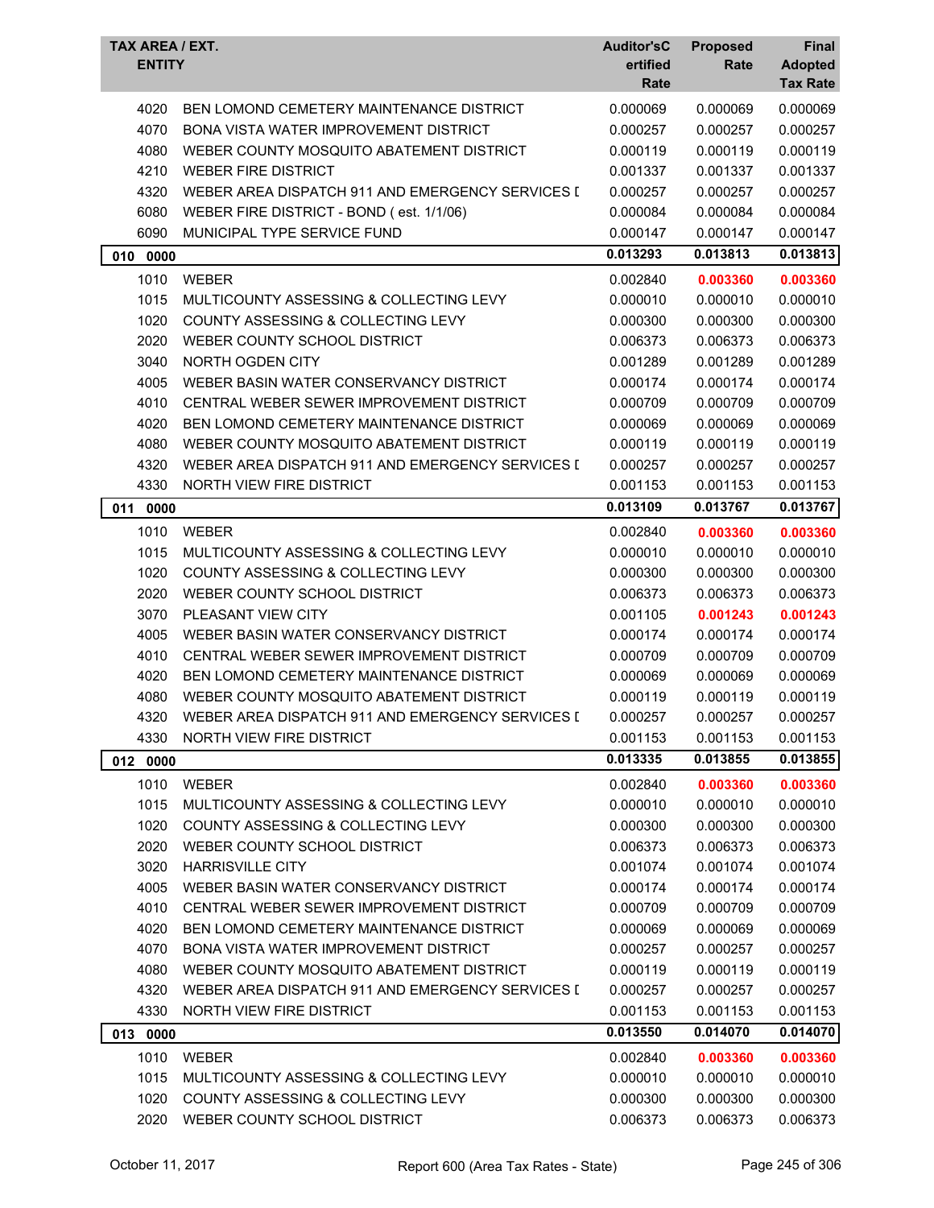| TAX AREA / EXT. ENTITY | | Auditor'sCertified Rate | Proposed Rate | Final Adopted Tax Rate |
|---|---|---|---|---|
| 4020 | BEN LOMOND CEMETERY MAINTENANCE DISTRICT | 0.000069 | 0.000069 | 0.000069 |
| 4070 | BONA VISTA WATER IMPROVEMENT DISTRICT | 0.000257 | 0.000257 | 0.000257 |
| 4080 | WEBER COUNTY MOSQUITO ABATEMENT DISTRICT | 0.000119 | 0.000119 | 0.000119 |
| 4210 | WEBER FIRE DISTRICT | 0.001337 | 0.001337 | 0.001337 |
| 4320 | WEBER AREA DISPATCH 911 AND EMERGENCY SERVICES I | 0.000257 | 0.000257 | 0.000257 |
| 6080 | WEBER FIRE DISTRICT - BOND ( est. 1/1/06) | 0.000084 | 0.000084 | 0.000084 |
| 6090 | MUNICIPAL TYPE SERVICE FUND | 0.000147 | 0.000147 | 0.000147 |
| **010 0000** | | **0.013293** | **0.013813** | **0.013813** |
| 1010 | WEBER | 0.002840 | **0.003360** | **0.003360** |
| 1015 | MULTICOUNTY ASSESSING & COLLECTING LEVY | 0.000010 | 0.000010 | 0.000010 |
| 1020 | COUNTY ASSESSING & COLLECTING LEVY | 0.000300 | 0.000300 | 0.000300 |
| 2020 | WEBER COUNTY SCHOOL DISTRICT | 0.006373 | 0.006373 | 0.006373 |
| 3040 | NORTH OGDEN CITY | 0.001289 | 0.001289 | 0.001289 |
| 4005 | WEBER BASIN WATER CONSERVANCY DISTRICT | 0.000174 | 0.000174 | 0.000174 |
| 4010 | CENTRAL WEBER SEWER IMPROVEMENT DISTRICT | 0.000709 | 0.000709 | 0.000709 |
| 4020 | BEN LOMOND CEMETERY MAINTENANCE DISTRICT | 0.000069 | 0.000069 | 0.000069 |
| 4080 | WEBER COUNTY MOSQUITO ABATEMENT DISTRICT | 0.000119 | 0.000119 | 0.000119 |
| 4320 | WEBER AREA DISPATCH 911 AND EMERGENCY SERVICES I | 0.000257 | 0.000257 | 0.000257 |
| 4330 | NORTH VIEW FIRE DISTRICT | 0.001153 | 0.001153 | 0.001153 |
| **011 0000** | | **0.013109** | **0.013767** | **0.013767** |
| 1010 | WEBER | 0.002840 | **0.003360** | **0.003360** |
| 1015 | MULTICOUNTY ASSESSING & COLLECTING LEVY | 0.000010 | 0.000010 | 0.000010 |
| 1020 | COUNTY ASSESSING & COLLECTING LEVY | 0.000300 | 0.000300 | 0.000300 |
| 2020 | WEBER COUNTY SCHOOL DISTRICT | 0.006373 | 0.006373 | 0.006373 |
| 3070 | PLEASANT VIEW CITY | 0.001105 | **0.001243** | **0.001243** |
| 4005 | WEBER BASIN WATER CONSERVANCY DISTRICT | 0.000174 | 0.000174 | 0.000174 |
| 4010 | CENTRAL WEBER SEWER IMPROVEMENT DISTRICT | 0.000709 | 0.000709 | 0.000709 |
| 4020 | BEN LOMOND CEMETERY MAINTENANCE DISTRICT | 0.000069 | 0.000069 | 0.000069 |
| 4080 | WEBER COUNTY MOSQUITO ABATEMENT DISTRICT | 0.000119 | 0.000119 | 0.000119 |
| 4320 | WEBER AREA DISPATCH 911 AND EMERGENCY SERVICES I | 0.000257 | 0.000257 | 0.000257 |
| 4330 | NORTH VIEW FIRE DISTRICT | 0.001153 | 0.001153 | 0.001153 |
| **012 0000** | | **0.013335** | **0.013855** | **0.013855** |
| 1010 | WEBER | 0.002840 | **0.003360** | **0.003360** |
| 1015 | MULTICOUNTY ASSESSING & COLLECTING LEVY | 0.000010 | 0.000010 | 0.000010 |
| 1020 | COUNTY ASSESSING & COLLECTING LEVY | 0.000300 | 0.000300 | 0.000300 |
| 2020 | WEBER COUNTY SCHOOL DISTRICT | 0.006373 | 0.006373 | 0.006373 |
| 3020 | HARRISVILLE CITY | 0.001074 | 0.001074 | 0.001074 |
| 4005 | WEBER BASIN WATER CONSERVANCY DISTRICT | 0.000174 | 0.000174 | 0.000174 |
| 4010 | CENTRAL WEBER SEWER IMPROVEMENT DISTRICT | 0.000709 | 0.000709 | 0.000709 |
| 4020 | BEN LOMOND CEMETERY MAINTENANCE DISTRICT | 0.000069 | 0.000069 | 0.000069 |
| 4070 | BONA VISTA WATER IMPROVEMENT DISTRICT | 0.000257 | 0.000257 | 0.000257 |
| 4080 | WEBER COUNTY MOSQUITO ABATEMENT DISTRICT | 0.000119 | 0.000119 | 0.000119 |
| 4320 | WEBER AREA DISPATCH 911 AND EMERGENCY SERVICES I | 0.000257 | 0.000257 | 0.000257 |
| 4330 | NORTH VIEW FIRE DISTRICT | 0.001153 | 0.001153 | 0.001153 |
| **013 0000** | | **0.013550** | **0.014070** | **0.014070** |
| 1010 | WEBER | 0.002840 | **0.003360** | **0.003360** |
| 1015 | MULTICOUNTY ASSESSING & COLLECTING LEVY | 0.000010 | 0.000010 | 0.000010 |
| 1020 | COUNTY ASSESSING & COLLECTING LEVY | 0.000300 | 0.000300 | 0.000300 |
| 2020 | WEBER COUNTY SCHOOL DISTRICT | 0.006373 | 0.006373 | 0.006373 |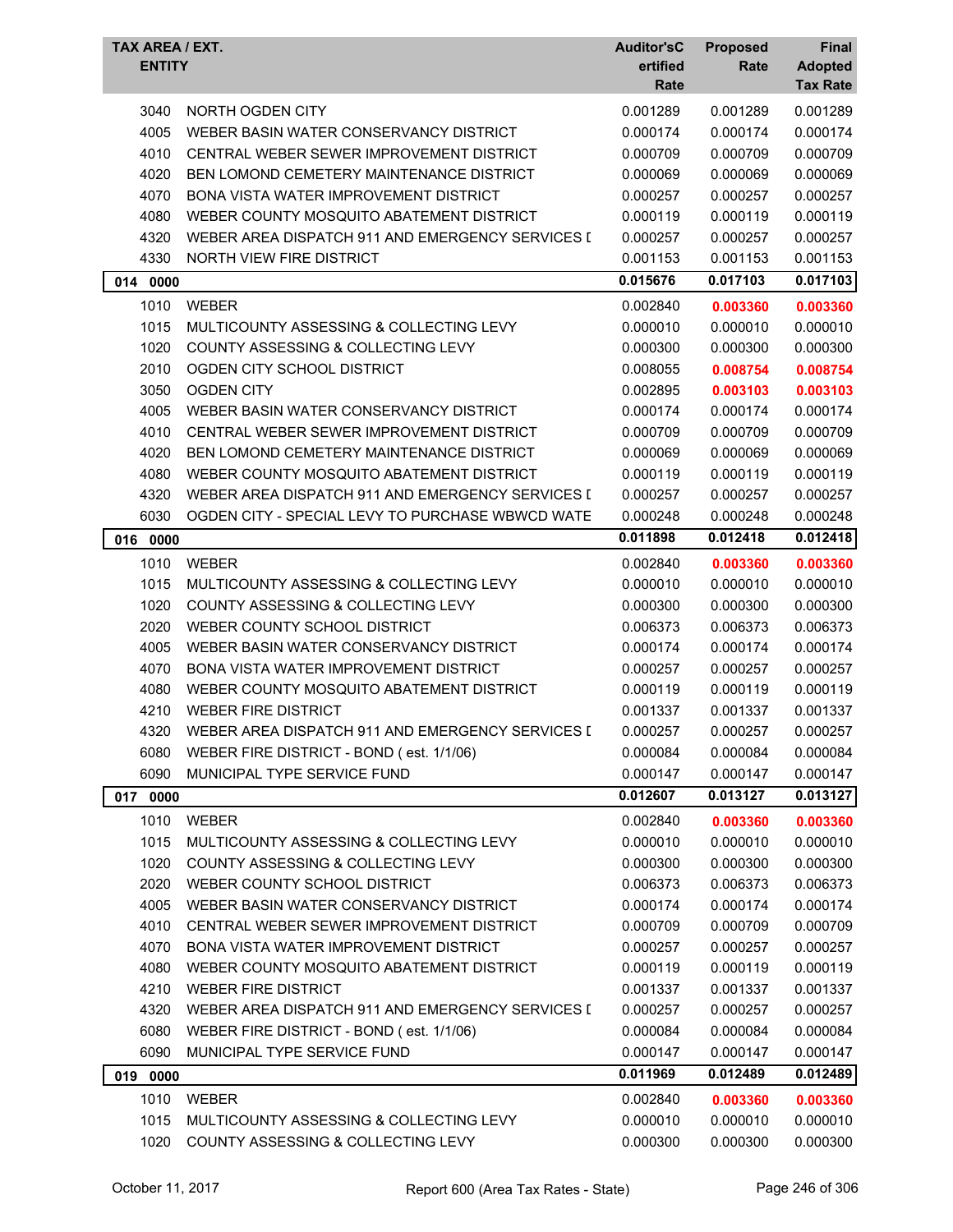| TAX AREA / EXT. ENTITY | | Auditor'sCertified Rate | Proposed Rate | Final Adopted Tax Rate |
|---|---|---|---|---|
| 3040 | NORTH OGDEN CITY | 0.001289 | 0.001289 | 0.001289 |
| 4005 | WEBER BASIN WATER CONSERVANCY DISTRICT | 0.000174 | 0.000174 | 0.000174 |
| 4010 | CENTRAL WEBER SEWER IMPROVEMENT DISTRICT | 0.000709 | 0.000709 | 0.000709 |
| 4020 | BEN LOMOND CEMETERY MAINTENANCE DISTRICT | 0.000069 | 0.000069 | 0.000069 |
| 4070 | BONA VISTA WATER IMPROVEMENT DISTRICT | 0.000257 | 0.000257 | 0.000257 |
| 4080 | WEBER COUNTY MOSQUITO ABATEMENT DISTRICT | 0.000119 | 0.000119 | 0.000119 |
| 4320 | WEBER AREA DISPATCH 911 AND EMERGENCY SERVICES D | 0.000257 | 0.000257 | 0.000257 |
| 4330 | NORTH VIEW FIRE DISTRICT | 0.001153 | 0.001153 | 0.001153 |
| **014 0000** | | **0.015676** | **0.017103** | **0.017103** |
| 1010 | WEBER | 0.002840 | **0.003360** | **0.003360** |
| 1015 | MULTICOUNTY ASSESSING & COLLECTING LEVY | 0.000010 | 0.000010 | 0.000010 |
| 1020 | COUNTY ASSESSING & COLLECTING LEVY | 0.000300 | 0.000300 | 0.000300 |
| 2010 | OGDEN CITY SCHOOL DISTRICT | 0.008055 | **0.008754** | **0.008754** |
| 3050 | OGDEN CITY | 0.002895 | **0.003103** | **0.003103** |
| 4005 | WEBER BASIN WATER CONSERVANCY DISTRICT | 0.000174 | 0.000174 | 0.000174 |
| 4010 | CENTRAL WEBER SEWER IMPROVEMENT DISTRICT | 0.000709 | 0.000709 | 0.000709 |
| 4020 | BEN LOMOND CEMETERY MAINTENANCE DISTRICT | 0.000069 | 0.000069 | 0.000069 |
| 4080 | WEBER COUNTY MOSQUITO ABATEMENT DISTRICT | 0.000119 | 0.000119 | 0.000119 |
| 4320 | WEBER AREA DISPATCH 911 AND EMERGENCY SERVICES D | 0.000257 | 0.000257 | 0.000257 |
| 6030 | OGDEN CITY - SPECIAL LEVY TO PURCHASE WBWCD WATE | 0.000248 | 0.000248 | 0.000248 |
| **016 0000** | | **0.011898** | **0.012418** | **0.012418** |
| 1010 | WEBER | 0.002840 | **0.003360** | **0.003360** |
| 1015 | MULTICOUNTY ASSESSING & COLLECTING LEVY | 0.000010 | 0.000010 | 0.000010 |
| 1020 | COUNTY ASSESSING & COLLECTING LEVY | 0.000300 | 0.000300 | 0.000300 |
| 2020 | WEBER COUNTY SCHOOL DISTRICT | 0.006373 | 0.006373 | 0.006373 |
| 4005 | WEBER BASIN WATER CONSERVANCY DISTRICT | 0.000174 | 0.000174 | 0.000174 |
| 4070 | BONA VISTA WATER IMPROVEMENT DISTRICT | 0.000257 | 0.000257 | 0.000257 |
| 4080 | WEBER COUNTY MOSQUITO ABATEMENT DISTRICT | 0.000119 | 0.000119 | 0.000119 |
| 4210 | WEBER FIRE DISTRICT | 0.001337 | 0.001337 | 0.001337 |
| 4320 | WEBER AREA DISPATCH 911 AND EMERGENCY SERVICES D | 0.000257 | 0.000257 | 0.000257 |
| 6080 | WEBER FIRE DISTRICT - BOND ( est. 1/1/06) | 0.000084 | 0.000084 | 0.000084 |
| 6090 | MUNICIPAL TYPE SERVICE FUND | 0.000147 | 0.000147 | 0.000147 |
| **017 0000** | | **0.012607** | **0.013127** | **0.013127** |
| 1010 | WEBER | 0.002840 | **0.003360** | **0.003360** |
| 1015 | MULTICOUNTY ASSESSING & COLLECTING LEVY | 0.000010 | 0.000010 | 0.000010 |
| 1020 | COUNTY ASSESSING & COLLECTING LEVY | 0.000300 | 0.000300 | 0.000300 |
| 2020 | WEBER COUNTY SCHOOL DISTRICT | 0.006373 | 0.006373 | 0.006373 |
| 4005 | WEBER BASIN WATER CONSERVANCY DISTRICT | 0.000174 | 0.000174 | 0.000174 |
| 4010 | CENTRAL WEBER SEWER IMPROVEMENT DISTRICT | 0.000709 | 0.000709 | 0.000709 |
| 4070 | BONA VISTA WATER IMPROVEMENT DISTRICT | 0.000257 | 0.000257 | 0.000257 |
| 4080 | WEBER COUNTY MOSQUITO ABATEMENT DISTRICT | 0.000119 | 0.000119 | 0.000119 |
| 4210 | WEBER FIRE DISTRICT | 0.001337 | 0.001337 | 0.001337 |
| 4320 | WEBER AREA DISPATCH 911 AND EMERGENCY SERVICES D | 0.000257 | 0.000257 | 0.000257 |
| 6080 | WEBER FIRE DISTRICT - BOND ( est. 1/1/06) | 0.000084 | 0.000084 | 0.000084 |
| 6090 | MUNICIPAL TYPE SERVICE FUND | 0.000147 | 0.000147 | 0.000147 |
| **019 0000** | | **0.011969** | **0.012489** | **0.012489** |
| 1010 | WEBER | 0.002840 | **0.003360** | **0.003360** |
| 1015 | MULTICOUNTY ASSESSING & COLLECTING LEVY | 0.000010 | 0.000010 | 0.000010 |
| 1020 | COUNTY ASSESSING & COLLECTING LEVY | 0.000300 | 0.000300 | 0.000300 |

October 11, 2017 Report 600 (Area Tax Rates - State)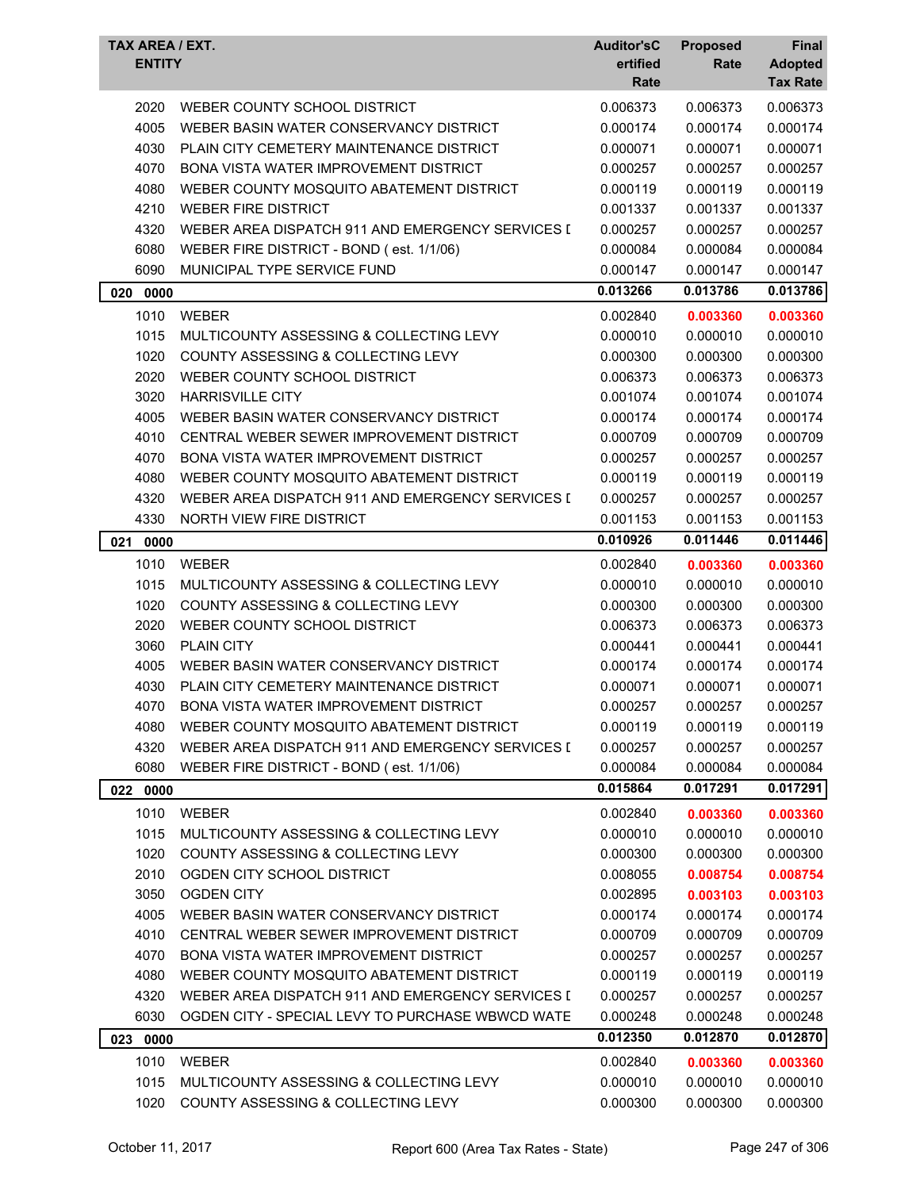| TAX AREA / EXT. ENTITY | | Auditor'sCertified Rate | Proposed Rate | Final Adopted Tax Rate |
|---|---|---|---|---|
| 2020 | WEBER COUNTY SCHOOL DISTRICT | 0.006373 | 0.006373 | 0.006373 |
| 4005 | WEBER BASIN WATER CONSERVANCY DISTRICT | 0.000174 | 0.000174 | 0.000174 |
| 4030 | PLAIN CITY CEMETERY MAINTENANCE DISTRICT | 0.000071 | 0.000071 | 0.000071 |
| 4070 | BONA VISTA WATER IMPROVEMENT DISTRICT | 0.000257 | 0.000257 | 0.000257 |
| 4080 | WEBER COUNTY MOSQUITO ABATEMENT DISTRICT | 0.000119 | 0.000119 | 0.000119 |
| 4210 | WEBER FIRE DISTRICT | 0.001337 | 0.001337 | 0.001337 |
| 4320 | WEBER AREA DISPATCH 911 AND EMERGENCY SERVICES I | 0.000257 | 0.000257 | 0.000257 |
| 6080 | WEBER FIRE DISTRICT - BOND ( est. 1/1/06) | 0.000084 | 0.000084 | 0.000084 |
| 6090 | MUNICIPAL TYPE SERVICE FUND | 0.000147 | 0.000147 | 0.000147 |
| **020 0000** | | **0.013266** | **0.013786** | **0.013786** |
| 1010 | WEBER | 0.002840 | **0.003360** | **0.003360** |
| 1015 | MULTICOUNTY ASSESSING & COLLECTING LEVY | 0.000010 | 0.000010 | 0.000010 |
| 1020 | COUNTY ASSESSING & COLLECTING LEVY | 0.000300 | 0.000300 | 0.000300 |
| 2020 | WEBER COUNTY SCHOOL DISTRICT | 0.006373 | 0.006373 | 0.006373 |
| 3020 | HARRISVILLE CITY | 0.001074 | 0.001074 | 0.001074 |
| 4005 | WEBER BASIN WATER CONSERVANCY DISTRICT | 0.000174 | 0.000174 | 0.000174 |
| 4010 | CENTRAL WEBER SEWER IMPROVEMENT DISTRICT | 0.000709 | 0.000709 | 0.000709 |
| 4070 | BONA VISTA WATER IMPROVEMENT DISTRICT | 0.000257 | 0.000257 | 0.000257 |
| 4080 | WEBER COUNTY MOSQUITO ABATEMENT DISTRICT | 0.000119 | 0.000119 | 0.000119 |
| 4320 | WEBER AREA DISPATCH 911 AND EMERGENCY SERVICES I | 0.000257 | 0.000257 | 0.000257 |
| 4330 | NORTH VIEW FIRE DISTRICT | 0.001153 | 0.001153 | 0.001153 |
| **021 0000** | | **0.010926** | **0.011446** | **0.011446** |
| 1010 | WEBER | 0.002840 | **0.003360** | **0.003360** |
| 1015 | MULTICOUNTY ASSESSING & COLLECTING LEVY | 0.000010 | 0.000010 | 0.000010 |
| 1020 | COUNTY ASSESSING & COLLECTING LEVY | 0.000300 | 0.000300 | 0.000300 |
| 2020 | WEBER COUNTY SCHOOL DISTRICT | 0.006373 | 0.006373 | 0.006373 |
| 3060 | PLAIN CITY | 0.000441 | 0.000441 | 0.000441 |
| 4005 | WEBER BASIN WATER CONSERVANCY DISTRICT | 0.000174 | 0.000174 | 0.000174 |
| 4030 | PLAIN CITY CEMETERY MAINTENANCE DISTRICT | 0.000071 | 0.000071 | 0.000071 |
| 4070 | BONA VISTA WATER IMPROVEMENT DISTRICT | 0.000257 | 0.000257 | 0.000257 |
| 4080 | WEBER COUNTY MOSQUITO ABATEMENT DISTRICT | 0.000119 | 0.000119 | 0.000119 |
| 4320 | WEBER AREA DISPATCH 911 AND EMERGENCY SERVICES I | 0.000257 | 0.000257 | 0.000257 |
| 6080 | WEBER FIRE DISTRICT - BOND ( est. 1/1/06) | 0.000084 | 0.000084 | 0.000084 |
| **022 0000** | | **0.015864** | **0.017291** | **0.017291** |
| 1010 | WEBER | 0.002840 | **0.003360** | **0.003360** |
| 1015 | MULTICOUNTY ASSESSING & COLLECTING LEVY | 0.000010 | 0.000010 | 0.000010 |
| 1020 | COUNTY ASSESSING & COLLECTING LEVY | 0.000300 | 0.000300 | 0.000300 |
| 2010 | OGDEN CITY SCHOOL DISTRICT | 0.008055 | **0.008754** | **0.008754** |
| 3050 | OGDEN CITY | 0.002895 | **0.003103** | **0.003103** |
| 4005 | WEBER BASIN WATER CONSERVANCY DISTRICT | 0.000174 | 0.000174 | 0.000174 |
| 4010 | CENTRAL WEBER SEWER IMPROVEMENT DISTRICT | 0.000709 | 0.000709 | 0.000709 |
| 4070 | BONA VISTA WATER IMPROVEMENT DISTRICT | 0.000257 | 0.000257 | 0.000257 |
| 4080 | WEBER COUNTY MOSQUITO ABATEMENT DISTRICT | 0.000119 | 0.000119 | 0.000119 |
| 4320 | WEBER AREA DISPATCH 911 AND EMERGENCY SERVICES I | 0.000257 | 0.000257 | 0.000257 |
| 6030 | OGDEN CITY - SPECIAL LEVY TO PURCHASE WBWCD WATE | 0.000248 | 0.000248 | 0.000248 |
| **023 0000** | | **0.012350** | **0.012870** | **0.012870** |
| 1010 | WEBER | 0.002840 | **0.003360** | **0.003360** |
| 1015 | MULTICOUNTY ASSESSING & COLLECTING LEVY | 0.000010 | 0.000010 | 0.000010 |
| 1020 | COUNTY ASSESSING & COLLECTING LEVY | 0.000300 | 0.000300 | 0.000300 |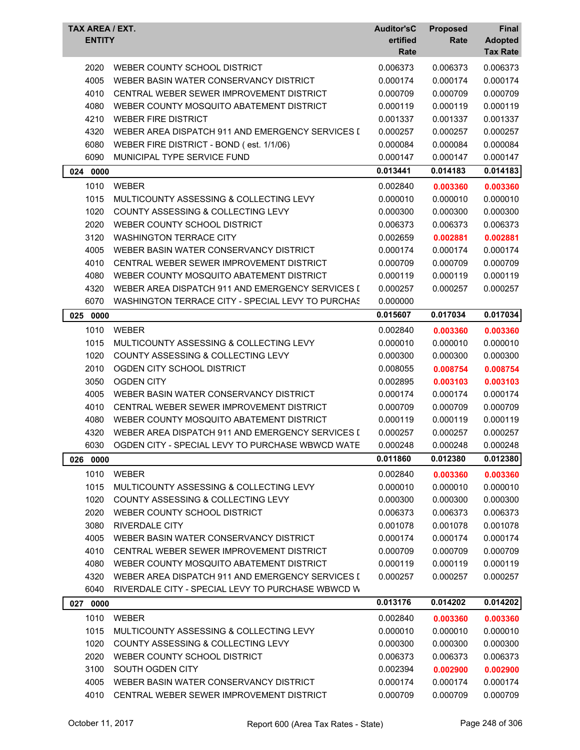| TAX AREA / EXT. ENTITY | | Auditor's Certified Rate | Proposed Rate | Final Adopted Tax Rate |
|---|---|---|---|---|
| 2020 | WEBER COUNTY SCHOOL DISTRICT | 0.006373 | 0.006373 | 0.006373 |
| 4005 | WEBER BASIN WATER CONSERVANCY DISTRICT | 0.000174 | 0.000174 | 0.000174 |
| 4010 | CENTRAL WEBER SEWER IMPROVEMENT DISTRICT | 0.000709 | 0.000709 | 0.000709 |
| 4080 | WEBER COUNTY MOSQUITO ABATEMENT DISTRICT | 0.000119 | 0.000119 | 0.000119 |
| 4210 | WEBER FIRE DISTRICT | 0.001337 | 0.001337 | 0.001337 |
| 4320 | WEBER AREA DISPATCH 911 AND EMERGENCY SERVICES D | 0.000257 | 0.000257 | 0.000257 |
| 6080 | WEBER FIRE DISTRICT - BOND ( est. 1/1/06) | 0.000084 | 0.000084 | 0.000084 |
| 6090 | MUNICIPAL TYPE SERVICE FUND | 0.000147 | 0.000147 | 0.000147 |
| **024 0000** | | **0.013441** | **0.014183** | **0.014183** |
| 1010 | WEBER | 0.002840 | **0.003360** | **0.003360** |
| 1015 | MULTICOUNTY ASSESSING & COLLECTING LEVY | 0.000010 | 0.000010 | 0.000010 |
| 1020 | COUNTY ASSESSING & COLLECTING LEVY | 0.000300 | 0.000300 | 0.000300 |
| 2020 | WEBER COUNTY SCHOOL DISTRICT | 0.006373 | 0.006373 | 0.006373 |
| 3120 | WASHINGTON TERRACE CITY | 0.002659 | **0.002881** | **0.002881** |
| 4005 | WEBER BASIN WATER CONSERVANCY DISTRICT | 0.000174 | 0.000174 | 0.000174 |
| 4010 | CENTRAL WEBER SEWER IMPROVEMENT DISTRICT | 0.000709 | 0.000709 | 0.000709 |
| 4080 | WEBER COUNTY MOSQUITO ABATEMENT DISTRICT | 0.000119 | 0.000119 | 0.000119 |
| 4320 | WEBER AREA DISPATCH 911 AND EMERGENCY SERVICES D | 0.000257 | 0.000257 | 0.000257 |
| 6070 | WASHINGTON TERRACE CITY - SPECIAL LEVY TO PURCHAS | 0.000000 | | |
| **025 0000** | | **0.015607** | **0.017034** | **0.017034** |
| 1010 | WEBER | 0.002840 | **0.003360** | **0.003360** |
| 1015 | MULTICOUNTY ASSESSING & COLLECTING LEVY | 0.000010 | 0.000010 | 0.000010 |
| 1020 | COUNTY ASSESSING & COLLECTING LEVY | 0.000300 | 0.000300 | 0.000300 |
| 2010 | OGDEN CITY SCHOOL DISTRICT | 0.008055 | **0.008754** | **0.008754** |
| 3050 | OGDEN CITY | 0.002895 | **0.003103** | **0.003103** |
| 4005 | WEBER BASIN WATER CONSERVANCY DISTRICT | 0.000174 | 0.000174 | 0.000174 |
| 4010 | CENTRAL WEBER SEWER IMPROVEMENT DISTRICT | 0.000709 | 0.000709 | 0.000709 |
| 4080 | WEBER COUNTY MOSQUITO ABATEMENT DISTRICT | 0.000119 | 0.000119 | 0.000119 |
| 4320 | WEBER AREA DISPATCH 911 AND EMERGENCY SERVICES D | 0.000257 | 0.000257 | 0.000257 |
| 6030 | OGDEN CITY - SPECIAL LEVY TO PURCHASE WBWCD WATE | 0.000248 | 0.000248 | 0.000248 |
| **026 0000** | | **0.011860** | **0.012380** | **0.012380** |
| 1010 | WEBER | 0.002840 | **0.003360** | **0.003360** |
| 1015 | MULTICOUNTY ASSESSING & COLLECTING LEVY | 0.000010 | 0.000010 | 0.000010 |
| 1020 | COUNTY ASSESSING & COLLECTING LEVY | 0.000300 | 0.000300 | 0.000300 |
| 2020 | WEBER COUNTY SCHOOL DISTRICT | 0.006373 | 0.006373 | 0.006373 |
| 3080 | RIVERDALE CITY | 0.001078 | 0.001078 | 0.001078 |
| 4005 | WEBER BASIN WATER CONSERVANCY DISTRICT | 0.000174 | 0.000174 | 0.000174 |
| 4010 | CENTRAL WEBER SEWER IMPROVEMENT DISTRICT | 0.000709 | 0.000709 | 0.000709 |
| 4080 | WEBER COUNTY MOSQUITO ABATEMENT DISTRICT | 0.000119 | 0.000119 | 0.000119 |
| 4320 | WEBER AREA DISPATCH 911 AND EMERGENCY SERVICES D | 0.000257 | 0.000257 | 0.000257 |
| 6040 | RIVERDALE CITY - SPECIAL LEVY TO PURCHASE WBWCD W | | | |
| **027 0000** | | **0.013176** | **0.014202** | **0.014202** |
| 1010 | WEBER | 0.002840 | **0.003360** | **0.003360** |
| 1015 | MULTICOUNTY ASSESSING & COLLECTING LEVY | 0.000010 | 0.000010 | 0.000010 |
| 1020 | COUNTY ASSESSING & COLLECTING LEVY | 0.000300 | 0.000300 | 0.000300 |
| 2020 | WEBER COUNTY SCHOOL DISTRICT | 0.006373 | 0.006373 | 0.006373 |
| 3100 | SOUTH OGDEN CITY | 0.002394 | **0.002900** | **0.002900** |
| 4005 | WEBER BASIN WATER CONSERVANCY DISTRICT | 0.000174 | 0.000174 | 0.000174 |
| 4010 | CENTRAL WEBER SEWER IMPROVEMENT DISTRICT | 0.000709 | 0.000709 | 0.000709 |

October 11, 2017 — Report 600 (Area Tax Rates - State)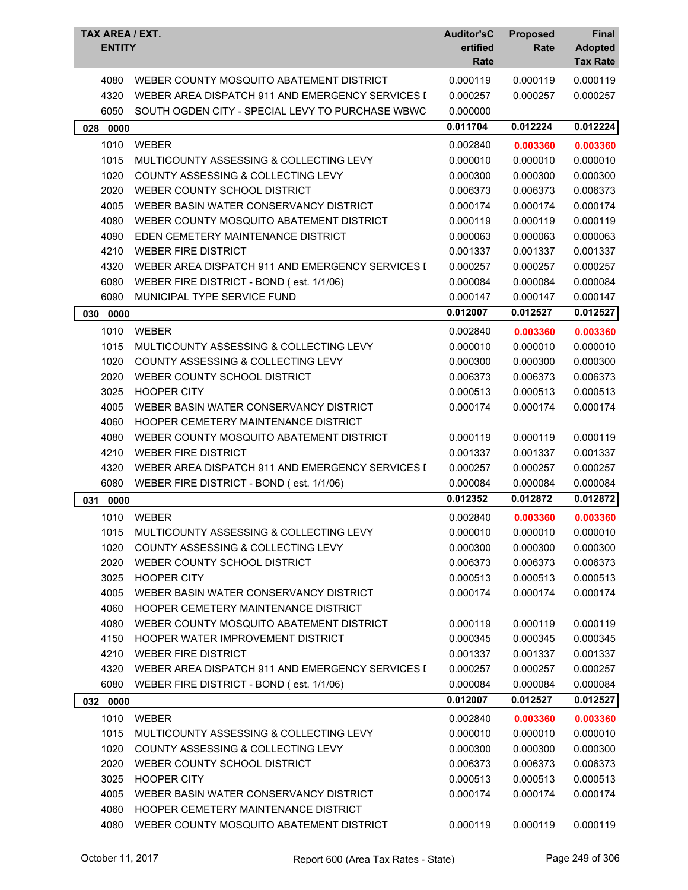| TAX AREA / EXT. ENTITY | | Auditor'sCertified Rate | Proposed Rate | Final Adopted Tax Rate |
|---|---|---|---|---|
| 4080 | WEBER COUNTY MOSQUITO ABATEMENT DISTRICT | 0.000119 | 0.000119 | 0.000119 |
| 4320 | WEBER AREA DISPATCH 911 AND EMERGENCY SERVICES [ | 0.000257 | 0.000257 | 0.000257 |
| 6050 | SOUTH OGDEN CITY - SPECIAL LEVY TO PURCHASE WBWC | 0.000000 | | |
| **028 0000** | | **0.011704** | **0.012224** | **0.012224** |
| 1010 | WEBER | 0.002840 | **0.003360** | **0.003360** |
| 1015 | MULTICOUNTY ASSESSING & COLLECTING LEVY | 0.000010 | 0.000010 | 0.000010 |
| 1020 | COUNTY ASSESSING & COLLECTING LEVY | 0.000300 | 0.000300 | 0.000300 |
| 2020 | WEBER COUNTY SCHOOL DISTRICT | 0.006373 | 0.006373 | 0.006373 |
| 4005 | WEBER BASIN WATER CONSERVANCY DISTRICT | 0.000174 | 0.000174 | 0.000174 |
| 4080 | WEBER COUNTY MOSQUITO ABATEMENT DISTRICT | 0.000119 | 0.000119 | 0.000119 |
| 4090 | EDEN CEMETERY MAINTENANCE DISTRICT | 0.000063 | 0.000063 | 0.000063 |
| 4210 | WEBER FIRE DISTRICT | 0.001337 | 0.001337 | 0.001337 |
| 4320 | WEBER AREA DISPATCH 911 AND EMERGENCY SERVICES [ | 0.000257 | 0.000257 | 0.000257 |
| 6080 | WEBER FIRE DISTRICT - BOND ( est. 1/1/06) | 0.000084 | 0.000084 | 0.000084 |
| 6090 | MUNICIPAL TYPE SERVICE FUND | 0.000147 | 0.000147 | 0.000147 |
| **030 0000** | | **0.012007** | **0.012527** | **0.012527** |
| 1010 | WEBER | 0.002840 | **0.003360** | **0.003360** |
| 1015 | MULTICOUNTY ASSESSING & COLLECTING LEVY | 0.000010 | 0.000010 | 0.000010 |
| 1020 | COUNTY ASSESSING & COLLECTING LEVY | 0.000300 | 0.000300 | 0.000300 |
| 2020 | WEBER COUNTY SCHOOL DISTRICT | 0.006373 | 0.006373 | 0.006373 |
| 3025 | HOOPER CITY | 0.000513 | 0.000513 | 0.000513 |
| 4005 | WEBER BASIN WATER CONSERVANCY DISTRICT | 0.000174 | 0.000174 | 0.000174 |
| 4060 | HOOPER CEMETERY MAINTENANCE DISTRICT | | | |
| 4080 | WEBER COUNTY MOSQUITO ABATEMENT DISTRICT | 0.000119 | 0.000119 | 0.000119 |
| 4210 | WEBER FIRE DISTRICT | 0.001337 | 0.001337 | 0.001337 |
| 4320 | WEBER AREA DISPATCH 911 AND EMERGENCY SERVICES [ | 0.000257 | 0.000257 | 0.000257 |
| 6080 | WEBER FIRE DISTRICT - BOND ( est. 1/1/06) | 0.000084 | 0.000084 | 0.000084 |
| **031 0000** | | **0.012352** | **0.012872** | **0.012872** |
| 1010 | WEBER | 0.002840 | **0.003360** | **0.003360** |
| 1015 | MULTICOUNTY ASSESSING & COLLECTING LEVY | 0.000010 | 0.000010 | 0.000010 |
| 1020 | COUNTY ASSESSING & COLLECTING LEVY | 0.000300 | 0.000300 | 0.000300 |
| 2020 | WEBER COUNTY SCHOOL DISTRICT | 0.006373 | 0.006373 | 0.006373 |
| 3025 | HOOPER CITY | 0.000513 | 0.000513 | 0.000513 |
| 4005 | WEBER BASIN WATER CONSERVANCY DISTRICT | 0.000174 | 0.000174 | 0.000174 |
| 4060 | HOOPER CEMETERY MAINTENANCE DISTRICT | | | |
| 4080 | WEBER COUNTY MOSQUITO ABATEMENT DISTRICT | 0.000119 | 0.000119 | 0.000119 |
| 4150 | HOOPER WATER IMPROVEMENT DISTRICT | 0.000345 | 0.000345 | 0.000345 |
| 4210 | WEBER FIRE DISTRICT | 0.001337 | 0.001337 | 0.001337 |
| 4320 | WEBER AREA DISPATCH 911 AND EMERGENCY SERVICES [ | 0.000257 | 0.000257 | 0.000257 |
| 6080 | WEBER FIRE DISTRICT - BOND ( est. 1/1/06) | 0.000084 | 0.000084 | 0.000084 |
| **032 0000** | | **0.012007** | **0.012527** | **0.012527** |
| 1010 | WEBER | 0.002840 | **0.003360** | **0.003360** |
| 1015 | MULTICOUNTY ASSESSING & COLLECTING LEVY | 0.000010 | 0.000010 | 0.000010 |
| 1020 | COUNTY ASSESSING & COLLECTING LEVY | 0.000300 | 0.000300 | 0.000300 |
| 2020 | WEBER COUNTY SCHOOL DISTRICT | 0.006373 | 0.006373 | 0.006373 |
| 3025 | HOOPER CITY | 0.000513 | 0.000513 | 0.000513 |
| 4005 | WEBER BASIN WATER CONSERVANCY DISTRICT | 0.000174 | 0.000174 | 0.000174 |
| 4060 | HOOPER CEMETERY MAINTENANCE DISTRICT | | | |
| 4080 | WEBER COUNTY MOSQUITO ABATEMENT DISTRICT | 0.000119 | 0.000119 | 0.000119 |

October 11, 2017 Report 600 (Area Tax Rates - State)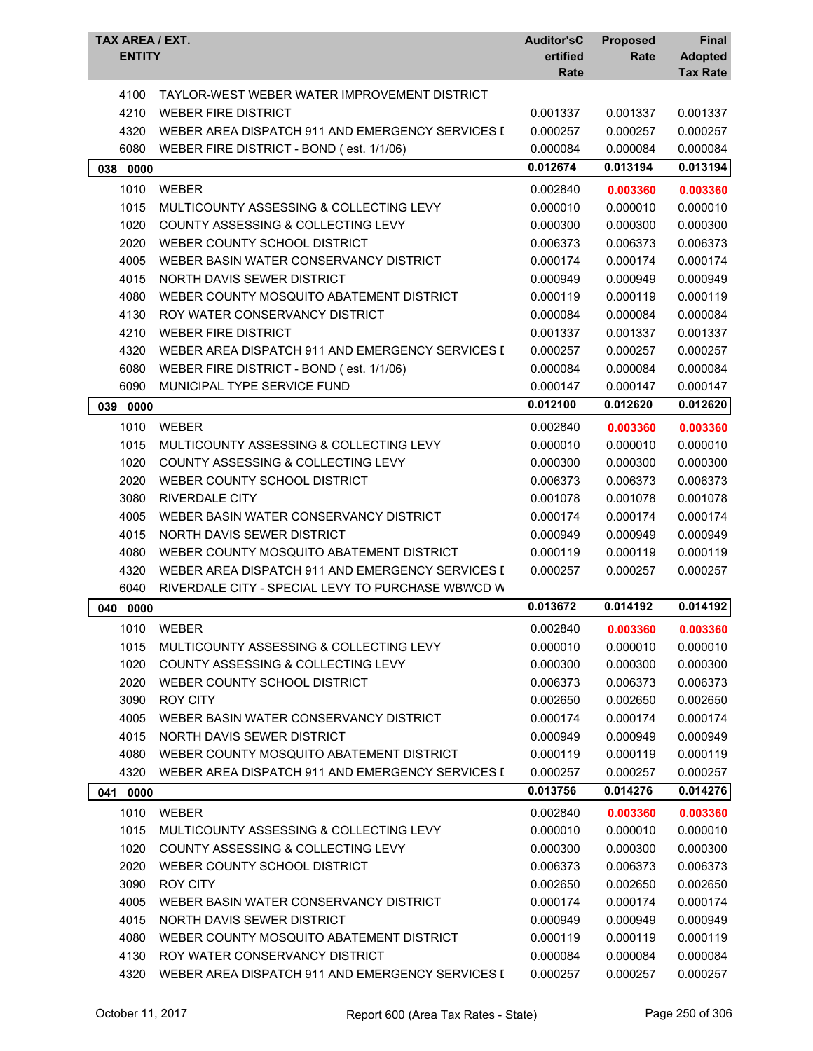| TAX AREA / EXT. ENTITY | | Auditor'sCertified Rate | Proposed Rate | Final Adopted Tax Rate |
|---|---|---|---|---|
| 4100 | TAYLOR-WEST WEBER WATER IMPROVEMENT DISTRICT | | | |
| 4210 | WEBER FIRE DISTRICT | 0.001337 | 0.001337 | 0.001337 |
| 4320 | WEBER AREA DISPATCH 911 AND EMERGENCY SERVICES I | 0.000257 | 0.000257 | 0.000257 |
| 6080 | WEBER FIRE DISTRICT - BOND ( est. 1/1/06) | 0.000084 | 0.000084 | 0.000084 |
| **038 0000** | | **0.012674** | **0.013194** | **0.013194** |
| 1010 | WEBER | 0.002840 | **0.003360** | **0.003360** |
| 1015 | MULTICOUNTY ASSESSING & COLLECTING LEVY | 0.000010 | 0.000010 | 0.000010 |
| 1020 | COUNTY ASSESSING & COLLECTING LEVY | 0.000300 | 0.000300 | 0.000300 |
| 2020 | WEBER COUNTY SCHOOL DISTRICT | 0.006373 | 0.006373 | 0.006373 |
| 4005 | WEBER BASIN WATER CONSERVANCY DISTRICT | 0.000174 | 0.000174 | 0.000174 |
| 4015 | NORTH DAVIS SEWER DISTRICT | 0.000949 | 0.000949 | 0.000949 |
| 4080 | WEBER COUNTY MOSQUITO ABATEMENT DISTRICT | 0.000119 | 0.000119 | 0.000119 |
| 4130 | ROY WATER CONSERVANCY DISTRICT | 0.000084 | 0.000084 | 0.000084 |
| 4210 | WEBER FIRE DISTRICT | 0.001337 | 0.001337 | 0.001337 |
| 4320 | WEBER AREA DISPATCH 911 AND EMERGENCY SERVICES I | 0.000257 | 0.000257 | 0.000257 |
| 6080 | WEBER FIRE DISTRICT - BOND ( est. 1/1/06) | 0.000084 | 0.000084 | 0.000084 |
| 6090 | MUNICIPAL TYPE SERVICE FUND | 0.000147 | 0.000147 | 0.000147 |
| **039 0000** | | **0.012100** | **0.012620** | **0.012620** |
| 1010 | WEBER | 0.002840 | **0.003360** | **0.003360** |
| 1015 | MULTICOUNTY ASSESSING & COLLECTING LEVY | 0.000010 | 0.000010 | 0.000010 |
| 1020 | COUNTY ASSESSING & COLLECTING LEVY | 0.000300 | 0.000300 | 0.000300 |
| 2020 | WEBER COUNTY SCHOOL DISTRICT | 0.006373 | 0.006373 | 0.006373 |
| 3080 | RIVERDALE CITY | 0.001078 | 0.001078 | 0.001078 |
| 4005 | WEBER BASIN WATER CONSERVANCY DISTRICT | 0.000174 | 0.000174 | 0.000174 |
| 4015 | NORTH DAVIS SEWER DISTRICT | 0.000949 | 0.000949 | 0.000949 |
| 4080 | WEBER COUNTY MOSQUITO ABATEMENT DISTRICT | 0.000119 | 0.000119 | 0.000119 |
| 4320 | WEBER AREA DISPATCH 911 AND EMERGENCY SERVICES I | 0.000257 | 0.000257 | 0.000257 |
| 6040 | RIVERDALE CITY - SPECIAL LEVY TO PURCHASE WBWCD W | | | |
| **040 0000** | | **0.013672** | **0.014192** | **0.014192** |
| 1010 | WEBER | 0.002840 | **0.003360** | **0.003360** |
| 1015 | MULTICOUNTY ASSESSING & COLLECTING LEVY | 0.000010 | 0.000010 | 0.000010 |
| 1020 | COUNTY ASSESSING & COLLECTING LEVY | 0.000300 | 0.000300 | 0.000300 |
| 2020 | WEBER COUNTY SCHOOL DISTRICT | 0.006373 | 0.006373 | 0.006373 |
| 3090 | ROY CITY | 0.002650 | 0.002650 | 0.002650 |
| 4005 | WEBER BASIN WATER CONSERVANCY DISTRICT | 0.000174 | 0.000174 | 0.000174 |
| 4015 | NORTH DAVIS SEWER DISTRICT | 0.000949 | 0.000949 | 0.000949 |
| 4080 | WEBER COUNTY MOSQUITO ABATEMENT DISTRICT | 0.000119 | 0.000119 | 0.000119 |
| 4320 | WEBER AREA DISPATCH 911 AND EMERGENCY SERVICES I | 0.000257 | 0.000257 | 0.000257 |
| **041 0000** | | **0.013756** | **0.014276** | **0.014276** |
| 1010 | WEBER | 0.002840 | **0.003360** | **0.003360** |
| 1015 | MULTICOUNTY ASSESSING & COLLECTING LEVY | 0.000010 | 0.000010 | 0.000010 |
| 1020 | COUNTY ASSESSING & COLLECTING LEVY | 0.000300 | 0.000300 | 0.000300 |
| 2020 | WEBER COUNTY SCHOOL DISTRICT | 0.006373 | 0.006373 | 0.006373 |
| 3090 | ROY CITY | 0.002650 | 0.002650 | 0.002650 |
| 4005 | WEBER BASIN WATER CONSERVANCY DISTRICT | 0.000174 | 0.000174 | 0.000174 |
| 4015 | NORTH DAVIS SEWER DISTRICT | 0.000949 | 0.000949 | 0.000949 |
| 4080 | WEBER COUNTY MOSQUITO ABATEMENT DISTRICT | 0.000119 | 0.000119 | 0.000119 |
| 4130 | ROY WATER CONSERVANCY DISTRICT | 0.000084 | 0.000084 | 0.000084 |
| 4320 | WEBER AREA DISPATCH 911 AND EMERGENCY SERVICES I | 0.000257 | 0.000257 | 0.000257 |

October 11, 2017 Report 600 (Area Tax Rates - State)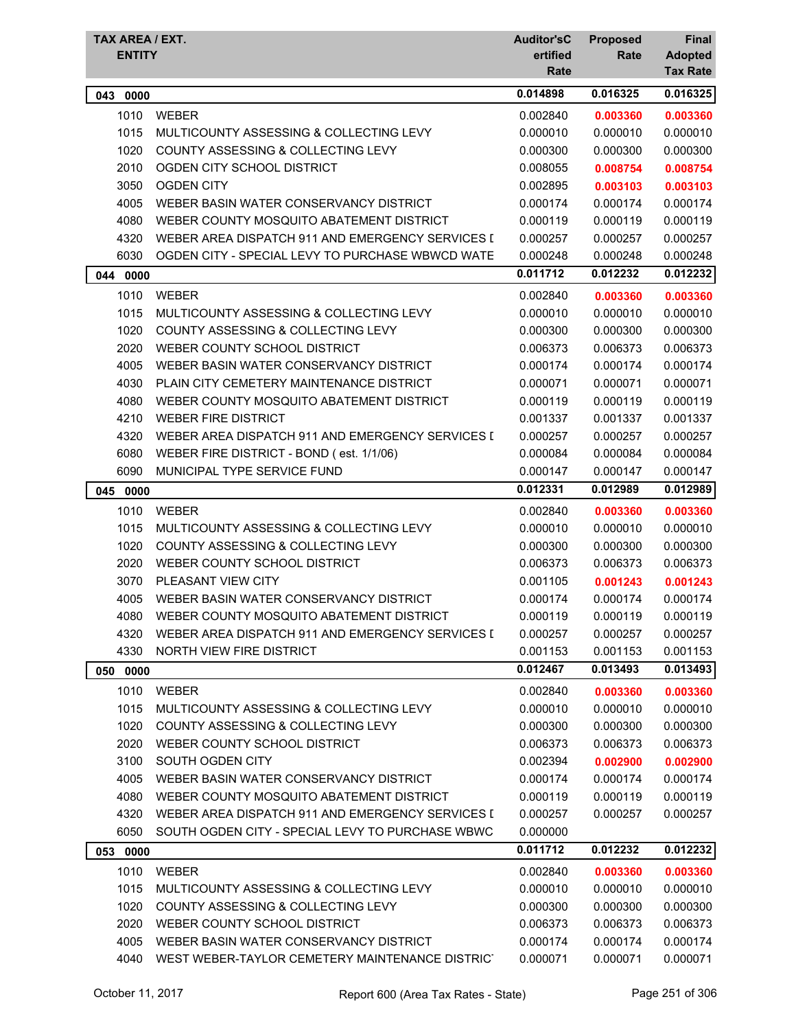| TAX AREA / EXT. ENTITY | | Auditor'sCertified Rate | Proposed Rate | Final Adopted Tax Rate |
|---|---|---|---|---|
| **043 0000** | | **0.014898** | **0.016325** | **0.016325** |
| 1010 | WEBER | 0.002840 | **0.003360** | **0.003360** |
| 1015 | MULTICOUNTY ASSESSING & COLLECTING LEVY | 0.000010 | 0.000010 | 0.000010 |
| 1020 | COUNTY ASSESSING & COLLECTING LEVY | 0.000300 | 0.000300 | 0.000300 |
| 2010 | OGDEN CITY SCHOOL DISTRICT | 0.008055 | **0.008754** | **0.008754** |
| 3050 | OGDEN CITY | 0.002895 | **0.003103** | **0.003103** |
| 4005 | WEBER BASIN WATER CONSERVANCY DISTRICT | 0.000174 | 0.000174 | 0.000174 |
| 4080 | WEBER COUNTY MOSQUITO ABATEMENT DISTRICT | 0.000119 | 0.000119 | 0.000119 |
| 4320 | WEBER AREA DISPATCH 911 AND EMERGENCY SERVICES [ | 0.000257 | 0.000257 | 0.000257 |
| 6030 | OGDEN CITY - SPECIAL LEVY TO PURCHASE WBWCD WATE | 0.000248 | 0.000248 | 0.000248 |
| **044 0000** | | **0.011712** | **0.012232** | **0.012232** |
| 1010 | WEBER | 0.002840 | **0.003360** | **0.003360** |
| 1015 | MULTICOUNTY ASSESSING & COLLECTING LEVY | 0.000010 | 0.000010 | 0.000010 |
| 1020 | COUNTY ASSESSING & COLLECTING LEVY | 0.000300 | 0.000300 | 0.000300 |
| 2020 | WEBER COUNTY SCHOOL DISTRICT | 0.006373 | 0.006373 | 0.006373 |
| 4005 | WEBER BASIN WATER CONSERVANCY DISTRICT | 0.000174 | 0.000174 | 0.000174 |
| 4030 | PLAIN CITY CEMETERY MAINTENANCE DISTRICT | 0.000071 | 0.000071 | 0.000071 |
| 4080 | WEBER COUNTY MOSQUITO ABATEMENT DISTRICT | 0.000119 | 0.000119 | 0.000119 |
| 4210 | WEBER FIRE DISTRICT | 0.001337 | 0.001337 | 0.001337 |
| 4320 | WEBER AREA DISPATCH 911 AND EMERGENCY SERVICES [ | 0.000257 | 0.000257 | 0.000257 |
| 6080 | WEBER FIRE DISTRICT - BOND ( est. 1/1/06) | 0.000084 | 0.000084 | 0.000084 |
| 6090 | MUNICIPAL TYPE SERVICE FUND | 0.000147 | 0.000147 | 0.000147 |
| **045 0000** | | **0.012331** | **0.012989** | **0.012989** |
| 1010 | WEBER | 0.002840 | **0.003360** | **0.003360** |
| 1015 | MULTICOUNTY ASSESSING & COLLECTING LEVY | 0.000010 | 0.000010 | 0.000010 |
| 1020 | COUNTY ASSESSING & COLLECTING LEVY | 0.000300 | 0.000300 | 0.000300 |
| 2020 | WEBER COUNTY SCHOOL DISTRICT | 0.006373 | 0.006373 | 0.006373 |
| 3070 | PLEASANT VIEW CITY | 0.001105 | **0.001243** | **0.001243** |
| 4005 | WEBER BASIN WATER CONSERVANCY DISTRICT | 0.000174 | 0.000174 | 0.000174 |
| 4080 | WEBER COUNTY MOSQUITO ABATEMENT DISTRICT | 0.000119 | 0.000119 | 0.000119 |
| 4320 | WEBER AREA DISPATCH 911 AND EMERGENCY SERVICES [ | 0.000257 | 0.000257 | 0.000257 |
| 4330 | NORTH VIEW FIRE DISTRICT | 0.001153 | 0.001153 | 0.001153 |
| **050 0000** | | **0.012467** | **0.013493** | **0.013493** |
| 1010 | WEBER | 0.002840 | **0.003360** | **0.003360** |
| 1015 | MULTICOUNTY ASSESSING & COLLECTING LEVY | 0.000010 | 0.000010 | 0.000010 |
| 1020 | COUNTY ASSESSING & COLLECTING LEVY | 0.000300 | 0.000300 | 0.000300 |
| 2020 | WEBER COUNTY SCHOOL DISTRICT | 0.006373 | 0.006373 | 0.006373 |
| 3100 | SOUTH OGDEN CITY | 0.002394 | **0.002900** | **0.002900** |
| 4005 | WEBER BASIN WATER CONSERVANCY DISTRICT | 0.000174 | 0.000174 | 0.000174 |
| 4080 | WEBER COUNTY MOSQUITO ABATEMENT DISTRICT | 0.000119 | 0.000119 | 0.000119 |
| 4320 | WEBER AREA DISPATCH 911 AND EMERGENCY SERVICES [ | 0.000257 | 0.000257 | 0.000257 |
| 6050 | SOUTH OGDEN CITY - SPECIAL LEVY TO PURCHASE WBWC | 0.000000 | | |
| **053 0000** | | **0.011712** | **0.012232** | **0.012232** |
| 1010 | WEBER | 0.002840 | **0.003360** | **0.003360** |
| 1015 | MULTICOUNTY ASSESSING & COLLECTING LEVY | 0.000010 | 0.000010 | 0.000010 |
| 1020 | COUNTY ASSESSING & COLLECTING LEVY | 0.000300 | 0.000300 | 0.000300 |
| 2020 | WEBER COUNTY SCHOOL DISTRICT | 0.006373 | 0.006373 | 0.006373 |
| 4005 | WEBER BASIN WATER CONSERVANCY DISTRICT | 0.000174 | 0.000174 | 0.000174 |
| 4040 | WEST WEBER-TAYLOR CEMETERY MAINTENANCE DISTRIC' | 0.000071 | 0.000071 | 0.000071 |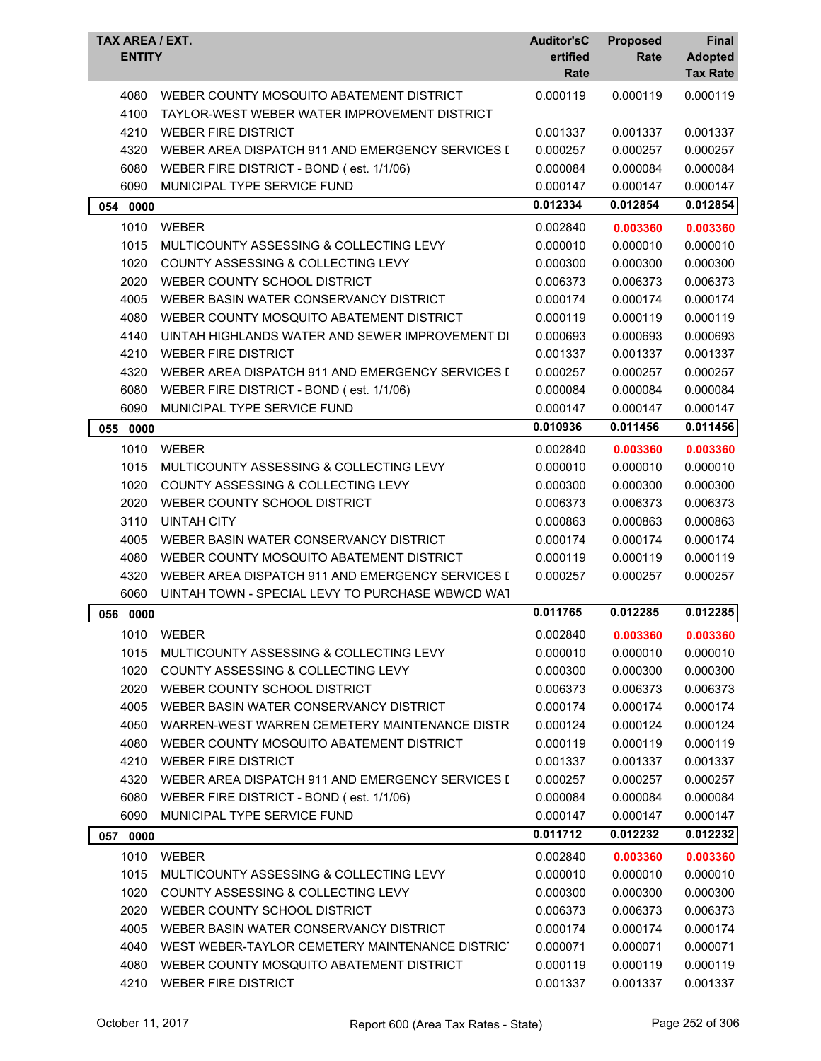| TAX AREA / EXT. ENTITY | | Auditor'sCertified Rate | Proposed Rate | Final Adopted Tax Rate |
|---|---|---|---|---|
| 4080 | WEBER COUNTY MOSQUITO ABATEMENT DISTRICT | 0.000119 | 0.000119 | 0.000119 |
| 4100 | TAYLOR-WEST WEBER WATER IMPROVEMENT DISTRICT | | | |
| 4210 | WEBER FIRE DISTRICT | 0.001337 | 0.001337 | 0.001337 |
| 4320 | WEBER AREA DISPATCH 911 AND EMERGENCY SERVICES D | 0.000257 | 0.000257 | 0.000257 |
| 6080 | WEBER FIRE DISTRICT - BOND ( est. 1/1/06) | 0.000084 | 0.000084 | 0.000084 |
| 6090 | MUNICIPAL TYPE SERVICE FUND | 0.000147 | 0.000147 | 0.000147 |
| **054 0000** | | **0.012334** | **0.012854** | **0.012854** |
| 1010 | WEBER | 0.002840 | **0.003360** | **0.003360** |
| 1015 | MULTICOUNTY ASSESSING & COLLECTING LEVY | 0.000010 | 0.000010 | 0.000010 |
| 1020 | COUNTY ASSESSING & COLLECTING LEVY | 0.000300 | 0.000300 | 0.000300 |
| 2020 | WEBER COUNTY SCHOOL DISTRICT | 0.006373 | 0.006373 | 0.006373 |
| 4005 | WEBER BASIN WATER CONSERVANCY DISTRICT | 0.000174 | 0.000174 | 0.000174 |
| 4080 | WEBER COUNTY MOSQUITO ABATEMENT DISTRICT | 0.000119 | 0.000119 | 0.000119 |
| 4140 | UINTAH HIGHLANDS WATER AND SEWER IMPROVEMENT DI | 0.000693 | 0.000693 | 0.000693 |
| 4210 | WEBER FIRE DISTRICT | 0.001337 | 0.001337 | 0.001337 |
| 4320 | WEBER AREA DISPATCH 911 AND EMERGENCY SERVICES D | 0.000257 | 0.000257 | 0.000257 |
| 6080 | WEBER FIRE DISTRICT - BOND ( est. 1/1/06) | 0.000084 | 0.000084 | 0.000084 |
| 6090 | MUNICIPAL TYPE SERVICE FUND | 0.000147 | 0.000147 | 0.000147 |
| **055 0000** | | **0.010936** | **0.011456** | **0.011456** |
| 1010 | WEBER | 0.002840 | **0.003360** | **0.003360** |
| 1015 | MULTICOUNTY ASSESSING & COLLECTING LEVY | 0.000010 | 0.000010 | 0.000010 |
| 1020 | COUNTY ASSESSING & COLLECTING LEVY | 0.000300 | 0.000300 | 0.000300 |
| 2020 | WEBER COUNTY SCHOOL DISTRICT | 0.006373 | 0.006373 | 0.006373 |
| 3110 | UINTAH CITY | 0.000863 | 0.000863 | 0.000863 |
| 4005 | WEBER BASIN WATER CONSERVANCY DISTRICT | 0.000174 | 0.000174 | 0.000174 |
| 4080 | WEBER COUNTY MOSQUITO ABATEMENT DISTRICT | 0.000119 | 0.000119 | 0.000119 |
| 4320 | WEBER AREA DISPATCH 911 AND EMERGENCY SERVICES D | 0.000257 | 0.000257 | 0.000257 |
| 6060 | UINTAH TOWN - SPECIAL LEVY TO PURCHASE WBWCD WAT | | | |
| **056 0000** | | **0.011765** | **0.012285** | **0.012285** |
| 1010 | WEBER | 0.002840 | **0.003360** | **0.003360** |
| 1015 | MULTICOUNTY ASSESSING & COLLECTING LEVY | 0.000010 | 0.000010 | 0.000010 |
| 1020 | COUNTY ASSESSING & COLLECTING LEVY | 0.000300 | 0.000300 | 0.000300 |
| 2020 | WEBER COUNTY SCHOOL DISTRICT | 0.006373 | 0.006373 | 0.006373 |
| 4005 | WEBER BASIN WATER CONSERVANCY DISTRICT | 0.000174 | 0.000174 | 0.000174 |
| 4050 | WARREN-WEST WARREN CEMETERY MAINTENANCE DISTR | 0.000124 | 0.000124 | 0.000124 |
| 4080 | WEBER COUNTY MOSQUITO ABATEMENT DISTRICT | 0.000119 | 0.000119 | 0.000119 |
| 4210 | WEBER FIRE DISTRICT | 0.001337 | 0.001337 | 0.001337 |
| 4320 | WEBER AREA DISPATCH 911 AND EMERGENCY SERVICES D | 0.000257 | 0.000257 | 0.000257 |
| 6080 | WEBER FIRE DISTRICT - BOND ( est. 1/1/06) | 0.000084 | 0.000084 | 0.000084 |
| 6090 | MUNICIPAL TYPE SERVICE FUND | 0.000147 | 0.000147 | 0.000147 |
| **057 0000** | | **0.011712** | **0.012232** | **0.012232** |
| 1010 | WEBER | 0.002840 | **0.003360** | **0.003360** |
| 1015 | MULTICOUNTY ASSESSING & COLLECTING LEVY | 0.000010 | 0.000010 | 0.000010 |
| 1020 | COUNTY ASSESSING & COLLECTING LEVY | 0.000300 | 0.000300 | 0.000300 |
| 2020 | WEBER COUNTY SCHOOL DISTRICT | 0.006373 | 0.006373 | 0.006373 |
| 4005 | WEBER BASIN WATER CONSERVANCY DISTRICT | 0.000174 | 0.000174 | 0.000174 |
| 4040 | WEST WEBER-TAYLOR CEMETERY MAINTENANCE DISTRIC | 0.000071 | 0.000071 | 0.000071 |
| 4080 | WEBER COUNTY MOSQUITO ABATEMENT DISTRICT | 0.000119 | 0.000119 | 0.000119 |
| 4210 | WEBER FIRE DISTRICT | 0.001337 | 0.001337 | 0.001337 |

October 11, 2017 — Report 600 (Area Tax Rates - State)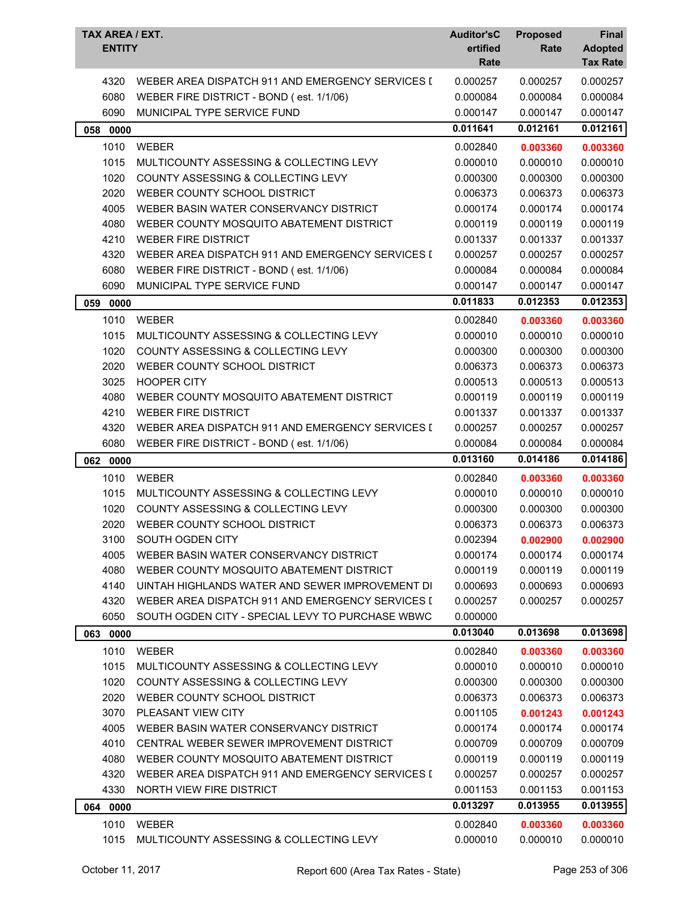| TAX AREA / EXT. ENTITY | | Auditor'sCertified Rate | Proposed Rate | Final Adopted Tax Rate |
|---|---|---|---|---|
| 4320 | WEBER AREA DISPATCH 911 AND EMERGENCY SERVICES [ | 0.000257 | 0.000257 | 0.000257 |
| 6080 | WEBER FIRE DISTRICT - BOND ( est. 1/1/06) | 0.000084 | 0.000084 | 0.000084 |
| 6090 | MUNICIPAL TYPE SERVICE FUND | 0.000147 | 0.000147 | 0.000147 |
| **058 0000** | | **0.011641** | **0.012161** | **0.012161** |
| 1010 | WEBER | 0.002840 | **0.003360** | **0.003360** |
| 1015 | MULTICOUNTY ASSESSING & COLLECTING LEVY | 0.000010 | 0.000010 | 0.000010 |
| 1020 | COUNTY ASSESSING & COLLECTING LEVY | 0.000300 | 0.000300 | 0.000300 |
| 2020 | WEBER COUNTY SCHOOL DISTRICT | 0.006373 | 0.006373 | 0.006373 |
| 4005 | WEBER BASIN WATER CONSERVANCY DISTRICT | 0.000174 | 0.000174 | 0.000174 |
| 4080 | WEBER COUNTY MOSQUITO ABATEMENT DISTRICT | 0.000119 | 0.000119 | 0.000119 |
| 4210 | WEBER FIRE DISTRICT | 0.001337 | 0.001337 | 0.001337 |
| 4320 | WEBER AREA DISPATCH 911 AND EMERGENCY SERVICES [ | 0.000257 | 0.000257 | 0.000257 |
| 6080 | WEBER FIRE DISTRICT - BOND ( est. 1/1/06) | 0.000084 | 0.000084 | 0.000084 |
| 6090 | MUNICIPAL TYPE SERVICE FUND | 0.000147 | 0.000147 | 0.000147 |
| **059 0000** | | **0.011833** | **0.012353** | **0.012353** |
| 1010 | WEBER | 0.002840 | **0.003360** | **0.003360** |
| 1015 | MULTICOUNTY ASSESSING & COLLECTING LEVY | 0.000010 | 0.000010 | 0.000010 |
| 1020 | COUNTY ASSESSING & COLLECTING LEVY | 0.000300 | 0.000300 | 0.000300 |
| 2020 | WEBER COUNTY SCHOOL DISTRICT | 0.006373 | 0.006373 | 0.006373 |
| 3025 | HOOPER CITY | 0.000513 | 0.000513 | 0.000513 |
| 4080 | WEBER COUNTY MOSQUITO ABATEMENT DISTRICT | 0.000119 | 0.000119 | 0.000119 |
| 4210 | WEBER FIRE DISTRICT | 0.001337 | 0.001337 | 0.001337 |
| 4320 | WEBER AREA DISPATCH 911 AND EMERGENCY SERVICES [ | 0.000257 | 0.000257 | 0.000257 |
| 6080 | WEBER FIRE DISTRICT - BOND ( est. 1/1/06) | 0.000084 | 0.000084 | 0.000084 |
| **062 0000** | | **0.013160** | **0.014186** | **0.014186** |
| 1010 | WEBER | 0.002840 | **0.003360** | **0.003360** |
| 1015 | MULTICOUNTY ASSESSING & COLLECTING LEVY | 0.000010 | 0.000010 | 0.000010 |
| 1020 | COUNTY ASSESSING & COLLECTING LEVY | 0.000300 | 0.000300 | 0.000300 |
| 2020 | WEBER COUNTY SCHOOL DISTRICT | 0.006373 | 0.006373 | 0.006373 |
| 3100 | SOUTH OGDEN CITY | 0.002394 | **0.002900** | **0.002900** |
| 4005 | WEBER BASIN WATER CONSERVANCY DISTRICT | 0.000174 | 0.000174 | 0.000174 |
| 4080 | WEBER COUNTY MOSQUITO ABATEMENT DISTRICT | 0.000119 | 0.000119 | 0.000119 |
| 4140 | UINTAH HIGHLANDS WATER AND SEWER IMPROVEMENT DI | 0.000693 | 0.000693 | 0.000693 |
| 4320 | WEBER AREA DISPATCH 911 AND EMERGENCY SERVICES [ | 0.000257 | 0.000257 | 0.000257 |
| 6050 | SOUTH OGDEN CITY - SPECIAL LEVY TO PURCHASE WBWC | 0.000000 | | |
| **063 0000** | | **0.013040** | **0.013698** | **0.013698** |
| 1010 | WEBER | 0.002840 | **0.003360** | **0.003360** |
| 1015 | MULTICOUNTY ASSESSING & COLLECTING LEVY | 0.000010 | 0.000010 | 0.000010 |
| 1020 | COUNTY ASSESSING & COLLECTING LEVY | 0.000300 | 0.000300 | 0.000300 |
| 2020 | WEBER COUNTY SCHOOL DISTRICT | 0.006373 | 0.006373 | 0.006373 |
| 3070 | PLEASANT VIEW CITY | 0.001105 | **0.001243** | **0.001243** |
| 4005 | WEBER BASIN WATER CONSERVANCY DISTRICT | 0.000174 | 0.000174 | 0.000174 |
| 4010 | CENTRAL WEBER SEWER IMPROVEMENT DISTRICT | 0.000709 | 0.000709 | 0.000709 |
| 4080 | WEBER COUNTY MOSQUITO ABATEMENT DISTRICT | 0.000119 | 0.000119 | 0.000119 |
| 4320 | WEBER AREA DISPATCH 911 AND EMERGENCY SERVICES [ | 0.000257 | 0.000257 | 0.000257 |
| 4330 | NORTH VIEW FIRE DISTRICT | 0.001153 | 0.001153 | 0.001153 |
| **064 0000** | | **0.013297** | **0.013955** | **0.013955** |
| 1010 | WEBER | 0.002840 | **0.003360** | **0.003360** |
| 1015 | MULTICOUNTY ASSESSING & COLLECTING LEVY | 0.000010 | 0.000010 | 0.000010 |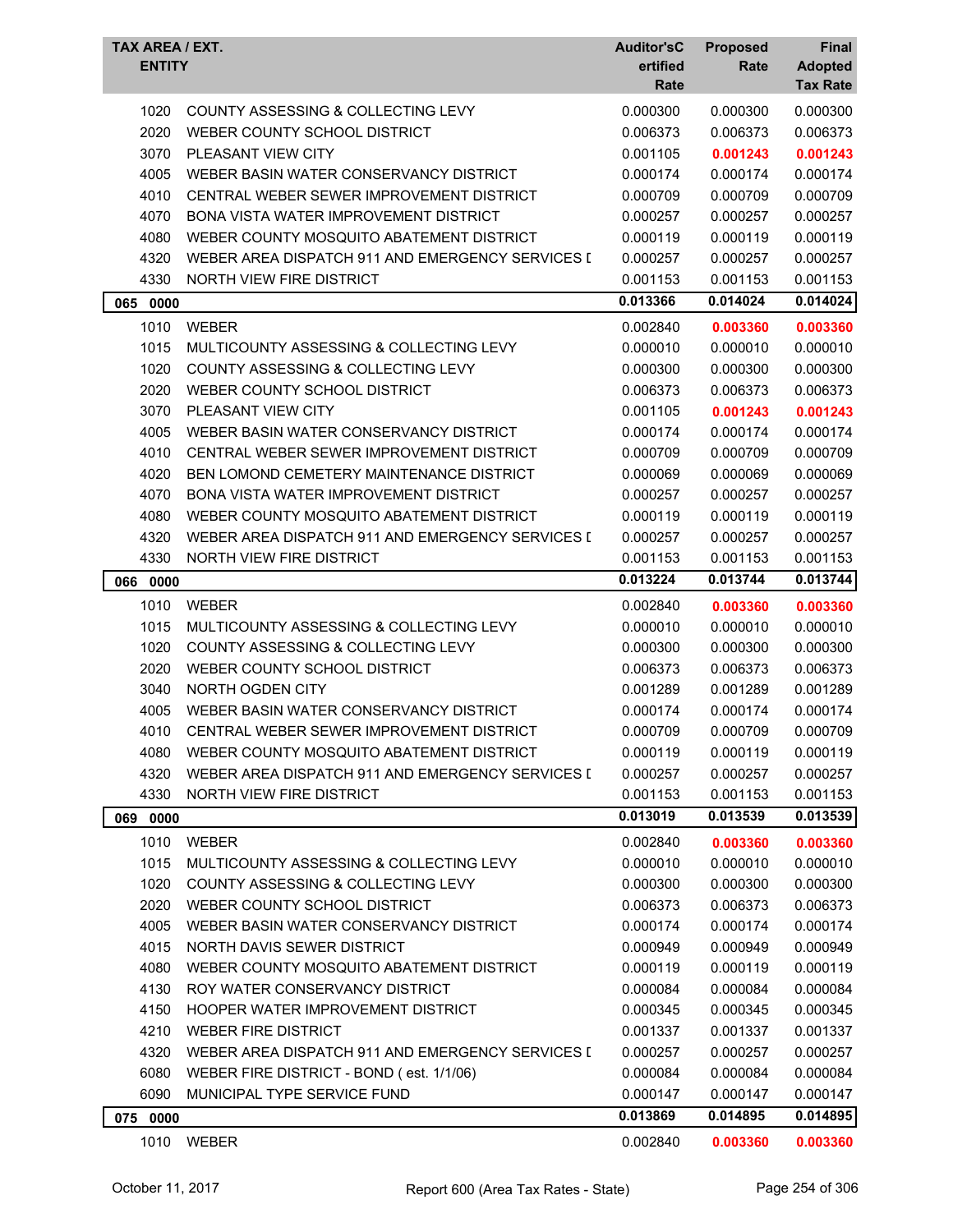| TAX AREA / EXT. ENTITY | | Auditor'sC ertified Rate | Proposed Rate | Final Adopted Tax Rate |
|---|---|---|---|---|
| 1020 | COUNTY ASSESSING & COLLECTING LEVY | 0.000300 | 0.000300 | 0.000300 |
| 2020 | WEBER COUNTY SCHOOL DISTRICT | 0.006373 | 0.006373 | 0.006373 |
| 3070 | PLEASANT VIEW CITY | 0.001105 | **0.001243** | **0.001243** |
| 4005 | WEBER BASIN WATER CONSERVANCY DISTRICT | 0.000174 | 0.000174 | 0.000174 |
| 4010 | CENTRAL WEBER SEWER IMPROVEMENT DISTRICT | 0.000709 | 0.000709 | 0.000709 |
| 4070 | BONA VISTA WATER IMPROVEMENT DISTRICT | 0.000257 | 0.000257 | 0.000257 |
| 4080 | WEBER COUNTY MOSQUITO ABATEMENT DISTRICT | 0.000119 | 0.000119 | 0.000119 |
| 4320 | WEBER AREA DISPATCH 911 AND EMERGENCY SERVICES [ | 0.000257 | 0.000257 | 0.000257 |
| 4330 | NORTH VIEW FIRE DISTRICT | 0.001153 | 0.001153 | 0.001153 |
| **065 0000** | | **0.013366** | **0.014024** | **0.014024** |
| 1010 | WEBER | 0.002840 | **0.003360** | **0.003360** |
| 1015 | MULTICOUNTY ASSESSING & COLLECTING LEVY | 0.000010 | 0.000010 | 0.000010 |
| 1020 | COUNTY ASSESSING & COLLECTING LEVY | 0.000300 | 0.000300 | 0.000300 |
| 2020 | WEBER COUNTY SCHOOL DISTRICT | 0.006373 | 0.006373 | 0.006373 |
| 3070 | PLEASANT VIEW CITY | 0.001105 | **0.001243** | **0.001243** |
| 4005 | WEBER BASIN WATER CONSERVANCY DISTRICT | 0.000174 | 0.000174 | 0.000174 |
| 4010 | CENTRAL WEBER SEWER IMPROVEMENT DISTRICT | 0.000709 | 0.000709 | 0.000709 |
| 4020 | BEN LOMOND CEMETERY MAINTENANCE DISTRICT | 0.000069 | 0.000069 | 0.000069 |
| 4070 | BONA VISTA WATER IMPROVEMENT DISTRICT | 0.000257 | 0.000257 | 0.000257 |
| 4080 | WEBER COUNTY MOSQUITO ABATEMENT DISTRICT | 0.000119 | 0.000119 | 0.000119 |
| 4320 | WEBER AREA DISPATCH 911 AND EMERGENCY SERVICES [ | 0.000257 | 0.000257 | 0.000257 |
| 4330 | NORTH VIEW FIRE DISTRICT | 0.001153 | 0.001153 | 0.001153 |
| **066 0000** | | **0.013224** | **0.013744** | **0.013744** |
| 1010 | WEBER | 0.002840 | **0.003360** | **0.003360** |
| 1015 | MULTICOUNTY ASSESSING & COLLECTING LEVY | 0.000010 | 0.000010 | 0.000010 |
| 1020 | COUNTY ASSESSING & COLLECTING LEVY | 0.000300 | 0.000300 | 0.000300 |
| 2020 | WEBER COUNTY SCHOOL DISTRICT | 0.006373 | 0.006373 | 0.006373 |
| 3040 | NORTH OGDEN CITY | 0.001289 | 0.001289 | 0.001289 |
| 4005 | WEBER BASIN WATER CONSERVANCY DISTRICT | 0.000174 | 0.000174 | 0.000174 |
| 4010 | CENTRAL WEBER SEWER IMPROVEMENT DISTRICT | 0.000709 | 0.000709 | 0.000709 |
| 4080 | WEBER COUNTY MOSQUITO ABATEMENT DISTRICT | 0.000119 | 0.000119 | 0.000119 |
| 4320 | WEBER AREA DISPATCH 911 AND EMERGENCY SERVICES [ | 0.000257 | 0.000257 | 0.000257 |
| 4330 | NORTH VIEW FIRE DISTRICT | 0.001153 | 0.001153 | 0.001153 |
| **069 0000** | | **0.013019** | **0.013539** | **0.013539** |
| 1010 | WEBER | 0.002840 | **0.003360** | **0.003360** |
| 1015 | MULTICOUNTY ASSESSING & COLLECTING LEVY | 0.000010 | 0.000010 | 0.000010 |
| 1020 | COUNTY ASSESSING & COLLECTING LEVY | 0.000300 | 0.000300 | 0.000300 |
| 2020 | WEBER COUNTY SCHOOL DISTRICT | 0.006373 | 0.006373 | 0.006373 |
| 4005 | WEBER BASIN WATER CONSERVANCY DISTRICT | 0.000174 | 0.000174 | 0.000174 |
| 4015 | NORTH DAVIS SEWER DISTRICT | 0.000949 | 0.000949 | 0.000949 |
| 4080 | WEBER COUNTY MOSQUITO ABATEMENT DISTRICT | 0.000119 | 0.000119 | 0.000119 |
| 4130 | ROY WATER CONSERVANCY DISTRICT | 0.000084 | 0.000084 | 0.000084 |
| 4150 | HOOPER WATER IMPROVEMENT DISTRICT | 0.000345 | 0.000345 | 0.000345 |
| 4210 | WEBER FIRE DISTRICT | 0.001337 | 0.001337 | 0.001337 |
| 4320 | WEBER AREA DISPATCH 911 AND EMERGENCY SERVICES [ | 0.000257 | 0.000257 | 0.000257 |
| 6080 | WEBER FIRE DISTRICT - BOND ( est. 1/1/06) | 0.000084 | 0.000084 | 0.000084 |
| 6090 | MUNICIPAL TYPE SERVICE FUND | 0.000147 | 0.000147 | 0.000147 |
| **075 0000** | | **0.013869** | **0.014895** | **0.014895** |
| 1010 | WEBER | 0.002840 | **0.003360** | **0.003360** |

October 11, 2017 Report 600 (Area Tax Rates - State)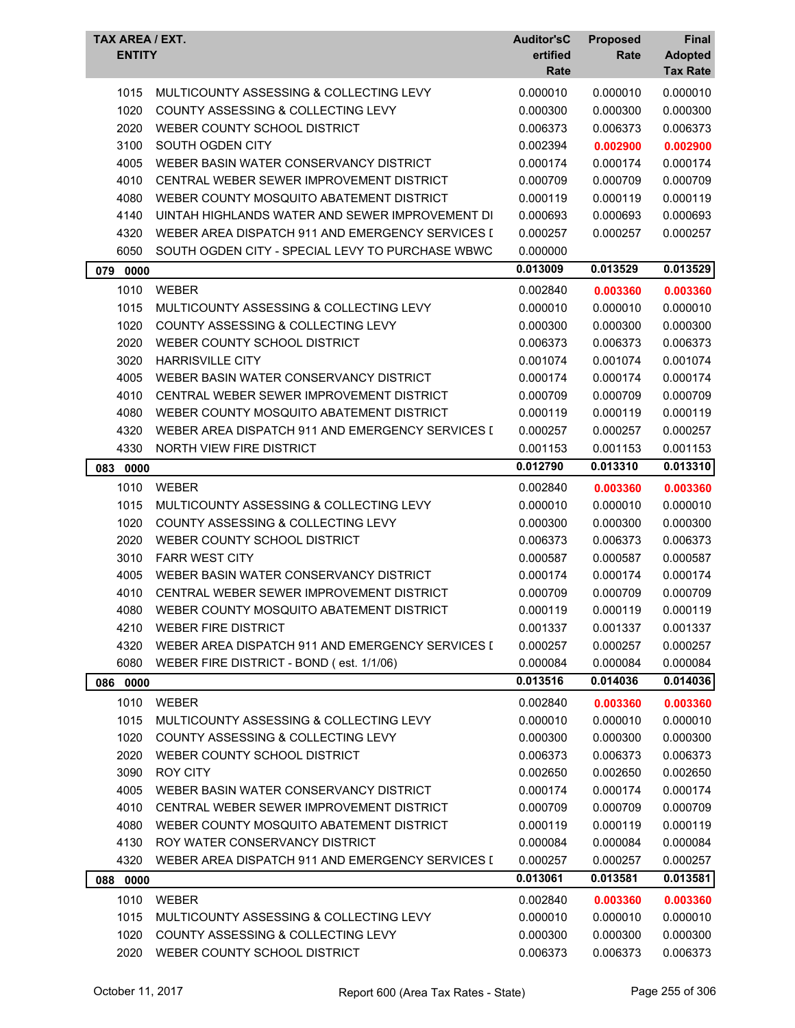| TAX AREA / EXT. ENTITY | | Auditor'sCertified Rate | Proposed Rate | Final Adopted Tax Rate |
|---|---|---|---|---|
| 1015 | MULTICOUNTY ASSESSING & COLLECTING LEVY | 0.000010 | 0.000010 | 0.000010 |
| 1020 | COUNTY ASSESSING & COLLECTING LEVY | 0.000300 | 0.000300 | 0.000300 |
| 2020 | WEBER COUNTY SCHOOL DISTRICT | 0.006373 | 0.006373 | 0.006373 |
| 3100 | SOUTH OGDEN CITY | 0.002394 | **0.002900** | **0.002900** |
| 4005 | WEBER BASIN WATER CONSERVANCY DISTRICT | 0.000174 | 0.000174 | 0.000174 |
| 4010 | CENTRAL WEBER SEWER IMPROVEMENT DISTRICT | 0.000709 | 0.000709 | 0.000709 |
| 4080 | WEBER COUNTY MOSQUITO ABATEMENT DISTRICT | 0.000119 | 0.000119 | 0.000119 |
| 4140 | UINTAH HIGHLANDS WATER AND SEWER IMPROVEMENT DI | 0.000693 | 0.000693 | 0.000693 |
| 4320 | WEBER AREA DISPATCH 911 AND EMERGENCY SERVICES D | 0.000257 | 0.000257 | 0.000257 |
| 6050 | SOUTH OGDEN CITY - SPECIAL LEVY TO PURCHASE WBWC | 0.000000 | | |
| **079 0000** | | **0.013009** | **0.013529** | **0.013529** |
| 1010 | WEBER | 0.002840 | **0.003360** | **0.003360** |
| 1015 | MULTICOUNTY ASSESSING & COLLECTING LEVY | 0.000010 | 0.000010 | 0.000010 |
| 1020 | COUNTY ASSESSING & COLLECTING LEVY | 0.000300 | 0.000300 | 0.000300 |
| 2020 | WEBER COUNTY SCHOOL DISTRICT | 0.006373 | 0.006373 | 0.006373 |
| 3020 | HARRISVILLE CITY | 0.001074 | 0.001074 | 0.001074 |
| 4005 | WEBER BASIN WATER CONSERVANCY DISTRICT | 0.000174 | 0.000174 | 0.000174 |
| 4010 | CENTRAL WEBER SEWER IMPROVEMENT DISTRICT | 0.000709 | 0.000709 | 0.000709 |
| 4080 | WEBER COUNTY MOSQUITO ABATEMENT DISTRICT | 0.000119 | 0.000119 | 0.000119 |
| 4320 | WEBER AREA DISPATCH 911 AND EMERGENCY SERVICES D | 0.000257 | 0.000257 | 0.000257 |
| 4330 | NORTH VIEW FIRE DISTRICT | 0.001153 | 0.001153 | 0.001153 |
| **083 0000** | | **0.012790** | **0.013310** | **0.013310** |
| 1010 | WEBER | 0.002840 | **0.003360** | **0.003360** |
| 1015 | MULTICOUNTY ASSESSING & COLLECTING LEVY | 0.000010 | 0.000010 | 0.000010 |
| 1020 | COUNTY ASSESSING & COLLECTING LEVY | 0.000300 | 0.000300 | 0.000300 |
| 2020 | WEBER COUNTY SCHOOL DISTRICT | 0.006373 | 0.006373 | 0.006373 |
| 3010 | FARR WEST CITY | 0.000587 | 0.000587 | 0.000587 |
| 4005 | WEBER BASIN WATER CONSERVANCY DISTRICT | 0.000174 | 0.000174 | 0.000174 |
| 4010 | CENTRAL WEBER SEWER IMPROVEMENT DISTRICT | 0.000709 | 0.000709 | 0.000709 |
| 4080 | WEBER COUNTY MOSQUITO ABATEMENT DISTRICT | 0.000119 | 0.000119 | 0.000119 |
| 4210 | WEBER FIRE DISTRICT | 0.001337 | 0.001337 | 0.001337 |
| 4320 | WEBER AREA DISPATCH 911 AND EMERGENCY SERVICES D | 0.000257 | 0.000257 | 0.000257 |
| 6080 | WEBER FIRE DISTRICT - BOND ( est. 1/1/06) | 0.000084 | 0.000084 | 0.000084 |
| **086 0000** | | **0.013516** | **0.014036** | **0.014036** |
| 1010 | WEBER | 0.002840 | **0.003360** | **0.003360** |
| 1015 | MULTICOUNTY ASSESSING & COLLECTING LEVY | 0.000010 | 0.000010 | 0.000010 |
| 1020 | COUNTY ASSESSING & COLLECTING LEVY | 0.000300 | 0.000300 | 0.000300 |
| 2020 | WEBER COUNTY SCHOOL DISTRICT | 0.006373 | 0.006373 | 0.006373 |
| 3090 | ROY CITY | 0.002650 | 0.002650 | 0.002650 |
| 4005 | WEBER BASIN WATER CONSERVANCY DISTRICT | 0.000174 | 0.000174 | 0.000174 |
| 4010 | CENTRAL WEBER SEWER IMPROVEMENT DISTRICT | 0.000709 | 0.000709 | 0.000709 |
| 4080 | WEBER COUNTY MOSQUITO ABATEMENT DISTRICT | 0.000119 | 0.000119 | 0.000119 |
| 4130 | ROY WATER CONSERVANCY DISTRICT | 0.000084 | 0.000084 | 0.000084 |
| 4320 | WEBER AREA DISPATCH 911 AND EMERGENCY SERVICES D | 0.000257 | 0.000257 | 0.000257 |
| **088 0000** | | **0.013061** | **0.013581** | **0.013581** |
| 1010 | WEBER | 0.002840 | **0.003360** | **0.003360** |
| 1015 | MULTICOUNTY ASSESSING & COLLECTING LEVY | 0.000010 | 0.000010 | 0.000010 |
| 1020 | COUNTY ASSESSING & COLLECTING LEVY | 0.000300 | 0.000300 | 0.000300 |
| 2020 | WEBER COUNTY SCHOOL DISTRICT | 0.006373 | 0.006373 | 0.006373 |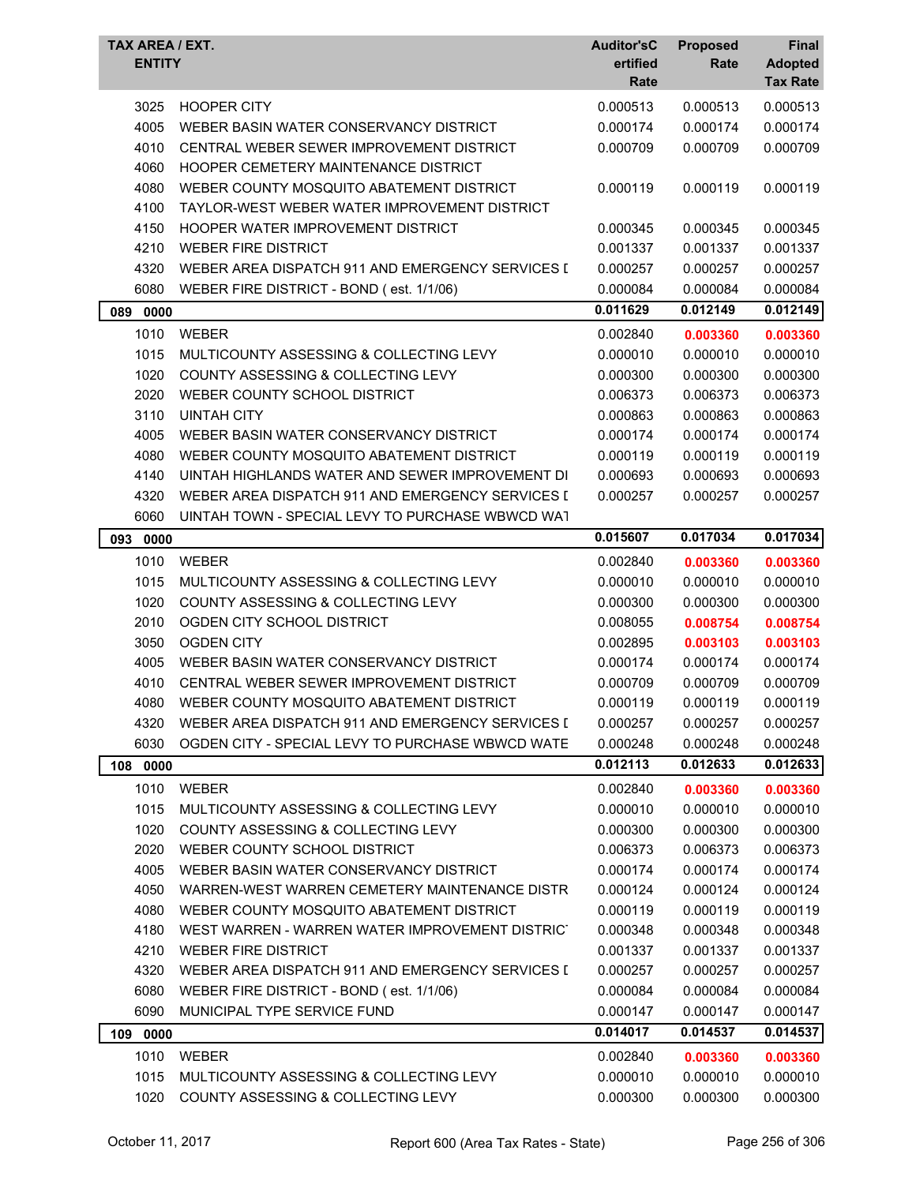| TAX AREA / EXT. ENTITY | | Auditor's Certified Rate | Proposed Rate | Final Adopted Tax Rate |
|---|---|---|---|---|
| 3025 | HOOPER CITY | 0.000513 | 0.000513 | 0.000513 |
| 4005 | WEBER BASIN WATER CONSERVANCY DISTRICT | 0.000174 | 0.000174 | 0.000174 |
| 4010 | CENTRAL WEBER SEWER IMPROVEMENT DISTRICT | 0.000709 | 0.000709 | 0.000709 |
| 4060 | HOOPER CEMETERY MAINTENANCE DISTRICT | | | |
| 4080 | WEBER COUNTY MOSQUITO ABATEMENT DISTRICT | 0.000119 | 0.000119 | 0.000119 |
| 4100 | TAYLOR-WEST WEBER WATER IMPROVEMENT DISTRICT | | | |
| 4150 | HOOPER WATER IMPROVEMENT DISTRICT | 0.000345 | 0.000345 | 0.000345 |
| 4210 | WEBER FIRE DISTRICT | 0.001337 | 0.001337 | 0.001337 |
| 4320 | WEBER AREA DISPATCH 911 AND EMERGENCY SERVICES I | 0.000257 | 0.000257 | 0.000257 |
| 6080 | WEBER FIRE DISTRICT - BOND ( est. 1/1/06) | 0.000084 | 0.000084 | 0.000084 |
| **089 0000** | | **0.011629** | **0.012149** | **0.012149** |
| 1010 | WEBER | 0.002840 | **0.003360** | **0.003360** |
| 1015 | MULTICOUNTY ASSESSING & COLLECTING LEVY | 0.000010 | 0.000010 | 0.000010 |
| 1020 | COUNTY ASSESSING & COLLECTING LEVY | 0.000300 | 0.000300 | 0.000300 |
| 2020 | WEBER COUNTY SCHOOL DISTRICT | 0.006373 | 0.006373 | 0.006373 |
| 3110 | UINTAH CITY | 0.000863 | 0.000863 | 0.000863 |
| 4005 | WEBER BASIN WATER CONSERVANCY DISTRICT | 0.000174 | 0.000174 | 0.000174 |
| 4080 | WEBER COUNTY MOSQUITO ABATEMENT DISTRICT | 0.000119 | 0.000119 | 0.000119 |
| 4140 | UINTAH HIGHLANDS WATER AND SEWER IMPROVEMENT DI | 0.000693 | 0.000693 | 0.000693 |
| 4320 | WEBER AREA DISPATCH 911 AND EMERGENCY SERVICES I | 0.000257 | 0.000257 | 0.000257 |
| 6060 | UINTAH TOWN - SPECIAL LEVY TO PURCHASE WBWCD WAT | | | |
| **093 0000** | | **0.015607** | **0.017034** | **0.017034** |
| 1010 | WEBER | 0.002840 | **0.003360** | **0.003360** |
| 1015 | MULTICOUNTY ASSESSING & COLLECTING LEVY | 0.000010 | 0.000010 | 0.000010 |
| 1020 | COUNTY ASSESSING & COLLECTING LEVY | 0.000300 | 0.000300 | 0.000300 |
| 2010 | OGDEN CITY SCHOOL DISTRICT | 0.008055 | **0.008754** | **0.008754** |
| 3050 | OGDEN CITY | 0.002895 | **0.003103** | **0.003103** |
| 4005 | WEBER BASIN WATER CONSERVANCY DISTRICT | 0.000174 | 0.000174 | 0.000174 |
| 4010 | CENTRAL WEBER SEWER IMPROVEMENT DISTRICT | 0.000709 | 0.000709 | 0.000709 |
| 4080 | WEBER COUNTY MOSQUITO ABATEMENT DISTRICT | 0.000119 | 0.000119 | 0.000119 |
| 4320 | WEBER AREA DISPATCH 911 AND EMERGENCY SERVICES I | 0.000257 | 0.000257 | 0.000257 |
| 6030 | OGDEN CITY - SPECIAL LEVY TO PURCHASE WBWCD WATE | 0.000248 | 0.000248 | 0.000248 |
| **108 0000** | | **0.012113** | **0.012633** | **0.012633** |
| 1010 | WEBER | 0.002840 | **0.003360** | **0.003360** |
| 1015 | MULTICOUNTY ASSESSING & COLLECTING LEVY | 0.000010 | 0.000010 | 0.000010 |
| 1020 | COUNTY ASSESSING & COLLECTING LEVY | 0.000300 | 0.000300 | 0.000300 |
| 2020 | WEBER COUNTY SCHOOL DISTRICT | 0.006373 | 0.006373 | 0.006373 |
| 4005 | WEBER BASIN WATER CONSERVANCY DISTRICT | 0.000174 | 0.000174 | 0.000174 |
| 4050 | WARREN-WEST WARREN CEMETERY MAINTENANCE DISTR | 0.000124 | 0.000124 | 0.000124 |
| 4080 | WEBER COUNTY MOSQUITO ABATEMENT DISTRICT | 0.000119 | 0.000119 | 0.000119 |
| 4180 | WEST WARREN - WARREN WATER IMPROVEMENT DISTRIC | 0.000348 | 0.000348 | 0.000348 |
| 4210 | WEBER FIRE DISTRICT | 0.001337 | 0.001337 | 0.001337 |
| 4320 | WEBER AREA DISPATCH 911 AND EMERGENCY SERVICES I | 0.000257 | 0.000257 | 0.000257 |
| 6080 | WEBER FIRE DISTRICT - BOND ( est. 1/1/06) | 0.000084 | 0.000084 | 0.000084 |
| 6090 | MUNICIPAL TYPE SERVICE FUND | 0.000147 | 0.000147 | 0.000147 |
| **109 0000** | | **0.014017** | **0.014537** | **0.014537** |
| 1010 | WEBER | 0.002840 | **0.003360** | **0.003360** |
| 1015 | MULTICOUNTY ASSESSING & COLLECTING LEVY | 0.000010 | 0.000010 | 0.000010 |
| 1020 | COUNTY ASSESSING & COLLECTING LEVY | 0.000300 | 0.000300 | 0.000300 |

October 11, 2017 — Report 600 (Area Tax Rates - State)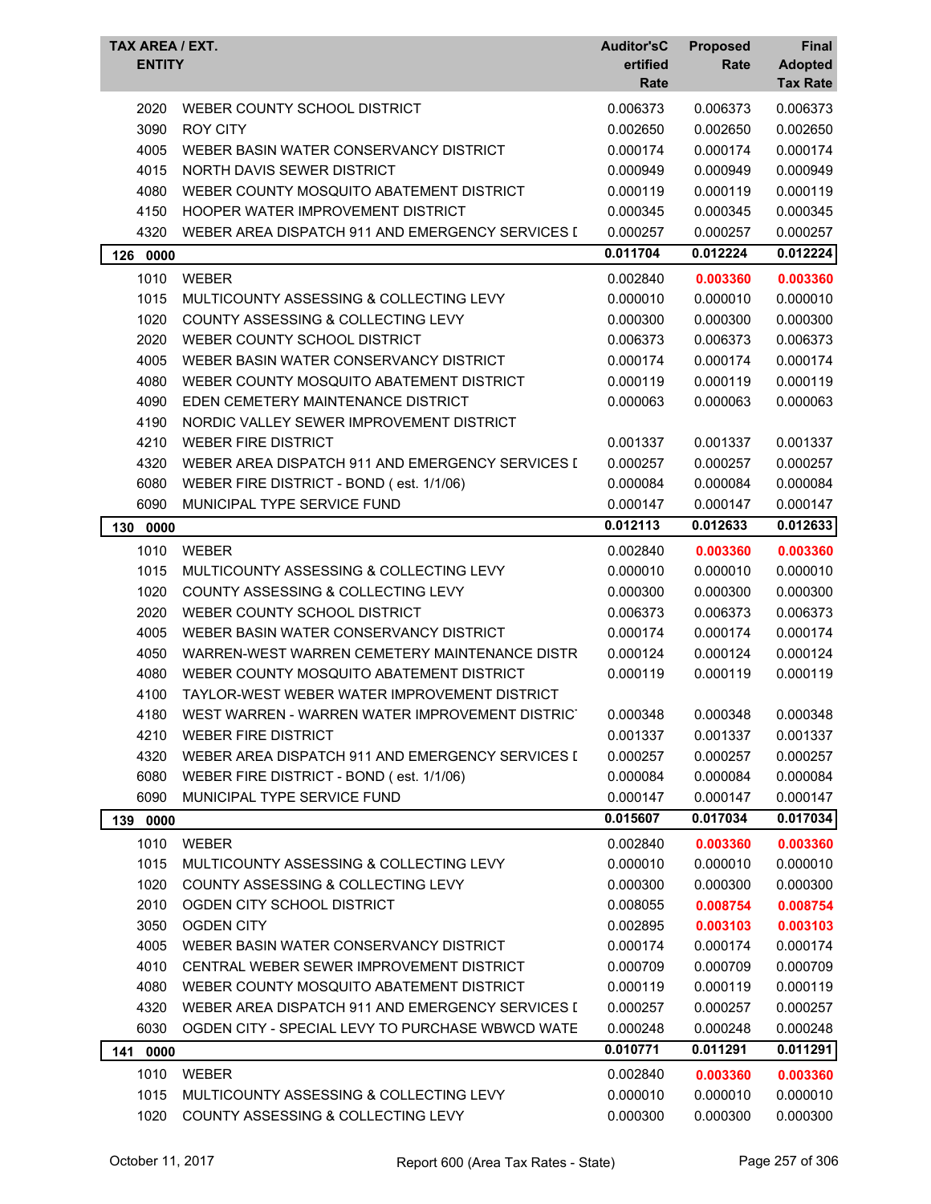| TAX AREA / EXT. ENTITY | | Auditor's Certified Rate | Proposed Rate | Final Adopted Tax Rate |
|---|---|---|---|---|
| 2020 | WEBER COUNTY SCHOOL DISTRICT | 0.006373 | 0.006373 | 0.006373 |
| 3090 | ROY CITY | 0.002650 | 0.002650 | 0.002650 |
| 4005 | WEBER BASIN WATER CONSERVANCY DISTRICT | 0.000174 | 0.000174 | 0.000174 |
| 4015 | NORTH DAVIS SEWER DISTRICT | 0.000949 | 0.000949 | 0.000949 |
| 4080 | WEBER COUNTY MOSQUITO ABATEMENT DISTRICT | 0.000119 | 0.000119 | 0.000119 |
| 4150 | HOOPER WATER IMPROVEMENT DISTRICT | 0.000345 | 0.000345 | 0.000345 |
| 4320 | WEBER AREA DISPATCH 911 AND EMERGENCY SERVICES I | 0.000257 | 0.000257 | 0.000257 |
| **126 0000** | | **0.011704** | **0.012224** | **0.012224** |
| 1010 | WEBER | 0.002840 | **0.003360** | **0.003360** |
| 1015 | MULTICOUNTY ASSESSING & COLLECTING LEVY | 0.000010 | 0.000010 | 0.000010 |
| 1020 | COUNTY ASSESSING & COLLECTING LEVY | 0.000300 | 0.000300 | 0.000300 |
| 2020 | WEBER COUNTY SCHOOL DISTRICT | 0.006373 | 0.006373 | 0.006373 |
| 4005 | WEBER BASIN WATER CONSERVANCY DISTRICT | 0.000174 | 0.000174 | 0.000174 |
| 4080 | WEBER COUNTY MOSQUITO ABATEMENT DISTRICT | 0.000119 | 0.000119 | 0.000119 |
| 4090 | EDEN CEMETERY MAINTENANCE DISTRICT | 0.000063 | 0.000063 | 0.000063 |
| 4190 | NORDIC VALLEY SEWER IMPROVEMENT DISTRICT | | | |
| 4210 | WEBER FIRE DISTRICT | 0.001337 | 0.001337 | 0.001337 |
| 4320 | WEBER AREA DISPATCH 911 AND EMERGENCY SERVICES I | 0.000257 | 0.000257 | 0.000257 |
| 6080 | WEBER FIRE DISTRICT - BOND ( est. 1/1/06) | 0.000084 | 0.000084 | 0.000084 |
| 6090 | MUNICIPAL TYPE SERVICE FUND | 0.000147 | 0.000147 | 0.000147 |
| **130 0000** | | **0.012113** | **0.012633** | **0.012633** |
| 1010 | WEBER | 0.002840 | **0.003360** | **0.003360** |
| 1015 | MULTICOUNTY ASSESSING & COLLECTING LEVY | 0.000010 | 0.000010 | 0.000010 |
| 1020 | COUNTY ASSESSING & COLLECTING LEVY | 0.000300 | 0.000300 | 0.000300 |
| 2020 | WEBER COUNTY SCHOOL DISTRICT | 0.006373 | 0.006373 | 0.006373 |
| 4005 | WEBER BASIN WATER CONSERVANCY DISTRICT | 0.000174 | 0.000174 | 0.000174 |
| 4050 | WARREN-WEST WARREN CEMETERY MAINTENANCE DISTR | 0.000124 | 0.000124 | 0.000124 |
| 4080 | WEBER COUNTY MOSQUITO ABATEMENT DISTRICT | 0.000119 | 0.000119 | 0.000119 |
| 4100 | TAYLOR-WEST WEBER WATER IMPROVEMENT DISTRICT | | | |
| 4180 | WEST WARREN - WARREN WATER IMPROVEMENT DISTRIC | 0.000348 | 0.000348 | 0.000348 |
| 4210 | WEBER FIRE DISTRICT | 0.001337 | 0.001337 | 0.001337 |
| 4320 | WEBER AREA DISPATCH 911 AND EMERGENCY SERVICES I | 0.000257 | 0.000257 | 0.000257 |
| 6080 | WEBER FIRE DISTRICT - BOND ( est. 1/1/06) | 0.000084 | 0.000084 | 0.000084 |
| 6090 | MUNICIPAL TYPE SERVICE FUND | 0.000147 | 0.000147 | 0.000147 |
| **139 0000** | | **0.015607** | **0.017034** | **0.017034** |
| 1010 | WEBER | 0.002840 | **0.003360** | **0.003360** |
| 1015 | MULTICOUNTY ASSESSING & COLLECTING LEVY | 0.000010 | 0.000010 | 0.000010 |
| 1020 | COUNTY ASSESSING & COLLECTING LEVY | 0.000300 | 0.000300 | 0.000300 |
| 2010 | OGDEN CITY SCHOOL DISTRICT | 0.008055 | **0.008754** | **0.008754** |
| 3050 | OGDEN CITY | 0.002895 | **0.003103** | **0.003103** |
| 4005 | WEBER BASIN WATER CONSERVANCY DISTRICT | 0.000174 | 0.000174 | 0.000174 |
| 4010 | CENTRAL WEBER SEWER IMPROVEMENT DISTRICT | 0.000709 | 0.000709 | 0.000709 |
| 4080 | WEBER COUNTY MOSQUITO ABATEMENT DISTRICT | 0.000119 | 0.000119 | 0.000119 |
| 4320 | WEBER AREA DISPATCH 911 AND EMERGENCY SERVICES I | 0.000257 | 0.000257 | 0.000257 |
| 6030 | OGDEN CITY - SPECIAL LEVY TO PURCHASE WBWCD WATE | 0.000248 | 0.000248 | 0.000248 |
| **141 0000** | | **0.010771** | **0.011291** | **0.011291** |
| 1010 | WEBER | 0.002840 | **0.003360** | **0.003360** |
| 1015 | MULTICOUNTY ASSESSING & COLLECTING LEVY | 0.000010 | 0.000010 | 0.000010 |
| 1020 | COUNTY ASSESSING & COLLECTING LEVY | 0.000300 | 0.000300 | 0.000300 |

October 11, 2017 — Report 600 (Area Tax Rates - State)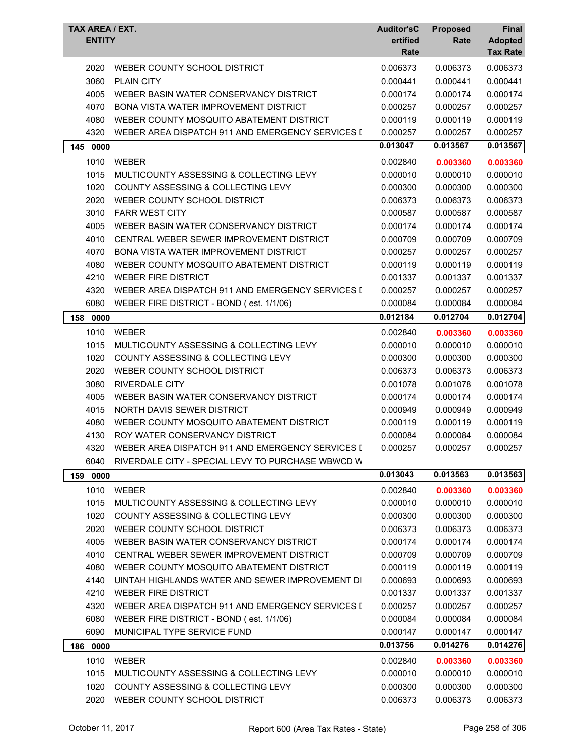| TAX AREA / EXT. ENTITY | | Auditor'sCertified Rate | Proposed Rate | Final Adopted Tax Rate |
|---|---|---|---|---|
| 2020 | WEBER COUNTY SCHOOL DISTRICT | 0.006373 | 0.006373 | 0.006373 |
| 3060 | PLAIN CITY | 0.000441 | 0.000441 | 0.000441 |
| 4005 | WEBER BASIN WATER CONSERVANCY DISTRICT | 0.000174 | 0.000174 | 0.000174 |
| 4070 | BONA VISTA WATER IMPROVEMENT DISTRICT | 0.000257 | 0.000257 | 0.000257 |
| 4080 | WEBER COUNTY MOSQUITO ABATEMENT DISTRICT | 0.000119 | 0.000119 | 0.000119 |
| 4320 | WEBER AREA DISPATCH 911 AND EMERGENCY SERVICES D | 0.000257 | 0.000257 | 0.000257 |
| **145 0000** | | **0.013047** | **0.013567** | **0.013567** |
| 1010 | WEBER | 0.002840 | **0.003360** | **0.003360** |
| 1015 | MULTICOUNTY ASSESSING & COLLECTING LEVY | 0.000010 | 0.000010 | 0.000010 |
| 1020 | COUNTY ASSESSING & COLLECTING LEVY | 0.000300 | 0.000300 | 0.000300 |
| 2020 | WEBER COUNTY SCHOOL DISTRICT | 0.006373 | 0.006373 | 0.006373 |
| 3010 | FARR WEST CITY | 0.000587 | 0.000587 | 0.000587 |
| 4005 | WEBER BASIN WATER CONSERVANCY DISTRICT | 0.000174 | 0.000174 | 0.000174 |
| 4010 | CENTRAL WEBER SEWER IMPROVEMENT DISTRICT | 0.000709 | 0.000709 | 0.000709 |
| 4070 | BONA VISTA WATER IMPROVEMENT DISTRICT | 0.000257 | 0.000257 | 0.000257 |
| 4080 | WEBER COUNTY MOSQUITO ABATEMENT DISTRICT | 0.000119 | 0.000119 | 0.000119 |
| 4210 | WEBER FIRE DISTRICT | 0.001337 | 0.001337 | 0.001337 |
| 4320 | WEBER AREA DISPATCH 911 AND EMERGENCY SERVICES D | 0.000257 | 0.000257 | 0.000257 |
| 6080 | WEBER FIRE DISTRICT - BOND ( est. 1/1/06) | 0.000084 | 0.000084 | 0.000084 |
| **158 0000** | | **0.012184** | **0.012704** | **0.012704** |
| 1010 | WEBER | 0.002840 | **0.003360** | **0.003360** |
| 1015 | MULTICOUNTY ASSESSING & COLLECTING LEVY | 0.000010 | 0.000010 | 0.000010 |
| 1020 | COUNTY ASSESSING & COLLECTING LEVY | 0.000300 | 0.000300 | 0.000300 |
| 2020 | WEBER COUNTY SCHOOL DISTRICT | 0.006373 | 0.006373 | 0.006373 |
| 3080 | RIVERDALE CITY | 0.001078 | 0.001078 | 0.001078 |
| 4005 | WEBER BASIN WATER CONSERVANCY DISTRICT | 0.000174 | 0.000174 | 0.000174 |
| 4015 | NORTH DAVIS SEWER DISTRICT | 0.000949 | 0.000949 | 0.000949 |
| 4080 | WEBER COUNTY MOSQUITO ABATEMENT DISTRICT | 0.000119 | 0.000119 | 0.000119 |
| 4130 | ROY WATER CONSERVANCY DISTRICT | 0.000084 | 0.000084 | 0.000084 |
| 4320 | WEBER AREA DISPATCH 911 AND EMERGENCY SERVICES D | 0.000257 | 0.000257 | 0.000257 |
| 6040 | RIVERDALE CITY - SPECIAL LEVY TO PURCHASE WBWCD W | | | |
| **159 0000** | | **0.013043** | **0.013563** | **0.013563** |
| 1010 | WEBER | 0.002840 | **0.003360** | **0.003360** |
| 1015 | MULTICOUNTY ASSESSING & COLLECTING LEVY | 0.000010 | 0.000010 | 0.000010 |
| 1020 | COUNTY ASSESSING & COLLECTING LEVY | 0.000300 | 0.000300 | 0.000300 |
| 2020 | WEBER COUNTY SCHOOL DISTRICT | 0.006373 | 0.006373 | 0.006373 |
| 4005 | WEBER BASIN WATER CONSERVANCY DISTRICT | 0.000174 | 0.000174 | 0.000174 |
| 4010 | CENTRAL WEBER SEWER IMPROVEMENT DISTRICT | 0.000709 | 0.000709 | 0.000709 |
| 4080 | WEBER COUNTY MOSQUITO ABATEMENT DISTRICT | 0.000119 | 0.000119 | 0.000119 |
| 4140 | UINTAH HIGHLANDS WATER AND SEWER IMPROVEMENT DI | 0.000693 | 0.000693 | 0.000693 |
| 4210 | WEBER FIRE DISTRICT | 0.001337 | 0.001337 | 0.001337 |
| 4320 | WEBER AREA DISPATCH 911 AND EMERGENCY SERVICES D | 0.000257 | 0.000257 | 0.000257 |
| 6080 | WEBER FIRE DISTRICT - BOND ( est. 1/1/06) | 0.000084 | 0.000084 | 0.000084 |
| 6090 | MUNICIPAL TYPE SERVICE FUND | 0.000147 | 0.000147 | 0.000147 |
| **186 0000** | | **0.013756** | **0.014276** | **0.014276** |
| 1010 | WEBER | 0.002840 | **0.003360** | **0.003360** |
| 1015 | MULTICOUNTY ASSESSING & COLLECTING LEVY | 0.000010 | 0.000010 | 0.000010 |
| 1020 | COUNTY ASSESSING & COLLECTING LEVY | 0.000300 | 0.000300 | 0.000300 |
| 2020 | WEBER COUNTY SCHOOL DISTRICT | 0.006373 | 0.006373 | 0.006373 |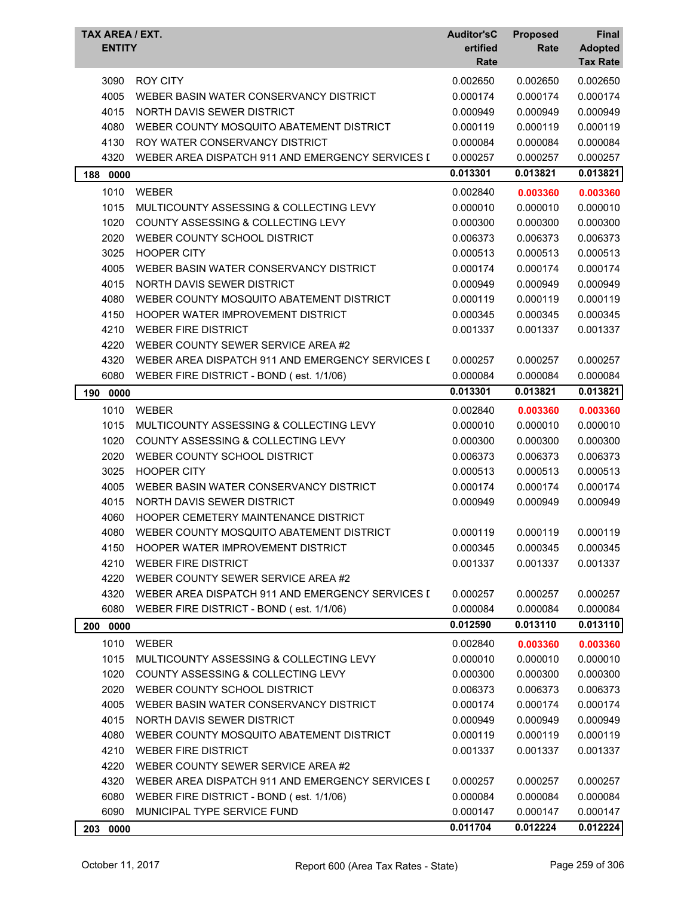| TAX AREA / EXT. ENTITY | | Auditor'sCertified Rate | Proposed Rate | Final Adopted Tax Rate |
|---|---|---|---|---|
| 3090 | ROY CITY | 0.002650 | 0.002650 | 0.002650 |
| 4005 | WEBER BASIN WATER CONSERVANCY DISTRICT | 0.000174 | 0.000174 | 0.000174 |
| 4015 | NORTH DAVIS SEWER DISTRICT | 0.000949 | 0.000949 | 0.000949 |
| 4080 | WEBER COUNTY MOSQUITO ABATEMENT DISTRICT | 0.000119 | 0.000119 | 0.000119 |
| 4130 | ROY WATER CONSERVANCY DISTRICT | 0.000084 | 0.000084 | 0.000084 |
| 4320 | WEBER AREA DISPATCH 911 AND EMERGENCY SERVICES D | 0.000257 | 0.000257 | 0.000257 |
| **188 0000** | | **0.013301** | **0.013821** | **0.013821** |
| 1010 | WEBER | 0.002840 | **0.003360** | **0.003360** |
| 1015 | MULTICOUNTY ASSESSING & COLLECTING LEVY | 0.000010 | 0.000010 | 0.000010 |
| 1020 | COUNTY ASSESSING & COLLECTING LEVY | 0.000300 | 0.000300 | 0.000300 |
| 2020 | WEBER COUNTY SCHOOL DISTRICT | 0.006373 | 0.006373 | 0.006373 |
| 3025 | HOOPER CITY | 0.000513 | 0.000513 | 0.000513 |
| 4005 | WEBER BASIN WATER CONSERVANCY DISTRICT | 0.000174 | 0.000174 | 0.000174 |
| 4015 | NORTH DAVIS SEWER DISTRICT | 0.000949 | 0.000949 | 0.000949 |
| 4080 | WEBER COUNTY MOSQUITO ABATEMENT DISTRICT | 0.000119 | 0.000119 | 0.000119 |
| 4150 | HOOPER WATER IMPROVEMENT DISTRICT | 0.000345 | 0.000345 | 0.000345 |
| 4210 | WEBER FIRE DISTRICT | 0.001337 | 0.001337 | 0.001337 |
| 4220 | WEBER COUNTY SEWER SERVICE AREA #2 | | | |
| 4320 | WEBER AREA DISPATCH 911 AND EMERGENCY SERVICES D | 0.000257 | 0.000257 | 0.000257 |
| 6080 | WEBER FIRE DISTRICT - BOND ( est. 1/1/06) | 0.000084 | 0.000084 | 0.000084 |
| **190 0000** | | **0.013301** | **0.013821** | **0.013821** |
| 1010 | WEBER | 0.002840 | **0.003360** | **0.003360** |
| 1015 | MULTICOUNTY ASSESSING & COLLECTING LEVY | 0.000010 | 0.000010 | 0.000010 |
| 1020 | COUNTY ASSESSING & COLLECTING LEVY | 0.000300 | 0.000300 | 0.000300 |
| 2020 | WEBER COUNTY SCHOOL DISTRICT | 0.006373 | 0.006373 | 0.006373 |
| 3025 | HOOPER CITY | 0.000513 | 0.000513 | 0.000513 |
| 4005 | WEBER BASIN WATER CONSERVANCY DISTRICT | 0.000174 | 0.000174 | 0.000174 |
| 4015 | NORTH DAVIS SEWER DISTRICT | 0.000949 | 0.000949 | 0.000949 |
| 4060 | HOOPER CEMETERY MAINTENANCE DISTRICT | | | |
| 4080 | WEBER COUNTY MOSQUITO ABATEMENT DISTRICT | 0.000119 | 0.000119 | 0.000119 |
| 4150 | HOOPER WATER IMPROVEMENT DISTRICT | 0.000345 | 0.000345 | 0.000345 |
| 4210 | WEBER FIRE DISTRICT | 0.001337 | 0.001337 | 0.001337 |
| 4220 | WEBER COUNTY SEWER SERVICE AREA #2 | | | |
| 4320 | WEBER AREA DISPATCH 911 AND EMERGENCY SERVICES D | 0.000257 | 0.000257 | 0.000257 |
| 6080 | WEBER FIRE DISTRICT - BOND ( est. 1/1/06) | 0.000084 | 0.000084 | 0.000084 |
| **200 0000** | | **0.012590** | **0.013110** | **0.013110** |
| 1010 | WEBER | 0.002840 | **0.003360** | **0.003360** |
| 1015 | MULTICOUNTY ASSESSING & COLLECTING LEVY | 0.000010 | 0.000010 | 0.000010 |
| 1020 | COUNTY ASSESSING & COLLECTING LEVY | 0.000300 | 0.000300 | 0.000300 |
| 2020 | WEBER COUNTY SCHOOL DISTRICT | 0.006373 | 0.006373 | 0.006373 |
| 4005 | WEBER BASIN WATER CONSERVANCY DISTRICT | 0.000174 | 0.000174 | 0.000174 |
| 4015 | NORTH DAVIS SEWER DISTRICT | 0.000949 | 0.000949 | 0.000949 |
| 4080 | WEBER COUNTY MOSQUITO ABATEMENT DISTRICT | 0.000119 | 0.000119 | 0.000119 |
| 4210 | WEBER FIRE DISTRICT | 0.001337 | 0.001337 | 0.001337 |
| 4220 | WEBER COUNTY SEWER SERVICE AREA #2 | | | |
| 4320 | WEBER AREA DISPATCH 911 AND EMERGENCY SERVICES D | 0.000257 | 0.000257 | 0.000257 |
| 6080 | WEBER FIRE DISTRICT - BOND ( est. 1/1/06) | 0.000084 | 0.000084 | 0.000084 |
| 6090 | MUNICIPAL TYPE SERVICE FUND | 0.000147 | 0.000147 | 0.000147 |
| **203 0000** | | **0.011704** | **0.012224** | **0.012224** |

October 11, 2017 Report 600 (Area Tax Rates - State)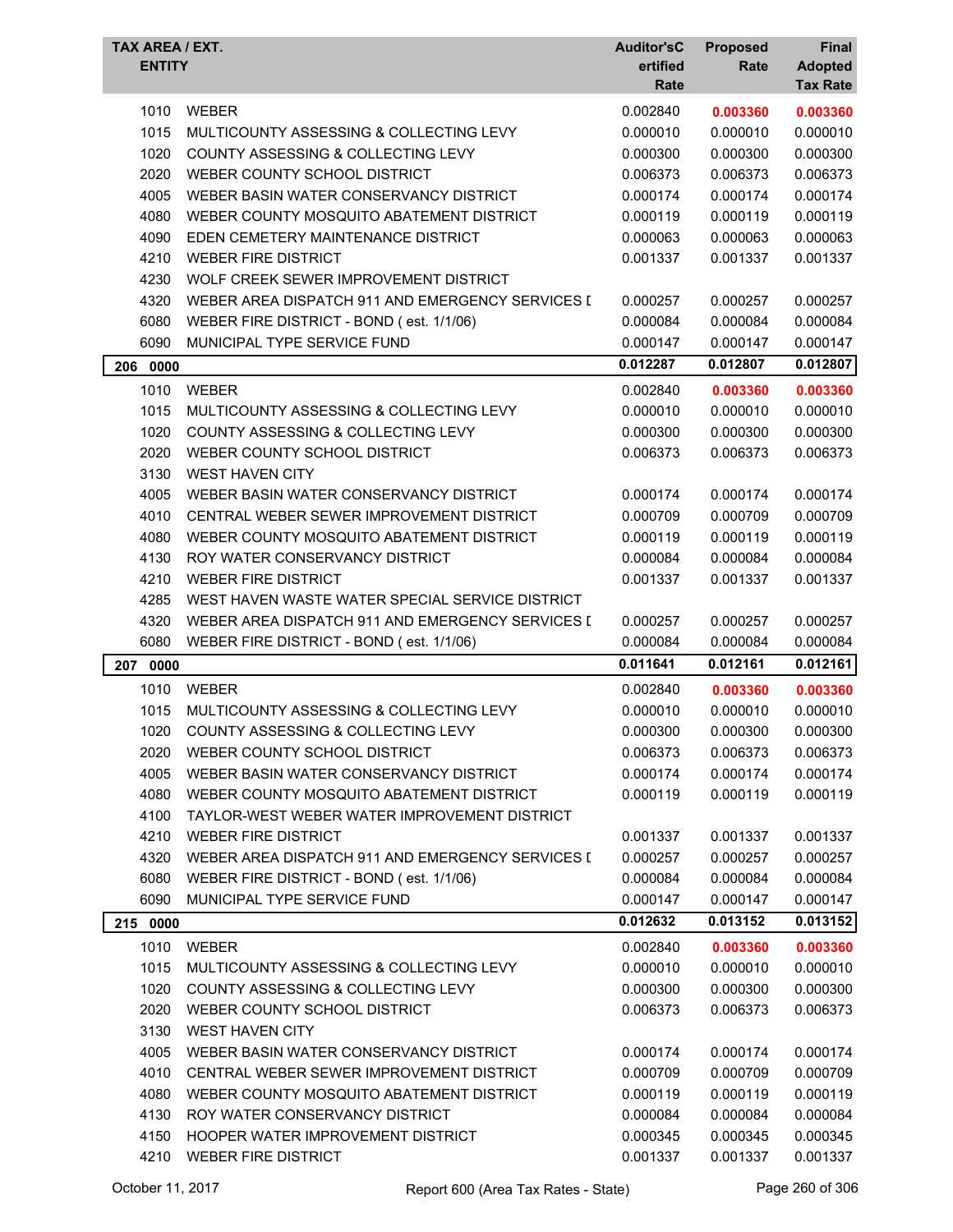| TAX AREA / EXT. ENTITY | | Auditor'sCertified Rate | Proposed Rate | Final Adopted Tax Rate |
|---|---|---|---|---|
| 1010 | WEBER | 0.002840 | **0.003360** | **0.003360** |
| 1015 | MULTICOUNTY ASSESSING & COLLECTING LEVY | 0.000010 | 0.000010 | 0.000010 |
| 1020 | COUNTY ASSESSING & COLLECTING LEVY | 0.000300 | 0.000300 | 0.000300 |
| 2020 | WEBER COUNTY SCHOOL DISTRICT | 0.006373 | 0.006373 | 0.006373 |
| 4005 | WEBER BASIN WATER CONSERVANCY DISTRICT | 0.000174 | 0.000174 | 0.000174 |
| 4080 | WEBER COUNTY MOSQUITO ABATEMENT DISTRICT | 0.000119 | 0.000119 | 0.000119 |
| 4090 | EDEN CEMETERY MAINTENANCE DISTRICT | 0.000063 | 0.000063 | 0.000063 |
| 4210 | WEBER FIRE DISTRICT | 0.001337 | 0.001337 | 0.001337 |
| 4230 | WOLF CREEK SEWER IMPROVEMENT DISTRICT | | | |
| 4320 | WEBER AREA DISPATCH 911 AND EMERGENCY SERVICES D | 0.000257 | 0.000257 | 0.000257 |
| 6080 | WEBER FIRE DISTRICT - BOND ( est. 1/1/06) | 0.000084 | 0.000084 | 0.000084 |
| 6090 | MUNICIPAL TYPE SERVICE FUND | 0.000147 | 0.000147 | 0.000147 |
| **206 0000** | | **0.012287** | **0.012807** | **0.012807** |
| 1010 | WEBER | 0.002840 | **0.003360** | **0.003360** |
| 1015 | MULTICOUNTY ASSESSING & COLLECTING LEVY | 0.000010 | 0.000010 | 0.000010 |
| 1020 | COUNTY ASSESSING & COLLECTING LEVY | 0.000300 | 0.000300 | 0.000300 |
| 2020 | WEBER COUNTY SCHOOL DISTRICT | 0.006373 | 0.006373 | 0.006373 |
| 3130 | WEST HAVEN CITY | | | |
| 4005 | WEBER BASIN WATER CONSERVANCY DISTRICT | 0.000174 | 0.000174 | 0.000174 |
| 4010 | CENTRAL WEBER SEWER IMPROVEMENT DISTRICT | 0.000709 | 0.000709 | 0.000709 |
| 4080 | WEBER COUNTY MOSQUITO ABATEMENT DISTRICT | 0.000119 | 0.000119 | 0.000119 |
| 4130 | ROY WATER CONSERVANCY DISTRICT | 0.000084 | 0.000084 | 0.000084 |
| 4210 | WEBER FIRE DISTRICT | 0.001337 | 0.001337 | 0.001337 |
| 4285 | WEST HAVEN WASTE WATER SPECIAL SERVICE DISTRICT | | | |
| 4320 | WEBER AREA DISPATCH 911 AND EMERGENCY SERVICES D | 0.000257 | 0.000257 | 0.000257 |
| 6080 | WEBER FIRE DISTRICT - BOND ( est. 1/1/06) | 0.000084 | 0.000084 | 0.000084 |
| **207 0000** | | **0.011641** | **0.012161** | **0.012161** |
| 1010 | WEBER | 0.002840 | **0.003360** | **0.003360** |
| 1015 | MULTICOUNTY ASSESSING & COLLECTING LEVY | 0.000010 | 0.000010 | 0.000010 |
| 1020 | COUNTY ASSESSING & COLLECTING LEVY | 0.000300 | 0.000300 | 0.000300 |
| 2020 | WEBER COUNTY SCHOOL DISTRICT | 0.006373 | 0.006373 | 0.006373 |
| 4005 | WEBER BASIN WATER CONSERVANCY DISTRICT | 0.000174 | 0.000174 | 0.000174 |
| 4080 | WEBER COUNTY MOSQUITO ABATEMENT DISTRICT | 0.000119 | 0.000119 | 0.000119 |
| 4100 | TAYLOR-WEST WEBER WATER IMPROVEMENT DISTRICT | | | |
| 4210 | WEBER FIRE DISTRICT | 0.001337 | 0.001337 | 0.001337 |
| 4320 | WEBER AREA DISPATCH 911 AND EMERGENCY SERVICES D | 0.000257 | 0.000257 | 0.000257 |
| 6080 | WEBER FIRE DISTRICT - BOND ( est. 1/1/06) | 0.000084 | 0.000084 | 0.000084 |
| 6090 | MUNICIPAL TYPE SERVICE FUND | 0.000147 | 0.000147 | 0.000147 |
| **215 0000** | | **0.012632** | **0.013152** | **0.013152** |
| 1010 | WEBER | 0.002840 | **0.003360** | **0.003360** |
| 1015 | MULTICOUNTY ASSESSING & COLLECTING LEVY | 0.000010 | 0.000010 | 0.000010 |
| 1020 | COUNTY ASSESSING & COLLECTING LEVY | 0.000300 | 0.000300 | 0.000300 |
| 2020 | WEBER COUNTY SCHOOL DISTRICT | 0.006373 | 0.006373 | 0.006373 |
| 3130 | WEST HAVEN CITY | | | |
| 4005 | WEBER BASIN WATER CONSERVANCY DISTRICT | 0.000174 | 0.000174 | 0.000174 |
| 4010 | CENTRAL WEBER SEWER IMPROVEMENT DISTRICT | 0.000709 | 0.000709 | 0.000709 |
| 4080 | WEBER COUNTY MOSQUITO ABATEMENT DISTRICT | 0.000119 | 0.000119 | 0.000119 |
| 4130 | ROY WATER CONSERVANCY DISTRICT | 0.000084 | 0.000084 | 0.000084 |
| 4150 | HOOPER WATER IMPROVEMENT DISTRICT | 0.000345 | 0.000345 | 0.000345 |
| 4210 | WEBER FIRE DISTRICT | 0.001337 | 0.001337 | 0.001337 |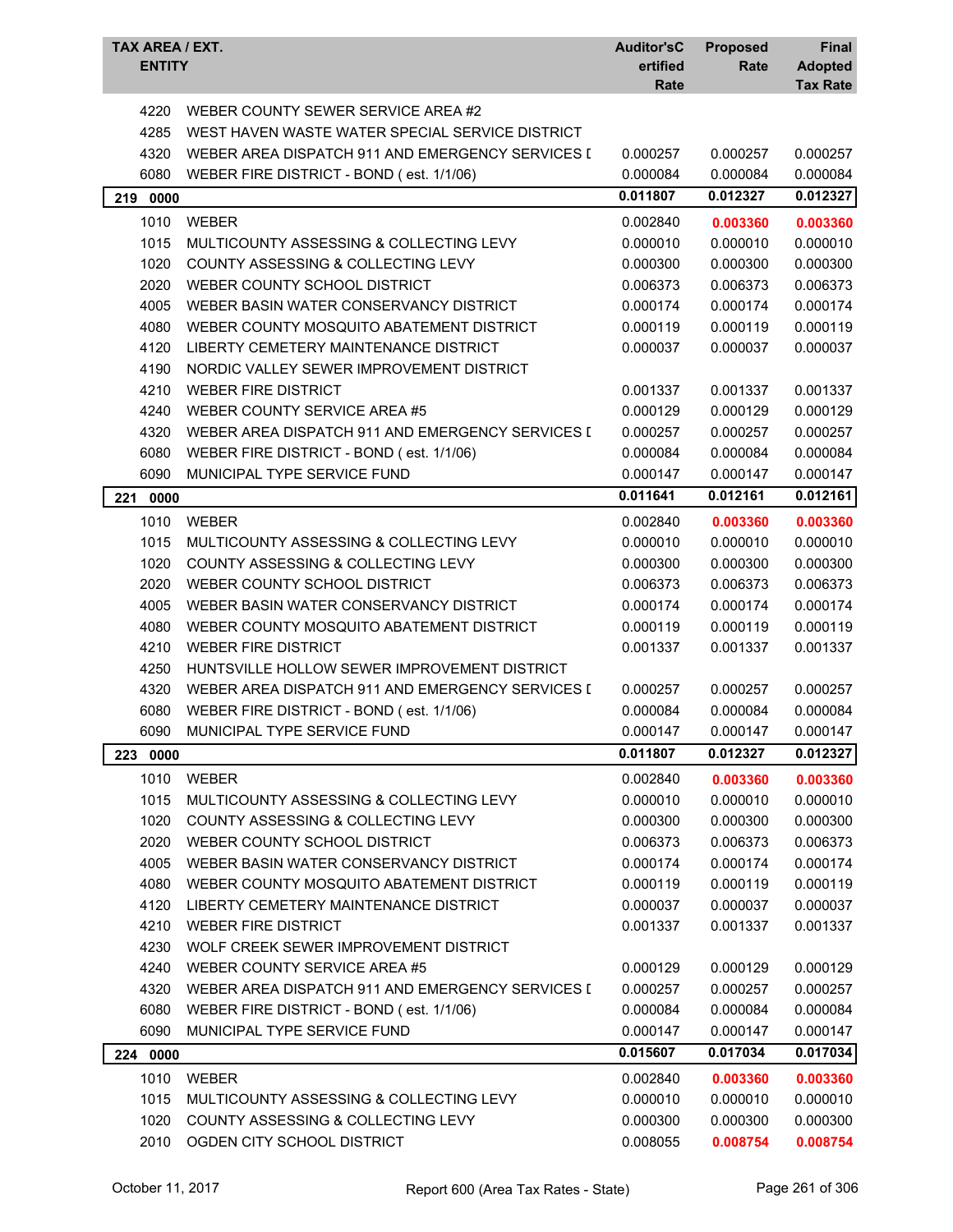| TAX AREA / EXT.<br>ENTITY | | Auditor'sCertified Rate | Proposed Rate | Final Adopted Tax Rate |
|---|---|---|---|---|
| 4220 | WEBER COUNTY SEWER SERVICE AREA #2 | | | |
| 4285 | WEST HAVEN WASTE WATER SPECIAL SERVICE DISTRICT | | | |
| 4320 | WEBER AREA DISPATCH 911 AND EMERGENCY SERVICES I | 0.000257 | 0.000257 | 0.000257 |
| 6080 | WEBER FIRE DISTRICT - BOND ( est. 1/1/06) | 0.000084 | 0.000084 | 0.000084 |
| **219 0000** | | **0.011807** | **0.012327** | **0.012327** |
| 1010 | WEBER | 0.002840 | **0.003360** | **0.003360** |
| 1015 | MULTICOUNTY ASSESSING & COLLECTING LEVY | 0.000010 | 0.000010 | 0.000010 |
| 1020 | COUNTY ASSESSING & COLLECTING LEVY | 0.000300 | 0.000300 | 0.000300 |
| 2020 | WEBER COUNTY SCHOOL DISTRICT | 0.006373 | 0.006373 | 0.006373 |
| 4005 | WEBER BASIN WATER CONSERVANCY DISTRICT | 0.000174 | 0.000174 | 0.000174 |
| 4080 | WEBER COUNTY MOSQUITO ABATEMENT DISTRICT | 0.000119 | 0.000119 | 0.000119 |
| 4120 | LIBERTY CEMETERY MAINTENANCE DISTRICT | 0.000037 | 0.000037 | 0.000037 |
| 4190 | NORDIC VALLEY SEWER IMPROVEMENT DISTRICT | | | |
| 4210 | WEBER FIRE DISTRICT | 0.001337 | 0.001337 | 0.001337 |
| 4240 | WEBER COUNTY SERVICE AREA #5 | 0.000129 | 0.000129 | 0.000129 |
| 4320 | WEBER AREA DISPATCH 911 AND EMERGENCY SERVICES I | 0.000257 | 0.000257 | 0.000257 |
| 6080 | WEBER FIRE DISTRICT - BOND ( est. 1/1/06) | 0.000084 | 0.000084 | 0.000084 |
| 6090 | MUNICIPAL TYPE SERVICE FUND | 0.000147 | 0.000147 | 0.000147 |
| **221 0000** | | **0.011641** | **0.012161** | **0.012161** |
| 1010 | WEBER | 0.002840 | **0.003360** | **0.003360** |
| 1015 | MULTICOUNTY ASSESSING & COLLECTING LEVY | 0.000010 | 0.000010 | 0.000010 |
| 1020 | COUNTY ASSESSING & COLLECTING LEVY | 0.000300 | 0.000300 | 0.000300 |
| 2020 | WEBER COUNTY SCHOOL DISTRICT | 0.006373 | 0.006373 | 0.006373 |
| 4005 | WEBER BASIN WATER CONSERVANCY DISTRICT | 0.000174 | 0.000174 | 0.000174 |
| 4080 | WEBER COUNTY MOSQUITO ABATEMENT DISTRICT | 0.000119 | 0.000119 | 0.000119 |
| 4210 | WEBER FIRE DISTRICT | 0.001337 | 0.001337 | 0.001337 |
| 4250 | HUNTSVILLE HOLLOW SEWER IMPROVEMENT DISTRICT | | | |
| 4320 | WEBER AREA DISPATCH 911 AND EMERGENCY SERVICES I | 0.000257 | 0.000257 | 0.000257 |
| 6080 | WEBER FIRE DISTRICT - BOND ( est. 1/1/06) | 0.000084 | 0.000084 | 0.000084 |
| 6090 | MUNICIPAL TYPE SERVICE FUND | 0.000147 | 0.000147 | 0.000147 |
| **223 0000** | | **0.011807** | **0.012327** | **0.012327** |
| 1010 | WEBER | 0.002840 | **0.003360** | **0.003360** |
| 1015 | MULTICOUNTY ASSESSING & COLLECTING LEVY | 0.000010 | 0.000010 | 0.000010 |
| 1020 | COUNTY ASSESSING & COLLECTING LEVY | 0.000300 | 0.000300 | 0.000300 |
| 2020 | WEBER COUNTY SCHOOL DISTRICT | 0.006373 | 0.006373 | 0.006373 |
| 4005 | WEBER BASIN WATER CONSERVANCY DISTRICT | 0.000174 | 0.000174 | 0.000174 |
| 4080 | WEBER COUNTY MOSQUITO ABATEMENT DISTRICT | 0.000119 | 0.000119 | 0.000119 |
| 4120 | LIBERTY CEMETERY MAINTENANCE DISTRICT | 0.000037 | 0.000037 | 0.000037 |
| 4210 | WEBER FIRE DISTRICT | 0.001337 | 0.001337 | 0.001337 |
| 4230 | WOLF CREEK SEWER IMPROVEMENT DISTRICT | | | |
| 4240 | WEBER COUNTY SERVICE AREA #5 | 0.000129 | 0.000129 | 0.000129 |
| 4320 | WEBER AREA DISPATCH 911 AND EMERGENCY SERVICES I | 0.000257 | 0.000257 | 0.000257 |
| 6080 | WEBER FIRE DISTRICT - BOND ( est. 1/1/06) | 0.000084 | 0.000084 | 0.000084 |
| 6090 | MUNICIPAL TYPE SERVICE FUND | 0.000147 | 0.000147 | 0.000147 |
| **224 0000** | | **0.015607** | **0.017034** | **0.017034** |
| 1010 | WEBER | 0.002840 | **0.003360** | **0.003360** |
| 1015 | MULTICOUNTY ASSESSING & COLLECTING LEVY | 0.000010 | 0.000010 | 0.000010 |
| 1020 | COUNTY ASSESSING & COLLECTING LEVY | 0.000300 | 0.000300 | 0.000300 |
| 2010 | OGDEN CITY SCHOOL DISTRICT | 0.008055 | **0.008754** | **0.008754** |

October 11, 2017 Report 600 (Area Tax Rates - State)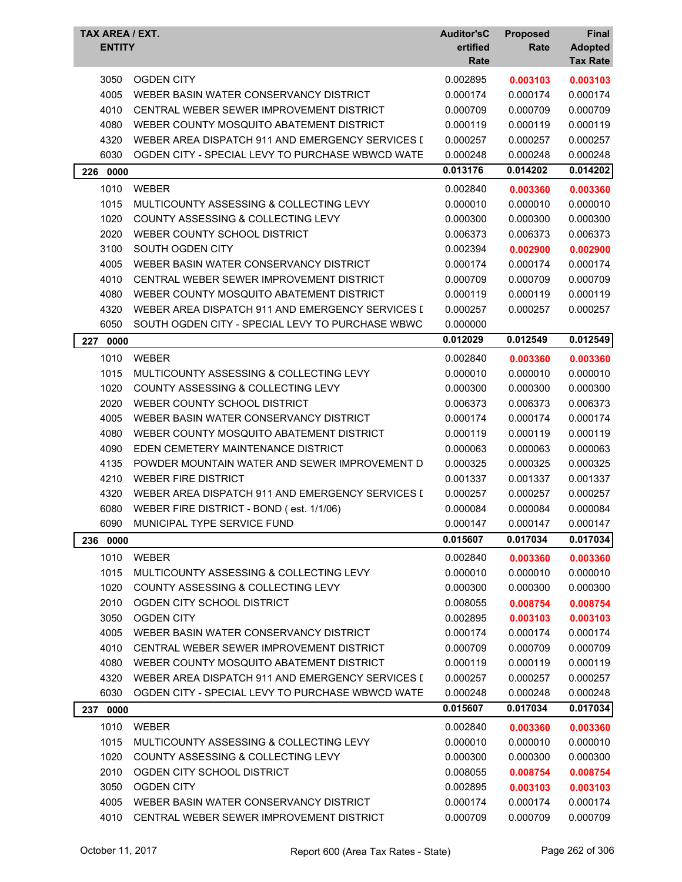| TAX AREA / EXT. ENTITY | | Auditor'sCertified Rate | Proposed Rate | Final Adopted Tax Rate |
|---|---|---|---|---|
| 3050 | OGDEN CITY | 0.002895 | **0.003103** | **0.003103** |
| 4005 | WEBER BASIN WATER CONSERVANCY DISTRICT | 0.000174 | 0.000174 | 0.000174 |
| 4010 | CENTRAL WEBER SEWER IMPROVEMENT DISTRICT | 0.000709 | 0.000709 | 0.000709 |
| 4080 | WEBER COUNTY MOSQUITO ABATEMENT DISTRICT | 0.000119 | 0.000119 | 0.000119 |
| 4320 | WEBER AREA DISPATCH 911 AND EMERGENCY SERVICES I | 0.000257 | 0.000257 | 0.000257 |
| 6030 | OGDEN CITY - SPECIAL LEVY TO PURCHASE WBWCD WATE | 0.000248 | 0.000248 | 0.000248 |
| **226** | **0000** | **0.013176** | **0.014202** | **0.014202** |
| 1010 | WEBER | 0.002840 | **0.003360** | **0.003360** |
| 1015 | MULTICOUNTY ASSESSING & COLLECTING LEVY | 0.000010 | 0.000010 | 0.000010 |
| 1020 | COUNTY ASSESSING & COLLECTING LEVY | 0.000300 | 0.000300 | 0.000300 |
| 2020 | WEBER COUNTY SCHOOL DISTRICT | 0.006373 | 0.006373 | 0.006373 |
| 3100 | SOUTH OGDEN CITY | 0.002394 | **0.002900** | **0.002900** |
| 4005 | WEBER BASIN WATER CONSERVANCY DISTRICT | 0.000174 | 0.000174 | 0.000174 |
| 4010 | CENTRAL WEBER SEWER IMPROVEMENT DISTRICT | 0.000709 | 0.000709 | 0.000709 |
| 4080 | WEBER COUNTY MOSQUITO ABATEMENT DISTRICT | 0.000119 | 0.000119 | 0.000119 |
| 4320 | WEBER AREA DISPATCH 911 AND EMERGENCY SERVICES I | 0.000257 | 0.000257 | 0.000257 |
| 6050 | SOUTH OGDEN CITY - SPECIAL LEVY TO PURCHASE WBWC | 0.000000 | | |
| **227** | **0000** | **0.012029** | **0.012549** | **0.012549** |
| 1010 | WEBER | 0.002840 | **0.003360** | **0.003360** |
| 1015 | MULTICOUNTY ASSESSING & COLLECTING LEVY | 0.000010 | 0.000010 | 0.000010 |
| 1020 | COUNTY ASSESSING & COLLECTING LEVY | 0.000300 | 0.000300 | 0.000300 |
| 2020 | WEBER COUNTY SCHOOL DISTRICT | 0.006373 | 0.006373 | 0.006373 |
| 4005 | WEBER BASIN WATER CONSERVANCY DISTRICT | 0.000174 | 0.000174 | 0.000174 |
| 4080 | WEBER COUNTY MOSQUITO ABATEMENT DISTRICT | 0.000119 | 0.000119 | 0.000119 |
| 4090 | EDEN CEMETERY MAINTENANCE DISTRICT | 0.000063 | 0.000063 | 0.000063 |
| 4135 | POWDER MOUNTAIN WATER AND SEWER IMPROVEMENT D | 0.000325 | 0.000325 | 0.000325 |
| 4210 | WEBER FIRE DISTRICT | 0.001337 | 0.001337 | 0.001337 |
| 4320 | WEBER AREA DISPATCH 911 AND EMERGENCY SERVICES I | 0.000257 | 0.000257 | 0.000257 |
| 6080 | WEBER FIRE DISTRICT - BOND ( est. 1/1/06) | 0.000084 | 0.000084 | 0.000084 |
| 6090 | MUNICIPAL TYPE SERVICE FUND | 0.000147 | 0.000147 | 0.000147 |
| **236** | **0000** | **0.015607** | **0.017034** | **0.017034** |
| 1010 | WEBER | 0.002840 | **0.003360** | **0.003360** |
| 1015 | MULTICOUNTY ASSESSING & COLLECTING LEVY | 0.000010 | 0.000010 | 0.000010 |
| 1020 | COUNTY ASSESSING & COLLECTING LEVY | 0.000300 | 0.000300 | 0.000300 |
| 2010 | OGDEN CITY SCHOOL DISTRICT | 0.008055 | **0.008754** | **0.008754** |
| 3050 | OGDEN CITY | 0.002895 | **0.003103** | **0.003103** |
| 4005 | WEBER BASIN WATER CONSERVANCY DISTRICT | 0.000174 | 0.000174 | 0.000174 |
| 4010 | CENTRAL WEBER SEWER IMPROVEMENT DISTRICT | 0.000709 | 0.000709 | 0.000709 |
| 4080 | WEBER COUNTY MOSQUITO ABATEMENT DISTRICT | 0.000119 | 0.000119 | 0.000119 |
| 4320 | WEBER AREA DISPATCH 911 AND EMERGENCY SERVICES I | 0.000257 | 0.000257 | 0.000257 |
| 6030 | OGDEN CITY - SPECIAL LEVY TO PURCHASE WBWCD WATE | 0.000248 | 0.000248 | 0.000248 |
| **237** | **0000** | **0.015607** | **0.017034** | **0.017034** |
| 1010 | WEBER | 0.002840 | **0.003360** | **0.003360** |
| 1015 | MULTICOUNTY ASSESSING & COLLECTING LEVY | 0.000010 | 0.000010 | 0.000010 |
| 1020 | COUNTY ASSESSING & COLLECTING LEVY | 0.000300 | 0.000300 | 0.000300 |
| 2010 | OGDEN CITY SCHOOL DISTRICT | 0.008055 | **0.008754** | **0.008754** |
| 3050 | OGDEN CITY | 0.002895 | **0.003103** | **0.003103** |
| 4005 | WEBER BASIN WATER CONSERVANCY DISTRICT | 0.000174 | 0.000174 | 0.000174 |
| 4010 | CENTRAL WEBER SEWER IMPROVEMENT DISTRICT | 0.000709 | 0.000709 | 0.000709 |

October 11, 2017 — Report 600 (Area Tax Rates - State)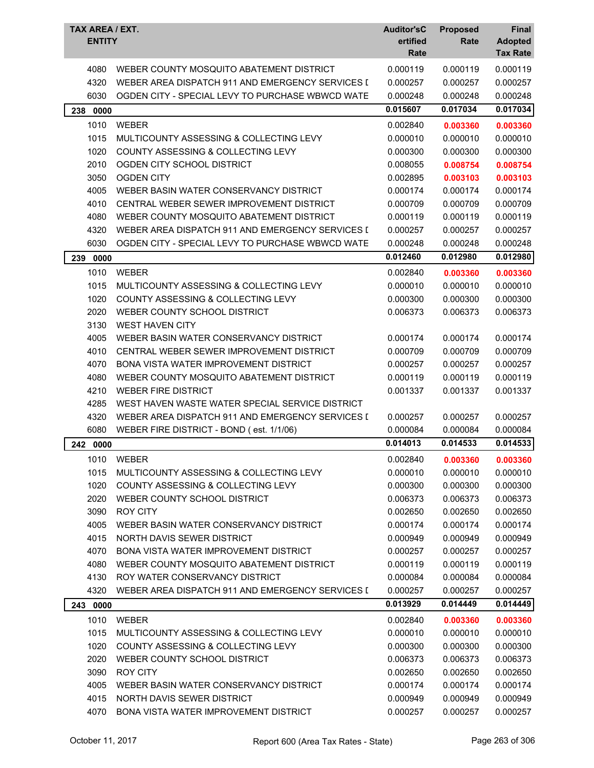| TAX AREA / EXT. ENTITY | | Auditor'sCertified Rate | Proposed Rate | Final Adopted Tax Rate |
|---|---|---|---|---|
| 4080 | WEBER COUNTY MOSQUITO ABATEMENT DISTRICT | 0.000119 | 0.000119 | 0.000119 |
| 4320 | WEBER AREA DISPATCH 911 AND EMERGENCY SERVICES I | 0.000257 | 0.000257 | 0.000257 |
| 6030 | OGDEN CITY - SPECIAL LEVY TO PURCHASE WBWCD WATE | 0.000248 | 0.000248 | 0.000248 |
| **238 0000** | | **0.015607** | **0.017034** | **0.017034** |
| 1010 | WEBER | 0.002840 | **0.003360** | **0.003360** |
| 1015 | MULTICOUNTY ASSESSING & COLLECTING LEVY | 0.000010 | 0.000010 | 0.000010 |
| 1020 | COUNTY ASSESSING & COLLECTING LEVY | 0.000300 | 0.000300 | 0.000300 |
| 2010 | OGDEN CITY SCHOOL DISTRICT | 0.008055 | **0.008754** | **0.008754** |
| 3050 | OGDEN CITY | 0.002895 | **0.003103** | **0.003103** |
| 4005 | WEBER BASIN WATER CONSERVANCY DISTRICT | 0.000174 | 0.000174 | 0.000174 |
| 4010 | CENTRAL WEBER SEWER IMPROVEMENT DISTRICT | 0.000709 | 0.000709 | 0.000709 |
| 4080 | WEBER COUNTY MOSQUITO ABATEMENT DISTRICT | 0.000119 | 0.000119 | 0.000119 |
| 4320 | WEBER AREA DISPATCH 911 AND EMERGENCY SERVICES I | 0.000257 | 0.000257 | 0.000257 |
| 6030 | OGDEN CITY - SPECIAL LEVY TO PURCHASE WBWCD WATE | 0.000248 | 0.000248 | 0.000248 |
| **239 0000** | | **0.012460** | **0.012980** | **0.012980** |
| 1010 | WEBER | 0.002840 | **0.003360** | **0.003360** |
| 1015 | MULTICOUNTY ASSESSING & COLLECTING LEVY | 0.000010 | 0.000010 | 0.000010 |
| 1020 | COUNTY ASSESSING & COLLECTING LEVY | 0.000300 | 0.000300 | 0.000300 |
| 2020 | WEBER COUNTY SCHOOL DISTRICT | 0.006373 | 0.006373 | 0.006373 |
| 3130 | WEST HAVEN CITY | | | |
| 4005 | WEBER BASIN WATER CONSERVANCY DISTRICT | 0.000174 | 0.000174 | 0.000174 |
| 4010 | CENTRAL WEBER SEWER IMPROVEMENT DISTRICT | 0.000709 | 0.000709 | 0.000709 |
| 4070 | BONA VISTA WATER IMPROVEMENT DISTRICT | 0.000257 | 0.000257 | 0.000257 |
| 4080 | WEBER COUNTY MOSQUITO ABATEMENT DISTRICT | 0.000119 | 0.000119 | 0.000119 |
| 4210 | WEBER FIRE DISTRICT | 0.001337 | 0.001337 | 0.001337 |
| 4285 | WEST HAVEN WASTE WATER SPECIAL SERVICE DISTRICT | | | |
| 4320 | WEBER AREA DISPATCH 911 AND EMERGENCY SERVICES I | 0.000257 | 0.000257 | 0.000257 |
| 6080 | WEBER FIRE DISTRICT - BOND ( est. 1/1/06) | 0.000084 | 0.000084 | 0.000084 |
| **242 0000** | | **0.014013** | **0.014533** | **0.014533** |
| 1010 | WEBER | 0.002840 | **0.003360** | **0.003360** |
| 1015 | MULTICOUNTY ASSESSING & COLLECTING LEVY | 0.000010 | 0.000010 | 0.000010 |
| 1020 | COUNTY ASSESSING & COLLECTING LEVY | 0.000300 | 0.000300 | 0.000300 |
| 2020 | WEBER COUNTY SCHOOL DISTRICT | 0.006373 | 0.006373 | 0.006373 |
| 3090 | ROY CITY | 0.002650 | 0.002650 | 0.002650 |
| 4005 | WEBER BASIN WATER CONSERVANCY DISTRICT | 0.000174 | 0.000174 | 0.000174 |
| 4015 | NORTH DAVIS SEWER DISTRICT | 0.000949 | 0.000949 | 0.000949 |
| 4070 | BONA VISTA WATER IMPROVEMENT DISTRICT | 0.000257 | 0.000257 | 0.000257 |
| 4080 | WEBER COUNTY MOSQUITO ABATEMENT DISTRICT | 0.000119 | 0.000119 | 0.000119 |
| 4130 | ROY WATER CONSERVANCY DISTRICT | 0.000084 | 0.000084 | 0.000084 |
| 4320 | WEBER AREA DISPATCH 911 AND EMERGENCY SERVICES I | 0.000257 | 0.000257 | 0.000257 |
| **243 0000** | | **0.013929** | **0.014449** | **0.014449** |
| 1010 | WEBER | 0.002840 | **0.003360** | **0.003360** |
| 1015 | MULTICOUNTY ASSESSING & COLLECTING LEVY | 0.000010 | 0.000010 | 0.000010 |
| 1020 | COUNTY ASSESSING & COLLECTING LEVY | 0.000300 | 0.000300 | 0.000300 |
| 2020 | WEBER COUNTY SCHOOL DISTRICT | 0.006373 | 0.006373 | 0.006373 |
| 3090 | ROY CITY | 0.002650 | 0.002650 | 0.002650 |
| 4005 | WEBER BASIN WATER CONSERVANCY DISTRICT | 0.000174 | 0.000174 | 0.000174 |
| 4015 | NORTH DAVIS SEWER DISTRICT | 0.000949 | 0.000949 | 0.000949 |
| 4070 | BONA VISTA WATER IMPROVEMENT DISTRICT | 0.000257 | 0.000257 | 0.000257 |

October 11, 2017 — Report 600 (Area Tax Rates - State)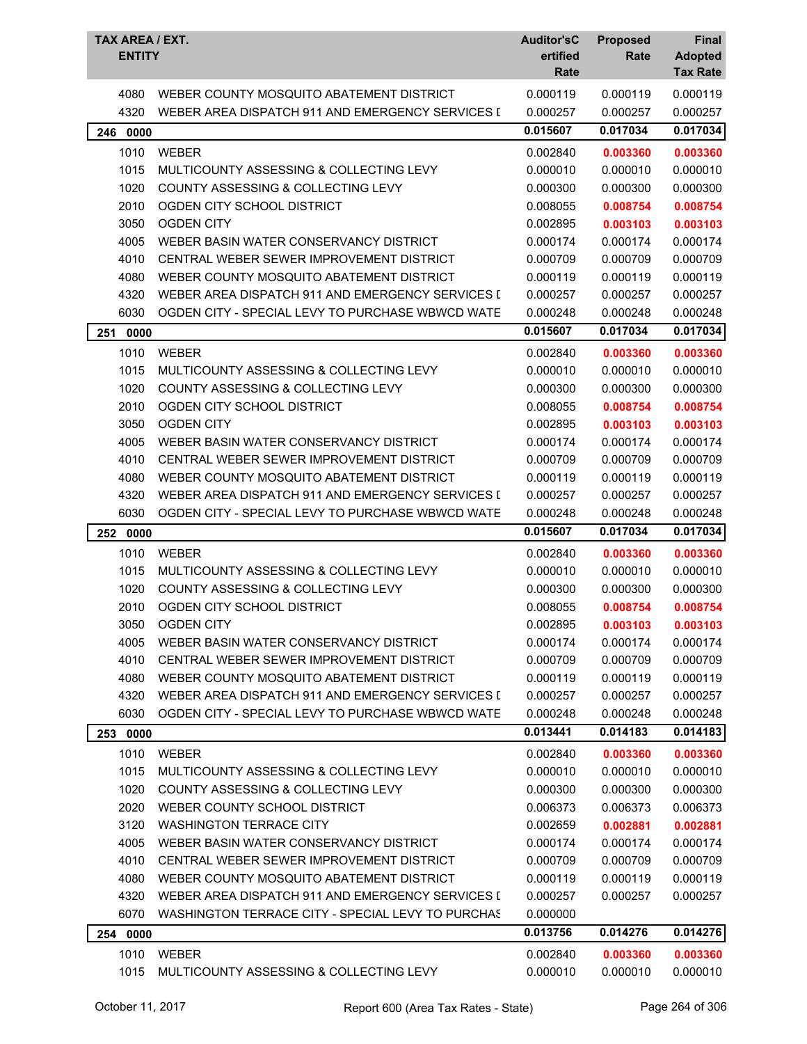| TAX AREA / EXT. | ENTITY | Auditor's Certified Rate | Proposed Rate | Final Adopted Tax Rate |
|---|---|---|---|---|
| 4080 | WEBER COUNTY MOSQUITO ABATEMENT DISTRICT | 0.000119 | 0.000119 | 0.000119 |
| 4320 | WEBER AREA DISPATCH 911 AND EMERGENCY SERVICES [ | 0.000257 | 0.000257 | 0.000257 |
| **246 0000** | | **0.015607** | **0.017034** | **0.017034** |
| 1010 | WEBER | 0.002840 | **0.003360** | **0.003360** |
| 1015 | MULTICOUNTY ASSESSING & COLLECTING LEVY | 0.000010 | 0.000010 | 0.000010 |
| 1020 | COUNTY ASSESSING & COLLECTING LEVY | 0.000300 | 0.000300 | 0.000300 |
| 2010 | OGDEN CITY SCHOOL DISTRICT | 0.008055 | **0.008754** | **0.008754** |
| 3050 | OGDEN CITY | 0.002895 | **0.003103** | **0.003103** |
| 4005 | WEBER BASIN WATER CONSERVANCY DISTRICT | 0.000174 | 0.000174 | 0.000174 |
| 4010 | CENTRAL WEBER SEWER IMPROVEMENT DISTRICT | 0.000709 | 0.000709 | 0.000709 |
| 4080 | WEBER COUNTY MOSQUITO ABATEMENT DISTRICT | 0.000119 | 0.000119 | 0.000119 |
| 4320 | WEBER AREA DISPATCH 911 AND EMERGENCY SERVICES [ | 0.000257 | 0.000257 | 0.000257 |
| 6030 | OGDEN CITY - SPECIAL LEVY TO PURCHASE WBWCD WATE | 0.000248 | 0.000248 | 0.000248 |
| **251 0000** | | **0.015607** | **0.017034** | **0.017034** |
| 1010 | WEBER | 0.002840 | **0.003360** | **0.003360** |
| 1015 | MULTICOUNTY ASSESSING & COLLECTING LEVY | 0.000010 | 0.000010 | 0.000010 |
| 1020 | COUNTY ASSESSING & COLLECTING LEVY | 0.000300 | 0.000300 | 0.000300 |
| 2010 | OGDEN CITY SCHOOL DISTRICT | 0.008055 | **0.008754** | **0.008754** |
| 3050 | OGDEN CITY | 0.002895 | **0.003103** | **0.003103** |
| 4005 | WEBER BASIN WATER CONSERVANCY DISTRICT | 0.000174 | 0.000174 | 0.000174 |
| 4010 | CENTRAL WEBER SEWER IMPROVEMENT DISTRICT | 0.000709 | 0.000709 | 0.000709 |
| 4080 | WEBER COUNTY MOSQUITO ABATEMENT DISTRICT | 0.000119 | 0.000119 | 0.000119 |
| 4320 | WEBER AREA DISPATCH 911 AND EMERGENCY SERVICES [ | 0.000257 | 0.000257 | 0.000257 |
| 6030 | OGDEN CITY - SPECIAL LEVY TO PURCHASE WBWCD WATE | 0.000248 | 0.000248 | 0.000248 |
| **252 0000** | | **0.015607** | **0.017034** | **0.017034** |
| 1010 | WEBER | 0.002840 | **0.003360** | **0.003360** |
| 1015 | MULTICOUNTY ASSESSING & COLLECTING LEVY | 0.000010 | 0.000010 | 0.000010 |
| 1020 | COUNTY ASSESSING & COLLECTING LEVY | 0.000300 | 0.000300 | 0.000300 |
| 2010 | OGDEN CITY SCHOOL DISTRICT | 0.008055 | **0.008754** | **0.008754** |
| 3050 | OGDEN CITY | 0.002895 | **0.003103** | **0.003103** |
| 4005 | WEBER BASIN WATER CONSERVANCY DISTRICT | 0.000174 | 0.000174 | 0.000174 |
| 4010 | CENTRAL WEBER SEWER IMPROVEMENT DISTRICT | 0.000709 | 0.000709 | 0.000709 |
| 4080 | WEBER COUNTY MOSQUITO ABATEMENT DISTRICT | 0.000119 | 0.000119 | 0.000119 |
| 4320 | WEBER AREA DISPATCH 911 AND EMERGENCY SERVICES [ | 0.000257 | 0.000257 | 0.000257 |
| 6030 | OGDEN CITY - SPECIAL LEVY TO PURCHASE WBWCD WATE | 0.000248 | 0.000248 | 0.000248 |
| **253 0000** | | **0.013441** | **0.014183** | **0.014183** |
| 1010 | WEBER | 0.002840 | **0.003360** | **0.003360** |
| 1015 | MULTICOUNTY ASSESSING & COLLECTING LEVY | 0.000010 | 0.000010 | 0.000010 |
| 1020 | COUNTY ASSESSING & COLLECTING LEVY | 0.000300 | 0.000300 | 0.000300 |
| 2020 | WEBER COUNTY SCHOOL DISTRICT | 0.006373 | 0.006373 | 0.006373 |
| 3120 | WASHINGTON TERRACE CITY | 0.002659 | **0.002881** | **0.002881** |
| 4005 | WEBER BASIN WATER CONSERVANCY DISTRICT | 0.000174 | 0.000174 | 0.000174 |
| 4010 | CENTRAL WEBER SEWER IMPROVEMENT DISTRICT | 0.000709 | 0.000709 | 0.000709 |
| 4080 | WEBER COUNTY MOSQUITO ABATEMENT DISTRICT | 0.000119 | 0.000119 | 0.000119 |
| 4320 | WEBER AREA DISPATCH 911 AND EMERGENCY SERVICES [ | 0.000257 | 0.000257 | 0.000257 |
| 6070 | WASHINGTON TERRACE CITY - SPECIAL LEVY TO PURCHAS | 0.000000 | | |
| **254 0000** | | **0.013756** | **0.014276** | **0.014276** |
| 1010 | WEBER | 0.002840 | **0.003360** | **0.003360** |
| 1015 | MULTICOUNTY ASSESSING & COLLECTING LEVY | 0.000010 | 0.000010 | 0.000010 |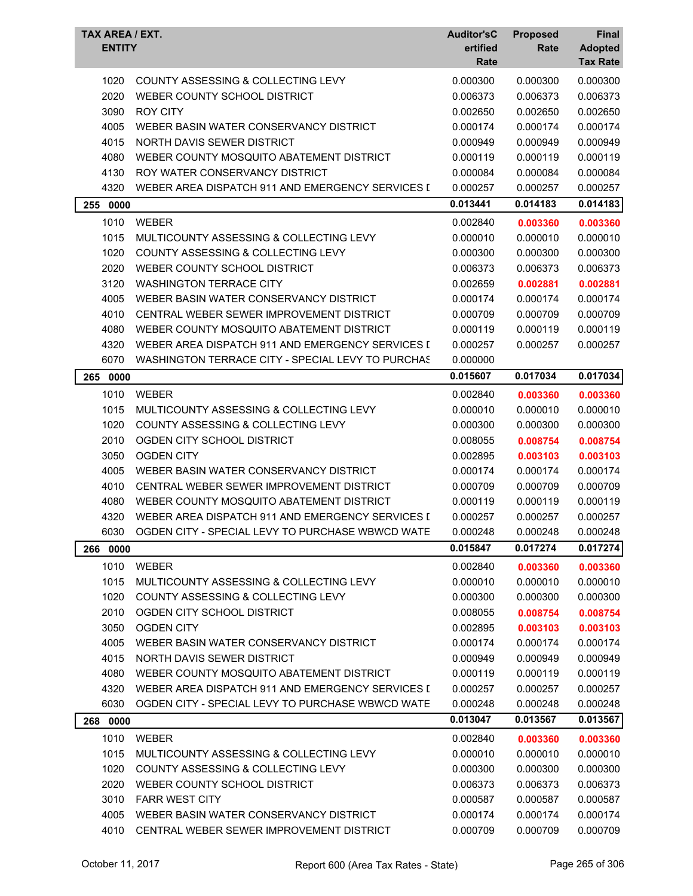| TAX AREA / EXT. ENTITY | | Auditor'sCertified Rate | Proposed Rate | Final Adopted Tax Rate |
|---|---|---|---|---|
| 1020 | COUNTY ASSESSING & COLLECTING LEVY | 0.000300 | 0.000300 | 0.000300 |
| 2020 | WEBER COUNTY SCHOOL DISTRICT | 0.006373 | 0.006373 | 0.006373 |
| 3090 | ROY CITY | 0.002650 | 0.002650 | 0.002650 |
| 4005 | WEBER BASIN WATER CONSERVANCY DISTRICT | 0.000174 | 0.000174 | 0.000174 |
| 4015 | NORTH DAVIS SEWER DISTRICT | 0.000949 | 0.000949 | 0.000949 |
| 4080 | WEBER COUNTY MOSQUITO ABATEMENT DISTRICT | 0.000119 | 0.000119 | 0.000119 |
| 4130 | ROY WATER CONSERVANCY DISTRICT | 0.000084 | 0.000084 | 0.000084 |
| 4320 | WEBER AREA DISPATCH 911 AND EMERGENCY SERVICES [ | 0.000257 | 0.000257 | 0.000257 |
| **255 0000** | | **0.013441** | **0.014183** | **0.014183** |
| 1010 | WEBER | 0.002840 | **0.003360** | **0.003360** |
| 1015 | MULTICOUNTY ASSESSING & COLLECTING LEVY | 0.000010 | 0.000010 | 0.000010 |
| 1020 | COUNTY ASSESSING & COLLECTING LEVY | 0.000300 | 0.000300 | 0.000300 |
| 2020 | WEBER COUNTY SCHOOL DISTRICT | 0.006373 | 0.006373 | 0.006373 |
| 3120 | WASHINGTON TERRACE CITY | 0.002659 | **0.002881** | **0.002881** |
| 4005 | WEBER BASIN WATER CONSERVANCY DISTRICT | 0.000174 | 0.000174 | 0.000174 |
| 4010 | CENTRAL WEBER SEWER IMPROVEMENT DISTRICT | 0.000709 | 0.000709 | 0.000709 |
| 4080 | WEBER COUNTY MOSQUITO ABATEMENT DISTRICT | 0.000119 | 0.000119 | 0.000119 |
| 4320 | WEBER AREA DISPATCH 911 AND EMERGENCY SERVICES [ | 0.000257 | 0.000257 | 0.000257 |
| 6070 | WASHINGTON TERRACE CITY - SPECIAL LEVY TO PURCHAS | 0.000000 | | |
| **265 0000** | | **0.015607** | **0.017034** | **0.017034** |
| 1010 | WEBER | 0.002840 | **0.003360** | **0.003360** |
| 1015 | MULTICOUNTY ASSESSING & COLLECTING LEVY | 0.000010 | 0.000010 | 0.000010 |
| 1020 | COUNTY ASSESSING & COLLECTING LEVY | 0.000300 | 0.000300 | 0.000300 |
| 2010 | OGDEN CITY SCHOOL DISTRICT | 0.008055 | **0.008754** | **0.008754** |
| 3050 | OGDEN CITY | 0.002895 | **0.003103** | **0.003103** |
| 4005 | WEBER BASIN WATER CONSERVANCY DISTRICT | 0.000174 | 0.000174 | 0.000174 |
| 4010 | CENTRAL WEBER SEWER IMPROVEMENT DISTRICT | 0.000709 | 0.000709 | 0.000709 |
| 4080 | WEBER COUNTY MOSQUITO ABATEMENT DISTRICT | 0.000119 | 0.000119 | 0.000119 |
| 4320 | WEBER AREA DISPATCH 911 AND EMERGENCY SERVICES [ | 0.000257 | 0.000257 | 0.000257 |
| 6030 | OGDEN CITY - SPECIAL LEVY TO PURCHASE WBWCD WATE | 0.000248 | 0.000248 | 0.000248 |
| **266 0000** | | **0.015847** | **0.017274** | **0.017274** |
| 1010 | WEBER | 0.002840 | **0.003360** | **0.003360** |
| 1015 | MULTICOUNTY ASSESSING & COLLECTING LEVY | 0.000010 | 0.000010 | 0.000010 |
| 1020 | COUNTY ASSESSING & COLLECTING LEVY | 0.000300 | 0.000300 | 0.000300 |
| 2010 | OGDEN CITY SCHOOL DISTRICT | 0.008055 | **0.008754** | **0.008754** |
| 3050 | OGDEN CITY | 0.002895 | **0.003103** | **0.003103** |
| 4005 | WEBER BASIN WATER CONSERVANCY DISTRICT | 0.000174 | 0.000174 | 0.000174 |
| 4015 | NORTH DAVIS SEWER DISTRICT | 0.000949 | 0.000949 | 0.000949 |
| 4080 | WEBER COUNTY MOSQUITO ABATEMENT DISTRICT | 0.000119 | 0.000119 | 0.000119 |
| 4320 | WEBER AREA DISPATCH 911 AND EMERGENCY SERVICES [ | 0.000257 | 0.000257 | 0.000257 |
| 6030 | OGDEN CITY - SPECIAL LEVY TO PURCHASE WBWCD WATE | 0.000248 | 0.000248 | 0.000248 |
| **268 0000** | | **0.013047** | **0.013567** | **0.013567** |
| 1010 | WEBER | 0.002840 | **0.003360** | **0.003360** |
| 1015 | MULTICOUNTY ASSESSING & COLLECTING LEVY | 0.000010 | 0.000010 | 0.000010 |
| 1020 | COUNTY ASSESSING & COLLECTING LEVY | 0.000300 | 0.000300 | 0.000300 |
| 2020 | WEBER COUNTY SCHOOL DISTRICT | 0.006373 | 0.006373 | 0.006373 |
| 3010 | FARR WEST CITY | 0.000587 | 0.000587 | 0.000587 |
| 4005 | WEBER BASIN WATER CONSERVANCY DISTRICT | 0.000174 | 0.000174 | 0.000174 |
| 4010 | CENTRAL WEBER SEWER IMPROVEMENT DISTRICT | 0.000709 | 0.000709 | 0.000709 |

October 11, 2017 — Report 600 (Area Tax Rates - State)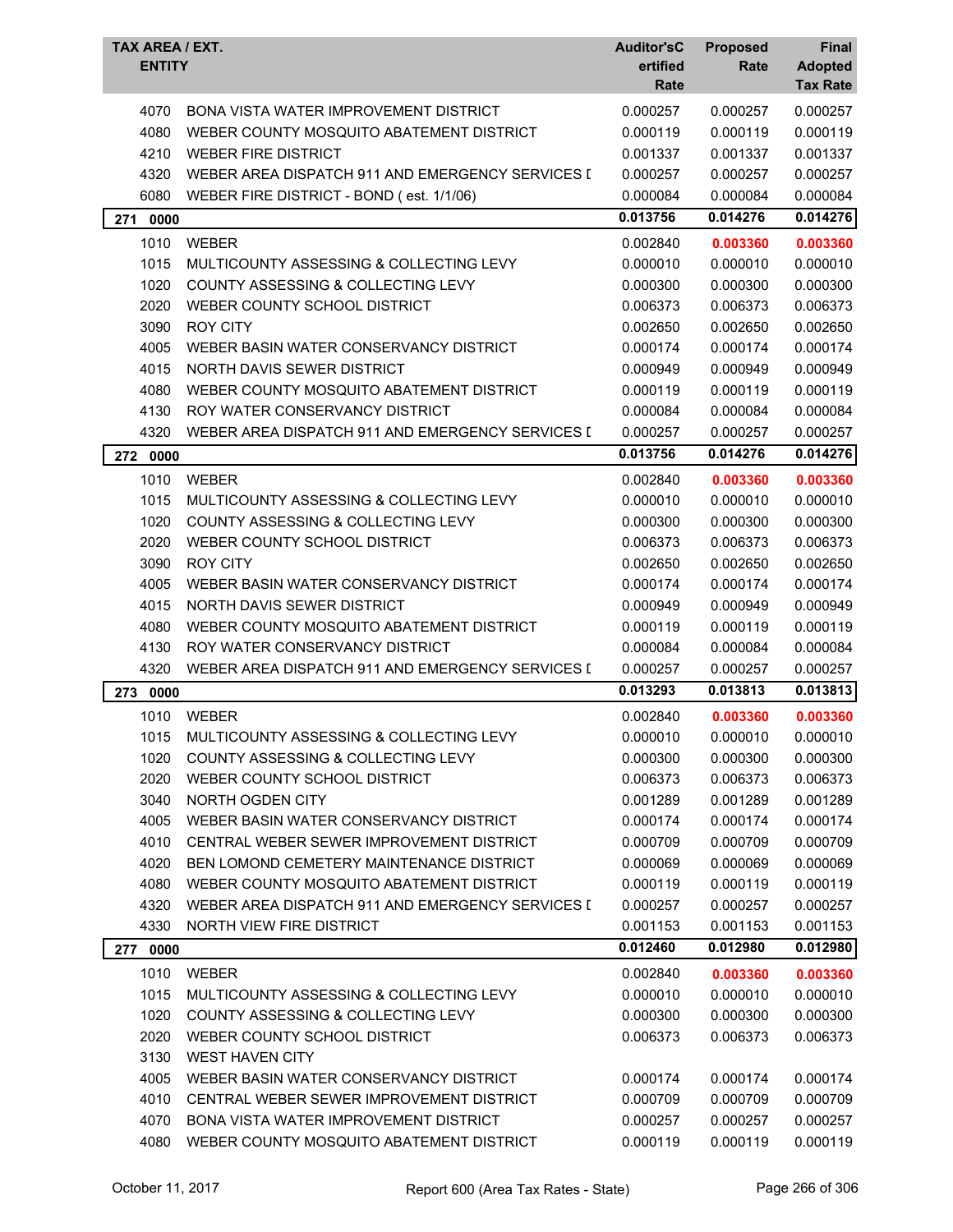| TAX AREA / EXT. ENTITY | | Auditor'sCertified Rate | Proposed Rate | Final Adopted Tax Rate |
|---|---|---|---|---|
| 4070 | BONA VISTA WATER IMPROVEMENT DISTRICT | 0.000257 | 0.000257 | 0.000257 |
| 4080 | WEBER COUNTY MOSQUITO ABATEMENT DISTRICT | 0.000119 | 0.000119 | 0.000119 |
| 4210 | WEBER FIRE DISTRICT | 0.001337 | 0.001337 | 0.001337 |
| 4320 | WEBER AREA DISPATCH 911 AND EMERGENCY SERVICES I | 0.000257 | 0.000257 | 0.000257 |
| 6080 | WEBER FIRE DISTRICT - BOND ( est. 1/1/06) | 0.000084 | 0.000084 | 0.000084 |
| **271 0000** | | **0.013756** | **0.014276** | **0.014276** |
| 1010 | WEBER | 0.002840 | **0.003360** | **0.003360** |
| 1015 | MULTICOUNTY ASSESSING & COLLECTING LEVY | 0.000010 | 0.000010 | 0.000010 |
| 1020 | COUNTY ASSESSING & COLLECTING LEVY | 0.000300 | 0.000300 | 0.000300 |
| 2020 | WEBER COUNTY SCHOOL DISTRICT | 0.006373 | 0.006373 | 0.006373 |
| 3090 | ROY CITY | 0.002650 | 0.002650 | 0.002650 |
| 4005 | WEBER BASIN WATER CONSERVANCY DISTRICT | 0.000174 | 0.000174 | 0.000174 |
| 4015 | NORTH DAVIS SEWER DISTRICT | 0.000949 | 0.000949 | 0.000949 |
| 4080 | WEBER COUNTY MOSQUITO ABATEMENT DISTRICT | 0.000119 | 0.000119 | 0.000119 |
| 4130 | ROY WATER CONSERVANCY DISTRICT | 0.000084 | 0.000084 | 0.000084 |
| 4320 | WEBER AREA DISPATCH 911 AND EMERGENCY SERVICES I | 0.000257 | 0.000257 | 0.000257 |
| **272 0000** | | **0.013756** | **0.014276** | **0.014276** |
| 1010 | WEBER | 0.002840 | **0.003360** | **0.003360** |
| 1015 | MULTICOUNTY ASSESSING & COLLECTING LEVY | 0.000010 | 0.000010 | 0.000010 |
| 1020 | COUNTY ASSESSING & COLLECTING LEVY | 0.000300 | 0.000300 | 0.000300 |
| 2020 | WEBER COUNTY SCHOOL DISTRICT | 0.006373 | 0.006373 | 0.006373 |
| 3090 | ROY CITY | 0.002650 | 0.002650 | 0.002650 |
| 4005 | WEBER BASIN WATER CONSERVANCY DISTRICT | 0.000174 | 0.000174 | 0.000174 |
| 4015 | NORTH DAVIS SEWER DISTRICT | 0.000949 | 0.000949 | 0.000949 |
| 4080 | WEBER COUNTY MOSQUITO ABATEMENT DISTRICT | 0.000119 | 0.000119 | 0.000119 |
| 4130 | ROY WATER CONSERVANCY DISTRICT | 0.000084 | 0.000084 | 0.000084 |
| 4320 | WEBER AREA DISPATCH 911 AND EMERGENCY SERVICES I | 0.000257 | 0.000257 | 0.000257 |
| **273 0000** | | **0.013293** | **0.013813** | **0.013813** |
| 1010 | WEBER | 0.002840 | **0.003360** | **0.003360** |
| 1015 | MULTICOUNTY ASSESSING & COLLECTING LEVY | 0.000010 | 0.000010 | 0.000010 |
| 1020 | COUNTY ASSESSING & COLLECTING LEVY | 0.000300 | 0.000300 | 0.000300 |
| 2020 | WEBER COUNTY SCHOOL DISTRICT | 0.006373 | 0.006373 | 0.006373 |
| 3040 | NORTH OGDEN CITY | 0.001289 | 0.001289 | 0.001289 |
| 4005 | WEBER BASIN WATER CONSERVANCY DISTRICT | 0.000174 | 0.000174 | 0.000174 |
| 4010 | CENTRAL WEBER SEWER IMPROVEMENT DISTRICT | 0.000709 | 0.000709 | 0.000709 |
| 4020 | BEN LOMOND CEMETERY MAINTENANCE DISTRICT | 0.000069 | 0.000069 | 0.000069 |
| 4080 | WEBER COUNTY MOSQUITO ABATEMENT DISTRICT | 0.000119 | 0.000119 | 0.000119 |
| 4320 | WEBER AREA DISPATCH 911 AND EMERGENCY SERVICES I | 0.000257 | 0.000257 | 0.000257 |
| 4330 | NORTH VIEW FIRE DISTRICT | 0.001153 | 0.001153 | 0.001153 |
| **277 0000** | | **0.012460** | **0.012980** | **0.012980** |
| 1010 | WEBER | 0.002840 | **0.003360** | **0.003360** |
| 1015 | MULTICOUNTY ASSESSING & COLLECTING LEVY | 0.000010 | 0.000010 | 0.000010 |
| 1020 | COUNTY ASSESSING & COLLECTING LEVY | 0.000300 | 0.000300 | 0.000300 |
| 2020 | WEBER COUNTY SCHOOL DISTRICT | 0.006373 | 0.006373 | 0.006373 |
| 3130 | WEST HAVEN CITY | | | |
| 4005 | WEBER BASIN WATER CONSERVANCY DISTRICT | 0.000174 | 0.000174 | 0.000174 |
| 4010 | CENTRAL WEBER SEWER IMPROVEMENT DISTRICT | 0.000709 | 0.000709 | 0.000709 |
| 4070 | BONA VISTA WATER IMPROVEMENT DISTRICT | 0.000257 | 0.000257 | 0.000257 |
| 4080 | WEBER COUNTY MOSQUITO ABATEMENT DISTRICT | 0.000119 | 0.000119 | 0.000119 |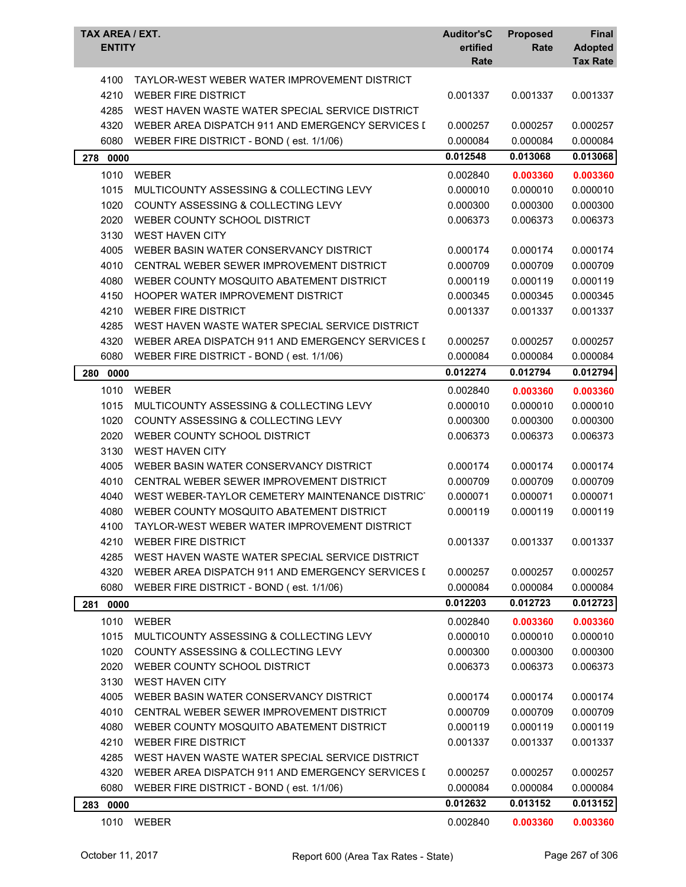| TAX AREA / EXT. ENTITY | | Auditor'sCertified Rate | Proposed Rate | Final Adopted Tax Rate |
|---|---|---|---|---|
| 4100 | TAYLOR-WEST WEBER WATER IMPROVEMENT DISTRICT | | | |
| 4210 | WEBER FIRE DISTRICT | 0.001337 | 0.001337 | 0.001337 |
| 4285 | WEST HAVEN WASTE WATER SPECIAL SERVICE DISTRICT | | | |
| 4320 | WEBER AREA DISPATCH 911 AND EMERGENCY SERVICES I | 0.000257 | 0.000257 | 0.000257 |
| 6080 | WEBER FIRE DISTRICT - BOND ( est. 1/1/06) | 0.000084 | 0.000084 | 0.000084 |
| **278 0000** | | **0.012548** | **0.013068** | **0.013068** |
| 1010 | WEBER | 0.002840 | **0.003360** | **0.003360** |
| 1015 | MULTICOUNTY ASSESSING & COLLECTING LEVY | 0.000010 | 0.000010 | 0.000010 |
| 1020 | COUNTY ASSESSING & COLLECTING LEVY | 0.000300 | 0.000300 | 0.000300 |
| 2020 | WEBER COUNTY SCHOOL DISTRICT | 0.006373 | 0.006373 | 0.006373 |
| 3130 | WEST HAVEN CITY | | | |
| 4005 | WEBER BASIN WATER CONSERVANCY DISTRICT | 0.000174 | 0.000174 | 0.000174 |
| 4010 | CENTRAL WEBER SEWER IMPROVEMENT DISTRICT | 0.000709 | 0.000709 | 0.000709 |
| 4080 | WEBER COUNTY MOSQUITO ABATEMENT DISTRICT | 0.000119 | 0.000119 | 0.000119 |
| 4150 | HOOPER WATER IMPROVEMENT DISTRICT | 0.000345 | 0.000345 | 0.000345 |
| 4210 | WEBER FIRE DISTRICT | 0.001337 | 0.001337 | 0.001337 |
| 4285 | WEST HAVEN WASTE WATER SPECIAL SERVICE DISTRICT | | | |
| 4320 | WEBER AREA DISPATCH 911 AND EMERGENCY SERVICES I | 0.000257 | 0.000257 | 0.000257 |
| 6080 | WEBER FIRE DISTRICT - BOND ( est. 1/1/06) | 0.000084 | 0.000084 | 0.000084 |
| **280 0000** | | **0.012274** | **0.012794** | **0.012794** |
| 1010 | WEBER | 0.002840 | **0.003360** | **0.003360** |
| 1015 | MULTICOUNTY ASSESSING & COLLECTING LEVY | 0.000010 | 0.000010 | 0.000010 |
| 1020 | COUNTY ASSESSING & COLLECTING LEVY | 0.000300 | 0.000300 | 0.000300 |
| 2020 | WEBER COUNTY SCHOOL DISTRICT | 0.006373 | 0.006373 | 0.006373 |
| 3130 | WEST HAVEN CITY | | | |
| 4005 | WEBER BASIN WATER CONSERVANCY DISTRICT | 0.000174 | 0.000174 | 0.000174 |
| 4010 | CENTRAL WEBER SEWER IMPROVEMENT DISTRICT | 0.000709 | 0.000709 | 0.000709 |
| 4040 | WEST WEBER-TAYLOR CEMETERY MAINTENANCE DISTRIC | 0.000071 | 0.000071 | 0.000071 |
| 4080 | WEBER COUNTY MOSQUITO ABATEMENT DISTRICT | 0.000119 | 0.000119 | 0.000119 |
| 4100 | TAYLOR-WEST WEBER WATER IMPROVEMENT DISTRICT | | | |
| 4210 | WEBER FIRE DISTRICT | 0.001337 | 0.001337 | 0.001337 |
| 4285 | WEST HAVEN WASTE WATER SPECIAL SERVICE DISTRICT | | | |
| 4320 | WEBER AREA DISPATCH 911 AND EMERGENCY SERVICES I | 0.000257 | 0.000257 | 0.000257 |
| 6080 | WEBER FIRE DISTRICT - BOND ( est. 1/1/06) | 0.000084 | 0.000084 | 0.000084 |
| **281 0000** | | **0.012203** | **0.012723** | **0.012723** |
| 1010 | WEBER | 0.002840 | **0.003360** | **0.003360** |
| 1015 | MULTICOUNTY ASSESSING & COLLECTING LEVY | 0.000010 | 0.000010 | 0.000010 |
| 1020 | COUNTY ASSESSING & COLLECTING LEVY | 0.000300 | 0.000300 | 0.000300 |
| 2020 | WEBER COUNTY SCHOOL DISTRICT | 0.006373 | 0.006373 | 0.006373 |
| 3130 | WEST HAVEN CITY | | | |
| 4005 | WEBER BASIN WATER CONSERVANCY DISTRICT | 0.000174 | 0.000174 | 0.000174 |
| 4010 | CENTRAL WEBER SEWER IMPROVEMENT DISTRICT | 0.000709 | 0.000709 | 0.000709 |
| 4080 | WEBER COUNTY MOSQUITO ABATEMENT DISTRICT | 0.000119 | 0.000119 | 0.000119 |
| 4210 | WEBER FIRE DISTRICT | 0.001337 | 0.001337 | 0.001337 |
| 4285 | WEST HAVEN WASTE WATER SPECIAL SERVICE DISTRICT | | | |
| 4320 | WEBER AREA DISPATCH 911 AND EMERGENCY SERVICES I | 0.000257 | 0.000257 | 0.000257 |
| 6080 | WEBER FIRE DISTRICT - BOND ( est. 1/1/06) | 0.000084 | 0.000084 | 0.000084 |
| **283 0000** | | **0.012632** | **0.013152** | **0.013152** |
| 1010 | WEBER | 0.002840 | **0.003360** | **0.003360** |

October 11, 2017 — Report 600 (Area Tax Rates - State)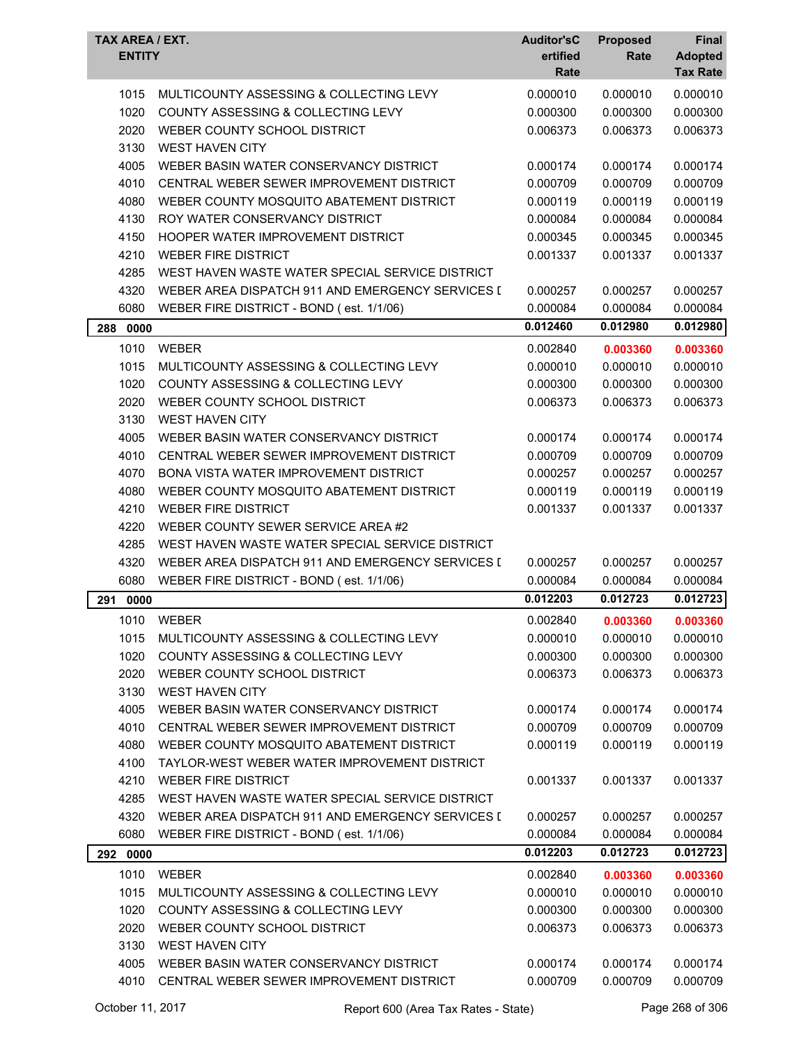| TAX AREA / EXT. ENTITY | | Auditor'sCertified Rate | Proposed Rate | Final Adopted Tax Rate |
|---|---|---|---|---|
| 1015 | MULTICOUNTY ASSESSING & COLLECTING LEVY | 0.000010 | 0.000010 | 0.000010 |
| 1020 | COUNTY ASSESSING & COLLECTING LEVY | 0.000300 | 0.000300 | 0.000300 |
| 2020 | WEBER COUNTY SCHOOL DISTRICT | 0.006373 | 0.006373 | 0.006373 |
| 3130 | WEST HAVEN CITY | | | |
| 4005 | WEBER BASIN WATER CONSERVANCY DISTRICT | 0.000174 | 0.000174 | 0.000174 |
| 4010 | CENTRAL WEBER SEWER IMPROVEMENT DISTRICT | 0.000709 | 0.000709 | 0.000709 |
| 4080 | WEBER COUNTY MOSQUITO ABATEMENT DISTRICT | 0.000119 | 0.000119 | 0.000119 |
| 4130 | ROY WATER CONSERVANCY DISTRICT | 0.000084 | 0.000084 | 0.000084 |
| 4150 | HOOPER WATER IMPROVEMENT DISTRICT | 0.000345 | 0.000345 | 0.000345 |
| 4210 | WEBER FIRE DISTRICT | 0.001337 | 0.001337 | 0.001337 |
| 4285 | WEST HAVEN WASTE WATER SPECIAL SERVICE DISTRICT | | | |
| 4320 | WEBER AREA DISPATCH 911 AND EMERGENCY SERVICES I | 0.000257 | 0.000257 | 0.000257 |
| 6080 | WEBER FIRE DISTRICT - BOND ( est. 1/1/06) | 0.000084 | 0.000084 | 0.000084 |
| **288 0000** | | **0.012460** | **0.012980** | **0.012980** |
| 1010 | WEBER | 0.002840 | **0.003360** | **0.003360** |
| 1015 | MULTICOUNTY ASSESSING & COLLECTING LEVY | 0.000010 | 0.000010 | 0.000010 |
| 1020 | COUNTY ASSESSING & COLLECTING LEVY | 0.000300 | 0.000300 | 0.000300 |
| 2020 | WEBER COUNTY SCHOOL DISTRICT | 0.006373 | 0.006373 | 0.006373 |
| 3130 | WEST HAVEN CITY | | | |
| 4005 | WEBER BASIN WATER CONSERVANCY DISTRICT | 0.000174 | 0.000174 | 0.000174 |
| 4010 | CENTRAL WEBER SEWER IMPROVEMENT DISTRICT | 0.000709 | 0.000709 | 0.000709 |
| 4070 | BONA VISTA WATER IMPROVEMENT DISTRICT | 0.000257 | 0.000257 | 0.000257 |
| 4080 | WEBER COUNTY MOSQUITO ABATEMENT DISTRICT | 0.000119 | 0.000119 | 0.000119 |
| 4210 | WEBER FIRE DISTRICT | 0.001337 | 0.001337 | 0.001337 |
| 4220 | WEBER COUNTY SEWER SERVICE AREA #2 | | | |
| 4285 | WEST HAVEN WASTE WATER SPECIAL SERVICE DISTRICT | | | |
| 4320 | WEBER AREA DISPATCH 911 AND EMERGENCY SERVICES I | 0.000257 | 0.000257 | 0.000257 |
| 6080 | WEBER FIRE DISTRICT - BOND ( est. 1/1/06) | 0.000084 | 0.000084 | 0.000084 |
| **291 0000** | | **0.012203** | **0.012723** | **0.012723** |
| 1010 | WEBER | 0.002840 | **0.003360** | **0.003360** |
| 1015 | MULTICOUNTY ASSESSING & COLLECTING LEVY | 0.000010 | 0.000010 | 0.000010 |
| 1020 | COUNTY ASSESSING & COLLECTING LEVY | 0.000300 | 0.000300 | 0.000300 |
| 2020 | WEBER COUNTY SCHOOL DISTRICT | 0.006373 | 0.006373 | 0.006373 |
| 3130 | WEST HAVEN CITY | | | |
| 4005 | WEBER BASIN WATER CONSERVANCY DISTRICT | 0.000174 | 0.000174 | 0.000174 |
| 4010 | CENTRAL WEBER SEWER IMPROVEMENT DISTRICT | 0.000709 | 0.000709 | 0.000709 |
| 4080 | WEBER COUNTY MOSQUITO ABATEMENT DISTRICT | 0.000119 | 0.000119 | 0.000119 |
| 4100 | TAYLOR-WEST WEBER WATER IMPROVEMENT DISTRICT | | | |
| 4210 | WEBER FIRE DISTRICT | 0.001337 | 0.001337 | 0.001337 |
| 4285 | WEST HAVEN WASTE WATER SPECIAL SERVICE DISTRICT | | | |
| 4320 | WEBER AREA DISPATCH 911 AND EMERGENCY SERVICES I | 0.000257 | 0.000257 | 0.000257 |
| 6080 | WEBER FIRE DISTRICT - BOND ( est. 1/1/06) | 0.000084 | 0.000084 | 0.000084 |
| **292 0000** | | **0.012203** | **0.012723** | **0.012723** |
| 1010 | WEBER | 0.002840 | **0.003360** | **0.003360** |
| 1015 | MULTICOUNTY ASSESSING & COLLECTING LEVY | 0.000010 | 0.000010 | 0.000010 |
| 1020 | COUNTY ASSESSING & COLLECTING LEVY | 0.000300 | 0.000300 | 0.000300 |
| 2020 | WEBER COUNTY SCHOOL DISTRICT | 0.006373 | 0.006373 | 0.006373 |
| 3130 | WEST HAVEN CITY | | | |
| 4005 | WEBER BASIN WATER CONSERVANCY DISTRICT | 0.000174 | 0.000174 | 0.000174 |
| 4010 | CENTRAL WEBER SEWER IMPROVEMENT DISTRICT | 0.000709 | 0.000709 | 0.000709 |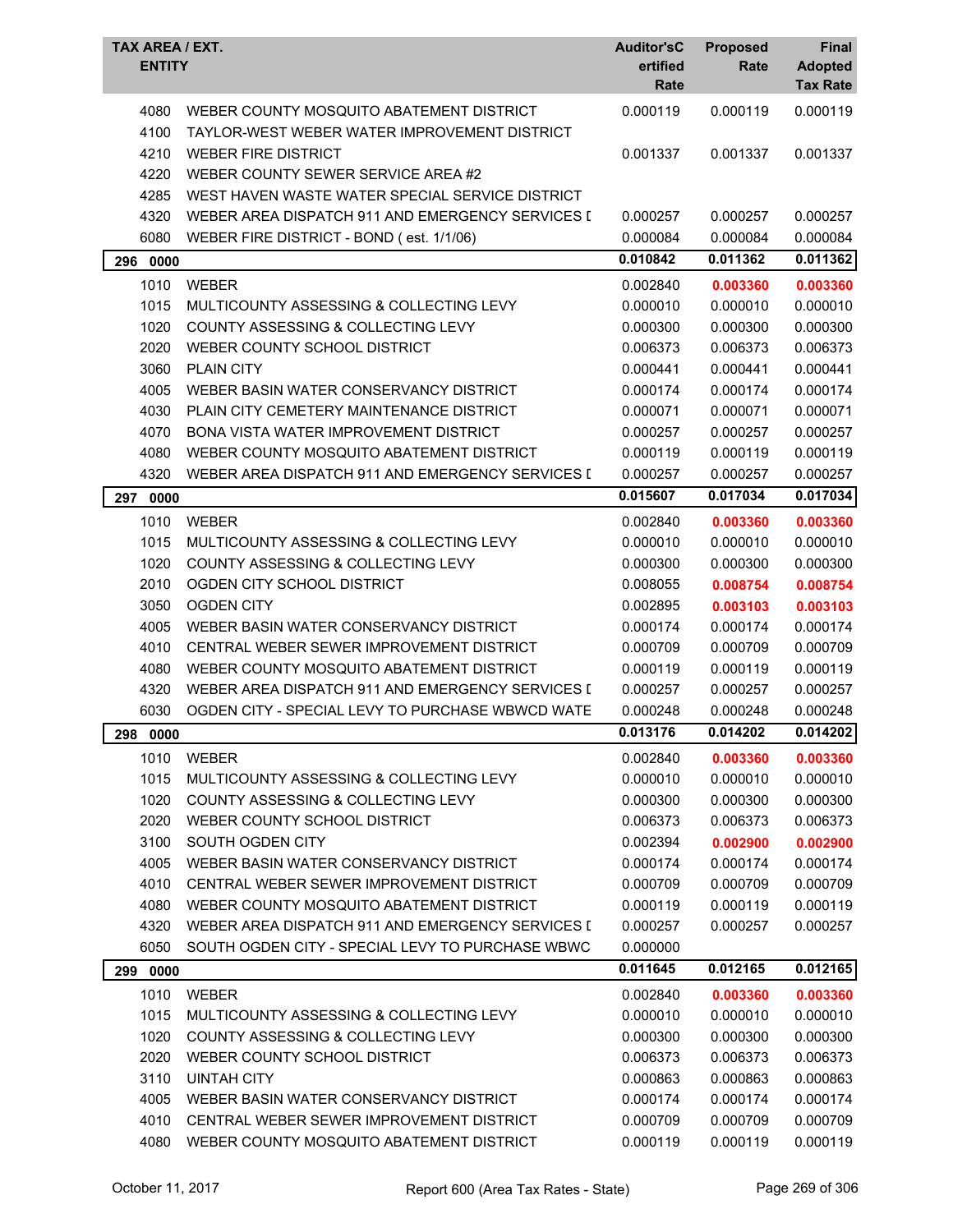| TAX AREA / EXT. ENTITY | | Auditor'sCertified Rate | Proposed Rate | Final Adopted Tax Rate |
|---|---|---|---|---|
| 4080 | WEBER COUNTY MOSQUITO ABATEMENT DISTRICT | 0.000119 | 0.000119 | 0.000119 |
| 4100 | TAYLOR-WEST WEBER WATER IMPROVEMENT DISTRICT | | | |
| 4210 | WEBER FIRE DISTRICT | 0.001337 | 0.001337 | 0.001337 |
| 4220 | WEBER COUNTY SEWER SERVICE AREA #2 | | | |
| 4285 | WEST HAVEN WASTE WATER SPECIAL SERVICE DISTRICT | | | |
| 4320 | WEBER AREA DISPATCH 911 AND EMERGENCY SERVICES [ | 0.000257 | 0.000257 | 0.000257 |
| 6080 | WEBER FIRE DISTRICT - BOND ( est. 1/1/06) | 0.000084 | 0.000084 | 0.000084 |
| **296 0000** | | **0.010842** | **0.011362** | **0.011362** |
| 1010 | WEBER | 0.002840 | **0.003360** | **0.003360** |
| 1015 | MULTICOUNTY ASSESSING & COLLECTING LEVY | 0.000010 | 0.000010 | 0.000010 |
| 1020 | COUNTY ASSESSING & COLLECTING LEVY | 0.000300 | 0.000300 | 0.000300 |
| 2020 | WEBER COUNTY SCHOOL DISTRICT | 0.006373 | 0.006373 | 0.006373 |
| 3060 | PLAIN CITY | 0.000441 | 0.000441 | 0.000441 |
| 4005 | WEBER BASIN WATER CONSERVANCY DISTRICT | 0.000174 | 0.000174 | 0.000174 |
| 4030 | PLAIN CITY CEMETERY MAINTENANCE DISTRICT | 0.000071 | 0.000071 | 0.000071 |
| 4070 | BONA VISTA WATER IMPROVEMENT DISTRICT | 0.000257 | 0.000257 | 0.000257 |
| 4080 | WEBER COUNTY MOSQUITO ABATEMENT DISTRICT | 0.000119 | 0.000119 | 0.000119 |
| 4320 | WEBER AREA DISPATCH 911 AND EMERGENCY SERVICES [ | 0.000257 | 0.000257 | 0.000257 |
| **297 0000** | | **0.015607** | **0.017034** | **0.017034** |
| 1010 | WEBER | 0.002840 | **0.003360** | **0.003360** |
| 1015 | MULTICOUNTY ASSESSING & COLLECTING LEVY | 0.000010 | 0.000010 | 0.000010 |
| 1020 | COUNTY ASSESSING & COLLECTING LEVY | 0.000300 | 0.000300 | 0.000300 |
| 2010 | OGDEN CITY SCHOOL DISTRICT | 0.008055 | **0.008754** | **0.008754** |
| 3050 | OGDEN CITY | 0.002895 | **0.003103** | **0.003103** |
| 4005 | WEBER BASIN WATER CONSERVANCY DISTRICT | 0.000174 | 0.000174 | 0.000174 |
| 4010 | CENTRAL WEBER SEWER IMPROVEMENT DISTRICT | 0.000709 | 0.000709 | 0.000709 |
| 4080 | WEBER COUNTY MOSQUITO ABATEMENT DISTRICT | 0.000119 | 0.000119 | 0.000119 |
| 4320 | WEBER AREA DISPATCH 911 AND EMERGENCY SERVICES [ | 0.000257 | 0.000257 | 0.000257 |
| 6030 | OGDEN CITY - SPECIAL LEVY TO PURCHASE WBWCD WATE | 0.000248 | 0.000248 | 0.000248 |
| **298 0000** | | **0.013176** | **0.014202** | **0.014202** |
| 1010 | WEBER | 0.002840 | **0.003360** | **0.003360** |
| 1015 | MULTICOUNTY ASSESSING & COLLECTING LEVY | 0.000010 | 0.000010 | 0.000010 |
| 1020 | COUNTY ASSESSING & COLLECTING LEVY | 0.000300 | 0.000300 | 0.000300 |
| 2020 | WEBER COUNTY SCHOOL DISTRICT | 0.006373 | 0.006373 | 0.006373 |
| 3100 | SOUTH OGDEN CITY | 0.002394 | **0.002900** | **0.002900** |
| 4005 | WEBER BASIN WATER CONSERVANCY DISTRICT | 0.000174 | 0.000174 | 0.000174 |
| 4010 | CENTRAL WEBER SEWER IMPROVEMENT DISTRICT | 0.000709 | 0.000709 | 0.000709 |
| 4080 | WEBER COUNTY MOSQUITO ABATEMENT DISTRICT | 0.000119 | 0.000119 | 0.000119 |
| 4320 | WEBER AREA DISPATCH 911 AND EMERGENCY SERVICES [ | 0.000257 | 0.000257 | 0.000257 |
| 6050 | SOUTH OGDEN CITY - SPECIAL LEVY TO PURCHASE WBWC | 0.000000 | | |
| **299 0000** | | **0.011645** | **0.012165** | **0.012165** |
| 1010 | WEBER | 0.002840 | **0.003360** | **0.003360** |
| 1015 | MULTICOUNTY ASSESSING & COLLECTING LEVY | 0.000010 | 0.000010 | 0.000010 |
| 1020 | COUNTY ASSESSING & COLLECTING LEVY | 0.000300 | 0.000300 | 0.000300 |
| 2020 | WEBER COUNTY SCHOOL DISTRICT | 0.006373 | 0.006373 | 0.006373 |
| 3110 | UINTAH CITY | 0.000863 | 0.000863 | 0.000863 |
| 4005 | WEBER BASIN WATER CONSERVANCY DISTRICT | 0.000174 | 0.000174 | 0.000174 |
| 4010 | CENTRAL WEBER SEWER IMPROVEMENT DISTRICT | 0.000709 | 0.000709 | 0.000709 |
| 4080 | WEBER COUNTY MOSQUITO ABATEMENT DISTRICT | 0.000119 | 0.000119 | 0.000119 |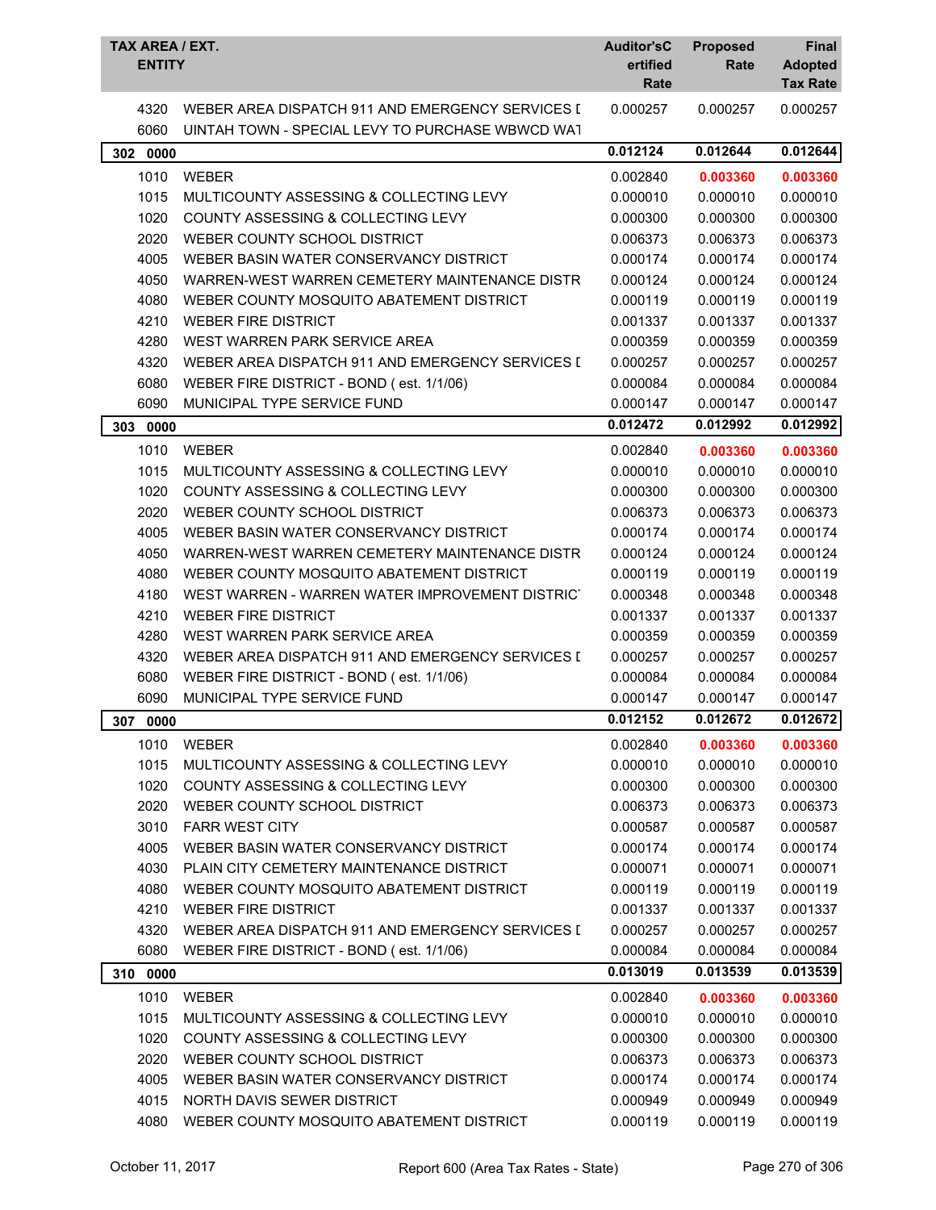| TAX AREA / EXT. ENTITY | | Auditor'sCertified Rate | Proposed Rate | Final Adopted Tax Rate |
|---|---|---|---|---|
| 4320 | WEBER AREA DISPATCH 911 AND EMERGENCY SERVICES D | 0.000257 | 0.000257 | 0.000257 |
| 6060 | UINTAH TOWN - SPECIAL LEVY TO PURCHASE WBWCD WAT | | | |
| **302 0000** | | **0.012124** | **0.012644** | **0.012644** |
| 1010 | WEBER | 0.002840 | **0.003360** | **0.003360** |
| 1015 | MULTICOUNTY ASSESSING & COLLECTING LEVY | 0.000010 | 0.000010 | 0.000010 |
| 1020 | COUNTY ASSESSING & COLLECTING LEVY | 0.000300 | 0.000300 | 0.000300 |
| 2020 | WEBER COUNTY SCHOOL DISTRICT | 0.006373 | 0.006373 | 0.006373 |
| 4005 | WEBER BASIN WATER CONSERVANCY DISTRICT | 0.000174 | 0.000174 | 0.000174 |
| 4050 | WARREN-WEST WARREN CEMETERY MAINTENANCE DISTR | 0.000124 | 0.000124 | 0.000124 |
| 4080 | WEBER COUNTY MOSQUITO ABATEMENT DISTRICT | 0.000119 | 0.000119 | 0.000119 |
| 4210 | WEBER FIRE DISTRICT | 0.001337 | 0.001337 | 0.001337 |
| 4280 | WEST WARREN PARK SERVICE AREA | 0.000359 | 0.000359 | 0.000359 |
| 4320 | WEBER AREA DISPATCH 911 AND EMERGENCY SERVICES D | 0.000257 | 0.000257 | 0.000257 |
| 6080 | WEBER FIRE DISTRICT - BOND ( est. 1/1/06) | 0.000084 | 0.000084 | 0.000084 |
| 6090 | MUNICIPAL TYPE SERVICE FUND | 0.000147 | 0.000147 | 0.000147 |
| **303 0000** | | **0.012472** | **0.012992** | **0.012992** |
| 1010 | WEBER | 0.002840 | **0.003360** | **0.003360** |
| 1015 | MULTICOUNTY ASSESSING & COLLECTING LEVY | 0.000010 | 0.000010 | 0.000010 |
| 1020 | COUNTY ASSESSING & COLLECTING LEVY | 0.000300 | 0.000300 | 0.000300 |
| 2020 | WEBER COUNTY SCHOOL DISTRICT | 0.006373 | 0.006373 | 0.006373 |
| 4005 | WEBER BASIN WATER CONSERVANCY DISTRICT | 0.000174 | 0.000174 | 0.000174 |
| 4050 | WARREN-WEST WARREN CEMETERY MAINTENANCE DISTR | 0.000124 | 0.000124 | 0.000124 |
| 4080 | WEBER COUNTY MOSQUITO ABATEMENT DISTRICT | 0.000119 | 0.000119 | 0.000119 |
| 4180 | WEST WARREN - WARREN WATER IMPROVEMENT DISTRICT | 0.000348 | 0.000348 | 0.000348 |
| 4210 | WEBER FIRE DISTRICT | 0.001337 | 0.001337 | 0.001337 |
| 4280 | WEST WARREN PARK SERVICE AREA | 0.000359 | 0.000359 | 0.000359 |
| 4320 | WEBER AREA DISPATCH 911 AND EMERGENCY SERVICES D | 0.000257 | 0.000257 | 0.000257 |
| 6080 | WEBER FIRE DISTRICT - BOND ( est. 1/1/06) | 0.000084 | 0.000084 | 0.000084 |
| 6090 | MUNICIPAL TYPE SERVICE FUND | 0.000147 | 0.000147 | 0.000147 |
| **307 0000** | | **0.012152** | **0.012672** | **0.012672** |
| 1010 | WEBER | 0.002840 | **0.003360** | **0.003360** |
| 1015 | MULTICOUNTY ASSESSING & COLLECTING LEVY | 0.000010 | 0.000010 | 0.000010 |
| 1020 | COUNTY ASSESSING & COLLECTING LEVY | 0.000300 | 0.000300 | 0.000300 |
| 2020 | WEBER COUNTY SCHOOL DISTRICT | 0.006373 | 0.006373 | 0.006373 |
| 3010 | FARR WEST CITY | 0.000587 | 0.000587 | 0.000587 |
| 4005 | WEBER BASIN WATER CONSERVANCY DISTRICT | 0.000174 | 0.000174 | 0.000174 |
| 4030 | PLAIN CITY CEMETERY MAINTENANCE DISTRICT | 0.000071 | 0.000071 | 0.000071 |
| 4080 | WEBER COUNTY MOSQUITO ABATEMENT DISTRICT | 0.000119 | 0.000119 | 0.000119 |
| 4210 | WEBER FIRE DISTRICT | 0.001337 | 0.001337 | 0.001337 |
| 4320 | WEBER AREA DISPATCH 911 AND EMERGENCY SERVICES D | 0.000257 | 0.000257 | 0.000257 |
| 6080 | WEBER FIRE DISTRICT - BOND ( est. 1/1/06) | 0.000084 | 0.000084 | 0.000084 |
| **310 0000** | | **0.013019** | **0.013539** | **0.013539** |
| 1010 | WEBER | 0.002840 | **0.003360** | **0.003360** |
| 1015 | MULTICOUNTY ASSESSING & COLLECTING LEVY | 0.000010 | 0.000010 | 0.000010 |
| 1020 | COUNTY ASSESSING & COLLECTING LEVY | 0.000300 | 0.000300 | 0.000300 |
| 2020 | WEBER COUNTY SCHOOL DISTRICT | 0.006373 | 0.006373 | 0.006373 |
| 4005 | WEBER BASIN WATER CONSERVANCY DISTRICT | 0.000174 | 0.000174 | 0.000174 |
| 4015 | NORTH DAVIS SEWER DISTRICT | 0.000949 | 0.000949 | 0.000949 |
| 4080 | WEBER COUNTY MOSQUITO ABATEMENT DISTRICT | 0.000119 | 0.000119 | 0.000119 |

October 11, 2017 — Report 600 (Area Tax Rates - State)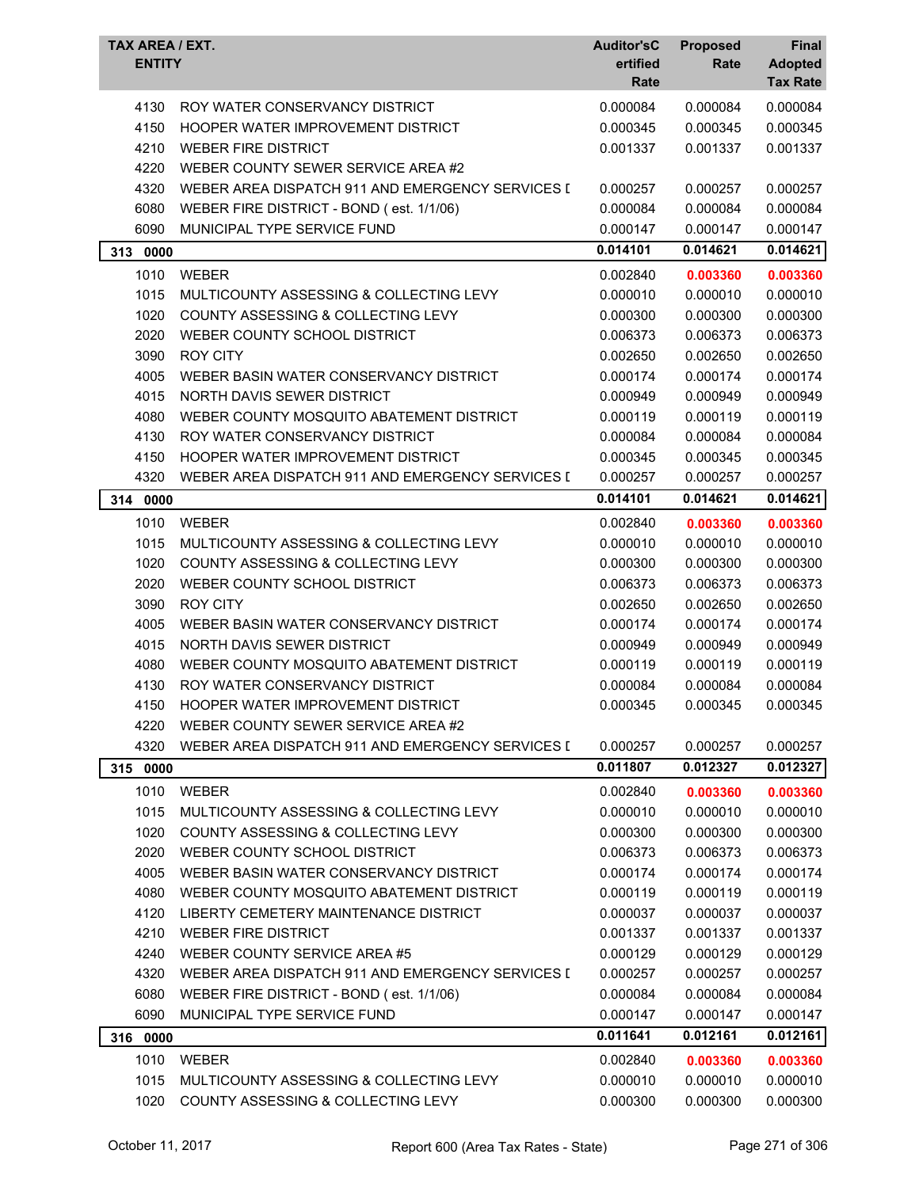| TAX AREA / EXT. ENTITY | | Auditor'sCertified Rate | Proposed Rate | Final Adopted Tax Rate |
|---|---|---|---|---|
| 4130 | ROY WATER CONSERVANCY DISTRICT | 0.000084 | 0.000084 | 0.000084 |
| 4150 | HOOPER WATER IMPROVEMENT DISTRICT | 0.000345 | 0.000345 | 0.000345 |
| 4210 | WEBER FIRE DISTRICT | 0.001337 | 0.001337 | 0.001337 |
| 4220 | WEBER COUNTY SEWER SERVICE AREA #2 | | | |
| 4320 | WEBER AREA DISPATCH 911 AND EMERGENCY SERVICES I | 0.000257 | 0.000257 | 0.000257 |
| 6080 | WEBER FIRE DISTRICT - BOND ( est. 1/1/06) | 0.000084 | 0.000084 | 0.000084 |
| 6090 | MUNICIPAL TYPE SERVICE FUND | 0.000147 | 0.000147 | 0.000147 |
| **313 0000** | | **0.014101** | **0.014621** | **0.014621** |
| 1010 | WEBER | 0.002840 | **0.003360** | **0.003360** |
| 1015 | MULTICOUNTY ASSESSING & COLLECTING LEVY | 0.000010 | 0.000010 | 0.000010 |
| 1020 | COUNTY ASSESSING & COLLECTING LEVY | 0.000300 | 0.000300 | 0.000300 |
| 2020 | WEBER COUNTY SCHOOL DISTRICT | 0.006373 | 0.006373 | 0.006373 |
| 3090 | ROY CITY | 0.002650 | 0.002650 | 0.002650 |
| 4005 | WEBER BASIN WATER CONSERVANCY DISTRICT | 0.000174 | 0.000174 | 0.000174 |
| 4015 | NORTH DAVIS SEWER DISTRICT | 0.000949 | 0.000949 | 0.000949 |
| 4080 | WEBER COUNTY MOSQUITO ABATEMENT DISTRICT | 0.000119 | 0.000119 | 0.000119 |
| 4130 | ROY WATER CONSERVANCY DISTRICT | 0.000084 | 0.000084 | 0.000084 |
| 4150 | HOOPER WATER IMPROVEMENT DISTRICT | 0.000345 | 0.000345 | 0.000345 |
| 4320 | WEBER AREA DISPATCH 911 AND EMERGENCY SERVICES I | 0.000257 | 0.000257 | 0.000257 |
| **314 0000** | | **0.014101** | **0.014621** | **0.014621** |
| 1010 | WEBER | 0.002840 | **0.003360** | **0.003360** |
| 1015 | MULTICOUNTY ASSESSING & COLLECTING LEVY | 0.000010 | 0.000010 | 0.000010 |
| 1020 | COUNTY ASSESSING & COLLECTING LEVY | 0.000300 | 0.000300 | 0.000300 |
| 2020 | WEBER COUNTY SCHOOL DISTRICT | 0.006373 | 0.006373 | 0.006373 |
| 3090 | ROY CITY | 0.002650 | 0.002650 | 0.002650 |
| 4005 | WEBER BASIN WATER CONSERVANCY DISTRICT | 0.000174 | 0.000174 | 0.000174 |
| 4015 | NORTH DAVIS SEWER DISTRICT | 0.000949 | 0.000949 | 0.000949 |
| 4080 | WEBER COUNTY MOSQUITO ABATEMENT DISTRICT | 0.000119 | 0.000119 | 0.000119 |
| 4130 | ROY WATER CONSERVANCY DISTRICT | 0.000084 | 0.000084 | 0.000084 |
| 4150 | HOOPER WATER IMPROVEMENT DISTRICT | 0.000345 | 0.000345 | 0.000345 |
| 4220 | WEBER COUNTY SEWER SERVICE AREA #2 | | | |
| 4320 | WEBER AREA DISPATCH 911 AND EMERGENCY SERVICES I | 0.000257 | 0.000257 | 0.000257 |
| **315 0000** | | **0.011807** | **0.012327** | **0.012327** |
| 1010 | WEBER | 0.002840 | **0.003360** | **0.003360** |
| 1015 | MULTICOUNTY ASSESSING & COLLECTING LEVY | 0.000010 | 0.000010 | 0.000010 |
| 1020 | COUNTY ASSESSING & COLLECTING LEVY | 0.000300 | 0.000300 | 0.000300 |
| 2020 | WEBER COUNTY SCHOOL DISTRICT | 0.006373 | 0.006373 | 0.006373 |
| 4005 | WEBER BASIN WATER CONSERVANCY DISTRICT | 0.000174 | 0.000174 | 0.000174 |
| 4080 | WEBER COUNTY MOSQUITO ABATEMENT DISTRICT | 0.000119 | 0.000119 | 0.000119 |
| 4120 | LIBERTY CEMETERY MAINTENANCE DISTRICT | 0.000037 | 0.000037 | 0.000037 |
| 4210 | WEBER FIRE DISTRICT | 0.001337 | 0.001337 | 0.001337 |
| 4240 | WEBER COUNTY SERVICE AREA #5 | 0.000129 | 0.000129 | 0.000129 |
| 4320 | WEBER AREA DISPATCH 911 AND EMERGENCY SERVICES I | 0.000257 | 0.000257 | 0.000257 |
| 6080 | WEBER FIRE DISTRICT - BOND ( est. 1/1/06) | 0.000084 | 0.000084 | 0.000084 |
| 6090 | MUNICIPAL TYPE SERVICE FUND | 0.000147 | 0.000147 | 0.000147 |
| **316 0000** | | **0.011641** | **0.012161** | **0.012161** |
| 1010 | WEBER | 0.002840 | **0.003360** | **0.003360** |
| 1015 | MULTICOUNTY ASSESSING & COLLECTING LEVY | 0.000010 | 0.000010 | 0.000010 |
| 1020 | COUNTY ASSESSING & COLLECTING LEVY | 0.000300 | 0.000300 | 0.000300 |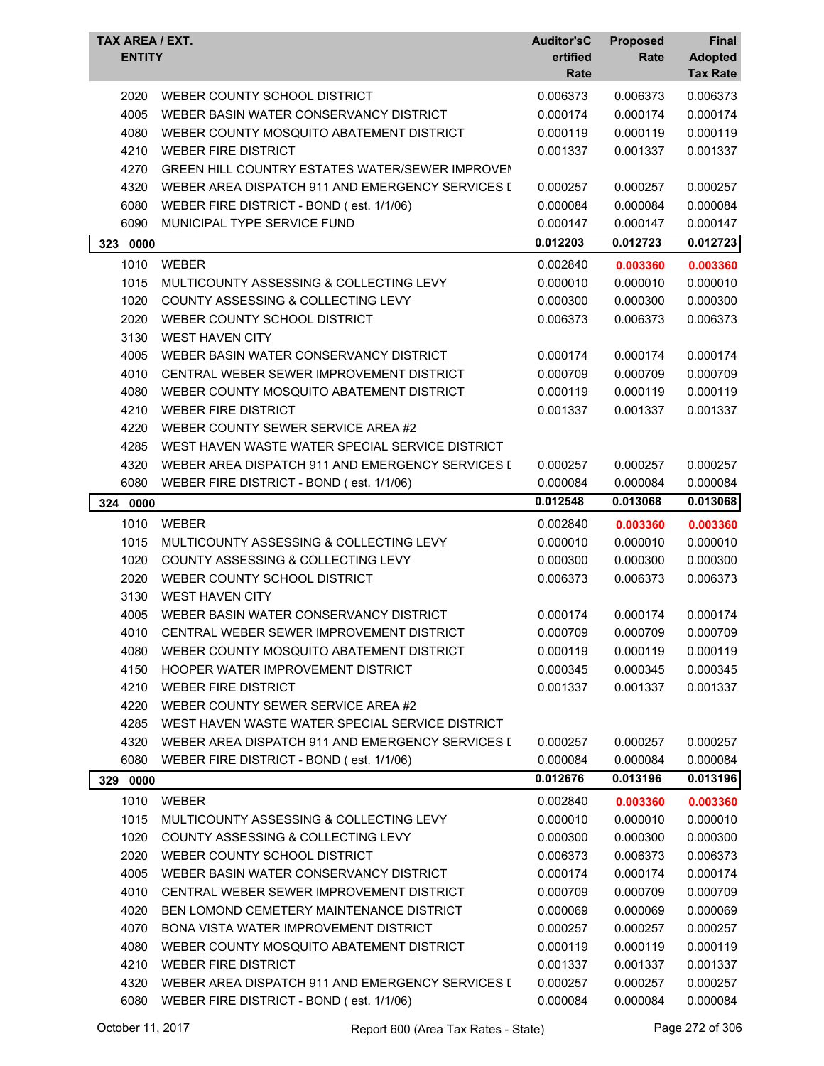| TAX AREA / EXT. ENTITY | | Auditor'sC ertified Rate | Proposed Rate | Final Adopted Tax Rate |
|---|---|---|---|---|
| 2020 | WEBER COUNTY SCHOOL DISTRICT | 0.006373 | 0.006373 | 0.006373 |
| 4005 | WEBER BASIN WATER CONSERVANCY DISTRICT | 0.000174 | 0.000174 | 0.000174 |
| 4080 | WEBER COUNTY MOSQUITO ABATEMENT DISTRICT | 0.000119 | 0.000119 | 0.000119 |
| 4210 | WEBER FIRE DISTRICT | 0.001337 | 0.001337 | 0.001337 |
| 4270 | GREEN HILL COUNTRY ESTATES WATER/SEWER IMPROVEI | | | |
| 4320 | WEBER AREA DISPATCH 911 AND EMERGENCY SERVICES I | 0.000257 | 0.000257 | 0.000257 |
| 6080 | WEBER FIRE DISTRICT - BOND ( est. 1/1/06) | 0.000084 | 0.000084 | 0.000084 |
| 6090 | MUNICIPAL TYPE SERVICE FUND | 0.000147 | 0.000147 | 0.000147 |
| **323 0000** | | **0.012203** | **0.012723** | **0.012723** |
| 1010 | WEBER | 0.002840 | **0.003360** | **0.003360** |
| 1015 | MULTICOUNTY ASSESSING & COLLECTING LEVY | 0.000010 | 0.000010 | 0.000010 |
| 1020 | COUNTY ASSESSING & COLLECTING LEVY | 0.000300 | 0.000300 | 0.000300 |
| 2020 | WEBER COUNTY SCHOOL DISTRICT | 0.006373 | 0.006373 | 0.006373 |
| 3130 | WEST HAVEN CITY | | | |
| 4005 | WEBER BASIN WATER CONSERVANCY DISTRICT | 0.000174 | 0.000174 | 0.000174 |
| 4010 | CENTRAL WEBER SEWER IMPROVEMENT DISTRICT | 0.000709 | 0.000709 | 0.000709 |
| 4080 | WEBER COUNTY MOSQUITO ABATEMENT DISTRICT | 0.000119 | 0.000119 | 0.000119 |
| 4210 | WEBER FIRE DISTRICT | 0.001337 | 0.001337 | 0.001337 |
| 4220 | WEBER COUNTY SEWER SERVICE AREA #2 | | | |
| 4285 | WEST HAVEN WASTE WATER SPECIAL SERVICE DISTRICT | | | |
| 4320 | WEBER AREA DISPATCH 911 AND EMERGENCY SERVICES I | 0.000257 | 0.000257 | 0.000257 |
| 6080 | WEBER FIRE DISTRICT - BOND ( est. 1/1/06) | 0.000084 | 0.000084 | 0.000084 |
| **324 0000** | | **0.012548** | **0.013068** | **0.013068** |
| 1010 | WEBER | 0.002840 | **0.003360** | **0.003360** |
| 1015 | MULTICOUNTY ASSESSING & COLLECTING LEVY | 0.000010 | 0.000010 | 0.000010 |
| 1020 | COUNTY ASSESSING & COLLECTING LEVY | 0.000300 | 0.000300 | 0.000300 |
| 2020 | WEBER COUNTY SCHOOL DISTRICT | 0.006373 | 0.006373 | 0.006373 |
| 3130 | WEST HAVEN CITY | | | |
| 4005 | WEBER BASIN WATER CONSERVANCY DISTRICT | 0.000174 | 0.000174 | 0.000174 |
| 4010 | CENTRAL WEBER SEWER IMPROVEMENT DISTRICT | 0.000709 | 0.000709 | 0.000709 |
| 4080 | WEBER COUNTY MOSQUITO ABATEMENT DISTRICT | 0.000119 | 0.000119 | 0.000119 |
| 4150 | HOOPER WATER IMPROVEMENT DISTRICT | 0.000345 | 0.000345 | 0.000345 |
| 4210 | WEBER FIRE DISTRICT | 0.001337 | 0.001337 | 0.001337 |
| 4220 | WEBER COUNTY SEWER SERVICE AREA #2 | | | |
| 4285 | WEST HAVEN WASTE WATER SPECIAL SERVICE DISTRICT | | | |
| 4320 | WEBER AREA DISPATCH 911 AND EMERGENCY SERVICES I | 0.000257 | 0.000257 | 0.000257 |
| 6080 | WEBER FIRE DISTRICT - BOND ( est. 1/1/06) | 0.000084 | 0.000084 | 0.000084 |
| **329 0000** | | **0.012676** | **0.013196** | **0.013196** |
| 1010 | WEBER | 0.002840 | **0.003360** | **0.003360** |
| 1015 | MULTICOUNTY ASSESSING & COLLECTING LEVY | 0.000010 | 0.000010 | 0.000010 |
| 1020 | COUNTY ASSESSING & COLLECTING LEVY | 0.000300 | 0.000300 | 0.000300 |
| 2020 | WEBER COUNTY SCHOOL DISTRICT | 0.006373 | 0.006373 | 0.006373 |
| 4005 | WEBER BASIN WATER CONSERVANCY DISTRICT | 0.000174 | 0.000174 | 0.000174 |
| 4010 | CENTRAL WEBER SEWER IMPROVEMENT DISTRICT | 0.000709 | 0.000709 | 0.000709 |
| 4020 | BEN LOMOND CEMETERY MAINTENANCE DISTRICT | 0.000069 | 0.000069 | 0.000069 |
| 4070 | BONA VISTA WATER IMPROVEMENT DISTRICT | 0.000257 | 0.000257 | 0.000257 |
| 4080 | WEBER COUNTY MOSQUITO ABATEMENT DISTRICT | 0.000119 | 0.000119 | 0.000119 |
| 4210 | WEBER FIRE DISTRICT | 0.001337 | 0.001337 | 0.001337 |
| 4320 | WEBER AREA DISPATCH 911 AND EMERGENCY SERVICES I | 0.000257 | 0.000257 | 0.000257 |
| 6080 | WEBER FIRE DISTRICT - BOND ( est. 1/1/06) | 0.000084 | 0.000084 | 0.000084 |

October 11, 2017 Report 600 (Area Tax Rates - State)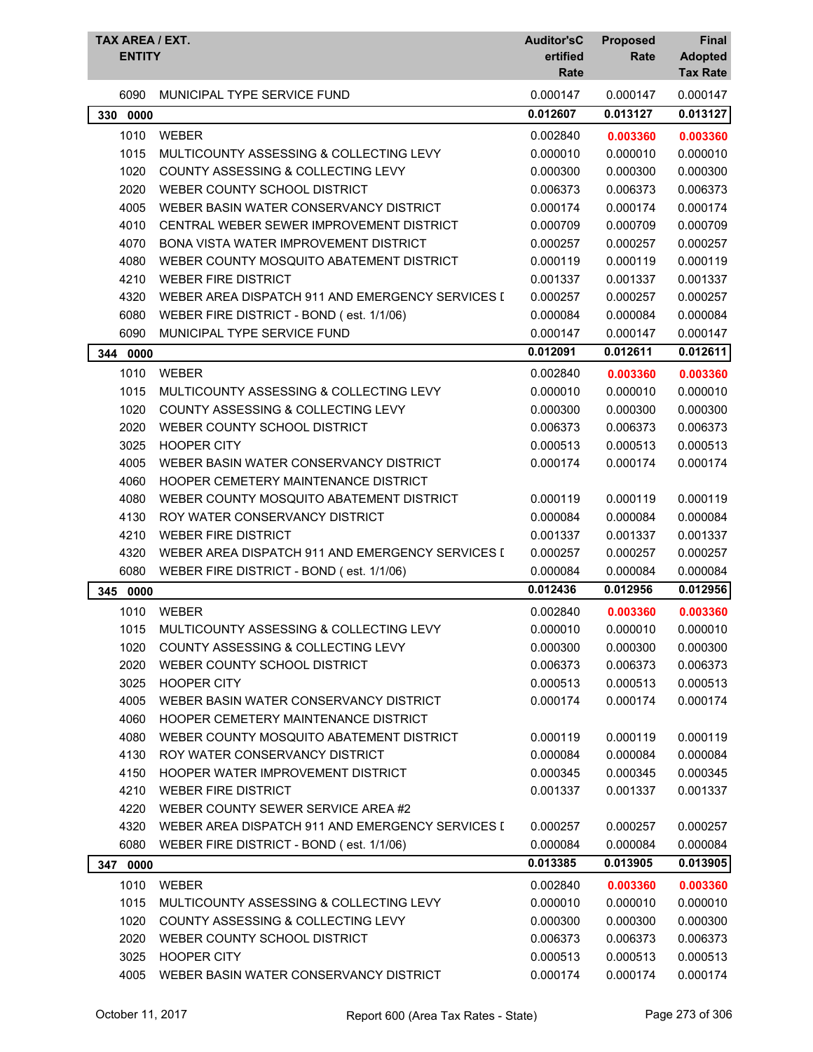| TAX AREA / EXT. ENTITY | | Auditor'sCertified Rate | Proposed Rate | Final Adopted Tax Rate |
|---|---|---|---|---|
| 6090 | MUNICIPAL TYPE SERVICE FUND | 0.000147 | 0.000147 | 0.000147 |
| **330 0000** | | **0.012607** | **0.013127** | **0.013127** |
| 1010 | WEBER | 0.002840 | **0.003360** | **0.003360** |
| 1015 | MULTICOUNTY ASSESSING & COLLECTING LEVY | 0.000010 | 0.000010 | 0.000010 |
| 1020 | COUNTY ASSESSING & COLLECTING LEVY | 0.000300 | 0.000300 | 0.000300 |
| 2020 | WEBER COUNTY SCHOOL DISTRICT | 0.006373 | 0.006373 | 0.006373 |
| 4005 | WEBER BASIN WATER CONSERVANCY DISTRICT | 0.000174 | 0.000174 | 0.000174 |
| 4010 | CENTRAL WEBER SEWER IMPROVEMENT DISTRICT | 0.000709 | 0.000709 | 0.000709 |
| 4070 | BONA VISTA WATER IMPROVEMENT DISTRICT | 0.000257 | 0.000257 | 0.000257 |
| 4080 | WEBER COUNTY MOSQUITO ABATEMENT DISTRICT | 0.000119 | 0.000119 | 0.000119 |
| 4210 | WEBER FIRE DISTRICT | 0.001337 | 0.001337 | 0.001337 |
| 4320 | WEBER AREA DISPATCH 911 AND EMERGENCY SERVICES I | 0.000257 | 0.000257 | 0.000257 |
| 6080 | WEBER FIRE DISTRICT - BOND ( est. 1/1/06) | 0.000084 | 0.000084 | 0.000084 |
| 6090 | MUNICIPAL TYPE SERVICE FUND | 0.000147 | 0.000147 | 0.000147 |
| **344 0000** | | **0.012091** | **0.012611** | **0.012611** |
| 1010 | WEBER | 0.002840 | **0.003360** | **0.003360** |
| 1015 | MULTICOUNTY ASSESSING & COLLECTING LEVY | 0.000010 | 0.000010 | 0.000010 |
| 1020 | COUNTY ASSESSING & COLLECTING LEVY | 0.000300 | 0.000300 | 0.000300 |
| 2020 | WEBER COUNTY SCHOOL DISTRICT | 0.006373 | 0.006373 | 0.006373 |
| 3025 | HOOPER CITY | 0.000513 | 0.000513 | 0.000513 |
| 4005 | WEBER BASIN WATER CONSERVANCY DISTRICT | 0.000174 | 0.000174 | 0.000174 |
| 4060 | HOOPER CEMETERY MAINTENANCE DISTRICT | | | |
| 4080 | WEBER COUNTY MOSQUITO ABATEMENT DISTRICT | 0.000119 | 0.000119 | 0.000119 |
| 4130 | ROY WATER CONSERVANCY DISTRICT | 0.000084 | 0.000084 | 0.000084 |
| 4210 | WEBER FIRE DISTRICT | 0.001337 | 0.001337 | 0.001337 |
| 4320 | WEBER AREA DISPATCH 911 AND EMERGENCY SERVICES I | 0.000257 | 0.000257 | 0.000257 |
| 6080 | WEBER FIRE DISTRICT - BOND ( est. 1/1/06) | 0.000084 | 0.000084 | 0.000084 |
| **345 0000** | | **0.012436** | **0.012956** | **0.012956** |
| 1010 | WEBER | 0.002840 | **0.003360** | **0.003360** |
| 1015 | MULTICOUNTY ASSESSING & COLLECTING LEVY | 0.000010 | 0.000010 | 0.000010 |
| 1020 | COUNTY ASSESSING & COLLECTING LEVY | 0.000300 | 0.000300 | 0.000300 |
| 2020 | WEBER COUNTY SCHOOL DISTRICT | 0.006373 | 0.006373 | 0.006373 |
| 3025 | HOOPER CITY | 0.000513 | 0.000513 | 0.000513 |
| 4005 | WEBER BASIN WATER CONSERVANCY DISTRICT | 0.000174 | 0.000174 | 0.000174 |
| 4060 | HOOPER CEMETERY MAINTENANCE DISTRICT | | | |
| 4080 | WEBER COUNTY MOSQUITO ABATEMENT DISTRICT | 0.000119 | 0.000119 | 0.000119 |
| 4130 | ROY WATER CONSERVANCY DISTRICT | 0.000084 | 0.000084 | 0.000084 |
| 4150 | HOOPER WATER IMPROVEMENT DISTRICT | 0.000345 | 0.000345 | 0.000345 |
| 4210 | WEBER FIRE DISTRICT | 0.001337 | 0.001337 | 0.001337 |
| 4220 | WEBER COUNTY SEWER SERVICE AREA #2 | | | |
| 4320 | WEBER AREA DISPATCH 911 AND EMERGENCY SERVICES I | 0.000257 | 0.000257 | 0.000257 |
| 6080 | WEBER FIRE DISTRICT - BOND ( est. 1/1/06) | 0.000084 | 0.000084 | 0.000084 |
| **347 0000** | | **0.013385** | **0.013905** | **0.013905** |
| 1010 | WEBER | 0.002840 | **0.003360** | **0.003360** |
| 1015 | MULTICOUNTY ASSESSING & COLLECTING LEVY | 0.000010 | 0.000010 | 0.000010 |
| 1020 | COUNTY ASSESSING & COLLECTING LEVY | 0.000300 | 0.000300 | 0.000300 |
| 2020 | WEBER COUNTY SCHOOL DISTRICT | 0.006373 | 0.006373 | 0.006373 |
| 3025 | HOOPER CITY | 0.000513 | 0.000513 | 0.000513 |
| 4005 | WEBER BASIN WATER CONSERVANCY DISTRICT | 0.000174 | 0.000174 | 0.000174 |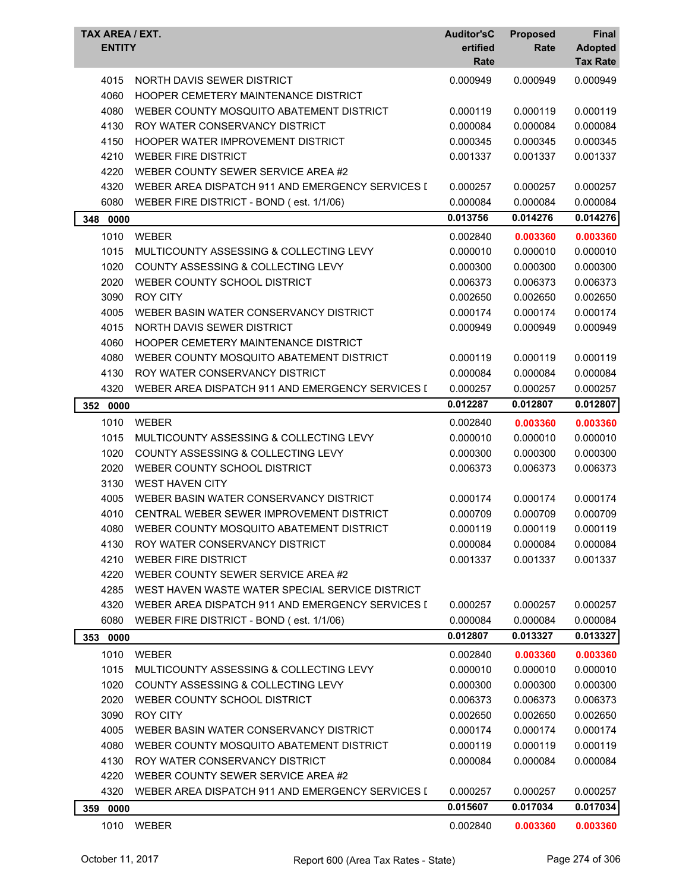| TAX AREA / EXT. ENTITY | | Auditor'sCertified Rate | Proposed Rate | Final Adopted Tax Rate |
|---|---|---|---|---|
| 4015 | NORTH DAVIS SEWER DISTRICT | 0.000949 | 0.000949 | 0.000949 |
| 4060 | HOOPER CEMETERY MAINTENANCE DISTRICT | | | |
| 4080 | WEBER COUNTY MOSQUITO ABATEMENT DISTRICT | 0.000119 | 0.000119 | 0.000119 |
| 4130 | ROY WATER CONSERVANCY DISTRICT | 0.000084 | 0.000084 | 0.000084 |
| 4150 | HOOPER WATER IMPROVEMENT DISTRICT | 0.000345 | 0.000345 | 0.000345 |
| 4210 | WEBER FIRE DISTRICT | 0.001337 | 0.001337 | 0.001337 |
| 4220 | WEBER COUNTY SEWER SERVICE AREA #2 | | | |
| 4320 | WEBER AREA DISPATCH 911 AND EMERGENCY SERVICES [ | 0.000257 | 0.000257 | 0.000257 |
| 6080 | WEBER FIRE DISTRICT - BOND ( est. 1/1/06) | 0.000084 | 0.000084 | 0.000084 |
| **348 0000** | | **0.013756** | **0.014276** | **0.014276** |
| 1010 | WEBER | 0.002840 | **0.003360** | **0.003360** |
| 1015 | MULTICOUNTY ASSESSING & COLLECTING LEVY | 0.000010 | 0.000010 | 0.000010 |
| 1020 | COUNTY ASSESSING & COLLECTING LEVY | 0.000300 | 0.000300 | 0.000300 |
| 2020 | WEBER COUNTY SCHOOL DISTRICT | 0.006373 | 0.006373 | 0.006373 |
| 3090 | ROY CITY | 0.002650 | 0.002650 | 0.002650 |
| 4005 | WEBER BASIN WATER CONSERVANCY DISTRICT | 0.000174 | 0.000174 | 0.000174 |
| 4015 | NORTH DAVIS SEWER DISTRICT | 0.000949 | 0.000949 | 0.000949 |
| 4060 | HOOPER CEMETERY MAINTENANCE DISTRICT | | | |
| 4080 | WEBER COUNTY MOSQUITO ABATEMENT DISTRICT | 0.000119 | 0.000119 | 0.000119 |
| 4130 | ROY WATER CONSERVANCY DISTRICT | 0.000084 | 0.000084 | 0.000084 |
| 4320 | WEBER AREA DISPATCH 911 AND EMERGENCY SERVICES [ | 0.000257 | 0.000257 | 0.000257 |
| **352 0000** | | **0.012287** | **0.012807** | **0.012807** |
| 1010 | WEBER | 0.002840 | **0.003360** | **0.003360** |
| 1015 | MULTICOUNTY ASSESSING & COLLECTING LEVY | 0.000010 | 0.000010 | 0.000010 |
| 1020 | COUNTY ASSESSING & COLLECTING LEVY | 0.000300 | 0.000300 | 0.000300 |
| 2020 | WEBER COUNTY SCHOOL DISTRICT | 0.006373 | 0.006373 | 0.006373 |
| 3130 | WEST HAVEN CITY | | | |
| 4005 | WEBER BASIN WATER CONSERVANCY DISTRICT | 0.000174 | 0.000174 | 0.000174 |
| 4010 | CENTRAL WEBER SEWER IMPROVEMENT DISTRICT | 0.000709 | 0.000709 | 0.000709 |
| 4080 | WEBER COUNTY MOSQUITO ABATEMENT DISTRICT | 0.000119 | 0.000119 | 0.000119 |
| 4130 | ROY WATER CONSERVANCY DISTRICT | 0.000084 | 0.000084 | 0.000084 |
| 4210 | WEBER FIRE DISTRICT | 0.001337 | 0.001337 | 0.001337 |
| 4220 | WEBER COUNTY SEWER SERVICE AREA #2 | | | |
| 4285 | WEST HAVEN WASTE WATER SPECIAL SERVICE DISTRICT | | | |
| 4320 | WEBER AREA DISPATCH 911 AND EMERGENCY SERVICES [ | 0.000257 | 0.000257 | 0.000257 |
| 6080 | WEBER FIRE DISTRICT - BOND ( est. 1/1/06) | 0.000084 | 0.000084 | 0.000084 |
| **353 0000** | | **0.012807** | **0.013327** | **0.013327** |
| 1010 | WEBER | 0.002840 | **0.003360** | **0.003360** |
| 1015 | MULTICOUNTY ASSESSING & COLLECTING LEVY | 0.000010 | 0.000010 | 0.000010 |
| 1020 | COUNTY ASSESSING & COLLECTING LEVY | 0.000300 | 0.000300 | 0.000300 |
| 2020 | WEBER COUNTY SCHOOL DISTRICT | 0.006373 | 0.006373 | 0.006373 |
| 3090 | ROY CITY | 0.002650 | 0.002650 | 0.002650 |
| 4005 | WEBER BASIN WATER CONSERVANCY DISTRICT | 0.000174 | 0.000174 | 0.000174 |
| 4080 | WEBER COUNTY MOSQUITO ABATEMENT DISTRICT | 0.000119 | 0.000119 | 0.000119 |
| 4130 | ROY WATER CONSERVANCY DISTRICT | 0.000084 | 0.000084 | 0.000084 |
| 4220 | WEBER COUNTY SEWER SERVICE AREA #2 | | | |
| 4320 | WEBER AREA DISPATCH 911 AND EMERGENCY SERVICES [ | 0.000257 | 0.000257 | 0.000257 |
| **359 0000** | | **0.015607** | **0.017034** | **0.017034** |
| 1010 | WEBER | 0.002840 | **0.003360** | **0.003360** |

October 11, 2017 Report 600 (Area Tax Rates - State)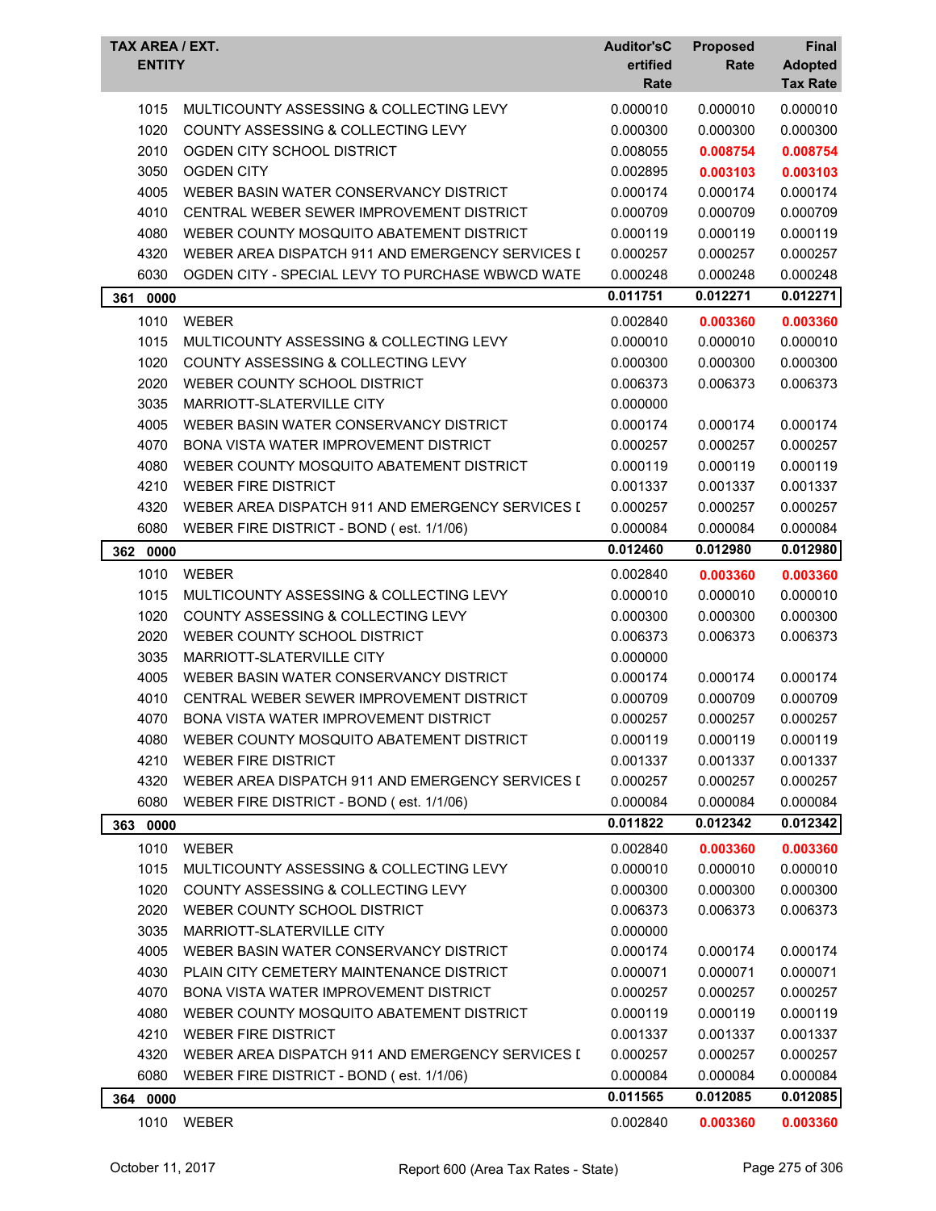| TAX AREA / EXT. ENTITY | | Auditor'sCertified Rate | Proposed Rate | Final Adopted Tax Rate |
|---|---|---|---|---|
| 1015 | MULTICOUNTY ASSESSING & COLLECTING LEVY | 0.000010 | 0.000010 | 0.000010 |
| 1020 | COUNTY ASSESSING & COLLECTING LEVY | 0.000300 | 0.000300 | 0.000300 |
| 2010 | OGDEN CITY SCHOOL DISTRICT | 0.008055 | **0.008754** | **0.008754** |
| 3050 | OGDEN CITY | 0.002895 | **0.003103** | **0.003103** |
| 4005 | WEBER BASIN WATER CONSERVANCY DISTRICT | 0.000174 | 0.000174 | 0.000174 |
| 4010 | CENTRAL WEBER SEWER IMPROVEMENT DISTRICT | 0.000709 | 0.000709 | 0.000709 |
| 4080 | WEBER COUNTY MOSQUITO ABATEMENT DISTRICT | 0.000119 | 0.000119 | 0.000119 |
| 4320 | WEBER AREA DISPATCH 911 AND EMERGENCY SERVICES D | 0.000257 | 0.000257 | 0.000257 |
| 6030 | OGDEN CITY - SPECIAL LEVY TO PURCHASE WBWCD WATE | 0.000248 | 0.000248 | 0.000248 |
| **361 0000** | | **0.011751** | **0.012271** | **0.012271** |
| 1010 | WEBER | 0.002840 | **0.003360** | **0.003360** |
| 1015 | MULTICOUNTY ASSESSING & COLLECTING LEVY | 0.000010 | 0.000010 | 0.000010 |
| 1020 | COUNTY ASSESSING & COLLECTING LEVY | 0.000300 | 0.000300 | 0.000300 |
| 2020 | WEBER COUNTY SCHOOL DISTRICT | 0.006373 | 0.006373 | 0.006373 |
| 3035 | MARRIOTT-SLATERVILLE CITY | 0.000000 | | |
| 4005 | WEBER BASIN WATER CONSERVANCY DISTRICT | 0.000174 | 0.000174 | 0.000174 |
| 4070 | BONA VISTA WATER IMPROVEMENT DISTRICT | 0.000257 | 0.000257 | 0.000257 |
| 4080 | WEBER COUNTY MOSQUITO ABATEMENT DISTRICT | 0.000119 | 0.000119 | 0.000119 |
| 4210 | WEBER FIRE DISTRICT | 0.001337 | 0.001337 | 0.001337 |
| 4320 | WEBER AREA DISPATCH 911 AND EMERGENCY SERVICES D | 0.000257 | 0.000257 | 0.000257 |
| 6080 | WEBER FIRE DISTRICT - BOND ( est. 1/1/06) | 0.000084 | 0.000084 | 0.000084 |
| **362 0000** | | **0.012460** | **0.012980** | **0.012980** |
| 1010 | WEBER | 0.002840 | **0.003360** | **0.003360** |
| 1015 | MULTICOUNTY ASSESSING & COLLECTING LEVY | 0.000010 | 0.000010 | 0.000010 |
| 1020 | COUNTY ASSESSING & COLLECTING LEVY | 0.000300 | 0.000300 | 0.000300 |
| 2020 | WEBER COUNTY SCHOOL DISTRICT | 0.006373 | 0.006373 | 0.006373 |
| 3035 | MARRIOTT-SLATERVILLE CITY | 0.000000 | | |
| 4005 | WEBER BASIN WATER CONSERVANCY DISTRICT | 0.000174 | 0.000174 | 0.000174 |
| 4010 | CENTRAL WEBER SEWER IMPROVEMENT DISTRICT | 0.000709 | 0.000709 | 0.000709 |
| 4070 | BONA VISTA WATER IMPROVEMENT DISTRICT | 0.000257 | 0.000257 | 0.000257 |
| 4080 | WEBER COUNTY MOSQUITO ABATEMENT DISTRICT | 0.000119 | 0.000119 | 0.000119 |
| 4210 | WEBER FIRE DISTRICT | 0.001337 | 0.001337 | 0.001337 |
| 4320 | WEBER AREA DISPATCH 911 AND EMERGENCY SERVICES D | 0.000257 | 0.000257 | 0.000257 |
| 6080 | WEBER FIRE DISTRICT - BOND ( est. 1/1/06) | 0.000084 | 0.000084 | 0.000084 |
| **363 0000** | | **0.011822** | **0.012342** | **0.012342** |
| 1010 | WEBER | 0.002840 | **0.003360** | **0.003360** |
| 1015 | MULTICOUNTY ASSESSING & COLLECTING LEVY | 0.000010 | 0.000010 | 0.000010 |
| 1020 | COUNTY ASSESSING & COLLECTING LEVY | 0.000300 | 0.000300 | 0.000300 |
| 2020 | WEBER COUNTY SCHOOL DISTRICT | 0.006373 | 0.006373 | 0.006373 |
| 3035 | MARRIOTT-SLATERVILLE CITY | 0.000000 | | |
| 4005 | WEBER BASIN WATER CONSERVANCY DISTRICT | 0.000174 | 0.000174 | 0.000174 |
| 4030 | PLAIN CITY CEMETERY MAINTENANCE DISTRICT | 0.000071 | 0.000071 | 0.000071 |
| 4070 | BONA VISTA WATER IMPROVEMENT DISTRICT | 0.000257 | 0.000257 | 0.000257 |
| 4080 | WEBER COUNTY MOSQUITO ABATEMENT DISTRICT | 0.000119 | 0.000119 | 0.000119 |
| 4210 | WEBER FIRE DISTRICT | 0.001337 | 0.001337 | 0.001337 |
| 4320 | WEBER AREA DISPATCH 911 AND EMERGENCY SERVICES D | 0.000257 | 0.000257 | 0.000257 |
| 6080 | WEBER FIRE DISTRICT - BOND ( est. 1/1/06) | 0.000084 | 0.000084 | 0.000084 |
| **364 0000** | | **0.011565** | **0.012085** | **0.012085** |
| 1010 | WEBER | 0.002840 | **0.003360** | **0.003360** |

October 11, 2017 — Report 600 (Area Tax Rates - State)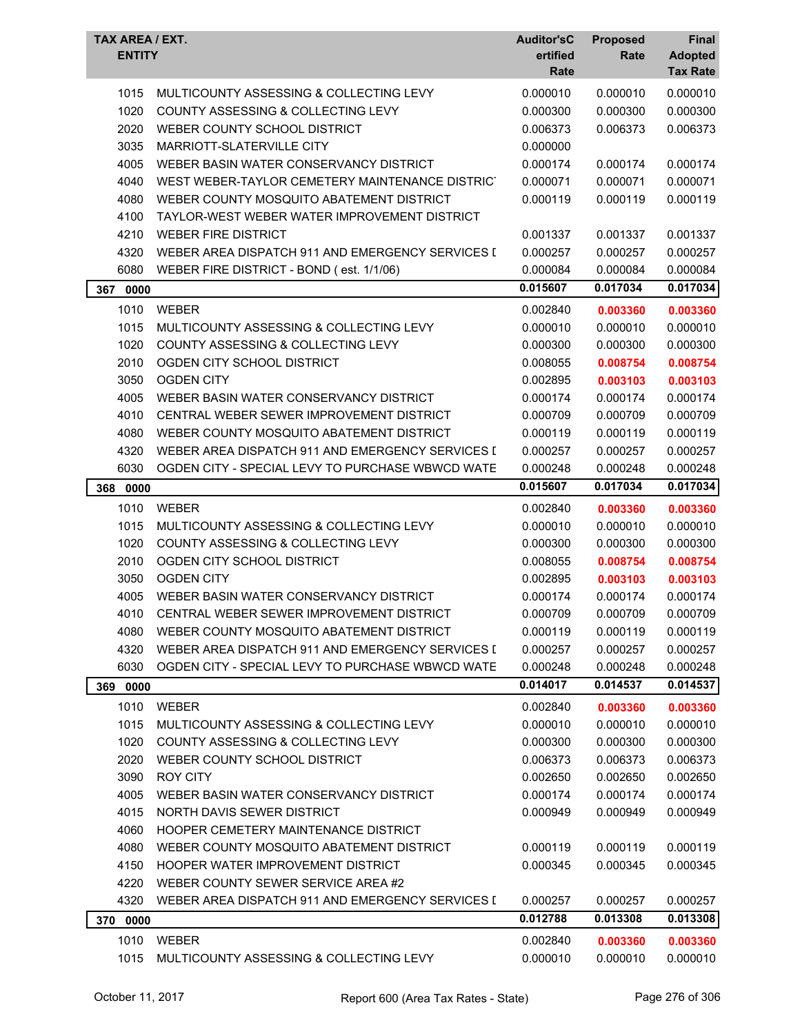| TAX AREA / EXT. ENTITY | | Auditor'sCertified Rate | Proposed Rate | Final Adopted Tax Rate |
|---|---|---|---|---|
| 1015 | MULTICOUNTY ASSESSING & COLLECTING LEVY | 0.000010 | 0.000010 | 0.000010 |
| 1020 | COUNTY ASSESSING & COLLECTING LEVY | 0.000300 | 0.000300 | 0.000300 |
| 2020 | WEBER COUNTY SCHOOL DISTRICT | 0.006373 | 0.006373 | 0.006373 |
| 3035 | MARRIOTT-SLATERVILLE CITY | 0.000000 | | |
| 4005 | WEBER BASIN WATER CONSERVANCY DISTRICT | 0.000174 | 0.000174 | 0.000174 |
| 4040 | WEST WEBER-TAYLOR CEMETERY MAINTENANCE DISTRICT | 0.000071 | 0.000071 | 0.000071 |
| 4080 | WEBER COUNTY MOSQUITO ABATEMENT DISTRICT | 0.000119 | 0.000119 | 0.000119 |
| 4100 | TAYLOR-WEST WEBER WATER IMPROVEMENT DISTRICT | | | |
| 4210 | WEBER FIRE DISTRICT | 0.001337 | 0.001337 | 0.001337 |
| 4320 | WEBER AREA DISPATCH 911 AND EMERGENCY SERVICES D | 0.000257 | 0.000257 | 0.000257 |
| 6080 | WEBER FIRE DISTRICT - BOND ( est. 1/1/06) | 0.000084 | 0.000084 | 0.000084 |
| **367 0000** | | **0.015607** | **0.017034** | **0.017034** |
| 1010 | WEBER | 0.002840 | **0.003360** | **0.003360** |
| 1015 | MULTICOUNTY ASSESSING & COLLECTING LEVY | 0.000010 | 0.000010 | 0.000010 |
| 1020 | COUNTY ASSESSING & COLLECTING LEVY | 0.000300 | 0.000300 | 0.000300 |
| 2010 | OGDEN CITY SCHOOL DISTRICT | 0.008055 | **0.008754** | **0.008754** |
| 3050 | OGDEN CITY | 0.002895 | **0.003103** | **0.003103** |
| 4005 | WEBER BASIN WATER CONSERVANCY DISTRICT | 0.000174 | 0.000174 | 0.000174 |
| 4010 | CENTRAL WEBER SEWER IMPROVEMENT DISTRICT | 0.000709 | 0.000709 | 0.000709 |
| 4080 | WEBER COUNTY MOSQUITO ABATEMENT DISTRICT | 0.000119 | 0.000119 | 0.000119 |
| 4320 | WEBER AREA DISPATCH 911 AND EMERGENCY SERVICES D | 0.000257 | 0.000257 | 0.000257 |
| 6030 | OGDEN CITY - SPECIAL LEVY TO PURCHASE WBWCD WATE | 0.000248 | 0.000248 | 0.000248 |
| **368 0000** | | **0.015607** | **0.017034** | **0.017034** |
| 1010 | WEBER | 0.002840 | **0.003360** | **0.003360** |
| 1015 | MULTICOUNTY ASSESSING & COLLECTING LEVY | 0.000010 | 0.000010 | 0.000010 |
| 1020 | COUNTY ASSESSING & COLLECTING LEVY | 0.000300 | 0.000300 | 0.000300 |
| 2010 | OGDEN CITY SCHOOL DISTRICT | 0.008055 | **0.008754** | **0.008754** |
| 3050 | OGDEN CITY | 0.002895 | **0.003103** | **0.003103** |
| 4005 | WEBER BASIN WATER CONSERVANCY DISTRICT | 0.000174 | 0.000174 | 0.000174 |
| 4010 | CENTRAL WEBER SEWER IMPROVEMENT DISTRICT | 0.000709 | 0.000709 | 0.000709 |
| 4080 | WEBER COUNTY MOSQUITO ABATEMENT DISTRICT | 0.000119 | 0.000119 | 0.000119 |
| 4320 | WEBER AREA DISPATCH 911 AND EMERGENCY SERVICES D | 0.000257 | 0.000257 | 0.000257 |
| 6030 | OGDEN CITY - SPECIAL LEVY TO PURCHASE WBWCD WATE | 0.000248 | 0.000248 | 0.000248 |
| **369 0000** | | **0.014017** | **0.014537** | **0.014537** |
| 1010 | WEBER | 0.002840 | **0.003360** | **0.003360** |
| 1015 | MULTICOUNTY ASSESSING & COLLECTING LEVY | 0.000010 | 0.000010 | 0.000010 |
| 1020 | COUNTY ASSESSING & COLLECTING LEVY | 0.000300 | 0.000300 | 0.000300 |
| 2020 | WEBER COUNTY SCHOOL DISTRICT | 0.006373 | 0.006373 | 0.006373 |
| 3090 | ROY CITY | 0.002650 | 0.002650 | 0.002650 |
| 4005 | WEBER BASIN WATER CONSERVANCY DISTRICT | 0.000174 | 0.000174 | 0.000174 |
| 4015 | NORTH DAVIS SEWER DISTRICT | 0.000949 | 0.000949 | 0.000949 |
| 4060 | HOOPER CEMETERY MAINTENANCE DISTRICT | | | |
| 4080 | WEBER COUNTY MOSQUITO ABATEMENT DISTRICT | 0.000119 | 0.000119 | 0.000119 |
| 4150 | HOOPER WATER IMPROVEMENT DISTRICT | 0.000345 | 0.000345 | 0.000345 |
| 4220 | WEBER COUNTY SEWER SERVICE AREA #2 | | | |
| 4320 | WEBER AREA DISPATCH 911 AND EMERGENCY SERVICES D | 0.000257 | 0.000257 | 0.000257 |
| **370 0000** | | **0.012788** | **0.013308** | **0.013308** |
| 1010 | WEBER | 0.002840 | **0.003360** | **0.003360** |
| 1015 | MULTICOUNTY ASSESSING & COLLECTING LEVY | 0.000010 | 0.000010 | 0.000010 |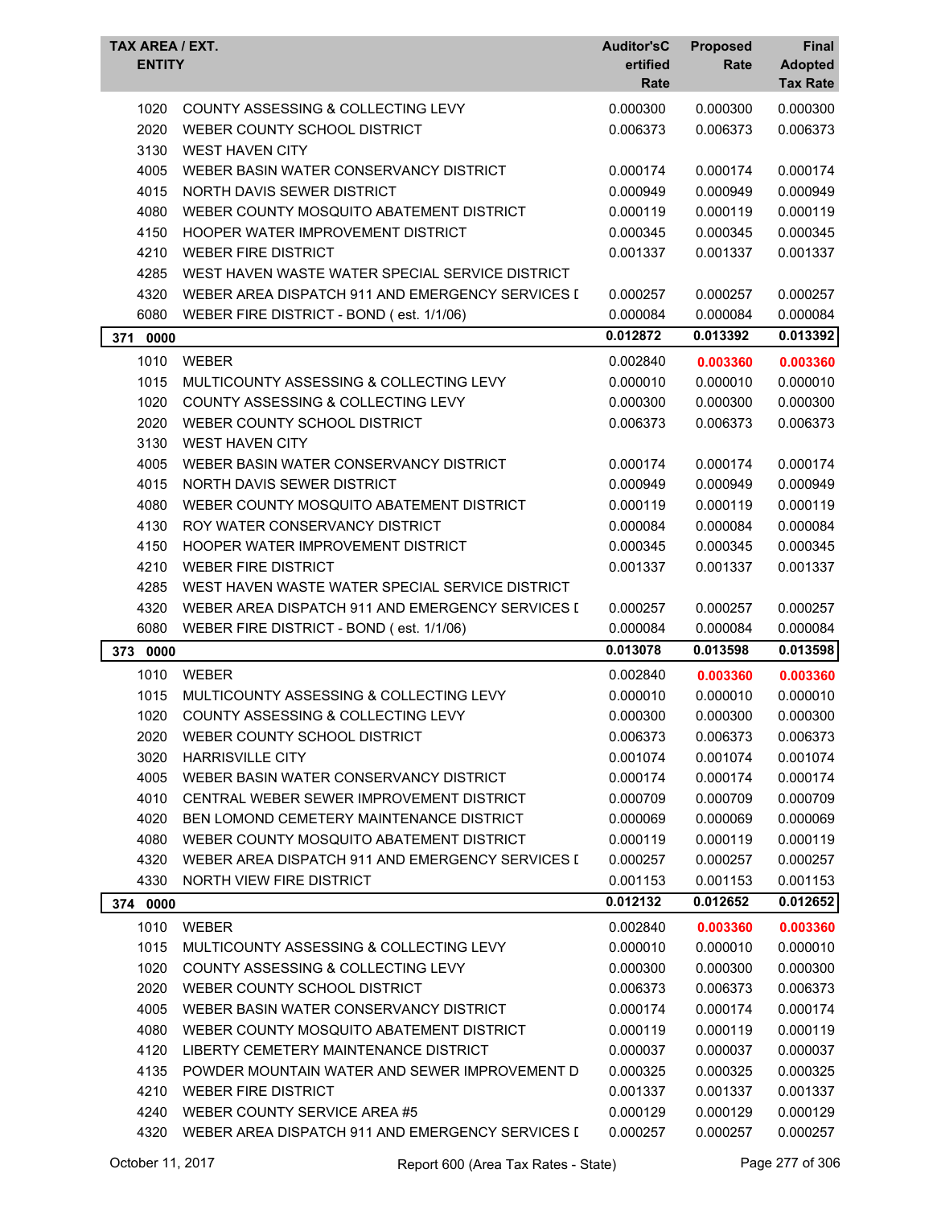| TAX AREA / EXT. ENTITY | | Auditor'sCertified Rate | Proposed Rate | Final Adopted Tax Rate |
|---|---|---|---|---|
| 1020 | COUNTY ASSESSING & COLLECTING LEVY | 0.000300 | 0.000300 | 0.000300 |
| 2020 | WEBER COUNTY SCHOOL DISTRICT | 0.006373 | 0.006373 | 0.006373 |
| 3130 | WEST HAVEN CITY | | | |
| 4005 | WEBER BASIN WATER CONSERVANCY DISTRICT | 0.000174 | 0.000174 | 0.000174 |
| 4015 | NORTH DAVIS SEWER DISTRICT | 0.000949 | 0.000949 | 0.000949 |
| 4080 | WEBER COUNTY MOSQUITO ABATEMENT DISTRICT | 0.000119 | 0.000119 | 0.000119 |
| 4150 | HOOPER WATER IMPROVEMENT DISTRICT | 0.000345 | 0.000345 | 0.000345 |
| 4210 | WEBER FIRE DISTRICT | 0.001337 | 0.001337 | 0.001337 |
| 4285 | WEST HAVEN WASTE WATER SPECIAL SERVICE DISTRICT | | | |
| 4320 | WEBER AREA DISPATCH 911 AND EMERGENCY SERVICES D | 0.000257 | 0.000257 | 0.000257 |
| 6080 | WEBER FIRE DISTRICT - BOND ( est. 1/1/06) | 0.000084 | 0.000084 | 0.000084 |
| **371 0000** | | **0.012872** | **0.013392** | **0.013392** |
| 1010 | WEBER | 0.002840 | **0.003360** | **0.003360** |
| 1015 | MULTICOUNTY ASSESSING & COLLECTING LEVY | 0.000010 | 0.000010 | 0.000010 |
| 1020 | COUNTY ASSESSING & COLLECTING LEVY | 0.000300 | 0.000300 | 0.000300 |
| 2020 | WEBER COUNTY SCHOOL DISTRICT | 0.006373 | 0.006373 | 0.006373 |
| 3130 | WEST HAVEN CITY | | | |
| 4005 | WEBER BASIN WATER CONSERVANCY DISTRICT | 0.000174 | 0.000174 | 0.000174 |
| 4015 | NORTH DAVIS SEWER DISTRICT | 0.000949 | 0.000949 | 0.000949 |
| 4080 | WEBER COUNTY MOSQUITO ABATEMENT DISTRICT | 0.000119 | 0.000119 | 0.000119 |
| 4130 | ROY WATER CONSERVANCY DISTRICT | 0.000084 | 0.000084 | 0.000084 |
| 4150 | HOOPER WATER IMPROVEMENT DISTRICT | 0.000345 | 0.000345 | 0.000345 |
| 4210 | WEBER FIRE DISTRICT | 0.001337 | 0.001337 | 0.001337 |
| 4285 | WEST HAVEN WASTE WATER SPECIAL SERVICE DISTRICT | | | |
| 4320 | WEBER AREA DISPATCH 911 AND EMERGENCY SERVICES D | 0.000257 | 0.000257 | 0.000257 |
| 6080 | WEBER FIRE DISTRICT - BOND ( est. 1/1/06) | 0.000084 | 0.000084 | 0.000084 |
| **373 0000** | | **0.013078** | **0.013598** | **0.013598** |
| 1010 | WEBER | 0.002840 | **0.003360** | **0.003360** |
| 1015 | MULTICOUNTY ASSESSING & COLLECTING LEVY | 0.000010 | 0.000010 | 0.000010 |
| 1020 | COUNTY ASSESSING & COLLECTING LEVY | 0.000300 | 0.000300 | 0.000300 |
| 2020 | WEBER COUNTY SCHOOL DISTRICT | 0.006373 | 0.006373 | 0.006373 |
| 3020 | HARRISVILLE CITY | 0.001074 | 0.001074 | 0.001074 |
| 4005 | WEBER BASIN WATER CONSERVANCY DISTRICT | 0.000174 | 0.000174 | 0.000174 |
| 4010 | CENTRAL WEBER SEWER IMPROVEMENT DISTRICT | 0.000709 | 0.000709 | 0.000709 |
| 4020 | BEN LOMOND CEMETERY MAINTENANCE DISTRICT | 0.000069 | 0.000069 | 0.000069 |
| 4080 | WEBER COUNTY MOSQUITO ABATEMENT DISTRICT | 0.000119 | 0.000119 | 0.000119 |
| 4320 | WEBER AREA DISPATCH 911 AND EMERGENCY SERVICES D | 0.000257 | 0.000257 | 0.000257 |
| 4330 | NORTH VIEW FIRE DISTRICT | 0.001153 | 0.001153 | 0.001153 |
| **374 0000** | | **0.012132** | **0.012652** | **0.012652** |
| 1010 | WEBER | 0.002840 | **0.003360** | **0.003360** |
| 1015 | MULTICOUNTY ASSESSING & COLLECTING LEVY | 0.000010 | 0.000010 | 0.000010 |
| 1020 | COUNTY ASSESSING & COLLECTING LEVY | 0.000300 | 0.000300 | 0.000300 |
| 2020 | WEBER COUNTY SCHOOL DISTRICT | 0.006373 | 0.006373 | 0.006373 |
| 4005 | WEBER BASIN WATER CONSERVANCY DISTRICT | 0.000174 | 0.000174 | 0.000174 |
| 4080 | WEBER COUNTY MOSQUITO ABATEMENT DISTRICT | 0.000119 | 0.000119 | 0.000119 |
| 4120 | LIBERTY CEMETERY MAINTENANCE DISTRICT | 0.000037 | 0.000037 | 0.000037 |
| 4135 | POWDER MOUNTAIN WATER AND SEWER IMPROVEMENT D | 0.000325 | 0.000325 | 0.000325 |
| 4210 | WEBER FIRE DISTRICT | 0.001337 | 0.001337 | 0.001337 |
| 4240 | WEBER COUNTY SERVICE AREA #5 | 0.000129 | 0.000129 | 0.000129 |
| 4320 | WEBER AREA DISPATCH 911 AND EMERGENCY SERVICES D | 0.000257 | 0.000257 | 0.000257 |

October 11, 2017 — Report 600 (Area Tax Rates - State)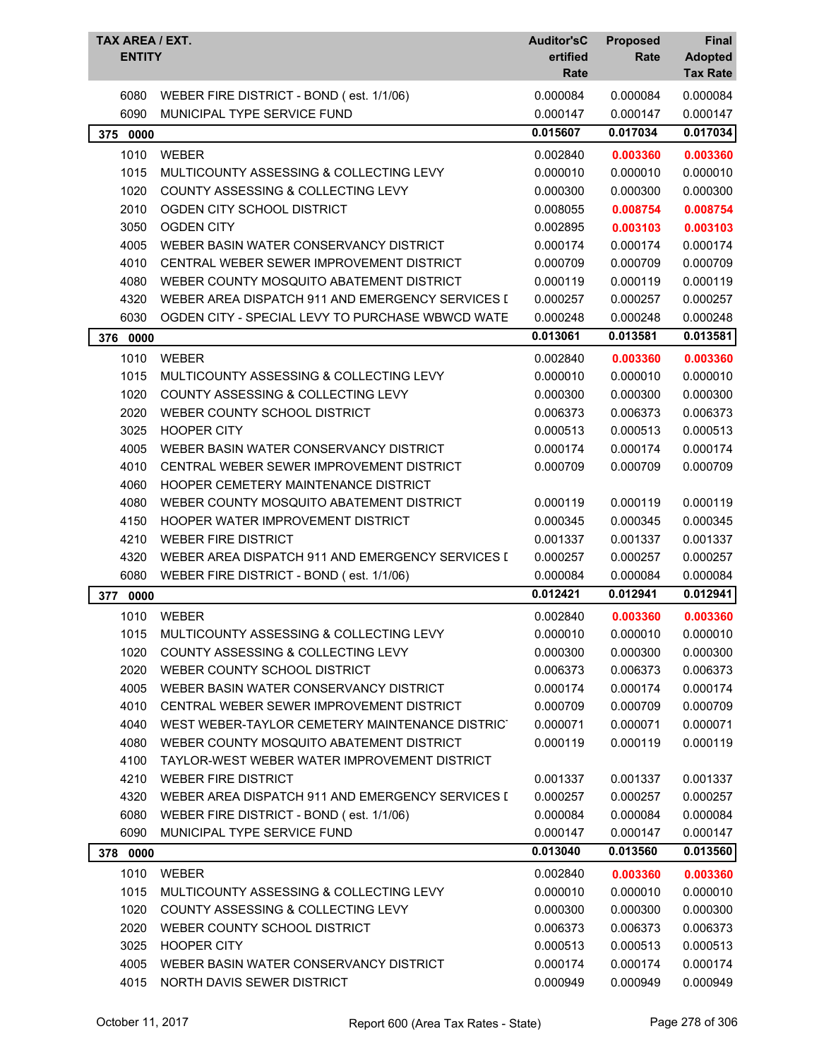| TAX AREA / EXT. ENTITY | | Auditor'sC ertified Rate | Proposed Rate | Final Adopted Tax Rate |
|---|---|---|---|---|
| 6080 | WEBER FIRE DISTRICT - BOND ( est. 1/1/06) | 0.000084 | 0.000084 | 0.000084 |
| 6090 | MUNICIPAL TYPE SERVICE FUND | 0.000147 | 0.000147 | 0.000147 |
| **375 0000** | | **0.015607** | **0.017034** | **0.017034** |
| 1010 | WEBER | 0.002840 | **0.003360** | **0.003360** |
| 1015 | MULTICOUNTY ASSESSING & COLLECTING LEVY | 0.000010 | 0.000010 | 0.000010 |
| 1020 | COUNTY ASSESSING & COLLECTING LEVY | 0.000300 | 0.000300 | 0.000300 |
| 2010 | OGDEN CITY SCHOOL DISTRICT | 0.008055 | **0.008754** | **0.008754** |
| 3050 | OGDEN CITY | 0.002895 | **0.003103** | **0.003103** |
| 4005 | WEBER BASIN WATER CONSERVANCY DISTRICT | 0.000174 | 0.000174 | 0.000174 |
| 4010 | CENTRAL WEBER SEWER IMPROVEMENT DISTRICT | 0.000709 | 0.000709 | 0.000709 |
| 4080 | WEBER COUNTY MOSQUITO ABATEMENT DISTRICT | 0.000119 | 0.000119 | 0.000119 |
| 4320 | WEBER AREA DISPATCH 911 AND EMERGENCY SERVICES [ | 0.000257 | 0.000257 | 0.000257 |
| 6030 | OGDEN CITY - SPECIAL LEVY TO PURCHASE WBWCD WATE | 0.000248 | 0.000248 | 0.000248 |
| **376 0000** | | **0.013061** | **0.013581** | **0.013581** |
| 1010 | WEBER | 0.002840 | **0.003360** | **0.003360** |
| 1015 | MULTICOUNTY ASSESSING & COLLECTING LEVY | 0.000010 | 0.000010 | 0.000010 |
| 1020 | COUNTY ASSESSING & COLLECTING LEVY | 0.000300 | 0.000300 | 0.000300 |
| 2020 | WEBER COUNTY SCHOOL DISTRICT | 0.006373 | 0.006373 | 0.006373 |
| 3025 | HOOPER CITY | 0.000513 | 0.000513 | 0.000513 |
| 4005 | WEBER BASIN WATER CONSERVANCY DISTRICT | 0.000174 | 0.000174 | 0.000174 |
| 4010 | CENTRAL WEBER SEWER IMPROVEMENT DISTRICT | 0.000709 | 0.000709 | 0.000709 |
| 4060 | HOOPER CEMETERY MAINTENANCE DISTRICT | | | |
| 4080 | WEBER COUNTY MOSQUITO ABATEMENT DISTRICT | 0.000119 | 0.000119 | 0.000119 |
| 4150 | HOOPER WATER IMPROVEMENT DISTRICT | 0.000345 | 0.000345 | 0.000345 |
| 4210 | WEBER FIRE DISTRICT | 0.001337 | 0.001337 | 0.001337 |
| 4320 | WEBER AREA DISPATCH 911 AND EMERGENCY SERVICES [ | 0.000257 | 0.000257 | 0.000257 |
| 6080 | WEBER FIRE DISTRICT - BOND ( est. 1/1/06) | 0.000084 | 0.000084 | 0.000084 |
| **377 0000** | | **0.012421** | **0.012941** | **0.012941** |
| 1010 | WEBER | 0.002840 | **0.003360** | **0.003360** |
| 1015 | MULTICOUNTY ASSESSING & COLLECTING LEVY | 0.000010 | 0.000010 | 0.000010 |
| 1020 | COUNTY ASSESSING & COLLECTING LEVY | 0.000300 | 0.000300 | 0.000300 |
| 2020 | WEBER COUNTY SCHOOL DISTRICT | 0.006373 | 0.006373 | 0.006373 |
| 4005 | WEBER BASIN WATER CONSERVANCY DISTRICT | 0.000174 | 0.000174 | 0.000174 |
| 4010 | CENTRAL WEBER SEWER IMPROVEMENT DISTRICT | 0.000709 | 0.000709 | 0.000709 |
| 4040 | WEST WEBER-TAYLOR CEMETERY MAINTENANCE DISTRIC | 0.000071 | 0.000071 | 0.000071 |
| 4080 | WEBER COUNTY MOSQUITO ABATEMENT DISTRICT | 0.000119 | 0.000119 | 0.000119 |
| 4100 | TAYLOR-WEST WEBER WATER IMPROVEMENT DISTRICT | | | |
| 4210 | WEBER FIRE DISTRICT | 0.001337 | 0.001337 | 0.001337 |
| 4320 | WEBER AREA DISPATCH 911 AND EMERGENCY SERVICES [ | 0.000257 | 0.000257 | 0.000257 |
| 6080 | WEBER FIRE DISTRICT - BOND ( est. 1/1/06) | 0.000084 | 0.000084 | 0.000084 |
| 6090 | MUNICIPAL TYPE SERVICE FUND | 0.000147 | 0.000147 | 0.000147 |
| **378 0000** | | **0.013040** | **0.013560** | **0.013560** |
| 1010 | WEBER | 0.002840 | **0.003360** | **0.003360** |
| 1015 | MULTICOUNTY ASSESSING & COLLECTING LEVY | 0.000010 | 0.000010 | 0.000010 |
| 1020 | COUNTY ASSESSING & COLLECTING LEVY | 0.000300 | 0.000300 | 0.000300 |
| 2020 | WEBER COUNTY SCHOOL DISTRICT | 0.006373 | 0.006373 | 0.006373 |
| 3025 | HOOPER CITY | 0.000513 | 0.000513 | 0.000513 |
| 4005 | WEBER BASIN WATER CONSERVANCY DISTRICT | 0.000174 | 0.000174 | 0.000174 |
| 4015 | NORTH DAVIS SEWER DISTRICT | 0.000949 | 0.000949 | 0.000949 |

October 11, 2017 — Report 600 (Area Tax Rates - State)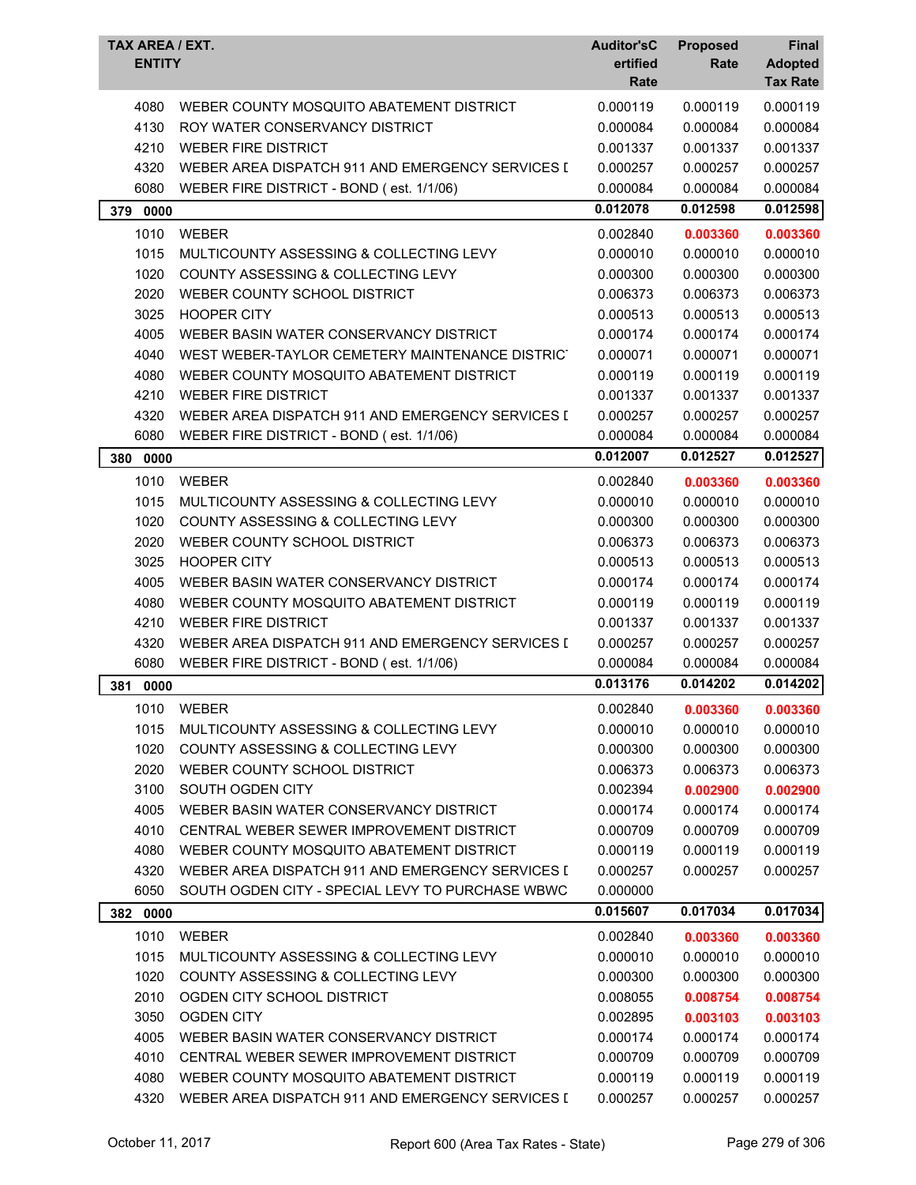| TAX AREA / EXT. ENTITY | | Auditor'sCertified Rate | Proposed Rate | Final Adopted Tax Rate |
|---|---|---|---|---|
| 4080 | WEBER COUNTY MOSQUITO ABATEMENT DISTRICT | 0.000119 | 0.000119 | 0.000119 |
| 4130 | ROY WATER CONSERVANCY DISTRICT | 0.000084 | 0.000084 | 0.000084 |
| 4210 | WEBER FIRE DISTRICT | 0.001337 | 0.001337 | 0.001337 |
| 4320 | WEBER AREA DISPATCH 911 AND EMERGENCY SERVICES I | 0.000257 | 0.000257 | 0.000257 |
| 6080 | WEBER FIRE DISTRICT - BOND ( est. 1/1/06) | 0.000084 | 0.000084 | 0.000084 |
| **379 0000** | | **0.012078** | **0.012598** | **0.012598** |
| 1010 | WEBER | 0.002840 | **0.003360** | **0.003360** |
| 1015 | MULTICOUNTY ASSESSING & COLLECTING LEVY | 0.000010 | 0.000010 | 0.000010 |
| 1020 | COUNTY ASSESSING & COLLECTING LEVY | 0.000300 | 0.000300 | 0.000300 |
| 2020 | WEBER COUNTY SCHOOL DISTRICT | 0.006373 | 0.006373 | 0.006373 |
| 3025 | HOOPER CITY | 0.000513 | 0.000513 | 0.000513 |
| 4005 | WEBER BASIN WATER CONSERVANCY DISTRICT | 0.000174 | 0.000174 | 0.000174 |
| 4040 | WEST WEBER-TAYLOR CEMETERY MAINTENANCE DISTRIC | 0.000071 | 0.000071 | 0.000071 |
| 4080 | WEBER COUNTY MOSQUITO ABATEMENT DISTRICT | 0.000119 | 0.000119 | 0.000119 |
| 4210 | WEBER FIRE DISTRICT | 0.001337 | 0.001337 | 0.001337 |
| 4320 | WEBER AREA DISPATCH 911 AND EMERGENCY SERVICES I | 0.000257 | 0.000257 | 0.000257 |
| 6080 | WEBER FIRE DISTRICT - BOND ( est. 1/1/06) | 0.000084 | 0.000084 | 0.000084 |
| **380 0000** | | **0.012007** | **0.012527** | **0.012527** |
| 1010 | WEBER | 0.002840 | **0.003360** | **0.003360** |
| 1015 | MULTICOUNTY ASSESSING & COLLECTING LEVY | 0.000010 | 0.000010 | 0.000010 |
| 1020 | COUNTY ASSESSING & COLLECTING LEVY | 0.000300 | 0.000300 | 0.000300 |
| 2020 | WEBER COUNTY SCHOOL DISTRICT | 0.006373 | 0.006373 | 0.006373 |
| 3025 | HOOPER CITY | 0.000513 | 0.000513 | 0.000513 |
| 4005 | WEBER BASIN WATER CONSERVANCY DISTRICT | 0.000174 | 0.000174 | 0.000174 |
| 4080 | WEBER COUNTY MOSQUITO ABATEMENT DISTRICT | 0.000119 | 0.000119 | 0.000119 |
| 4210 | WEBER FIRE DISTRICT | 0.001337 | 0.001337 | 0.001337 |
| 4320 | WEBER AREA DISPATCH 911 AND EMERGENCY SERVICES I | 0.000257 | 0.000257 | 0.000257 |
| 6080 | WEBER FIRE DISTRICT - BOND ( est. 1/1/06) | 0.000084 | 0.000084 | 0.000084 |
| **381 0000** | | **0.013176** | **0.014202** | **0.014202** |
| 1010 | WEBER | 0.002840 | **0.003360** | **0.003360** |
| 1015 | MULTICOUNTY ASSESSING & COLLECTING LEVY | 0.000010 | 0.000010 | 0.000010 |
| 1020 | COUNTY ASSESSING & COLLECTING LEVY | 0.000300 | 0.000300 | 0.000300 |
| 2020 | WEBER COUNTY SCHOOL DISTRICT | 0.006373 | 0.006373 | 0.006373 |
| 3100 | SOUTH OGDEN CITY | 0.002394 | **0.002900** | **0.002900** |
| 4005 | WEBER BASIN WATER CONSERVANCY DISTRICT | 0.000174 | 0.000174 | 0.000174 |
| 4010 | CENTRAL WEBER SEWER IMPROVEMENT DISTRICT | 0.000709 | 0.000709 | 0.000709 |
| 4080 | WEBER COUNTY MOSQUITO ABATEMENT DISTRICT | 0.000119 | 0.000119 | 0.000119 |
| 4320 | WEBER AREA DISPATCH 911 AND EMERGENCY SERVICES I | 0.000257 | 0.000257 | 0.000257 |
| 6050 | SOUTH OGDEN CITY - SPECIAL LEVY TO PURCHASE WBWC | 0.000000 | | |
| **382 0000** | | **0.015607** | **0.017034** | **0.017034** |
| 1010 | WEBER | 0.002840 | **0.003360** | **0.003360** |
| 1015 | MULTICOUNTY ASSESSING & COLLECTING LEVY | 0.000010 | 0.000010 | 0.000010 |
| 1020 | COUNTY ASSESSING & COLLECTING LEVY | 0.000300 | 0.000300 | 0.000300 |
| 2010 | OGDEN CITY SCHOOL DISTRICT | 0.008055 | **0.008754** | **0.008754** |
| 3050 | OGDEN CITY | 0.002895 | **0.003103** | **0.003103** |
| 4005 | WEBER BASIN WATER CONSERVANCY DISTRICT | 0.000174 | 0.000174 | 0.000174 |
| 4010 | CENTRAL WEBER SEWER IMPROVEMENT DISTRICT | 0.000709 | 0.000709 | 0.000709 |
| 4080 | WEBER COUNTY MOSQUITO ABATEMENT DISTRICT | 0.000119 | 0.000119 | 0.000119 |
| 4320 | WEBER AREA DISPATCH 911 AND EMERGENCY SERVICES I | 0.000257 | 0.000257 | 0.000257 |

October 11, 2017 Report 600 (Area Tax Rates - State)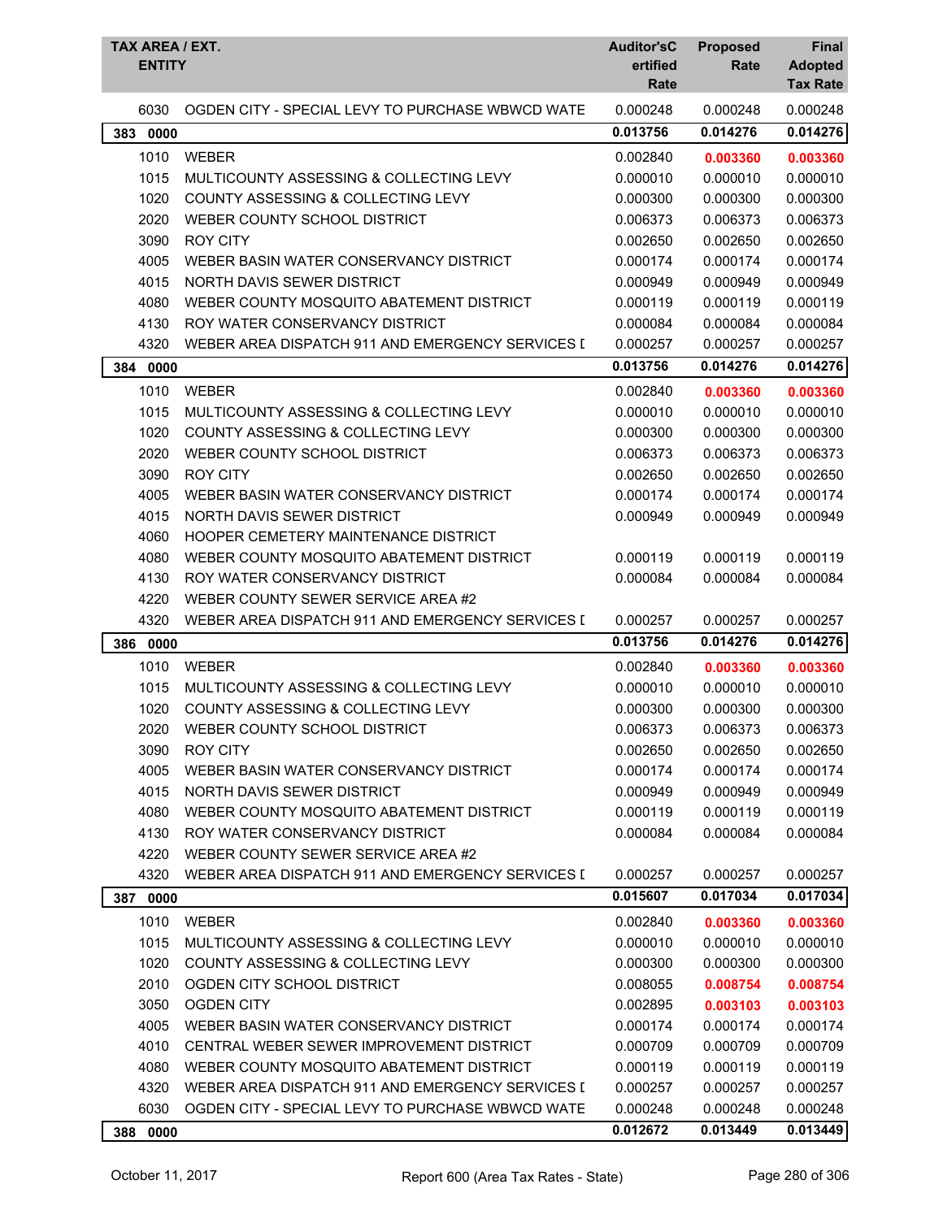| TAX AREA / EXT. ENTITY | | Auditor'sCertified Rate | Proposed Rate | Final Adopted Tax Rate |
|---|---|---|---|---|
| 6030 | OGDEN CITY - SPECIAL LEVY TO PURCHASE WBWCD WATE | 0.000248 | 0.000248 | 0.000248 |
| **383 0000** | | **0.013756** | **0.014276** | **0.014276** |
| 1010 | WEBER | 0.002840 | **0.003360** | **0.003360** |
| 1015 | MULTICOUNTY ASSESSING & COLLECTING LEVY | 0.000010 | 0.000010 | 0.000010 |
| 1020 | COUNTY ASSESSING & COLLECTING LEVY | 0.000300 | 0.000300 | 0.000300 |
| 2020 | WEBER COUNTY SCHOOL DISTRICT | 0.006373 | 0.006373 | 0.006373 |
| 3090 | ROY CITY | 0.002650 | 0.002650 | 0.002650 |
| 4005 | WEBER BASIN WATER CONSERVANCY DISTRICT | 0.000174 | 0.000174 | 0.000174 |
| 4015 | NORTH DAVIS SEWER DISTRICT | 0.000949 | 0.000949 | 0.000949 |
| 4080 | WEBER COUNTY MOSQUITO ABATEMENT DISTRICT | 0.000119 | 0.000119 | 0.000119 |
| 4130 | ROY WATER CONSERVANCY DISTRICT | 0.000084 | 0.000084 | 0.000084 |
| 4320 | WEBER AREA DISPATCH 911 AND EMERGENCY SERVICES I | 0.000257 | 0.000257 | 0.000257 |
| **384 0000** | | **0.013756** | **0.014276** | **0.014276** |
| 1010 | WEBER | 0.002840 | **0.003360** | **0.003360** |
| 1015 | MULTICOUNTY ASSESSING & COLLECTING LEVY | 0.000010 | 0.000010 | 0.000010 |
| 1020 | COUNTY ASSESSING & COLLECTING LEVY | 0.000300 | 0.000300 | 0.000300 |
| 2020 | WEBER COUNTY SCHOOL DISTRICT | 0.006373 | 0.006373 | 0.006373 |
| 3090 | ROY CITY | 0.002650 | 0.002650 | 0.002650 |
| 4005 | WEBER BASIN WATER CONSERVANCY DISTRICT | 0.000174 | 0.000174 | 0.000174 |
| 4015 | NORTH DAVIS SEWER DISTRICT | 0.000949 | 0.000949 | 0.000949 |
| 4060 | HOOPER CEMETERY MAINTENANCE DISTRICT | | | |
| 4080 | WEBER COUNTY MOSQUITO ABATEMENT DISTRICT | 0.000119 | 0.000119 | 0.000119 |
| 4130 | ROY WATER CONSERVANCY DISTRICT | 0.000084 | 0.000084 | 0.000084 |
| 4220 | WEBER COUNTY SEWER SERVICE AREA #2 | | | |
| 4320 | WEBER AREA DISPATCH 911 AND EMERGENCY SERVICES I | 0.000257 | 0.000257 | 0.000257 |
| **386 0000** | | **0.013756** | **0.014276** | **0.014276** |
| 1010 | WEBER | 0.002840 | **0.003360** | **0.003360** |
| 1015 | MULTICOUNTY ASSESSING & COLLECTING LEVY | 0.000010 | 0.000010 | 0.000010 |
| 1020 | COUNTY ASSESSING & COLLECTING LEVY | 0.000300 | 0.000300 | 0.000300 |
| 2020 | WEBER COUNTY SCHOOL DISTRICT | 0.006373 | 0.006373 | 0.006373 |
| 3090 | ROY CITY | 0.002650 | 0.002650 | 0.002650 |
| 4005 | WEBER BASIN WATER CONSERVANCY DISTRICT | 0.000174 | 0.000174 | 0.000174 |
| 4015 | NORTH DAVIS SEWER DISTRICT | 0.000949 | 0.000949 | 0.000949 |
| 4080 | WEBER COUNTY MOSQUITO ABATEMENT DISTRICT | 0.000119 | 0.000119 | 0.000119 |
| 4130 | ROY WATER CONSERVANCY DISTRICT | 0.000084 | 0.000084 | 0.000084 |
| 4220 | WEBER COUNTY SEWER SERVICE AREA #2 | | | |
| 4320 | WEBER AREA DISPATCH 911 AND EMERGENCY SERVICES I | 0.000257 | 0.000257 | 0.000257 |
| **387 0000** | | **0.015607** | **0.017034** | **0.017034** |
| 1010 | WEBER | 0.002840 | **0.003360** | **0.003360** |
| 1015 | MULTICOUNTY ASSESSING & COLLECTING LEVY | 0.000010 | 0.000010 | 0.000010 |
| 1020 | COUNTY ASSESSING & COLLECTING LEVY | 0.000300 | 0.000300 | 0.000300 |
| 2010 | OGDEN CITY SCHOOL DISTRICT | 0.008055 | **0.008754** | **0.008754** |
| 3050 | OGDEN CITY | 0.002895 | **0.003103** | **0.003103** |
| 4005 | WEBER BASIN WATER CONSERVANCY DISTRICT | 0.000174 | 0.000174 | 0.000174 |
| 4010 | CENTRAL WEBER SEWER IMPROVEMENT DISTRICT | 0.000709 | 0.000709 | 0.000709 |
| 4080 | WEBER COUNTY MOSQUITO ABATEMENT DISTRICT | 0.000119 | 0.000119 | 0.000119 |
| 4320 | WEBER AREA DISPATCH 911 AND EMERGENCY SERVICES I | 0.000257 | 0.000257 | 0.000257 |
| 6030 | OGDEN CITY - SPECIAL LEVY TO PURCHASE WBWCD WATE | 0.000248 | 0.000248 | 0.000248 |
| **388 0000** | | **0.012672** | **0.013449** | **0.013449** |

October 11, 2017 — Report 600 (Area Tax Rates - State)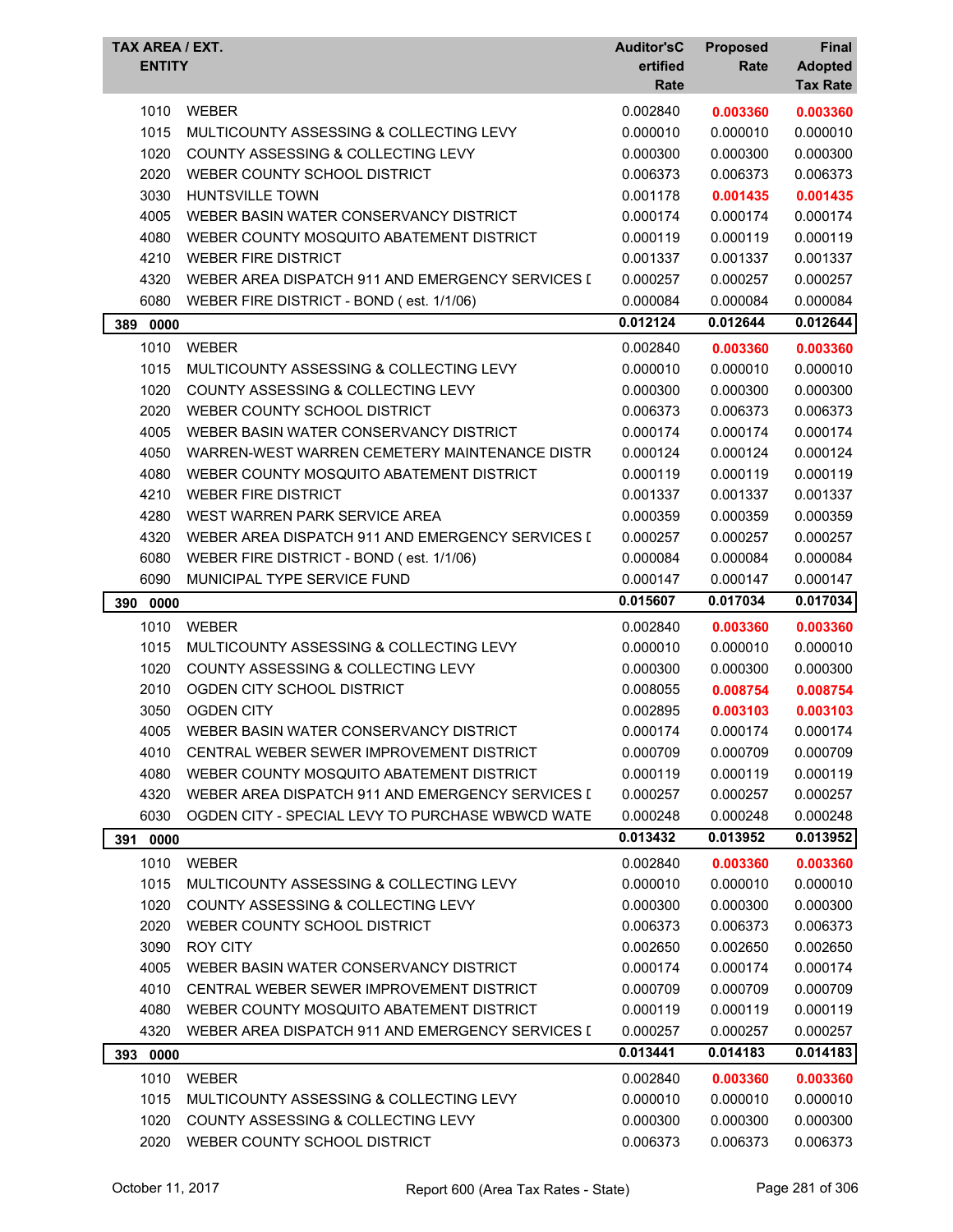| TAX AREA / EXT. ENTITY | | Auditor'sCertified Rate | Proposed Rate | Final Adopted Tax Rate |
|---|---|---|---|---|
| 1010 | WEBER | 0.002840 | **0.003360** | **0.003360** |
| 1015 | MULTICOUNTY ASSESSING & COLLECTING LEVY | 0.000010 | 0.000010 | 0.000010 |
| 1020 | COUNTY ASSESSING & COLLECTING LEVY | 0.000300 | 0.000300 | 0.000300 |
| 2020 | WEBER COUNTY SCHOOL DISTRICT | 0.006373 | 0.006373 | 0.006373 |
| 3030 | HUNTSVILLE TOWN | 0.001178 | **0.001435** | **0.001435** |
| 4005 | WEBER BASIN WATER CONSERVANCY DISTRICT | 0.000174 | 0.000174 | 0.000174 |
| 4080 | WEBER COUNTY MOSQUITO ABATEMENT DISTRICT | 0.000119 | 0.000119 | 0.000119 |
| 4210 | WEBER FIRE DISTRICT | 0.001337 | 0.001337 | 0.001337 |
| 4320 | WEBER AREA DISPATCH 911 AND EMERGENCY SERVICES [ | 0.000257 | 0.000257 | 0.000257 |
| 6080 | WEBER FIRE DISTRICT - BOND ( est. 1/1/06) | 0.000084 | 0.000084 | 0.000084 |
| **389 0000** | | **0.012124** | **0.012644** | **0.012644** |
| 1010 | WEBER | 0.002840 | **0.003360** | **0.003360** |
| 1015 | MULTICOUNTY ASSESSING & COLLECTING LEVY | 0.000010 | 0.000010 | 0.000010 |
| 1020 | COUNTY ASSESSING & COLLECTING LEVY | 0.000300 | 0.000300 | 0.000300 |
| 2020 | WEBER COUNTY SCHOOL DISTRICT | 0.006373 | 0.006373 | 0.006373 |
| 4005 | WEBER BASIN WATER CONSERVANCY DISTRICT | 0.000174 | 0.000174 | 0.000174 |
| 4050 | WARREN-WEST WARREN CEMETERY MAINTENANCE DISTR | 0.000124 | 0.000124 | 0.000124 |
| 4080 | WEBER COUNTY MOSQUITO ABATEMENT DISTRICT | 0.000119 | 0.000119 | 0.000119 |
| 4210 | WEBER FIRE DISTRICT | 0.001337 | 0.001337 | 0.001337 |
| 4280 | WEST WARREN PARK SERVICE AREA | 0.000359 | 0.000359 | 0.000359 |
| 4320 | WEBER AREA DISPATCH 911 AND EMERGENCY SERVICES [ | 0.000257 | 0.000257 | 0.000257 |
| 6080 | WEBER FIRE DISTRICT - BOND ( est. 1/1/06) | 0.000084 | 0.000084 | 0.000084 |
| 6090 | MUNICIPAL TYPE SERVICE FUND | 0.000147 | 0.000147 | 0.000147 |
| **390 0000** | | **0.015607** | **0.017034** | **0.017034** |
| 1010 | WEBER | 0.002840 | **0.003360** | **0.003360** |
| 1015 | MULTICOUNTY ASSESSING & COLLECTING LEVY | 0.000010 | 0.000010 | 0.000010 |
| 1020 | COUNTY ASSESSING & COLLECTING LEVY | 0.000300 | 0.000300 | 0.000300 |
| 2010 | OGDEN CITY SCHOOL DISTRICT | 0.008055 | **0.008754** | **0.008754** |
| 3050 | OGDEN CITY | 0.002895 | **0.003103** | **0.003103** |
| 4005 | WEBER BASIN WATER CONSERVANCY DISTRICT | 0.000174 | 0.000174 | 0.000174 |
| 4010 | CENTRAL WEBER SEWER IMPROVEMENT DISTRICT | 0.000709 | 0.000709 | 0.000709 |
| 4080 | WEBER COUNTY MOSQUITO ABATEMENT DISTRICT | 0.000119 | 0.000119 | 0.000119 |
| 4320 | WEBER AREA DISPATCH 911 AND EMERGENCY SERVICES [ | 0.000257 | 0.000257 | 0.000257 |
| 6030 | OGDEN CITY - SPECIAL LEVY TO PURCHASE WBWCD WATE | 0.000248 | 0.000248 | 0.000248 |
| **391 0000** | | **0.013432** | **0.013952** | **0.013952** |
| 1010 | WEBER | 0.002840 | **0.003360** | **0.003360** |
| 1015 | MULTICOUNTY ASSESSING & COLLECTING LEVY | 0.000010 | 0.000010 | 0.000010 |
| 1020 | COUNTY ASSESSING & COLLECTING LEVY | 0.000300 | 0.000300 | 0.000300 |
| 2020 | WEBER COUNTY SCHOOL DISTRICT | 0.006373 | 0.006373 | 0.006373 |
| 3090 | ROY CITY | 0.002650 | 0.002650 | 0.002650 |
| 4005 | WEBER BASIN WATER CONSERVANCY DISTRICT | 0.000174 | 0.000174 | 0.000174 |
| 4010 | CENTRAL WEBER SEWER IMPROVEMENT DISTRICT | 0.000709 | 0.000709 | 0.000709 |
| 4080 | WEBER COUNTY MOSQUITO ABATEMENT DISTRICT | 0.000119 | 0.000119 | 0.000119 |
| 4320 | WEBER AREA DISPATCH 911 AND EMERGENCY SERVICES [ | 0.000257 | 0.000257 | 0.000257 |
| **393 0000** | | **0.013441** | **0.014183** | **0.014183** |
| 1010 | WEBER | 0.002840 | **0.003360** | **0.003360** |
| 1015 | MULTICOUNTY ASSESSING & COLLECTING LEVY | 0.000010 | 0.000010 | 0.000010 |
| 1020 | COUNTY ASSESSING & COLLECTING LEVY | 0.000300 | 0.000300 | 0.000300 |
| 2020 | WEBER COUNTY SCHOOL DISTRICT | 0.006373 | 0.006373 | 0.006373 |

October 11, 2017 — Report 600 (Area Tax Rates - State)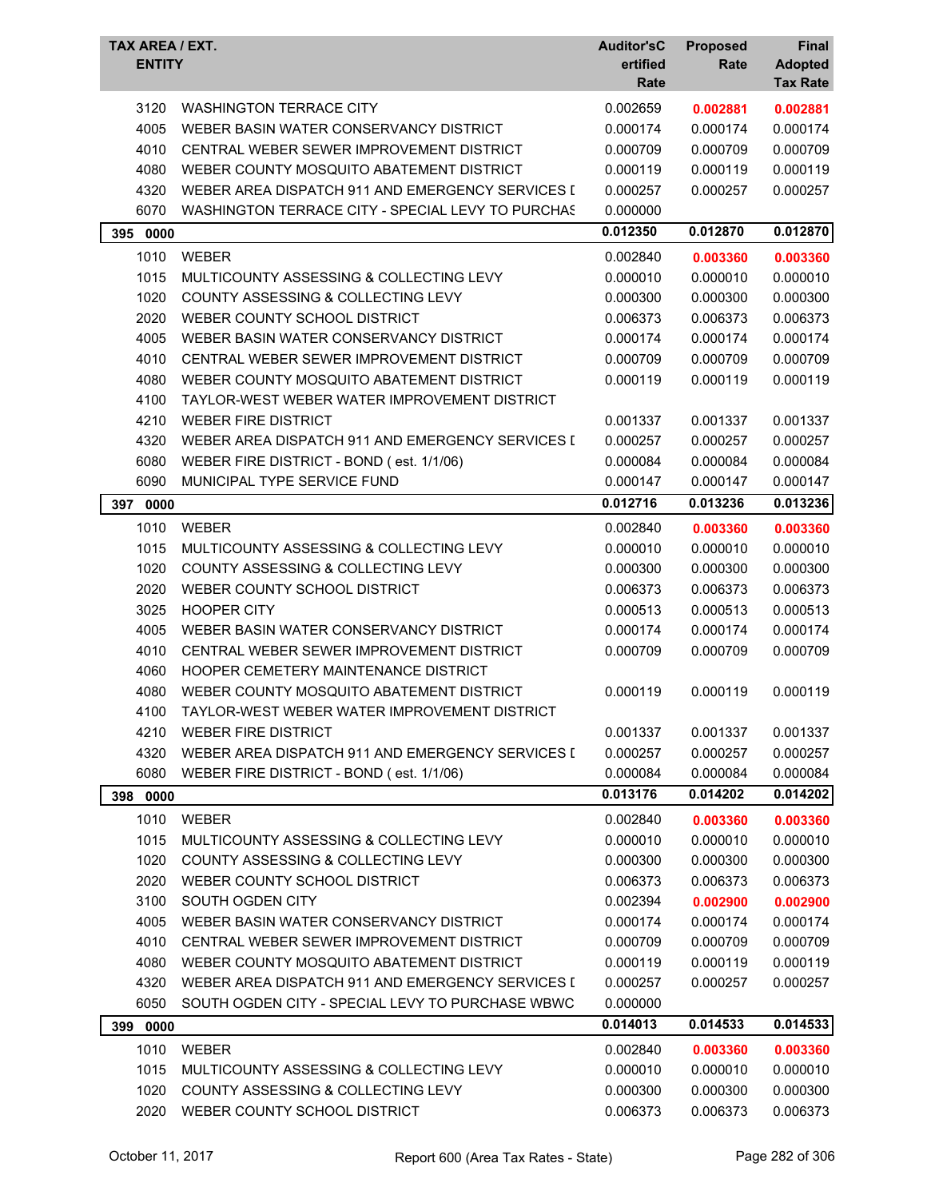| TAX AREA / EXT. ENTITY | | Auditor'sC ertified Rate | Proposed Rate | Final Adopted Tax Rate |
|---|---|---|---|---|
| 3120 | WASHINGTON TERRACE CITY | 0.002659 | **0.002881** | **0.002881** |
| 4005 | WEBER BASIN WATER CONSERVANCY DISTRICT | 0.000174 | 0.000174 | 0.000174 |
| 4010 | CENTRAL WEBER SEWER IMPROVEMENT DISTRICT | 0.000709 | 0.000709 | 0.000709 |
| 4080 | WEBER COUNTY MOSQUITO ABATEMENT DISTRICT | 0.000119 | 0.000119 | 0.000119 |
| 4320 | WEBER AREA DISPATCH 911 AND EMERGENCY SERVICES I | 0.000257 | 0.000257 | 0.000257 |
| 6070 | WASHINGTON TERRACE CITY - SPECIAL LEVY TO PURCHAS | 0.000000 | | |
| **395 0000** | | **0.012350** | **0.012870** | **0.012870** |
| 1010 | WEBER | 0.002840 | **0.003360** | **0.003360** |
| 1015 | MULTICOUNTY ASSESSING & COLLECTING LEVY | 0.000010 | 0.000010 | 0.000010 |
| 1020 | COUNTY ASSESSING & COLLECTING LEVY | 0.000300 | 0.000300 | 0.000300 |
| 2020 | WEBER COUNTY SCHOOL DISTRICT | 0.006373 | 0.006373 | 0.006373 |
| 4005 | WEBER BASIN WATER CONSERVANCY DISTRICT | 0.000174 | 0.000174 | 0.000174 |
| 4010 | CENTRAL WEBER SEWER IMPROVEMENT DISTRICT | 0.000709 | 0.000709 | 0.000709 |
| 4080 | WEBER COUNTY MOSQUITO ABATEMENT DISTRICT | 0.000119 | 0.000119 | 0.000119 |
| 4100 | TAYLOR-WEST WEBER WATER IMPROVEMENT DISTRICT | | | |
| 4210 | WEBER FIRE DISTRICT | 0.001337 | 0.001337 | 0.001337 |
| 4320 | WEBER AREA DISPATCH 911 AND EMERGENCY SERVICES I | 0.000257 | 0.000257 | 0.000257 |
| 6080 | WEBER FIRE DISTRICT - BOND ( est. 1/1/06) | 0.000084 | 0.000084 | 0.000084 |
| 6090 | MUNICIPAL TYPE SERVICE FUND | 0.000147 | 0.000147 | 0.000147 |
| **397 0000** | | **0.012716** | **0.013236** | **0.013236** |
| 1010 | WEBER | 0.002840 | **0.003360** | **0.003360** |
| 1015 | MULTICOUNTY ASSESSING & COLLECTING LEVY | 0.000010 | 0.000010 | 0.000010 |
| 1020 | COUNTY ASSESSING & COLLECTING LEVY | 0.000300 | 0.000300 | 0.000300 |
| 2020 | WEBER COUNTY SCHOOL DISTRICT | 0.006373 | 0.006373 | 0.006373 |
| 3025 | HOOPER CITY | 0.000513 | 0.000513 | 0.000513 |
| 4005 | WEBER BASIN WATER CONSERVANCY DISTRICT | 0.000174 | 0.000174 | 0.000174 |
| 4010 | CENTRAL WEBER SEWER IMPROVEMENT DISTRICT | 0.000709 | 0.000709 | 0.000709 |
| 4060 | HOOPER CEMETERY MAINTENANCE DISTRICT | | | |
| 4080 | WEBER COUNTY MOSQUITO ABATEMENT DISTRICT | 0.000119 | 0.000119 | 0.000119 |
| 4100 | TAYLOR-WEST WEBER WATER IMPROVEMENT DISTRICT | | | |
| 4210 | WEBER FIRE DISTRICT | 0.001337 | 0.001337 | 0.001337 |
| 4320 | WEBER AREA DISPATCH 911 AND EMERGENCY SERVICES I | 0.000257 | 0.000257 | 0.000257 |
| 6080 | WEBER FIRE DISTRICT - BOND ( est. 1/1/06) | 0.000084 | 0.000084 | 0.000084 |
| **398 0000** | | **0.013176** | **0.014202** | **0.014202** |
| 1010 | WEBER | 0.002840 | **0.003360** | **0.003360** |
| 1015 | MULTICOUNTY ASSESSING & COLLECTING LEVY | 0.000010 | 0.000010 | 0.000010 |
| 1020 | COUNTY ASSESSING & COLLECTING LEVY | 0.000300 | 0.000300 | 0.000300 |
| 2020 | WEBER COUNTY SCHOOL DISTRICT | 0.006373 | 0.006373 | 0.006373 |
| 3100 | SOUTH OGDEN CITY | 0.002394 | **0.002900** | **0.002900** |
| 4005 | WEBER BASIN WATER CONSERVANCY DISTRICT | 0.000174 | 0.000174 | 0.000174 |
| 4010 | CENTRAL WEBER SEWER IMPROVEMENT DISTRICT | 0.000709 | 0.000709 | 0.000709 |
| 4080 | WEBER COUNTY MOSQUITO ABATEMENT DISTRICT | 0.000119 | 0.000119 | 0.000119 |
| 4320 | WEBER AREA DISPATCH 911 AND EMERGENCY SERVICES I | 0.000257 | 0.000257 | 0.000257 |
| 6050 | SOUTH OGDEN CITY - SPECIAL LEVY TO PURCHASE WBWC | 0.000000 | | |
| **399 0000** | | **0.014013** | **0.014533** | **0.014533** |
| 1010 | WEBER | 0.002840 | **0.003360** | **0.003360** |
| 1015 | MULTICOUNTY ASSESSING & COLLECTING LEVY | 0.000010 | 0.000010 | 0.000010 |
| 1020 | COUNTY ASSESSING & COLLECTING LEVY | 0.000300 | 0.000300 | 0.000300 |
| 2020 | WEBER COUNTY SCHOOL DISTRICT | 0.006373 | 0.006373 | 0.006373 |

October 11, 2017 — Report 600 (Area Tax Rates - State)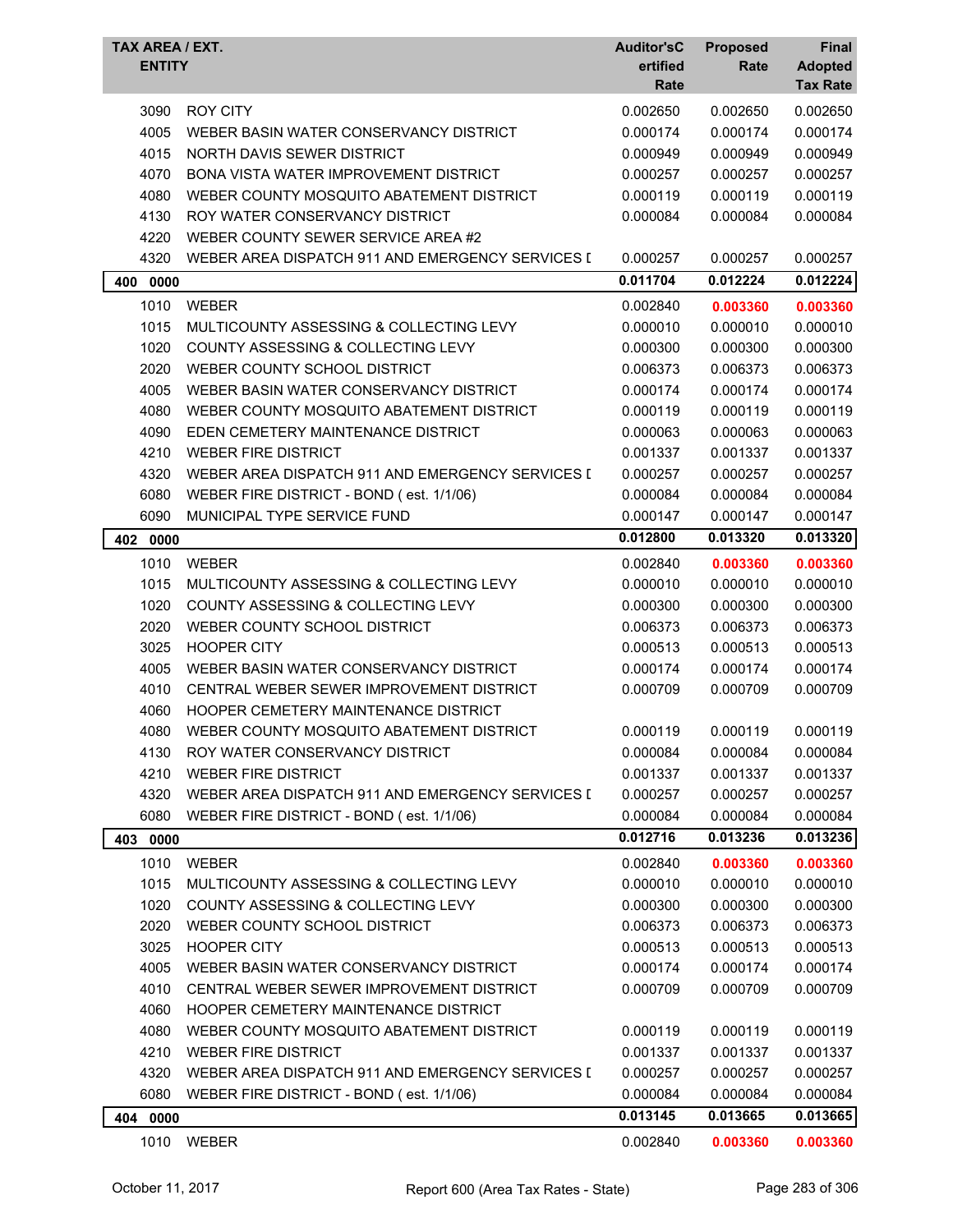| TAX AREA / EXT. | ENTITY | Auditor'sCertified Rate | Proposed Rate | Final Adopted Tax Rate |
|---|---|---|---|---|
| 3090 | ROY CITY | 0.002650 | 0.002650 | 0.002650 |
| 4005 | WEBER BASIN WATER CONSERVANCY DISTRICT | 0.000174 | 0.000174 | 0.000174 |
| 4015 | NORTH DAVIS SEWER DISTRICT | 0.000949 | 0.000949 | 0.000949 |
| 4070 | BONA VISTA WATER IMPROVEMENT DISTRICT | 0.000257 | 0.000257 | 0.000257 |
| 4080 | WEBER COUNTY MOSQUITO ABATEMENT DISTRICT | 0.000119 | 0.000119 | 0.000119 |
| 4130 | ROY WATER CONSERVANCY DISTRICT | 0.000084 | 0.000084 | 0.000084 |
| 4220 | WEBER COUNTY SEWER SERVICE AREA #2 | | | |
| 4320 | WEBER AREA DISPATCH 911 AND EMERGENCY SERVICES I | 0.000257 | 0.000257 | 0.000257 |
| **400 0000** | | **0.011704** | **0.012224** | **0.012224** |
| 1010 | WEBER | 0.002840 | **0.003360** | **0.003360** |
| 1015 | MULTICOUNTY ASSESSING & COLLECTING LEVY | 0.000010 | 0.000010 | 0.000010 |
| 1020 | COUNTY ASSESSING & COLLECTING LEVY | 0.000300 | 0.000300 | 0.000300 |
| 2020 | WEBER COUNTY SCHOOL DISTRICT | 0.006373 | 0.006373 | 0.006373 |
| 4005 | WEBER BASIN WATER CONSERVANCY DISTRICT | 0.000174 | 0.000174 | 0.000174 |
| 4080 | WEBER COUNTY MOSQUITO ABATEMENT DISTRICT | 0.000119 | 0.000119 | 0.000119 |
| 4090 | EDEN CEMETERY MAINTENANCE DISTRICT | 0.000063 | 0.000063 | 0.000063 |
| 4210 | WEBER FIRE DISTRICT | 0.001337 | 0.001337 | 0.001337 |
| 4320 | WEBER AREA DISPATCH 911 AND EMERGENCY SERVICES I | 0.000257 | 0.000257 | 0.000257 |
| 6080 | WEBER FIRE DISTRICT - BOND ( est. 1/1/06) | 0.000084 | 0.000084 | 0.000084 |
| 6090 | MUNICIPAL TYPE SERVICE FUND | 0.000147 | 0.000147 | 0.000147 |
| **402 0000** | | **0.012800** | **0.013320** | **0.013320** |
| 1010 | WEBER | 0.002840 | **0.003360** | **0.003360** |
| 1015 | MULTICOUNTY ASSESSING & COLLECTING LEVY | 0.000010 | 0.000010 | 0.000010 |
| 1020 | COUNTY ASSESSING & COLLECTING LEVY | 0.000300 | 0.000300 | 0.000300 |
| 2020 | WEBER COUNTY SCHOOL DISTRICT | 0.006373 | 0.006373 | 0.006373 |
| 3025 | HOOPER CITY | 0.000513 | 0.000513 | 0.000513 |
| 4005 | WEBER BASIN WATER CONSERVANCY DISTRICT | 0.000174 | 0.000174 | 0.000174 |
| 4010 | CENTRAL WEBER SEWER IMPROVEMENT DISTRICT | 0.000709 | 0.000709 | 0.000709 |
| 4060 | HOOPER CEMETERY MAINTENANCE DISTRICT | | | |
| 4080 | WEBER COUNTY MOSQUITO ABATEMENT DISTRICT | 0.000119 | 0.000119 | 0.000119 |
| 4130 | ROY WATER CONSERVANCY DISTRICT | 0.000084 | 0.000084 | 0.000084 |
| 4210 | WEBER FIRE DISTRICT | 0.001337 | 0.001337 | 0.001337 |
| 4320 | WEBER AREA DISPATCH 911 AND EMERGENCY SERVICES I | 0.000257 | 0.000257 | 0.000257 |
| 6080 | WEBER FIRE DISTRICT - BOND ( est. 1/1/06) | 0.000084 | 0.000084 | 0.000084 |
| **403 0000** | | **0.012716** | **0.013236** | **0.013236** |
| 1010 | WEBER | 0.002840 | **0.003360** | **0.003360** |
| 1015 | MULTICOUNTY ASSESSING & COLLECTING LEVY | 0.000010 | 0.000010 | 0.000010 |
| 1020 | COUNTY ASSESSING & COLLECTING LEVY | 0.000300 | 0.000300 | 0.000300 |
| 2020 | WEBER COUNTY SCHOOL DISTRICT | 0.006373 | 0.006373 | 0.006373 |
| 3025 | HOOPER CITY | 0.000513 | 0.000513 | 0.000513 |
| 4005 | WEBER BASIN WATER CONSERVANCY DISTRICT | 0.000174 | 0.000174 | 0.000174 |
| 4010 | CENTRAL WEBER SEWER IMPROVEMENT DISTRICT | 0.000709 | 0.000709 | 0.000709 |
| 4060 | HOOPER CEMETERY MAINTENANCE DISTRICT | | | |
| 4080 | WEBER COUNTY MOSQUITO ABATEMENT DISTRICT | 0.000119 | 0.000119 | 0.000119 |
| 4210 | WEBER FIRE DISTRICT | 0.001337 | 0.001337 | 0.001337 |
| 4320 | WEBER AREA DISPATCH 911 AND EMERGENCY SERVICES I | 0.000257 | 0.000257 | 0.000257 |
| 6080 | WEBER FIRE DISTRICT - BOND ( est. 1/1/06) | 0.000084 | 0.000084 | 0.000084 |
| **404 0000** | | **0.013145** | **0.013665** | **0.013665** |
| 1010 | WEBER | 0.002840 | **0.003360** | **0.003360** |

October 11, 2017 — Report 600 (Area Tax Rates - State)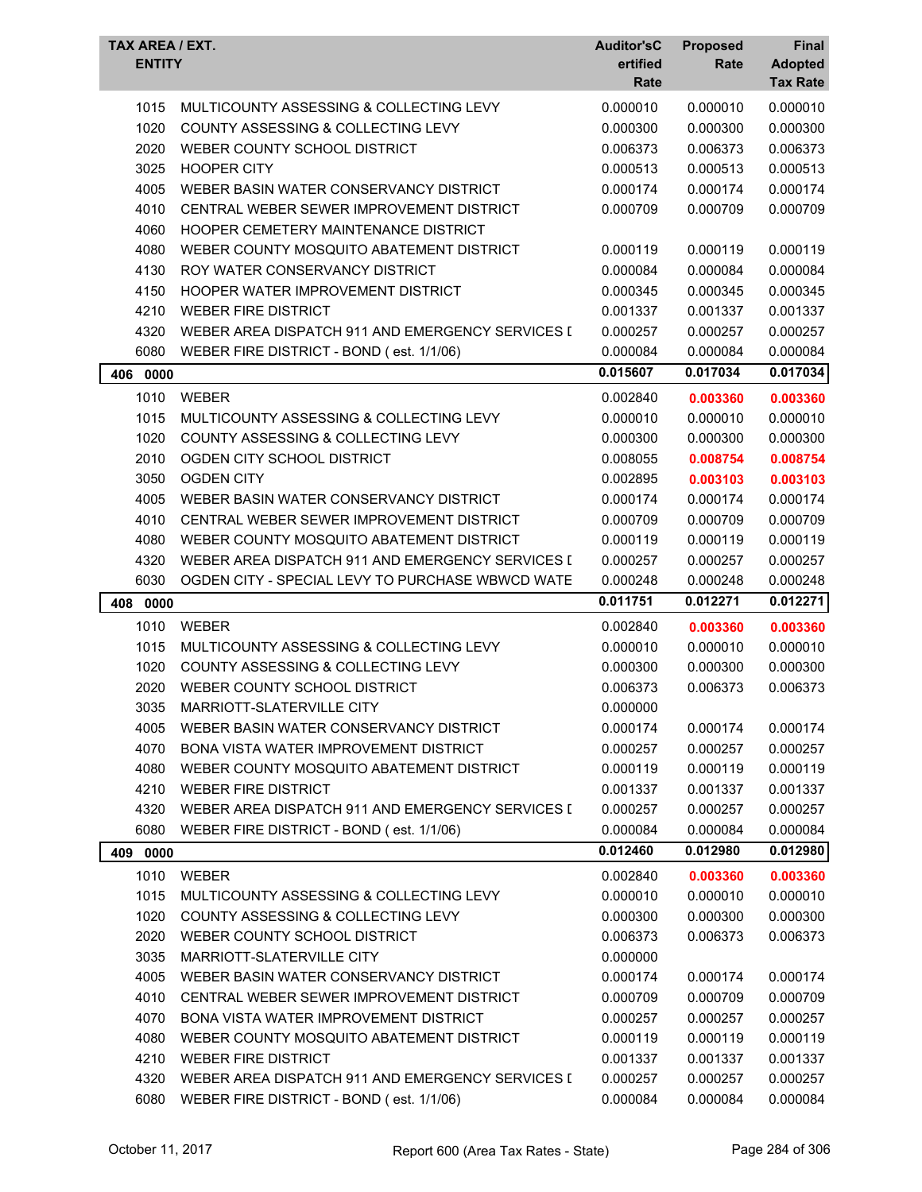| TAX AREA / EXT. ENTITY | | Auditor'sC ertified Rate | Proposed Rate | Final Adopted Tax Rate |
|---|---|---|---|---|
| 1015 | MULTICOUNTY ASSESSING & COLLECTING LEVY | 0.000010 | 0.000010 | 0.000010 |
| 1020 | COUNTY ASSESSING & COLLECTING LEVY | 0.000300 | 0.000300 | 0.000300 |
| 2020 | WEBER COUNTY SCHOOL DISTRICT | 0.006373 | 0.006373 | 0.006373 |
| 3025 | HOOPER CITY | 0.000513 | 0.000513 | 0.000513 |
| 4005 | WEBER BASIN WATER CONSERVANCY DISTRICT | 0.000174 | 0.000174 | 0.000174 |
| 4010 | CENTRAL WEBER SEWER IMPROVEMENT DISTRICT | 0.000709 | 0.000709 | 0.000709 |
| 4060 | HOOPER CEMETERY MAINTENANCE DISTRICT | | | |
| 4080 | WEBER COUNTY MOSQUITO ABATEMENT DISTRICT | 0.000119 | 0.000119 | 0.000119 |
| 4130 | ROY WATER CONSERVANCY DISTRICT | 0.000084 | 0.000084 | 0.000084 |
| 4150 | HOOPER WATER IMPROVEMENT DISTRICT | 0.000345 | 0.000345 | 0.000345 |
| 4210 | WEBER FIRE DISTRICT | 0.001337 | 0.001337 | 0.001337 |
| 4320 | WEBER AREA DISPATCH 911 AND EMERGENCY SERVICES [ | 0.000257 | 0.000257 | 0.000257 |
| 6080 | WEBER FIRE DISTRICT - BOND ( est. 1/1/06) | 0.000084 | 0.000084 | 0.000084 |
| **406 0000** | | **0.015607** | **0.017034** | **0.017034** |
| 1010 | WEBER | 0.002840 | **0.003360** | **0.003360** |
| 1015 | MULTICOUNTY ASSESSING & COLLECTING LEVY | 0.000010 | 0.000010 | 0.000010 |
| 1020 | COUNTY ASSESSING & COLLECTING LEVY | 0.000300 | 0.000300 | 0.000300 |
| 2010 | OGDEN CITY SCHOOL DISTRICT | 0.008055 | **0.008754** | **0.008754** |
| 3050 | OGDEN CITY | 0.002895 | **0.003103** | **0.003103** |
| 4005 | WEBER BASIN WATER CONSERVANCY DISTRICT | 0.000174 | 0.000174 | 0.000174 |
| 4010 | CENTRAL WEBER SEWER IMPROVEMENT DISTRICT | 0.000709 | 0.000709 | 0.000709 |
| 4080 | WEBER COUNTY MOSQUITO ABATEMENT DISTRICT | 0.000119 | 0.000119 | 0.000119 |
| 4320 | WEBER AREA DISPATCH 911 AND EMERGENCY SERVICES [ | 0.000257 | 0.000257 | 0.000257 |
| 6030 | OGDEN CITY - SPECIAL LEVY TO PURCHASE WBWCD WATE | 0.000248 | 0.000248 | 0.000248 |
| **408 0000** | | **0.011751** | **0.012271** | **0.012271** |
| 1010 | WEBER | 0.002840 | **0.003360** | **0.003360** |
| 1015 | MULTICOUNTY ASSESSING & COLLECTING LEVY | 0.000010 | 0.000010 | 0.000010 |
| 1020 | COUNTY ASSESSING & COLLECTING LEVY | 0.000300 | 0.000300 | 0.000300 |
| 2020 | WEBER COUNTY SCHOOL DISTRICT | 0.006373 | 0.006373 | 0.006373 |
| 3035 | MARRIOTT-SLATERVILLE CITY | 0.000000 | | |
| 4005 | WEBER BASIN WATER CONSERVANCY DISTRICT | 0.000174 | 0.000174 | 0.000174 |
| 4070 | BONA VISTA WATER IMPROVEMENT DISTRICT | 0.000257 | 0.000257 | 0.000257 |
| 4080 | WEBER COUNTY MOSQUITO ABATEMENT DISTRICT | 0.000119 | 0.000119 | 0.000119 |
| 4210 | WEBER FIRE DISTRICT | 0.001337 | 0.001337 | 0.001337 |
| 4320 | WEBER AREA DISPATCH 911 AND EMERGENCY SERVICES [ | 0.000257 | 0.000257 | 0.000257 |
| 6080 | WEBER FIRE DISTRICT - BOND ( est. 1/1/06) | 0.000084 | 0.000084 | 0.000084 |
| **409 0000** | | **0.012460** | **0.012980** | **0.012980** |
| 1010 | WEBER | 0.002840 | **0.003360** | **0.003360** |
| 1015 | MULTICOUNTY ASSESSING & COLLECTING LEVY | 0.000010 | 0.000010 | 0.000010 |
| 1020 | COUNTY ASSESSING & COLLECTING LEVY | 0.000300 | 0.000300 | 0.000300 |
| 2020 | WEBER COUNTY SCHOOL DISTRICT | 0.006373 | 0.006373 | 0.006373 |
| 3035 | MARRIOTT-SLATERVILLE CITY | 0.000000 | | |
| 4005 | WEBER BASIN WATER CONSERVANCY DISTRICT | 0.000174 | 0.000174 | 0.000174 |
| 4010 | CENTRAL WEBER SEWER IMPROVEMENT DISTRICT | 0.000709 | 0.000709 | 0.000709 |
| 4070 | BONA VISTA WATER IMPROVEMENT DISTRICT | 0.000257 | 0.000257 | 0.000257 |
| 4080 | WEBER COUNTY MOSQUITO ABATEMENT DISTRICT | 0.000119 | 0.000119 | 0.000119 |
| 4210 | WEBER FIRE DISTRICT | 0.001337 | 0.001337 | 0.001337 |
| 4320 | WEBER AREA DISPATCH 911 AND EMERGENCY SERVICES [ | 0.000257 | 0.000257 | 0.000257 |
| 6080 | WEBER FIRE DISTRICT - BOND ( est. 1/1/06) | 0.000084 | 0.000084 | 0.000084 |

October 11, 2017 — Report 600 (Area Tax Rates - State)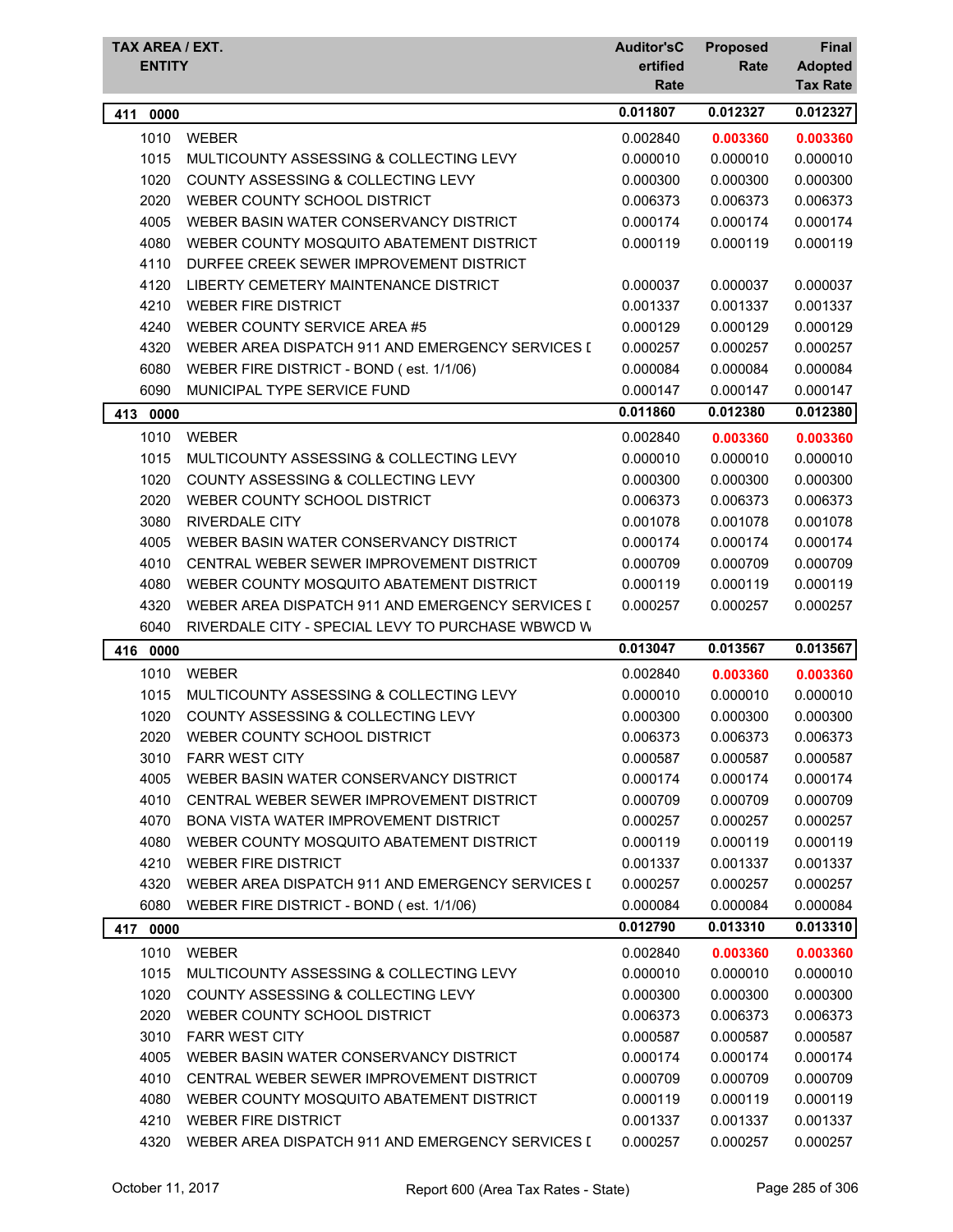| TAX AREA / EXT. | ENTITY | Auditor'sCertified Rate | Proposed Rate | Final Adopted Tax Rate |
|---|---|---|---|---|
| **411 0000** | | **0.011807** | **0.012327** | **0.012327** |
| 1010 | WEBER | 0.002840 | **0.003360** | **0.003360** |
| 1015 | MULTICOUNTY ASSESSING & COLLECTING LEVY | 0.000010 | 0.000010 | 0.000010 |
| 1020 | COUNTY ASSESSING & COLLECTING LEVY | 0.000300 | 0.000300 | 0.000300 |
| 2020 | WEBER COUNTY SCHOOL DISTRICT | 0.006373 | 0.006373 | 0.006373 |
| 4005 | WEBER BASIN WATER CONSERVANCY DISTRICT | 0.000174 | 0.000174 | 0.000174 |
| 4080 | WEBER COUNTY MOSQUITO ABATEMENT DISTRICT | 0.000119 | 0.000119 | 0.000119 |
| 4110 | DURFEE CREEK SEWER IMPROVEMENT DISTRICT | | | |
| 4120 | LIBERTY CEMETERY MAINTENANCE DISTRICT | 0.000037 | 0.000037 | 0.000037 |
| 4210 | WEBER FIRE DISTRICT | 0.001337 | 0.001337 | 0.001337 |
| 4240 | WEBER COUNTY SERVICE AREA #5 | 0.000129 | 0.000129 | 0.000129 |
| 4320 | WEBER AREA DISPATCH 911 AND EMERGENCY SERVICES D | 0.000257 | 0.000257 | 0.000257 |
| 6080 | WEBER FIRE DISTRICT - BOND ( est. 1/1/06) | 0.000084 | 0.000084 | 0.000084 |
| 6090 | MUNICIPAL TYPE SERVICE FUND | 0.000147 | 0.000147 | 0.000147 |
| **413 0000** | | **0.011860** | **0.012380** | **0.012380** |
| 1010 | WEBER | 0.002840 | **0.003360** | **0.003360** |
| 1015 | MULTICOUNTY ASSESSING & COLLECTING LEVY | 0.000010 | 0.000010 | 0.000010 |
| 1020 | COUNTY ASSESSING & COLLECTING LEVY | 0.000300 | 0.000300 | 0.000300 |
| 2020 | WEBER COUNTY SCHOOL DISTRICT | 0.006373 | 0.006373 | 0.006373 |
| 3080 | RIVERDALE CITY | 0.001078 | 0.001078 | 0.001078 |
| 4005 | WEBER BASIN WATER CONSERVANCY DISTRICT | 0.000174 | 0.000174 | 0.000174 |
| 4010 | CENTRAL WEBER SEWER IMPROVEMENT DISTRICT | 0.000709 | 0.000709 | 0.000709 |
| 4080 | WEBER COUNTY MOSQUITO ABATEMENT DISTRICT | 0.000119 | 0.000119 | 0.000119 |
| 4320 | WEBER AREA DISPATCH 911 AND EMERGENCY SERVICES D | 0.000257 | 0.000257 | 0.000257 |
| 6040 | RIVERDALE CITY - SPECIAL LEVY TO PURCHASE WBWCD W | | | |
| **416 0000** | | **0.013047** | **0.013567** | **0.013567** |
| 1010 | WEBER | 0.002840 | **0.003360** | **0.003360** |
| 1015 | MULTICOUNTY ASSESSING & COLLECTING LEVY | 0.000010 | 0.000010 | 0.000010 |
| 1020 | COUNTY ASSESSING & COLLECTING LEVY | 0.000300 | 0.000300 | 0.000300 |
| 2020 | WEBER COUNTY SCHOOL DISTRICT | 0.006373 | 0.006373 | 0.006373 |
| 3010 | FARR WEST CITY | 0.000587 | 0.000587 | 0.000587 |
| 4005 | WEBER BASIN WATER CONSERVANCY DISTRICT | 0.000174 | 0.000174 | 0.000174 |
| 4010 | CENTRAL WEBER SEWER IMPROVEMENT DISTRICT | 0.000709 | 0.000709 | 0.000709 |
| 4070 | BONA VISTA WATER IMPROVEMENT DISTRICT | 0.000257 | 0.000257 | 0.000257 |
| 4080 | WEBER COUNTY MOSQUITO ABATEMENT DISTRICT | 0.000119 | 0.000119 | 0.000119 |
| 4210 | WEBER FIRE DISTRICT | 0.001337 | 0.001337 | 0.001337 |
| 4320 | WEBER AREA DISPATCH 911 AND EMERGENCY SERVICES D | 0.000257 | 0.000257 | 0.000257 |
| 6080 | WEBER FIRE DISTRICT - BOND ( est. 1/1/06) | 0.000084 | 0.000084 | 0.000084 |
| **417 0000** | | **0.012790** | **0.013310** | **0.013310** |
| 1010 | WEBER | 0.002840 | **0.003360** | **0.003360** |
| 1015 | MULTICOUNTY ASSESSING & COLLECTING LEVY | 0.000010 | 0.000010 | 0.000010 |
| 1020 | COUNTY ASSESSING & COLLECTING LEVY | 0.000300 | 0.000300 | 0.000300 |
| 2020 | WEBER COUNTY SCHOOL DISTRICT | 0.006373 | 0.006373 | 0.006373 |
| 3010 | FARR WEST CITY | 0.000587 | 0.000587 | 0.000587 |
| 4005 | WEBER BASIN WATER CONSERVANCY DISTRICT | 0.000174 | 0.000174 | 0.000174 |
| 4010 | CENTRAL WEBER SEWER IMPROVEMENT DISTRICT | 0.000709 | 0.000709 | 0.000709 |
| 4080 | WEBER COUNTY MOSQUITO ABATEMENT DISTRICT | 0.000119 | 0.000119 | 0.000119 |
| 4210 | WEBER FIRE DISTRICT | 0.001337 | 0.001337 | 0.001337 |
| 4320 | WEBER AREA DISPATCH 911 AND EMERGENCY SERVICES D | 0.000257 | 0.000257 | 0.000257 |

October 11, 2017 — Report 600 (Area Tax Rates - State)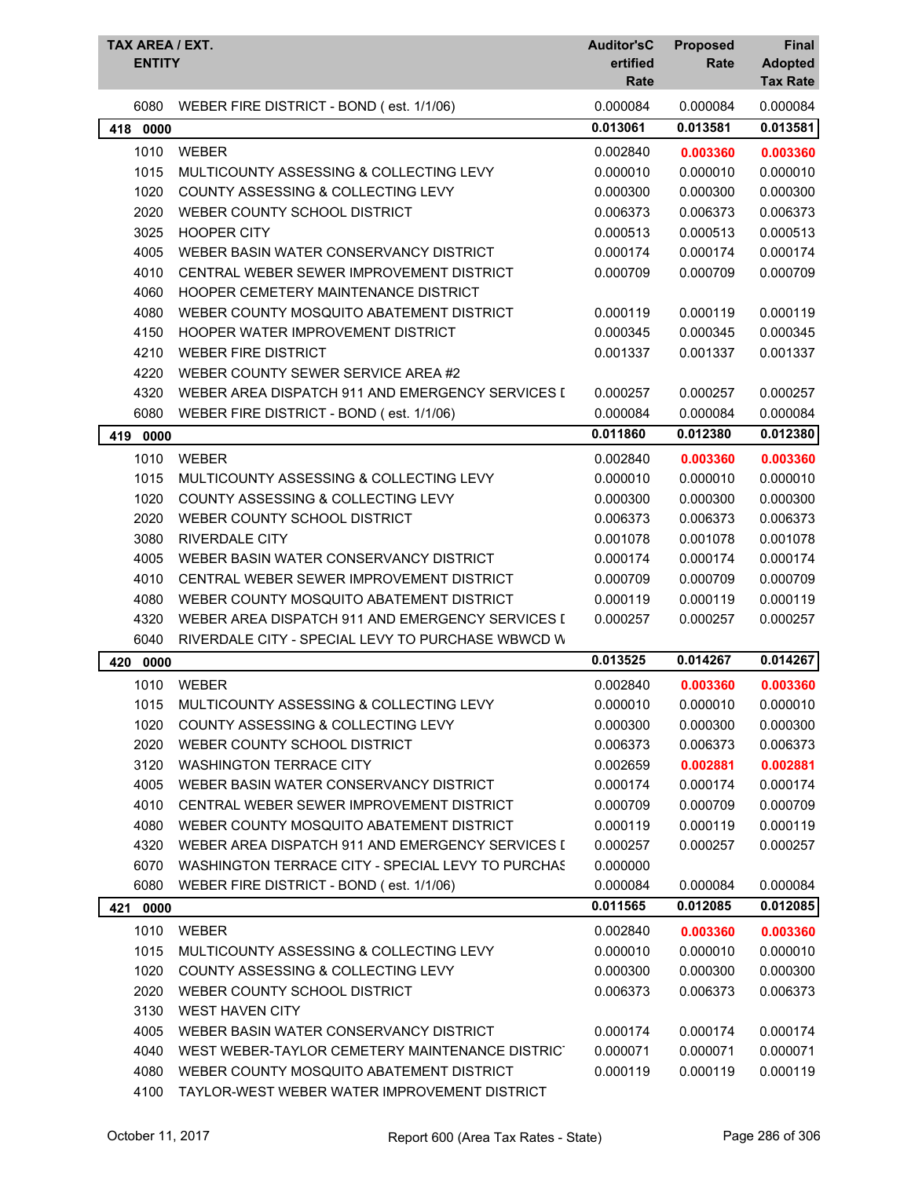| TAX AREA / EXT. ENTITY | | Auditor'sCertified Rate | Proposed Rate | Final Adopted Tax Rate |
|---|---|---|---|---|
| 6080 | WEBER FIRE DISTRICT - BOND ( est. 1/1/06) | 0.000084 | 0.000084 | 0.000084 |
| **418 0000** | | **0.013061** | **0.013581** | **0.013581** |
| 1010 | WEBER | 0.002840 | **0.003360** | **0.003360** |
| 1015 | MULTICOUNTY ASSESSING & COLLECTING LEVY | 0.000010 | 0.000010 | 0.000010 |
| 1020 | COUNTY ASSESSING & COLLECTING LEVY | 0.000300 | 0.000300 | 0.000300 |
| 2020 | WEBER COUNTY SCHOOL DISTRICT | 0.006373 | 0.006373 | 0.006373 |
| 3025 | HOOPER CITY | 0.000513 | 0.000513 | 0.000513 |
| 4005 | WEBER BASIN WATER CONSERVANCY DISTRICT | 0.000174 | 0.000174 | 0.000174 |
| 4010 | CENTRAL WEBER SEWER IMPROVEMENT DISTRICT | 0.000709 | 0.000709 | 0.000709 |
| 4060 | HOOPER CEMETERY MAINTENANCE DISTRICT | | | |
| 4080 | WEBER COUNTY MOSQUITO ABATEMENT DISTRICT | 0.000119 | 0.000119 | 0.000119 |
| 4150 | HOOPER WATER IMPROVEMENT DISTRICT | 0.000345 | 0.000345 | 0.000345 |
| 4210 | WEBER FIRE DISTRICT | 0.001337 | 0.001337 | 0.001337 |
| 4220 | WEBER COUNTY SEWER SERVICE AREA #2 | | | |
| 4320 | WEBER AREA DISPATCH 911 AND EMERGENCY SERVICES [ | 0.000257 | 0.000257 | 0.000257 |
| 6080 | WEBER FIRE DISTRICT - BOND ( est. 1/1/06) | 0.000084 | 0.000084 | 0.000084 |
| **419 0000** | | **0.011860** | **0.012380** | **0.012380** |
| 1010 | WEBER | 0.002840 | **0.003360** | **0.003360** |
| 1015 | MULTICOUNTY ASSESSING & COLLECTING LEVY | 0.000010 | 0.000010 | 0.000010 |
| 1020 | COUNTY ASSESSING & COLLECTING LEVY | 0.000300 | 0.000300 | 0.000300 |
| 2020 | WEBER COUNTY SCHOOL DISTRICT | 0.006373 | 0.006373 | 0.006373 |
| 3080 | RIVERDALE CITY | 0.001078 | 0.001078 | 0.001078 |
| 4005 | WEBER BASIN WATER CONSERVANCY DISTRICT | 0.000174 | 0.000174 | 0.000174 |
| 4010 | CENTRAL WEBER SEWER IMPROVEMENT DISTRICT | 0.000709 | 0.000709 | 0.000709 |
| 4080 | WEBER COUNTY MOSQUITO ABATEMENT DISTRICT | 0.000119 | 0.000119 | 0.000119 |
| 4320 | WEBER AREA DISPATCH 911 AND EMERGENCY SERVICES [ | 0.000257 | 0.000257 | 0.000257 |
| 6040 | RIVERDALE CITY - SPECIAL LEVY TO PURCHASE WBWCD W | | | |
| **420 0000** | | **0.013525** | **0.014267** | **0.014267** |
| 1010 | WEBER | 0.002840 | **0.003360** | **0.003360** |
| 1015 | MULTICOUNTY ASSESSING & COLLECTING LEVY | 0.000010 | 0.000010 | 0.000010 |
| 1020 | COUNTY ASSESSING & COLLECTING LEVY | 0.000300 | 0.000300 | 0.000300 |
| 2020 | WEBER COUNTY SCHOOL DISTRICT | 0.006373 | 0.006373 | 0.006373 |
| 3120 | WASHINGTON TERRACE CITY | 0.002659 | **0.002881** | **0.002881** |
| 4005 | WEBER BASIN WATER CONSERVANCY DISTRICT | 0.000174 | 0.000174 | 0.000174 |
| 4010 | CENTRAL WEBER SEWER IMPROVEMENT DISTRICT | 0.000709 | 0.000709 | 0.000709 |
| 4080 | WEBER COUNTY MOSQUITO ABATEMENT DISTRICT | 0.000119 | 0.000119 | 0.000119 |
| 4320 | WEBER AREA DISPATCH 911 AND EMERGENCY SERVICES [ | 0.000257 | 0.000257 | 0.000257 |
| 6070 | WASHINGTON TERRACE CITY - SPECIAL LEVY TO PURCHAS | 0.000000 | | |
| 6080 | WEBER FIRE DISTRICT - BOND ( est. 1/1/06) | 0.000084 | 0.000084 | 0.000084 |
| **421 0000** | | **0.011565** | **0.012085** | **0.012085** |
| 1010 | WEBER | 0.002840 | **0.003360** | **0.003360** |
| 1015 | MULTICOUNTY ASSESSING & COLLECTING LEVY | 0.000010 | 0.000010 | 0.000010 |
| 1020 | COUNTY ASSESSING & COLLECTING LEVY | 0.000300 | 0.000300 | 0.000300 |
| 2020 | WEBER COUNTY SCHOOL DISTRICT | 0.006373 | 0.006373 | 0.006373 |
| 3130 | WEST HAVEN CITY | | | |
| 4005 | WEBER BASIN WATER CONSERVANCY DISTRICT | 0.000174 | 0.000174 | 0.000174 |
| 4040 | WEST WEBER-TAYLOR CEMETERY MAINTENANCE DISTRIC | 0.000071 | 0.000071 | 0.000071 |
| 4080 | WEBER COUNTY MOSQUITO ABATEMENT DISTRICT | 0.000119 | 0.000119 | 0.000119 |
| 4100 | TAYLOR-WEST WEBER WATER IMPROVEMENT DISTRICT | | | |

October 11, 2017 — Report 600 (Area Tax Rates - State)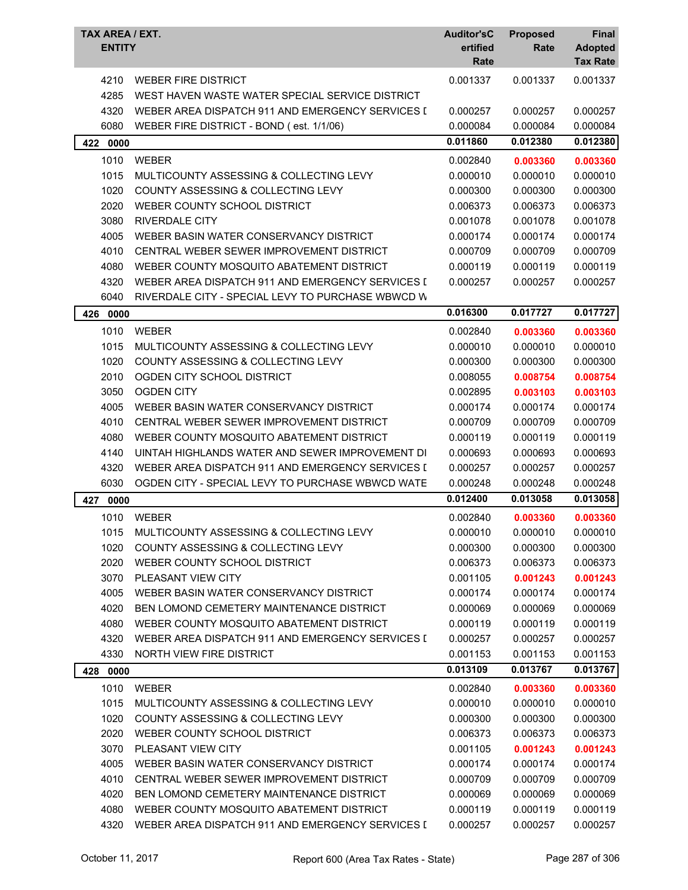| TAX AREA / EXT. ENTITY | | Auditor'sCertified Rate | Proposed Rate | Final Adopted Tax Rate |
|---|---|---|---|---|
| 4210 | WEBER FIRE DISTRICT | 0.001337 | 0.001337 | 0.001337 |
| 4285 | WEST HAVEN WASTE WATER SPECIAL SERVICE DISTRICT | | | |
| 4320 | WEBER AREA DISPATCH 911 AND EMERGENCY SERVICES [ | 0.000257 | 0.000257 | 0.000257 |
| 6080 | WEBER FIRE DISTRICT - BOND ( est. 1/1/06) | 0.000084 | 0.000084 | 0.000084 |
| **422 0000** | | **0.011860** | **0.012380** | **0.012380** |
| 1010 | WEBER | 0.002840 | **0.003360** | **0.003360** |
| 1015 | MULTICOUNTY ASSESSING & COLLECTING LEVY | 0.000010 | 0.000010 | 0.000010 |
| 1020 | COUNTY ASSESSING & COLLECTING LEVY | 0.000300 | 0.000300 | 0.000300 |
| 2020 | WEBER COUNTY SCHOOL DISTRICT | 0.006373 | 0.006373 | 0.006373 |
| 3080 | RIVERDALE CITY | 0.001078 | 0.001078 | 0.001078 |
| 4005 | WEBER BASIN WATER CONSERVANCY DISTRICT | 0.000174 | 0.000174 | 0.000174 |
| 4010 | CENTRAL WEBER SEWER IMPROVEMENT DISTRICT | 0.000709 | 0.000709 | 0.000709 |
| 4080 | WEBER COUNTY MOSQUITO ABATEMENT DISTRICT | 0.000119 | 0.000119 | 0.000119 |
| 4320 | WEBER AREA DISPATCH 911 AND EMERGENCY SERVICES [ | 0.000257 | 0.000257 | 0.000257 |
| 6040 | RIVERDALE CITY - SPECIAL LEVY TO PURCHASE WBWCD W | | | |
| **426 0000** | | **0.016300** | **0.017727** | **0.017727** |
| 1010 | WEBER | 0.002840 | **0.003360** | **0.003360** |
| 1015 | MULTICOUNTY ASSESSING & COLLECTING LEVY | 0.000010 | 0.000010 | 0.000010 |
| 1020 | COUNTY ASSESSING & COLLECTING LEVY | 0.000300 | 0.000300 | 0.000300 |
| 2010 | OGDEN CITY SCHOOL DISTRICT | 0.008055 | **0.008754** | **0.008754** |
| 3050 | OGDEN CITY | 0.002895 | **0.003103** | **0.003103** |
| 4005 | WEBER BASIN WATER CONSERVANCY DISTRICT | 0.000174 | 0.000174 | 0.000174 |
| 4010 | CENTRAL WEBER SEWER IMPROVEMENT DISTRICT | 0.000709 | 0.000709 | 0.000709 |
| 4080 | WEBER COUNTY MOSQUITO ABATEMENT DISTRICT | 0.000119 | 0.000119 | 0.000119 |
| 4140 | UINTAH HIGHLANDS WATER AND SEWER IMPROVEMENT DI | 0.000693 | 0.000693 | 0.000693 |
| 4320 | WEBER AREA DISPATCH 911 AND EMERGENCY SERVICES [ | 0.000257 | 0.000257 | 0.000257 |
| 6030 | OGDEN CITY - SPECIAL LEVY TO PURCHASE WBWCD WATE | 0.000248 | 0.000248 | 0.000248 |
| **427 0000** | | **0.012400** | **0.013058** | **0.013058** |
| 1010 | WEBER | 0.002840 | **0.003360** | **0.003360** |
| 1015 | MULTICOUNTY ASSESSING & COLLECTING LEVY | 0.000010 | 0.000010 | 0.000010 |
| 1020 | COUNTY ASSESSING & COLLECTING LEVY | 0.000300 | 0.000300 | 0.000300 |
| 2020 | WEBER COUNTY SCHOOL DISTRICT | 0.006373 | 0.006373 | 0.006373 |
| 3070 | PLEASANT VIEW CITY | 0.001105 | **0.001243** | **0.001243** |
| 4005 | WEBER BASIN WATER CONSERVANCY DISTRICT | 0.000174 | 0.000174 | 0.000174 |
| 4020 | BEN LOMOND CEMETERY MAINTENANCE DISTRICT | 0.000069 | 0.000069 | 0.000069 |
| 4080 | WEBER COUNTY MOSQUITO ABATEMENT DISTRICT | 0.000119 | 0.000119 | 0.000119 |
| 4320 | WEBER AREA DISPATCH 911 AND EMERGENCY SERVICES [ | 0.000257 | 0.000257 | 0.000257 |
| 4330 | NORTH VIEW FIRE DISTRICT | 0.001153 | 0.001153 | 0.001153 |
| **428 0000** | | **0.013109** | **0.013767** | **0.013767** |
| 1010 | WEBER | 0.002840 | **0.003360** | **0.003360** |
| 1015 | MULTICOUNTY ASSESSING & COLLECTING LEVY | 0.000010 | 0.000010 | 0.000010 |
| 1020 | COUNTY ASSESSING & COLLECTING LEVY | 0.000300 | 0.000300 | 0.000300 |
| 2020 | WEBER COUNTY SCHOOL DISTRICT | 0.006373 | 0.006373 | 0.006373 |
| 3070 | PLEASANT VIEW CITY | 0.001105 | **0.001243** | **0.001243** |
| 4005 | WEBER BASIN WATER CONSERVANCY DISTRICT | 0.000174 | 0.000174 | 0.000174 |
| 4010 | CENTRAL WEBER SEWER IMPROVEMENT DISTRICT | 0.000709 | 0.000709 | 0.000709 |
| 4020 | BEN LOMOND CEMETERY MAINTENANCE DISTRICT | 0.000069 | 0.000069 | 0.000069 |
| 4080 | WEBER COUNTY MOSQUITO ABATEMENT DISTRICT | 0.000119 | 0.000119 | 0.000119 |
| 4320 | WEBER AREA DISPATCH 911 AND EMERGENCY SERVICES [ | 0.000257 | 0.000257 | 0.000257 |

October 11, 2017 — Report 600 (Area Tax Rates - State)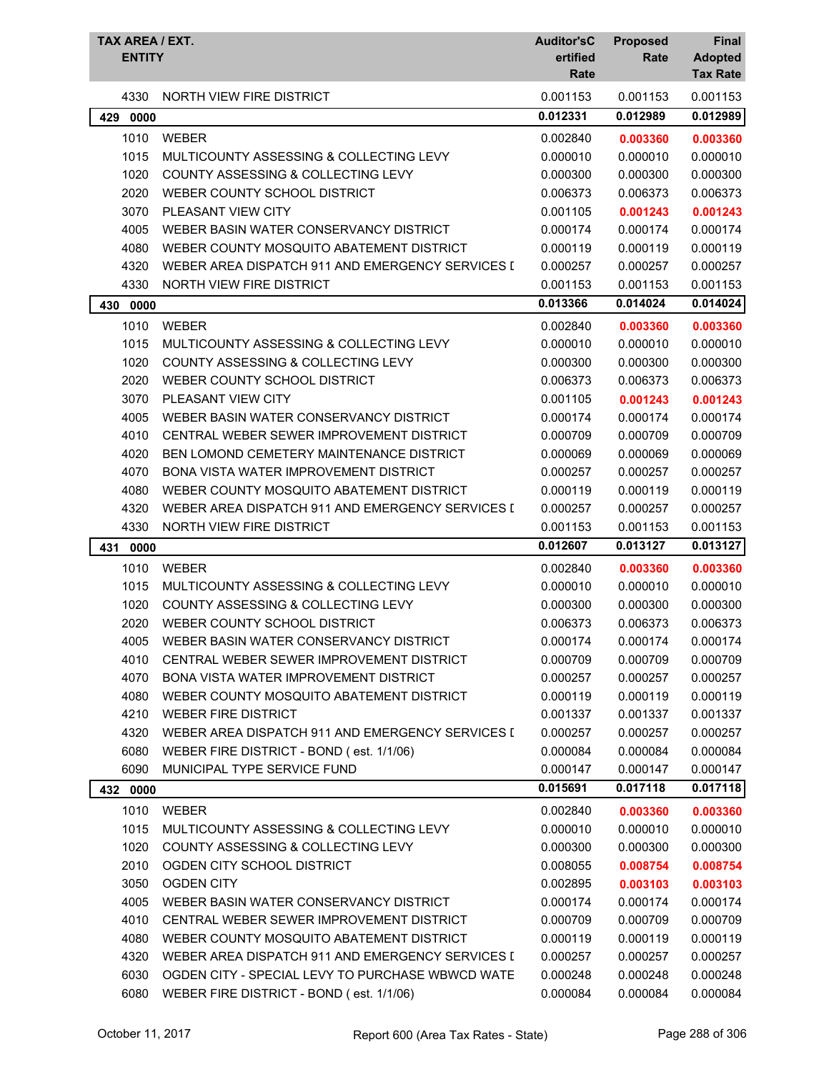| TAX AREA / EXT. ENTITY | | Auditor'sCertified Rate | Proposed Rate | Final Adopted Tax Rate |
|---|---|---|---|---|
| 4330 | NORTH VIEW FIRE DISTRICT | 0.001153 | 0.001153 | 0.001153 |
| **429 0000** | | **0.012331** | **0.012989** | **0.012989** |
| 1010 | WEBER | 0.002840 | **0.003360** | **0.003360** |
| 1015 | MULTICOUNTY ASSESSING & COLLECTING LEVY | 0.000010 | 0.000010 | 0.000010 |
| 1020 | COUNTY ASSESSING & COLLECTING LEVY | 0.000300 | 0.000300 | 0.000300 |
| 2020 | WEBER COUNTY SCHOOL DISTRICT | 0.006373 | 0.006373 | 0.006373 |
| 3070 | PLEASANT VIEW CITY | 0.001105 | **0.001243** | **0.001243** |
| 4005 | WEBER BASIN WATER CONSERVANCY DISTRICT | 0.000174 | 0.000174 | 0.000174 |
| 4080 | WEBER COUNTY MOSQUITO ABATEMENT DISTRICT | 0.000119 | 0.000119 | 0.000119 |
| 4320 | WEBER AREA DISPATCH 911 AND EMERGENCY SERVICES [ | 0.000257 | 0.000257 | 0.000257 |
| 4330 | NORTH VIEW FIRE DISTRICT | 0.001153 | 0.001153 | 0.001153 |
| **430 0000** | | **0.013366** | **0.014024** | **0.014024** |
| 1010 | WEBER | 0.002840 | **0.003360** | **0.003360** |
| 1015 | MULTICOUNTY ASSESSING & COLLECTING LEVY | 0.000010 | 0.000010 | 0.000010 |
| 1020 | COUNTY ASSESSING & COLLECTING LEVY | 0.000300 | 0.000300 | 0.000300 |
| 2020 | WEBER COUNTY SCHOOL DISTRICT | 0.006373 | 0.006373 | 0.006373 |
| 3070 | PLEASANT VIEW CITY | 0.001105 | **0.001243** | **0.001243** |
| 4005 | WEBER BASIN WATER CONSERVANCY DISTRICT | 0.000174 | 0.000174 | 0.000174 |
| 4010 | CENTRAL WEBER SEWER IMPROVEMENT DISTRICT | 0.000709 | 0.000709 | 0.000709 |
| 4020 | BEN LOMOND CEMETERY MAINTENANCE DISTRICT | 0.000069 | 0.000069 | 0.000069 |
| 4070 | BONA VISTA WATER IMPROVEMENT DISTRICT | 0.000257 | 0.000257 | 0.000257 |
| 4080 | WEBER COUNTY MOSQUITO ABATEMENT DISTRICT | 0.000119 | 0.000119 | 0.000119 |
| 4320 | WEBER AREA DISPATCH 911 AND EMERGENCY SERVICES [ | 0.000257 | 0.000257 | 0.000257 |
| 4330 | NORTH VIEW FIRE DISTRICT | 0.001153 | 0.001153 | 0.001153 |
| **431 0000** | | **0.012607** | **0.013127** | **0.013127** |
| 1010 | WEBER | 0.002840 | **0.003360** | **0.003360** |
| 1015 | MULTICOUNTY ASSESSING & COLLECTING LEVY | 0.000010 | 0.000010 | 0.000010 |
| 1020 | COUNTY ASSESSING & COLLECTING LEVY | 0.000300 | 0.000300 | 0.000300 |
| 2020 | WEBER COUNTY SCHOOL DISTRICT | 0.006373 | 0.006373 | 0.006373 |
| 4005 | WEBER BASIN WATER CONSERVANCY DISTRICT | 0.000174 | 0.000174 | 0.000174 |
| 4010 | CENTRAL WEBER SEWER IMPROVEMENT DISTRICT | 0.000709 | 0.000709 | 0.000709 |
| 4070 | BONA VISTA WATER IMPROVEMENT DISTRICT | 0.000257 | 0.000257 | 0.000257 |
| 4080 | WEBER COUNTY MOSQUITO ABATEMENT DISTRICT | 0.000119 | 0.000119 | 0.000119 |
| 4210 | WEBER FIRE DISTRICT | 0.001337 | 0.001337 | 0.001337 |
| 4320 | WEBER AREA DISPATCH 911 AND EMERGENCY SERVICES [ | 0.000257 | 0.000257 | 0.000257 |
| 6080 | WEBER FIRE DISTRICT - BOND ( est. 1/1/06) | 0.000084 | 0.000084 | 0.000084 |
| 6090 | MUNICIPAL TYPE SERVICE FUND | 0.000147 | 0.000147 | 0.000147 |
| **432 0000** | | **0.015691** | **0.017118** | **0.017118** |
| 1010 | WEBER | 0.002840 | **0.003360** | **0.003360** |
| 1015 | MULTICOUNTY ASSESSING & COLLECTING LEVY | 0.000010 | 0.000010 | 0.000010 |
| 1020 | COUNTY ASSESSING & COLLECTING LEVY | 0.000300 | 0.000300 | 0.000300 |
| 2010 | OGDEN CITY SCHOOL DISTRICT | 0.008055 | **0.008754** | **0.008754** |
| 3050 | OGDEN CITY | 0.002895 | **0.003103** | **0.003103** |
| 4005 | WEBER BASIN WATER CONSERVANCY DISTRICT | 0.000174 | 0.000174 | 0.000174 |
| 4010 | CENTRAL WEBER SEWER IMPROVEMENT DISTRICT | 0.000709 | 0.000709 | 0.000709 |
| 4080 | WEBER COUNTY MOSQUITO ABATEMENT DISTRICT | 0.000119 | 0.000119 | 0.000119 |
| 4320 | WEBER AREA DISPATCH 911 AND EMERGENCY SERVICES [ | 0.000257 | 0.000257 | 0.000257 |
| 6030 | OGDEN CITY - SPECIAL LEVY TO PURCHASE WBWCD WATE | 0.000248 | 0.000248 | 0.000248 |
| 6080 | WEBER FIRE DISTRICT - BOND ( est. 1/1/06) | 0.000084 | 0.000084 | 0.000084 |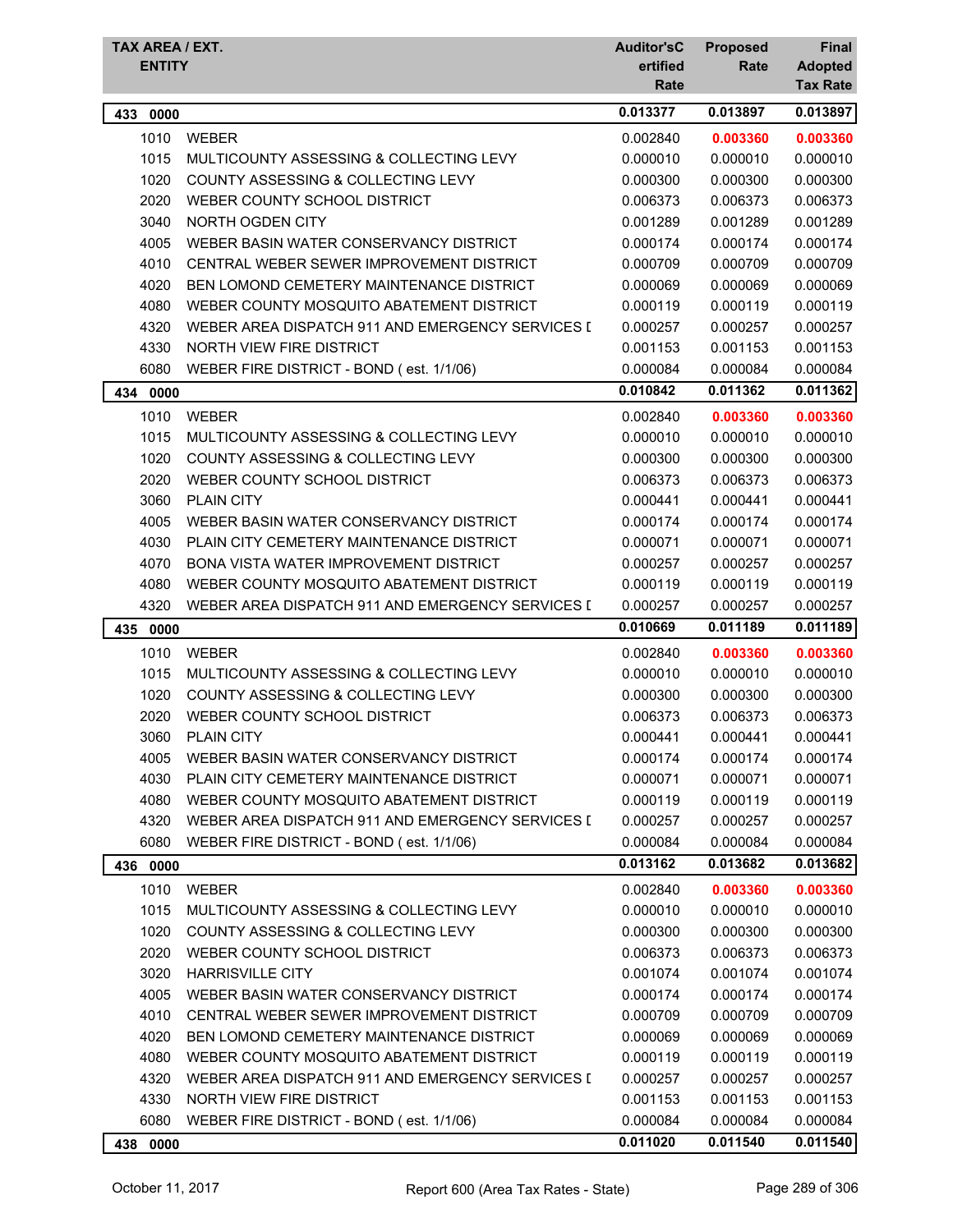| TAX AREA / EXT. ENTITY | | Auditor'sCertified Rate | Proposed Rate | Final Adopted Tax Rate |
|---|---|---|---|---|
| **433 0000** | | **0.013377** | **0.013897** | **0.013897** |
| 1010 | WEBER | 0.002840 | **0.003360** | **0.003360** |
| 1015 | MULTICOUNTY ASSESSING & COLLECTING LEVY | 0.000010 | 0.000010 | 0.000010 |
| 1020 | COUNTY ASSESSING & COLLECTING LEVY | 0.000300 | 0.000300 | 0.000300 |
| 2020 | WEBER COUNTY SCHOOL DISTRICT | 0.006373 | 0.006373 | 0.006373 |
| 3040 | NORTH OGDEN CITY | 0.001289 | 0.001289 | 0.001289 |
| 4005 | WEBER BASIN WATER CONSERVANCY DISTRICT | 0.000174 | 0.000174 | 0.000174 |
| 4010 | CENTRAL WEBER SEWER IMPROVEMENT DISTRICT | 0.000709 | 0.000709 | 0.000709 |
| 4020 | BEN LOMOND CEMETERY MAINTENANCE DISTRICT | 0.000069 | 0.000069 | 0.000069 |
| 4080 | WEBER COUNTY MOSQUITO ABATEMENT DISTRICT | 0.000119 | 0.000119 | 0.000119 |
| 4320 | WEBER AREA DISPATCH 911 AND EMERGENCY SERVICES D | 0.000257 | 0.000257 | 0.000257 |
| 4330 | NORTH VIEW FIRE DISTRICT | 0.001153 | 0.001153 | 0.001153 |
| 6080 | WEBER FIRE DISTRICT - BOND ( est. 1/1/06) | 0.000084 | 0.000084 | 0.000084 |
| **434 0000** | | **0.010842** | **0.011362** | **0.011362** |
| 1010 | WEBER | 0.002840 | **0.003360** | **0.003360** |
| 1015 | MULTICOUNTY ASSESSING & COLLECTING LEVY | 0.000010 | 0.000010 | 0.000010 |
| 1020 | COUNTY ASSESSING & COLLECTING LEVY | 0.000300 | 0.000300 | 0.000300 |
| 2020 | WEBER COUNTY SCHOOL DISTRICT | 0.006373 | 0.006373 | 0.006373 |
| 3060 | PLAIN CITY | 0.000441 | 0.000441 | 0.000441 |
| 4005 | WEBER BASIN WATER CONSERVANCY DISTRICT | 0.000174 | 0.000174 | 0.000174 |
| 4030 | PLAIN CITY CEMETERY MAINTENANCE DISTRICT | 0.000071 | 0.000071 | 0.000071 |
| 4070 | BONA VISTA WATER IMPROVEMENT DISTRICT | 0.000257 | 0.000257 | 0.000257 |
| 4080 | WEBER COUNTY MOSQUITO ABATEMENT DISTRICT | 0.000119 | 0.000119 | 0.000119 |
| 4320 | WEBER AREA DISPATCH 911 AND EMERGENCY SERVICES D | 0.000257 | 0.000257 | 0.000257 |
| **435 0000** | | **0.010669** | **0.011189** | **0.011189** |
| 1010 | WEBER | 0.002840 | **0.003360** | **0.003360** |
| 1015 | MULTICOUNTY ASSESSING & COLLECTING LEVY | 0.000010 | 0.000010 | 0.000010 |
| 1020 | COUNTY ASSESSING & COLLECTING LEVY | 0.000300 | 0.000300 | 0.000300 |
| 2020 | WEBER COUNTY SCHOOL DISTRICT | 0.006373 | 0.006373 | 0.006373 |
| 3060 | PLAIN CITY | 0.000441 | 0.000441 | 0.000441 |
| 4005 | WEBER BASIN WATER CONSERVANCY DISTRICT | 0.000174 | 0.000174 | 0.000174 |
| 4030 | PLAIN CITY CEMETERY MAINTENANCE DISTRICT | 0.000071 | 0.000071 | 0.000071 |
| 4080 | WEBER COUNTY MOSQUITO ABATEMENT DISTRICT | 0.000119 | 0.000119 | 0.000119 |
| 4320 | WEBER AREA DISPATCH 911 AND EMERGENCY SERVICES D | 0.000257 | 0.000257 | 0.000257 |
| 6080 | WEBER FIRE DISTRICT - BOND ( est. 1/1/06) | 0.000084 | 0.000084 | 0.000084 |
| **436 0000** | | **0.013162** | **0.013682** | **0.013682** |
| 1010 | WEBER | 0.002840 | **0.003360** | **0.003360** |
| 1015 | MULTICOUNTY ASSESSING & COLLECTING LEVY | 0.000010 | 0.000010 | 0.000010 |
| 1020 | COUNTY ASSESSING & COLLECTING LEVY | 0.000300 | 0.000300 | 0.000300 |
| 2020 | WEBER COUNTY SCHOOL DISTRICT | 0.006373 | 0.006373 | 0.006373 |
| 3020 | HARRISVILLE CITY | 0.001074 | 0.001074 | 0.001074 |
| 4005 | WEBER BASIN WATER CONSERVANCY DISTRICT | 0.000174 | 0.000174 | 0.000174 |
| 4010 | CENTRAL WEBER SEWER IMPROVEMENT DISTRICT | 0.000709 | 0.000709 | 0.000709 |
| 4020 | BEN LOMOND CEMETERY MAINTENANCE DISTRICT | 0.000069 | 0.000069 | 0.000069 |
| 4080 | WEBER COUNTY MOSQUITO ABATEMENT DISTRICT | 0.000119 | 0.000119 | 0.000119 |
| 4320 | WEBER AREA DISPATCH 911 AND EMERGENCY SERVICES D | 0.000257 | 0.000257 | 0.000257 |
| 4330 | NORTH VIEW FIRE DISTRICT | 0.001153 | 0.001153 | 0.001153 |
| 6080 | WEBER FIRE DISTRICT - BOND ( est. 1/1/06) | 0.000084 | 0.000084 | 0.000084 |
| **438 0000** | | **0.011020** | **0.011540** | **0.011540** |

October 11, 2017 — Report 600 (Area Tax Rates - State)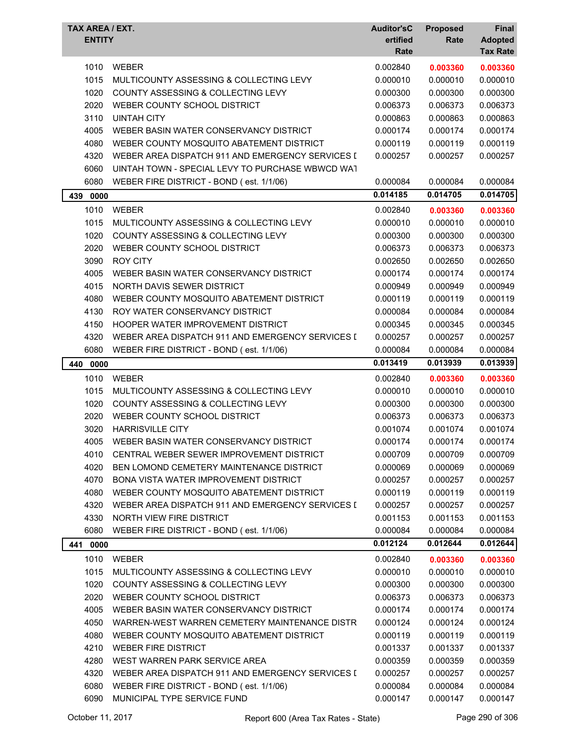| TAX AREA / EXT. ENTITY | | Auditor'sCertified Rate | Proposed Rate | Final Adopted Tax Rate |
|---|---|---|---|---|
| 1010 | WEBER | 0.002840 | **0.003360** | **0.003360** |
| 1015 | MULTICOUNTY ASSESSING & COLLECTING LEVY | 0.000010 | 0.000010 | 0.000010 |
| 1020 | COUNTY ASSESSING & COLLECTING LEVY | 0.000300 | 0.000300 | 0.000300 |
| 2020 | WEBER COUNTY SCHOOL DISTRICT | 0.006373 | 0.006373 | 0.006373 |
| 3110 | UINTAH CITY | 0.000863 | 0.000863 | 0.000863 |
| 4005 | WEBER BASIN WATER CONSERVANCY DISTRICT | 0.000174 | 0.000174 | 0.000174 |
| 4080 | WEBER COUNTY MOSQUITO ABATEMENT DISTRICT | 0.000119 | 0.000119 | 0.000119 |
| 4320 | WEBER AREA DISPATCH 911 AND EMERGENCY SERVICES I | 0.000257 | 0.000257 | 0.000257 |
| 6060 | UINTAH TOWN - SPECIAL LEVY TO PURCHASE WBWCD WAT | | | |
| 6080 | WEBER FIRE DISTRICT - BOND ( est. 1/1/06) | 0.000084 | 0.000084 | 0.000084 |
| **439 0000** | | **0.014185** | **0.014705** | **0.014705** |
| 1010 | WEBER | 0.002840 | **0.003360** | **0.003360** |
| 1015 | MULTICOUNTY ASSESSING & COLLECTING LEVY | 0.000010 | 0.000010 | 0.000010 |
| 1020 | COUNTY ASSESSING & COLLECTING LEVY | 0.000300 | 0.000300 | 0.000300 |
| 2020 | WEBER COUNTY SCHOOL DISTRICT | 0.006373 | 0.006373 | 0.006373 |
| 3090 | ROY CITY | 0.002650 | 0.002650 | 0.002650 |
| 4005 | WEBER BASIN WATER CONSERVANCY DISTRICT | 0.000174 | 0.000174 | 0.000174 |
| 4015 | NORTH DAVIS SEWER DISTRICT | 0.000949 | 0.000949 | 0.000949 |
| 4080 | WEBER COUNTY MOSQUITO ABATEMENT DISTRICT | 0.000119 | 0.000119 | 0.000119 |
| 4130 | ROY WATER CONSERVANCY DISTRICT | 0.000084 | 0.000084 | 0.000084 |
| 4150 | HOOPER WATER IMPROVEMENT DISTRICT | 0.000345 | 0.000345 | 0.000345 |
| 4320 | WEBER AREA DISPATCH 911 AND EMERGENCY SERVICES I | 0.000257 | 0.000257 | 0.000257 |
| 6080 | WEBER FIRE DISTRICT - BOND ( est. 1/1/06) | 0.000084 | 0.000084 | 0.000084 |
| **440 0000** | | **0.013419** | **0.013939** | **0.013939** |
| 1010 | WEBER | 0.002840 | **0.003360** | **0.003360** |
| 1015 | MULTICOUNTY ASSESSING & COLLECTING LEVY | 0.000010 | 0.000010 | 0.000010 |
| 1020 | COUNTY ASSESSING & COLLECTING LEVY | 0.000300 | 0.000300 | 0.000300 |
| 2020 | WEBER COUNTY SCHOOL DISTRICT | 0.006373 | 0.006373 | 0.006373 |
| 3020 | HARRISVILLE CITY | 0.001074 | 0.001074 | 0.001074 |
| 4005 | WEBER BASIN WATER CONSERVANCY DISTRICT | 0.000174 | 0.000174 | 0.000174 |
| 4010 | CENTRAL WEBER SEWER IMPROVEMENT DISTRICT | 0.000709 | 0.000709 | 0.000709 |
| 4020 | BEN LOMOND CEMETERY MAINTENANCE DISTRICT | 0.000069 | 0.000069 | 0.000069 |
| 4070 | BONA VISTA WATER IMPROVEMENT DISTRICT | 0.000257 | 0.000257 | 0.000257 |
| 4080 | WEBER COUNTY MOSQUITO ABATEMENT DISTRICT | 0.000119 | 0.000119 | 0.000119 |
| 4320 | WEBER AREA DISPATCH 911 AND EMERGENCY SERVICES I | 0.000257 | 0.000257 | 0.000257 |
| 4330 | NORTH VIEW FIRE DISTRICT | 0.001153 | 0.001153 | 0.001153 |
| 6080 | WEBER FIRE DISTRICT - BOND ( est. 1/1/06) | 0.000084 | 0.000084 | 0.000084 |
| **441 0000** | | **0.012124** | **0.012644** | **0.012644** |
| 1010 | WEBER | 0.002840 | **0.003360** | **0.003360** |
| 1015 | MULTICOUNTY ASSESSING & COLLECTING LEVY | 0.000010 | 0.000010 | 0.000010 |
| 1020 | COUNTY ASSESSING & COLLECTING LEVY | 0.000300 | 0.000300 | 0.000300 |
| 2020 | WEBER COUNTY SCHOOL DISTRICT | 0.006373 | 0.006373 | 0.006373 |
| 4005 | WEBER BASIN WATER CONSERVANCY DISTRICT | 0.000174 | 0.000174 | 0.000174 |
| 4050 | WARREN-WEST WARREN CEMETERY MAINTENANCE DISTR | 0.000124 | 0.000124 | 0.000124 |
| 4080 | WEBER COUNTY MOSQUITO ABATEMENT DISTRICT | 0.000119 | 0.000119 | 0.000119 |
| 4210 | WEBER FIRE DISTRICT | 0.001337 | 0.001337 | 0.001337 |
| 4280 | WEST WARREN PARK SERVICE AREA | 0.000359 | 0.000359 | 0.000359 |
| 4320 | WEBER AREA DISPATCH 911 AND EMERGENCY SERVICES I | 0.000257 | 0.000257 | 0.000257 |
| 6080 | WEBER FIRE DISTRICT - BOND ( est. 1/1/06) | 0.000084 | 0.000084 | 0.000084 |
| 6090 | MUNICIPAL TYPE SERVICE FUND | 0.000147 | 0.000147 | 0.000147 |

October 11, 2017 — Report 600 (Area Tax Rates - State)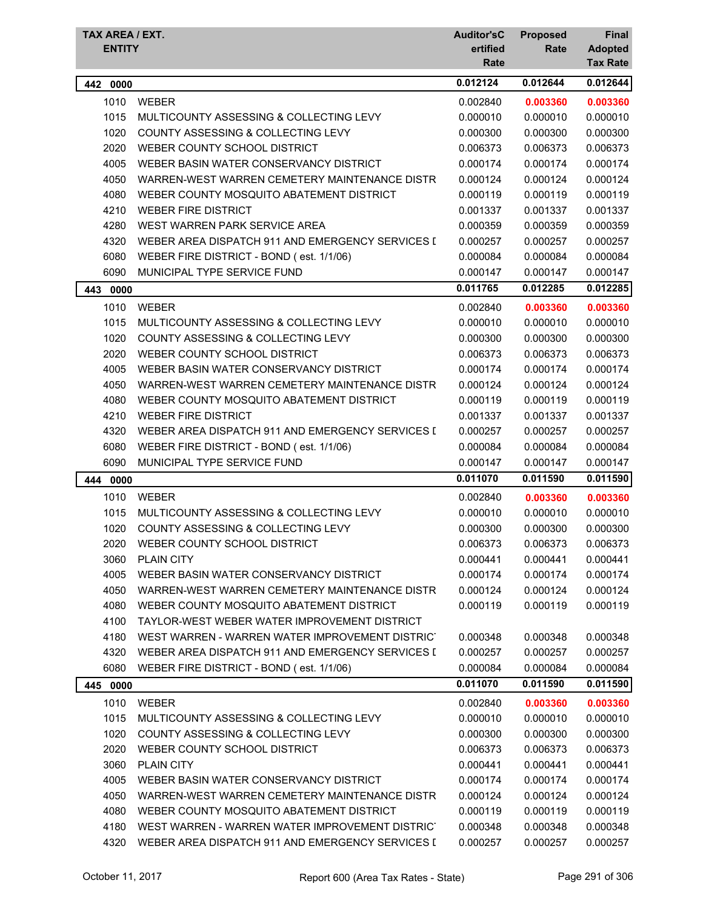| TAX AREA / EXT. ENTITY | | Auditor's Certified Rate | Proposed Rate | Final Adopted Tax Rate |
|---|---|---|---|---|
| **442 0000** | | **0.012124** | **0.012644** | **0.012644** |
| 1010 | WEBER | 0.002840 | **0.003360** | **0.003360** |
| 1015 | MULTICOUNTY ASSESSING & COLLECTING LEVY | 0.000010 | 0.000010 | 0.000010 |
| 1020 | COUNTY ASSESSING & COLLECTING LEVY | 0.000300 | 0.000300 | 0.000300 |
| 2020 | WEBER COUNTY SCHOOL DISTRICT | 0.006373 | 0.006373 | 0.006373 |
| 4005 | WEBER BASIN WATER CONSERVANCY DISTRICT | 0.000174 | 0.000174 | 0.000174 |
| 4050 | WARREN-WEST WARREN CEMETERY MAINTENANCE DISTR | 0.000124 | 0.000124 | 0.000124 |
| 4080 | WEBER COUNTY MOSQUITO ABATEMENT DISTRICT | 0.000119 | 0.000119 | 0.000119 |
| 4210 | WEBER FIRE DISTRICT | 0.001337 | 0.001337 | 0.001337 |
| 4280 | WEST WARREN PARK SERVICE AREA | 0.000359 | 0.000359 | 0.000359 |
| 4320 | WEBER AREA DISPATCH 911 AND EMERGENCY SERVICES D | 0.000257 | 0.000257 | 0.000257 |
| 6080 | WEBER FIRE DISTRICT - BOND ( est. 1/1/06) | 0.000084 | 0.000084 | 0.000084 |
| 6090 | MUNICIPAL TYPE SERVICE FUND | 0.000147 | 0.000147 | 0.000147 |
| **443 0000** | | **0.011765** | **0.012285** | **0.012285** |
| 1010 | WEBER | 0.002840 | **0.003360** | **0.003360** |
| 1015 | MULTICOUNTY ASSESSING & COLLECTING LEVY | 0.000010 | 0.000010 | 0.000010 |
| 1020 | COUNTY ASSESSING & COLLECTING LEVY | 0.000300 | 0.000300 | 0.000300 |
| 2020 | WEBER COUNTY SCHOOL DISTRICT | 0.006373 | 0.006373 | 0.006373 |
| 4005 | WEBER BASIN WATER CONSERVANCY DISTRICT | 0.000174 | 0.000174 | 0.000174 |
| 4050 | WARREN-WEST WARREN CEMETERY MAINTENANCE DISTR | 0.000124 | 0.000124 | 0.000124 |
| 4080 | WEBER COUNTY MOSQUITO ABATEMENT DISTRICT | 0.000119 | 0.000119 | 0.000119 |
| 4210 | WEBER FIRE DISTRICT | 0.001337 | 0.001337 | 0.001337 |
| 4320 | WEBER AREA DISPATCH 911 AND EMERGENCY SERVICES D | 0.000257 | 0.000257 | 0.000257 |
| 6080 | WEBER FIRE DISTRICT - BOND ( est. 1/1/06) | 0.000084 | 0.000084 | 0.000084 |
| 6090 | MUNICIPAL TYPE SERVICE FUND | 0.000147 | 0.000147 | 0.000147 |
| **444 0000** | | **0.011070** | **0.011590** | **0.011590** |
| 1010 | WEBER | 0.002840 | **0.003360** | **0.003360** |
| 1015 | MULTICOUNTY ASSESSING & COLLECTING LEVY | 0.000010 | 0.000010 | 0.000010 |
| 1020 | COUNTY ASSESSING & COLLECTING LEVY | 0.000300 | 0.000300 | 0.000300 |
| 2020 | WEBER COUNTY SCHOOL DISTRICT | 0.006373 | 0.006373 | 0.006373 |
| 3060 | PLAIN CITY | 0.000441 | 0.000441 | 0.000441 |
| 4005 | WEBER BASIN WATER CONSERVANCY DISTRICT | 0.000174 | 0.000174 | 0.000174 |
| 4050 | WARREN-WEST WARREN CEMETERY MAINTENANCE DISTR | 0.000124 | 0.000124 | 0.000124 |
| 4080 | WEBER COUNTY MOSQUITO ABATEMENT DISTRICT | 0.000119 | 0.000119 | 0.000119 |
| 4100 | TAYLOR-WEST WEBER WATER IMPROVEMENT DISTRICT | | | |
| 4180 | WEST WARREN - WARREN WATER IMPROVEMENT DISTRICT | 0.000348 | 0.000348 | 0.000348 |
| 4320 | WEBER AREA DISPATCH 911 AND EMERGENCY SERVICES D | 0.000257 | 0.000257 | 0.000257 |
| 6080 | WEBER FIRE DISTRICT - BOND ( est. 1/1/06) | 0.000084 | 0.000084 | 0.000084 |
| **445 0000** | | **0.011070** | **0.011590** | **0.011590** |
| 1010 | WEBER | 0.002840 | **0.003360** | **0.003360** |
| 1015 | MULTICOUNTY ASSESSING & COLLECTING LEVY | 0.000010 | 0.000010 | 0.000010 |
| 1020 | COUNTY ASSESSING & COLLECTING LEVY | 0.000300 | 0.000300 | 0.000300 |
| 2020 | WEBER COUNTY SCHOOL DISTRICT | 0.006373 | 0.006373 | 0.006373 |
| 3060 | PLAIN CITY | 0.000441 | 0.000441 | 0.000441 |
| 4005 | WEBER BASIN WATER CONSERVANCY DISTRICT | 0.000174 | 0.000174 | 0.000174 |
| 4050 | WARREN-WEST WARREN CEMETERY MAINTENANCE DISTR | 0.000124 | 0.000124 | 0.000124 |
| 4080 | WEBER COUNTY MOSQUITO ABATEMENT DISTRICT | 0.000119 | 0.000119 | 0.000119 |
| 4180 | WEST WARREN - WARREN WATER IMPROVEMENT DISTRICT | 0.000348 | 0.000348 | 0.000348 |
| 4320 | WEBER AREA DISPATCH 911 AND EMERGENCY SERVICES D | 0.000257 | 0.000257 | 0.000257 |

October 11, 2017 — Report 600 (Area Tax Rates - State)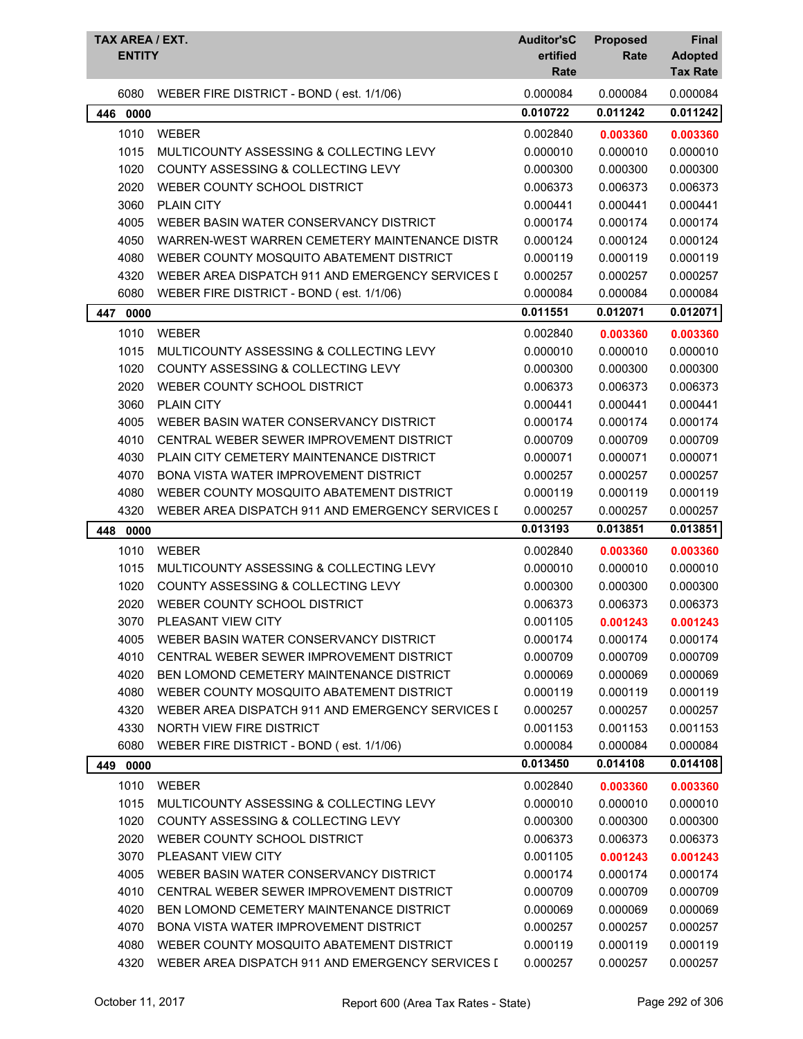| TAX AREA / EXT. ENTITY | | Auditor'sCertified Rate | Proposed Rate | Final Adopted Tax Rate |
|---|---|---|---|---|
| 6080 | WEBER FIRE DISTRICT - BOND ( est. 1/1/06) | 0.000084 | 0.000084 | 0.000084 |
| **446 0000** | | **0.010722** | **0.011242** | **0.011242** |
| 1010 | WEBER | 0.002840 | **0.003360** | **0.003360** |
| 1015 | MULTICOUNTY ASSESSING & COLLECTING LEVY | 0.000010 | 0.000010 | 0.000010 |
| 1020 | COUNTY ASSESSING & COLLECTING LEVY | 0.000300 | 0.000300 | 0.000300 |
| 2020 | WEBER COUNTY SCHOOL DISTRICT | 0.006373 | 0.006373 | 0.006373 |
| 3060 | PLAIN CITY | 0.000441 | 0.000441 | 0.000441 |
| 4005 | WEBER BASIN WATER CONSERVANCY DISTRICT | 0.000174 | 0.000174 | 0.000174 |
| 4050 | WARREN-WEST WARREN CEMETERY MAINTENANCE DISTR | 0.000124 | 0.000124 | 0.000124 |
| 4080 | WEBER COUNTY MOSQUITO ABATEMENT DISTRICT | 0.000119 | 0.000119 | 0.000119 |
| 4320 | WEBER AREA DISPATCH 911 AND EMERGENCY SERVICES D | 0.000257 | 0.000257 | 0.000257 |
| 6080 | WEBER FIRE DISTRICT - BOND ( est. 1/1/06) | 0.000084 | 0.000084 | 0.000084 |
| **447 0000** | | **0.011551** | **0.012071** | **0.012071** |
| 1010 | WEBER | 0.002840 | **0.003360** | **0.003360** |
| 1015 | MULTICOUNTY ASSESSING & COLLECTING LEVY | 0.000010 | 0.000010 | 0.000010 |
| 1020 | COUNTY ASSESSING & COLLECTING LEVY | 0.000300 | 0.000300 | 0.000300 |
| 2020 | WEBER COUNTY SCHOOL DISTRICT | 0.006373 | 0.006373 | 0.006373 |
| 3060 | PLAIN CITY | 0.000441 | 0.000441 | 0.000441 |
| 4005 | WEBER BASIN WATER CONSERVANCY DISTRICT | 0.000174 | 0.000174 | 0.000174 |
| 4010 | CENTRAL WEBER SEWER IMPROVEMENT DISTRICT | 0.000709 | 0.000709 | 0.000709 |
| 4030 | PLAIN CITY CEMETERY MAINTENANCE DISTRICT | 0.000071 | 0.000071 | 0.000071 |
| 4070 | BONA VISTA WATER IMPROVEMENT DISTRICT | 0.000257 | 0.000257 | 0.000257 |
| 4080 | WEBER COUNTY MOSQUITO ABATEMENT DISTRICT | 0.000119 | 0.000119 | 0.000119 |
| 4320 | WEBER AREA DISPATCH 911 AND EMERGENCY SERVICES D | 0.000257 | 0.000257 | 0.000257 |
| **448 0000** | | **0.013193** | **0.013851** | **0.013851** |
| 1010 | WEBER | 0.002840 | **0.003360** | **0.003360** |
| 1015 | MULTICOUNTY ASSESSING & COLLECTING LEVY | 0.000010 | 0.000010 | 0.000010 |
| 1020 | COUNTY ASSESSING & COLLECTING LEVY | 0.000300 | 0.000300 | 0.000300 |
| 2020 | WEBER COUNTY SCHOOL DISTRICT | 0.006373 | 0.006373 | 0.006373 |
| 3070 | PLEASANT VIEW CITY | 0.001105 | **0.001243** | **0.001243** |
| 4005 | WEBER BASIN WATER CONSERVANCY DISTRICT | 0.000174 | 0.000174 | 0.000174 |
| 4010 | CENTRAL WEBER SEWER IMPROVEMENT DISTRICT | 0.000709 | 0.000709 | 0.000709 |
| 4020 | BEN LOMOND CEMETERY MAINTENANCE DISTRICT | 0.000069 | 0.000069 | 0.000069 |
| 4080 | WEBER COUNTY MOSQUITO ABATEMENT DISTRICT | 0.000119 | 0.000119 | 0.000119 |
| 4320 | WEBER AREA DISPATCH 911 AND EMERGENCY SERVICES D | 0.000257 | 0.000257 | 0.000257 |
| 4330 | NORTH VIEW FIRE DISTRICT | 0.001153 | 0.001153 | 0.001153 |
| 6080 | WEBER FIRE DISTRICT - BOND ( est. 1/1/06) | 0.000084 | 0.000084 | 0.000084 |
| **449 0000** | | **0.013450** | **0.014108** | **0.014108** |
| 1010 | WEBER | 0.002840 | **0.003360** | **0.003360** |
| 1015 | MULTICOUNTY ASSESSING & COLLECTING LEVY | 0.000010 | 0.000010 | 0.000010 |
| 1020 | COUNTY ASSESSING & COLLECTING LEVY | 0.000300 | 0.000300 | 0.000300 |
| 2020 | WEBER COUNTY SCHOOL DISTRICT | 0.006373 | 0.006373 | 0.006373 |
| 3070 | PLEASANT VIEW CITY | 0.001105 | **0.001243** | **0.001243** |
| 4005 | WEBER BASIN WATER CONSERVANCY DISTRICT | 0.000174 | 0.000174 | 0.000174 |
| 4010 | CENTRAL WEBER SEWER IMPROVEMENT DISTRICT | 0.000709 | 0.000709 | 0.000709 |
| 4020 | BEN LOMOND CEMETERY MAINTENANCE DISTRICT | 0.000069 | 0.000069 | 0.000069 |
| 4070 | BONA VISTA WATER IMPROVEMENT DISTRICT | 0.000257 | 0.000257 | 0.000257 |
| 4080 | WEBER COUNTY MOSQUITO ABATEMENT DISTRICT | 0.000119 | 0.000119 | 0.000119 |
| 4320 | WEBER AREA DISPATCH 911 AND EMERGENCY SERVICES D | 0.000257 | 0.000257 | 0.000257 |

October 11, 2017 — Report 600 (Area Tax Rates - State)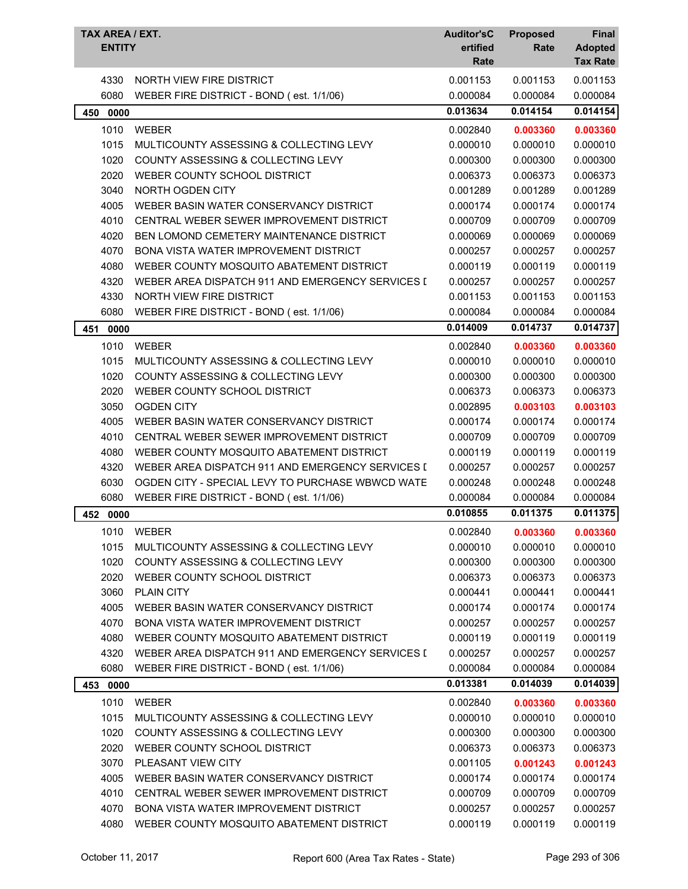| TAX AREA / EXT. ENTITY | | Auditor'sCertified Rate | Proposed Rate | Final Adopted Tax Rate |
|---|---|---|---|---|
| 4330 | NORTH VIEW FIRE DISTRICT | 0.001153 | 0.001153 | 0.001153 |
| 6080 | WEBER FIRE DISTRICT - BOND ( est. 1/1/06) | 0.000084 | 0.000084 | 0.000084 |
| **450 0000** | | **0.013634** | **0.014154** | **0.014154** |
| 1010 | WEBER | 0.002840 | **0.003360** | **0.003360** |
| 1015 | MULTICOUNTY ASSESSING & COLLECTING LEVY | 0.000010 | 0.000010 | 0.000010 |
| 1020 | COUNTY ASSESSING & COLLECTING LEVY | 0.000300 | 0.000300 | 0.000300 |
| 2020 | WEBER COUNTY SCHOOL DISTRICT | 0.006373 | 0.006373 | 0.006373 |
| 3040 | NORTH OGDEN CITY | 0.001289 | 0.001289 | 0.001289 |
| 4005 | WEBER BASIN WATER CONSERVANCY DISTRICT | 0.000174 | 0.000174 | 0.000174 |
| 4010 | CENTRAL WEBER SEWER IMPROVEMENT DISTRICT | 0.000709 | 0.000709 | 0.000709 |
| 4020 | BEN LOMOND CEMETERY MAINTENANCE DISTRICT | 0.000069 | 0.000069 | 0.000069 |
| 4070 | BONA VISTA WATER IMPROVEMENT DISTRICT | 0.000257 | 0.000257 | 0.000257 |
| 4080 | WEBER COUNTY MOSQUITO ABATEMENT DISTRICT | 0.000119 | 0.000119 | 0.000119 |
| 4320 | WEBER AREA DISPATCH 911 AND EMERGENCY SERVICES D | 0.000257 | 0.000257 | 0.000257 |
| 4330 | NORTH VIEW FIRE DISTRICT | 0.001153 | 0.001153 | 0.001153 |
| 6080 | WEBER FIRE DISTRICT - BOND ( est. 1/1/06) | 0.000084 | 0.000084 | 0.000084 |
| **451 0000** | | **0.014009** | **0.014737** | **0.014737** |
| 1010 | WEBER | 0.002840 | **0.003360** | **0.003360** |
| 1015 | MULTICOUNTY ASSESSING & COLLECTING LEVY | 0.000010 | 0.000010 | 0.000010 |
| 1020 | COUNTY ASSESSING & COLLECTING LEVY | 0.000300 | 0.000300 | 0.000300 |
| 2020 | WEBER COUNTY SCHOOL DISTRICT | 0.006373 | 0.006373 | 0.006373 |
| 3050 | OGDEN CITY | 0.002895 | **0.003103** | **0.003103** |
| 4005 | WEBER BASIN WATER CONSERVANCY DISTRICT | 0.000174 | 0.000174 | 0.000174 |
| 4010 | CENTRAL WEBER SEWER IMPROVEMENT DISTRICT | 0.000709 | 0.000709 | 0.000709 |
| 4080 | WEBER COUNTY MOSQUITO ABATEMENT DISTRICT | 0.000119 | 0.000119 | 0.000119 |
| 4320 | WEBER AREA DISPATCH 911 AND EMERGENCY SERVICES D | 0.000257 | 0.000257 | 0.000257 |
| 6030 | OGDEN CITY - SPECIAL LEVY TO PURCHASE WBWCD WATE | 0.000248 | 0.000248 | 0.000248 |
| 6080 | WEBER FIRE DISTRICT - BOND ( est. 1/1/06) | 0.000084 | 0.000084 | 0.000084 |
| **452 0000** | | **0.010855** | **0.011375** | **0.011375** |
| 1010 | WEBER | 0.002840 | **0.003360** | **0.003360** |
| 1015 | MULTICOUNTY ASSESSING & COLLECTING LEVY | 0.000010 | 0.000010 | 0.000010 |
| 1020 | COUNTY ASSESSING & COLLECTING LEVY | 0.000300 | 0.000300 | 0.000300 |
| 2020 | WEBER COUNTY SCHOOL DISTRICT | 0.006373 | 0.006373 | 0.006373 |
| 3060 | PLAIN CITY | 0.000441 | 0.000441 | 0.000441 |
| 4005 | WEBER BASIN WATER CONSERVANCY DISTRICT | 0.000174 | 0.000174 | 0.000174 |
| 4070 | BONA VISTA WATER IMPROVEMENT DISTRICT | 0.000257 | 0.000257 | 0.000257 |
| 4080 | WEBER COUNTY MOSQUITO ABATEMENT DISTRICT | 0.000119 | 0.000119 | 0.000119 |
| 4320 | WEBER AREA DISPATCH 911 AND EMERGENCY SERVICES D | 0.000257 | 0.000257 | 0.000257 |
| 6080 | WEBER FIRE DISTRICT - BOND ( est. 1/1/06) | 0.000084 | 0.000084 | 0.000084 |
| **453 0000** | | **0.013381** | **0.014039** | **0.014039** |
| 1010 | WEBER | 0.002840 | **0.003360** | **0.003360** |
| 1015 | MULTICOUNTY ASSESSING & COLLECTING LEVY | 0.000010 | 0.000010 | 0.000010 |
| 1020 | COUNTY ASSESSING & COLLECTING LEVY | 0.000300 | 0.000300 | 0.000300 |
| 2020 | WEBER COUNTY SCHOOL DISTRICT | 0.006373 | 0.006373 | 0.006373 |
| 3070 | PLEASANT VIEW CITY | 0.001105 | **0.001243** | **0.001243** |
| 4005 | WEBER BASIN WATER CONSERVANCY DISTRICT | 0.000174 | 0.000174 | 0.000174 |
| 4010 | CENTRAL WEBER SEWER IMPROVEMENT DISTRICT | 0.000709 | 0.000709 | 0.000709 |
| 4070 | BONA VISTA WATER IMPROVEMENT DISTRICT | 0.000257 | 0.000257 | 0.000257 |
| 4080 | WEBER COUNTY MOSQUITO ABATEMENT DISTRICT | 0.000119 | 0.000119 | 0.000119 |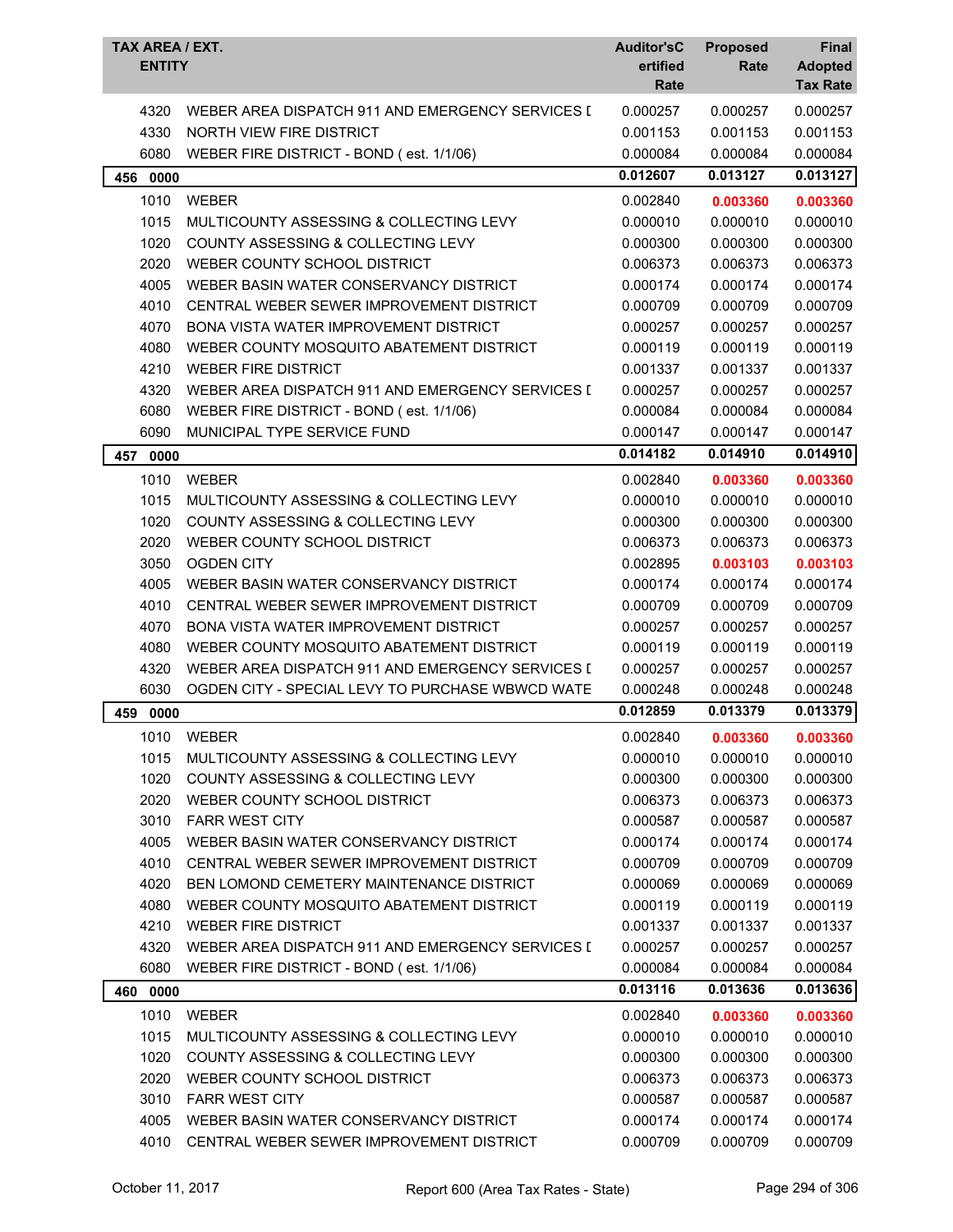| TAX AREA / EXT. ENTITY | | Auditor's Certified Rate | Proposed Rate | Final Adopted Tax Rate |
|---|---|---|---|---|
| 4320 | WEBER AREA DISPATCH 911 AND EMERGENCY SERVICES I | 0.000257 | 0.000257 | 0.000257 |
| 4330 | NORTH VIEW FIRE DISTRICT | 0.001153 | 0.001153 | 0.001153 |
| 6080 | WEBER FIRE DISTRICT - BOND ( est. 1/1/06) | 0.000084 | 0.000084 | 0.000084 |
| **456 0000** | | **0.012607** | **0.013127** | **0.013127** |
| 1010 | WEBER | 0.002840 | **0.003360** | **0.003360** |
| 1015 | MULTICOUNTY ASSESSING & COLLECTING LEVY | 0.000010 | 0.000010 | 0.000010 |
| 1020 | COUNTY ASSESSING & COLLECTING LEVY | 0.000300 | 0.000300 | 0.000300 |
| 2020 | WEBER COUNTY SCHOOL DISTRICT | 0.006373 | 0.006373 | 0.006373 |
| 4005 | WEBER BASIN WATER CONSERVANCY DISTRICT | 0.000174 | 0.000174 | 0.000174 |
| 4010 | CENTRAL WEBER SEWER IMPROVEMENT DISTRICT | 0.000709 | 0.000709 | 0.000709 |
| 4070 | BONA VISTA WATER IMPROVEMENT DISTRICT | 0.000257 | 0.000257 | 0.000257 |
| 4080 | WEBER COUNTY MOSQUITO ABATEMENT DISTRICT | 0.000119 | 0.000119 | 0.000119 |
| 4210 | WEBER FIRE DISTRICT | 0.001337 | 0.001337 | 0.001337 |
| 4320 | WEBER AREA DISPATCH 911 AND EMERGENCY SERVICES I | 0.000257 | 0.000257 | 0.000257 |
| 6080 | WEBER FIRE DISTRICT - BOND ( est. 1/1/06) | 0.000084 | 0.000084 | 0.000084 |
| 6090 | MUNICIPAL TYPE SERVICE FUND | 0.000147 | 0.000147 | 0.000147 |
| **457 0000** | | **0.014182** | **0.014910** | **0.014910** |
| 1010 | WEBER | 0.002840 | **0.003360** | **0.003360** |
| 1015 | MULTICOUNTY ASSESSING & COLLECTING LEVY | 0.000010 | 0.000010 | 0.000010 |
| 1020 | COUNTY ASSESSING & COLLECTING LEVY | 0.000300 | 0.000300 | 0.000300 |
| 2020 | WEBER COUNTY SCHOOL DISTRICT | 0.006373 | 0.006373 | 0.006373 |
| 3050 | OGDEN CITY | 0.002895 | **0.003103** | **0.003103** |
| 4005 | WEBER BASIN WATER CONSERVANCY DISTRICT | 0.000174 | 0.000174 | 0.000174 |
| 4010 | CENTRAL WEBER SEWER IMPROVEMENT DISTRICT | 0.000709 | 0.000709 | 0.000709 |
| 4070 | BONA VISTA WATER IMPROVEMENT DISTRICT | 0.000257 | 0.000257 | 0.000257 |
| 4080 | WEBER COUNTY MOSQUITO ABATEMENT DISTRICT | 0.000119 | 0.000119 | 0.000119 |
| 4320 | WEBER AREA DISPATCH 911 AND EMERGENCY SERVICES I | 0.000257 | 0.000257 | 0.000257 |
| 6030 | OGDEN CITY - SPECIAL LEVY TO PURCHASE WBWCD WATE | 0.000248 | 0.000248 | 0.000248 |
| **459 0000** | | **0.012859** | **0.013379** | **0.013379** |
| 1010 | WEBER | 0.002840 | **0.003360** | **0.003360** |
| 1015 | MULTICOUNTY ASSESSING & COLLECTING LEVY | 0.000010 | 0.000010 | 0.000010 |
| 1020 | COUNTY ASSESSING & COLLECTING LEVY | 0.000300 | 0.000300 | 0.000300 |
| 2020 | WEBER COUNTY SCHOOL DISTRICT | 0.006373 | 0.006373 | 0.006373 |
| 3010 | FARR WEST CITY | 0.000587 | 0.000587 | 0.000587 |
| 4005 | WEBER BASIN WATER CONSERVANCY DISTRICT | 0.000174 | 0.000174 | 0.000174 |
| 4010 | CENTRAL WEBER SEWER IMPROVEMENT DISTRICT | 0.000709 | 0.000709 | 0.000709 |
| 4020 | BEN LOMOND CEMETERY MAINTENANCE DISTRICT | 0.000069 | 0.000069 | 0.000069 |
| 4080 | WEBER COUNTY MOSQUITO ABATEMENT DISTRICT | 0.000119 | 0.000119 | 0.000119 |
| 4210 | WEBER FIRE DISTRICT | 0.001337 | 0.001337 | 0.001337 |
| 4320 | WEBER AREA DISPATCH 911 AND EMERGENCY SERVICES I | 0.000257 | 0.000257 | 0.000257 |
| 6080 | WEBER FIRE DISTRICT - BOND ( est. 1/1/06) | 0.000084 | 0.000084 | 0.000084 |
| **460 0000** | | **0.013116** | **0.013636** | **0.013636** |
| 1010 | WEBER | 0.002840 | **0.003360** | **0.003360** |
| 1015 | MULTICOUNTY ASSESSING & COLLECTING LEVY | 0.000010 | 0.000010 | 0.000010 |
| 1020 | COUNTY ASSESSING & COLLECTING LEVY | 0.000300 | 0.000300 | 0.000300 |
| 2020 | WEBER COUNTY SCHOOL DISTRICT | 0.006373 | 0.006373 | 0.006373 |
| 3010 | FARR WEST CITY | 0.000587 | 0.000587 | 0.000587 |
| 4005 | WEBER BASIN WATER CONSERVANCY DISTRICT | 0.000174 | 0.000174 | 0.000174 |
| 4010 | CENTRAL WEBER SEWER IMPROVEMENT DISTRICT | 0.000709 | 0.000709 | 0.000709 |

October 11, 2017 — Report 600 (Area Tax Rates - State)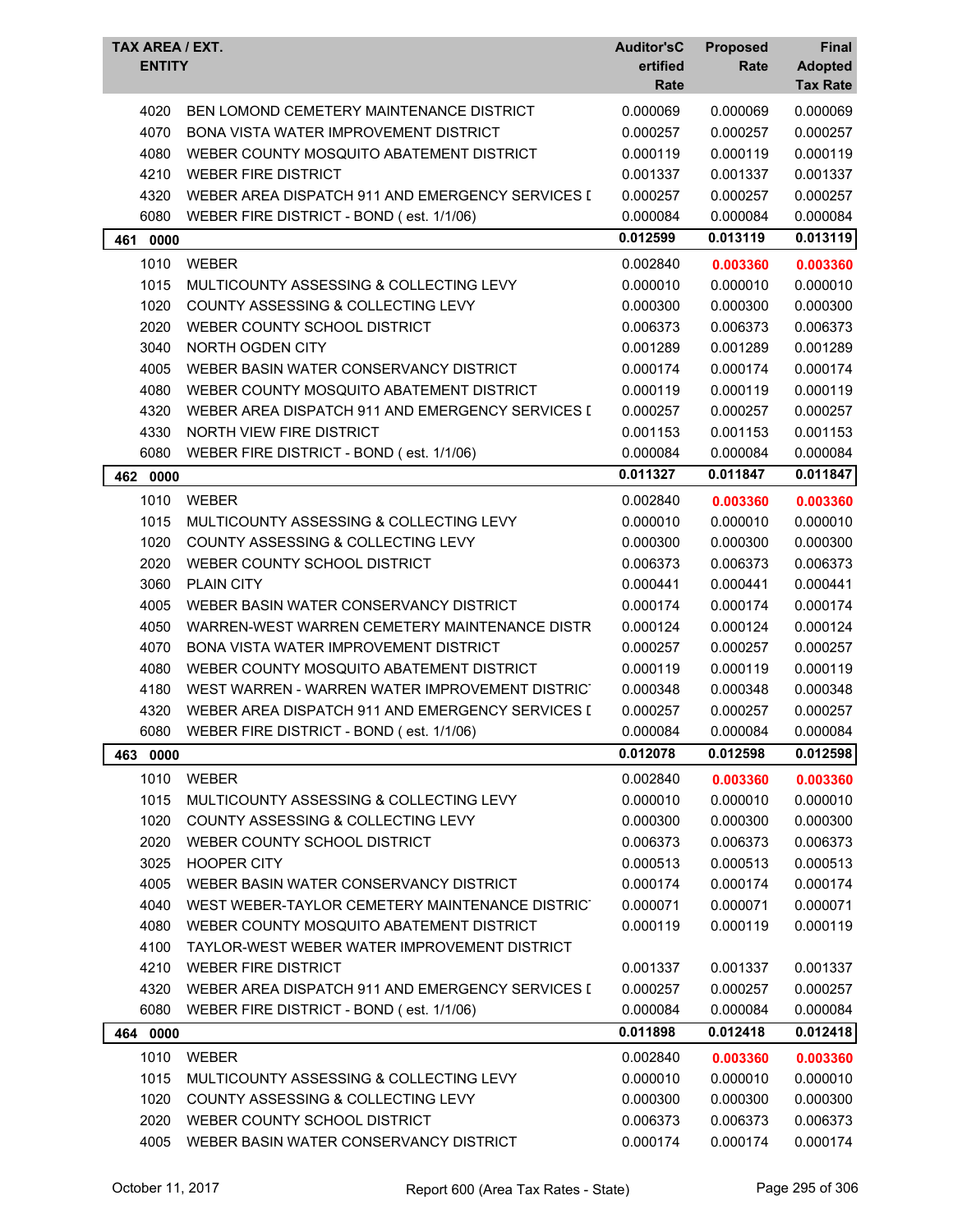| TAX AREA / EXT. ENTITY | | Auditor'sCertified Rate | Proposed Rate | Final Adopted Tax Rate |
|---|---|---|---|---|
| 4020 | BEN LOMOND CEMETERY MAINTENANCE DISTRICT | 0.000069 | 0.000069 | 0.000069 |
| 4070 | BONA VISTA WATER IMPROVEMENT DISTRICT | 0.000257 | 0.000257 | 0.000257 |
| 4080 | WEBER COUNTY MOSQUITO ABATEMENT DISTRICT | 0.000119 | 0.000119 | 0.000119 |
| 4210 | WEBER FIRE DISTRICT | 0.001337 | 0.001337 | 0.001337 |
| 4320 | WEBER AREA DISPATCH 911 AND EMERGENCY SERVICES D | 0.000257 | 0.000257 | 0.000257 |
| 6080 | WEBER FIRE DISTRICT - BOND ( est. 1/1/06) | 0.000084 | 0.000084 | 0.000084 |
| **461 0000** | | **0.012599** | **0.013119** | **0.013119** |
| 1010 | WEBER | 0.002840 | **0.003360** | **0.003360** |
| 1015 | MULTICOUNTY ASSESSING & COLLECTING LEVY | 0.000010 | 0.000010 | 0.000010 |
| 1020 | COUNTY ASSESSING & COLLECTING LEVY | 0.000300 | 0.000300 | 0.000300 |
| 2020 | WEBER COUNTY SCHOOL DISTRICT | 0.006373 | 0.006373 | 0.006373 |
| 3040 | NORTH OGDEN CITY | 0.001289 | 0.001289 | 0.001289 |
| 4005 | WEBER BASIN WATER CONSERVANCY DISTRICT | 0.000174 | 0.000174 | 0.000174 |
| 4080 | WEBER COUNTY MOSQUITO ABATEMENT DISTRICT | 0.000119 | 0.000119 | 0.000119 |
| 4320 | WEBER AREA DISPATCH 911 AND EMERGENCY SERVICES D | 0.000257 | 0.000257 | 0.000257 |
| 4330 | NORTH VIEW FIRE DISTRICT | 0.001153 | 0.001153 | 0.001153 |
| 6080 | WEBER FIRE DISTRICT - BOND ( est. 1/1/06) | 0.000084 | 0.000084 | 0.000084 |
| **462 0000** | | **0.011327** | **0.011847** | **0.011847** |
| 1010 | WEBER | 0.002840 | **0.003360** | **0.003360** |
| 1015 | MULTICOUNTY ASSESSING & COLLECTING LEVY | 0.000010 | 0.000010 | 0.000010 |
| 1020 | COUNTY ASSESSING & COLLECTING LEVY | 0.000300 | 0.000300 | 0.000300 |
| 2020 | WEBER COUNTY SCHOOL DISTRICT | 0.006373 | 0.006373 | 0.006373 |
| 3060 | PLAIN CITY | 0.000441 | 0.000441 | 0.000441 |
| 4005 | WEBER BASIN WATER CONSERVANCY DISTRICT | 0.000174 | 0.000174 | 0.000174 |
| 4050 | WARREN-WEST WARREN CEMETERY MAINTENANCE DISTR | 0.000124 | 0.000124 | 0.000124 |
| 4070 | BONA VISTA WATER IMPROVEMENT DISTRICT | 0.000257 | 0.000257 | 0.000257 |
| 4080 | WEBER COUNTY MOSQUITO ABATEMENT DISTRICT | 0.000119 | 0.000119 | 0.000119 |
| 4180 | WEST WARREN - WARREN WATER IMPROVEMENT DISTRICT | 0.000348 | 0.000348 | 0.000348 |
| 4320 | WEBER AREA DISPATCH 911 AND EMERGENCY SERVICES D | 0.000257 | 0.000257 | 0.000257 |
| 6080 | WEBER FIRE DISTRICT - BOND ( est. 1/1/06) | 0.000084 | 0.000084 | 0.000084 |
| **463 0000** | | **0.012078** | **0.012598** | **0.012598** |
| 1010 | WEBER | 0.002840 | **0.003360** | **0.003360** |
| 1015 | MULTICOUNTY ASSESSING & COLLECTING LEVY | 0.000010 | 0.000010 | 0.000010 |
| 1020 | COUNTY ASSESSING & COLLECTING LEVY | 0.000300 | 0.000300 | 0.000300 |
| 2020 | WEBER COUNTY SCHOOL DISTRICT | 0.006373 | 0.006373 | 0.006373 |
| 3025 | HOOPER CITY | 0.000513 | 0.000513 | 0.000513 |
| 4005 | WEBER BASIN WATER CONSERVANCY DISTRICT | 0.000174 | 0.000174 | 0.000174 |
| 4040 | WEST WEBER-TAYLOR CEMETERY MAINTENANCE DISTRICT | 0.000071 | 0.000071 | 0.000071 |
| 4080 | WEBER COUNTY MOSQUITO ABATEMENT DISTRICT | 0.000119 | 0.000119 | 0.000119 |
| 4100 | TAYLOR-WEST WEBER WATER IMPROVEMENT DISTRICT | | | |
| 4210 | WEBER FIRE DISTRICT | 0.001337 | 0.001337 | 0.001337 |
| 4320 | WEBER AREA DISPATCH 911 AND EMERGENCY SERVICES D | 0.000257 | 0.000257 | 0.000257 |
| 6080 | WEBER FIRE DISTRICT - BOND ( est. 1/1/06) | 0.000084 | 0.000084 | 0.000084 |
| **464 0000** | | **0.011898** | **0.012418** | **0.012418** |
| 1010 | WEBER | 0.002840 | **0.003360** | **0.003360** |
| 1015 | MULTICOUNTY ASSESSING & COLLECTING LEVY | 0.000010 | 0.000010 | 0.000010 |
| 1020 | COUNTY ASSESSING & COLLECTING LEVY | 0.000300 | 0.000300 | 0.000300 |
| 2020 | WEBER COUNTY SCHOOL DISTRICT | 0.006373 | 0.006373 | 0.006373 |
| 4005 | WEBER BASIN WATER CONSERVANCY DISTRICT | 0.000174 | 0.000174 | 0.000174 |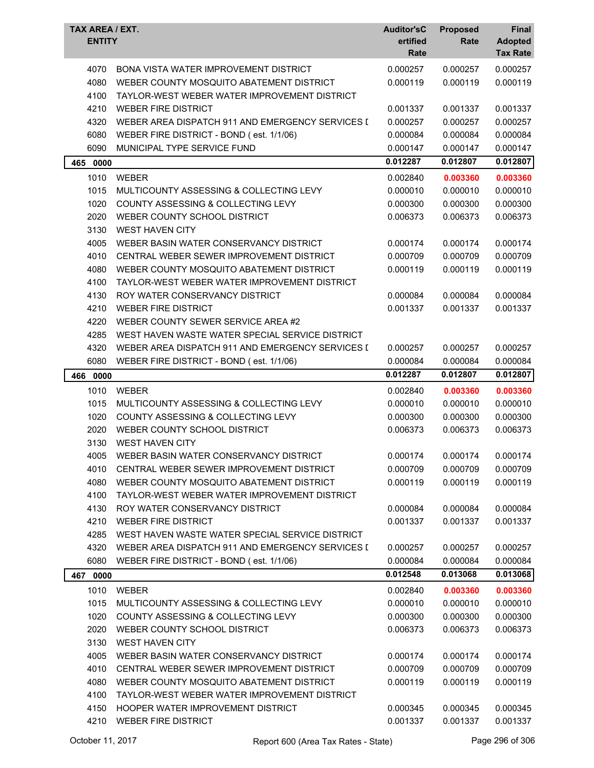| TAX AREA / EXT. ENTITY | | Auditor'sCertified Rate | Proposed Rate | Final Adopted Tax Rate |
|---|---|---|---|---|
| 4070 | BONA VISTA WATER IMPROVEMENT DISTRICT | 0.000257 | 0.000257 | 0.000257 |
| 4080 | WEBER COUNTY MOSQUITO ABATEMENT DISTRICT | 0.000119 | 0.000119 | 0.000119 |
| 4100 | TAYLOR-WEST WEBER WATER IMPROVEMENT DISTRICT | | | |
| 4210 | WEBER FIRE DISTRICT | 0.001337 | 0.001337 | 0.001337 |
| 4320 | WEBER AREA DISPATCH 911 AND EMERGENCY SERVICES I | 0.000257 | 0.000257 | 0.000257 |
| 6080 | WEBER FIRE DISTRICT - BOND ( est. 1/1/06) | 0.000084 | 0.000084 | 0.000084 |
| 6090 | MUNICIPAL TYPE SERVICE FUND | 0.000147 | 0.000147 | 0.000147 |
| **465 0000** | | **0.012287** | **0.012807** | **0.012807** |
| 1010 | WEBER | 0.002840 | **0.003360** | **0.003360** |
| 1015 | MULTICOUNTY ASSESSING & COLLECTING LEVY | 0.000010 | 0.000010 | 0.000010 |
| 1020 | COUNTY ASSESSING & COLLECTING LEVY | 0.000300 | 0.000300 | 0.000300 |
| 2020 | WEBER COUNTY SCHOOL DISTRICT | 0.006373 | 0.006373 | 0.006373 |
| 3130 | WEST HAVEN CITY | | | |
| 4005 | WEBER BASIN WATER CONSERVANCY DISTRICT | 0.000174 | 0.000174 | 0.000174 |
| 4010 | CENTRAL WEBER SEWER IMPROVEMENT DISTRICT | 0.000709 | 0.000709 | 0.000709 |
| 4080 | WEBER COUNTY MOSQUITO ABATEMENT DISTRICT | 0.000119 | 0.000119 | 0.000119 |
| 4100 | TAYLOR-WEST WEBER WATER IMPROVEMENT DISTRICT | | | |
| 4130 | ROY WATER CONSERVANCY DISTRICT | 0.000084 | 0.000084 | 0.000084 |
| 4210 | WEBER FIRE DISTRICT | 0.001337 | 0.001337 | 0.001337 |
| 4220 | WEBER COUNTY SEWER SERVICE AREA #2 | | | |
| 4285 | WEST HAVEN WASTE WATER SPECIAL SERVICE DISTRICT | | | |
| 4320 | WEBER AREA DISPATCH 911 AND EMERGENCY SERVICES I | 0.000257 | 0.000257 | 0.000257 |
| 6080 | WEBER FIRE DISTRICT - BOND ( est. 1/1/06) | 0.000084 | 0.000084 | 0.000084 |
| **466 0000** | | **0.012287** | **0.012807** | **0.012807** |
| 1010 | WEBER | 0.002840 | **0.003360** | **0.003360** |
| 1015 | MULTICOUNTY ASSESSING & COLLECTING LEVY | 0.000010 | 0.000010 | 0.000010 |
| 1020 | COUNTY ASSESSING & COLLECTING LEVY | 0.000300 | 0.000300 | 0.000300 |
| 2020 | WEBER COUNTY SCHOOL DISTRICT | 0.006373 | 0.006373 | 0.006373 |
| 3130 | WEST HAVEN CITY | | | |
| 4005 | WEBER BASIN WATER CONSERVANCY DISTRICT | 0.000174 | 0.000174 | 0.000174 |
| 4010 | CENTRAL WEBER SEWER IMPROVEMENT DISTRICT | 0.000709 | 0.000709 | 0.000709 |
| 4080 | WEBER COUNTY MOSQUITO ABATEMENT DISTRICT | 0.000119 | 0.000119 | 0.000119 |
| 4100 | TAYLOR-WEST WEBER WATER IMPROVEMENT DISTRICT | | | |
| 4130 | ROY WATER CONSERVANCY DISTRICT | 0.000084 | 0.000084 | 0.000084 |
| 4210 | WEBER FIRE DISTRICT | 0.001337 | 0.001337 | 0.001337 |
| 4285 | WEST HAVEN WASTE WATER SPECIAL SERVICE DISTRICT | | | |
| 4320 | WEBER AREA DISPATCH 911 AND EMERGENCY SERVICES I | 0.000257 | 0.000257 | 0.000257 |
| 6080 | WEBER FIRE DISTRICT - BOND ( est. 1/1/06) | 0.000084 | 0.000084 | 0.000084 |
| **467 0000** | | **0.012548** | **0.013068** | **0.013068** |
| 1010 | WEBER | 0.002840 | **0.003360** | **0.003360** |
| 1015 | MULTICOUNTY ASSESSING & COLLECTING LEVY | 0.000010 | 0.000010 | 0.000010 |
| 1020 | COUNTY ASSESSING & COLLECTING LEVY | 0.000300 | 0.000300 | 0.000300 |
| 2020 | WEBER COUNTY SCHOOL DISTRICT | 0.006373 | 0.006373 | 0.006373 |
| 3130 | WEST HAVEN CITY | | | |
| 4005 | WEBER BASIN WATER CONSERVANCY DISTRICT | 0.000174 | 0.000174 | 0.000174 |
| 4010 | CENTRAL WEBER SEWER IMPROVEMENT DISTRICT | 0.000709 | 0.000709 | 0.000709 |
| 4080 | WEBER COUNTY MOSQUITO ABATEMENT DISTRICT | 0.000119 | 0.000119 | 0.000119 |
| 4100 | TAYLOR-WEST WEBER WATER IMPROVEMENT DISTRICT | | | |
| 4150 | HOOPER WATER IMPROVEMENT DISTRICT | 0.000345 | 0.000345 | 0.000345 |
| 4210 | WEBER FIRE DISTRICT | 0.001337 | 0.001337 | 0.001337 |

October 11, 2017 — Report 600 (Area Tax Rates - State)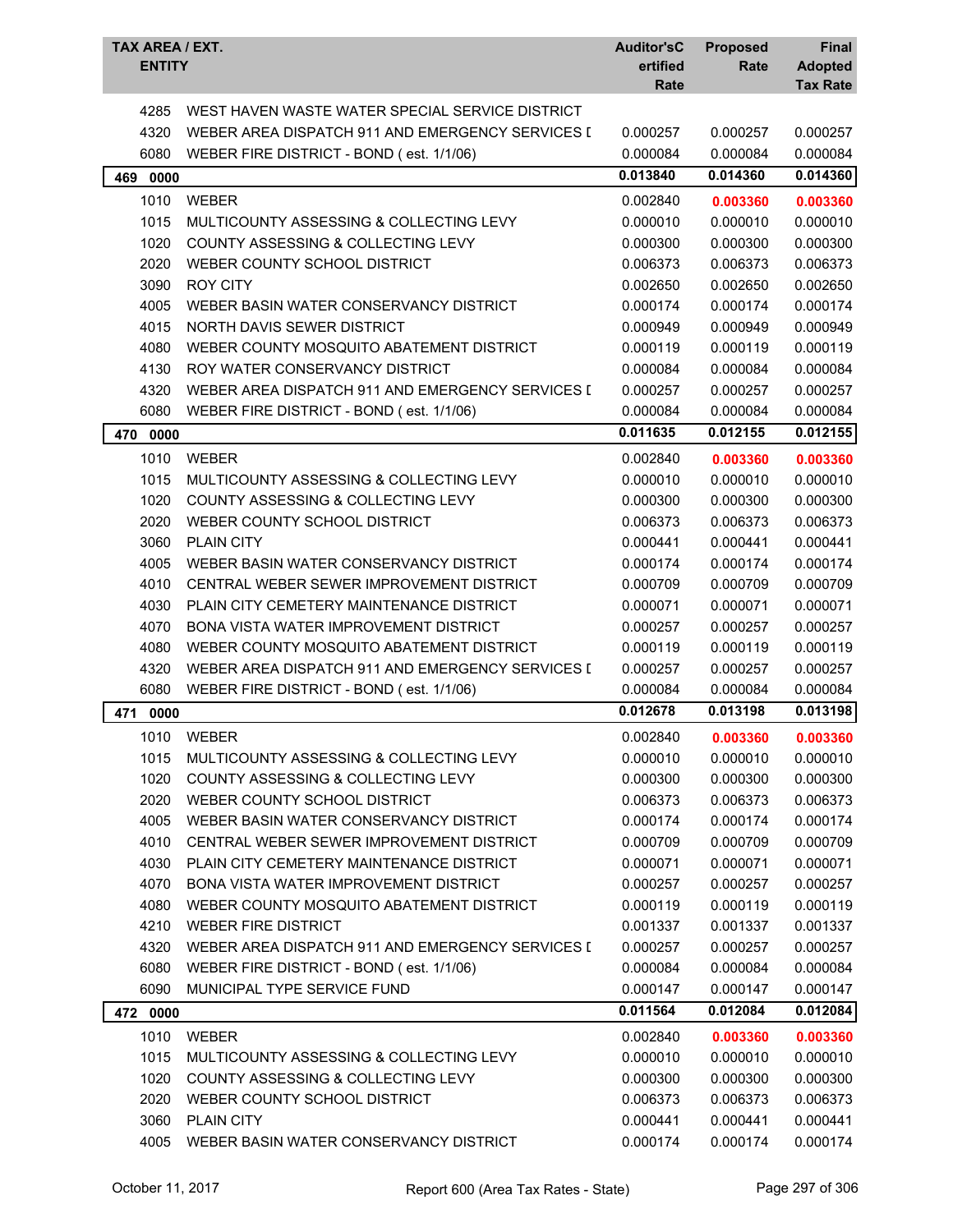| TAX AREA / EXT. ENTITY | | Auditor'sCertified Rate | Proposed Rate | Final Adopted Tax Rate |
|---|---|---|---|---|
| 4285 | WEST HAVEN WASTE WATER SPECIAL SERVICE DISTRICT | | | |
| 4320 | WEBER AREA DISPATCH 911 AND EMERGENCY SERVICES [ | 0.000257 | 0.000257 | 0.000257 |
| 6080 | WEBER FIRE DISTRICT - BOND ( est. 1/1/06) | 0.000084 | 0.000084 | 0.000084 |
| **469 0000** | | **0.013840** | **0.014360** | **0.014360** |
| 1010 | WEBER | 0.002840 | **0.003360** | **0.003360** |
| 1015 | MULTICOUNTY ASSESSING & COLLECTING LEVY | 0.000010 | 0.000010 | 0.000010 |
| 1020 | COUNTY ASSESSING & COLLECTING LEVY | 0.000300 | 0.000300 | 0.000300 |
| 2020 | WEBER COUNTY SCHOOL DISTRICT | 0.006373 | 0.006373 | 0.006373 |
| 3090 | ROY CITY | 0.002650 | 0.002650 | 0.002650 |
| 4005 | WEBER BASIN WATER CONSERVANCY DISTRICT | 0.000174 | 0.000174 | 0.000174 |
| 4015 | NORTH DAVIS SEWER DISTRICT | 0.000949 | 0.000949 | 0.000949 |
| 4080 | WEBER COUNTY MOSQUITO ABATEMENT DISTRICT | 0.000119 | 0.000119 | 0.000119 |
| 4130 | ROY WATER CONSERVANCY DISTRICT | 0.000084 | 0.000084 | 0.000084 |
| 4320 | WEBER AREA DISPATCH 911 AND EMERGENCY SERVICES [ | 0.000257 | 0.000257 | 0.000257 |
| 6080 | WEBER FIRE DISTRICT - BOND ( est. 1/1/06) | 0.000084 | 0.000084 | 0.000084 |
| **470 0000** | | **0.011635** | **0.012155** | **0.012155** |
| 1010 | WEBER | 0.002840 | **0.003360** | **0.003360** |
| 1015 | MULTICOUNTY ASSESSING & COLLECTING LEVY | 0.000010 | 0.000010 | 0.000010 |
| 1020 | COUNTY ASSESSING & COLLECTING LEVY | 0.000300 | 0.000300 | 0.000300 |
| 2020 | WEBER COUNTY SCHOOL DISTRICT | 0.006373 | 0.006373 | 0.006373 |
| 3060 | PLAIN CITY | 0.000441 | 0.000441 | 0.000441 |
| 4005 | WEBER BASIN WATER CONSERVANCY DISTRICT | 0.000174 | 0.000174 | 0.000174 |
| 4010 | CENTRAL WEBER SEWER IMPROVEMENT DISTRICT | 0.000709 | 0.000709 | 0.000709 |
| 4030 | PLAIN CITY CEMETERY MAINTENANCE DISTRICT | 0.000071 | 0.000071 | 0.000071 |
| 4070 | BONA VISTA WATER IMPROVEMENT DISTRICT | 0.000257 | 0.000257 | 0.000257 |
| 4080 | WEBER COUNTY MOSQUITO ABATEMENT DISTRICT | 0.000119 | 0.000119 | 0.000119 |
| 4320 | WEBER AREA DISPATCH 911 AND EMERGENCY SERVICES [ | 0.000257 | 0.000257 | 0.000257 |
| 6080 | WEBER FIRE DISTRICT - BOND ( est. 1/1/06) | 0.000084 | 0.000084 | 0.000084 |
| **471 0000** | | **0.012678** | **0.013198** | **0.013198** |
| 1010 | WEBER | 0.002840 | **0.003360** | **0.003360** |
| 1015 | MULTICOUNTY ASSESSING & COLLECTING LEVY | 0.000010 | 0.000010 | 0.000010 |
| 1020 | COUNTY ASSESSING & COLLECTING LEVY | 0.000300 | 0.000300 | 0.000300 |
| 2020 | WEBER COUNTY SCHOOL DISTRICT | 0.006373 | 0.006373 | 0.006373 |
| 4005 | WEBER BASIN WATER CONSERVANCY DISTRICT | 0.000174 | 0.000174 | 0.000174 |
| 4010 | CENTRAL WEBER SEWER IMPROVEMENT DISTRICT | 0.000709 | 0.000709 | 0.000709 |
| 4030 | PLAIN CITY CEMETERY MAINTENANCE DISTRICT | 0.000071 | 0.000071 | 0.000071 |
| 4070 | BONA VISTA WATER IMPROVEMENT DISTRICT | 0.000257 | 0.000257 | 0.000257 |
| 4080 | WEBER COUNTY MOSQUITO ABATEMENT DISTRICT | 0.000119 | 0.000119 | 0.000119 |
| 4210 | WEBER FIRE DISTRICT | 0.001337 | 0.001337 | 0.001337 |
| 4320 | WEBER AREA DISPATCH 911 AND EMERGENCY SERVICES [ | 0.000257 | 0.000257 | 0.000257 |
| 6080 | WEBER FIRE DISTRICT - BOND ( est. 1/1/06) | 0.000084 | 0.000084 | 0.000084 |
| 6090 | MUNICIPAL TYPE SERVICE FUND | 0.000147 | 0.000147 | 0.000147 |
| **472 0000** | | **0.011564** | **0.012084** | **0.012084** |
| 1010 | WEBER | 0.002840 | **0.003360** | **0.003360** |
| 1015 | MULTICOUNTY ASSESSING & COLLECTING LEVY | 0.000010 | 0.000010 | 0.000010 |
| 1020 | COUNTY ASSESSING & COLLECTING LEVY | 0.000300 | 0.000300 | 0.000300 |
| 2020 | WEBER COUNTY SCHOOL DISTRICT | 0.006373 | 0.006373 | 0.006373 |
| 3060 | PLAIN CITY | 0.000441 | 0.000441 | 0.000441 |
| 4005 | WEBER BASIN WATER CONSERVANCY DISTRICT | 0.000174 | 0.000174 | 0.000174 |

October 11, 2017 — Report 600 (Area Tax Rates - State)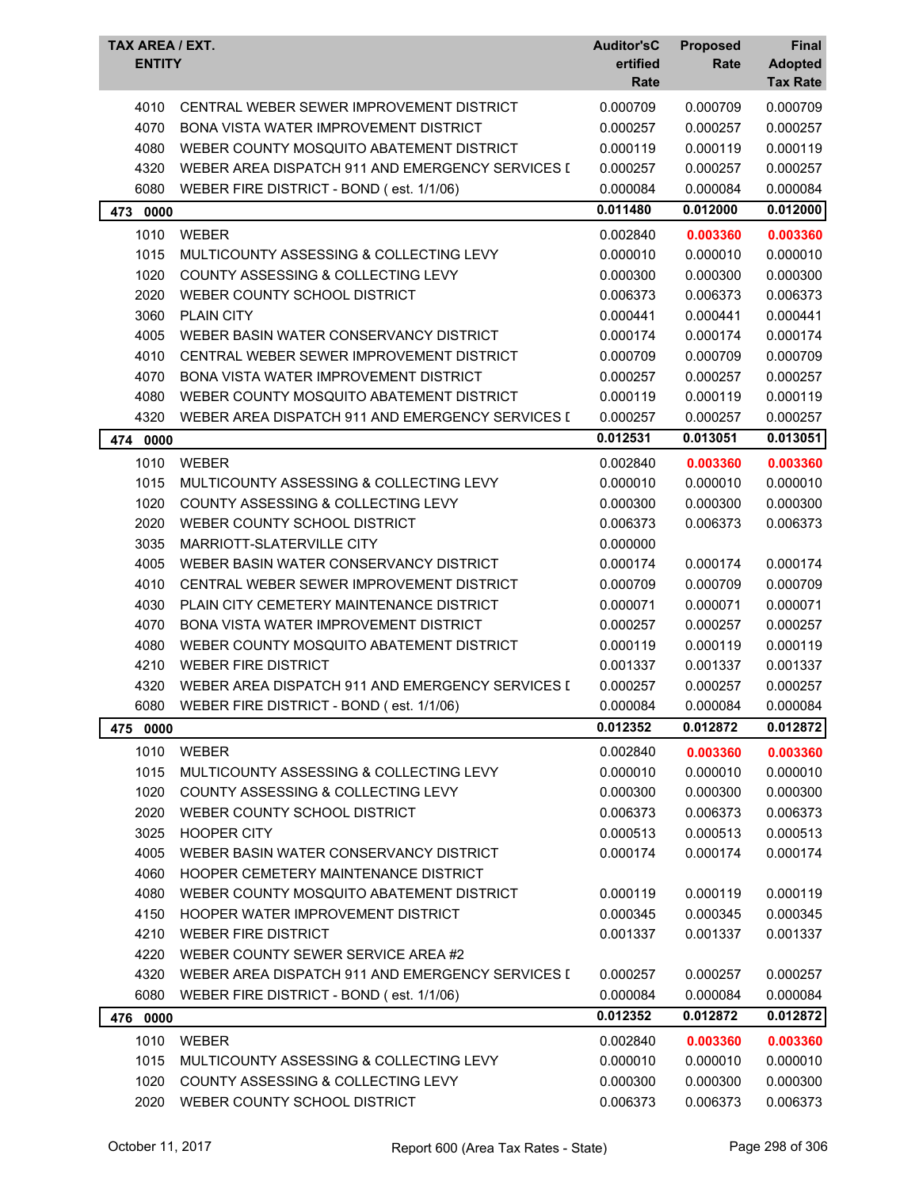| TAX AREA / EXT. ENTITY | | Auditor'sCertified Rate | Proposed Rate | Final Adopted Tax Rate |
|---|---|---|---|---|
| 4010 | CENTRAL WEBER SEWER IMPROVEMENT DISTRICT | 0.000709 | 0.000709 | 0.000709 |
| 4070 | BONA VISTA WATER IMPROVEMENT DISTRICT | 0.000257 | 0.000257 | 0.000257 |
| 4080 | WEBER COUNTY MOSQUITO ABATEMENT DISTRICT | 0.000119 | 0.000119 | 0.000119 |
| 4320 | WEBER AREA DISPATCH 911 AND EMERGENCY SERVICES D | 0.000257 | 0.000257 | 0.000257 |
| 6080 | WEBER FIRE DISTRICT - BOND ( est. 1/1/06) | 0.000084 | 0.000084 | 0.000084 |
| **473 0000** | | **0.011480** | **0.012000** | **0.012000** |
| 1010 | WEBER | 0.002840 | **0.003360** | **0.003360** |
| 1015 | MULTICOUNTY ASSESSING & COLLECTING LEVY | 0.000010 | 0.000010 | 0.000010 |
| 1020 | COUNTY ASSESSING & COLLECTING LEVY | 0.000300 | 0.000300 | 0.000300 |
| 2020 | WEBER COUNTY SCHOOL DISTRICT | 0.006373 | 0.006373 | 0.006373 |
| 3060 | PLAIN CITY | 0.000441 | 0.000441 | 0.000441 |
| 4005 | WEBER BASIN WATER CONSERVANCY DISTRICT | 0.000174 | 0.000174 | 0.000174 |
| 4010 | CENTRAL WEBER SEWER IMPROVEMENT DISTRICT | 0.000709 | 0.000709 | 0.000709 |
| 4070 | BONA VISTA WATER IMPROVEMENT DISTRICT | 0.000257 | 0.000257 | 0.000257 |
| 4080 | WEBER COUNTY MOSQUITO ABATEMENT DISTRICT | 0.000119 | 0.000119 | 0.000119 |
| 4320 | WEBER AREA DISPATCH 911 AND EMERGENCY SERVICES D | 0.000257 | 0.000257 | 0.000257 |
| **474 0000** | | **0.012531** | **0.013051** | **0.013051** |
| 1010 | WEBER | 0.002840 | **0.003360** | **0.003360** |
| 1015 | MULTICOUNTY ASSESSING & COLLECTING LEVY | 0.000010 | 0.000010 | 0.000010 |
| 1020 | COUNTY ASSESSING & COLLECTING LEVY | 0.000300 | 0.000300 | 0.000300 |
| 2020 | WEBER COUNTY SCHOOL DISTRICT | 0.006373 | 0.006373 | 0.006373 |
| 3035 | MARRIOTT-SLATERVILLE CITY | 0.000000 | | |
| 4005 | WEBER BASIN WATER CONSERVANCY DISTRICT | 0.000174 | 0.000174 | 0.000174 |
| 4010 | CENTRAL WEBER SEWER IMPROVEMENT DISTRICT | 0.000709 | 0.000709 | 0.000709 |
| 4030 | PLAIN CITY CEMETERY MAINTENANCE DISTRICT | 0.000071 | 0.000071 | 0.000071 |
| 4070 | BONA VISTA WATER IMPROVEMENT DISTRICT | 0.000257 | 0.000257 | 0.000257 |
| 4080 | WEBER COUNTY MOSQUITO ABATEMENT DISTRICT | 0.000119 | 0.000119 | 0.000119 |
| 4210 | WEBER FIRE DISTRICT | 0.001337 | 0.001337 | 0.001337 |
| 4320 | WEBER AREA DISPATCH 911 AND EMERGENCY SERVICES D | 0.000257 | 0.000257 | 0.000257 |
| 6080 | WEBER FIRE DISTRICT - BOND ( est. 1/1/06) | 0.000084 | 0.000084 | 0.000084 |
| **475 0000** | | **0.012352** | **0.012872** | **0.012872** |
| 1010 | WEBER | 0.002840 | **0.003360** | **0.003360** |
| 1015 | MULTICOUNTY ASSESSING & COLLECTING LEVY | 0.000010 | 0.000010 | 0.000010 |
| 1020 | COUNTY ASSESSING & COLLECTING LEVY | 0.000300 | 0.000300 | 0.000300 |
| 2020 | WEBER COUNTY SCHOOL DISTRICT | 0.006373 | 0.006373 | 0.006373 |
| 3025 | HOOPER CITY | 0.000513 | 0.000513 | 0.000513 |
| 4005 | WEBER BASIN WATER CONSERVANCY DISTRICT | 0.000174 | 0.000174 | 0.000174 |
| 4060 | HOOPER CEMETERY MAINTENANCE DISTRICT | | | |
| 4080 | WEBER COUNTY MOSQUITO ABATEMENT DISTRICT | 0.000119 | 0.000119 | 0.000119 |
| 4150 | HOOPER WATER IMPROVEMENT DISTRICT | 0.000345 | 0.000345 | 0.000345 |
| 4210 | WEBER FIRE DISTRICT | 0.001337 | 0.001337 | 0.001337 |
| 4220 | WEBER COUNTY SEWER SERVICE AREA #2 | | | |
| 4320 | WEBER AREA DISPATCH 911 AND EMERGENCY SERVICES D | 0.000257 | 0.000257 | 0.000257 |
| 6080 | WEBER FIRE DISTRICT - BOND ( est. 1/1/06) | 0.000084 | 0.000084 | 0.000084 |
| **476 0000** | | **0.012352** | **0.012872** | **0.012872** |
| 1010 | WEBER | 0.002840 | **0.003360** | **0.003360** |
| 1015 | MULTICOUNTY ASSESSING & COLLECTING LEVY | 0.000010 | 0.000010 | 0.000010 |
| 1020 | COUNTY ASSESSING & COLLECTING LEVY | 0.000300 | 0.000300 | 0.000300 |
| 2020 | WEBER COUNTY SCHOOL DISTRICT | 0.006373 | 0.006373 | 0.006373 |

October 11, 2017 — Report 600 (Area Tax Rates - State)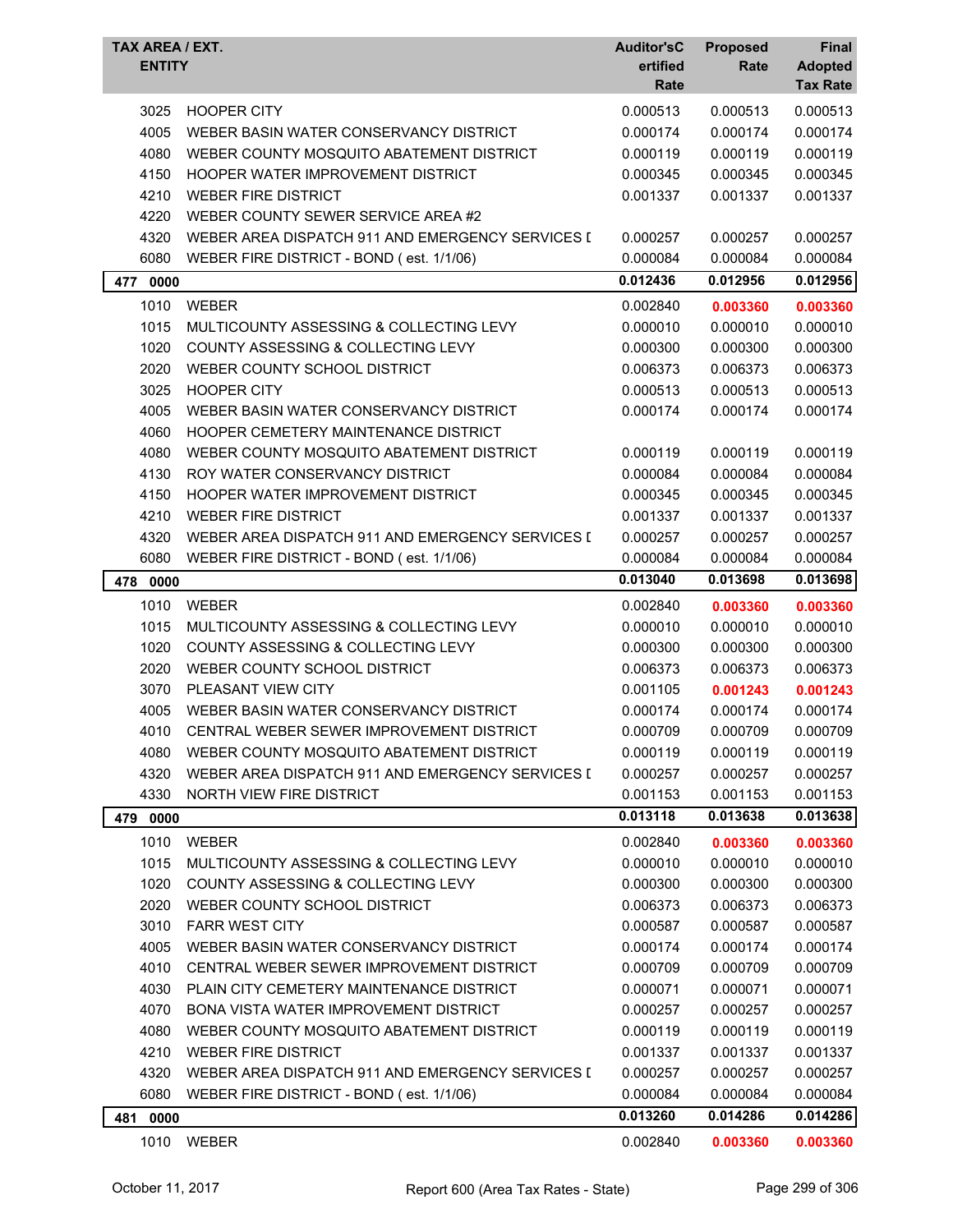| TAX AREA / EXT. ENTITY | | Auditor's Certified Rate | Proposed Rate | Final Adopted Tax Rate |
|---|---|---|---|---|
| 3025 | HOOPER CITY | 0.000513 | 0.000513 | 0.000513 |
| 4005 | WEBER BASIN WATER CONSERVANCY DISTRICT | 0.000174 | 0.000174 | 0.000174 |
| 4080 | WEBER COUNTY MOSQUITO ABATEMENT DISTRICT | 0.000119 | 0.000119 | 0.000119 |
| 4150 | HOOPER WATER IMPROVEMENT DISTRICT | 0.000345 | 0.000345 | 0.000345 |
| 4210 | WEBER FIRE DISTRICT | 0.001337 | 0.001337 | 0.001337 |
| 4220 | WEBER COUNTY SEWER SERVICE AREA #2 | | | |
| 4320 | WEBER AREA DISPATCH 911 AND EMERGENCY SERVICES [ | 0.000257 | 0.000257 | 0.000257 |
| 6080 | WEBER FIRE DISTRICT - BOND ( est. 1/1/06) | 0.000084 | 0.000084 | 0.000084 |
| **477 0000** | | **0.012436** | **0.012956** | **0.012956** |
| 1010 | WEBER | 0.002840 | **0.003360** | **0.003360** |
| 1015 | MULTICOUNTY ASSESSING & COLLECTING LEVY | 0.000010 | 0.000010 | 0.000010 |
| 1020 | COUNTY ASSESSING & COLLECTING LEVY | 0.000300 | 0.000300 | 0.000300 |
| 2020 | WEBER COUNTY SCHOOL DISTRICT | 0.006373 | 0.006373 | 0.006373 |
| 3025 | HOOPER CITY | 0.000513 | 0.000513 | 0.000513 |
| 4005 | WEBER BASIN WATER CONSERVANCY DISTRICT | 0.000174 | 0.000174 | 0.000174 |
| 4060 | HOOPER CEMETERY MAINTENANCE DISTRICT | | | |
| 4080 | WEBER COUNTY MOSQUITO ABATEMENT DISTRICT | 0.000119 | 0.000119 | 0.000119 |
| 4130 | ROY WATER CONSERVANCY DISTRICT | 0.000084 | 0.000084 | 0.000084 |
| 4150 | HOOPER WATER IMPROVEMENT DISTRICT | 0.000345 | 0.000345 | 0.000345 |
| 4210 | WEBER FIRE DISTRICT | 0.001337 | 0.001337 | 0.001337 |
| 4320 | WEBER AREA DISPATCH 911 AND EMERGENCY SERVICES [ | 0.000257 | 0.000257 | 0.000257 |
| 6080 | WEBER FIRE DISTRICT - BOND ( est. 1/1/06) | 0.000084 | 0.000084 | 0.000084 |
| **478 0000** | | **0.013040** | **0.013698** | **0.013698** |
| 1010 | WEBER | 0.002840 | **0.003360** | **0.003360** |
| 1015 | MULTICOUNTY ASSESSING & COLLECTING LEVY | 0.000010 | 0.000010 | 0.000010 |
| 1020 | COUNTY ASSESSING & COLLECTING LEVY | 0.000300 | 0.000300 | 0.000300 |
| 2020 | WEBER COUNTY SCHOOL DISTRICT | 0.006373 | 0.006373 | 0.006373 |
| 3070 | PLEASANT VIEW CITY | 0.001105 | **0.001243** | **0.001243** |
| 4005 | WEBER BASIN WATER CONSERVANCY DISTRICT | 0.000174 | 0.000174 | 0.000174 |
| 4010 | CENTRAL WEBER SEWER IMPROVEMENT DISTRICT | 0.000709 | 0.000709 | 0.000709 |
| 4080 | WEBER COUNTY MOSQUITO ABATEMENT DISTRICT | 0.000119 | 0.000119 | 0.000119 |
| 4320 | WEBER AREA DISPATCH 911 AND EMERGENCY SERVICES [ | 0.000257 | 0.000257 | 0.000257 |
| 4330 | NORTH VIEW FIRE DISTRICT | 0.001153 | 0.001153 | 0.001153 |
| **479 0000** | | **0.013118** | **0.013638** | **0.013638** |
| 1010 | WEBER | 0.002840 | **0.003360** | **0.003360** |
| 1015 | MULTICOUNTY ASSESSING & COLLECTING LEVY | 0.000010 | 0.000010 | 0.000010 |
| 1020 | COUNTY ASSESSING & COLLECTING LEVY | 0.000300 | 0.000300 | 0.000300 |
| 2020 | WEBER COUNTY SCHOOL DISTRICT | 0.006373 | 0.006373 | 0.006373 |
| 3010 | FARR WEST CITY | 0.000587 | 0.000587 | 0.000587 |
| 4005 | WEBER BASIN WATER CONSERVANCY DISTRICT | 0.000174 | 0.000174 | 0.000174 |
| 4010 | CENTRAL WEBER SEWER IMPROVEMENT DISTRICT | 0.000709 | 0.000709 | 0.000709 |
| 4030 | PLAIN CITY CEMETERY MAINTENANCE DISTRICT | 0.000071 | 0.000071 | 0.000071 |
| 4070 | BONA VISTA WATER IMPROVEMENT DISTRICT | 0.000257 | 0.000257 | 0.000257 |
| 4080 | WEBER COUNTY MOSQUITO ABATEMENT DISTRICT | 0.000119 | 0.000119 | 0.000119 |
| 4210 | WEBER FIRE DISTRICT | 0.001337 | 0.001337 | 0.001337 |
| 4320 | WEBER AREA DISPATCH 911 AND EMERGENCY SERVICES [ | 0.000257 | 0.000257 | 0.000257 |
| 6080 | WEBER FIRE DISTRICT - BOND ( est. 1/1/06) | 0.000084 | 0.000084 | 0.000084 |
| **481 0000** | | **0.013260** | **0.014286** | **0.014286** |
| 1010 | WEBER | 0.002840 | **0.003360** | **0.003360** |

October 11, 2017 — Report 600 (Area Tax Rates - State)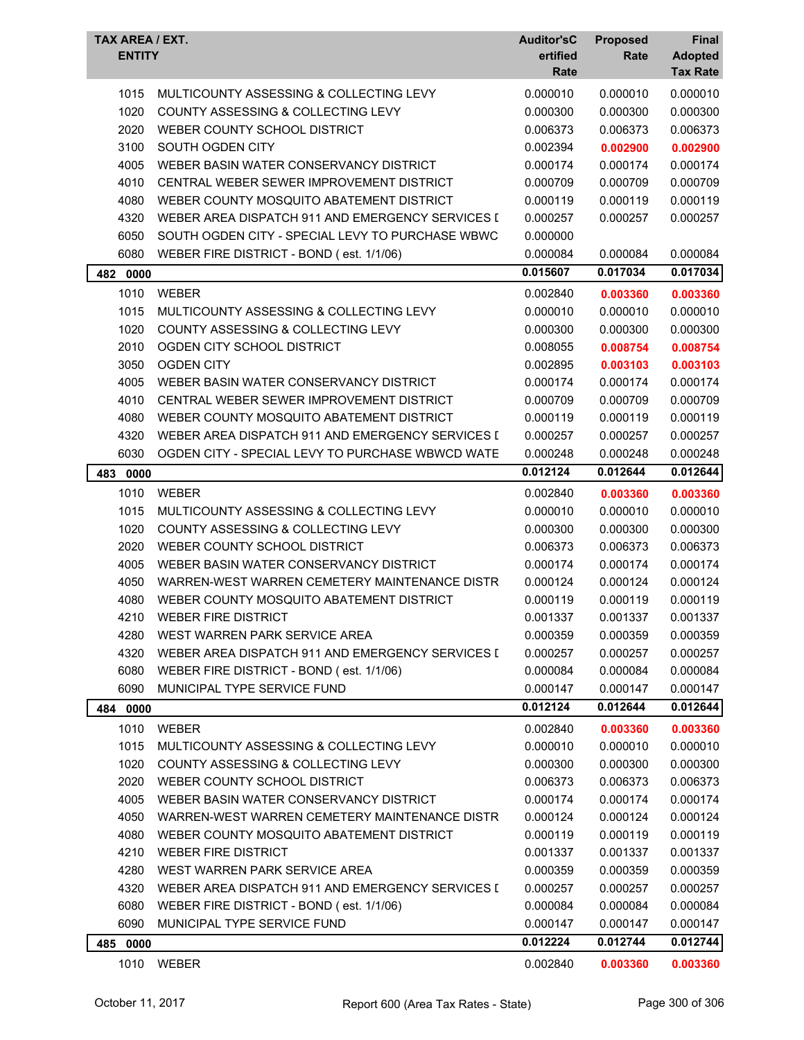| TAX AREA / EXT. ENTITY | | Auditor'sCertified Rate | Proposed Rate | Final Adopted Tax Rate |
|---|---|---|---|---|
| 1015 | MULTICOUNTY ASSESSING & COLLECTING LEVY | 0.000010 | 0.000010 | 0.000010 |
| 1020 | COUNTY ASSESSING & COLLECTING LEVY | 0.000300 | 0.000300 | 0.000300 |
| 2020 | WEBER COUNTY SCHOOL DISTRICT | 0.006373 | 0.006373 | 0.006373 |
| 3100 | SOUTH OGDEN CITY | 0.002394 | **0.002900** | **0.002900** |
| 4005 | WEBER BASIN WATER CONSERVANCY DISTRICT | 0.000174 | 0.000174 | 0.000174 |
| 4010 | CENTRAL WEBER SEWER IMPROVEMENT DISTRICT | 0.000709 | 0.000709 | 0.000709 |
| 4080 | WEBER COUNTY MOSQUITO ABATEMENT DISTRICT | 0.000119 | 0.000119 | 0.000119 |
| 4320 | WEBER AREA DISPATCH 911 AND EMERGENCY SERVICES I | 0.000257 | 0.000257 | 0.000257 |
| 6050 | SOUTH OGDEN CITY - SPECIAL LEVY TO PURCHASE WBWC | 0.000000 | | |
| 6080 | WEBER FIRE DISTRICT - BOND ( est. 1/1/06) | 0.000084 | 0.000084 | 0.000084 |
| **482 0000** | | **0.015607** | **0.017034** | **0.017034** |
| 1010 | WEBER | 0.002840 | **0.003360** | **0.003360** |
| 1015 | MULTICOUNTY ASSESSING & COLLECTING LEVY | 0.000010 | 0.000010 | 0.000010 |
| 1020 | COUNTY ASSESSING & COLLECTING LEVY | 0.000300 | 0.000300 | 0.000300 |
| 2010 | OGDEN CITY SCHOOL DISTRICT | 0.008055 | **0.008754** | **0.008754** |
| 3050 | OGDEN CITY | 0.002895 | **0.003103** | **0.003103** |
| 4005 | WEBER BASIN WATER CONSERVANCY DISTRICT | 0.000174 | 0.000174 | 0.000174 |
| 4010 | CENTRAL WEBER SEWER IMPROVEMENT DISTRICT | 0.000709 | 0.000709 | 0.000709 |
| 4080 | WEBER COUNTY MOSQUITO ABATEMENT DISTRICT | 0.000119 | 0.000119 | 0.000119 |
| 4320 | WEBER AREA DISPATCH 911 AND EMERGENCY SERVICES I | 0.000257 | 0.000257 | 0.000257 |
| 6030 | OGDEN CITY - SPECIAL LEVY TO PURCHASE WBWCD WATE | 0.000248 | 0.000248 | 0.000248 |
| **483 0000** | | **0.012124** | **0.012644** | **0.012644** |
| 1010 | WEBER | 0.002840 | **0.003360** | **0.003360** |
| 1015 | MULTICOUNTY ASSESSING & COLLECTING LEVY | 0.000010 | 0.000010 | 0.000010 |
| 1020 | COUNTY ASSESSING & COLLECTING LEVY | 0.000300 | 0.000300 | 0.000300 |
| 2020 | WEBER COUNTY SCHOOL DISTRICT | 0.006373 | 0.006373 | 0.006373 |
| 4005 | WEBER BASIN WATER CONSERVANCY DISTRICT | 0.000174 | 0.000174 | 0.000174 |
| 4050 | WARREN-WEST WARREN CEMETERY MAINTENANCE DISTR | 0.000124 | 0.000124 | 0.000124 |
| 4080 | WEBER COUNTY MOSQUITO ABATEMENT DISTRICT | 0.000119 | 0.000119 | 0.000119 |
| 4210 | WEBER FIRE DISTRICT | 0.001337 | 0.001337 | 0.001337 |
| 4280 | WEST WARREN PARK SERVICE AREA | 0.000359 | 0.000359 | 0.000359 |
| 4320 | WEBER AREA DISPATCH 911 AND EMERGENCY SERVICES I | 0.000257 | 0.000257 | 0.000257 |
| 6080 | WEBER FIRE DISTRICT - BOND ( est. 1/1/06) | 0.000084 | 0.000084 | 0.000084 |
| 6090 | MUNICIPAL TYPE SERVICE FUND | 0.000147 | 0.000147 | 0.000147 |
| **484 0000** | | **0.012124** | **0.012644** | **0.012644** |
| 1010 | WEBER | 0.002840 | **0.003360** | **0.003360** |
| 1015 | MULTICOUNTY ASSESSING & COLLECTING LEVY | 0.000010 | 0.000010 | 0.000010 |
| 1020 | COUNTY ASSESSING & COLLECTING LEVY | 0.000300 | 0.000300 | 0.000300 |
| 2020 | WEBER COUNTY SCHOOL DISTRICT | 0.006373 | 0.006373 | 0.006373 |
| 4005 | WEBER BASIN WATER CONSERVANCY DISTRICT | 0.000174 | 0.000174 | 0.000174 |
| 4050 | WARREN-WEST WARREN CEMETERY MAINTENANCE DISTR | 0.000124 | 0.000124 | 0.000124 |
| 4080 | WEBER COUNTY MOSQUITO ABATEMENT DISTRICT | 0.000119 | 0.000119 | 0.000119 |
| 4210 | WEBER FIRE DISTRICT | 0.001337 | 0.001337 | 0.001337 |
| 4280 | WEST WARREN PARK SERVICE AREA | 0.000359 | 0.000359 | 0.000359 |
| 4320 | WEBER AREA DISPATCH 911 AND EMERGENCY SERVICES I | 0.000257 | 0.000257 | 0.000257 |
| 6080 | WEBER FIRE DISTRICT - BOND ( est. 1/1/06) | 0.000084 | 0.000084 | 0.000084 |
| 6090 | MUNICIPAL TYPE SERVICE FUND | 0.000147 | 0.000147 | 0.000147 |
| **485 0000** | | **0.012224** | **0.012744** | **0.012744** |
| 1010 | WEBER | 0.002840 | **0.003360** | **0.003360** |

October 11, 2017 Report 600 (Area Tax Rates - State)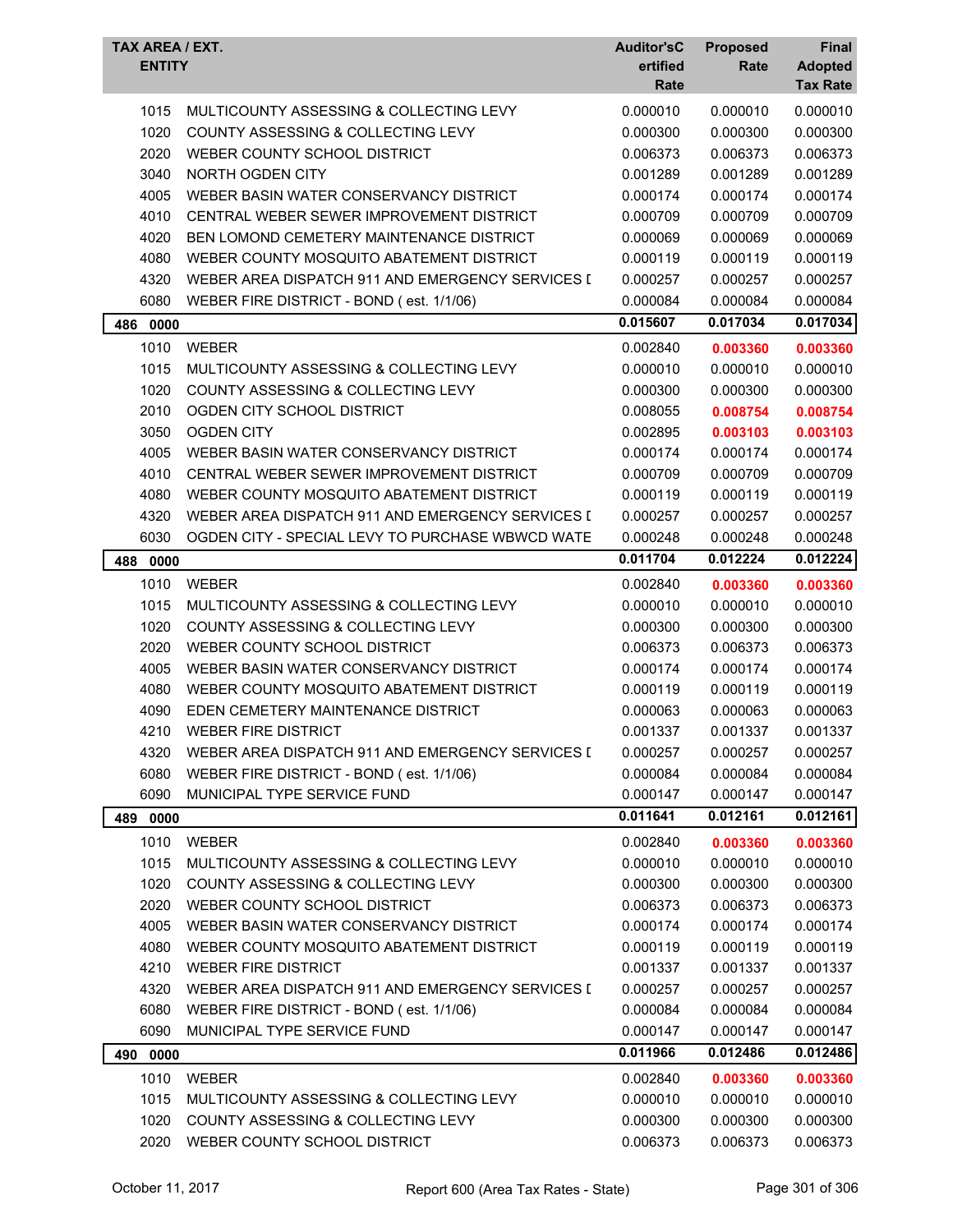| TAX AREA / EXT. ENTITY | | Auditor'sCertified Rate | Proposed Rate | Final Adopted Tax Rate |
|---|---|---|---|---|
| 1015 | MULTICOUNTY ASSESSING & COLLECTING LEVY | 0.000010 | 0.000010 | 0.000010 |
| 1020 | COUNTY ASSESSING & COLLECTING LEVY | 0.000300 | 0.000300 | 0.000300 |
| 2020 | WEBER COUNTY SCHOOL DISTRICT | 0.006373 | 0.006373 | 0.006373 |
| 3040 | NORTH OGDEN CITY | 0.001289 | 0.001289 | 0.001289 |
| 4005 | WEBER BASIN WATER CONSERVANCY DISTRICT | 0.000174 | 0.000174 | 0.000174 |
| 4010 | CENTRAL WEBER SEWER IMPROVEMENT DISTRICT | 0.000709 | 0.000709 | 0.000709 |
| 4020 | BEN LOMOND CEMETERY MAINTENANCE DISTRICT | 0.000069 | 0.000069 | 0.000069 |
| 4080 | WEBER COUNTY MOSQUITO ABATEMENT DISTRICT | 0.000119 | 0.000119 | 0.000119 |
| 4320 | WEBER AREA DISPATCH 911 AND EMERGENCY SERVICES I | 0.000257 | 0.000257 | 0.000257 |
| 6080 | WEBER FIRE DISTRICT - BOND ( est. 1/1/06) | 0.000084 | 0.000084 | 0.000084 |
| **486 0000** | | **0.015607** | **0.017034** | **0.017034** |
| 1010 | WEBER | 0.002840 | **0.003360** | **0.003360** |
| 1015 | MULTICOUNTY ASSESSING & COLLECTING LEVY | 0.000010 | 0.000010 | 0.000010 |
| 1020 | COUNTY ASSESSING & COLLECTING LEVY | 0.000300 | 0.000300 | 0.000300 |
| 2010 | OGDEN CITY SCHOOL DISTRICT | 0.008055 | **0.008754** | **0.008754** |
| 3050 | OGDEN CITY | 0.002895 | **0.003103** | **0.003103** |
| 4005 | WEBER BASIN WATER CONSERVANCY DISTRICT | 0.000174 | 0.000174 | 0.000174 |
| 4010 | CENTRAL WEBER SEWER IMPROVEMENT DISTRICT | 0.000709 | 0.000709 | 0.000709 |
| 4080 | WEBER COUNTY MOSQUITO ABATEMENT DISTRICT | 0.000119 | 0.000119 | 0.000119 |
| 4320 | WEBER AREA DISPATCH 911 AND EMERGENCY SERVICES I | 0.000257 | 0.000257 | 0.000257 |
| 6030 | OGDEN CITY - SPECIAL LEVY TO PURCHASE WBWCD WATE | 0.000248 | 0.000248 | 0.000248 |
| **488 0000** | | **0.011704** | **0.012224** | **0.012224** |
| 1010 | WEBER | 0.002840 | **0.003360** | **0.003360** |
| 1015 | MULTICOUNTY ASSESSING & COLLECTING LEVY | 0.000010 | 0.000010 | 0.000010 |
| 1020 | COUNTY ASSESSING & COLLECTING LEVY | 0.000300 | 0.000300 | 0.000300 |
| 2020 | WEBER COUNTY SCHOOL DISTRICT | 0.006373 | 0.006373 | 0.006373 |
| 4005 | WEBER BASIN WATER CONSERVANCY DISTRICT | 0.000174 | 0.000174 | 0.000174 |
| 4080 | WEBER COUNTY MOSQUITO ABATEMENT DISTRICT | 0.000119 | 0.000119 | 0.000119 |
| 4090 | EDEN CEMETERY MAINTENANCE DISTRICT | 0.000063 | 0.000063 | 0.000063 |
| 4210 | WEBER FIRE DISTRICT | 0.001337 | 0.001337 | 0.001337 |
| 4320 | WEBER AREA DISPATCH 911 AND EMERGENCY SERVICES I | 0.000257 | 0.000257 | 0.000257 |
| 6080 | WEBER FIRE DISTRICT - BOND ( est. 1/1/06) | 0.000084 | 0.000084 | 0.000084 |
| 6090 | MUNICIPAL TYPE SERVICE FUND | 0.000147 | 0.000147 | 0.000147 |
| **489 0000** | | **0.011641** | **0.012161** | **0.012161** |
| 1010 | WEBER | 0.002840 | **0.003360** | **0.003360** |
| 1015 | MULTICOUNTY ASSESSING & COLLECTING LEVY | 0.000010 | 0.000010 | 0.000010 |
| 1020 | COUNTY ASSESSING & COLLECTING LEVY | 0.000300 | 0.000300 | 0.000300 |
| 2020 | WEBER COUNTY SCHOOL DISTRICT | 0.006373 | 0.006373 | 0.006373 |
| 4005 | WEBER BASIN WATER CONSERVANCY DISTRICT | 0.000174 | 0.000174 | 0.000174 |
| 4080 | WEBER COUNTY MOSQUITO ABATEMENT DISTRICT | 0.000119 | 0.000119 | 0.000119 |
| 4210 | WEBER FIRE DISTRICT | 0.001337 | 0.001337 | 0.001337 |
| 4320 | WEBER AREA DISPATCH 911 AND EMERGENCY SERVICES I | 0.000257 | 0.000257 | 0.000257 |
| 6080 | WEBER FIRE DISTRICT - BOND ( est. 1/1/06) | 0.000084 | 0.000084 | 0.000084 |
| 6090 | MUNICIPAL TYPE SERVICE FUND | 0.000147 | 0.000147 | 0.000147 |
| **490 0000** | | **0.011966** | **0.012486** | **0.012486** |
| 1010 | WEBER | 0.002840 | **0.003360** | **0.003360** |
| 1015 | MULTICOUNTY ASSESSING & COLLECTING LEVY | 0.000010 | 0.000010 | 0.000010 |
| 1020 | COUNTY ASSESSING & COLLECTING LEVY | 0.000300 | 0.000300 | 0.000300 |
| 2020 | WEBER COUNTY SCHOOL DISTRICT | 0.006373 | 0.006373 | 0.006373 |

October 11, 2017 — Report 600 (Area Tax Rates - State)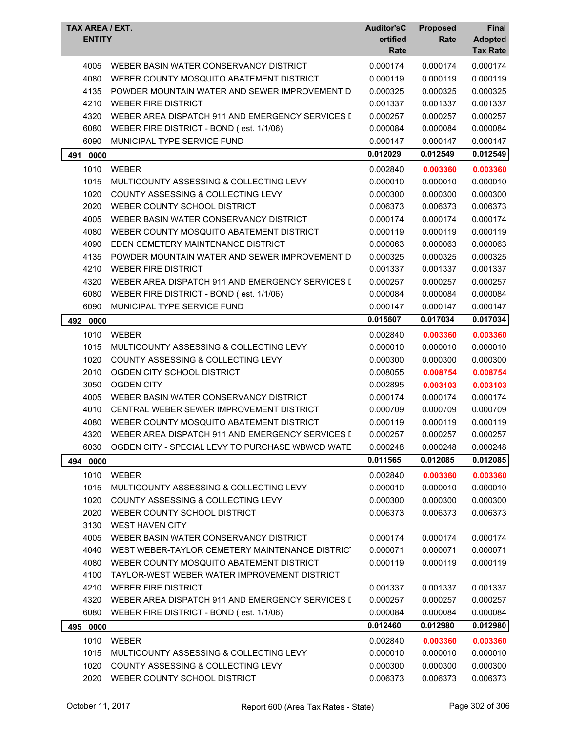| TAX AREA / EXT. ENTITY | | Auditor'sCertified Rate | Proposed Rate | Final Adopted Tax Rate |
|---|---|---|---|---|
| 4005 | WEBER BASIN WATER CONSERVANCY DISTRICT | 0.000174 | 0.000174 | 0.000174 |
| 4080 | WEBER COUNTY MOSQUITO ABATEMENT DISTRICT | 0.000119 | 0.000119 | 0.000119 |
| 4135 | POWDER MOUNTAIN WATER AND SEWER IMPROVEMENT D | 0.000325 | 0.000325 | 0.000325 |
| 4210 | WEBER FIRE DISTRICT | 0.001337 | 0.001337 | 0.001337 |
| 4320 | WEBER AREA DISPATCH 911 AND EMERGENCY SERVICES I | 0.000257 | 0.000257 | 0.000257 |
| 6080 | WEBER FIRE DISTRICT - BOND ( est. 1/1/06) | 0.000084 | 0.000084 | 0.000084 |
| 6090 | MUNICIPAL TYPE SERVICE FUND | 0.000147 | 0.000147 | 0.000147 |
| **491 0000** | | **0.012029** | **0.012549** | **0.012549** |
| 1010 | WEBER | 0.002840 | **0.003360** | **0.003360** |
| 1015 | MULTICOUNTY ASSESSING & COLLECTING LEVY | 0.000010 | 0.000010 | 0.000010 |
| 1020 | COUNTY ASSESSING & COLLECTING LEVY | 0.000300 | 0.000300 | 0.000300 |
| 2020 | WEBER COUNTY SCHOOL DISTRICT | 0.006373 | 0.006373 | 0.006373 |
| 4005 | WEBER BASIN WATER CONSERVANCY DISTRICT | 0.000174 | 0.000174 | 0.000174 |
| 4080 | WEBER COUNTY MOSQUITO ABATEMENT DISTRICT | 0.000119 | 0.000119 | 0.000119 |
| 4090 | EDEN CEMETERY MAINTENANCE DISTRICT | 0.000063 | 0.000063 | 0.000063 |
| 4135 | POWDER MOUNTAIN WATER AND SEWER IMPROVEMENT D | 0.000325 | 0.000325 | 0.000325 |
| 4210 | WEBER FIRE DISTRICT | 0.001337 | 0.001337 | 0.001337 |
| 4320 | WEBER AREA DISPATCH 911 AND EMERGENCY SERVICES I | 0.000257 | 0.000257 | 0.000257 |
| 6080 | WEBER FIRE DISTRICT - BOND ( est. 1/1/06) | 0.000084 | 0.000084 | 0.000084 |
| 6090 | MUNICIPAL TYPE SERVICE FUND | 0.000147 | 0.000147 | 0.000147 |
| **492 0000** | | **0.015607** | **0.017034** | **0.017034** |
| 1010 | WEBER | 0.002840 | **0.003360** | **0.003360** |
| 1015 | MULTICOUNTY ASSESSING & COLLECTING LEVY | 0.000010 | 0.000010 | 0.000010 |
| 1020 | COUNTY ASSESSING & COLLECTING LEVY | 0.000300 | 0.000300 | 0.000300 |
| 2010 | OGDEN CITY SCHOOL DISTRICT | 0.008055 | **0.008754** | **0.008754** |
| 3050 | OGDEN CITY | 0.002895 | **0.003103** | **0.003103** |
| 4005 | WEBER BASIN WATER CONSERVANCY DISTRICT | 0.000174 | 0.000174 | 0.000174 |
| 4010 | CENTRAL WEBER SEWER IMPROVEMENT DISTRICT | 0.000709 | 0.000709 | 0.000709 |
| 4080 | WEBER COUNTY MOSQUITO ABATEMENT DISTRICT | 0.000119 | 0.000119 | 0.000119 |
| 4320 | WEBER AREA DISPATCH 911 AND EMERGENCY SERVICES I | 0.000257 | 0.000257 | 0.000257 |
| 6030 | OGDEN CITY - SPECIAL LEVY TO PURCHASE WBWCD WATE | 0.000248 | 0.000248 | 0.000248 |
| **494 0000** | | **0.011565** | **0.012085** | **0.012085** |
| 1010 | WEBER | 0.002840 | **0.003360** | **0.003360** |
| 1015 | MULTICOUNTY ASSESSING & COLLECTING LEVY | 0.000010 | 0.000010 | 0.000010 |
| 1020 | COUNTY ASSESSING & COLLECTING LEVY | 0.000300 | 0.000300 | 0.000300 |
| 2020 | WEBER COUNTY SCHOOL DISTRICT | 0.006373 | 0.006373 | 0.006373 |
| 3130 | WEST HAVEN CITY | | | |
| 4005 | WEBER BASIN WATER CONSERVANCY DISTRICT | 0.000174 | 0.000174 | 0.000174 |
| 4040 | WEST WEBER-TAYLOR CEMETERY MAINTENANCE DISTRIC | 0.000071 | 0.000071 | 0.000071 |
| 4080 | WEBER COUNTY MOSQUITO ABATEMENT DISTRICT | 0.000119 | 0.000119 | 0.000119 |
| 4100 | TAYLOR-WEST WEBER WATER IMPROVEMENT DISTRICT | | | |
| 4210 | WEBER FIRE DISTRICT | 0.001337 | 0.001337 | 0.001337 |
| 4320 | WEBER AREA DISPATCH 911 AND EMERGENCY SERVICES I | 0.000257 | 0.000257 | 0.000257 |
| 6080 | WEBER FIRE DISTRICT - BOND ( est. 1/1/06) | 0.000084 | 0.000084 | 0.000084 |
| **495 0000** | | **0.012460** | **0.012980** | **0.012980** |
| 1010 | WEBER | 0.002840 | **0.003360** | **0.003360** |
| 1015 | MULTICOUNTY ASSESSING & COLLECTING LEVY | 0.000010 | 0.000010 | 0.000010 |
| 1020 | COUNTY ASSESSING & COLLECTING LEVY | 0.000300 | 0.000300 | 0.000300 |
| 2020 | WEBER COUNTY SCHOOL DISTRICT | 0.006373 | 0.006373 | 0.006373 |

October 11, 2017 — Report 600 (Area Tax Rates - State)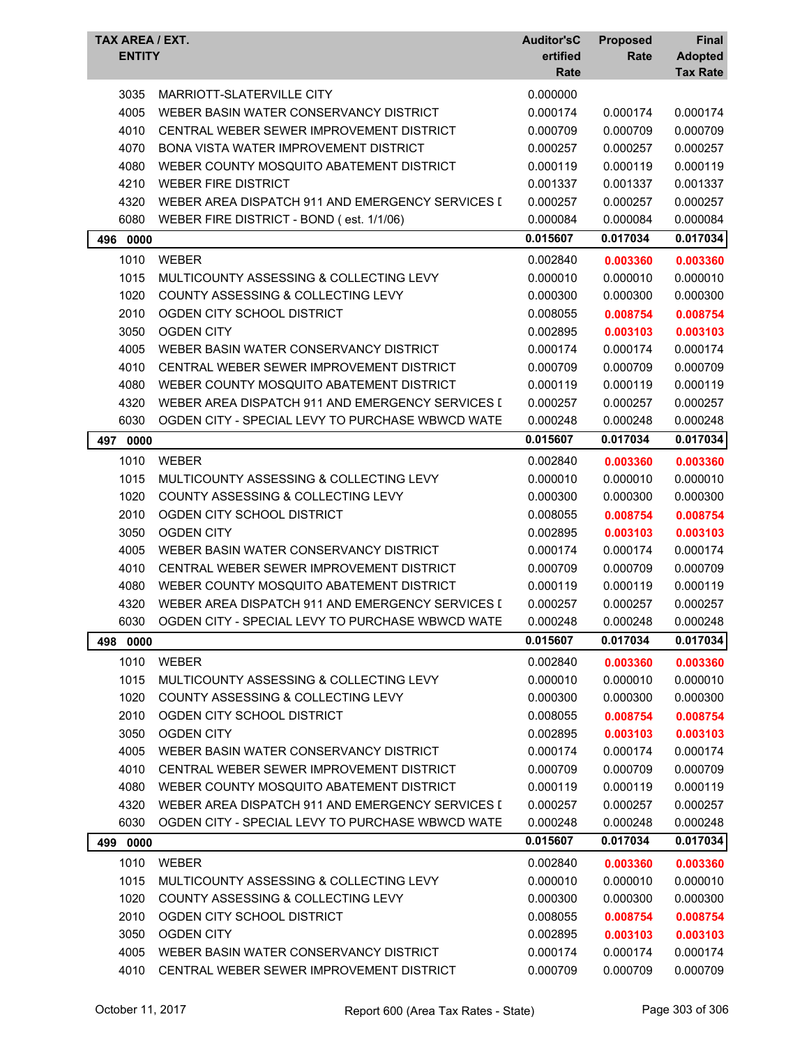| TAX AREA / EXT. ENTITY | | Auditor'sCertified Rate | Proposed Rate | Final Adopted Tax Rate |
|---|---|---|---|---|
| 3035 | MARRIOTT-SLATERVILLE CITY | 0.000000 | | |
| 4005 | WEBER BASIN WATER CONSERVANCY DISTRICT | 0.000174 | 0.000174 | 0.000174 |
| 4010 | CENTRAL WEBER SEWER IMPROVEMENT DISTRICT | 0.000709 | 0.000709 | 0.000709 |
| 4070 | BONA VISTA WATER IMPROVEMENT DISTRICT | 0.000257 | 0.000257 | 0.000257 |
| 4080 | WEBER COUNTY MOSQUITO ABATEMENT DISTRICT | 0.000119 | 0.000119 | 0.000119 |
| 4210 | WEBER FIRE DISTRICT | 0.001337 | 0.001337 | 0.001337 |
| 4320 | WEBER AREA DISPATCH 911 AND EMERGENCY SERVICES I | 0.000257 | 0.000257 | 0.000257 |
| 6080 | WEBER FIRE DISTRICT - BOND ( est. 1/1/06) | 0.000084 | 0.000084 | 0.000084 |
| **496 0000** | | **0.015607** | **0.017034** | **0.017034** |
| 1010 | WEBER | 0.002840 | **0.003360** | **0.003360** |
| 1015 | MULTICOUNTY ASSESSING & COLLECTING LEVY | 0.000010 | 0.000010 | 0.000010 |
| 1020 | COUNTY ASSESSING & COLLECTING LEVY | 0.000300 | 0.000300 | 0.000300 |
| 2010 | OGDEN CITY SCHOOL DISTRICT | 0.008055 | **0.008754** | **0.008754** |
| 3050 | OGDEN CITY | 0.002895 | **0.003103** | **0.003103** |
| 4005 | WEBER BASIN WATER CONSERVANCY DISTRICT | 0.000174 | 0.000174 | 0.000174 |
| 4010 | CENTRAL WEBER SEWER IMPROVEMENT DISTRICT | 0.000709 | 0.000709 | 0.000709 |
| 4080 | WEBER COUNTY MOSQUITO ABATEMENT DISTRICT | 0.000119 | 0.000119 | 0.000119 |
| 4320 | WEBER AREA DISPATCH 911 AND EMERGENCY SERVICES I | 0.000257 | 0.000257 | 0.000257 |
| 6030 | OGDEN CITY - SPECIAL LEVY TO PURCHASE WBWCD WATE | 0.000248 | 0.000248 | 0.000248 |
| **497 0000** | | **0.015607** | **0.017034** | **0.017034** |
| 1010 | WEBER | 0.002840 | **0.003360** | **0.003360** |
| 1015 | MULTICOUNTY ASSESSING & COLLECTING LEVY | 0.000010 | 0.000010 | 0.000010 |
| 1020 | COUNTY ASSESSING & COLLECTING LEVY | 0.000300 | 0.000300 | 0.000300 |
| 2010 | OGDEN CITY SCHOOL DISTRICT | 0.008055 | **0.008754** | **0.008754** |
| 3050 | OGDEN CITY | 0.002895 | **0.003103** | **0.003103** |
| 4005 | WEBER BASIN WATER CONSERVANCY DISTRICT | 0.000174 | 0.000174 | 0.000174 |
| 4010 | CENTRAL WEBER SEWER IMPROVEMENT DISTRICT | 0.000709 | 0.000709 | 0.000709 |
| 4080 | WEBER COUNTY MOSQUITO ABATEMENT DISTRICT | 0.000119 | 0.000119 | 0.000119 |
| 4320 | WEBER AREA DISPATCH 911 AND EMERGENCY SERVICES I | 0.000257 | 0.000257 | 0.000257 |
| 6030 | OGDEN CITY - SPECIAL LEVY TO PURCHASE WBWCD WATE | 0.000248 | 0.000248 | 0.000248 |
| **498 0000** | | **0.015607** | **0.017034** | **0.017034** |
| 1010 | WEBER | 0.002840 | **0.003360** | **0.003360** |
| 1015 | MULTICOUNTY ASSESSING & COLLECTING LEVY | 0.000010 | 0.000010 | 0.000010 |
| 1020 | COUNTY ASSESSING & COLLECTING LEVY | 0.000300 | 0.000300 | 0.000300 |
| 2010 | OGDEN CITY SCHOOL DISTRICT | 0.008055 | **0.008754** | **0.008754** |
| 3050 | OGDEN CITY | 0.002895 | **0.003103** | **0.003103** |
| 4005 | WEBER BASIN WATER CONSERVANCY DISTRICT | 0.000174 | 0.000174 | 0.000174 |
| 4010 | CENTRAL WEBER SEWER IMPROVEMENT DISTRICT | 0.000709 | 0.000709 | 0.000709 |
| 4080 | WEBER COUNTY MOSQUITO ABATEMENT DISTRICT | 0.000119 | 0.000119 | 0.000119 |
| 4320 | WEBER AREA DISPATCH 911 AND EMERGENCY SERVICES I | 0.000257 | 0.000257 | 0.000257 |
| 6030 | OGDEN CITY - SPECIAL LEVY TO PURCHASE WBWCD WATE | 0.000248 | 0.000248 | 0.000248 |
| **499 0000** | | **0.015607** | **0.017034** | **0.017034** |
| 1010 | WEBER | 0.002840 | **0.003360** | **0.003360** |
| 1015 | MULTICOUNTY ASSESSING & COLLECTING LEVY | 0.000010 | 0.000010 | 0.000010 |
| 1020 | COUNTY ASSESSING & COLLECTING LEVY | 0.000300 | 0.000300 | 0.000300 |
| 2010 | OGDEN CITY SCHOOL DISTRICT | 0.008055 | **0.008754** | **0.008754** |
| 3050 | OGDEN CITY | 0.002895 | **0.003103** | **0.003103** |
| 4005 | WEBER BASIN WATER CONSERVANCY DISTRICT | 0.000174 | 0.000174 | 0.000174 |
| 4010 | CENTRAL WEBER SEWER IMPROVEMENT DISTRICT | 0.000709 | 0.000709 | 0.000709 |

October 11, 2017 Report 600 (Area Tax Rates - State)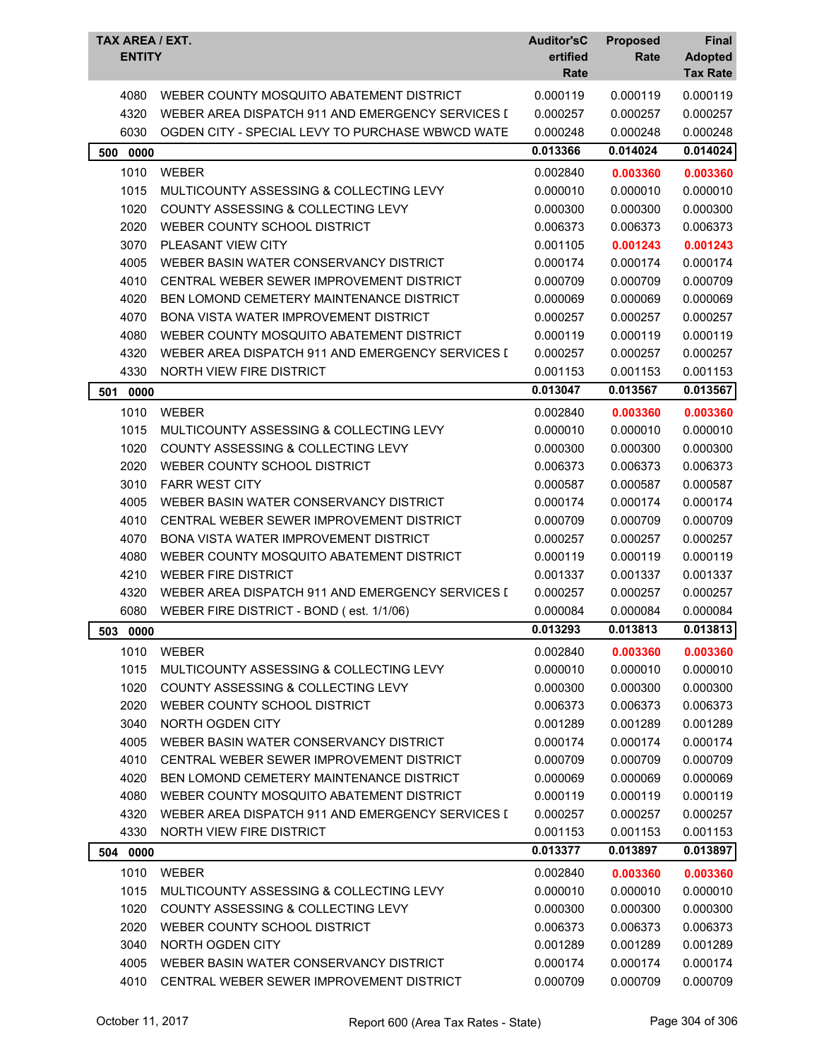| TAX AREA / EXT. ENTITY | | Auditor'sCertified Rate | Proposed Rate | Final Adopted Tax Rate |
|---|---|---|---|---|
| 4080 | WEBER COUNTY MOSQUITO ABATEMENT DISTRICT | 0.000119 | 0.000119 | 0.000119 |
| 4320 | WEBER AREA DISPATCH 911 AND EMERGENCY SERVICES I | 0.000257 | 0.000257 | 0.000257 |
| 6030 | OGDEN CITY - SPECIAL LEVY TO PURCHASE WBWCD WATE | 0.000248 | 0.000248 | 0.000248 |
| **500 0000** | | **0.013366** | **0.014024** | **0.014024** |
| 1010 | WEBER | 0.002840 | **0.003360** | **0.003360** |
| 1015 | MULTICOUNTY ASSESSING & COLLECTING LEVY | 0.000010 | 0.000010 | 0.000010 |
| 1020 | COUNTY ASSESSING & COLLECTING LEVY | 0.000300 | 0.000300 | 0.000300 |
| 2020 | WEBER COUNTY SCHOOL DISTRICT | 0.006373 | 0.006373 | 0.006373 |
| 3070 | PLEASANT VIEW CITY | 0.001105 | **0.001243** | **0.001243** |
| 4005 | WEBER BASIN WATER CONSERVANCY DISTRICT | 0.000174 | 0.000174 | 0.000174 |
| 4010 | CENTRAL WEBER SEWER IMPROVEMENT DISTRICT | 0.000709 | 0.000709 | 0.000709 |
| 4020 | BEN LOMOND CEMETERY MAINTENANCE DISTRICT | 0.000069 | 0.000069 | 0.000069 |
| 4070 | BONA VISTA WATER IMPROVEMENT DISTRICT | 0.000257 | 0.000257 | 0.000257 |
| 4080 | WEBER COUNTY MOSQUITO ABATEMENT DISTRICT | 0.000119 | 0.000119 | 0.000119 |
| 4320 | WEBER AREA DISPATCH 911 AND EMERGENCY SERVICES I | 0.000257 | 0.000257 | 0.000257 |
| 4330 | NORTH VIEW FIRE DISTRICT | 0.001153 | 0.001153 | 0.001153 |
| **501 0000** | | **0.013047** | **0.013567** | **0.013567** |
| 1010 | WEBER | 0.002840 | **0.003360** | **0.003360** |
| 1015 | MULTICOUNTY ASSESSING & COLLECTING LEVY | 0.000010 | 0.000010 | 0.000010 |
| 1020 | COUNTY ASSESSING & COLLECTING LEVY | 0.000300 | 0.000300 | 0.000300 |
| 2020 | WEBER COUNTY SCHOOL DISTRICT | 0.006373 | 0.006373 | 0.006373 |
| 3010 | FARR WEST CITY | 0.000587 | 0.000587 | 0.000587 |
| 4005 | WEBER BASIN WATER CONSERVANCY DISTRICT | 0.000174 | 0.000174 | 0.000174 |
| 4010 | CENTRAL WEBER SEWER IMPROVEMENT DISTRICT | 0.000709 | 0.000709 | 0.000709 |
| 4070 | BONA VISTA WATER IMPROVEMENT DISTRICT | 0.000257 | 0.000257 | 0.000257 |
| 4080 | WEBER COUNTY MOSQUITO ABATEMENT DISTRICT | 0.000119 | 0.000119 | 0.000119 |
| 4210 | WEBER FIRE DISTRICT | 0.001337 | 0.001337 | 0.001337 |
| 4320 | WEBER AREA DISPATCH 911 AND EMERGENCY SERVICES I | 0.000257 | 0.000257 | 0.000257 |
| 6080 | WEBER FIRE DISTRICT - BOND ( est. 1/1/06) | 0.000084 | 0.000084 | 0.000084 |
| **503 0000** | | **0.013293** | **0.013813** | **0.013813** |
| 1010 | WEBER | 0.002840 | **0.003360** | **0.003360** |
| 1015 | MULTICOUNTY ASSESSING & COLLECTING LEVY | 0.000010 | 0.000010 | 0.000010 |
| 1020 | COUNTY ASSESSING & COLLECTING LEVY | 0.000300 | 0.000300 | 0.000300 |
| 2020 | WEBER COUNTY SCHOOL DISTRICT | 0.006373 | 0.006373 | 0.006373 |
| 3040 | NORTH OGDEN CITY | 0.001289 | 0.001289 | 0.001289 |
| 4005 | WEBER BASIN WATER CONSERVANCY DISTRICT | 0.000174 | 0.000174 | 0.000174 |
| 4010 | CENTRAL WEBER SEWER IMPROVEMENT DISTRICT | 0.000709 | 0.000709 | 0.000709 |
| 4020 | BEN LOMOND CEMETERY MAINTENANCE DISTRICT | 0.000069 | 0.000069 | 0.000069 |
| 4080 | WEBER COUNTY MOSQUITO ABATEMENT DISTRICT | 0.000119 | 0.000119 | 0.000119 |
| 4320 | WEBER AREA DISPATCH 911 AND EMERGENCY SERVICES I | 0.000257 | 0.000257 | 0.000257 |
| 4330 | NORTH VIEW FIRE DISTRICT | 0.001153 | 0.001153 | 0.001153 |
| **504 0000** | | **0.013377** | **0.013897** | **0.013897** |
| 1010 | WEBER | 0.002840 | **0.003360** | **0.003360** |
| 1015 | MULTICOUNTY ASSESSING & COLLECTING LEVY | 0.000010 | 0.000010 | 0.000010 |
| 1020 | COUNTY ASSESSING & COLLECTING LEVY | 0.000300 | 0.000300 | 0.000300 |
| 2020 | WEBER COUNTY SCHOOL DISTRICT | 0.006373 | 0.006373 | 0.006373 |
| 3040 | NORTH OGDEN CITY | 0.001289 | 0.001289 | 0.001289 |
| 4005 | WEBER BASIN WATER CONSERVANCY DISTRICT | 0.000174 | 0.000174 | 0.000174 |
| 4010 | CENTRAL WEBER SEWER IMPROVEMENT DISTRICT | 0.000709 | 0.000709 | 0.000709 |

October 11, 2017 — Report 600 (Area Tax Rates - State)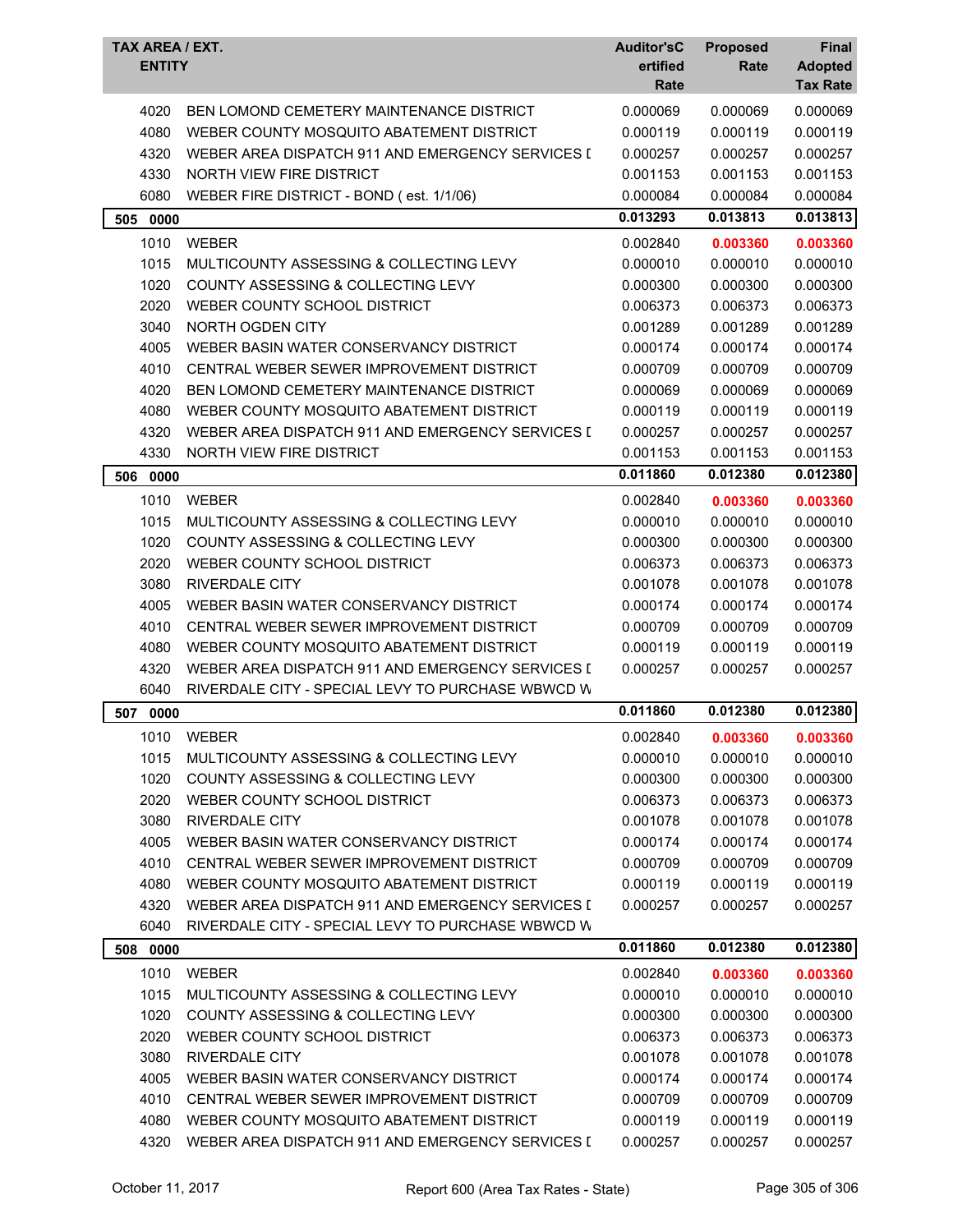| TAX AREA / EXT. ENTITY | | Auditor'sCertified Rate | Proposed Rate | Final Adopted Tax Rate |
|---|---|---|---|---|
| 4020 | BEN LOMOND CEMETERY MAINTENANCE DISTRICT | 0.000069 | 0.000069 | 0.000069 |
| 4080 | WEBER COUNTY MOSQUITO ABATEMENT DISTRICT | 0.000119 | 0.000119 | 0.000119 |
| 4320 | WEBER AREA DISPATCH 911 AND EMERGENCY SERVICES I | 0.000257 | 0.000257 | 0.000257 |
| 4330 | NORTH VIEW FIRE DISTRICT | 0.001153 | 0.001153 | 0.001153 |
| 6080 | WEBER FIRE DISTRICT - BOND ( est. 1/1/06) | 0.000084 | 0.000084 | 0.000084 |
| **505 0000** | | **0.013293** | **0.013813** | **0.013813** |
| 1010 | WEBER | 0.002840 | **0.003360** | **0.003360** |
| 1015 | MULTICOUNTY ASSESSING & COLLECTING LEVY | 0.000010 | 0.000010 | 0.000010 |
| 1020 | COUNTY ASSESSING & COLLECTING LEVY | 0.000300 | 0.000300 | 0.000300 |
| 2020 | WEBER COUNTY SCHOOL DISTRICT | 0.006373 | 0.006373 | 0.006373 |
| 3040 | NORTH OGDEN CITY | 0.001289 | 0.001289 | 0.001289 |
| 4005 | WEBER BASIN WATER CONSERVANCY DISTRICT | 0.000174 | 0.000174 | 0.000174 |
| 4010 | CENTRAL WEBER SEWER IMPROVEMENT DISTRICT | 0.000709 | 0.000709 | 0.000709 |
| 4020 | BEN LOMOND CEMETERY MAINTENANCE DISTRICT | 0.000069 | 0.000069 | 0.000069 |
| 4080 | WEBER COUNTY MOSQUITO ABATEMENT DISTRICT | 0.000119 | 0.000119 | 0.000119 |
| 4320 | WEBER AREA DISPATCH 911 AND EMERGENCY SERVICES I | 0.000257 | 0.000257 | 0.000257 |
| 4330 | NORTH VIEW FIRE DISTRICT | 0.001153 | 0.001153 | 0.001153 |
| **506 0000** | | **0.011860** | **0.012380** | **0.012380** |
| 1010 | WEBER | 0.002840 | **0.003360** | **0.003360** |
| 1015 | MULTICOUNTY ASSESSING & COLLECTING LEVY | 0.000010 | 0.000010 | 0.000010 |
| 1020 | COUNTY ASSESSING & COLLECTING LEVY | 0.000300 | 0.000300 | 0.000300 |
| 2020 | WEBER COUNTY SCHOOL DISTRICT | 0.006373 | 0.006373 | 0.006373 |
| 3080 | RIVERDALE CITY | 0.001078 | 0.001078 | 0.001078 |
| 4005 | WEBER BASIN WATER CONSERVANCY DISTRICT | 0.000174 | 0.000174 | 0.000174 |
| 4010 | CENTRAL WEBER SEWER IMPROVEMENT DISTRICT | 0.000709 | 0.000709 | 0.000709 |
| 4080 | WEBER COUNTY MOSQUITO ABATEMENT DISTRICT | 0.000119 | 0.000119 | 0.000119 |
| 4320 | WEBER AREA DISPATCH 911 AND EMERGENCY SERVICES I | 0.000257 | 0.000257 | 0.000257 |
| 6040 | RIVERDALE CITY - SPECIAL LEVY TO PURCHASE WBWCD W | | | |
| **507 0000** | | **0.011860** | **0.012380** | **0.012380** |
| 1010 | WEBER | 0.002840 | **0.003360** | **0.003360** |
| 1015 | MULTICOUNTY ASSESSING & COLLECTING LEVY | 0.000010 | 0.000010 | 0.000010 |
| 1020 | COUNTY ASSESSING & COLLECTING LEVY | 0.000300 | 0.000300 | 0.000300 |
| 2020 | WEBER COUNTY SCHOOL DISTRICT | 0.006373 | 0.006373 | 0.006373 |
| 3080 | RIVERDALE CITY | 0.001078 | 0.001078 | 0.001078 |
| 4005 | WEBER BASIN WATER CONSERVANCY DISTRICT | 0.000174 | 0.000174 | 0.000174 |
| 4010 | CENTRAL WEBER SEWER IMPROVEMENT DISTRICT | 0.000709 | 0.000709 | 0.000709 |
| 4080 | WEBER COUNTY MOSQUITO ABATEMENT DISTRICT | 0.000119 | 0.000119 | 0.000119 |
| 4320 | WEBER AREA DISPATCH 911 AND EMERGENCY SERVICES I | 0.000257 | 0.000257 | 0.000257 |
| 6040 | RIVERDALE CITY - SPECIAL LEVY TO PURCHASE WBWCD W | | | |
| **508 0000** | | **0.011860** | **0.012380** | **0.012380** |
| 1010 | WEBER | 0.002840 | **0.003360** | **0.003360** |
| 1015 | MULTICOUNTY ASSESSING & COLLECTING LEVY | 0.000010 | 0.000010 | 0.000010 |
| 1020 | COUNTY ASSESSING & COLLECTING LEVY | 0.000300 | 0.000300 | 0.000300 |
| 2020 | WEBER COUNTY SCHOOL DISTRICT | 0.006373 | 0.006373 | 0.006373 |
| 3080 | RIVERDALE CITY | 0.001078 | 0.001078 | 0.001078 |
| 4005 | WEBER BASIN WATER CONSERVANCY DISTRICT | 0.000174 | 0.000174 | 0.000174 |
| 4010 | CENTRAL WEBER SEWER IMPROVEMENT DISTRICT | 0.000709 | 0.000709 | 0.000709 |
| 4080 | WEBER COUNTY MOSQUITO ABATEMENT DISTRICT | 0.000119 | 0.000119 | 0.000119 |
| 4320 | WEBER AREA DISPATCH 911 AND EMERGENCY SERVICES I | 0.000257 | 0.000257 | 0.000257 |

October 11, 2017 Report 600 (Area Tax Rates - State)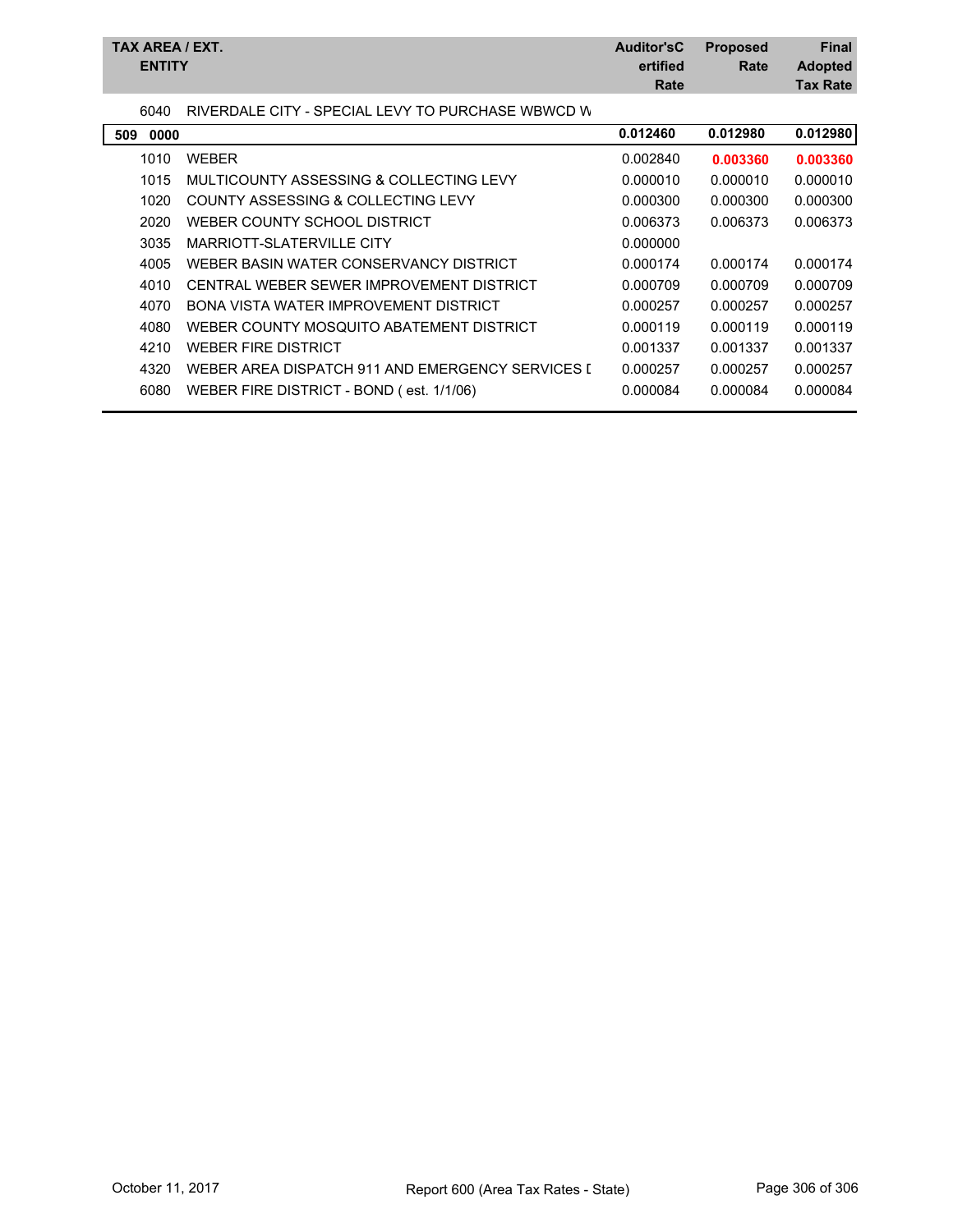| TAX AREA / EXT. | ENTITY | Auditor's Certified Rate | Proposed Rate | Final Adopted Tax Rate |
|---|---|---|---|---|
| 6040 | RIVERDALE CITY - SPECIAL LEVY TO PURCHASE WBWCD W | | | |
| **509 0000** | | **0.012460** | **0.012980** | **0.012980** |
| 1010 | WEBER | 0.002840 | **0.003360** | **0.003360** |
| 1015 | MULTICOUNTY ASSESSING & COLLECTING LEVY | 0.000010 | 0.000010 | 0.000010 |
| 1020 | COUNTY ASSESSING & COLLECTING LEVY | 0.000300 | 0.000300 | 0.000300 |
| 2020 | WEBER COUNTY SCHOOL DISTRICT | 0.006373 | 0.006373 | 0.006373 |
| 3035 | MARRIOTT-SLATERVILLE CITY | 0.000000 | | |
| 4005 | WEBER BASIN WATER CONSERVANCY DISTRICT | 0.000174 | 0.000174 | 0.000174 |
| 4010 | CENTRAL WEBER SEWER IMPROVEMENT DISTRICT | 0.000709 | 0.000709 | 0.000709 |
| 4070 | BONA VISTA WATER IMPROVEMENT DISTRICT | 0.000257 | 0.000257 | 0.000257 |
| 4080 | WEBER COUNTY MOSQUITO ABATEMENT DISTRICT | 0.000119 | 0.000119 | 0.000119 |
| 4210 | WEBER FIRE DISTRICT | 0.001337 | 0.001337 | 0.001337 |
| 4320 | WEBER AREA DISPATCH 911 AND EMERGENCY SERVICES D | 0.000257 | 0.000257 | 0.000257 |
| 6080 | WEBER FIRE DISTRICT - BOND ( est. 1/1/06) | 0.000084 | 0.000084 | 0.000084 |